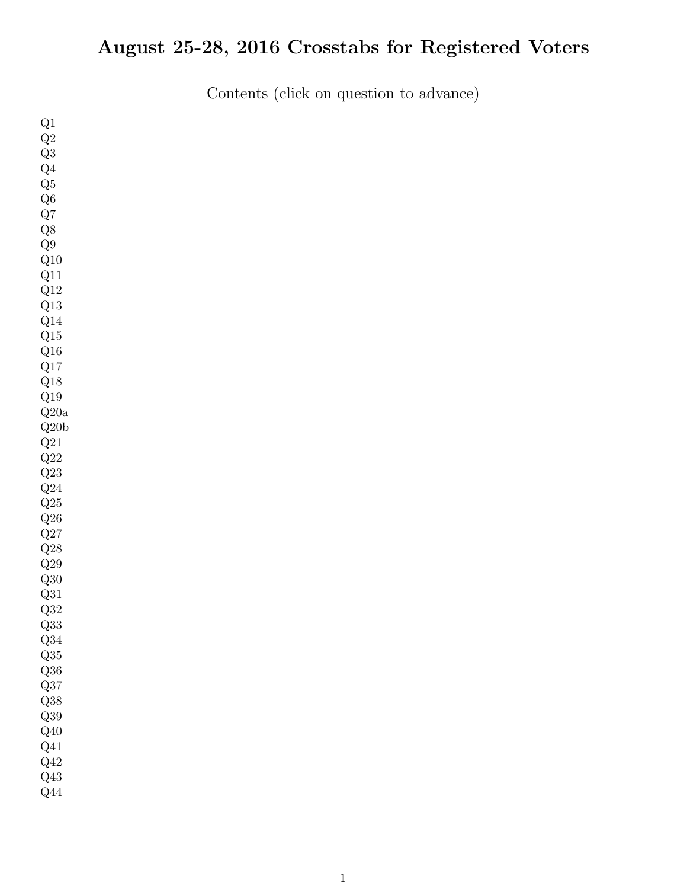# August 25-28, 2016 Crosstabs for Registered Voters

Contents (click on question to advance)

Q1
Q2
Q3
Q4
Q5
Q6
Q7
Q8
Q9
Q10
Q11
Q12
Q13
Q14
Q15
Q16
Q17
Q18
Q19
Q20a
Q20b
Q21
Q22
Q23
Q24
Q25
Q26
Q27
Q28
Q29
Q30
Q31
Q32
Q33
Q34
Q35
Q36
Q37
Q38
Q39
Q40
Q41
Q42
Q43
Q44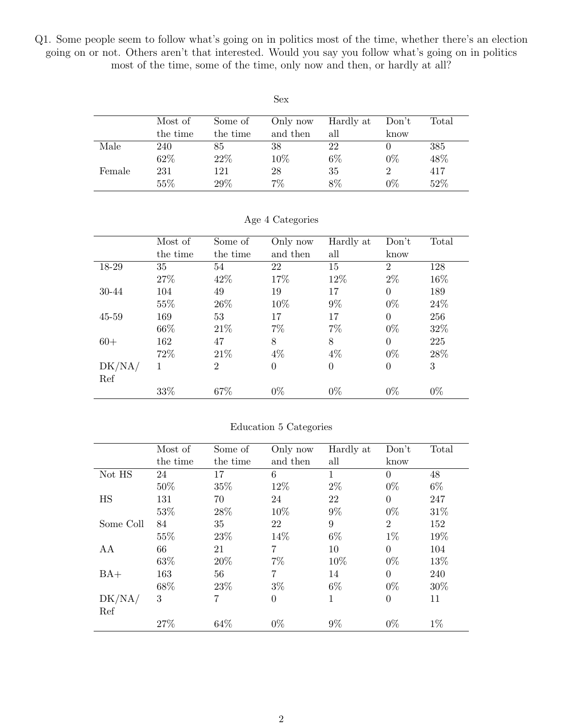Q1. Some people seem to follow what's going on in politics most of the time, whether there's an election going on or not. Others aren't that interested. Would you say you follow what's going on in politics most of the time, some of the time, only now and then, or hardly at all?

Sex

| | Most of the time | Some of the time | Only now and then | Hardly at all | Don't know | Total |
|---|---|---|---|---|---|---|
| Male | 240 | 85 | 38 | 22 | 0 | 385 |
| | 62% | 22% | 10% | 6% | 0% | 48% |
| Female | 231 | 121 | 28 | 35 | 2 | 417 |
| | 55% | 29% | 7% | 8% | 0% | 52% |

Age 4 Categories

| | Most of the time | Some of the time | Only now and then | Hardly at all | Don't know | Total |
|---|---|---|---|---|---|---|
| 18-29 | 35 | 54 | 22 | 15 | 2 | 128 |
| | 27% | 42% | 17% | 12% | 2% | 16% |
| 30-44 | 104 | 49 | 19 | 17 | 0 | 189 |
| | 55% | 26% | 10% | 9% | 0% | 24% |
| 45-59 | 169 | 53 | 17 | 17 | 0 | 256 |
| | 66% | 21% | 7% | 7% | 0% | 32% |
| 60+ | 162 | 47 | 8 | 8 | 0 | 225 |
| | 72% | 21% | 4% | 4% | 0% | 28% |
| DK/NA/Ref | 1 | 2 | 0 | 0 | 0 | 3 |
| | 33% | 67% | 0% | 0% | 0% | 0% |

Education 5 Categories

| | Most of the time | Some of the time | Only now and then | Hardly at all | Don't know | Total |
|---|---|---|---|---|---|---|
| Not HS | 24 | 17 | 6 | 1 | 0 | 48 |
| | 50% | 35% | 12% | 2% | 0% | 6% |
| HS | 131 | 70 | 24 | 22 | 0 | 247 |
| | 53% | 28% | 10% | 9% | 0% | 31% |
| Some Coll | 84 | 35 | 22 | 9 | 2 | 152 |
| | 55% | 23% | 14% | 6% | 1% | 19% |
| AA | 66 | 21 | 7 | 10 | 0 | 104 |
| | 63% | 20% | 7% | 10% | 0% | 13% |
| BA+ | 163 | 56 | 7 | 14 | 0 | 240 |
| | 68% | 23% | 3% | 6% | 0% | 30% |
| DK/NA/Ref | 3 | 7 | 0 | 1 | 0 | 11 |
| | 27% | 64% | 0% | 9% | 0% | 1% |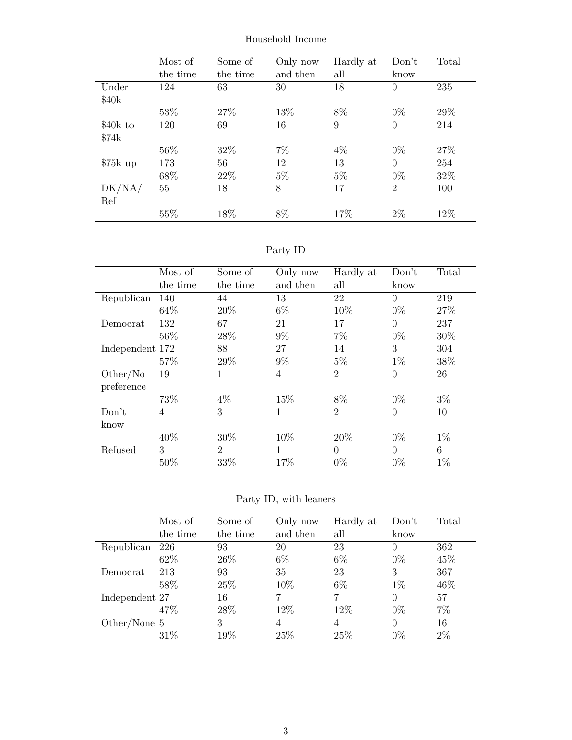Household Income

| | Most of the time | Some of the time | Only now and then | Hardly at all | Don't know | Total |
|---|---|---|---|---|---|---|
| Under $40k | 124 | 63 | 30 | 18 | 0 | 235 |
| | 53% | 27% | 13% | 8% | 0% | 29% |
| $40k to $74k | 120 | 69 | 16 | 9 | 0 | 214 |
| | 56% | 32% | 7% | 4% | 0% | 27% |
| $75k up | 173 | 56 | 12 | 13 | 0 | 254 |
| | 68% | 22% | 5% | 5% | 0% | 32% |
| DK/NA/Ref | 55 | 18 | 8 | 17 | 2 | 100 |
| | 55% | 18% | 8% | 17% | 2% | 12% |

Party ID

| | Most of the time | Some of the time | Only now and then | Hardly at all | Don't know | Total |
|---|---|---|---|---|---|---|
| Republican | 140 | 44 | 13 | 22 | 0 | 219 |
| | 64% | 20% | 6% | 10% | 0% | 27% |
| Democrat | 132 | 67 | 21 | 17 | 0 | 237 |
| | 56% | 28% | 9% | 7% | 0% | 30% |
| Independent | 172 | 88 | 27 | 14 | 3 | 304 |
| | 57% | 29% | 9% | 5% | 1% | 38% |
| Other/No preference | 19 | 1 | 4 | 2 | 0 | 26 |
| | 73% | 4% | 15% | 8% | 0% | 3% |
| Don't know | 4 | 3 | 1 | 2 | 0 | 10 |
| | 40% | 30% | 10% | 20% | 0% | 1% |
| Refused | 3 | 2 | 1 | 0 | 0 | 6 |
| | 50% | 33% | 17% | 0% | 0% | 1% |

Party ID, with leaners

| | Most of the time | Some of the time | Only now and then | Hardly at all | Don't know | Total |
|---|---|---|---|---|---|---|
| Republican | 226 | 93 | 20 | 23 | 0 | 362 |
| | 62% | 26% | 6% | 6% | 0% | 45% |
| Democrat | 213 | 93 | 35 | 23 | 3 | 367 |
| | 58% | 25% | 10% | 6% | 1% | 46% |
| Independent | 27 | 16 | 7 | 7 | 0 | 57 |
| | 47% | 28% | 12% | 12% | 0% | 7% |
| Other/None | 5 | 3 | 4 | 4 | 0 | 16 |
| | 31% | 19% | 25% | 25% | 0% | 2% |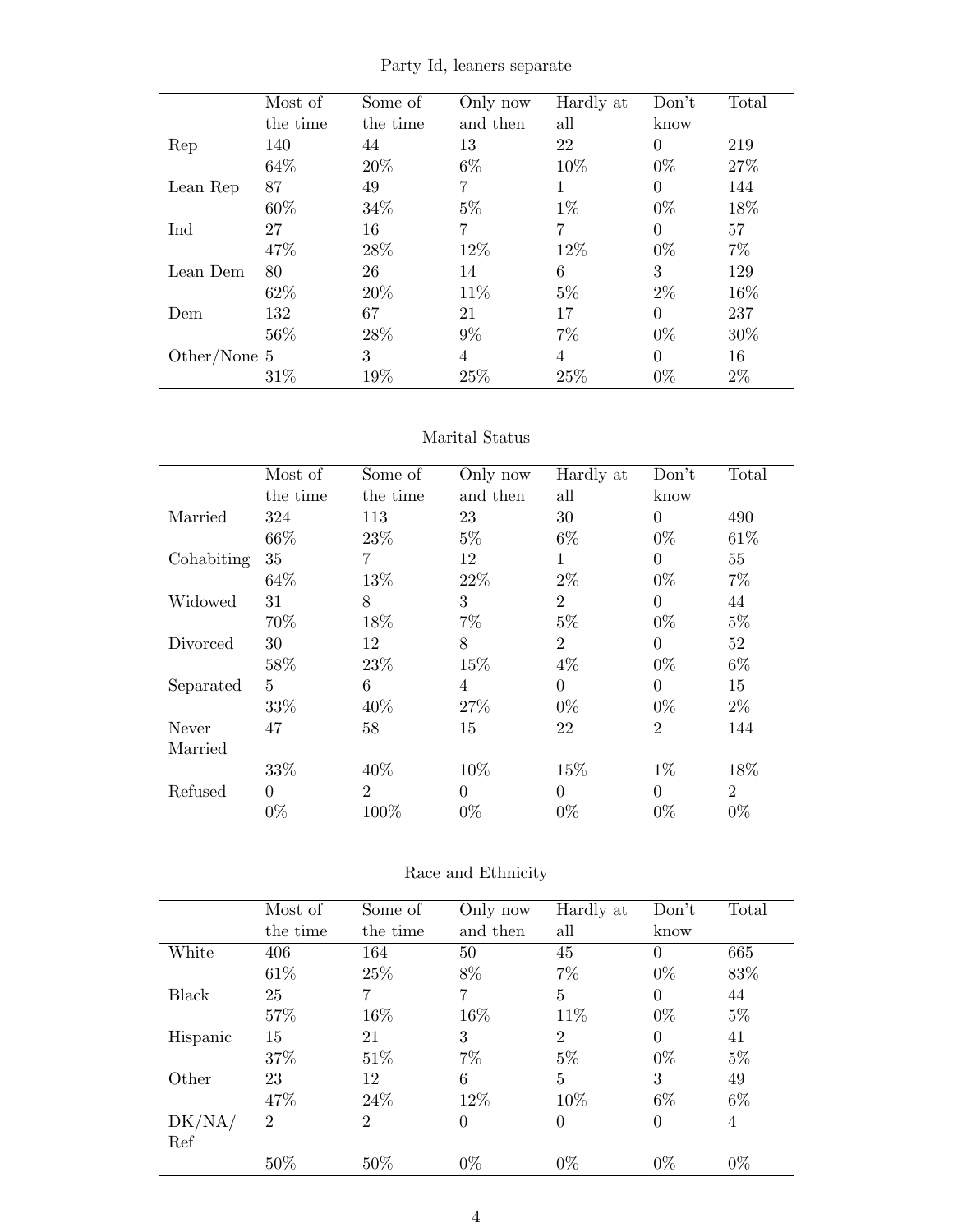Party Id, leaners separate

| | Most of the time | Some of the time | Only now and then | Hardly at all | Don't know | Total |
|---|---|---|---|---|---|---|
| Rep | 140 | 44 | 13 | 22 | 0 | 219 |
| | 64% | 20% | 6% | 10% | 0% | 27% |
| Lean Rep | 87 | 49 | 7 | 1 | 0 | 144 |
| | 60% | 34% | 5% | 1% | 0% | 18% |
| Ind | 27 | 16 | 7 | 7 | 0 | 57 |
| | 47% | 28% | 12% | 12% | 0% | 7% |
| Lean Dem | 80 | 26 | 14 | 6 | 3 | 129 |
| | 62% | 20% | 11% | 5% | 2% | 16% |
| Dem | 132 | 67 | 21 | 17 | 0 | 237 |
| | 56% | 28% | 9% | 7% | 0% | 30% |
| Other/None | 5 | 3 | 4 | 4 | 0 | 16 |
| | 31% | 19% | 25% | 25% | 0% | 2% |

Marital Status

| | Most of the time | Some of the time | Only now and then | Hardly at all | Don't know | Total |
|---|---|---|---|---|---|---|
| Married | 324 | 113 | 23 | 30 | 0 | 490 |
| | 66% | 23% | 5% | 6% | 0% | 61% |
| Cohabiting | 35 | 7 | 12 | 1 | 0 | 55 |
| | 64% | 13% | 22% | 2% | 0% | 7% |
| Widowed | 31 | 8 | 3 | 2 | 0 | 44 |
| | 70% | 18% | 7% | 5% | 0% | 5% |
| Divorced | 30 | 12 | 8 | 2 | 0 | 52 |
| | 58% | 23% | 15% | 4% | 0% | 6% |
| Separated | 5 | 6 | 4 | 0 | 0 | 15 |
| | 33% | 40% | 27% | 0% | 0% | 2% |
| Never Married | 47 | 58 | 15 | 22 | 2 | 144 |
| | 33% | 40% | 10% | 15% | 1% | 18% |
| Refused | 0 | 2 | 0 | 0 | 0 | 2 |
| | 0% | 100% | 0% | 0% | 0% | 0% |

Race and Ethnicity

| | Most of the time | Some of the time | Only now and then | Hardly at all | Don't know | Total |
|---|---|---|---|---|---|---|
| White | 406 | 164 | 50 | 45 | 0 | 665 |
| | 61% | 25% | 8% | 7% | 0% | 83% |
| Black | 25 | 7 | 7 | 5 | 0 | 44 |
| | 57% | 16% | 16% | 11% | 0% | 5% |
| Hispanic | 15 | 21 | 3 | 2 | 0 | 41 |
| | 37% | 51% | 7% | 5% | 0% | 5% |
| Other | 23 | 12 | 6 | 5 | 3 | 49 |
| | 47% | 24% | 12% | 10% | 6% | 6% |
| DK/NA/Ref | 2 | 2 | 0 | 0 | 0 | 4 |
| | 50% | 50% | 0% | 0% | 0% | 0% |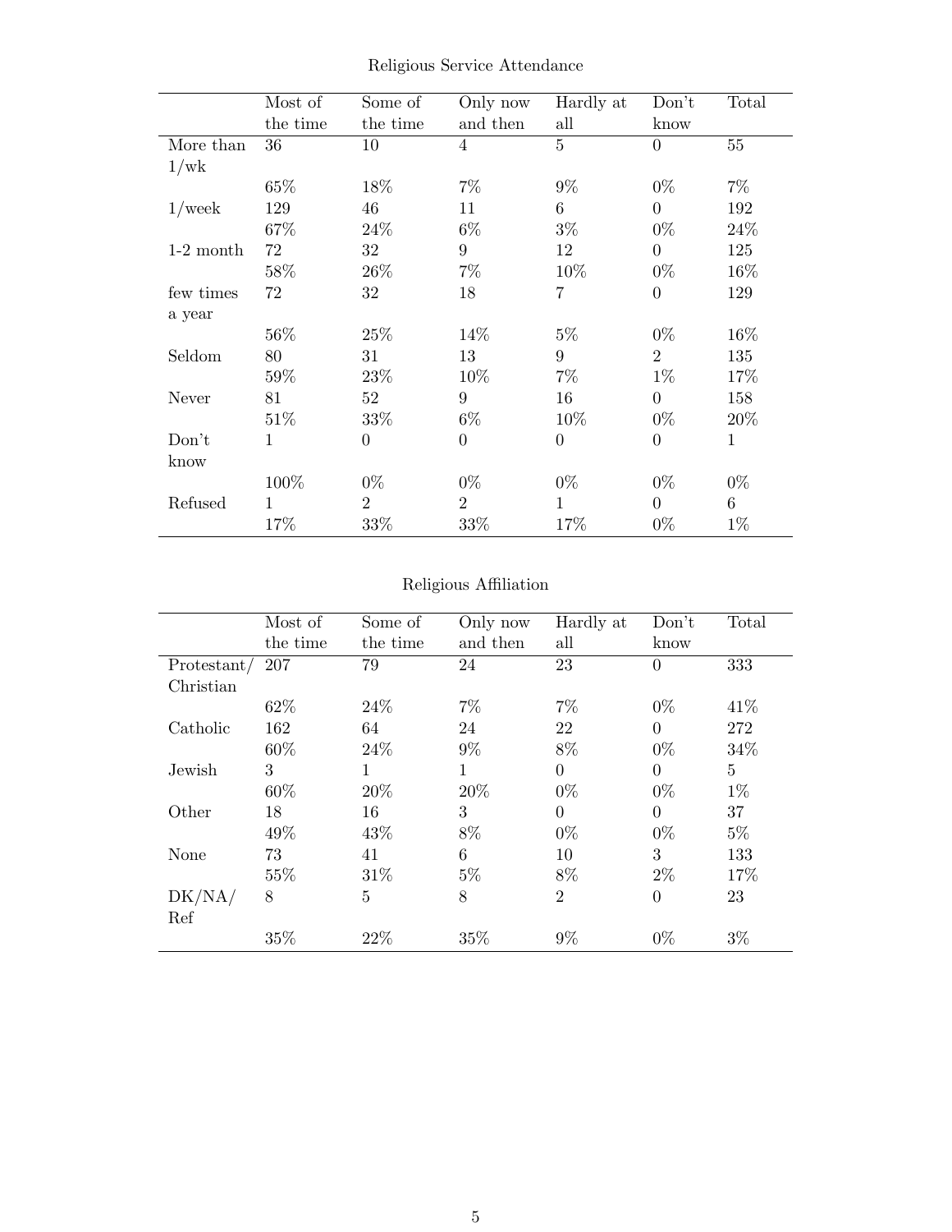Religious Service Attendance

| | Most of the time | Some of the time | Only now and then | Hardly at all | Don't know | Total |
|---|---|---|---|---|---|---|
| More than 1/wk | 36 | 10 | 4 | 5 | 0 | 55 |
| | 65% | 18% | 7% | 9% | 0% | 7% |
| 1/week | 129 | 46 | 11 | 6 | 0 | 192 |
| | 67% | 24% | 6% | 3% | 0% | 24% |
| 1-2 month | 72 | 32 | 9 | 12 | 0 | 125 |
| | 58% | 26% | 7% | 10% | 0% | 16% |
| few times a year | 72 | 32 | 18 | 7 | 0 | 129 |
| | 56% | 25% | 14% | 5% | 0% | 16% |
| Seldom | 80 | 31 | 13 | 9 | 2 | 135 |
| | 59% | 23% | 10% | 7% | 1% | 17% |
| Never | 81 | 52 | 9 | 16 | 0 | 158 |
| | 51% | 33% | 6% | 10% | 0% | 20% |
| Don't know | 1 | 0 | 0 | 0 | 0 | 1 |
| | 100% | 0% | 0% | 0% | 0% | 0% |
| Refused | 1 | 2 | 2 | 1 | 0 | 6 |
| | 17% | 33% | 33% | 17% | 0% | 1% |

Religious Affiliation

| | Most of the time | Some of the time | Only now and then | Hardly at all | Don't know | Total |
|---|---|---|---|---|---|---|
| Protestant/ Christian | 207 | 79 | 24 | 23 | 0 | 333 |
| | 62% | 24% | 7% | 7% | 0% | 41% |
| Catholic | 162 | 64 | 24 | 22 | 0 | 272 |
| | 60% | 24% | 9% | 8% | 0% | 34% |
| Jewish | 3 | 1 | 1 | 0 | 0 | 5 |
| | 60% | 20% | 20% | 0% | 0% | 1% |
| Other | 18 | 16 | 3 | 0 | 0 | 37 |
| | 49% | 43% | 8% | 0% | 0% | 5% |
| None | 73 | 41 | 6 | 10 | 3 | 133 |
| | 55% | 31% | 5% | 8% | 2% | 17% |
| DK/NA/ Ref | 8 | 5 | 8 | 2 | 0 | 23 |
| | 35% | 22% | 35% | 9% | 0% | 3% |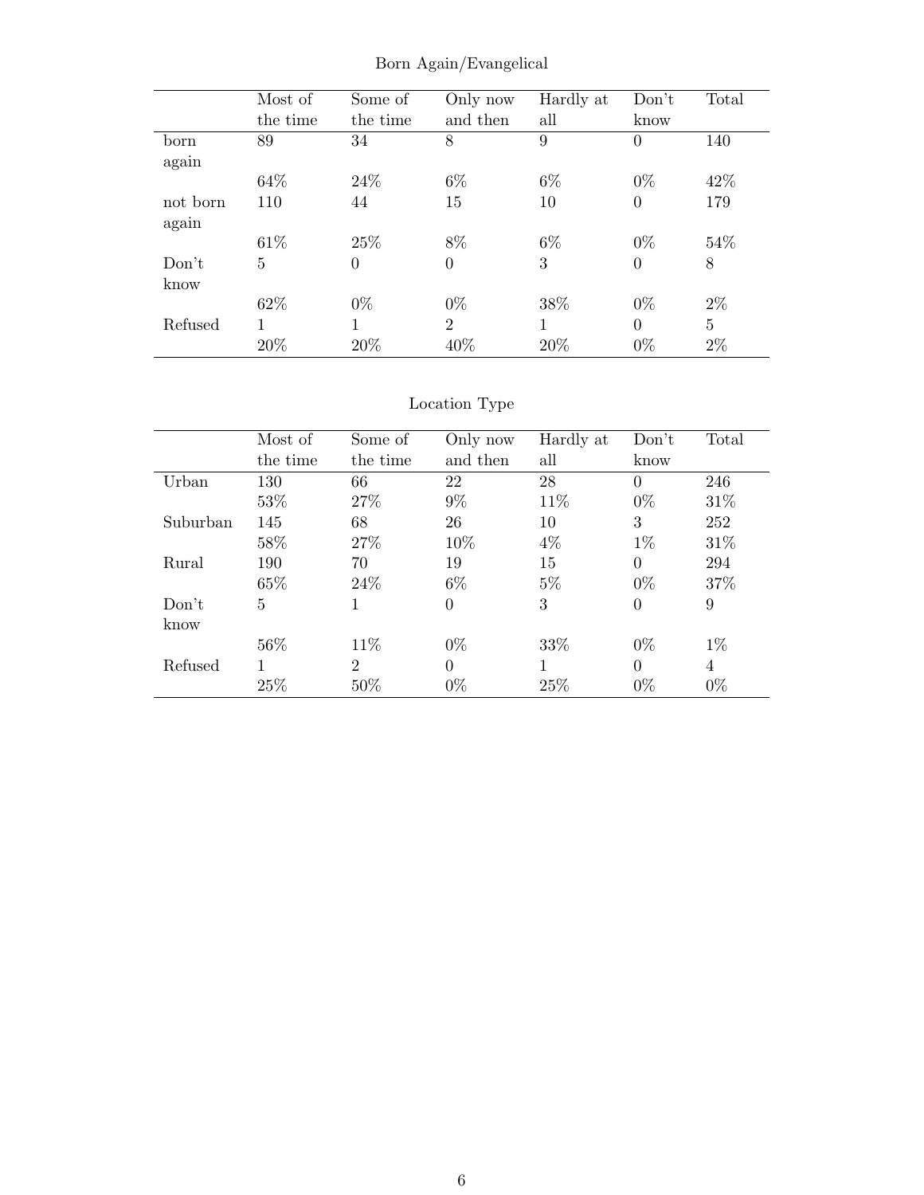Born Again/Evangelical

| | Most of the time | Some of the time | Only now and then | Hardly at all | Don't know | Total |
|---|---|---|---|---|---|---|
| born again | 89 | 34 | 8 | 9 | 0 | 140 |
| | 64% | 24% | 6% | 6% | 0% | 42% |
| not born again | 110 | 44 | 15 | 10 | 0 | 179 |
| | 61% | 25% | 8% | 6% | 0% | 54% |
| Don't know | 5 | 0 | 0 | 3 | 0 | 8 |
| | 62% | 0% | 0% | 38% | 0% | 2% |
| Refused | 1 | 1 | 2 | 1 | 0 | 5 |
| | 20% | 20% | 40% | 20% | 0% | 2% |

Location Type

| | Most of the time | Some of the time | Only now and then | Hardly at all | Don't know | Total |
|---|---|---|---|---|---|---|
| Urban | 130 | 66 | 22 | 28 | 0 | 246 |
| | 53% | 27% | 9% | 11% | 0% | 31% |
| Suburban | 145 | 68 | 26 | 10 | 3 | 252 |
| | 58% | 27% | 10% | 4% | 1% | 31% |
| Rural | 190 | 70 | 19 | 15 | 0 | 294 |
| | 65% | 24% | 6% | 5% | 0% | 37% |
| Don't know | 5 | 1 | 0 | 3 | 0 | 9 |
| | 56% | 11% | 0% | 33% | 0% | 1% |
| Refused | 1 | 2 | 0 | 1 | 0 | 4 |
| | 25% | 50% | 0% | 25% | 0% | 0% |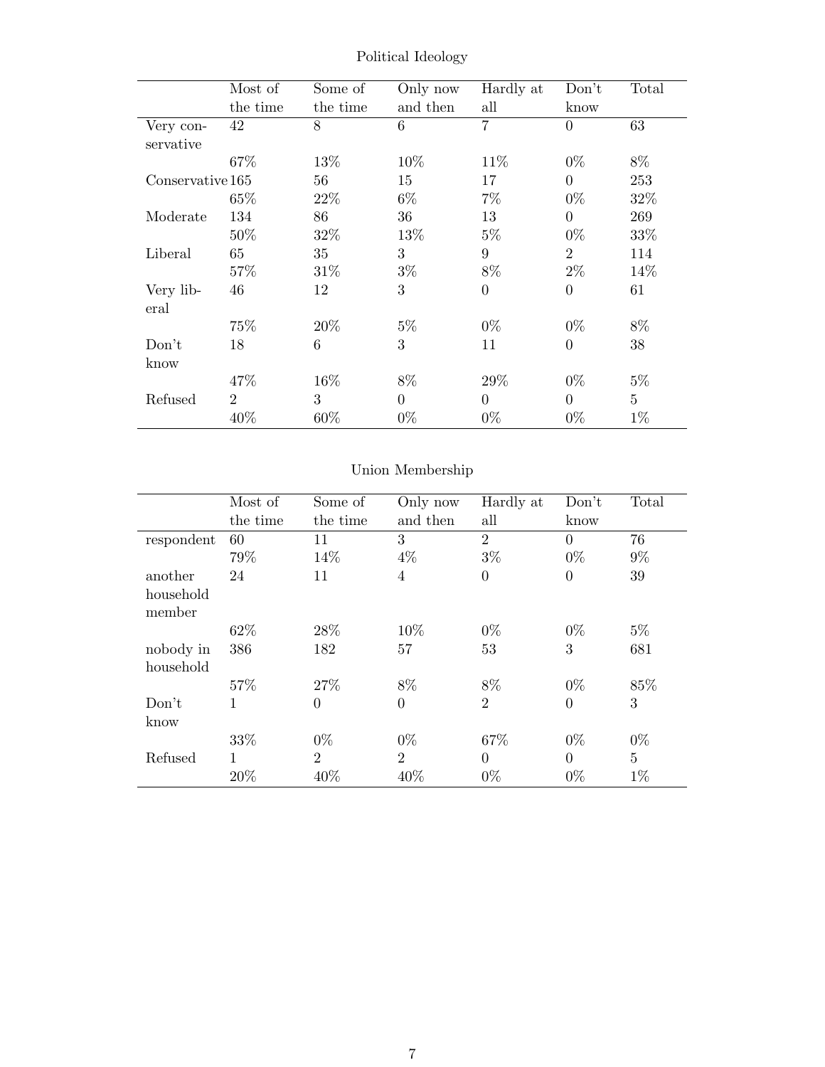## Political Ideology

| | Most of the time | Some of the time | Only now and then | Hardly at all | Don't know | Total |
|---|---|---|---|---|---|---|
| Very conservative | 42 | 8 | 6 | 7 | 0 | 63 |
| | 67% | 13% | 10% | 11% | 0% | 8% |
| Conservative | 165 | 56 | 15 | 17 | 0 | 253 |
| | 65% | 22% | 6% | 7% | 0% | 32% |
| Moderate | 134 | 86 | 36 | 13 | 0 | 269 |
| | 50% | 32% | 13% | 5% | 0% | 33% |
| Liberal | 65 | 35 | 3 | 9 | 2 | 114 |
| | 57% | 31% | 3% | 8% | 2% | 14% |
| Very liberal | 46 | 12 | 3 | 0 | 0 | 61 |
| | 75% | 20% | 5% | 0% | 0% | 8% |
| Don't know | 18 | 6 | 3 | 11 | 0 | 38 |
| | 47% | 16% | 8% | 29% | 0% | 5% |
| Refused | 2 | 3 | 0 | 0 | 0 | 5 |
| | 40% | 60% | 0% | 0% | 0% | 1% |

## Union Membership

| | Most of the time | Some of the time | Only now and then | Hardly at all | Don't know | Total |
|---|---|---|---|---|---|---|
| respondent | 60 | 11 | 3 | 2 | 0 | 76 |
| | 79% | 14% | 4% | 3% | 0% | 9% |
| another household member | 24 | 11 | 4 | 0 | 0 | 39 |
| | 62% | 28% | 10% | 0% | 0% | 5% |
| nobody in household | 386 | 182 | 57 | 53 | 3 | 681 |
| | 57% | 27% | 8% | 8% | 0% | 85% |
| Don't know | 1 | 0 | 0 | 2 | 0 | 3 |
| | 33% | 0% | 0% | 67% | 0% | 0% |
| Refused | 1 | 2 | 2 | 0 | 0 | 5 |
| | 20% | 40% | 40% | 0% | 0% | 1% |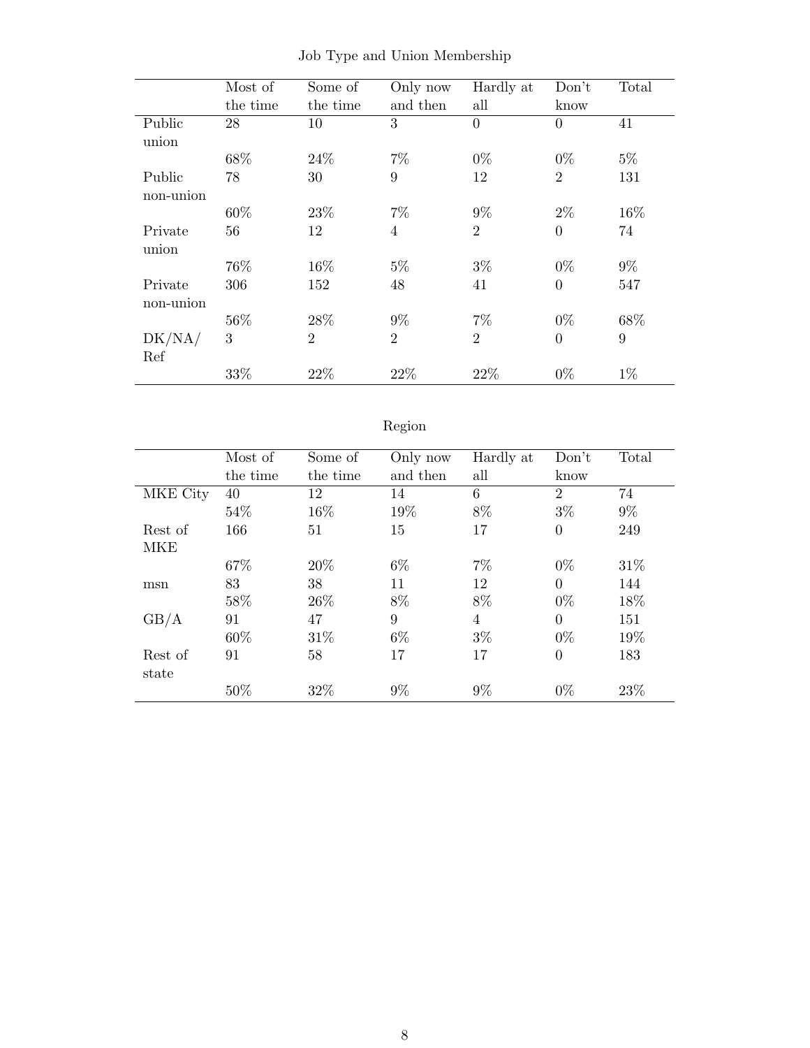Job Type and Union Membership

| | Most of the time | Some of the time | Only now and then | Hardly at all | Don't know | Total |
|---|---|---|---|---|---|---|
| Public union | 28 | 10 | 3 | 0 | 0 | 41 |
| | 68% | 24% | 7% | 0% | 0% | 5% |
| Public non-union | 78 | 30 | 9 | 12 | 2 | 131 |
| | 60% | 23% | 7% | 9% | 2% | 16% |
| Private union | 56 | 12 | 4 | 2 | 0 | 74 |
| | 76% | 16% | 5% | 3% | 0% | 9% |
| Private non-union | 306 | 152 | 48 | 41 | 0 | 547 |
| | 56% | 28% | 9% | 7% | 0% | 68% |
| DK/NA/ Ref | 3 | 2 | 2 | 2 | 0 | 9 |
| | 33% | 22% | 22% | 22% | 0% | 1% |

Region

| | Most of the time | Some of the time | Only now and then | Hardly at all | Don't know | Total |
|---|---|---|---|---|---|---|
| MKE City | 40 | 12 | 14 | 6 | 2 | 74 |
| | 54% | 16% | 19% | 8% | 3% | 9% |
| Rest of MKE | 166 | 51 | 15 | 17 | 0 | 249 |
| | 67% | 20% | 6% | 7% | 0% | 31% |
| msn | 83 | 38 | 11 | 12 | 0 | 144 |
| | 58% | 26% | 8% | 8% | 0% | 18% |
| GB/A | 91 | 47 | 9 | 4 | 0 | 151 |
| | 60% | 31% | 6% | 3% | 0% | 19% |
| Rest of state | 91 | 58 | 17 | 17 | 0 | 183 |
| | 50% | 32% | 9% | 9% | 0% | 23% |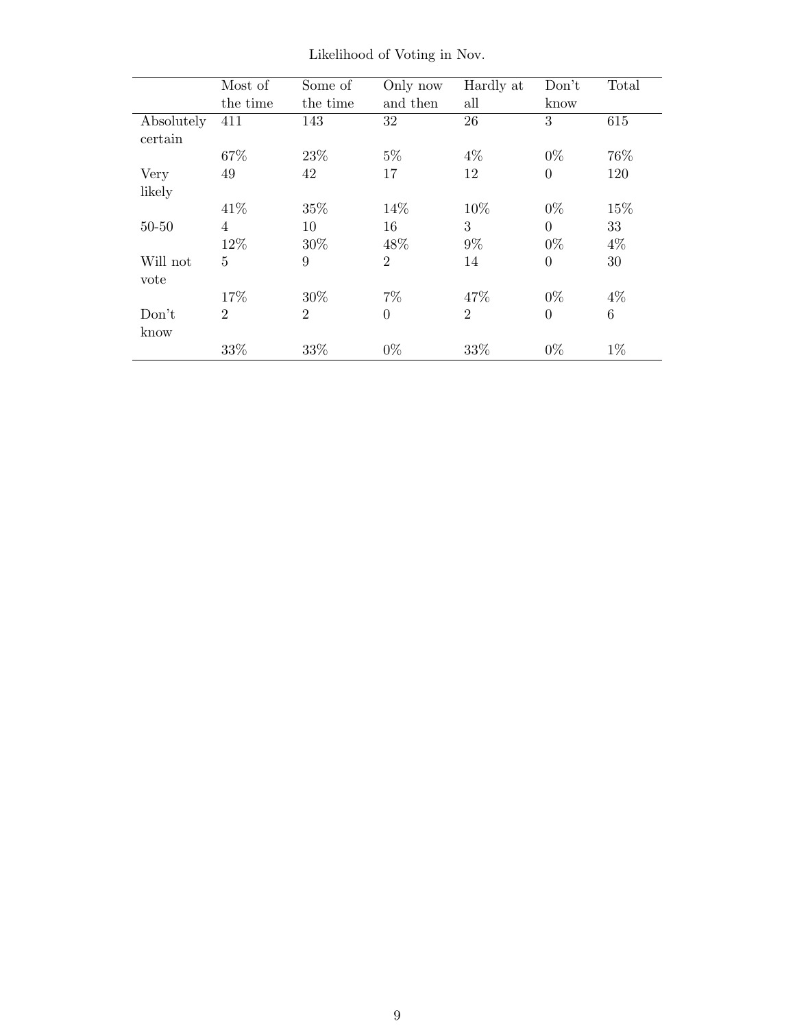Likelihood of Voting in Nov.

| | Most of the time | Some of the time | Only now and then | Hardly at all | Don't know | Total |
|---|---|---|---|---|---|---|
| Absolutely certain | 411 | 143 | 32 | 26 | 3 | 615 |
| | 67% | 23% | 5% | 4% | 0% | 76% |
| Very likely | 49 | 42 | 17 | 12 | 0 | 120 |
| | 41% | 35% | 14% | 10% | 0% | 15% |
| 50-50 | 4 | 10 | 16 | 3 | 0 | 33 |
| | 12% | 30% | 48% | 9% | 0% | 4% |
| Will not vote | 5 | 9 | 2 | 14 | 0 | 30 |
| | 17% | 30% | 7% | 47% | 0% | 4% |
| Don't know | 2 | 2 | 0 | 2 | 0 | 6 |
| | 33% | 33% | 0% | 33% | 0% | 1% |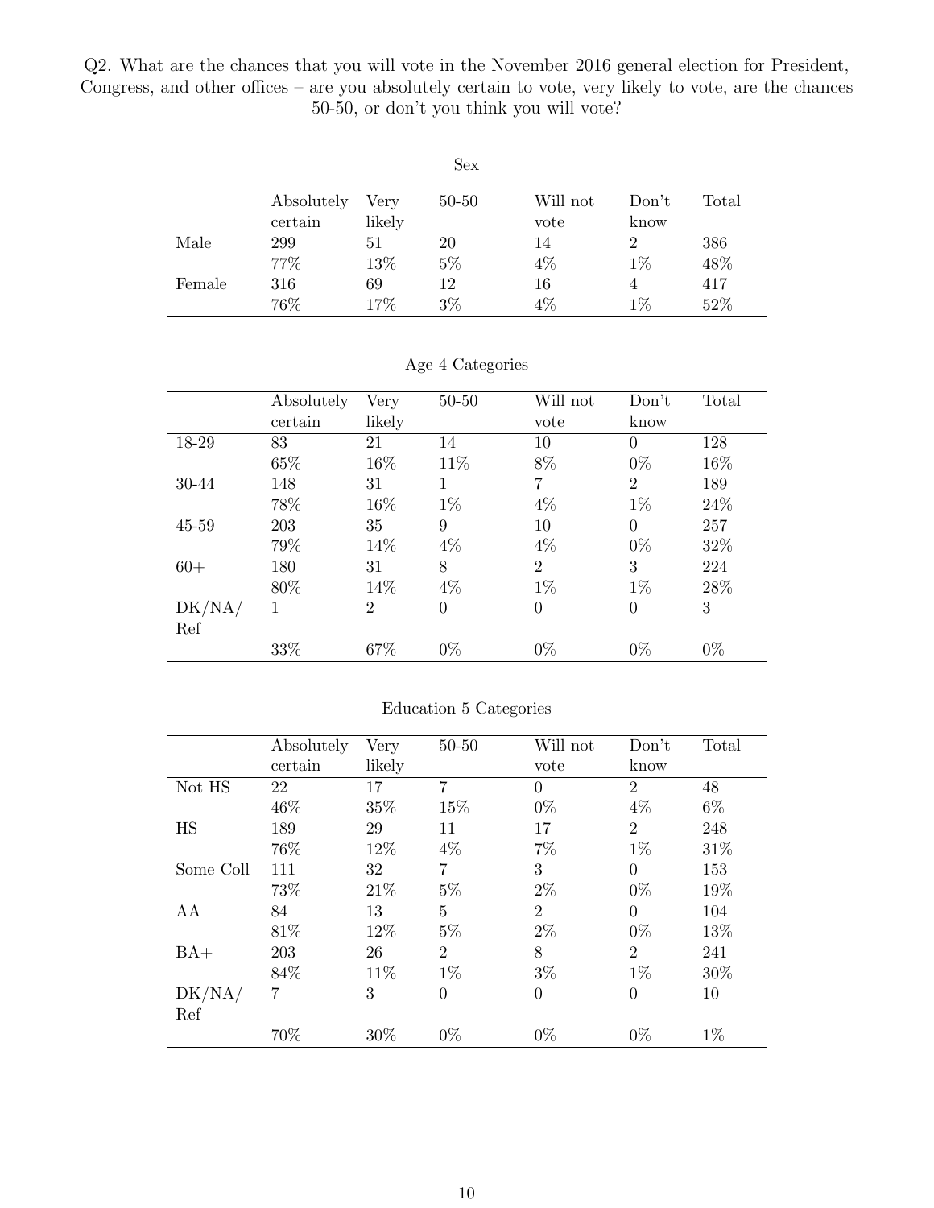Q2. What are the chances that you will vote in the November 2016 general election for President, Congress, and other offices – are you absolutely certain to vote, very likely to vote, are the chances 50-50, or don't you think you will vote?

Sex

| | Absolutely certain | Very likely | 50-50 | Will not vote | Don't know | Total |
|---|---|---|---|---|---|---|
| Male | 299 | 51 | 20 | 14 | 2 | 386 |
| | 77% | 13% | 5% | 4% | 1% | 48% |
| Female | 316 | 69 | 12 | 16 | 4 | 417 |
| | 76% | 17% | 3% | 4% | 1% | 52% |

Age 4 Categories

| | Absolutely certain | Very likely | 50-50 | Will not vote | Don't know | Total |
|---|---|---|---|---|---|---|
| 18-29 | 83 | 21 | 14 | 10 | 0 | 128 |
| | 65% | 16% | 11% | 8% | 0% | 16% |
| 30-44 | 148 | 31 | 1 | 7 | 2 | 189 |
| | 78% | 16% | 1% | 4% | 1% | 24% |
| 45-59 | 203 | 35 | 9 | 10 | 0 | 257 |
| | 79% | 14% | 4% | 4% | 0% | 32% |
| 60+ | 180 | 31 | 8 | 2 | 3 | 224 |
| | 80% | 14% | 4% | 1% | 1% | 28% |
| DK/NA/Ref | 1 | 2 | 0 | 0 | 0 | 3 |
| | 33% | 67% | 0% | 0% | 0% | 0% |

Education 5 Categories

| | Absolutely certain | Very likely | 50-50 | Will not vote | Don't know | Total |
|---|---|---|---|---|---|---|
| Not HS | 22 | 17 | 7 | 0 | 2 | 48 |
| | 46% | 35% | 15% | 0% | 4% | 6% |
| HS | 189 | 29 | 11 | 17 | 2 | 248 |
| | 76% | 12% | 4% | 7% | 1% | 31% |
| Some Coll | 111 | 32 | 7 | 3 | 0 | 153 |
| | 73% | 21% | 5% | 2% | 0% | 19% |
| AA | 84 | 13 | 5 | 2 | 0 | 104 |
| | 81% | 12% | 5% | 2% | 0% | 13% |
| BA+ | 203 | 26 | 2 | 8 | 2 | 241 |
| | 84% | 11% | 1% | 3% | 1% | 30% |
| DK/NA/Ref | 7 | 3 | 0 | 0 | 0 | 10 |
| | 70% | 30% | 0% | 0% | 0% | 1% |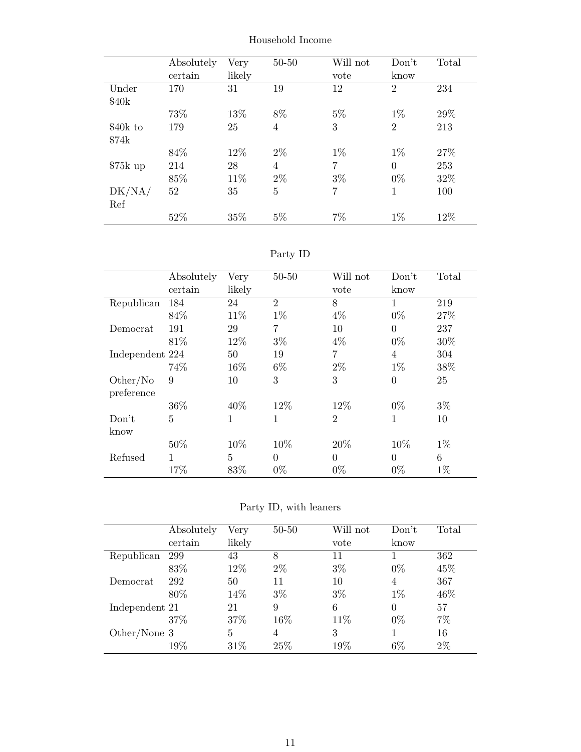## Household Income

| | Absolutely certain | Very likely | 50-50 | Will not vote | Don't know | Total |
|---|---|---|---|---|---|---|
| Under $40k | 170 | 31 | 19 | 12 | 2 | 234 |
| | 73% | 13% | 8% | 5% | 1% | 29% |
| $40k to $74k | 179 | 25 | 4 | 3 | 2 | 213 |
| | 84% | 12% | 2% | 1% | 1% | 27% |
| $75k up | 214 | 28 | 4 | 7 | 0 | 253 |
| | 85% | 11% | 2% | 3% | 0% | 32% |
| DK/NA/ Ref | 52 | 35 | 5 | 7 | 1 | 100 |
| | 52% | 35% | 5% | 7% | 1% | 12% |

## Party ID

| | Absolutely certain | Very likely | 50-50 | Will not vote | Don't know | Total |
|---|---|---|---|---|---|---|
| Republican | 184 | 24 | 2 | 8 | 1 | 219 |
| | 84% | 11% | 1% | 4% | 0% | 27% |
| Democrat | 191 | 29 | 7 | 10 | 0 | 237 |
| | 81% | 12% | 3% | 4% | 0% | 30% |
| Independent | 224 | 50 | 19 | 7 | 4 | 304 |
| | 74% | 16% | 6% | 2% | 1% | 38% |
| Other/No preference | 9 | 10 | 3 | 3 | 0 | 25 |
| | 36% | 40% | 12% | 12% | 0% | 3% |
| Don't know | 5 | 1 | 1 | 2 | 1 | 10 |
| | 50% | 10% | 10% | 20% | 10% | 1% |
| Refused | 1 | 5 | 0 | 0 | 0 | 6 |
| | 17% | 83% | 0% | 0% | 0% | 1% |

## Party ID, with leaners

| | Absolutely certain | Very likely | 50-50 | Will not vote | Don't know | Total |
|---|---|---|---|---|---|---|
| Republican | 299 | 43 | 8 | 11 | 1 | 362 |
| | 83% | 12% | 2% | 3% | 0% | 45% |
| Democrat | 292 | 50 | 11 | 10 | 4 | 367 |
| | 80% | 14% | 3% | 3% | 1% | 46% |
| Independent | 21 | 21 | 9 | 6 | 0 | 57 |
| | 37% | 37% | 16% | 11% | 0% | 7% |
| Other/None | 3 | 5 | 4 | 3 | 1 | 16 |
| | 19% | 31% | 25% | 19% | 6% | 2% |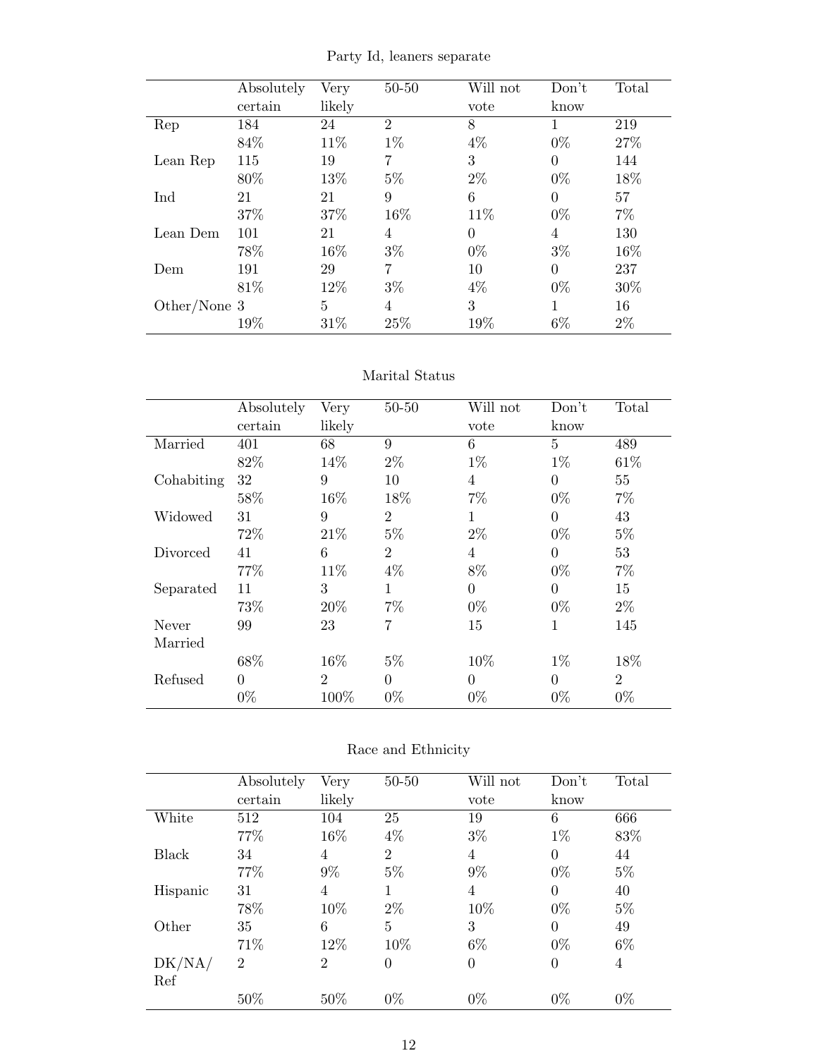Party Id, leaners separate

| | Absolutely certain | Very likely | 50-50 | Will not vote | Don't know | Total |
|---|---|---|---|---|---|---|
| Rep | 184 | 24 | 2 | 8 | 1 | 219 |
| | 84% | 11% | 1% | 4% | 0% | 27% |
| Lean Rep | 115 | 19 | 7 | 3 | 0 | 144 |
| | 80% | 13% | 5% | 2% | 0% | 18% |
| Ind | 21 | 21 | 9 | 6 | 0 | 57 |
| | 37% | 37% | 16% | 11% | 0% | 7% |
| Lean Dem | 101 | 21 | 4 | 0 | 4 | 130 |
| | 78% | 16% | 3% | 0% | 3% | 16% |
| Dem | 191 | 29 | 7 | 10 | 0 | 237 |
| | 81% | 12% | 3% | 4% | 0% | 30% |
| Other/None | 3 | 5 | 4 | 3 | 1 | 16 |
| | 19% | 31% | 25% | 19% | 6% | 2% |

Marital Status

| | Absolutely certain | Very likely | 50-50 | Will not vote | Don't know | Total |
|---|---|---|---|---|---|---|
| Married | 401 | 68 | 9 | 6 | 5 | 489 |
| | 82% | 14% | 2% | 1% | 1% | 61% |
| Cohabiting | 32 | 9 | 10 | 4 | 0 | 55 |
| | 58% | 16% | 18% | 7% | 0% | 7% |
| Widowed | 31 | 9 | 2 | 1 | 0 | 43 |
| | 72% | 21% | 5% | 2% | 0% | 5% |
| Divorced | 41 | 6 | 2 | 4 | 0 | 53 |
| | 77% | 11% | 4% | 8% | 0% | 7% |
| Separated | 11 | 3 | 1 | 0 | 0 | 15 |
| | 73% | 20% | 7% | 0% | 0% | 2% |
| Never Married | 99 | 23 | 7 | 15 | 1 | 145 |
| | 68% | 16% | 5% | 10% | 1% | 18% |
| Refused | 0 | 2 | 0 | 0 | 0 | 2 |
| | 0% | 100% | 0% | 0% | 0% | 0% |

Race and Ethnicity

| | Absolutely certain | Very likely | 50-50 | Will not vote | Don't know | Total |
|---|---|---|---|---|---|---|
| White | 512 | 104 | 25 | 19 | 6 | 666 |
| | 77% | 16% | 4% | 3% | 1% | 83% |
| Black | 34 | 4 | 2 | 4 | 0 | 44 |
| | 77% | 9% | 5% | 9% | 0% | 5% |
| Hispanic | 31 | 4 | 1 | 4 | 0 | 40 |
| | 78% | 10% | 2% | 10% | 0% | 5% |
| Other | 35 | 6 | 5 | 3 | 0 | 49 |
| | 71% | 12% | 10% | 6% | 0% | 6% |
| DK/NA/Ref | 2 | 2 | 0 | 0 | 0 | 4 |
| | 50% | 50% | 0% | 0% | 0% | 0% |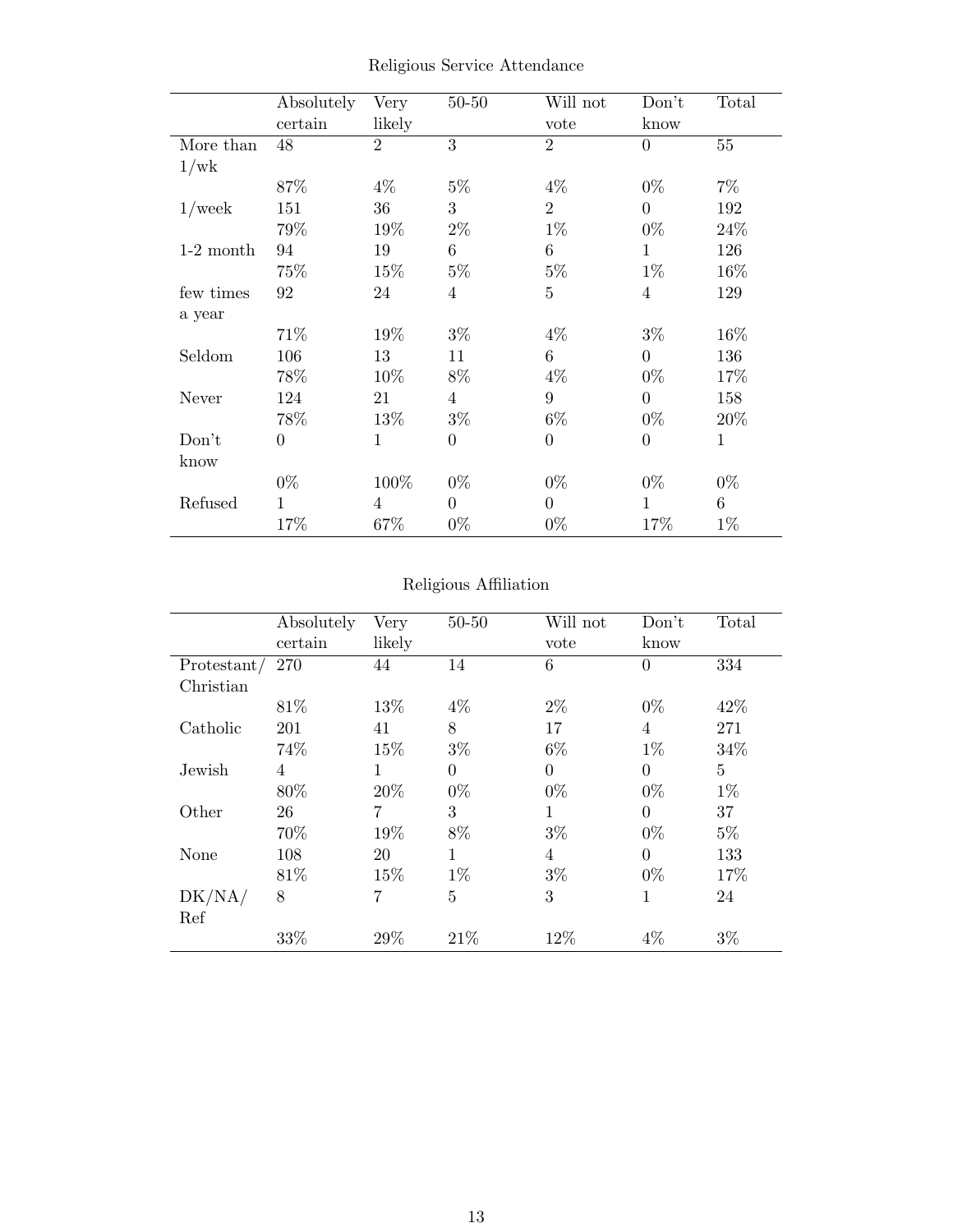Religious Service Attendance

| | Absolutely certain | Very likely | 50-50 | Will not vote | Don't know | Total |
|---|---|---|---|---|---|---|
| More than 1/wk | 48 | 2 | 3 | 2 | 0 | 55 |
| | 87% | 4% | 5% | 4% | 0% | 7% |
| 1/week | 151 | 36 | 3 | 2 | 0 | 192 |
| | 79% | 19% | 2% | 1% | 0% | 24% |
| 1-2 month | 94 | 19 | 6 | 6 | 1 | 126 |
| | 75% | 15% | 5% | 5% | 1% | 16% |
| few times a year | 92 | 24 | 4 | 5 | 4 | 129 |
| | 71% | 19% | 3% | 4% | 3% | 16% |
| Seldom | 106 | 13 | 11 | 6 | 0 | 136 |
| | 78% | 10% | 8% | 4% | 0% | 17% |
| Never | 124 | 21 | 4 | 9 | 0 | 158 |
| | 78% | 13% | 3% | 6% | 0% | 20% |
| Don't know | 0 | 1 | 0 | 0 | 0 | 1 |
| | 0% | 100% | 0% | 0% | 0% | 0% |
| Refused | 1 | 4 | 0 | 0 | 1 | 6 |
| | 17% | 67% | 0% | 0% | 17% | 1% |

Religious Affiliation

| | Absolutely certain | Very likely | 50-50 | Will not vote | Don't know | Total |
|---|---|---|---|---|---|---|
| Protestant/ Christian | 270 | 44 | 14 | 6 | 0 | 334 |
| | 81% | 13% | 4% | 2% | 0% | 42% |
| Catholic | 201 | 41 | 8 | 17 | 4 | 271 |
| | 74% | 15% | 3% | 6% | 1% | 34% |
| Jewish | 4 | 1 | 0 | 0 | 0 | 5 |
| | 80% | 20% | 0% | 0% | 0% | 1% |
| Other | 26 | 7 | 3 | 1 | 0 | 37 |
| | 70% | 19% | 8% | 3% | 0% | 5% |
| None | 108 | 20 | 1 | 4 | 0 | 133 |
| | 81% | 15% | 1% | 3% | 0% | 17% |
| DK/NA/ Ref | 8 | 7 | 5 | 3 | 1 | 24 |
| | 33% | 29% | 21% | 12% | 4% | 3% |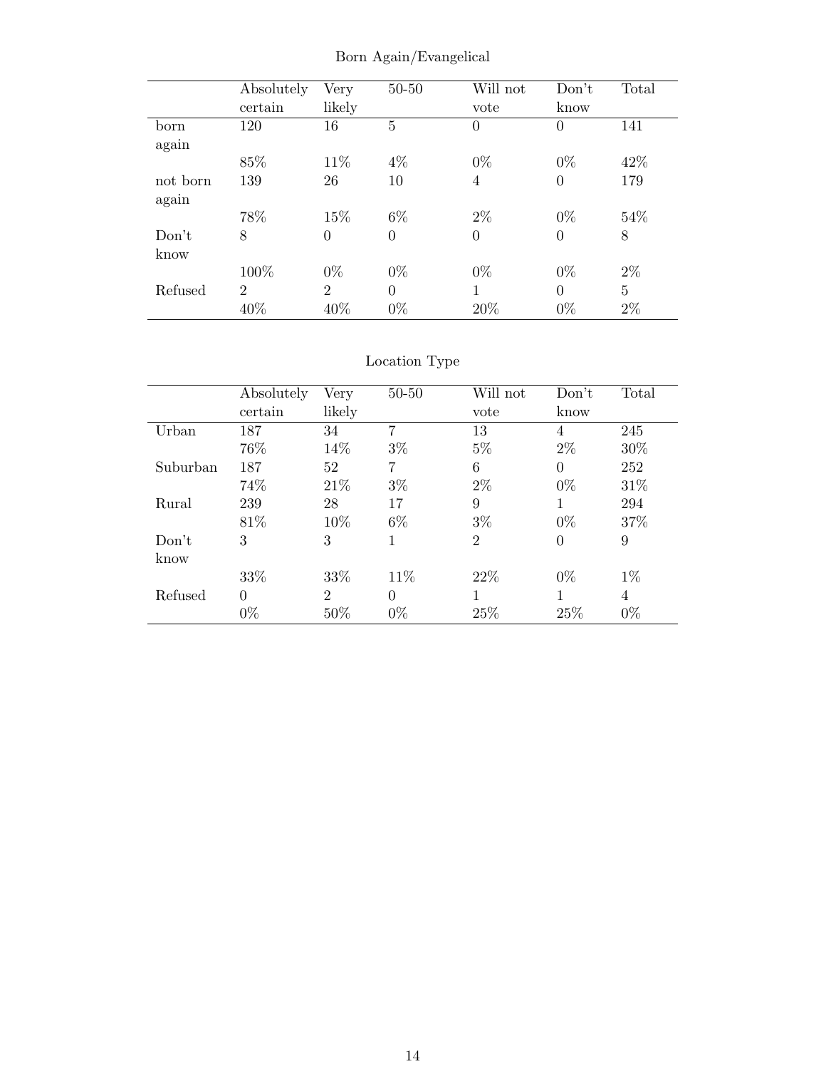Born Again/Evangelical

| | Absolutely certain | Very likely | 50-50 | Will not vote | Don't know | Total |
|---|---|---|---|---|---|---|
| born again | 120 | 16 | 5 | 0 | 0 | 141 |
| | 85% | 11% | 4% | 0% | 0% | 42% |
| not born again | 139 | 26 | 10 | 4 | 0 | 179 |
| | 78% | 15% | 6% | 2% | 0% | 54% |
| Don't know | 8 | 0 | 0 | 0 | 0 | 8 |
| | 100% | 0% | 0% | 0% | 0% | 2% |
| Refused | 2 | 2 | 0 | 1 | 0 | 5 |
| | 40% | 40% | 0% | 20% | 0% | 2% |

Location Type

| | Absolutely certain | Very likely | 50-50 | Will not vote | Don't know | Total |
|---|---|---|---|---|---|---|
| Urban | 187 | 34 | 7 | 13 | 4 | 245 |
| | 76% | 14% | 3% | 5% | 2% | 30% |
| Suburban | 187 | 52 | 7 | 6 | 0 | 252 |
| | 74% | 21% | 3% | 2% | 0% | 31% |
| Rural | 239 | 28 | 17 | 9 | 1 | 294 |
| | 81% | 10% | 6% | 3% | 0% | 37% |
| Don't know | 3 | 3 | 1 | 2 | 0 | 9 |
| | 33% | 33% | 11% | 22% | 0% | 1% |
| Refused | 0 | 2 | 0 | 1 | 1 | 4 |
| | 0% | 50% | 0% | 25% | 25% | 0% |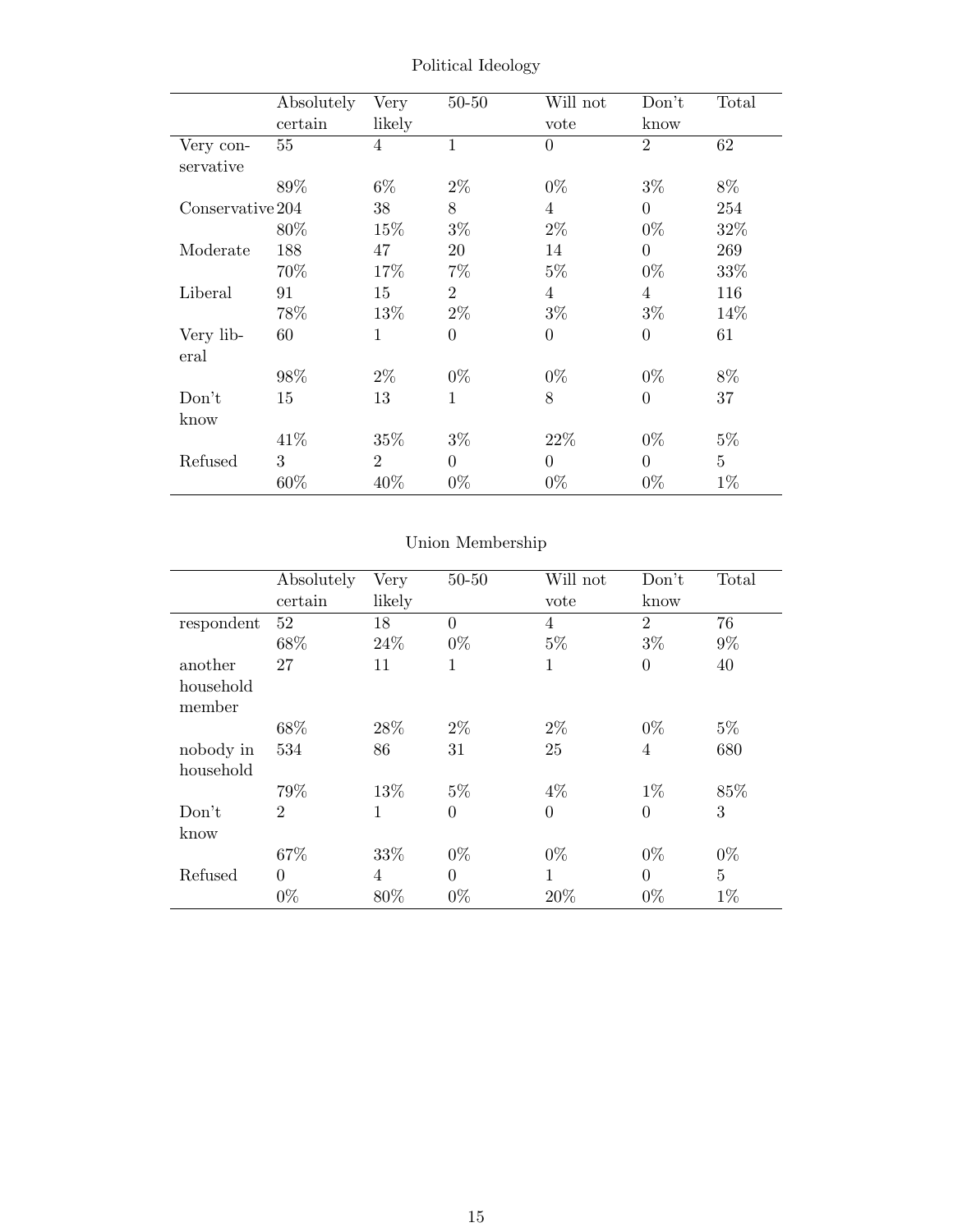Political Ideology

| | Absolutely certain | Very likely | 50-50 | Will not vote | Don't know | Total |
|---|---|---|---|---|---|---|
| Very conservative | 55 | 4 | 1 | 0 | 2 | 62 |
| | 89% | 6% | 2% | 0% | 3% | 8% |
| Conservative | 204 | 38 | 8 | 4 | 0 | 254 |
| | 80% | 15% | 3% | 2% | 0% | 32% |
| Moderate | 188 | 47 | 20 | 14 | 0 | 269 |
| | 70% | 17% | 7% | 5% | 0% | 33% |
| Liberal | 91 | 15 | 2 | 4 | 4 | 116 |
| | 78% | 13% | 2% | 3% | 3% | 14% |
| Very liberal | 60 | 1 | 0 | 0 | 0 | 61 |
| | 98% | 2% | 0% | 0% | 0% | 8% |
| Don't know | 15 | 13 | 1 | 8 | 0 | 37 |
| | 41% | 35% | 3% | 22% | 0% | 5% |
| Refused | 3 | 2 | 0 | 0 | 0 | 5 |
| | 60% | 40% | 0% | 0% | 0% | 1% |

Union Membership

| | Absolutely certain | Very likely | 50-50 | Will not vote | Don't know | Total |
|---|---|---|---|---|---|---|
| respondent | 52 | 18 | 0 | 4 | 2 | 76 |
| | 68% | 24% | 0% | 5% | 3% | 9% |
| another household member | 27 | 11 | 1 | 1 | 0 | 40 |
| | 68% | 28% | 2% | 2% | 0% | 5% |
| nobody in household | 534 | 86 | 31 | 25 | 4 | 680 |
| | 79% | 13% | 5% | 4% | 1% | 85% |
| Don't know | 2 | 1 | 0 | 0 | 0 | 3 |
| | 67% | 33% | 0% | 0% | 0% | 0% |
| Refused | 0 | 4 | 0 | 1 | 0 | 5 |
| | 0% | 80% | 0% | 20% | 0% | 1% |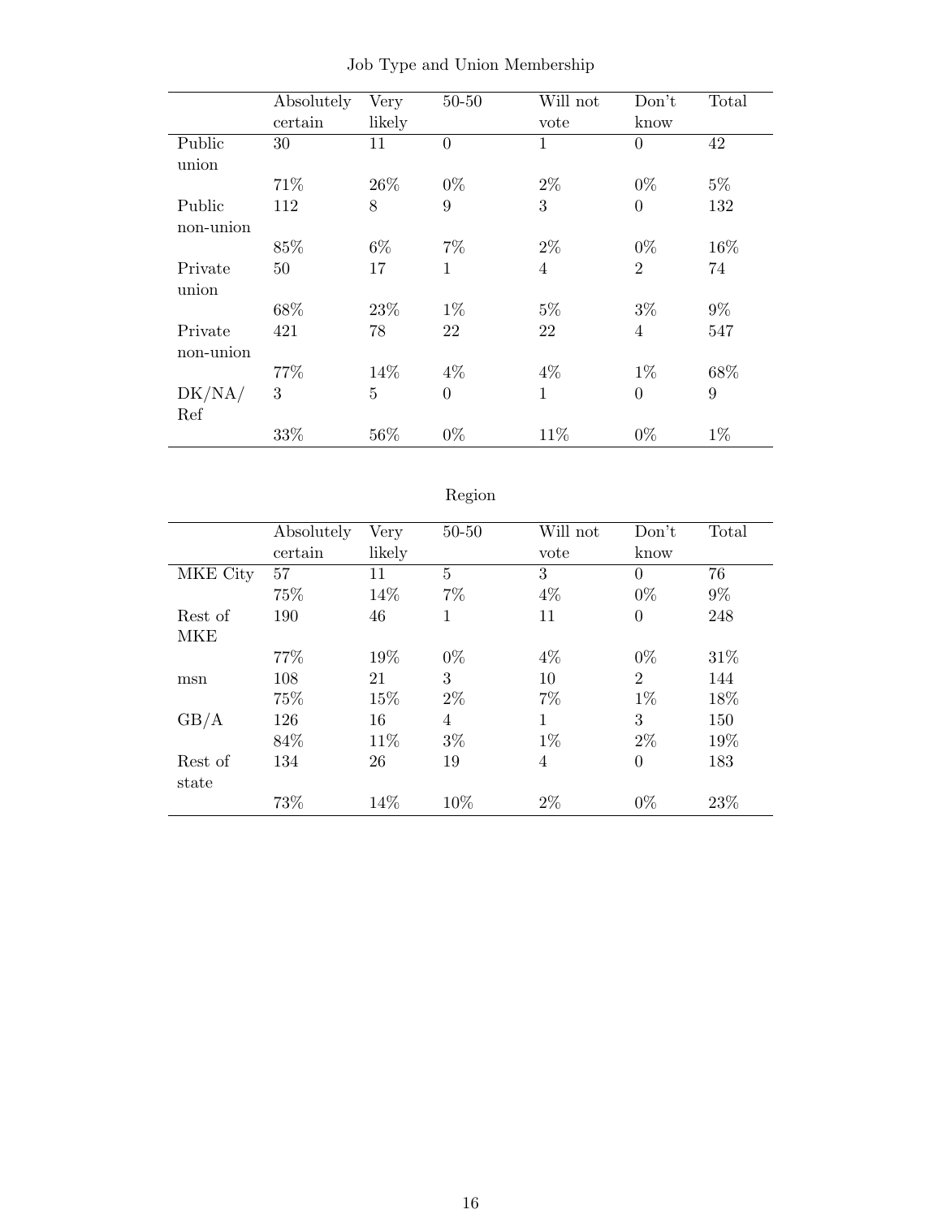Job Type and Union Membership

| | Absolutely certain | Very likely | 50-50 | Will not vote | Don't know | Total |
|---|---|---|---|---|---|---|
| Public union | 30 | 11 | 0 | 1 | 0 | 42 |
| | 71% | 26% | 0% | 2% | 0% | 5% |
| Public non-union | 112 | 8 | 9 | 3 | 0 | 132 |
| | 85% | 6% | 7% | 2% | 0% | 16% |
| Private union | 50 | 17 | 1 | 4 | 2 | 74 |
| | 68% | 23% | 1% | 5% | 3% | 9% |
| Private non-union | 421 | 78 | 22 | 22 | 4 | 547 |
| | 77% | 14% | 4% | 4% | 1% | 68% |
| DK/NA/ Ref | 3 | 5 | 0 | 1 | 0 | 9 |
| | 33% | 56% | 0% | 11% | 0% | 1% |

Region

| | Absolutely certain | Very likely | 50-50 | Will not vote | Don't know | Total |
|---|---|---|---|---|---|---|
| MKE City | 57 | 11 | 5 | 3 | 0 | 76 |
| | 75% | 14% | 7% | 4% | 0% | 9% |
| Rest of MKE | 190 | 46 | 1 | 11 | 0 | 248 |
| | 77% | 19% | 0% | 4% | 0% | 31% |
| msn | 108 | 21 | 3 | 10 | 2 | 144 |
| | 75% | 15% | 2% | 7% | 1% | 18% |
| GB/A | 126 | 16 | 4 | 1 | 3 | 150 |
| | 84% | 11% | 3% | 1% | 2% | 19% |
| Rest of state | 134 | 26 | 19 | 4 | 0 | 183 |
| | 73% | 14% | 10% | 2% | 0% | 23% |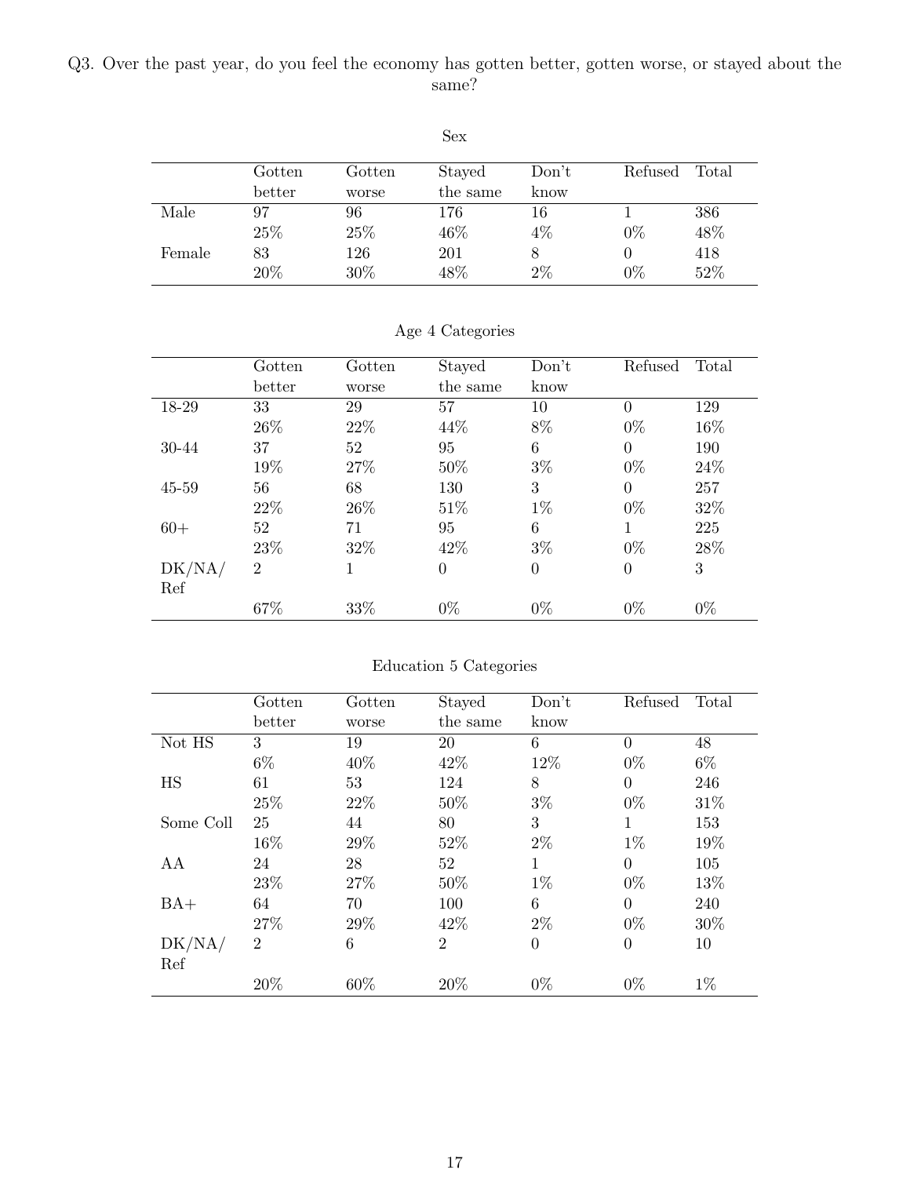Q3. Over the past year, do you feel the economy has gotten better, gotten worse, or stayed about the same?

Sex

| | Gotten better | Gotten worse | Stayed the same | Don't know | Refused | Total |
|---|---|---|---|---|---|---|
| Male | 97 | 96 | 176 | 16 | 1 | 386 |
| | 25% | 25% | 46% | 4% | 0% | 48% |
| Female | 83 | 126 | 201 | 8 | 0 | 418 |
| | 20% | 30% | 48% | 2% | 0% | 52% |

Age 4 Categories

| | Gotten better | Gotten worse | Stayed the same | Don't know | Refused | Total |
|---|---|---|---|---|---|---|
| 18-29 | 33 | 29 | 57 | 10 | 0 | 129 |
| | 26% | 22% | 44% | 8% | 0% | 16% |
| 30-44 | 37 | 52 | 95 | 6 | 0 | 190 |
| | 19% | 27% | 50% | 3% | 0% | 24% |
| 45-59 | 56 | 68 | 130 | 3 | 0 | 257 |
| | 22% | 26% | 51% | 1% | 0% | 32% |
| 60+ | 52 | 71 | 95 | 6 | 1 | 225 |
| | 23% | 32% | 42% | 3% | 0% | 28% |
| DK/NA/Ref | 2 | 1 | 0 | 0 | 0 | 3 |
| | 67% | 33% | 0% | 0% | 0% | 0% |

Education 5 Categories

| | Gotten better | Gotten worse | Stayed the same | Don't know | Refused | Total |
|---|---|---|---|---|---|---|
| Not HS | 3 | 19 | 20 | 6 | 0 | 48 |
| | 6% | 40% | 42% | 12% | 0% | 6% |
| HS | 61 | 53 | 124 | 8 | 0 | 246 |
| | 25% | 22% | 50% | 3% | 0% | 31% |
| Some Coll | 25 | 44 | 80 | 3 | 1 | 153 |
| | 16% | 29% | 52% | 2% | 1% | 19% |
| AA | 24 | 28 | 52 | 1 | 0 | 105 |
| | 23% | 27% | 50% | 1% | 0% | 13% |
| BA+ | 64 | 70 | 100 | 6 | 0 | 240 |
| | 27% | 29% | 42% | 2% | 0% | 30% |
| DK/NA/Ref | 2 | 6 | 2 | 0 | 0 | 10 |
| | 20% | 60% | 20% | 0% | 0% | 1% |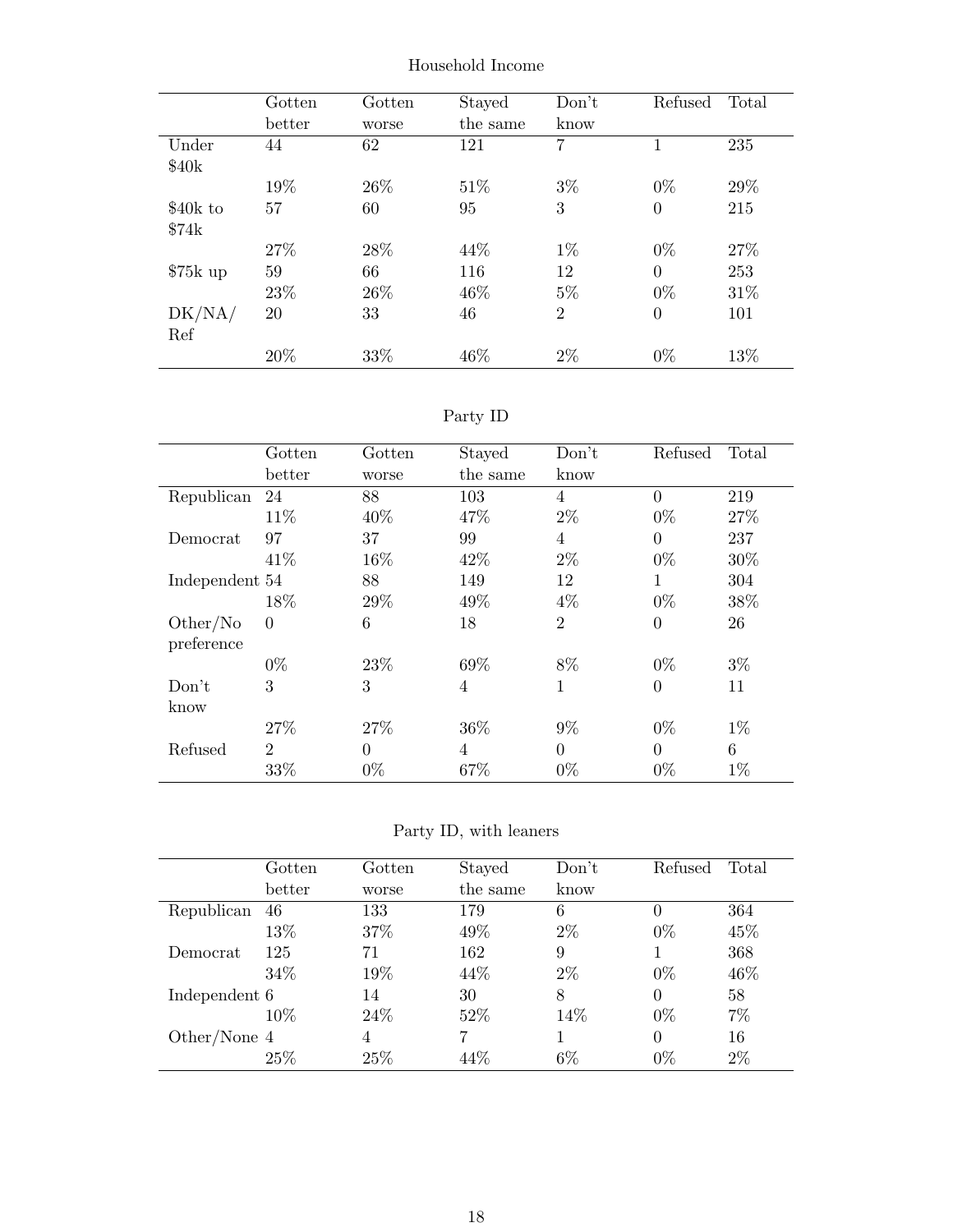Household Income

| | Gotten better | Gotten worse | Stayed the same | Don't know | Refused | Total |
|---|---|---|---|---|---|---|
| Under $40k | 44 | 62 | 121 | 7 | 1 | 235 |
| | 19% | 26% | 51% | 3% | 0% | 29% |
| $40k to $74k | 57 | 60 | 95 | 3 | 0 | 215 |
| | 27% | 28% | 44% | 1% | 0% | 27% |
| $75k up | 59 | 66 | 116 | 12 | 0 | 253 |
| | 23% | 26% | 46% | 5% | 0% | 31% |
| DK/NA/ Ref | 20 | 33 | 46 | 2 | 0 | 101 |
| | 20% | 33% | 46% | 2% | 0% | 13% |

Party ID

| | Gotten better | Gotten worse | Stayed the same | Don't know | Refused | Total |
|---|---|---|---|---|---|---|
| Republican | 24 | 88 | 103 | 4 | 0 | 219 |
| | 11% | 40% | 47% | 2% | 0% | 27% |
| Democrat | 97 | 37 | 99 | 4 | 0 | 237 |
| | 41% | 16% | 42% | 2% | 0% | 30% |
| Independent | 54 | 88 | 149 | 12 | 1 | 304 |
| | 18% | 29% | 49% | 4% | 0% | 38% |
| Other/No preference | 0 | 6 | 18 | 2 | 0 | 26 |
| | 0% | 23% | 69% | 8% | 0% | 3% |
| Don't know | 3 | 3 | 4 | 1 | 0 | 11 |
| | 27% | 27% | 36% | 9% | 0% | 1% |
| Refused | 2 | 0 | 4 | 0 | 0 | 6 |
| | 33% | 0% | 67% | 0% | 0% | 1% |

Party ID, with leaners

| | Gotten better | Gotten worse | Stayed the same | Don't know | Refused | Total |
|---|---|---|---|---|---|---|
| Republican | 46 | 133 | 179 | 6 | 0 | 364 |
| | 13% | 37% | 49% | 2% | 0% | 45% |
| Democrat | 125 | 71 | 162 | 9 | 1 | 368 |
| | 34% | 19% | 44% | 2% | 0% | 46% |
| Independent | 6 | 14 | 30 | 8 | 0 | 58 |
| | 10% | 24% | 52% | 14% | 0% | 7% |
| Other/None | 4 | 4 | 7 | 1 | 0 | 16 |
| | 25% | 25% | 44% | 6% | 0% | 2% |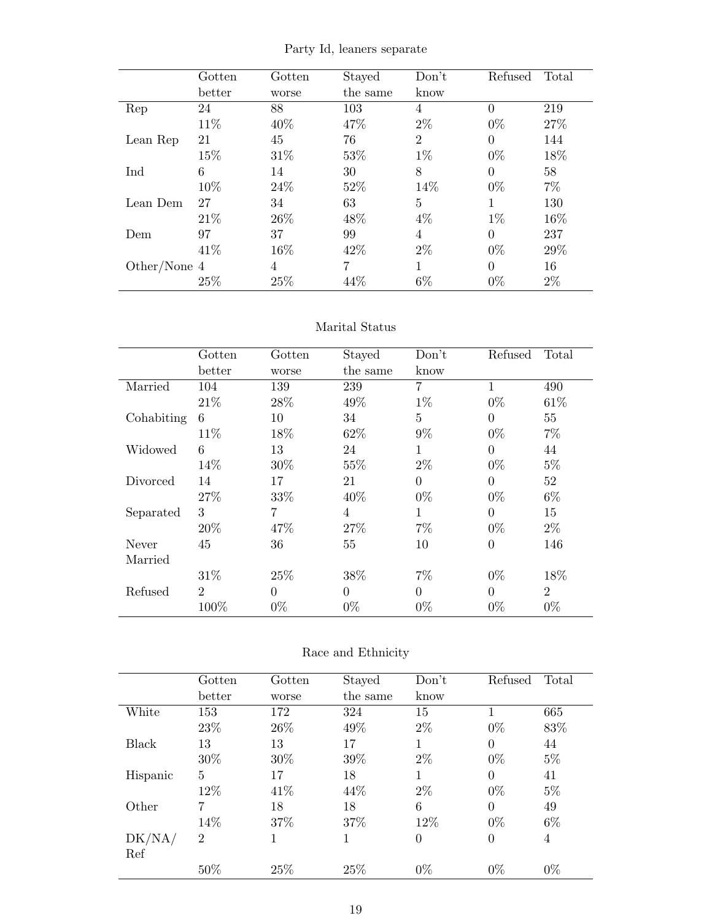## Party Id, leaners separate

| | Gotten better | Gotten worse | Stayed the same | Don't know | Refused | Total |
|---|---|---|---|---|---|---|
| Rep | 24 | 88 | 103 | 4 | 0 | 219 |
| | 11% | 40% | 47% | 2% | 0% | 27% |
| Lean Rep | 21 | 45 | 76 | 2 | 0 | 144 |
| | 15% | 31% | 53% | 1% | 0% | 18% |
| Ind | 6 | 14 | 30 | 8 | 0 | 58 |
| | 10% | 24% | 52% | 14% | 0% | 7% |
| Lean Dem | 27 | 34 | 63 | 5 | 1 | 130 |
| | 21% | 26% | 48% | 4% | 1% | 16% |
| Dem | 97 | 37 | 99 | 4 | 0 | 237 |
| | 41% | 16% | 42% | 2% | 0% | 29% |
| Other/None | 4 | 4 | 7 | 1 | 0 | 16 |
| | 25% | 25% | 44% | 6% | 0% | 2% |

## Marital Status

| | Gotten better | Gotten worse | Stayed the same | Don't know | Refused | Total |
|---|---|---|---|---|---|---|
| Married | 104 | 139 | 239 | 7 | 1 | 490 |
| | 21% | 28% | 49% | 1% | 0% | 61% |
| Cohabiting | 6 | 10 | 34 | 5 | 0 | 55 |
| | 11% | 18% | 62% | 9% | 0% | 7% |
| Widowed | 6 | 13 | 24 | 1 | 0 | 44 |
| | 14% | 30% | 55% | 2% | 0% | 5% |
| Divorced | 14 | 17 | 21 | 0 | 0 | 52 |
| | 27% | 33% | 40% | 0% | 0% | 6% |
| Separated | 3 | 7 | 4 | 1 | 0 | 15 |
| | 20% | 47% | 27% | 7% | 0% | 2% |
| Never Married | 45 | 36 | 55 | 10 | 0 | 146 |
| | 31% | 25% | 38% | 7% | 0% | 18% |
| Refused | 2 | 0 | 0 | 0 | 0 | 2 |
| | 100% | 0% | 0% | 0% | 0% | 0% |

## Race and Ethnicity

| | Gotten better | Gotten worse | Stayed the same | Don't know | Refused | Total |
|---|---|---|---|---|---|---|
| White | 153 | 172 | 324 | 15 | 1 | 665 |
| | 23% | 26% | 49% | 2% | 0% | 83% |
| Black | 13 | 13 | 17 | 1 | 0 | 44 |
| | 30% | 30% | 39% | 2% | 0% | 5% |
| Hispanic | 5 | 17 | 18 | 1 | 0 | 41 |
| | 12% | 41% | 44% | 2% | 0% | 5% |
| Other | 7 | 18 | 18 | 6 | 0 | 49 |
| | 14% | 37% | 37% | 12% | 0% | 6% |
| DK/NA/Ref | 2 | 1 | 1 | 0 | 0 | 4 |
| | 50% | 25% | 25% | 0% | 0% | 0% |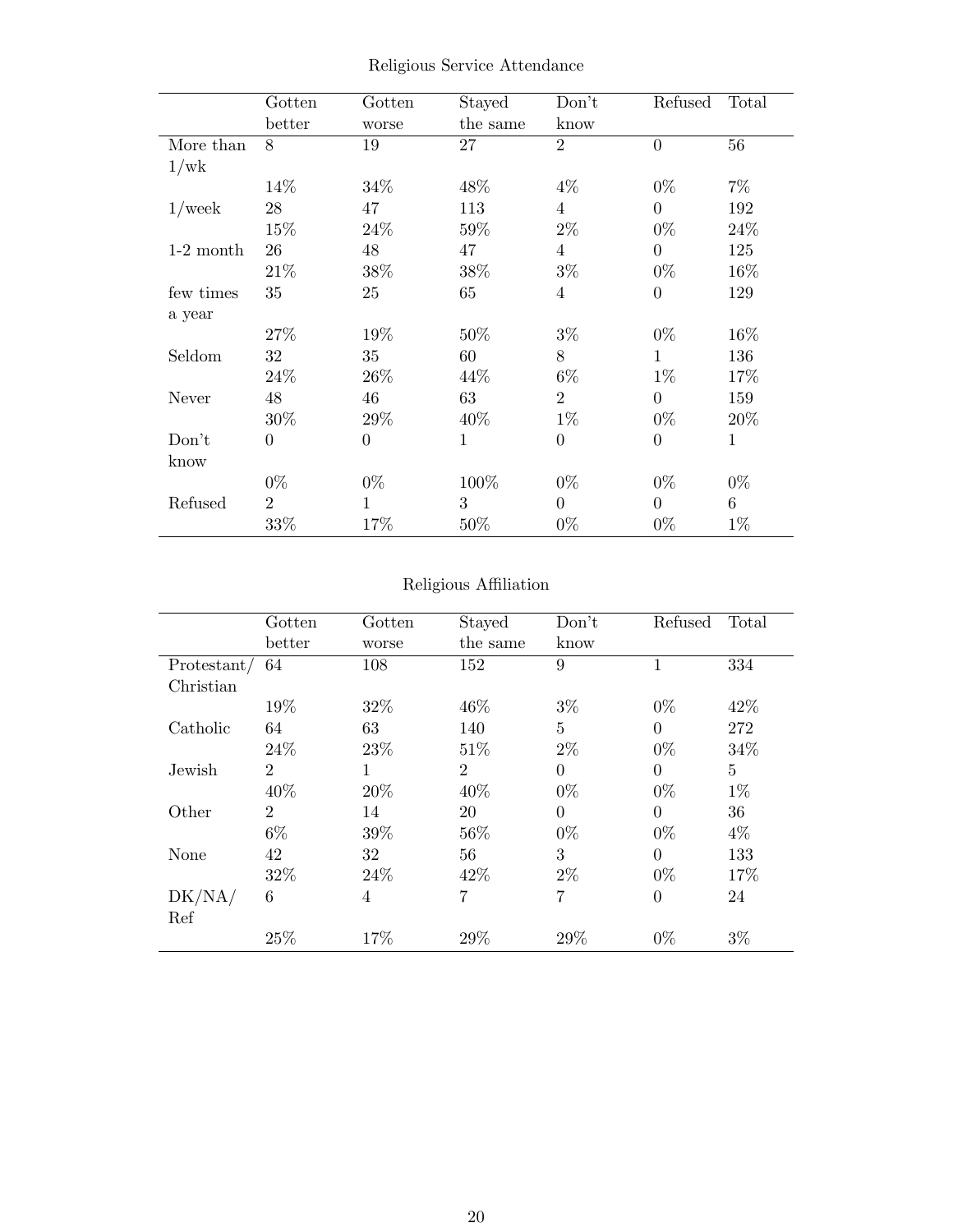Religious Service Attendance

|  | Gotten better | Gotten worse | Stayed the same | Don't know | Refused | Total |
|---|---|---|---|---|---|---|
| More than 1/wk | 8 | 19 | 27 | 2 | 0 | 56 |
|  | 14% | 34% | 48% | 4% | 0% | 7% |
| 1/week | 28 | 47 | 113 | 4 | 0 | 192 |
|  | 15% | 24% | 59% | 2% | 0% | 24% |
| 1-2 month | 26 | 48 | 47 | 4 | 0 | 125 |
|  | 21% | 38% | 38% | 3% | 0% | 16% |
| few times a year | 35 | 25 | 65 | 4 | 0 | 129 |
|  | 27% | 19% | 50% | 3% | 0% | 16% |
| Seldom | 32 | 35 | 60 | 8 | 1 | 136 |
|  | 24% | 26% | 44% | 6% | 1% | 17% |
| Never | 48 | 46 | 63 | 2 | 0 | 159 |
|  | 30% | 29% | 40% | 1% | 0% | 20% |
| Don't know | 0 | 0 | 1 | 0 | 0 | 1 |
|  | 0% | 0% | 100% | 0% | 0% | 0% |
| Refused | 2 | 1 | 3 | 0 | 0 | 6 |
|  | 33% | 17% | 50% | 0% | 0% | 1% |

Religious Affiliation

|  | Gotten better | Gotten worse | Stayed the same | Don't know | Refused | Total |
|---|---|---|---|---|---|---|
| Protestant/ Christian | 64 | 108 | 152 | 9 | 1 | 334 |
|  | 19% | 32% | 46% | 3% | 0% | 42% |
| Catholic | 64 | 63 | 140 | 5 | 0 | 272 |
|  | 24% | 23% | 51% | 2% | 0% | 34% |
| Jewish | 2 | 1 | 2 | 0 | 0 | 5 |
|  | 40% | 20% | 40% | 0% | 0% | 1% |
| Other | 2 | 14 | 20 | 0 | 0 | 36 |
|  | 6% | 39% | 56% | 0% | 0% | 4% |
| None | 42 | 32 | 56 | 3 | 0 | 133 |
|  | 32% | 24% | 42% | 2% | 0% | 17% |
| DK/NA/ Ref | 6 | 4 | 7 | 7 | 0 | 24 |
|  | 25% | 17% | 29% | 29% | 0% | 3% |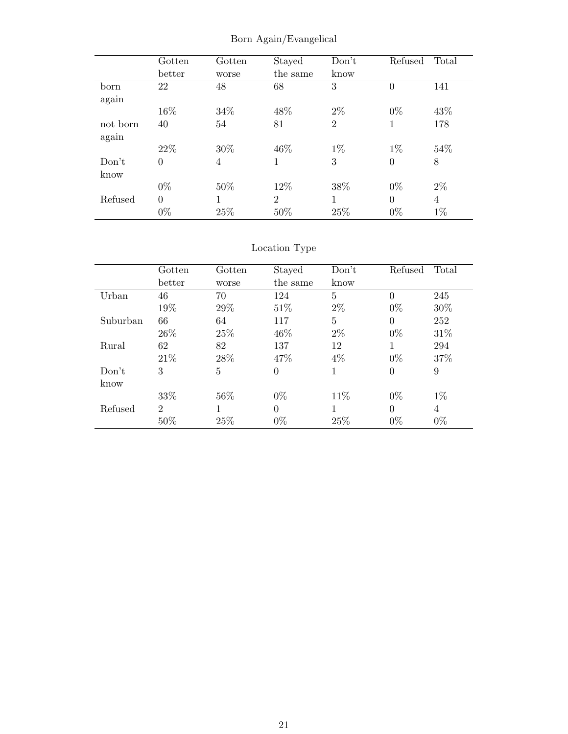Born Again/Evangelical

| | Gotten better | Gotten worse | Stayed the same | Don't know | Refused | Total |
|---|---|---|---|---|---|---|
| born again | 22 | 48 | 68 | 3 | 0 | 141 |
| | 16% | 34% | 48% | 2% | 0% | 43% |
| not born again | 40 | 54 | 81 | 2 | 1 | 178 |
| | 22% | 30% | 46% | 1% | 1% | 54% |
| Don't know | 0 | 4 | 1 | 3 | 0 | 8 |
| | 0% | 50% | 12% | 38% | 0% | 2% |
| Refused | 0 | 1 | 2 | 1 | 0 | 4 |
| | 0% | 25% | 50% | 25% | 0% | 1% |

Location Type

| | Gotten better | Gotten worse | Stayed the same | Don't know | Refused | Total |
|---|---|---|---|---|---|---|
| Urban | 46 | 70 | 124 | 5 | 0 | 245 |
| | 19% | 29% | 51% | 2% | 0% | 30% |
| Suburban | 66 | 64 | 117 | 5 | 0 | 252 |
| | 26% | 25% | 46% | 2% | 0% | 31% |
| Rural | 62 | 82 | 137 | 12 | 1 | 294 |
| | 21% | 28% | 47% | 4% | 0% | 37% |
| Don't know | 3 | 5 | 0 | 1 | 0 | 9 |
| | 33% | 56% | 0% | 11% | 0% | 1% |
| Refused | 2 | 1 | 0 | 1 | 0 | 4 |
| | 50% | 25% | 0% | 25% | 0% | 0% |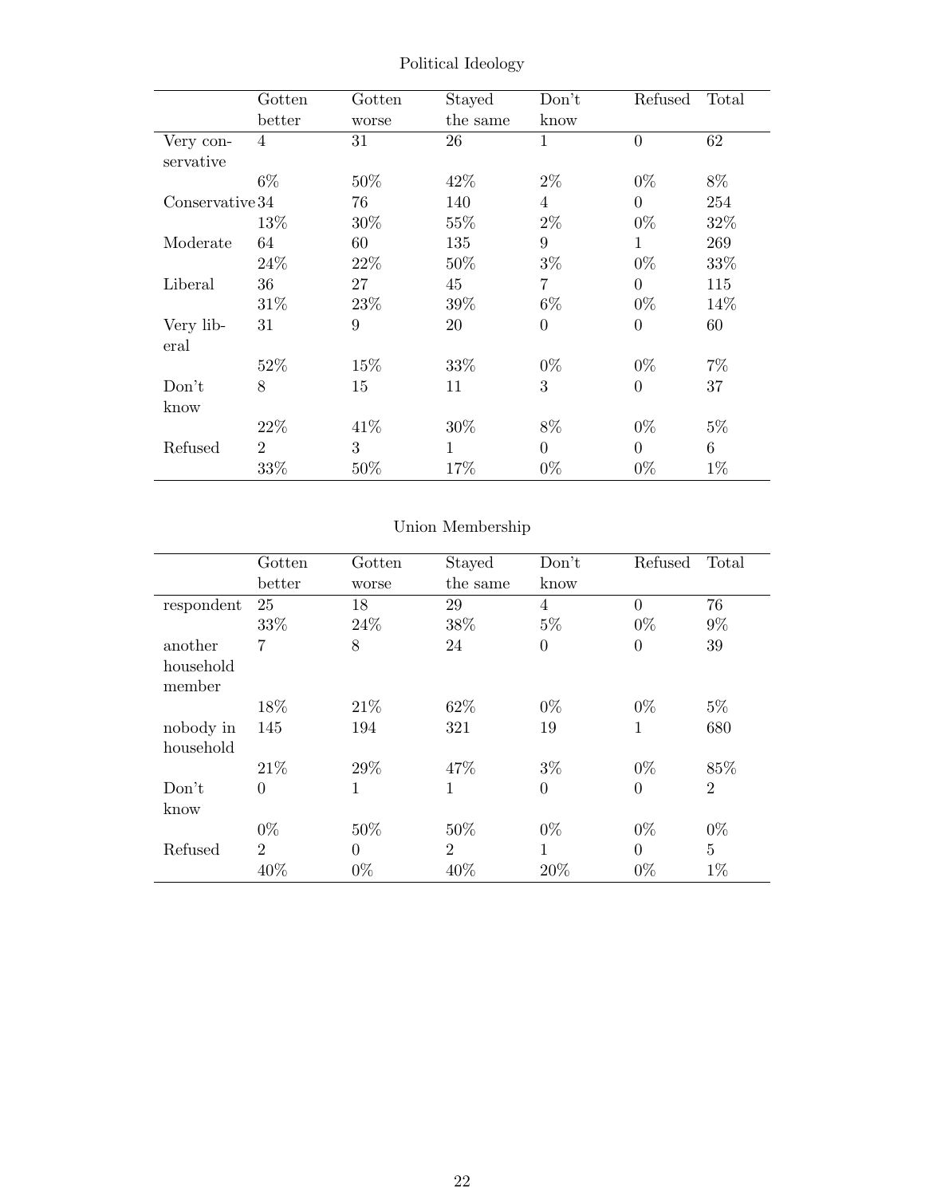Political Ideology

| | Gotten better | Gotten worse | Stayed the same | Don't know | Refused | Total |
|---|---|---|---|---|---|---|
| Very conservative | 4 | 31 | 26 | 1 | 0 | 62 |
| | 6% | 50% | 42% | 2% | 0% | 8% |
| Conservative | 34 | 76 | 140 | 4 | 0 | 254 |
| | 13% | 30% | 55% | 2% | 0% | 32% |
| Moderate | 64 | 60 | 135 | 9 | 1 | 269 |
| | 24% | 22% | 50% | 3% | 0% | 33% |
| Liberal | 36 | 27 | 45 | 7 | 0 | 115 |
| | 31% | 23% | 39% | 6% | 0% | 14% |
| Very liberal | 31 | 9 | 20 | 0 | 0 | 60 |
| | 52% | 15% | 33% | 0% | 0% | 7% |
| Don't know | 8 | 15 | 11 | 3 | 0 | 37 |
| | 22% | 41% | 30% | 8% | 0% | 5% |
| Refused | 2 | 3 | 1 | 0 | 0 | 6 |
| | 33% | 50% | 17% | 0% | 0% | 1% |

Union Membership

| | Gotten better | Gotten worse | Stayed the same | Don't know | Refused | Total |
|---|---|---|---|---|---|---|
| respondent | 25 | 18 | 29 | 4 | 0 | 76 |
| | 33% | 24% | 38% | 5% | 0% | 9% |
| another household member | 7 | 8 | 24 | 0 | 0 | 39 |
| | 18% | 21% | 62% | 0% | 0% | 5% |
| nobody in household | 145 | 194 | 321 | 19 | 1 | 680 |
| | 21% | 29% | 47% | 3% | 0% | 85% |
| Don't know | 0 | 1 | 1 | 0 | 0 | 2 |
| | 0% | 50% | 50% | 0% | 0% | 0% |
| Refused | 2 | 0 | 2 | 1 | 0 | 5 |
| | 40% | 0% | 40% | 20% | 0% | 1% |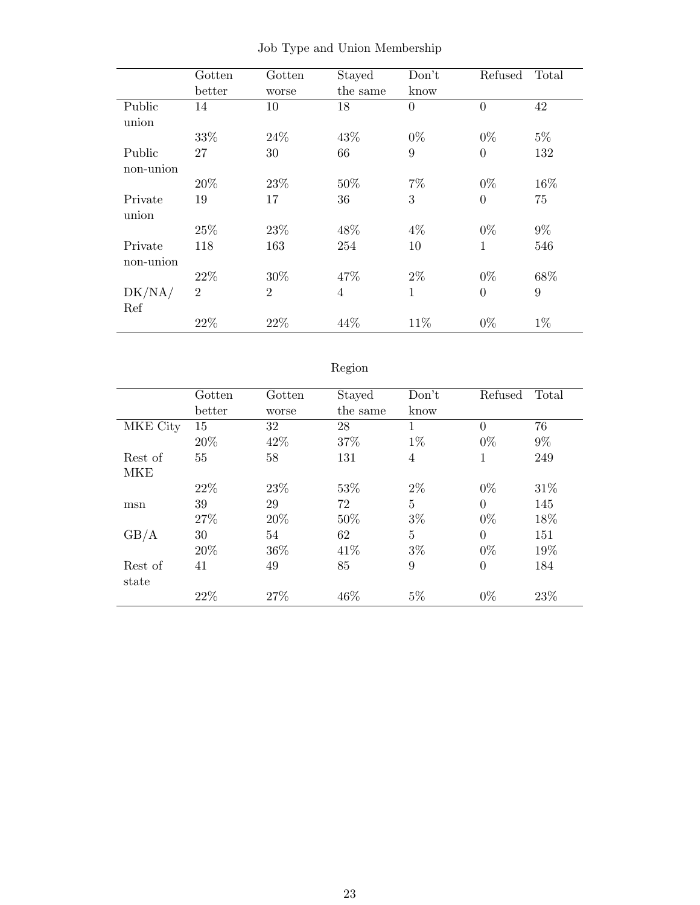Job Type and Union Membership

| | Gotten better | Gotten worse | Stayed the same | Don't know | Refused | Total |
|---|---|---|---|---|---|---|
| Public union | 14 | 10 | 18 | 0 | 0 | 42 |
| | 33% | 24% | 43% | 0% | 0% | 5% |
| Public non-union | 27 | 30 | 66 | 9 | 0 | 132 |
| | 20% | 23% | 50% | 7% | 0% | 16% |
| Private union | 19 | 17 | 36 | 3 | 0 | 75 |
| | 25% | 23% | 48% | 4% | 0% | 9% |
| Private non-union | 118 | 163 | 254 | 10 | 1 | 546 |
| | 22% | 30% | 47% | 2% | 0% | 68% |
| DK/NA/ Ref | 2 | 2 | 4 | 1 | 0 | 9 |
| | 22% | 22% | 44% | 11% | 0% | 1% |

Region

| | Gotten better | Gotten worse | Stayed the same | Don't know | Refused | Total |
|---|---|---|---|---|---|---|
| MKE City | 15 | 32 | 28 | 1 | 0 | 76 |
| | 20% | 42% | 37% | 1% | 0% | 9% |
| Rest of MKE | 55 | 58 | 131 | 4 | 1 | 249 |
| | 22% | 23% | 53% | 2% | 0% | 31% |
| msn | 39 | 29 | 72 | 5 | 0 | 145 |
| | 27% | 20% | 50% | 3% | 0% | 18% |
| GB/A | 30 | 54 | 62 | 5 | 0 | 151 |
| | 20% | 36% | 41% | 3% | 0% | 19% |
| Rest of state | 41 | 49 | 85 | 9 | 0 | 184 |
| | 22% | 27% | 46% | 5% | 0% | 23% |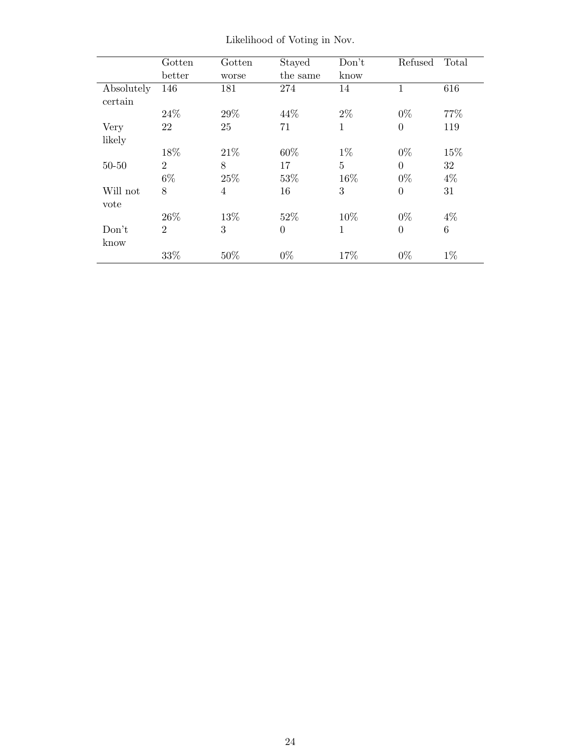Likelihood of Voting in Nov.

| | Gotten better | Gotten worse | Stayed the same | Don't know | Refused | Total |
|---|---|---|---|---|---|---|
| Absolutely certain | 146 | 181 | 274 | 14 | 1 | 616 |
| | 24% | 29% | 44% | 2% | 0% | 77% |
| Very likely | 22 | 25 | 71 | 1 | 0 | 119 |
| | 18% | 21% | 60% | 1% | 0% | 15% |
| 50-50 | 2 | 8 | 17 | 5 | 0 | 32 |
| | 6% | 25% | 53% | 16% | 0% | 4% |
| Will not vote | 8 | 4 | 16 | 3 | 0 | 31 |
| | 26% | 13% | 52% | 10% | 0% | 4% |
| Don't know | 2 | 3 | 0 | 1 | 0 | 6 |
| | 33% | 50% | 0% | 17% | 0% | 1% |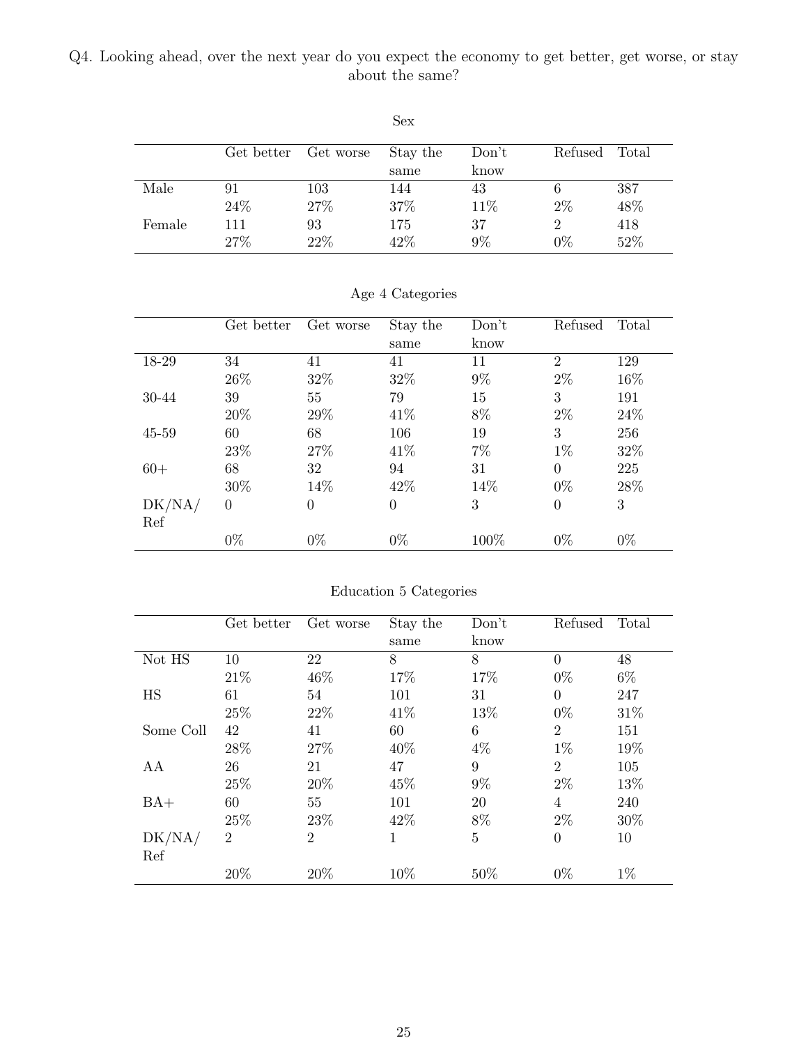Q4. Looking ahead, over the next year do you expect the economy to get better, get worse, or stay about the same?

Sex

| | Get better | Get worse | Stay the same | Don't know | Refused | Total |
|---|---|---|---|---|---|---|
| Male | 91 | 103 | 144 | 43 | 6 | 387 |
| | 24% | 27% | 37% | 11% | 2% | 48% |
| Female | 111 | 93 | 175 | 37 | 2 | 418 |
| | 27% | 22% | 42% | 9% | 0% | 52% |

Age 4 Categories

| | Get better | Get worse | Stay the same | Don't know | Refused | Total |
|---|---|---|---|---|---|---|
| 18-29 | 34 | 41 | 41 | 11 | 2 | 129 |
| | 26% | 32% | 32% | 9% | 2% | 16% |
| 30-44 | 39 | 55 | 79 | 15 | 3 | 191 |
| | 20% | 29% | 41% | 8% | 2% | 24% |
| 45-59 | 60 | 68 | 106 | 19 | 3 | 256 |
| | 23% | 27% | 41% | 7% | 1% | 32% |
| 60+ | 68 | 32 | 94 | 31 | 0 | 225 |
| | 30% | 14% | 42% | 14% | 0% | 28% |
| DK/NA/Ref | 0 | 0 | 0 | 3 | 0 | 3 |
| | 0% | 0% | 0% | 100% | 0% | 0% |

Education 5 Categories

| | Get better | Get worse | Stay the same | Don't know | Refused | Total |
|---|---|---|---|---|---|---|
| Not HS | 10 | 22 | 8 | 8 | 0 | 48 |
| | 21% | 46% | 17% | 17% | 0% | 6% |
| HS | 61 | 54 | 101 | 31 | 0 | 247 |
| | 25% | 22% | 41% | 13% | 0% | 31% |
| Some Coll | 42 | 41 | 60 | 6 | 2 | 151 |
| | 28% | 27% | 40% | 4% | 1% | 19% |
| AA | 26 | 21 | 47 | 9 | 2 | 105 |
| | 25% | 20% | 45% | 9% | 2% | 13% |
| BA+ | 60 | 55 | 101 | 20 | 4 | 240 |
| | 25% | 23% | 42% | 8% | 2% | 30% |
| DK/NA/Ref | 2 | 2 | 1 | 5 | 0 | 10 |
| | 20% | 20% | 10% | 50% | 0% | 1% |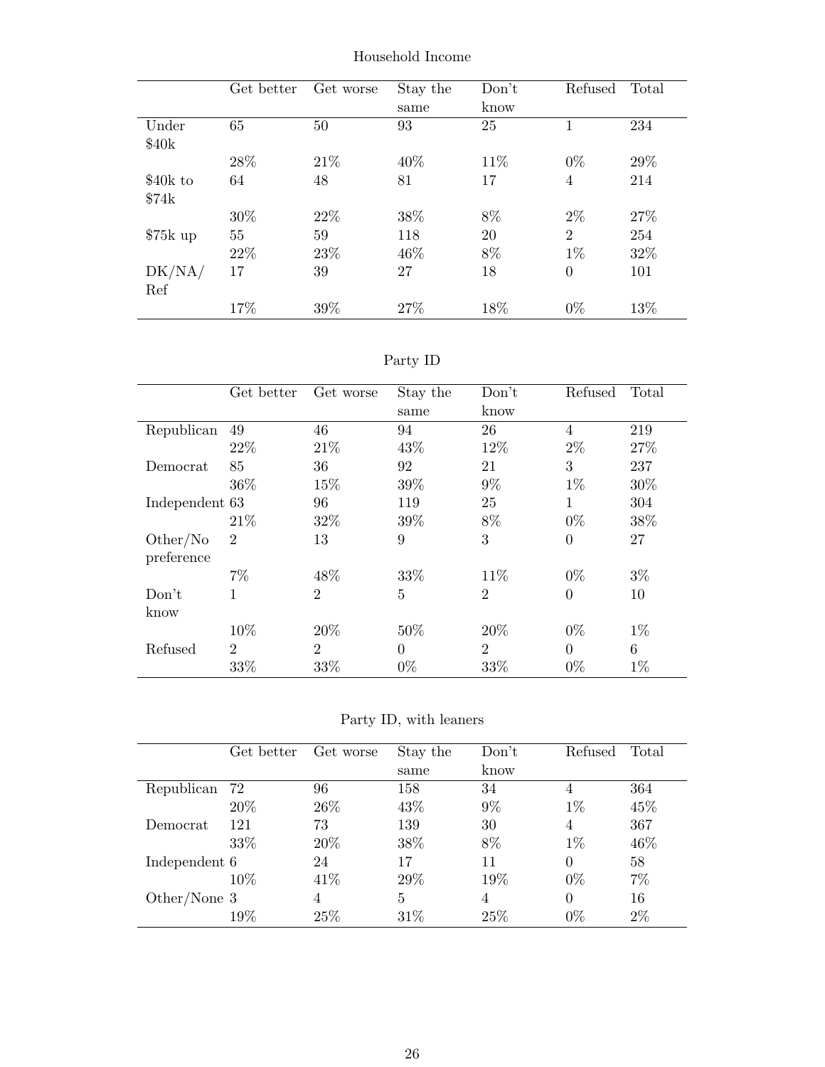Household Income

| | Get better | Get worse | Stay the same | Don't know | Refused | Total |
|---|---|---|---|---|---|---|
| Under $40k | 65 | 50 | 93 | 25 | 1 | 234 |
| | 28% | 21% | 40% | 11% | 0% | 29% |
| $40k to $74k | 64 | 48 | 81 | 17 | 4 | 214 |
| | 30% | 22% | 38% | 8% | 2% | 27% |
| $75k up | 55 | 59 | 118 | 20 | 2 | 254 |
| | 22% | 23% | 46% | 8% | 1% | 32% |
| DK/NA/ Ref | 17 | 39 | 27 | 18 | 0 | 101 |
| | 17% | 39% | 27% | 18% | 0% | 13% |

Party ID

| | Get better | Get worse | Stay the same | Don't know | Refused | Total |
|---|---|---|---|---|---|---|
| Republican | 49 | 46 | 94 | 26 | 4 | 219 |
| | 22% | 21% | 43% | 12% | 2% | 27% |
| Democrat | 85 | 36 | 92 | 21 | 3 | 237 |
| | 36% | 15% | 39% | 9% | 1% | 30% |
| Independent | 63 | 96 | 119 | 25 | 1 | 304 |
| | 21% | 32% | 39% | 8% | 0% | 38% |
| Other/No preference | 2 | 13 | 9 | 3 | 0 | 27 |
| | 7% | 48% | 33% | 11% | 0% | 3% |
| Don't know | 1 | 2 | 5 | 2 | 0 | 10 |
| | 10% | 20% | 50% | 20% | 0% | 1% |
| Refused | 2 | 2 | 0 | 2 | 0 | 6 |
| | 33% | 33% | 0% | 33% | 0% | 1% |

Party ID, with leaners

| | Get better | Get worse | Stay the same | Don't know | Refused | Total |
|---|---|---|---|---|---|---|
| Republican | 72 | 96 | 158 | 34 | 4 | 364 |
| | 20% | 26% | 43% | 9% | 1% | 45% |
| Democrat | 121 | 73 | 139 | 30 | 4 | 367 |
| | 33% | 20% | 38% | 8% | 1% | 46% |
| Independent | 6 | 24 | 17 | 11 | 0 | 58 |
| | 10% | 41% | 29% | 19% | 0% | 7% |
| Other/None | 3 | 4 | 5 | 4 | 0 | 16 |
| | 19% | 25% | 31% | 25% | 0% | 2% |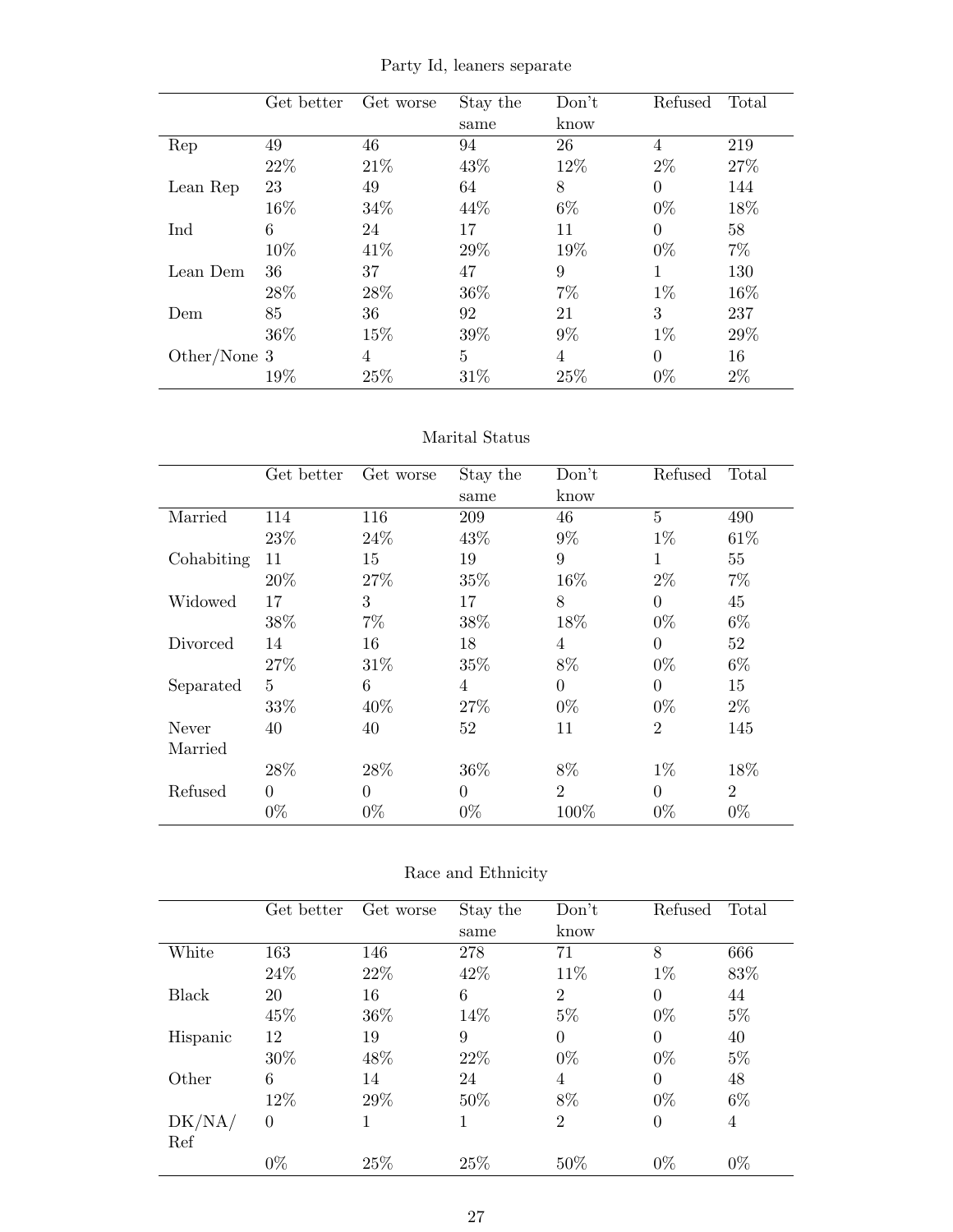Party Id, leaners separate

| | Get better | Get worse | Stay the same | Don't know | Refused | Total |
|---|---|---|---|---|---|---|
| Rep | 49 | 46 | 94 | 26 | 4 | 219 |
| | 22% | 21% | 43% | 12% | 2% | 27% |
| Lean Rep | 23 | 49 | 64 | 8 | 0 | 144 |
| | 16% | 34% | 44% | 6% | 0% | 18% |
| Ind | 6 | 24 | 17 | 11 | 0 | 58 |
| | 10% | 41% | 29% | 19% | 0% | 7% |
| Lean Dem | 36 | 37 | 47 | 9 | 1 | 130 |
| | 28% | 28% | 36% | 7% | 1% | 16% |
| Dem | 85 | 36 | 92 | 21 | 3 | 237 |
| | 36% | 15% | 39% | 9% | 1% | 29% |
| Other/None | 3 | 4 | 5 | 4 | 0 | 16 |
| | 19% | 25% | 31% | 25% | 0% | 2% |

Marital Status

| | Get better | Get worse | Stay the same | Don't know | Refused | Total |
|---|---|---|---|---|---|---|
| Married | 114 | 116 | 209 | 46 | 5 | 490 |
| | 23% | 24% | 43% | 9% | 1% | 61% |
| Cohabiting | 11 | 15 | 19 | 9 | 1 | 55 |
| | 20% | 27% | 35% | 16% | 2% | 7% |
| Widowed | 17 | 3 | 17 | 8 | 0 | 45 |
| | 38% | 7% | 38% | 18% | 0% | 6% |
| Divorced | 14 | 16 | 18 | 4 | 0 | 52 |
| | 27% | 31% | 35% | 8% | 0% | 6% |
| Separated | 5 | 6 | 4 | 0 | 0 | 15 |
| | 33% | 40% | 27% | 0% | 0% | 2% |
| Never Married | 40 | 40 | 52 | 11 | 2 | 145 |
| | 28% | 28% | 36% | 8% | 1% | 18% |
| Refused | 0 | 0 | 0 | 2 | 0 | 2 |
| | 0% | 0% | 0% | 100% | 0% | 0% |

Race and Ethnicity

| | Get better | Get worse | Stay the same | Don't know | Refused | Total |
|---|---|---|---|---|---|---|
| White | 163 | 146 | 278 | 71 | 8 | 666 |
| | 24% | 22% | 42% | 11% | 1% | 83% |
| Black | 20 | 16 | 6 | 2 | 0 | 44 |
| | 45% | 36% | 14% | 5% | 0% | 5% |
| Hispanic | 12 | 19 | 9 | 0 | 0 | 40 |
| | 30% | 48% | 22% | 0% | 0% | 5% |
| Other | 6 | 14 | 24 | 4 | 0 | 48 |
| | 12% | 29% | 50% | 8% | 0% | 6% |
| DK/NA/ Ref | 0 | 1 | 1 | 2 | 0 | 4 |
| | 0% | 25% | 25% | 50% | 0% | 0% |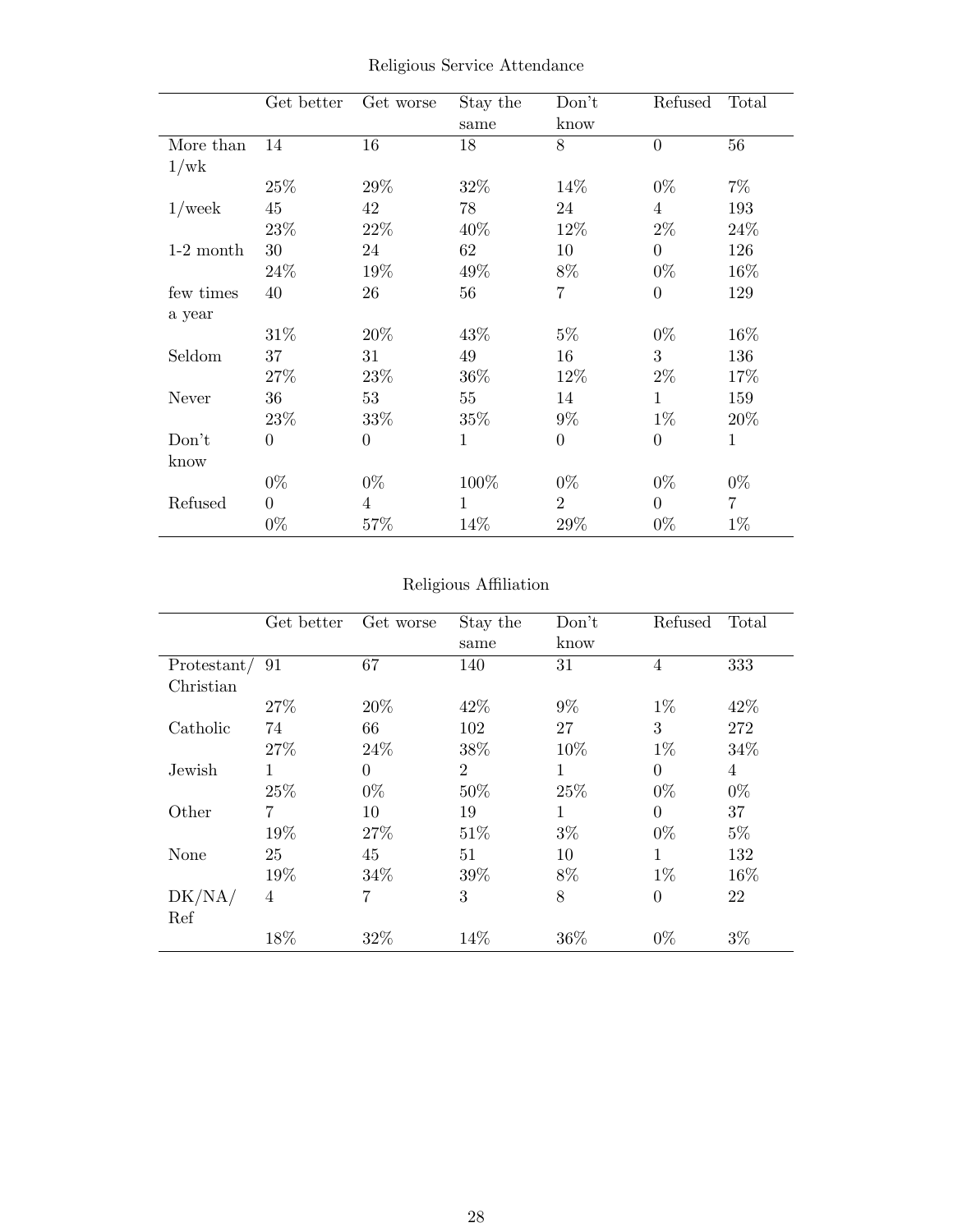Religious Service Attendance

| | Get better | Get worse | Stay the same | Don't know | Refused | Total |
|---|---|---|---|---|---|---|
| More than 1/wk | 14 | 16 | 18 | 8 | 0 | 56 |
| | 25% | 29% | 32% | 14% | 0% | 7% |
| 1/week | 45 | 42 | 78 | 24 | 4 | 193 |
| | 23% | 22% | 40% | 12% | 2% | 24% |
| 1-2 month | 30 | 24 | 62 | 10 | 0 | 126 |
| | 24% | 19% | 49% | 8% | 0% | 16% |
| few times a year | 40 | 26 | 56 | 7 | 0 | 129 |
| | 31% | 20% | 43% | 5% | 0% | 16% |
| Seldom | 37 | 31 | 49 | 16 | 3 | 136 |
| | 27% | 23% | 36% | 12% | 2% | 17% |
| Never | 36 | 53 | 55 | 14 | 1 | 159 |
| | 23% | 33% | 35% | 9% | 1% | 20% |
| Don't know | 0 | 0 | 1 | 0 | 0 | 1 |
| | 0% | 0% | 100% | 0% | 0% | 0% |
| Refused | 0 | 4 | 1 | 2 | 0 | 7 |
| | 0% | 57% | 14% | 29% | 0% | 1% |

Religious Affiliation

| | Get better | Get worse | Stay the same | Don't know | Refused | Total |
|---|---|---|---|---|---|---|
| Protestant/ Christian | 91 | 67 | 140 | 31 | 4 | 333 |
| | 27% | 20% | 42% | 9% | 1% | 42% |
| Catholic | 74 | 66 | 102 | 27 | 3 | 272 |
| | 27% | 24% | 38% | 10% | 1% | 34% |
| Jewish | 1 | 0 | 2 | 1 | 0 | 4 |
| | 25% | 0% | 50% | 25% | 0% | 0% |
| Other | 7 | 10 | 19 | 1 | 0 | 37 |
| | 19% | 27% | 51% | 3% | 0% | 5% |
| None | 25 | 45 | 51 | 10 | 1 | 132 |
| | 19% | 34% | 39% | 8% | 1% | 16% |
| DK/NA/ Ref | 4 | 7 | 3 | 8 | 0 | 22 |
| | 18% | 32% | 14% | 36% | 0% | 3% |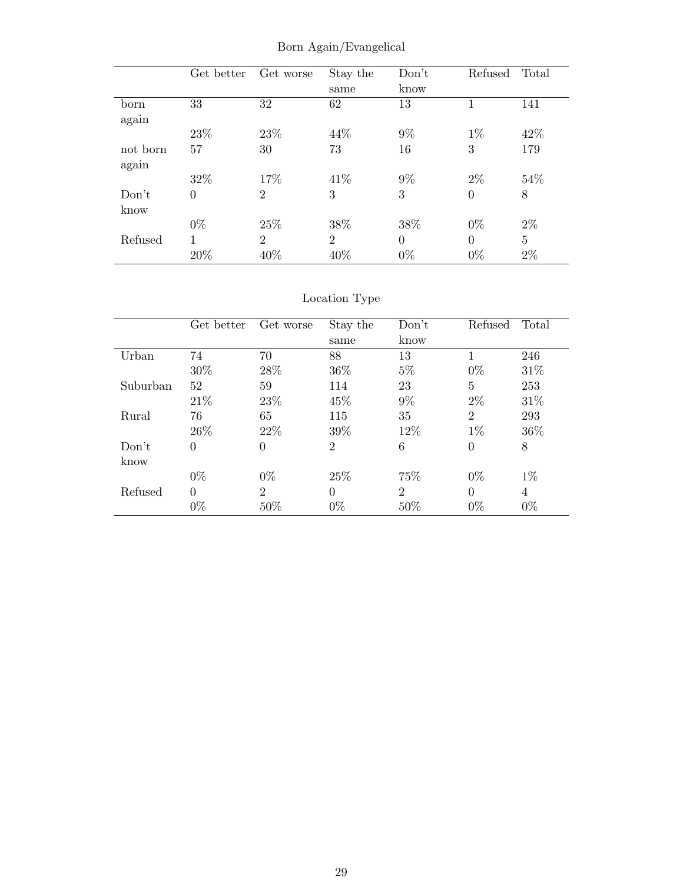Born Again/Evangelical

|  | Get better | Get worse | Stay the same | Don't know | Refused | Total |
|---|---|---|---|---|---|---|
| born again | 33 | 32 | 62 | 13 | 1 | 141 |
|  | 23% | 23% | 44% | 9% | 1% | 42% |
| not born again | 57 | 30 | 73 | 16 | 3 | 179 |
|  | 32% | 17% | 41% | 9% | 2% | 54% |
| Don't know | 0 | 2 | 3 | 3 | 0 | 8 |
|  | 0% | 25% | 38% | 38% | 0% | 2% |
| Refused | 1 | 2 | 2 | 0 | 0 | 5 |
|  | 20% | 40% | 40% | 0% | 0% | 2% |

Location Type

|  | Get better | Get worse | Stay the same | Don't know | Refused | Total |
|---|---|---|---|---|---|---|
| Urban | 74 | 70 | 88 | 13 | 1 | 246 |
|  | 30% | 28% | 36% | 5% | 0% | 31% |
| Suburban | 52 | 59 | 114 | 23 | 5 | 253 |
|  | 21% | 23% | 45% | 9% | 2% | 31% |
| Rural | 76 | 65 | 115 | 35 | 2 | 293 |
|  | 26% | 22% | 39% | 12% | 1% | 36% |
| Don't know | 0 | 0 | 2 | 6 | 0 | 8 |
|  | 0% | 0% | 25% | 75% | 0% | 1% |
| Refused | 0 | 2 | 0 | 2 | 0 | 4 |
|  | 0% | 50% | 0% | 50% | 0% | 0% |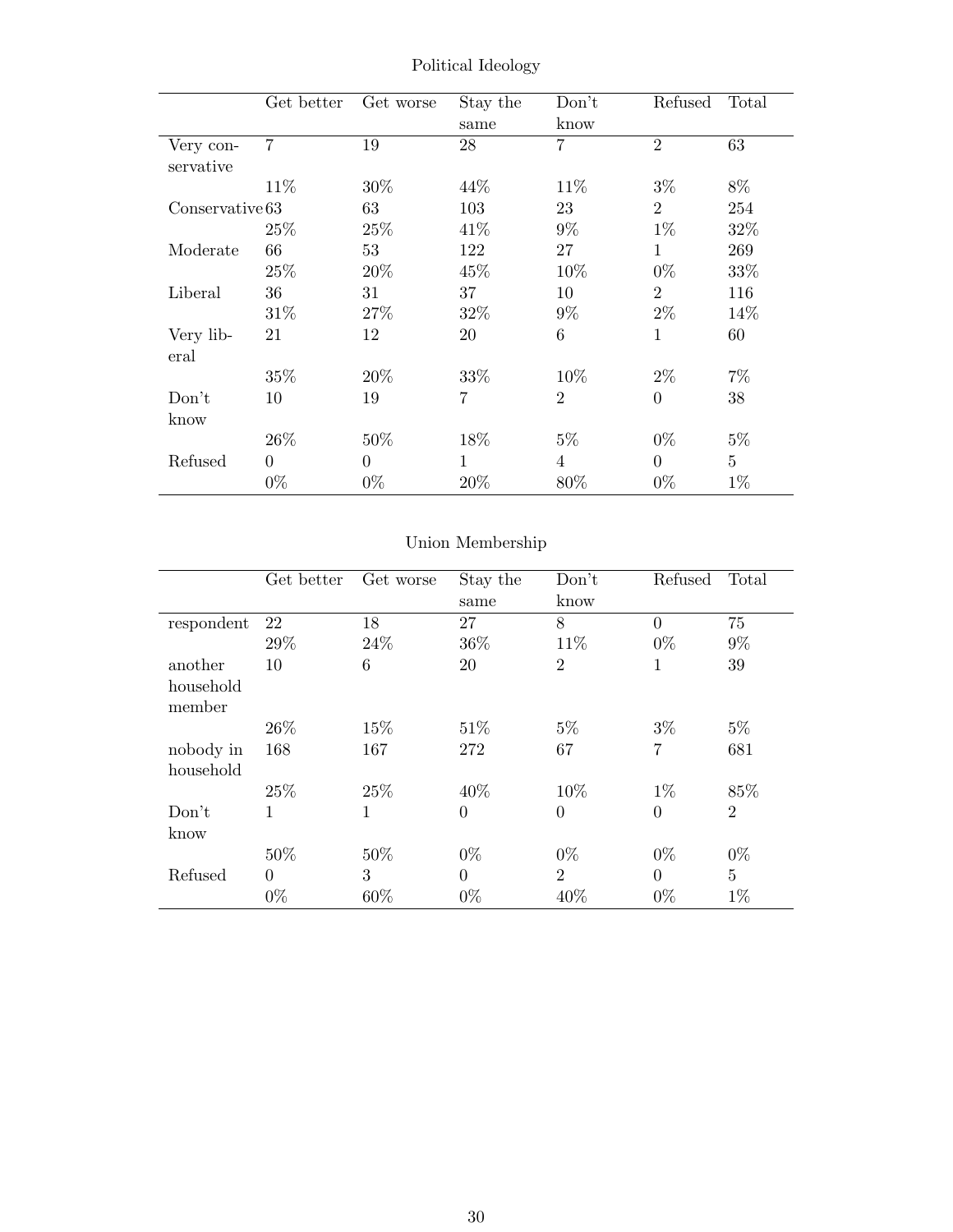## Political Ideology

| | Get better | Get worse | Stay the same | Don't know | Refused | Total |
|---|---|---|---|---|---|---|
| Very conservative | 7 | 19 | 28 | 7 | 2 | 63 |
| | 11% | 30% | 44% | 11% | 3% | 8% |
| Conservative | 63 | 63 | 103 | 23 | 2 | 254 |
| | 25% | 25% | 41% | 9% | 1% | 32% |
| Moderate | 66 | 53 | 122 | 27 | 1 | 269 |
| | 25% | 20% | 45% | 10% | 0% | 33% |
| Liberal | 36 | 31 | 37 | 10 | 2 | 116 |
| | 31% | 27% | 32% | 9% | 2% | 14% |
| Very liberal | 21 | 12 | 20 | 6 | 1 | 60 |
| | 35% | 20% | 33% | 10% | 2% | 7% |
| Don't know | 10 | 19 | 7 | 2 | 0 | 38 |
| | 26% | 50% | 18% | 5% | 0% | 5% |
| Refused | 0 | 0 | 1 | 4 | 0 | 5 |
| | 0% | 0% | 20% | 80% | 0% | 1% |

## Union Membership

| | Get better | Get worse | Stay the same | Don't know | Refused | Total |
|---|---|---|---|---|---|---|
| respondent | 22 | 18 | 27 | 8 | 0 | 75 |
| | 29% | 24% | 36% | 11% | 0% | 9% |
| another household member | 10 | 6 | 20 | 2 | 1 | 39 |
| | 26% | 15% | 51% | 5% | 3% | 5% |
| nobody in household | 168 | 167 | 272 | 67 | 7 | 681 |
| | 25% | 25% | 40% | 10% | 1% | 85% |
| Don't know | 1 | 1 | 0 | 0 | 0 | 2 |
| | 50% | 50% | 0% | 0% | 0% | 0% |
| Refused | 0 | 3 | 0 | 2 | 0 | 5 |
| | 0% | 60% | 0% | 40% | 0% | 1% |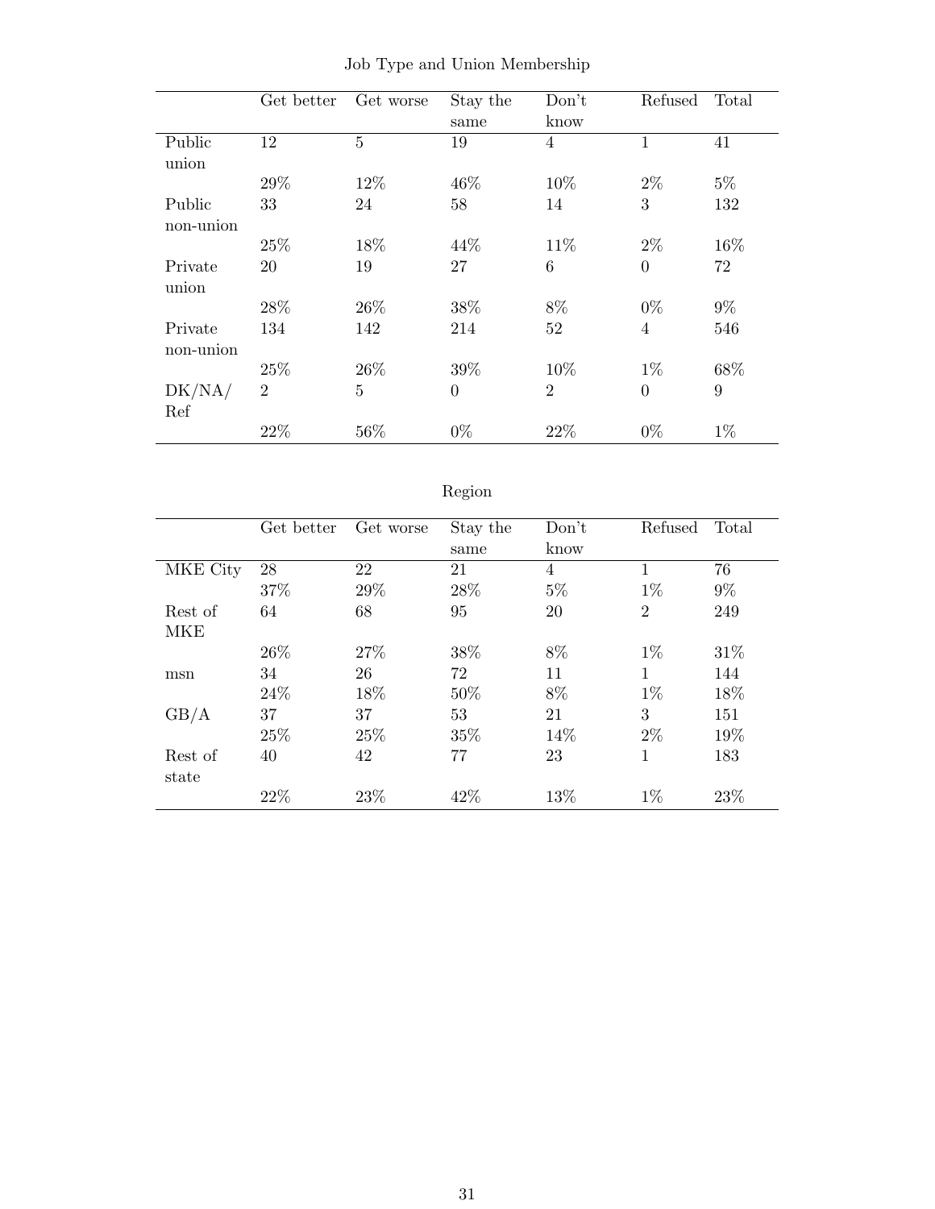## Job Type and Union Membership

| | Get better | Get worse | Stay the same | Don't know | Refused | Total |
|---|---|---|---|---|---|---|
| Public union | 12 | 5 | 19 | 4 | 1 | 41 |
| | 29% | 12% | 46% | 10% | 2% | 5% |
| Public non-union | 33 | 24 | 58 | 14 | 3 | 132 |
| | 25% | 18% | 44% | 11% | 2% | 16% |
| Private union | 20 | 19 | 27 | 6 | 0 | 72 |
| | 28% | 26% | 38% | 8% | 0% | 9% |
| Private non-union | 134 | 142 | 214 | 52 | 4 | 546 |
| | 25% | 26% | 39% | 10% | 1% | 68% |
| DK/NA/ Ref | 2 | 5 | 0 | 2 | 0 | 9 |
| | 22% | 56% | 0% | 22% | 0% | 1% |

## Region

| | Get better | Get worse | Stay the same | Don't know | Refused | Total |
|---|---|---|---|---|---|---|
| MKE City | 28 | 22 | 21 | 4 | 1 | 76 |
| | 37% | 29% | 28% | 5% | 1% | 9% |
| Rest of MKE | 64 | 68 | 95 | 20 | 2 | 249 |
| | 26% | 27% | 38% | 8% | 1% | 31% |
| msn | 34 | 26 | 72 | 11 | 1 | 144 |
| | 24% | 18% | 50% | 8% | 1% | 18% |
| GB/A | 37 | 37 | 53 | 21 | 3 | 151 |
| | 25% | 25% | 35% | 14% | 2% | 19% |
| Rest of state | 40 | 42 | 77 | 23 | 1 | 183 |
| | 22% | 23% | 42% | 13% | 1% | 23% |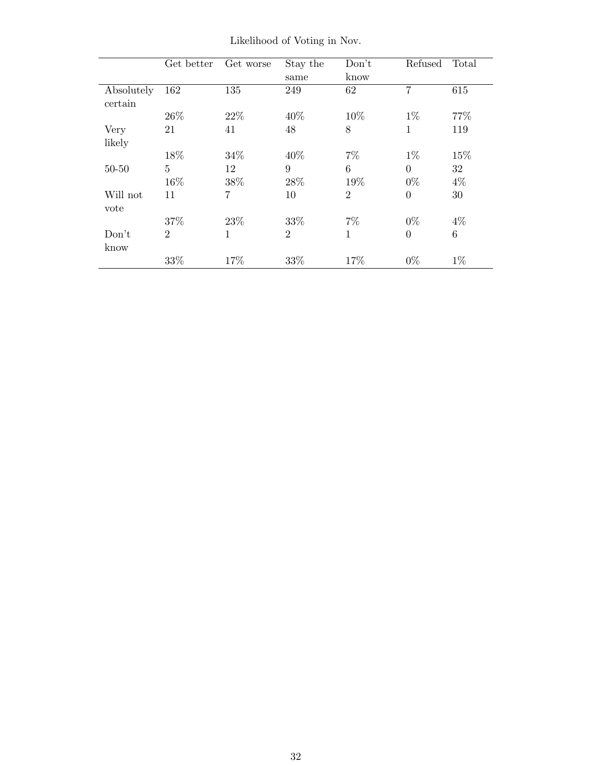Likelihood of Voting in Nov.

| | Get better | Get worse | Stay the same | Don't know | Refused | Total |
|---|---|---|---|---|---|---|
| Absolutely certain | 162 | 135 | 249 | 62 | 7 | 615 |
| | 26% | 22% | 40% | 10% | 1% | 77% |
| Very likely | 21 | 41 | 48 | 8 | 1 | 119 |
| | 18% | 34% | 40% | 7% | 1% | 15% |
| 50-50 | 5 | 12 | 9 | 6 | 0 | 32 |
| | 16% | 38% | 28% | 19% | 0% | 4% |
| Will not vote | 11 | 7 | 10 | 2 | 0 | 30 |
| | 37% | 23% | 33% | 7% | 0% | 4% |
| Don't know | 2 | 1 | 2 | 1 | 0 | 6 |
| | 33% | 17% | 33% | 17% | 0% | 1% |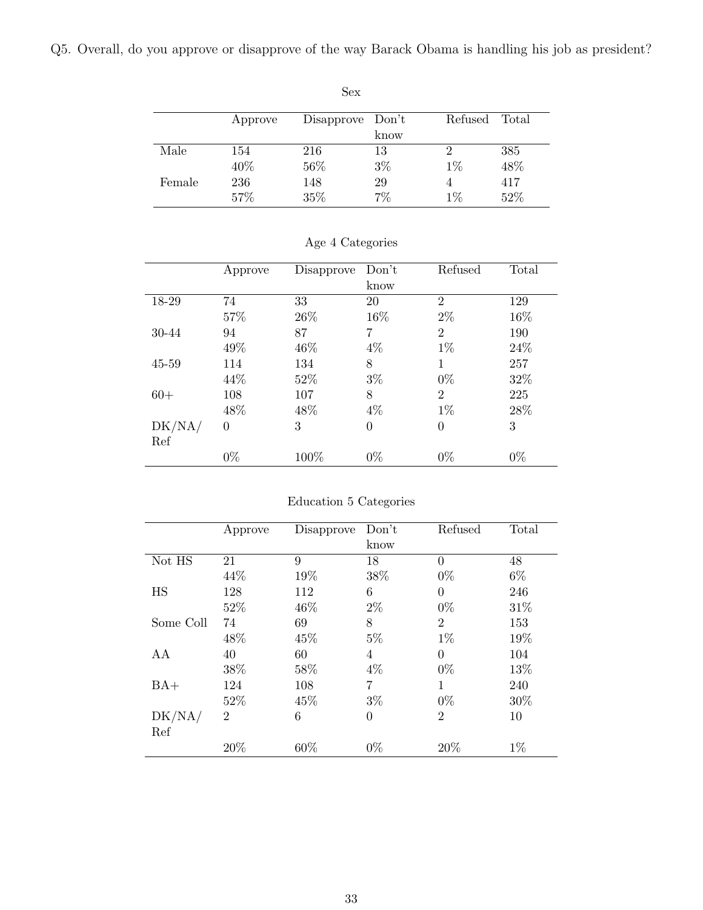Q5. Overall, do you approve or disapprove of the way Barack Obama is handling his job as president?

Sex

| | Approve | Disapprove | Don't know | Refused | Total |
|---|---|---|---|---|---|
| Male | 154 | 216 | 13 | 2 | 385 |
| | 40% | 56% | 3% | 1% | 48% |
| Female | 236 | 148 | 29 | 4 | 417 |
| | 57% | 35% | 7% | 1% | 52% |

Age 4 Categories

| | Approve | Disapprove | Don't know | Refused | Total |
|---|---|---|---|---|---|
| 18-29 | 74 | 33 | 20 | 2 | 129 |
| | 57% | 26% | 16% | 2% | 16% |
| 30-44 | 94 | 87 | 7 | 2 | 190 |
| | 49% | 46% | 4% | 1% | 24% |
| 45-59 | 114 | 134 | 8 | 1 | 257 |
| | 44% | 52% | 3% | 0% | 32% |
| 60+ | 108 | 107 | 8 | 2 | 225 |
| | 48% | 48% | 4% | 1% | 28% |
| DK/NA/Ref | 0 | 3 | 0 | 0 | 3 |
| | 0% | 100% | 0% | 0% | 0% |

Education 5 Categories

| | Approve | Disapprove | Don't know | Refused | Total |
|---|---|---|---|---|---|
| Not HS | 21 | 9 | 18 | 0 | 48 |
| | 44% | 19% | 38% | 0% | 6% |
| HS | 128 | 112 | 6 | 0 | 246 |
| | 52% | 46% | 2% | 0% | 31% |
| Some Coll | 74 | 69 | 8 | 2 | 153 |
| | 48% | 45% | 5% | 1% | 19% |
| AA | 40 | 60 | 4 | 0 | 104 |
| | 38% | 58% | 4% | 0% | 13% |
| BA+ | 124 | 108 | 7 | 1 | 240 |
| | 52% | 45% | 3% | 0% | 30% |
| DK/NA/Ref | 2 | 6 | 0 | 2 | 10 |
| | 20% | 60% | 0% | 20% | 1% |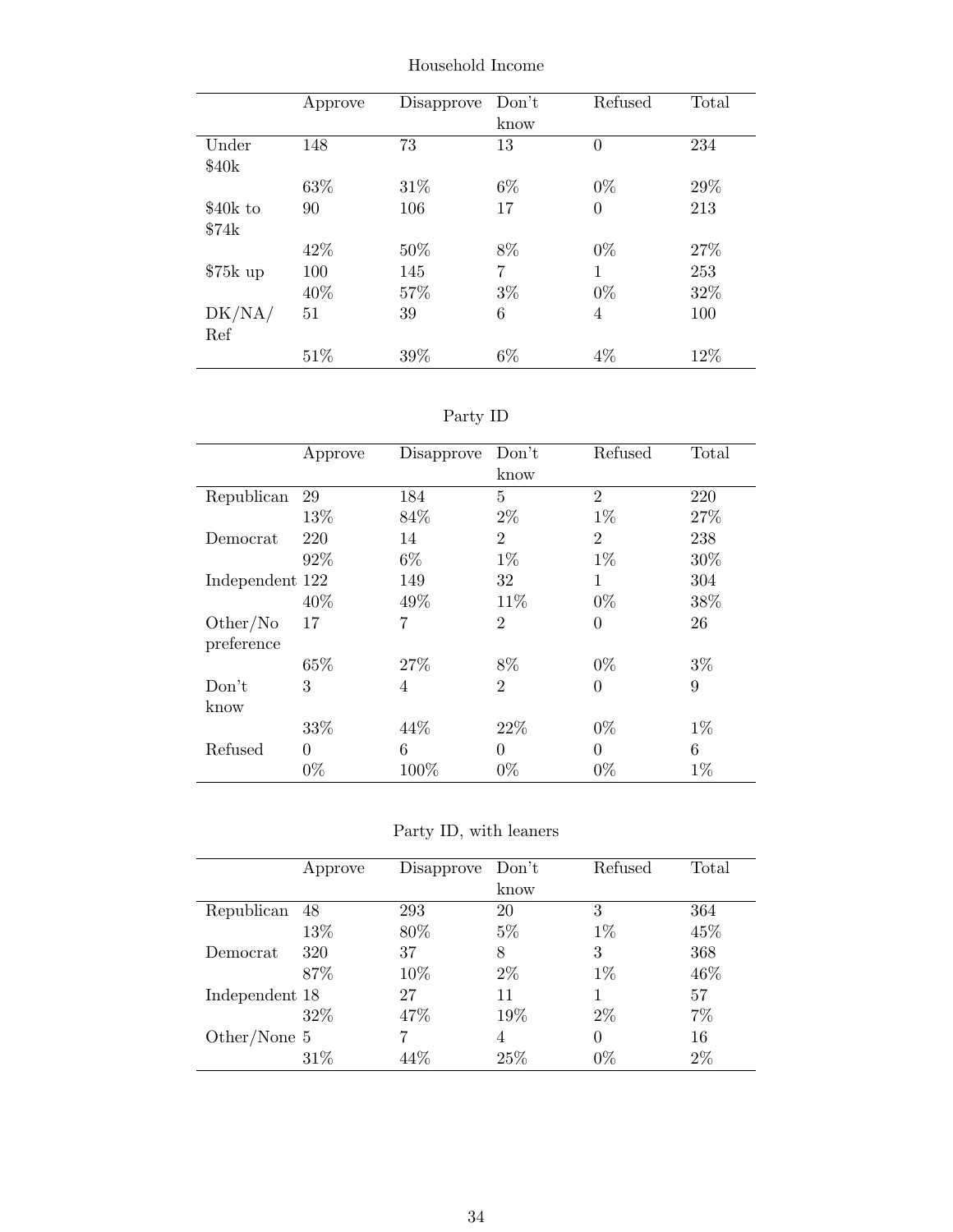Household Income

| | Approve | Disapprove | Don't know | Refused | Total |
|---|---|---|---|---|---|
| Under $40k | 148 | 73 | 13 | 0 | 234 |
| | 63% | 31% | 6% | 0% | 29% |
| $40k to $74k | 90 | 106 | 17 | 0 | 213 |
| | 42% | 50% | 8% | 0% | 27% |
| $75k up | 100 | 145 | 7 | 1 | 253 |
| | 40% | 57% | 3% | 0% | 32% |
| DK/NA/ Ref | 51 | 39 | 6 | 4 | 100 |
| | 51% | 39% | 6% | 4% | 12% |

Party ID

| | Approve | Disapprove | Don't know | Refused | Total |
|---|---|---|---|---|---|
| Republican | 29 | 184 | 5 | 2 | 220 |
| | 13% | 84% | 2% | 1% | 27% |
| Democrat | 220 | 14 | 2 | 2 | 238 |
| | 92% | 6% | 1% | 1% | 30% |
| Independent | 122 | 149 | 32 | 1 | 304 |
| | 40% | 49% | 11% | 0% | 38% |
| Other/No preference | 17 | 7 | 2 | 0 | 26 |
| | 65% | 27% | 8% | 0% | 3% |
| Don't know | 3 | 4 | 2 | 0 | 9 |
| | 33% | 44% | 22% | 0% | 1% |
| Refused | 0 | 6 | 0 | 0 | 6 |
| | 0% | 100% | 0% | 0% | 1% |

Party ID, with leaners

| | Approve | Disapprove | Don't know | Refused | Total |
|---|---|---|---|---|---|
| Republican | 48 | 293 | 20 | 3 | 364 |
| | 13% | 80% | 5% | 1% | 45% |
| Democrat | 320 | 37 | 8 | 3 | 368 |
| | 87% | 10% | 2% | 1% | 46% |
| Independent | 18 | 27 | 11 | 1 | 57 |
| | 32% | 47% | 19% | 2% | 7% |
| Other/None | 5 | 7 | 4 | 0 | 16 |
| | 31% | 44% | 25% | 0% | 2% |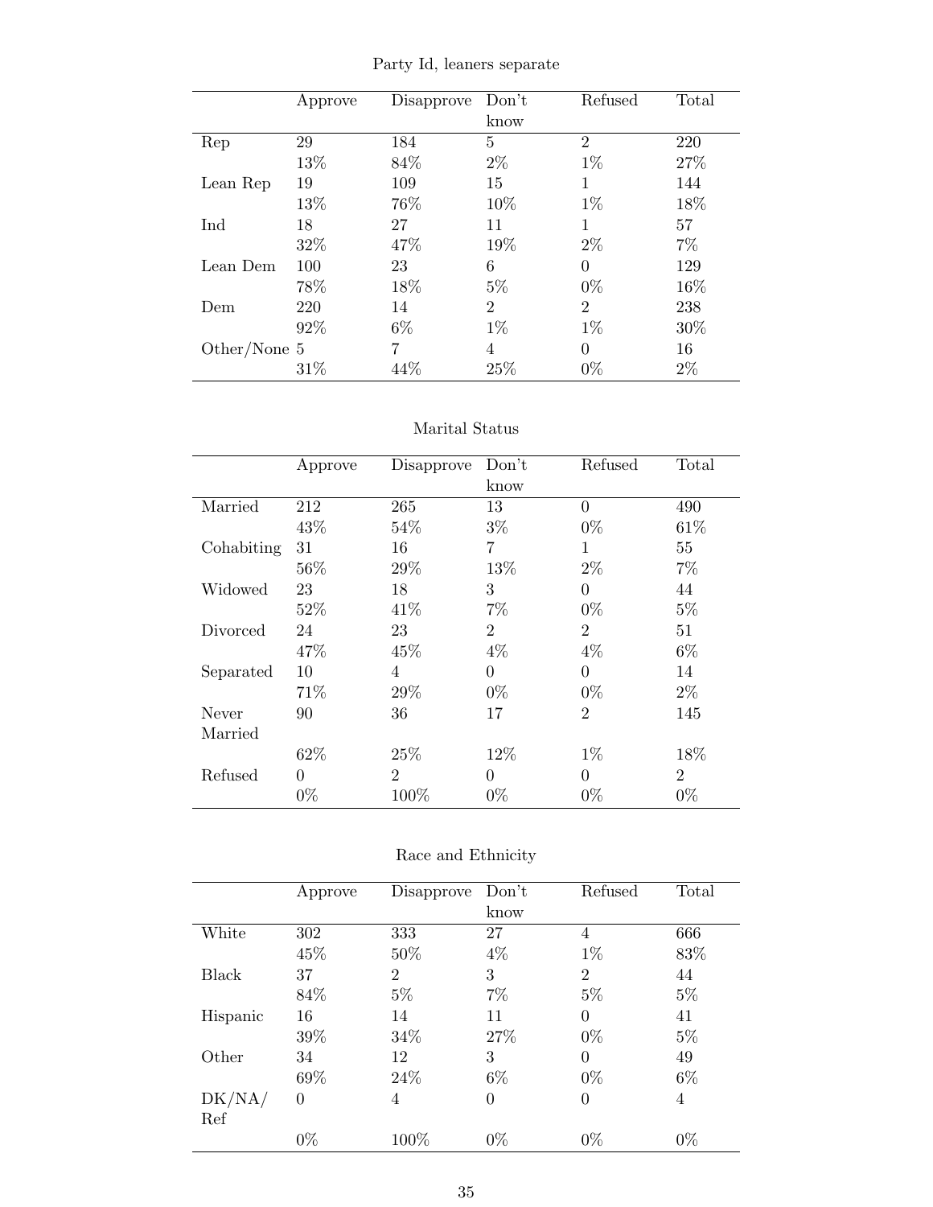Party Id, leaners separate

| | Approve | Disapprove | Don't know | Refused | Total |
|---|---|---|---|---|---|
| Rep | 29 | 184 | 5 | 2 | 220 |
| | 13% | 84% | 2% | 1% | 27% |
| Lean Rep | 19 | 109 | 15 | 1 | 144 |
| | 13% | 76% | 10% | 1% | 18% |
| Ind | 18 | 27 | 11 | 1 | 57 |
| | 32% | 47% | 19% | 2% | 7% |
| Lean Dem | 100 | 23 | 6 | 0 | 129 |
| | 78% | 18% | 5% | 0% | 16% |
| Dem | 220 | 14 | 2 | 2 | 238 |
| | 92% | 6% | 1% | 1% | 30% |
| Other/None | 5 | 7 | 4 | 0 | 16 |
| | 31% | 44% | 25% | 0% | 2% |

Marital Status

| | Approve | Disapprove | Don't know | Refused | Total |
|---|---|---|---|---|---|
| Married | 212 | 265 | 13 | 0 | 490 |
| | 43% | 54% | 3% | 0% | 61% |
| Cohabiting | 31 | 16 | 7 | 1 | 55 |
| | 56% | 29% | 13% | 2% | 7% |
| Widowed | 23 | 18 | 3 | 0 | 44 |
| | 52% | 41% | 7% | 0% | 5% |
| Divorced | 24 | 23 | 2 | 2 | 51 |
| | 47% | 45% | 4% | 4% | 6% |
| Separated | 10 | 4 | 0 | 0 | 14 |
| | 71% | 29% | 0% | 0% | 2% |
| Never Married | 90 | 36 | 17 | 2 | 145 |
| | 62% | 25% | 12% | 1% | 18% |
| Refused | 0 | 2 | 0 | 0 | 2 |
| | 0% | 100% | 0% | 0% | 0% |

Race and Ethnicity

| | Approve | Disapprove | Don't know | Refused | Total |
|---|---|---|---|---|---|
| White | 302 | 333 | 27 | 4 | 666 |
| | 45% | 50% | 4% | 1% | 83% |
| Black | 37 | 2 | 3 | 2 | 44 |
| | 84% | 5% | 7% | 5% | 5% |
| Hispanic | 16 | 14 | 11 | 0 | 41 |
| | 39% | 34% | 27% | 0% | 5% |
| Other | 34 | 12 | 3 | 0 | 49 |
| | 69% | 24% | 6% | 0% | 6% |
| DK/NA/ Ref | 0 | 4 | 0 | 0 | 4 |
| | 0% | 100% | 0% | 0% | 0% |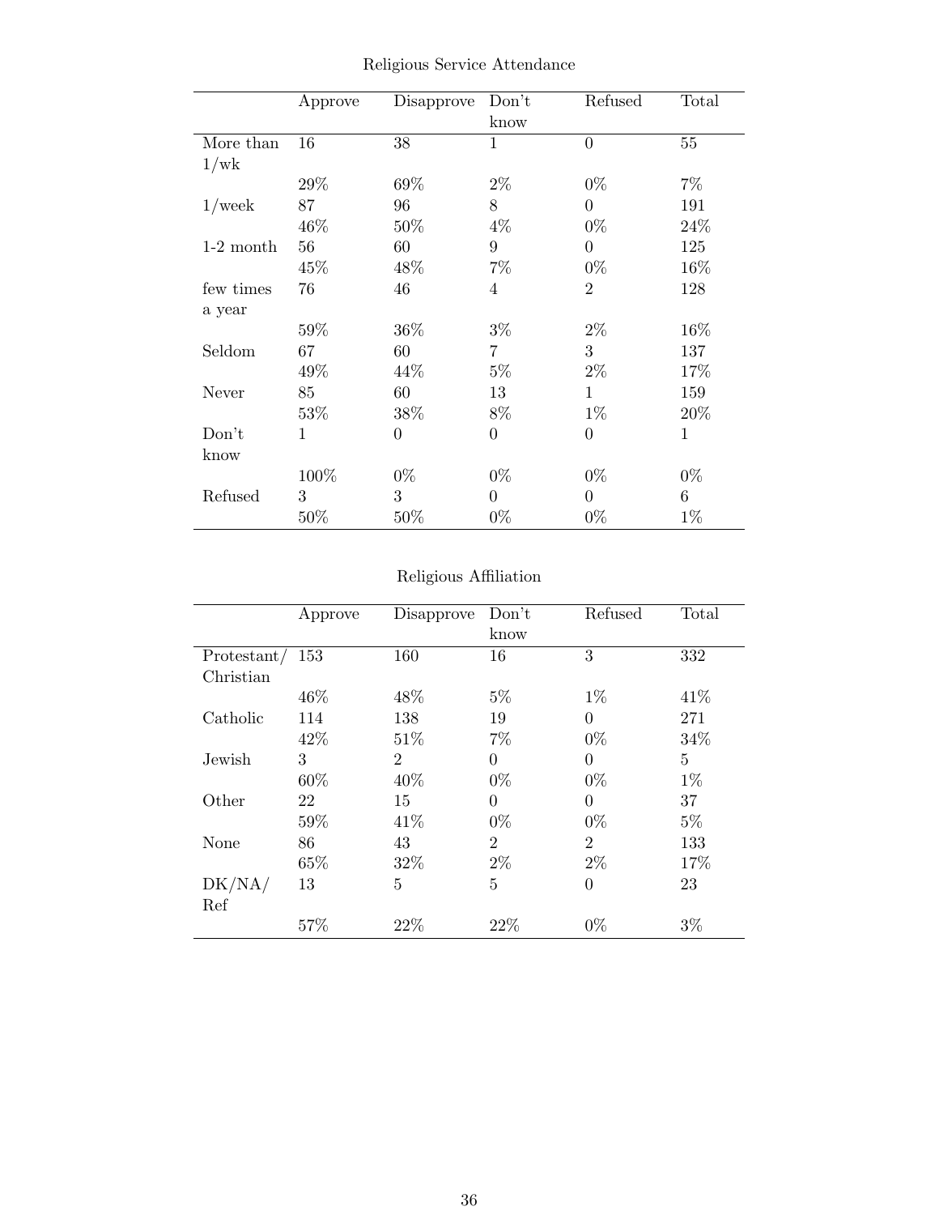Religious Service Attendance

| | Approve | Disapprove | Don't know | Refused | Total |
|---|---|---|---|---|---|
| More than 1/wk | 16 | 38 | 1 | 0 | 55 |
| | 29% | 69% | 2% | 0% | 7% |
| 1/week | 87 | 96 | 8 | 0 | 191 |
| | 46% | 50% | 4% | 0% | 24% |
| 1-2 month | 56 | 60 | 9 | 0 | 125 |
| | 45% | 48% | 7% | 0% | 16% |
| few times a year | 76 | 46 | 4 | 2 | 128 |
| | 59% | 36% | 3% | 2% | 16% |
| Seldom | 67 | 60 | 7 | 3 | 137 |
| | 49% | 44% | 5% | 2% | 17% |
| Never | 85 | 60 | 13 | 1 | 159 |
| | 53% | 38% | 8% | 1% | 20% |
| Don't know | 1 | 0 | 0 | 0 | 1 |
| | 100% | 0% | 0% | 0% | 0% |
| Refused | 3 | 3 | 0 | 0 | 6 |
| | 50% | 50% | 0% | 0% | 1% |

Religious Affiliation

| | Approve | Disapprove | Don't know | Refused | Total |
|---|---|---|---|---|---|
| Protestant/ Christian | 153 | 160 | 16 | 3 | 332 |
| | 46% | 48% | 5% | 1% | 41% |
| Catholic | 114 | 138 | 19 | 0 | 271 |
| | 42% | 51% | 7% | 0% | 34% |
| Jewish | 3 | 2 | 0 | 0 | 5 |
| | 60% | 40% | 0% | 0% | 1% |
| Other | 22 | 15 | 0 | 0 | 37 |
| | 59% | 41% | 0% | 0% | 5% |
| None | 86 | 43 | 2 | 2 | 133 |
| | 65% | 32% | 2% | 2% | 17% |
| DK/NA/ Ref | 13 | 5 | 5 | 0 | 23 |
| | 57% | 22% | 22% | 0% | 3% |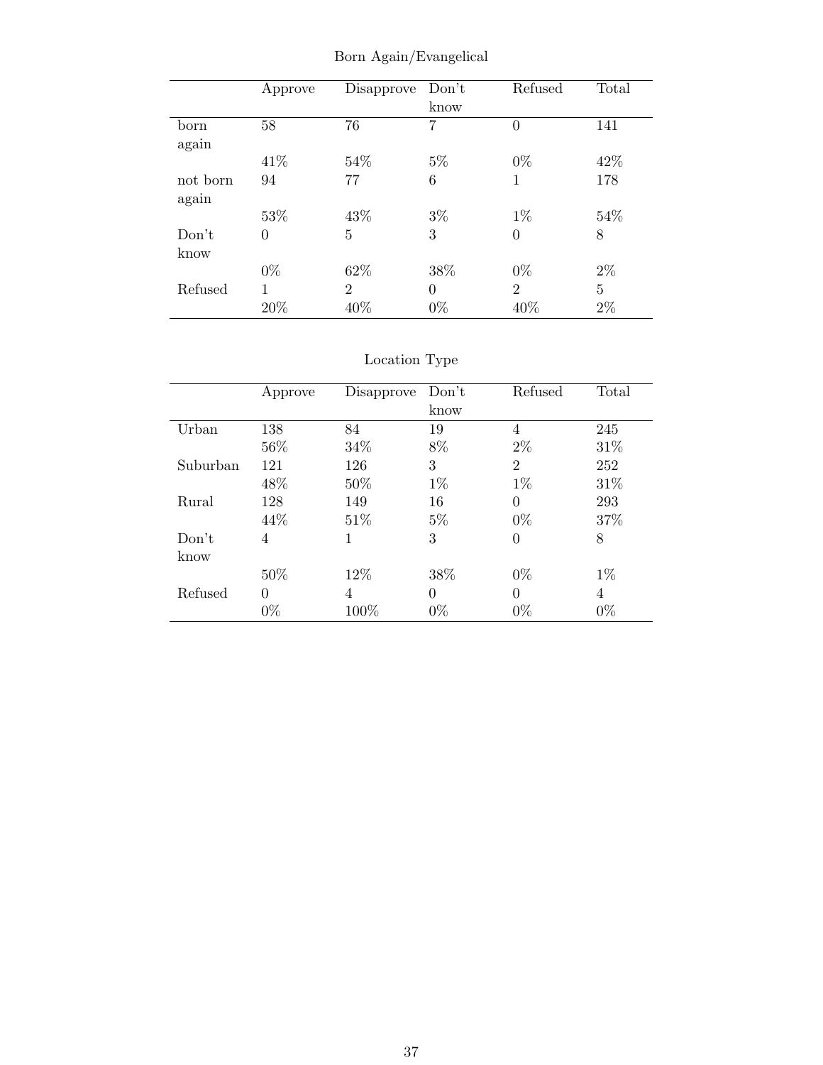Born Again/Evangelical

| | Approve | Disapprove | Don't know | Refused | Total |
|---|---|---|---|---|---|
| born again | 58 | 76 | 7 | 0 | 141 |
| | 41% | 54% | 5% | 0% | 42% |
| not born again | 94 | 77 | 6 | 1 | 178 |
| | 53% | 43% | 3% | 1% | 54% |
| Don't know | 0 | 5 | 3 | 0 | 8 |
| | 0% | 62% | 38% | 0% | 2% |
| Refused | 1 | 2 | 0 | 2 | 5 |
| | 20% | 40% | 0% | 40% | 2% |

Location Type

| | Approve | Disapprove | Don't know | Refused | Total |
|---|---|---|---|---|---|
| Urban | 138 | 84 | 19 | 4 | 245 |
| | 56% | 34% | 8% | 2% | 31% |
| Suburban | 121 | 126 | 3 | 2 | 252 |
| | 48% | 50% | 1% | 1% | 31% |
| Rural | 128 | 149 | 16 | 0 | 293 |
| | 44% | 51% | 5% | 0% | 37% |
| Don't know | 4 | 1 | 3 | 0 | 8 |
| | 50% | 12% | 38% | 0% | 1% |
| Refused | 0 | 4 | 0 | 0 | 4 |
| | 0% | 100% | 0% | 0% | 0% |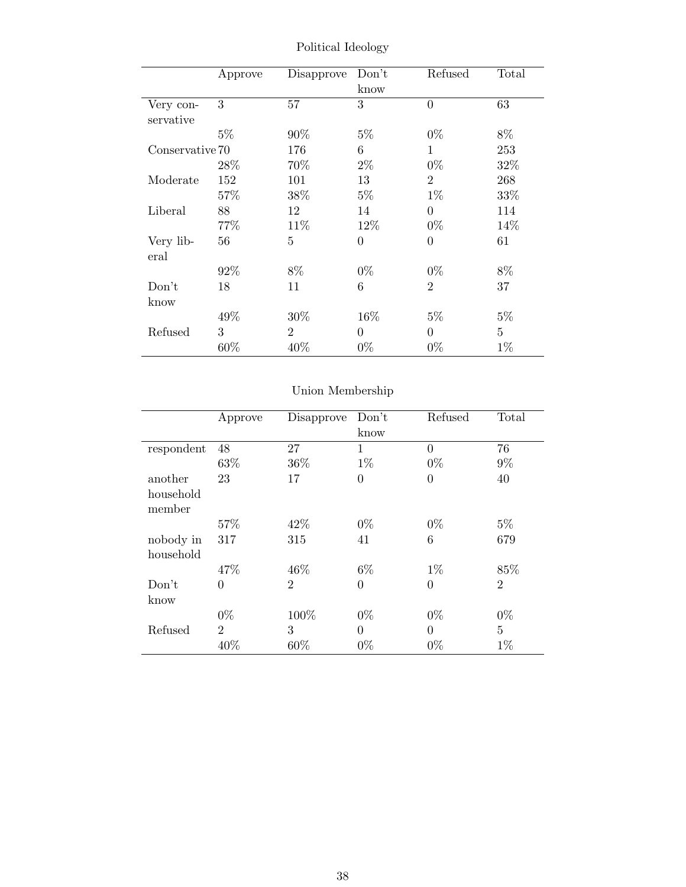Political Ideology

| | Approve | Disapprove | Don't know | Refused | Total |
|---|---|---|---|---|---|
| Very conservative | 3 | 57 | 3 | 0 | 63 |
| | 5% | 90% | 5% | 0% | 8% |
| Conservative | 70 | 176 | 6 | 1 | 253 |
| | 28% | 70% | 2% | 0% | 32% |
| Moderate | 152 | 101 | 13 | 2 | 268 |
| | 57% | 38% | 5% | 1% | 33% |
| Liberal | 88 | 12 | 14 | 0 | 114 |
| | 77% | 11% | 12% | 0% | 14% |
| Very liberal | 56 | 5 | 0 | 0 | 61 |
| | 92% | 8% | 0% | 0% | 8% |
| Don't know | 18 | 11 | 6 | 2 | 37 |
| | 49% | 30% | 16% | 5% | 5% |
| Refused | 3 | 2 | 0 | 0 | 5 |
| | 60% | 40% | 0% | 0% | 1% |

Union Membership

| | Approve | Disapprove | Don't know | Refused | Total |
|---|---|---|---|---|---|
| respondent | 48 | 27 | 1 | 0 | 76 |
| | 63% | 36% | 1% | 0% | 9% |
| another household member | 23 | 17 | 0 | 0 | 40 |
| | 57% | 42% | 0% | 0% | 5% |
| nobody in household | 317 | 315 | 41 | 6 | 679 |
| | 47% | 46% | 6% | 1% | 85% |
| Don't know | 0 | 2 | 0 | 0 | 2 |
| | 0% | 100% | 0% | 0% | 0% |
| Refused | 2 | 3 | 0 | 0 | 5 |
| | 40% | 60% | 0% | 0% | 1% |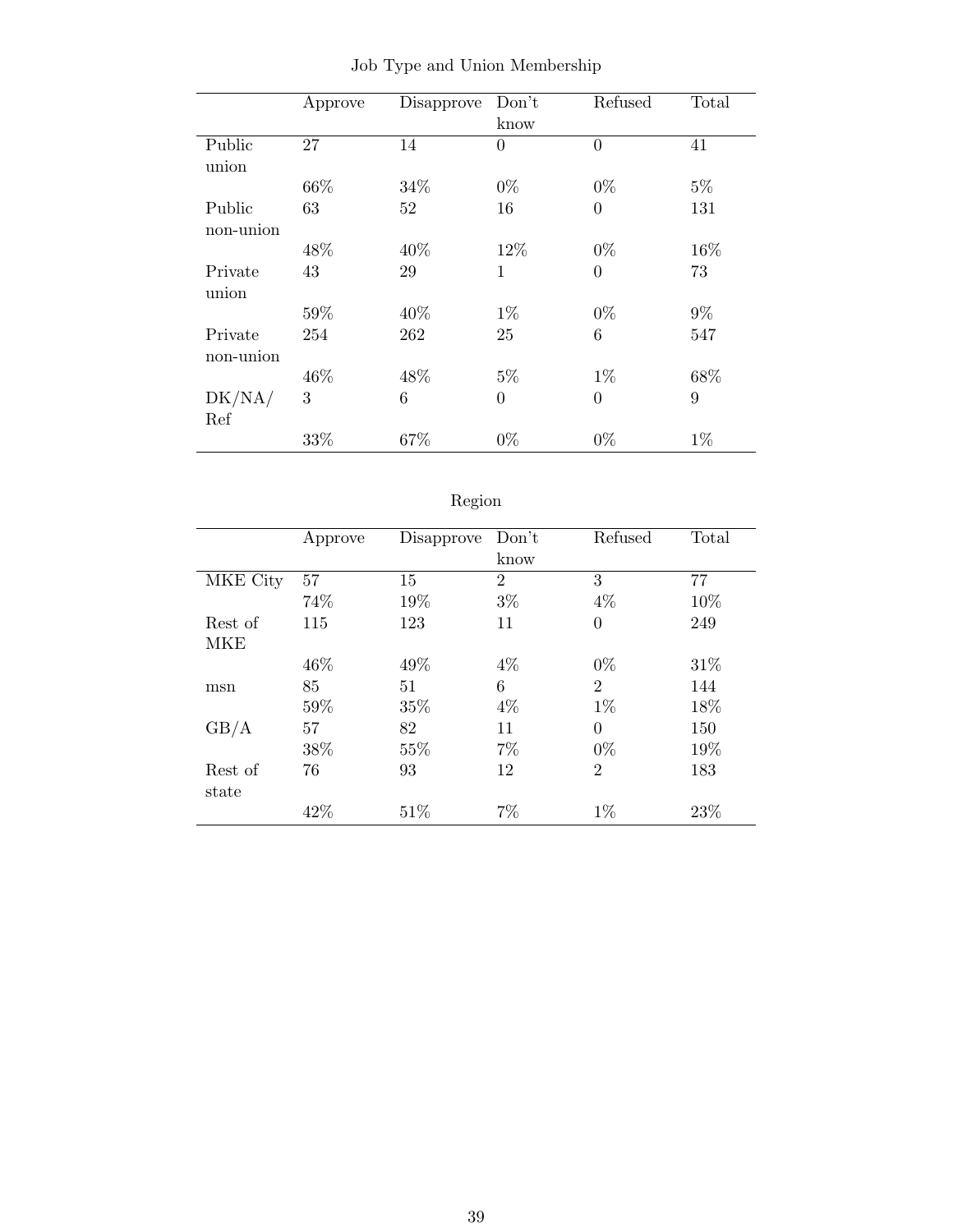## Job Type and Union Membership

| | Approve | Disapprove | Don't know | Refused | Total |
|---|---|---|---|---|---|
| Public union | 27 | 14 | 0 | 0 | 41 |
| | 66% | 34% | 0% | 0% | 5% |
| Public non-union | 63 | 52 | 16 | 0 | 131 |
| | 48% | 40% | 12% | 0% | 16% |
| Private union | 43 | 29 | 1 | 0 | 73 |
| | 59% | 40% | 1% | 0% | 9% |
| Private non-union | 254 | 262 | 25 | 6 | 547 |
| | 46% | 48% | 5% | 1% | 68% |
| DK/NA/ Ref | 3 | 6 | 0 | 0 | 9 |
| | 33% | 67% | 0% | 0% | 1% |

## Region

| | Approve | Disapprove | Don't know | Refused | Total |
|---|---|---|---|---|---|
| MKE City | 57 | 15 | 2 | 3 | 77 |
| | 74% | 19% | 3% | 4% | 10% |
| Rest of MKE | 115 | 123 | 11 | 0 | 249 |
| | 46% | 49% | 4% | 0% | 31% |
| msn | 85 | 51 | 6 | 2 | 144 |
| | 59% | 35% | 4% | 1% | 18% |
| GB/A | 57 | 82 | 11 | 0 | 150 |
| | 38% | 55% | 7% | 0% | 19% |
| Rest of state | 76 | 93 | 12 | 2 | 183 |
| | 42% | 51% | 7% | 1% | 23% |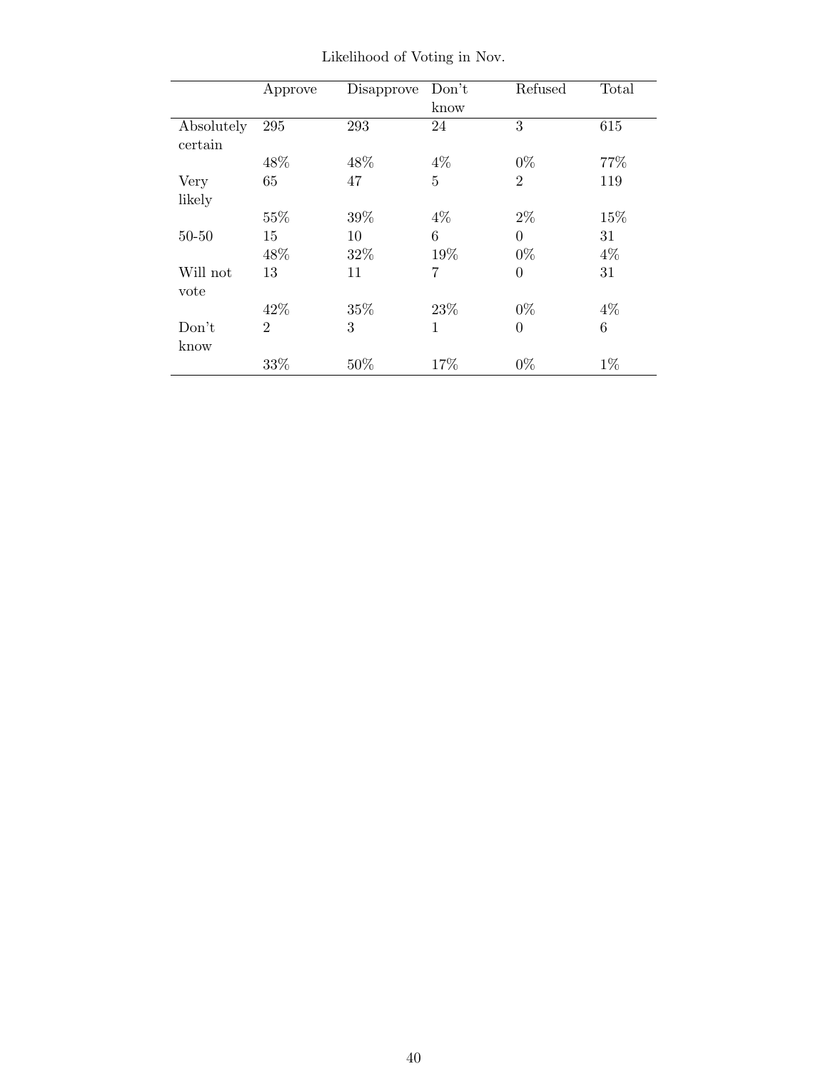Likelihood of Voting in Nov.

| | Approve | Disapprove | Don't know | Refused | Total |
|---|---|---|---|---|---|
| Absolutely certain | 295 | 293 | 24 | 3 | 615 |
| | 48% | 48% | 4% | 0% | 77% |
| Very likely | 65 | 47 | 5 | 2 | 119 |
| | 55% | 39% | 4% | 2% | 15% |
| 50-50 | 15 | 10 | 6 | 0 | 31 |
| | 48% | 32% | 19% | 0% | 4% |
| Will not vote | 13 | 11 | 7 | 0 | 31 |
| | 42% | 35% | 23% | 0% | 4% |
| Don't know | 2 | 3 | 1 | 0 | 6 |
| | 33% | 50% | 17% | 0% | 1% |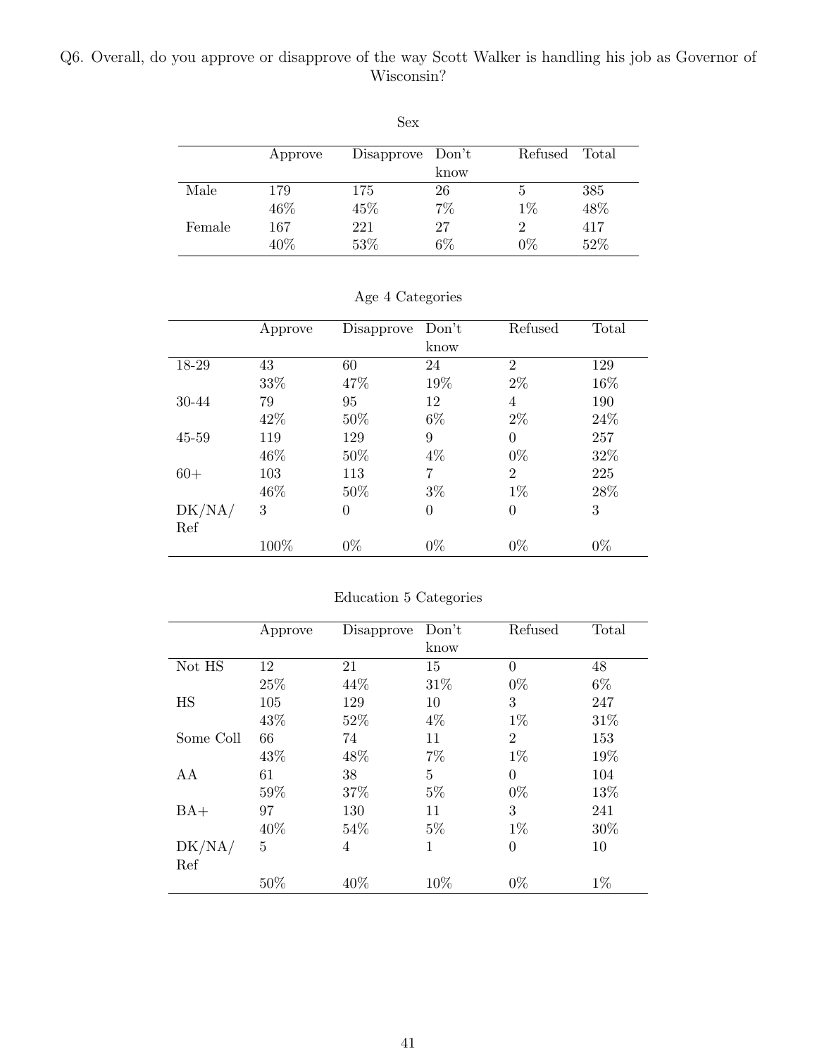Q6. Overall, do you approve or disapprove of the way Scott Walker is handling his job as Governor of Wisconsin?

Sex

| | Approve | Disapprove | Don't know | Refused | Total |
|---|---|---|---|---|---|
| Male | 179 | 175 | 26 | 5 | 385 |
| | 46% | 45% | 7% | 1% | 48% |
| Female | 167 | 221 | 27 | 2 | 417 |
| | 40% | 53% | 6% | 0% | 52% |

Age 4 Categories

| | Approve | Disapprove | Don't know | Refused | Total |
|---|---|---|---|---|---|
| 18-29 | 43 | 60 | 24 | 2 | 129 |
| | 33% | 47% | 19% | 2% | 16% |
| 30-44 | 79 | 95 | 12 | 4 | 190 |
| | 42% | 50% | 6% | 2% | 24% |
| 45-59 | 119 | 129 | 9 | 0 | 257 |
| | 46% | 50% | 4% | 0% | 32% |
| 60+ | 103 | 113 | 7 | 2 | 225 |
| | 46% | 50% | 3% | 1% | 28% |
| DK/NA/Ref | 3 | 0 | 0 | 0 | 3 |
| | 100% | 0% | 0% | 0% | 0% |

Education 5 Categories

| | Approve | Disapprove | Don't know | Refused | Total |
|---|---|---|---|---|---|
| Not HS | 12 | 21 | 15 | 0 | 48 |
| | 25% | 44% | 31% | 0% | 6% |
| HS | 105 | 129 | 10 | 3 | 247 |
| | 43% | 52% | 4% | 1% | 31% |
| Some Coll | 66 | 74 | 11 | 2 | 153 |
| | 43% | 48% | 7% | 1% | 19% |
| AA | 61 | 38 | 5 | 0 | 104 |
| | 59% | 37% | 5% | 0% | 13% |
| BA+ | 97 | 130 | 11 | 3 | 241 |
| | 40% | 54% | 5% | 1% | 30% |
| DK/NA/Ref | 5 | 4 | 1 | 0 | 10 |
| | 50% | 40% | 10% | 0% | 1% |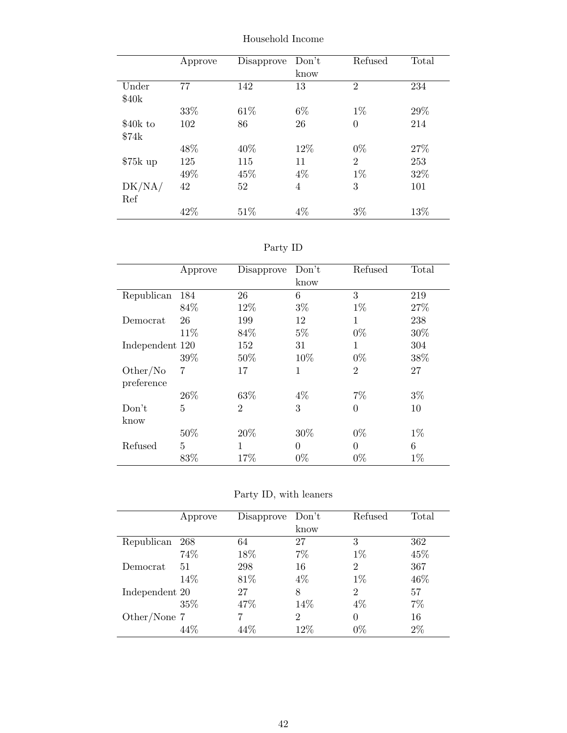Household Income

| | Approve | Disapprove | Don't know | Refused | Total |
|---|---|---|---|---|---|
| Under $40k | 77 | 142 | 13 | 2 | 234 |
| | 33% | 61% | 6% | 1% | 29% |
| $40k to $74k | 102 | 86 | 26 | 0 | 214 |
| | 48% | 40% | 12% | 0% | 27% |
| $75k up | 125 | 115 | 11 | 2 | 253 |
| | 49% | 45% | 4% | 1% | 32% |
| DK/NA/ Ref | 42 | 52 | 4 | 3 | 101 |
| | 42% | 51% | 4% | 3% | 13% |

Party ID

| | Approve | Disapprove | Don't know | Refused | Total |
|---|---|---|---|---|---|
| Republican | 184 | 26 | 6 | 3 | 219 |
| | 84% | 12% | 3% | 1% | 27% |
| Democrat | 26 | 199 | 12 | 1 | 238 |
| | 11% | 84% | 5% | 0% | 30% |
| Independent | 120 | 152 | 31 | 1 | 304 |
| | 39% | 50% | 10% | 0% | 38% |
| Other/No preference | 7 | 17 | 1 | 2 | 27 |
| | 26% | 63% | 4% | 7% | 3% |
| Don't know | 5 | 2 | 3 | 0 | 10 |
| | 50% | 20% | 30% | 0% | 1% |
| Refused | 5 | 1 | 0 | 0 | 6 |
| | 83% | 17% | 0% | 0% | 1% |

Party ID, with leaners

| | Approve | Disapprove | Don't know | Refused | Total |
|---|---|---|---|---|---|
| Republican | 268 | 64 | 27 | 3 | 362 |
| | 74% | 18% | 7% | 1% | 45% |
| Democrat | 51 | 298 | 16 | 2 | 367 |
| | 14% | 81% | 4% | 1% | 46% |
| Independent | 20 | 27 | 8 | 2 | 57 |
| | 35% | 47% | 14% | 4% | 7% |
| Other/None | 7 | 7 | 2 | 0 | 16 |
| | 44% | 44% | 12% | 0% | 2% |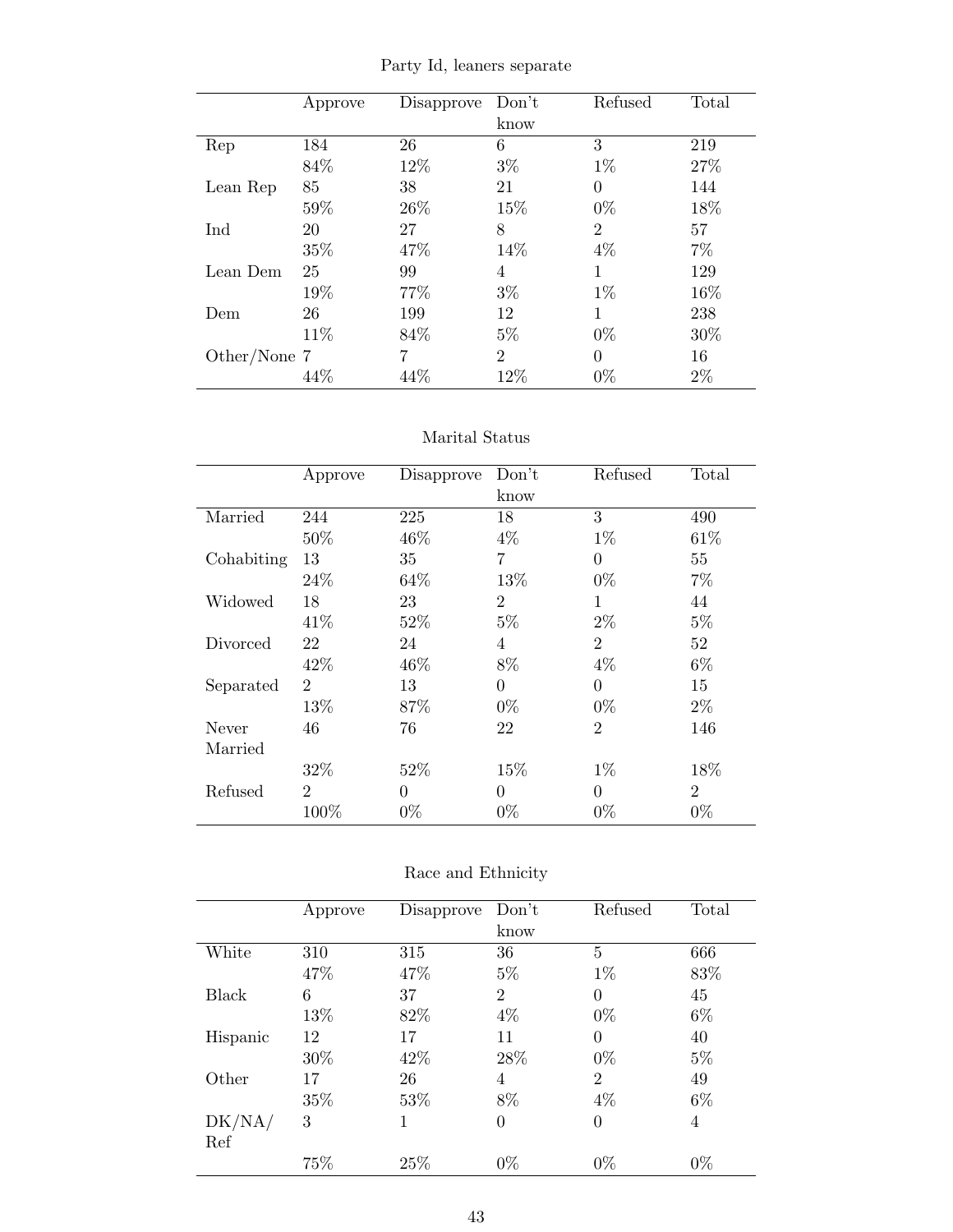Party Id, leaners separate

| | Approve | Disapprove | Don't know | Refused | Total |
|---|---|---|---|---|---|
| Rep | 184 | 26 | 6 | 3 | 219 |
| | 84% | 12% | 3% | 1% | 27% |
| Lean Rep | 85 | 38 | 21 | 0 | 144 |
| | 59% | 26% | 15% | 0% | 18% |
| Ind | 20 | 27 | 8 | 2 | 57 |
| | 35% | 47% | 14% | 4% | 7% |
| Lean Dem | 25 | 99 | 4 | 1 | 129 |
| | 19% | 77% | 3% | 1% | 16% |
| Dem | 26 | 199 | 12 | 1 | 238 |
| | 11% | 84% | 5% | 0% | 30% |
| Other/None | 7 | 7 | 2 | 0 | 16 |
| | 44% | 44% | 12% | 0% | 2% |

Marital Status

| | Approve | Disapprove | Don't know | Refused | Total |
|---|---|---|---|---|---|
| Married | 244 | 225 | 18 | 3 | 490 |
| | 50% | 46% | 4% | 1% | 61% |
| Cohabiting | 13 | 35 | 7 | 0 | 55 |
| | 24% | 64% | 13% | 0% | 7% |
| Widowed | 18 | 23 | 2 | 1 | 44 |
| | 41% | 52% | 5% | 2% | 5% |
| Divorced | 22 | 24 | 4 | 2 | 52 |
| | 42% | 46% | 8% | 4% | 6% |
| Separated | 2 | 13 | 0 | 0 | 15 |
| | 13% | 87% | 0% | 0% | 2% |
| Never Married | 46 | 76 | 22 | 2 | 146 |
| | 32% | 52% | 15% | 1% | 18% |
| Refused | 2 | 0 | 0 | 0 | 2 |
| | 100% | 0% | 0% | 0% | 0% |

Race and Ethnicity

| | Approve | Disapprove | Don't know | Refused | Total |
|---|---|---|---|---|---|
| White | 310 | 315 | 36 | 5 | 666 |
| | 47% | 47% | 5% | 1% | 83% |
| Black | 6 | 37 | 2 | 0 | 45 |
| | 13% | 82% | 4% | 0% | 6% |
| Hispanic | 12 | 17 | 11 | 0 | 40 |
| | 30% | 42% | 28% | 0% | 5% |
| Other | 17 | 26 | 4 | 2 | 49 |
| | 35% | 53% | 8% | 4% | 6% |
| DK/NA/Ref | 3 | 1 | 0 | 0 | 4 |
| | 75% | 25% | 0% | 0% | 0% |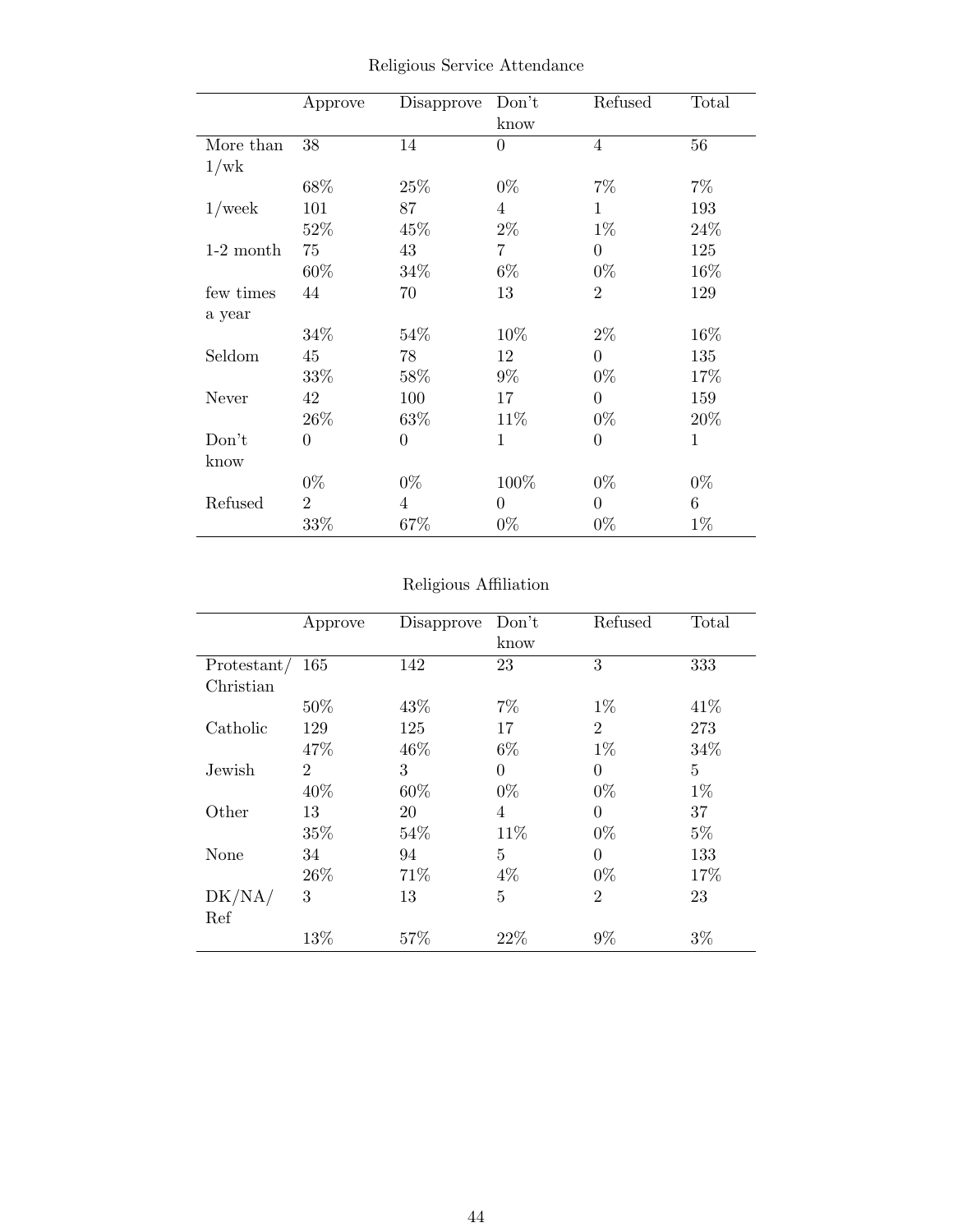Religious Service Attendance

| | Approve | Disapprove | Don't know | Refused | Total |
|---|---|---|---|---|---|
| More than 1/wk | 38 | 14 | 0 | 4 | 56 |
| | 68% | 25% | 0% | 7% | 7% |
| 1/week | 101 | 87 | 4 | 1 | 193 |
| | 52% | 45% | 2% | 1% | 24% |
| 1-2 month | 75 | 43 | 7 | 0 | 125 |
| | 60% | 34% | 6% | 0% | 16% |
| few times a year | 44 | 70 | 13 | 2 | 129 |
| | 34% | 54% | 10% | 2% | 16% |
| Seldom | 45 | 78 | 12 | 0 | 135 |
| | 33% | 58% | 9% | 0% | 17% |
| Never | 42 | 100 | 17 | 0 | 159 |
| | 26% | 63% | 11% | 0% | 20% |
| Don't know | 0 | 0 | 1 | 0 | 1 |
| | 0% | 0% | 100% | 0% | 0% |
| Refused | 2 | 4 | 0 | 0 | 6 |
| | 33% | 67% | 0% | 0% | 1% |

Religious Affiliation

| | Approve | Disapprove | Don't know | Refused | Total |
|---|---|---|---|---|---|
| Protestant/ Christian | 165 | 142 | 23 | 3 | 333 |
| | 50% | 43% | 7% | 1% | 41% |
| Catholic | 129 | 125 | 17 | 2 | 273 |
| | 47% | 46% | 6% | 1% | 34% |
| Jewish | 2 | 3 | 0 | 0 | 5 |
| | 40% | 60% | 0% | 0% | 1% |
| Other | 13 | 20 | 4 | 0 | 37 |
| | 35% | 54% | 11% | 0% | 5% |
| None | 34 | 94 | 5 | 0 | 133 |
| | 26% | 71% | 4% | 0% | 17% |
| DK/NA/ Ref | 3 | 13 | 5 | 2 | 23 |
| | 13% | 57% | 22% | 9% | 3% |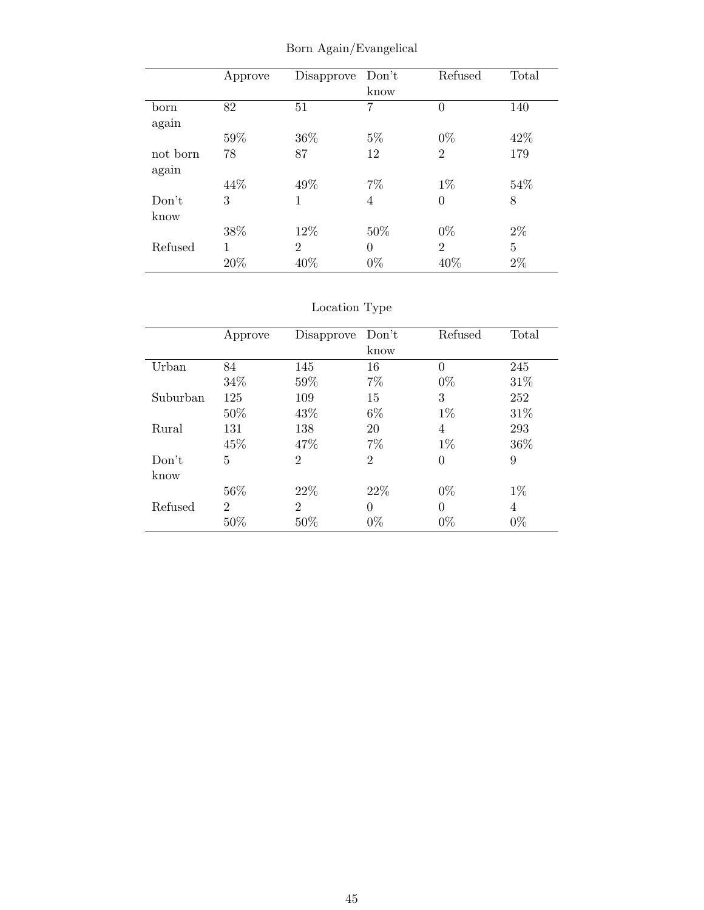Born Again/Evangelical

| | Approve | Disapprove | Don't know | Refused | Total |
|---|---|---|---|---|---|
| born again | 82 | 51 | 7 | 0 | 140 |
| | 59% | 36% | 5% | 0% | 42% |
| not born again | 78 | 87 | 12 | 2 | 179 |
| | 44% | 49% | 7% | 1% | 54% |
| Don't know | 3 | 1 | 4 | 0 | 8 |
| | 38% | 12% | 50% | 0% | 2% |
| Refused | 1 | 2 | 0 | 2 | 5 |
| | 20% | 40% | 0% | 40% | 2% |

Location Type

| | Approve | Disapprove | Don't know | Refused | Total |
|---|---|---|---|---|---|
| Urban | 84 | 145 | 16 | 0 | 245 |
| | 34% | 59% | 7% | 0% | 31% |
| Suburban | 125 | 109 | 15 | 3 | 252 |
| | 50% | 43% | 6% | 1% | 31% |
| Rural | 131 | 138 | 20 | 4 | 293 |
| | 45% | 47% | 7% | 1% | 36% |
| Don't know | 5 | 2 | 2 | 0 | 9 |
| | 56% | 22% | 22% | 0% | 1% |
| Refused | 2 | 2 | 0 | 0 | 4 |
| | 50% | 50% | 0% | 0% | 0% |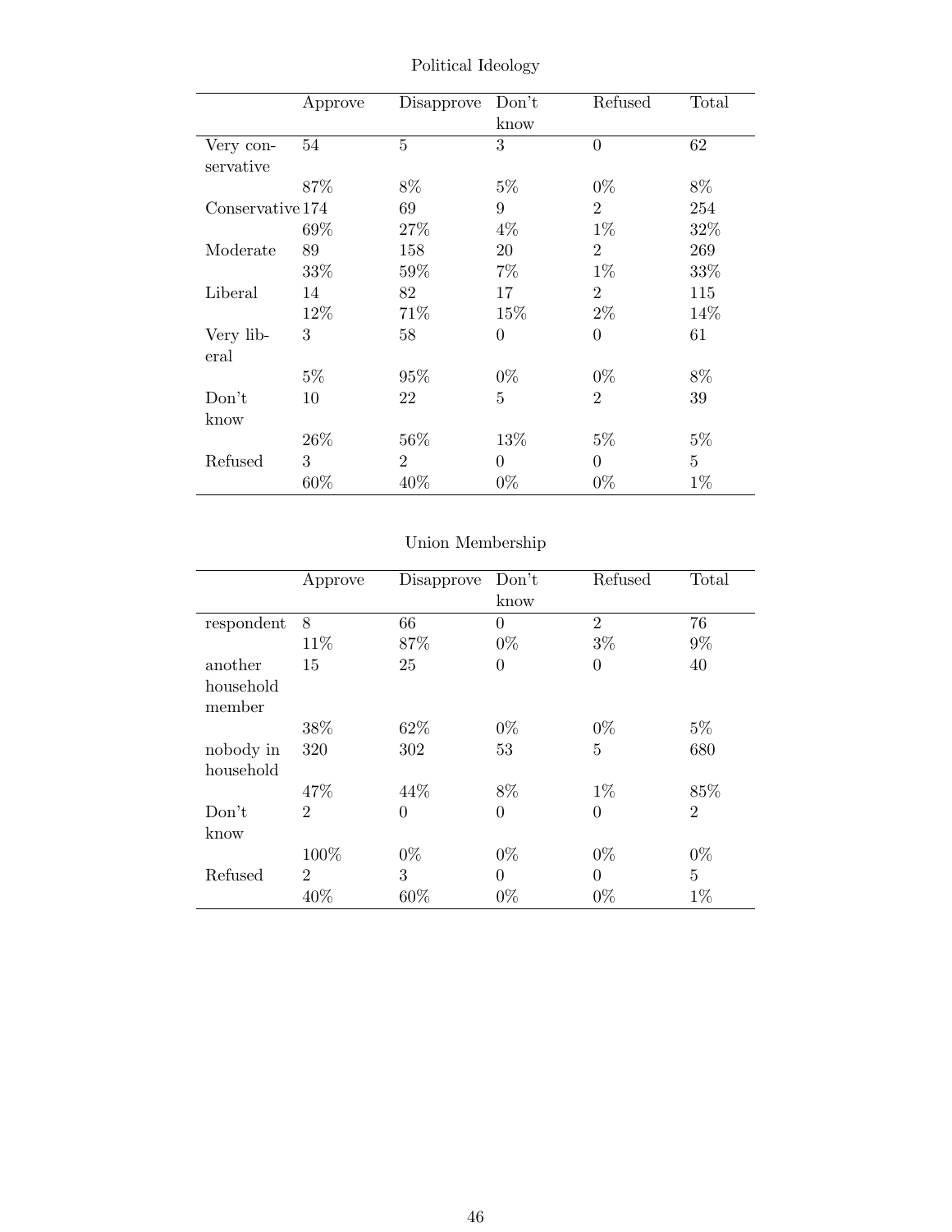Political Ideology

| | Approve | Disapprove | Don't know | Refused | Total |
|---|---|---|---|---|---|
| Very conservative | 54 | 5 | 3 | 0 | 62 |
| | 87% | 8% | 5% | 0% | 8% |
| Conservative | 174 | 69 | 9 | 2 | 254 |
| | 69% | 27% | 4% | 1% | 32% |
| Moderate | 89 | 158 | 20 | 2 | 269 |
| | 33% | 59% | 7% | 1% | 33% |
| Liberal | 14 | 82 | 17 | 2 | 115 |
| | 12% | 71% | 15% | 2% | 14% |
| Very liberal | 3 | 58 | 0 | 0 | 61 |
| | 5% | 95% | 0% | 0% | 8% |
| Don't know | 10 | 22 | 5 | 2 | 39 |
| | 26% | 56% | 13% | 5% | 5% |
| Refused | 3 | 2 | 0 | 0 | 5 |
| | 60% | 40% | 0% | 0% | 1% |

Union Membership

| | Approve | Disapprove | Don't know | Refused | Total |
|---|---|---|---|---|---|
| respondent | 8 | 66 | 0 | 2 | 76 |
| | 11% | 87% | 0% | 3% | 9% |
| another household member | 15 | 25 | 0 | 0 | 40 |
| | 38% | 62% | 0% | 0% | 5% |
| nobody in household | 320 | 302 | 53 | 5 | 680 |
| | 47% | 44% | 8% | 1% | 85% |
| Don't know | 2 | 0 | 0 | 0 | 2 |
| | 100% | 0% | 0% | 0% | 0% |
| Refused | 2 | 3 | 0 | 0 | 5 |
| | 40% | 60% | 0% | 0% | 1% |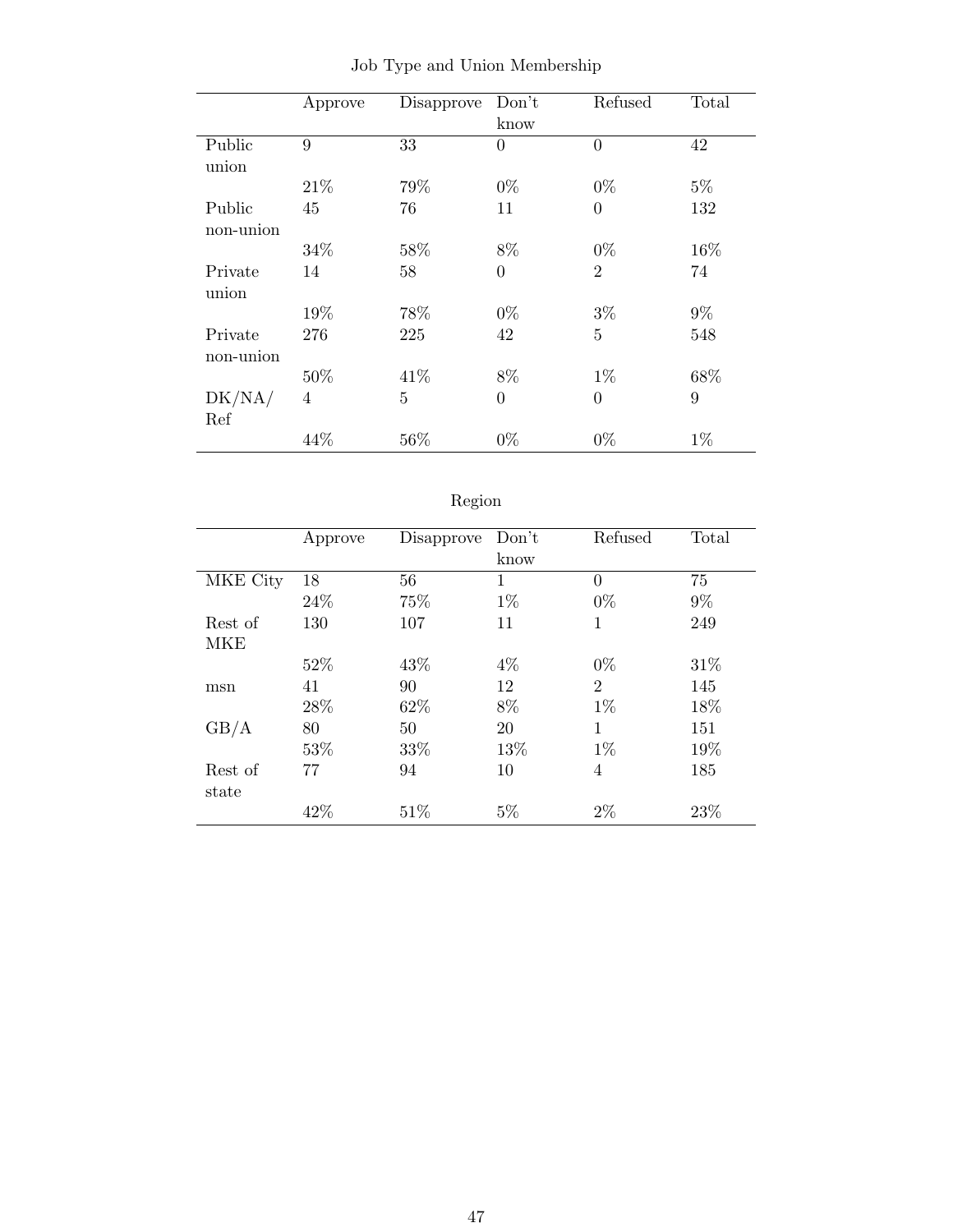Job Type and Union Membership

| | Approve | Disapprove | Don't know | Refused | Total |
|---|---|---|---|---|---|
| Public union | 9 | 33 | 0 | 0 | 42 |
| | 21% | 79% | 0% | 0% | 5% |
| Public non-union | 45 | 76 | 11 | 0 | 132 |
| | 34% | 58% | 8% | 0% | 16% |
| Private union | 14 | 58 | 0 | 2 | 74 |
| | 19% | 78% | 0% | 3% | 9% |
| Private non-union | 276 | 225 | 42 | 5 | 548 |
| | 50% | 41% | 8% | 1% | 68% |
| DK/NA/ Ref | 4 | 5 | 0 | 0 | 9 |
| | 44% | 56% | 0% | 0% | 1% |

Region

| | Approve | Disapprove | Don't know | Refused | Total |
|---|---|---|---|---|---|
| MKE City | 18 | 56 | 1 | 0 | 75 |
| | 24% | 75% | 1% | 0% | 9% |
| Rest of MKE | 130 | 107 | 11 | 1 | 249 |
| | 52% | 43% | 4% | 0% | 31% |
| msn | 41 | 90 | 12 | 2 | 145 |
| | 28% | 62% | 8% | 1% | 18% |
| GB/A | 80 | 50 | 20 | 1 | 151 |
| | 53% | 33% | 13% | 1% | 19% |
| Rest of state | 77 | 94 | 10 | 4 | 185 |
| | 42% | 51% | 5% | 2% | 23% |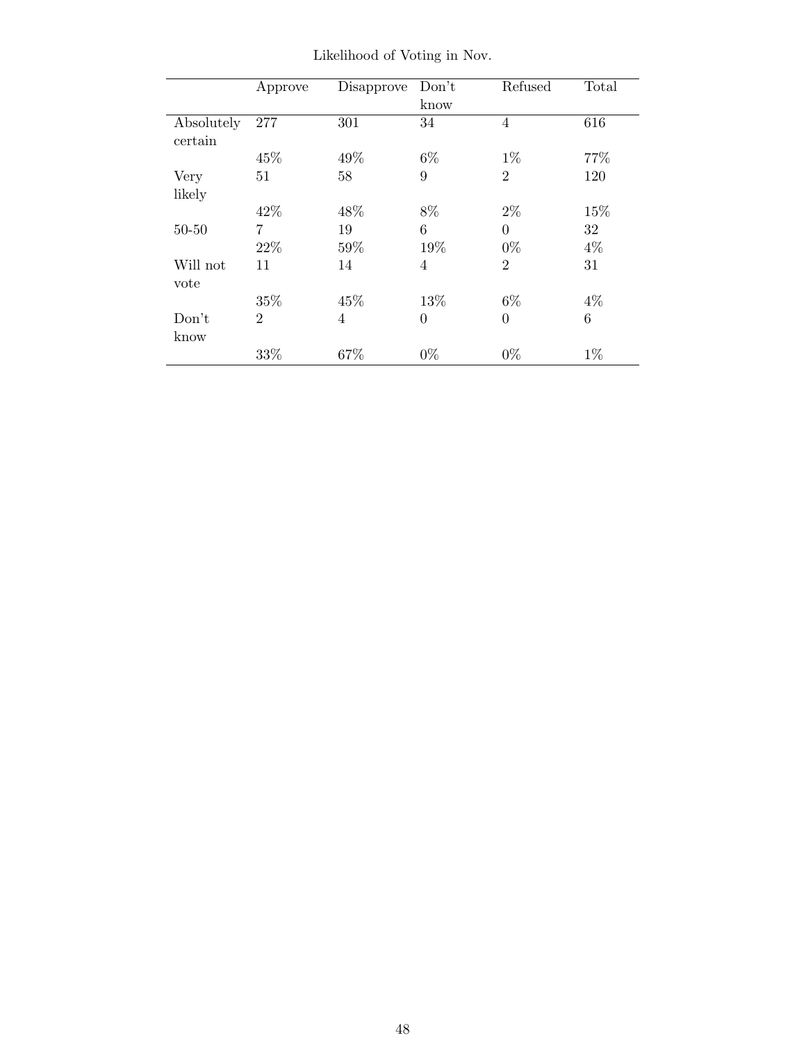Likelihood of Voting in Nov.

| | Approve | Disapprove | Don't know | Refused | Total |
|---|---|---|---|---|---|
| Absolutely certain | 277 | 301 | 34 | 4 | 616 |
| | 45% | 49% | 6% | 1% | 77% |
| Very likely | 51 | 58 | 9 | 2 | 120 |
| | 42% | 48% | 8% | 2% | 15% |
| 50-50 | 7 | 19 | 6 | 0 | 32 |
| | 22% | 59% | 19% | 0% | 4% |
| Will not vote | 11 | 14 | 4 | 2 | 31 |
| | 35% | 45% | 13% | 6% | 4% |
| Don't know | 2 | 4 | 0 | 0 | 6 |
| | 33% | 67% | 0% | 0% | 1% |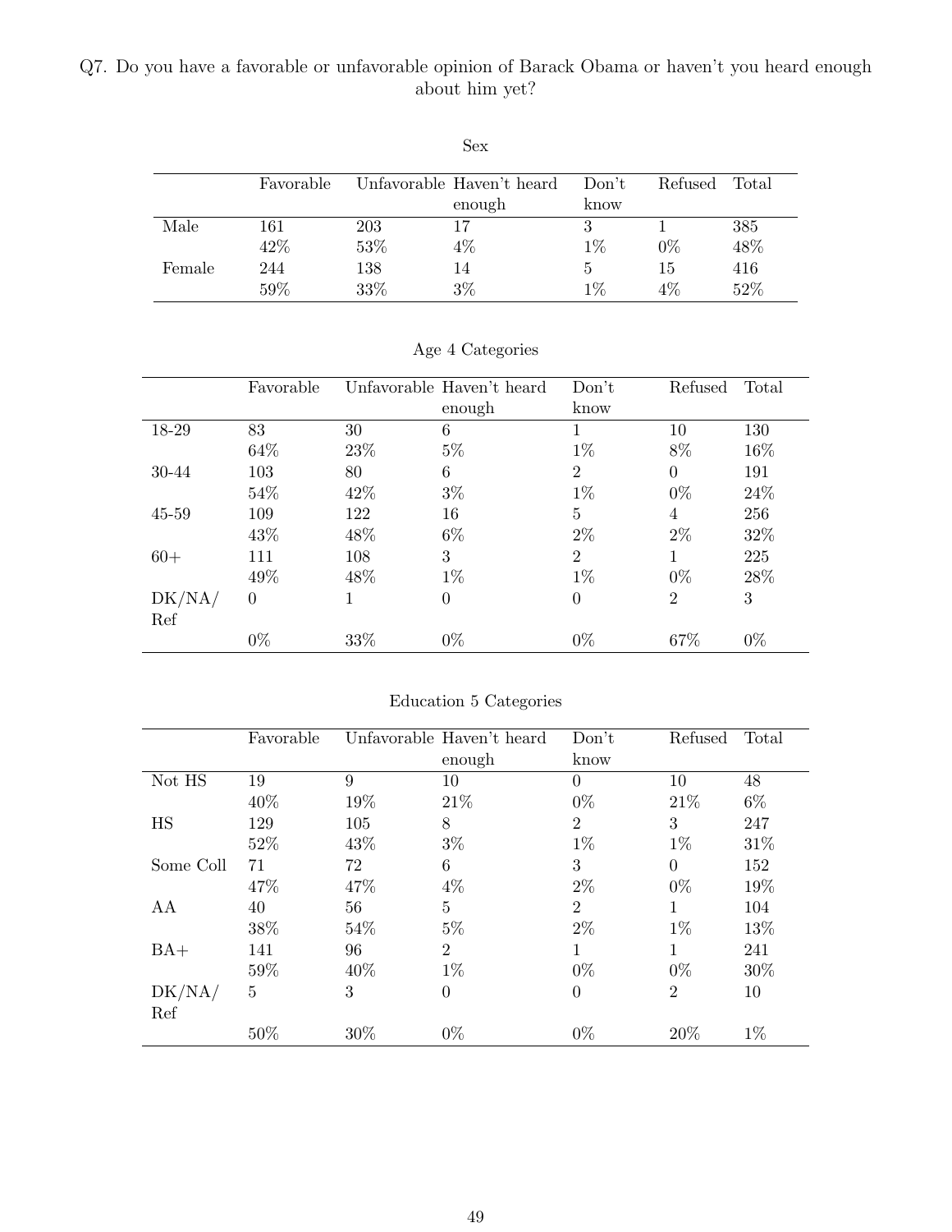Q7. Do you have a favorable or unfavorable opinion of Barack Obama or haven't you heard enough about him yet?

Sex

| | Favorable | Unfavorable | Haven't heard enough | Don't know | Refused | Total |
|---|---|---|---|---|---|---|
| Male | 161 | 203 | 17 | 3 | 1 | 385 |
| | 42% | 53% | 4% | 1% | 0% | 48% |
| Female | 244 | 138 | 14 | 5 | 15 | 416 |
| | 59% | 33% | 3% | 1% | 4% | 52% |

Age 4 Categories

| | Favorable | Unfavorable | Haven't heard enough | Don't know | Refused | Total |
|---|---|---|---|---|---|---|
| 18-29 | 83 | 30 | 6 | 1 | 10 | 130 |
| | 64% | 23% | 5% | 1% | 8% | 16% |
| 30-44 | 103 | 80 | 6 | 2 | 0 | 191 |
| | 54% | 42% | 3% | 1% | 0% | 24% |
| 45-59 | 109 | 122 | 16 | 5 | 4 | 256 |
| | 43% | 48% | 6% | 2% | 2% | 32% |
| 60+ | 111 | 108 | 3 | 2 | 1 | 225 |
| | 49% | 48% | 1% | 1% | 0% | 28% |
| DK/NA/ Ref | 0 | 1 | 0 | 0 | 2 | 3 |
| | 0% | 33% | 0% | 0% | 67% | 0% |

Education 5 Categories

| | Favorable | Unfavorable | Haven't heard enough | Don't know | Refused | Total |
|---|---|---|---|---|---|---|
| Not HS | 19 | 9 | 10 | 0 | 10 | 48 |
| | 40% | 19% | 21% | 0% | 21% | 6% |
| HS | 129 | 105 | 8 | 2 | 3 | 247 |
| | 52% | 43% | 3% | 1% | 1% | 31% |
| Some Coll | 71 | 72 | 6 | 3 | 0 | 152 |
| | 47% | 47% | 4% | 2% | 0% | 19% |
| AA | 40 | 56 | 5 | 2 | 1 | 104 |
| | 38% | 54% | 5% | 2% | 1% | 13% |
| BA+ | 141 | 96 | 2 | 1 | 1 | 241 |
| | 59% | 40% | 1% | 0% | 0% | 30% |
| DK/NA/ Ref | 5 | 3 | 0 | 0 | 2 | 10 |
| | 50% | 30% | 0% | 0% | 20% | 1% |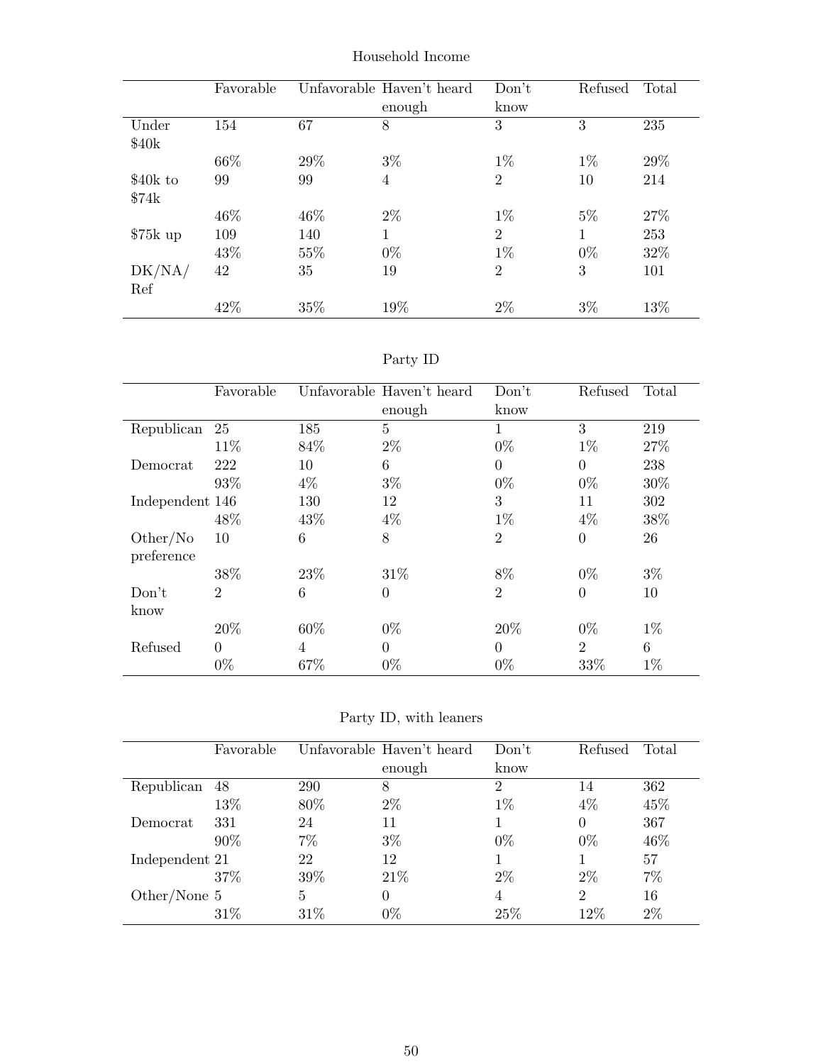Household Income

| | Favorable | Unfavorable | Haven't heard enough | Don't know | Refused | Total |
|---|---|---|---|---|---|---|
| Under $40k | 154 | 67 | 8 | 3 | 3 | 235 |
| | 66% | 29% | 3% | 1% | 1% | 29% |
| $40k to $74k | 99 | 99 | 4 | 2 | 10 | 214 |
| | 46% | 46% | 2% | 1% | 5% | 27% |
| $75k up | 109 | 140 | 1 | 2 | 1 | 253 |
| | 43% | 55% | 0% | 1% | 0% | 32% |
| DK/NA/Ref | 42 | 35 | 19 | 2 | 3 | 101 |
| | 42% | 35% | 19% | 2% | 3% | 13% |

Party ID

| | Favorable | Unfavorable | Haven't heard enough | Don't know | Refused | Total |
|---|---|---|---|---|---|---|
| Republican | 25 | 185 | 5 | 1 | 3 | 219 |
| | 11% | 84% | 2% | 0% | 1% | 27% |
| Democrat | 222 | 10 | 6 | 0 | 0 | 238 |
| | 93% | 4% | 3% | 0% | 0% | 30% |
| Independent | 146 | 130 | 12 | 3 | 11 | 302 |
| | 48% | 43% | 4% | 1% | 4% | 38% |
| Other/No preference | 10 | 6 | 8 | 2 | 0 | 26 |
| | 38% | 23% | 31% | 8% | 0% | 3% |
| Don't know | 2 | 6 | 0 | 2 | 0 | 10 |
| | 20% | 60% | 0% | 20% | 0% | 1% |
| Refused | 0 | 4 | 0 | 0 | 2 | 6 |
| | 0% | 67% | 0% | 0% | 33% | 1% |

Party ID, with leaners

| | Favorable | Unfavorable | Haven't heard enough | Don't know | Refused | Total |
|---|---|---|---|---|---|---|
| Republican | 48 | 290 | 8 | 2 | 14 | 362 |
| | 13% | 80% | 2% | 1% | 4% | 45% |
| Democrat | 331 | 24 | 11 | 1 | 0 | 367 |
| | 90% | 7% | 3% | 0% | 0% | 46% |
| Independent | 21 | 22 | 12 | 1 | 1 | 57 |
| | 37% | 39% | 21% | 2% | 2% | 7% |
| Other/None | 5 | 5 | 0 | 4 | 2 | 16 |
| | 31% | 31% | 0% | 25% | 12% | 2% |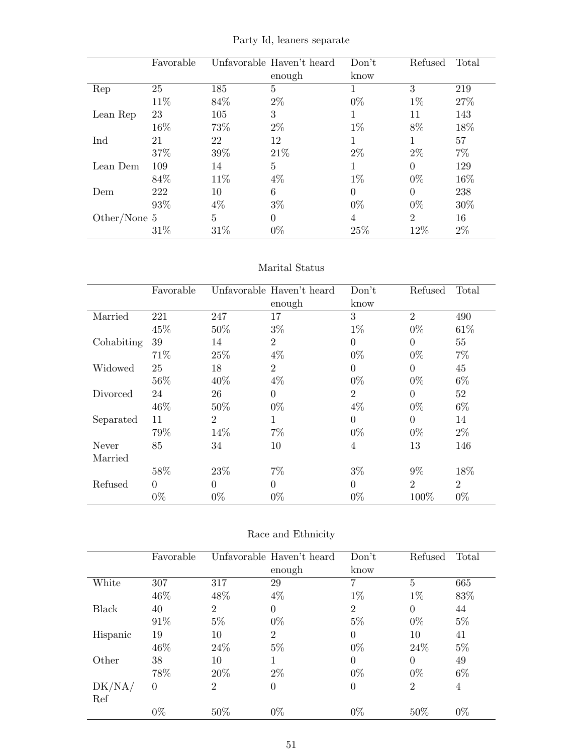## Party Id, leaners separate

| | Favorable | Unfavorable | Haven't heard enough | Don't know | Refused | Total |
|---|---|---|---|---|---|---|
| Rep | 25 | 185 | 5 | 1 | 3 | 219 |
| | 11% | 84% | 2% | 0% | 1% | 27% |
| Lean Rep | 23 | 105 | 3 | 1 | 11 | 143 |
| | 16% | 73% | 2% | 1% | 8% | 18% |
| Ind | 21 | 22 | 12 | 1 | 1 | 57 |
| | 37% | 39% | 21% | 2% | 2% | 7% |
| Lean Dem | 109 | 14 | 5 | 1 | 0 | 129 |
| | 84% | 11% | 4% | 1% | 0% | 16% |
| Dem | 222 | 10 | 6 | 0 | 0 | 238 |
| | 93% | 4% | 3% | 0% | 0% | 30% |
| Other/None | 5 | 5 | 0 | 4 | 2 | 16 |
| | 31% | 31% | 0% | 25% | 12% | 2% |

## Marital Status

| | Favorable | Unfavorable | Haven't heard enough | Don't know | Refused | Total |
|---|---|---|---|---|---|---|
| Married | 221 | 247 | 17 | 3 | 2 | 490 |
| | 45% | 50% | 3% | 1% | 0% | 61% |
| Cohabiting | 39 | 14 | 2 | 0 | 0 | 55 |
| | 71% | 25% | 4% | 0% | 0% | 7% |
| Widowed | 25 | 18 | 2 | 0 | 0 | 45 |
| | 56% | 40% | 4% | 0% | 0% | 6% |
| Divorced | 24 | 26 | 0 | 2 | 0 | 52 |
| | 46% | 50% | 0% | 4% | 0% | 6% |
| Separated | 11 | 2 | 1 | 0 | 0 | 14 |
| | 79% | 14% | 7% | 0% | 0% | 2% |
| Never Married | 85 | 34 | 10 | 4 | 13 | 146 |
| | 58% | 23% | 7% | 3% | 9% | 18% |
| Refused | 0 | 0 | 0 | 0 | 2 | 2 |
| | 0% | 0% | 0% | 0% | 100% | 0% |

## Race and Ethnicity

| | Favorable | Unfavorable | Haven't heard enough | Don't know | Refused | Total |
|---|---|---|---|---|---|---|
| White | 307 | 317 | 29 | 7 | 5 | 665 |
| | 46% | 48% | 4% | 1% | 1% | 83% |
| Black | 40 | 2 | 0 | 2 | 0 | 44 |
| | 91% | 5% | 0% | 5% | 0% | 5% |
| Hispanic | 19 | 10 | 2 | 0 | 10 | 41 |
| | 46% | 24% | 5% | 0% | 24% | 5% |
| Other | 38 | 10 | 1 | 0 | 0 | 49 |
| | 78% | 20% | 2% | 0% | 0% | 6% |
| DK/NA/ Ref | 0 | 2 | 0 | 0 | 2 | 4 |
| | 0% | 50% | 0% | 0% | 50% | 0% |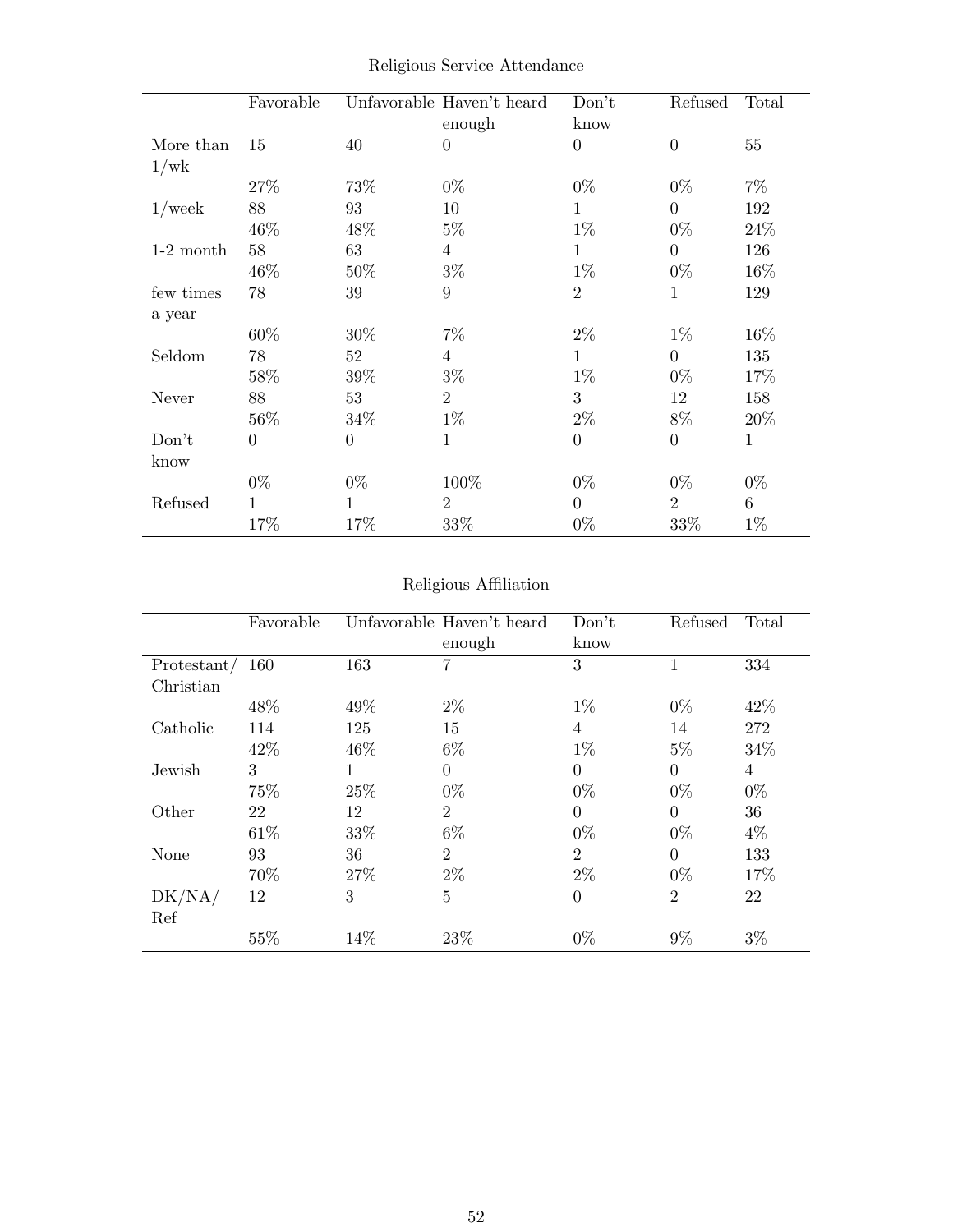Religious Service Attendance

| | Favorable | Unfavorable | Haven't heard enough | Don't know | Refused | Total |
|---|---|---|---|---|---|---|
| More than 1/wk | 15 | 40 | 0 | 0 | 0 | 55 |
| | 27% | 73% | 0% | 0% | 0% | 7% |
| 1/week | 88 | 93 | 10 | 1 | 0 | 192 |
| | 46% | 48% | 5% | 1% | 0% | 24% |
| 1-2 month | 58 | 63 | 4 | 1 | 0 | 126 |
| | 46% | 50% | 3% | 1% | 0% | 16% |
| few times a year | 78 | 39 | 9 | 2 | 1 | 129 |
| | 60% | 30% | 7% | 2% | 1% | 16% |
| Seldom | 78 | 52 | 4 | 1 | 0 | 135 |
| | 58% | 39% | 3% | 1% | 0% | 17% |
| Never | 88 | 53 | 2 | 3 | 12 | 158 |
| | 56% | 34% | 1% | 2% | 8% | 20% |
| Don't know | 0 | 0 | 1 | 0 | 0 | 1 |
| | 0% | 0% | 100% | 0% | 0% | 0% |
| Refused | 1 | 1 | 2 | 0 | 2 | 6 |
| | 17% | 17% | 33% | 0% | 33% | 1% |

Religious Affiliation

| | Favorable | Unfavorable | Haven't heard enough | Don't know | Refused | Total |
|---|---|---|---|---|---|---|
| Protestant/ Christian | 160 | 163 | 7 | 3 | 1 | 334 |
| | 48% | 49% | 2% | 1% | 0% | 42% |
| Catholic | 114 | 125 | 15 | 4 | 14 | 272 |
| | 42% | 46% | 6% | 1% | 5% | 34% |
| Jewish | 3 | 1 | 0 | 0 | 0 | 4 |
| | 75% | 25% | 0% | 0% | 0% | 0% |
| Other | 22 | 12 | 2 | 0 | 0 | 36 |
| | 61% | 33% | 6% | 0% | 0% | 4% |
| None | 93 | 36 | 2 | 2 | 0 | 133 |
| | 70% | 27% | 2% | 2% | 0% | 17% |
| DK/NA/ Ref | 12 | 3 | 5 | 0 | 2 | 22 |
| | 55% | 14% | 23% | 0% | 9% | 3% |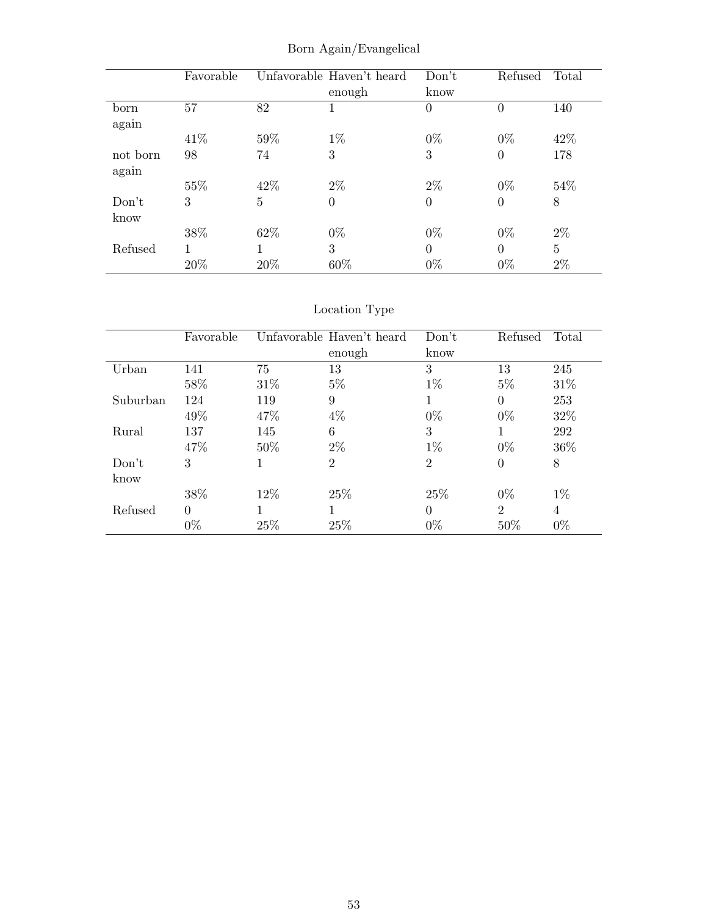## Born Again/Evangelical

| | Favorable | Unfavorable | Haven't heard enough | Don't know | Refused | Total |
|---|---|---|---|---|---|---|
| born again | 57 | 82 | 1 | 0 | 0 | 140 |
| | 41% | 59% | 1% | 0% | 0% | 42% |
| not born again | 98 | 74 | 3 | 3 | 0 | 178 |
| | 55% | 42% | 2% | 2% | 0% | 54% |
| Don't know | 3 | 5 | 0 | 0 | 0 | 8 |
| | 38% | 62% | 0% | 0% | 0% | 2% |
| Refused | 1 | 1 | 3 | 0 | 0 | 5 |
| | 20% | 20% | 60% | 0% | 0% | 2% |

## Location Type

| | Favorable | Unfavorable | Haven't heard enough | Don't know | Refused | Total |
|---|---|---|---|---|---|---|
| Urban | 141 | 75 | 13 | 3 | 13 | 245 |
| | 58% | 31% | 5% | 1% | 5% | 31% |
| Suburban | 124 | 119 | 9 | 1 | 0 | 253 |
| | 49% | 47% | 4% | 0% | 0% | 32% |
| Rural | 137 | 145 | 6 | 3 | 1 | 292 |
| | 47% | 50% | 2% | 1% | 0% | 36% |
| Don't know | 3 | 1 | 2 | 2 | 0 | 8 |
| | 38% | 12% | 25% | 25% | 0% | 1% |
| Refused | 0 | 1 | 1 | 0 | 2 | 4 |
| | 0% | 25% | 25% | 0% | 50% | 0% |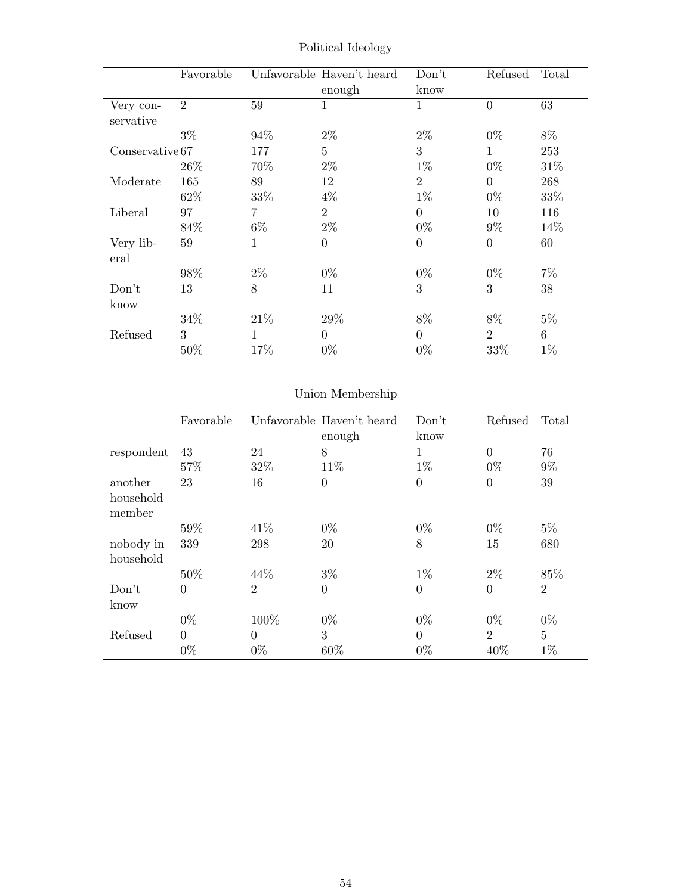## Political Ideology

| | Favorable | Unfavorable | Haven't heard enough | Don't know | Refused | Total |
|---|---|---|---|---|---|---|
| Very conservative | 2 | 59 | 1 | 1 | 0 | 63 |
| | 3% | 94% | 2% | 2% | 0% | 8% |
| Conservative | 67 | 177 | 5 | 3 | 1 | 253 |
| | 26% | 70% | 2% | 1% | 0% | 31% |
| Moderate | 165 | 89 | 12 | 2 | 0 | 268 |
| | 62% | 33% | 4% | 1% | 0% | 33% |
| Liberal | 97 | 7 | 2 | 0 | 10 | 116 |
| | 84% | 6% | 2% | 0% | 9% | 14% |
| Very liberal | 59 | 1 | 0 | 0 | 0 | 60 |
| | 98% | 2% | 0% | 0% | 0% | 7% |
| Don't know | 13 | 8 | 11 | 3 | 3 | 38 |
| | 34% | 21% | 29% | 8% | 8% | 5% |
| Refused | 3 | 1 | 0 | 0 | 2 | 6 |
| | 50% | 17% | 0% | 0% | 33% | 1% |

## Union Membership

| | Favorable | Unfavorable | Haven't heard enough | Don't know | Refused | Total |
|---|---|---|---|---|---|---|
| respondent | 43 | 24 | 8 | 1 | 0 | 76 |
| | 57% | 32% | 11% | 1% | 0% | 9% |
| another household member | 23 | 16 | 0 | 0 | 0 | 39 |
| | 59% | 41% | 0% | 0% | 0% | 5% |
| nobody in household | 339 | 298 | 20 | 8 | 15 | 680 |
| | 50% | 44% | 3% | 1% | 2% | 85% |
| Don't know | 0 | 2 | 0 | 0 | 0 | 2 |
| | 0% | 100% | 0% | 0% | 0% | 0% |
| Refused | 0 | 0 | 3 | 0 | 2 | 5 |
| | 0% | 0% | 60% | 0% | 40% | 1% |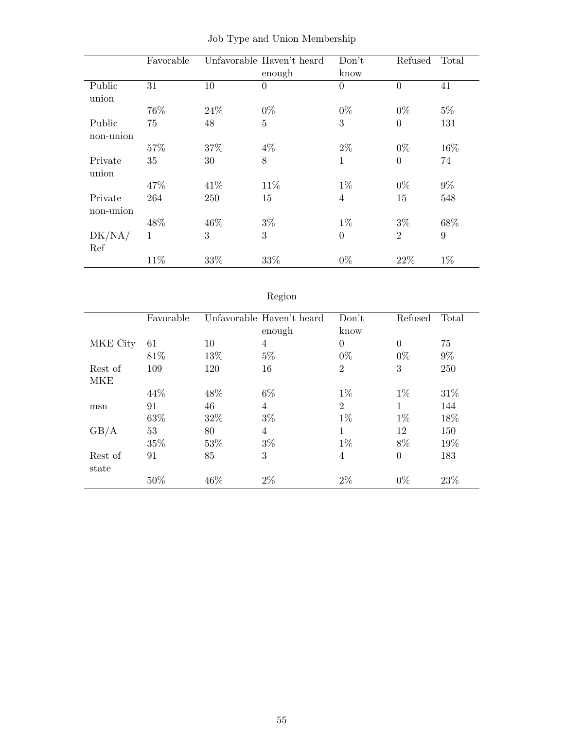Job Type and Union Membership

| | Favorable | Unfavorable | Haven't heard enough | Don't know | Refused | Total |
|---|---|---|---|---|---|---|
| Public union | 31 | 10 | 0 | 0 | 0 | 41 |
| | 76% | 24% | 0% | 0% | 0% | 5% |
| Public non-union | 75 | 48 | 5 | 3 | 0 | 131 |
| | 57% | 37% | 4% | 2% | 0% | 16% |
| Private union | 35 | 30 | 8 | 1 | 0 | 74 |
| | 47% | 41% | 11% | 1% | 0% | 9% |
| Private non-union | 264 | 250 | 15 | 4 | 15 | 548 |
| | 48% | 46% | 3% | 1% | 3% | 68% |
| DK/NA/ Ref | 1 | 3 | 3 | 0 | 2 | 9 |
| | 11% | 33% | 33% | 0% | 22% | 1% |

Region

| | Favorable | Unfavorable | Haven't heard enough | Don't know | Refused | Total |
|---|---|---|---|---|---|---|
| MKE City | 61 | 10 | 4 | 0 | 0 | 75 |
| | 81% | 13% | 5% | 0% | 0% | 9% |
| Rest of MKE | 109 | 120 | 16 | 2 | 3 | 250 |
| | 44% | 48% | 6% | 1% | 1% | 31% |
| msn | 91 | 46 | 4 | 2 | 1 | 144 |
| | 63% | 32% | 3% | 1% | 1% | 18% |
| GB/A | 53 | 80 | 4 | 1 | 12 | 150 |
| | 35% | 53% | 3% | 1% | 8% | 19% |
| Rest of state | 91 | 85 | 3 | 4 | 0 | 183 |
| | 50% | 46% | 2% | 2% | 0% | 23% |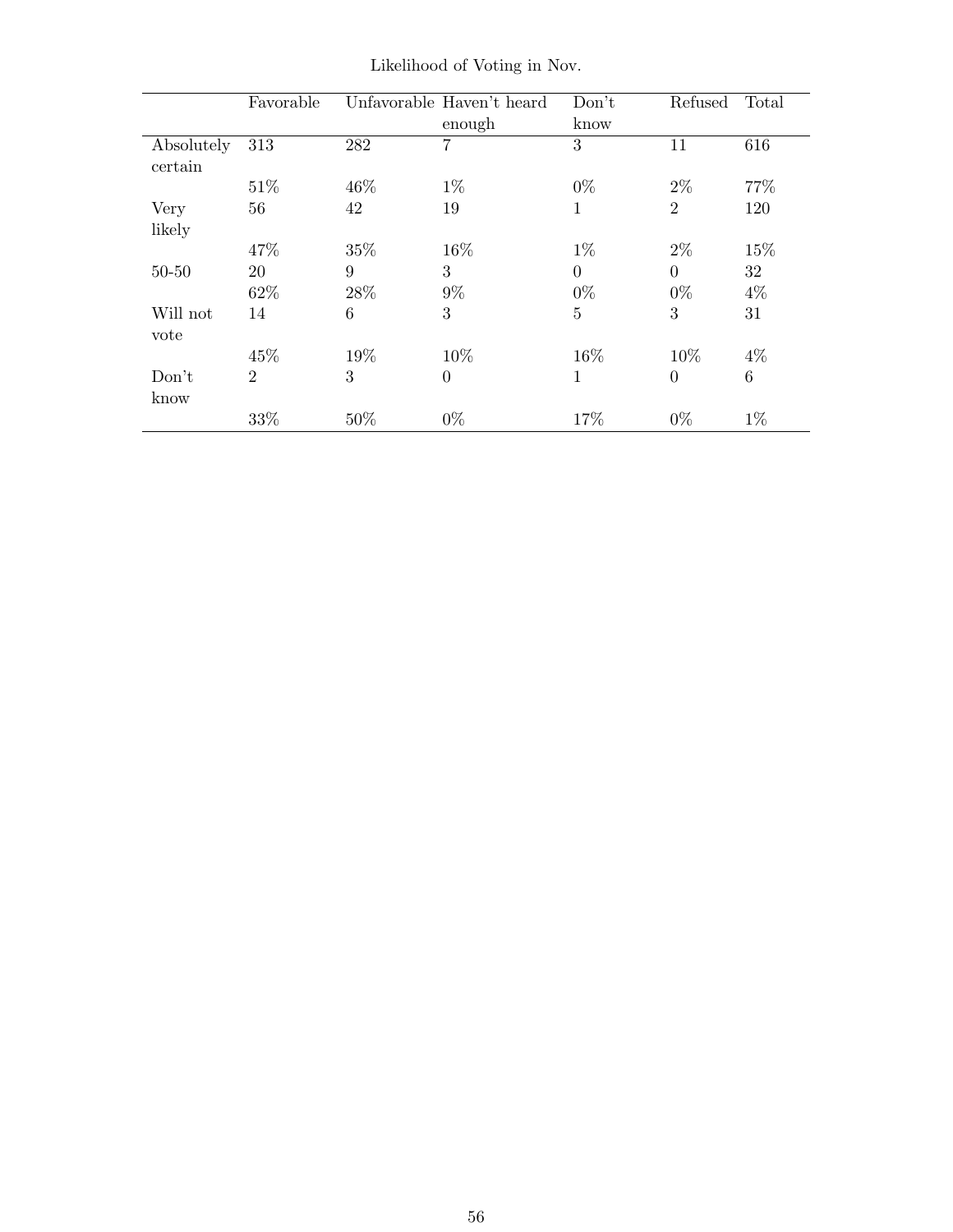Likelihood of Voting in Nov.

| | Favorable | Unfavorable | Haven't heard enough | Don't know | Refused | Total |
|---|---|---|---|---|---|---|
| Absolutely certain | 313 | 282 | 7 | 3 | 11 | 616 |
| | 51% | 46% | 1% | 0% | 2% | 77% |
| Very likely | 56 | 42 | 19 | 1 | 2 | 120 |
| | 47% | 35% | 16% | 1% | 2% | 15% |
| 50-50 | 20 | 9 | 3 | 0 | 0 | 32 |
| | 62% | 28% | 9% | 0% | 0% | 4% |
| Will not vote | 14 | 6 | 3 | 5 | 3 | 31 |
| | 45% | 19% | 10% | 16% | 10% | 4% |
| Don't know | 2 | 3 | 0 | 1 | 0 | 6 |
| | 33% | 50% | 0% | 17% | 0% | 1% |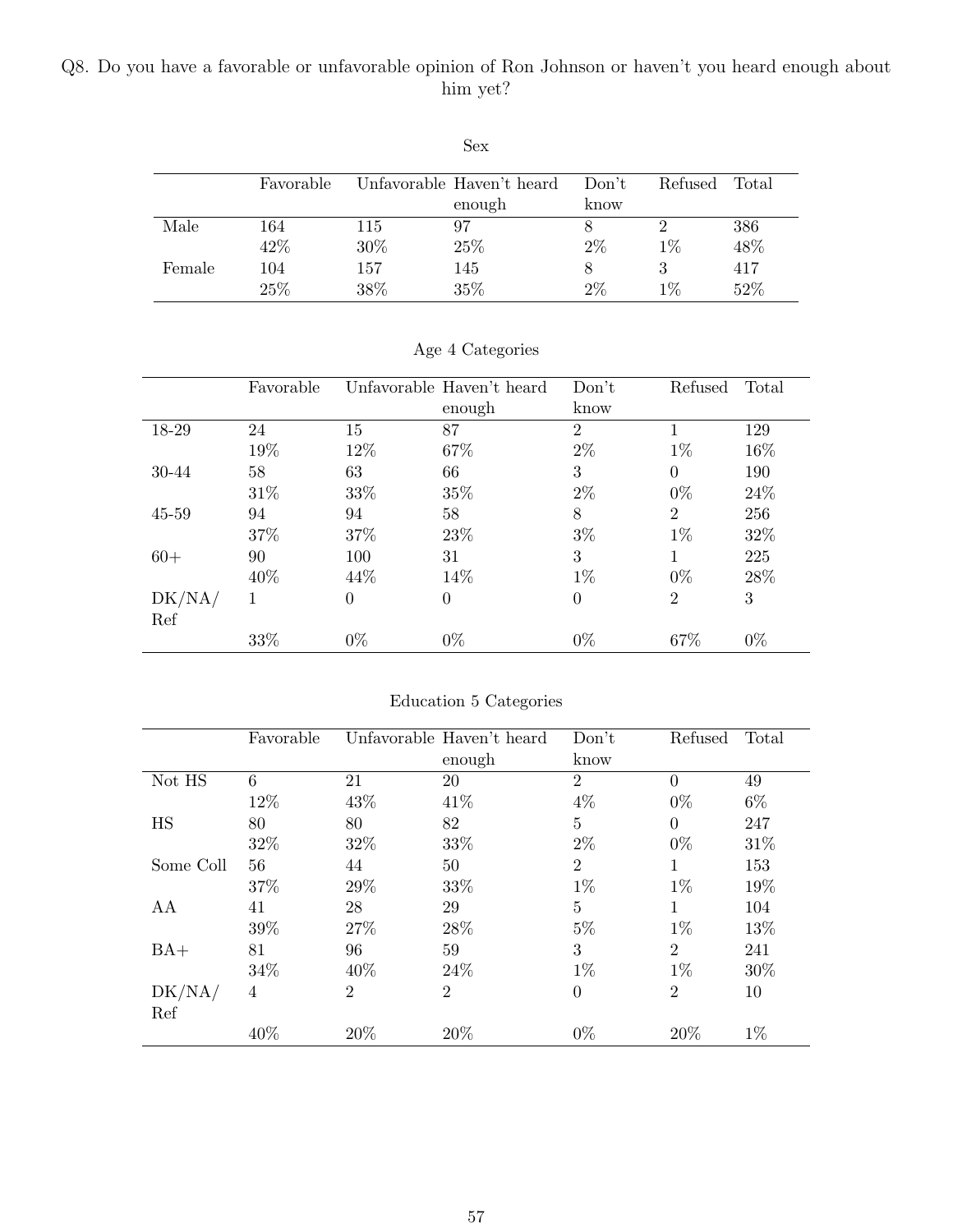Q8. Do you have a favorable or unfavorable opinion of Ron Johnson or haven't you heard enough about him yet?

Sex

| | Favorable | Unfavorable | Haven't heard enough | Don't know | Refused | Total |
|---|---|---|---|---|---|---|
| Male | 164 | 115 | 97 | 8 | 2 | 386 |
| | 42% | 30% | 25% | 2% | 1% | 48% |
| Female | 104 | 157 | 145 | 8 | 3 | 417 |
| | 25% | 38% | 35% | 2% | 1% | 52% |

Age 4 Categories

| | Favorable | Unfavorable | Haven't heard enough | Don't know | Refused | Total |
|---|---|---|---|---|---|---|
| 18-29 | 24 | 15 | 87 | 2 | 1 | 129 |
| | 19% | 12% | 67% | 2% | 1% | 16% |
| 30-44 | 58 | 63 | 66 | 3 | 0 | 190 |
| | 31% | 33% | 35% | 2% | 0% | 24% |
| 45-59 | 94 | 94 | 58 | 8 | 2 | 256 |
| | 37% | 37% | 23% | 3% | 1% | 32% |
| 60+ | 90 | 100 | 31 | 3 | 1 | 225 |
| | 40% | 44% | 14% | 1% | 0% | 28% |
| DK/NA/Ref | 1 | 0 | 0 | 0 | 2 | 3 |
| | 33% | 0% | 0% | 0% | 67% | 0% |

Education 5 Categories

| | Favorable | Unfavorable | Haven't heard enough | Don't know | Refused | Total |
|---|---|---|---|---|---|---|
| Not HS | 6 | 21 | 20 | 2 | 0 | 49 |
| | 12% | 43% | 41% | 4% | 0% | 6% |
| HS | 80 | 80 | 82 | 5 | 0 | 247 |
| | 32% | 32% | 33% | 2% | 0% | 31% |
| Some Coll | 56 | 44 | 50 | 2 | 1 | 153 |
| | 37% | 29% | 33% | 1% | 1% | 19% |
| AA | 41 | 28 | 29 | 5 | 1 | 104 |
| | 39% | 27% | 28% | 5% | 1% | 13% |
| BA+ | 81 | 96 | 59 | 3 | 2 | 241 |
| | 34% | 40% | 24% | 1% | 1% | 30% |
| DK/NA/Ref | 4 | 2 | 2 | 0 | 2 | 10 |
| | 40% | 20% | 20% | 0% | 20% | 1% |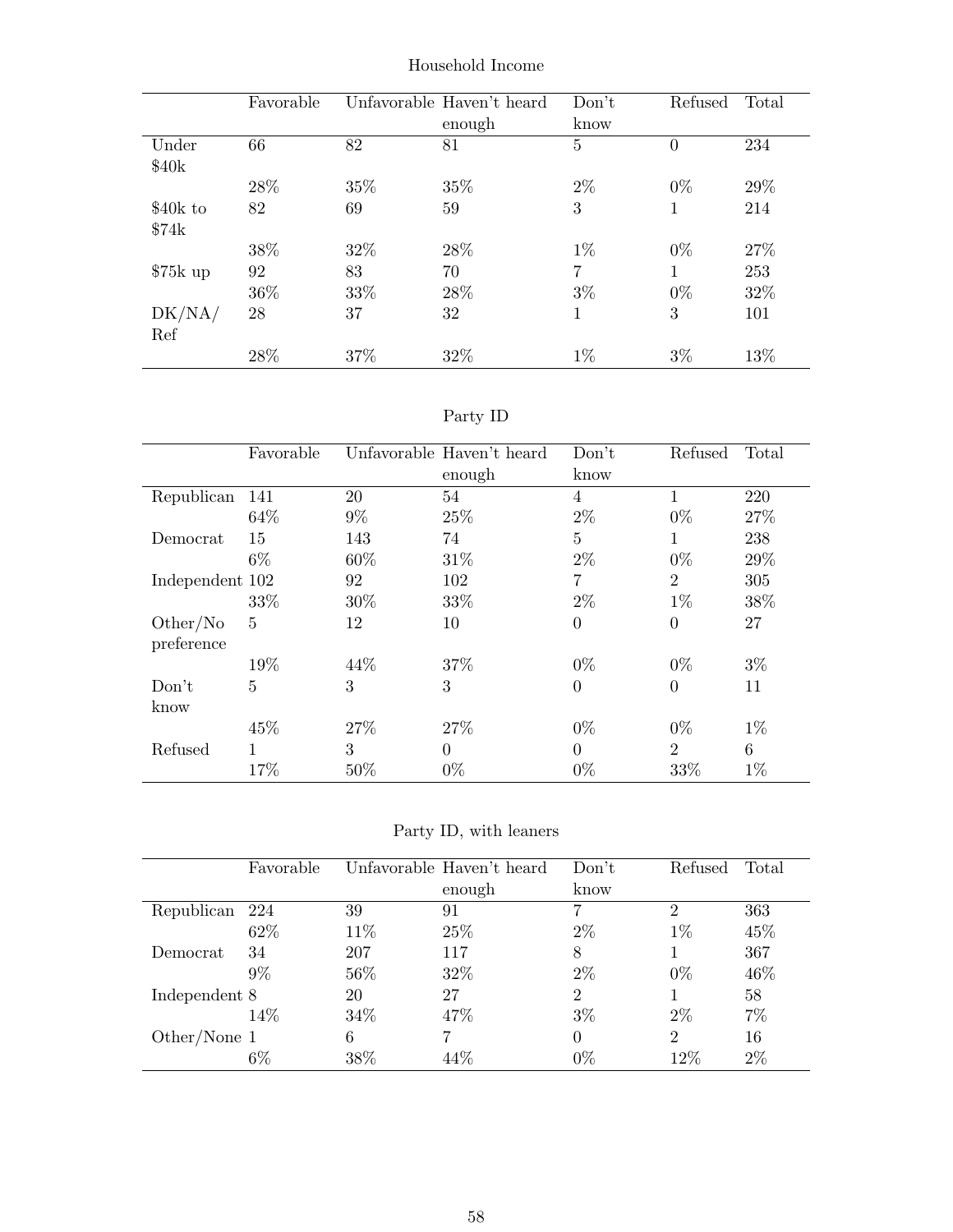Household Income

| | Favorable | Unfavorable | Haven't heard enough | Don't know | Refused | Total |
|---|---|---|---|---|---|---|
| Under $40k | 66 | 82 | 81 | 5 | 0 | 234 |
| | 28% | 35% | 35% | 2% | 0% | 29% |
| $40k to $74k | 82 | 69 | 59 | 3 | 1 | 214 |
| | 38% | 32% | 28% | 1% | 0% | 27% |
| $75k up | 92 | 83 | 70 | 7 | 1 | 253 |
| | 36% | 33% | 28% | 3% | 0% | 32% |
| DK/NA/Ref | 28 | 37 | 32 | 1 | 3 | 101 |
| | 28% | 37% | 32% | 1% | 3% | 13% |

Party ID

| | Favorable | Unfavorable | Haven't heard enough | Don't know | Refused | Total |
|---|---|---|---|---|---|---|
| Republican | 141 | 20 | 54 | 4 | 1 | 220 |
| | 64% | 9% | 25% | 2% | 0% | 27% |
| Democrat | 15 | 143 | 74 | 5 | 1 | 238 |
| | 6% | 60% | 31% | 2% | 0% | 29% |
| Independent | 102 | 92 | 102 | 7 | 2 | 305 |
| | 33% | 30% | 33% | 2% | 1% | 38% |
| Other/No preference | 5 | 12 | 10 | 0 | 0 | 27 |
| | 19% | 44% | 37% | 0% | 0% | 3% |
| Don't know | 5 | 3 | 3 | 0 | 0 | 11 |
| | 45% | 27% | 27% | 0% | 0% | 1% |
| Refused | 1 | 3 | 0 | 0 | 2 | 6 |
| | 17% | 50% | 0% | 0% | 33% | 1% |

Party ID, with leaners

| | Favorable | Unfavorable | Haven't heard enough | Don't know | Refused | Total |
|---|---|---|---|---|---|---|
| Republican | 224 | 39 | 91 | 7 | 2 | 363 |
| | 62% | 11% | 25% | 2% | 1% | 45% |
| Democrat | 34 | 207 | 117 | 8 | 1 | 367 |
| | 9% | 56% | 32% | 2% | 0% | 46% |
| Independent | 8 | 20 | 27 | 2 | 1 | 58 |
| | 14% | 34% | 47% | 3% | 2% | 7% |
| Other/None | 1 | 6 | 7 | 0 | 2 | 16 |
| | 6% | 38% | 44% | 0% | 12% | 2% |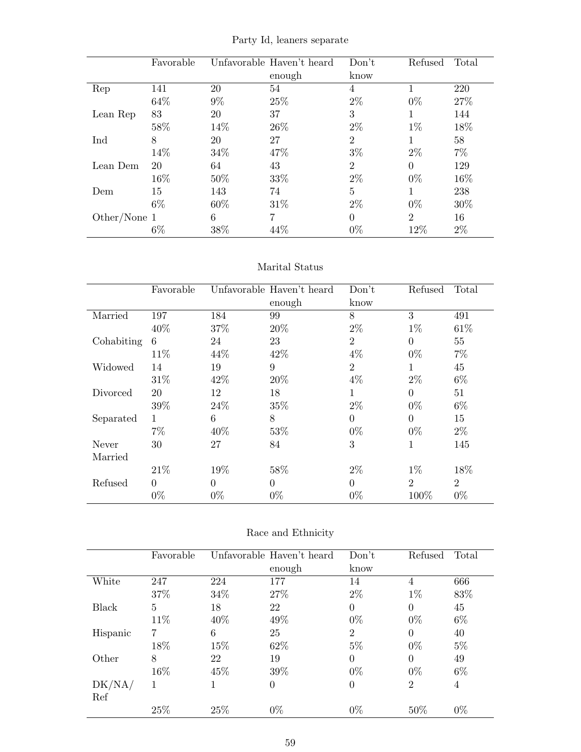Party Id, leaners separate

| | Favorable | Unfavorable | Haven't heard enough | Don't know | Refused | Total |
|---|---|---|---|---|---|---|
| Rep | 141 | 20 | 54 | 4 | 1 | 220 |
| | 64% | 9% | 25% | 2% | 0% | 27% |
| Lean Rep | 83 | 20 | 37 | 3 | 1 | 144 |
| | 58% | 14% | 26% | 2% | 1% | 18% |
| Ind | 8 | 20 | 27 | 2 | 1 | 58 |
| | 14% | 34% | 47% | 3% | 2% | 7% |
| Lean Dem | 20 | 64 | 43 | 2 | 0 | 129 |
| | 16% | 50% | 33% | 2% | 0% | 16% |
| Dem | 15 | 143 | 74 | 5 | 1 | 238 |
| | 6% | 60% | 31% | 2% | 0% | 30% |
| Other/None | 1 | 6 | 7 | 0 | 2 | 16 |
| | 6% | 38% | 44% | 0% | 12% | 2% |

Marital Status

| | Favorable | Unfavorable | Haven't heard enough | Don't know | Refused | Total |
|---|---|---|---|---|---|---|
| Married | 197 | 184 | 99 | 8 | 3 | 491 |
| | 40% | 37% | 20% | 2% | 1% | 61% |
| Cohabiting | 6 | 24 | 23 | 2 | 0 | 55 |
| | 11% | 44% | 42% | 4% | 0% | 7% |
| Widowed | 14 | 19 | 9 | 2 | 1 | 45 |
| | 31% | 42% | 20% | 4% | 2% | 6% |
| Divorced | 20 | 12 | 18 | 1 | 0 | 51 |
| | 39% | 24% | 35% | 2% | 0% | 6% |
| Separated | 1 | 6 | 8 | 0 | 0 | 15 |
| | 7% | 40% | 53% | 0% | 0% | 2% |
| Never Married | 30 | 27 | 84 | 3 | 1 | 145 |
| | 21% | 19% | 58% | 2% | 1% | 18% |
| Refused | 0 | 0 | 0 | 0 | 2 | 2 |
| | 0% | 0% | 0% | 0% | 100% | 0% |

Race and Ethnicity

| | Favorable | Unfavorable | Haven't heard enough | Don't know | Refused | Total |
|---|---|---|---|---|---|---|
| White | 247 | 224 | 177 | 14 | 4 | 666 |
| | 37% | 34% | 27% | 2% | 1% | 83% |
| Black | 5 | 18 | 22 | 0 | 0 | 45 |
| | 11% | 40% | 49% | 0% | 0% | 6% |
| Hispanic | 7 | 6 | 25 | 2 | 0 | 40 |
| | 18% | 15% | 62% | 5% | 0% | 5% |
| Other | 8 | 22 | 19 | 0 | 0 | 49 |
| | 16% | 45% | 39% | 0% | 0% | 6% |
| DK/NA/ Ref | 1 | 1 | 0 | 0 | 2 | 4 |
| | 25% | 25% | 0% | 0% | 50% | 0% |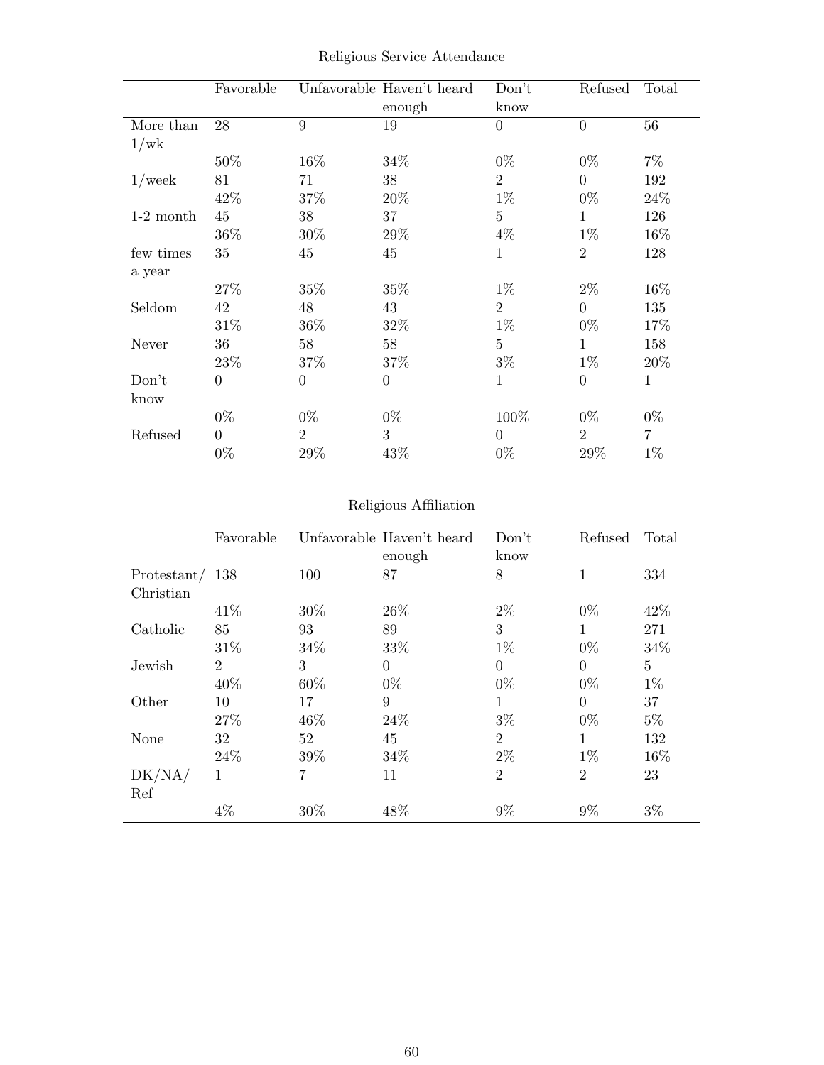Religious Service Attendance

| | Favorable | Unfavorable | Haven't heard enough | Don't know | Refused | Total |
|---|---|---|---|---|---|---|
| More than 1/wk | 28 | 9 | 19 | 0 | 0 | 56 |
| | 50% | 16% | 34% | 0% | 0% | 7% |
| 1/week | 81 | 71 | 38 | 2 | 0 | 192 |
| | 42% | 37% | 20% | 1% | 0% | 24% |
| 1-2 month | 45 | 38 | 37 | 5 | 1 | 126 |
| | 36% | 30% | 29% | 4% | 1% | 16% |
| few times a year | 35 | 45 | 45 | 1 | 2 | 128 |
| | 27% | 35% | 35% | 1% | 2% | 16% |
| Seldom | 42 | 48 | 43 | 2 | 0 | 135 |
| | 31% | 36% | 32% | 1% | 0% | 17% |
| Never | 36 | 58 | 58 | 5 | 1 | 158 |
| | 23% | 37% | 37% | 3% | 1% | 20% |
| Don't know | 0 | 0 | 0 | 1 | 0 | 1 |
| | 0% | 0% | 0% | 100% | 0% | 0% |
| Refused | 0 | 2 | 3 | 0 | 2 | 7 |
| | 0% | 29% | 43% | 0% | 29% | 1% |

Religious Affiliation

| | Favorable | Unfavorable | Haven't heard enough | Don't know | Refused | Total |
|---|---|---|---|---|---|---|
| Protestant/ Christian | 138 | 100 | 87 | 8 | 1 | 334 |
| | 41% | 30% | 26% | 2% | 0% | 42% |
| Catholic | 85 | 93 | 89 | 3 | 1 | 271 |
| | 31% | 34% | 33% | 1% | 0% | 34% |
| Jewish | 2 | 3 | 0 | 0 | 0 | 5 |
| | 40% | 60% | 0% | 0% | 0% | 1% |
| Other | 10 | 17 | 9 | 1 | 0 | 37 |
| | 27% | 46% | 24% | 3% | 0% | 5% |
| None | 32 | 52 | 45 | 2 | 1 | 132 |
| | 24% | 39% | 34% | 2% | 1% | 16% |
| DK/NA/ Ref | 1 | 7 | 11 | 2 | 2 | 23 |
| | 4% | 30% | 48% | 9% | 9% | 3% |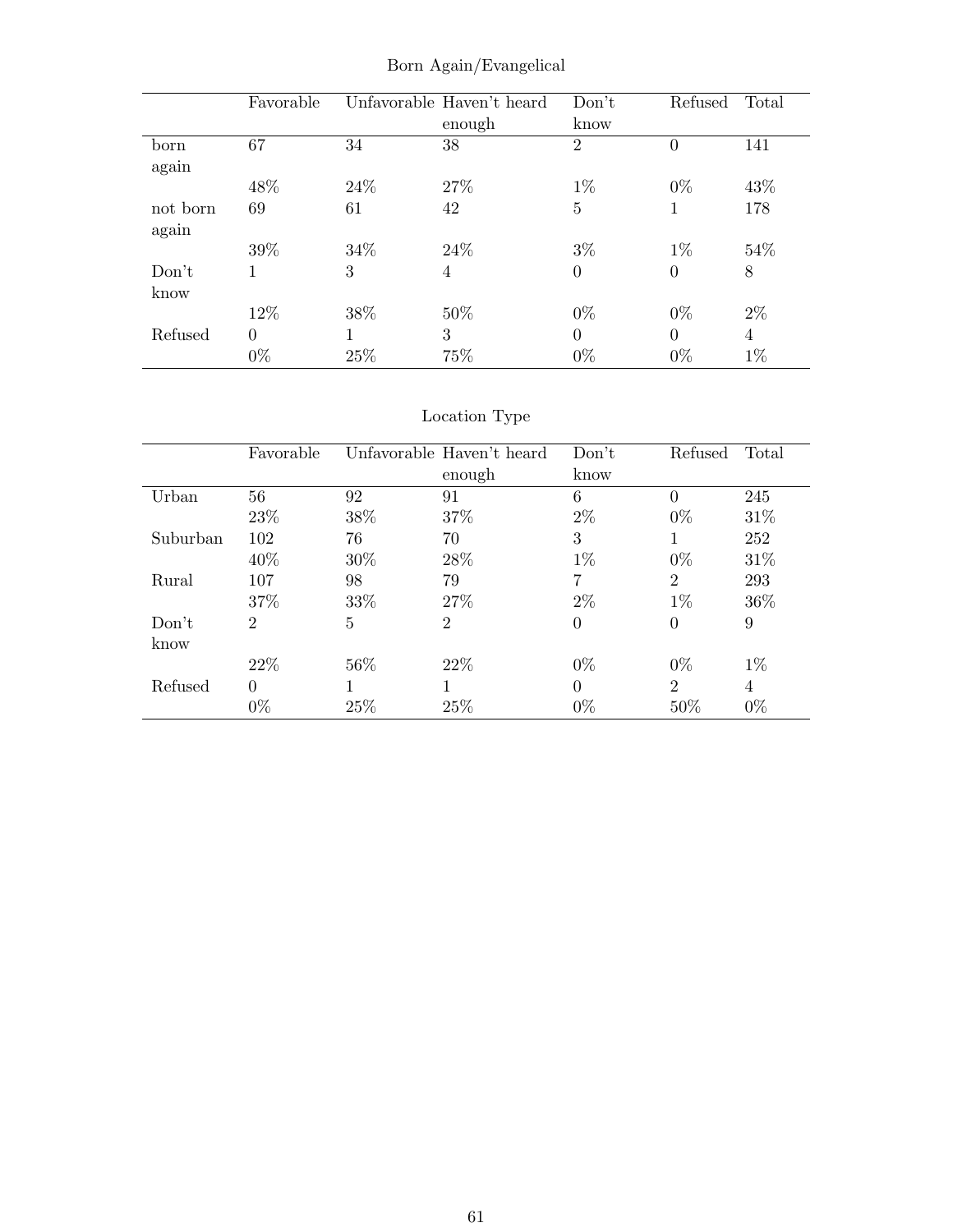## Born Again/Evangelical

| | Favorable | Unfavorable | Haven't heard enough | Don't know | Refused | Total |
|---|---|---|---|---|---|---|
| born again | 67 | 34 | 38 | 2 | 0 | 141 |
| | 48% | 24% | 27% | 1% | 0% | 43% |
| not born again | 69 | 61 | 42 | 5 | 1 | 178 |
| | 39% | 34% | 24% | 3% | 1% | 54% |
| Don't know | 1 | 3 | 4 | 0 | 0 | 8 |
| | 12% | 38% | 50% | 0% | 0% | 2% |
| Refused | 0 | 1 | 3 | 0 | 0 | 4 |
| | 0% | 25% | 75% | 0% | 0% | 1% |

## Location Type

| | Favorable | Unfavorable | Haven't heard enough | Don't know | Refused | Total |
|---|---|---|---|---|---|---|
| Urban | 56 | 92 | 91 | 6 | 0 | 245 |
| | 23% | 38% | 37% | 2% | 0% | 31% |
| Suburban | 102 | 76 | 70 | 3 | 1 | 252 |
| | 40% | 30% | 28% | 1% | 0% | 31% |
| Rural | 107 | 98 | 79 | 7 | 2 | 293 |
| | 37% | 33% | 27% | 2% | 1% | 36% |
| Don't know | 2 | 5 | 2 | 0 | 0 | 9 |
| | 22% | 56% | 22% | 0% | 0% | 1% |
| Refused | 0 | 1 | 1 | 0 | 2 | 4 |
| | 0% | 25% | 25% | 0% | 50% | 0% |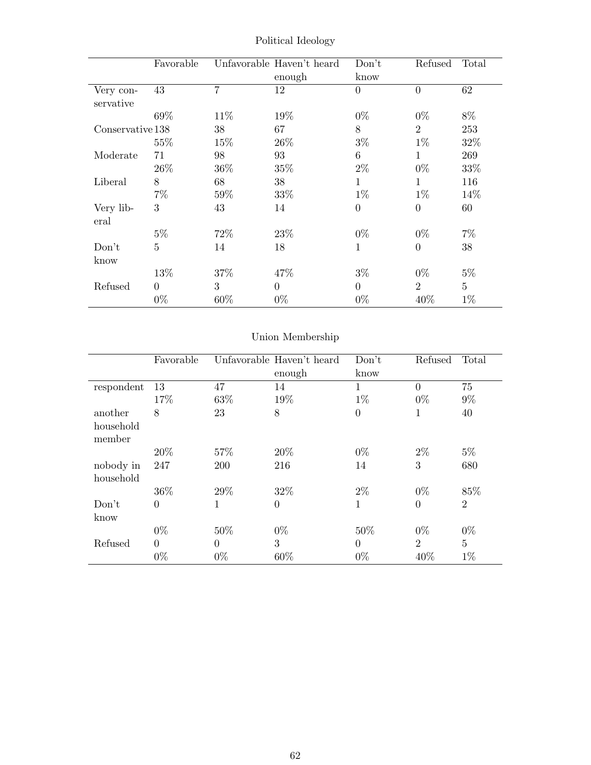## Political Ideology

| | Favorable | Unfavorable | Haven't heard enough | Don't know | Refused | Total |
|---|---|---|---|---|---|---|
| Very conservative | 43 | 7 | 12 | 0 | 0 | 62 |
| | 69% | 11% | 19% | 0% | 0% | 8% |
| Conservative | 138 | 38 | 67 | 8 | 2 | 253 |
| | 55% | 15% | 26% | 3% | 1% | 32% |
| Moderate | 71 | 98 | 93 | 6 | 1 | 269 |
| | 26% | 36% | 35% | 2% | 0% | 33% |
| Liberal | 8 | 68 | 38 | 1 | 1 | 116 |
| | 7% | 59% | 33% | 1% | 1% | 14% |
| Very liberal | 3 | 43 | 14 | 0 | 0 | 60 |
| | 5% | 72% | 23% | 0% | 0% | 7% |
| Don't know | 5 | 14 | 18 | 1 | 0 | 38 |
| | 13% | 37% | 47% | 3% | 0% | 5% |
| Refused | 0 | 3 | 0 | 0 | 2 | 5 |
| | 0% | 60% | 0% | 0% | 40% | 1% |

## Union Membership

| | Favorable | Unfavorable | Haven't heard enough | Don't know | Refused | Total |
|---|---|---|---|---|---|---|
| respondent | 13 | 47 | 14 | 1 | 0 | 75 |
| | 17% | 63% | 19% | 1% | 0% | 9% |
| another household member | 8 | 23 | 8 | 0 | 1 | 40 |
| | 20% | 57% | 20% | 0% | 2% | 5% |
| nobody in household | 247 | 200 | 216 | 14 | 3 | 680 |
| | 36% | 29% | 32% | 2% | 0% | 85% |
| Don't know | 0 | 1 | 0 | 1 | 0 | 2 |
| | 0% | 50% | 0% | 50% | 0% | 0% |
| Refused | 0 | 0 | 3 | 0 | 2 | 5 |
| | 0% | 0% | 60% | 0% | 40% | 1% |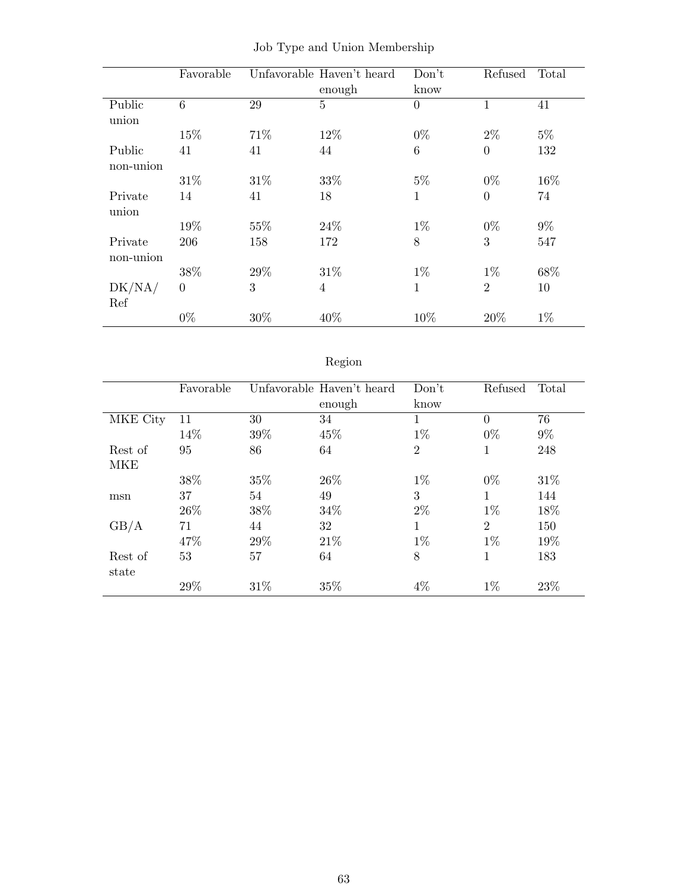Job Type and Union Membership

| | Favorable | Unfavorable | Haven't heard enough | Don't know | Refused | Total |
|---|---|---|---|---|---|---|
| Public union | 6 | 29 | 5 | 0 | 1 | 41 |
| | 15% | 71% | 12% | 0% | 2% | 5% |
| Public non-union | 41 | 41 | 44 | 6 | 0 | 132 |
| | 31% | 31% | 33% | 5% | 0% | 16% |
| Private union | 14 | 41 | 18 | 1 | 0 | 74 |
| | 19% | 55% | 24% | 1% | 0% | 9% |
| Private non-union | 206 | 158 | 172 | 8 | 3 | 547 |
| | 38% | 29% | 31% | 1% | 1% | 68% |
| DK/NA/ Ref | 0 | 3 | 4 | 1 | 2 | 10 |
| | 0% | 30% | 40% | 10% | 20% | 1% |

Region

| | Favorable | Unfavorable | Haven't heard enough | Don't know | Refused | Total |
|---|---|---|---|---|---|---|
| MKE City | 11 | 30 | 34 | 1 | 0 | 76 |
| | 14% | 39% | 45% | 1% | 0% | 9% |
| Rest of MKE | 95 | 86 | 64 | 2 | 1 | 248 |
| | 38% | 35% | 26% | 1% | 0% | 31% |
| msn | 37 | 54 | 49 | 3 | 1 | 144 |
| | 26% | 38% | 34% | 2% | 1% | 18% |
| GB/A | 71 | 44 | 32 | 1 | 2 | 150 |
| | 47% | 29% | 21% | 1% | 1% | 19% |
| Rest of state | 53 | 57 | 64 | 8 | 1 | 183 |
| | 29% | 31% | 35% | 4% | 1% | 23% |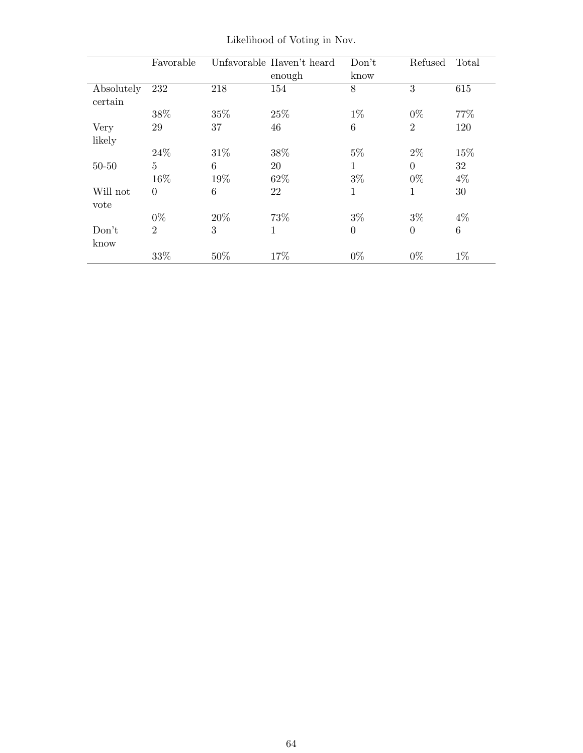Likelihood of Voting in Nov.

| | Favorable | Unfavorable | Haven't heard enough | Don't know | Refused | Total |
|---|---|---|---|---|---|---|
| Absolutely certain | 232 | 218 | 154 | 8 | 3 | 615 |
| | 38% | 35% | 25% | 1% | 0% | 77% |
| Very likely | 29 | 37 | 46 | 6 | 2 | 120 |
| | 24% | 31% | 38% | 5% | 2% | 15% |
| 50-50 | 5 | 6 | 20 | 1 | 0 | 32 |
| | 16% | 19% | 62% | 3% | 0% | 4% |
| Will not vote | 0 | 6 | 22 | 1 | 1 | 30 |
| | 0% | 20% | 73% | 3% | 3% | 4% |
| Don't know | 2 | 3 | 1 | 0 | 0 | 6 |
| | 33% | 50% | 17% | 0% | 0% | 1% |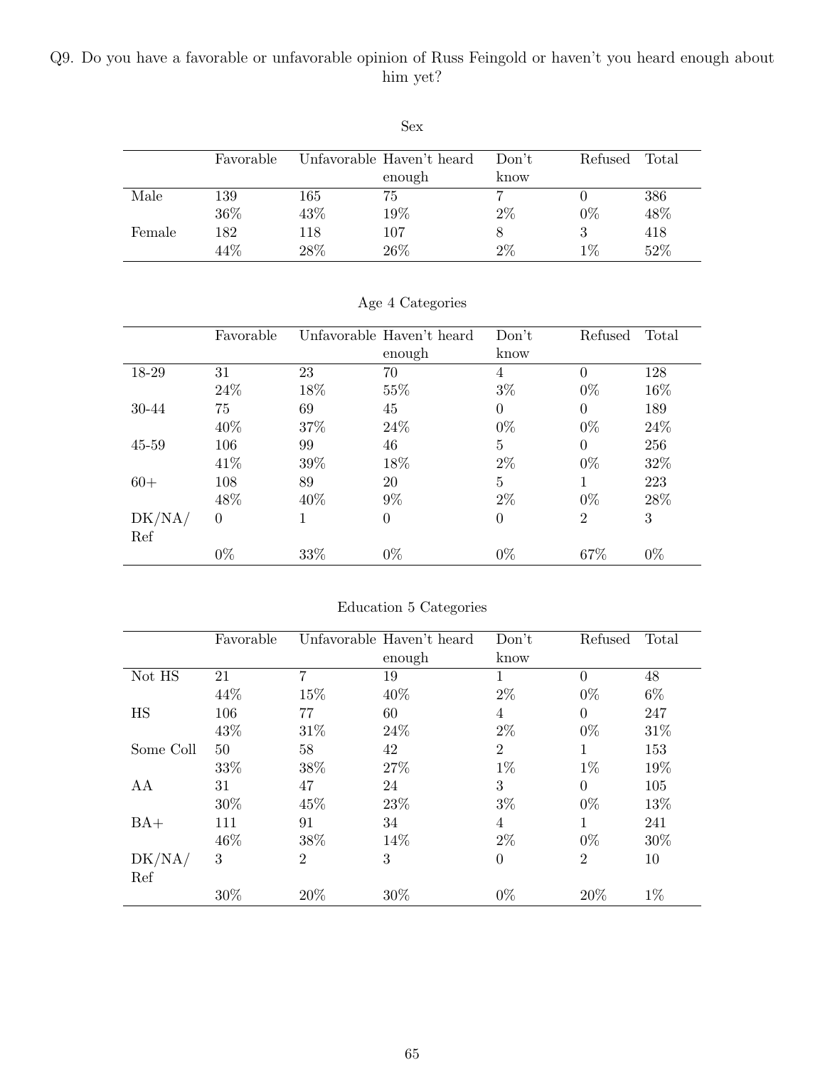Q9. Do you have a favorable or unfavorable opinion of Russ Feingold or haven't you heard enough about him yet?

Sex

| | Favorable | Unfavorable | Haven't heard enough | Don't know | Refused | Total |
|---|---|---|---|---|---|---|
| Male | 139 | 165 | 75 | 7 | 0 | 386 |
| | 36% | 43% | 19% | 2% | 0% | 48% |
| Female | 182 | 118 | 107 | 8 | 3 | 418 |
| | 44% | 28% | 26% | 2% | 1% | 52% |

Age 4 Categories

| | Favorable | Unfavorable | Haven't heard enough | Don't know | Refused | Total |
|---|---|---|---|---|---|---|
| 18-29 | 31 | 23 | 70 | 4 | 0 | 128 |
| | 24% | 18% | 55% | 3% | 0% | 16% |
| 30-44 | 75 | 69 | 45 | 0 | 0 | 189 |
| | 40% | 37% | 24% | 0% | 0% | 24% |
| 45-59 | 106 | 99 | 46 | 5 | 0 | 256 |
| | 41% | 39% | 18% | 2% | 0% | 32% |
| 60+ | 108 | 89 | 20 | 5 | 1 | 223 |
| | 48% | 40% | 9% | 2% | 0% | 28% |
| DK/NA/Ref | 0 | 1 | 0 | 0 | 2 | 3 |
| | 0% | 33% | 0% | 0% | 67% | 0% |

Education 5 Categories

| | Favorable | Unfavorable | Haven't heard enough | Don't know | Refused | Total |
|---|---|---|---|---|---|---|
| Not HS | 21 | 7 | 19 | 1 | 0 | 48 |
| | 44% | 15% | 40% | 2% | 0% | 6% |
| HS | 106 | 77 | 60 | 4 | 0 | 247 |
| | 43% | 31% | 24% | 2% | 0% | 31% |
| Some Coll | 50 | 58 | 42 | 2 | 1 | 153 |
| | 33% | 38% | 27% | 1% | 1% | 19% |
| AA | 31 | 47 | 24 | 3 | 0 | 105 |
| | 30% | 45% | 23% | 3% | 0% | 13% |
| BA+ | 111 | 91 | 34 | 4 | 1 | 241 |
| | 46% | 38% | 14% | 2% | 0% | 30% |
| DK/NA/Ref | 3 | 2 | 3 | 0 | 2 | 10 |
| | 30% | 20% | 30% | 0% | 20% | 1% |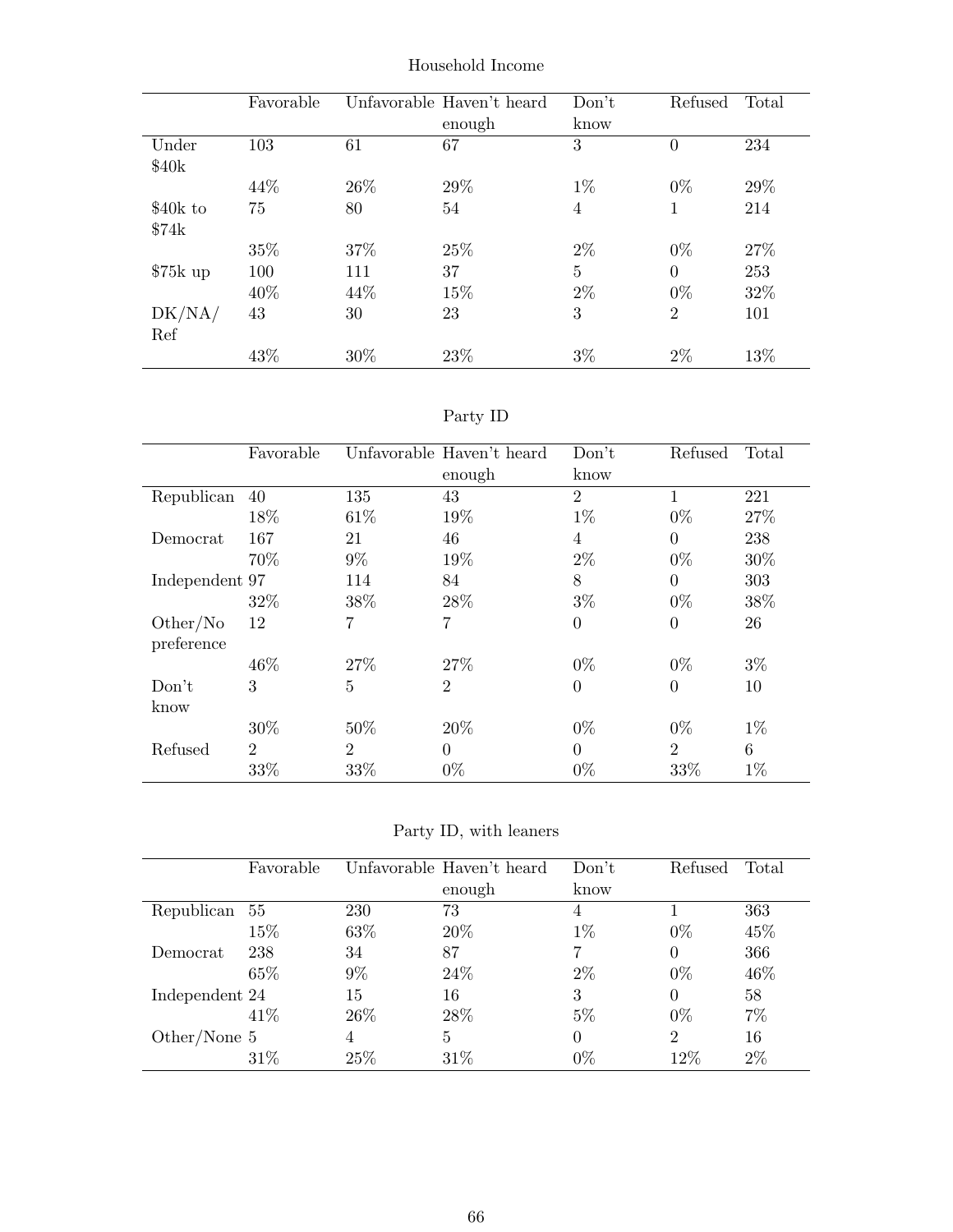Household Income

| | Favorable | Unfavorable | Haven't heard enough | Don't know | Refused | Total |
|---|---|---|---|---|---|---|
| Under $40k | 103 | 61 | 67 | 3 | 0 | 234 |
| | 44% | 26% | 29% | 1% | 0% | 29% |
| $40k to $74k | 75 | 80 | 54 | 4 | 1 | 214 |
| | 35% | 37% | 25% | 2% | 0% | 27% |
| $75k up | 100 | 111 | 37 | 5 | 0 | 253 |
| | 40% | 44% | 15% | 2% | 0% | 32% |
| DK/NA/ Ref | 43 | 30 | 23 | 3 | 2 | 101 |
| | 43% | 30% | 23% | 3% | 2% | 13% |

Party ID

| | Favorable | Unfavorable | Haven't heard enough | Don't know | Refused | Total |
|---|---|---|---|---|---|---|
| Republican | 40 | 135 | 43 | 2 | 1 | 221 |
| | 18% | 61% | 19% | 1% | 0% | 27% |
| Democrat | 167 | 21 | 46 | 4 | 0 | 238 |
| | 70% | 9% | 19% | 2% | 0% | 30% |
| Independent | 97 | 114 | 84 | 8 | 0 | 303 |
| | 32% | 38% | 28% | 3% | 0% | 38% |
| Other/No preference | 12 | 7 | 7 | 0 | 0 | 26 |
| | 46% | 27% | 27% | 0% | 0% | 3% |
| Don't know | 3 | 5 | 2 | 0 | 0 | 10 |
| | 30% | 50% | 20% | 0% | 0% | 1% |
| Refused | 2 | 2 | 0 | 0 | 2 | 6 |
| | 33% | 33% | 0% | 0% | 33% | 1% |

Party ID, with leaners

| | Favorable | Unfavorable | Haven't heard enough | Don't know | Refused | Total |
|---|---|---|---|---|---|---|
| Republican | 55 | 230 | 73 | 4 | 1 | 363 |
| | 15% | 63% | 20% | 1% | 0% | 45% |
| Democrat | 238 | 34 | 87 | 7 | 0 | 366 |
| | 65% | 9% | 24% | 2% | 0% | 46% |
| Independent | 24 | 15 | 16 | 3 | 0 | 58 |
| | 41% | 26% | 28% | 5% | 0% | 7% |
| Other/None | 5 | 4 | 5 | 0 | 2 | 16 |
| | 31% | 25% | 31% | 0% | 12% | 2% |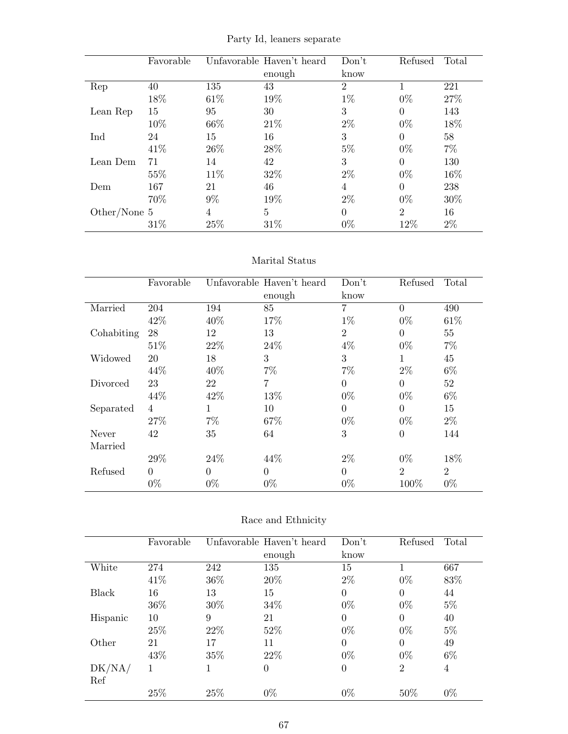Party Id, leaners separate

| | Favorable | Unfavorable | Haven't heard enough | Don't know | Refused | Total |
|---|---|---|---|---|---|---|
| Rep | 40 | 135 | 43 | 2 | 1 | 221 |
| | 18% | 61% | 19% | 1% | 0% | 27% |
| Lean Rep | 15 | 95 | 30 | 3 | 0 | 143 |
| | 10% | 66% | 21% | 2% | 0% | 18% |
| Ind | 24 | 15 | 16 | 3 | 0 | 58 |
| | 41% | 26% | 28% | 5% | 0% | 7% |
| Lean Dem | 71 | 14 | 42 | 3 | 0 | 130 |
| | 55% | 11% | 32% | 2% | 0% | 16% |
| Dem | 167 | 21 | 46 | 4 | 0 | 238 |
| | 70% | 9% | 19% | 2% | 0% | 30% |
| Other/None | 5 | 4 | 5 | 0 | 2 | 16 |
| | 31% | 25% | 31% | 0% | 12% | 2% |

Marital Status

| | Favorable | Unfavorable | Haven't heard enough | Don't know | Refused | Total |
|---|---|---|---|---|---|---|
| Married | 204 | 194 | 85 | 7 | 0 | 490 |
| | 42% | 40% | 17% | 1% | 0% | 61% |
| Cohabiting | 28 | 12 | 13 | 2 | 0 | 55 |
| | 51% | 22% | 24% | 4% | 0% | 7% |
| Widowed | 20 | 18 | 3 | 3 | 1 | 45 |
| | 44% | 40% | 7% | 7% | 2% | 6% |
| Divorced | 23 | 22 | 7 | 0 | 0 | 52 |
| | 44% | 42% | 13% | 0% | 0% | 6% |
| Separated | 4 | 1 | 10 | 0 | 0 | 15 |
| | 27% | 7% | 67% | 0% | 0% | 2% |
| Never Married | 42 | 35 | 64 | 3 | 0 | 144 |
| | 29% | 24% | 44% | 2% | 0% | 18% |
| Refused | 0 | 0 | 0 | 0 | 2 | 2 |
| | 0% | 0% | 0% | 0% | 100% | 0% |

Race and Ethnicity

| | Favorable | Unfavorable | Haven't heard enough | Don't know | Refused | Total |
|---|---|---|---|---|---|---|
| White | 274 | 242 | 135 | 15 | 1 | 667 |
| | 41% | 36% | 20% | 2% | 0% | 83% |
| Black | 16 | 13 | 15 | 0 | 0 | 44 |
| | 36% | 30% | 34% | 0% | 0% | 5% |
| Hispanic | 10 | 9 | 21 | 0 | 0 | 40 |
| | 25% | 22% | 52% | 0% | 0% | 5% |
| Other | 21 | 17 | 11 | 0 | 0 | 49 |
| | 43% | 35% | 22% | 0% | 0% | 6% |
| DK/NA/ Ref | 1 | 1 | 0 | 0 | 2 | 4 |
| | 25% | 25% | 0% | 0% | 50% | 0% |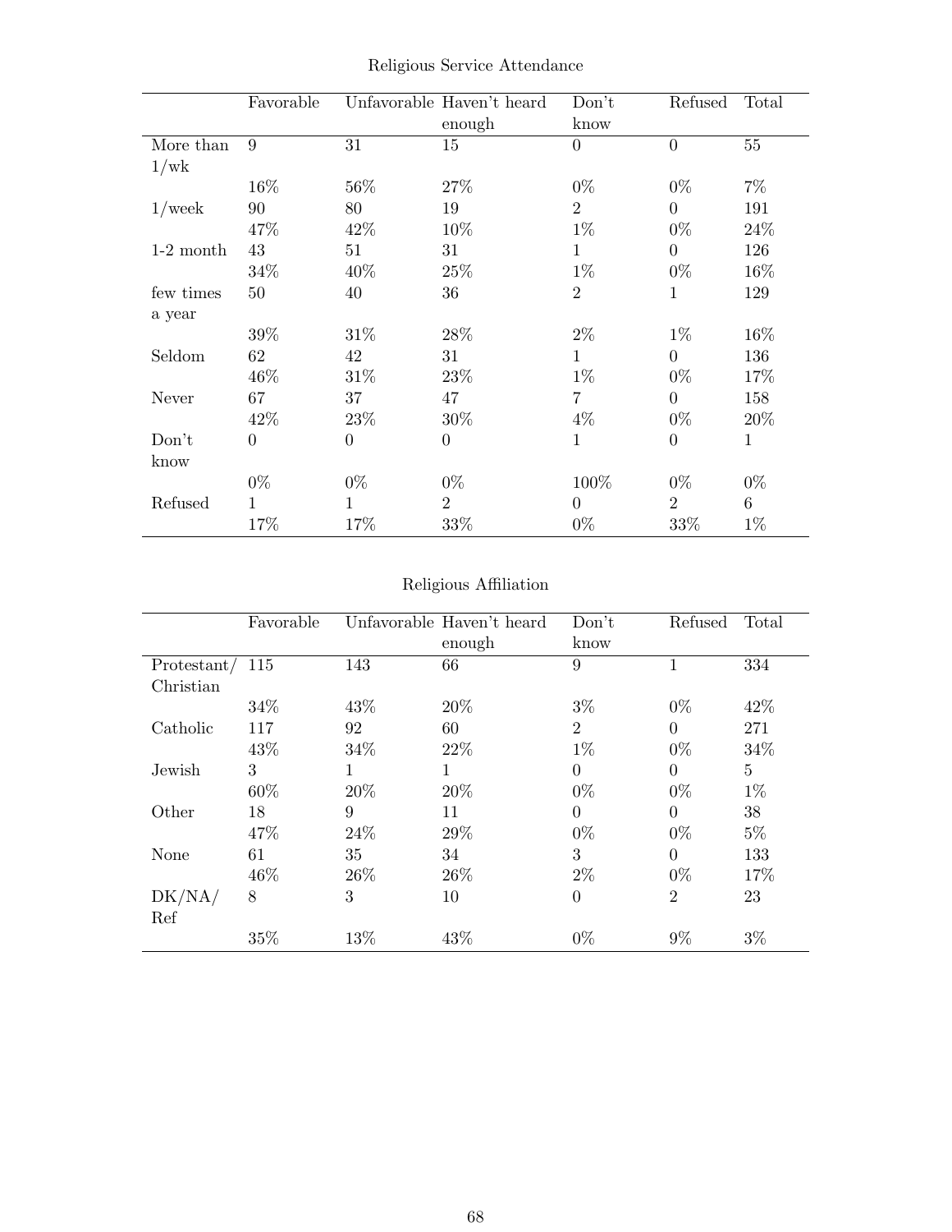Religious Service Attendance

| | Favorable | Unfavorable | Haven't heard enough | Don't know | Refused | Total |
|---|---|---|---|---|---|---|
| More than 1/wk | 9 | 31 | 15 | 0 | 0 | 55 |
| | 16% | 56% | 27% | 0% | 0% | 7% |
| 1/week | 90 | 80 | 19 | 2 | 0 | 191 |
| | 47% | 42% | 10% | 1% | 0% | 24% |
| 1-2 month | 43 | 51 | 31 | 1 | 0 | 126 |
| | 34% | 40% | 25% | 1% | 0% | 16% |
| few times a year | 50 | 40 | 36 | 2 | 1 | 129 |
| | 39% | 31% | 28% | 2% | 1% | 16% |
| Seldom | 62 | 42 | 31 | 1 | 0 | 136 |
| | 46% | 31% | 23% | 1% | 0% | 17% |
| Never | 67 | 37 | 47 | 7 | 0 | 158 |
| | 42% | 23% | 30% | 4% | 0% | 20% |
| Don't know | 0 | 0 | 0 | 1 | 0 | 1 |
| | 0% | 0% | 0% | 100% | 0% | 0% |
| Refused | 1 | 1 | 2 | 0 | 2 | 6 |
| | 17% | 17% | 33% | 0% | 33% | 1% |

Religious Affiliation

| | Favorable | Unfavorable | Haven't heard enough | Don't know | Refused | Total |
|---|---|---|---|---|---|---|
| Protestant/ Christian | 115 | 143 | 66 | 9 | 1 | 334 |
| | 34% | 43% | 20% | 3% | 0% | 42% |
| Catholic | 117 | 92 | 60 | 2 | 0 | 271 |
| | 43% | 34% | 22% | 1% | 0% | 34% |
| Jewish | 3 | 1 | 1 | 0 | 0 | 5 |
| | 60% | 20% | 20% | 0% | 0% | 1% |
| Other | 18 | 9 | 11 | 0 | 0 | 38 |
| | 47% | 24% | 29% | 0% | 0% | 5% |
| None | 61 | 35 | 34 | 3 | 0 | 133 |
| | 46% | 26% | 26% | 2% | 0% | 17% |
| DK/NA/ Ref | 8 | 3 | 10 | 0 | 2 | 23 |
| | 35% | 13% | 43% | 0% | 9% | 3% |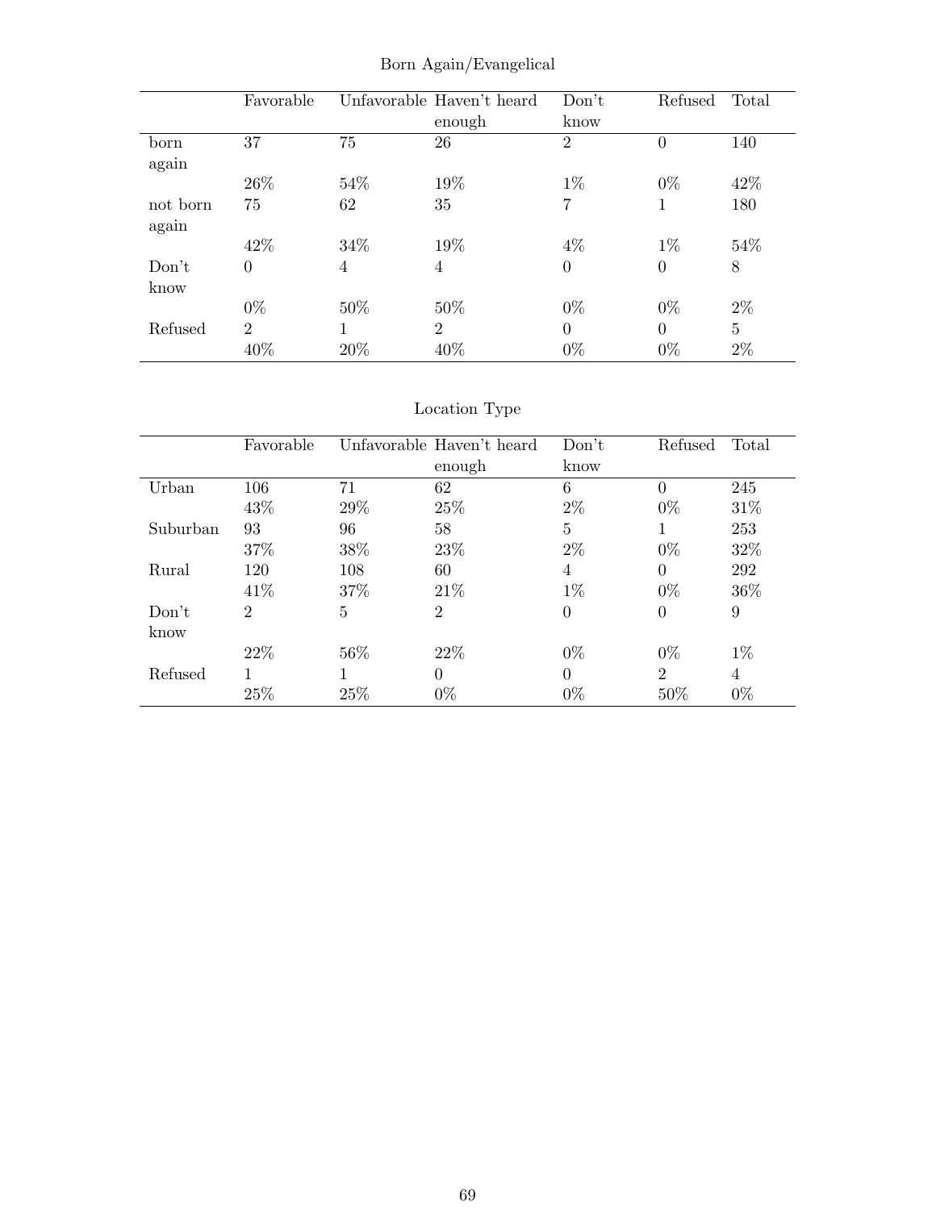## Born Again/Evangelical

| | Favorable | Unfavorable | Haven't heard enough | Don't know | Refused | Total |
|---|---|---|---|---|---|---|
| born again | 37 | 75 | 26 | 2 | 0 | 140 |
| | 26% | 54% | 19% | 1% | 0% | 42% |
| not born again | 75 | 62 | 35 | 7 | 1 | 180 |
| | 42% | 34% | 19% | 4% | 1% | 54% |
| Don't know | 0 | 4 | 4 | 0 | 0 | 8 |
| | 0% | 50% | 50% | 0% | 0% | 2% |
| Refused | 2 | 1 | 2 | 0 | 0 | 5 |
| | 40% | 20% | 40% | 0% | 0% | 2% |

## Location Type

| | Favorable | Unfavorable | Haven't heard enough | Don't know | Refused | Total |
|---|---|---|---|---|---|---|
| Urban | 106 | 71 | 62 | 6 | 0 | 245 |
| | 43% | 29% | 25% | 2% | 0% | 31% |
| Suburban | 93 | 96 | 58 | 5 | 1 | 253 |
| | 37% | 38% | 23% | 2% | 0% | 32% |
| Rural | 120 | 108 | 60 | 4 | 0 | 292 |
| | 41% | 37% | 21% | 1% | 0% | 36% |
| Don't know | 2 | 5 | 2 | 0 | 0 | 9 |
| | 22% | 56% | 22% | 0% | 0% | 1% |
| Refused | 1 | 1 | 0 | 0 | 2 | 4 |
| | 25% | 25% | 0% | 0% | 50% | 0% |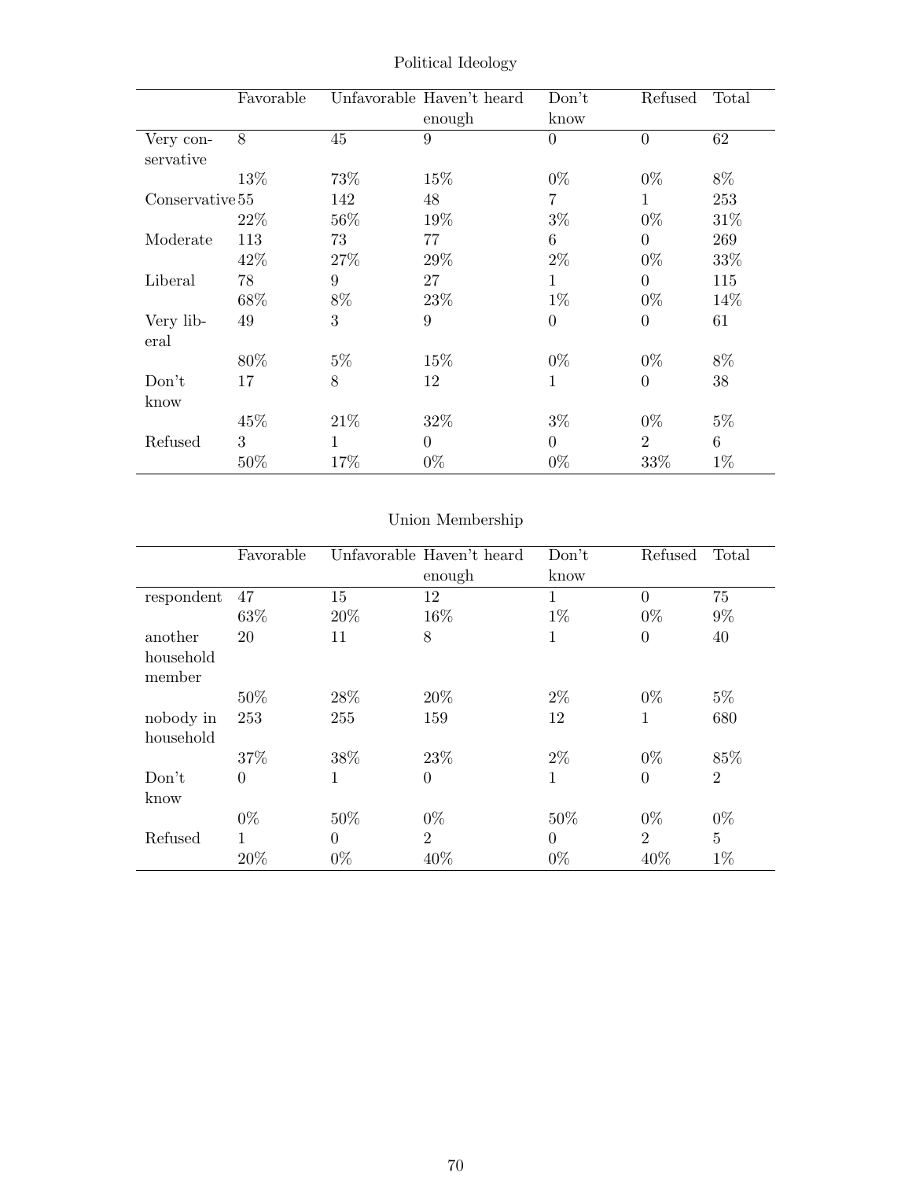Political Ideology

| | Favorable | Unfavorable | Haven't heard enough | Don't know | Refused | Total |
|---|---|---|---|---|---|---|
| Very conservative | 8 | 45 | 9 | 0 | 0 | 62 |
| | 13% | 73% | 15% | 0% | 0% | 8% |
| Conservative | 55 | 142 | 48 | 7 | 1 | 253 |
| | 22% | 56% | 19% | 3% | 0% | 31% |
| Moderate | 113 | 73 | 77 | 6 | 0 | 269 |
| | 42% | 27% | 29% | 2% | 0% | 33% |
| Liberal | 78 | 9 | 27 | 1 | 0 | 115 |
| | 68% | 8% | 23% | 1% | 0% | 14% |
| Very liberal | 49 | 3 | 9 | 0 | 0 | 61 |
| | 80% | 5% | 15% | 0% | 0% | 8% |
| Don't know | 17 | 8 | 12 | 1 | 0 | 38 |
| | 45% | 21% | 32% | 3% | 0% | 5% |
| Refused | 3 | 1 | 0 | 0 | 2 | 6 |
| | 50% | 17% | 0% | 0% | 33% | 1% |

Union Membership

| | Favorable | Unfavorable | Haven't heard enough | Don't know | Refused | Total |
|---|---|---|---|---|---|---|
| respondent | 47 | 15 | 12 | 1 | 0 | 75 |
| | 63% | 20% | 16% | 1% | 0% | 9% |
| another household member | 20 | 11 | 8 | 1 | 0 | 40 |
| | 50% | 28% | 20% | 2% | 0% | 5% |
| nobody in household | 253 | 255 | 159 | 12 | 1 | 680 |
| | 37% | 38% | 23% | 2% | 0% | 85% |
| Don't know | 0 | 1 | 0 | 1 | 0 | 2 |
| | 0% | 50% | 0% | 50% | 0% | 0% |
| Refused | 1 | 0 | 2 | 0 | 2 | 5 |
| | 20% | 0% | 40% | 0% | 40% | 1% |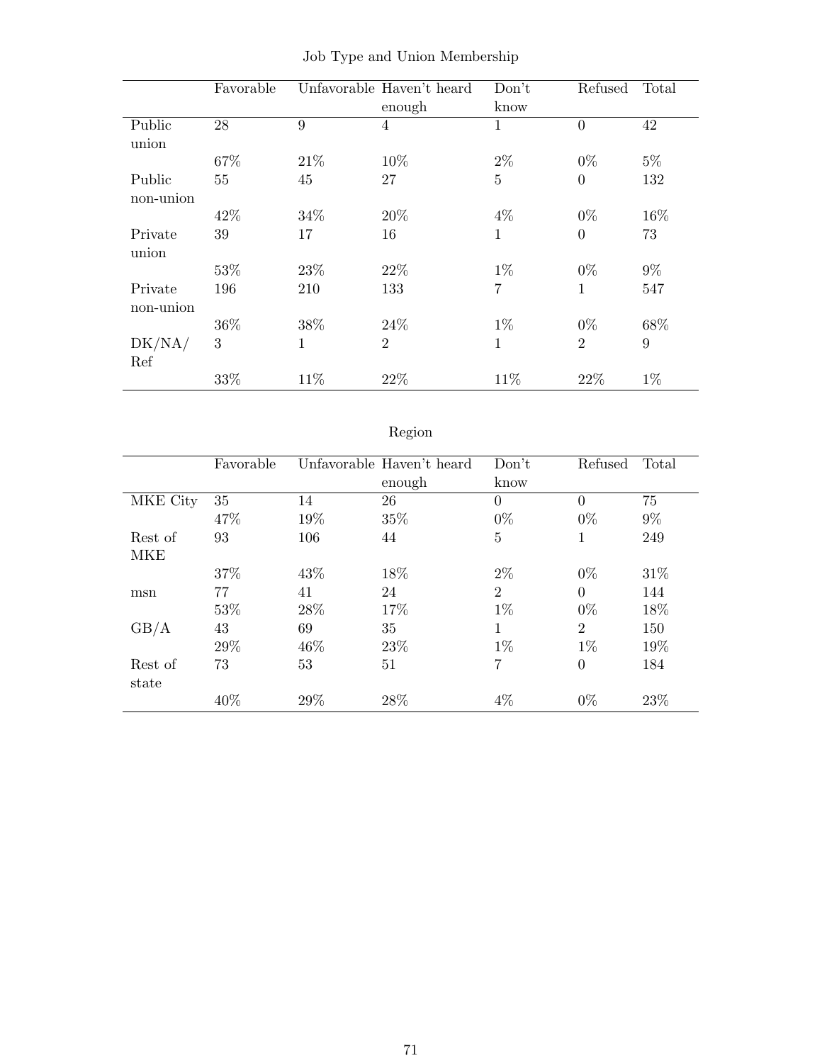Job Type and Union Membership

| | Favorable | Unfavorable | Haven't heard enough | Don't know | Refused | Total |
|---|---|---|---|---|---|---|
| Public union | 28 | 9 | 4 | 1 | 0 | 42 |
| | 67% | 21% | 10% | 2% | 0% | 5% |
| Public non-union | 55 | 45 | 27 | 5 | 0 | 132 |
| | 42% | 34% | 20% | 4% | 0% | 16% |
| Private union | 39 | 17 | 16 | 1 | 0 | 73 |
| | 53% | 23% | 22% | 1% | 0% | 9% |
| Private non-union | 196 | 210 | 133 | 7 | 1 | 547 |
| | 36% | 38% | 24% | 1% | 0% | 68% |
| DK/NA/ Ref | 3 | 1 | 2 | 1 | 2 | 9 |
| | 33% | 11% | 22% | 11% | 22% | 1% |

Region

| | Favorable | Unfavorable | Haven't heard enough | Don't know | Refused | Total |
|---|---|---|---|---|---|---|
| MKE City | 35 | 14 | 26 | 0 | 0 | 75 |
| | 47% | 19% | 35% | 0% | 0% | 9% |
| Rest of MKE | 93 | 106 | 44 | 5 | 1 | 249 |
| | 37% | 43% | 18% | 2% | 0% | 31% |
| msn | 77 | 41 | 24 | 2 | 0 | 144 |
| | 53% | 28% | 17% | 1% | 0% | 18% |
| GB/A | 43 | 69 | 35 | 1 | 2 | 150 |
| | 29% | 46% | 23% | 1% | 1% | 19% |
| Rest of state | 73 | 53 | 51 | 7 | 0 | 184 |
| | 40% | 29% | 28% | 4% | 0% | 23% |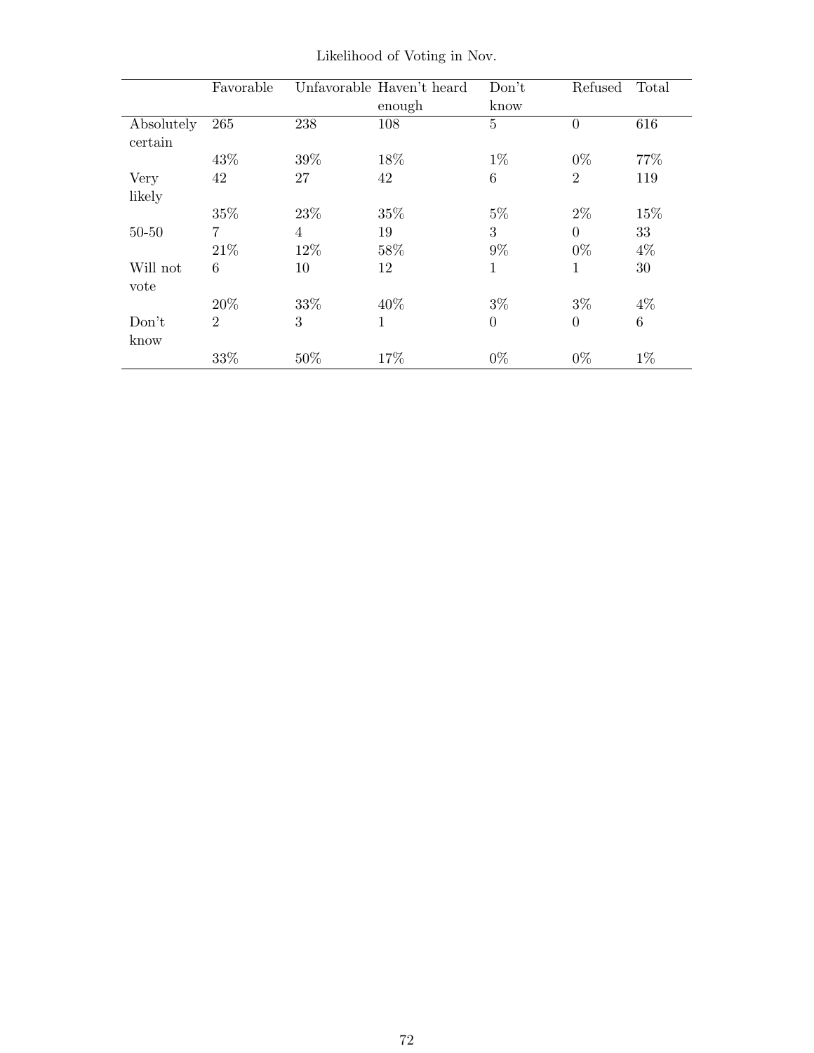Likelihood of Voting in Nov.

| | Favorable | Unfavorable | Haven't heard enough | Don't know | Refused | Total |
|---|---|---|---|---|---|---|
| Absolutely certain | 265 | 238 | 108 | 5 | 0 | 616 |
| | 43% | 39% | 18% | 1% | 0% | 77% |
| Very likely | 42 | 27 | 42 | 6 | 2 | 119 |
| | 35% | 23% | 35% | 5% | 2% | 15% |
| 50-50 | 7 | 4 | 19 | 3 | 0 | 33 |
| | 21% | 12% | 58% | 9% | 0% | 4% |
| Will not vote | 6 | 10 | 12 | 1 | 1 | 30 |
| | 20% | 33% | 40% | 3% | 3% | 4% |
| Don't know | 2 | 3 | 1 | 0 | 0 | 6 |
| | 33% | 50% | 17% | 0% | 0% | 1% |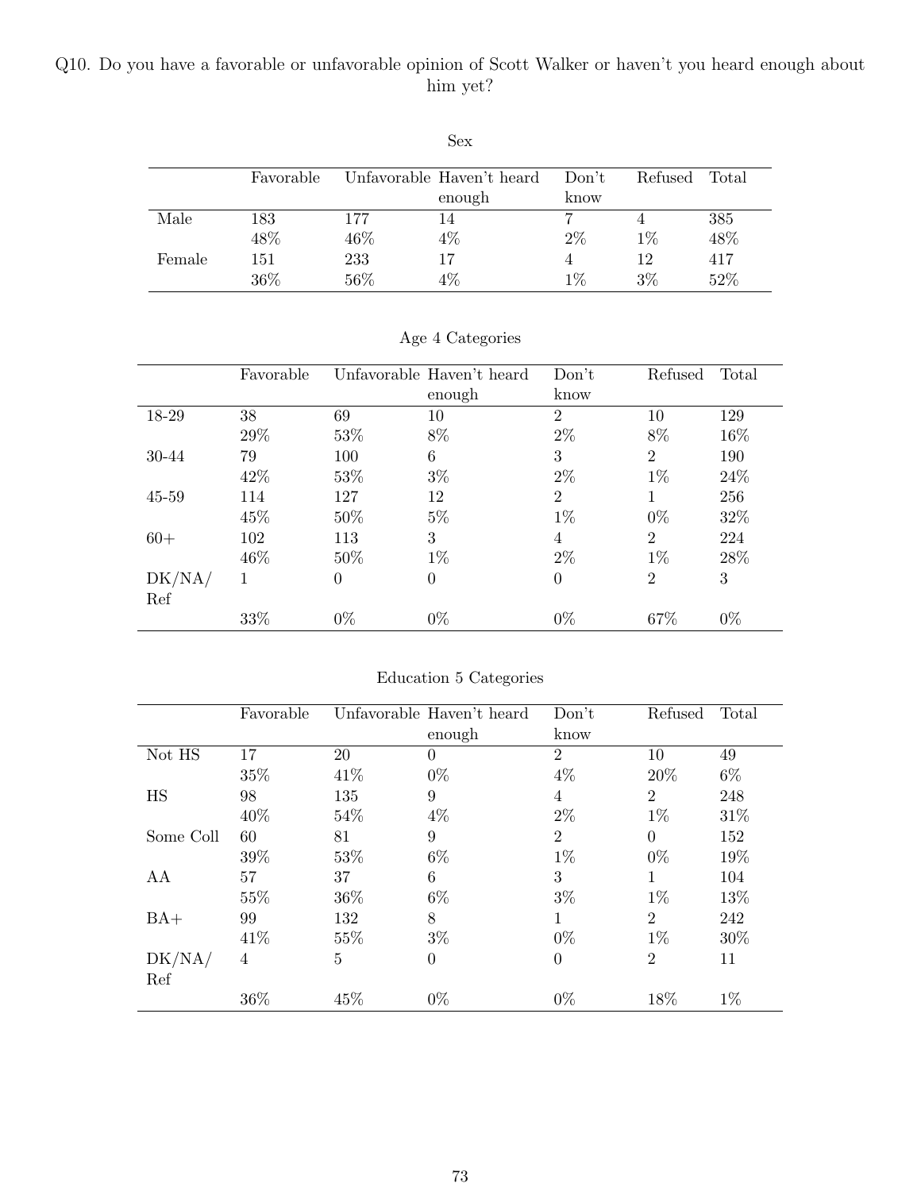Q10. Do you have a favorable or unfavorable opinion of Scott Walker or haven't you heard enough about him yet?

Sex

| | Favorable | Unfavorable | Haven't heard enough | Don't know | Refused | Total |
|---|---|---|---|---|---|---|
| Male | 183 | 177 | 14 | 7 | 4 | 385 |
| | 48% | 46% | 4% | 2% | 1% | 48% |
| Female | 151 | 233 | 17 | 4 | 12 | 417 |
| | 36% | 56% | 4% | 1% | 3% | 52% |

Age 4 Categories

| | Favorable | Unfavorable | Haven't heard enough | Don't know | Refused | Total |
|---|---|---|---|---|---|---|
| 18-29 | 38 | 69 | 10 | 2 | 10 | 129 |
| | 29% | 53% | 8% | 2% | 8% | 16% |
| 30-44 | 79 | 100 | 6 | 3 | 2 | 190 |
| | 42% | 53% | 3% | 2% | 1% | 24% |
| 45-59 | 114 | 127 | 12 | 2 | 1 | 256 |
| | 45% | 50% | 5% | 1% | 0% | 32% |
| 60+ | 102 | 113 | 3 | 4 | 2 | 224 |
| | 46% | 50% | 1% | 2% | 1% | 28% |
| DK/NA/Ref | 1 | 0 | 0 | 0 | 2 | 3 |
| | 33% | 0% | 0% | 0% | 67% | 0% |

Education 5 Categories

| | Favorable | Unfavorable | Haven't heard enough | Don't know | Refused | Total |
|---|---|---|---|---|---|---|
| Not HS | 17 | 20 | 0 | 2 | 10 | 49 |
| | 35% | 41% | 0% | 4% | 20% | 6% |
| HS | 98 | 135 | 9 | 4 | 2 | 248 |
| | 40% | 54% | 4% | 2% | 1% | 31% |
| Some Coll | 60 | 81 | 9 | 2 | 0 | 152 |
| | 39% | 53% | 6% | 1% | 0% | 19% |
| AA | 57 | 37 | 6 | 3 | 1 | 104 |
| | 55% | 36% | 6% | 3% | 1% | 13% |
| BA+ | 99 | 132 | 8 | 1 | 2 | 242 |
| | 41% | 55% | 3% | 0% | 1% | 30% |
| DK/NA/Ref | 4 | 5 | 0 | 0 | 2 | 11 |
| | 36% | 45% | 0% | 0% | 18% | 1% |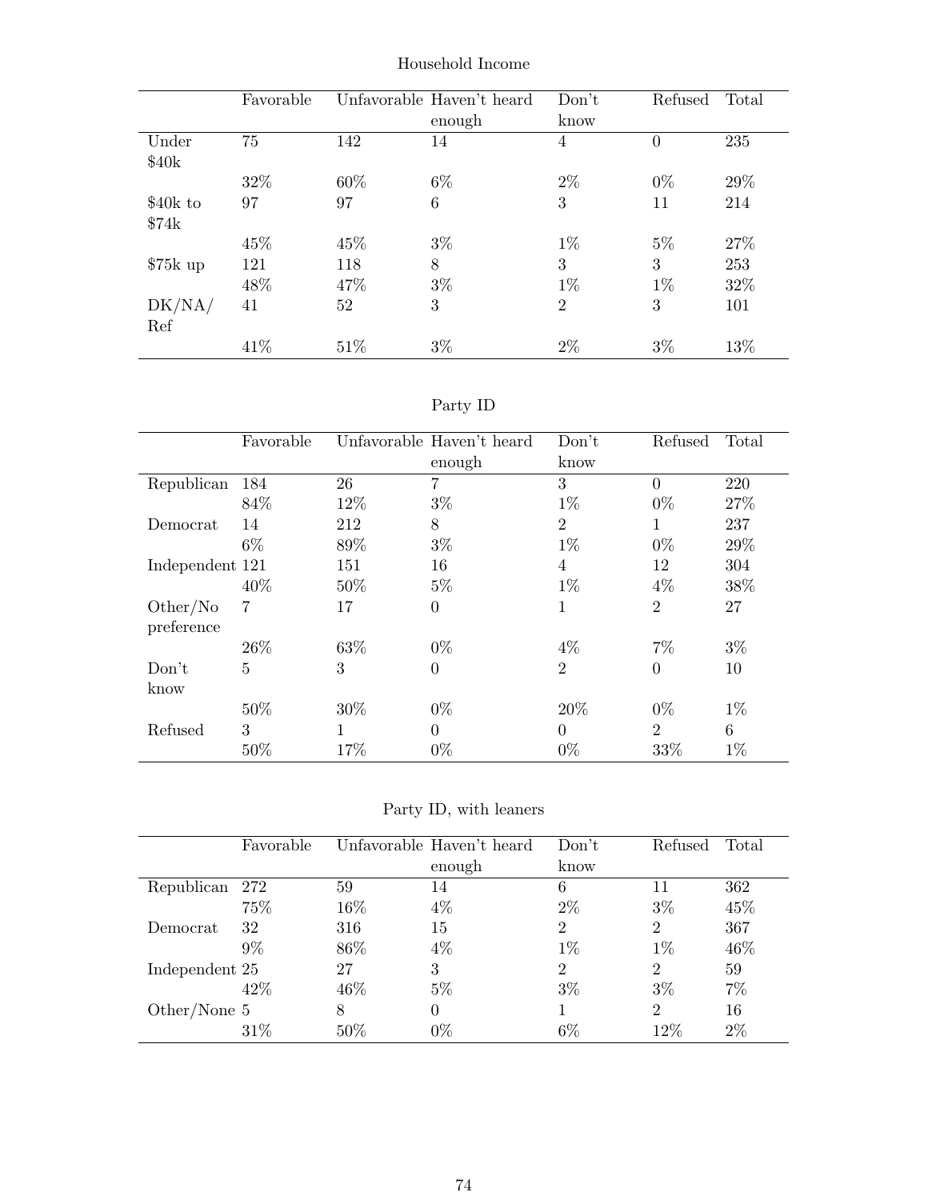Household Income

| | Favorable | Unfavorable | Haven't heard enough | Don't know | Refused | Total |
|---|---|---|---|---|---|---|
| Under $40k | 75 | 142 | 14 | 4 | 0 | 235 |
| | 32% | 60% | 6% | 2% | 0% | 29% |
| $40k to $74k | 97 | 97 | 6 | 3 | 11 | 214 |
| | 45% | 45% | 3% | 1% | 5% | 27% |
| $75k up | 121 | 118 | 8 | 3 | 3 | 253 |
| | 48% | 47% | 3% | 1% | 1% | 32% |
| DK/NA/ Ref | 41 | 52 | 3 | 2 | 3 | 101 |
| | 41% | 51% | 3% | 2% | 3% | 13% |

Party ID

| | Favorable | Unfavorable | Haven't heard enough | Don't know | Refused | Total |
|---|---|---|---|---|---|---|
| Republican | 184 | 26 | 7 | 3 | 0 | 220 |
| | 84% | 12% | 3% | 1% | 0% | 27% |
| Democrat | 14 | 212 | 8 | 2 | 1 | 237 |
| | 6% | 89% | 3% | 1% | 0% | 29% |
| Independent | 121 | 151 | 16 | 4 | 12 | 304 |
| | 40% | 50% | 5% | 1% | 4% | 38% |
| Other/No preference | 7 | 17 | 0 | 1 | 2 | 27 |
| | 26% | 63% | 0% | 4% | 7% | 3% |
| Don't know | 5 | 3 | 0 | 2 | 0 | 10 |
| | 50% | 30% | 0% | 20% | 0% | 1% |
| Refused | 3 | 1 | 0 | 0 | 2 | 6 |
| | 50% | 17% | 0% | 0% | 33% | 1% |

Party ID, with leaners

| | Favorable | Unfavorable | Haven't heard enough | Don't know | Refused | Total |
|---|---|---|---|---|---|---|
| Republican | 272 | 59 | 14 | 6 | 11 | 362 |
| | 75% | 16% | 4% | 2% | 3% | 45% |
| Democrat | 32 | 316 | 15 | 2 | 2 | 367 |
| | 9% | 86% | 4% | 1% | 1% | 46% |
| Independent | 25 | 27 | 3 | 2 | 2 | 59 |
| | 42% | 46% | 5% | 3% | 3% | 7% |
| Other/None | 5 | 8 | 0 | 1 | 2 | 16 |
| | 31% | 50% | 0% | 6% | 12% | 2% |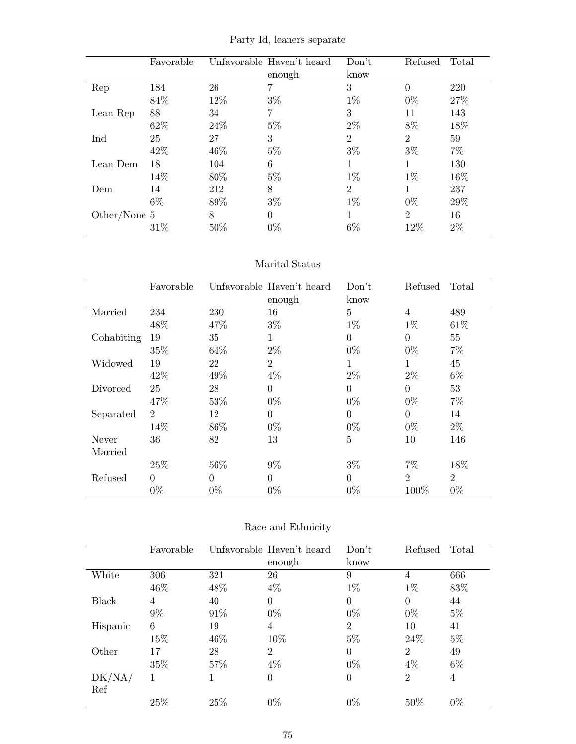Party Id, leaners separate

| | Favorable | Unfavorable | Haven't heard enough | Don't know | Refused | Total |
|---|---|---|---|---|---|---|
| Rep | 184 | 26 | 7 | 3 | 0 | 220 |
| | 84% | 12% | 3% | 1% | 0% | 27% |
| Lean Rep | 88 | 34 | 7 | 3 | 11 | 143 |
| | 62% | 24% | 5% | 2% | 8% | 18% |
| Ind | 25 | 27 | 3 | 2 | 2 | 59 |
| | 42% | 46% | 5% | 3% | 3% | 7% |
| Lean Dem | 18 | 104 | 6 | 1 | 1 | 130 |
| | 14% | 80% | 5% | 1% | 1% | 16% |
| Dem | 14 | 212 | 8 | 2 | 1 | 237 |
| | 6% | 89% | 3% | 1% | 0% | 29% |
| Other/None | 5 | 8 | 0 | 1 | 2 | 16 |
| | 31% | 50% | 0% | 6% | 12% | 2% |

Marital Status

| | Favorable | Unfavorable | Haven't heard enough | Don't know | Refused | Total |
|---|---|---|---|---|---|---|
| Married | 234 | 230 | 16 | 5 | 4 | 489 |
| | 48% | 47% | 3% | 1% | 1% | 61% |
| Cohabiting | 19 | 35 | 1 | 0 | 0 | 55 |
| | 35% | 64% | 2% | 0% | 0% | 7% |
| Widowed | 19 | 22 | 2 | 1 | 1 | 45 |
| | 42% | 49% | 4% | 2% | 2% | 6% |
| Divorced | 25 | 28 | 0 | 0 | 0 | 53 |
| | 47% | 53% | 0% | 0% | 0% | 7% |
| Separated | 2 | 12 | 0 | 0 | 0 | 14 |
| | 14% | 86% | 0% | 0% | 0% | 2% |
| Never Married | 36 | 82 | 13 | 5 | 10 | 146 |
| | 25% | 56% | 9% | 3% | 7% | 18% |
| Refused | 0 | 0 | 0 | 0 | 2 | 2 |
| | 0% | 0% | 0% | 0% | 100% | 0% |

Race and Ethnicity

| | Favorable | Unfavorable | Haven't heard enough | Don't know | Refused | Total |
|---|---|---|---|---|---|---|
| White | 306 | 321 | 26 | 9 | 4 | 666 |
| | 46% | 48% | 4% | 1% | 1% | 83% |
| Black | 4 | 40 | 0 | 0 | 0 | 44 |
| | 9% | 91% | 0% | 0% | 0% | 5% |
| Hispanic | 6 | 19 | 4 | 2 | 10 | 41 |
| | 15% | 46% | 10% | 5% | 24% | 5% |
| Other | 17 | 28 | 2 | 0 | 2 | 49 |
| | 35% | 57% | 4% | 0% | 4% | 6% |
| DK/NA/Ref | 1 | 1 | 0 | 0 | 2 | 4 |
| | 25% | 25% | 0% | 0% | 50% | 0% |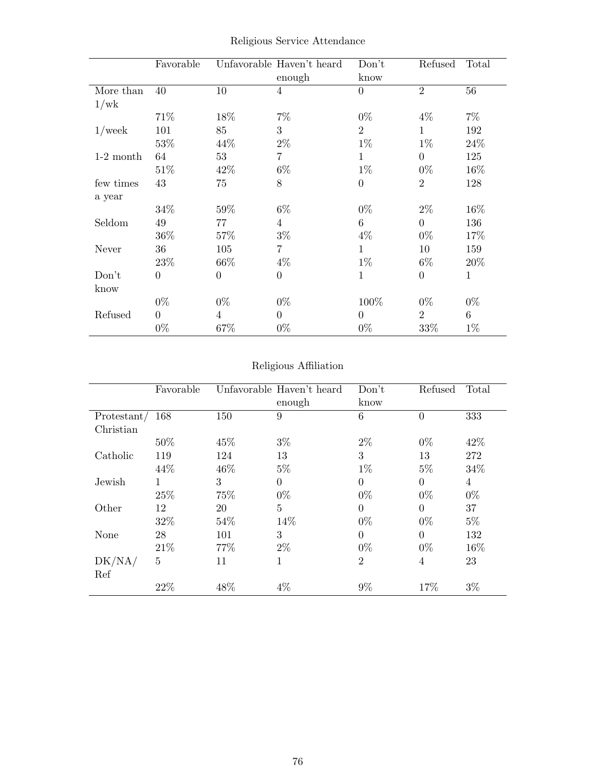Religious Service Attendance

| | Favorable | Unfavorable | Haven't heard enough | Don't know | Refused | Total |
|---|---|---|---|---|---|---|
| More than 1/wk | 40 | 10 | 4 | 0 | 2 | 56 |
| | 71% | 18% | 7% | 0% | 4% | 7% |
| 1/week | 101 | 85 | 3 | 2 | 1 | 192 |
| | 53% | 44% | 2% | 1% | 1% | 24% |
| 1-2 month | 64 | 53 | 7 | 1 | 0 | 125 |
| | 51% | 42% | 6% | 1% | 0% | 16% |
| few times a year | 43 | 75 | 8 | 0 | 2 | 128 |
| | 34% | 59% | 6% | 0% | 2% | 16% |
| Seldom | 49 | 77 | 4 | 6 | 0 | 136 |
| | 36% | 57% | 3% | 4% | 0% | 17% |
| Never | 36 | 105 | 7 | 1 | 10 | 159 |
| | 23% | 66% | 4% | 1% | 6% | 20% |
| Don't know | 0 | 0 | 0 | 1 | 0 | 1 |
| | 0% | 0% | 0% | 100% | 0% | 0% |
| Refused | 0 | 4 | 0 | 0 | 2 | 6 |
| | 0% | 67% | 0% | 0% | 33% | 1% |

Religious Affiliation

| | Favorable | Unfavorable | Haven't heard enough | Don't know | Refused | Total |
|---|---|---|---|---|---|---|
| Protestant/ Christian | 168 | 150 | 9 | 6 | 0 | 333 |
| | 50% | 45% | 3% | 2% | 0% | 42% |
| Catholic | 119 | 124 | 13 | 3 | 13 | 272 |
| | 44% | 46% | 5% | 1% | 5% | 34% |
| Jewish | 1 | 3 | 0 | 0 | 0 | 4 |
| | 25% | 75% | 0% | 0% | 0% | 0% |
| Other | 12 | 20 | 5 | 0 | 0 | 37 |
| | 32% | 54% | 14% | 0% | 0% | 5% |
| None | 28 | 101 | 3 | 0 | 0 | 132 |
| | 21% | 77% | 2% | 0% | 0% | 16% |
| DK/NA/ Ref | 5 | 11 | 1 | 2 | 4 | 23 |
| | 22% | 48% | 4% | 9% | 17% | 3% |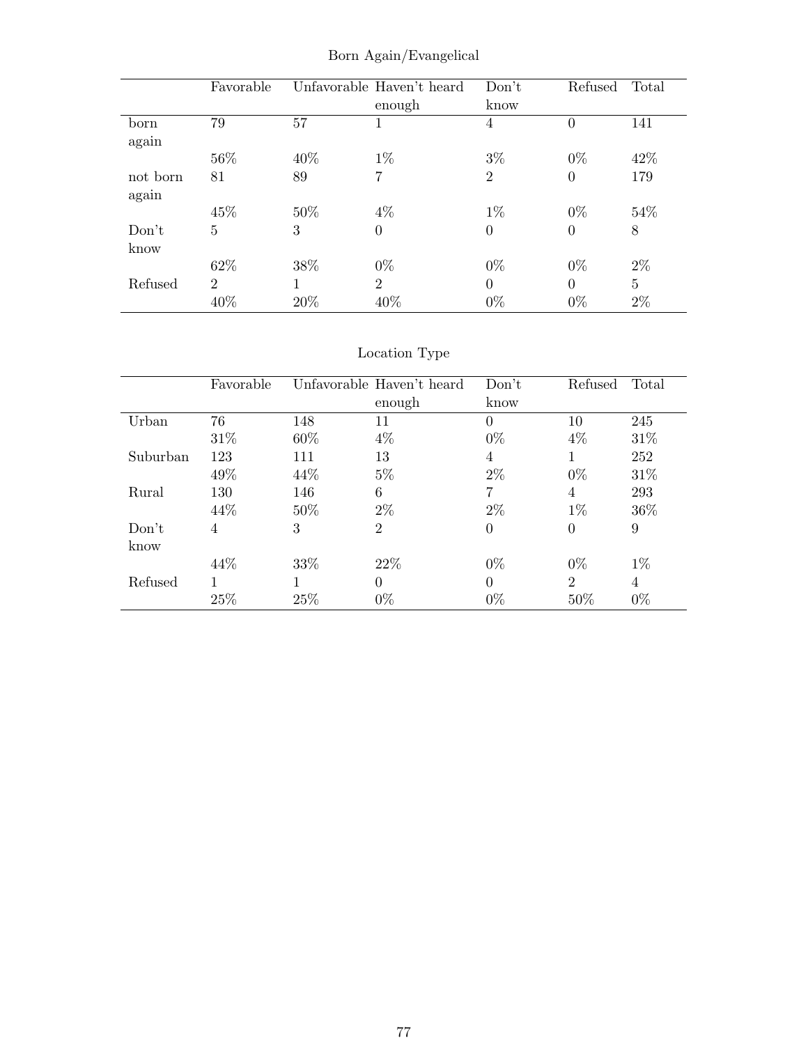## Born Again/Evangelical

| | Favorable | Unfavorable | Haven't heard enough | Don't know | Refused | Total |
|---|---|---|---|---|---|---|
| born again | 79 | 57 | 1 | 4 | 0 | 141 |
| | 56% | 40% | 1% | 3% | 0% | 42% |
| not born again | 81 | 89 | 7 | 2 | 0 | 179 |
| | 45% | 50% | 4% | 1% | 0% | 54% |
| Don't know | 5 | 3 | 0 | 0 | 0 | 8 |
| | 62% | 38% | 0% | 0% | 0% | 2% |
| Refused | 2 | 1 | 2 | 0 | 0 | 5 |
| | 40% | 20% | 40% | 0% | 0% | 2% |

## Location Type

| | Favorable | Unfavorable | Haven't heard enough | Don't know | Refused | Total |
|---|---|---|---|---|---|---|
| Urban | 76 | 148 | 11 | 0 | 10 | 245 |
| | 31% | 60% | 4% | 0% | 4% | 31% |
| Suburban | 123 | 111 | 13 | 4 | 1 | 252 |
| | 49% | 44% | 5% | 2% | 0% | 31% |
| Rural | 130 | 146 | 6 | 7 | 4 | 293 |
| | 44% | 50% | 2% | 2% | 1% | 36% |
| Don't know | 4 | 3 | 2 | 0 | 0 | 9 |
| | 44% | 33% | 22% | 0% | 0% | 1% |
| Refused | 1 | 1 | 0 | 0 | 2 | 4 |
| | 25% | 25% | 0% | 0% | 50% | 0% |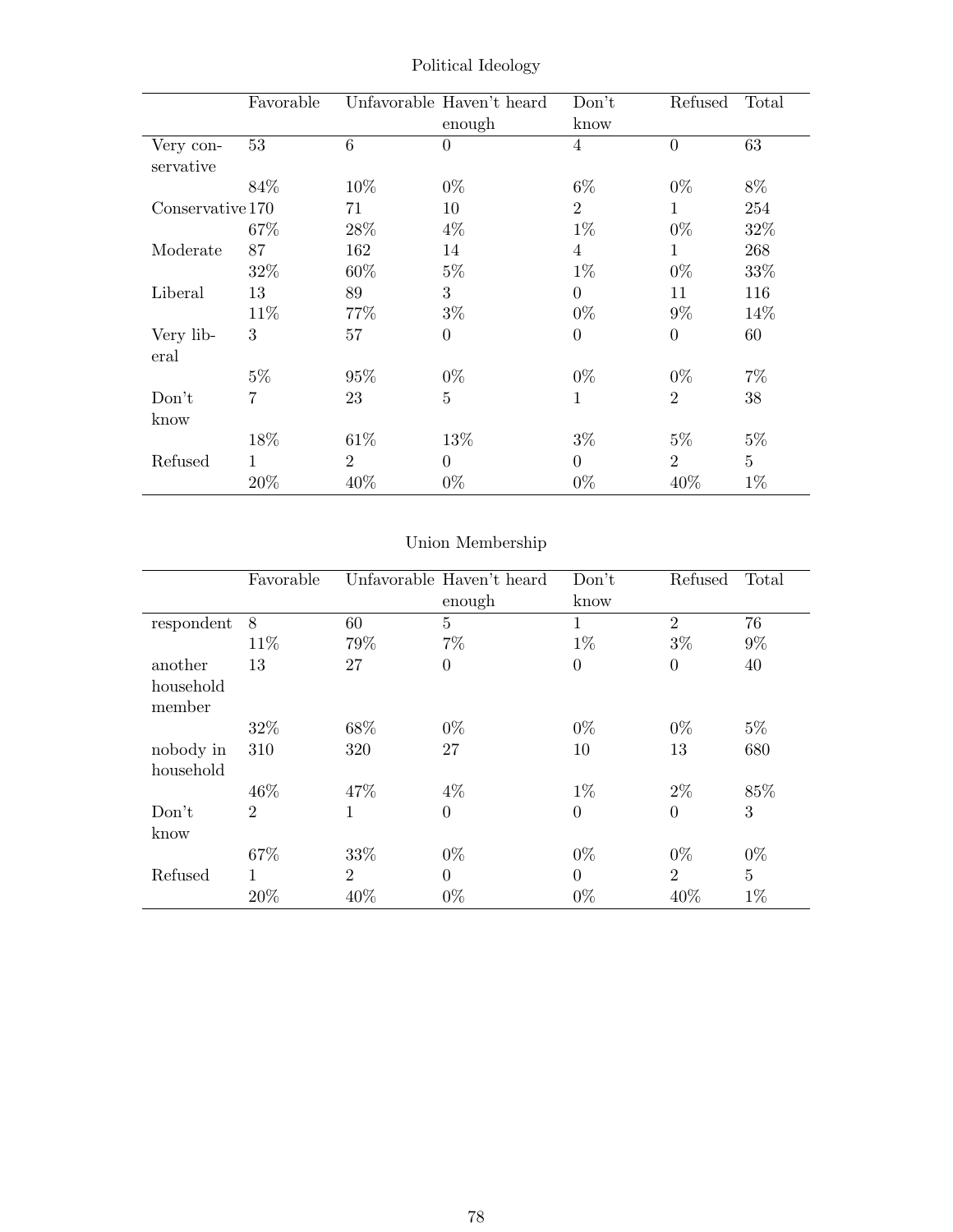## Political Ideology

| | Favorable | Unfavorable | Haven't heard enough | Don't know | Refused | Total |
|---|---|---|---|---|---|---|
| Very conservative | 53 | 6 | 0 | 4 | 0 | 63 |
| | 84% | 10% | 0% | 6% | 0% | 8% |
| Conservative | 170 | 71 | 10 | 2 | 1 | 254 |
| | 67% | 28% | 4% | 1% | 0% | 32% |
| Moderate | 87 | 162 | 14 | 4 | 1 | 268 |
| | 32% | 60% | 5% | 1% | 0% | 33% |
| Liberal | 13 | 89 | 3 | 0 | 11 | 116 |
| | 11% | 77% | 3% | 0% | 9% | 14% |
| Very liberal | 3 | 57 | 0 | 0 | 0 | 60 |
| | 5% | 95% | 0% | 0% | 0% | 7% |
| Don't know | 7 | 23 | 5 | 1 | 2 | 38 |
| | 18% | 61% | 13% | 3% | 5% | 5% |
| Refused | 1 | 2 | 0 | 0 | 2 | 5 |
| | 20% | 40% | 0% | 0% | 40% | 1% |

## Union Membership

| | Favorable | Unfavorable | Haven't heard enough | Don't know | Refused | Total |
|---|---|---|---|---|---|---|
| respondent | 8 | 60 | 5 | 1 | 2 | 76 |
| | 11% | 79% | 7% | 1% | 3% | 9% |
| another household member | 13 | 27 | 0 | 0 | 0 | 40 |
| | 32% | 68% | 0% | 0% | 0% | 5% |
| nobody in household | 310 | 320 | 27 | 10 | 13 | 680 |
| | 46% | 47% | 4% | 1% | 2% | 85% |
| Don't know | 2 | 1 | 0 | 0 | 0 | 3 |
| | 67% | 33% | 0% | 0% | 0% | 0% |
| Refused | 1 | 2 | 0 | 0 | 2 | 5 |
| | 20% | 40% | 0% | 0% | 40% | 1% |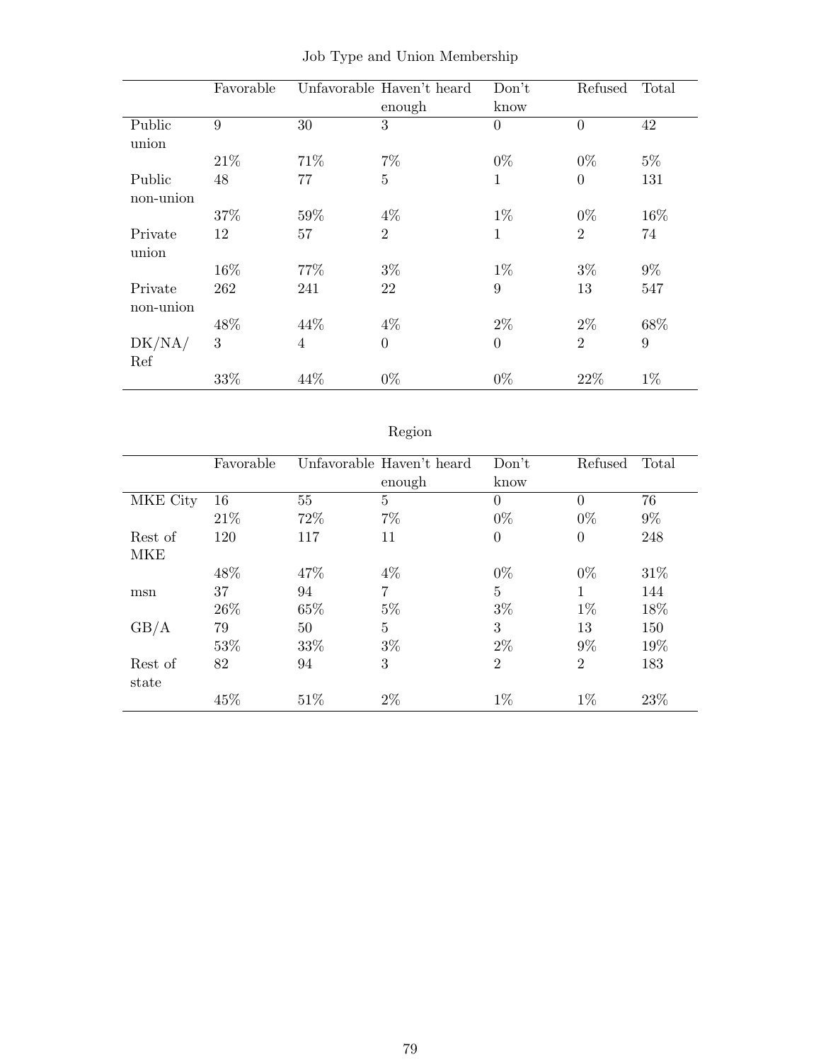Job Type and Union Membership

| | Favorable | Unfavorable | Haven't heard enough | Don't know | Refused | Total |
|---|---|---|---|---|---|---|
| Public union | 9 | 30 | 3 | 0 | 0 | 42 |
| | 21% | 71% | 7% | 0% | 0% | 5% |
| Public non-union | 48 | 77 | 5 | 1 | 0 | 131 |
| | 37% | 59% | 4% | 1% | 0% | 16% |
| Private union | 12 | 57 | 2 | 1 | 2 | 74 |
| | 16% | 77% | 3% | 1% | 3% | 9% |
| Private non-union | 262 | 241 | 22 | 9 | 13 | 547 |
| | 48% | 44% | 4% | 2% | 2% | 68% |
| DK/NA/ Ref | 3 | 4 | 0 | 0 | 2 | 9 |
| | 33% | 44% | 0% | 0% | 22% | 1% |

Region

| | Favorable | Unfavorable | Haven't heard enough | Don't know | Refused | Total |
|---|---|---|---|---|---|---|
| MKE City | 16 | 55 | 5 | 0 | 0 | 76 |
| | 21% | 72% | 7% | 0% | 0% | 9% |
| Rest of MKE | 120 | 117 | 11 | 0 | 0 | 248 |
| | 48% | 47% | 4% | 0% | 0% | 31% |
| msn | 37 | 94 | 7 | 5 | 1 | 144 |
| | 26% | 65% | 5% | 3% | 1% | 18% |
| GB/A | 79 | 50 | 5 | 3 | 13 | 150 |
| | 53% | 33% | 3% | 2% | 9% | 19% |
| Rest of state | 82 | 94 | 3 | 2 | 2 | 183 |
| | 45% | 51% | 2% | 1% | 1% | 23% |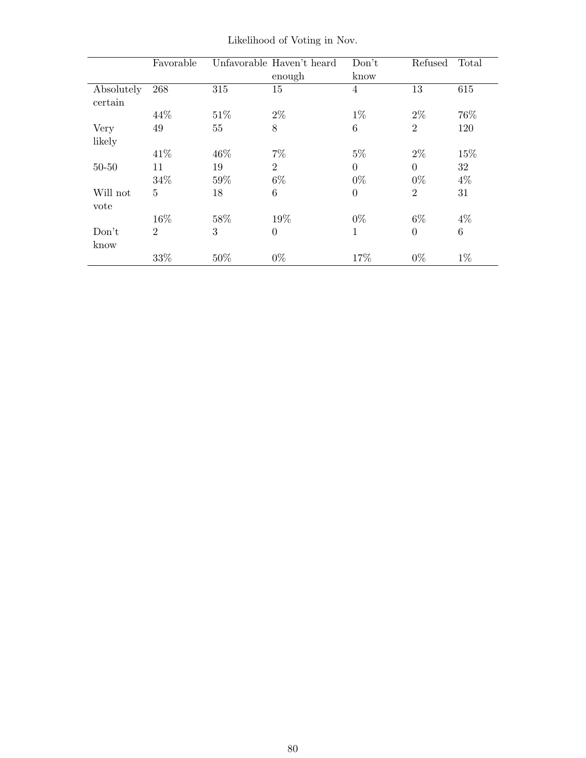Likelihood of Voting in Nov.

| | Favorable | Unfavorable | Haven't heard enough | Don't know | Refused | Total |
|---|---|---|---|---|---|---|
| Absolutely certain | 268 | 315 | 15 | 4 | 13 | 615 |
| | 44% | 51% | 2% | 1% | 2% | 76% |
| Very likely | 49 | 55 | 8 | 6 | 2 | 120 |
| | 41% | 46% | 7% | 5% | 2% | 15% |
| 50-50 | 11 | 19 | 2 | 0 | 0 | 32 |
| | 34% | 59% | 6% | 0% | 0% | 4% |
| Will not vote | 5 | 18 | 6 | 0 | 2 | 31 |
| | 16% | 58% | 19% | 0% | 6% | 4% |
| Don't know | 2 | 3 | 0 | 1 | 0 | 6 |
| | 33% | 50% | 0% | 17% | 0% | 1% |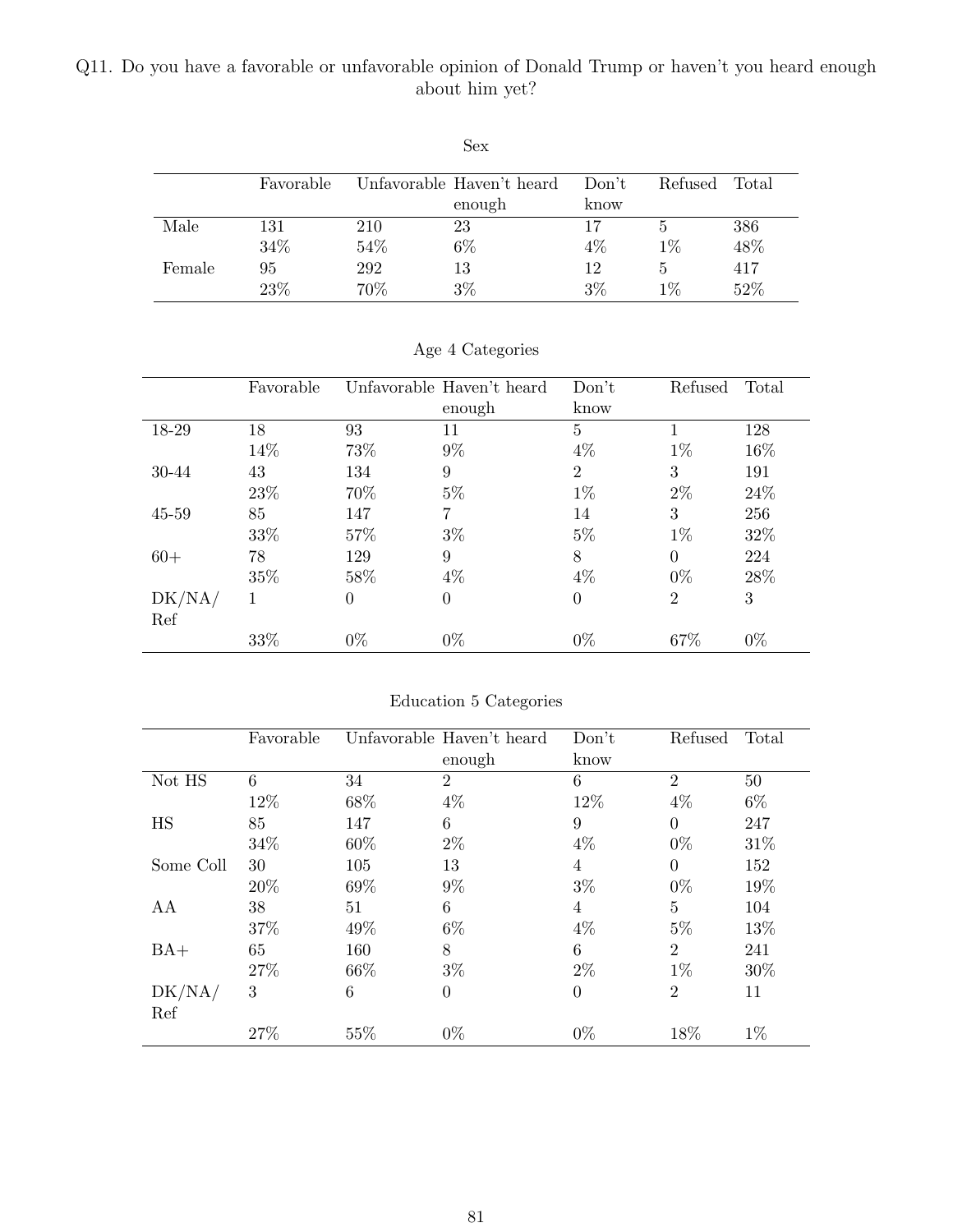Q11. Do you have a favorable or unfavorable opinion of Donald Trump or haven't you heard enough about him yet?

Sex

| | Favorable | Unfavorable | Haven't heard enough | Don't know | Refused | Total |
|---|---|---|---|---|---|---|
| Male | 131 | 210 | 23 | 17 | 5 | 386 |
| | 34% | 54% | 6% | 4% | 1% | 48% |
| Female | 95 | 292 | 13 | 12 | 5 | 417 |
| | 23% | 70% | 3% | 3% | 1% | 52% |

Age 4 Categories

| | Favorable | Unfavorable | Haven't heard enough | Don't know | Refused | Total |
|---|---|---|---|---|---|---|
| 18-29 | 18 | 93 | 11 | 5 | 1 | 128 |
| | 14% | 73% | 9% | 4% | 1% | 16% |
| 30-44 | 43 | 134 | 9 | 2 | 3 | 191 |
| | 23% | 70% | 5% | 1% | 2% | 24% |
| 45-59 | 85 | 147 | 7 | 14 | 3 | 256 |
| | 33% | 57% | 3% | 5% | 1% | 32% |
| 60+ | 78 | 129 | 9 | 8 | 0 | 224 |
| | 35% | 58% | 4% | 4% | 0% | 28% |
| DK/NA/Ref | 1 | 0 | 0 | 0 | 2 | 3 |
| | 33% | 0% | 0% | 0% | 67% | 0% |

Education 5 Categories

| | Favorable | Unfavorable | Haven't heard enough | Don't know | Refused | Total |
|---|---|---|---|---|---|---|
| Not HS | 6 | 34 | 2 | 6 | 2 | 50 |
| | 12% | 68% | 4% | 12% | 4% | 6% |
| HS | 85 | 147 | 6 | 9 | 0 | 247 |
| | 34% | 60% | 2% | 4% | 0% | 31% |
| Some Coll | 30 | 105 | 13 | 4 | 0 | 152 |
| | 20% | 69% | 9% | 3% | 0% | 19% |
| AA | 38 | 51 | 6 | 4 | 5 | 104 |
| | 37% | 49% | 6% | 4% | 5% | 13% |
| BA+ | 65 | 160 | 8 | 6 | 2 | 241 |
| | 27% | 66% | 3% | 2% | 1% | 30% |
| DK/NA/Ref | 3 | 6 | 0 | 0 | 2 | 11 |
| | 27% | 55% | 0% | 0% | 18% | 1% |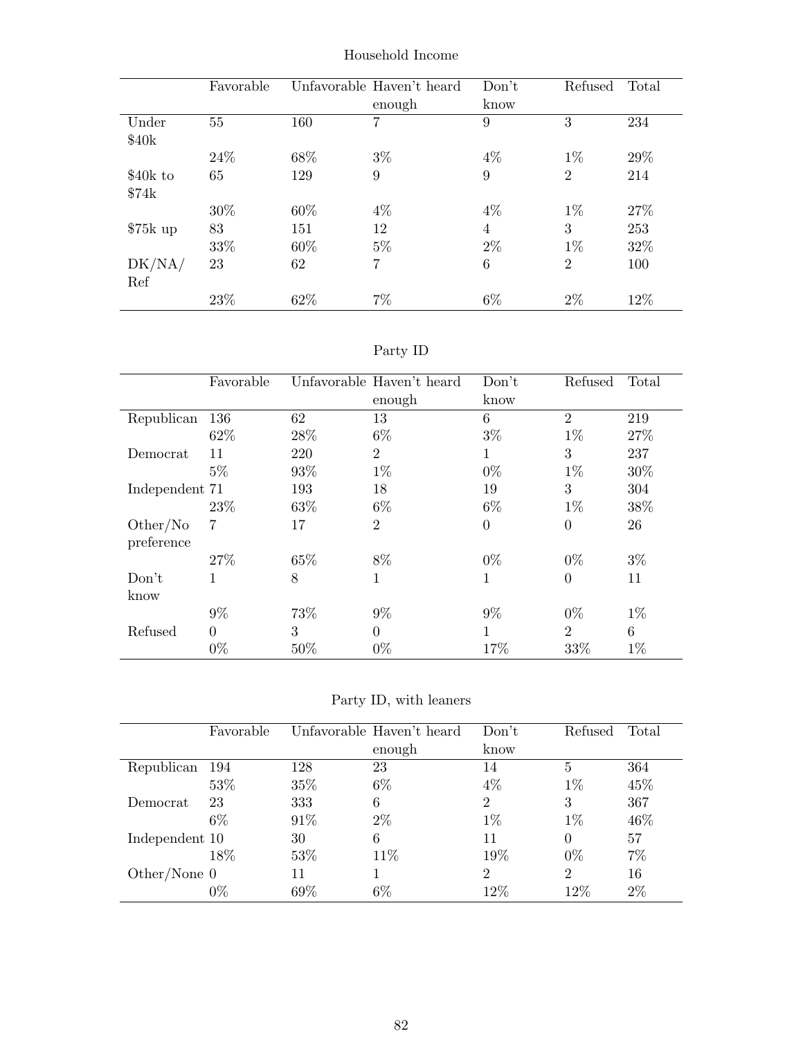Household Income

| | Favorable | Unfavorable | Haven't heard enough | Don't know | Refused | Total |
|---|---|---|---|---|---|---|
| Under $40k | 55 | 160 | 7 | 9 | 3 | 234 |
| | 24% | 68% | 3% | 4% | 1% | 29% |
| $40k to $74k | 65 | 129 | 9 | 9 | 2 | 214 |
| | 30% | 60% | 4% | 4% | 1% | 27% |
| $75k up | 83 | 151 | 12 | 4 | 3 | 253 |
| | 33% | 60% | 5% | 2% | 1% | 32% |
| DK/NA/Ref | 23 | 62 | 7 | 6 | 2 | 100 |
| | 23% | 62% | 7% | 6% | 2% | 12% |

Party ID

| | Favorable | Unfavorable | Haven't heard enough | Don't know | Refused | Total |
|---|---|---|---|---|---|---|
| Republican | 136 | 62 | 13 | 6 | 2 | 219 |
| | 62% | 28% | 6% | 3% | 1% | 27% |
| Democrat | 11 | 220 | 2 | 1 | 3 | 237 |
| | 5% | 93% | 1% | 0% | 1% | 30% |
| Independent | 71 | 193 | 18 | 19 | 3 | 304 |
| | 23% | 63% | 6% | 6% | 1% | 38% |
| Other/No preference | 7 | 17 | 2 | 0 | 0 | 26 |
| | 27% | 65% | 8% | 0% | 0% | 3% |
| Don't know | 1 | 8 | 1 | 1 | 0 | 11 |
| | 9% | 73% | 9% | 9% | 0% | 1% |
| Refused | 0 | 3 | 0 | 1 | 2 | 6 |
| | 0% | 50% | 0% | 17% | 33% | 1% |

Party ID, with leaners

| | Favorable | Unfavorable | Haven't heard enough | Don't know | Refused | Total |
|---|---|---|---|---|---|---|
| Republican | 194 | 128 | 23 | 14 | 5 | 364 |
| | 53% | 35% | 6% | 4% | 1% | 45% |
| Democrat | 23 | 333 | 6 | 2 | 3 | 367 |
| | 6% | 91% | 2% | 1% | 1% | 46% |
| Independent | 10 | 30 | 6 | 11 | 0 | 57 |
| | 18% | 53% | 11% | 19% | 0% | 7% |
| Other/None | 0 | 11 | 1 | 2 | 2 | 16 |
| | 0% | 69% | 6% | 12% | 12% | 2% |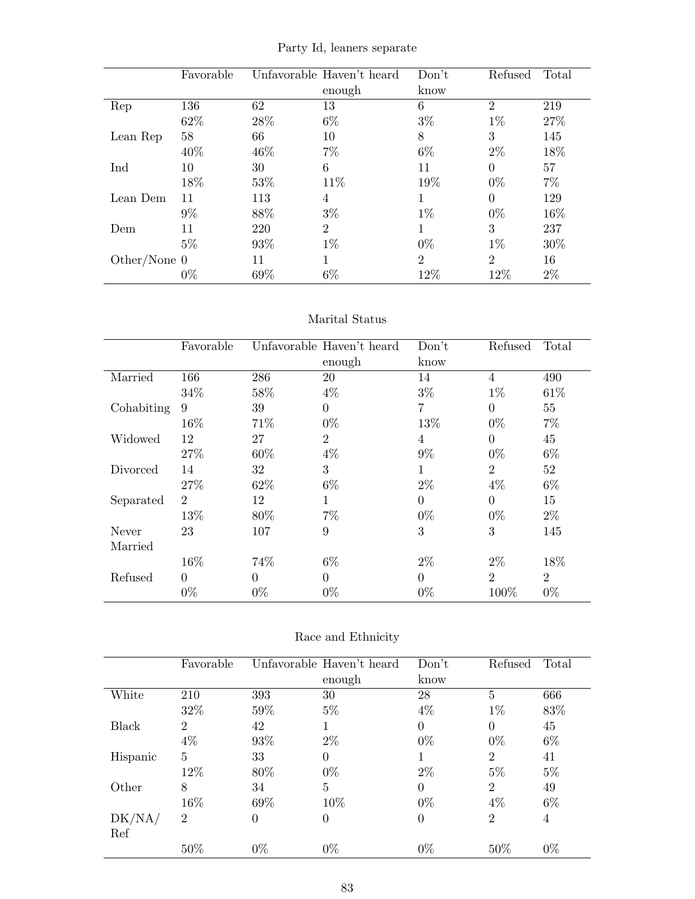Party Id, leaners separate

| | Favorable | Unfavorable | Haven't heard enough | Don't know | Refused | Total |
|---|---|---|---|---|---|---|
| Rep | 136 | 62 | 13 | 6 | 2 | 219 |
| | 62% | 28% | 6% | 3% | 1% | 27% |
| Lean Rep | 58 | 66 | 10 | 8 | 3 | 145 |
| | 40% | 46% | 7% | 6% | 2% | 18% |
| Ind | 10 | 30 | 6 | 11 | 0 | 57 |
| | 18% | 53% | 11% | 19% | 0% | 7% |
| Lean Dem | 11 | 113 | 4 | 1 | 0 | 129 |
| | 9% | 88% | 3% | 1% | 0% | 16% |
| Dem | 11 | 220 | 2 | 1 | 3 | 237 |
| | 5% | 93% | 1% | 0% | 1% | 30% |
| Other/None | 0 | 11 | 1 | 2 | 2 | 16 |
| | 0% | 69% | 6% | 12% | 12% | 2% |

Marital Status

| | Favorable | Unfavorable | Haven't heard enough | Don't know | Refused | Total |
|---|---|---|---|---|---|---|
| Married | 166 | 286 | 20 | 14 | 4 | 490 |
| | 34% | 58% | 4% | 3% | 1% | 61% |
| Cohabiting | 9 | 39 | 0 | 7 | 0 | 55 |
| | 16% | 71% | 0% | 13% | 0% | 7% |
| Widowed | 12 | 27 | 2 | 4 | 0 | 45 |
| | 27% | 60% | 4% | 9% | 0% | 6% |
| Divorced | 14 | 32 | 3 | 1 | 2 | 52 |
| | 27% | 62% | 6% | 2% | 4% | 6% |
| Separated | 2 | 12 | 1 | 0 | 0 | 15 |
| | 13% | 80% | 7% | 0% | 0% | 2% |
| Never Married | 23 | 107 | 9 | 3 | 3 | 145 |
| | 16% | 74% | 6% | 2% | 2% | 18% |
| Refused | 0 | 0 | 0 | 0 | 2 | 2 |
| | 0% | 0% | 0% | 0% | 100% | 0% |

Race and Ethnicity

| | Favorable | Unfavorable | Haven't heard enough | Don't know | Refused | Total |
|---|---|---|---|---|---|---|
| White | 210 | 393 | 30 | 28 | 5 | 666 |
| | 32% | 59% | 5% | 4% | 1% | 83% |
| Black | 2 | 42 | 1 | 0 | 0 | 45 |
| | 4% | 93% | 2% | 0% | 0% | 6% |
| Hispanic | 5 | 33 | 0 | 1 | 2 | 41 |
| | 12% | 80% | 0% | 2% | 5% | 5% |
| Other | 8 | 34 | 5 | 0 | 2 | 49 |
| | 16% | 69% | 10% | 0% | 4% | 6% |
| DK/NA/Ref | 2 | 0 | 0 | 0 | 2 | 4 |
| | 50% | 0% | 0% | 0% | 50% | 0% |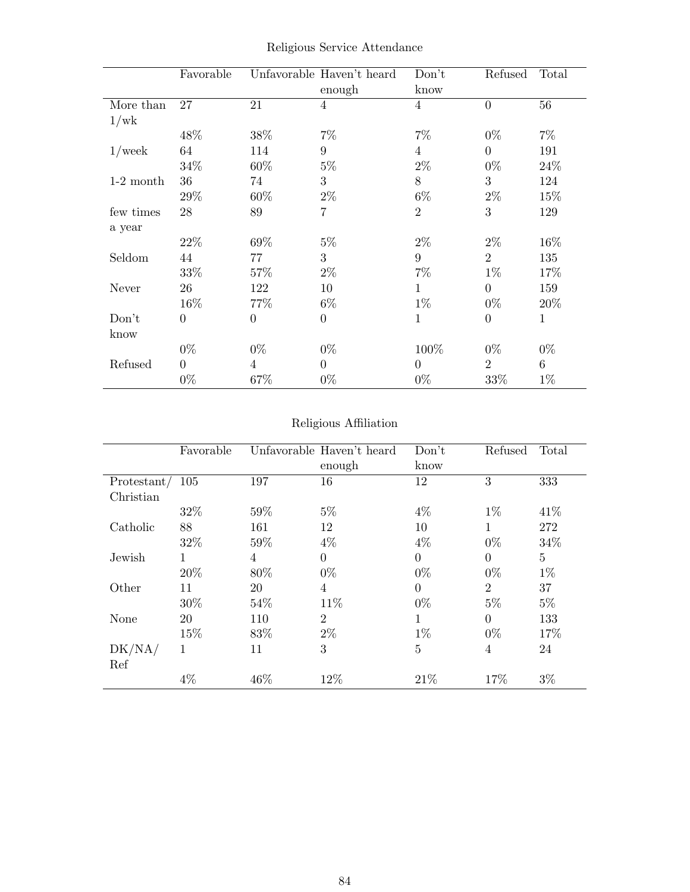Religious Service Attendance

| | Favorable | Unfavorable | Haven't heard enough | Don't know | Refused | Total |
|---|---|---|---|---|---|---|
| More than 1/wk | 27 | 21 | 4 | 4 | 0 | 56 |
| | 48% | 38% | 7% | 7% | 0% | 7% |
| 1/week | 64 | 114 | 9 | 4 | 0 | 191 |
| | 34% | 60% | 5% | 2% | 0% | 24% |
| 1-2 month | 36 | 74 | 3 | 8 | 3 | 124 |
| | 29% | 60% | 2% | 6% | 2% | 15% |
| few times a year | 28 | 89 | 7 | 2 | 3 | 129 |
| | 22% | 69% | 5% | 2% | 2% | 16% |
| Seldom | 44 | 77 | 3 | 9 | 2 | 135 |
| | 33% | 57% | 2% | 7% | 1% | 17% |
| Never | 26 | 122 | 10 | 1 | 0 | 159 |
| | 16% | 77% | 6% | 1% | 0% | 20% |
| Don't know | 0 | 0 | 0 | 1 | 0 | 1 |
| | 0% | 0% | 0% | 100% | 0% | 0% |
| Refused | 0 | 4 | 0 | 0 | 2 | 6 |
| | 0% | 67% | 0% | 0% | 33% | 1% |

Religious Affiliation

| | Favorable | Unfavorable | Haven't heard enough | Don't know | Refused | Total |
|---|---|---|---|---|---|---|
| Protestant/ Christian | 105 | 197 | 16 | 12 | 3 | 333 |
| | 32% | 59% | 5% | 4% | 1% | 41% |
| Catholic | 88 | 161 | 12 | 10 | 1 | 272 |
| | 32% | 59% | 4% | 4% | 0% | 34% |
| Jewish | 1 | 4 | 0 | 0 | 0 | 5 |
| | 20% | 80% | 0% | 0% | 0% | 1% |
| Other | 11 | 20 | 4 | 0 | 2 | 37 |
| | 30% | 54% | 11% | 0% | 5% | 5% |
| None | 20 | 110 | 2 | 1 | 0 | 133 |
| | 15% | 83% | 2% | 1% | 0% | 17% |
| DK/NA/ Ref | 1 | 11 | 3 | 5 | 4 | 24 |
| | 4% | 46% | 12% | 21% | 17% | 3% |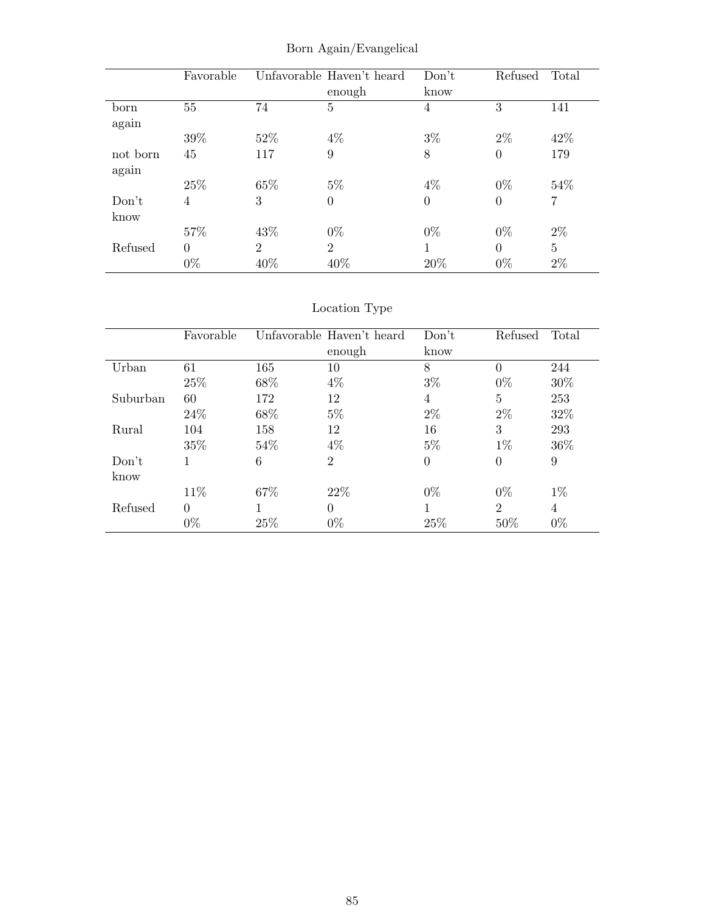Born Again/Evangelical

| | Favorable | Unfavorable | Haven't heard enough | Don't know | Refused | Total |
|---|---|---|---|---|---|---|
| born again | 55 | 74 | 5 | 4 | 3 | 141 |
| | 39% | 52% | 4% | 3% | 2% | 42% |
| not born again | 45 | 117 | 9 | 8 | 0 | 179 |
| | 25% | 65% | 5% | 4% | 0% | 54% |
| Don't know | 4 | 3 | 0 | 0 | 0 | 7 |
| | 57% | 43% | 0% | 0% | 0% | 2% |
| Refused | 0 | 2 | 2 | 1 | 0 | 5 |
| | 0% | 40% | 40% | 20% | 0% | 2% |

Location Type

| | Favorable | Unfavorable | Haven't heard enough | Don't know | Refused | Total |
|---|---|---|---|---|---|---|
| Urban | 61 | 165 | 10 | 8 | 0 | 244 |
| | 25% | 68% | 4% | 3% | 0% | 30% |
| Suburban | 60 | 172 | 12 | 4 | 5 | 253 |
| | 24% | 68% | 5% | 2% | 2% | 32% |
| Rural | 104 | 158 | 12 | 16 | 3 | 293 |
| | 35% | 54% | 4% | 5% | 1% | 36% |
| Don't know | 1 | 6 | 2 | 0 | 0 | 9 |
| | 11% | 67% | 22% | 0% | 0% | 1% |
| Refused | 0 | 1 | 0 | 1 | 2 | 4 |
| | 0% | 25% | 0% | 25% | 50% | 0% |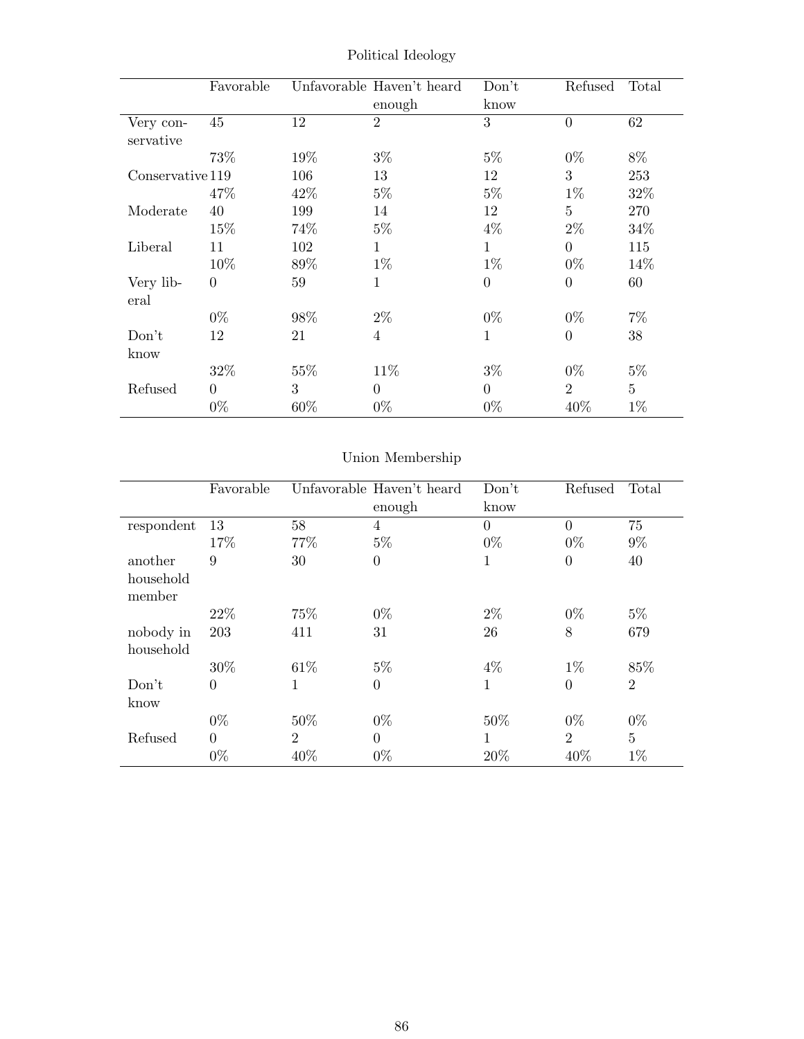Political Ideology

| | Favorable | Unfavorable | Haven't heard enough | Don't know | Refused | Total |
|---|---|---|---|---|---|---|
| Very conservative | 45 | 12 | 2 | 3 | 0 | 62 |
| | 73% | 19% | 3% | 5% | 0% | 8% |
| Conservative | 119 | 106 | 13 | 12 | 3 | 253 |
| | 47% | 42% | 5% | 5% | 1% | 32% |
| Moderate | 40 | 199 | 14 | 12 | 5 | 270 |
| | 15% | 74% | 5% | 4% | 2% | 34% |
| Liberal | 11 | 102 | 1 | 1 | 0 | 115 |
| | 10% | 89% | 1% | 1% | 0% | 14% |
| Very liberal | 0 | 59 | 1 | 0 | 0 | 60 |
| | 0% | 98% | 2% | 0% | 0% | 7% |
| Don't know | 12 | 21 | 4 | 1 | 0 | 38 |
| | 32% | 55% | 11% | 3% | 0% | 5% |
| Refused | 0 | 3 | 0 | 0 | 2 | 5 |
| | 0% | 60% | 0% | 0% | 40% | 1% |

Union Membership

| | Favorable | Unfavorable | Haven't heard enough | Don't know | Refused | Total |
|---|---|---|---|---|---|---|
| respondent | 13 | 58 | 4 | 0 | 0 | 75 |
| | 17% | 77% | 5% | 0% | 0% | 9% |
| another household member | 9 | 30 | 0 | 1 | 0 | 40 |
| | 22% | 75% | 0% | 2% | 0% | 5% |
| nobody in household | 203 | 411 | 31 | 26 | 8 | 679 |
| | 30% | 61% | 5% | 4% | 1% | 85% |
| Don't know | 0 | 1 | 0 | 1 | 0 | 2 |
| | 0% | 50% | 0% | 50% | 0% | 0% |
| Refused | 0 | 2 | 0 | 1 | 2 | 5 |
| | 0% | 40% | 0% | 20% | 40% | 1% |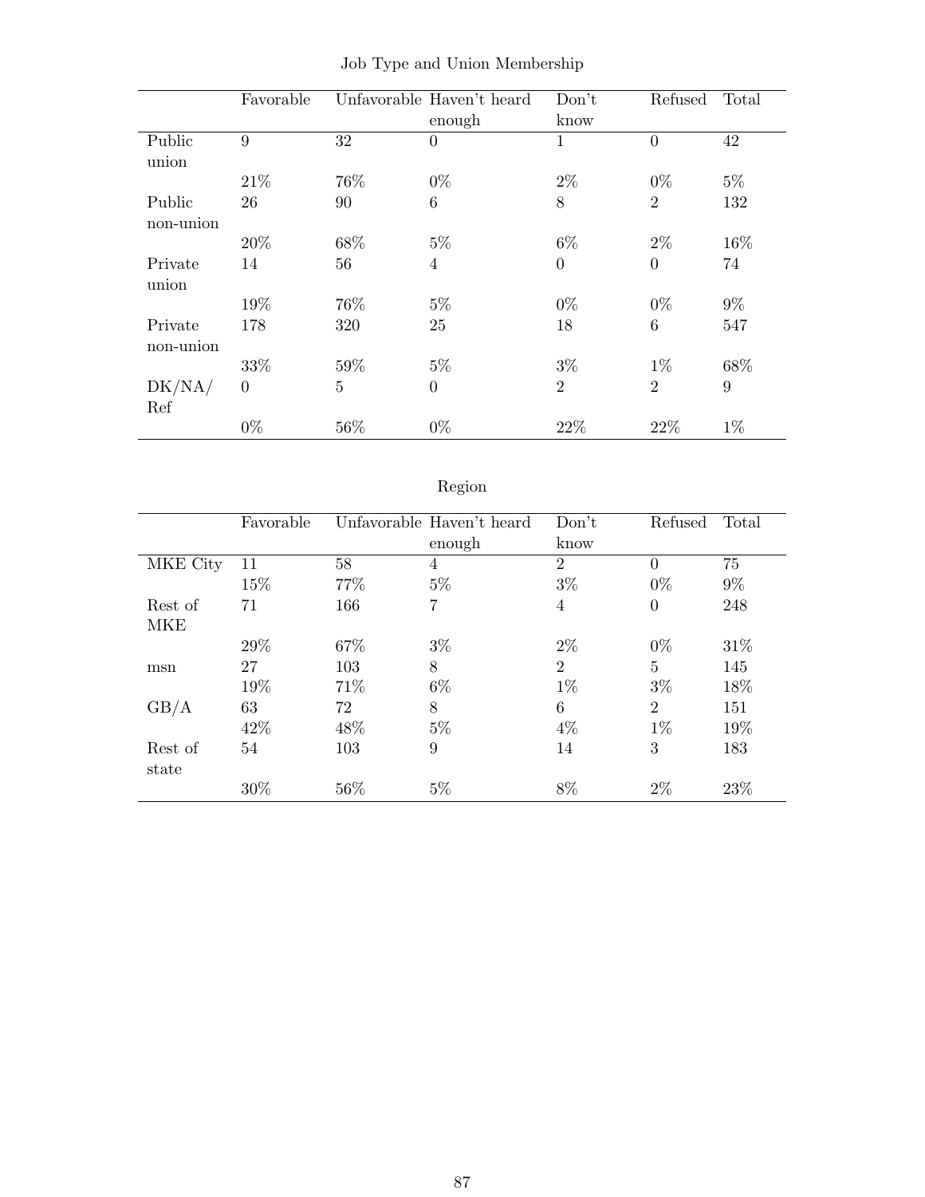Job Type and Union Membership

| | Favorable | Unfavorable | Haven't heard enough | Don't know | Refused | Total |
|---|---|---|---|---|---|---|
| Public union | 9 | 32 | 0 | 1 | 0 | 42 |
| | 21% | 76% | 0% | 2% | 0% | 5% |
| Public non-union | 26 | 90 | 6 | 8 | 2 | 132 |
| | 20% | 68% | 5% | 6% | 2% | 16% |
| Private union | 14 | 56 | 4 | 0 | 0 | 74 |
| | 19% | 76% | 5% | 0% | 0% | 9% |
| Private non-union | 178 | 320 | 25 | 18 | 6 | 547 |
| | 33% | 59% | 5% | 3% | 1% | 68% |
| DK/NA/ Ref | 0 | 5 | 0 | 2 | 2 | 9 |
| | 0% | 56% | 0% | 22% | 22% | 1% |

Region

| | Favorable | Unfavorable | Haven't heard enough | Don't know | Refused | Total |
|---|---|---|---|---|---|---|
| MKE City | 11 | 58 | 4 | 2 | 0 | 75 |
| | 15% | 77% | 5% | 3% | 0% | 9% |
| Rest of MKE | 71 | 166 | 7 | 4 | 0 | 248 |
| | 29% | 67% | 3% | 2% | 0% | 31% |
| msn | 27 | 103 | 8 | 2 | 5 | 145 |
| | 19% | 71% | 6% | 1% | 3% | 18% |
| GB/A | 63 | 72 | 8 | 6 | 2 | 151 |
| | 42% | 48% | 5% | 4% | 1% | 19% |
| Rest of state | 54 | 103 | 9 | 14 | 3 | 183 |
| | 30% | 56% | 5% | 8% | 2% | 23% |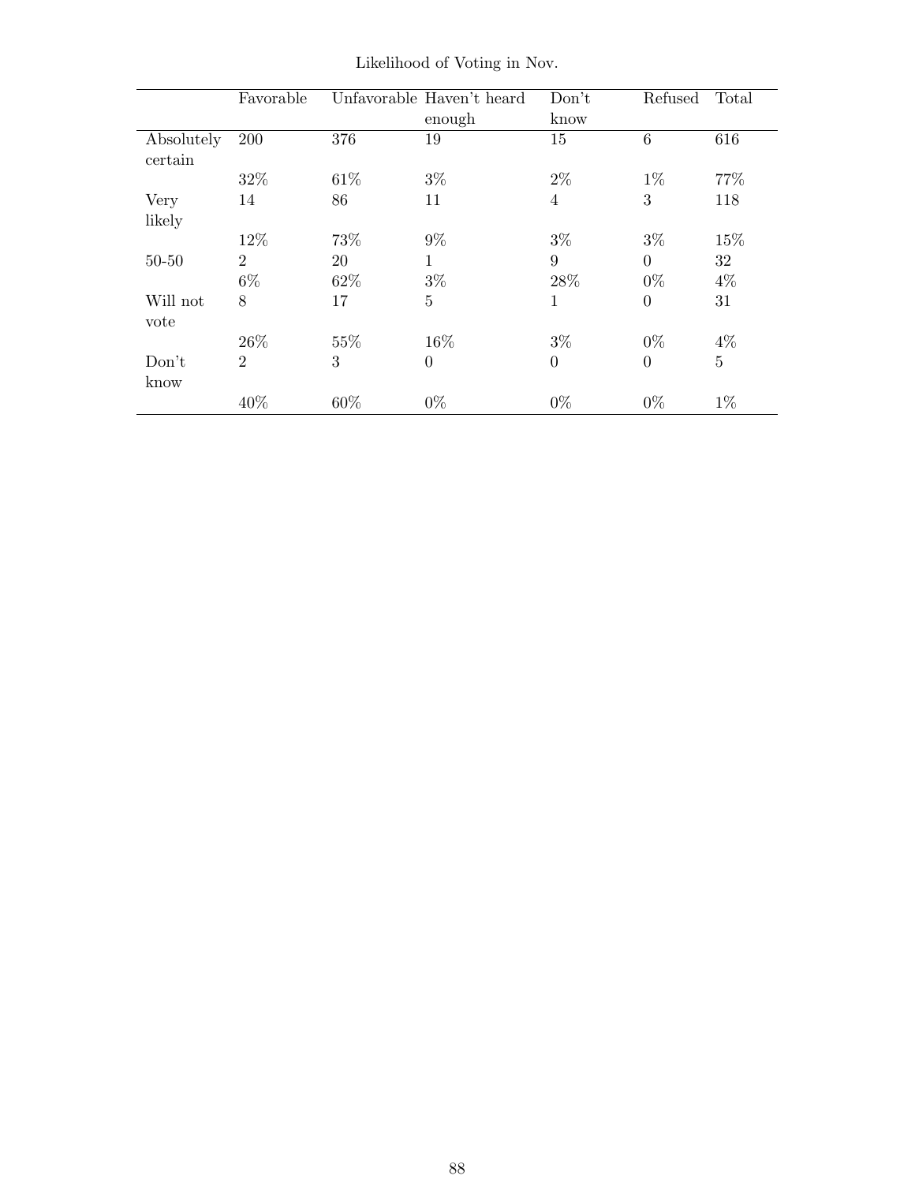Likelihood of Voting in Nov.

| | Favorable | Unfavorable | Haven't heard enough | Don't know | Refused | Total |
|---|---|---|---|---|---|---|
| Absolutely certain | 200 | 376 | 19 | 15 | 6 | 616 |
| | 32% | 61% | 3% | 2% | 1% | 77% |
| Very likely | 14 | 86 | 11 | 4 | 3 | 118 |
| | 12% | 73% | 9% | 3% | 3% | 15% |
| 50-50 | 2 | 20 | 1 | 9 | 0 | 32 |
| | 6% | 62% | 3% | 28% | 0% | 4% |
| Will not vote | 8 | 17 | 5 | 1 | 0 | 31 |
| | 26% | 55% | 16% | 3% | 0% | 4% |
| Don't know | 2 | 3 | 0 | 0 | 0 | 5 |
| | 40% | 60% | 0% | 0% | 0% | 1% |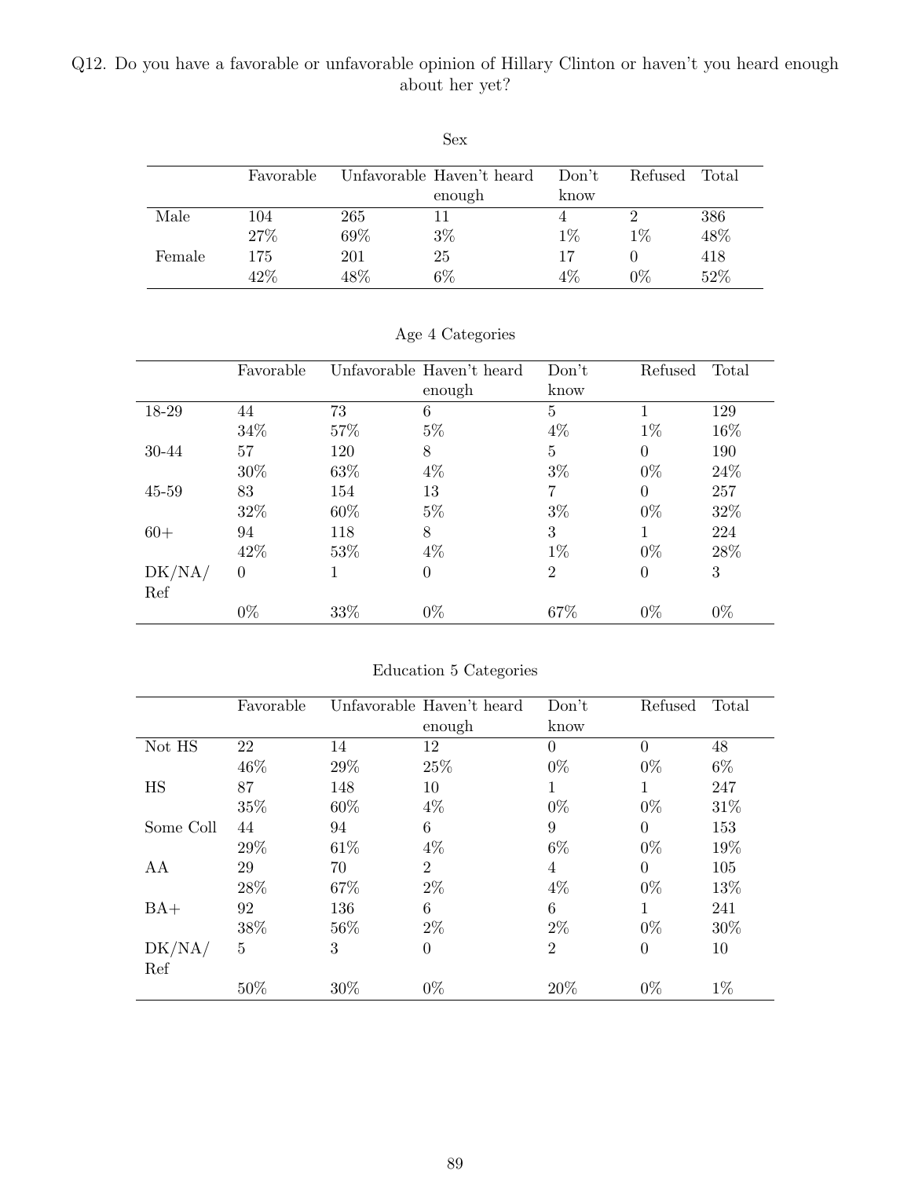Q12. Do you have a favorable or unfavorable opinion of Hillary Clinton or haven't you heard enough about her yet?

Sex

| | Favorable | Unfavorable | Haven't heard enough | Don't know | Refused | Total |
|---|---|---|---|---|---|---|
| Male | 104 | 265 | 11 | 4 | 2 | 386 |
| | 27% | 69% | 3% | 1% | 1% | 48% |
| Female | 175 | 201 | 25 | 17 | 0 | 418 |
| | 42% | 48% | 6% | 4% | 0% | 52% |

Age 4 Categories

| | Favorable | Unfavorable | Haven't heard enough | Don't know | Refused | Total |
|---|---|---|---|---|---|---|
| 18-29 | 44 | 73 | 6 | 5 | 1 | 129 |
| | 34% | 57% | 5% | 4% | 1% | 16% |
| 30-44 | 57 | 120 | 8 | 5 | 0 | 190 |
| | 30% | 63% | 4% | 3% | 0% | 24% |
| 45-59 | 83 | 154 | 13 | 7 | 0 | 257 |
| | 32% | 60% | 5% | 3% | 0% | 32% |
| 60+ | 94 | 118 | 8 | 3 | 1 | 224 |
| | 42% | 53% | 4% | 1% | 0% | 28% |
| DK/NA/Ref | 0 | 1 | 0 | 2 | 0 | 3 |
| | 0% | 33% | 0% | 67% | 0% | 0% |

Education 5 Categories

| | Favorable | Unfavorable | Haven't heard enough | Don't know | Refused | Total |
|---|---|---|---|---|---|---|
| Not HS | 22 | 14 | 12 | 0 | 0 | 48 |
| | 46% | 29% | 25% | 0% | 0% | 6% |
| HS | 87 | 148 | 10 | 1 | 1 | 247 |
| | 35% | 60% | 4% | 0% | 0% | 31% |
| Some Coll | 44 | 94 | 6 | 9 | 0 | 153 |
| | 29% | 61% | 4% | 6% | 0% | 19% |
| AA | 29 | 70 | 2 | 4 | 0 | 105 |
| | 28% | 67% | 2% | 4% | 0% | 13% |
| BA+ | 92 | 136 | 6 | 6 | 1 | 241 |
| | 38% | 56% | 2% | 2% | 0% | 30% |
| DK/NA/Ref | 5 | 3 | 0 | 2 | 0 | 10 |
| | 50% | 30% | 0% | 20% | 0% | 1% |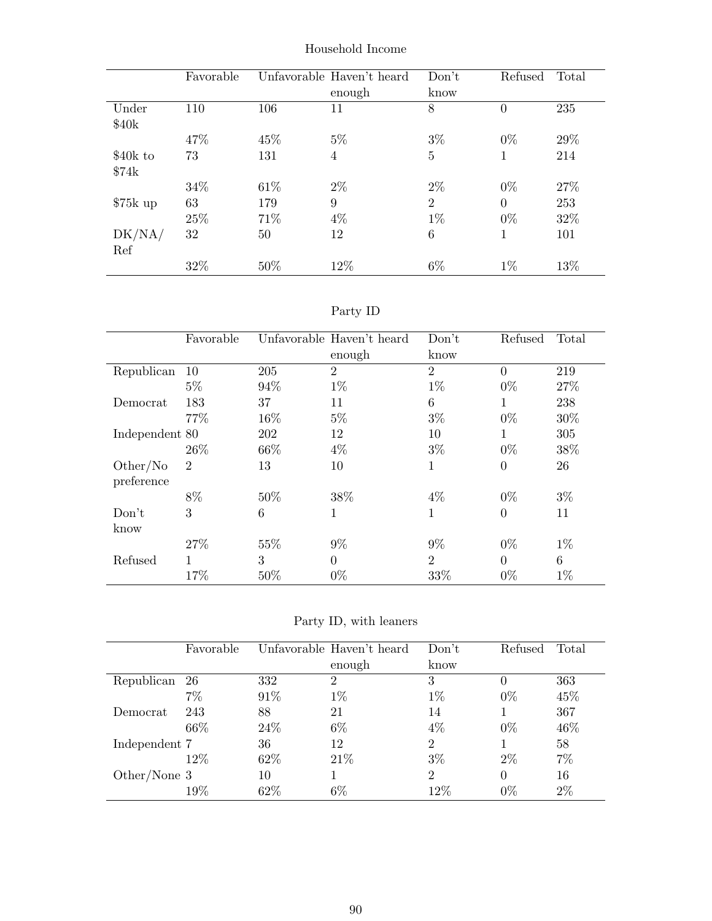Household Income

| | Favorable | Unfavorable | Haven't heard enough | Don't know | Refused | Total |
|---|---|---|---|---|---|---|
| Under $40k | 110 | 106 | 11 | 8 | 0 | 235 |
| | 47% | 45% | 5% | 3% | 0% | 29% |
| $40k to $74k | 73 | 131 | 4 | 5 | 1 | 214 |
| | 34% | 61% | 2% | 2% | 0% | 27% |
| $75k up | 63 | 179 | 9 | 2 | 0 | 253 |
| | 25% | 71% | 4% | 1% | 0% | 32% |
| DK/NA/Ref | 32 | 50 | 12 | 6 | 1 | 101 |
| | 32% | 50% | 12% | 6% | 1% | 13% |

Party ID

| | Favorable | Unfavorable | Haven't heard enough | Don't know | Refused | Total |
|---|---|---|---|---|---|---|
| Republican | 10 | 205 | 2 | 2 | 0 | 219 |
| | 5% | 94% | 1% | 1% | 0% | 27% |
| Democrat | 183 | 37 | 11 | 6 | 1 | 238 |
| | 77% | 16% | 5% | 3% | 0% | 30% |
| Independent | 80 | 202 | 12 | 10 | 1 | 305 |
| | 26% | 66% | 4% | 3% | 0% | 38% |
| Other/No preference | 2 | 13 | 10 | 1 | 0 | 26 |
| | 8% | 50% | 38% | 4% | 0% | 3% |
| Don't know | 3 | 6 | 1 | 1 | 0 | 11 |
| | 27% | 55% | 9% | 9% | 0% | 1% |
| Refused | 1 | 3 | 0 | 2 | 0 | 6 |
| | 17% | 50% | 0% | 33% | 0% | 1% |

Party ID, with leaners

| | Favorable | Unfavorable | Haven't heard enough | Don't know | Refused | Total |
|---|---|---|---|---|---|---|
| Republican | 26 | 332 | 2 | 3 | 0 | 363 |
| | 7% | 91% | 1% | 1% | 0% | 45% |
| Democrat | 243 | 88 | 21 | 14 | 1 | 367 |
| | 66% | 24% | 6% | 4% | 0% | 46% |
| Independent | 7 | 36 | 12 | 2 | 1 | 58 |
| | 12% | 62% | 21% | 3% | 2% | 7% |
| Other/None | 3 | 10 | 1 | 2 | 0 | 16 |
| | 19% | 62% | 6% | 12% | 0% | 2% |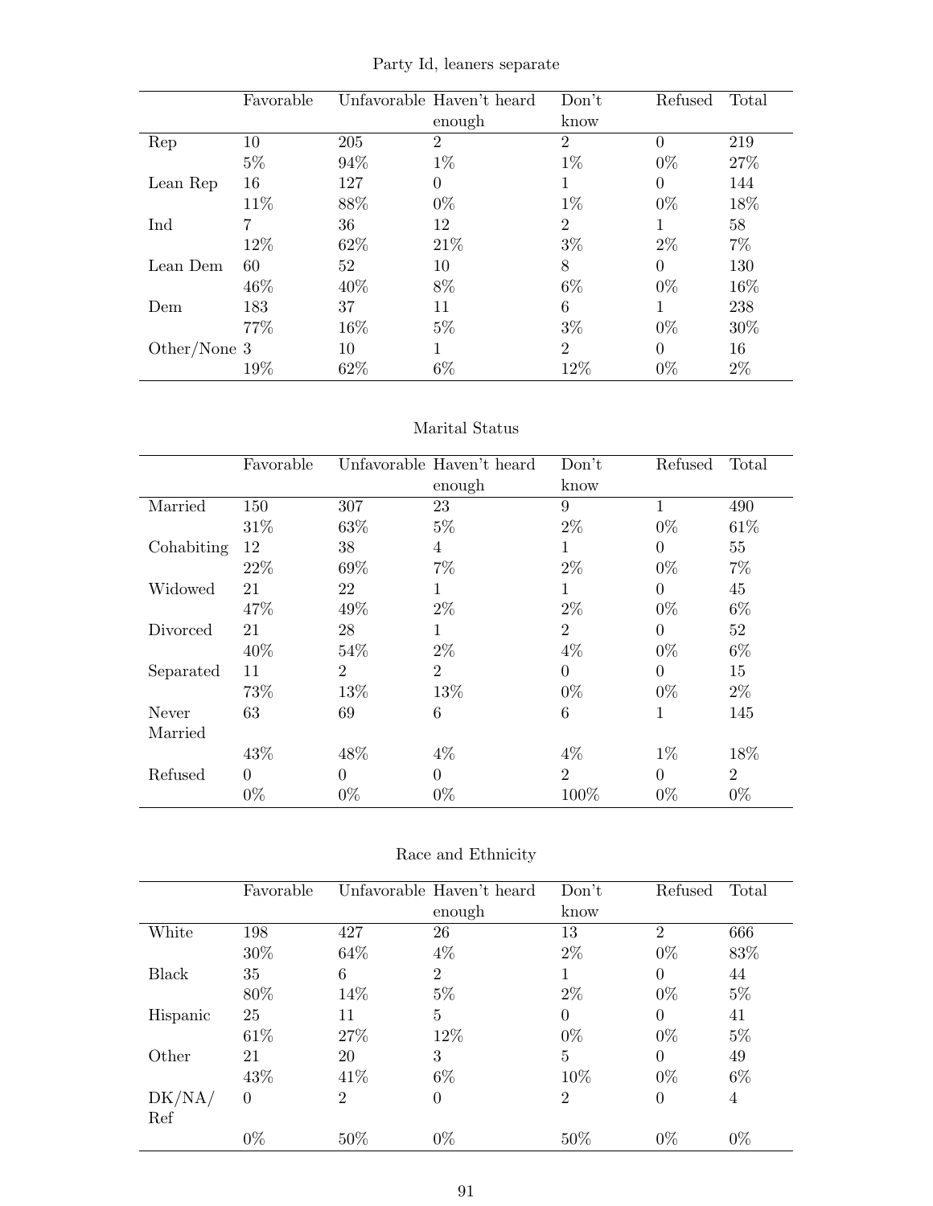Party Id, leaners separate

| | Favorable | Unfavorable | Haven't heard enough | Don't know | Refused | Total |
|---|---|---|---|---|---|---|
| Rep | 10 | 205 | 2 | 2 | 0 | 219 |
| | 5% | 94% | 1% | 1% | 0% | 27% |
| Lean Rep | 16 | 127 | 0 | 1 | 0 | 144 |
| | 11% | 88% | 0% | 1% | 0% | 18% |
| Ind | 7 | 36 | 12 | 2 | 1 | 58 |
| | 12% | 62% | 21% | 3% | 2% | 7% |
| Lean Dem | 60 | 52 | 10 | 8 | 0 | 130 |
| | 46% | 40% | 8% | 6% | 0% | 16% |
| Dem | 183 | 37 | 11 | 6 | 1 | 238 |
| | 77% | 16% | 5% | 3% | 0% | 30% |
| Other/None | 3 | 10 | 1 | 2 | 0 | 16 |
| | 19% | 62% | 6% | 12% | 0% | 2% |

Marital Status

| | Favorable | Unfavorable | Haven't heard enough | Don't know | Refused | Total |
|---|---|---|---|---|---|---|
| Married | 150 | 307 | 23 | 9 | 1 | 490 |
| | 31% | 63% | 5% | 2% | 0% | 61% |
| Cohabiting | 12 | 38 | 4 | 1 | 0 | 55 |
| | 22% | 69% | 7% | 2% | 0% | 7% |
| Widowed | 21 | 22 | 1 | 1 | 0 | 45 |
| | 47% | 49% | 2% | 2% | 0% | 6% |
| Divorced | 21 | 28 | 1 | 2 | 0 | 52 |
| | 40% | 54% | 2% | 4% | 0% | 6% |
| Separated | 11 | 2 | 2 | 0 | 0 | 15 |
| | 73% | 13% | 13% | 0% | 0% | 2% |
| Never Married | 63 | 69 | 6 | 6 | 1 | 145 |
| | 43% | 48% | 4% | 4% | 1% | 18% |
| Refused | 0 | 0 | 0 | 2 | 0 | 2 |
| | 0% | 0% | 0% | 100% | 0% | 0% |

Race and Ethnicity

| | Favorable | Unfavorable | Haven't heard enough | Don't know | Refused | Total |
|---|---|---|---|---|---|---|
| White | 198 | 427 | 26 | 13 | 2 | 666 |
| | 30% | 64% | 4% | 2% | 0% | 83% |
| Black | 35 | 6 | 2 | 1 | 0 | 44 |
| | 80% | 14% | 5% | 2% | 0% | 5% |
| Hispanic | 25 | 11 | 5 | 0 | 0 | 41 |
| | 61% | 27% | 12% | 0% | 0% | 5% |
| Other | 21 | 20 | 3 | 5 | 0 | 49 |
| | 43% | 41% | 6% | 10% | 0% | 6% |
| DK/NA/ Ref | 0 | 2 | 0 | 2 | 0 | 4 |
| | 0% | 50% | 0% | 50% | 0% | 0% |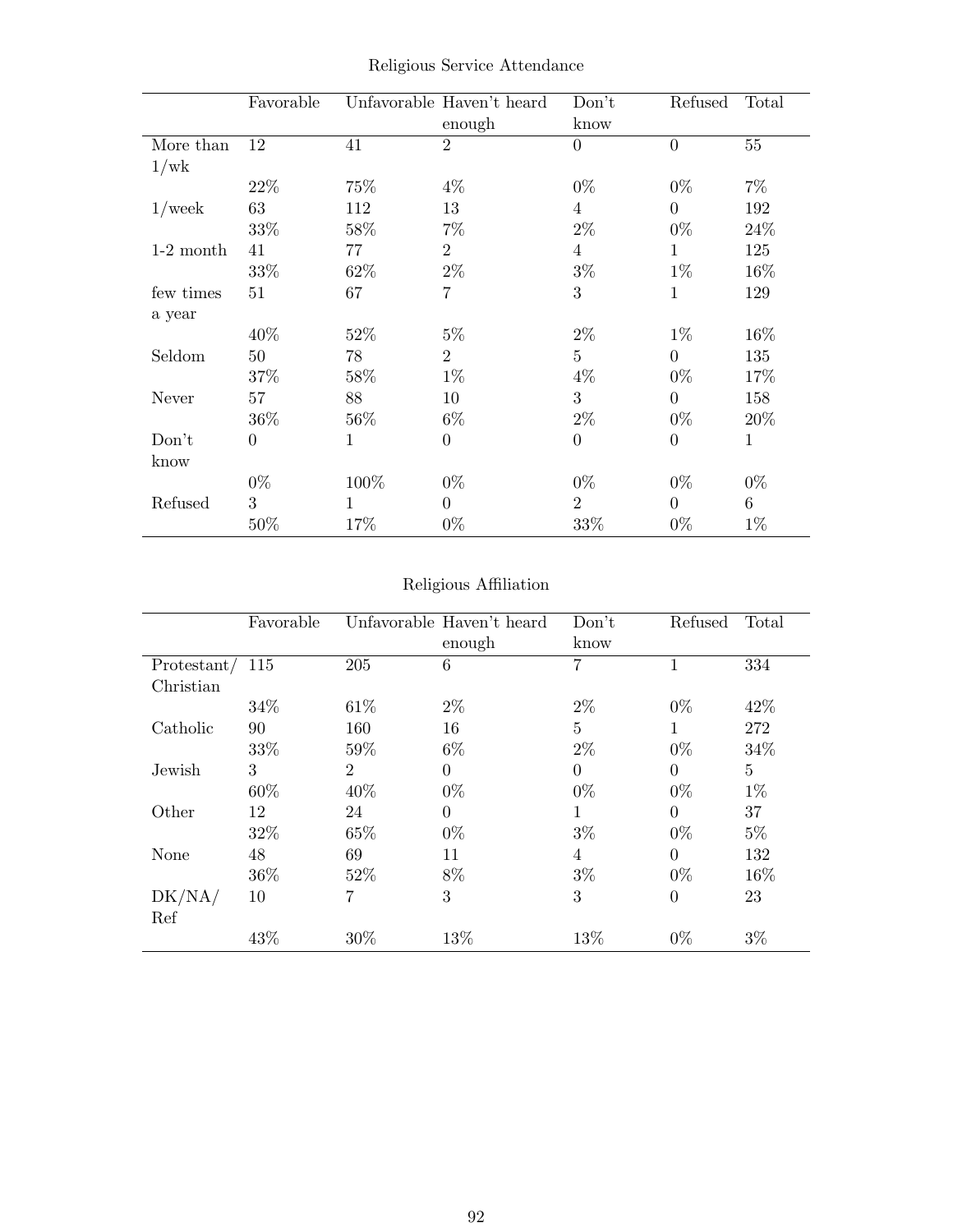Religious Service Attendance

| | Favorable | Unfavorable | Haven't heard enough | Don't know | Refused | Total |
|---|---|---|---|---|---|---|
| More than 1/wk | 12 | 41 | 2 | 0 | 0 | 55 |
| | 22% | 75% | 4% | 0% | 0% | 7% |
| 1/week | 63 | 112 | 13 | 4 | 0 | 192 |
| | 33% | 58% | 7% | 2% | 0% | 24% |
| 1-2 month | 41 | 77 | 2 | 4 | 1 | 125 |
| | 33% | 62% | 2% | 3% | 1% | 16% |
| few times a year | 51 | 67 | 7 | 3 | 1 | 129 |
| | 40% | 52% | 5% | 2% | 1% | 16% |
| Seldom | 50 | 78 | 2 | 5 | 0 | 135 |
| | 37% | 58% | 1% | 4% | 0% | 17% |
| Never | 57 | 88 | 10 | 3 | 0 | 158 |
| | 36% | 56% | 6% | 2% | 0% | 20% |
| Don't know | 0 | 1 | 0 | 0 | 0 | 1 |
| | 0% | 100% | 0% | 0% | 0% | 0% |
| Refused | 3 | 1 | 0 | 2 | 0 | 6 |
| | 50% | 17% | 0% | 33% | 0% | 1% |

Religious Affiliation

| | Favorable | Unfavorable | Haven't heard enough | Don't know | Refused | Total |
|---|---|---|---|---|---|---|
| Protestant/ Christian | 115 | 205 | 6 | 7 | 1 | 334 |
| | 34% | 61% | 2% | 2% | 0% | 42% |
| Catholic | 90 | 160 | 16 | 5 | 1 | 272 |
| | 33% | 59% | 6% | 2% | 0% | 34% |
| Jewish | 3 | 2 | 0 | 0 | 0 | 5 |
| | 60% | 40% | 0% | 0% | 0% | 1% |
| Other | 12 | 24 | 0 | 1 | 0 | 37 |
| | 32% | 65% | 0% | 3% | 0% | 5% |
| None | 48 | 69 | 11 | 4 | 0 | 132 |
| | 36% | 52% | 8% | 3% | 0% | 16% |
| DK/NA/ Ref | 10 | 7 | 3 | 3 | 0 | 23 |
| | 43% | 30% | 13% | 13% | 0% | 3% |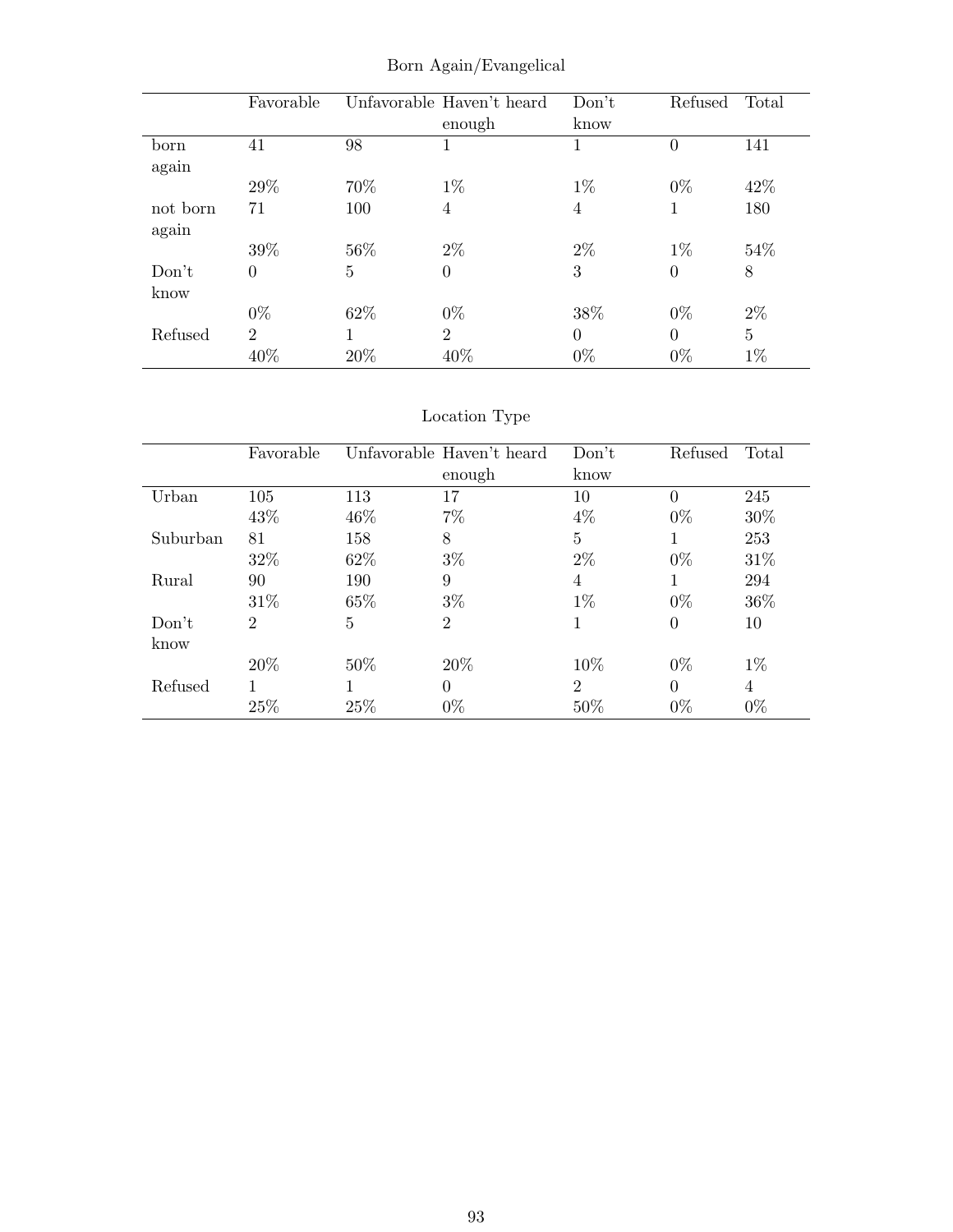## Born Again/Evangelical

| | Favorable | Unfavorable | Haven't heard enough | Don't know | Refused | Total |
|---|---|---|---|---|---|---|
| born again | 41 | 98 | 1 | 1 | 0 | 141 |
| | 29% | 70% | 1% | 1% | 0% | 42% |
| not born again | 71 | 100 | 4 | 4 | 1 | 180 |
| | 39% | 56% | 2% | 2% | 1% | 54% |
| Don't know | 0 | 5 | 0 | 3 | 0 | 8 |
| | 0% | 62% | 0% | 38% | 0% | 2% |
| Refused | 2 | 1 | 2 | 0 | 0 | 5 |
| | 40% | 20% | 40% | 0% | 0% | 1% |

## Location Type

| | Favorable | Unfavorable | Haven't heard enough | Don't know | Refused | Total |
|---|---|---|---|---|---|---|
| Urban | 105 | 113 | 17 | 10 | 0 | 245 |
| | 43% | 46% | 7% | 4% | 0% | 30% |
| Suburban | 81 | 158 | 8 | 5 | 1 | 253 |
| | 32% | 62% | 3% | 2% | 0% | 31% |
| Rural | 90 | 190 | 9 | 4 | 1 | 294 |
| | 31% | 65% | 3% | 1% | 0% | 36% |
| Don't know | 2 | 5 | 2 | 1 | 0 | 10 |
| | 20% | 50% | 20% | 10% | 0% | 1% |
| Refused | 1 | 1 | 0 | 2 | 0 | 4 |
| | 25% | 25% | 0% | 50% | 0% | 0% |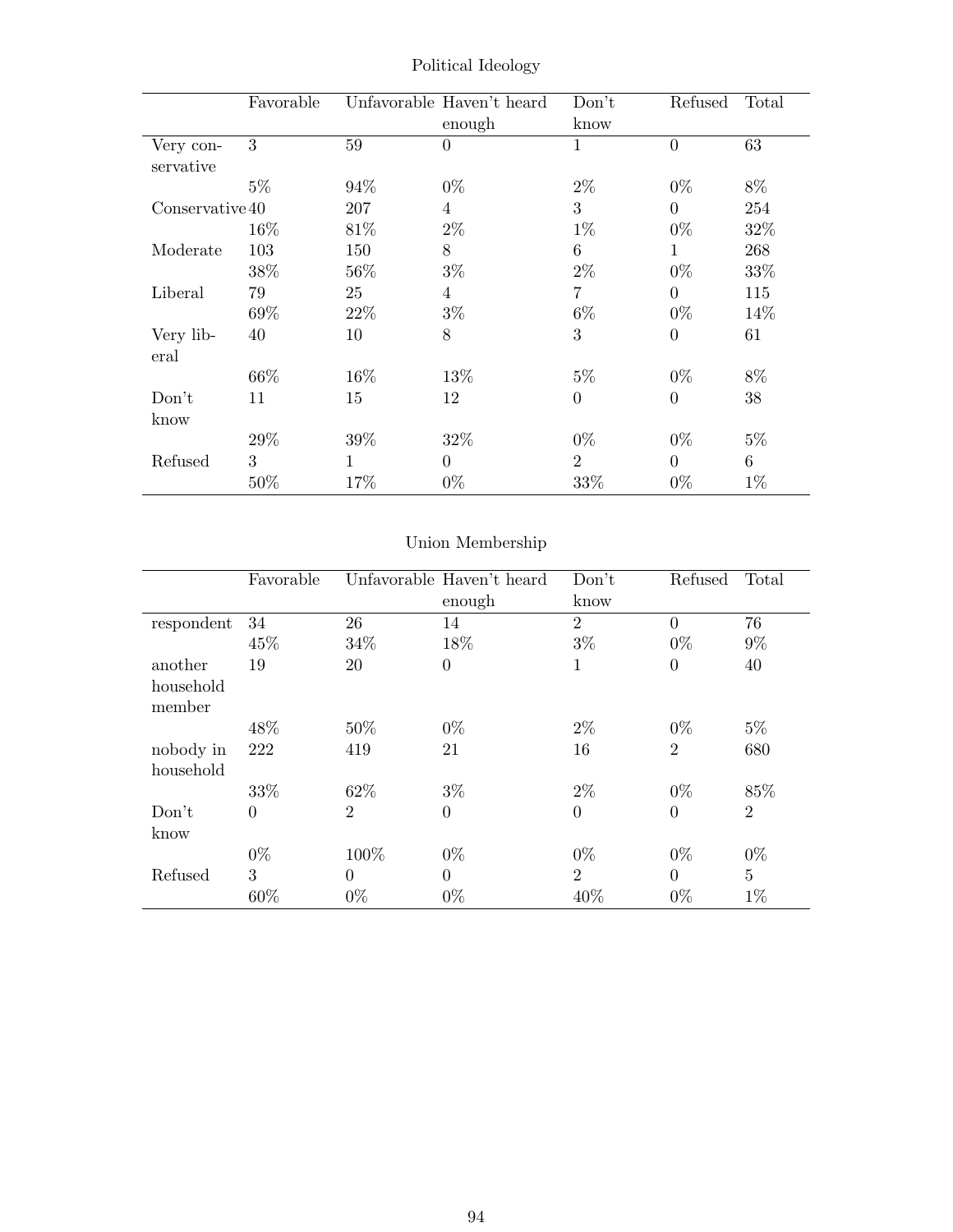Political Ideology

| | Favorable | Unfavorable | Haven't heard enough | Don't know | Refused | Total |
|---|---|---|---|---|---|---|
| Very conservative | 3 | 59 | 0 | 1 | 0 | 63 |
| | 5% | 94% | 0% | 2% | 0% | 8% |
| Conservative | 40 | 207 | 4 | 3 | 0 | 254 |
| | 16% | 81% | 2% | 1% | 0% | 32% |
| Moderate | 103 | 150 | 8 | 6 | 1 | 268 |
| | 38% | 56% | 3% | 2% | 0% | 33% |
| Liberal | 79 | 25 | 4 | 7 | 0 | 115 |
| | 69% | 22% | 3% | 6% | 0% | 14% |
| Very liberal | 40 | 10 | 8 | 3 | 0 | 61 |
| | 66% | 16% | 13% | 5% | 0% | 8% |
| Don't know | 11 | 15 | 12 | 0 | 0 | 38 |
| | 29% | 39% | 32% | 0% | 0% | 5% |
| Refused | 3 | 1 | 0 | 2 | 0 | 6 |
| | 50% | 17% | 0% | 33% | 0% | 1% |

Union Membership

| | Favorable | Unfavorable | Haven't heard enough | Don't know | Refused | Total |
|---|---|---|---|---|---|---|
| respondent | 34 | 26 | 14 | 2 | 0 | 76 |
| | 45% | 34% | 18% | 3% | 0% | 9% |
| another household member | 19 | 20 | 0 | 1 | 0 | 40 |
| | 48% | 50% | 0% | 2% | 0% | 5% |
| nobody in household | 222 | 419 | 21 | 16 | 2 | 680 |
| | 33% | 62% | 3% | 2% | 0% | 85% |
| Don't know | 0 | 2 | 0 | 0 | 0 | 2 |
| | 0% | 100% | 0% | 0% | 0% | 0% |
| Refused | 3 | 0 | 0 | 2 | 0 | 5 |
| | 60% | 0% | 0% | 40% | 0% | 1% |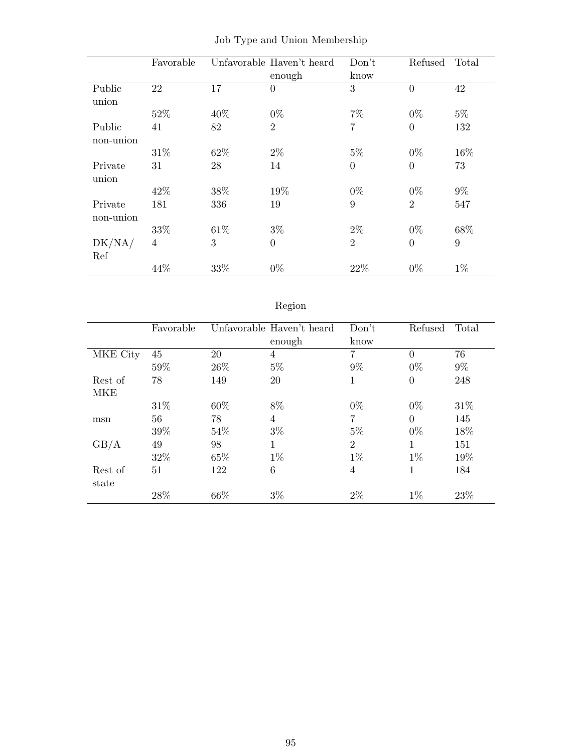## Job Type and Union Membership

| | Favorable | Unfavorable | Haven't heard enough | Don't know | Refused | Total |
|---|---|---|---|---|---|---|
| Public union | 22 | 17 | 0 | 3 | 0 | 42 |
| | 52% | 40% | 0% | 7% | 0% | 5% |
| Public non-union | 41 | 82 | 2 | 7 | 0 | 132 |
| | 31% | 62% | 2% | 5% | 0% | 16% |
| Private union | 31 | 28 | 14 | 0 | 0 | 73 |
| | 42% | 38% | 19% | 0% | 0% | 9% |
| Private non-union | 181 | 336 | 19 | 9 | 2 | 547 |
| | 33% | 61% | 3% | 2% | 0% | 68% |
| DK/NA/ Ref | 4 | 3 | 0 | 2 | 0 | 9 |
| | 44% | 33% | 0% | 22% | 0% | 1% |

## Region

| | Favorable | Unfavorable | Haven't heard enough | Don't know | Refused | Total |
|---|---|---|---|---|---|---|
| MKE City | 45 | 20 | 4 | 7 | 0 | 76 |
| | 59% | 26% | 5% | 9% | 0% | 9% |
| Rest of MKE | 78 | 149 | 20 | 1 | 0 | 248 |
| | 31% | 60% | 8% | 0% | 0% | 31% |
| msn | 56 | 78 | 4 | 7 | 0 | 145 |
| | 39% | 54% | 3% | 5% | 0% | 18% |
| GB/A | 49 | 98 | 1 | 2 | 1 | 151 |
| | 32% | 65% | 1% | 1% | 1% | 19% |
| Rest of state | 51 | 122 | 6 | 4 | 1 | 184 |
| | 28% | 66% | 3% | 2% | 1% | 23% |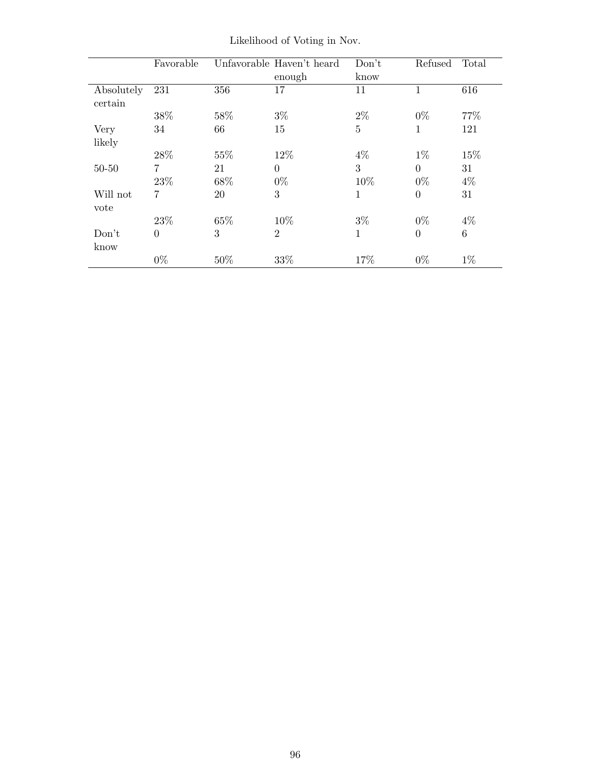Likelihood of Voting in Nov.

| | Favorable | Unfavorable | Haven't heard enough | Don't know | Refused | Total |
|---|---|---|---|---|---|---|
| Absolutely certain | 231 | 356 | 17 | 11 | 1 | 616 |
| | 38% | 58% | 3% | 2% | 0% | 77% |
| Very likely | 34 | 66 | 15 | 5 | 1 | 121 |
| | 28% | 55% | 12% | 4% | 1% | 15% |
| 50-50 | 7 | 21 | 0 | 3 | 0 | 31 |
| | 23% | 68% | 0% | 10% | 0% | 4% |
| Will not vote | 7 | 20 | 3 | 1 | 0 | 31 |
| | 23% | 65% | 10% | 3% | 0% | 4% |
| Don't know | 0 | 3 | 2 | 1 | 0 | 6 |
| | 0% | 50% | 33% | 17% | 0% | 1% |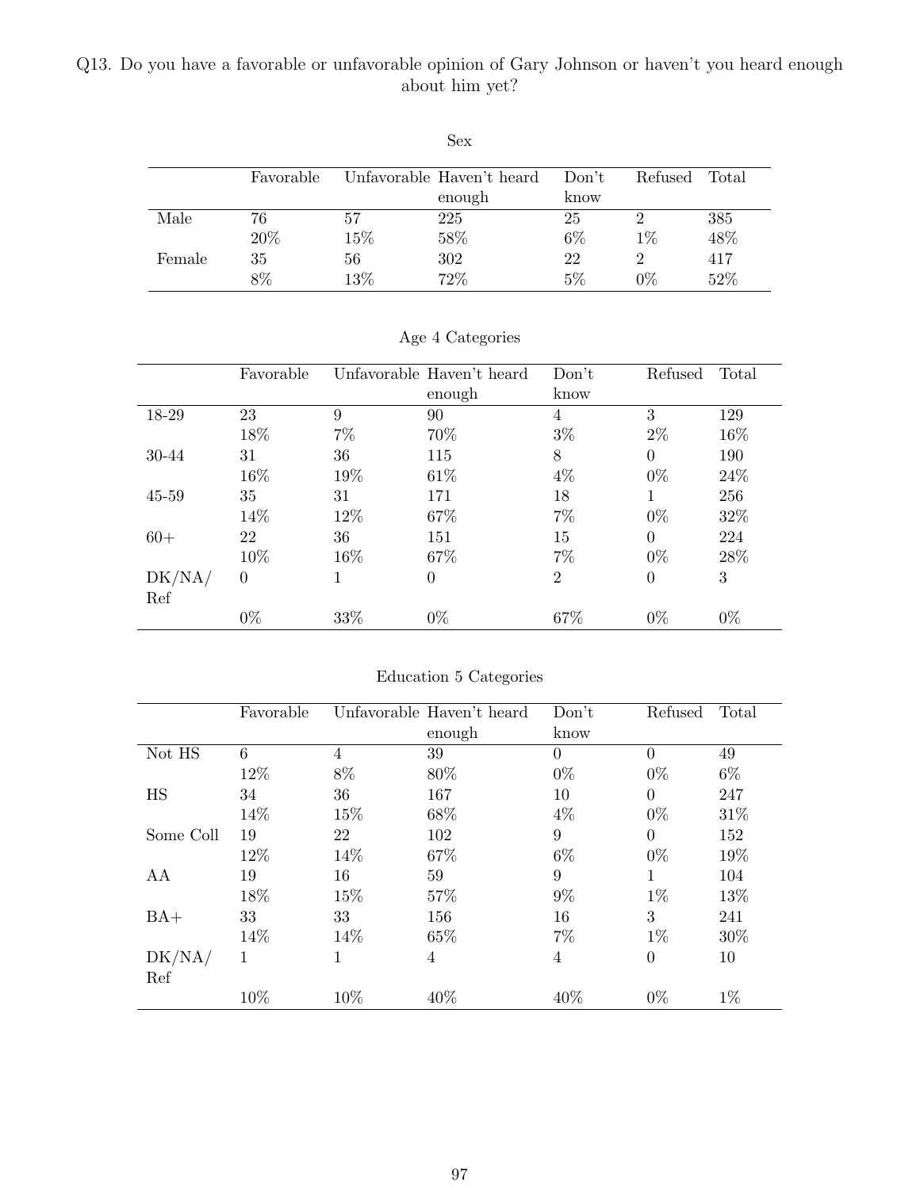Q13. Do you have a favorable or unfavorable opinion of Gary Johnson or haven't you heard enough about him yet?

Sex

| | Favorable | Unfavorable | Haven't heard enough | Don't know | Refused | Total |
|---|---|---|---|---|---|---|
| Male | 76 | 57 | 225 | 25 | 2 | 385 |
| | 20% | 15% | 58% | 6% | 1% | 48% |
| Female | 35 | 56 | 302 | 22 | 2 | 417 |
| | 8% | 13% | 72% | 5% | 0% | 52% |

Age 4 Categories

| | Favorable | Unfavorable | Haven't heard enough | Don't know | Refused | Total |
|---|---|---|---|---|---|---|
| 18-29 | 23 | 9 | 90 | 4 | 3 | 129 |
| | 18% | 7% | 70% | 3% | 2% | 16% |
| 30-44 | 31 | 36 | 115 | 8 | 0 | 190 |
| | 16% | 19% | 61% | 4% | 0% | 24% |
| 45-59 | 35 | 31 | 171 | 18 | 1 | 256 |
| | 14% | 12% | 67% | 7% | 0% | 32% |
| 60+ | 22 | 36 | 151 | 15 | 0 | 224 |
| | 10% | 16% | 67% | 7% | 0% | 28% |
| DK/NA/Ref | 0 | 1 | 0 | 2 | 0 | 3 |
| | 0% | 33% | 0% | 67% | 0% | 0% |

Education 5 Categories

| | Favorable | Unfavorable | Haven't heard enough | Don't know | Refused | Total |
|---|---|---|---|---|---|---|
| Not HS | 6 | 4 | 39 | 0 | 0 | 49 |
| | 12% | 8% | 80% | 0% | 0% | 6% |
| HS | 34 | 36 | 167 | 10 | 0 | 247 |
| | 14% | 15% | 68% | 4% | 0% | 31% |
| Some Coll | 19 | 22 | 102 | 9 | 0 | 152 |
| | 12% | 14% | 67% | 6% | 0% | 19% |
| AA | 19 | 16 | 59 | 9 | 1 | 104 |
| | 18% | 15% | 57% | 9% | 1% | 13% |
| BA+ | 33 | 33 | 156 | 16 | 3 | 241 |
| | 14% | 14% | 65% | 7% | 1% | 30% |
| DK/NA/Ref | 1 | 1 | 4 | 4 | 0 | 10 |
| | 10% | 10% | 40% | 40% | 0% | 1% |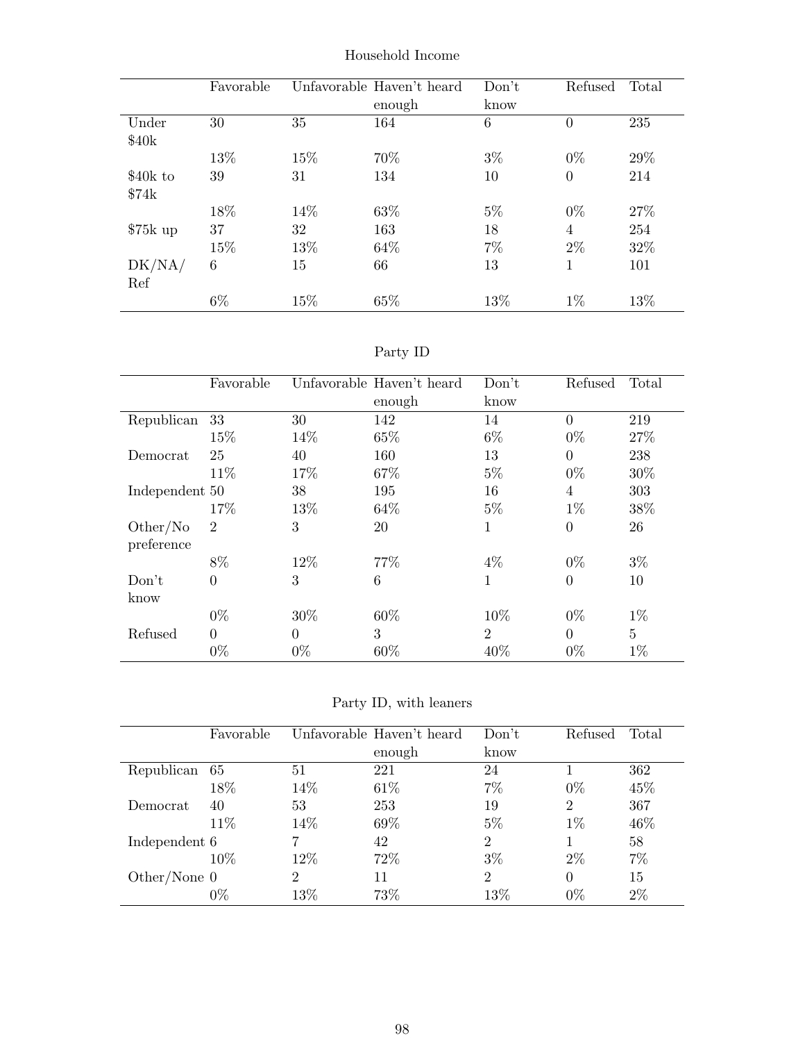Household Income

| | Favorable | Unfavorable | Haven't heard enough | Don't know | Refused | Total |
|---|---|---|---|---|---|---|
| Under $40k | 30 | 35 | 164 | 6 | 0 | 235 |
| | 13% | 15% | 70% | 3% | 0% | 29% |
| $40k to $74k | 39 | 31 | 134 | 10 | 0 | 214 |
| | 18% | 14% | 63% | 5% | 0% | 27% |
| $75k up | 37 | 32 | 163 | 18 | 4 | 254 |
| | 15% | 13% | 64% | 7% | 2% | 32% |
| DK/NA/ Ref | 6 | 15 | 66 | 13 | 1 | 101 |
| | 6% | 15% | 65% | 13% | 1% | 13% |

Party ID

| | Favorable | Unfavorable | Haven't heard enough | Don't know | Refused | Total |
|---|---|---|---|---|---|---|
| Republican | 33 | 30 | 142 | 14 | 0 | 219 |
| | 15% | 14% | 65% | 6% | 0% | 27% |
| Democrat | 25 | 40 | 160 | 13 | 0 | 238 |
| | 11% | 17% | 67% | 5% | 0% | 30% |
| Independent | 50 | 38 | 195 | 16 | 4 | 303 |
| | 17% | 13% | 64% | 5% | 1% | 38% |
| Other/No preference | 2 | 3 | 20 | 1 | 0 | 26 |
| | 8% | 12% | 77% | 4% | 0% | 3% |
| Don't know | 0 | 3 | 6 | 1 | 0 | 10 |
| | 0% | 30% | 60% | 10% | 0% | 1% |
| Refused | 0 | 0 | 3 | 2 | 0 | 5 |
| | 0% | 0% | 60% | 40% | 0% | 1% |

Party ID, with leaners

| | Favorable | Unfavorable | Haven't heard enough | Don't know | Refused | Total |
|---|---|---|---|---|---|---|
| Republican | 65 | 51 | 221 | 24 | 1 | 362 |
| | 18% | 14% | 61% | 7% | 0% | 45% |
| Democrat | 40 | 53 | 253 | 19 | 2 | 367 |
| | 11% | 14% | 69% | 5% | 1% | 46% |
| Independent | 6 | 7 | 42 | 2 | 1 | 58 |
| | 10% | 12% | 72% | 3% | 2% | 7% |
| Other/None | 0 | 2 | 11 | 2 | 0 | 15 |
| | 0% | 13% | 73% | 13% | 0% | 2% |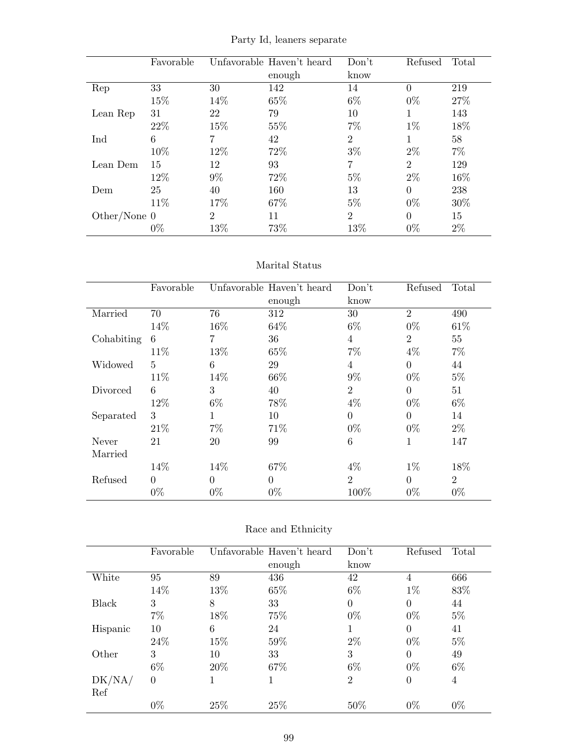Party Id, leaners separate

| | Favorable | Unfavorable | Haven't heard enough | Don't know | Refused | Total |
|---|---|---|---|---|---|---|
| Rep | 33 | 30 | 142 | 14 | 0 | 219 |
| | 15% | 14% | 65% | 6% | 0% | 27% |
| Lean Rep | 31 | 22 | 79 | 10 | 1 | 143 |
| | 22% | 15% | 55% | 7% | 1% | 18% |
| Ind | 6 | 7 | 42 | 2 | 1 | 58 |
| | 10% | 12% | 72% | 3% | 2% | 7% |
| Lean Dem | 15 | 12 | 93 | 7 | 2 | 129 |
| | 12% | 9% | 72% | 5% | 2% | 16% |
| Dem | 25 | 40 | 160 | 13 | 0 | 238 |
| | 11% | 17% | 67% | 5% | 0% | 30% |
| Other/None | 0 | 2 | 11 | 2 | 0 | 15 |
| | 0% | 13% | 73% | 13% | 0% | 2% |

Marital Status

| | Favorable | Unfavorable | Haven't heard enough | Don't know | Refused | Total |
|---|---|---|---|---|---|---|
| Married | 70 | 76 | 312 | 30 | 2 | 490 |
| | 14% | 16% | 64% | 6% | 0% | 61% |
| Cohabiting | 6 | 7 | 36 | 4 | 2 | 55 |
| | 11% | 13% | 65% | 7% | 4% | 7% |
| Widowed | 5 | 6 | 29 | 4 | 0 | 44 |
| | 11% | 14% | 66% | 9% | 0% | 5% |
| Divorced | 6 | 3 | 40 | 2 | 0 | 51 |
| | 12% | 6% | 78% | 4% | 0% | 6% |
| Separated | 3 | 1 | 10 | 0 | 0 | 14 |
| | 21% | 7% | 71% | 0% | 0% | 2% |
| Never Married | 21 | 20 | 99 | 6 | 1 | 147 |
| | 14% | 14% | 67% | 4% | 1% | 18% |
| Refused | 0 | 0 | 0 | 2 | 0 | 2 |
| | 0% | 0% | 0% | 100% | 0% | 0% |

Race and Ethnicity

| | Favorable | Unfavorable | Haven't heard enough | Don't know | Refused | Total |
|---|---|---|---|---|---|---|
| White | 95 | 89 | 436 | 42 | 4 | 666 |
| | 14% | 13% | 65% | 6% | 1% | 83% |
| Black | 3 | 8 | 33 | 0 | 0 | 44 |
| | 7% | 18% | 75% | 0% | 0% | 5% |
| Hispanic | 10 | 6 | 24 | 1 | 0 | 41 |
| | 24% | 15% | 59% | 2% | 0% | 5% |
| Other | 3 | 10 | 33 | 3 | 0 | 49 |
| | 6% | 20% | 67% | 6% | 0% | 6% |
| DK/NA/Ref | 0 | 1 | 1 | 2 | 0 | 4 |
| | 0% | 25% | 25% | 50% | 0% | 0% |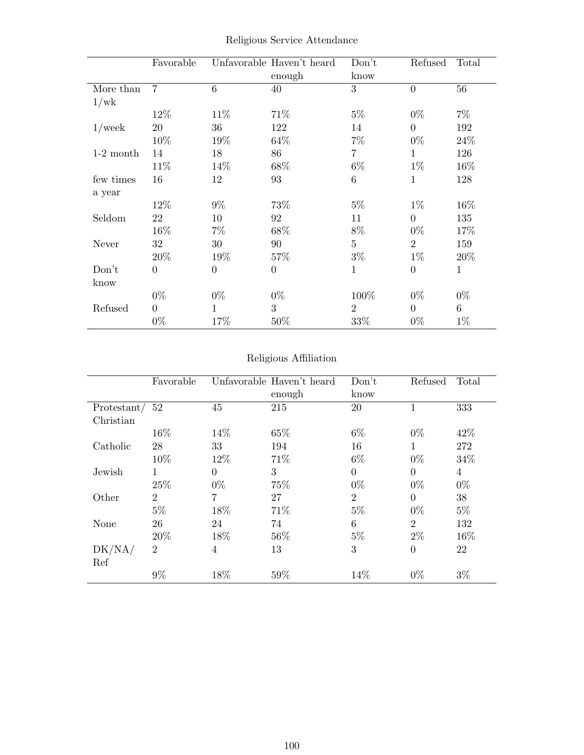Religious Service Attendance

| | Favorable | Unfavorable | Haven't heard enough | Don't know | Refused | Total |
|---|---|---|---|---|---|---|
| More than 1/wk | 7 | 6 | 40 | 3 | 0 | 56 |
| | 12% | 11% | 71% | 5% | 0% | 7% |
| 1/week | 20 | 36 | 122 | 14 | 0 | 192 |
| | 10% | 19% | 64% | 7% | 0% | 24% |
| 1-2 month | 14 | 18 | 86 | 7 | 1 | 126 |
| | 11% | 14% | 68% | 6% | 1% | 16% |
| few times a year | 16 | 12 | 93 | 6 | 1 | 128 |
| | 12% | 9% | 73% | 5% | 1% | 16% |
| Seldom | 22 | 10 | 92 | 11 | 0 | 135 |
| | 16% | 7% | 68% | 8% | 0% | 17% |
| Never | 32 | 30 | 90 | 5 | 2 | 159 |
| | 20% | 19% | 57% | 3% | 1% | 20% |
| Don't know | 0 | 0 | 0 | 1 | 0 | 1 |
| | 0% | 0% | 0% | 100% | 0% | 0% |
| Refused | 0 | 1 | 3 | 2 | 0 | 6 |
| | 0% | 17% | 50% | 33% | 0% | 1% |

Religious Affiliation

| | Favorable | Unfavorable | Haven't heard enough | Don't know | Refused | Total |
|---|---|---|---|---|---|---|
| Protestant/ Christian | 52 | 45 | 215 | 20 | 1 | 333 |
| | 16% | 14% | 65% | 6% | 0% | 42% |
| Catholic | 28 | 33 | 194 | 16 | 1 | 272 |
| | 10% | 12% | 71% | 6% | 0% | 34% |
| Jewish | 1 | 0 | 3 | 0 | 0 | 4 |
| | 25% | 0% | 75% | 0% | 0% | 0% |
| Other | 2 | 7 | 27 | 2 | 0 | 38 |
| | 5% | 18% | 71% | 5% | 0% | 5% |
| None | 26 | 24 | 74 | 6 | 2 | 132 |
| | 20% | 18% | 56% | 5% | 2% | 16% |
| DK/NA/ Ref | 2 | 4 | 13 | 3 | 0 | 22 |
| | 9% | 18% | 59% | 14% | 0% | 3% |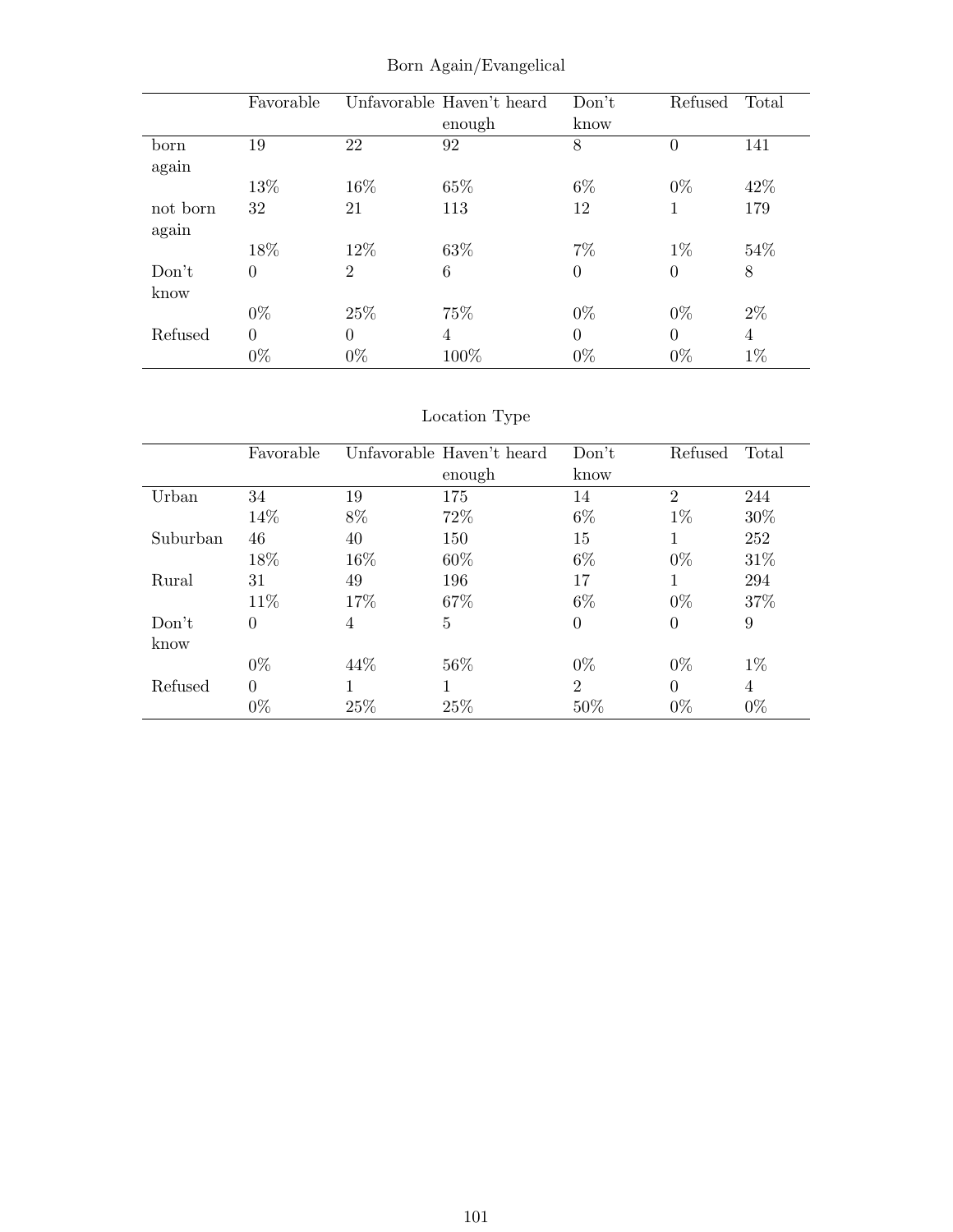Born Again/Evangelical

| | Favorable | Unfavorable | Haven't heard enough | Don't know | Refused | Total |
|---|---|---|---|---|---|---|
| born again | 19 | 22 | 92 | 8 | 0 | 141 |
| | 13% | 16% | 65% | 6% | 0% | 42% |
| not born again | 32 | 21 | 113 | 12 | 1 | 179 |
| | 18% | 12% | 63% | 7% | 1% | 54% |
| Don't know | 0 | 2 | 6 | 0 | 0 | 8 |
| | 0% | 25% | 75% | 0% | 0% | 2% |
| Refused | 0 | 0 | 4 | 0 | 0 | 4 |
| | 0% | 0% | 100% | 0% | 0% | 1% |

Location Type

| | Favorable | Unfavorable | Haven't heard enough | Don't know | Refused | Total |
|---|---|---|---|---|---|---|
| Urban | 34 | 19 | 175 | 14 | 2 | 244 |
| | 14% | 8% | 72% | 6% | 1% | 30% |
| Suburban | 46 | 40 | 150 | 15 | 1 | 252 |
| | 18% | 16% | 60% | 6% | 0% | 31% |
| Rural | 31 | 49 | 196 | 17 | 1 | 294 |
| | 11% | 17% | 67% | 6% | 0% | 37% |
| Don't know | 0 | 4 | 5 | 0 | 0 | 9 |
| | 0% | 44% | 56% | 0% | 0% | 1% |
| Refused | 0 | 1 | 1 | 2 | 0 | 4 |
| | 0% | 25% | 25% | 50% | 0% | 0% |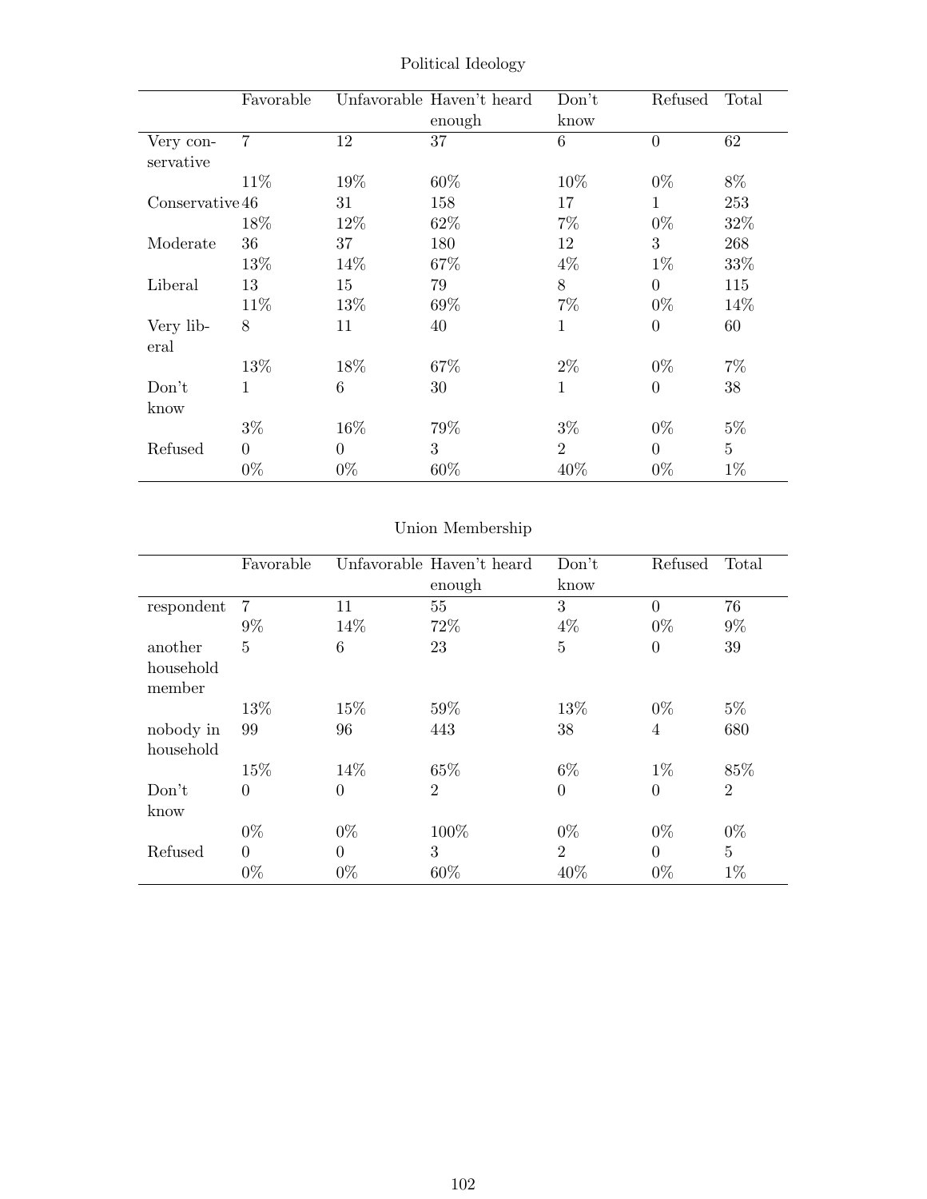Political Ideology

| | Favorable | Unfavorable | Haven't heard enough | Don't know | Refused | Total |
|---|---|---|---|---|---|---|
| Very conservative | 7 | 12 | 37 | 6 | 0 | 62 |
| | 11% | 19% | 60% | 10% | 0% | 8% |
| Conservative | 46 | 31 | 158 | 17 | 1 | 253 |
| | 18% | 12% | 62% | 7% | 0% | 32% |
| Moderate | 36 | 37 | 180 | 12 | 3 | 268 |
| | 13% | 14% | 67% | 4% | 1% | 33% |
| Liberal | 13 | 15 | 79 | 8 | 0 | 115 |
| | 11% | 13% | 69% | 7% | 0% | 14% |
| Very liberal | 8 | 11 | 40 | 1 | 0 | 60 |
| | 13% | 18% | 67% | 2% | 0% | 7% |
| Don't know | 1 | 6 | 30 | 1 | 0 | 38 |
| | 3% | 16% | 79% | 3% | 0% | 5% |
| Refused | 0 | 0 | 3 | 2 | 0 | 5 |
| | 0% | 0% | 60% | 40% | 0% | 1% |

Union Membership

| | Favorable | Unfavorable | Haven't heard enough | Don't know | Refused | Total |
|---|---|---|---|---|---|---|
| respondent | 7 | 11 | 55 | 3 | 0 | 76 |
| | 9% | 14% | 72% | 4% | 0% | 9% |
| another household member | 5 | 6 | 23 | 5 | 0 | 39 |
| | 13% | 15% | 59% | 13% | 0% | 5% |
| nobody in household | 99 | 96 | 443 | 38 | 4 | 680 |
| | 15% | 14% | 65% | 6% | 1% | 85% |
| Don't know | 0 | 0 | 2 | 0 | 0 | 2 |
| | 0% | 0% | 100% | 0% | 0% | 0% |
| Refused | 0 | 0 | 3 | 2 | 0 | 5 |
| | 0% | 0% | 60% | 40% | 0% | 1% |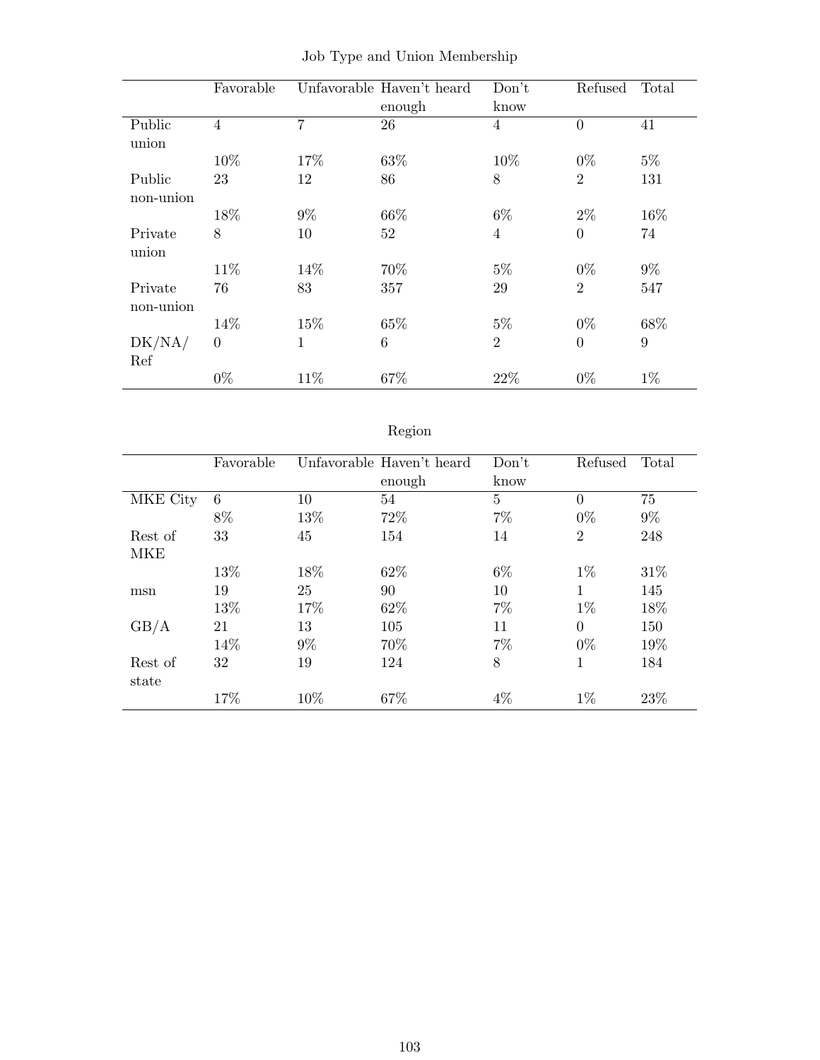Job Type and Union Membership

|  | Favorable | Unfavorable | Haven't heard enough | Don't know | Refused | Total |
|---|---|---|---|---|---|---|
| Public union | 4 | 7 | 26 | 4 | 0 | 41 |
|  | 10% | 17% | 63% | 10% | 0% | 5% |
| Public non-union | 23 | 12 | 86 | 8 | 2 | 131 |
|  | 18% | 9% | 66% | 6% | 2% | 16% |
| Private union | 8 | 10 | 52 | 4 | 0 | 74 |
|  | 11% | 14% | 70% | 5% | 0% | 9% |
| Private non-union | 76 | 83 | 357 | 29 | 2 | 547 |
|  | 14% | 15% | 65% | 5% | 0% | 68% |
| DK/NA/ Ref | 0 | 1 | 6 | 2 | 0 | 9 |
|  | 0% | 11% | 67% | 22% | 0% | 1% |

Region

|  | Favorable | Unfavorable | Haven't heard enough | Don't know | Refused | Total |
|---|---|---|---|---|---|---|
| MKE City | 6 | 10 | 54 | 5 | 0 | 75 |
|  | 8% | 13% | 72% | 7% | 0% | 9% |
| Rest of MKE | 33 | 45 | 154 | 14 | 2 | 248 |
|  | 13% | 18% | 62% | 6% | 1% | 31% |
| msn | 19 | 25 | 90 | 10 | 1 | 145 |
|  | 13% | 17% | 62% | 7% | 1% | 18% |
| GB/A | 21 | 13 | 105 | 11 | 0 | 150 |
|  | 14% | 9% | 70% | 7% | 0% | 19% |
| Rest of state | 32 | 19 | 124 | 8 | 1 | 184 |
|  | 17% | 10% | 67% | 4% | 1% | 23% |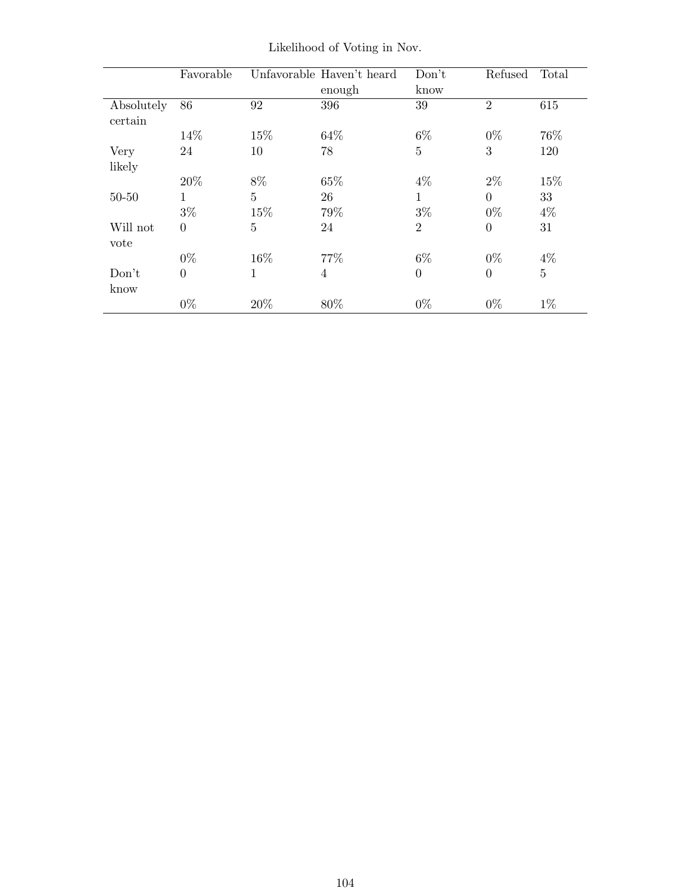Likelihood of Voting in Nov.

| | Favorable | Unfavorable | Haven't heard enough | Don't know | Refused | Total |
|---|---|---|---|---|---|---|
| Absolutely certain | 86 | 92 | 396 | 39 | 2 | 615 |
| | 14% | 15% | 64% | 6% | 0% | 76% |
| Very likely | 24 | 10 | 78 | 5 | 3 | 120 |
| | 20% | 8% | 65% | 4% | 2% | 15% |
| 50-50 | 1 | 5 | 26 | 1 | 0 | 33 |
| | 3% | 15% | 79% | 3% | 0% | 4% |
| Will not vote | 0 | 5 | 24 | 2 | 0 | 31 |
| | 0% | 16% | 77% | 6% | 0% | 4% |
| Don't know | 0 | 1 | 4 | 0 | 0 | 5 |
| | 0% | 20% | 80% | 0% | 0% | 1% |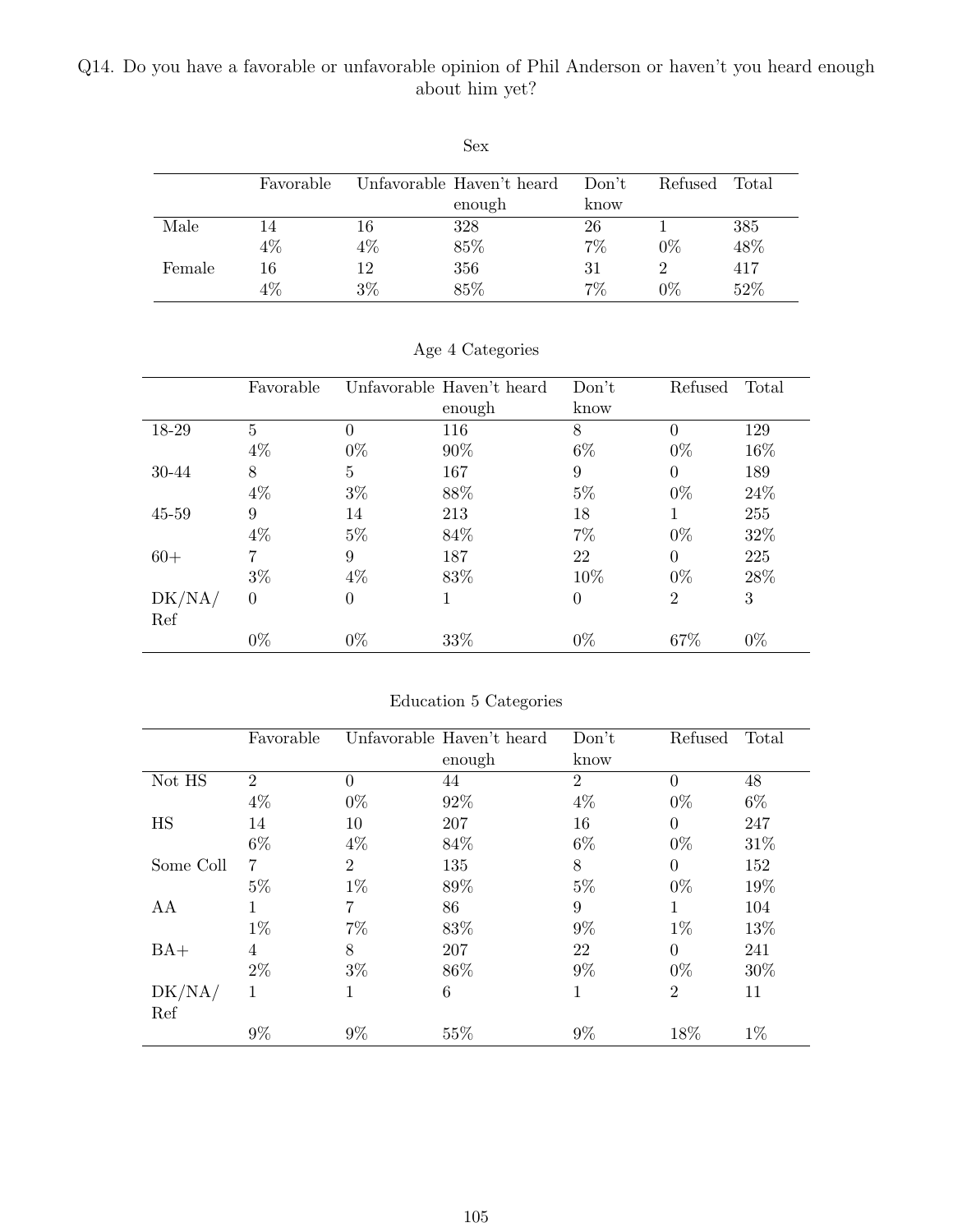Q14. Do you have a favorable or unfavorable opinion of Phil Anderson or haven't you heard enough about him yet?

Sex

| | Favorable | Unfavorable | Haven't heard enough | Don't know | Refused | Total |
|---|---|---|---|---|---|---|
| Male | 14 | 16 | 328 | 26 | 1 | 385 |
| | 4% | 4% | 85% | 7% | 0% | 48% |
| Female | 16 | 12 | 356 | 31 | 2 | 417 |
| | 4% | 3% | 85% | 7% | 0% | 52% |

Age 4 Categories

| | Favorable | Unfavorable | Haven't heard enough | Don't know | Refused | Total |
|---|---|---|---|---|---|---|
| 18-29 | 5 | 0 | 116 | 8 | 0 | 129 |
| | 4% | 0% | 90% | 6% | 0% | 16% |
| 30-44 | 8 | 5 | 167 | 9 | 0 | 189 |
| | 4% | 3% | 88% | 5% | 0% | 24% |
| 45-59 | 9 | 14 | 213 | 18 | 1 | 255 |
| | 4% | 5% | 84% | 7% | 0% | 32% |
| 60+ | 7 | 9 | 187 | 22 | 0 | 225 |
| | 3% | 4% | 83% | 10% | 0% | 28% |
| DK/NA/Ref | 0 | 0 | 1 | 0 | 2 | 3 |
| | 0% | 0% | 33% | 0% | 67% | 0% |

Education 5 Categories

| | Favorable | Unfavorable | Haven't heard enough | Don't know | Refused | Total |
|---|---|---|---|---|---|---|
| Not HS | 2 | 0 | 44 | 2 | 0 | 48 |
| | 4% | 0% | 92% | 4% | 0% | 6% |
| HS | 14 | 10 | 207 | 16 | 0 | 247 |
| | 6% | 4% | 84% | 6% | 0% | 31% |
| Some Coll | 7 | 2 | 135 | 8 | 0 | 152 |
| | 5% | 1% | 89% | 5% | 0% | 19% |
| AA | 1 | 7 | 86 | 9 | 1 | 104 |
| | 1% | 7% | 83% | 9% | 1% | 13% |
| BA+ | 4 | 8 | 207 | 22 | 0 | 241 |
| | 2% | 3% | 86% | 9% | 0% | 30% |
| DK/NA/Ref | 1 | 1 | 6 | 1 | 2 | 11 |
| | 9% | 9% | 55% | 9% | 18% | 1% |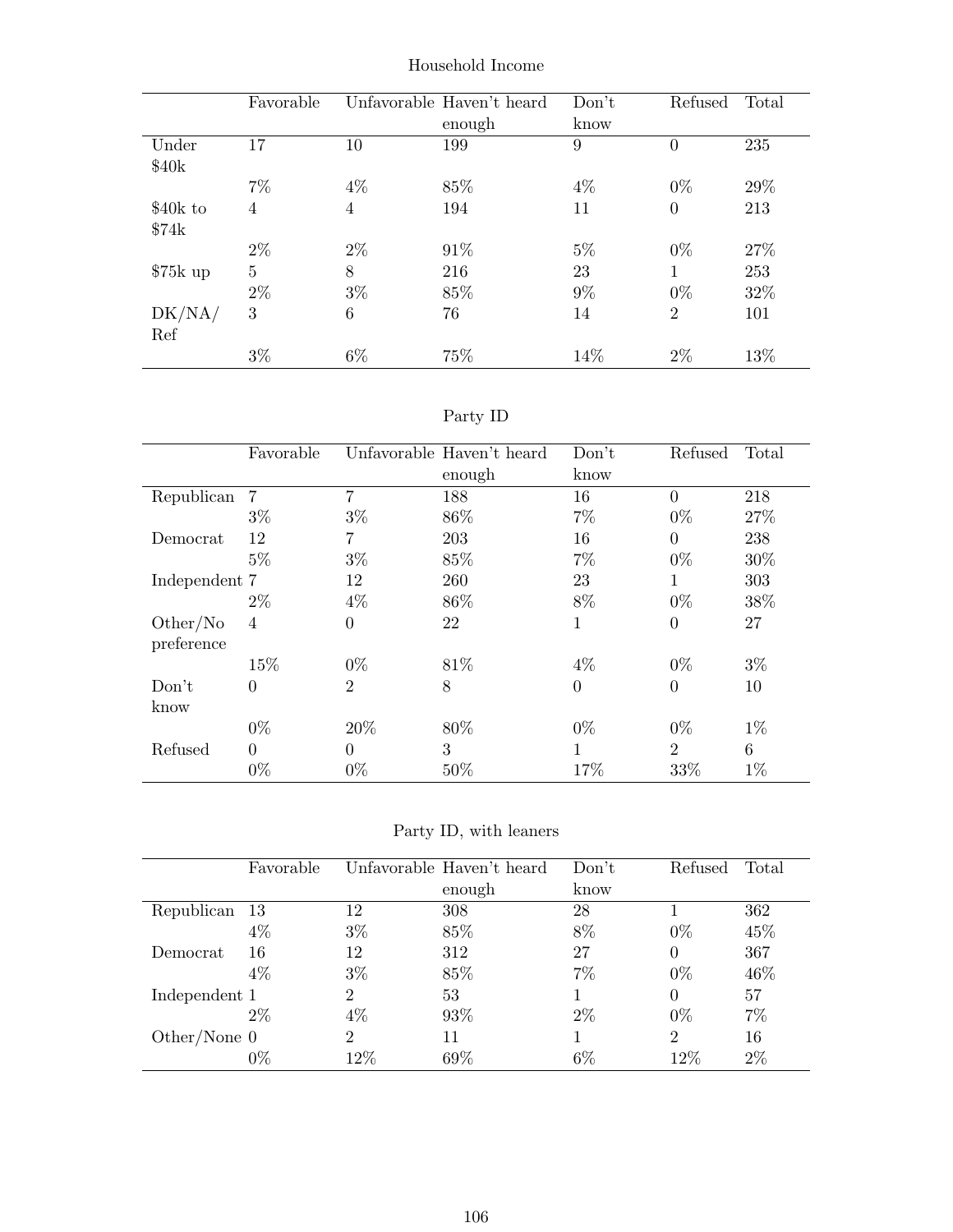Household Income

| | Favorable | Unfavorable | Haven't heard enough | Don't know | Refused | Total |
|---|---|---|---|---|---|---|
| Under $40k | 17 | 10 | 199 | 9 | 0 | 235 |
| | 7% | 4% | 85% | 4% | 0% | 29% |
| $40k to $74k | 4 | 4 | 194 | 11 | 0 | 213 |
| | 2% | 2% | 91% | 5% | 0% | 27% |
| $75k up | 5 | 8 | 216 | 23 | 1 | 253 |
| | 2% | 3% | 85% | 9% | 0% | 32% |
| DK/NA/Ref | 3 | 6 | 76 | 14 | 2 | 101 |
| | 3% | 6% | 75% | 14% | 2% | 13% |

Party ID

| | Favorable | Unfavorable | Haven't heard enough | Don't know | Refused | Total |
|---|---|---|---|---|---|---|
| Republican | 7 | 7 | 188 | 16 | 0 | 218 |
| | 3% | 3% | 86% | 7% | 0% | 27% |
| Democrat | 12 | 7 | 203 | 16 | 0 | 238 |
| | 5% | 3% | 85% | 7% | 0% | 30% |
| Independent | 7 | 12 | 260 | 23 | 1 | 303 |
| | 2% | 4% | 86% | 8% | 0% | 38% |
| Other/No preference | 4 | 0 | 22 | 1 | 0 | 27 |
| | 15% | 0% | 81% | 4% | 0% | 3% |
| Don't know | 0 | 2 | 8 | 0 | 0 | 10 |
| | 0% | 20% | 80% | 0% | 0% | 1% |
| Refused | 0 | 0 | 3 | 1 | 2 | 6 |
| | 0% | 0% | 50% | 17% | 33% | 1% |

Party ID, with leaners

| | Favorable | Unfavorable | Haven't heard enough | Don't know | Refused | Total |
|---|---|---|---|---|---|---|
| Republican | 13 | 12 | 308 | 28 | 1 | 362 |
| | 4% | 3% | 85% | 8% | 0% | 45% |
| Democrat | 16 | 12 | 312 | 27 | 0 | 367 |
| | 4% | 3% | 85% | 7% | 0% | 46% |
| Independent | 1 | 2 | 53 | 1 | 0 | 57 |
| | 2% | 4% | 93% | 2% | 0% | 7% |
| Other/None | 0 | 2 | 11 | 1 | 2 | 16 |
| | 0% | 12% | 69% | 6% | 12% | 2% |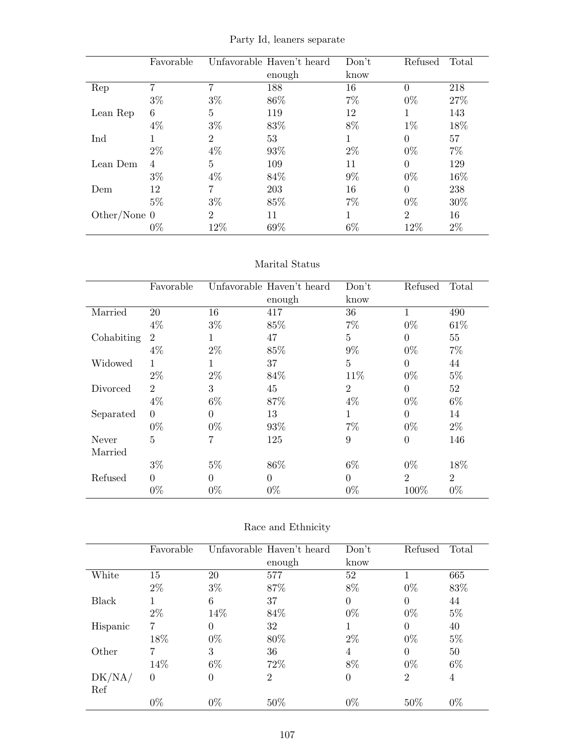## Party Id, leaners separate

| | Favorable | Unfavorable | Haven't heard enough | Don't know | Refused | Total |
|---|---|---|---|---|---|---|
| Rep | 7 | 7 | 188 | 16 | 0 | 218 |
| | 3% | 3% | 86% | 7% | 0% | 27% |
| Lean Rep | 6 | 5 | 119 | 12 | 1 | 143 |
| | 4% | 3% | 83% | 8% | 1% | 18% |
| Ind | 1 | 2 | 53 | 1 | 0 | 57 |
| | 2% | 4% | 93% | 2% | 0% | 7% |
| Lean Dem | 4 | 5 | 109 | 11 | 0 | 129 |
| | 3% | 4% | 84% | 9% | 0% | 16% |
| Dem | 12 | 7 | 203 | 16 | 0 | 238 |
| | 5% | 3% | 85% | 7% | 0% | 30% |
| Other/None | 0 | 2 | 11 | 1 | 2 | 16 |
| | 0% | 12% | 69% | 6% | 12% | 2% |

## Marital Status

| | Favorable | Unfavorable | Haven't heard enough | Don't know | Refused | Total |
|---|---|---|---|---|---|---|
| Married | 20 | 16 | 417 | 36 | 1 | 490 |
| | 4% | 3% | 85% | 7% | 0% | 61% |
| Cohabiting | 2 | 1 | 47 | 5 | 0 | 55 |
| | 4% | 2% | 85% | 9% | 0% | 7% |
| Widowed | 1 | 1 | 37 | 5 | 0 | 44 |
| | 2% | 2% | 84% | 11% | 0% | 5% |
| Divorced | 2 | 3 | 45 | 2 | 0 | 52 |
| | 4% | 6% | 87% | 4% | 0% | 6% |
| Separated | 0 | 0 | 13 | 1 | 0 | 14 |
| | 0% | 0% | 93% | 7% | 0% | 2% |
| Never Married | 5 | 7 | 125 | 9 | 0 | 146 |
| | 3% | 5% | 86% | 6% | 0% | 18% |
| Refused | 0 | 0 | 0 | 0 | 2 | 2 |
| | 0% | 0% | 0% | 0% | 100% | 0% |

## Race and Ethnicity

| | Favorable | Unfavorable | Haven't heard enough | Don't know | Refused | Total |
|---|---|---|---|---|---|---|
| White | 15 | 20 | 577 | 52 | 1 | 665 |
| | 2% | 3% | 87% | 8% | 0% | 83% |
| Black | 1 | 6 | 37 | 0 | 0 | 44 |
| | 2% | 14% | 84% | 0% | 0% | 5% |
| Hispanic | 7 | 0 | 32 | 1 | 0 | 40 |
| | 18% | 0% | 80% | 2% | 0% | 5% |
| Other | 7 | 3 | 36 | 4 | 0 | 50 |
| | 14% | 6% | 72% | 8% | 0% | 6% |
| DK/NA/Ref | 0 | 0 | 2 | 0 | 2 | 4 |
| | 0% | 0% | 50% | 0% | 50% | 0% |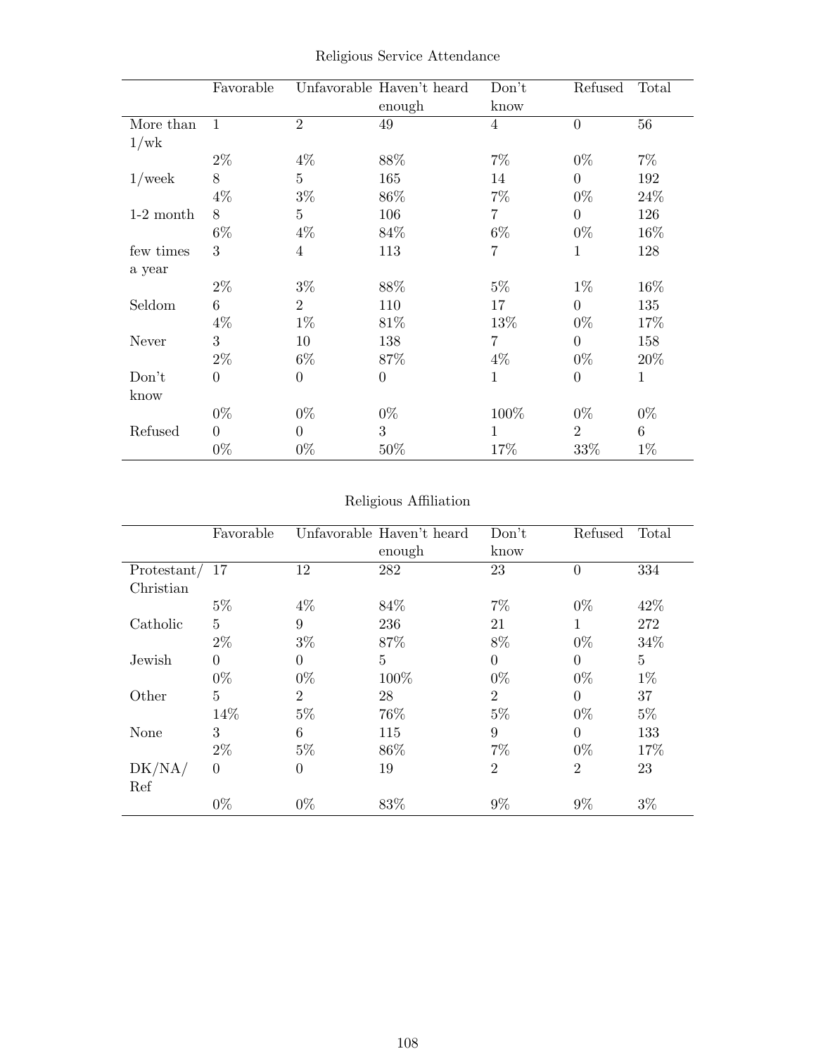Religious Service Attendance

| | Favorable | Unfavorable | Haven't heard enough | Don't know | Refused | Total |
|---|---|---|---|---|---|---|
| More than 1/wk | 1 | 2 | 49 | 4 | 0 | 56 |
| | 2% | 4% | 88% | 7% | 0% | 7% |
| 1/week | 8 | 5 | 165 | 14 | 0 | 192 |
| | 4% | 3% | 86% | 7% | 0% | 24% |
| 1-2 month | 8 | 5 | 106 | 7 | 0 | 126 |
| | 6% | 4% | 84% | 6% | 0% | 16% |
| few times a year | 3 | 4 | 113 | 7 | 1 | 128 |
| | 2% | 3% | 88% | 5% | 1% | 16% |
| Seldom | 6 | 2 | 110 | 17 | 0 | 135 |
| | 4% | 1% | 81% | 13% | 0% | 17% |
| Never | 3 | 10 | 138 | 7 | 0 | 158 |
| | 2% | 6% | 87% | 4% | 0% | 20% |
| Don't know | 0 | 0 | 0 | 1 | 0 | 1 |
| | 0% | 0% | 0% | 100% | 0% | 0% |
| Refused | 0 | 0 | 3 | 1 | 2 | 6 |
| | 0% | 0% | 50% | 17% | 33% | 1% |

Religious Affiliation

| | Favorable | Unfavorable | Haven't heard enough | Don't know | Refused | Total |
|---|---|---|---|---|---|---|
| Protestant/ Christian | 17 | 12 | 282 | 23 | 0 | 334 |
| | 5% | 4% | 84% | 7% | 0% | 42% |
| Catholic | 5 | 9 | 236 | 21 | 1 | 272 |
| | 2% | 3% | 87% | 8% | 0% | 34% |
| Jewish | 0 | 0 | 5 | 0 | 0 | 5 |
| | 0% | 0% | 100% | 0% | 0% | 1% |
| Other | 5 | 2 | 28 | 2 | 0 | 37 |
| | 14% | 5% | 76% | 5% | 0% | 5% |
| None | 3 | 6 | 115 | 9 | 0 | 133 |
| | 2% | 5% | 86% | 7% | 0% | 17% |
| DK/NA/ Ref | 0 | 0 | 19 | 2 | 2 | 23 |
| | 0% | 0% | 83% | 9% | 9% | 3% |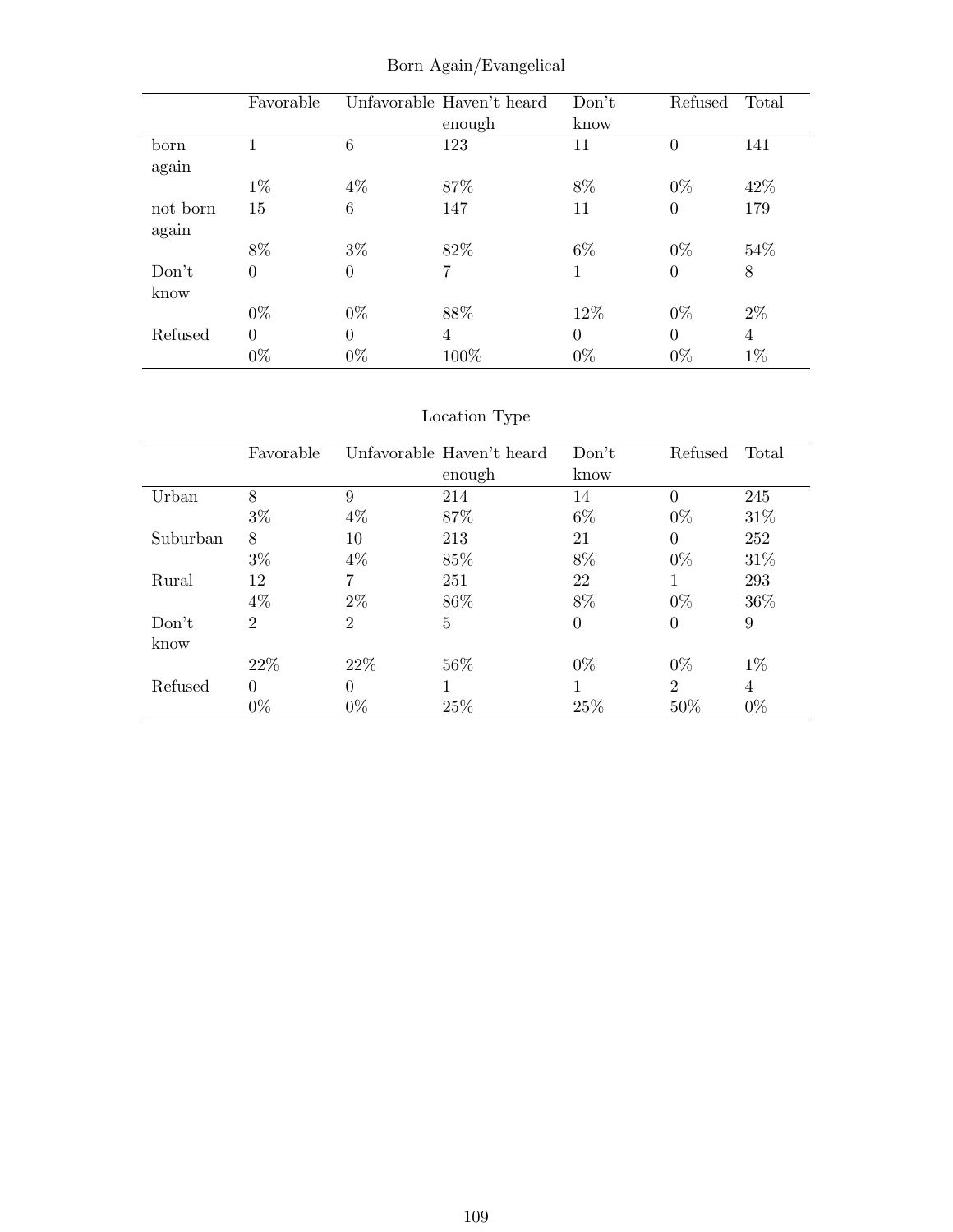Born Again/Evangelical

| | Favorable | Unfavorable | Haven't heard enough | Don't know | Refused | Total |
|---|---|---|---|---|---|---|
| born again | 1 | 6 | 123 | 11 | 0 | 141 |
| | 1% | 4% | 87% | 8% | 0% | 42% |
| not born again | 15 | 6 | 147 | 11 | 0 | 179 |
| | 8% | 3% | 82% | 6% | 0% | 54% |
| Don't know | 0 | 0 | 7 | 1 | 0 | 8 |
| | 0% | 0% | 88% | 12% | 0% | 2% |
| Refused | 0 | 0 | 4 | 0 | 0 | 4 |
| | 0% | 0% | 100% | 0% | 0% | 1% |

Location Type

| | Favorable | Unfavorable | Haven't heard enough | Don't know | Refused | Total |
|---|---|---|---|---|---|---|
| Urban | 8 | 9 | 214 | 14 | 0 | 245 |
| | 3% | 4% | 87% | 6% | 0% | 31% |
| Suburban | 8 | 10 | 213 | 21 | 0 | 252 |
| | 3% | 4% | 85% | 8% | 0% | 31% |
| Rural | 12 | 7 | 251 | 22 | 1 | 293 |
| | 4% | 2% | 86% | 8% | 0% | 36% |
| Don't know | 2 | 2 | 5 | 0 | 0 | 9 |
| | 22% | 22% | 56% | 0% | 0% | 1% |
| Refused | 0 | 0 | 1 | 1 | 2 | 4 |
| | 0% | 0% | 25% | 25% | 50% | 0% |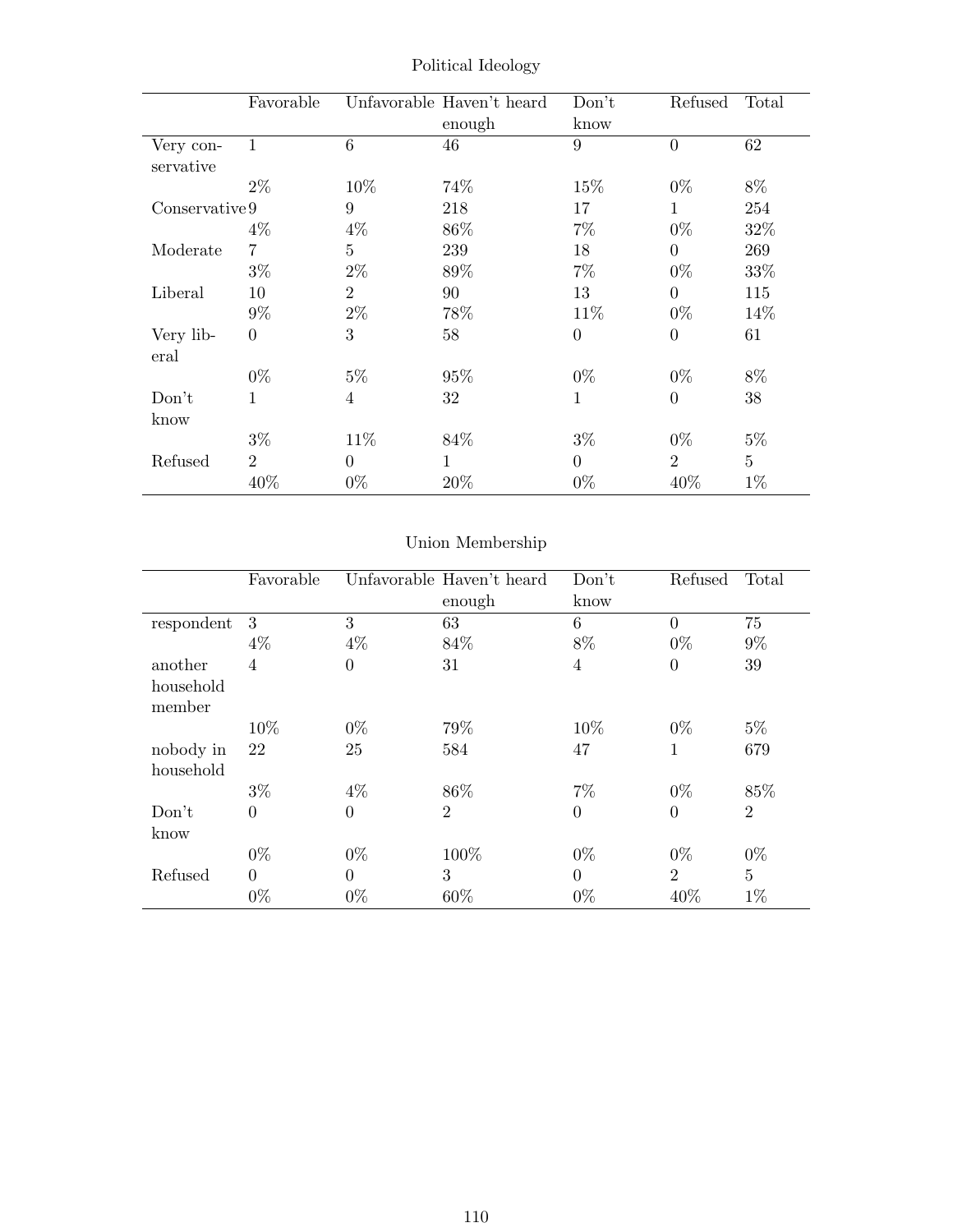## Political Ideology

| | Favorable | Unfavorable | Haven't heard enough | Don't know | Refused | Total |
|---|---|---|---|---|---|---|
| Very conservative | 1 | 6 | 46 | 9 | 0 | 62 |
| | 2% | 10% | 74% | 15% | 0% | 8% |
| Conservative | 9 | 9 | 218 | 17 | 1 | 254 |
| | 4% | 4% | 86% | 7% | 0% | 32% |
| Moderate | 7 | 5 | 239 | 18 | 0 | 269 |
| | 3% | 2% | 89% | 7% | 0% | 33% |
| Liberal | 10 | 2 | 90 | 13 | 0 | 115 |
| | 9% | 2% | 78% | 11% | 0% | 14% |
| Very liberal | 0 | 3 | 58 | 0 | 0 | 61 |
| | 0% | 5% | 95% | 0% | 0% | 8% |
| Don't know | 1 | 4 | 32 | 1 | 0 | 38 |
| | 3% | 11% | 84% | 3% | 0% | 5% |
| Refused | 2 | 0 | 1 | 0 | 2 | 5 |
| | 40% | 0% | 20% | 0% | 40% | 1% |

## Union Membership

| | Favorable | Unfavorable | Haven't heard enough | Don't know | Refused | Total |
|---|---|---|---|---|---|---|
| respondent | 3 | 3 | 63 | 6 | 0 | 75 |
| | 4% | 4% | 84% | 8% | 0% | 9% |
| another household member | 4 | 0 | 31 | 4 | 0 | 39 |
| | 10% | 0% | 79% | 10% | 0% | 5% |
| nobody in household | 22 | 25 | 584 | 47 | 1 | 679 |
| | 3% | 4% | 86% | 7% | 0% | 85% |
| Don't know | 0 | 0 | 2 | 0 | 0 | 2 |
| | 0% | 0% | 100% | 0% | 0% | 0% |
| Refused | 0 | 0 | 3 | 0 | 2 | 5 |
| | 0% | 0% | 60% | 0% | 40% | 1% |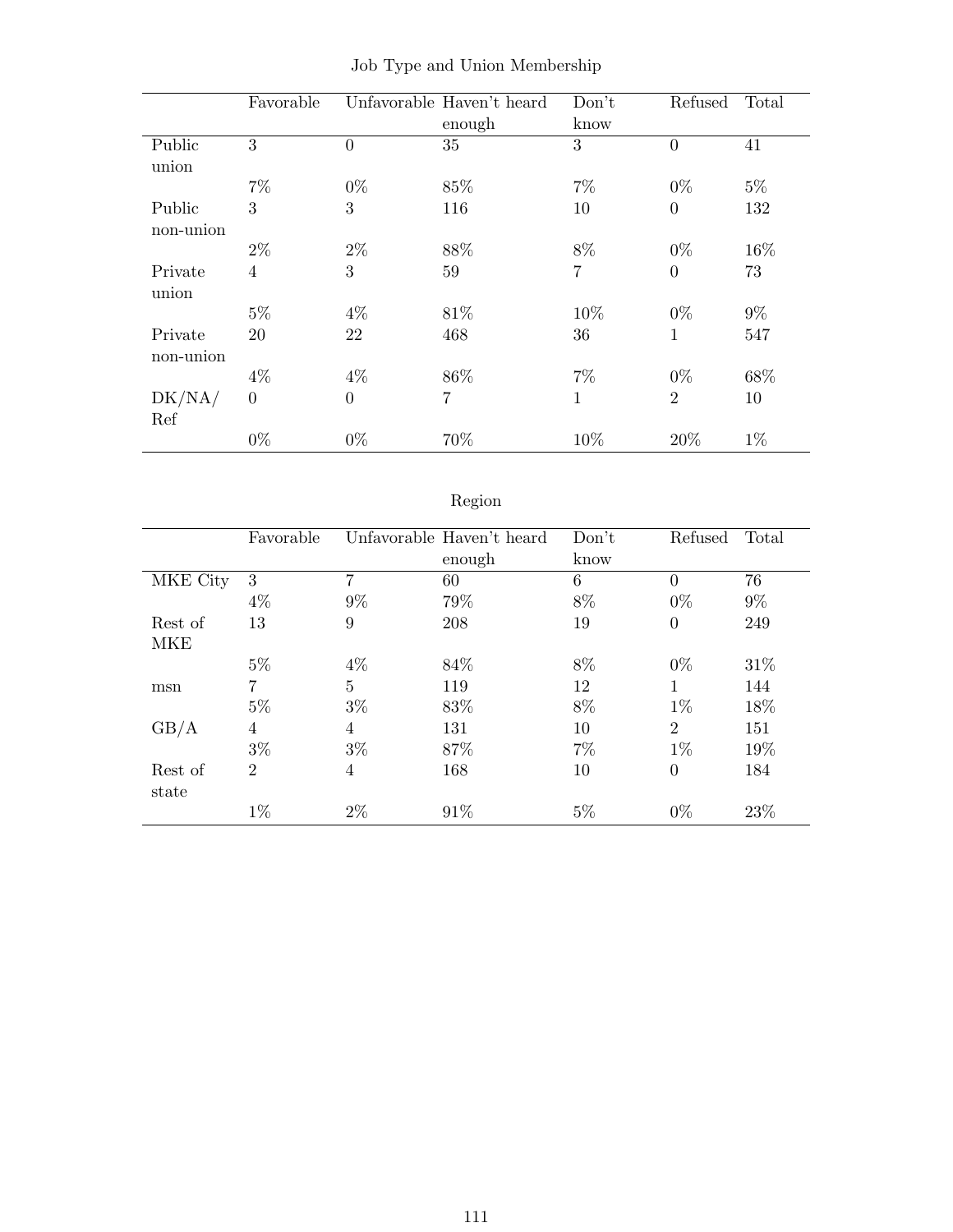## Job Type and Union Membership

| | Favorable | Unfavorable | Haven't heard enough | Don't know | Refused | Total |
|---|---|---|---|---|---|---|
| Public union | 3 | 0 | 35 | 3 | 0 | 41 |
| | 7% | 0% | 85% | 7% | 0% | 5% |
| Public non-union | 3 | 3 | 116 | 10 | 0 | 132 |
| | 2% | 2% | 88% | 8% | 0% | 16% |
| Private union | 4 | 3 | 59 | 7 | 0 | 73 |
| | 5% | 4% | 81% | 10% | 0% | 9% |
| Private non-union | 20 | 22 | 468 | 36 | 1 | 547 |
| | 4% | 4% | 86% | 7% | 0% | 68% |
| DK/NA/ Ref | 0 | 0 | 7 | 1 | 2 | 10 |
| | 0% | 0% | 70% | 10% | 20% | 1% |

## Region

| | Favorable | Unfavorable | Haven't heard enough | Don't know | Refused | Total |
|---|---|---|---|---|---|---|
| MKE City | 3 | 7 | 60 | 6 | 0 | 76 |
| | 4% | 9% | 79% | 8% | 0% | 9% |
| Rest of MKE | 13 | 9 | 208 | 19 | 0 | 249 |
| | 5% | 4% | 84% | 8% | 0% | 31% |
| msn | 7 | 5 | 119 | 12 | 1 | 144 |
| | 5% | 3% | 83% | 8% | 1% | 18% |
| GB/A | 4 | 4 | 131 | 10 | 2 | 151 |
| | 3% | 3% | 87% | 7% | 1% | 19% |
| Rest of state | 2 | 4 | 168 | 10 | 0 | 184 |
| | 1% | 2% | 91% | 5% | 0% | 23% |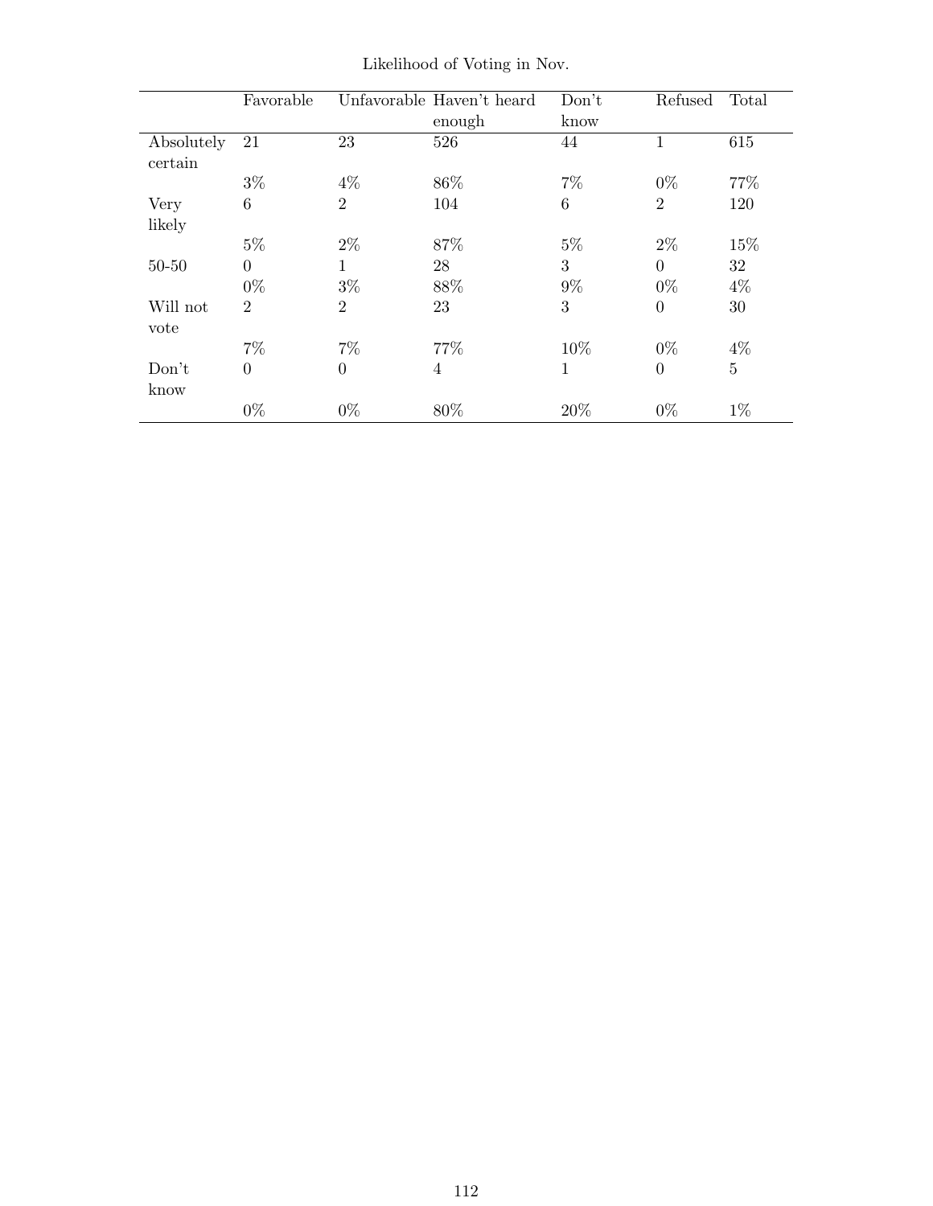Likelihood of Voting in Nov.

| | Favorable | Unfavorable | Haven't heard enough | Don't know | Refused | Total |
|---|---|---|---|---|---|---|
| Absolutely certain | 21 | 23 | 526 | 44 | 1 | 615 |
| | 3% | 4% | 86% | 7% | 0% | 77% |
| Very likely | 6 | 2 | 104 | 6 | 2 | 120 |
| | 5% | 2% | 87% | 5% | 2% | 15% |
| 50-50 | 0 | 1 | 28 | 3 | 0 | 32 |
| | 0% | 3% | 88% | 9% | 0% | 4% |
| Will not vote | 2 | 2 | 23 | 3 | 0 | 30 |
| | 7% | 7% | 77% | 10% | 0% | 4% |
| Don't know | 0 | 0 | 4 | 1 | 0 | 5 |
| | 0% | 0% | 80% | 20% | 0% | 1% |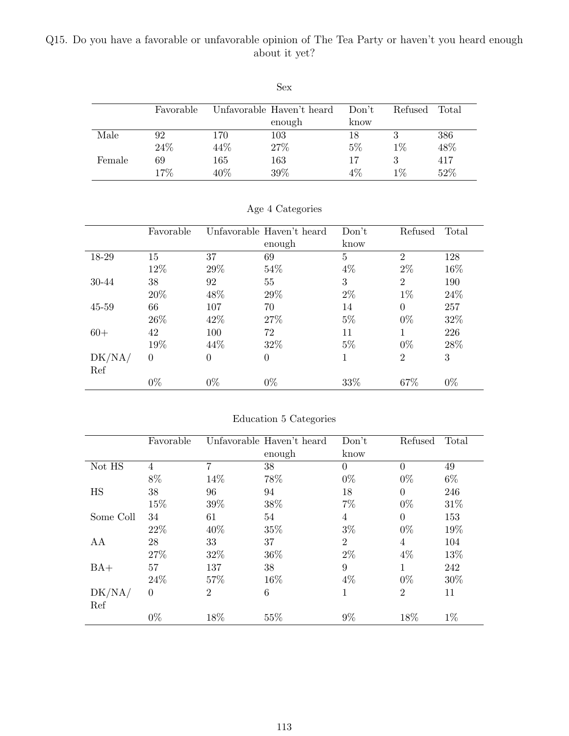Q15. Do you have a favorable or unfavorable opinion of The Tea Party or haven't you heard enough about it yet?

Sex

| | Favorable | Unfavorable | Haven't heard enough | Don't know | Refused | Total |
|---|---|---|---|---|---|---|
| Male | 92 | 170 | 103 | 18 | 3 | 386 |
| | 24% | 44% | 27% | 5% | 1% | 48% |
| Female | 69 | 165 | 163 | 17 | 3 | 417 |
| | 17% | 40% | 39% | 4% | 1% | 52% |

Age 4 Categories

| | Favorable | Unfavorable | Haven't heard enough | Don't know | Refused | Total |
|---|---|---|---|---|---|---|
| 18-29 | 15 | 37 | 69 | 5 | 2 | 128 |
| | 12% | 29% | 54% | 4% | 2% | 16% |
| 30-44 | 38 | 92 | 55 | 3 | 2 | 190 |
| | 20% | 48% | 29% | 2% | 1% | 24% |
| 45-59 | 66 | 107 | 70 | 14 | 0 | 257 |
| | 26% | 42% | 27% | 5% | 0% | 32% |
| 60+ | 42 | 100 | 72 | 11 | 1 | 226 |
| | 19% | 44% | 32% | 5% | 0% | 28% |
| DK/NA/ Ref | 0 | 0 | 0 | 1 | 2 | 3 |
| | 0% | 0% | 0% | 33% | 67% | 0% |

Education 5 Categories

| | Favorable | Unfavorable | Haven't heard enough | Don't know | Refused | Total |
|---|---|---|---|---|---|---|
| Not HS | 4 | 7 | 38 | 0 | 0 | 49 |
| | 8% | 14% | 78% | 0% | 0% | 6% |
| HS | 38 | 96 | 94 | 18 | 0 | 246 |
| | 15% | 39% | 38% | 7% | 0% | 31% |
| Some Coll | 34 | 61 | 54 | 4 | 0 | 153 |
| | 22% | 40% | 35% | 3% | 0% | 19% |
| AA | 28 | 33 | 37 | 2 | 4 | 104 |
| | 27% | 32% | 36% | 2% | 4% | 13% |
| BA+ | 57 | 137 | 38 | 9 | 1 | 242 |
| | 24% | 57% | 16% | 4% | 0% | 30% |
| DK/NA/ Ref | 0 | 2 | 6 | 1 | 2 | 11 |
| | 0% | 18% | 55% | 9% | 18% | 1% |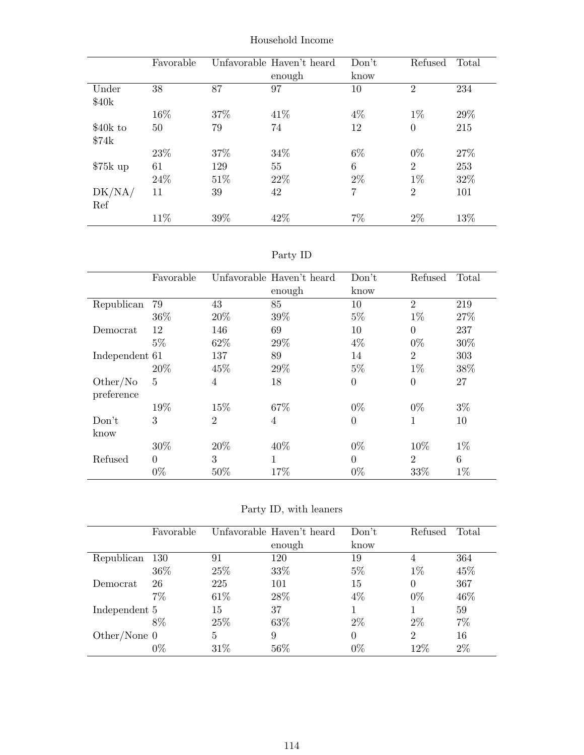Household Income

| | Favorable | Unfavorable | Haven't heard enough | Don't know | Refused | Total |
|---|---|---|---|---|---|---|
| Under $40k | 38 | 87 | 97 | 10 | 2 | 234 |
| | 16% | 37% | 41% | 4% | 1% | 29% |
| $40k to $74k | 50 | 79 | 74 | 12 | 0 | 215 |
| | 23% | 37% | 34% | 6% | 0% | 27% |
| $75k up | 61 | 129 | 55 | 6 | 2 | 253 |
| | 24% | 51% | 22% | 2% | 1% | 32% |
| DK/NA/Ref | 11 | 39 | 42 | 7 | 2 | 101 |
| | 11% | 39% | 42% | 7% | 2% | 13% |

Party ID

| | Favorable | Unfavorable | Haven't heard enough | Don't know | Refused | Total |
|---|---|---|---|---|---|---|
| Republican | 79 | 43 | 85 | 10 | 2 | 219 |
| | 36% | 20% | 39% | 5% | 1% | 27% |
| Democrat | 12 | 146 | 69 | 10 | 0 | 237 |
| | 5% | 62% | 29% | 4% | 0% | 30% |
| Independent | 61 | 137 | 89 | 14 | 2 | 303 |
| | 20% | 45% | 29% | 5% | 1% | 38% |
| Other/No preference | 5 | 4 | 18 | 0 | 0 | 27 |
| | 19% | 15% | 67% | 0% | 0% | 3% |
| Don't know | 3 | 2 | 4 | 0 | 1 | 10 |
| | 30% | 20% | 40% | 0% | 10% | 1% |
| Refused | 0 | 3 | 1 | 0 | 2 | 6 |
| | 0% | 50% | 17% | 0% | 33% | 1% |

Party ID, with leaners

| | Favorable | Unfavorable | Haven't heard enough | Don't know | Refused | Total |
|---|---|---|---|---|---|---|
| Republican | 130 | 91 | 120 | 19 | 4 | 364 |
| | 36% | 25% | 33% | 5% | 1% | 45% |
| Democrat | 26 | 225 | 101 | 15 | 0 | 367 |
| | 7% | 61% | 28% | 4% | 0% | 46% |
| Independent | 5 | 15 | 37 | 1 | 1 | 59 |
| | 8% | 25% | 63% | 2% | 2% | 7% |
| Other/None | 0 | 5 | 9 | 0 | 2 | 16 |
| | 0% | 31% | 56% | 0% | 12% | 2% |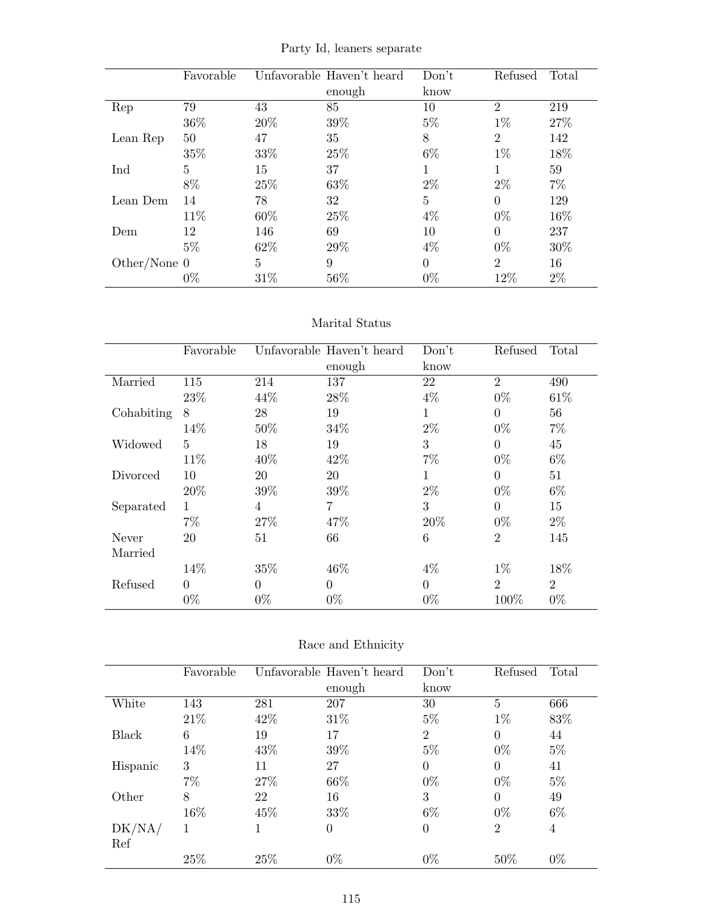Party Id, leaners separate

| | Favorable | Unfavorable | Haven't heard enough | Don't know | Refused | Total |
|---|---|---|---|---|---|---|
| Rep | 79 | 43 | 85 | 10 | 2 | 219 |
| | 36% | 20% | 39% | 5% | 1% | 27% |
| Lean Rep | 50 | 47 | 35 | 8 | 2 | 142 |
| | 35% | 33% | 25% | 6% | 1% | 18% |
| Ind | 5 | 15 | 37 | 1 | 1 | 59 |
| | 8% | 25% | 63% | 2% | 2% | 7% |
| Lean Dem | 14 | 78 | 32 | 5 | 0 | 129 |
| | 11% | 60% | 25% | 4% | 0% | 16% |
| Dem | 12 | 146 | 69 | 10 | 0 | 237 |
| | 5% | 62% | 29% | 4% | 0% | 30% |
| Other/None | 0 | 5 | 9 | 0 | 2 | 16 |
| | 0% | 31% | 56% | 0% | 12% | 2% |

Marital Status

| | Favorable | Unfavorable | Haven't heard enough | Don't know | Refused | Total |
|---|---|---|---|---|---|---|
| Married | 115 | 214 | 137 | 22 | 2 | 490 |
| | 23% | 44% | 28% | 4% | 0% | 61% |
| Cohabiting | 8 | 28 | 19 | 1 | 0 | 56 |
| | 14% | 50% | 34% | 2% | 0% | 7% |
| Widowed | 5 | 18 | 19 | 3 | 0 | 45 |
| | 11% | 40% | 42% | 7% | 0% | 6% |
| Divorced | 10 | 20 | 20 | 1 | 0 | 51 |
| | 20% | 39% | 39% | 2% | 0% | 6% |
| Separated | 1 | 4 | 7 | 3 | 0 | 15 |
| | 7% | 27% | 47% | 20% | 0% | 2% |
| Never Married | 20 | 51 | 66 | 6 | 2 | 145 |
| | 14% | 35% | 46% | 4% | 1% | 18% |
| Refused | 0 | 0 | 0 | 0 | 2 | 2 |
| | 0% | 0% | 0% | 0% | 100% | 0% |

Race and Ethnicity

| | Favorable | Unfavorable | Haven't heard enough | Don't know | Refused | Total |
|---|---|---|---|---|---|---|
| White | 143 | 281 | 207 | 30 | 5 | 666 |
| | 21% | 42% | 31% | 5% | 1% | 83% |
| Black | 6 | 19 | 17 | 2 | 0 | 44 |
| | 14% | 43% | 39% | 5% | 0% | 5% |
| Hispanic | 3 | 11 | 27 | 0 | 0 | 41 |
| | 7% | 27% | 66% | 0% | 0% | 5% |
| Other | 8 | 22 | 16 | 3 | 0 | 49 |
| | 16% | 45% | 33% | 6% | 0% | 6% |
| DK/NA/Ref | 1 | 1 | 0 | 0 | 2 | 4 |
| | 25% | 25% | 0% | 0% | 50% | 0% |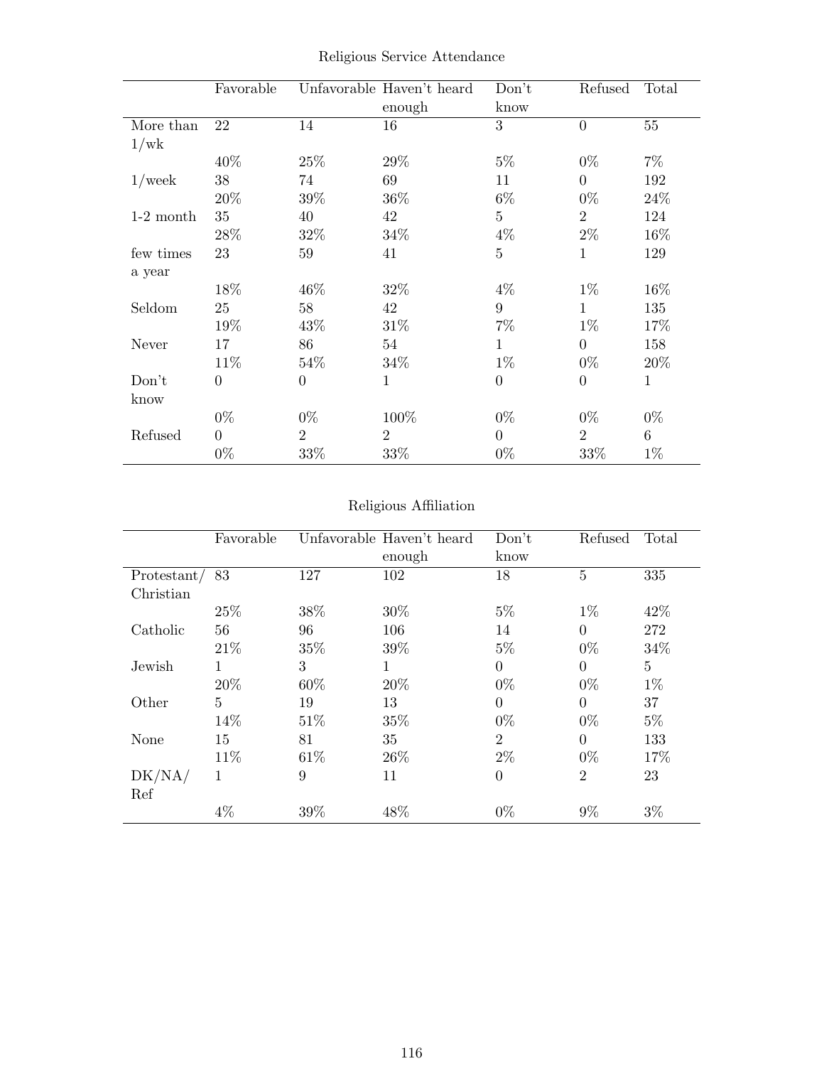Religious Service Attendance

| | Favorable | Unfavorable | Haven't heard enough | Don't know | Refused | Total |
|---|---|---|---|---|---|---|
| More than 1/wk | 22 | 14 | 16 | 3 | 0 | 55 |
| | 40% | 25% | 29% | 5% | 0% | 7% |
| 1/week | 38 | 74 | 69 | 11 | 0 | 192 |
| | 20% | 39% | 36% | 6% | 0% | 24% |
| 1-2 month | 35 | 40 | 42 | 5 | 2 | 124 |
| | 28% | 32% | 34% | 4% | 2% | 16% |
| few times a year | 23 | 59 | 41 | 5 | 1 | 129 |
| | 18% | 46% | 32% | 4% | 1% | 16% |
| Seldom | 25 | 58 | 42 | 9 | 1 | 135 |
| | 19% | 43% | 31% | 7% | 1% | 17% |
| Never | 17 | 86 | 54 | 1 | 0 | 158 |
| | 11% | 54% | 34% | 1% | 0% | 20% |
| Don't know | 0 | 0 | 1 | 0 | 0 | 1 |
| | 0% | 0% | 100% | 0% | 0% | 0% |
| Refused | 0 | 2 | 2 | 0 | 2 | 6 |
| | 0% | 33% | 33% | 0% | 33% | 1% |

Religious Affiliation

| | Favorable | Unfavorable | Haven't heard enough | Don't know | Refused | Total |
|---|---|---|---|---|---|---|
| Protestant/ Christian | 83 | 127 | 102 | 18 | 5 | 335 |
| | 25% | 38% | 30% | 5% | 1% | 42% |
| Catholic | 56 | 96 | 106 | 14 | 0 | 272 |
| | 21% | 35% | 39% | 5% | 0% | 34% |
| Jewish | 1 | 3 | 1 | 0 | 0 | 5 |
| | 20% | 60% | 20% | 0% | 0% | 1% |
| Other | 5 | 19 | 13 | 0 | 0 | 37 |
| | 14% | 51% | 35% | 0% | 0% | 5% |
| None | 15 | 81 | 35 | 2 | 0 | 133 |
| | 11% | 61% | 26% | 2% | 0% | 17% |
| DK/NA/ Ref | 1 | 9 | 11 | 0 | 2 | 23 |
| | 4% | 39% | 48% | 0% | 9% | 3% |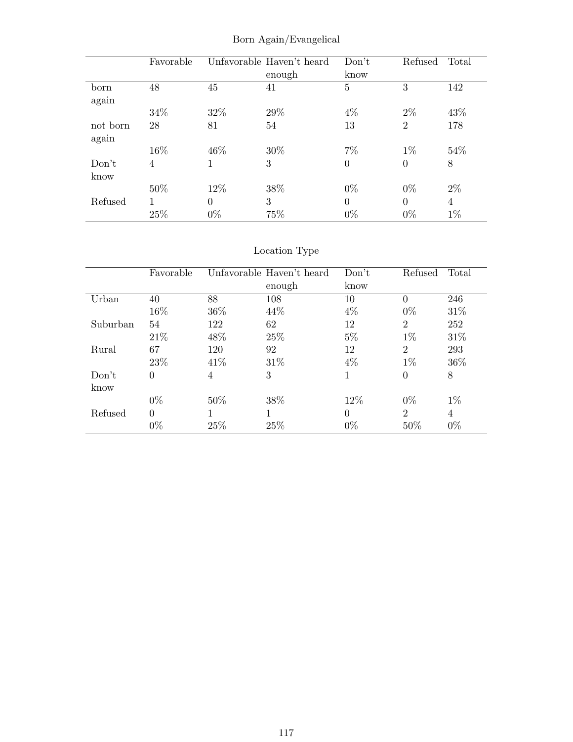Born Again/Evangelical

| | Favorable | Unfavorable | Haven't heard enough | Don't know | Refused | Total |
|---|---|---|---|---|---|---|
| born again | 48 | 45 | 41 | 5 | 3 | 142 |
| | 34% | 32% | 29% | 4% | 2% | 43% |
| not born again | 28 | 81 | 54 | 13 | 2 | 178 |
| | 16% | 46% | 30% | 7% | 1% | 54% |
| Don't know | 4 | 1 | 3 | 0 | 0 | 8 |
| | 50% | 12% | 38% | 0% | 0% | 2% |
| Refused | 1 | 0 | 3 | 0 | 0 | 4 |
| | 25% | 0% | 75% | 0% | 0% | 1% |

Location Type

| | Favorable | Unfavorable | Haven't heard enough | Don't know | Refused | Total |
|---|---|---|---|---|---|---|
| Urban | 40 | 88 | 108 | 10 | 0 | 246 |
| | 16% | 36% | 44% | 4% | 0% | 31% |
| Suburban | 54 | 122 | 62 | 12 | 2 | 252 |
| | 21% | 48% | 25% | 5% | 1% | 31% |
| Rural | 67 | 120 | 92 | 12 | 2 | 293 |
| | 23% | 41% | 31% | 4% | 1% | 36% |
| Don't know | 0 | 4 | 3 | 1 | 0 | 8 |
| | 0% | 50% | 38% | 12% | 0% | 1% |
| Refused | 0 | 1 | 1 | 0 | 2 | 4 |
| | 0% | 25% | 25% | 0% | 50% | 0% |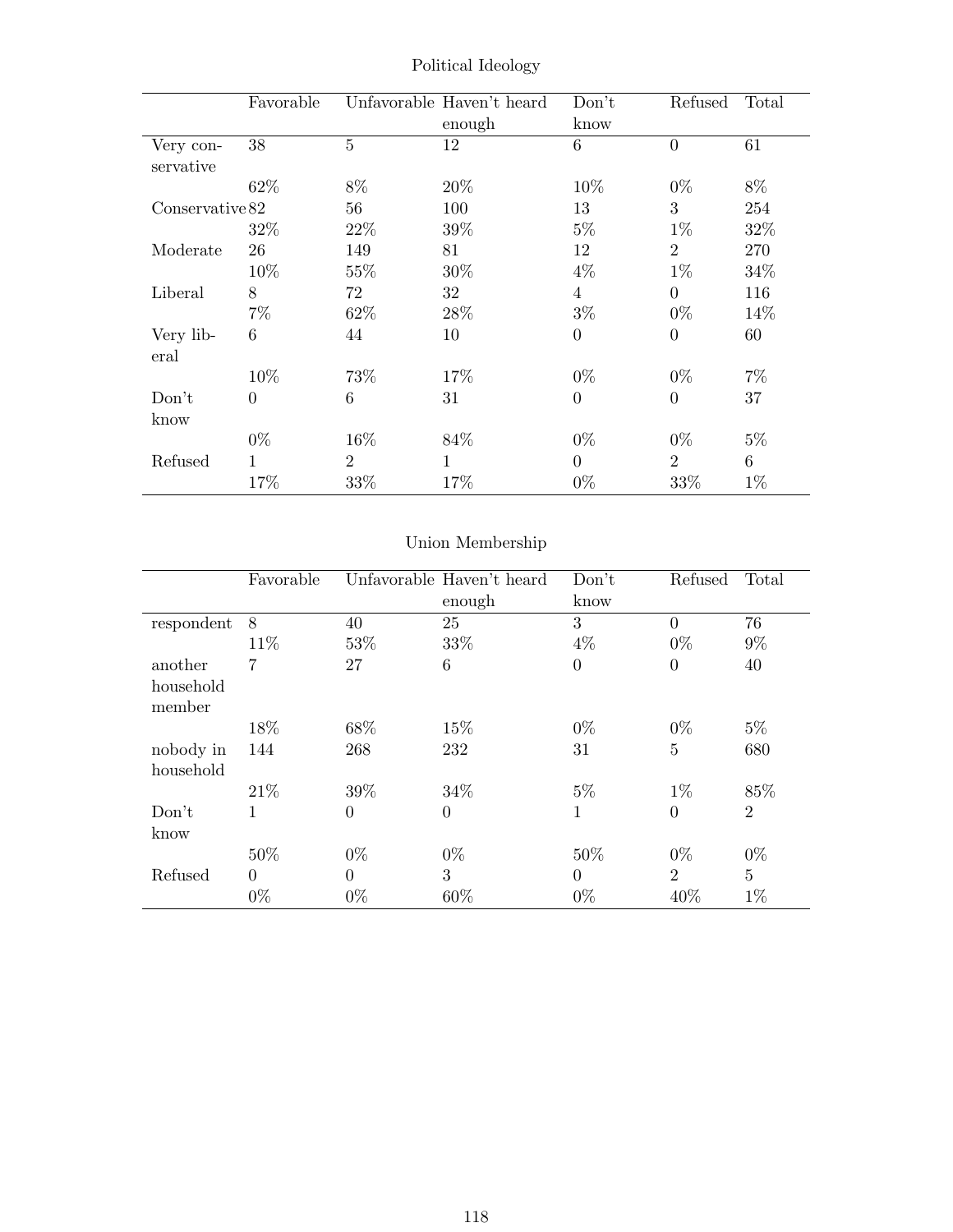## Political Ideology

| | Favorable | Unfavorable | Haven't heard enough | Don't know | Refused | Total |
|---|---|---|---|---|---|---|
| Very conservative | 38 | 5 | 12 | 6 | 0 | 61 |
| | 62% | 8% | 20% | 10% | 0% | 8% |
| Conservative | 82 | 56 | 100 | 13 | 3 | 254 |
| | 32% | 22% | 39% | 5% | 1% | 32% |
| Moderate | 26 | 149 | 81 | 12 | 2 | 270 |
| | 10% | 55% | 30% | 4% | 1% | 34% |
| Liberal | 8 | 72 | 32 | 4 | 0 | 116 |
| | 7% | 62% | 28% | 3% | 0% | 14% |
| Very liberal | 6 | 44 | 10 | 0 | 0 | 60 |
| | 10% | 73% | 17% | 0% | 0% | 7% |
| Don't know | 0 | 6 | 31 | 0 | 0 | 37 |
| | 0% | 16% | 84% | 0% | 0% | 5% |
| Refused | 1 | 2 | 1 | 0 | 2 | 6 |
| | 17% | 33% | 17% | 0% | 33% | 1% |

## Union Membership

| | Favorable | Unfavorable | Haven't heard enough | Don't know | Refused | Total |
|---|---|---|---|---|---|---|
| respondent | 8 | 40 | 25 | 3 | 0 | 76 |
| | 11% | 53% | 33% | 4% | 0% | 9% |
| another household member | 7 | 27 | 6 | 0 | 0 | 40 |
| | 18% | 68% | 15% | 0% | 0% | 5% |
| nobody in household | 144 | 268 | 232 | 31 | 5 | 680 |
| | 21% | 39% | 34% | 5% | 1% | 85% |
| Don't know | 1 | 0 | 0 | 1 | 0 | 2 |
| | 50% | 0% | 0% | 50% | 0% | 0% |
| Refused | 0 | 0 | 3 | 0 | 2 | 5 |
| | 0% | 0% | 60% | 0% | 40% | 1% |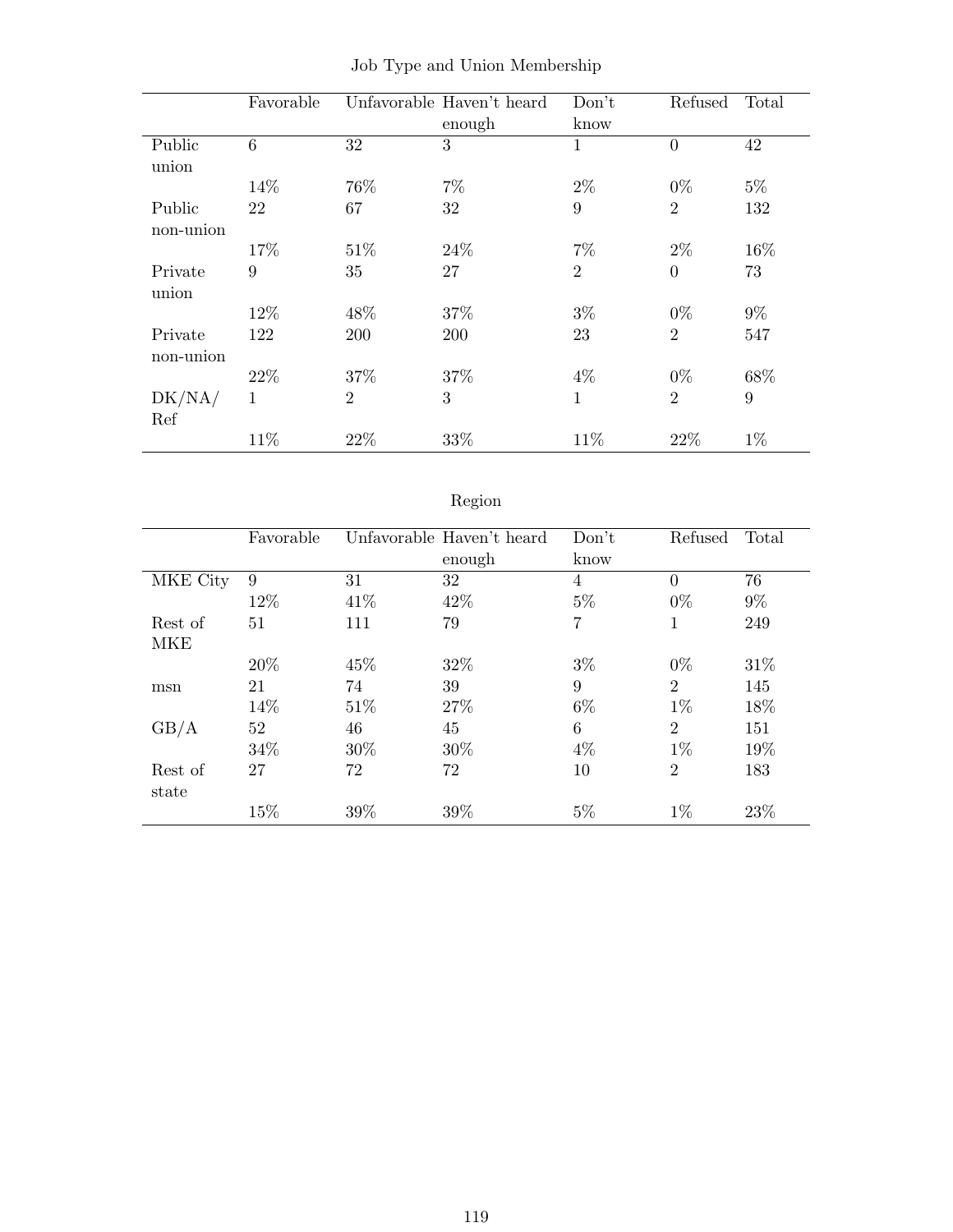Job Type and Union Membership

| | Favorable | Unfavorable | Haven't heard enough | Don't know | Refused | Total |
|---|---|---|---|---|---|---|
| Public union | 6 | 32 | 3 | 1 | 0 | 42 |
| | 14% | 76% | 7% | 2% | 0% | 5% |
| Public non-union | 22 | 67 | 32 | 9 | 2 | 132 |
| | 17% | 51% | 24% | 7% | 2% | 16% |
| Private union | 9 | 35 | 27 | 2 | 0 | 73 |
| | 12% | 48% | 37% | 3% | 0% | 9% |
| Private non-union | 122 | 200 | 200 | 23 | 2 | 547 |
| | 22% | 37% | 37% | 4% | 0% | 68% |
| DK/NA/ Ref | 1 | 2 | 3 | 1 | 2 | 9 |
| | 11% | 22% | 33% | 11% | 22% | 1% |

Region

| | Favorable | Unfavorable | Haven't heard enough | Don't know | Refused | Total |
|---|---|---|---|---|---|---|
| MKE City | 9 | 31 | 32 | 4 | 0 | 76 |
| | 12% | 41% | 42% | 5% | 0% | 9% |
| Rest of MKE | 51 | 111 | 79 | 7 | 1 | 249 |
| | 20% | 45% | 32% | 3% | 0% | 31% |
| msn | 21 | 74 | 39 | 9 | 2 | 145 |
| | 14% | 51% | 27% | 6% | 1% | 18% |
| GB/A | 52 | 46 | 45 | 6 | 2 | 151 |
| | 34% | 30% | 30% | 4% | 1% | 19% |
| Rest of state | 27 | 72 | 72 | 10 | 2 | 183 |
| | 15% | 39% | 39% | 5% | 1% | 23% |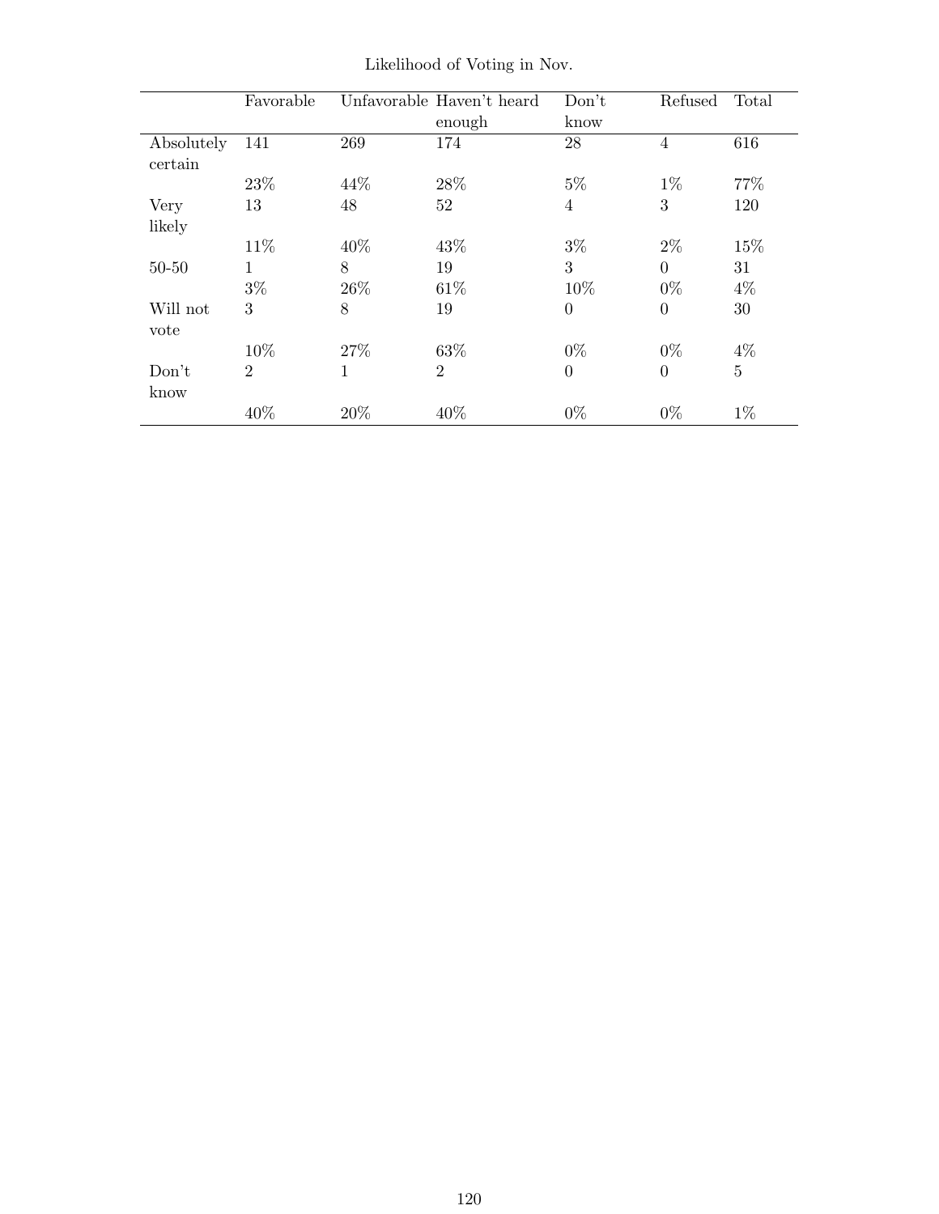Likelihood of Voting in Nov.

| | Favorable | Unfavorable | Haven't heard enough | Don't know | Refused | Total |
|---|---|---|---|---|---|---|
| Absolutely certain | 141 | 269 | 174 | 28 | 4 | 616 |
| | 23% | 44% | 28% | 5% | 1% | 77% |
| Very likely | 13 | 48 | 52 | 4 | 3 | 120 |
| | 11% | 40% | 43% | 3% | 2% | 15% |
| 50-50 | 1 | 8 | 19 | 3 | 0 | 31 |
| | 3% | 26% | 61% | 10% | 0% | 4% |
| Will not vote | 3 | 8 | 19 | 0 | 0 | 30 |
| | 10% | 27% | 63% | 0% | 0% | 4% |
| Don't know | 2 | 1 | 2 | 0 | 0 | 5 |
| | 40% | 20% | 40% | 0% | 0% | 1% |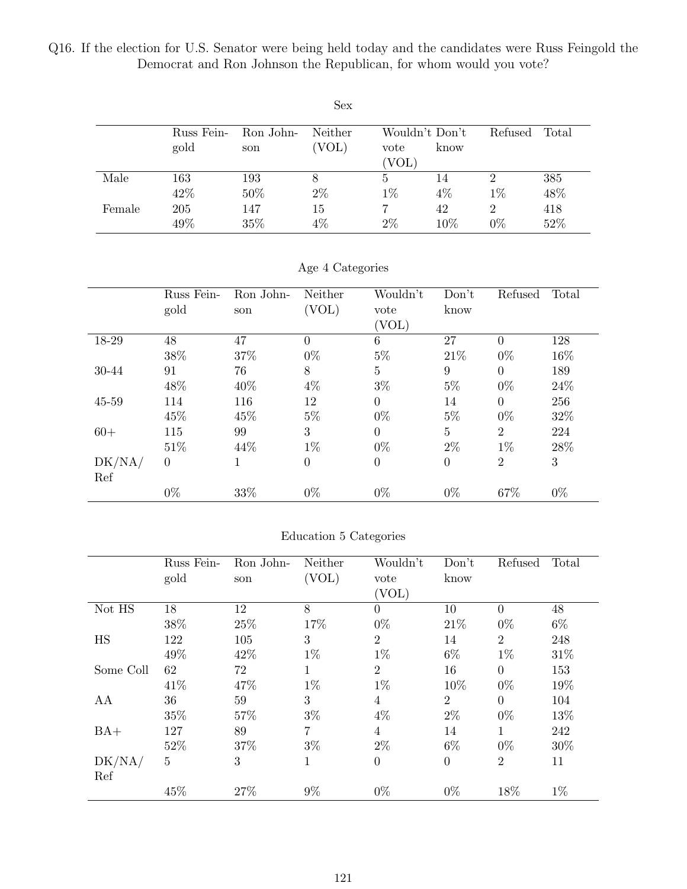Q16. If the election for U.S. Senator were being held today and the candidates were Russ Feingold the Democrat and Ron Johnson the Republican, for whom would you vote?

Sex

| | Russ Feingold | Ron Johnson | Neither (VOL) | Wouldn't vote (VOL) | Don't know | Refused | Total |
|---|---|---|---|---|---|---|---|
| Male | 163 | 193 | 8 | 5 | 14 | 2 | 385 |
| | 42% | 50% | 2% | 1% | 4% | 1% | 48% |
| Female | 205 | 147 | 15 | 7 | 42 | 2 | 418 |
| | 49% | 35% | 4% | 2% | 10% | 0% | 52% |

Age 4 Categories

| | Russ Feingold | Ron Johnson | Neither (VOL) | Wouldn't vote (VOL) | Don't know | Refused | Total |
|---|---|---|---|---|---|---|---|
| 18-29 | 48 | 47 | 0 | 6 | 27 | 0 | 128 |
| | 38% | 37% | 0% | 5% | 21% | 0% | 16% |
| 30-44 | 91 | 76 | 8 | 5 | 9 | 0 | 189 |
| | 48% | 40% | 4% | 3% | 5% | 0% | 24% |
| 45-59 | 114 | 116 | 12 | 0 | 14 | 0 | 256 |
| | 45% | 45% | 5% | 0% | 5% | 0% | 32% |
| 60+ | 115 | 99 | 3 | 0 | 5 | 2 | 224 |
| | 51% | 44% | 1% | 0% | 2% | 1% | 28% |
| DK/NA/Ref | 0 | 1 | 0 | 0 | 0 | 2 | 3 |
| | 0% | 33% | 0% | 0% | 0% | 67% | 0% |

Education 5 Categories

| | Russ Feingold | Ron Johnson | Neither (VOL) | Wouldn't vote (VOL) | Don't know | Refused | Total |
|---|---|---|---|---|---|---|---|
| Not HS | 18 | 12 | 8 | 0 | 10 | 0 | 48 |
| | 38% | 25% | 17% | 0% | 21% | 0% | 6% |
| HS | 122 | 105 | 3 | 2 | 14 | 2 | 248 |
| | 49% | 42% | 1% | 1% | 6% | 1% | 31% |
| Some Coll | 62 | 72 | 1 | 2 | 16 | 0 | 153 |
| | 41% | 47% | 1% | 1% | 10% | 0% | 19% |
| AA | 36 | 59 | 3 | 4 | 2 | 0 | 104 |
| | 35% | 57% | 3% | 4% | 2% | 0% | 13% |
| BA+ | 127 | 89 | 7 | 4 | 14 | 1 | 242 |
| | 52% | 37% | 3% | 2% | 6% | 0% | 30% |
| DK/NA/Ref | 5 | 3 | 1 | 0 | 0 | 2 | 11 |
| | 45% | 27% | 9% | 0% | 0% | 18% | 1% |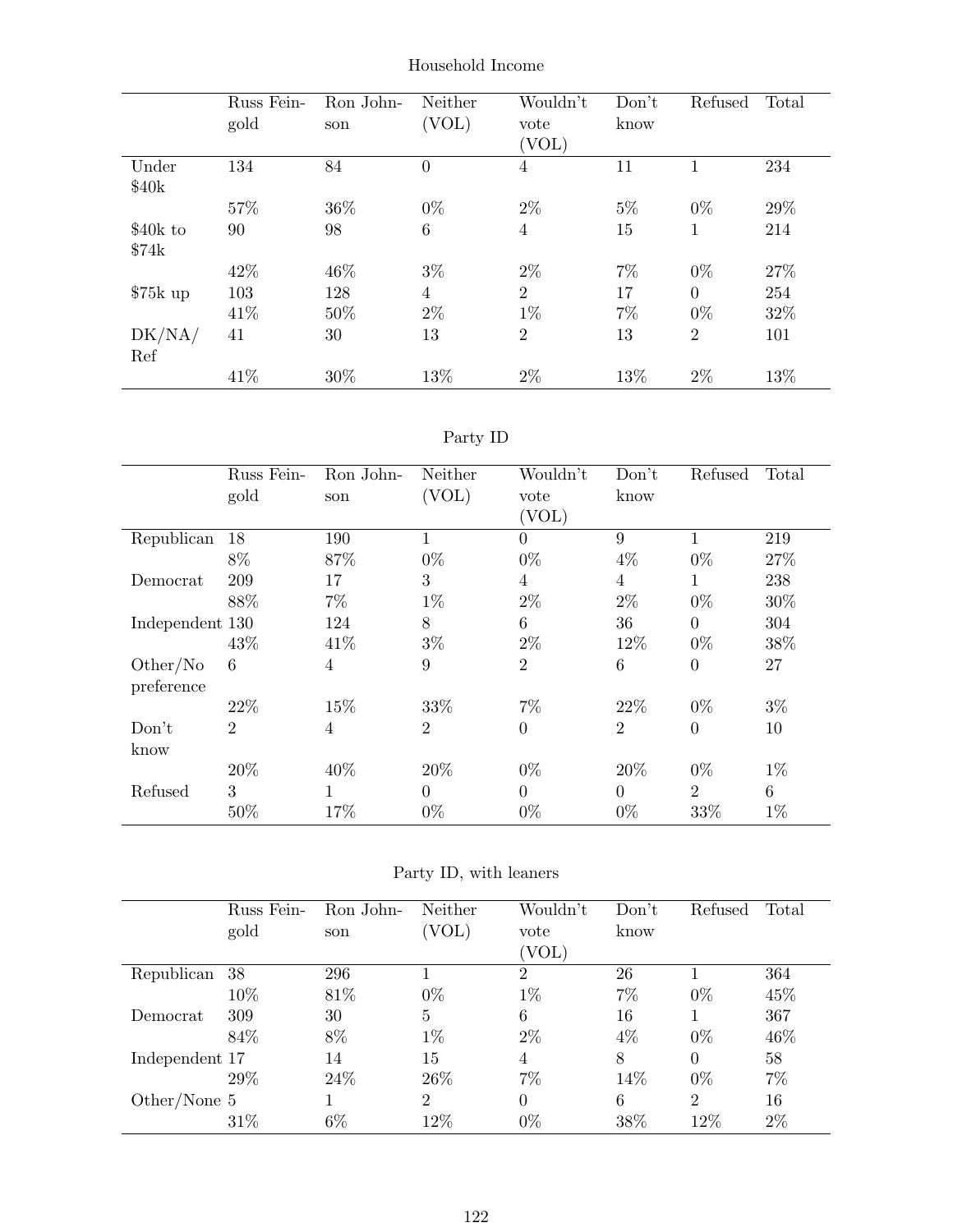Household Income

| | Russ Feingold | Ron Johnson | Neither (VOL) | Wouldn't vote (VOL) | Don't know | Refused | Total |
|---|---|---|---|---|---|---|---|
| Under $40k | 134 | 84 | 0 | 4 | 11 | 1 | 234 |
| | 57% | 36% | 0% | 2% | 5% | 0% | 29% |
| $40k to $74k | 90 | 98 | 6 | 4 | 15 | 1 | 214 |
| | 42% | 46% | 3% | 2% | 7% | 0% | 27% |
| $75k up | 103 | 128 | 4 | 2 | 17 | 0 | 254 |
| | 41% | 50% | 2% | 1% | 7% | 0% | 32% |
| DK/NA/Ref | 41 | 30 | 13 | 2 | 13 | 2 | 101 |
| | 41% | 30% | 13% | 2% | 13% | 2% | 13% |

Party ID

| | Russ Feingold | Ron Johnson | Neither (VOL) | Wouldn't vote (VOL) | Don't know | Refused | Total |
|---|---|---|---|---|---|---|---|
| Republican | 18 | 190 | 1 | 0 | 9 | 1 | 219 |
| | 8% | 87% | 0% | 0% | 4% | 0% | 27% |
| Democrat | 209 | 17 | 3 | 4 | 4 | 1 | 238 |
| | 88% | 7% | 1% | 2% | 2% | 0% | 30% |
| Independent | 130 | 124 | 8 | 6 | 36 | 0 | 304 |
| | 43% | 41% | 3% | 2% | 12% | 0% | 38% |
| Other/No preference | 6 | 4 | 9 | 2 | 6 | 0 | 27 |
| | 22% | 15% | 33% | 7% | 22% | 0% | 3% |
| Don't know | 2 | 4 | 2 | 0 | 2 | 0 | 10 |
| | 20% | 40% | 20% | 0% | 20% | 0% | 1% |
| Refused | 3 | 1 | 0 | 0 | 0 | 2 | 6 |
| | 50% | 17% | 0% | 0% | 0% | 33% | 1% |

Party ID, with leaners

| | Russ Feingold | Ron Johnson | Neither (VOL) | Wouldn't vote (VOL) | Don't know | Refused | Total |
|---|---|---|---|---|---|---|---|
| Republican | 38 | 296 | 1 | 2 | 26 | 1 | 364 |
| | 10% | 81% | 0% | 1% | 7% | 0% | 45% |
| Democrat | 309 | 30 | 5 | 6 | 16 | 1 | 367 |
| | 84% | 8% | 1% | 2% | 4% | 0% | 46% |
| Independent | 17 | 14 | 15 | 4 | 8 | 0 | 58 |
| | 29% | 24% | 26% | 7% | 14% | 0% | 7% |
| Other/None | 5 | 1 | 2 | 0 | 6 | 2 | 16 |
| | 31% | 6% | 12% | 0% | 38% | 12% | 2% |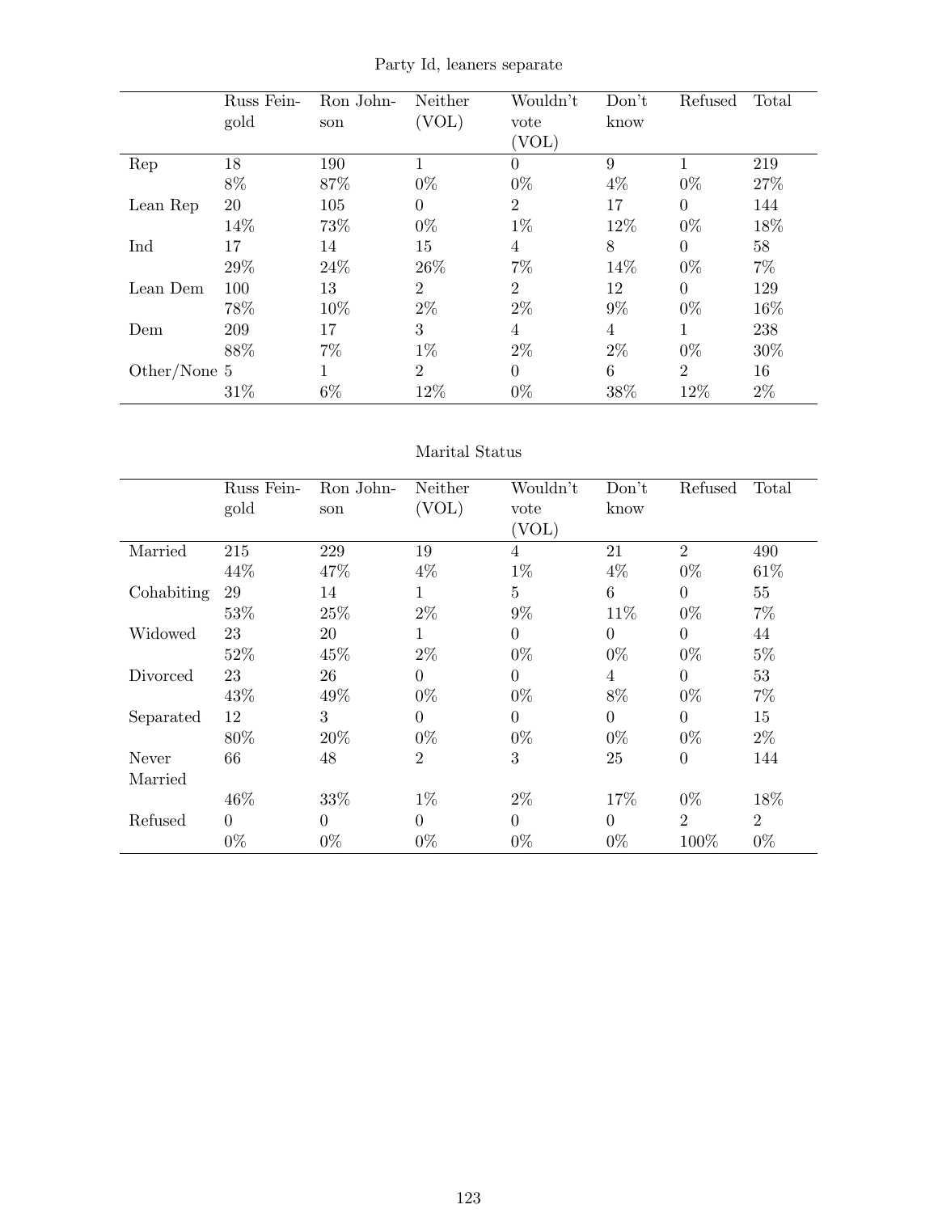Party Id, leaners separate

| | Russ Feingold | Ron Johnson | Neither (VOL) | Wouldn't vote (VOL) | Don't know | Refused | Total |
|---|---|---|---|---|---|---|---|
| Rep | 18 | 190 | 1 | 0 | 9 | 1 | 219 |
| | 8% | 87% | 0% | 0% | 4% | 0% | 27% |
| Lean Rep | 20 | 105 | 0 | 2 | 17 | 0 | 144 |
| | 14% | 73% | 0% | 1% | 12% | 0% | 18% |
| Ind | 17 | 14 | 15 | 4 | 8 | 0 | 58 |
| | 29% | 24% | 26% | 7% | 14% | 0% | 7% |
| Lean Dem | 100 | 13 | 2 | 2 | 12 | 0 | 129 |
| | 78% | 10% | 2% | 2% | 9% | 0% | 16% |
| Dem | 209 | 17 | 3 | 4 | 4 | 1 | 238 |
| | 88% | 7% | 1% | 2% | 2% | 0% | 30% |
| Other/None | 5 | 1 | 2 | 0 | 6 | 2 | 16 |
| | 31% | 6% | 12% | 0% | 38% | 12% | 2% |

Marital Status

| | Russ Feingold | Ron Johnson | Neither (VOL) | Wouldn't vote (VOL) | Don't know | Refused | Total |
|---|---|---|---|---|---|---|---|
| Married | 215 | 229 | 19 | 4 | 21 | 2 | 490 |
| | 44% | 47% | 4% | 1% | 4% | 0% | 61% |
| Cohabiting | 29 | 14 | 1 | 5 | 6 | 0 | 55 |
| | 53% | 25% | 2% | 9% | 11% | 0% | 7% |
| Widowed | 23 | 20 | 1 | 0 | 0 | 0 | 44 |
| | 52% | 45% | 2% | 0% | 0% | 0% | 5% |
| Divorced | 23 | 26 | 0 | 0 | 4 | 0 | 53 |
| | 43% | 49% | 0% | 0% | 8% | 0% | 7% |
| Separated | 12 | 3 | 0 | 0 | 0 | 0 | 15 |
| | 80% | 20% | 0% | 0% | 0% | 0% | 2% |
| Never Married | 66 | 48 | 2 | 3 | 25 | 0 | 144 |
| | 46% | 33% | 1% | 2% | 17% | 0% | 18% |
| Refused | 0 | 0 | 0 | 0 | 0 | 2 | 2 |
| | 0% | 0% | 0% | 0% | 0% | 100% | 0% |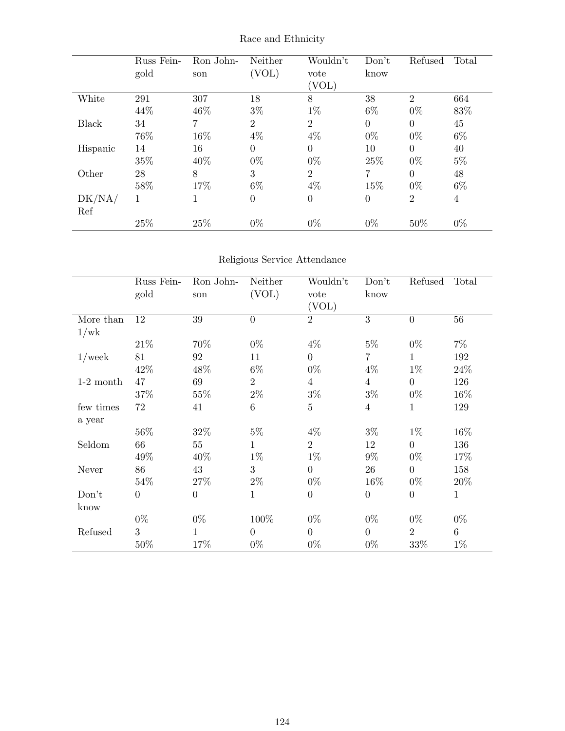Race and Ethnicity

| | Russ Feingold | Ron Johnson | Neither (VOL) | Wouldn't vote (VOL) | Don't know | Refused | Total |
|---|---|---|---|---|---|---|---|
| White | 291 | 307 | 18 | 8 | 38 | 2 | 664 |
| | 44% | 46% | 3% | 1% | 6% | 0% | 83% |
| Black | 34 | 7 | 2 | 2 | 0 | 0 | 45 |
| | 76% | 16% | 4% | 4% | 0% | 0% | 6% |
| Hispanic | 14 | 16 | 0 | 0 | 10 | 0 | 40 |
| | 35% | 40% | 0% | 0% | 25% | 0% | 5% |
| Other | 28 | 8 | 3 | 2 | 7 | 0 | 48 |
| | 58% | 17% | 6% | 4% | 15% | 0% | 6% |
| DK/NA/Ref | 1 | 1 | 0 | 0 | 0 | 2 | 4 |
| | 25% | 25% | 0% | 0% | 0% | 50% | 0% |

Religious Service Attendance

| | Russ Feingold | Ron Johnson | Neither (VOL) | Wouldn't vote (VOL) | Don't know | Refused | Total |
|---|---|---|---|---|---|---|---|
| More than 1/wk | 12 | 39 | 0 | 2 | 3 | 0 | 56 |
| | 21% | 70% | 0% | 4% | 5% | 0% | 7% |
| 1/week | 81 | 92 | 11 | 0 | 7 | 1 | 192 |
| | 42% | 48% | 6% | 0% | 4% | 1% | 24% |
| 1-2 month | 47 | 69 | 2 | 4 | 4 | 0 | 126 |
| | 37% | 55% | 2% | 3% | 3% | 0% | 16% |
| few times a year | 72 | 41 | 6 | 5 | 4 | 1 | 129 |
| | 56% | 32% | 5% | 4% | 3% | 1% | 16% |
| Seldom | 66 | 55 | 1 | 2 | 12 | 0 | 136 |
| | 49% | 40% | 1% | 1% | 9% | 0% | 17% |
| Never | 86 | 43 | 3 | 0 | 26 | 0 | 158 |
| | 54% | 27% | 2% | 0% | 16% | 0% | 20% |
| Don't know | 0 | 0 | 1 | 0 | 0 | 0 | 1 |
| | 0% | 0% | 100% | 0% | 0% | 0% | 0% |
| Refused | 3 | 1 | 0 | 0 | 0 | 2 | 6 |
| | 50% | 17% | 0% | 0% | 0% | 33% | 1% |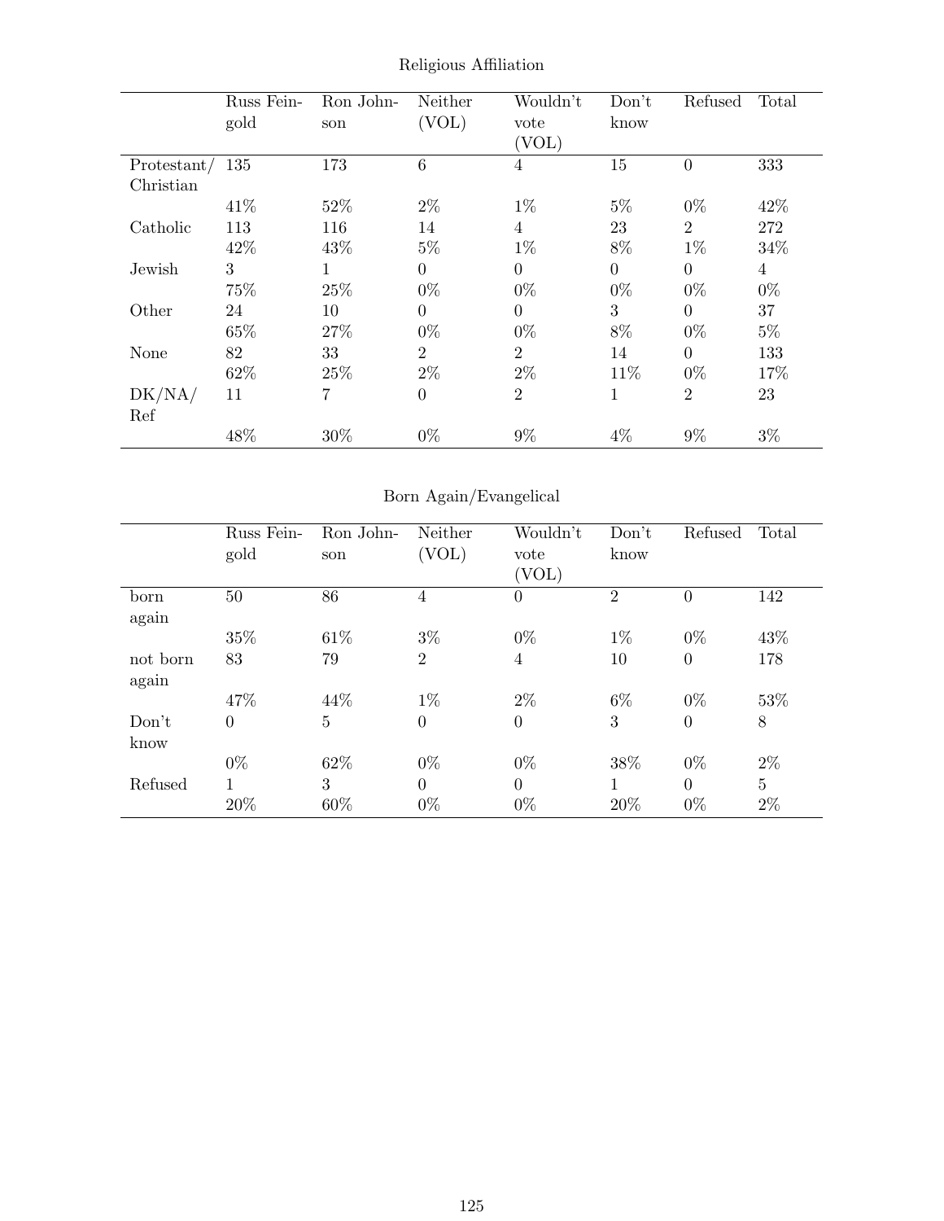Religious Affiliation

| | Russ Feingold | Ron Johnson | Neither (VOL) | Wouldn't vote (VOL) | Don't know | Refused | Total |
|---|---|---|---|---|---|---|---|
| Protestant/ Christian | 135 | 173 | 6 | 4 | 15 | 0 | 333 |
| | 41% | 52% | 2% | 1% | 5% | 0% | 42% |
| Catholic | 113 | 116 | 14 | 4 | 23 | 2 | 272 |
| | 42% | 43% | 5% | 1% | 8% | 1% | 34% |
| Jewish | 3 | 1 | 0 | 0 | 0 | 0 | 4 |
| | 75% | 25% | 0% | 0% | 0% | 0% | 0% |
| Other | 24 | 10 | 0 | 0 | 3 | 0 | 37 |
| | 65% | 27% | 0% | 0% | 8% | 0% | 5% |
| None | 82 | 33 | 2 | 2 | 14 | 0 | 133 |
| | 62% | 25% | 2% | 2% | 11% | 0% | 17% |
| DK/NA/ Ref | 11 | 7 | 0 | 2 | 1 | 2 | 23 |
| | 48% | 30% | 0% | 9% | 4% | 9% | 3% |

Born Again/Evangelical

| | Russ Feingold | Ron Johnson | Neither (VOL) | Wouldn't vote (VOL) | Don't know | Refused | Total |
|---|---|---|---|---|---|---|---|
| born again | 50 | 86 | 4 | 0 | 2 | 0 | 142 |
| | 35% | 61% | 3% | 0% | 1% | 0% | 43% |
| not born again | 83 | 79 | 2 | 4 | 10 | 0 | 178 |
| | 47% | 44% | 1% | 2% | 6% | 0% | 53% |
| Don't know | 0 | 5 | 0 | 0 | 3 | 0 | 8 |
| | 0% | 62% | 0% | 0% | 38% | 0% | 2% |
| Refused | 1 | 3 | 0 | 0 | 1 | 0 | 5 |
| | 20% | 60% | 0% | 0% | 20% | 0% | 2% |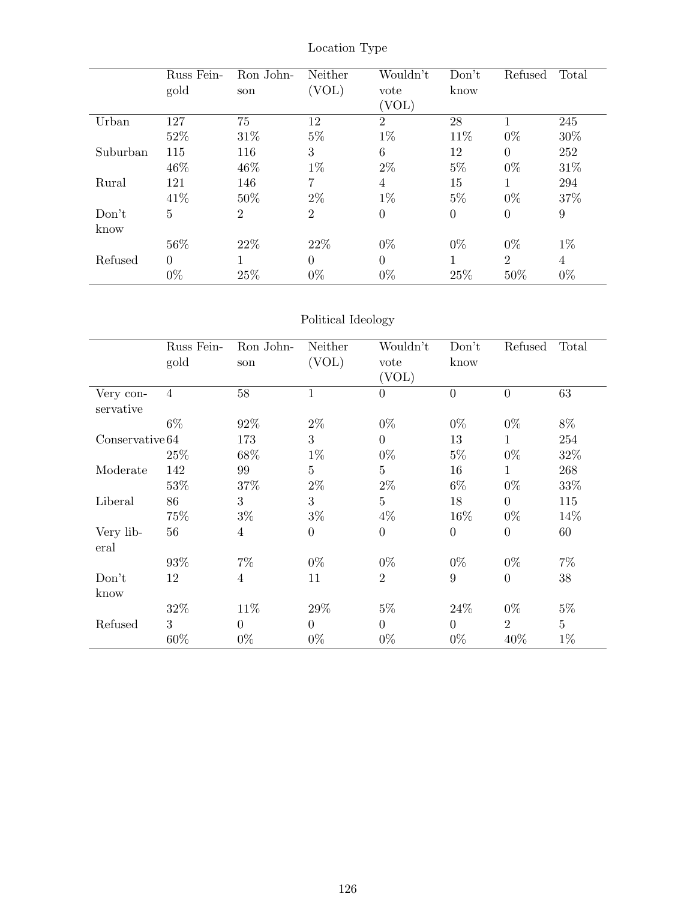Location Type

| | Russ Feingold | Ron Johnson | Neither (VOL) | Wouldn't vote (VOL) | Don't know | Refused | Total |
|---|---|---|---|---|---|---|---|
| Urban | 127 | 75 | 12 | 2 | 28 | 1 | 245 |
| | 52% | 31% | 5% | 1% | 11% | 0% | 30% |
| Suburban | 115 | 116 | 3 | 6 | 12 | 0 | 252 |
| | 46% | 46% | 1% | 2% | 5% | 0% | 31% |
| Rural | 121 | 146 | 7 | 4 | 15 | 1 | 294 |
| | 41% | 50% | 2% | 1% | 5% | 0% | 37% |
| Don't know | 5 | 2 | 2 | 0 | 0 | 0 | 9 |
| | 56% | 22% | 22% | 0% | 0% | 0% | 1% |
| Refused | 0 | 1 | 0 | 0 | 1 | 2 | 4 |
| | 0% | 25% | 0% | 0% | 25% | 50% | 0% |

Political Ideology

| | Russ Feingold | Ron Johnson | Neither (VOL) | Wouldn't vote (VOL) | Don't know | Refused | Total |
|---|---|---|---|---|---|---|---|
| Very conservative | 4 | 58 | 1 | 0 | 0 | 0 | 63 |
| | 6% | 92% | 2% | 0% | 0% | 0% | 8% |
| Conservative | 64 | 173 | 3 | 0 | 13 | 1 | 254 |
| | 25% | 68% | 1% | 0% | 5% | 0% | 32% |
| Moderate | 142 | 99 | 5 | 5 | 16 | 1 | 268 |
| | 53% | 37% | 2% | 2% | 6% | 0% | 33% |
| Liberal | 86 | 3 | 3 | 5 | 18 | 0 | 115 |
| | 75% | 3% | 3% | 4% | 16% | 0% | 14% |
| Very liberal | 56 | 4 | 0 | 0 | 0 | 0 | 60 |
| | 93% | 7% | 0% | 0% | 0% | 0% | 7% |
| Don't know | 12 | 4 | 11 | 2 | 9 | 0 | 38 |
| | 32% | 11% | 29% | 5% | 24% | 0% | 5% |
| Refused | 3 | 0 | 0 | 0 | 0 | 2 | 5 |
| | 60% | 0% | 0% | 0% | 0% | 40% | 1% |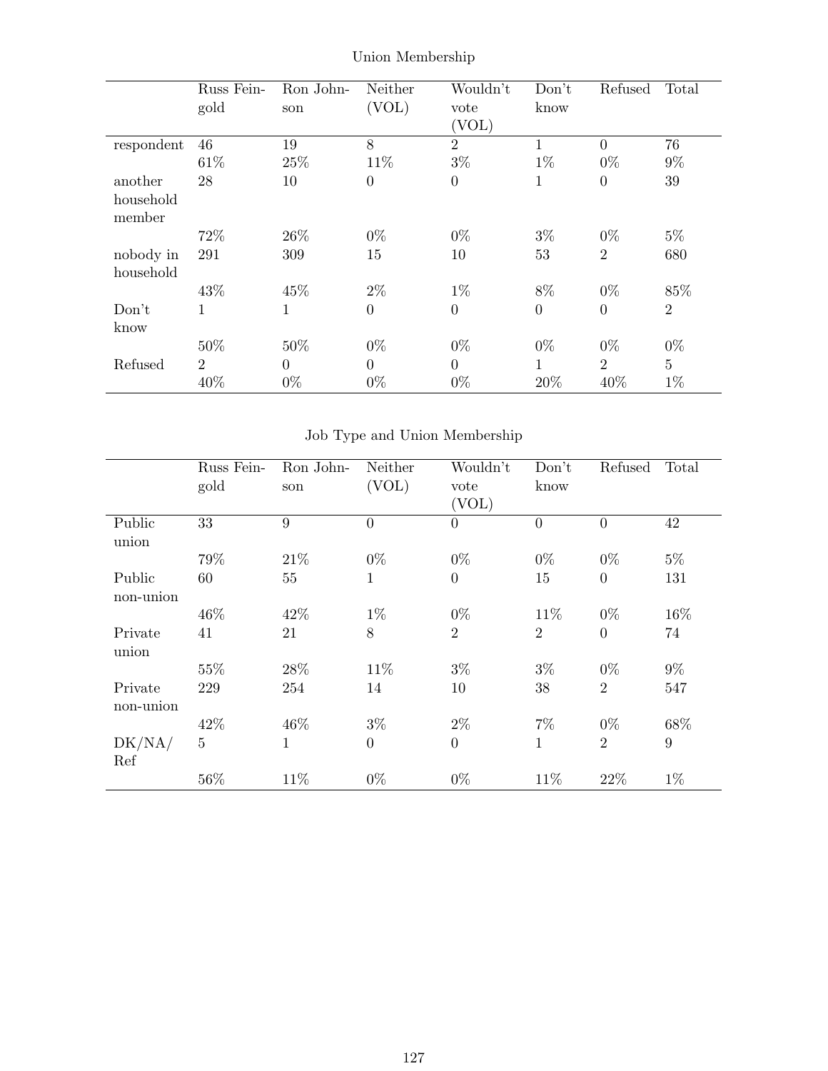Union Membership

| | Russ Feingold | Ron Johnson | Neither (VOL) | Wouldn't vote (VOL) | Don't know | Refused | Total |
|---|---|---|---|---|---|---|---|
| respondent | 46 | 19 | 8 | 2 | 1 | 0 | 76 |
| | 61% | 25% | 11% | 3% | 1% | 0% | 9% |
| another household member | 28 | 10 | 0 | 0 | 1 | 0 | 39 |
| | 72% | 26% | 0% | 0% | 3% | 0% | 5% |
| nobody in household | 291 | 309 | 15 | 10 | 53 | 2 | 680 |
| | 43% | 45% | 2% | 1% | 8% | 0% | 85% |
| Don't know | 1 | 1 | 0 | 0 | 0 | 0 | 2 |
| | 50% | 50% | 0% | 0% | 0% | 0% | 0% |
| Refused | 2 | 0 | 0 | 0 | 1 | 2 | 5 |
| | 40% | 0% | 0% | 0% | 20% | 40% | 1% |

Job Type and Union Membership

| | Russ Feingold | Ron Johnson | Neither (VOL) | Wouldn't vote (VOL) | Don't know | Refused | Total |
|---|---|---|---|---|---|---|---|
| Public union | 33 | 9 | 0 | 0 | 0 | 0 | 42 |
| | 79% | 21% | 0% | 0% | 0% | 0% | 5% |
| Public non-union | 60 | 55 | 1 | 0 | 15 | 0 | 131 |
| | 46% | 42% | 1% | 0% | 11% | 0% | 16% |
| Private union | 41 | 21 | 8 | 2 | 2 | 0 | 74 |
| | 55% | 28% | 11% | 3% | 3% | 0% | 9% |
| Private non-union | 229 | 254 | 14 | 10 | 38 | 2 | 547 |
| | 42% | 46% | 3% | 2% | 7% | 0% | 68% |
| DK/NA/ Ref | 5 | 1 | 0 | 0 | 1 | 2 | 9 |
| | 56% | 11% | 0% | 0% | 11% | 22% | 1% |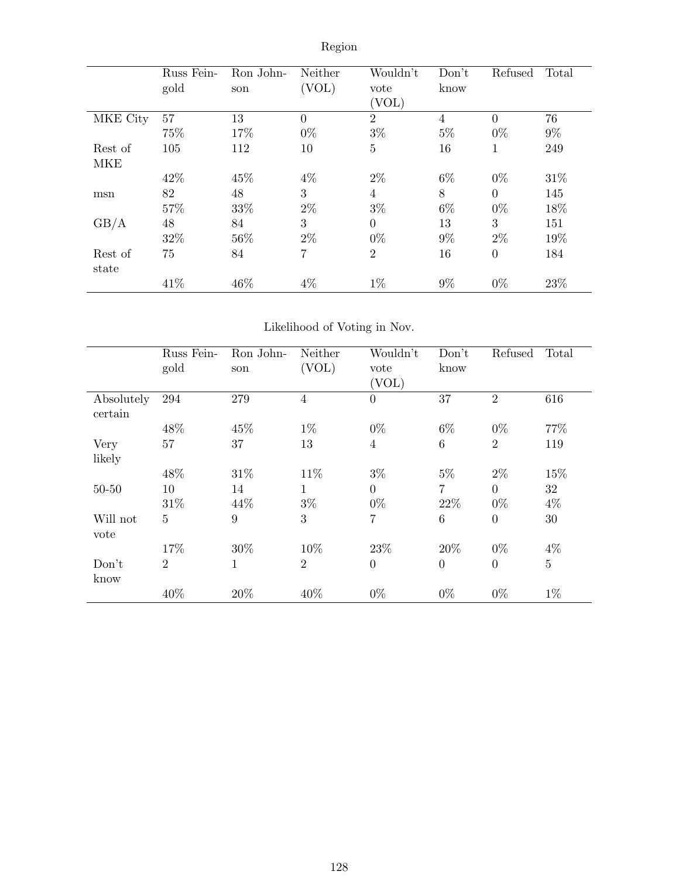Region

| | Russ Feingold | Ron Johnson | Neither (VOL) | Wouldn't vote (VOL) | Don't know | Refused | Total |
|---|---|---|---|---|---|---|---|
| MKE City | 57 | 13 | 0 | 2 | 4 | 0 | 76 |
| | 75% | 17% | 0% | 3% | 5% | 0% | 9% |
| Rest of MKE | 105 | 112 | 10 | 5 | 16 | 1 | 249 |
| | 42% | 45% | 4% | 2% | 6% | 0% | 31% |
| msn | 82 | 48 | 3 | 4 | 8 | 0 | 145 |
| | 57% | 33% | 2% | 3% | 6% | 0% | 18% |
| GB/A | 48 | 84 | 3 | 0 | 13 | 3 | 151 |
| | 32% | 56% | 2% | 0% | 9% | 2% | 19% |
| Rest of state | 75 | 84 | 7 | 2 | 16 | 0 | 184 |
| | 41% | 46% | 4% | 1% | 9% | 0% | 23% |

Likelihood of Voting in Nov.

| | Russ Feingold | Ron Johnson | Neither (VOL) | Wouldn't vote (VOL) | Don't know | Refused | Total |
|---|---|---|---|---|---|---|---|
| Absolutely certain | 294 | 279 | 4 | 0 | 37 | 2 | 616 |
| | 48% | 45% | 1% | 0% | 6% | 0% | 77% |
| Very likely | 57 | 37 | 13 | 4 | 6 | 2 | 119 |
| | 48% | 31% | 11% | 3% | 5% | 2% | 15% |
| 50-50 | 10 | 14 | 1 | 0 | 7 | 0 | 32 |
| | 31% | 44% | 3% | 0% | 22% | 0% | 4% |
| Will not vote | 5 | 9 | 3 | 7 | 6 | 0 | 30 |
| | 17% | 30% | 10% | 23% | 20% | 0% | 4% |
| Don't know | 2 | 1 | 2 | 0 | 0 | 0 | 5 |
| | 40% | 20% | 40% | 0% | 0% | 0% | 1% |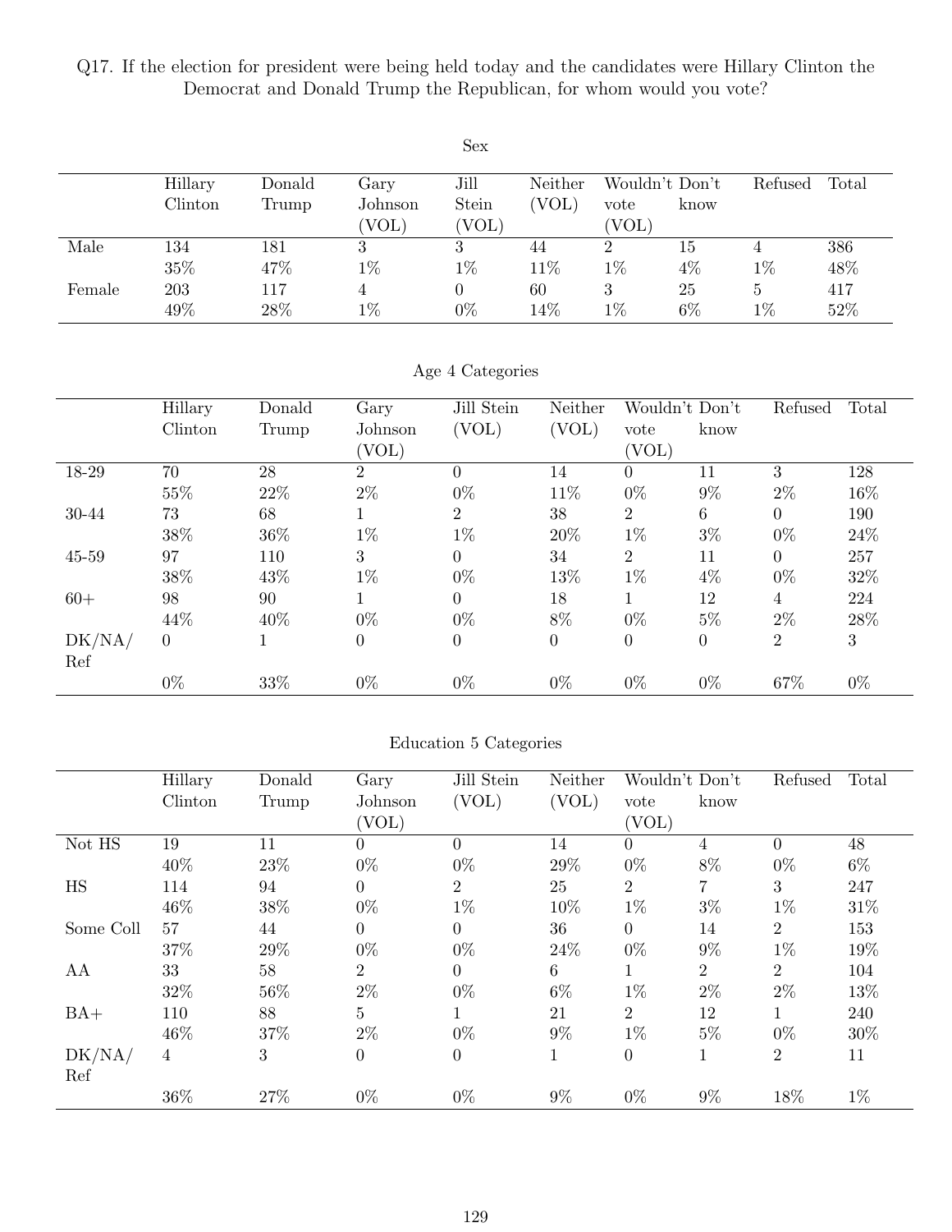Q17. If the election for president were being held today and the candidates were Hillary Clinton the Democrat and Donald Trump the Republican, for whom would you vote?

Sex

| | Hillary Clinton | Donald Trump | Gary Johnson (VOL) | Jill Stein (VOL) | Neither (VOL) | Wouldn't vote (VOL) | Don't know | Refused | Total |
|---|---|---|---|---|---|---|---|---|---|
| Male | 134 | 181 | 3 | 3 | 44 | 2 | 15 | 4 | 386 |
| | 35% | 47% | 1% | 1% | 11% | 1% | 4% | 1% | 48% |
| Female | 203 | 117 | 4 | 0 | 60 | 3 | 25 | 5 | 417 |
| | 49% | 28% | 1% | 0% | 14% | 1% | 6% | 1% | 52% |

Age 4 Categories

| | Hillary Clinton | Donald Trump | Gary Johnson (VOL) | Jill Stein (VOL) | Neither (VOL) | Wouldn't vote (VOL) | Don't know | Refused | Total |
|---|---|---|---|---|---|---|---|---|---|
| 18-29 | 70 | 28 | 2 | 0 | 14 | 0 | 11 | 3 | 128 |
| | 55% | 22% | 2% | 0% | 11% | 0% | 9% | 2% | 16% |
| 30-44 | 73 | 68 | 1 | 2 | 38 | 2 | 6 | 0 | 190 |
| | 38% | 36% | 1% | 1% | 20% | 1% | 3% | 0% | 24% |
| 45-59 | 97 | 110 | 3 | 0 | 34 | 2 | 11 | 0 | 257 |
| | 38% | 43% | 1% | 0% | 13% | 1% | 4% | 0% | 32% |
| 60+ | 98 | 90 | 1 | 0 | 18 | 1 | 12 | 4 | 224 |
| | 44% | 40% | 0% | 0% | 8% | 0% | 5% | 2% | 28% |
| DK/NA/Ref | 0 | 1 | 0 | 0 | 0 | 0 | 0 | 2 | 3 |
| | 0% | 33% | 0% | 0% | 0% | 0% | 0% | 67% | 0% |

Education 5 Categories

| | Hillary Clinton | Donald Trump | Gary Johnson (VOL) | Jill Stein (VOL) | Neither (VOL) | Wouldn't vote (VOL) | Don't know | Refused | Total |
|---|---|---|---|---|---|---|---|---|---|
| Not HS | 19 | 11 | 0 | 0 | 14 | 0 | 4 | 0 | 48 |
| | 40% | 23% | 0% | 0% | 29% | 0% | 8% | 0% | 6% |
| HS | 114 | 94 | 0 | 2 | 25 | 2 | 7 | 3 | 247 |
| | 46% | 38% | 0% | 1% | 10% | 1% | 3% | 1% | 31% |
| Some Coll | 57 | 44 | 0 | 0 | 36 | 0 | 14 | 2 | 153 |
| | 37% | 29% | 0% | 0% | 24% | 0% | 9% | 1% | 19% |
| AA | 33 | 58 | 2 | 0 | 6 | 1 | 2 | 2 | 104 |
| | 32% | 56% | 2% | 0% | 6% | 1% | 2% | 2% | 13% |
| BA+ | 110 | 88 | 5 | 1 | 21 | 2 | 12 | 1 | 240 |
| | 46% | 37% | 2% | 0% | 9% | 1% | 5% | 0% | 30% |
| DK/NA/Ref | 4 | 3 | 0 | 0 | 1 | 0 | 1 | 2 | 11 |
| | 36% | 27% | 0% | 0% | 9% | 0% | 9% | 18% | 1% |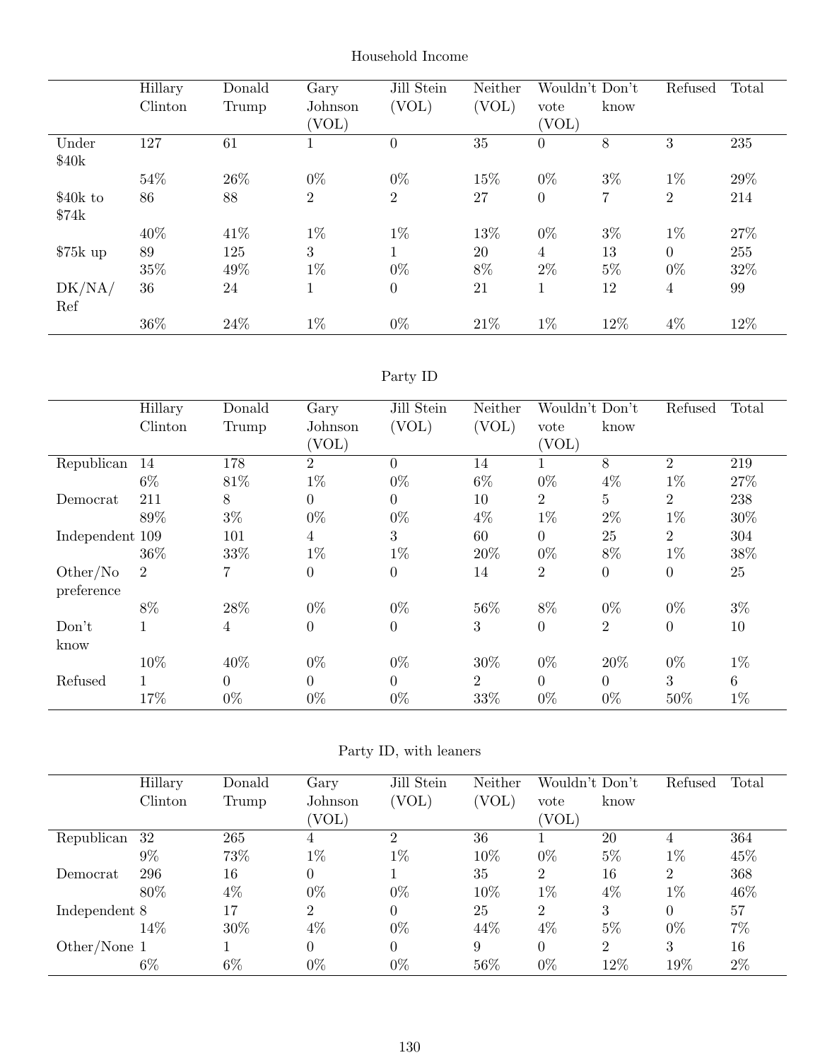Household Income

| | Hillary Clinton | Donald Trump | Gary Johnson (VOL) | Jill Stein (VOL) | Neither (VOL) | Wouldn't vote (VOL) | Don't know | Refused | Total |
|---|---|---|---|---|---|---|---|---|---|
| Under $40k | 127 | 61 | 1 | 0 | 35 | 0 | 8 | 3 | 235 |
| | 54% | 26% | 0% | 0% | 15% | 0% | 3% | 1% | 29% |
| $40k to $74k | 86 | 88 | 2 | 2 | 27 | 0 | 7 | 2 | 214 |
| | 40% | 41% | 1% | 1% | 13% | 0% | 3% | 1% | 27% |
| $75k up | 89 | 125 | 3 | 1 | 20 | 4 | 13 | 0 | 255 |
| | 35% | 49% | 1% | 0% | 8% | 2% | 5% | 0% | 32% |
| DK/NA/ Ref | 36 | 24 | 1 | 0 | 21 | 1 | 12 | 4 | 99 |
| | 36% | 24% | 1% | 0% | 21% | 1% | 12% | 4% | 12% |

Party ID

| | Hillary Clinton | Donald Trump | Gary Johnson (VOL) | Jill Stein (VOL) | Neither (VOL) | Wouldn't vote (VOL) | Don't know | Refused | Total |
|---|---|---|---|---|---|---|---|---|---|
| Republican | 14 | 178 | 2 | 0 | 14 | 1 | 8 | 2 | 219 |
| | 6% | 81% | 1% | 0% | 6% | 0% | 4% | 1% | 27% |
| Democrat | 211 | 8 | 0 | 0 | 10 | 2 | 5 | 2 | 238 |
| | 89% | 3% | 0% | 0% | 4% | 1% | 2% | 1% | 30% |
| Independent | 109 | 101 | 4 | 3 | 60 | 0 | 25 | 2 | 304 |
| | 36% | 33% | 1% | 1% | 20% | 0% | 8% | 1% | 38% |
| Other/No preference | 2 | 7 | 0 | 0 | 14 | 2 | 0 | 0 | 25 |
| | 8% | 28% | 0% | 0% | 56% | 8% | 0% | 0% | 3% |
| Don't know | 1 | 4 | 0 | 0 | 3 | 0 | 2 | 0 | 10 |
| | 10% | 40% | 0% | 0% | 30% | 0% | 20% | 0% | 1% |
| Refused | 1 | 0 | 0 | 0 | 2 | 0 | 0 | 3 | 6 |
| | 17% | 0% | 0% | 0% | 33% | 0% | 0% | 50% | 1% |

Party ID, with leaners

| | Hillary Clinton | Donald Trump | Gary Johnson (VOL) | Jill Stein (VOL) | Neither (VOL) | Wouldn't vote (VOL) | Don't know | Refused | Total |
|---|---|---|---|---|---|---|---|---|---|
| Republican | 32 | 265 | 4 | 2 | 36 | 1 | 20 | 4 | 364 |
| | 9% | 73% | 1% | 1% | 10% | 0% | 5% | 1% | 45% |
| Democrat | 296 | 16 | 0 | 1 | 35 | 2 | 16 | 2 | 368 |
| | 80% | 4% | 0% | 0% | 10% | 1% | 4% | 1% | 46% |
| Independent | 8 | 17 | 2 | 0 | 25 | 2 | 3 | 0 | 57 |
| | 14% | 30% | 4% | 0% | 44% | 4% | 5% | 0% | 7% |
| Other/None | 1 | 1 | 0 | 0 | 9 | 0 | 2 | 3 | 16 |
| | 6% | 6% | 0% | 0% | 56% | 0% | 12% | 19% | 2% |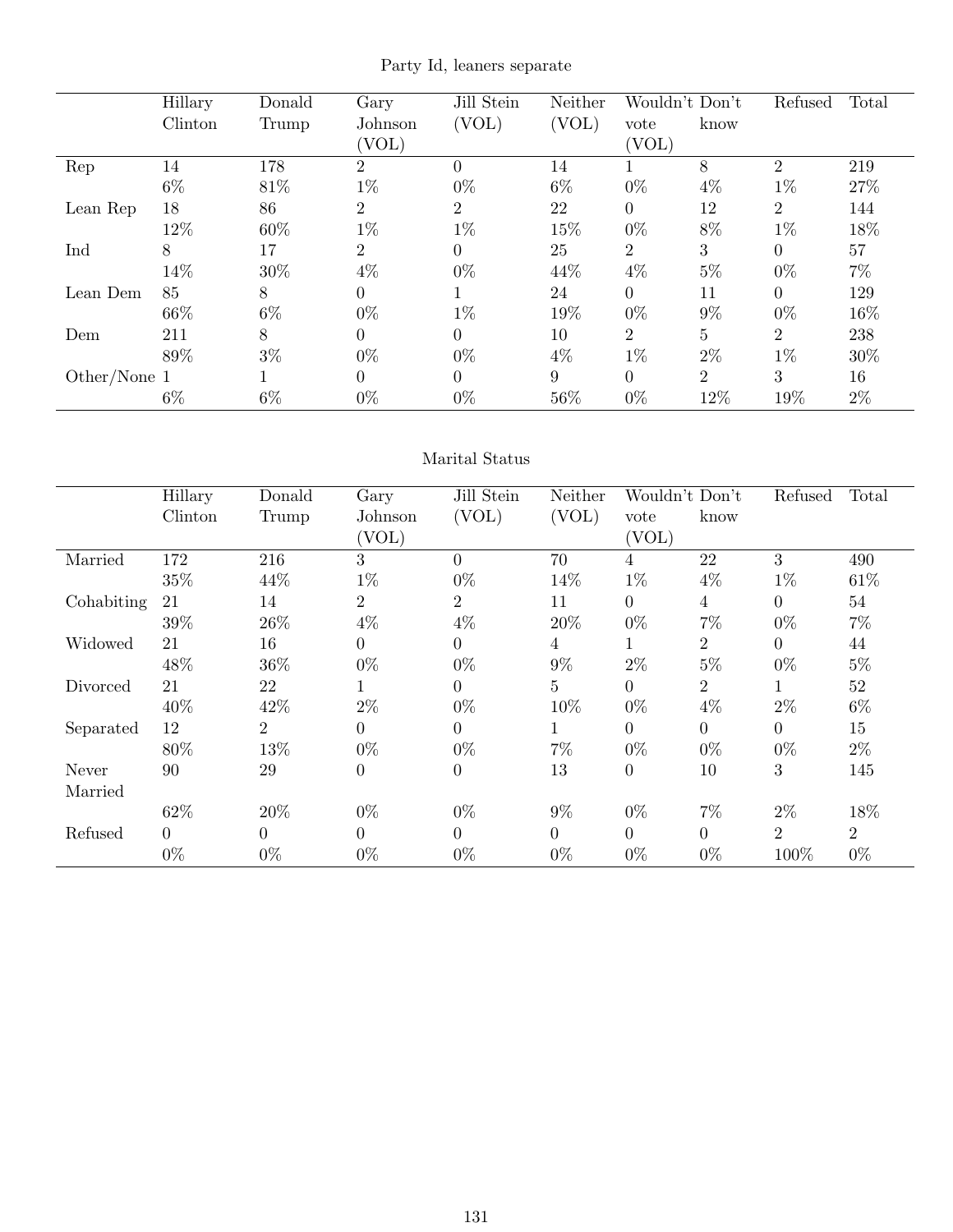Party Id, leaners separate

| | Hillary Clinton | Donald Trump | Gary Johnson (VOL) | Jill Stein (VOL) | Neither (VOL) | Wouldn't vote (VOL) | Don't know | Refused | Total |
|---|---|---|---|---|---|---|---|---|---|
| Rep | 14 | 178 | 2 | 0 | 14 | 1 | 8 | 2 | 219 |
| | 6% | 81% | 1% | 0% | 6% | 0% | 4% | 1% | 27% |
| Lean Rep | 18 | 86 | 2 | 2 | 22 | 0 | 12 | 2 | 144 |
| | 12% | 60% | 1% | 1% | 15% | 0% | 8% | 1% | 18% |
| Ind | 8 | 17 | 2 | 0 | 25 | 2 | 3 | 0 | 57 |
| | 14% | 30% | 4% | 0% | 44% | 4% | 5% | 0% | 7% |
| Lean Dem | 85 | 8 | 0 | 1 | 24 | 0 | 11 | 0 | 129 |
| | 66% | 6% | 0% | 1% | 19% | 0% | 9% | 0% | 16% |
| Dem | 211 | 8 | 0 | 0 | 10 | 2 | 5 | 2 | 238 |
| | 89% | 3% | 0% | 0% | 4% | 1% | 2% | 1% | 30% |
| Other/None | 1 | 1 | 0 | 0 | 9 | 0 | 2 | 3 | 16 |
| | 6% | 6% | 0% | 0% | 56% | 0% | 12% | 19% | 2% |

Marital Status

| | Hillary Clinton | Donald Trump | Gary Johnson (VOL) | Jill Stein (VOL) | Neither (VOL) | Wouldn't vote (VOL) | Don't know | Refused | Total |
|---|---|---|---|---|---|---|---|---|---|
| Married | 172 | 216 | 3 | 0 | 70 | 4 | 22 | 3 | 490 |
| | 35% | 44% | 1% | 0% | 14% | 1% | 4% | 1% | 61% |
| Cohabiting | 21 | 14 | 2 | 2 | 11 | 0 | 4 | 0 | 54 |
| | 39% | 26% | 4% | 4% | 20% | 0% | 7% | 0% | 7% |
| Widowed | 21 | 16 | 0 | 0 | 4 | 1 | 2 | 0 | 44 |
| | 48% | 36% | 0% | 0% | 9% | 2% | 5% | 0% | 5% |
| Divorced | 21 | 22 | 1 | 0 | 5 | 0 | 2 | 1 | 52 |
| | 40% | 42% | 2% | 0% | 10% | 0% | 4% | 2% | 6% |
| Separated | 12 | 2 | 0 | 0 | 1 | 0 | 0 | 0 | 15 |
| | 80% | 13% | 0% | 0% | 7% | 0% | 0% | 0% | 2% |
| Never Married | 90 | 29 | 0 | 0 | 13 | 0 | 10 | 3 | 145 |
| | 62% | 20% | 0% | 0% | 9% | 0% | 7% | 2% | 18% |
| Refused | 0 | 0 | 0 | 0 | 0 | 0 | 0 | 2 | 2 |
| | 0% | 0% | 0% | 0% | 0% | 0% | 0% | 100% | 0% |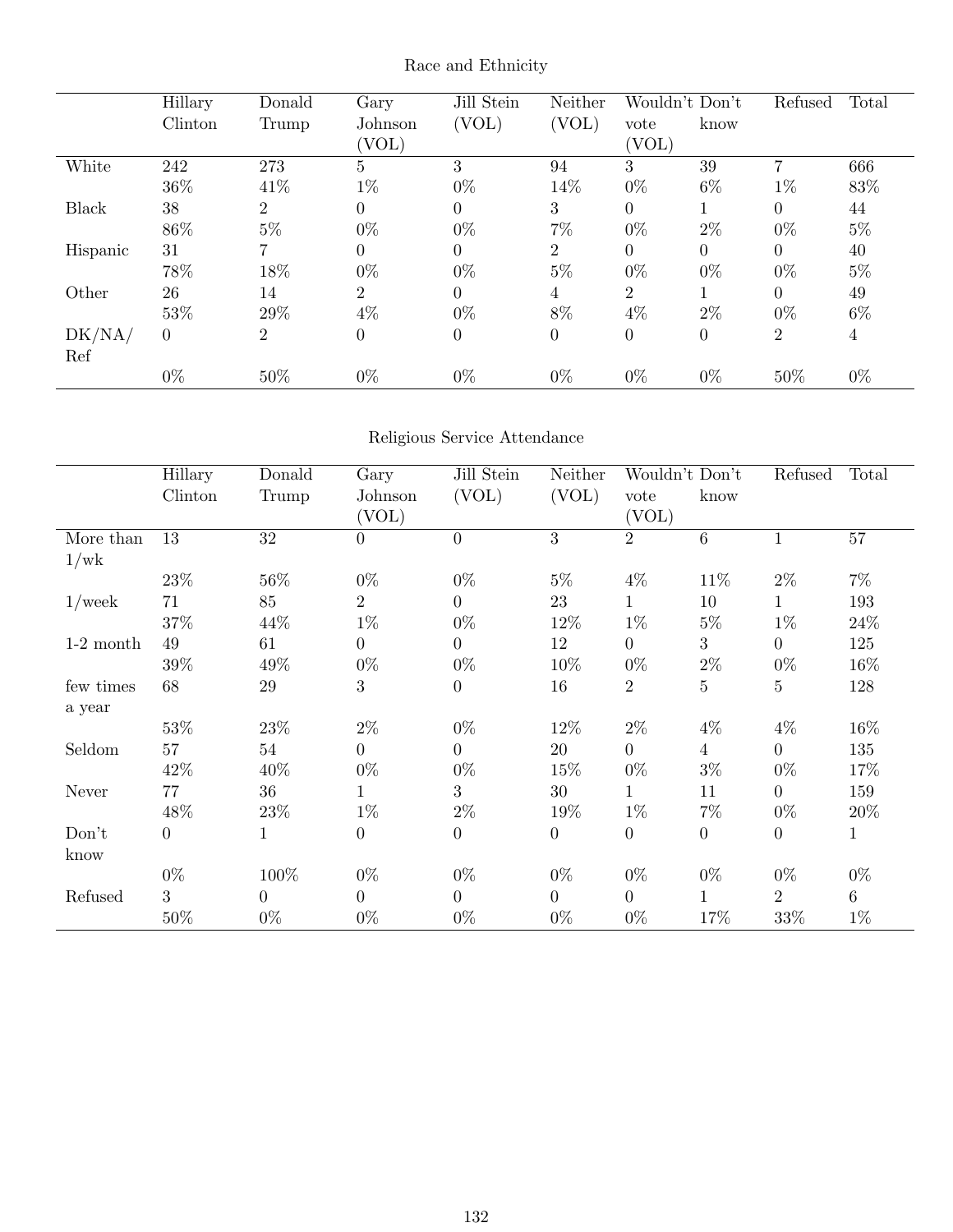Race and Ethnicity

| | Hillary Clinton | Donald Trump | Gary Johnson (VOL) | Jill Stein (VOL) | Neither (VOL) | Wouldn't vote (VOL) | Don't know | Refused | Total |
|---|---|---|---|---|---|---|---|---|---|
| White | 242 | 273 | 5 | 3 | 94 | 3 | 39 | 7 | 666 |
| | 36% | 41% | 1% | 0% | 14% | 0% | 6% | 1% | 83% |
| Black | 38 | 2 | 0 | 0 | 3 | 0 | 1 | 0 | 44 |
| | 86% | 5% | 0% | 0% | 7% | 0% | 2% | 0% | 5% |
| Hispanic | 31 | 7 | 0 | 0 | 2 | 0 | 0 | 0 | 40 |
| | 78% | 18% | 0% | 0% | 5% | 0% | 0% | 0% | 5% |
| Other | 26 | 14 | 2 | 0 | 4 | 2 | 1 | 0 | 49 |
| | 53% | 29% | 4% | 0% | 8% | 4% | 2% | 0% | 6% |
| DK/NA/ Ref | 0 | 2 | 0 | 0 | 0 | 0 | 0 | 2 | 4 |
| | 0% | 50% | 0% | 0% | 0% | 0% | 0% | 50% | 0% |

Religious Service Attendance

| | Hillary Clinton | Donald Trump | Gary Johnson (VOL) | Jill Stein (VOL) | Neither (VOL) | Wouldn't vote (VOL) | Don't know | Refused | Total |
|---|---|---|---|---|---|---|---|---|---|
| More than 1/wk | 13 | 32 | 0 | 0 | 3 | 2 | 6 | 1 | 57 |
| | 23% | 56% | 0% | 0% | 5% | 4% | 11% | 2% | 7% |
| 1/week | 71 | 85 | 2 | 0 | 23 | 1 | 10 | 1 | 193 |
| | 37% | 44% | 1% | 0% | 12% | 1% | 5% | 1% | 24% |
| 1-2 month | 49 | 61 | 0 | 0 | 12 | 0 | 3 | 0 | 125 |
| | 39% | 49% | 0% | 0% | 10% | 0% | 2% | 0% | 16% |
| few times a year | 68 | 29 | 3 | 0 | 16 | 2 | 5 | 5 | 128 |
| | 53% | 23% | 2% | 0% | 12% | 2% | 4% | 4% | 16% |
| Seldom | 57 | 54 | 0 | 0 | 20 | 0 | 4 | 0 | 135 |
| | 42% | 40% | 0% | 0% | 15% | 0% | 3% | 0% | 17% |
| Never | 77 | 36 | 1 | 3 | 30 | 1 | 11 | 0 | 159 |
| | 48% | 23% | 1% | 2% | 19% | 1% | 7% | 0% | 20% |
| Don't know | 0 | 1 | 0 | 0 | 0 | 0 | 0 | 0 | 1 |
| | 0% | 100% | 0% | 0% | 0% | 0% | 0% | 0% | 0% |
| Refused | 3 | 0 | 0 | 0 | 0 | 0 | 1 | 2 | 6 |
| | 50% | 0% | 0% | 0% | 0% | 0% | 17% | 33% | 1% |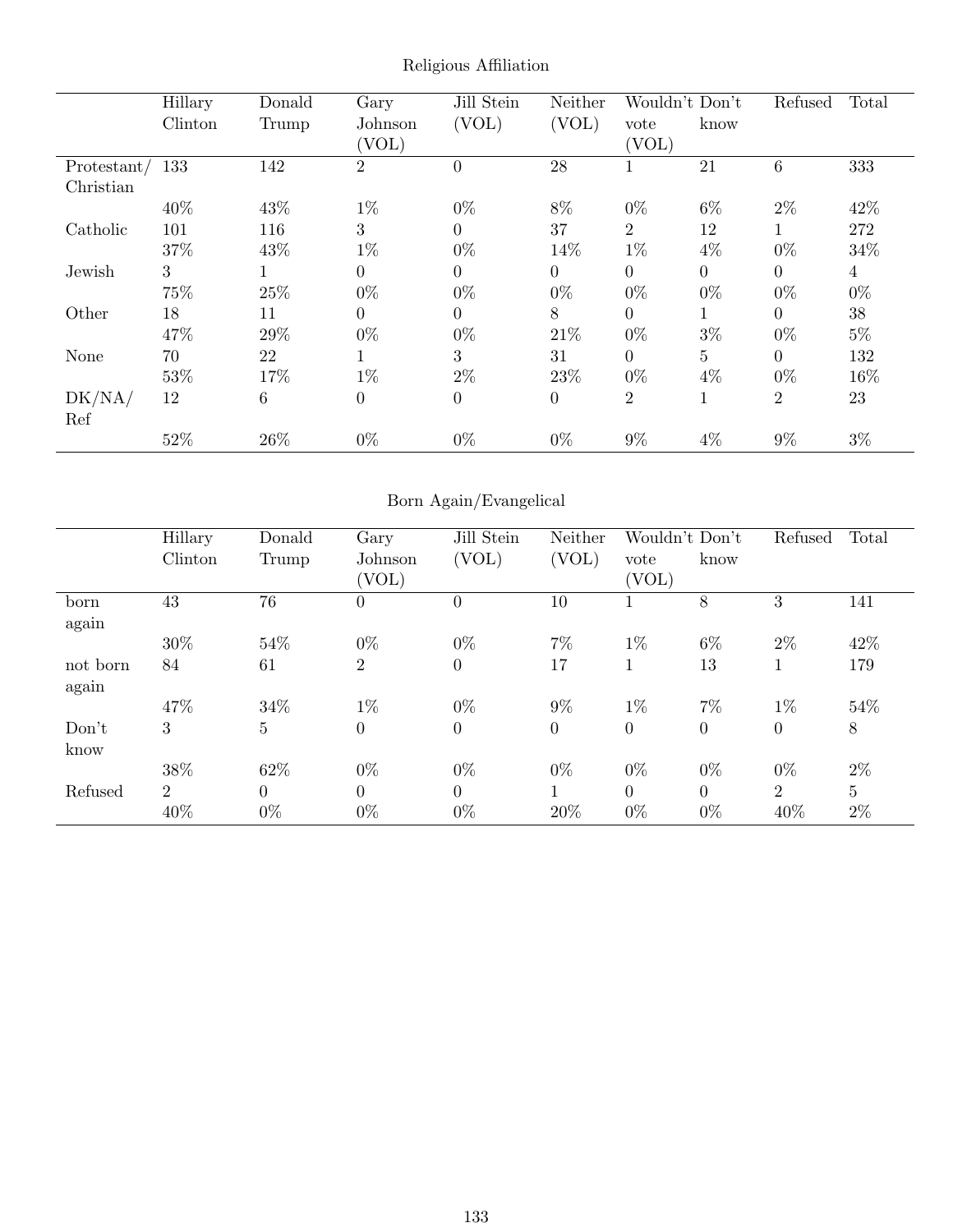Religious Affiliation

| | Hillary Clinton | Donald Trump | Gary Johnson (VOL) | Jill Stein (VOL) | Neither (VOL) | Wouldn't vote (VOL) | Don't know | Refused | Total |
|---|---|---|---|---|---|---|---|---|---|
| Protestant/ Christian | 133 | 142 | 2 | 0 | 28 | 1 | 21 | 6 | 333 |
| | 40% | 43% | 1% | 0% | 8% | 0% | 6% | 2% | 42% |
| Catholic | 101 | 116 | 3 | 0 | 37 | 2 | 12 | 1 | 272 |
| | 37% | 43% | 1% | 0% | 14% | 1% | 4% | 0% | 34% |
| Jewish | 3 | 1 | 0 | 0 | 0 | 0 | 0 | 0 | 4 |
| | 75% | 25% | 0% | 0% | 0% | 0% | 0% | 0% | 0% |
| Other | 18 | 11 | 0 | 0 | 8 | 0 | 1 | 0 | 38 |
| | 47% | 29% | 0% | 0% | 21% | 0% | 3% | 0% | 5% |
| None | 70 | 22 | 1 | 3 | 31 | 0 | 5 | 0 | 132 |
| | 53% | 17% | 1% | 2% | 23% | 0% | 4% | 0% | 16% |
| DK/NA/ Ref | 12 | 6 | 0 | 0 | 0 | 2 | 1 | 2 | 23 |
| | 52% | 26% | 0% | 0% | 0% | 9% | 4% | 9% | 3% |

Born Again/Evangelical

| | Hillary Clinton | Donald Trump | Gary Johnson (VOL) | Jill Stein (VOL) | Neither (VOL) | Wouldn't vote (VOL) | Don't know | Refused | Total |
|---|---|---|---|---|---|---|---|---|---|
| born again | 43 | 76 | 0 | 0 | 10 | 1 | 8 | 3 | 141 |
| | 30% | 54% | 0% | 0% | 7% | 1% | 6% | 2% | 42% |
| not born again | 84 | 61 | 2 | 0 | 17 | 1 | 13 | 1 | 179 |
| | 47% | 34% | 1% | 0% | 9% | 1% | 7% | 1% | 54% |
| Don't know | 3 | 5 | 0 | 0 | 0 | 0 | 0 | 0 | 8 |
| | 38% | 62% | 0% | 0% | 0% | 0% | 0% | 0% | 2% |
| Refused | 2 | 0 | 0 | 0 | 1 | 0 | 0 | 2 | 5 |
| | 40% | 0% | 0% | 0% | 20% | 0% | 0% | 40% | 2% |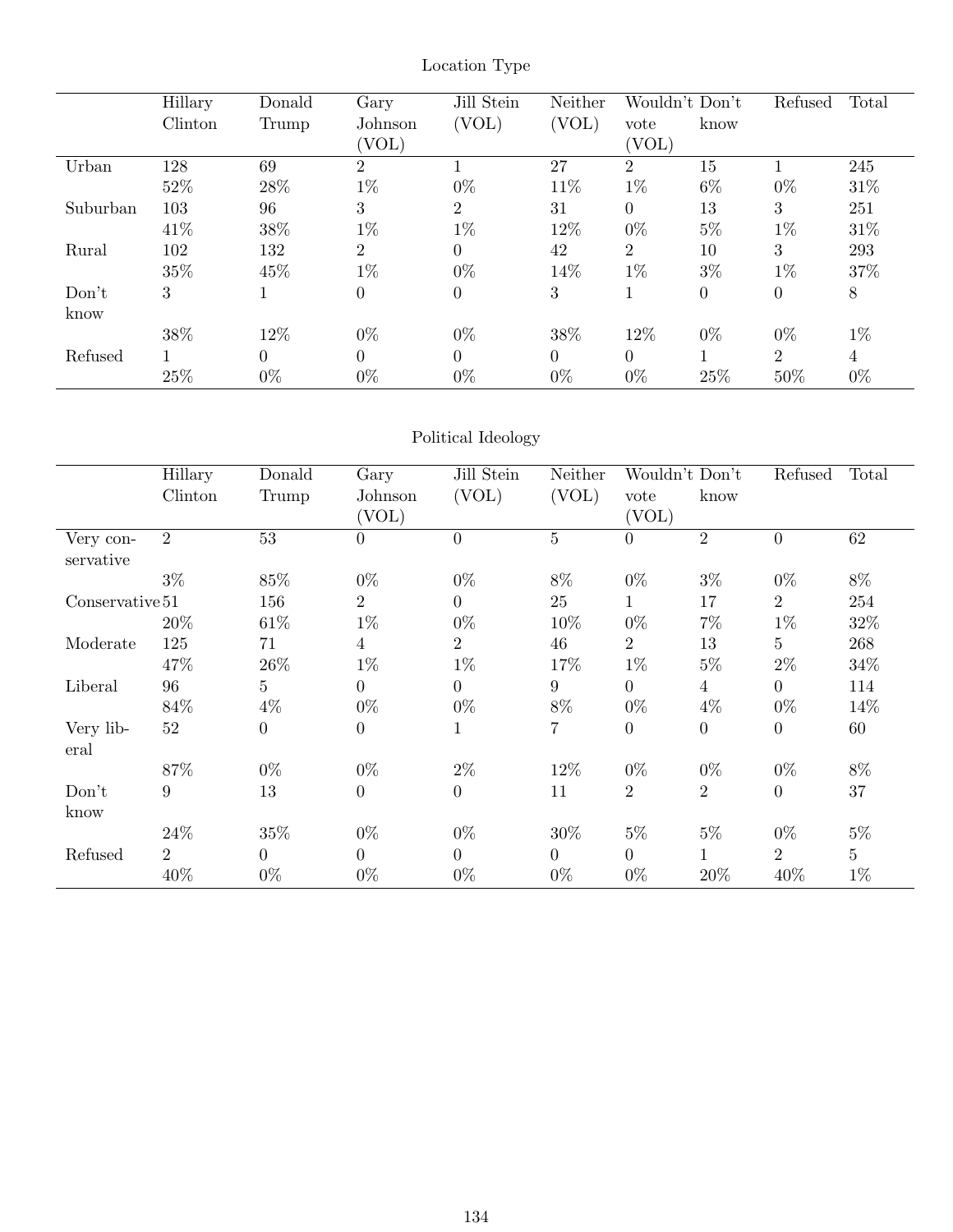## Location Type

| | Hillary Clinton | Donald Trump | Gary Johnson (VOL) | Jill Stein (VOL) | Neither (VOL) | Wouldn't vote (VOL) | Don't know | Refused | Total |
|---|---|---|---|---|---|---|---|---|---|
| Urban | 128 | 69 | 2 | 1 | 27 | 2 | 15 | 1 | 245 |
| | 52% | 28% | 1% | 0% | 11% | 1% | 6% | 0% | 31% |
| Suburban | 103 | 96 | 3 | 2 | 31 | 0 | 13 | 3 | 251 |
| | 41% | 38% | 1% | 1% | 12% | 0% | 5% | 1% | 31% |
| Rural | 102 | 132 | 2 | 0 | 42 | 2 | 10 | 3 | 293 |
| | 35% | 45% | 1% | 0% | 14% | 1% | 3% | 1% | 37% |
| Don't know | 3 | 1 | 0 | 0 | 3 | 1 | 0 | 0 | 8 |
| | 38% | 12% | 0% | 0% | 38% | 12% | 0% | 0% | 1% |
| Refused | 1 | 0 | 0 | 0 | 0 | 0 | 1 | 2 | 4 |
| | 25% | 0% | 0% | 0% | 0% | 0% | 25% | 50% | 0% |

## Political Ideology

| | Hillary Clinton | Donald Trump | Gary Johnson (VOL) | Jill Stein (VOL) | Neither (VOL) | Wouldn't vote (VOL) | Don't know | Refused | Total |
|---|---|---|---|---|---|---|---|---|---|
| Very conservative | 2 | 53 | 0 | 0 | 5 | 0 | 2 | 0 | 62 |
| | 3% | 85% | 0% | 0% | 8% | 0% | 3% | 0% | 8% |
| Conservative | 51 | 156 | 2 | 0 | 25 | 1 | 17 | 2 | 254 |
| | 20% | 61% | 1% | 0% | 10% | 0% | 7% | 1% | 32% |
| Moderate | 125 | 71 | 4 | 2 | 46 | 2 | 13 | 5 | 268 |
| | 47% | 26% | 1% | 1% | 17% | 1% | 5% | 2% | 34% |
| Liberal | 96 | 5 | 0 | 0 | 9 | 0 | 4 | 0 | 114 |
| | 84% | 4% | 0% | 0% | 8% | 0% | 4% | 0% | 14% |
| Very liberal | 52 | 0 | 0 | 1 | 7 | 0 | 0 | 0 | 60 |
| | 87% | 0% | 0% | 2% | 12% | 0% | 0% | 0% | 8% |
| Don't know | 9 | 13 | 0 | 0 | 11 | 2 | 2 | 0 | 37 |
| | 24% | 35% | 0% | 0% | 30% | 5% | 5% | 0% | 5% |
| Refused | 2 | 0 | 0 | 0 | 0 | 0 | 1 | 2 | 5 |
| | 40% | 0% | 0% | 0% | 0% | 0% | 20% | 40% | 1% |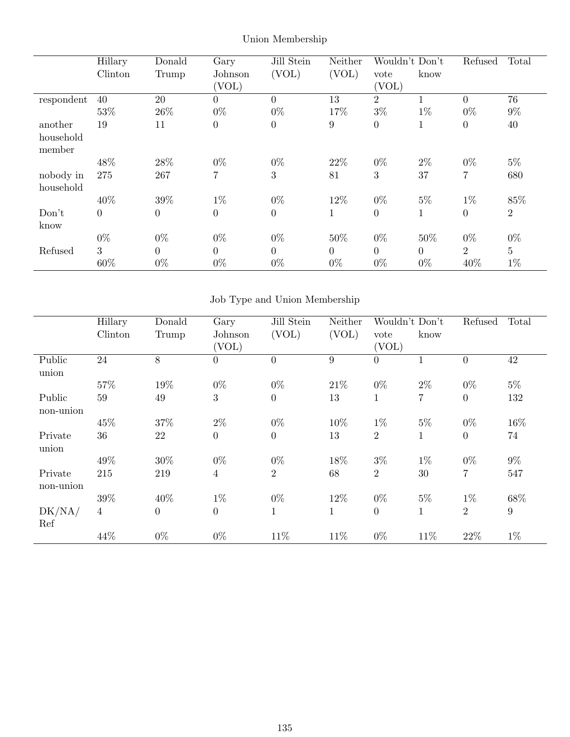Union Membership

| | Hillary Clinton | Donald Trump | Gary Johnson (VOL) | Jill Stein (VOL) | Neither (VOL) | Wouldn't vote (VOL) | Don't know | Refused | Total |
|---|---|---|---|---|---|---|---|---|---|
| respondent | 40 | 20 | 0 | 0 | 13 | 2 | 1 | 0 | 76 |
| | 53% | 26% | 0% | 0% | 17% | 3% | 1% | 0% | 9% |
| another household member | 19 | 11 | 0 | 0 | 9 | 0 | 1 | 0 | 40 |
| | 48% | 28% | 0% | 0% | 22% | 0% | 2% | 0% | 5% |
| nobody in household | 275 | 267 | 7 | 3 | 81 | 3 | 37 | 7 | 680 |
| | 40% | 39% | 1% | 0% | 12% | 0% | 5% | 1% | 85% |
| Don't know | 0 | 0 | 0 | 0 | 1 | 0 | 1 | 0 | 2 |
| | 0% | 0% | 0% | 0% | 50% | 0% | 50% | 0% | 0% |
| Refused | 3 | 0 | 0 | 0 | 0 | 0 | 0 | 2 | 5 |
| | 60% | 0% | 0% | 0% | 0% | 0% | 0% | 40% | 1% |

Job Type and Union Membership

| | Hillary Clinton | Donald Trump | Gary Johnson (VOL) | Jill Stein (VOL) | Neither (VOL) | Wouldn't vote (VOL) | Don't know | Refused | Total |
|---|---|---|---|---|---|---|---|---|---|
| Public union | 24 | 8 | 0 | 0 | 9 | 0 | 1 | 0 | 42 |
| | 57% | 19% | 0% | 0% | 21% | 0% | 2% | 0% | 5% |
| Public non-union | 59 | 49 | 3 | 0 | 13 | 1 | 7 | 0 | 132 |
| | 45% | 37% | 2% | 0% | 10% | 1% | 5% | 0% | 16% |
| Private union | 36 | 22 | 0 | 0 | 13 | 2 | 1 | 0 | 74 |
| | 49% | 30% | 0% | 0% | 18% | 3% | 1% | 0% | 9% |
| Private non-union | 215 | 219 | 4 | 2 | 68 | 2 | 30 | 7 | 547 |
| | 39% | 40% | 1% | 0% | 12% | 0% | 5% | 1% | 68% |
| DK/NA/ Ref | 4 | 0 | 0 | 1 | 1 | 0 | 1 | 2 | 9 |
| | 44% | 0% | 0% | 11% | 11% | 0% | 11% | 22% | 1% |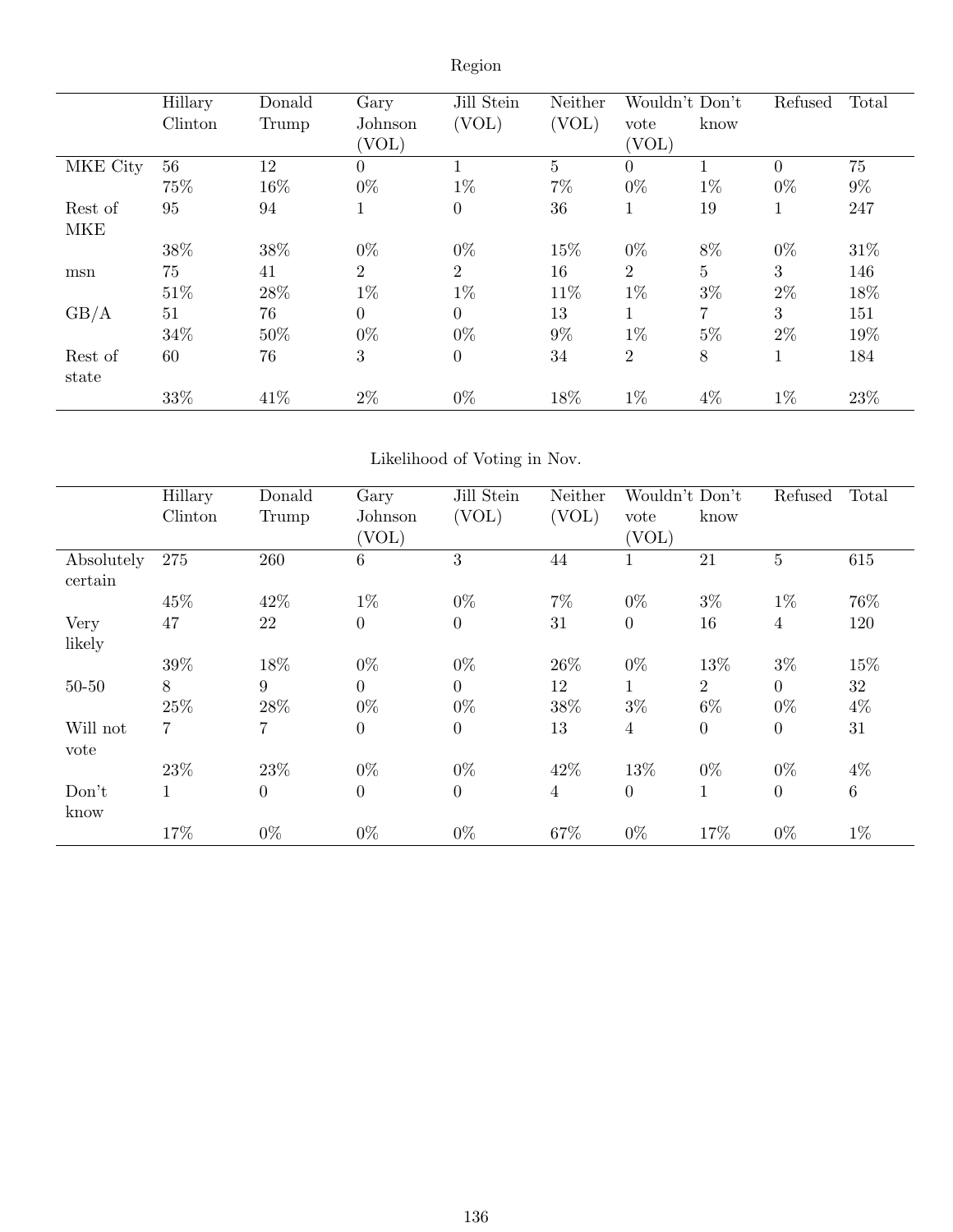Region

| | Hillary Clinton | Donald Trump | Gary Johnson (VOL) | Jill Stein (VOL) | Neither (VOL) | Wouldn't vote (VOL) | Don't know | Refused | Total |
|---|---|---|---|---|---|---|---|---|---|
| MKE City | 56 | 12 | 0 | 1 | 5 | 0 | 1 | 0 | 75 |
| | 75% | 16% | 0% | 1% | 7% | 0% | 1% | 0% | 9% |
| Rest of MKE | 95 | 94 | 1 | 0 | 36 | 1 | 19 | 1 | 247 |
| | 38% | 38% | 0% | 0% | 15% | 0% | 8% | 0% | 31% |
| msn | 75 | 41 | 2 | 2 | 16 | 2 | 5 | 3 | 146 |
| | 51% | 28% | 1% | 1% | 11% | 1% | 3% | 2% | 18% |
| GB/A | 51 | 76 | 0 | 0 | 13 | 1 | 7 | 3 | 151 |
| | 34% | 50% | 0% | 0% | 9% | 1% | 5% | 2% | 19% |
| Rest of state | 60 | 76 | 3 | 0 | 34 | 2 | 8 | 1 | 184 |
| | 33% | 41% | 2% | 0% | 18% | 1% | 4% | 1% | 23% |

Likelihood of Voting in Nov.

| | Hillary Clinton | Donald Trump | Gary Johnson (VOL) | Jill Stein (VOL) | Neither (VOL) | Wouldn't vote (VOL) | Don't know | Refused | Total |
|---|---|---|---|---|---|---|---|---|---|
| Absolutely certain | 275 | 260 | 6 | 3 | 44 | 1 | 21 | 5 | 615 |
| | 45% | 42% | 1% | 0% | 7% | 0% | 3% | 1% | 76% |
| Very likely | 47 | 22 | 0 | 0 | 31 | 0 | 16 | 4 | 120 |
| | 39% | 18% | 0% | 0% | 26% | 0% | 13% | 3% | 15% |
| 50-50 | 8 | 9 | 0 | 0 | 12 | 1 | 2 | 0 | 32 |
| | 25% | 28% | 0% | 0% | 38% | 3% | 6% | 0% | 4% |
| Will not vote | 7 | 7 | 0 | 0 | 13 | 4 | 0 | 0 | 31 |
| | 23% | 23% | 0% | 0% | 42% | 13% | 0% | 0% | 4% |
| Don't know | 1 | 0 | 0 | 0 | 4 | 0 | 1 | 0 | 6 |
| | 17% | 0% | 0% | 0% | 67% | 0% | 17% | 0% | 1% |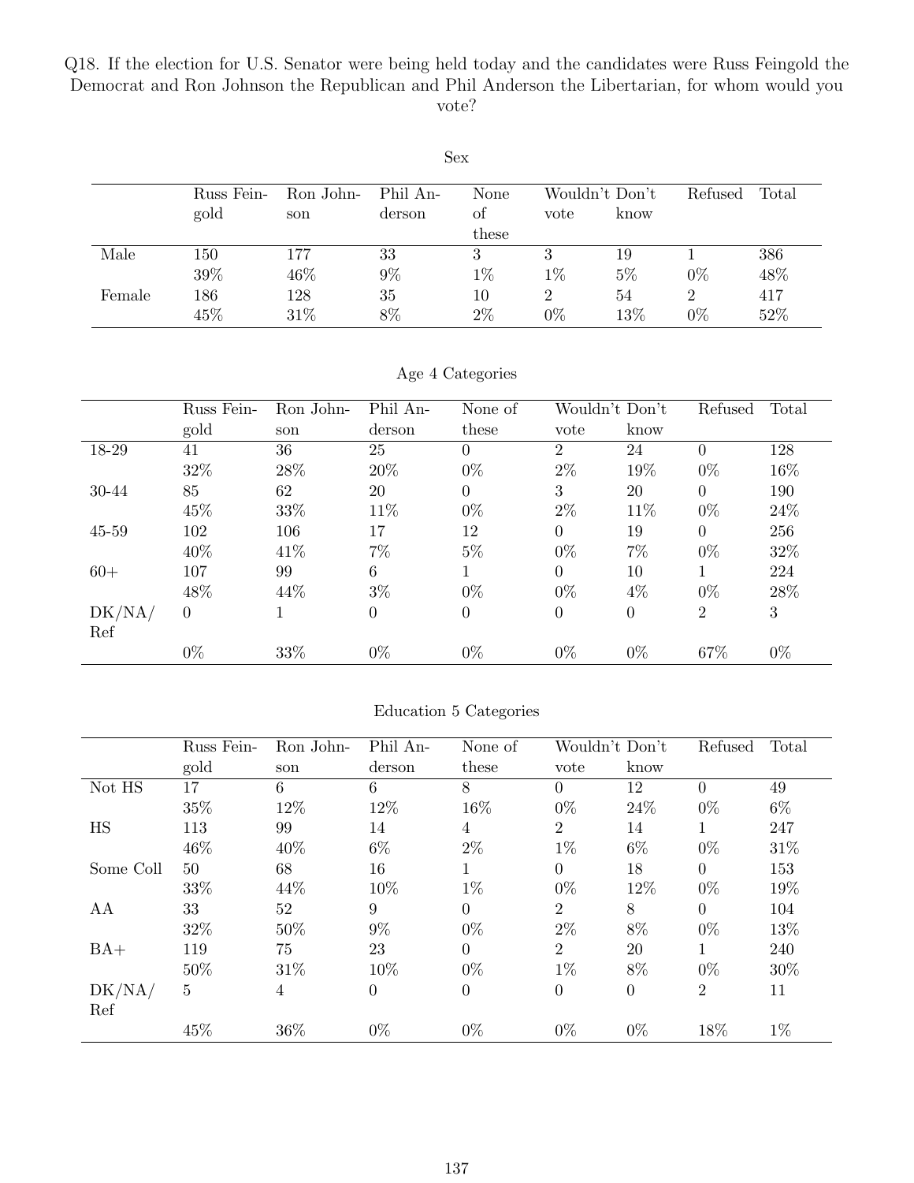Q18. If the election for U.S. Senator were being held today and the candidates were Russ Feingold the Democrat and Ron Johnson the Republican and Phil Anderson the Libertarian, for whom would you vote?

Sex

| | Russ Feingold | Ron Johnson | Phil Anderson | None of these | Wouldn't vote | Don't know | Refused | Total |
|---|---|---|---|---|---|---|---|---|
| Male | 150 | 177 | 33 | 3 | 3 | 19 | 1 | 386 |
| | 39% | 46% | 9% | 1% | 1% | 5% | 0% | 48% |
| Female | 186 | 128 | 35 | 10 | 2 | 54 | 2 | 417 |
| | 45% | 31% | 8% | 2% | 0% | 13% | 0% | 52% |

Age 4 Categories

| | Russ Feingold | Ron Johnson | Phil Anderson | None of these | Wouldn't vote | Don't know | Refused | Total |
|---|---|---|---|---|---|---|---|---|
| 18-29 | 41 | 36 | 25 | 0 | 2 | 24 | 0 | 128 |
| | 32% | 28% | 20% | 0% | 2% | 19% | 0% | 16% |
| 30-44 | 85 | 62 | 20 | 0 | 3 | 20 | 0 | 190 |
| | 45% | 33% | 11% | 0% | 2% | 11% | 0% | 24% |
| 45-59 | 102 | 106 | 17 | 12 | 0 | 19 | 0 | 256 |
| | 40% | 41% | 7% | 5% | 0% | 7% | 0% | 32% |
| 60+ | 107 | 99 | 6 | 1 | 0 | 10 | 1 | 224 |
| | 48% | 44% | 3% | 0% | 0% | 4% | 0% | 28% |
| DK/NA/Ref | 0 | 1 | 0 | 0 | 0 | 0 | 2 | 3 |
| | 0% | 33% | 0% | 0% | 0% | 0% | 67% | 0% |

Education 5 Categories

| | Russ Feingold | Ron Johnson | Phil Anderson | None of these | Wouldn't vote | Don't know | Refused | Total |
|---|---|---|---|---|---|---|---|---|
| Not HS | 17 | 6 | 6 | 8 | 0 | 12 | 0 | 49 |
| | 35% | 12% | 12% | 16% | 0% | 24% | 0% | 6% |
| HS | 113 | 99 | 14 | 4 | 2 | 14 | 1 | 247 |
| | 46% | 40% | 6% | 2% | 1% | 6% | 0% | 31% |
| Some Coll | 50 | 68 | 16 | 1 | 0 | 18 | 0 | 153 |
| | 33% | 44% | 10% | 1% | 0% | 12% | 0% | 19% |
| AA | 33 | 52 | 9 | 0 | 2 | 8 | 0 | 104 |
| | 32% | 50% | 9% | 0% | 2% | 8% | 0% | 13% |
| BA+ | 119 | 75 | 23 | 0 | 2 | 20 | 1 | 240 |
| | 50% | 31% | 10% | 0% | 1% | 8% | 0% | 30% |
| DK/NA/Ref | 5 | 4 | 0 | 0 | 0 | 0 | 2 | 11 |
| | 45% | 36% | 0% | 0% | 0% | 0% | 18% | 1% |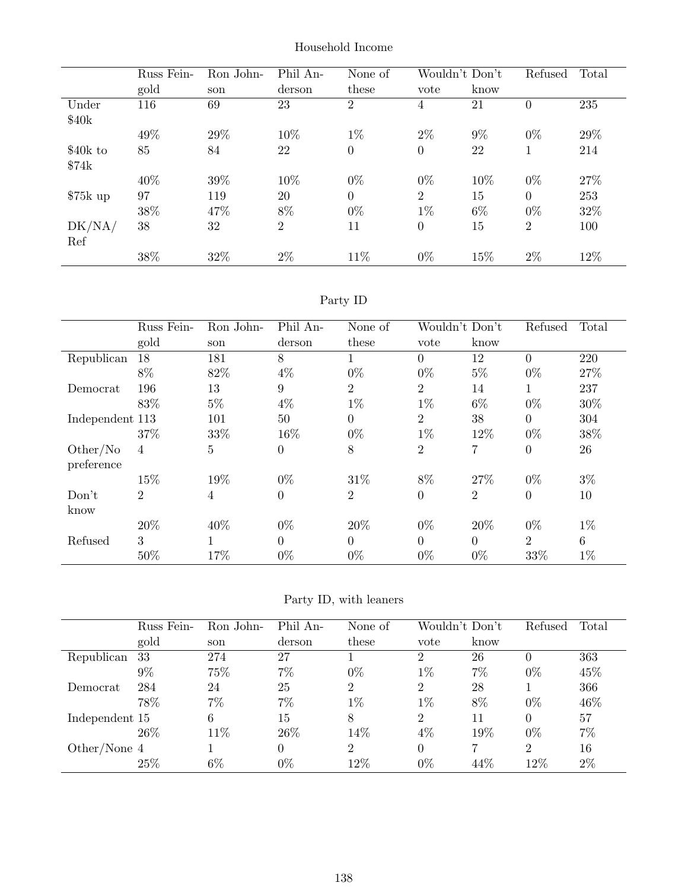Household Income

| | Russ Feingold | Ron Johnson | Phil Anderson | None of these | Wouldn't vote | Don't know | Refused | Total |
|---|---|---|---|---|---|---|---|---|
| Under $40k | 116 | 69 | 23 | 2 | 4 | 21 | 0 | 235 |
| | 49% | 29% | 10% | 1% | 2% | 9% | 0% | 29% |
| $40k to $74k | 85 | 84 | 22 | 0 | 0 | 22 | 1 | 214 |
| | 40% | 39% | 10% | 0% | 0% | 10% | 0% | 27% |
| $75k up | 97 | 119 | 20 | 0 | 2 | 15 | 0 | 253 |
| | 38% | 47% | 8% | 0% | 1% | 6% | 0% | 32% |
| DK/NA/ Ref | 38 | 32 | 2 | 11 | 0 | 15 | 2 | 100 |
| | 38% | 32% | 2% | 11% | 0% | 15% | 2% | 12% |

Party ID

| | Russ Feingold | Ron Johnson | Phil Anderson | None of these | Wouldn't vote | Don't know | Refused | Total |
|---|---|---|---|---|---|---|---|---|
| Republican | 18 | 181 | 8 | 1 | 0 | 12 | 0 | 220 |
| | 8% | 82% | 4% | 0% | 0% | 5% | 0% | 27% |
| Democrat | 196 | 13 | 9 | 2 | 2 | 14 | 1 | 237 |
| | 83% | 5% | 4% | 1% | 1% | 6% | 0% | 30% |
| Independent | 113 | 101 | 50 | 0 | 2 | 38 | 0 | 304 |
| | 37% | 33% | 16% | 0% | 1% | 12% | 0% | 38% |
| Other/No preference | 4 | 5 | 0 | 8 | 2 | 7 | 0 | 26 |
| | 15% | 19% | 0% | 31% | 8% | 27% | 0% | 3% |
| Don't know | 2 | 4 | 0 | 2 | 0 | 2 | 0 | 10 |
| | 20% | 40% | 0% | 20% | 0% | 20% | 0% | 1% |
| Refused | 3 | 1 | 0 | 0 | 0 | 0 | 2 | 6 |
| | 50% | 17% | 0% | 0% | 0% | 0% | 33% | 1% |

Party ID, with leaners

| | Russ Feingold | Ron Johnson | Phil Anderson | None of these | Wouldn't vote | Don't know | Refused | Total |
|---|---|---|---|---|---|---|---|---|
| Republican | 33 | 274 | 27 | 1 | 2 | 26 | 0 | 363 |
| | 9% | 75% | 7% | 0% | 1% | 7% | 0% | 45% |
| Democrat | 284 | 24 | 25 | 2 | 2 | 28 | 1 | 366 |
| | 78% | 7% | 7% | 1% | 1% | 8% | 0% | 46% |
| Independent | 15 | 6 | 15 | 8 | 2 | 11 | 0 | 57 |
| | 26% | 11% | 26% | 14% | 4% | 19% | 0% | 7% |
| Other/None | 4 | 1 | 0 | 2 | 0 | 7 | 2 | 16 |
| | 25% | 6% | 0% | 12% | 0% | 44% | 12% | 2% |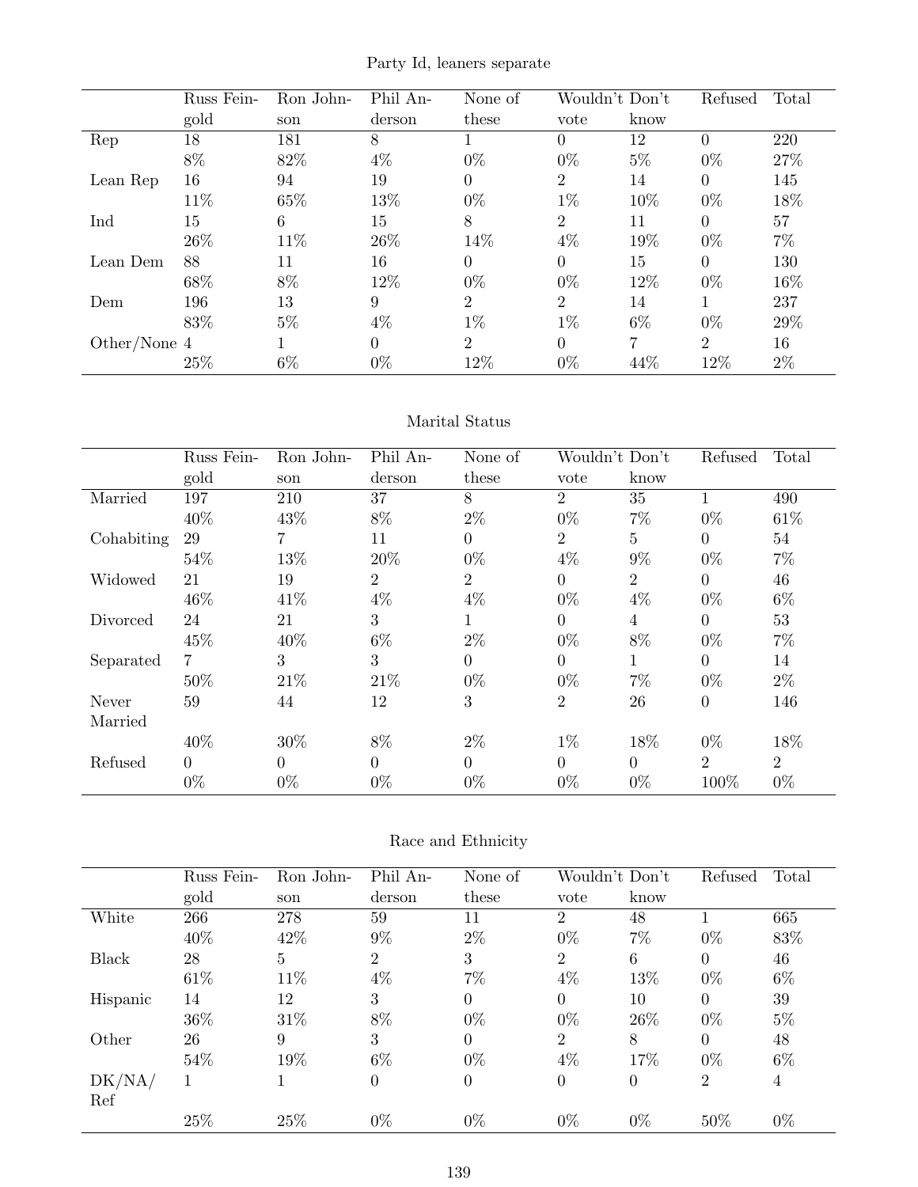Party Id, leaners separate

| | Russ Feingold | Ron Johnson | Phil Anderson | None of these | Wouldn't vote | Don't know | Refused | Total |
|---|---|---|---|---|---|---|---|---|
| Rep | 18 | 181 | 8 | 1 | 0 | 12 | 0 | 220 |
| | 8% | 82% | 4% | 0% | 0% | 5% | 0% | 27% |
| Lean Rep | 16 | 94 | 19 | 0 | 2 | 14 | 0 | 145 |
| | 11% | 65% | 13% | 0% | 1% | 10% | 0% | 18% |
| Ind | 15 | 6 | 15 | 8 | 2 | 11 | 0 | 57 |
| | 26% | 11% | 26% | 14% | 4% | 19% | 0% | 7% |
| Lean Dem | 88 | 11 | 16 | 0 | 0 | 15 | 0 | 130 |
| | 68% | 8% | 12% | 0% | 0% | 12% | 0% | 16% |
| Dem | 196 | 13 | 9 | 2 | 2 | 14 | 1 | 237 |
| | 83% | 5% | 4% | 1% | 1% | 6% | 0% | 29% |
| Other/None | 4 | 1 | 0 | 2 | 0 | 7 | 2 | 16 |
| | 25% | 6% | 0% | 12% | 0% | 44% | 12% | 2% |

Marital Status

| | Russ Feingold | Ron Johnson | Phil Anderson | None of these | Wouldn't vote | Don't know | Refused | Total |
|---|---|---|---|---|---|---|---|---|
| Married | 197 | 210 | 37 | 8 | 2 | 35 | 1 | 490 |
| | 40% | 43% | 8% | 2% | 0% | 7% | 0% | 61% |
| Cohabiting | 29 | 7 | 11 | 0 | 2 | 5 | 0 | 54 |
| | 54% | 13% | 20% | 0% | 4% | 9% | 0% | 7% |
| Widowed | 21 | 19 | 2 | 2 | 0 | 2 | 0 | 46 |
| | 46% | 41% | 4% | 4% | 0% | 4% | 0% | 6% |
| Divorced | 24 | 21 | 3 | 1 | 0 | 4 | 0 | 53 |
| | 45% | 40% | 6% | 2% | 0% | 8% | 0% | 7% |
| Separated | 7 | 3 | 3 | 0 | 0 | 1 | 0 | 14 |
| | 50% | 21% | 21% | 0% | 0% | 7% | 0% | 2% |
| Never Married | 59 | 44 | 12 | 3 | 2 | 26 | 0 | 146 |
| | 40% | 30% | 8% | 2% | 1% | 18% | 0% | 18% |
| Refused | 0 | 0 | 0 | 0 | 0 | 0 | 2 | 2 |
| | 0% | 0% | 0% | 0% | 0% | 0% | 100% | 0% |

Race and Ethnicity

| | Russ Feingold | Ron Johnson | Phil Anderson | None of these | Wouldn't vote | Don't know | Refused | Total |
|---|---|---|---|---|---|---|---|---|
| White | 266 | 278 | 59 | 11 | 2 | 48 | 1 | 665 |
| | 40% | 42% | 9% | 2% | 0% | 7% | 0% | 83% |
| Black | 28 | 5 | 2 | 3 | 2 | 6 | 0 | 46 |
| | 61% | 11% | 4% | 7% | 4% | 13% | 0% | 6% |
| Hispanic | 14 | 12 | 3 | 0 | 0 | 10 | 0 | 39 |
| | 36% | 31% | 8% | 0% | 0% | 26% | 0% | 5% |
| Other | 26 | 9 | 3 | 0 | 2 | 8 | 0 | 48 |
| | 54% | 19% | 6% | 0% | 4% | 17% | 0% | 6% |
| DK/NA/Ref | 1 | 1 | 0 | 0 | 0 | 0 | 2 | 4 |
| | 25% | 25% | 0% | 0% | 0% | 0% | 50% | 0% |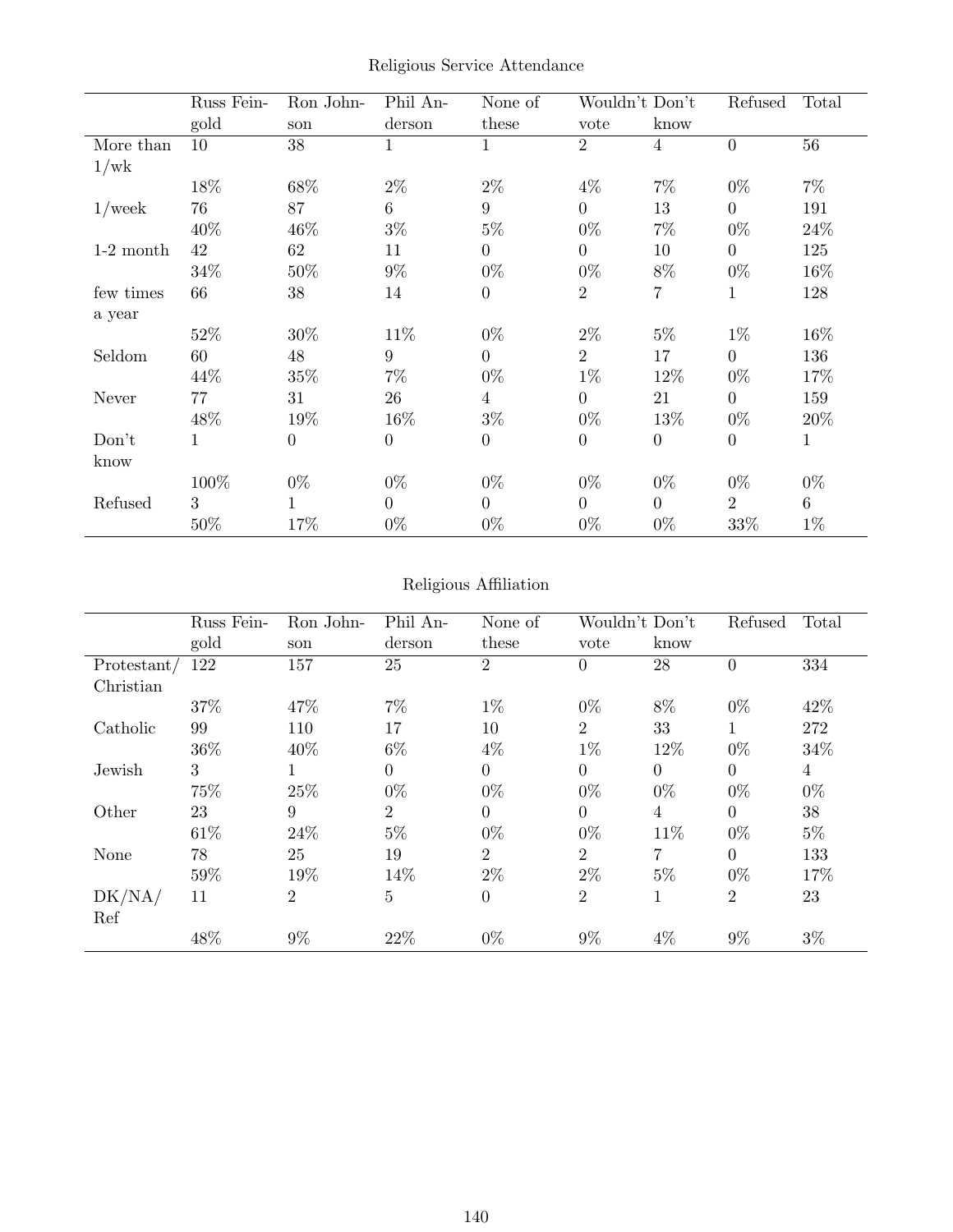Religious Service Attendance

| | Russ Feingold | Ron Johnson | Phil Anderson | None of these | Wouldn't vote | Don't know | Refused | Total |
|---|---|---|---|---|---|---|---|---|
| More than 1/wk | 10 | 38 | 1 | 1 | 2 | 4 | 0 | 56 |
| | 18% | 68% | 2% | 2% | 4% | 7% | 0% | 7% |
| 1/week | 76 | 87 | 6 | 9 | 0 | 13 | 0 | 191 |
| | 40% | 46% | 3% | 5% | 0% | 7% | 0% | 24% |
| 1-2 month | 42 | 62 | 11 | 0 | 0 | 10 | 0 | 125 |
| | 34% | 50% | 9% | 0% | 0% | 8% | 0% | 16% |
| few times a year | 66 | 38 | 14 | 0 | 2 | 7 | 1 | 128 |
| | 52% | 30% | 11% | 0% | 2% | 5% | 1% | 16% |
| Seldom | 60 | 48 | 9 | 0 | 2 | 17 | 0 | 136 |
| | 44% | 35% | 7% | 0% | 1% | 12% | 0% | 17% |
| Never | 77 | 31 | 26 | 4 | 0 | 21 | 0 | 159 |
| | 48% | 19% | 16% | 3% | 0% | 13% | 0% | 20% |
| Don't know | 1 | 0 | 0 | 0 | 0 | 0 | 0 | 1 |
| | 100% | 0% | 0% | 0% | 0% | 0% | 0% | 0% |
| Refused | 3 | 1 | 0 | 0 | 0 | 0 | 2 | 6 |
| | 50% | 17% | 0% | 0% | 0% | 0% | 33% | 1% |

Religious Affiliation

| | Russ Feingold | Ron Johnson | Phil Anderson | None of these | Wouldn't vote | Don't know | Refused | Total |
|---|---|---|---|---|---|---|---|---|
| Protestant/ Christian | 122 | 157 | 25 | 2 | 0 | 28 | 0 | 334 |
| | 37% | 47% | 7% | 1% | 0% | 8% | 0% | 42% |
| Catholic | 99 | 110 | 17 | 10 | 2 | 33 | 1 | 272 |
| | 36% | 40% | 6% | 4% | 1% | 12% | 0% | 34% |
| Jewish | 3 | 1 | 0 | 0 | 0 | 0 | 0 | 4 |
| | 75% | 25% | 0% | 0% | 0% | 0% | 0% | 0% |
| Other | 23 | 9 | 2 | 0 | 0 | 4 | 0 | 38 |
| | 61% | 24% | 5% | 0% | 0% | 11% | 0% | 5% |
| None | 78 | 25 | 19 | 2 | 2 | 7 | 0 | 133 |
| | 59% | 19% | 14% | 2% | 2% | 5% | 0% | 17% |
| DK/NA/ Ref | 11 | 2 | 5 | 0 | 2 | 1 | 2 | 23 |
| | 48% | 9% | 22% | 0% | 9% | 4% | 9% | 3% |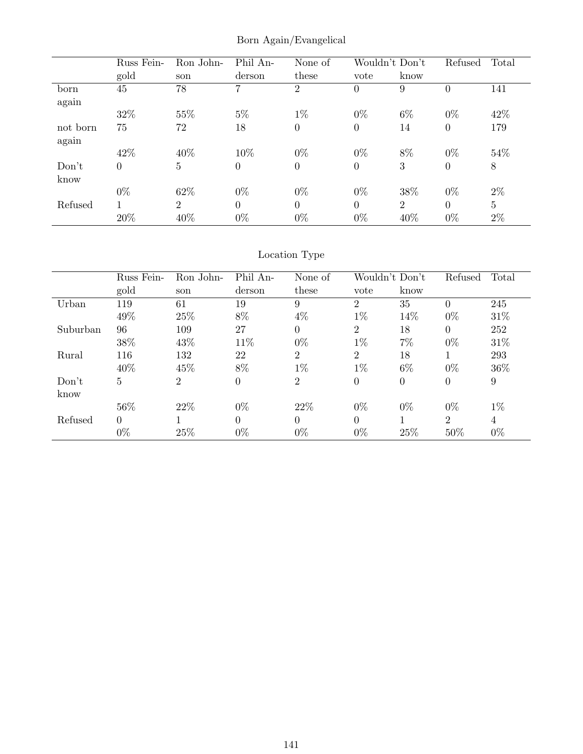## Born Again/Evangelical

| | Russ Feingold | Ron Johnson | Phil Anderson | None of these | Wouldn't vote | Don't know | Refused | Total |
|---|---|---|---|---|---|---|---|---|
| born again | 45 | 78 | 7 | 2 | 0 | 9 | 0 | 141 |
| | 32% | 55% | 5% | 1% | 0% | 6% | 0% | 42% |
| not born again | 75 | 72 | 18 | 0 | 0 | 14 | 0 | 179 |
| | 42% | 40% | 10% | 0% | 0% | 8% | 0% | 54% |
| Don't know | 0 | 5 | 0 | 0 | 0 | 3 | 0 | 8 |
| | 0% | 62% | 0% | 0% | 0% | 38% | 0% | 2% |
| Refused | 1 | 2 | 0 | 0 | 0 | 2 | 0 | 5 |
| | 20% | 40% | 0% | 0% | 0% | 40% | 0% | 2% |

## Location Type

| | Russ Feingold | Ron Johnson | Phil Anderson | None of these | Wouldn't vote | Don't know | Refused | Total |
|---|---|---|---|---|---|---|---|---|
| Urban | 119 | 61 | 19 | 9 | 2 | 35 | 0 | 245 |
| | 49% | 25% | 8% | 4% | 1% | 14% | 0% | 31% |
| Suburban | 96 | 109 | 27 | 0 | 2 | 18 | 0 | 252 |
| | 38% | 43% | 11% | 0% | 1% | 7% | 0% | 31% |
| Rural | 116 | 132 | 22 | 2 | 2 | 18 | 1 | 293 |
| | 40% | 45% | 8% | 1% | 1% | 6% | 0% | 36% |
| Don't know | 5 | 2 | 0 | 2 | 0 | 0 | 0 | 9 |
| | 56% | 22% | 0% | 22% | 0% | 0% | 0% | 1% |
| Refused | 0 | 1 | 0 | 0 | 0 | 1 | 2 | 4 |
| | 0% | 25% | 0% | 0% | 0% | 25% | 50% | 0% |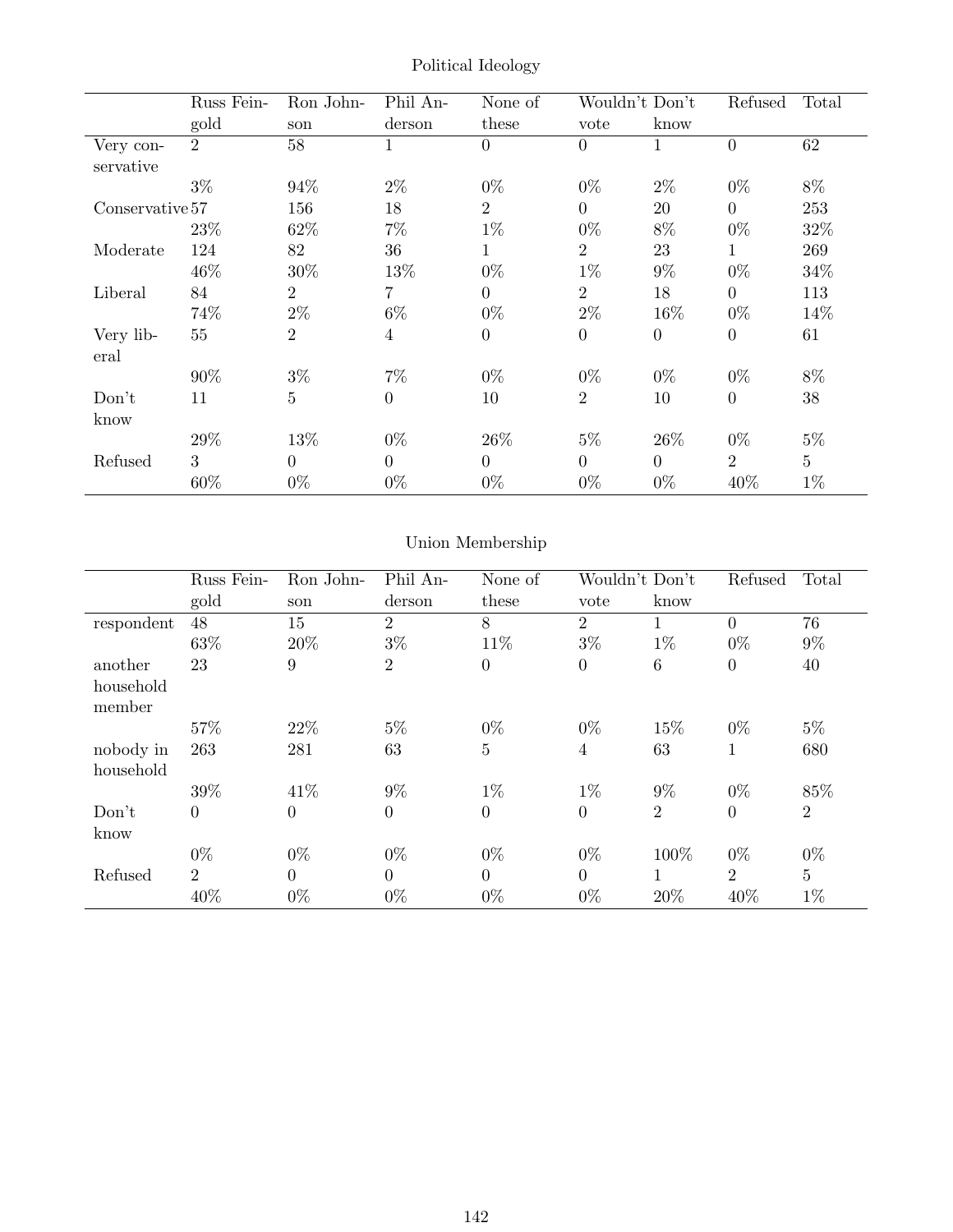## Political Ideology

| | Russ Feingold | Ron Johnson | Phil Anderson | None of these | Wouldn't vote | Don't know | Refused | Total |
|---|---|---|---|---|---|---|---|---|
| Very conservative | 2 | 58 | 1 | 0 | 0 | 1 | 0 | 62 |
| | 3% | 94% | 2% | 0% | 0% | 2% | 0% | 8% |
| Conservative | 57 | 156 | 18 | 2 | 0 | 20 | 0 | 253 |
| | 23% | 62% | 7% | 1% | 0% | 8% | 0% | 32% |
| Moderate | 124 | 82 | 36 | 1 | 2 | 23 | 1 | 269 |
| | 46% | 30% | 13% | 0% | 1% | 9% | 0% | 34% |
| Liberal | 84 | 2 | 7 | 0 | 2 | 18 | 0 | 113 |
| | 74% | 2% | 6% | 0% | 2% | 16% | 0% | 14% |
| Very liberal | 55 | 2 | 4 | 0 | 0 | 0 | 0 | 61 |
| | 90% | 3% | 7% | 0% | 0% | 0% | 0% | 8% |
| Don't know | 11 | 5 | 0 | 10 | 2 | 10 | 0 | 38 |
| | 29% | 13% | 0% | 26% | 5% | 26% | 0% | 5% |
| Refused | 3 | 0 | 0 | 0 | 0 | 0 | 2 | 5 |
| | 60% | 0% | 0% | 0% | 0% | 0% | 40% | 1% |

## Union Membership

| | Russ Feingold | Ron Johnson | Phil Anderson | None of these | Wouldn't vote | Don't know | Refused | Total |
|---|---|---|---|---|---|---|---|---|
| respondent | 48 | 15 | 2 | 8 | 2 | 1 | 0 | 76 |
| | 63% | 20% | 3% | 11% | 3% | 1% | 0% | 9% |
| another household member | 23 | 9 | 2 | 0 | 0 | 6 | 0 | 40 |
| | 57% | 22% | 5% | 0% | 0% | 15% | 0% | 5% |
| nobody in household | 263 | 281 | 63 | 5 | 4 | 63 | 1 | 680 |
| | 39% | 41% | 9% | 1% | 1% | 9% | 0% | 85% |
| Don't know | 0 | 0 | 0 | 0 | 0 | 2 | 0 | 2 |
| | 0% | 0% | 0% | 0% | 0% | 100% | 0% | 0% |
| Refused | 2 | 0 | 0 | 0 | 0 | 1 | 2 | 5 |
| | 40% | 0% | 0% | 0% | 0% | 20% | 40% | 1% |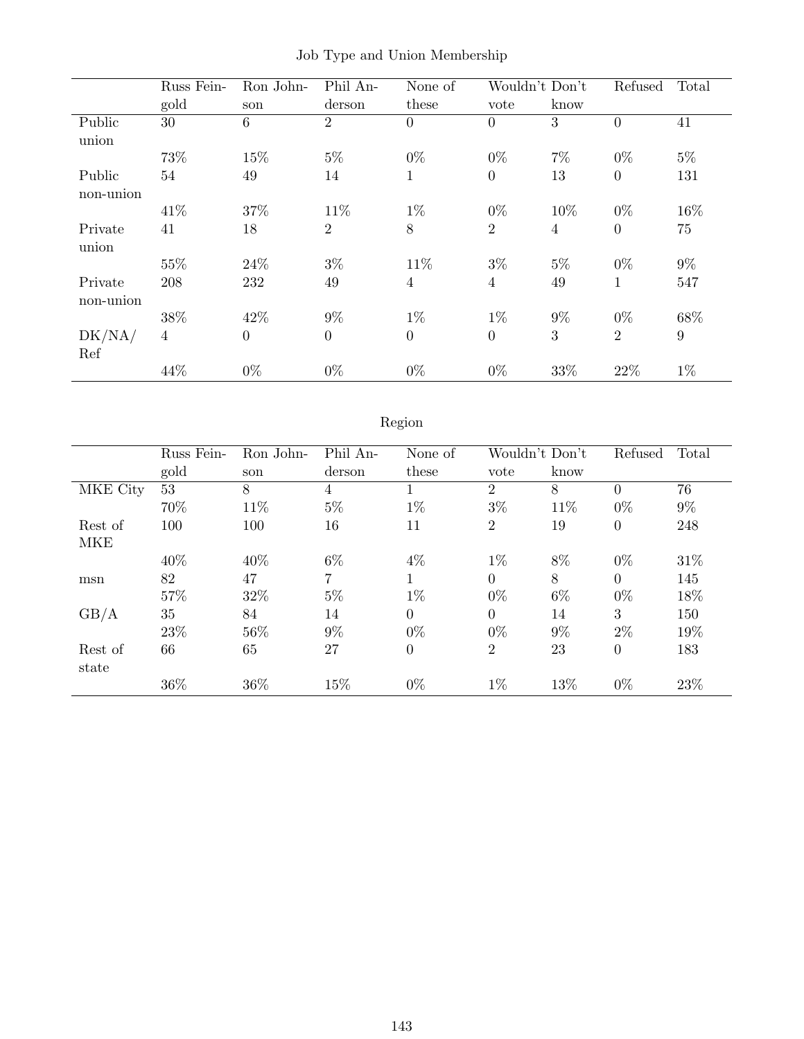Job Type and Union Membership

| | Russ Feingold | Ron Johnson | Phil Anderson | None of these | Wouldn't vote | Don't know | Refused | Total |
|---|---|---|---|---|---|---|---|---|
| Public union | 30 | 6 | 2 | 0 | 0 | 3 | 0 | 41 |
| | 73% | 15% | 5% | 0% | 0% | 7% | 0% | 5% |
| Public non-union | 54 | 49 | 14 | 1 | 0 | 13 | 0 | 131 |
| | 41% | 37% | 11% | 1% | 0% | 10% | 0% | 16% |
| Private union | 41 | 18 | 2 | 8 | 2 | 4 | 0 | 75 |
| | 55% | 24% | 3% | 11% | 3% | 5% | 0% | 9% |
| Private non-union | 208 | 232 | 49 | 4 | 4 | 49 | 1 | 547 |
| | 38% | 42% | 9% | 1% | 1% | 9% | 0% | 68% |
| DK/NA/Ref | 4 | 0 | 0 | 0 | 0 | 3 | 2 | 9 |
| | 44% | 0% | 0% | 0% | 0% | 33% | 22% | 1% |

Region

| | Russ Feingold | Ron Johnson | Phil Anderson | None of these | Wouldn't vote | Don't know | Refused | Total |
|---|---|---|---|---|---|---|---|---|
| MKE City | 53 | 8 | 4 | 1 | 2 | 8 | 0 | 76 |
| | 70% | 11% | 5% | 1% | 3% | 11% | 0% | 9% |
| Rest of MKE | 100 | 100 | 16 | 11 | 2 | 19 | 0 | 248 |
| | 40% | 40% | 6% | 4% | 1% | 8% | 0% | 31% |
| msn | 82 | 47 | 7 | 1 | 0 | 8 | 0 | 145 |
| | 57% | 32% | 5% | 1% | 0% | 6% | 0% | 18% |
| GB/A | 35 | 84 | 14 | 0 | 0 | 14 | 3 | 150 |
| | 23% | 56% | 9% | 0% | 0% | 9% | 2% | 19% |
| Rest of state | 66 | 65 | 27 | 0 | 2 | 23 | 0 | 183 |
| | 36% | 36% | 15% | 0% | 1% | 13% | 0% | 23% |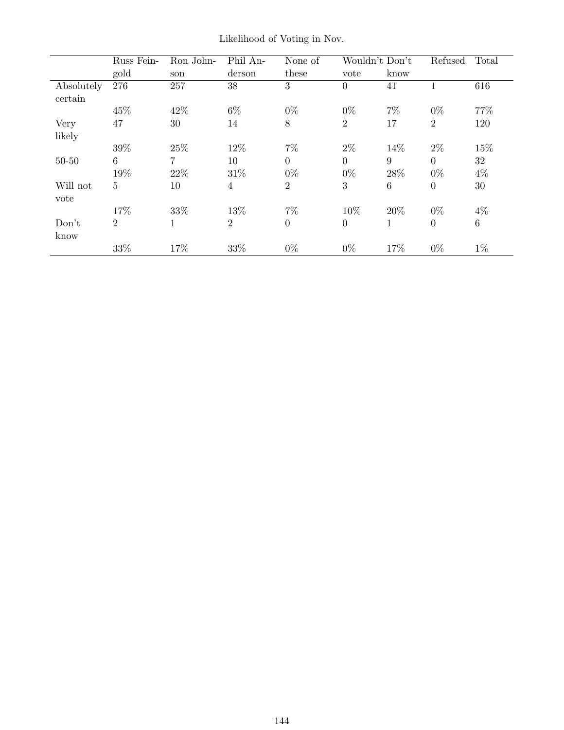Likelihood of Voting in Nov.

| | Russ Feingold | Ron Johnson | Phil Anderson | None of these | Wouldn't vote | Don't know | Refused | Total |
|---|---|---|---|---|---|---|---|---|
| Absolutely certain | 276 | 257 | 38 | 3 | 0 | 41 | 1 | 616 |
| | 45% | 42% | 6% | 0% | 0% | 7% | 0% | 77% |
| Very likely | 47 | 30 | 14 | 8 | 2 | 17 | 2 | 120 |
| | 39% | 25% | 12% | 7% | 2% | 14% | 2% | 15% |
| 50-50 | 6 | 7 | 10 | 0 | 0 | 9 | 0 | 32 |
| | 19% | 22% | 31% | 0% | 0% | 28% | 0% | 4% |
| Will not vote | 5 | 10 | 4 | 2 | 3 | 6 | 0 | 30 |
| | 17% | 33% | 13% | 7% | 10% | 20% | 0% | 4% |
| Don't know | 2 | 1 | 2 | 0 | 0 | 1 | 0 | 6 |
| | 33% | 17% | 33% | 0% | 0% | 17% | 0% | 1% |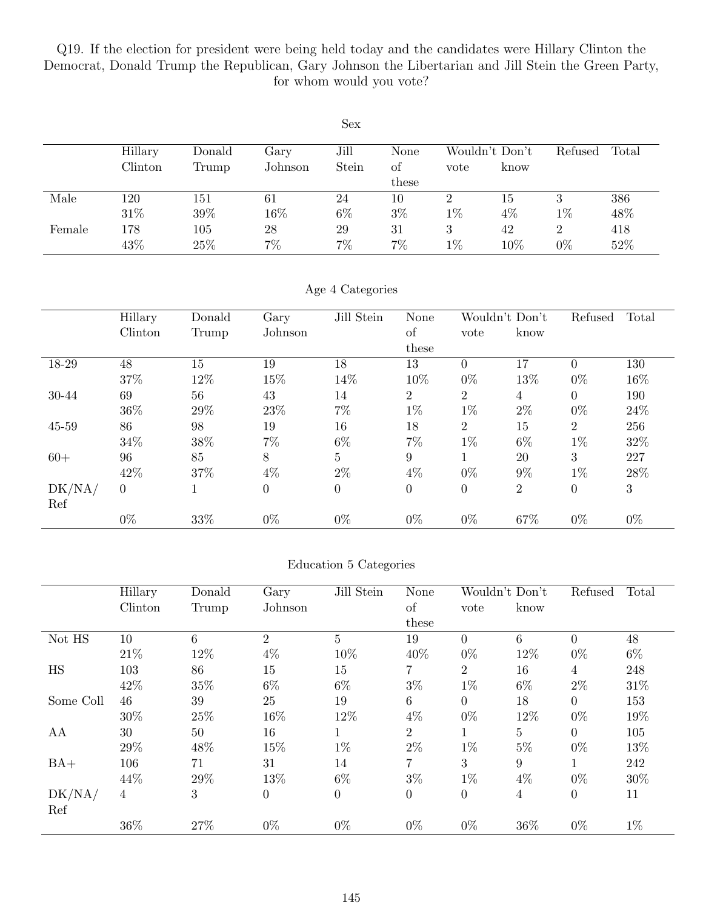Q19. If the election for president were being held today and the candidates were Hillary Clinton the Democrat, Donald Trump the Republican, Gary Johnson the Libertarian and Jill Stein the Green Party, for whom would you vote?

Sex

| | Hillary Clinton | Donald Trump | Gary Johnson | Jill Stein | None of these | Wouldn't vote | Don't know | Refused | Total |
|---|---|---|---|---|---|---|---|---|---|
| Male | 120 | 151 | 61 | 24 | 10 | 2 | 15 | 3 | 386 |
| | 31% | 39% | 16% | 6% | 3% | 1% | 4% | 1% | 48% |
| Female | 178 | 105 | 28 | 29 | 31 | 3 | 42 | 2 | 418 |
| | 43% | 25% | 7% | 7% | 7% | 1% | 10% | 0% | 52% |

Age 4 Categories

| | Hillary Clinton | Donald Trump | Gary Johnson | Jill Stein | None of these | Wouldn't vote | Don't know | Refused | Total |
|---|---|---|---|---|---|---|---|---|---|
| 18-29 | 48 | 15 | 19 | 18 | 13 | 0 | 17 | 0 | 130 |
| | 37% | 12% | 15% | 14% | 10% | 0% | 13% | 0% | 16% |
| 30-44 | 69 | 56 | 43 | 14 | 2 | 2 | 4 | 0 | 190 |
| | 36% | 29% | 23% | 7% | 1% | 1% | 2% | 0% | 24% |
| 45-59 | 86 | 98 | 19 | 16 | 18 | 2 | 15 | 2 | 256 |
| | 34% | 38% | 7% | 6% | 7% | 1% | 6% | 1% | 32% |
| 60+ | 96 | 85 | 8 | 5 | 9 | 1 | 20 | 3 | 227 |
| | 42% | 37% | 4% | 2% | 4% | 0% | 9% | 1% | 28% |
| DK/NA/Ref | 0 | 1 | 0 | 0 | 0 | 0 | 2 | 0 | 3 |
| | 0% | 33% | 0% | 0% | 0% | 0% | 67% | 0% | 0% |

Education 5 Categories

| | Hillary Clinton | Donald Trump | Gary Johnson | Jill Stein | None of these | Wouldn't vote | Don't know | Refused | Total |
|---|---|---|---|---|---|---|---|---|---|
| Not HS | 10 | 6 | 2 | 5 | 19 | 0 | 6 | 0 | 48 |
| | 21% | 12% | 4% | 10% | 40% | 0% | 12% | 0% | 6% |
| HS | 103 | 86 | 15 | 15 | 7 | 2 | 16 | 4 | 248 |
| | 42% | 35% | 6% | 6% | 3% | 1% | 6% | 2% | 31% |
| Some Coll | 46 | 39 | 25 | 19 | 6 | 0 | 18 | 0 | 153 |
| | 30% | 25% | 16% | 12% | 4% | 0% | 12% | 0% | 19% |
| AA | 30 | 50 | 16 | 1 | 2 | 1 | 5 | 0 | 105 |
| | 29% | 48% | 15% | 1% | 2% | 1% | 5% | 0% | 13% |
| BA+ | 106 | 71 | 31 | 14 | 7 | 3 | 9 | 1 | 242 |
| | 44% | 29% | 13% | 6% | 3% | 1% | 4% | 0% | 30% |
| DK/NA/Ref | 4 | 3 | 0 | 0 | 0 | 0 | 4 | 0 | 11 |
| | 36% | 27% | 0% | 0% | 0% | 0% | 36% | 0% | 1% |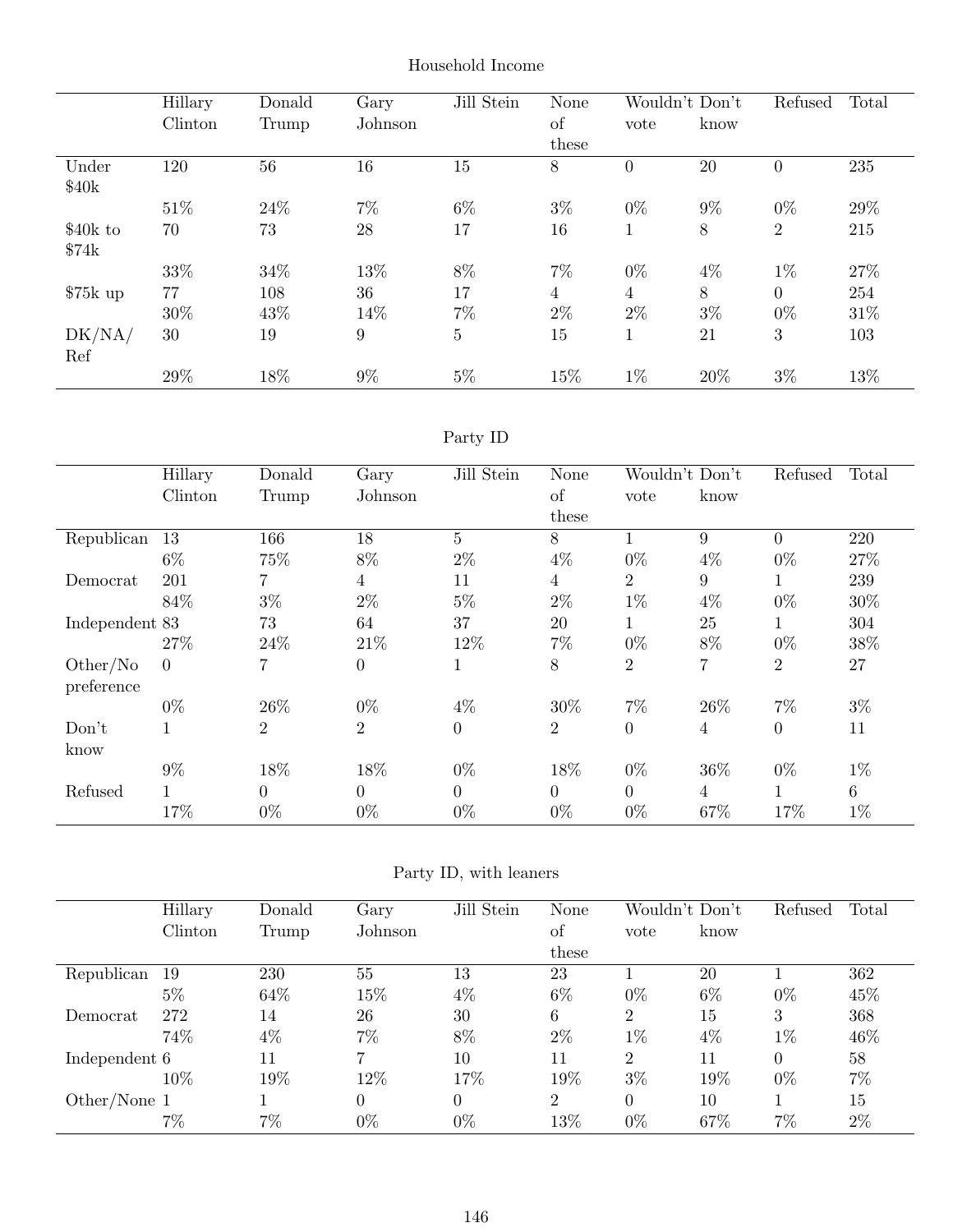Household Income

| | Hillary Clinton | Donald Trump | Gary Johnson | Jill Stein | None of these | Wouldn't vote | Don't know | Refused | Total |
|---|---|---|---|---|---|---|---|---|---|
| Under $40k | 120 | 56 | 16 | 15 | 8 | 0 | 20 | 0 | 235 |
| | 51% | 24% | 7% | 6% | 3% | 0% | 9% | 0% | 29% |
| $40k to $74k | 70 | 73 | 28 | 17 | 16 | 1 | 8 | 2 | 215 |
| | 33% | 34% | 13% | 8% | 7% | 0% | 4% | 1% | 27% |
| $75k up | 77 | 108 | 36 | 17 | 4 | 4 | 8 | 0 | 254 |
| | 30% | 43% | 14% | 7% | 2% | 2% | 3% | 0% | 31% |
| DK/NA/ Ref | 30 | 19 | 9 | 5 | 15 | 1 | 21 | 3 | 103 |
| | 29% | 18% | 9% | 5% | 15% | 1% | 20% | 3% | 13% |

Party ID

| | Hillary Clinton | Donald Trump | Gary Johnson | Jill Stein | None of these | Wouldn't vote | Don't know | Refused | Total |
|---|---|---|---|---|---|---|---|---|---|
| Republican | 13 | 166 | 18 | 5 | 8 | 1 | 9 | 0 | 220 |
| | 6% | 75% | 8% | 2% | 4% | 0% | 4% | 0% | 27% |
| Democrat | 201 | 7 | 4 | 11 | 4 | 2 | 9 | 1 | 239 |
| | 84% | 3% | 2% | 5% | 2% | 1% | 4% | 0% | 30% |
| Independent | 83 | 73 | 64 | 37 | 20 | 1 | 25 | 1 | 304 |
| | 27% | 24% | 21% | 12% | 7% | 0% | 8% | 0% | 38% |
| Other/No preference | 0 | 7 | 0 | 1 | 8 | 2 | 7 | 2 | 27 |
| | 0% | 26% | 0% | 4% | 30% | 7% | 26% | 7% | 3% |
| Don't know | 1 | 2 | 2 | 0 | 2 | 0 | 4 | 0 | 11 |
| | 9% | 18% | 18% | 0% | 18% | 0% | 36% | 0% | 1% |
| Refused | 1 | 0 | 0 | 0 | 0 | 0 | 4 | 1 | 6 |
| | 17% | 0% | 0% | 0% | 0% | 0% | 67% | 17% | 1% |

Party ID, with leaners

| | Hillary Clinton | Donald Trump | Gary Johnson | Jill Stein | None of these | Wouldn't vote | Don't know | Refused | Total |
|---|---|---|---|---|---|---|---|---|---|
| Republican | 19 | 230 | 55 | 13 | 23 | 1 | 20 | 1 | 362 |
| | 5% | 64% | 15% | 4% | 6% | 0% | 6% | 0% | 45% |
| Democrat | 272 | 14 | 26 | 30 | 6 | 2 | 15 | 3 | 368 |
| | 74% | 4% | 7% | 8% | 2% | 1% | 4% | 1% | 46% |
| Independent | 6 | 11 | 7 | 10 | 11 | 2 | 11 | 0 | 58 |
| | 10% | 19% | 12% | 17% | 19% | 3% | 19% | 0% | 7% |
| Other/None | 1 | 1 | 0 | 0 | 2 | 0 | 10 | 1 | 15 |
| | 7% | 7% | 0% | 0% | 13% | 0% | 67% | 7% | 2% |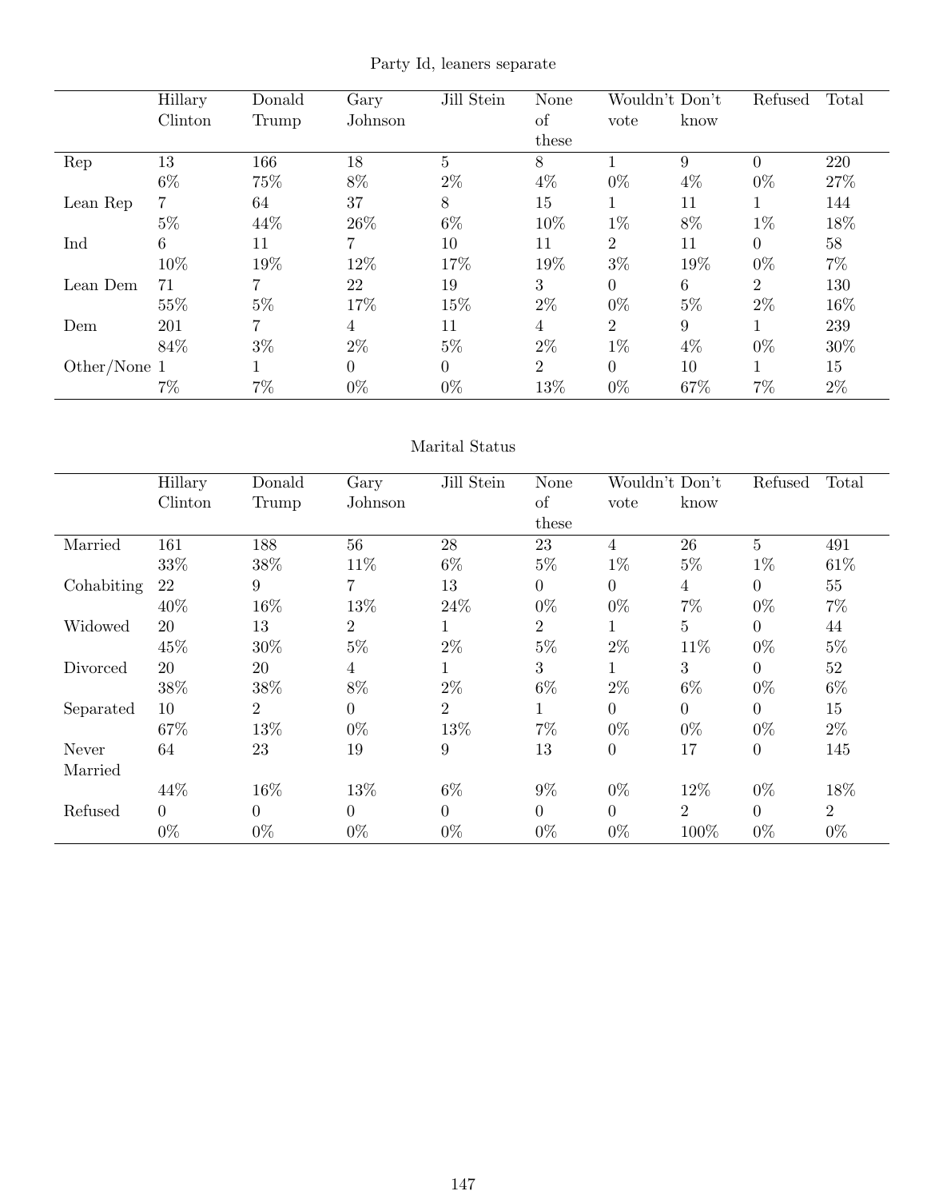Party Id, leaners separate

| | Hillary Clinton | Donald Trump | Gary Johnson | Jill Stein | None of these | Wouldn't vote | Don't know | Refused | Total |
|---|---|---|---|---|---|---|---|---|---|
| Rep | 13 | 166 | 18 | 5 | 8 | 1 | 9 | 0 | 220 |
| | 6% | 75% | 8% | 2% | 4% | 0% | 4% | 0% | 27% |
| Lean Rep | 7 | 64 | 37 | 8 | 15 | 1 | 11 | 1 | 144 |
| | 5% | 44% | 26% | 6% | 10% | 1% | 8% | 1% | 18% |
| Ind | 6 | 11 | 7 | 10 | 11 | 2 | 11 | 0 | 58 |
| | 10% | 19% | 12% | 17% | 19% | 3% | 19% | 0% | 7% |
| Lean Dem | 71 | 7 | 22 | 19 | 3 | 0 | 6 | 2 | 130 |
| | 55% | 5% | 17% | 15% | 2% | 0% | 5% | 2% | 16% |
| Dem | 201 | 7 | 4 | 11 | 4 | 2 | 9 | 1 | 239 |
| | 84% | 3% | 2% | 5% | 2% | 1% | 4% | 0% | 30% |
| Other/None | 1 | 1 | 0 | 0 | 2 | 0 | 10 | 1 | 15 |
| | 7% | 7% | 0% | 0% | 13% | 0% | 67% | 7% | 2% |

Marital Status

| | Hillary Clinton | Donald Trump | Gary Johnson | Jill Stein | None of these | Wouldn't vote | Don't know | Refused | Total |
|---|---|---|---|---|---|---|---|---|---|
| Married | 161 | 188 | 56 | 28 | 23 | 4 | 26 | 5 | 491 |
| | 33% | 38% | 11% | 6% | 5% | 1% | 5% | 1% | 61% |
| Cohabiting | 22 | 9 | 7 | 13 | 0 | 0 | 4 | 0 | 55 |
| | 40% | 16% | 13% | 24% | 0% | 0% | 7% | 0% | 7% |
| Widowed | 20 | 13 | 2 | 1 | 2 | 1 | 5 | 0 | 44 |
| | 45% | 30% | 5% | 2% | 5% | 2% | 11% | 0% | 5% |
| Divorced | 20 | 20 | 4 | 1 | 3 | 1 | 3 | 0 | 52 |
| | 38% | 38% | 8% | 2% | 6% | 2% | 6% | 0% | 6% |
| Separated | 10 | 2 | 0 | 2 | 1 | 0 | 0 | 0 | 15 |
| | 67% | 13% | 0% | 13% | 7% | 0% | 0% | 0% | 2% |
| Never Married | 64 | 23 | 19 | 9 | 13 | 0 | 17 | 0 | 145 |
| | 44% | 16% | 13% | 6% | 9% | 0% | 12% | 0% | 18% |
| Refused | 0 | 0 | 0 | 0 | 0 | 0 | 2 | 0 | 2 |
| | 0% | 0% | 0% | 0% | 0% | 0% | 100% | 0% | 0% |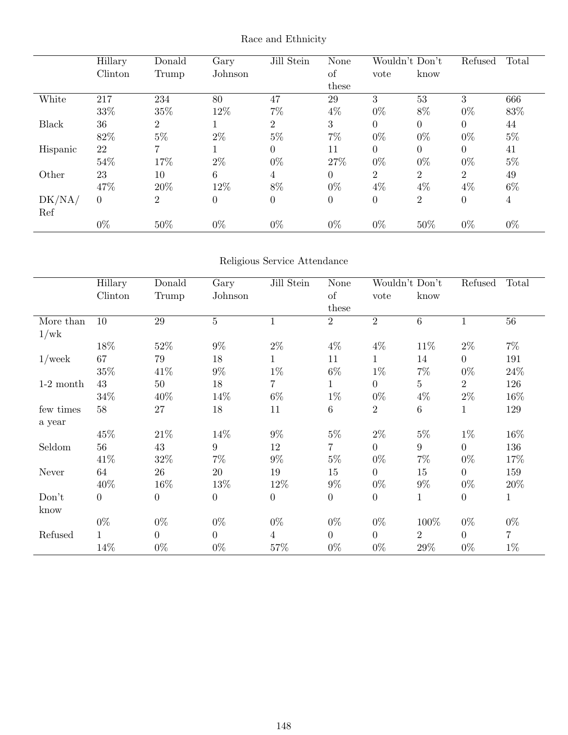## Race and Ethnicity

| | Hillary Clinton | Donald Trump | Gary Johnson | Jill Stein | None of these | Wouldn't vote | Don't know | Refused | Total |
|---|---|---|---|---|---|---|---|---|---|
| White | 217 | 234 | 80 | 47 | 29 | 3 | 53 | 3 | 666 |
| | 33% | 35% | 12% | 7% | 4% | 0% | 8% | 0% | 83% |
| Black | 36 | 2 | 1 | 2 | 3 | 0 | 0 | 0 | 44 |
| | 82% | 5% | 2% | 5% | 7% | 0% | 0% | 0% | 5% |
| Hispanic | 22 | 7 | 1 | 0 | 11 | 0 | 0 | 0 | 41 |
| | 54% | 17% | 2% | 0% | 27% | 0% | 0% | 0% | 5% |
| Other | 23 | 10 | 6 | 4 | 0 | 2 | 2 | 2 | 49 |
| | 47% | 20% | 12% | 8% | 0% | 4% | 4% | 4% | 6% |
| DK/NA/ Ref | 0 | 2 | 0 | 0 | 0 | 0 | 2 | 0 | 4 |
| | 0% | 50% | 0% | 0% | 0% | 0% | 50% | 0% | 0% |

## Religious Service Attendance

| | Hillary Clinton | Donald Trump | Gary Johnson | Jill Stein | None of these | Wouldn't vote | Don't know | Refused | Total |
|---|---|---|---|---|---|---|---|---|---|
| More than 1/wk | 10 | 29 | 5 | 1 | 2 | 2 | 6 | 1 | 56 |
| | 18% | 52% | 9% | 2% | 4% | 4% | 11% | 2% | 7% |
| 1/week | 67 | 79 | 18 | 1 | 11 | 1 | 14 | 0 | 191 |
| | 35% | 41% | 9% | 1% | 6% | 1% | 7% | 0% | 24% |
| 1-2 month | 43 | 50 | 18 | 7 | 1 | 0 | 5 | 2 | 126 |
| | 34% | 40% | 14% | 6% | 1% | 0% | 4% | 2% | 16% |
| few times a year | 58 | 27 | 18 | 11 | 6 | 2 | 6 | 1 | 129 |
| | 45% | 21% | 14% | 9% | 5% | 2% | 5% | 1% | 16% |
| Seldom | 56 | 43 | 9 | 12 | 7 | 0 | 9 | 0 | 136 |
| | 41% | 32% | 7% | 9% | 5% | 0% | 7% | 0% | 17% |
| Never | 64 | 26 | 20 | 19 | 15 | 0 | 15 | 0 | 159 |
| | 40% | 16% | 13% | 12% | 9% | 0% | 9% | 0% | 20% |
| Don't know | 0 | 0 | 0 | 0 | 0 | 0 | 1 | 0 | 1 |
| | 0% | 0% | 0% | 0% | 0% | 0% | 100% | 0% | 0% |
| Refused | 1 | 0 | 0 | 4 | 0 | 0 | 2 | 0 | 7 |
| | 14% | 0% | 0% | 57% | 0% | 0% | 29% | 0% | 1% |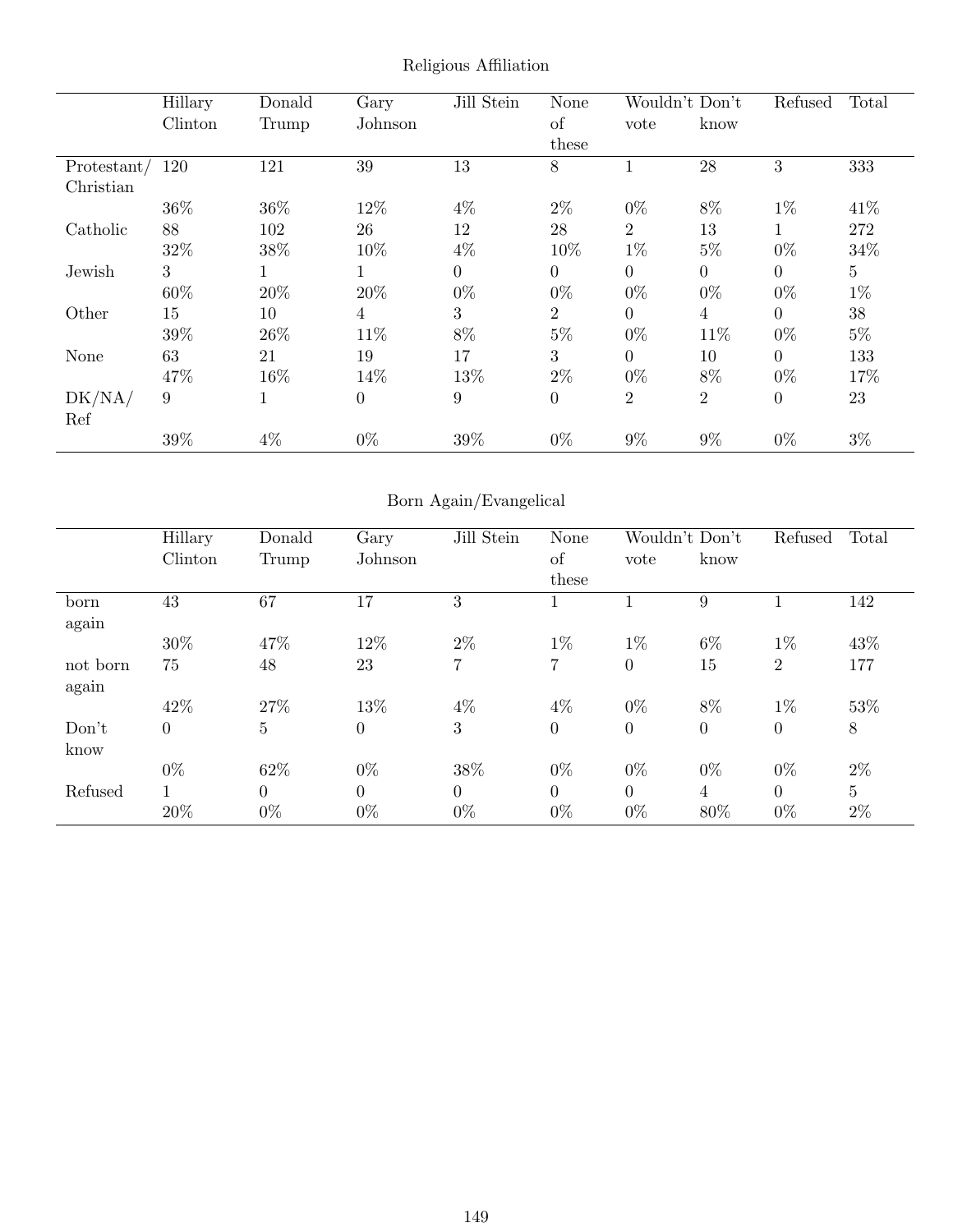Religious Affiliation

| | Hillary Clinton | Donald Trump | Gary Johnson | Jill Stein | None of these | Wouldn't vote | Don't know | Refused | Total |
|---|---|---|---|---|---|---|---|---|---|
| Protestant/ Christian | 120 | 121 | 39 | 13 | 8 | 1 | 28 | 3 | 333 |
| | 36% | 36% | 12% | 4% | 2% | 0% | 8% | 1% | 41% |
| Catholic | 88 | 102 | 26 | 12 | 28 | 2 | 13 | 1 | 272 |
| | 32% | 38% | 10% | 4% | 10% | 1% | 5% | 0% | 34% |
| Jewish | 3 | 1 | 1 | 0 | 0 | 0 | 0 | 0 | 5 |
| | 60% | 20% | 20% | 0% | 0% | 0% | 0% | 0% | 1% |
| Other | 15 | 10 | 4 | 3 | 2 | 0 | 4 | 0 | 38 |
| | 39% | 26% | 11% | 8% | 5% | 0% | 11% | 0% | 5% |
| None | 63 | 21 | 19 | 17 | 3 | 0 | 10 | 0 | 133 |
| | 47% | 16% | 14% | 13% | 2% | 0% | 8% | 0% | 17% |
| DK/NA/ Ref | 9 | 1 | 0 | 9 | 0 | 2 | 2 | 0 | 23 |
| | 39% | 4% | 0% | 39% | 0% | 9% | 9% | 0% | 3% |

Born Again/Evangelical

| | Hillary Clinton | Donald Trump | Gary Johnson | Jill Stein | None of these | Wouldn't vote | Don't know | Refused | Total |
|---|---|---|---|---|---|---|---|---|---|
| born again | 43 | 67 | 17 | 3 | 1 | 1 | 9 | 1 | 142 |
| | 30% | 47% | 12% | 2% | 1% | 1% | 6% | 1% | 43% |
| not born again | 75 | 48 | 23 | 7 | 7 | 0 | 15 | 2 | 177 |
| | 42% | 27% | 13% | 4% | 4% | 0% | 8% | 1% | 53% |
| Don't know | 0 | 5 | 0 | 3 | 0 | 0 | 0 | 0 | 8 |
| | 0% | 62% | 0% | 38% | 0% | 0% | 0% | 0% | 2% |
| Refused | 1 | 0 | 0 | 0 | 0 | 0 | 4 | 0 | 5 |
| | 20% | 0% | 0% | 0% | 0% | 0% | 80% | 0% | 2% |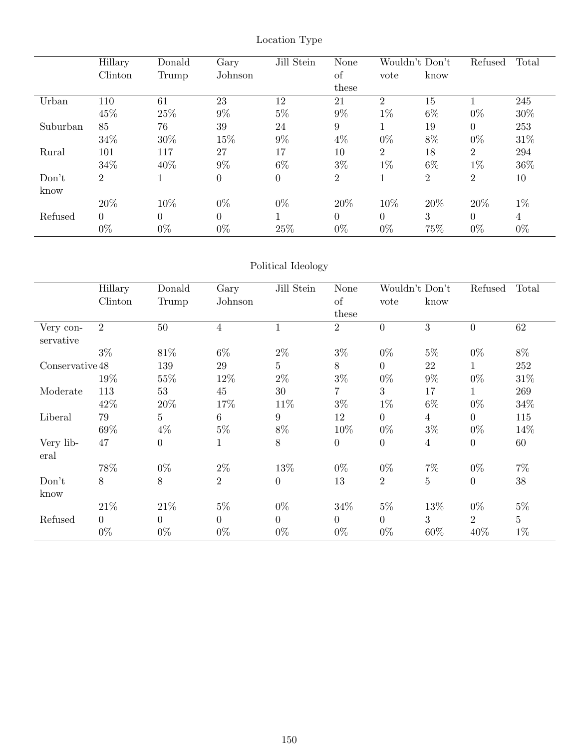Location Type

| | Hillary Clinton | Donald Trump | Gary Johnson | Jill Stein | None of these | Wouldn't vote | Don't know | Refused | Total |
|---|---|---|---|---|---|---|---|---|---|
| Urban | 110 | 61 | 23 | 12 | 21 | 2 | 15 | 1 | 245 |
| | 45% | 25% | 9% | 5% | 9% | 1% | 6% | 0% | 30% |
| Suburban | 85 | 76 | 39 | 24 | 9 | 1 | 19 | 0 | 253 |
| | 34% | 30% | 15% | 9% | 4% | 0% | 8% | 0% | 31% |
| Rural | 101 | 117 | 27 | 17 | 10 | 2 | 18 | 2 | 294 |
| | 34% | 40% | 9% | 6% | 3% | 1% | 6% | 1% | 36% |
| Don't know | 2 | 1 | 0 | 0 | 2 | 1 | 2 | 2 | 10 |
| | 20% | 10% | 0% | 0% | 20% | 10% | 20% | 20% | 1% |
| Refused | 0 | 0 | 0 | 1 | 0 | 0 | 3 | 0 | 4 |
| | 0% | 0% | 0% | 25% | 0% | 0% | 75% | 0% | 0% |

Political Ideology

| | Hillary Clinton | Donald Trump | Gary Johnson | Jill Stein | None of these | Wouldn't vote | Don't know | Refused | Total |
|---|---|---|---|---|---|---|---|---|---|
| Very conservative | 2 | 50 | 4 | 1 | 2 | 0 | 3 | 0 | 62 |
| | 3% | 81% | 6% | 2% | 3% | 0% | 5% | 0% | 8% |
| Conservative | 48 | 139 | 29 | 5 | 8 | 0 | 22 | 1 | 252 |
| | 19% | 55% | 12% | 2% | 3% | 0% | 9% | 0% | 31% |
| Moderate | 113 | 53 | 45 | 30 | 7 | 3 | 17 | 1 | 269 |
| | 42% | 20% | 17% | 11% | 3% | 1% | 6% | 0% | 34% |
| Liberal | 79 | 5 | 6 | 9 | 12 | 0 | 4 | 0 | 115 |
| | 69% | 4% | 5% | 8% | 10% | 0% | 3% | 0% | 14% |
| Very liberal | 47 | 0 | 1 | 8 | 0 | 0 | 4 | 0 | 60 |
| | 78% | 0% | 2% | 13% | 0% | 0% | 7% | 0% | 7% |
| Don't know | 8 | 8 | 2 | 0 | 13 | 2 | 5 | 0 | 38 |
| | 21% | 21% | 5% | 0% | 34% | 5% | 13% | 0% | 5% |
| Refused | 0 | 0 | 0 | 0 | 0 | 0 | 3 | 2 | 5 |
| | 0% | 0% | 0% | 0% | 0% | 0% | 60% | 40% | 1% |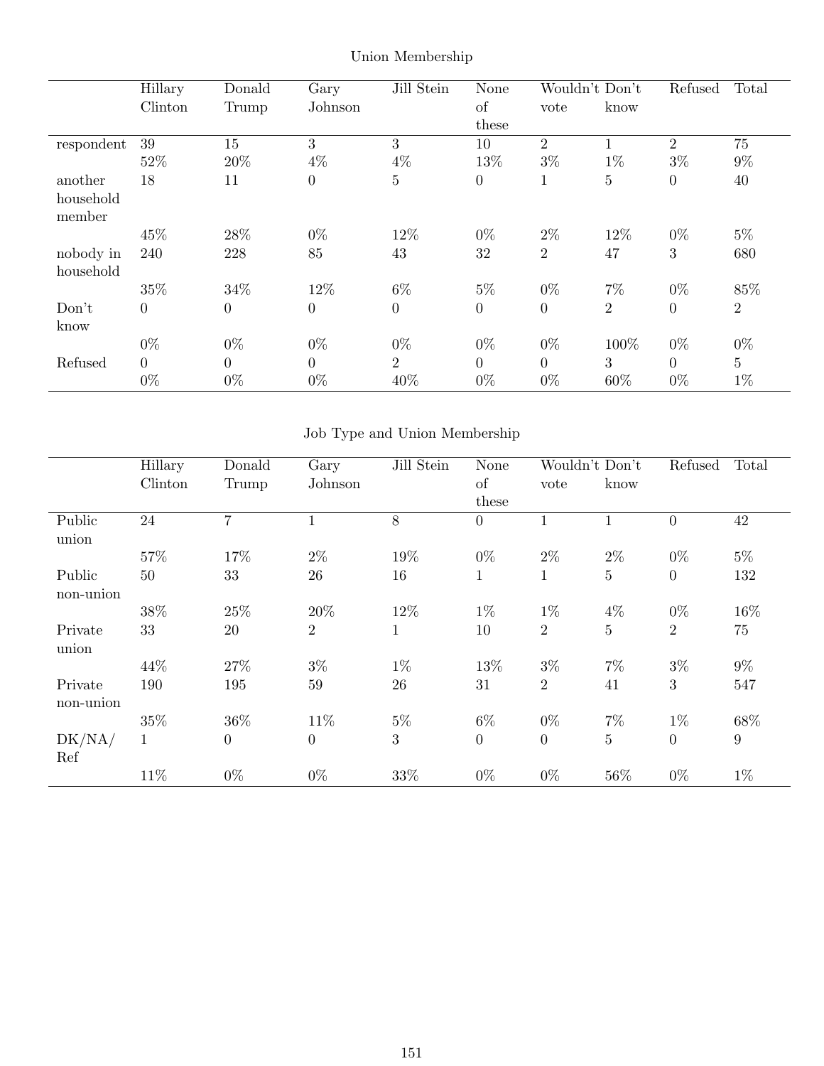Union Membership

| | Hillary Clinton | Donald Trump | Gary Johnson | Jill Stein | None of these | Wouldn't vote | Don't know | Refused | Total |
|---|---|---|---|---|---|---|---|---|---|
| respondent | 39 | 15 | 3 | 3 | 10 | 2 | 1 | 2 | 75 |
| | 52% | 20% | 4% | 4% | 13% | 3% | 1% | 3% | 9% |
| another household member | 18 | 11 | 0 | 5 | 0 | 1 | 5 | 0 | 40 |
| | 45% | 28% | 0% | 12% | 0% | 2% | 12% | 0% | 5% |
| nobody in household | 240 | 228 | 85 | 43 | 32 | 2 | 47 | 3 | 680 |
| | 35% | 34% | 12% | 6% | 5% | 0% | 7% | 0% | 85% |
| Don't know | 0 | 0 | 0 | 0 | 0 | 0 | 2 | 0 | 2 |
| | 0% | 0% | 0% | 0% | 0% | 0% | 100% | 0% | 0% |
| Refused | 0 | 0 | 0 | 2 | 0 | 0 | 3 | 0 | 5 |
| | 0% | 0% | 0% | 40% | 0% | 0% | 60% | 0% | 1% |

Job Type and Union Membership

| | Hillary Clinton | Donald Trump | Gary Johnson | Jill Stein | None of these | Wouldn't vote | Don't know | Refused | Total |
|---|---|---|---|---|---|---|---|---|---|
| Public union | 24 | 7 | 1 | 8 | 0 | 1 | 1 | 0 | 42 |
| | 57% | 17% | 2% | 19% | 0% | 2% | 2% | 0% | 5% |
| Public non-union | 50 | 33 | 26 | 16 | 1 | 1 | 5 | 0 | 132 |
| | 38% | 25% | 20% | 12% | 1% | 1% | 4% | 0% | 16% |
| Private union | 33 | 20 | 2 | 1 | 10 | 2 | 5 | 2 | 75 |
| | 44% | 27% | 3% | 1% | 13% | 3% | 7% | 3% | 9% |
| Private non-union | 190 | 195 | 59 | 26 | 31 | 2 | 41 | 3 | 547 |
| | 35% | 36% | 11% | 5% | 6% | 0% | 7% | 1% | 68% |
| DK/NA/ Ref | 1 | 0 | 0 | 3 | 0 | 0 | 5 | 0 | 9 |
| | 11% | 0% | 0% | 33% | 0% | 0% | 56% | 0% | 1% |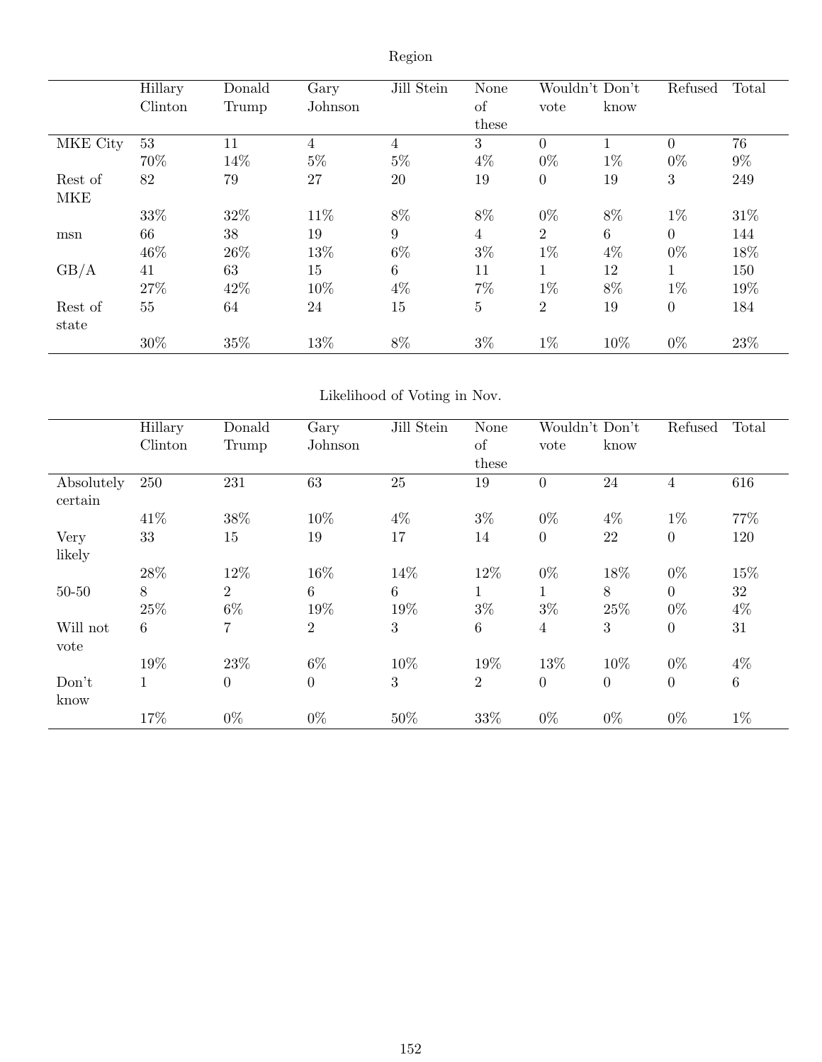Region

| | Hillary Clinton | Donald Trump | Gary Johnson | Jill Stein | None of these | Wouldn't vote | Don't know | Refused | Total |
|---|---|---|---|---|---|---|---|---|---|
| MKE City | 53 | 11 | 4 | 4 | 3 | 0 | 1 | 0 | 76 |
| | 70% | 14% | 5% | 5% | 4% | 0% | 1% | 0% | 9% |
| Rest of MKE | 82 | 79 | 27 | 20 | 19 | 0 | 19 | 3 | 249 |
| | 33% | 32% | 11% | 8% | 8% | 0% | 8% | 1% | 31% |
| msn | 66 | 38 | 19 | 9 | 4 | 2 | 6 | 0 | 144 |
| | 46% | 26% | 13% | 6% | 3% | 1% | 4% | 0% | 18% |
| GB/A | 41 | 63 | 15 | 6 | 11 | 1 | 12 | 1 | 150 |
| | 27% | 42% | 10% | 4% | 7% | 1% | 8% | 1% | 19% |
| Rest of state | 55 | 64 | 24 | 15 | 5 | 2 | 19 | 0 | 184 |
| | 30% | 35% | 13% | 8% | 3% | 1% | 10% | 0% | 23% |

Likelihood of Voting in Nov.

| | Hillary Clinton | Donald Trump | Gary Johnson | Jill Stein | None of these | Wouldn't vote | Don't know | Refused | Total |
|---|---|---|---|---|---|---|---|---|---|
| Absolutely certain | 250 | 231 | 63 | 25 | 19 | 0 | 24 | 4 | 616 |
| | 41% | 38% | 10% | 4% | 3% | 0% | 4% | 1% | 77% |
| Very likely | 33 | 15 | 19 | 17 | 14 | 0 | 22 | 0 | 120 |
| | 28% | 12% | 16% | 14% | 12% | 0% | 18% | 0% | 15% |
| 50-50 | 8 | 2 | 6 | 6 | 1 | 1 | 8 | 0 | 32 |
| | 25% | 6% | 19% | 19% | 3% | 3% | 25% | 0% | 4% |
| Will not vote | 6 | 7 | 2 | 3 | 6 | 4 | 3 | 0 | 31 |
| | 19% | 23% | 6% | 10% | 19% | 13% | 10% | 0% | 4% |
| Don't know | 1 | 0 | 0 | 3 | 2 | 0 | 0 | 0 | 6 |
| | 17% | 0% | 0% | 50% | 33% | 0% | 0% | 0% | 1% |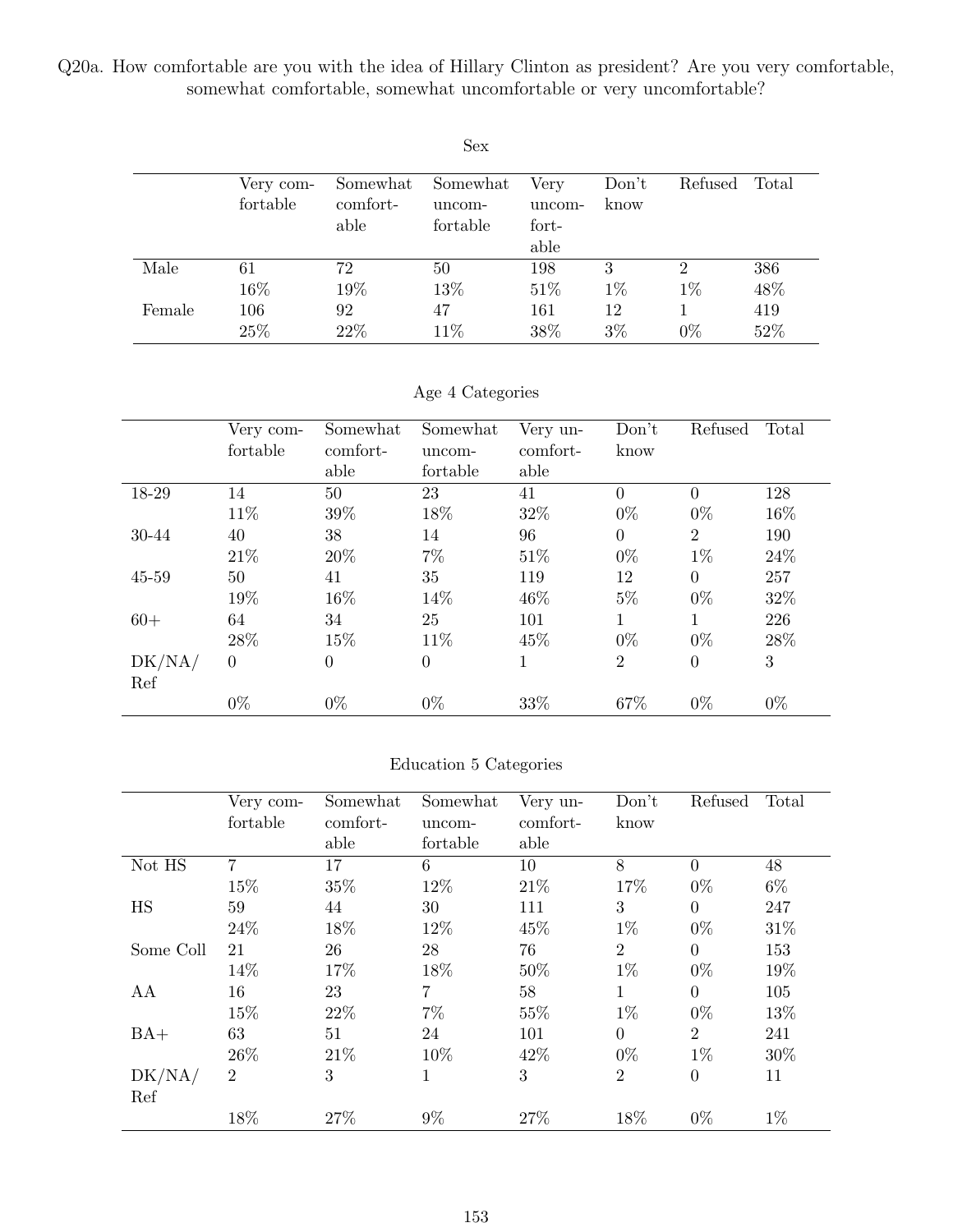Q20a. How comfortable are you with the idea of Hillary Clinton as president? Are you very comfortable, somewhat comfortable, somewhat uncomfortable or very uncomfortable?

Sex

| | Very comfortable | Somewhat comfortable | Somewhat uncomfortable | Very uncomfortable | Don't know | Refused | Total |
|---|---|---|---|---|---|---|---|
| Male | 61 | 72 | 50 | 198 | 3 | 2 | 386 |
| | 16% | 19% | 13% | 51% | 1% | 1% | 48% |
| Female | 106 | 92 | 47 | 161 | 12 | 1 | 419 |
| | 25% | 22% | 11% | 38% | 3% | 0% | 52% |

Age 4 Categories

| | Very comfortable | Somewhat comfortable | Somewhat uncomfortable | Very uncomfortable | Don't know | Refused | Total |
|---|---|---|---|---|---|---|---|
| 18-29 | 14 | 50 | 23 | 41 | 0 | 0 | 128 |
| | 11% | 39% | 18% | 32% | 0% | 0% | 16% |
| 30-44 | 40 | 38 | 14 | 96 | 0 | 2 | 190 |
| | 21% | 20% | 7% | 51% | 0% | 1% | 24% |
| 45-59 | 50 | 41 | 35 | 119 | 12 | 0 | 257 |
| | 19% | 16% | 14% | 46% | 5% | 0% | 32% |
| 60+ | 64 | 34 | 25 | 101 | 1 | 1 | 226 |
| | 28% | 15% | 11% | 45% | 0% | 0% | 28% |
| DK/NA/Ref | 0 | 0 | 0 | 1 | 2 | 0 | 3 |
| | 0% | 0% | 0% | 33% | 67% | 0% | 0% |

Education 5 Categories

| | Very comfortable | Somewhat comfortable | Somewhat uncomfortable | Very uncomfortable | Don't know | Refused | Total |
|---|---|---|---|---|---|---|---|
| Not HS | 7 | 17 | 6 | 10 | 8 | 0 | 48 |
| | 15% | 35% | 12% | 21% | 17% | 0% | 6% |
| HS | 59 | 44 | 30 | 111 | 3 | 0 | 247 |
| | 24% | 18% | 12% | 45% | 1% | 0% | 31% |
| Some Coll | 21 | 26 | 28 | 76 | 2 | 0 | 153 |
| | 14% | 17% | 18% | 50% | 1% | 0% | 19% |
| AA | 16 | 23 | 7 | 58 | 1 | 0 | 105 |
| | 15% | 22% | 7% | 55% | 1% | 0% | 13% |
| BA+ | 63 | 51 | 24 | 101 | 0 | 2 | 241 |
| | 26% | 21% | 10% | 42% | 0% | 1% | 30% |
| DK/NA/Ref | 2 | 3 | 1 | 3 | 2 | 0 | 11 |
| | 18% | 27% | 9% | 27% | 18% | 0% | 1% |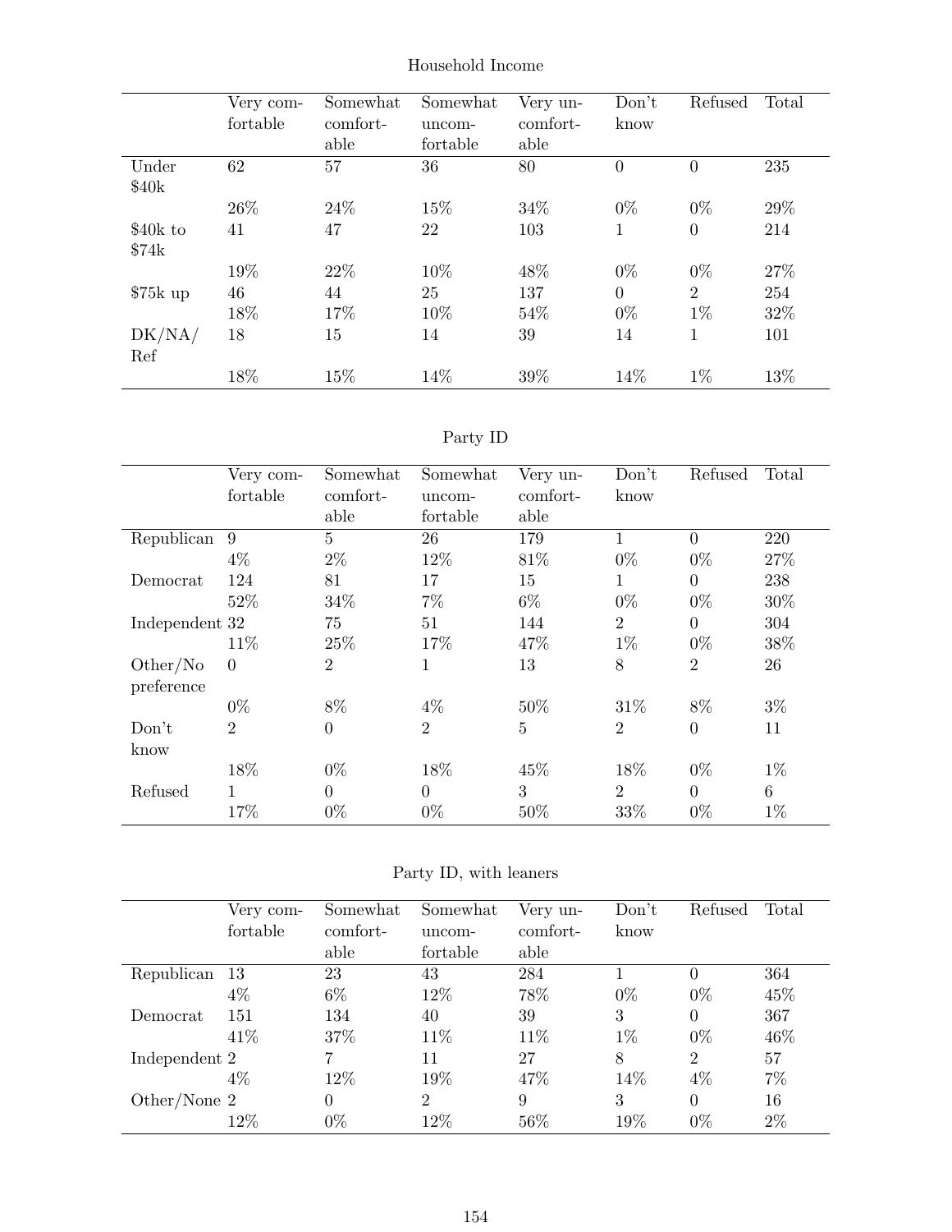Household Income

| | Very comfortable | Somewhat comfortable | Somewhat uncomfortable | Very uncomfortable | Don't know | Refused | Total |
|---|---|---|---|---|---|---|---|
| Under $40k | 62 | 57 | 36 | 80 | 0 | 0 | 235 |
| | 26% | 24% | 15% | 34% | 0% | 0% | 29% |
| $40k to $74k | 41 | 47 | 22 | 103 | 1 | 0 | 214 |
| | 19% | 22% | 10% | 48% | 0% | 0% | 27% |
| $75k up | 46 | 44 | 25 | 137 | 0 | 2 | 254 |
| | 18% | 17% | 10% | 54% | 0% | 1% | 32% |
| DK/NA/Ref | 18 | 15 | 14 | 39 | 14 | 1 | 101 |
| | 18% | 15% | 14% | 39% | 14% | 1% | 13% |

Party ID

| | Very comfortable | Somewhat comfortable | Somewhat uncomfortable | Very uncomfortable | Don't know | Refused | Total |
|---|---|---|---|---|---|---|---|
| Republican | 9 | 5 | 26 | 179 | 1 | 0 | 220 |
| | 4% | 2% | 12% | 81% | 0% | 0% | 27% |
| Democrat | 124 | 81 | 17 | 15 | 1 | 0 | 238 |
| | 52% | 34% | 7% | 6% | 0% | 0% | 30% |
| Independent | 32 | 75 | 51 | 144 | 2 | 0 | 304 |
| | 11% | 25% | 17% | 47% | 1% | 0% | 38% |
| Other/No preference | 0 | 2 | 1 | 13 | 8 | 2 | 26 |
| | 0% | 8% | 4% | 50% | 31% | 8% | 3% |
| Don't know | 2 | 0 | 2 | 5 | 2 | 0 | 11 |
| | 18% | 0% | 18% | 45% | 18% | 0% | 1% |
| Refused | 1 | 0 | 0 | 3 | 2 | 0 | 6 |
| | 17% | 0% | 0% | 50% | 33% | 0% | 1% |

Party ID, with leaners

| | Very comfortable | Somewhat comfortable | Somewhat uncomfortable | Very uncomfortable | Don't know | Refused | Total |
|---|---|---|---|---|---|---|---|
| Republican | 13 | 23 | 43 | 284 | 1 | 0 | 364 |
| | 4% | 6% | 12% | 78% | 0% | 0% | 45% |
| Democrat | 151 | 134 | 40 | 39 | 3 | 0 | 367 |
| | 41% | 37% | 11% | 11% | 1% | 0% | 46% |
| Independent | 2 | 7 | 11 | 27 | 8 | 2 | 57 |
| | 4% | 12% | 19% | 47% | 14% | 4% | 7% |
| Other/None | 2 | 0 | 2 | 9 | 3 | 0 | 16 |
| | 12% | 0% | 12% | 56% | 19% | 0% | 2% |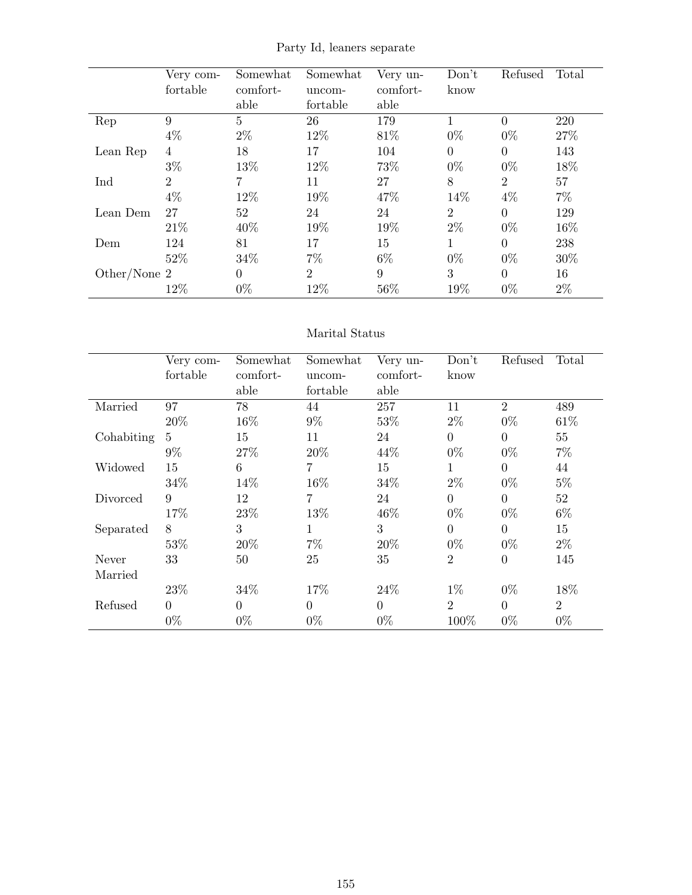Party Id, leaners separate

| | Very comfortable | Somewhat comfortable | Somewhat uncomfortable | Very uncomfortable | Don't know | Refused | Total |
|---|---|---|---|---|---|---|---|
| Rep | 9 | 5 | 26 | 179 | 1 | 0 | 220 |
| | 4% | 2% | 12% | 81% | 0% | 0% | 27% |
| Lean Rep | 4 | 18 | 17 | 104 | 0 | 0 | 143 |
| | 3% | 13% | 12% | 73% | 0% | 0% | 18% |
| Ind | 2 | 7 | 11 | 27 | 8 | 2 | 57 |
| | 4% | 12% | 19% | 47% | 14% | 4% | 7% |
| Lean Dem | 27 | 52 | 24 | 24 | 2 | 0 | 129 |
| | 21% | 40% | 19% | 19% | 2% | 0% | 16% |
| Dem | 124 | 81 | 17 | 15 | 1 | 0 | 238 |
| | 52% | 34% | 7% | 6% | 0% | 0% | 30% |
| Other/None | 2 | 0 | 2 | 9 | 3 | 0 | 16 |
| | 12% | 0% | 12% | 56% | 19% | 0% | 2% |

Marital Status

| | Very comfortable | Somewhat comfortable | Somewhat uncomfortable | Very uncomfortable | Don't know | Refused | Total |
|---|---|---|---|---|---|---|---|
| Married | 97 | 78 | 44 | 257 | 11 | 2 | 489 |
| | 20% | 16% | 9% | 53% | 2% | 0% | 61% |
| Cohabiting | 5 | 15 | 11 | 24 | 0 | 0 | 55 |
| | 9% | 27% | 20% | 44% | 0% | 0% | 7% |
| Widowed | 15 | 6 | 7 | 15 | 1 | 0 | 44 |
| | 34% | 14% | 16% | 34% | 2% | 0% | 5% |
| Divorced | 9 | 12 | 7 | 24 | 0 | 0 | 52 |
| | 17% | 23% | 13% | 46% | 0% | 0% | 6% |
| Separated | 8 | 3 | 1 | 3 | 0 | 0 | 15 |
| | 53% | 20% | 7% | 20% | 0% | 0% | 2% |
| Never Married | 33 | 50 | 25 | 35 | 2 | 0 | 145 |
| | 23% | 34% | 17% | 24% | 1% | 0% | 18% |
| Refused | 0 | 0 | 0 | 0 | 2 | 0 | 2 |
| | 0% | 0% | 0% | 0% | 100% | 0% | 0% |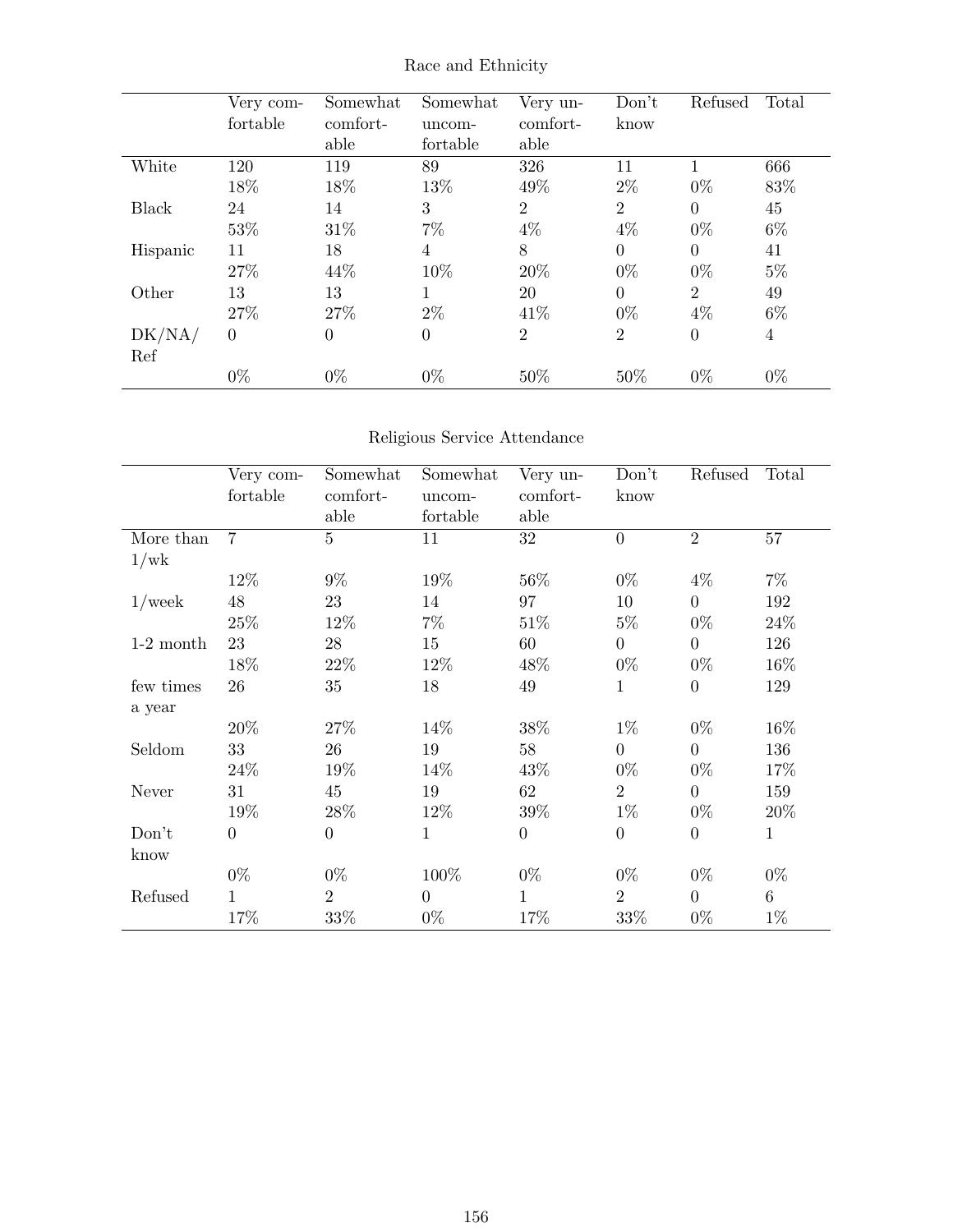Race and Ethnicity

| | Very comfortable | Somewhat comfortable | Somewhat uncomfortable | Very uncomfortable | Don't know | Refused | Total |
|---|---|---|---|---|---|---|---|
| White | 120 | 119 | 89 | 326 | 11 | 1 | 666 |
| | 18% | 18% | 13% | 49% | 2% | 0% | 83% |
| Black | 24 | 14 | 3 | 2 | 2 | 0 | 45 |
| | 53% | 31% | 7% | 4% | 4% | 0% | 6% |
| Hispanic | 11 | 18 | 4 | 8 | 0 | 0 | 41 |
| | 27% | 44% | 10% | 20% | 0% | 0% | 5% |
| Other | 13 | 13 | 1 | 20 | 0 | 2 | 49 |
| | 27% | 27% | 2% | 41% | 0% | 4% | 6% |
| DK/NA/Ref | 0 | 0 | 0 | 2 | 2 | 0 | 4 |
| | 0% | 0% | 0% | 50% | 50% | 0% | 0% |

Religious Service Attendance

| | Very comfortable | Somewhat comfortable | Somewhat uncomfortable | Very uncomfortable | Don't know | Refused | Total |
|---|---|---|---|---|---|---|---|
| More than 1/wk | 7 | 5 | 11 | 32 | 0 | 2 | 57 |
| | 12% | 9% | 19% | 56% | 0% | 4% | 7% |
| 1/week | 48 | 23 | 14 | 97 | 10 | 0 | 192 |
| | 25% | 12% | 7% | 51% | 5% | 0% | 24% |
| 1-2 month | 23 | 28 | 15 | 60 | 0 | 0 | 126 |
| | 18% | 22% | 12% | 48% | 0% | 0% | 16% |
| few times a year | 26 | 35 | 18 | 49 | 1 | 0 | 129 |
| | 20% | 27% | 14% | 38% | 1% | 0% | 16% |
| Seldom | 33 | 26 | 19 | 58 | 0 | 0 | 136 |
| | 24% | 19% | 14% | 43% | 0% | 0% | 17% |
| Never | 31 | 45 | 19 | 62 | 2 | 0 | 159 |
| | 19% | 28% | 12% | 39% | 1% | 0% | 20% |
| Don't know | 0 | 0 | 1 | 0 | 0 | 0 | 1 |
| | 0% | 0% | 100% | 0% | 0% | 0% | 0% |
| Refused | 1 | 2 | 0 | 1 | 2 | 0 | 6 |
| | 17% | 33% | 0% | 17% | 33% | 0% | 1% |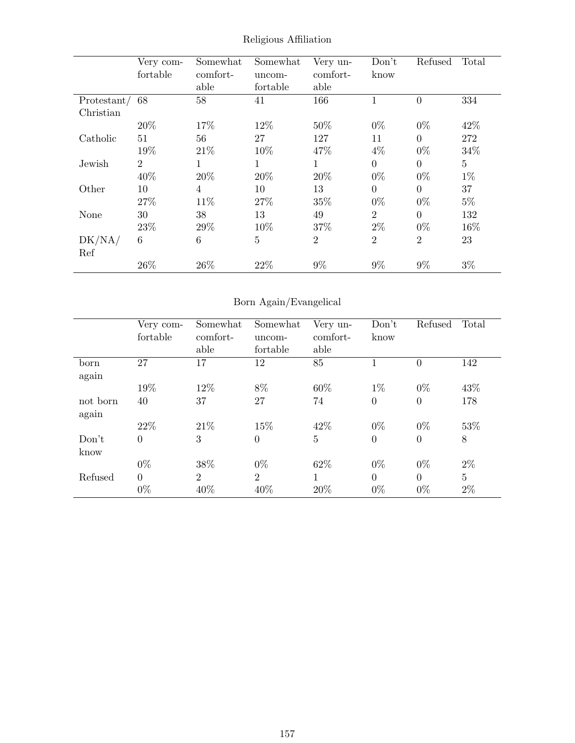Religious Affiliation

| | Very comfortable | Somewhat comfortable | Somewhat uncomfortable | Very uncomfortable | Don't know | Refused | Total |
|---|---|---|---|---|---|---|---|
| Protestant/ Christian | 68 | 58 | 41 | 166 | 1 | 0 | 334 |
| | 20% | 17% | 12% | 50% | 0% | 0% | 42% |
| Catholic | 51 | 56 | 27 | 127 | 11 | 0 | 272 |
| | 19% | 21% | 10% | 47% | 4% | 0% | 34% |
| Jewish | 2 | 1 | 1 | 1 | 0 | 0 | 5 |
| | 40% | 20% | 20% | 20% | 0% | 0% | 1% |
| Other | 10 | 4 | 10 | 13 | 0 | 0 | 37 |
| | 27% | 11% | 27% | 35% | 0% | 0% | 5% |
| None | 30 | 38 | 13 | 49 | 2 | 0 | 132 |
| | 23% | 29% | 10% | 37% | 2% | 0% | 16% |
| DK/NA/ Ref | 6 | 6 | 5 | 2 | 2 | 2 | 23 |
| | 26% | 26% | 22% | 9% | 9% | 9% | 3% |

Born Again/Evangelical

| | Very comfortable | Somewhat comfortable | Somewhat uncomfortable | Very uncomfortable | Don't know | Refused | Total |
|---|---|---|---|---|---|---|---|
| born again | 27 | 17 | 12 | 85 | 1 | 0 | 142 |
| | 19% | 12% | 8% | 60% | 1% | 0% | 43% |
| not born again | 40 | 37 | 27 | 74 | 0 | 0 | 178 |
| | 22% | 21% | 15% | 42% | 0% | 0% | 53% |
| Don't know | 0 | 3 | 0 | 5 | 0 | 0 | 8 |
| | 0% | 38% | 0% | 62% | 0% | 0% | 2% |
| Refused | 0 | 2 | 2 | 1 | 0 | 0 | 5 |
| | 0% | 40% | 40% | 20% | 0% | 0% | 2% |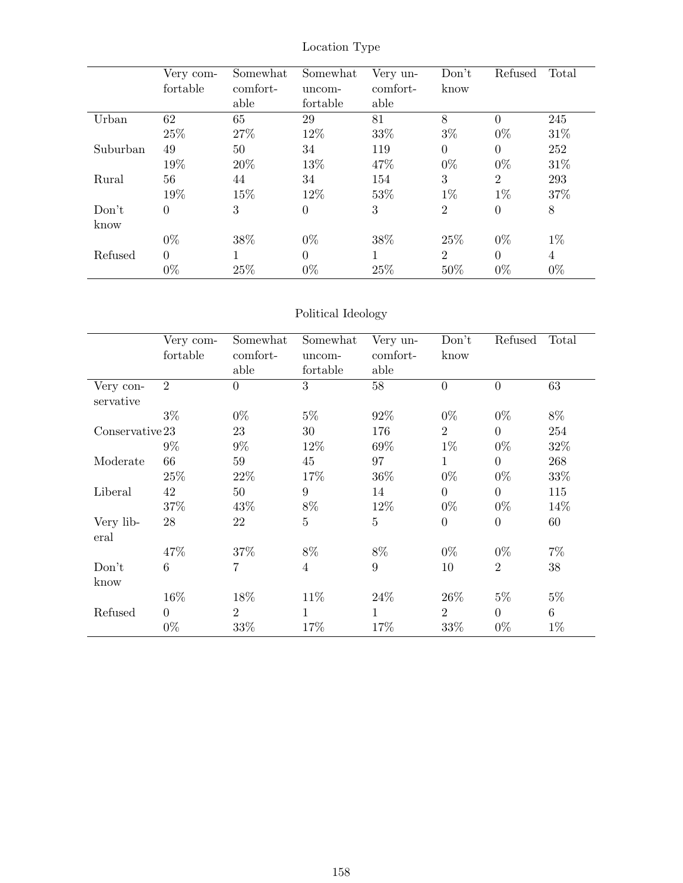Location Type

| | Very comfortable | Somewhat comfortable | Somewhat uncomfortable | Very uncomfortable | Don't know | Refused | Total |
|---|---|---|---|---|---|---|---|
| Urban | 62 | 65 | 29 | 81 | 8 | 0 | 245 |
| | 25% | 27% | 12% | 33% | 3% | 0% | 31% |
| Suburban | 49 | 50 | 34 | 119 | 0 | 0 | 252 |
| | 19% | 20% | 13% | 47% | 0% | 0% | 31% |
| Rural | 56 | 44 | 34 | 154 | 3 | 2 | 293 |
| | 19% | 15% | 12% | 53% | 1% | 1% | 37% |
| Don't know | 0 | 3 | 0 | 3 | 2 | 0 | 8 |
| | 0% | 38% | 0% | 38% | 25% | 0% | 1% |
| Refused | 0 | 1 | 0 | 1 | 2 | 0 | 4 |
| | 0% | 25% | 0% | 25% | 50% | 0% | 0% |

Political Ideology

| | Very comfortable | Somewhat comfortable | Somewhat uncomfortable | Very uncomfortable | Don't know | Refused | Total |
|---|---|---|---|---|---|---|---|
| Very conservative | 2 | 0 | 3 | 58 | 0 | 0 | 63 |
| | 3% | 0% | 5% | 92% | 0% | 0% | 8% |
| Conservative | 23 | 23 | 30 | 176 | 2 | 0 | 254 |
| | 9% | 9% | 12% | 69% | 1% | 0% | 32% |
| Moderate | 66 | 59 | 45 | 97 | 1 | 0 | 268 |
| | 25% | 22% | 17% | 36% | 0% | 0% | 33% |
| Liberal | 42 | 50 | 9 | 14 | 0 | 0 | 115 |
| | 37% | 43% | 8% | 12% | 0% | 0% | 14% |
| Very liberal | 28 | 22 | 5 | 5 | 0 | 0 | 60 |
| | 47% | 37% | 8% | 8% | 0% | 0% | 7% |
| Don't know | 6 | 7 | 4 | 9 | 10 | 2 | 38 |
| | 16% | 18% | 11% | 24% | 26% | 5% | 5% |
| Refused | 0 | 2 | 1 | 1 | 2 | 0 | 6 |
| | 0% | 33% | 17% | 17% | 33% | 0% | 1% |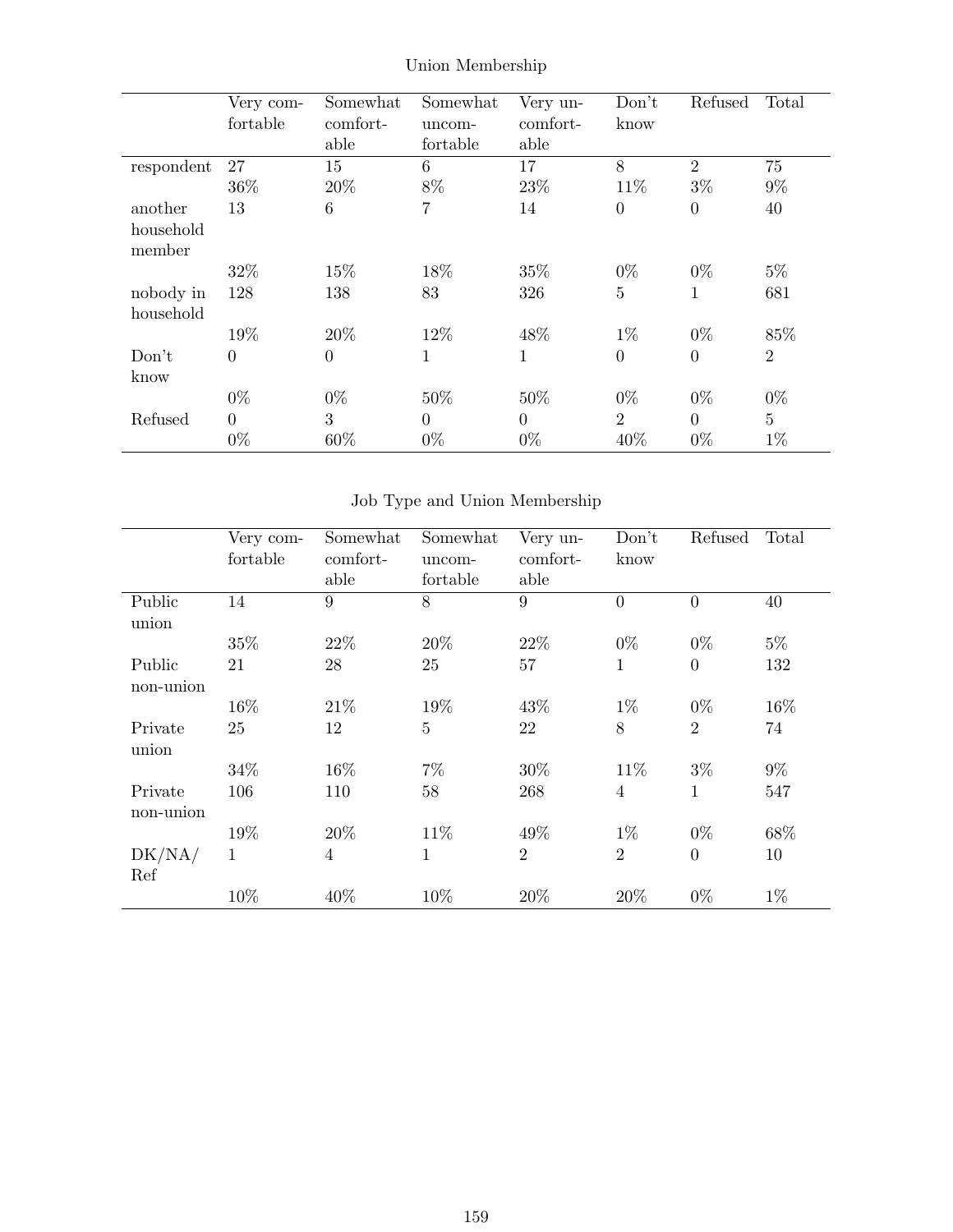Union Membership

| | Very comfortable | Somewhat comfortable | Somewhat uncomfortable | Very uncomfortable | Don't know | Refused | Total |
|---|---|---|---|---|---|---|---|
| respondent | 27 | 15 | 6 | 17 | 8 | 2 | 75 |
| | 36% | 20% | 8% | 23% | 11% | 3% | 9% |
| another household member | 13 | 6 | 7 | 14 | 0 | 0 | 40 |
| | 32% | 15% | 18% | 35% | 0% | 0% | 5% |
| nobody in household | 128 | 138 | 83 | 326 | 5 | 1 | 681 |
| | 19% | 20% | 12% | 48% | 1% | 0% | 85% |
| Don't know | 0 | 0 | 1 | 1 | 0 | 0 | 2 |
| | 0% | 0% | 50% | 50% | 0% | 0% | 0% |
| Refused | 0 | 3 | 0 | 0 | 2 | 0 | 5 |
| | 0% | 60% | 0% | 0% | 40% | 0% | 1% |

Job Type and Union Membership

| | Very comfortable | Somewhat comfortable | Somewhat uncomfortable | Very uncomfortable | Don't know | Refused | Total |
|---|---|---|---|---|---|---|---|
| Public union | 14 | 9 | 8 | 9 | 0 | 0 | 40 |
| | 35% | 22% | 20% | 22% | 0% | 0% | 5% |
| Public non-union | 21 | 28 | 25 | 57 | 1 | 0 | 132 |
| | 16% | 21% | 19% | 43% | 1% | 0% | 16% |
| Private union | 25 | 12 | 5 | 22 | 8 | 2 | 74 |
| | 34% | 16% | 7% | 30% | 11% | 3% | 9% |
| Private non-union | 106 | 110 | 58 | 268 | 4 | 1 | 547 |
| | 19% | 20% | 11% | 49% | 1% | 0% | 68% |
| DK/NA/Ref | 1 | 4 | 1 | 2 | 2 | 0 | 10 |
| | 10% | 40% | 10% | 20% | 20% | 0% | 1% |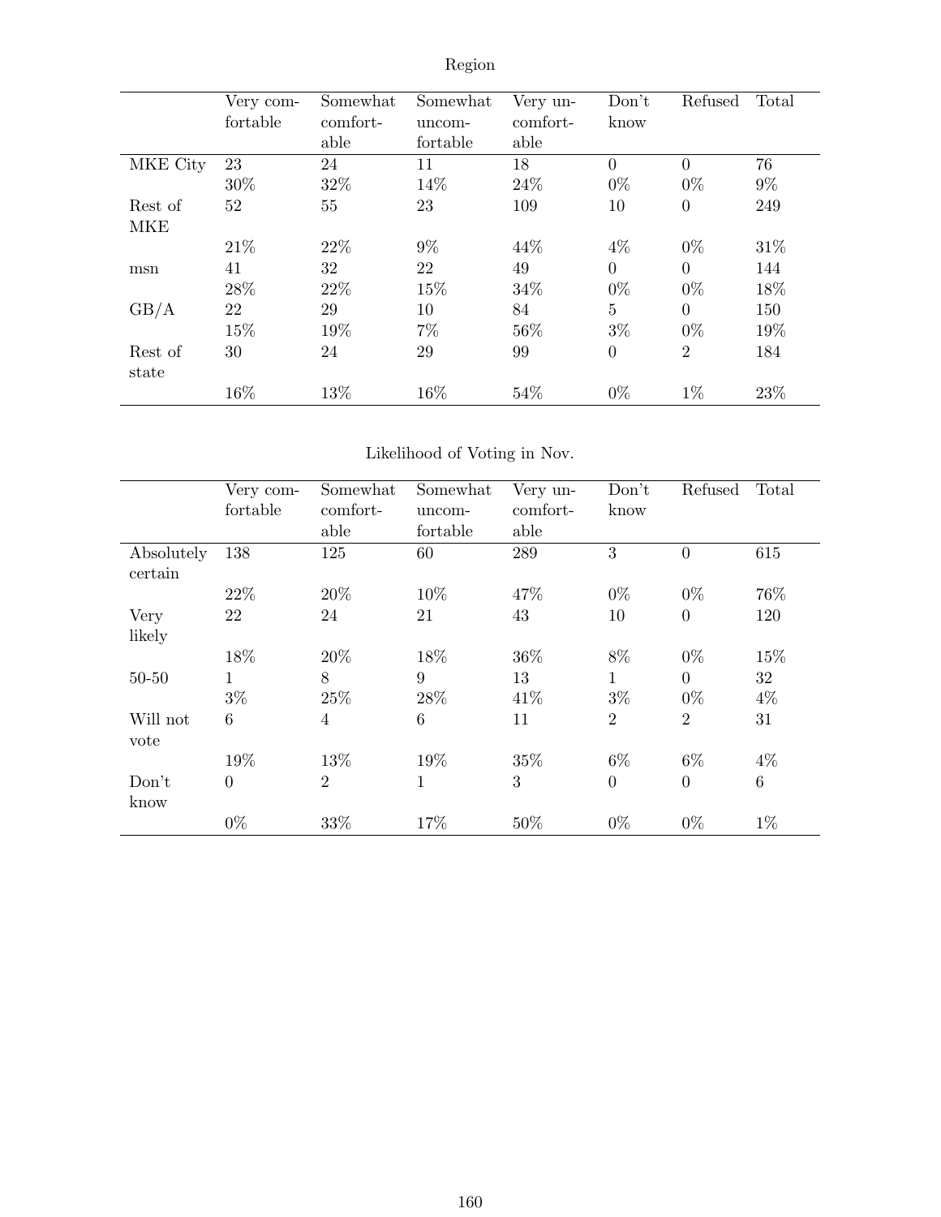Region

| | Very comfortable | Somewhat comfortable | Somewhat uncomfortable | Very uncomfortable | Don't know | Refused | Total |
|---|---|---|---|---|---|---|---|
| MKE City | 23 | 24 | 11 | 18 | 0 | 0 | 76 |
| | 30% | 32% | 14% | 24% | 0% | 0% | 9% |
| Rest of MKE | 52 | 55 | 23 | 109 | 10 | 0 | 249 |
| | 21% | 22% | 9% | 44% | 4% | 0% | 31% |
| msn | 41 | 32 | 22 | 49 | 0 | 0 | 144 |
| | 28% | 22% | 15% | 34% | 0% | 0% | 18% |
| GB/A | 22 | 29 | 10 | 84 | 5 | 0 | 150 |
| | 15% | 19% | 7% | 56% | 3% | 0% | 19% |
| Rest of state | 30 | 24 | 29 | 99 | 0 | 2 | 184 |
| | 16% | 13% | 16% | 54% | 0% | 1% | 23% |

Likelihood of Voting in Nov.

| | Very comfortable | Somewhat comfortable | Somewhat uncomfortable | Very uncomfortable | Don't know | Refused | Total |
|---|---|---|---|---|---|---|---|
| Absolutely certain | 138 | 125 | 60 | 289 | 3 | 0 | 615 |
| | 22% | 20% | 10% | 47% | 0% | 0% | 76% |
| Very likely | 22 | 24 | 21 | 43 | 10 | 0 | 120 |
| | 18% | 20% | 18% | 36% | 8% | 0% | 15% |
| 50-50 | 1 | 8 | 9 | 13 | 1 | 0 | 32 |
| | 3% | 25% | 28% | 41% | 3% | 0% | 4% |
| Will not vote | 6 | 4 | 6 | 11 | 2 | 2 | 31 |
| | 19% | 13% | 19% | 35% | 6% | 6% | 4% |
| Don't know | 0 | 2 | 1 | 3 | 0 | 0 | 6 |
| | 0% | 33% | 17% | 50% | 0% | 0% | 1% |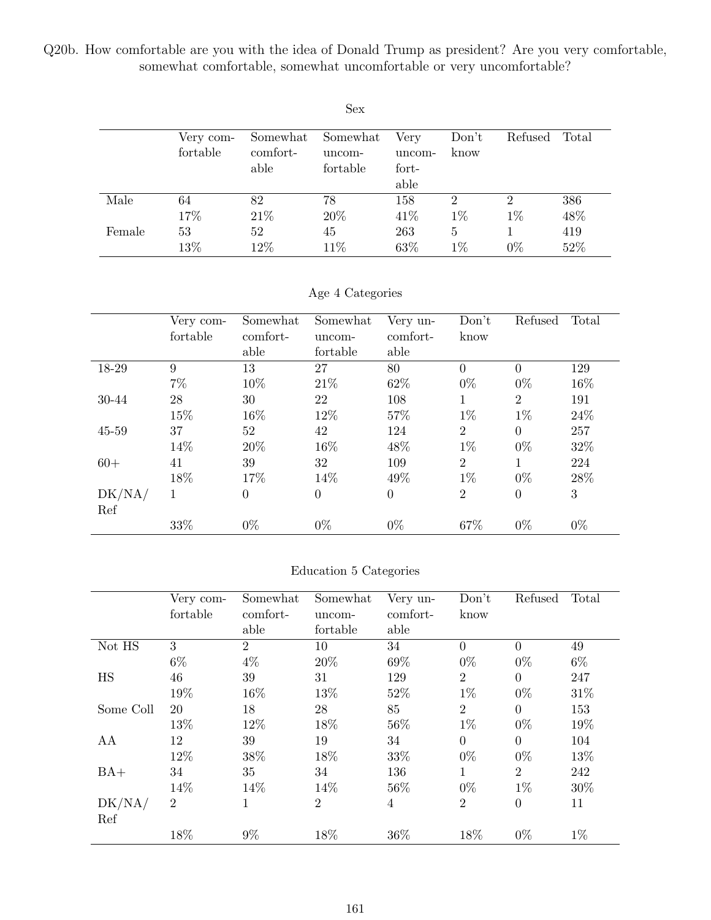Q20b. How comfortable are you with the idea of Donald Trump as president? Are you very comfortable, somewhat comfortable, somewhat uncomfortable or very uncomfortable?

Sex

| | Very comfortable | Somewhat comfortable | Somewhat uncomfortable | Very uncomfortable | Don't know | Refused | Total |
|---|---|---|---|---|---|---|---|
| Male | 64 | 82 | 78 | 158 | 2 | 2 | 386 |
| | 17% | 21% | 20% | 41% | 1% | 1% | 48% |
| Female | 53 | 52 | 45 | 263 | 5 | 1 | 419 |
| | 13% | 12% | 11% | 63% | 1% | 0% | 52% |

Age 4 Categories

| | Very comfortable | Somewhat comfortable | Somewhat uncomfortable | Very uncomfortable | Don't know | Refused | Total |
|---|---|---|---|---|---|---|---|
| 18-29 | 9 | 13 | 27 | 80 | 0 | 0 | 129 |
| | 7% | 10% | 21% | 62% | 0% | 0% | 16% |
| 30-44 | 28 | 30 | 22 | 108 | 1 | 2 | 191 |
| | 15% | 16% | 12% | 57% | 1% | 1% | 24% |
| 45-59 | 37 | 52 | 42 | 124 | 2 | 0 | 257 |
| | 14% | 20% | 16% | 48% | 1% | 0% | 32% |
| 60+ | 41 | 39 | 32 | 109 | 2 | 1 | 224 |
| | 18% | 17% | 14% | 49% | 1% | 0% | 28% |
| DK/NA/Ref | 1 | 0 | 0 | 0 | 2 | 0 | 3 |
| | 33% | 0% | 0% | 0% | 67% | 0% | 0% |

Education 5 Categories

| | Very comfortable | Somewhat comfortable | Somewhat uncomfortable | Very uncomfortable | Don't know | Refused | Total |
|---|---|---|---|---|---|---|---|
| Not HS | 3 | 2 | 10 | 34 | 0 | 0 | 49 |
| | 6% | 4% | 20% | 69% | 0% | 0% | 6% |
| HS | 46 | 39 | 31 | 129 | 2 | 0 | 247 |
| | 19% | 16% | 13% | 52% | 1% | 0% | 31% |
| Some Coll | 20 | 18 | 28 | 85 | 2 | 0 | 153 |
| | 13% | 12% | 18% | 56% | 1% | 0% | 19% |
| AA | 12 | 39 | 19 | 34 | 0 | 0 | 104 |
| | 12% | 38% | 18% | 33% | 0% | 0% | 13% |
| BA+ | 34 | 35 | 34 | 136 | 1 | 2 | 242 |
| | 14% | 14% | 14% | 56% | 0% | 1% | 30% |
| DK/NA/Ref | 2 | 1 | 2 | 4 | 2 | 0 | 11 |
| | 18% | 9% | 18% | 36% | 18% | 0% | 1% |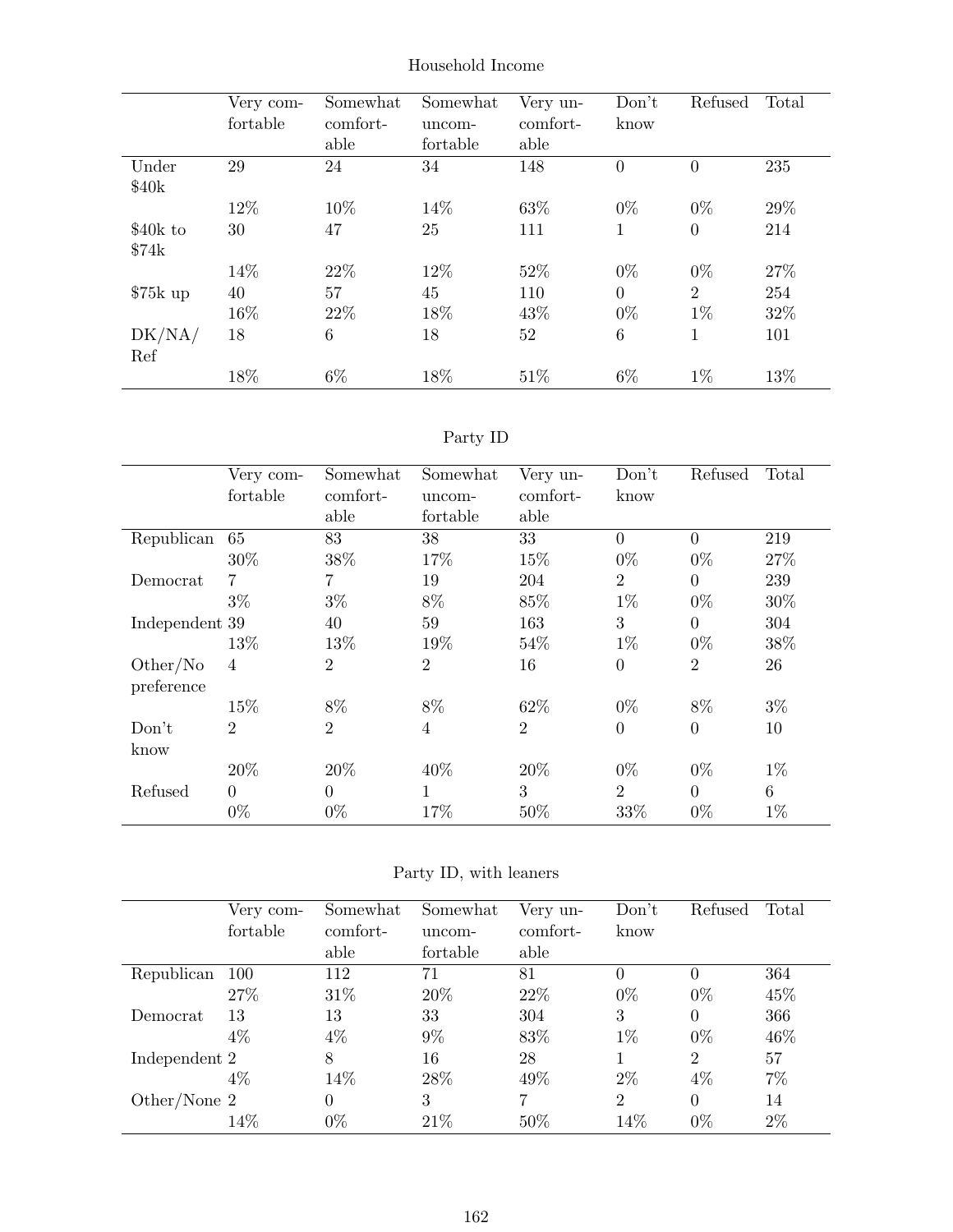## Household Income

| | Very comfortable | Somewhat comfortable | Somewhat uncomfortable | Very uncomfortable | Don't know | Refused | Total |
|---|---|---|---|---|---|---|---|
| Under $40k | 29 | 24 | 34 | 148 | 0 | 0 | 235 |
| | 12% | 10% | 14% | 63% | 0% | 0% | 29% |
| $40k to $74k | 30 | 47 | 25 | 111 | 1 | 0 | 214 |
| | 14% | 22% | 12% | 52% | 0% | 0% | 27% |
| $75k up | 40 | 57 | 45 | 110 | 0 | 2 | 254 |
| | 16% | 22% | 18% | 43% | 0% | 1% | 32% |
| DK/NA/Ref | 18 | 6 | 18 | 52 | 6 | 1 | 101 |
| | 18% | 6% | 18% | 51% | 6% | 1% | 13% |

## Party ID

| | Very comfortable | Somewhat comfortable | Somewhat uncomfortable | Very uncomfortable | Don't know | Refused | Total |
|---|---|---|---|---|---|---|---|
| Republican | 65 | 83 | 38 | 33 | 0 | 0 | 219 |
| | 30% | 38% | 17% | 15% | 0% | 0% | 27% |
| Democrat | 7 | 7 | 19 | 204 | 2 | 0 | 239 |
| | 3% | 3% | 8% | 85% | 1% | 0% | 30% |
| Independent | 39 | 40 | 59 | 163 | 3 | 0 | 304 |
| | 13% | 13% | 19% | 54% | 1% | 0% | 38% |
| Other/No preference | 4 | 2 | 2 | 16 | 0 | 2 | 26 |
| | 15% | 8% | 8% | 62% | 0% | 8% | 3% |
| Don't know | 2 | 2 | 4 | 2 | 0 | 0 | 10 |
| | 20% | 20% | 40% | 20% | 0% | 0% | 1% |
| Refused | 0 | 0 | 1 | 3 | 2 | 0 | 6 |
| | 0% | 0% | 17% | 50% | 33% | 0% | 1% |

## Party ID, with leaners

| | Very comfortable | Somewhat comfortable | Somewhat uncomfortable | Very uncomfortable | Don't know | Refused | Total |
|---|---|---|---|---|---|---|---|
| Republican | 100 | 112 | 71 | 81 | 0 | 0 | 364 |
| | 27% | 31% | 20% | 22% | 0% | 0% | 45% |
| Democrat | 13 | 13 | 33 | 304 | 3 | 0 | 366 |
| | 4% | 4% | 9% | 83% | 1% | 0% | 46% |
| Independent | 2 | 8 | 16 | 28 | 1 | 2 | 57 |
| | 4% | 14% | 28% | 49% | 2% | 4% | 7% |
| Other/None | 2 | 0 | 3 | 7 | 2 | 0 | 14 |
| | 14% | 0% | 21% | 50% | 14% | 0% | 2% |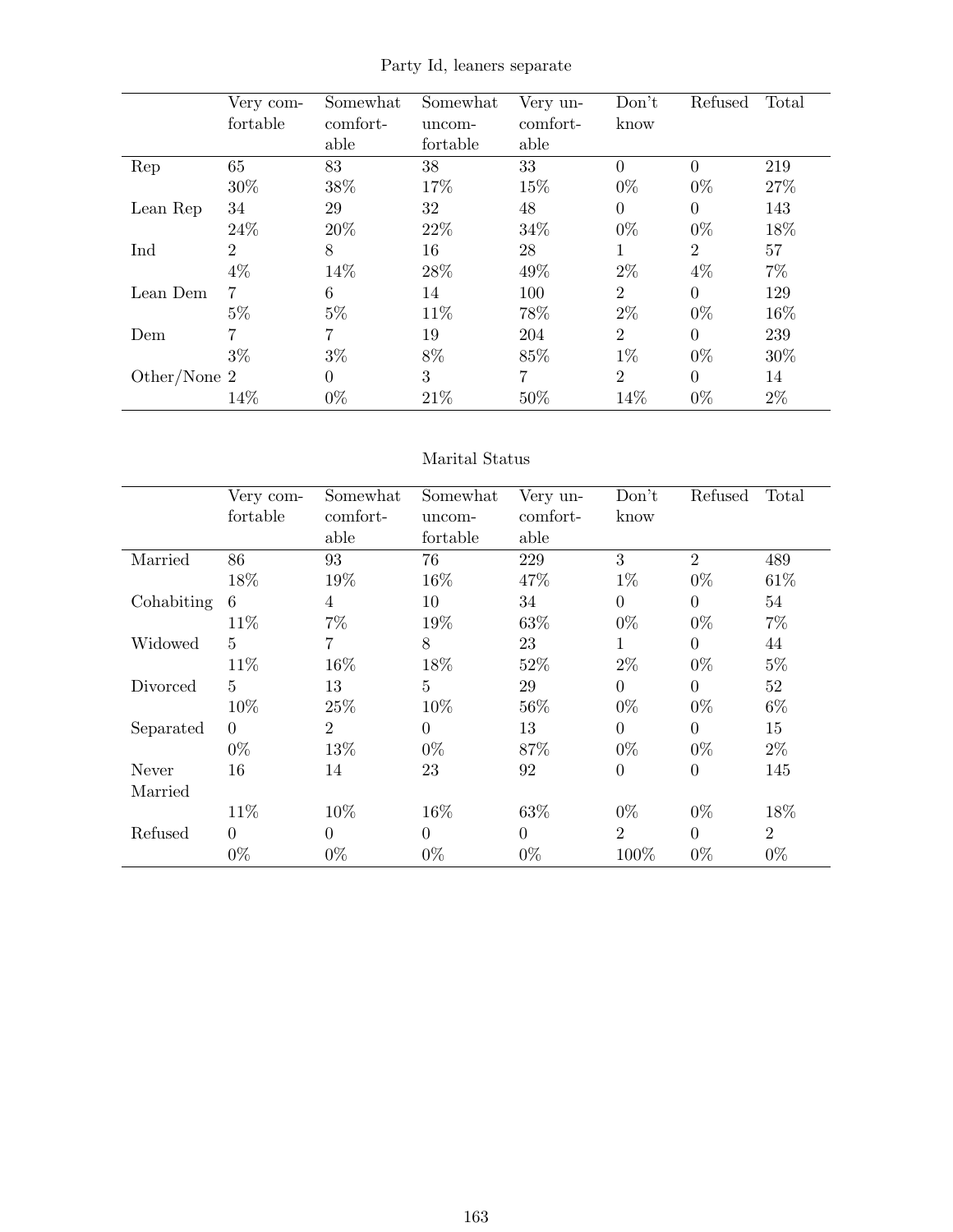Party Id, leaners separate

| | Very comfortable | Somewhat comfortable | Somewhat uncomfortable | Very uncomfortable | Don't know | Refused | Total |
|---|---|---|---|---|---|---|---|
| Rep | 65 | 83 | 38 | 33 | 0 | 0 | 219 |
| | 30% | 38% | 17% | 15% | 0% | 0% | 27% |
| Lean Rep | 34 | 29 | 32 | 48 | 0 | 0 | 143 |
| | 24% | 20% | 22% | 34% | 0% | 0% | 18% |
| Ind | 2 | 8 | 16 | 28 | 1 | 2 | 57 |
| | 4% | 14% | 28% | 49% | 2% | 4% | 7% |
| Lean Dem | 7 | 6 | 14 | 100 | 2 | 0 | 129 |
| | 5% | 5% | 11% | 78% | 2% | 0% | 16% |
| Dem | 7 | 7 | 19 | 204 | 2 | 0 | 239 |
| | 3% | 3% | 8% | 85% | 1% | 0% | 30% |
| Other/None | 2 | 0 | 3 | 7 | 2 | 0 | 14 |
| | 14% | 0% | 21% | 50% | 14% | 0% | 2% |

Marital Status

| | Very comfortable | Somewhat comfortable | Somewhat uncomfortable | Very uncomfortable | Don't know | Refused | Total |
|---|---|---|---|---|---|---|---|
| Married | 86 | 93 | 76 | 229 | 3 | 2 | 489 |
| | 18% | 19% | 16% | 47% | 1% | 0% | 61% |
| Cohabiting | 6 | 4 | 10 | 34 | 0 | 0 | 54 |
| | 11% | 7% | 19% | 63% | 0% | 0% | 7% |
| Widowed | 5 | 7 | 8 | 23 | 1 | 0 | 44 |
| | 11% | 16% | 18% | 52% | 2% | 0% | 5% |
| Divorced | 5 | 13 | 5 | 29 | 0 | 0 | 52 |
| | 10% | 25% | 10% | 56% | 0% | 0% | 6% |
| Separated | 0 | 2 | 0 | 13 | 0 | 0 | 15 |
| | 0% | 13% | 0% | 87% | 0% | 0% | 2% |
| Never Married | 16 | 14 | 23 | 92 | 0 | 0 | 145 |
| | 11% | 10% | 16% | 63% | 0% | 0% | 18% |
| Refused | 0 | 0 | 0 | 0 | 2 | 0 | 2 |
| | 0% | 0% | 0% | 0% | 100% | 0% | 0% |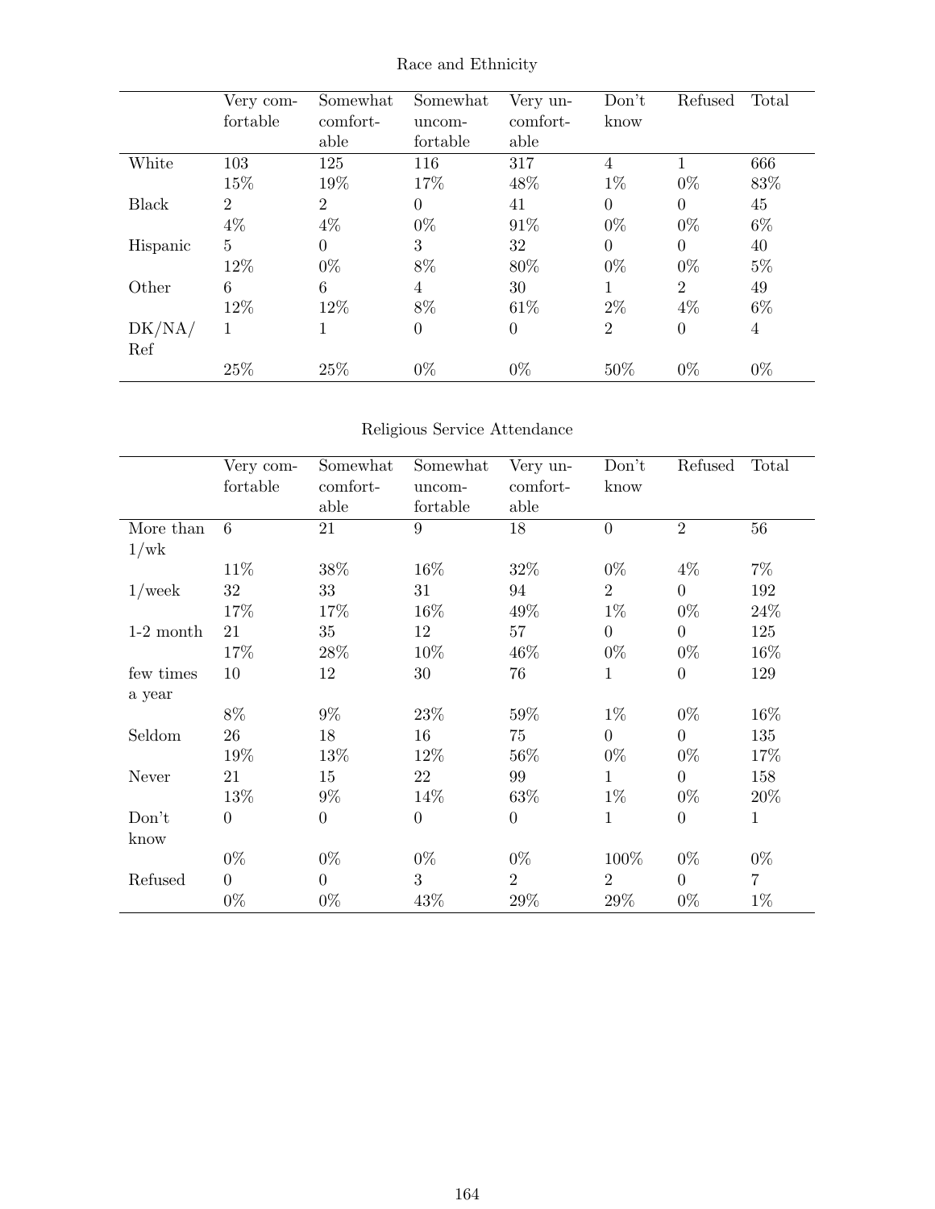Race and Ethnicity

| | Very comfortable | Somewhat comfortable | Somewhat uncomfortable | Very uncomfortable | Don't know | Refused | Total |
|---|---|---|---|---|---|---|---|
| White | 103 | 125 | 116 | 317 | 4 | 1 | 666 |
| | 15% | 19% | 17% | 48% | 1% | 0% | 83% |
| Black | 2 | 2 | 0 | 41 | 0 | 0 | 45 |
| | 4% | 4% | 0% | 91% | 0% | 0% | 6% |
| Hispanic | 5 | 0 | 3 | 32 | 0 | 0 | 40 |
| | 12% | 0% | 8% | 80% | 0% | 0% | 5% |
| Other | 6 | 6 | 4 | 30 | 1 | 2 | 49 |
| | 12% | 12% | 8% | 61% | 2% | 4% | 6% |
| DK/NA/Ref | 1 | 1 | 0 | 0 | 2 | 0 | 4 |
| | 25% | 25% | 0% | 0% | 50% | 0% | 0% |

Religious Service Attendance

| | Very comfortable | Somewhat comfortable | Somewhat uncomfortable | Very uncomfortable | Don't know | Refused | Total |
|---|---|---|---|---|---|---|---|
| More than 1/wk | 6 | 21 | 9 | 18 | 0 | 2 | 56 |
| | 11% | 38% | 16% | 32% | 0% | 4% | 7% |
| 1/week | 32 | 33 | 31 | 94 | 2 | 0 | 192 |
| | 17% | 17% | 16% | 49% | 1% | 0% | 24% |
| 1-2 month | 21 | 35 | 12 | 57 | 0 | 0 | 125 |
| | 17% | 28% | 10% | 46% | 0% | 0% | 16% |
| few times a year | 10 | 12 | 30 | 76 | 1 | 0 | 129 |
| | 8% | 9% | 23% | 59% | 1% | 0% | 16% |
| Seldom | 26 | 18 | 16 | 75 | 0 | 0 | 135 |
| | 19% | 13% | 12% | 56% | 0% | 0% | 17% |
| Never | 21 | 15 | 22 | 99 | 1 | 0 | 158 |
| | 13% | 9% | 14% | 63% | 1% | 0% | 20% |
| Don't know | 0 | 0 | 0 | 0 | 1 | 0 | 1 |
| | 0% | 0% | 0% | 0% | 100% | 0% | 0% |
| Refused | 0 | 0 | 3 | 2 | 2 | 0 | 7 |
| | 0% | 0% | 43% | 29% | 29% | 0% | 1% |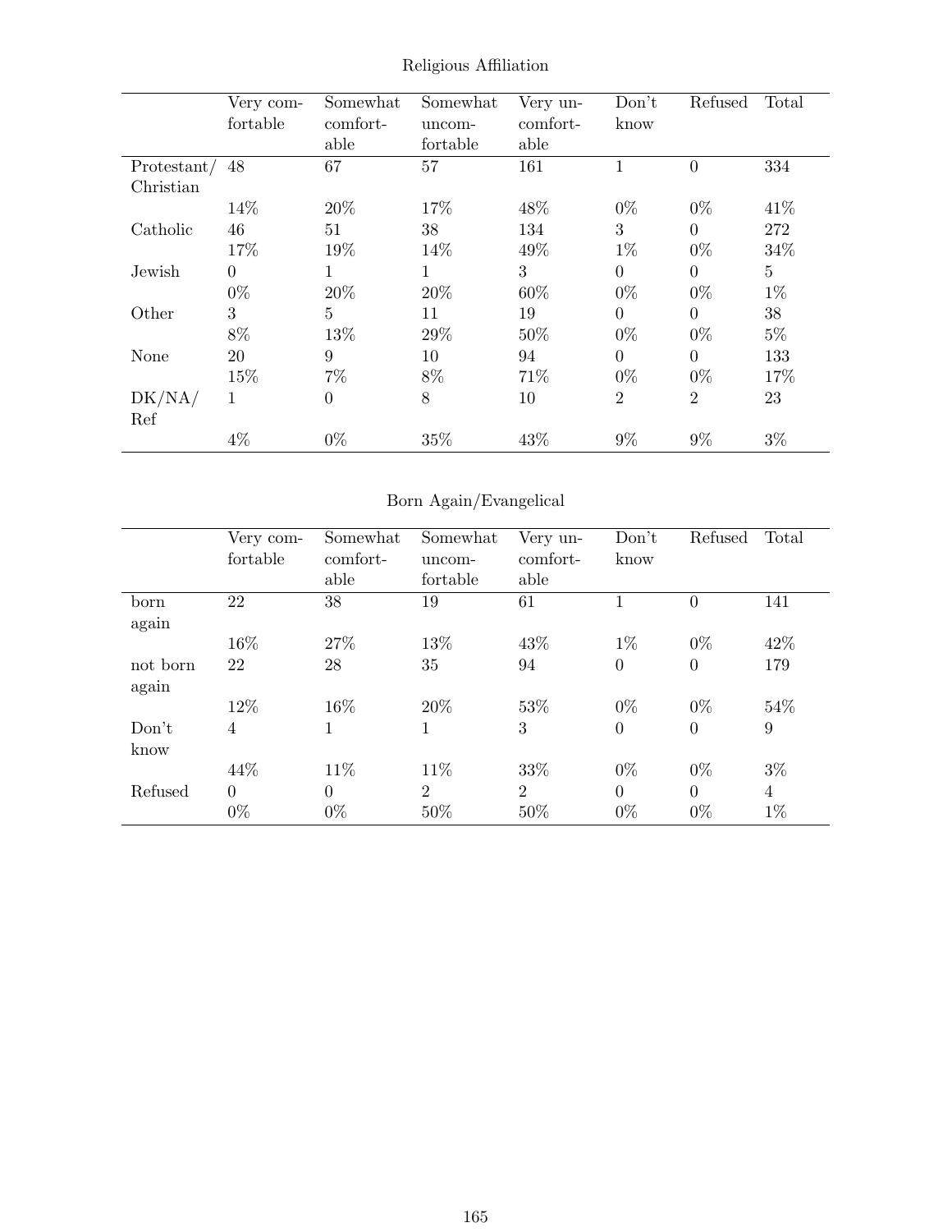Religious Affiliation

| | Very comfortable | Somewhat comfortable | Somewhat uncomfortable | Very uncomfortable | Don't know | Refused | Total |
|---|---|---|---|---|---|---|---|
| Protestant/ Christian | 48 | 67 | 57 | 161 | 1 | 0 | 334 |
| | 14% | 20% | 17% | 48% | 0% | 0% | 41% |
| Catholic | 46 | 51 | 38 | 134 | 3 | 0 | 272 |
| | 17% | 19% | 14% | 49% | 1% | 0% | 34% |
| Jewish | 0 | 1 | 1 | 3 | 0 | 0 | 5 |
| | 0% | 20% | 20% | 60% | 0% | 0% | 1% |
| Other | 3 | 5 | 11 | 19 | 0 | 0 | 38 |
| | 8% | 13% | 29% | 50% | 0% | 0% | 5% |
| None | 20 | 9 | 10 | 94 | 0 | 0 | 133 |
| | 15% | 7% | 8% | 71% | 0% | 0% | 17% |
| DK/NA/ Ref | 1 | 0 | 8 | 10 | 2 | 2 | 23 |
| | 4% | 0% | 35% | 43% | 9% | 9% | 3% |

Born Again/Evangelical

| | Very comfortable | Somewhat comfortable | Somewhat uncomfortable | Very uncomfortable | Don't know | Refused | Total |
|---|---|---|---|---|---|---|---|
| born again | 22 | 38 | 19 | 61 | 1 | 0 | 141 |
| | 16% | 27% | 13% | 43% | 1% | 0% | 42% |
| not born again | 22 | 28 | 35 | 94 | 0 | 0 | 179 |
| | 12% | 16% | 20% | 53% | 0% | 0% | 54% |
| Don't know | 4 | 1 | 1 | 3 | 0 | 0 | 9 |
| | 44% | 11% | 11% | 33% | 0% | 0% | 3% |
| Refused | 0 | 0 | 2 | 2 | 0 | 0 | 4 |
| | 0% | 0% | 50% | 50% | 0% | 0% | 1% |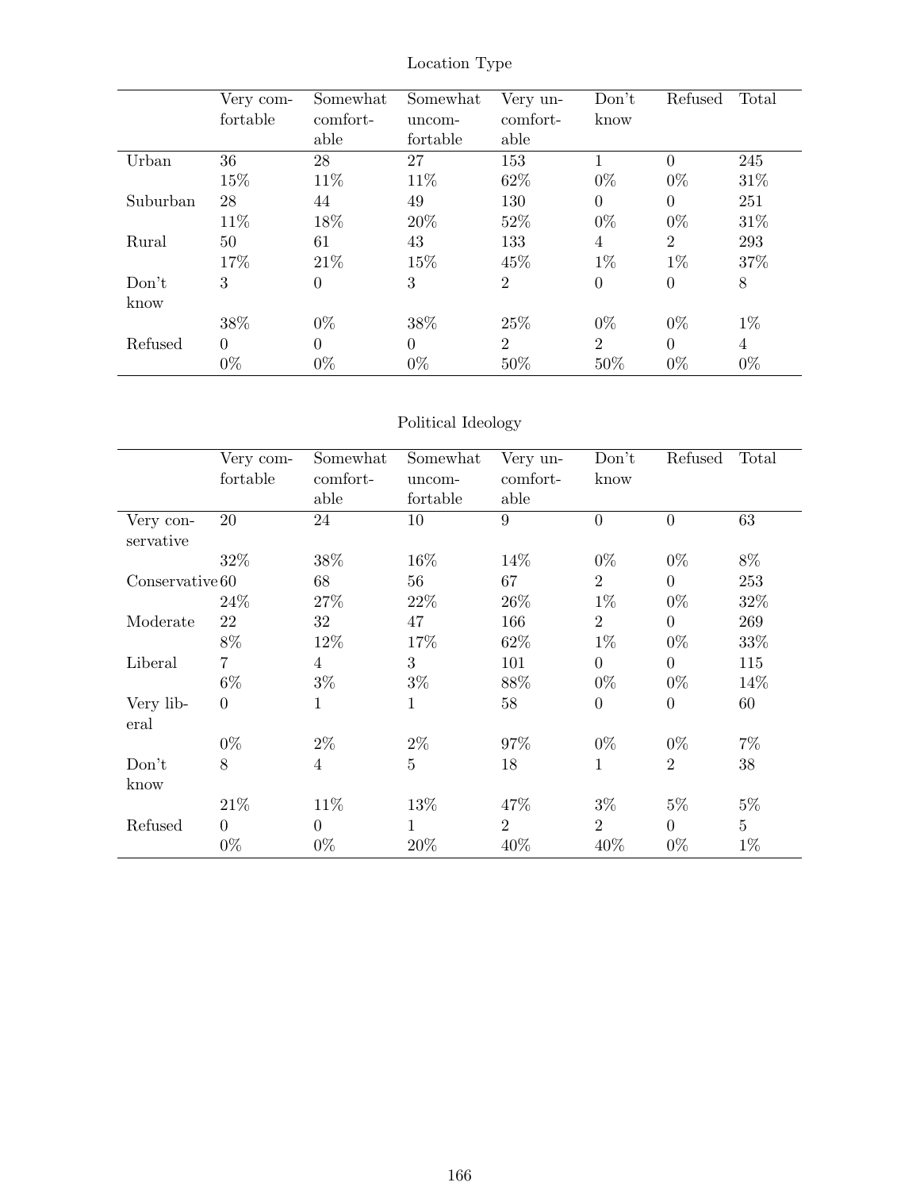Location Type

| | Very comfortable | Somewhat comfortable | Somewhat uncomfortable | Very uncomfortable | Don't know | Refused | Total |
|---|---|---|---|---|---|---|---|
| Urban | 36 | 28 | 27 | 153 | 1 | 0 | 245 |
| | 15% | 11% | 11% | 62% | 0% | 0% | 31% |
| Suburban | 28 | 44 | 49 | 130 | 0 | 0 | 251 |
| | 11% | 18% | 20% | 52% | 0% | 0% | 31% |
| Rural | 50 | 61 | 43 | 133 | 4 | 2 | 293 |
| | 17% | 21% | 15% | 45% | 1% | 1% | 37% |
| Don't know | 3 | 0 | 3 | 2 | 0 | 0 | 8 |
| | 38% | 0% | 38% | 25% | 0% | 0% | 1% |
| Refused | 0 | 0 | 0 | 2 | 2 | 0 | 4 |
| | 0% | 0% | 0% | 50% | 50% | 0% | 0% |

Political Ideology

| | Very comfortable | Somewhat comfortable | Somewhat uncomfortable | Very uncomfortable | Don't know | Refused | Total |
|---|---|---|---|---|---|---|---|
| Very conservative | 20 | 24 | 10 | 9 | 0 | 0 | 63 |
| | 32% | 38% | 16% | 14% | 0% | 0% | 8% |
| Conservative | 60 | 68 | 56 | 67 | 2 | 0 | 253 |
| | 24% | 27% | 22% | 26% | 1% | 0% | 32% |
| Moderate | 22 | 32 | 47 | 166 | 2 | 0 | 269 |
| | 8% | 12% | 17% | 62% | 1% | 0% | 33% |
| Liberal | 7 | 4 | 3 | 101 | 0 | 0 | 115 |
| | 6% | 3% | 3% | 88% | 0% | 0% | 14% |
| Very liberal | 0 | 1 | 1 | 58 | 0 | 0 | 60 |
| | 0% | 2% | 2% | 97% | 0% | 0% | 7% |
| Don't know | 8 | 4 | 5 | 18 | 1 | 2 | 38 |
| | 21% | 11% | 13% | 47% | 3% | 5% | 5% |
| Refused | 0 | 0 | 1 | 2 | 2 | 0 | 5 |
| | 0% | 0% | 20% | 40% | 40% | 0% | 1% |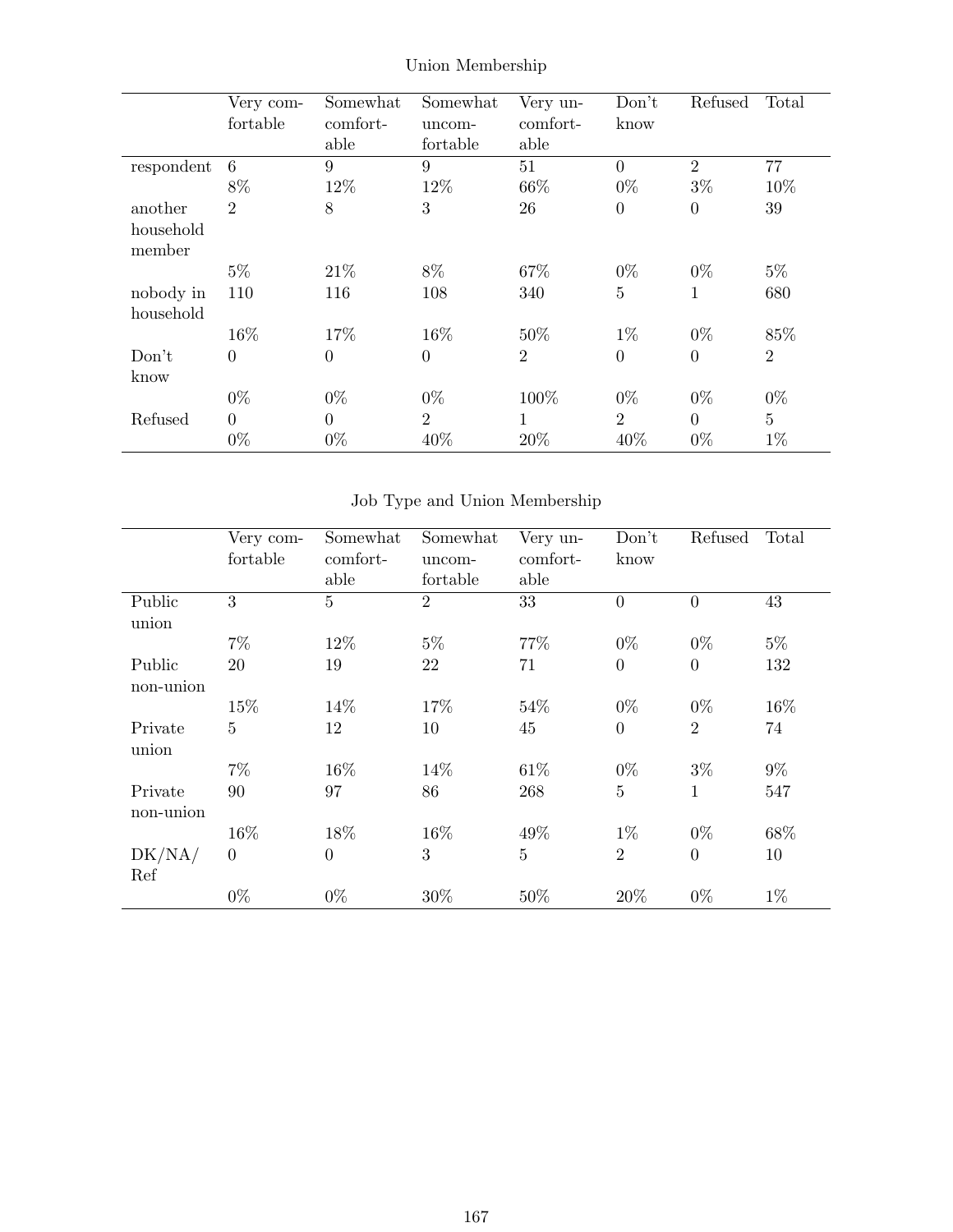## Union Membership

| | Very comfortable | Somewhat comfortable | Somewhat uncomfortable | Very uncomfortable | Don't know | Refused | Total |
|---|---|---|---|---|---|---|---|
| respondent | 6 | 9 | 9 | 51 | 0 | 2 | 77 |
| | 8% | 12% | 12% | 66% | 0% | 3% | 10% |
| another household member | 2 | 8 | 3 | 26 | 0 | 0 | 39 |
| | 5% | 21% | 8% | 67% | 0% | 0% | 5% |
| nobody in household | 110 | 116 | 108 | 340 | 5 | 1 | 680 |
| | 16% | 17% | 16% | 50% | 1% | 0% | 85% |
| Don't know | 0 | 0 | 0 | 2 | 0 | 0 | 2 |
| | 0% | 0% | 0% | 100% | 0% | 0% | 0% |
| Refused | 0 | 0 | 2 | 1 | 2 | 0 | 5 |
| | 0% | 0% | 40% | 20% | 40% | 0% | 1% |

## Job Type and Union Membership

| | Very comfortable | Somewhat comfortable | Somewhat uncomfortable | Very uncomfortable | Don't know | Refused | Total |
|---|---|---|---|---|---|---|---|
| Public union | 3 | 5 | 2 | 33 | 0 | 0 | 43 |
| | 7% | 12% | 5% | 77% | 0% | 0% | 5% |
| Public non-union | 20 | 19 | 22 | 71 | 0 | 0 | 132 |
| | 15% | 14% | 17% | 54% | 0% | 0% | 16% |
| Private union | 5 | 12 | 10 | 45 | 0 | 2 | 74 |
| | 7% | 16% | 14% | 61% | 0% | 3% | 9% |
| Private non-union | 90 | 97 | 86 | 268 | 5 | 1 | 547 |
| | 16% | 18% | 16% | 49% | 1% | 0% | 68% |
| DK/NA/Ref | 0 | 0 | 3 | 5 | 2 | 0 | 10 |
| | 0% | 0% | 30% | 50% | 20% | 0% | 1% |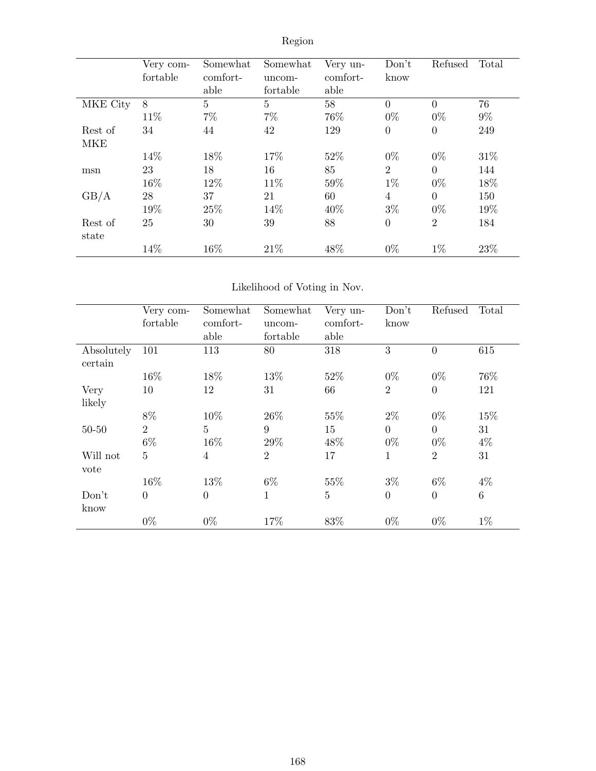Region

| | Very comfortable | Somewhat comfortable | Somewhat uncomfortable | Very uncomfortable | Don't know | Refused | Total |
|---|---|---|---|---|---|---|---|
| MKE City | 8 | 5 | 5 | 58 | 0 | 0 | 76 |
| | 11% | 7% | 7% | 76% | 0% | 0% | 9% |
| Rest of MKE | 34 | 44 | 42 | 129 | 0 | 0 | 249 |
| | 14% | 18% | 17% | 52% | 0% | 0% | 31% |
| msn | 23 | 18 | 16 | 85 | 2 | 0 | 144 |
| | 16% | 12% | 11% | 59% | 1% | 0% | 18% |
| GB/A | 28 | 37 | 21 | 60 | 4 | 0 | 150 |
| | 19% | 25% | 14% | 40% | 3% | 0% | 19% |
| Rest of state | 25 | 30 | 39 | 88 | 0 | 2 | 184 |
| | 14% | 16% | 21% | 48% | 0% | 1% | 23% |

Likelihood of Voting in Nov.

| | Very comfortable | Somewhat comfortable | Somewhat uncomfortable | Very uncomfortable | Don't know | Refused | Total |
|---|---|---|---|---|---|---|---|
| Absolutely certain | 101 | 113 | 80 | 318 | 3 | 0 | 615 |
| | 16% | 18% | 13% | 52% | 0% | 0% | 76% |
| Very likely | 10 | 12 | 31 | 66 | 2 | 0 | 121 |
| | 8% | 10% | 26% | 55% | 2% | 0% | 15% |
| 50-50 | 2 | 5 | 9 | 15 | 0 | 0 | 31 |
| | 6% | 16% | 29% | 48% | 0% | 0% | 4% |
| Will not vote | 5 | 4 | 2 | 17 | 1 | 2 | 31 |
| | 16% | 13% | 6% | 55% | 3% | 6% | 4% |
| Don't know | 0 | 0 | 1 | 5 | 0 | 0 | 6 |
| | 0% | 0% | 17% | 83% | 0% | 0% | 1% |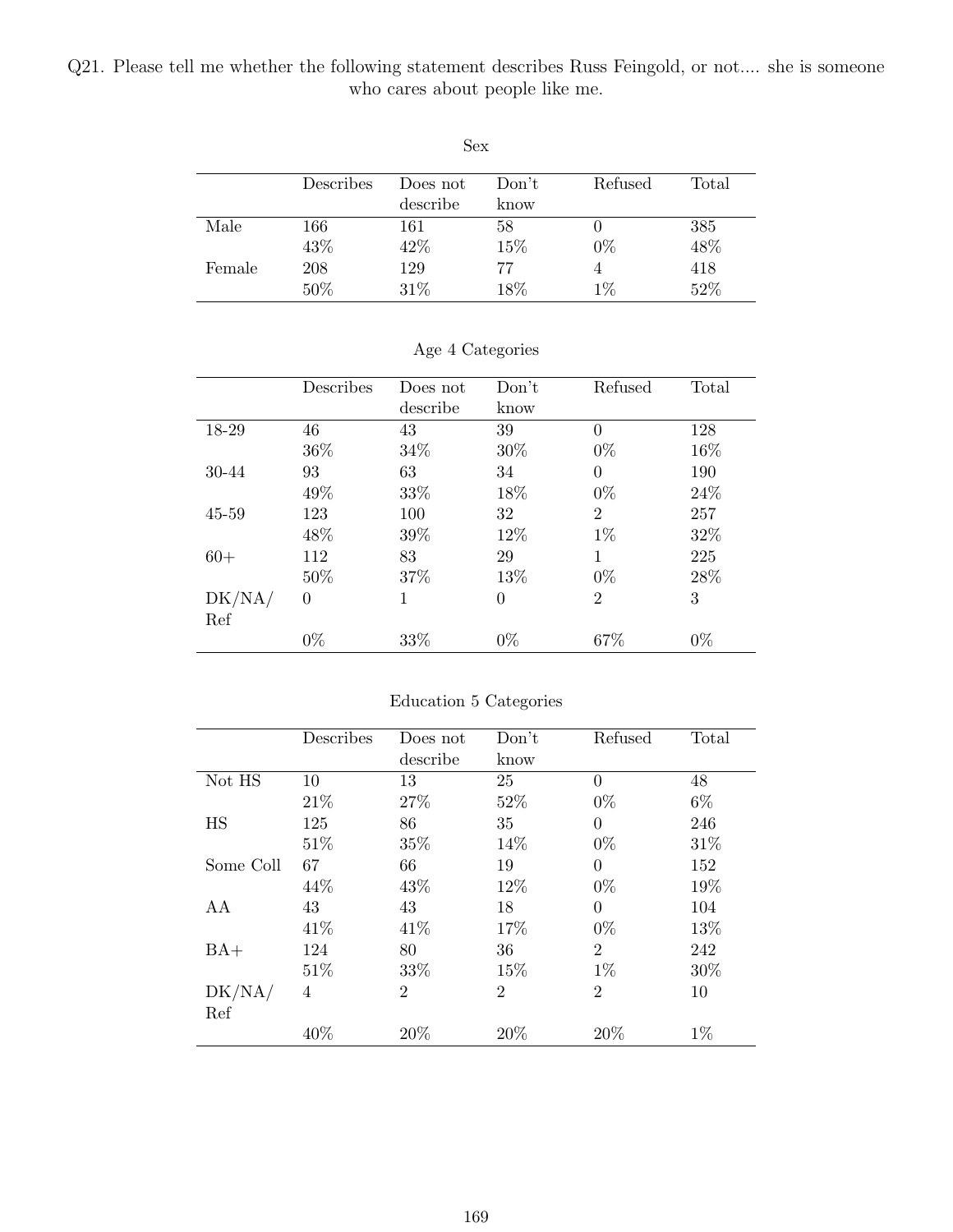Q21. Please tell me whether the following statement describes Russ Feingold, or not.... she is someone who cares about people like me.

Sex

| | Describes | Does not describe | Don't know | Refused | Total |
|---|---|---|---|---|---|
| Male | 166 | 161 | 58 | 0 | 385 |
| | 43% | 42% | 15% | 0% | 48% |
| Female | 208 | 129 | 77 | 4 | 418 |
| | 50% | 31% | 18% | 1% | 52% |

Age 4 Categories

| | Describes | Does not describe | Don't know | Refused | Total |
|---|---|---|---|---|---|
| 18-29 | 46 | 43 | 39 | 0 | 128 |
| | 36% | 34% | 30% | 0% | 16% |
| 30-44 | 93 | 63 | 34 | 0 | 190 |
| | 49% | 33% | 18% | 0% | 24% |
| 45-59 | 123 | 100 | 32 | 2 | 257 |
| | 48% | 39% | 12% | 1% | 32% |
| 60+ | 112 | 83 | 29 | 1 | 225 |
| | 50% | 37% | 13% | 0% | 28% |
| DK/NA/Ref | 0 | 1 | 0 | 2 | 3 |
| | 0% | 33% | 0% | 67% | 0% |

Education 5 Categories

| | Describes | Does not describe | Don't know | Refused | Total |
|---|---|---|---|---|---|
| Not HS | 10 | 13 | 25 | 0 | 48 |
| | 21% | 27% | 52% | 0% | 6% |
| HS | 125 | 86 | 35 | 0 | 246 |
| | 51% | 35% | 14% | 0% | 31% |
| Some Coll | 67 | 66 | 19 | 0 | 152 |
| | 44% | 43% | 12% | 0% | 19% |
| AA | 43 | 43 | 18 | 0 | 104 |
| | 41% | 41% | 17% | 0% | 13% |
| BA+ | 124 | 80 | 36 | 2 | 242 |
| | 51% | 33% | 15% | 1% | 30% |
| DK/NA/Ref | 4 | 2 | 2 | 2 | 10 |
| | 40% | 20% | 20% | 20% | 1% |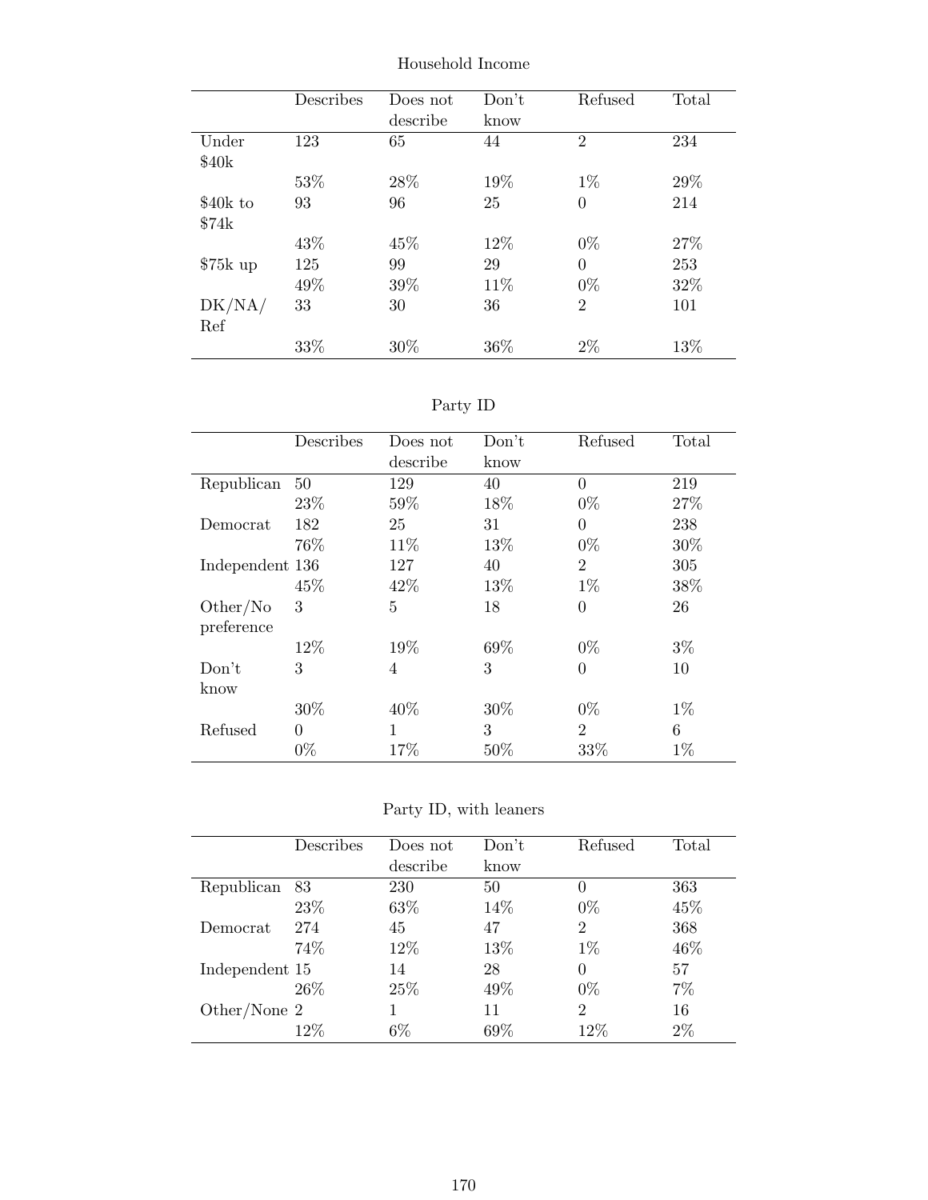Household Income

| | Describes | Does not describe | Don't know | Refused | Total |
|---|---|---|---|---|---|
| Under $40k | 123 | 65 | 44 | 2 | 234 |
| | 53% | 28% | 19% | 1% | 29% |
| $40k to $74k | 93 | 96 | 25 | 0 | 214 |
| | 43% | 45% | 12% | 0% | 27% |
| $75k up | 125 | 99 | 29 | 0 | 253 |
| | 49% | 39% | 11% | 0% | 32% |
| DK/NA/Ref | 33 | 30 | 36 | 2 | 101 |
| | 33% | 30% | 36% | 2% | 13% |

Party ID

| | Describes | Does not describe | Don't know | Refused | Total |
|---|---|---|---|---|---|
| Republican | 50 | 129 | 40 | 0 | 219 |
| | 23% | 59% | 18% | 0% | 27% |
| Democrat | 182 | 25 | 31 | 0 | 238 |
| | 76% | 11% | 13% | 0% | 30% |
| Independent | 136 | 127 | 40 | 2 | 305 |
| | 45% | 42% | 13% | 1% | 38% |
| Other/No preference | 3 | 5 | 18 | 0 | 26 |
| | 12% | 19% | 69% | 0% | 3% |
| Don't know | 3 | 4 | 3 | 0 | 10 |
| | 30% | 40% | 30% | 0% | 1% |
| Refused | 0 | 1 | 3 | 2 | 6 |
| | 0% | 17% | 50% | 33% | 1% |

Party ID, with leaners

| | Describes | Does not describe | Don't know | Refused | Total |
|---|---|---|---|---|---|
| Republican | 83 | 230 | 50 | 0 | 363 |
| | 23% | 63% | 14% | 0% | 45% |
| Democrat | 274 | 45 | 47 | 2 | 368 |
| | 74% | 12% | 13% | 1% | 46% |
| Independent | 15 | 14 | 28 | 0 | 57 |
| | 26% | 25% | 49% | 0% | 7% |
| Other/None | 2 | 1 | 11 | 2 | 16 |
| | 12% | 6% | 69% | 12% | 2% |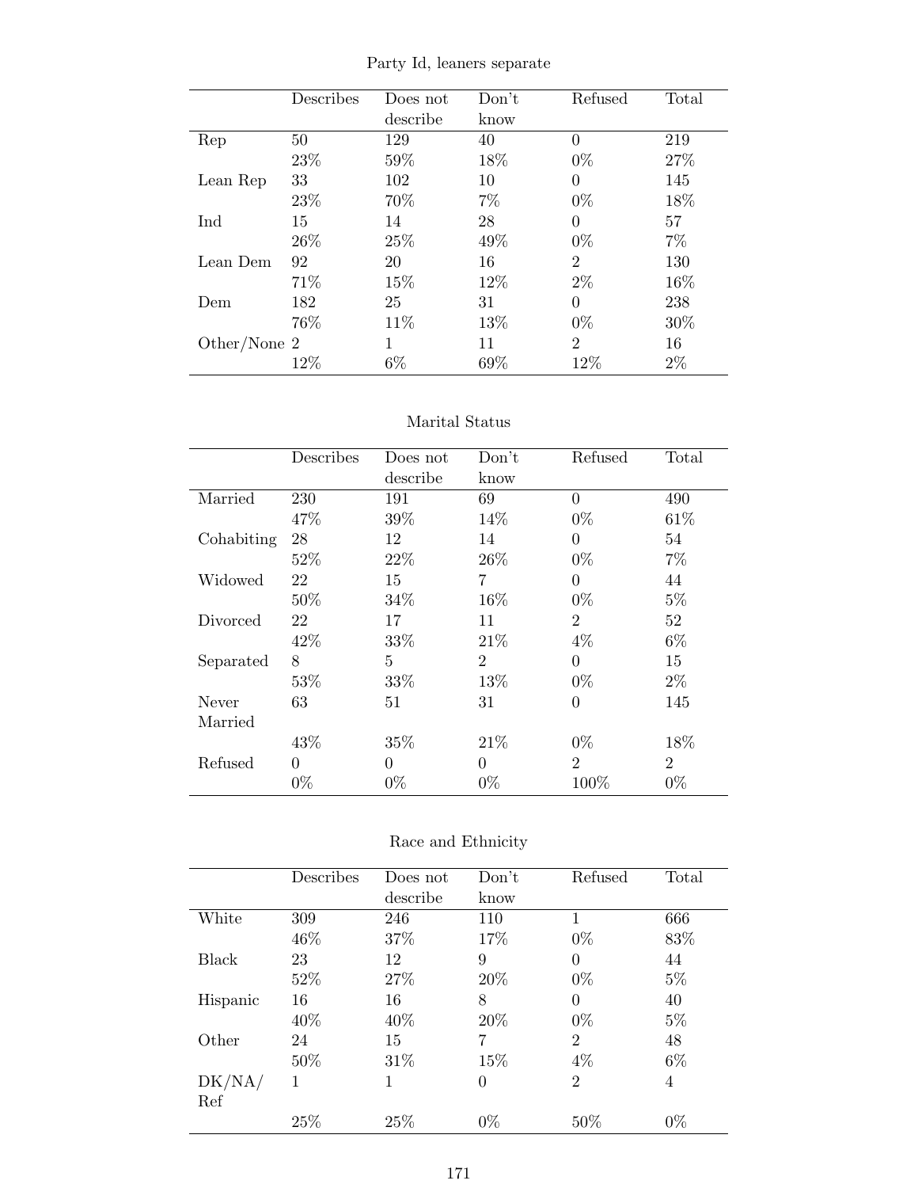Party Id, leaners separate

| | Describes | Does not describe | Don't know | Refused | Total |
|---|---|---|---|---|---|
| Rep | 50 | 129 | 40 | 0 | 219 |
| | 23% | 59% | 18% | 0% | 27% |
| Lean Rep | 33 | 102 | 10 | 0 | 145 |
| | 23% | 70% | 7% | 0% | 18% |
| Ind | 15 | 14 | 28 | 0 | 57 |
| | 26% | 25% | 49% | 0% | 7% |
| Lean Dem | 92 | 20 | 16 | 2 | 130 |
| | 71% | 15% | 12% | 2% | 16% |
| Dem | 182 | 25 | 31 | 0 | 238 |
| | 76% | 11% | 13% | 0% | 30% |
| Other/None | 2 | 1 | 11 | 2 | 16 |
| | 12% | 6% | 69% | 12% | 2% |

Marital Status

| | Describes | Does not describe | Don't know | Refused | Total |
|---|---|---|---|---|---|
| Married | 230 | 191 | 69 | 0 | 490 |
| | 47% | 39% | 14% | 0% | 61% |
| Cohabiting | 28 | 12 | 14 | 0 | 54 |
| | 52% | 22% | 26% | 0% | 7% |
| Widowed | 22 | 15 | 7 | 0 | 44 |
| | 50% | 34% | 16% | 0% | 5% |
| Divorced | 22 | 17 | 11 | 2 | 52 |
| | 42% | 33% | 21% | 4% | 6% |
| Separated | 8 | 5 | 2 | 0 | 15 |
| | 53% | 33% | 13% | 0% | 2% |
| Never Married | 63 | 51 | 31 | 0 | 145 |
| | 43% | 35% | 21% | 0% | 18% |
| Refused | 0 | 0 | 0 | 2 | 2 |
| | 0% | 0% | 0% | 100% | 0% |

Race and Ethnicity

| | Describes | Does not describe | Don't know | Refused | Total |
|---|---|---|---|---|---|
| White | 309 | 246 | 110 | 1 | 666 |
| | 46% | 37% | 17% | 0% | 83% |
| Black | 23 | 12 | 9 | 0 | 44 |
| | 52% | 27% | 20% | 0% | 5% |
| Hispanic | 16 | 16 | 8 | 0 | 40 |
| | 40% | 40% | 20% | 0% | 5% |
| Other | 24 | 15 | 7 | 2 | 48 |
| | 50% | 31% | 15% | 4% | 6% |
| DK/NA/Ref | 1 | 1 | 0 | 2 | 4 |
| | 25% | 25% | 0% | 50% | 0% |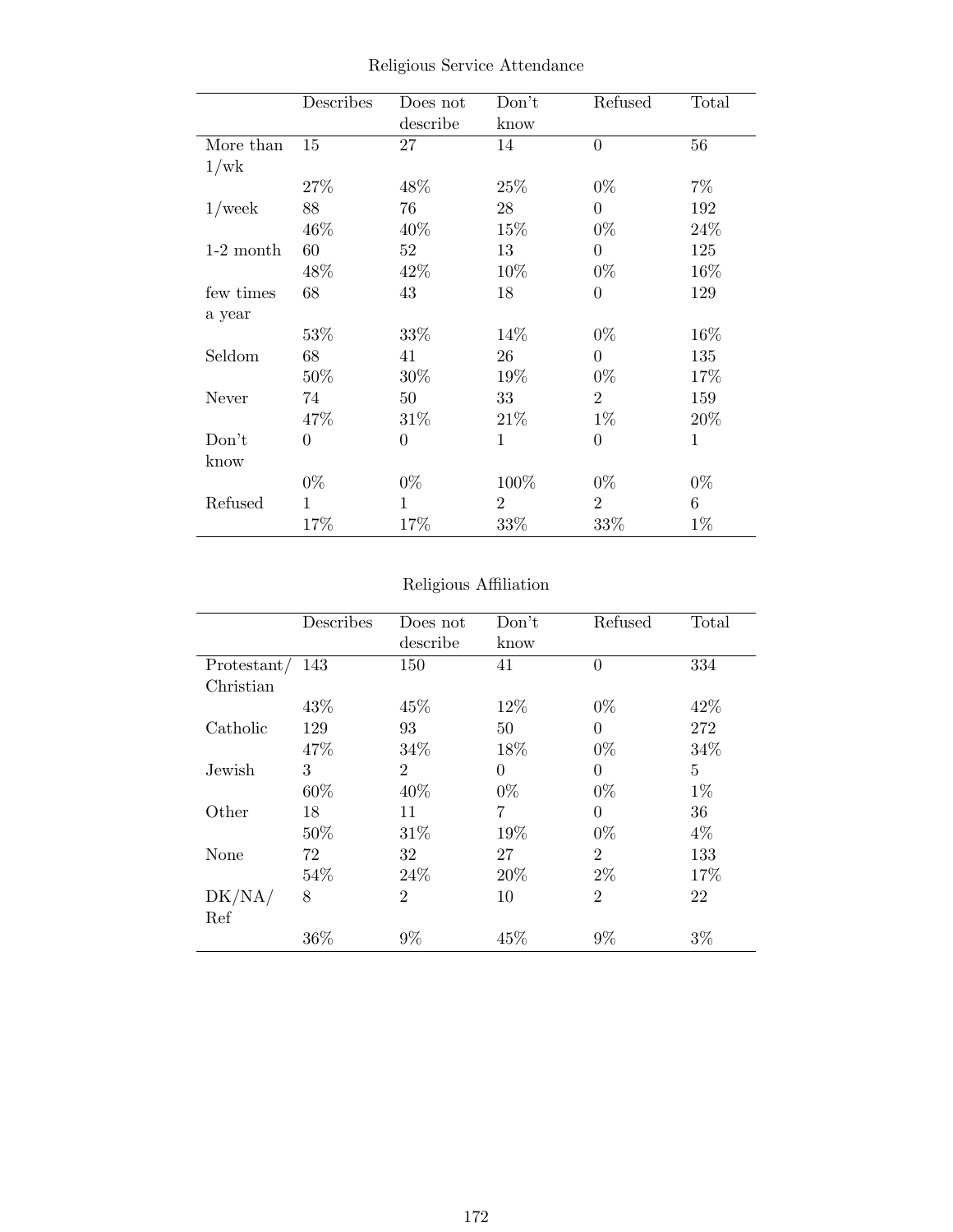Religious Service Attendance

| | Describes | Does not describe | Don't know | Refused | Total |
|---|---|---|---|---|---|
| More than 1/wk | 15 | 27 | 14 | 0 | 56 |
| | 27% | 48% | 25% | 0% | 7% |
| 1/week | 88 | 76 | 28 | 0 | 192 |
| | 46% | 40% | 15% | 0% | 24% |
| 1-2 month | 60 | 52 | 13 | 0 | 125 |
| | 48% | 42% | 10% | 0% | 16% |
| few times a year | 68 | 43 | 18 | 0 | 129 |
| | 53% | 33% | 14% | 0% | 16% |
| Seldom | 68 | 41 | 26 | 0 | 135 |
| | 50% | 30% | 19% | 0% | 17% |
| Never | 74 | 50 | 33 | 2 | 159 |
| | 47% | 31% | 21% | 1% | 20% |
| Don't know | 0 | 0 | 1 | 0 | 1 |
| | 0% | 0% | 100% | 0% | 0% |
| Refused | 1 | 1 | 2 | 2 | 6 |
| | 17% | 17% | 33% | 33% | 1% |

Religious Affiliation

| | Describes | Does not describe | Don't know | Refused | Total |
|---|---|---|---|---|---|
| Protestant/ Christian | 143 | 150 | 41 | 0 | 334 |
| | 43% | 45% | 12% | 0% | 42% |
| Catholic | 129 | 93 | 50 | 0 | 272 |
| | 47% | 34% | 18% | 0% | 34% |
| Jewish | 3 | 2 | 0 | 0 | 5 |
| | 60% | 40% | 0% | 0% | 1% |
| Other | 18 | 11 | 7 | 0 | 36 |
| | 50% | 31% | 19% | 0% | 4% |
| None | 72 | 32 | 27 | 2 | 133 |
| | 54% | 24% | 20% | 2% | 17% |
| DK/NA/ Ref | 8 | 2 | 10 | 2 | 22 |
| | 36% | 9% | 45% | 9% | 3% |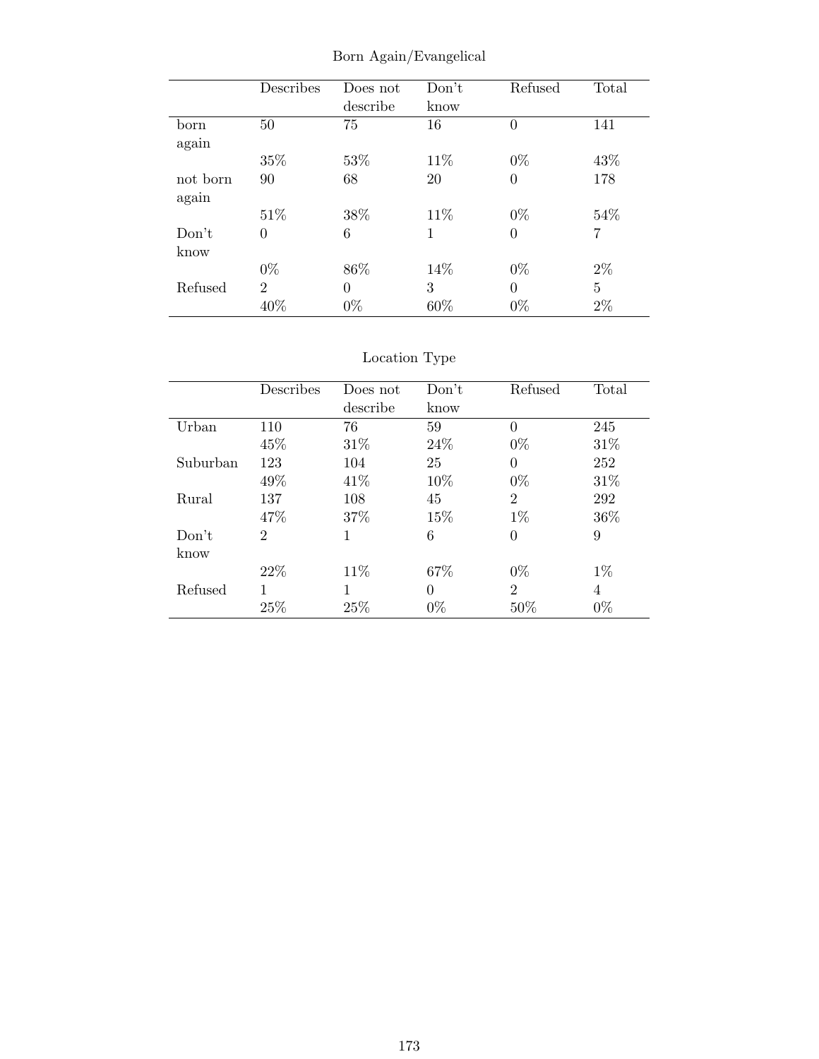## Born Again/Evangelical

| | Describes | Does not describe | Don't know | Refused | Total |
|---|---|---|---|---|---|
| born again | 50 | 75 | 16 | 0 | 141 |
| | 35% | 53% | 11% | 0% | 43% |
| not born again | 90 | 68 | 20 | 0 | 178 |
| | 51% | 38% | 11% | 0% | 54% |
| Don't know | 0 | 6 | 1 | 0 | 7 |
| | 0% | 86% | 14% | 0% | 2% |
| Refused | 2 | 0 | 3 | 0 | 5 |
| | 40% | 0% | 60% | 0% | 2% |

## Location Type

| | Describes | Does not describe | Don't know | Refused | Total |
|---|---|---|---|---|---|
| Urban | 110 | 76 | 59 | 0 | 245 |
| | 45% | 31% | 24% | 0% | 31% |
| Suburban | 123 | 104 | 25 | 0 | 252 |
| | 49% | 41% | 10% | 0% | 31% |
| Rural | 137 | 108 | 45 | 2 | 292 |
| | 47% | 37% | 15% | 1% | 36% |
| Don't know | 2 | 1 | 6 | 0 | 9 |
| | 22% | 11% | 67% | 0% | 1% |
| Refused | 1 | 1 | 0 | 2 | 4 |
| | 25% | 25% | 0% | 50% | 0% |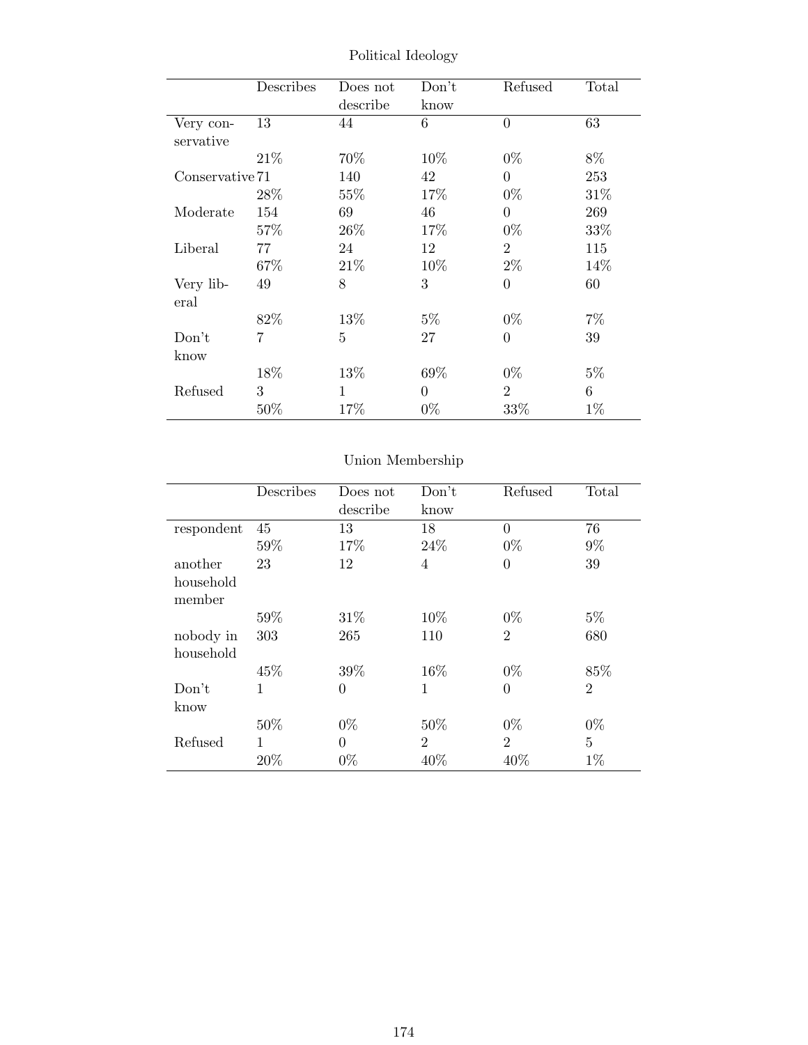Political Ideology

| | Describes | Does not describe | Don't know | Refused | Total |
|---|---|---|---|---|---|
| Very conservative | 13 | 44 | 6 | 0 | 63 |
| | 21% | 70% | 10% | 0% | 8% |
| Conservative | 71 | 140 | 42 | 0 | 253 |
| | 28% | 55% | 17% | 0% | 31% |
| Moderate | 154 | 69 | 46 | 0 | 269 |
| | 57% | 26% | 17% | 0% | 33% |
| Liberal | 77 | 24 | 12 | 2 | 115 |
| | 67% | 21% | 10% | 2% | 14% |
| Very liberal | 49 | 8 | 3 | 0 | 60 |
| | 82% | 13% | 5% | 0% | 7% |
| Don't know | 7 | 5 | 27 | 0 | 39 |
| | 18% | 13% | 69% | 0% | 5% |
| Refused | 3 | 1 | 0 | 2 | 6 |
| | 50% | 17% | 0% | 33% | 1% |

Union Membership

| | Describes | Does not describe | Don't know | Refused | Total |
|---|---|---|---|---|---|
| respondent | 45 | 13 | 18 | 0 | 76 |
| | 59% | 17% | 24% | 0% | 9% |
| another household member | 23 | 12 | 4 | 0 | 39 |
| | 59% | 31% | 10% | 0% | 5% |
| nobody in household | 303 | 265 | 110 | 2 | 680 |
| | 45% | 39% | 16% | 0% | 85% |
| Don't know | 1 | 0 | 1 | 0 | 2 |
| | 50% | 0% | 50% | 0% | 0% |
| Refused | 1 | 0 | 2 | 2 | 5 |
| | 20% | 0% | 40% | 40% | 1% |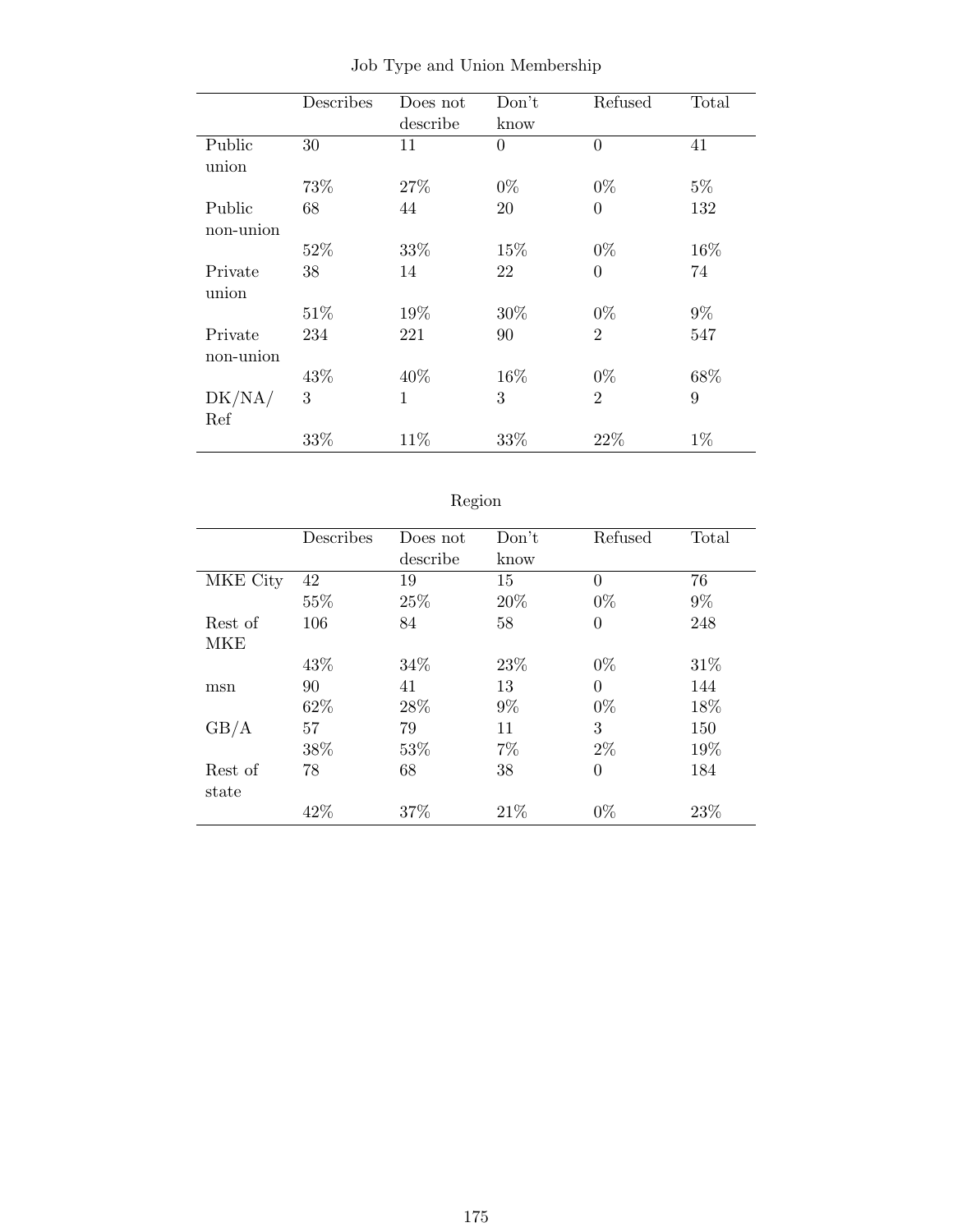Job Type and Union Membership

| | Describes | Does not describe | Don't know | Refused | Total |
|---|---|---|---|---|---|
| Public union | 30 | 11 | 0 | 0 | 41 |
| | 73% | 27% | 0% | 0% | 5% |
| Public non-union | 68 | 44 | 20 | 0 | 132 |
| | 52% | 33% | 15% | 0% | 16% |
| Private union | 38 | 14 | 22 | 0 | 74 |
| | 51% | 19% | 30% | 0% | 9% |
| Private non-union | 234 | 221 | 90 | 2 | 547 |
| | 43% | 40% | 16% | 0% | 68% |
| DK/NA/ Ref | 3 | 1 | 3 | 2 | 9 |
| | 33% | 11% | 33% | 22% | 1% |

Region

| | Describes | Does not describe | Don't know | Refused | Total |
|---|---|---|---|---|---|
| MKE City | 42 | 19 | 15 | 0 | 76 |
| | 55% | 25% | 20% | 0% | 9% |
| Rest of MKE | 106 | 84 | 58 | 0 | 248 |
| | 43% | 34% | 23% | 0% | 31% |
| msn | 90 | 41 | 13 | 0 | 144 |
| | 62% | 28% | 9% | 0% | 18% |
| GB/A | 57 | 79 | 11 | 3 | 150 |
| | 38% | 53% | 7% | 2% | 19% |
| Rest of state | 78 | 68 | 38 | 0 | 184 |
| | 42% | 37% | 21% | 0% | 23% |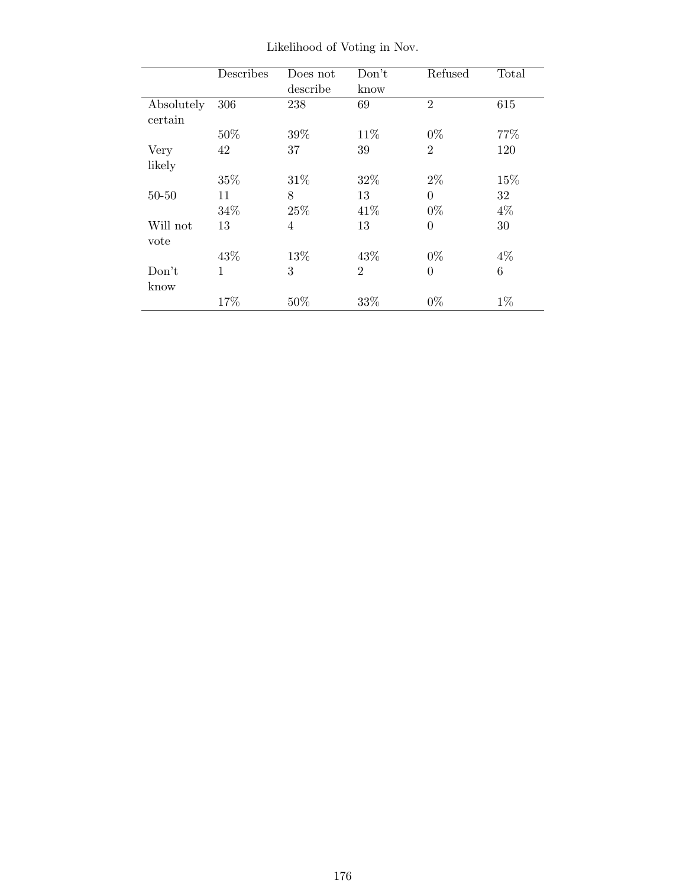Likelihood of Voting in Nov.

| | Describes | Does not describe | Don't know | Refused | Total |
|---|---|---|---|---|---|
| Absolutely certain | 306 | 238 | 69 | 2 | 615 |
| | 50% | 39% | 11% | 0% | 77% |
| Very likely | 42 | 37 | 39 | 2 | 120 |
| | 35% | 31% | 32% | 2% | 15% |
| 50-50 | 11 | 8 | 13 | 0 | 32 |
| | 34% | 25% | 41% | 0% | 4% |
| Will not vote | 13 | 4 | 13 | 0 | 30 |
| | 43% | 13% | 43% | 0% | 4% |
| Don't know | 1 | 3 | 2 | 0 | 6 |
| | 17% | 50% | 33% | 0% | 1% |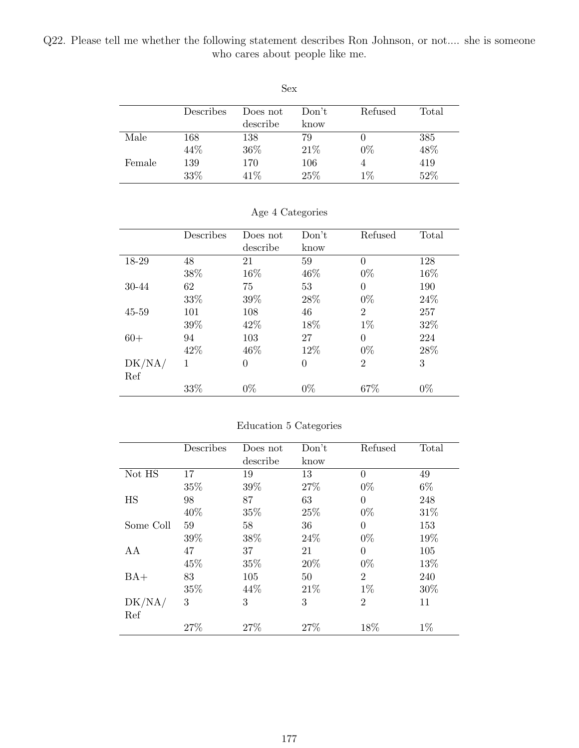Q22. Please tell me whether the following statement describes Ron Johnson, or not.... she is someone who cares about people like me.

Sex

| | Describes | Does not describe | Don't know | Refused | Total |
|---|---|---|---|---|---|
| Male | 168 | 138 | 79 | 0 | 385 |
| | 44% | 36% | 21% | 0% | 48% |
| Female | 139 | 170 | 106 | 4 | 419 |
| | 33% | 41% | 25% | 1% | 52% |

Age 4 Categories

| | Describes | Does not describe | Don't know | Refused | Total |
|---|---|---|---|---|---|
| 18-29 | 48 | 21 | 59 | 0 | 128 |
| | 38% | 16% | 46% | 0% | 16% |
| 30-44 | 62 | 75 | 53 | 0 | 190 |
| | 33% | 39% | 28% | 0% | 24% |
| 45-59 | 101 | 108 | 46 | 2 | 257 |
| | 39% | 42% | 18% | 1% | 32% |
| 60+ | 94 | 103 | 27 | 0 | 224 |
| | 42% | 46% | 12% | 0% | 28% |
| DK/NA/Ref | 1 | 0 | 0 | 2 | 3 |
| | 33% | 0% | 0% | 67% | 0% |

Education 5 Categories

| | Describes | Does not describe | Don't know | Refused | Total |
|---|---|---|---|---|---|
| Not HS | 17 | 19 | 13 | 0 | 49 |
| | 35% | 39% | 27% | 0% | 6% |
| HS | 98 | 87 | 63 | 0 | 248 |
| | 40% | 35% | 25% | 0% | 31% |
| Some Coll | 59 | 58 | 36 | 0 | 153 |
| | 39% | 38% | 24% | 0% | 19% |
| AA | 47 | 37 | 21 | 0 | 105 |
| | 45% | 35% | 20% | 0% | 13% |
| BA+ | 83 | 105 | 50 | 2 | 240 |
| | 35% | 44% | 21% | 1% | 30% |
| DK/NA/Ref | 3 | 3 | 3 | 2 | 11 |
| | 27% | 27% | 27% | 18% | 1% |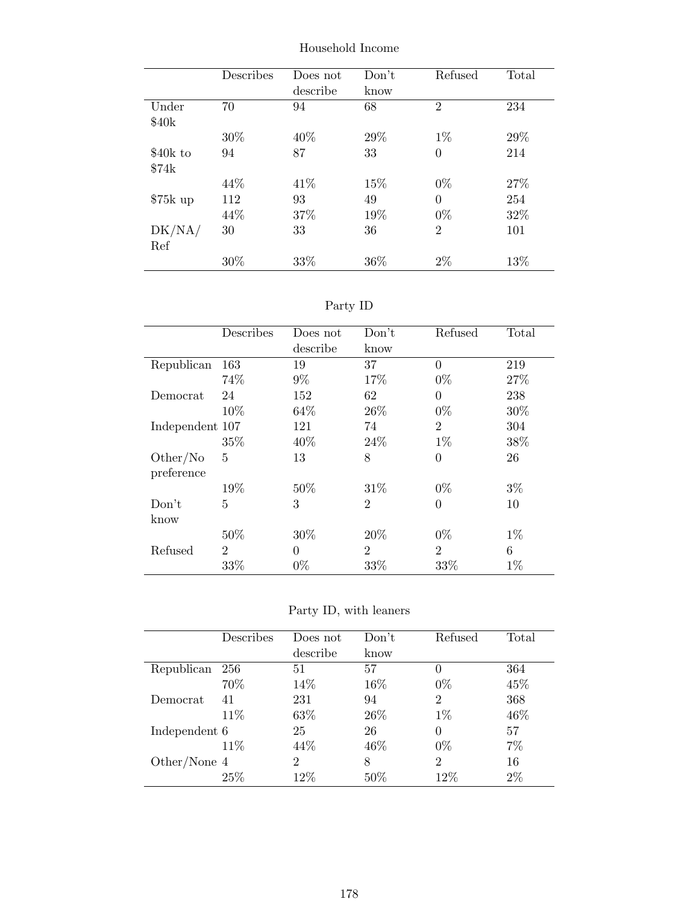Household Income

| | Describes | Does not describe | Don't know | Refused | Total |
|---|---|---|---|---|---|
| Under $40k | 70 | 94 | 68 | 2 | 234 |
| | 30% | 40% | 29% | 1% | 29% |
| $40k to $74k | 94 | 87 | 33 | 0 | 214 |
| | 44% | 41% | 15% | 0% | 27% |
| $75k up | 112 | 93 | 49 | 0 | 254 |
| | 44% | 37% | 19% | 0% | 32% |
| DK/NA/ Ref | 30 | 33 | 36 | 2 | 101 |
| | 30% | 33% | 36% | 2% | 13% |

Party ID

| | Describes | Does not describe | Don't know | Refused | Total |
|---|---|---|---|---|---|
| Republican | 163 | 19 | 37 | 0 | 219 |
| | 74% | 9% | 17% | 0% | 27% |
| Democrat | 24 | 152 | 62 | 0 | 238 |
| | 10% | 64% | 26% | 0% | 30% |
| Independent | 107 | 121 | 74 | 2 | 304 |
| | 35% | 40% | 24% | 1% | 38% |
| Other/No preference | 5 | 13 | 8 | 0 | 26 |
| | 19% | 50% | 31% | 0% | 3% |
| Don't know | 5 | 3 | 2 | 0 | 10 |
| | 50% | 30% | 20% | 0% | 1% |
| Refused | 2 | 0 | 2 | 2 | 6 |
| | 33% | 0% | 33% | 33% | 1% |

Party ID, with leaners

| | Describes | Does not describe | Don't know | Refused | Total |
|---|---|---|---|---|---|
| Republican | 256 | 51 | 57 | 0 | 364 |
| | 70% | 14% | 16% | 0% | 45% |
| Democrat | 41 | 231 | 94 | 2 | 368 |
| | 11% | 63% | 26% | 1% | 46% |
| Independent | 6 | 25 | 26 | 0 | 57 |
| | 11% | 44% | 46% | 0% | 7% |
| Other/None | 4 | 2 | 8 | 2 | 16 |
| | 25% | 12% | 50% | 12% | 2% |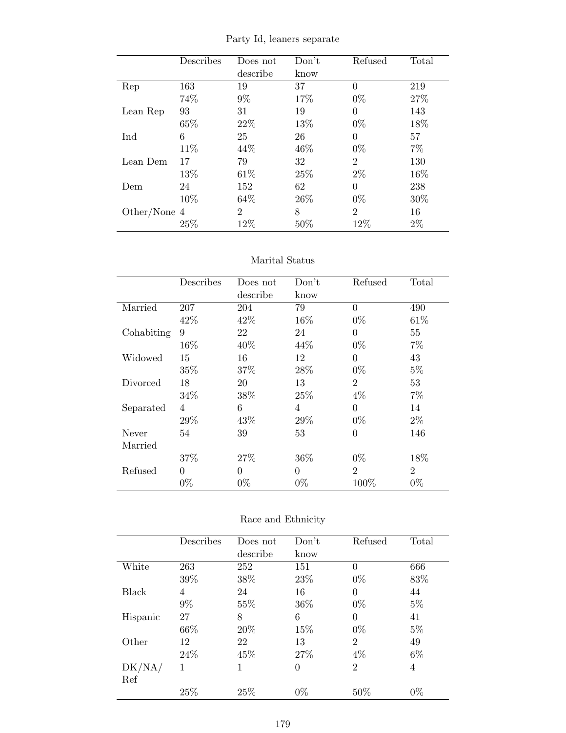Party Id, leaners separate

| | Describes | Does not describe | Don't know | Refused | Total |
|---|---|---|---|---|---|
| Rep | 163 | 19 | 37 | 0 | 219 |
| | 74% | 9% | 17% | 0% | 27% |
| Lean Rep | 93 | 31 | 19 | 0 | 143 |
| | 65% | 22% | 13% | 0% | 18% |
| Ind | 6 | 25 | 26 | 0 | 57 |
| | 11% | 44% | 46% | 0% | 7% |
| Lean Dem | 17 | 79 | 32 | 2 | 130 |
| | 13% | 61% | 25% | 2% | 16% |
| Dem | 24 | 152 | 62 | 0 | 238 |
| | 10% | 64% | 26% | 0% | 30% |
| Other/None | 4 | 2 | 8 | 2 | 16 |
| | 25% | 12% | 50% | 12% | 2% |

Marital Status

| | Describes | Does not describe | Don't know | Refused | Total |
|---|---|---|---|---|---|
| Married | 207 | 204 | 79 | 0 | 490 |
| | 42% | 42% | 16% | 0% | 61% |
| Cohabiting | 9 | 22 | 24 | 0 | 55 |
| | 16% | 40% | 44% | 0% | 7% |
| Widowed | 15 | 16 | 12 | 0 | 43 |
| | 35% | 37% | 28% | 0% | 5% |
| Divorced | 18 | 20 | 13 | 2 | 53 |
| | 34% | 38% | 25% | 4% | 7% |
| Separated | 4 | 6 | 4 | 0 | 14 |
| | 29% | 43% | 29% | 0% | 2% |
| Never Married | 54 | 39 | 53 | 0 | 146 |
| | 37% | 27% | 36% | 0% | 18% |
| Refused | 0 | 0 | 0 | 2 | 2 |
| | 0% | 0% | 0% | 100% | 0% |

Race and Ethnicity

| | Describes | Does not describe | Don't know | Refused | Total |
|---|---|---|---|---|---|
| White | 263 | 252 | 151 | 0 | 666 |
| | 39% | 38% | 23% | 0% | 83% |
| Black | 4 | 24 | 16 | 0 | 44 |
| | 9% | 55% | 36% | 0% | 5% |
| Hispanic | 27 | 8 | 6 | 0 | 41 |
| | 66% | 20% | 15% | 0% | 5% |
| Other | 12 | 22 | 13 | 2 | 49 |
| | 24% | 45% | 27% | 4% | 6% |
| DK/NA/Ref | 1 | 1 | 0 | 2 | 4 |
| | 25% | 25% | 0% | 50% | 0% |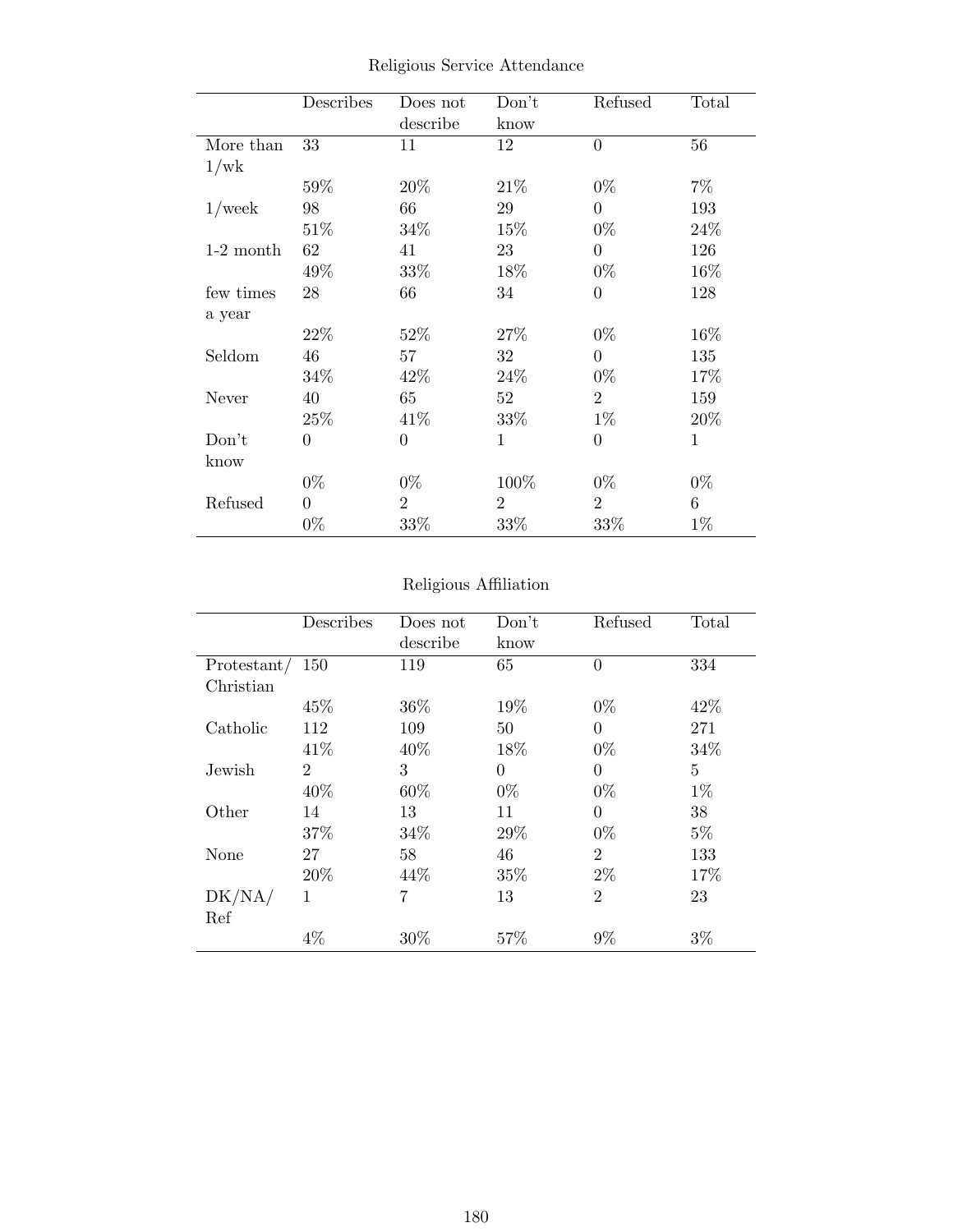Religious Service Attendance

| | Describes | Does not describe | Don't know | Refused | Total |
|---|---|---|---|---|---|
| More than 1/wk | 33 | 11 | 12 | 0 | 56 |
| | 59% | 20% | 21% | 0% | 7% |
| 1/week | 98 | 66 | 29 | 0 | 193 |
| | 51% | 34% | 15% | 0% | 24% |
| 1-2 month | 62 | 41 | 23 | 0 | 126 |
| | 49% | 33% | 18% | 0% | 16% |
| few times a year | 28 | 66 | 34 | 0 | 128 |
| | 22% | 52% | 27% | 0% | 16% |
| Seldom | 46 | 57 | 32 | 0 | 135 |
| | 34% | 42% | 24% | 0% | 17% |
| Never | 40 | 65 | 52 | 2 | 159 |
| | 25% | 41% | 33% | 1% | 20% |
| Don't know | 0 | 0 | 1 | 0 | 1 |
| | 0% | 0% | 100% | 0% | 0% |
| Refused | 0 | 2 | 2 | 2 | 6 |
| | 0% | 33% | 33% | 33% | 1% |

Religious Affiliation

| | Describes | Does not describe | Don't know | Refused | Total |
|---|---|---|---|---|---|
| Protestant/ Christian | 150 | 119 | 65 | 0 | 334 |
| | 45% | 36% | 19% | 0% | 42% |
| Catholic | 112 | 109 | 50 | 0 | 271 |
| | 41% | 40% | 18% | 0% | 34% |
| Jewish | 2 | 3 | 0 | 0 | 5 |
| | 40% | 60% | 0% | 0% | 1% |
| Other | 14 | 13 | 11 | 0 | 38 |
| | 37% | 34% | 29% | 0% | 5% |
| None | 27 | 58 | 46 | 2 | 133 |
| | 20% | 44% | 35% | 2% | 17% |
| DK/NA/ Ref | 1 | 7 | 13 | 2 | 23 |
| | 4% | 30% | 57% | 9% | 3% |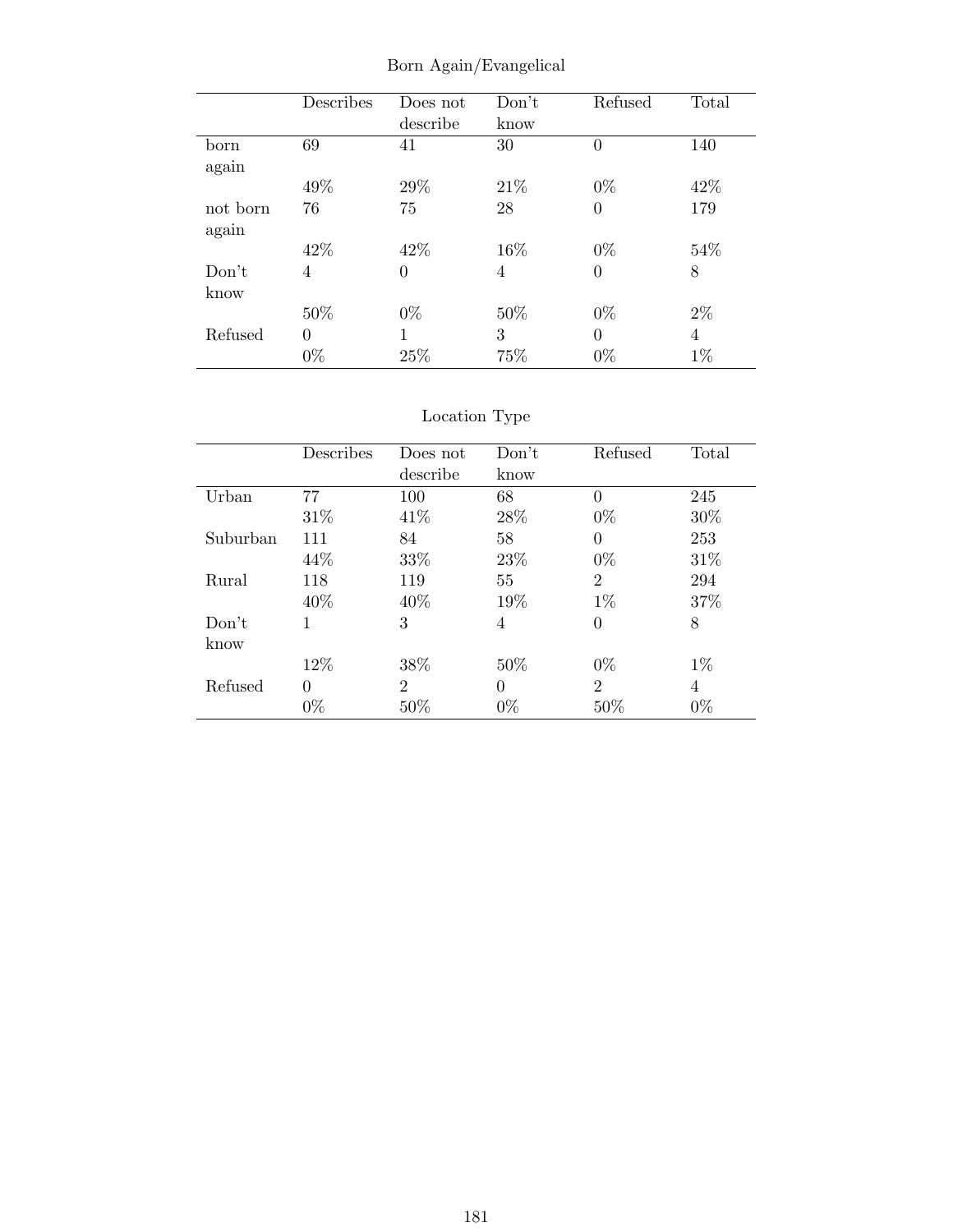Born Again/Evangelical

| | Describes | Does not describe | Don't know | Refused | Total |
|---|---|---|---|---|---|
| born again | 69 | 41 | 30 | 0 | 140 |
| | 49% | 29% | 21% | 0% | 42% |
| not born again | 76 | 75 | 28 | 0 | 179 |
| | 42% | 42% | 16% | 0% | 54% |
| Don't know | 4 | 0 | 4 | 0 | 8 |
| | 50% | 0% | 50% | 0% | 2% |
| Refused | 0 | 1 | 3 | 0 | 4 |
| | 0% | 25% | 75% | 0% | 1% |

Location Type

| | Describes | Does not describe | Don't know | Refused | Total |
|---|---|---|---|---|---|
| Urban | 77 | 100 | 68 | 0 | 245 |
| | 31% | 41% | 28% | 0% | 30% |
| Suburban | 111 | 84 | 58 | 0 | 253 |
| | 44% | 33% | 23% | 0% | 31% |
| Rural | 118 | 119 | 55 | 2 | 294 |
| | 40% | 40% | 19% | 1% | 37% |
| Don't know | 1 | 3 | 4 | 0 | 8 |
| | 12% | 38% | 50% | 0% | 1% |
| Refused | 0 | 2 | 0 | 2 | 4 |
| | 0% | 50% | 0% | 50% | 0% |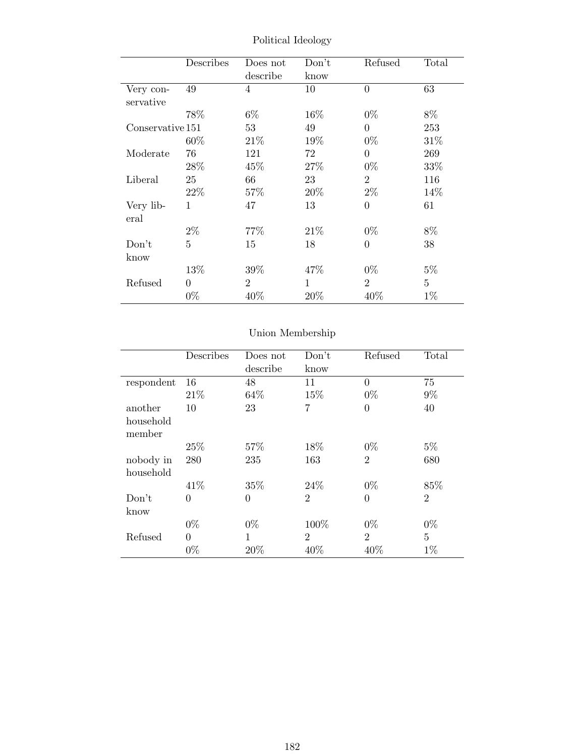Political Ideology

| | Describes | Does not describe | Don't know | Refused | Total |
|---|---|---|---|---|---|
| Very conservative | 49 | 4 | 10 | 0 | 63 |
| | 78% | 6% | 16% | 0% | 8% |
| Conservative | 151 | 53 | 49 | 0 | 253 |
| | 60% | 21% | 19% | 0% | 31% |
| Moderate | 76 | 121 | 72 | 0 | 269 |
| | 28% | 45% | 27% | 0% | 33% |
| Liberal | 25 | 66 | 23 | 2 | 116 |
| | 22% | 57% | 20% | 2% | 14% |
| Very liberal | 1 | 47 | 13 | 0 | 61 |
| | 2% | 77% | 21% | 0% | 8% |
| Don't know | 5 | 15 | 18 | 0 | 38 |
| | 13% | 39% | 47% | 0% | 5% |
| Refused | 0 | 2 | 1 | 2 | 5 |
| | 0% | 40% | 20% | 40% | 1% |

Union Membership

| | Describes | Does not describe | Don't know | Refused | Total |
|---|---|---|---|---|---|
| respondent | 16 | 48 | 11 | 0 | 75 |
| | 21% | 64% | 15% | 0% | 9% |
| another household member | 10 | 23 | 7 | 0 | 40 |
| | 25% | 57% | 18% | 0% | 5% |
| nobody in household | 280 | 235 | 163 | 2 | 680 |
| | 41% | 35% | 24% | 0% | 85% |
| Don't know | 0 | 0 | 2 | 0 | 2 |
| | 0% | 0% | 100% | 0% | 0% |
| Refused | 0 | 1 | 2 | 2 | 5 |
| | 0% | 20% | 40% | 40% | 1% |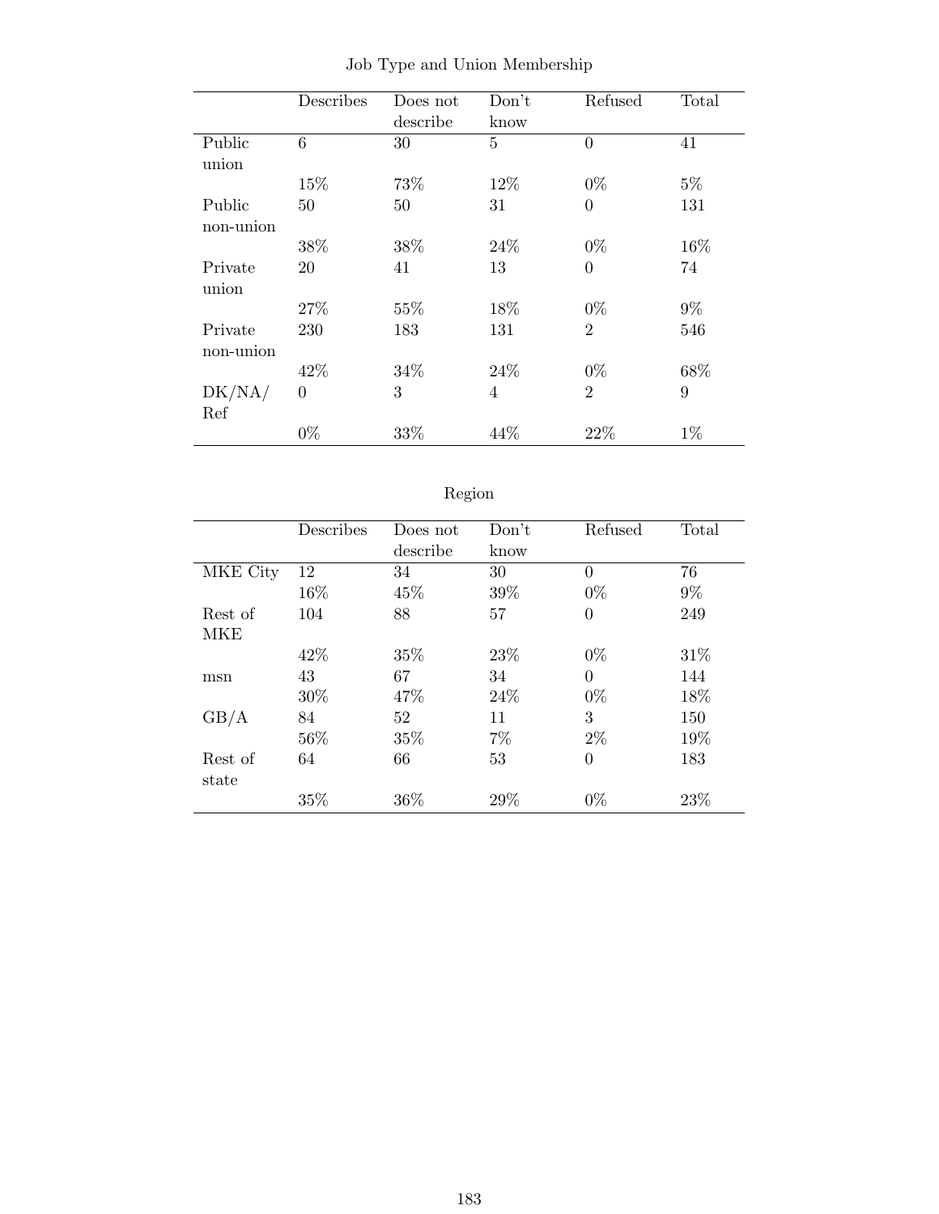Job Type and Union Membership

| | Describes | Does not describe | Don't know | Refused | Total |
|---|---|---|---|---|---|
| Public union | 6 | 30 | 5 | 0 | 41 |
| | 15% | 73% | 12% | 0% | 5% |
| Public non-union | 50 | 50 | 31 | 0 | 131 |
| | 38% | 38% | 24% | 0% | 16% |
| Private union | 20 | 41 | 13 | 0 | 74 |
| | 27% | 55% | 18% | 0% | 9% |
| Private non-union | 230 | 183 | 131 | 2 | 546 |
| | 42% | 34% | 24% | 0% | 68% |
| DK/NA/ Ref | 0 | 3 | 4 | 2 | 9 |
| | 0% | 33% | 44% | 22% | 1% |

Region

| | Describes | Does not describe | Don't know | Refused | Total |
|---|---|---|---|---|---|
| MKE City | 12 | 34 | 30 | 0 | 76 |
| | 16% | 45% | 39% | 0% | 9% |
| Rest of MKE | 104 | 88 | 57 | 0 | 249 |
| | 42% | 35% | 23% | 0% | 31% |
| msn | 43 | 67 | 34 | 0 | 144 |
| | 30% | 47% | 24% | 0% | 18% |
| GB/A | 84 | 52 | 11 | 3 | 150 |
| | 56% | 35% | 7% | 2% | 19% |
| Rest of state | 64 | 66 | 53 | 0 | 183 |
| | 35% | 36% | 29% | 0% | 23% |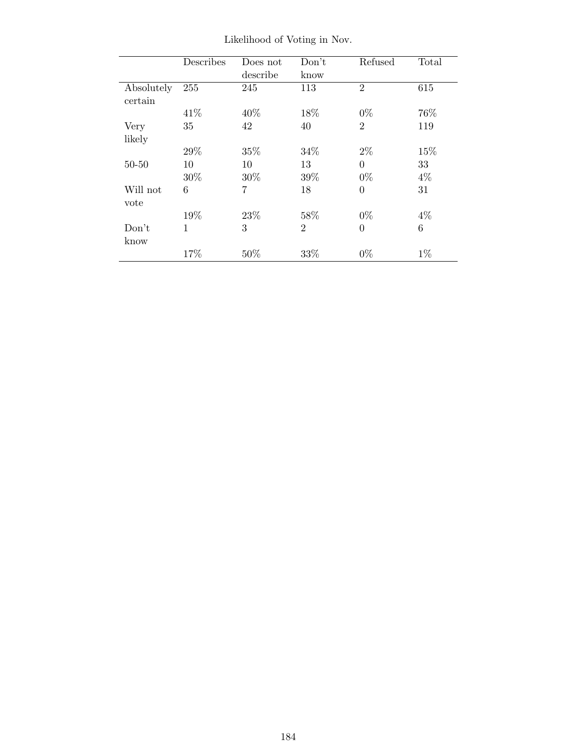Likelihood of Voting in Nov.

| | Describes | Does not describe | Don't know | Refused | Total |
|---|---|---|---|---|---|
| Absolutely certain | 255 | 245 | 113 | 2 | 615 |
| | 41% | 40% | 18% | 0% | 76% |
| Very likely | 35 | 42 | 40 | 2 | 119 |
| | 29% | 35% | 34% | 2% | 15% |
| 50-50 | 10 | 10 | 13 | 0 | 33 |
| | 30% | 30% | 39% | 0% | 4% |
| Will not vote | 6 | 7 | 18 | 0 | 31 |
| | 19% | 23% | 58% | 0% | 4% |
| Don't know | 1 | 3 | 2 | 0 | 6 |
| | 17% | 50% | 33% | 0% | 1% |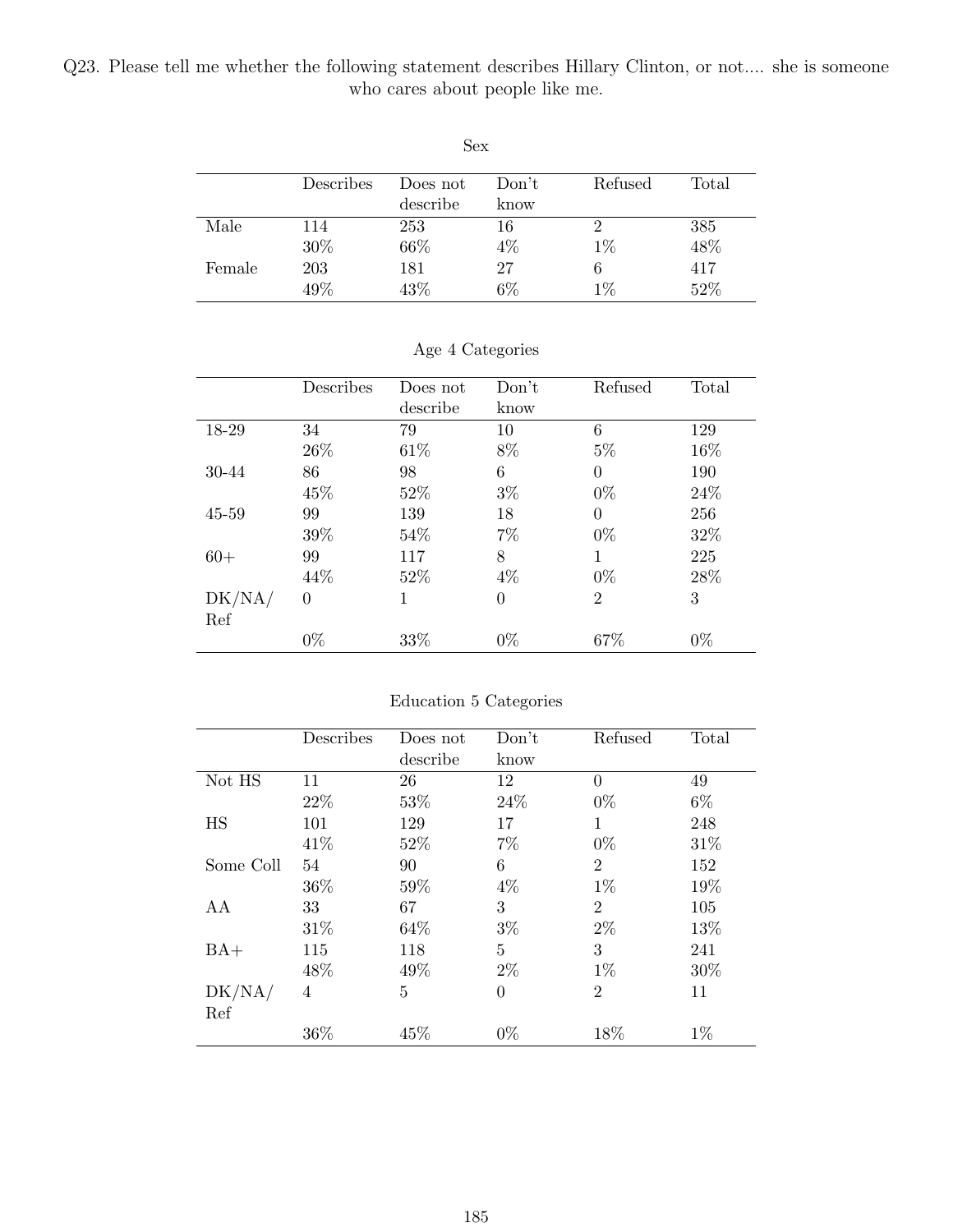Q23. Please tell me whether the following statement describes Hillary Clinton, or not.... she is someone who cares about people like me.

Sex

| | Describes | Does not describe | Don't know | Refused | Total |
|---|---|---|---|---|---|
| Male | 114 | 253 | 16 | 2 | 385 |
| | 30% | 66% | 4% | 1% | 48% |
| Female | 203 | 181 | 27 | 6 | 417 |
| | 49% | 43% | 6% | 1% | 52% |

Age 4 Categories

| | Describes | Does not describe | Don't know | Refused | Total |
|---|---|---|---|---|---|
| 18-29 | 34 | 79 | 10 | 6 | 129 |
| | 26% | 61% | 8% | 5% | 16% |
| 30-44 | 86 | 98 | 6 | 0 | 190 |
| | 45% | 52% | 3% | 0% | 24% |
| 45-59 | 99 | 139 | 18 | 0 | 256 |
| | 39% | 54% | 7% | 0% | 32% |
| 60+ | 99 | 117 | 8 | 1 | 225 |
| | 44% | 52% | 4% | 0% | 28% |
| DK/NA/Ref | 0 | 1 | 0 | 2 | 3 |
| | 0% | 33% | 0% | 67% | 0% |

Education 5 Categories

| | Describes | Does not describe | Don't know | Refused | Total |
|---|---|---|---|---|---|
| Not HS | 11 | 26 | 12 | 0 | 49 |
| | 22% | 53% | 24% | 0% | 6% |
| HS | 101 | 129 | 17 | 1 | 248 |
| | 41% | 52% | 7% | 0% | 31% |
| Some Coll | 54 | 90 | 6 | 2 | 152 |
| | 36% | 59% | 4% | 1% | 19% |
| AA | 33 | 67 | 3 | 2 | 105 |
| | 31% | 64% | 3% | 2% | 13% |
| BA+ | 115 | 118 | 5 | 3 | 241 |
| | 48% | 49% | 2% | 1% | 30% |
| DK/NA/Ref | 4 | 5 | 0 | 2 | 11 |
| | 36% | 45% | 0% | 18% | 1% |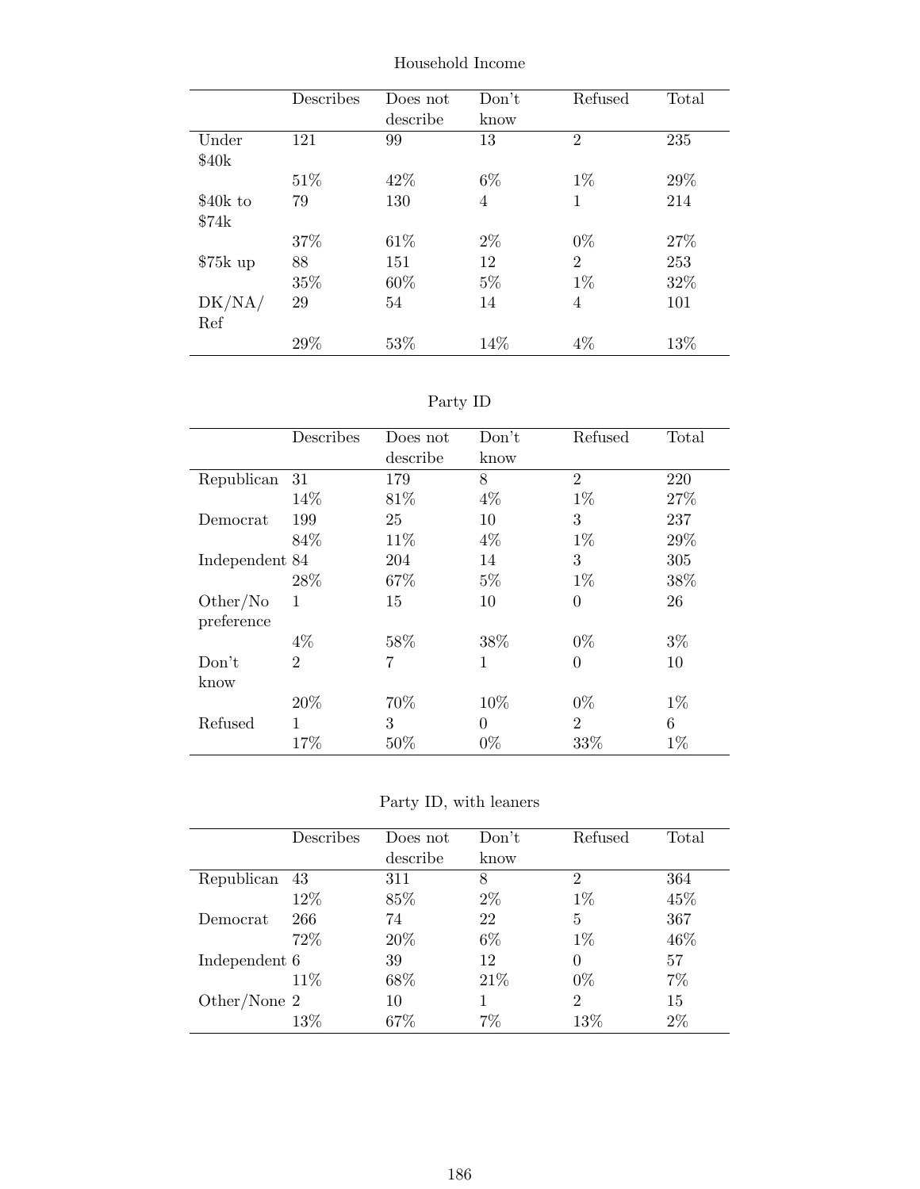## Household Income

| | Describes | Does not describe | Don't know | Refused | Total |
|---|---|---|---|---|---|
| Under $40k | 121 | 99 | 13 | 2 | 235 |
| | 51% | 42% | 6% | 1% | 29% |
| $40k to $74k | 79 | 130 | 4 | 1 | 214 |
| | 37% | 61% | 2% | 0% | 27% |
| $75k up | 88 | 151 | 12 | 2 | 253 |
| | 35% | 60% | 5% | 1% | 32% |
| DK/NA/ Ref | 29 | 54 | 14 | 4 | 101 |
| | 29% | 53% | 14% | 4% | 13% |

## Party ID

| | Describes | Does not describe | Don't know | Refused | Total |
|---|---|---|---|---|---|
| Republican | 31 | 179 | 8 | 2 | 220 |
| | 14% | 81% | 4% | 1% | 27% |
| Democrat | 199 | 25 | 10 | 3 | 237 |
| | 84% | 11% | 4% | 1% | 29% |
| Independent | 84 | 204 | 14 | 3 | 305 |
| | 28% | 67% | 5% | 1% | 38% |
| Other/No preference | 1 | 15 | 10 | 0 | 26 |
| | 4% | 58% | 38% | 0% | 3% |
| Don't know | 2 | 7 | 1 | 0 | 10 |
| | 20% | 70% | 10% | 0% | 1% |
| Refused | 1 | 3 | 0 | 2 | 6 |
| | 17% | 50% | 0% | 33% | 1% |

## Party ID, with leaners

| | Describes | Does not describe | Don't know | Refused | Total |
|---|---|---|---|---|---|
| Republican | 43 | 311 | 8 | 2 | 364 |
| | 12% | 85% | 2% | 1% | 45% |
| Democrat | 266 | 74 | 22 | 5 | 367 |
| | 72% | 20% | 6% | 1% | 46% |
| Independent | 6 | 39 | 12 | 0 | 57 |
| | 11% | 68% | 21% | 0% | 7% |
| Other/None | 2 | 10 | 1 | 2 | 15 |
| | 13% | 67% | 7% | 13% | 2% |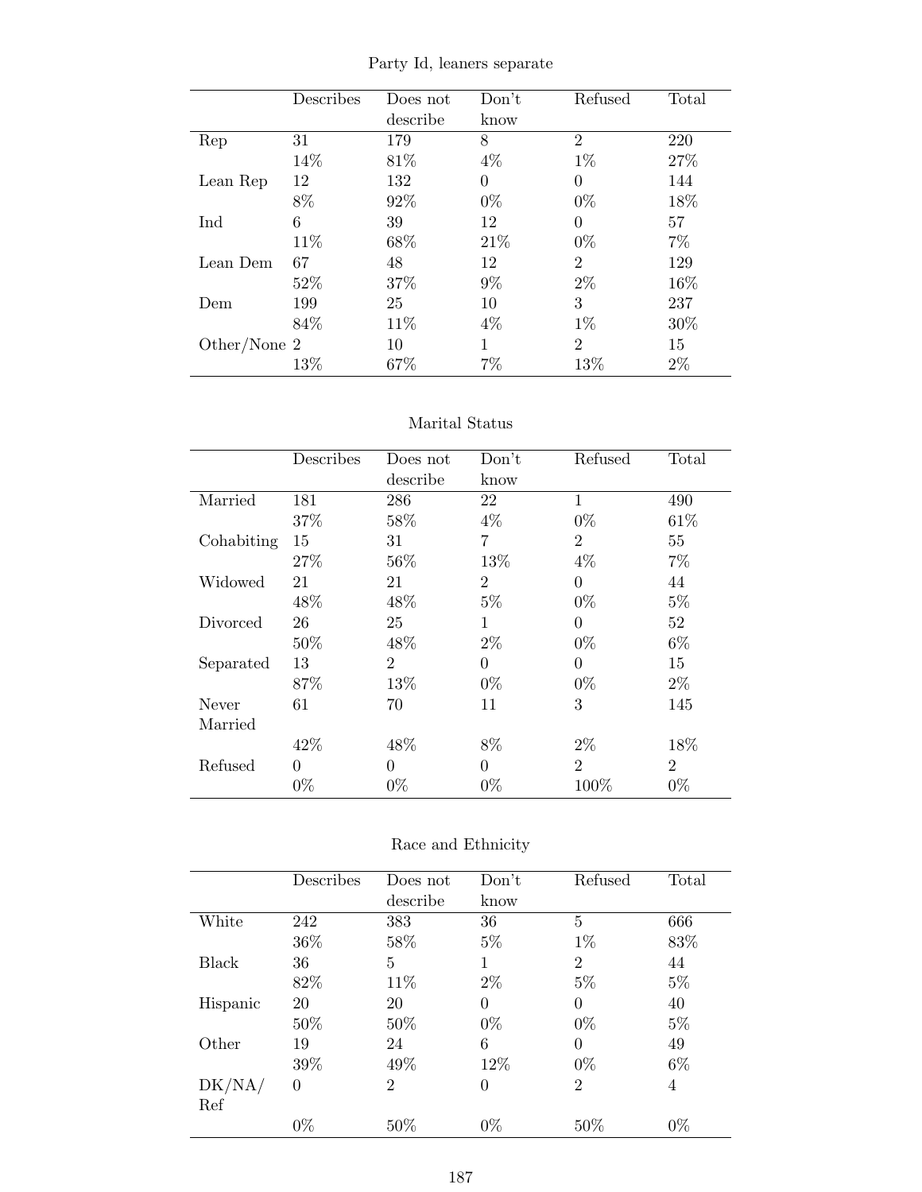Party Id, leaners separate

| | Describes | Does not describe | Don't know | Refused | Total |
|---|---|---|---|---|---|
| Rep | 31 | 179 | 8 | 2 | 220 |
| | 14% | 81% | 4% | 1% | 27% |
| Lean Rep | 12 | 132 | 0 | 0 | 144 |
| | 8% | 92% | 0% | 0% | 18% |
| Ind | 6 | 39 | 12 | 0 | 57 |
| | 11% | 68% | 21% | 0% | 7% |
| Lean Dem | 67 | 48 | 12 | 2 | 129 |
| | 52% | 37% | 9% | 2% | 16% |
| Dem | 199 | 25 | 10 | 3 | 237 |
| | 84% | 11% | 4% | 1% | 30% |
| Other/None | 2 | 10 | 1 | 2 | 15 |
| | 13% | 67% | 7% | 13% | 2% |

Marital Status

| | Describes | Does not describe | Don't know | Refused | Total |
|---|---|---|---|---|---|
| Married | 181 | 286 | 22 | 1 | 490 |
| | 37% | 58% | 4% | 0% | 61% |
| Cohabiting | 15 | 31 | 7 | 2 | 55 |
| | 27% | 56% | 13% | 4% | 7% |
| Widowed | 21 | 21 | 2 | 0 | 44 |
| | 48% | 48% | 5% | 0% | 5% |
| Divorced | 26 | 25 | 1 | 0 | 52 |
| | 50% | 48% | 2% | 0% | 6% |
| Separated | 13 | 2 | 0 | 0 | 15 |
| | 87% | 13% | 0% | 0% | 2% |
| Never Married | 61 | 70 | 11 | 3 | 145 |
| | 42% | 48% | 8% | 2% | 18% |
| Refused | 0 | 0 | 0 | 2 | 2 |
| | 0% | 0% | 0% | 100% | 0% |

Race and Ethnicity

| | Describes | Does not describe | Don't know | Refused | Total |
|---|---|---|---|---|---|
| White | 242 | 383 | 36 | 5 | 666 |
| | 36% | 58% | 5% | 1% | 83% |
| Black | 36 | 5 | 1 | 2 | 44 |
| | 82% | 11% | 2% | 5% | 5% |
| Hispanic | 20 | 20 | 0 | 0 | 40 |
| | 50% | 50% | 0% | 0% | 5% |
| Other | 19 | 24 | 6 | 0 | 49 |
| | 39% | 49% | 12% | 0% | 6% |
| DK/NA/Ref | 0 | 2 | 0 | 2 | 4 |
| | 0% | 50% | 0% | 50% | 0% |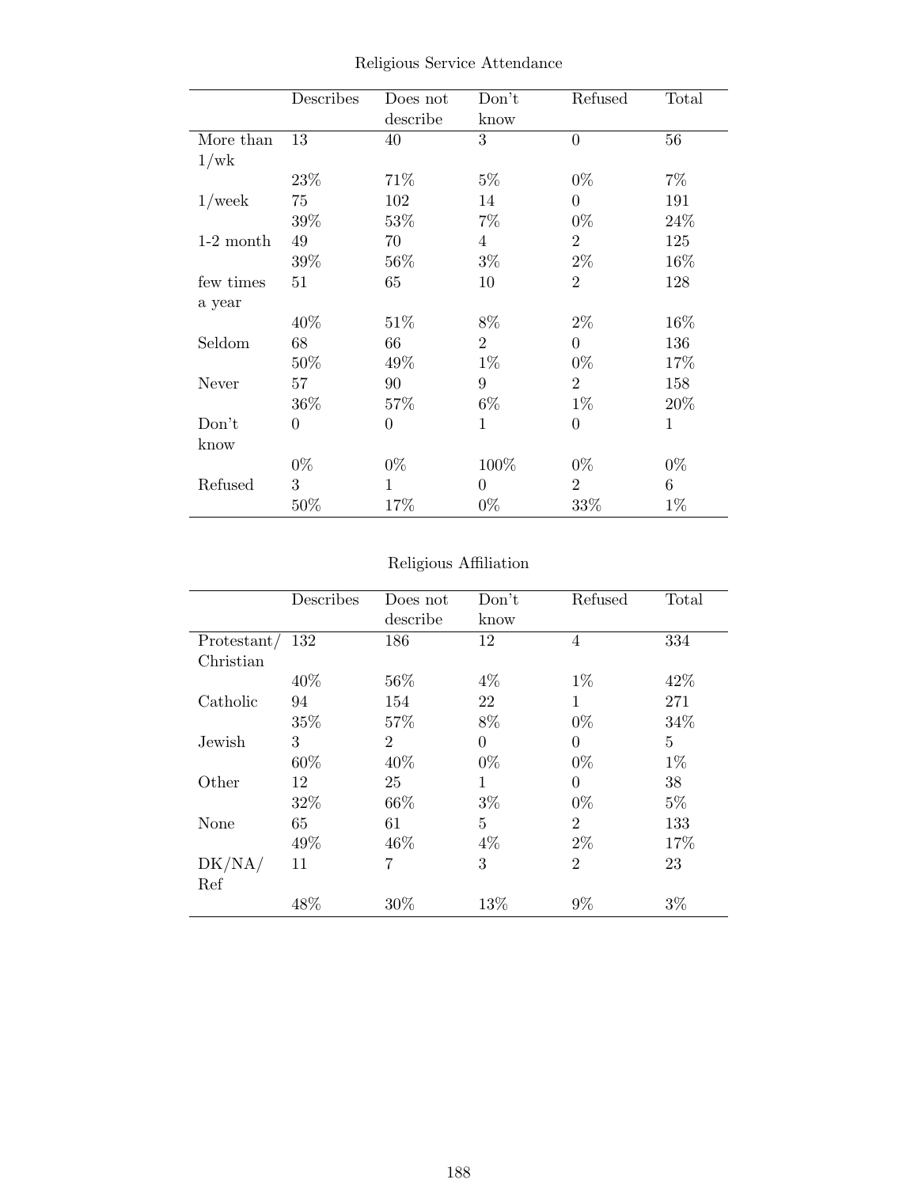Religious Service Attendance

| | Describes | Does not describe | Don't know | Refused | Total |
|---|---|---|---|---|---|
| More than 1/wk | 13 | 40 | 3 | 0 | 56 |
| | 23% | 71% | 5% | 0% | 7% |
| 1/week | 75 | 102 | 14 | 0 | 191 |
| | 39% | 53% | 7% | 0% | 24% |
| 1-2 month | 49 | 70 | 4 | 2 | 125 |
| | 39% | 56% | 3% | 2% | 16% |
| few times a year | 51 | 65 | 10 | 2 | 128 |
| | 40% | 51% | 8% | 2% | 16% |
| Seldom | 68 | 66 | 2 | 0 | 136 |
| | 50% | 49% | 1% | 0% | 17% |
| Never | 57 | 90 | 9 | 2 | 158 |
| | 36% | 57% | 6% | 1% | 20% |
| Don't know | 0 | 0 | 1 | 0 | 1 |
| | 0% | 0% | 100% | 0% | 0% |
| Refused | 3 | 1 | 0 | 2 | 6 |
| | 50% | 17% | 0% | 33% | 1% |

Religious Affiliation

| | Describes | Does not describe | Don't know | Refused | Total |
|---|---|---|---|---|---|
| Protestant/ Christian | 132 | 186 | 12 | 4 | 334 |
| | 40% | 56% | 4% | 1% | 42% |
| Catholic | 94 | 154 | 22 | 1 | 271 |
| | 35% | 57% | 8% | 0% | 34% |
| Jewish | 3 | 2 | 0 | 0 | 5 |
| | 60% | 40% | 0% | 0% | 1% |
| Other | 12 | 25 | 1 | 0 | 38 |
| | 32% | 66% | 3% | 0% | 5% |
| None | 65 | 61 | 5 | 2 | 133 |
| | 49% | 46% | 4% | 2% | 17% |
| DK/NA/ Ref | 11 | 7 | 3 | 2 | 23 |
| | 48% | 30% | 13% | 9% | 3% |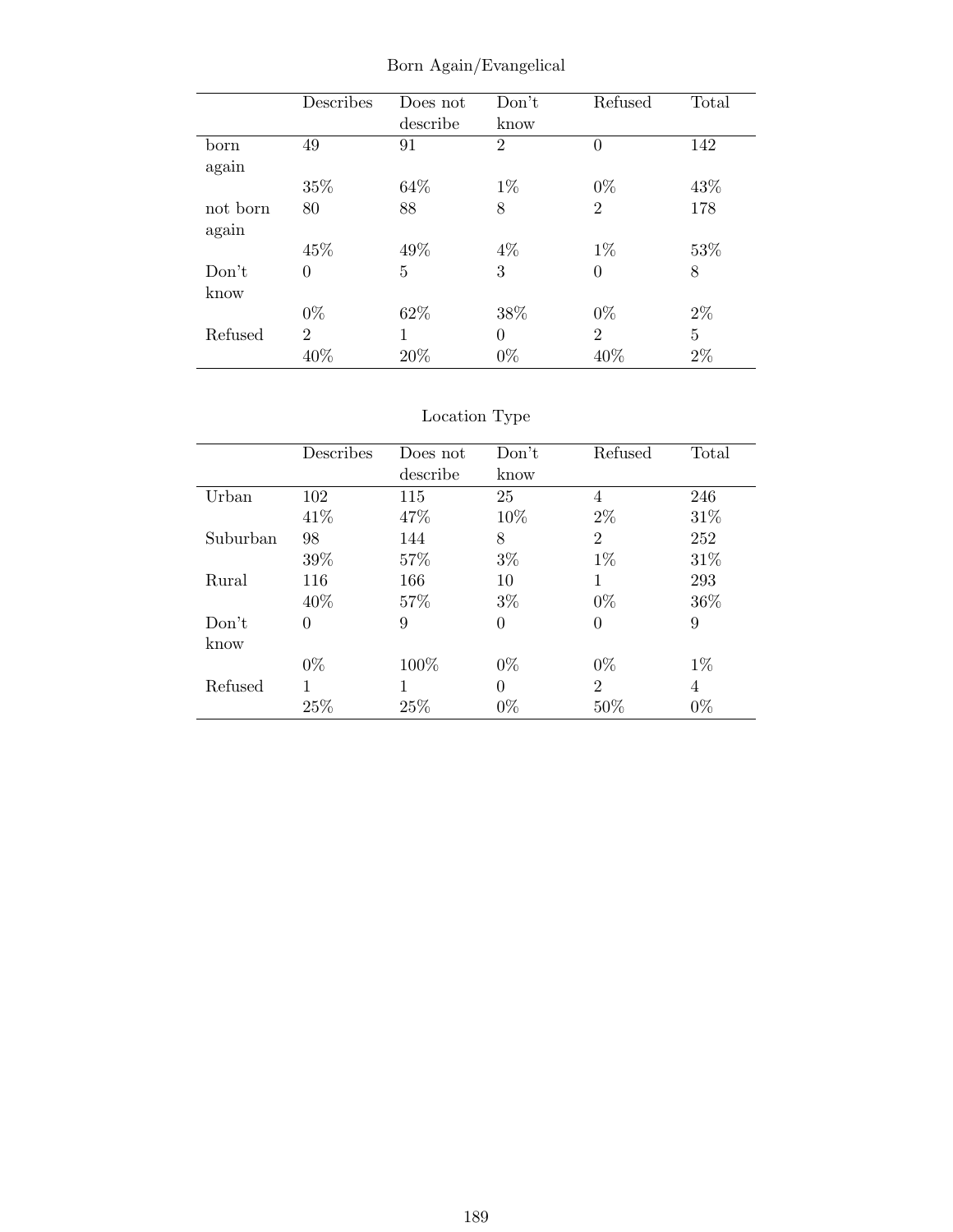Born Again/Evangelical

|  | Describes | Does not describe | Don't know | Refused | Total |
|---|---|---|---|---|---|
| born again | 49 | 91 | 2 | 0 | 142 |
|  | 35% | 64% | 1% | 0% | 43% |
| not born again | 80 | 88 | 8 | 2 | 178 |
|  | 45% | 49% | 4% | 1% | 53% |
| Don't know | 0 | 5 | 3 | 0 | 8 |
|  | 0% | 62% | 38% | 0% | 2% |
| Refused | 2 | 1 | 0 | 2 | 5 |
|  | 40% | 20% | 0% | 40% | 2% |

Location Type

|  | Describes | Does not describe | Don't know | Refused | Total |
|---|---|---|---|---|---|
| Urban | 102 | 115 | 25 | 4 | 246 |
|  | 41% | 47% | 10% | 2% | 31% |
| Suburban | 98 | 144 | 8 | 2 | 252 |
|  | 39% | 57% | 3% | 1% | 31% |
| Rural | 116 | 166 | 10 | 1 | 293 |
|  | 40% | 57% | 3% | 0% | 36% |
| Don't know | 0 | 9 | 0 | 0 | 9 |
|  | 0% | 100% | 0% | 0% | 1% |
| Refused | 1 | 1 | 0 | 2 | 4 |
|  | 25% | 25% | 0% | 50% | 0% |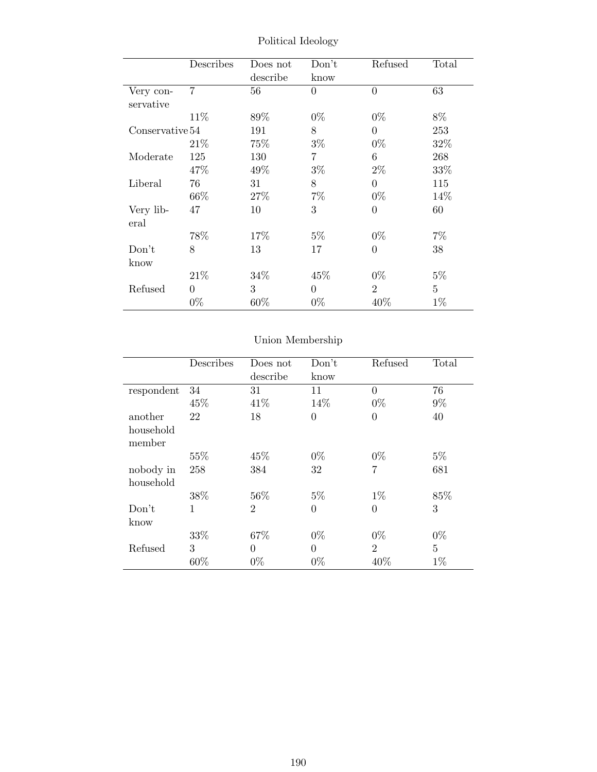Political Ideology

| | Describes | Does not describe | Don't know | Refused | Total |
|---|---|---|---|---|---|
| Very conservative | 7 | 56 | 0 | 0 | 63 |
| | 11% | 89% | 0% | 0% | 8% |
| Conservative | 54 | 191 | 8 | 0 | 253 |
| | 21% | 75% | 3% | 0% | 32% |
| Moderate | 125 | 130 | 7 | 6 | 268 |
| | 47% | 49% | 3% | 2% | 33% |
| Liberal | 76 | 31 | 8 | 0 | 115 |
| | 66% | 27% | 7% | 0% | 14% |
| Very liberal | 47 | 10 | 3 | 0 | 60 |
| | 78% | 17% | 5% | 0% | 7% |
| Don't know | 8 | 13 | 17 | 0 | 38 |
| | 21% | 34% | 45% | 0% | 5% |
| Refused | 0 | 3 | 0 | 2 | 5 |
| | 0% | 60% | 0% | 40% | 1% |

Union Membership

| | Describes | Does not describe | Don't know | Refused | Total |
|---|---|---|---|---|---|
| respondent | 34 | 31 | 11 | 0 | 76 |
| | 45% | 41% | 14% | 0% | 9% |
| another household member | 22 | 18 | 0 | 0 | 40 |
| | 55% | 45% | 0% | 0% | 5% |
| nobody in household | 258 | 384 | 32 | 7 | 681 |
| | 38% | 56% | 5% | 1% | 85% |
| Don't know | 1 | 2 | 0 | 0 | 3 |
| | 33% | 67% | 0% | 0% | 0% |
| Refused | 3 | 0 | 0 | 2 | 5 |
| | 60% | 0% | 0% | 40% | 1% |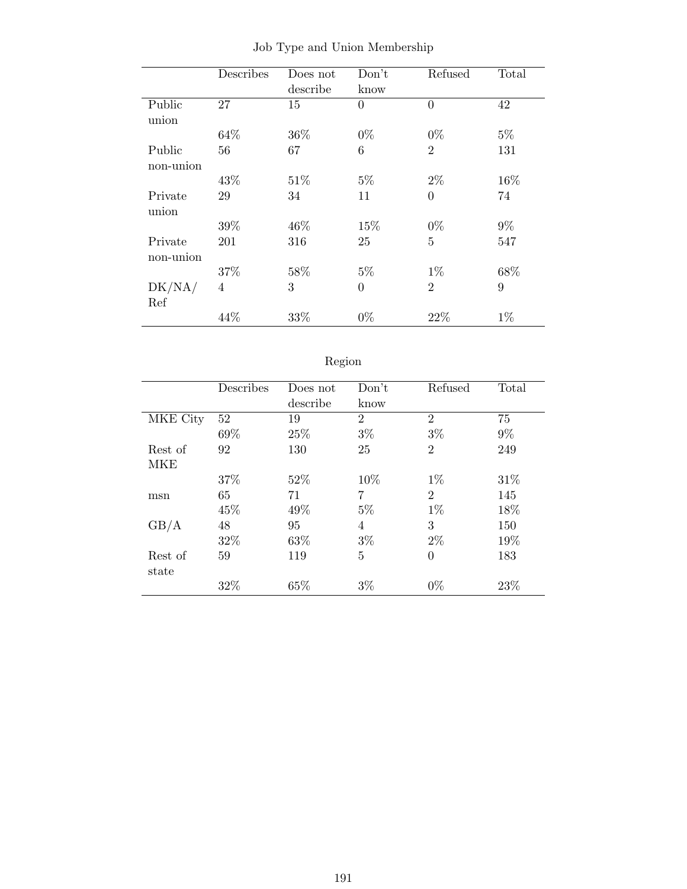Job Type and Union Membership

| | Describes | Does not describe | Don't know | Refused | Total |
|---|---|---|---|---|---|
| Public union | 27 | 15 | 0 | 0 | 42 |
| | 64% | 36% | 0% | 0% | 5% |
| Public non-union | 56 | 67 | 6 | 2 | 131 |
| | 43% | 51% | 5% | 2% | 16% |
| Private union | 29 | 34 | 11 | 0 | 74 |
| | 39% | 46% | 15% | 0% | 9% |
| Private non-union | 201 | 316 | 25 | 5 | 547 |
| | 37% | 58% | 5% | 1% | 68% |
| DK/NA/ Ref | 4 | 3 | 0 | 2 | 9 |
| | 44% | 33% | 0% | 22% | 1% |

Region

| | Describes | Does not describe | Don't know | Refused | Total |
|---|---|---|---|---|---|
| MKE City | 52 | 19 | 2 | 2 | 75 |
| | 69% | 25% | 3% | 3% | 9% |
| Rest of MKE | 92 | 130 | 25 | 2 | 249 |
| | 37% | 52% | 10% | 1% | 31% |
| msn | 65 | 71 | 7 | 2 | 145 |
| | 45% | 49% | 5% | 1% | 18% |
| GB/A | 48 | 95 | 4 | 3 | 150 |
| | 32% | 63% | 3% | 2% | 19% |
| Rest of state | 59 | 119 | 5 | 0 | 183 |
| | 32% | 65% | 3% | 0% | 23% |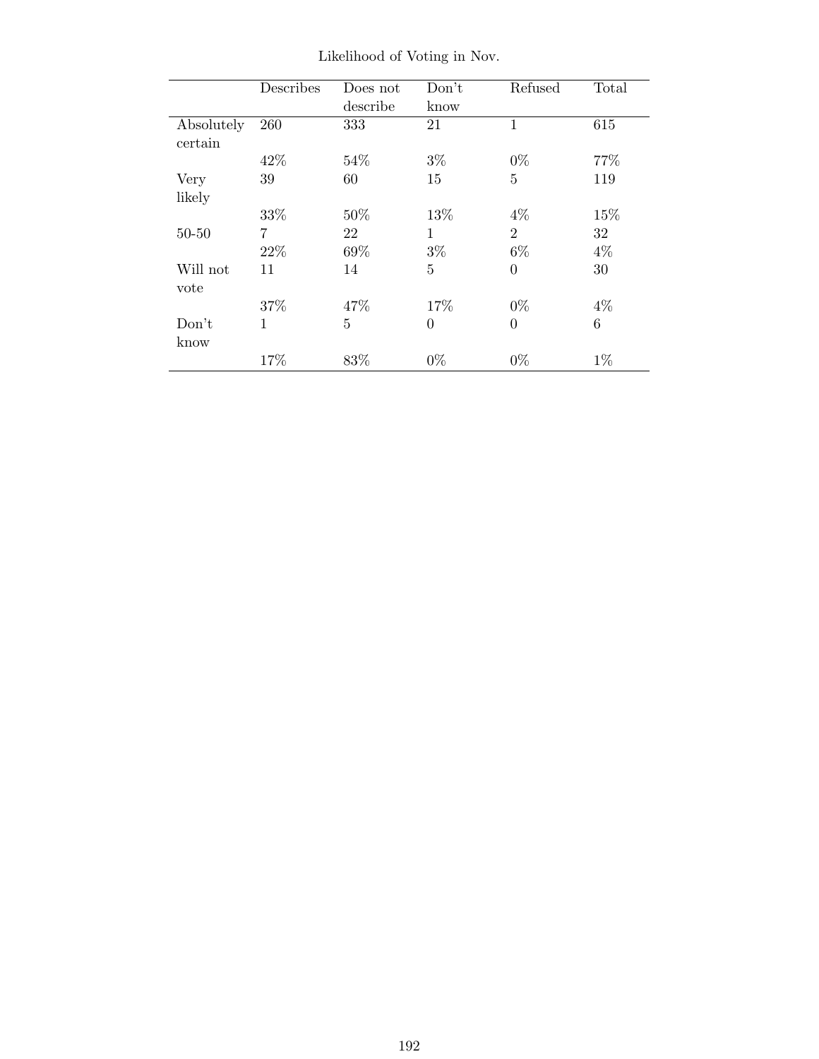Likelihood of Voting in Nov.

| | Describes | Does not describe | Don't know | Refused | Total |
|---|---|---|---|---|---|
| Absolutely certain | 260 | 333 | 21 | 1 | 615 |
| | 42% | 54% | 3% | 0% | 77% |
| Very likely | 39 | 60 | 15 | 5 | 119 |
| | 33% | 50% | 13% | 4% | 15% |
| 50-50 | 7 | 22 | 1 | 2 | 32 |
| | 22% | 69% | 3% | 6% | 4% |
| Will not vote | 11 | 14 | 5 | 0 | 30 |
| | 37% | 47% | 17% | 0% | 4% |
| Don't know | 1 | 5 | 0 | 0 | 6 |
| | 17% | 83% | 0% | 0% | 1% |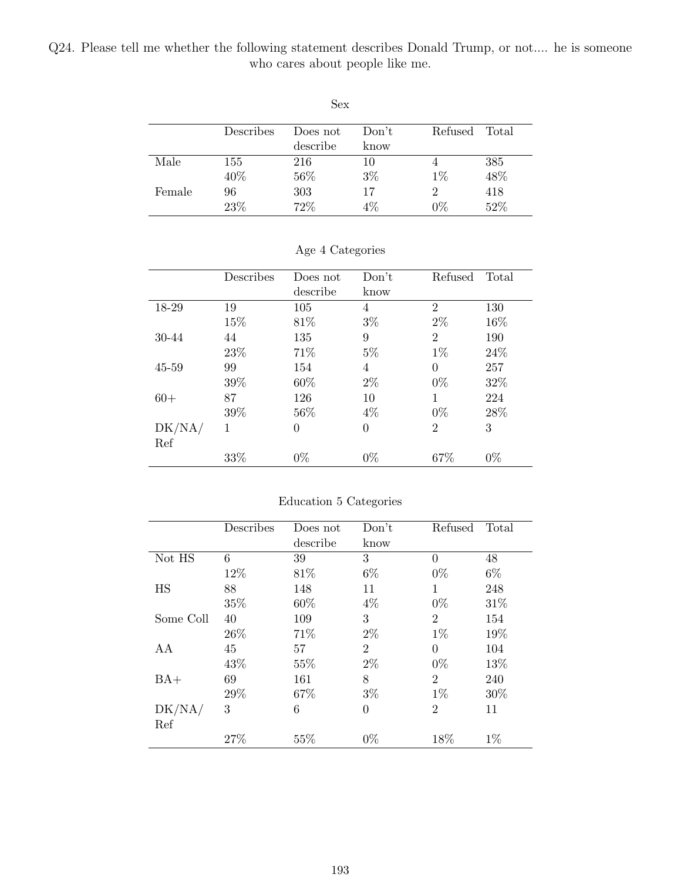Q24. Please tell me whether the following statement describes Donald Trump, or not.... he is someone who cares about people like me.

Sex

| | Describes | Does not describe | Don't know | Refused | Total |
|---|---|---|---|---|---|
| Male | 155 | 216 | 10 | 4 | 385 |
| | 40% | 56% | 3% | 1% | 48% |
| Female | 96 | 303 | 17 | 2 | 418 |
| | 23% | 72% | 4% | 0% | 52% |

Age 4 Categories

| | Describes | Does not describe | Don't know | Refused | Total |
|---|---|---|---|---|---|
| 18-29 | 19 | 105 | 4 | 2 | 130 |
| | 15% | 81% | 3% | 2% | 16% |
| 30-44 | 44 | 135 | 9 | 2 | 190 |
| | 23% | 71% | 5% | 1% | 24% |
| 45-59 | 99 | 154 | 4 | 0 | 257 |
| | 39% | 60% | 2% | 0% | 32% |
| 60+ | 87 | 126 | 10 | 1 | 224 |
| | 39% | 56% | 4% | 0% | 28% |
| DK/NA/Ref | 1 | 0 | 0 | 2 | 3 |
| | 33% | 0% | 0% | 67% | 0% |

Education 5 Categories

| | Describes | Does not describe | Don't know | Refused | Total |
|---|---|---|---|---|---|
| Not HS | 6 | 39 | 3 | 0 | 48 |
| | 12% | 81% | 6% | 0% | 6% |
| HS | 88 | 148 | 11 | 1 | 248 |
| | 35% | 60% | 4% | 0% | 31% |
| Some Coll | 40 | 109 | 3 | 2 | 154 |
| | 26% | 71% | 2% | 1% | 19% |
| AA | 45 | 57 | 2 | 0 | 104 |
| | 43% | 55% | 2% | 0% | 13% |
| BA+ | 69 | 161 | 8 | 2 | 240 |
| | 29% | 67% | 3% | 1% | 30% |
| DK/NA/Ref | 3 | 6 | 0 | 2 | 11 |
| | 27% | 55% | 0% | 18% | 1% |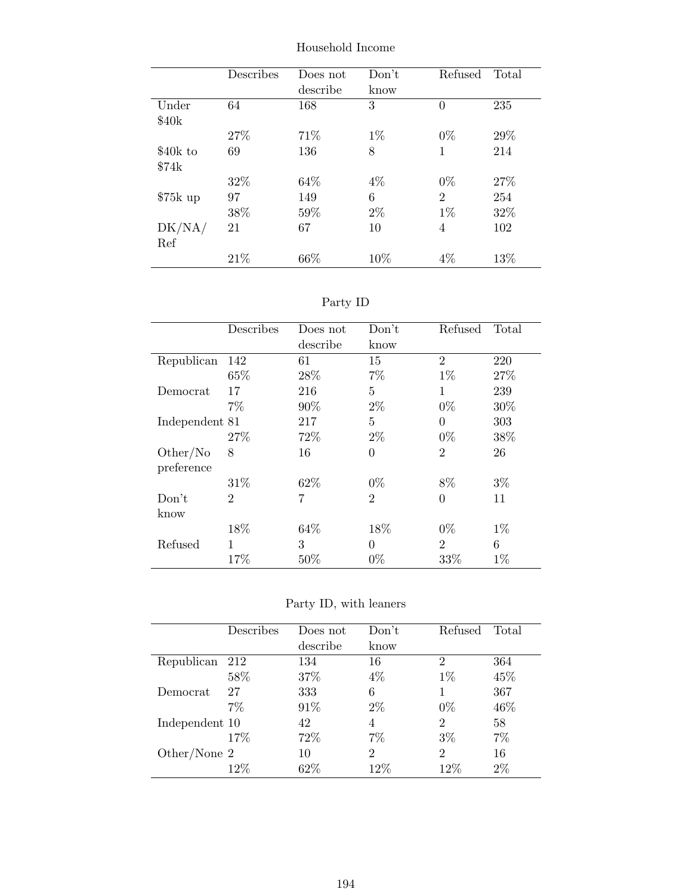Household Income

| | Describes | Does not describe | Don't know | Refused | Total |
|---|---|---|---|---|---|
| Under $40k | 64 | 168 | 3 | 0 | 235 |
| | 27% | 71% | 1% | 0% | 29% |
| $40k to $74k | 69 | 136 | 8 | 1 | 214 |
| | 32% | 64% | 4% | 0% | 27% |
| $75k up | 97 | 149 | 6 | 2 | 254 |
| | 38% | 59% | 2% | 1% | 32% |
| DK/NA/ Ref | 21 | 67 | 10 | 4 | 102 |
| | 21% | 66% | 10% | 4% | 13% |

Party ID

| | Describes | Does not describe | Don't know | Refused | Total |
|---|---|---|---|---|---|
| Republican | 142 | 61 | 15 | 2 | 220 |
| | 65% | 28% | 7% | 1% | 27% |
| Democrat | 17 | 216 | 5 | 1 | 239 |
| | 7% | 90% | 2% | 0% | 30% |
| Independent | 81 | 217 | 5 | 0 | 303 |
| | 27% | 72% | 2% | 0% | 38% |
| Other/No preference | 8 | 16 | 0 | 2 | 26 |
| | 31% | 62% | 0% | 8% | 3% |
| Don't know | 2 | 7 | 2 | 0 | 11 |
| | 18% | 64% | 18% | 0% | 1% |
| Refused | 1 | 3 | 0 | 2 | 6 |
| | 17% | 50% | 0% | 33% | 1% |

Party ID, with leaners

| | Describes | Does not describe | Don't know | Refused | Total |
|---|---|---|---|---|---|
| Republican | 212 | 134 | 16 | 2 | 364 |
| | 58% | 37% | 4% | 1% | 45% |
| Democrat | 27 | 333 | 6 | 1 | 367 |
| | 7% | 91% | 2% | 0% | 46% |
| Independent | 10 | 42 | 4 | 2 | 58 |
| | 17% | 72% | 7% | 3% | 7% |
| Other/None | 2 | 10 | 2 | 2 | 16 |
| | 12% | 62% | 12% | 12% | 2% |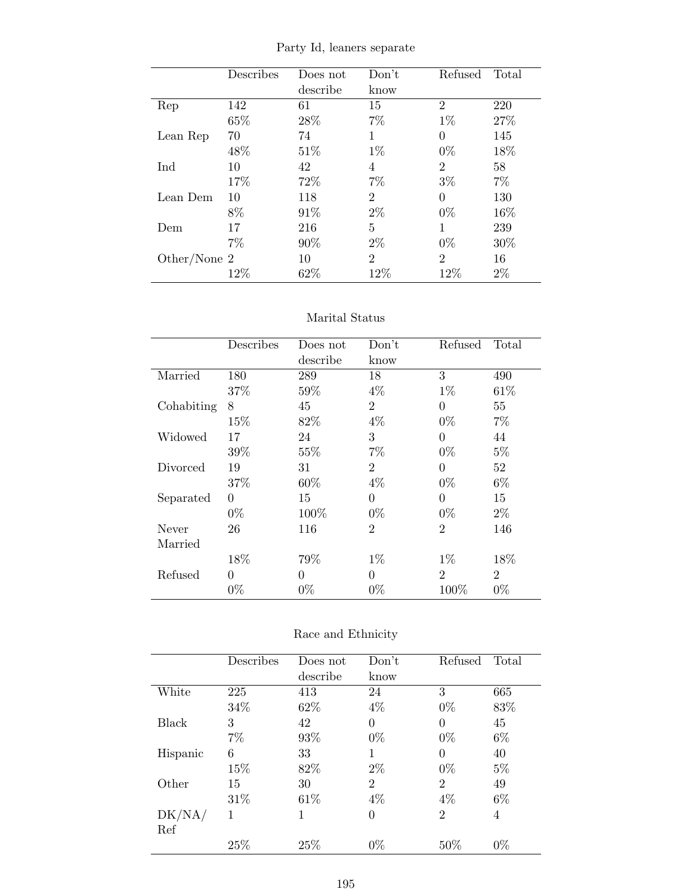Party Id, leaners separate

| | Describes | Does not describe | Don't know | Refused | Total |
|---|---|---|---|---|---|
| Rep | 142 | 61 | 15 | 2 | 220 |
| | 65% | 28% | 7% | 1% | 27% |
| Lean Rep | 70 | 74 | 1 | 0 | 145 |
| | 48% | 51% | 1% | 0% | 18% |
| Ind | 10 | 42 | 4 | 2 | 58 |
| | 17% | 72% | 7% | 3% | 7% |
| Lean Dem | 10 | 118 | 2 | 0 | 130 |
| | 8% | 91% | 2% | 0% | 16% |
| Dem | 17 | 216 | 5 | 1 | 239 |
| | 7% | 90% | 2% | 0% | 30% |
| Other/None | 2 | 10 | 2 | 2 | 16 |
| | 12% | 62% | 12% | 12% | 2% |

Marital Status

| | Describes | Does not describe | Don't know | Refused | Total |
|---|---|---|---|---|---|
| Married | 180 | 289 | 18 | 3 | 490 |
| | 37% | 59% | 4% | 1% | 61% |
| Cohabiting | 8 | 45 | 2 | 0 | 55 |
| | 15% | 82% | 4% | 0% | 7% |
| Widowed | 17 | 24 | 3 | 0 | 44 |
| | 39% | 55% | 7% | 0% | 5% |
| Divorced | 19 | 31 | 2 | 0 | 52 |
| | 37% | 60% | 4% | 0% | 6% |
| Separated | 0 | 15 | 0 | 0 | 15 |
| | 0% | 100% | 0% | 0% | 2% |
| Never Married | 26 | 116 | 2 | 2 | 146 |
| | 18% | 79% | 1% | 1% | 18% |
| Refused | 0 | 0 | 0 | 2 | 2 |
| | 0% | 0% | 0% | 100% | 0% |

Race and Ethnicity

| | Describes | Does not describe | Don't know | Refused | Total |
|---|---|---|---|---|---|
| White | 225 | 413 | 24 | 3 | 665 |
| | 34% | 62% | 4% | 0% | 83% |
| Black | 3 | 42 | 0 | 0 | 45 |
| | 7% | 93% | 0% | 0% | 6% |
| Hispanic | 6 | 33 | 1 | 0 | 40 |
| | 15% | 82% | 2% | 0% | 5% |
| Other | 15 | 30 | 2 | 2 | 49 |
| | 31% | 61% | 4% | 4% | 6% |
| DK/NA/Ref | 1 | 1 | 0 | 2 | 4 |
| | 25% | 25% | 0% | 50% | 0% |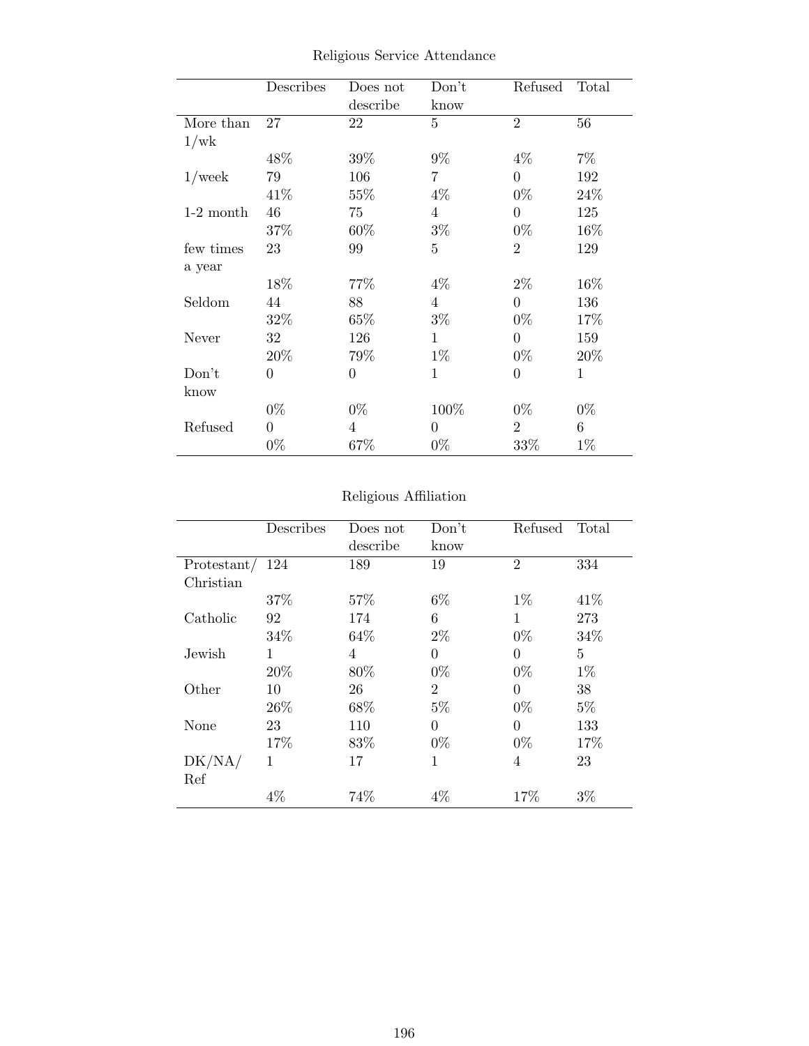Religious Service Attendance

| | Describes | Does not describe | Don't know | Refused | Total |
|---|---|---|---|---|---|
| More than 1/wk | 27 | 22 | 5 | 2 | 56 |
| | 48% | 39% | 9% | 4% | 7% |
| 1/week | 79 | 106 | 7 | 0 | 192 |
| | 41% | 55% | 4% | 0% | 24% |
| 1-2 month | 46 | 75 | 4 | 0 | 125 |
| | 37% | 60% | 3% | 0% | 16% |
| few times a year | 23 | 99 | 5 | 2 | 129 |
| | 18% | 77% | 4% | 2% | 16% |
| Seldom | 44 | 88 | 4 | 0 | 136 |
| | 32% | 65% | 3% | 0% | 17% |
| Never | 32 | 126 | 1 | 0 | 159 |
| | 20% | 79% | 1% | 0% | 20% |
| Don't know | 0 | 0 | 1 | 0 | 1 |
| | 0% | 0% | 100% | 0% | 0% |
| Refused | 0 | 4 | 0 | 2 | 6 |
| | 0% | 67% | 0% | 33% | 1% |

Religious Affiliation

| | Describes | Does not describe | Don't know | Refused | Total |
|---|---|---|---|---|---|
| Protestant/ Christian | 124 | 189 | 19 | 2 | 334 |
| | 37% | 57% | 6% | 1% | 41% |
| Catholic | 92 | 174 | 6 | 1 | 273 |
| | 34% | 64% | 2% | 0% | 34% |
| Jewish | 1 | 4 | 0 | 0 | 5 |
| | 20% | 80% | 0% | 0% | 1% |
| Other | 10 | 26 | 2 | 0 | 38 |
| | 26% | 68% | 5% | 0% | 5% |
| None | 23 | 110 | 0 | 0 | 133 |
| | 17% | 83% | 0% | 0% | 17% |
| DK/NA/ Ref | 1 | 17 | 1 | 4 | 23 |
| | 4% | 74% | 4% | 17% | 3% |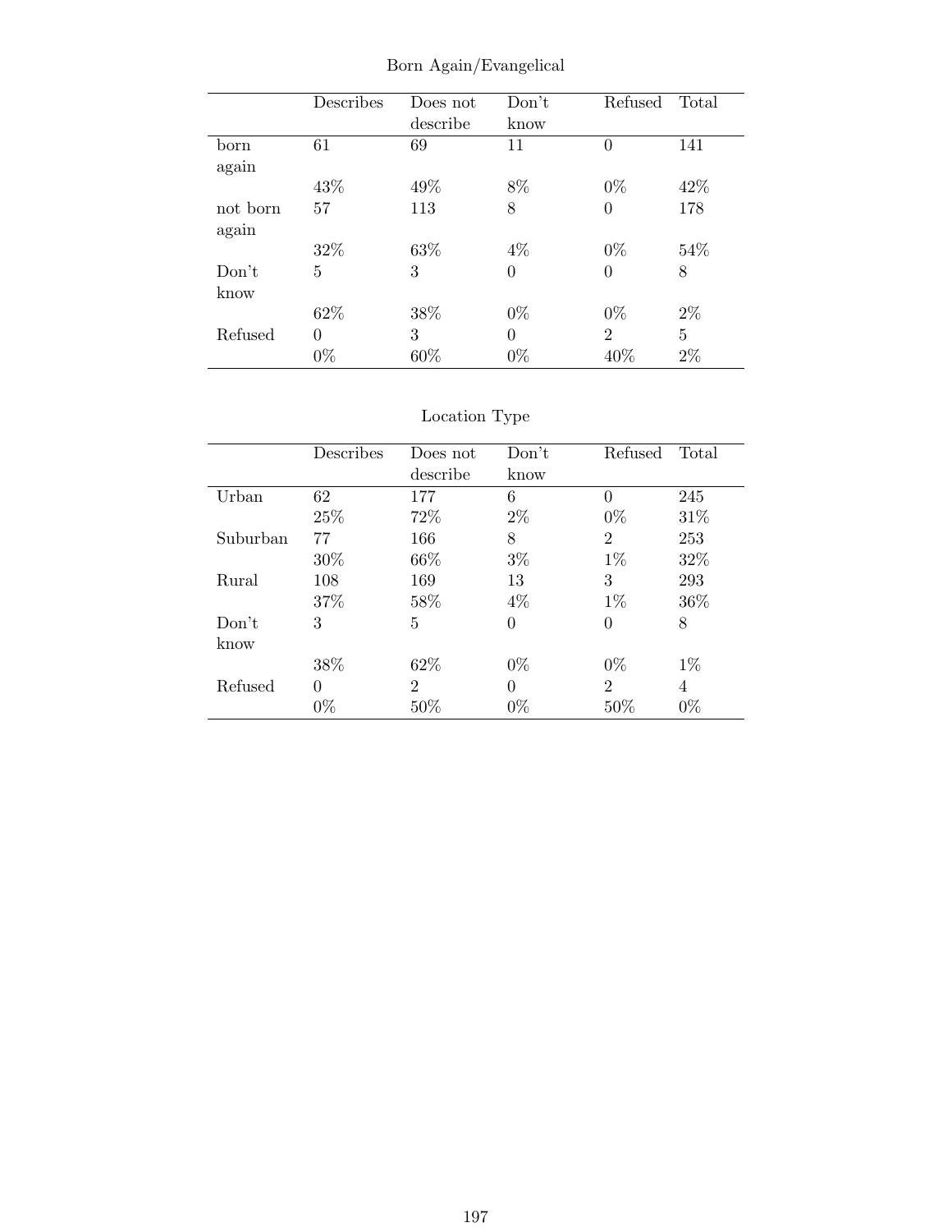Born Again/Evangelical

| | Describes | Does not describe | Don't know | Refused | Total |
|---|---|---|---|---|---|
| born again | 61 | 69 | 11 | 0 | 141 |
| | 43% | 49% | 8% | 0% | 42% |
| not born again | 57 | 113 | 8 | 0 | 178 |
| | 32% | 63% | 4% | 0% | 54% |
| Don't know | 5 | 3 | 0 | 0 | 8 |
| | 62% | 38% | 0% | 0% | 2% |
| Refused | 0 | 3 | 0 | 2 | 5 |
| | 0% | 60% | 0% | 40% | 2% |

Location Type

| | Describes | Does not describe | Don't know | Refused | Total |
|---|---|---|---|---|---|
| Urban | 62 | 177 | 6 | 0 | 245 |
| | 25% | 72% | 2% | 0% | 31% |
| Suburban | 77 | 166 | 8 | 2 | 253 |
| | 30% | 66% | 3% | 1% | 32% |
| Rural | 108 | 169 | 13 | 3 | 293 |
| | 37% | 58% | 4% | 1% | 36% |
| Don't know | 3 | 5 | 0 | 0 | 8 |
| | 38% | 62% | 0% | 0% | 1% |
| Refused | 0 | 2 | 0 | 2 | 4 |
| | 0% | 50% | 0% | 50% | 0% |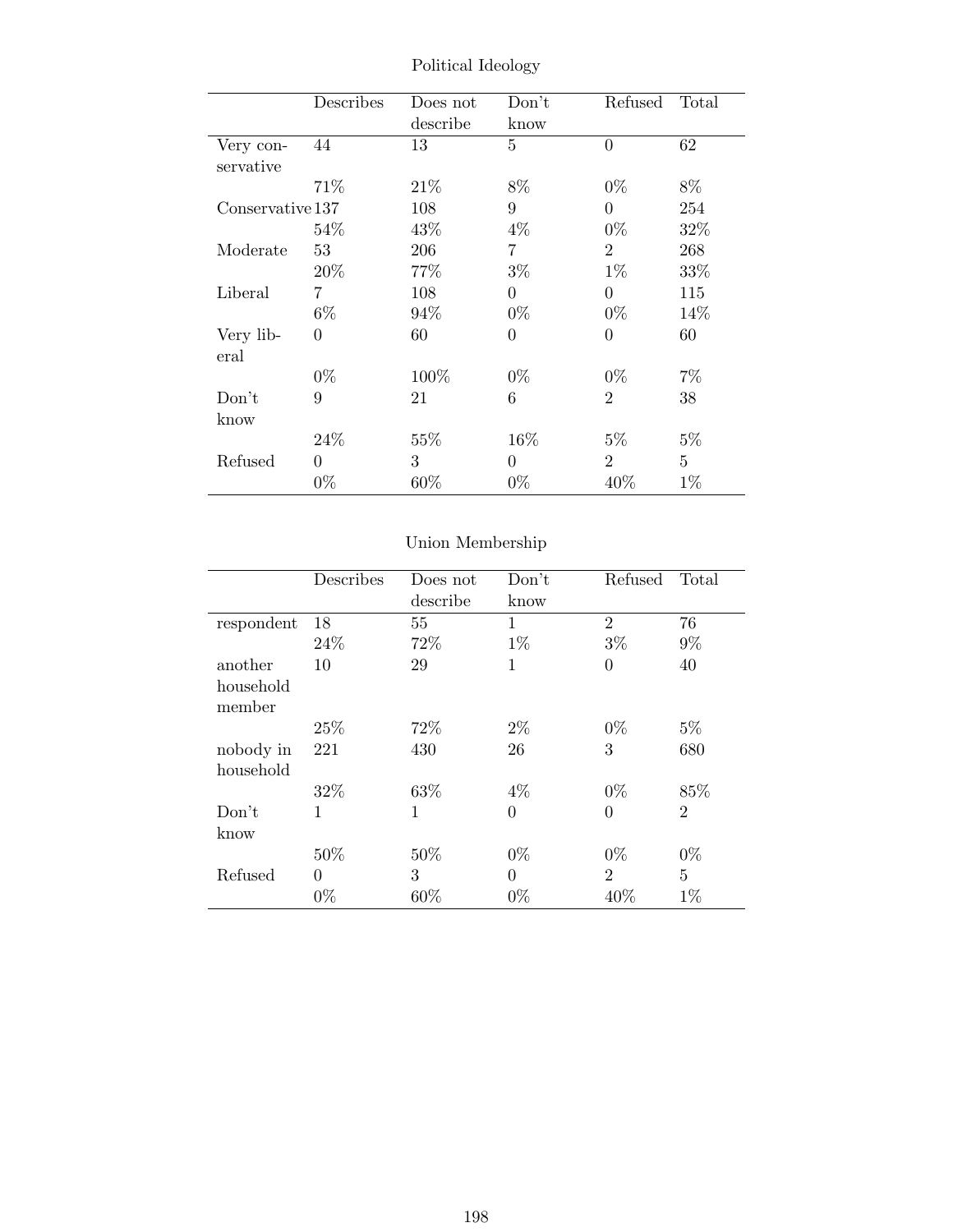Political Ideology

| | Describes | Does not describe | Don't know | Refused | Total |
|---|---|---|---|---|---|
| Very conservative | 44 | 13 | 5 | 0 | 62 |
| | 71% | 21% | 8% | 0% | 8% |
| Conservative | 137 | 108 | 9 | 0 | 254 |
| | 54% | 43% | 4% | 0% | 32% |
| Moderate | 53 | 206 | 7 | 2 | 268 |
| | 20% | 77% | 3% | 1% | 33% |
| Liberal | 7 | 108 | 0 | 0 | 115 |
| | 6% | 94% | 0% | 0% | 14% |
| Very liberal | 0 | 60 | 0 | 0 | 60 |
| | 0% | 100% | 0% | 0% | 7% |
| Don't know | 9 | 21 | 6 | 2 | 38 |
| | 24% | 55% | 16% | 5% | 5% |
| Refused | 0 | 3 | 0 | 2 | 5 |
| | 0% | 60% | 0% | 40% | 1% |

Union Membership

| | Describes | Does not describe | Don't know | Refused | Total |
|---|---|---|---|---|---|
| respondent | 18 | 55 | 1 | 2 | 76 |
| | 24% | 72% | 1% | 3% | 9% |
| another household member | 10 | 29 | 1 | 0 | 40 |
| | 25% | 72% | 2% | 0% | 5% |
| nobody in household | 221 | 430 | 26 | 3 | 680 |
| | 32% | 63% | 4% | 0% | 85% |
| Don't know | 1 | 1 | 0 | 0 | 2 |
| | 50% | 50% | 0% | 0% | 0% |
| Refused | 0 | 3 | 0 | 2 | 5 |
| | 0% | 60% | 0% | 40% | 1% |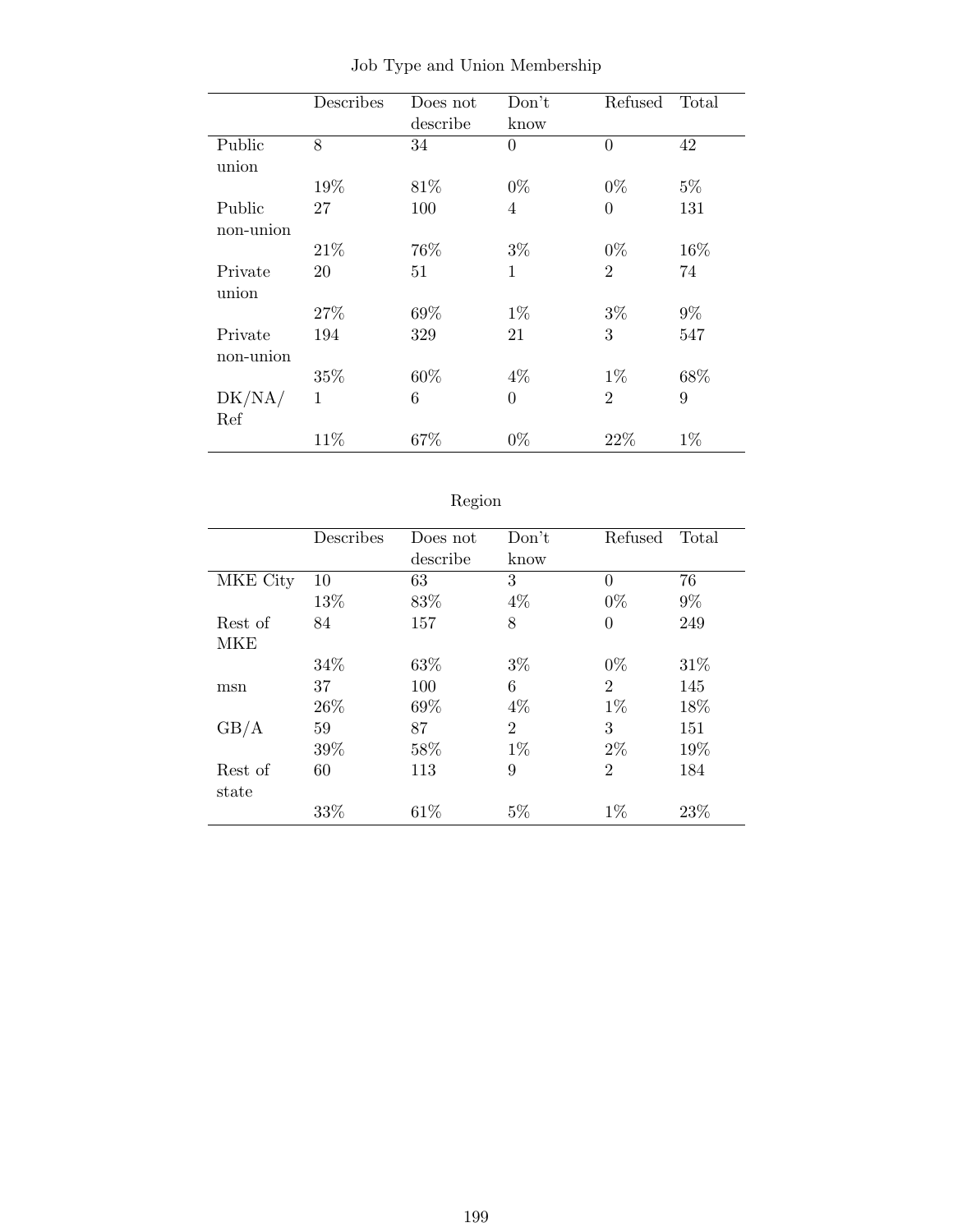Job Type and Union Membership

| | Describes | Does not describe | Don't know | Refused | Total |
|---|---|---|---|---|---|
| Public union | 8 | 34 | 0 | 0 | 42 |
| | 19% | 81% | 0% | 0% | 5% |
| Public non-union | 27 | 100 | 4 | 0 | 131 |
| | 21% | 76% | 3% | 0% | 16% |
| Private union | 20 | 51 | 1 | 2 | 74 |
| | 27% | 69% | 1% | 3% | 9% |
| Private non-union | 194 | 329 | 21 | 3 | 547 |
| | 35% | 60% | 4% | 1% | 68% |
| DK/NA/ Ref | 1 | 6 | 0 | 2 | 9 |
| | 11% | 67% | 0% | 22% | 1% |

Region

| | Describes | Does not describe | Don't know | Refused | Total |
|---|---|---|---|---|---|
| MKE City | 10 | 63 | 3 | 0 | 76 |
| | 13% | 83% | 4% | 0% | 9% |
| Rest of MKE | 84 | 157 | 8 | 0 | 249 |
| | 34% | 63% | 3% | 0% | 31% |
| msn | 37 | 100 | 6 | 2 | 145 |
| | 26% | 69% | 4% | 1% | 18% |
| GB/A | 59 | 87 | 2 | 3 | 151 |
| | 39% | 58% | 1% | 2% | 19% |
| Rest of state | 60 | 113 | 9 | 2 | 184 |
| | 33% | 61% | 5% | 1% | 23% |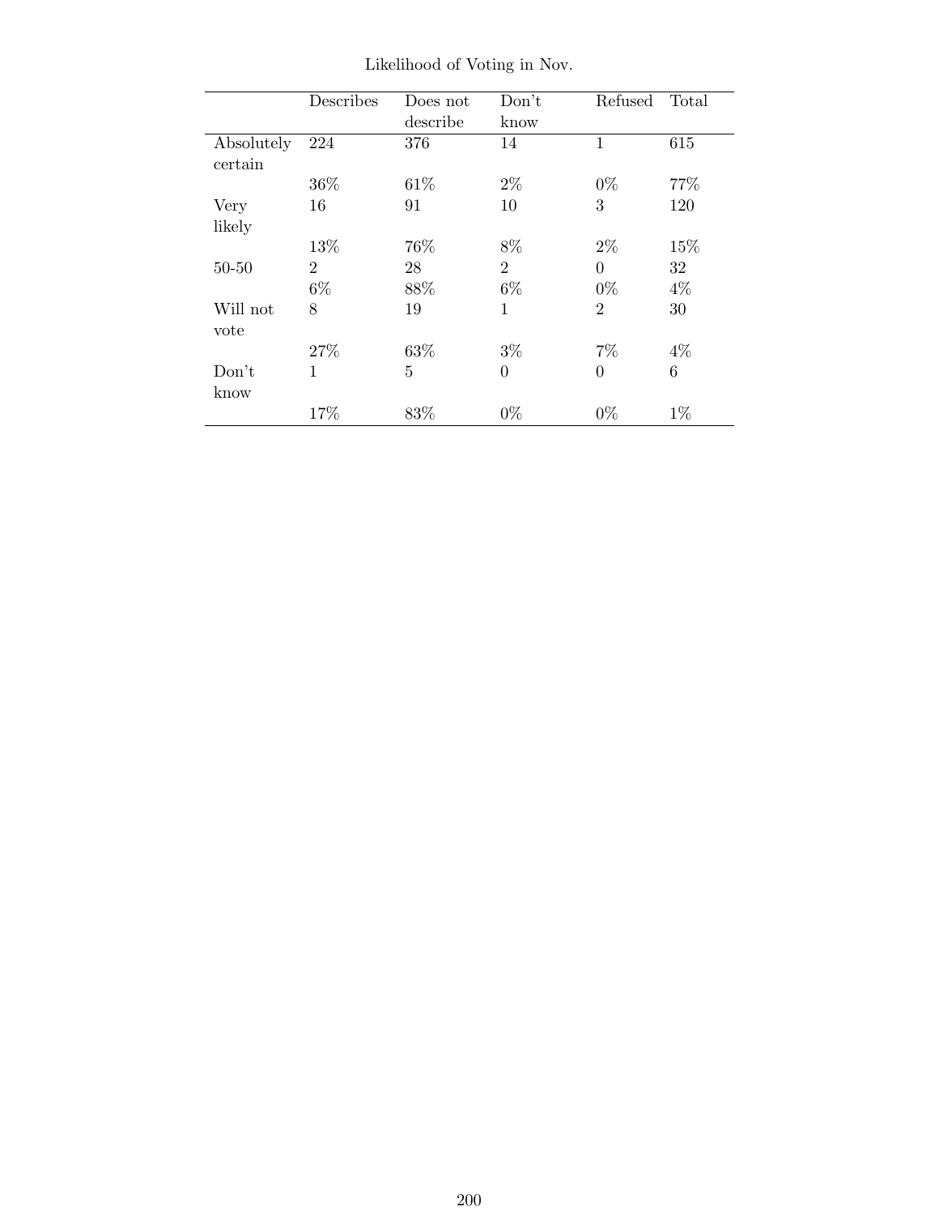Likelihood of Voting in Nov.

| | Describes | Does not describe | Don't know | Refused | Total |
|---|---|---|---|---|---|
| Absolutely certain | 224 | 376 | 14 | 1 | 615 |
| | 36% | 61% | 2% | 0% | 77% |
| Very likely | 16 | 91 | 10 | 3 | 120 |
| | 13% | 76% | 8% | 2% | 15% |
| 50-50 | 2 | 28 | 2 | 0 | 32 |
| | 6% | 88% | 6% | 0% | 4% |
| Will not vote | 8 | 19 | 1 | 2 | 30 |
| | 27% | 63% | 3% | 7% | 4% |
| Don't know | 1 | 5 | 0 | 0 | 6 |
| | 17% | 83% | 0% | 0% | 1% |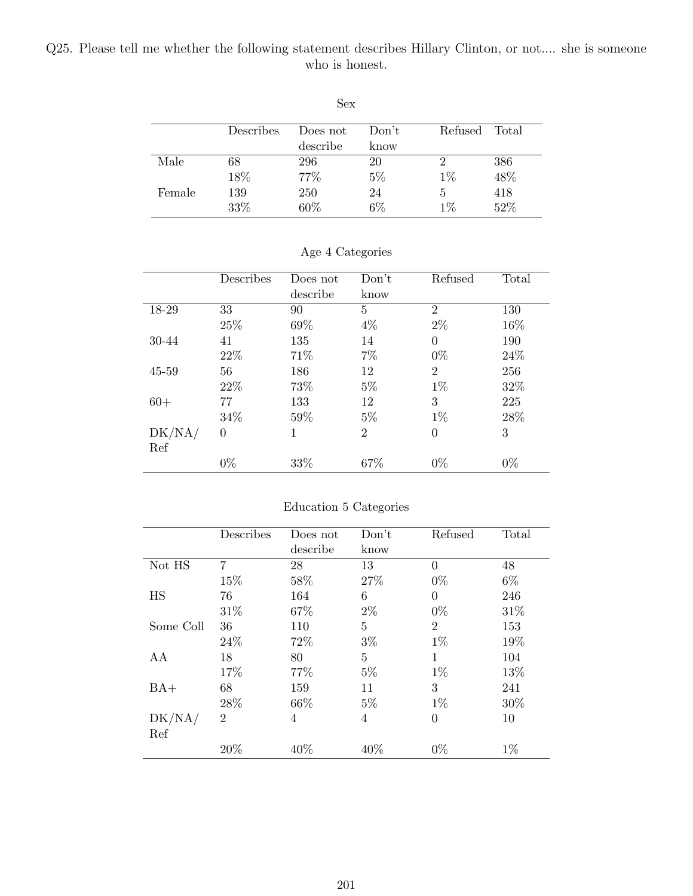Q25. Please tell me whether the following statement describes Hillary Clinton, or not.... she is someone who is honest.

Sex

| | Describes | Does not describe | Don't know | Refused | Total |
|---|---|---|---|---|---|
| Male | 68 | 296 | 20 | 2 | 386 |
| | 18% | 77% | 5% | 1% | 48% |
| Female | 139 | 250 | 24 | 5 | 418 |
| | 33% | 60% | 6% | 1% | 52% |

Age 4 Categories

| | Describes | Does not describe | Don't know | Refused | Total |
|---|---|---|---|---|---|
| 18-29 | 33 | 90 | 5 | 2 | 130 |
| | 25% | 69% | 4% | 2% | 16% |
| 30-44 | 41 | 135 | 14 | 0 | 190 |
| | 22% | 71% | 7% | 0% | 24% |
| 45-59 | 56 | 186 | 12 | 2 | 256 |
| | 22% | 73% | 5% | 1% | 32% |
| 60+ | 77 | 133 | 12 | 3 | 225 |
| | 34% | 59% | 5% | 1% | 28% |
| DK/NA/ Ref | 0 | 1 | 2 | 0 | 3 |
| | 0% | 33% | 67% | 0% | 0% |

Education 5 Categories

| | Describes | Does not describe | Don't know | Refused | Total |
|---|---|---|---|---|---|
| Not HS | 7 | 28 | 13 | 0 | 48 |
| | 15% | 58% | 27% | 0% | 6% |
| HS | 76 | 164 | 6 | 0 | 246 |
| | 31% | 67% | 2% | 0% | 31% |
| Some Coll | 36 | 110 | 5 | 2 | 153 |
| | 24% | 72% | 3% | 1% | 19% |
| AA | 18 | 80 | 5 | 1 | 104 |
| | 17% | 77% | 5% | 1% | 13% |
| BA+ | 68 | 159 | 11 | 3 | 241 |
| | 28% | 66% | 5% | 1% | 30% |
| DK/NA/ Ref | 2 | 4 | 4 | 0 | 10 |
| | 20% | 40% | 40% | 0% | 1% |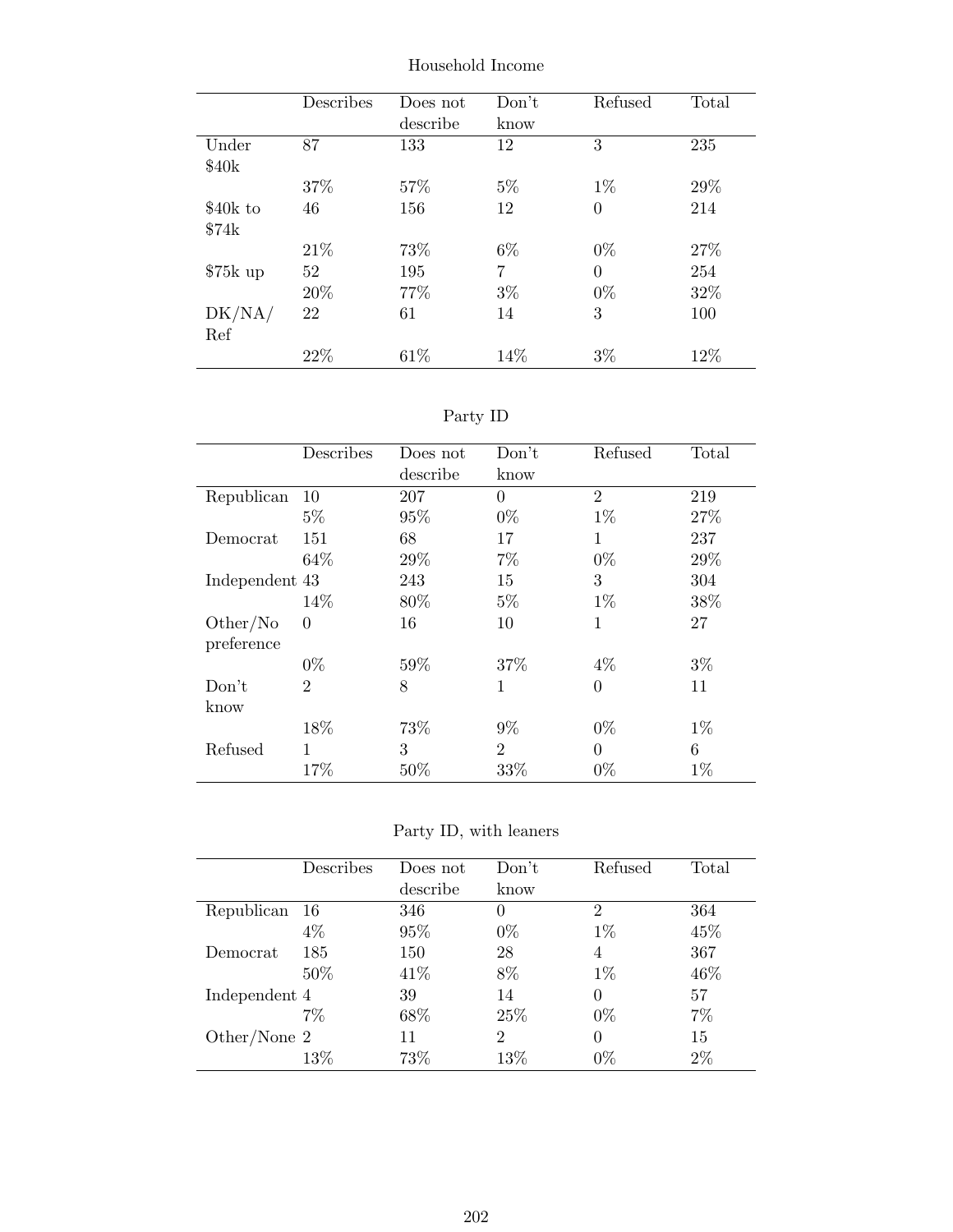## Household Income

| | Describes | Does not describe | Don't know | Refused | Total |
|---|---|---|---|---|---|
| Under $40k | 87 | 133 | 12 | 3 | 235 |
| | 37% | 57% | 5% | 1% | 29% |
| $40k to $74k | 46 | 156 | 12 | 0 | 214 |
| | 21% | 73% | 6% | 0% | 27% |
| $75k up | 52 | 195 | 7 | 0 | 254 |
| | 20% | 77% | 3% | 0% | 32% |
| DK/NA/ Ref | 22 | 61 | 14 | 3 | 100 |
| | 22% | 61% | 14% | 3% | 12% |

## Party ID

| | Describes | Does not describe | Don't know | Refused | Total |
|---|---|---|---|---|---|
| Republican | 10 | 207 | 0 | 2 | 219 |
| | 5% | 95% | 0% | 1% | 27% |
| Democrat | 151 | 68 | 17 | 1 | 237 |
| | 64% | 29% | 7% | 0% | 29% |
| Independent | 43 | 243 | 15 | 3 | 304 |
| | 14% | 80% | 5% | 1% | 38% |
| Other/No preference | 0 | 16 | 10 | 1 | 27 |
| | 0% | 59% | 37% | 4% | 3% |
| Don't know | 2 | 8 | 1 | 0 | 11 |
| | 18% | 73% | 9% | 0% | 1% |
| Refused | 1 | 3 | 2 | 0 | 6 |
| | 17% | 50% | 33% | 0% | 1% |

## Party ID, with leaners

| | Describes | Does not describe | Don't know | Refused | Total |
|---|---|---|---|---|---|
| Republican | 16 | 346 | 0 | 2 | 364 |
| | 4% | 95% | 0% | 1% | 45% |
| Democrat | 185 | 150 | 28 | 4 | 367 |
| | 50% | 41% | 8% | 1% | 46% |
| Independent | 4 | 39 | 14 | 0 | 57 |
| | 7% | 68% | 25% | 0% | 7% |
| Other/None | 2 | 11 | 2 | 0 | 15 |
| | 13% | 73% | 13% | 0% | 2% |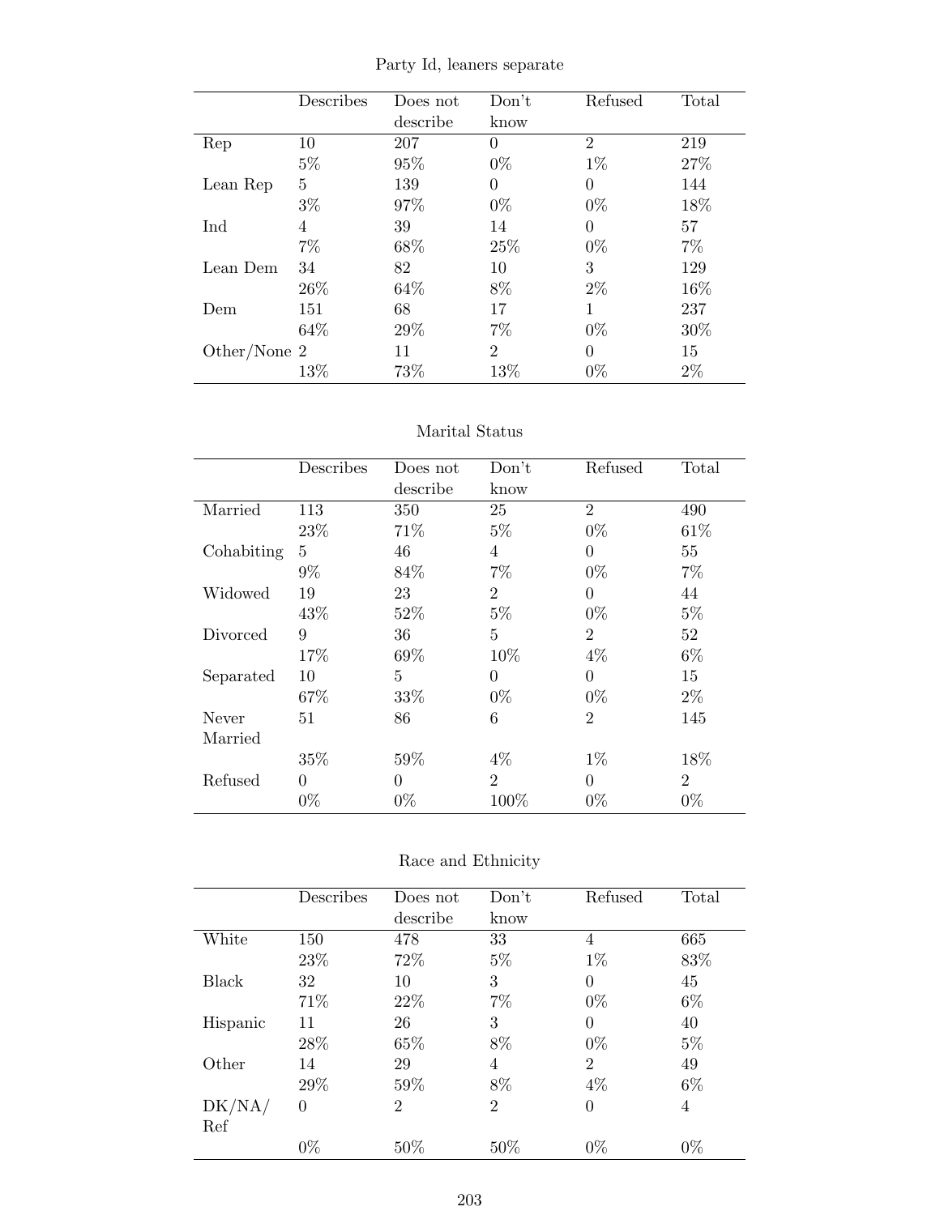Party Id, leaners separate

| | Describes | Does not describe | Don't know | Refused | Total |
|---|---|---|---|---|---|
| Rep | 10 | 207 | 0 | 2 | 219 |
| | 5% | 95% | 0% | 1% | 27% |
| Lean Rep | 5 | 139 | 0 | 0 | 144 |
| | 3% | 97% | 0% | 0% | 18% |
| Ind | 4 | 39 | 14 | 0 | 57 |
| | 7% | 68% | 25% | 0% | 7% |
| Lean Dem | 34 | 82 | 10 | 3 | 129 |
| | 26% | 64% | 8% | 2% | 16% |
| Dem | 151 | 68 | 17 | 1 | 237 |
| | 64% | 29% | 7% | 0% | 30% |
| Other/None | 2 | 11 | 2 | 0 | 15 |
| | 13% | 73% | 13% | 0% | 2% |

Marital Status

| | Describes | Does not describe | Don't know | Refused | Total |
|---|---|---|---|---|---|
| Married | 113 | 350 | 25 | 2 | 490 |
| | 23% | 71% | 5% | 0% | 61% |
| Cohabiting | 5 | 46 | 4 | 0 | 55 |
| | 9% | 84% | 7% | 0% | 7% |
| Widowed | 19 | 23 | 2 | 0 | 44 |
| | 43% | 52% | 5% | 0% | 5% |
| Divorced | 9 | 36 | 5 | 2 | 52 |
| | 17% | 69% | 10% | 4% | 6% |
| Separated | 10 | 5 | 0 | 0 | 15 |
| | 67% | 33% | 0% | 0% | 2% |
| Never Married | 51 | 86 | 6 | 2 | 145 |
| | 35% | 59% | 4% | 1% | 18% |
| Refused | 0 | 0 | 2 | 0 | 2 |
| | 0% | 0% | 100% | 0% | 0% |

Race and Ethnicity

| | Describes | Does not describe | Don't know | Refused | Total |
|---|---|---|---|---|---|
| White | 150 | 478 | 33 | 4 | 665 |
| | 23% | 72% | 5% | 1% | 83% |
| Black | 32 | 10 | 3 | 0 | 45 |
| | 71% | 22% | 7% | 0% | 6% |
| Hispanic | 11 | 26 | 3 | 0 | 40 |
| | 28% | 65% | 8% | 0% | 5% |
| Other | 14 | 29 | 4 | 2 | 49 |
| | 29% | 59% | 8% | 4% | 6% |
| DK/NA/Ref | 0 | 2 | 2 | 0 | 4 |
| | 0% | 50% | 50% | 0% | 0% |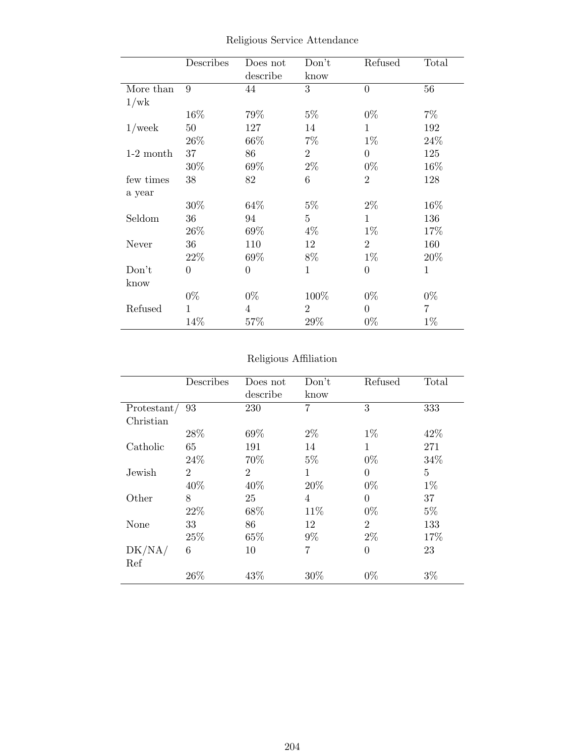Religious Service Attendance

| | Describes | Does not describe | Don't know | Refused | Total |
|---|---|---|---|---|---|
| More than 1/wk | 9 | 44 | 3 | 0 | 56 |
| | 16% | 79% | 5% | 0% | 7% |
| 1/week | 50 | 127 | 14 | 1 | 192 |
| | 26% | 66% | 7% | 1% | 24% |
| 1-2 month | 37 | 86 | 2 | 0 | 125 |
| | 30% | 69% | 2% | 0% | 16% |
| few times a year | 38 | 82 | 6 | 2 | 128 |
| | 30% | 64% | 5% | 2% | 16% |
| Seldom | 36 | 94 | 5 | 1 | 136 |
| | 26% | 69% | 4% | 1% | 17% |
| Never | 36 | 110 | 12 | 2 | 160 |
| | 22% | 69% | 8% | 1% | 20% |
| Don't know | 0 | 0 | 1 | 0 | 1 |
| | 0% | 0% | 100% | 0% | 0% |
| Refused | 1 | 4 | 2 | 0 | 7 |
| | 14% | 57% | 29% | 0% | 1% |

Religious Affiliation

| | Describes | Does not describe | Don't know | Refused | Total |
|---|---|---|---|---|---|
| Protestant/ Christian | 93 | 230 | 7 | 3 | 333 |
| | 28% | 69% | 2% | 1% | 42% |
| Catholic | 65 | 191 | 14 | 1 | 271 |
| | 24% | 70% | 5% | 0% | 34% |
| Jewish | 2 | 2 | 1 | 0 | 5 |
| | 40% | 40% | 20% | 0% | 1% |
| Other | 8 | 25 | 4 | 0 | 37 |
| | 22% | 68% | 11% | 0% | 5% |
| None | 33 | 86 | 12 | 2 | 133 |
| | 25% | 65% | 9% | 2% | 17% |
| DK/NA/ Ref | 6 | 10 | 7 | 0 | 23 |
| | 26% | 43% | 30% | 0% | 3% |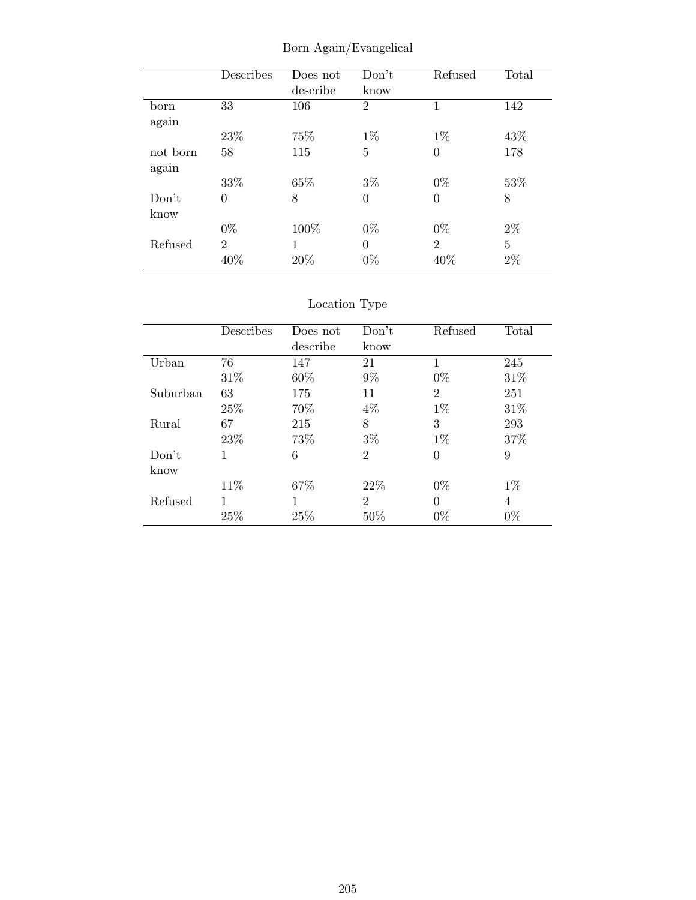Born Again/Evangelical

| | Describes | Does not describe | Don't know | Refused | Total |
|---|---|---|---|---|---|
| born again | 33 | 106 | 2 | 1 | 142 |
| | 23% | 75% | 1% | 1% | 43% |
| not born again | 58 | 115 | 5 | 0 | 178 |
| | 33% | 65% | 3% | 0% | 53% |
| Don't know | 0 | 8 | 0 | 0 | 8 |
| | 0% | 100% | 0% | 0% | 2% |
| Refused | 2 | 1 | 0 | 2 | 5 |
| | 40% | 20% | 0% | 40% | 2% |

Location Type

| | Describes | Does not describe | Don't know | Refused | Total |
|---|---|---|---|---|---|
| Urban | 76 | 147 | 21 | 1 | 245 |
| | 31% | 60% | 9% | 0% | 31% |
| Suburban | 63 | 175 | 11 | 2 | 251 |
| | 25% | 70% | 4% | 1% | 31% |
| Rural | 67 | 215 | 8 | 3 | 293 |
| | 23% | 73% | 3% | 1% | 37% |
| Don't know | 1 | 6 | 2 | 0 | 9 |
| | 11% | 67% | 22% | 0% | 1% |
| Refused | 1 | 1 | 2 | 0 | 4 |
| | 25% | 25% | 50% | 0% | 0% |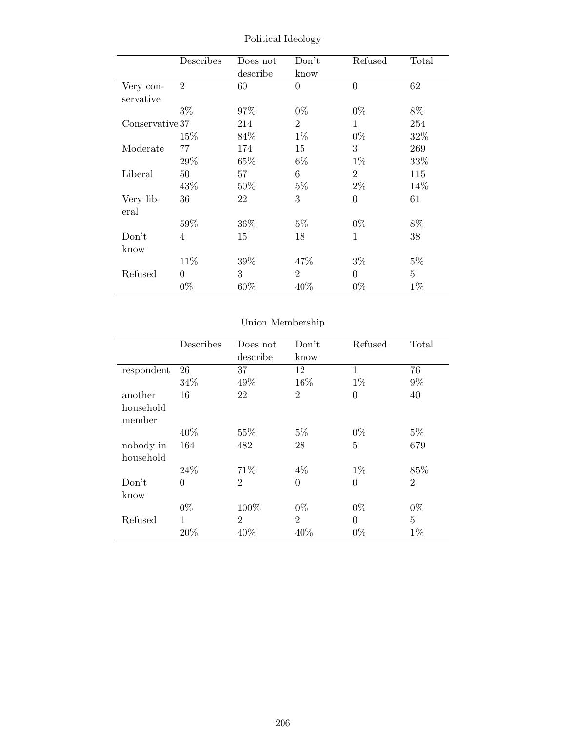Political Ideology

| | Describes | Does not describe | Don't know | Refused | Total |
|---|---|---|---|---|---|
| Very conservative | 2 | 60 | 0 | 0 | 62 |
| | 3% | 97% | 0% | 0% | 8% |
| Conservative | 37 | 214 | 2 | 1 | 254 |
| | 15% | 84% | 1% | 0% | 32% |
| Moderate | 77 | 174 | 15 | 3 | 269 |
| | 29% | 65% | 6% | 1% | 33% |
| Liberal | 50 | 57 | 6 | 2 | 115 |
| | 43% | 50% | 5% | 2% | 14% |
| Very liberal | 36 | 22 | 3 | 0 | 61 |
| | 59% | 36% | 5% | 0% | 8% |
| Don't know | 4 | 15 | 18 | 1 | 38 |
| | 11% | 39% | 47% | 3% | 5% |
| Refused | 0 | 3 | 2 | 0 | 5 |
| | 0% | 60% | 40% | 0% | 1% |

Union Membership

| | Describes | Does not describe | Don't know | Refused | Total |
|---|---|---|---|---|---|
| respondent | 26 | 37 | 12 | 1 | 76 |
| | 34% | 49% | 16% | 1% | 9% |
| another household member | 16 | 22 | 2 | 0 | 40 |
| | 40% | 55% | 5% | 0% | 5% |
| nobody in household | 164 | 482 | 28 | 5 | 679 |
| | 24% | 71% | 4% | 1% | 85% |
| Don't know | 0 | 2 | 0 | 0 | 2 |
| | 0% | 100% | 0% | 0% | 0% |
| Refused | 1 | 2 | 2 | 0 | 5 |
| | 20% | 40% | 40% | 0% | 1% |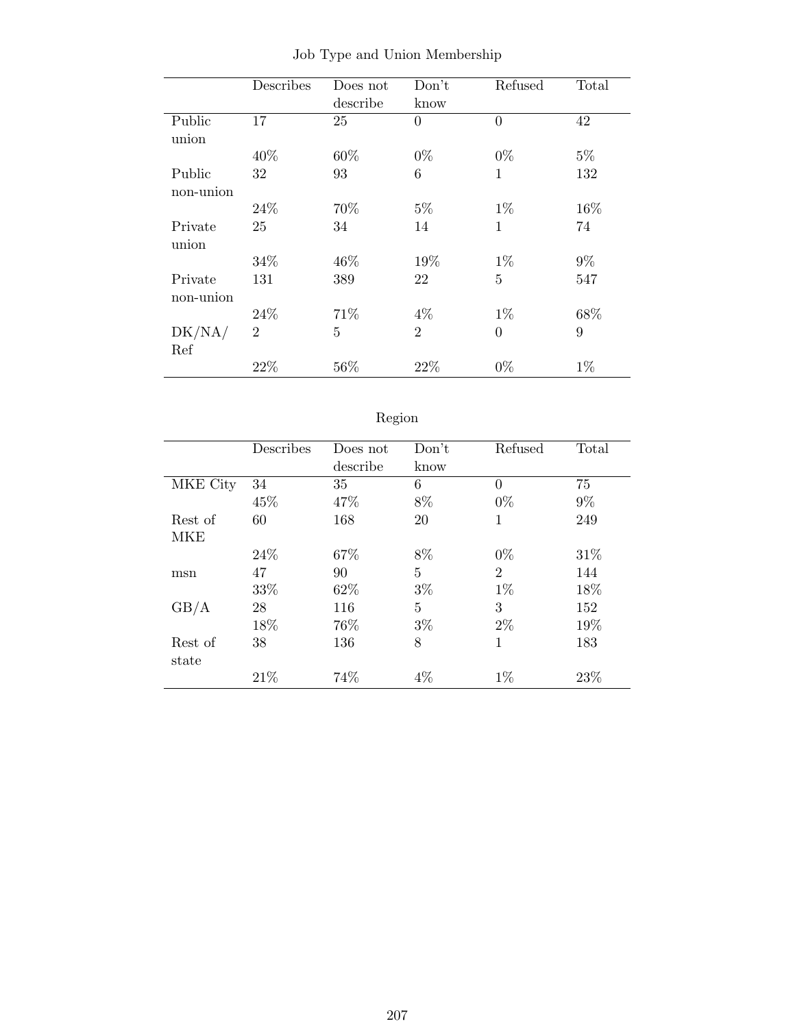Job Type and Union Membership

| | Describes | Does not describe | Don't know | Refused | Total |
|---|---|---|---|---|---|
| Public union | 17 | 25 | 0 | 0 | 42 |
| | 40% | 60% | 0% | 0% | 5% |
| Public non-union | 32 | 93 | 6 | 1 | 132 |
| | 24% | 70% | 5% | 1% | 16% |
| Private union | 25 | 34 | 14 | 1 | 74 |
| | 34% | 46% | 19% | 1% | 9% |
| Private non-union | 131 | 389 | 22 | 5 | 547 |
| | 24% | 71% | 4% | 1% | 68% |
| DK/NA/ Ref | 2 | 5 | 2 | 0 | 9 |
| | 22% | 56% | 22% | 0% | 1% |

Region

| | Describes | Does not describe | Don't know | Refused | Total |
|---|---|---|---|---|---|
| MKE City | 34 | 35 | 6 | 0 | 75 |
| | 45% | 47% | 8% | 0% | 9% |
| Rest of MKE | 60 | 168 | 20 | 1 | 249 |
| | 24% | 67% | 8% | 0% | 31% |
| msn | 47 | 90 | 5 | 2 | 144 |
| | 33% | 62% | 3% | 1% | 18% |
| GB/A | 28 | 116 | 5 | 3 | 152 |
| | 18% | 76% | 3% | 2% | 19% |
| Rest of state | 38 | 136 | 8 | 1 | 183 |
| | 21% | 74% | 4% | 1% | 23% |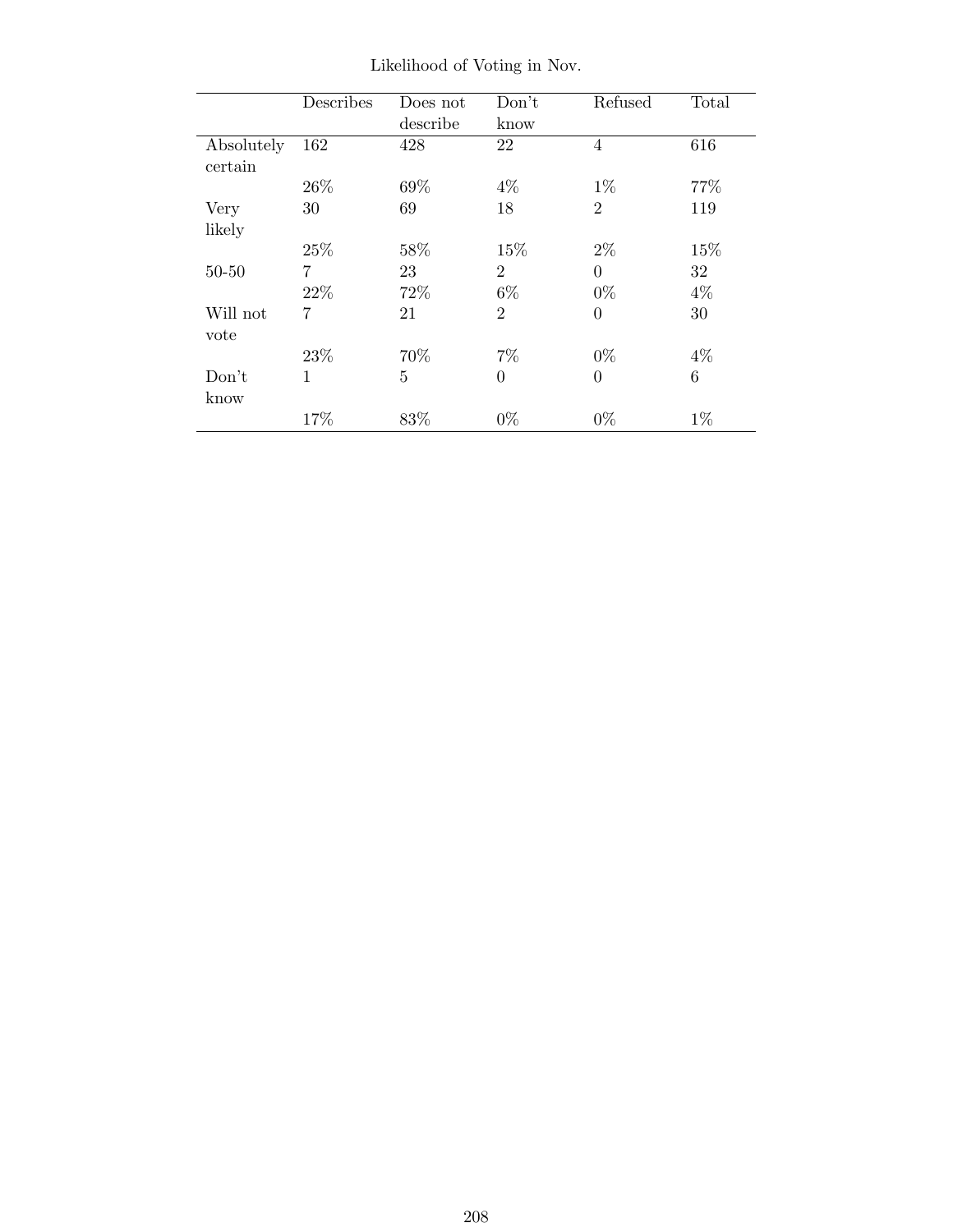Likelihood of Voting in Nov.

| | Describes | Does not describe | Don't know | Refused | Total |
|---|---|---|---|---|---|
| Absolutely certain | 162 | 428 | 22 | 4 | 616 |
| | 26% | 69% | 4% | 1% | 77% |
| Very likely | 30 | 69 | 18 | 2 | 119 |
| | 25% | 58% | 15% | 2% | 15% |
| 50-50 | 7 | 23 | 2 | 0 | 32 |
| | 22% | 72% | 6% | 0% | 4% |
| Will not vote | 7 | 21 | 2 | 0 | 30 |
| | 23% | 70% | 7% | 0% | 4% |
| Don't know | 1 | 5 | 0 | 0 | 6 |
| | 17% | 83% | 0% | 0% | 1% |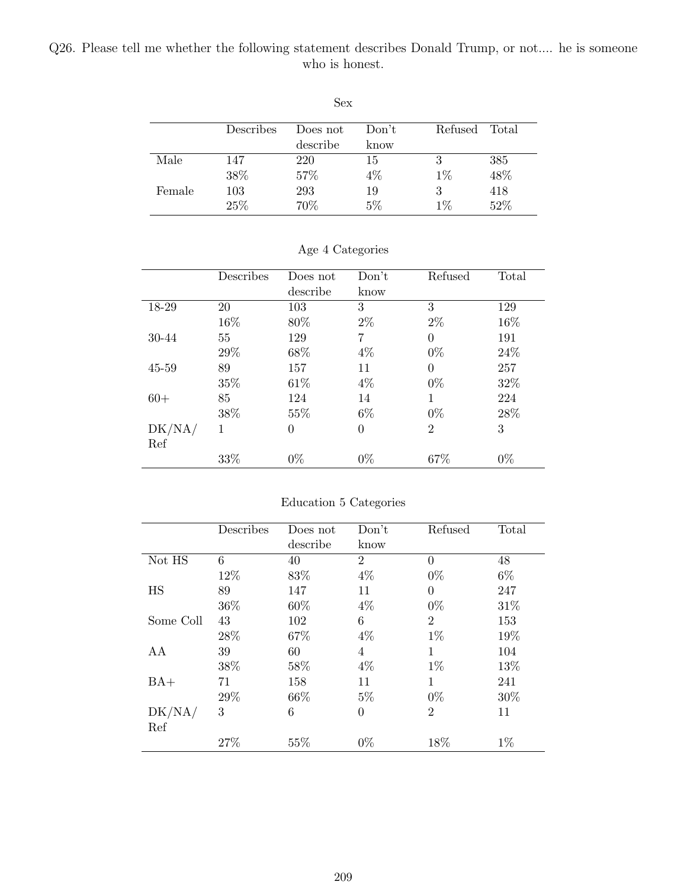Q26. Please tell me whether the following statement describes Donald Trump, or not.... he is someone who is honest.

Sex

| | Describes | Does not describe | Don't know | Refused | Total |
|---|---|---|---|---|---|
| Male | 147 | 220 | 15 | 3 | 385 |
| | 38% | 57% | 4% | 1% | 48% |
| Female | 103 | 293 | 19 | 3 | 418 |
| | 25% | 70% | 5% | 1% | 52% |

Age 4 Categories

| | Describes | Does not describe | Don't know | Refused | Total |
|---|---|---|---|---|---|
| 18-29 | 20 | 103 | 3 | 3 | 129 |
| | 16% | 80% | 2% | 2% | 16% |
| 30-44 | 55 | 129 | 7 | 0 | 191 |
| | 29% | 68% | 4% | 0% | 24% |
| 45-59 | 89 | 157 | 11 | 0 | 257 |
| | 35% | 61% | 4% | 0% | 32% |
| 60+ | 85 | 124 | 14 | 1 | 224 |
| | 38% | 55% | 6% | 0% | 28% |
| DK/NA/Ref | 1 | 0 | 0 | 2 | 3 |
| | 33% | 0% | 0% | 67% | 0% |

Education 5 Categories

| | Describes | Does not describe | Don't know | Refused | Total |
|---|---|---|---|---|---|
| Not HS | 6 | 40 | 2 | 0 | 48 |
| | 12% | 83% | 4% | 0% | 6% |
| HS | 89 | 147 | 11 | 0 | 247 |
| | 36% | 60% | 4% | 0% | 31% |
| Some Coll | 43 | 102 | 6 | 2 | 153 |
| | 28% | 67% | 4% | 1% | 19% |
| AA | 39 | 60 | 4 | 1 | 104 |
| | 38% | 58% | 4% | 1% | 13% |
| BA+ | 71 | 158 | 11 | 1 | 241 |
| | 29% | 66% | 5% | 0% | 30% |
| DK/NA/Ref | 3 | 6 | 0 | 2 | 11 |
| | 27% | 55% | 0% | 18% | 1% |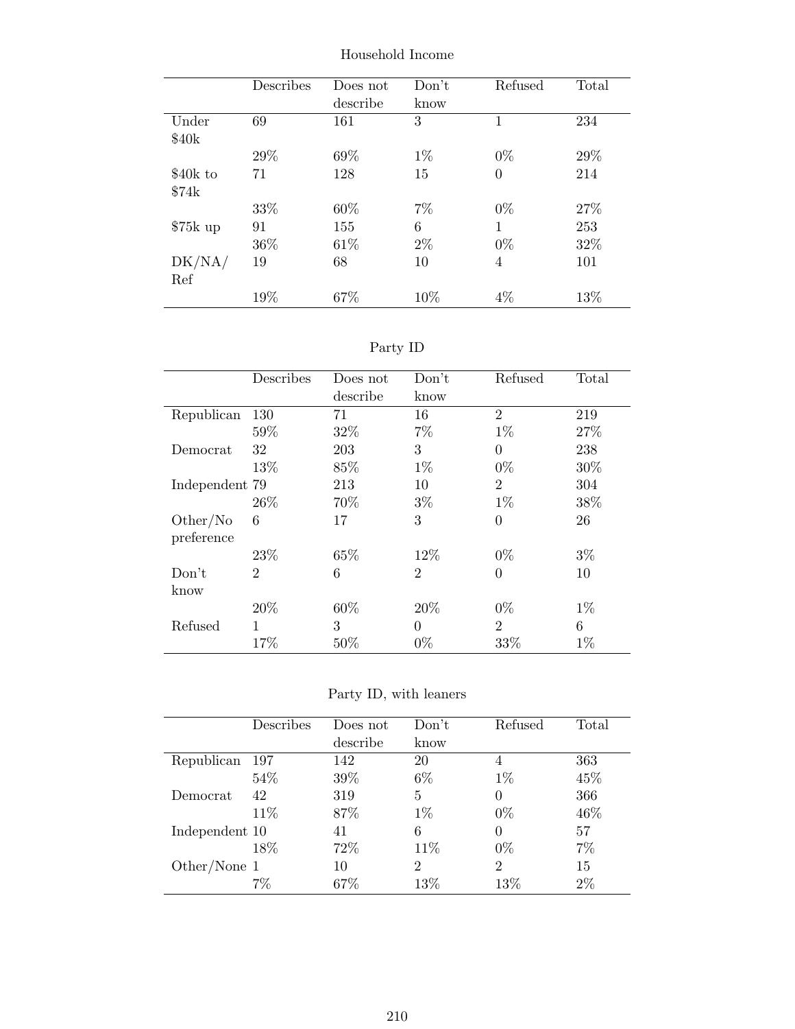Household Income

| | Describes | Does not describe | Don't know | Refused | Total |
|---|---|---|---|---|---|
| Under $40k | 69 | 161 | 3 | 1 | 234 |
| | 29% | 69% | 1% | 0% | 29% |
| $40k to $74k | 71 | 128 | 15 | 0 | 214 |
| | 33% | 60% | 7% | 0% | 27% |
| $75k up | 91 | 155 | 6 | 1 | 253 |
| | 36% | 61% | 2% | 0% | 32% |
| DK/NA/Ref | 19 | 68 | 10 | 4 | 101 |
| | 19% | 67% | 10% | 4% | 13% |

Party ID

| | Describes | Does not describe | Don't know | Refused | Total |
|---|---|---|---|---|---|
| Republican | 130 | 71 | 16 | 2 | 219 |
| | 59% | 32% | 7% | 1% | 27% |
| Democrat | 32 | 203 | 3 | 0 | 238 |
| | 13% | 85% | 1% | 0% | 30% |
| Independent | 79 | 213 | 10 | 2 | 304 |
| | 26% | 70% | 3% | 1% | 38% |
| Other/No preference | 6 | 17 | 3 | 0 | 26 |
| | 23% | 65% | 12% | 0% | 3% |
| Don't know | 2 | 6 | 2 | 0 | 10 |
| | 20% | 60% | 20% | 0% | 1% |
| Refused | 1 | 3 | 0 | 2 | 6 |
| | 17% | 50% | 0% | 33% | 1% |

Party ID, with leaners

| | Describes | Does not describe | Don't know | Refused | Total |
|---|---|---|---|---|---|
| Republican | 197 | 142 | 20 | 4 | 363 |
| | 54% | 39% | 6% | 1% | 45% |
| Democrat | 42 | 319 | 5 | 0 | 366 |
| | 11% | 87% | 1% | 0% | 46% |
| Independent | 10 | 41 | 6 | 0 | 57 |
| | 18% | 72% | 11% | 0% | 7% |
| Other/None | 1 | 10 | 2 | 2 | 15 |
| | 7% | 67% | 13% | 13% | 2% |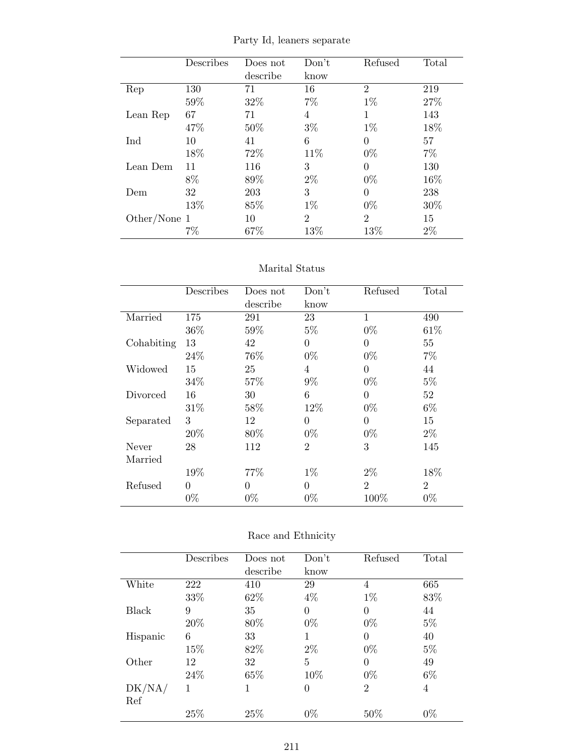Party Id, leaners separate

| | Describes | Does not describe | Don't know | Refused | Total |
|---|---|---|---|---|---|
| Rep | 130 | 71 | 16 | 2 | 219 |
| | 59% | 32% | 7% | 1% | 27% |
| Lean Rep | 67 | 71 | 4 | 1 | 143 |
| | 47% | 50% | 3% | 1% | 18% |
| Ind | 10 | 41 | 6 | 0 | 57 |
| | 18% | 72% | 11% | 0% | 7% |
| Lean Dem | 11 | 116 | 3 | 0 | 130 |
| | 8% | 89% | 2% | 0% | 16% |
| Dem | 32 | 203 | 3 | 0 | 238 |
| | 13% | 85% | 1% | 0% | 30% |
| Other/None | 1 | 10 | 2 | 2 | 15 |
| | 7% | 67% | 13% | 13% | 2% |

Marital Status

| | Describes | Does not describe | Don't know | Refused | Total |
|---|---|---|---|---|---|
| Married | 175 | 291 | 23 | 1 | 490 |
| | 36% | 59% | 5% | 0% | 61% |
| Cohabiting | 13 | 42 | 0 | 0 | 55 |
| | 24% | 76% | 0% | 0% | 7% |
| Widowed | 15 | 25 | 4 | 0 | 44 |
| | 34% | 57% | 9% | 0% | 5% |
| Divorced | 16 | 30 | 6 | 0 | 52 |
| | 31% | 58% | 12% | 0% | 6% |
| Separated | 3 | 12 | 0 | 0 | 15 |
| | 20% | 80% | 0% | 0% | 2% |
| Never Married | 28 | 112 | 2 | 3 | 145 |
| | 19% | 77% | 1% | 2% | 18% |
| Refused | 0 | 0 | 0 | 2 | 2 |
| | 0% | 0% | 0% | 100% | 0% |

Race and Ethnicity

| | Describes | Does not describe | Don't know | Refused | Total |
|---|---|---|---|---|---|
| White | 222 | 410 | 29 | 4 | 665 |
| | 33% | 62% | 4% | 1% | 83% |
| Black | 9 | 35 | 0 | 0 | 44 |
| | 20% | 80% | 0% | 0% | 5% |
| Hispanic | 6 | 33 | 1 | 0 | 40 |
| | 15% | 82% | 2% | 0% | 5% |
| Other | 12 | 32 | 5 | 0 | 49 |
| | 24% | 65% | 10% | 0% | 6% |
| DK/NA/Ref | 1 | 1 | 0 | 2 | 4 |
| | 25% | 25% | 0% | 50% | 0% |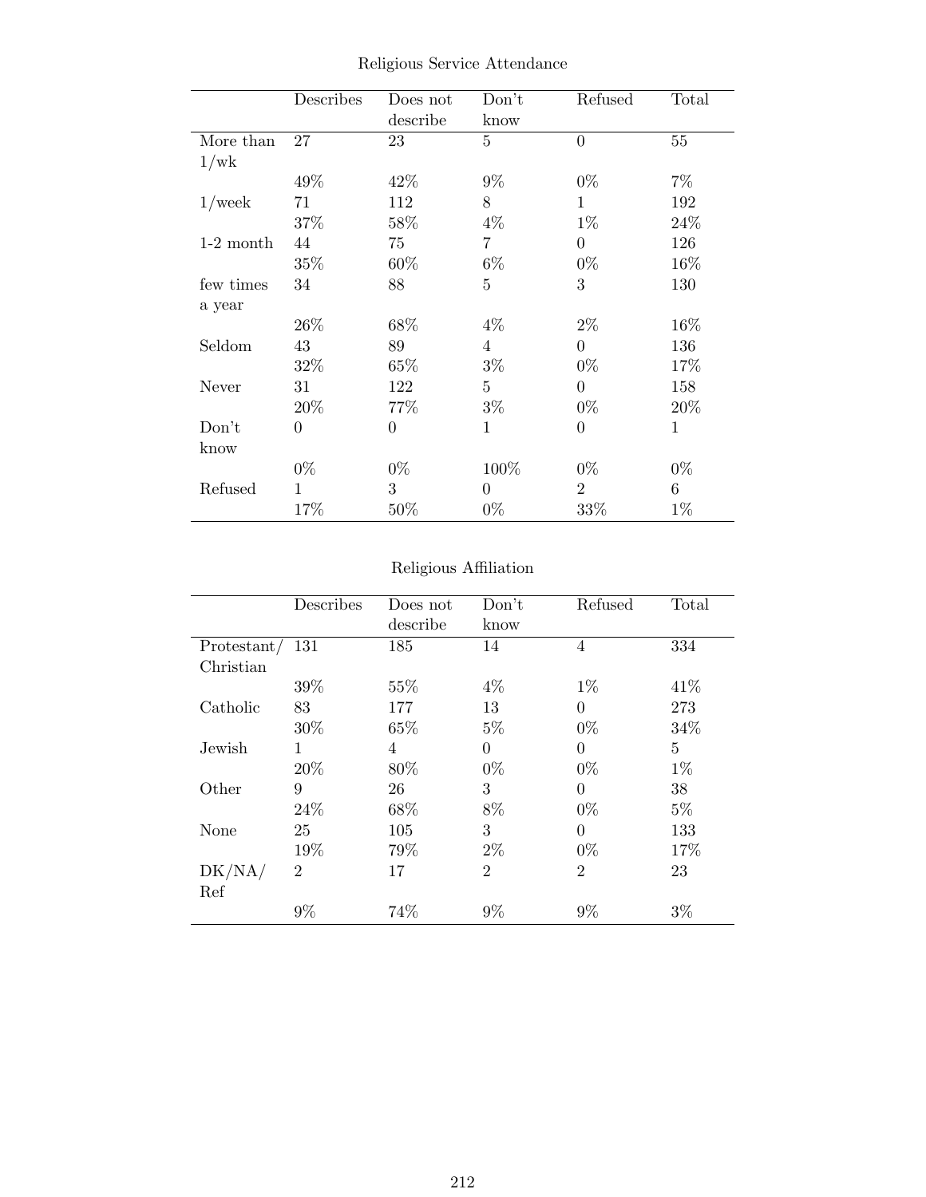Religious Service Attendance

| | Describes | Does not describe | Don't know | Refused | Total |
|---|---|---|---|---|---|
| More than 1/wk | 27 | 23 | 5 | 0 | 55 |
| | 49% | 42% | 9% | 0% | 7% |
| 1/week | 71 | 112 | 8 | 1 | 192 |
| | 37% | 58% | 4% | 1% | 24% |
| 1-2 month | 44 | 75 | 7 | 0 | 126 |
| | 35% | 60% | 6% | 0% | 16% |
| few times a year | 34 | 88 | 5 | 3 | 130 |
| | 26% | 68% | 4% | 2% | 16% |
| Seldom | 43 | 89 | 4 | 0 | 136 |
| | 32% | 65% | 3% | 0% | 17% |
| Never | 31 | 122 | 5 | 0 | 158 |
| | 20% | 77% | 3% | 0% | 20% |
| Don't know | 0 | 0 | 1 | 0 | 1 |
| | 0% | 0% | 100% | 0% | 0% |
| Refused | 1 | 3 | 0 | 2 | 6 |
| | 17% | 50% | 0% | 33% | 1% |

Religious Affiliation

| | Describes | Does not describe | Don't know | Refused | Total |
|---|---|---|---|---|---|
| Protestant/ Christian | 131 | 185 | 14 | 4 | 334 |
| | 39% | 55% | 4% | 1% | 41% |
| Catholic | 83 | 177 | 13 | 0 | 273 |
| | 30% | 65% | 5% | 0% | 34% |
| Jewish | 1 | 4 | 0 | 0 | 5 |
| | 20% | 80% | 0% | 0% | 1% |
| Other | 9 | 26 | 3 | 0 | 38 |
| | 24% | 68% | 8% | 0% | 5% |
| None | 25 | 105 | 3 | 0 | 133 |
| | 19% | 79% | 2% | 0% | 17% |
| DK/NA/ Ref | 2 | 17 | 2 | 2 | 23 |
| | 9% | 74% | 9% | 9% | 3% |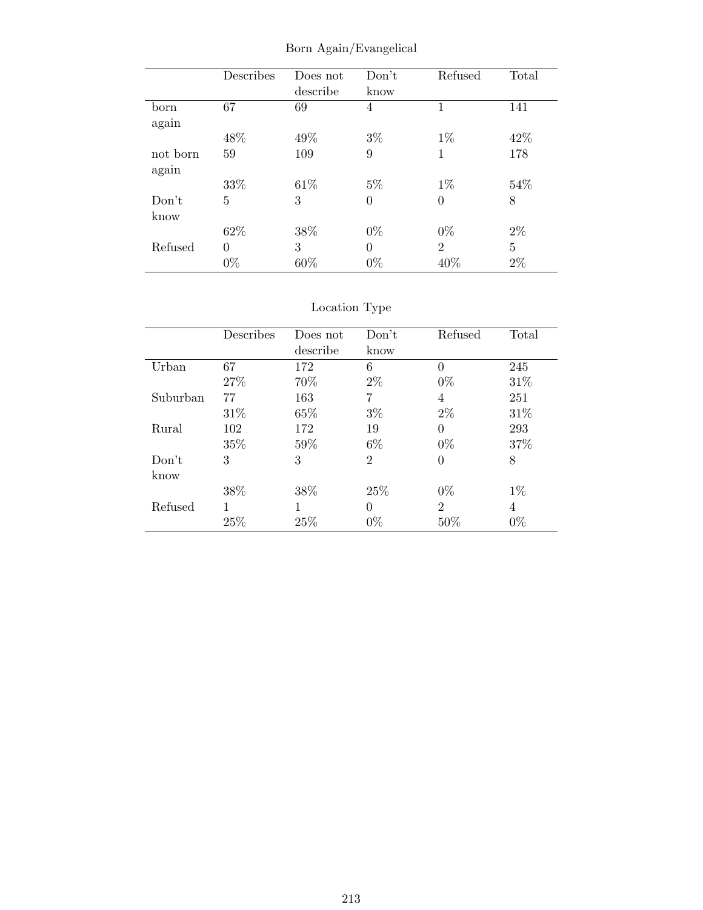Born Again/Evangelical

| | Describes | Does not describe | Don't know | Refused | Total |
|---|---|---|---|---|---|
| born again | 67 | 69 | 4 | 1 | 141 |
| | 48% | 49% | 3% | 1% | 42% |
| not born again | 59 | 109 | 9 | 1 | 178 |
| | 33% | 61% | 5% | 1% | 54% |
| Don't know | 5 | 3 | 0 | 0 | 8 |
| | 62% | 38% | 0% | 0% | 2% |
| Refused | 0 | 3 | 0 | 2 | 5 |
| | 0% | 60% | 0% | 40% | 2% |

Location Type

| | Describes | Does not describe | Don't know | Refused | Total |
|---|---|---|---|---|---|
| Urban | 67 | 172 | 6 | 0 | 245 |
| | 27% | 70% | 2% | 0% | 31% |
| Suburban | 77 | 163 | 7 | 4 | 251 |
| | 31% | 65% | 3% | 2% | 31% |
| Rural | 102 | 172 | 19 | 0 | 293 |
| | 35% | 59% | 6% | 0% | 37% |
| Don't know | 3 | 3 | 2 | 0 | 8 |
| | 38% | 38% | 25% | 0% | 1% |
| Refused | 1 | 1 | 0 | 2 | 4 |
| | 25% | 25% | 0% | 50% | 0% |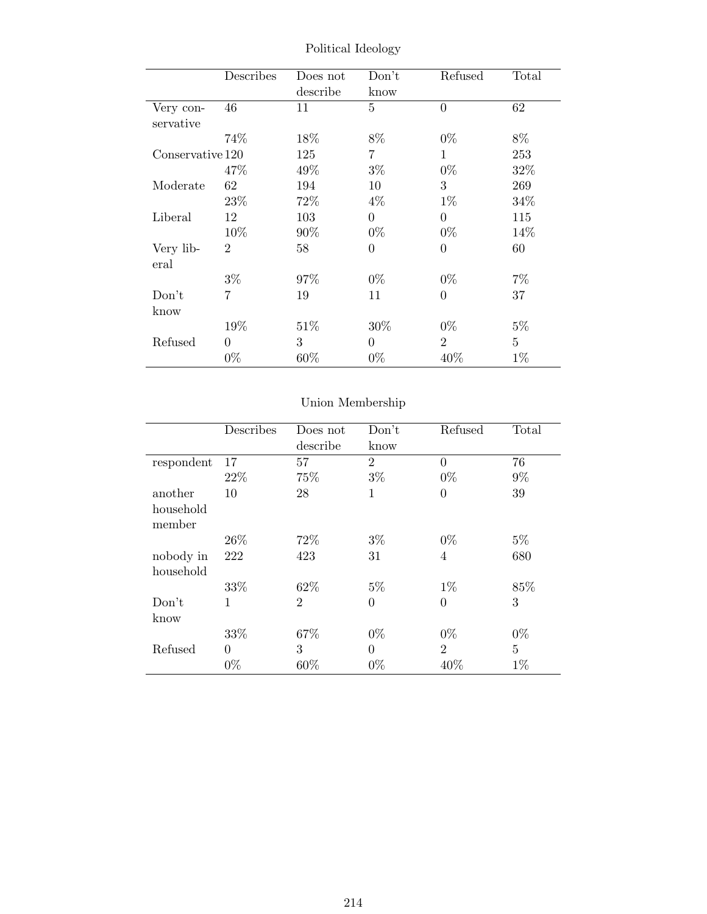Political Ideology

| | Describes | Does not describe | Don't know | Refused | Total |
|---|---|---|---|---|---|
| Very conservative | 46 | 11 | 5 | 0 | 62 |
| | 74% | 18% | 8% | 0% | 8% |
| Conservative | 120 | 125 | 7 | 1 | 253 |
| | 47% | 49% | 3% | 0% | 32% |
| Moderate | 62 | 194 | 10 | 3 | 269 |
| | 23% | 72% | 4% | 1% | 34% |
| Liberal | 12 | 103 | 0 | 0 | 115 |
| | 10% | 90% | 0% | 0% | 14% |
| Very liberal | 2 | 58 | 0 | 0 | 60 |
| | 3% | 97% | 0% | 0% | 7% |
| Don't know | 7 | 19 | 11 | 0 | 37 |
| | 19% | 51% | 30% | 0% | 5% |
| Refused | 0 | 3 | 0 | 2 | 5 |
| | 0% | 60% | 0% | 40% | 1% |

Union Membership

| | Describes | Does not describe | Don't know | Refused | Total |
|---|---|---|---|---|---|
| respondent | 17 | 57 | 2 | 0 | 76 |
| | 22% | 75% | 3% | 0% | 9% |
| another household member | 10 | 28 | 1 | 0 | 39 |
| | 26% | 72% | 3% | 0% | 5% |
| nobody in household | 222 | 423 | 31 | 4 | 680 |
| | 33% | 62% | 5% | 1% | 85% |
| Don't know | 1 | 2 | 0 | 0 | 3 |
| | 33% | 67% | 0% | 0% | 0% |
| Refused | 0 | 3 | 0 | 2 | 5 |
| | 0% | 60% | 0% | 40% | 1% |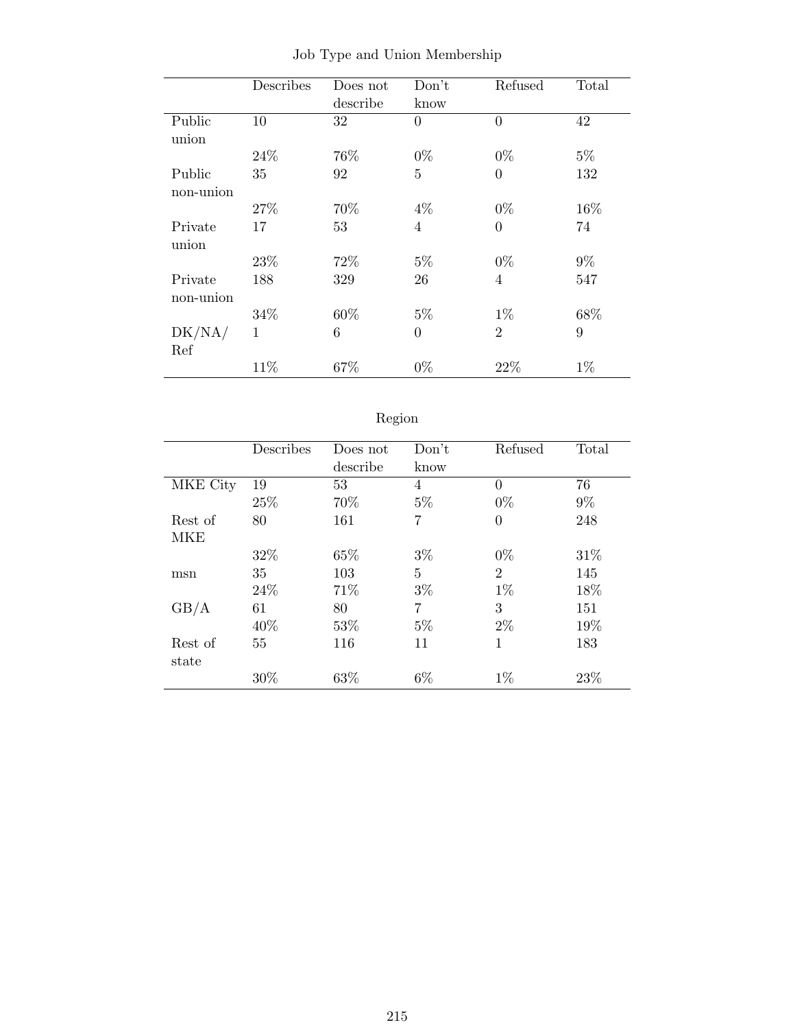Job Type and Union Membership

| | Describes | Does not describe | Don't know | Refused | Total |
|---|---|---|---|---|---|
| Public union | 10 | 32 | 0 | 0 | 42 |
| | 24% | 76% | 0% | 0% | 5% |
| Public non-union | 35 | 92 | 5 | 0 | 132 |
| | 27% | 70% | 4% | 0% | 16% |
| Private union | 17 | 53 | 4 | 0 | 74 |
| | 23% | 72% | 5% | 0% | 9% |
| Private non-union | 188 | 329 | 26 | 4 | 547 |
| | 34% | 60% | 5% | 1% | 68% |
| DK/NA/ Ref | 1 | 6 | 0 | 2 | 9 |
| | 11% | 67% | 0% | 22% | 1% |

Region

| | Describes | Does not describe | Don't know | Refused | Total |
|---|---|---|---|---|---|
| MKE City | 19 | 53 | 4 | 0 | 76 |
| | 25% | 70% | 5% | 0% | 9% |
| Rest of MKE | 80 | 161 | 7 | 0 | 248 |
| | 32% | 65% | 3% | 0% | 31% |
| msn | 35 | 103 | 5 | 2 | 145 |
| | 24% | 71% | 3% | 1% | 18% |
| GB/A | 61 | 80 | 7 | 3 | 151 |
| | 40% | 53% | 5% | 2% | 19% |
| Rest of state | 55 | 116 | 11 | 1 | 183 |
| | 30% | 63% | 6% | 1% | 23% |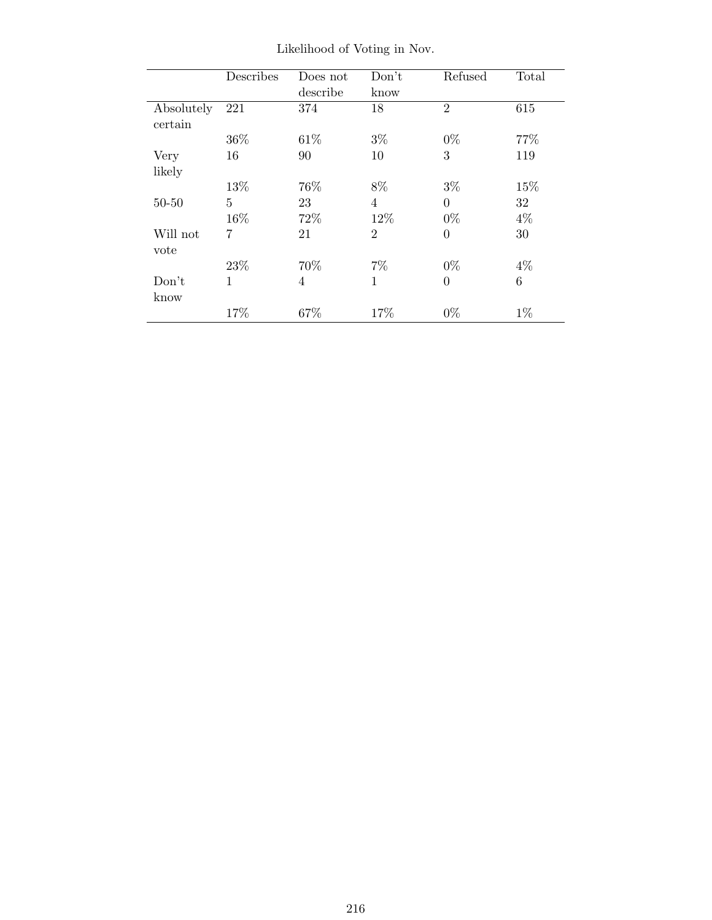Likelihood of Voting in Nov.

| | Describes | Does not describe | Don't know | Refused | Total |
|---|---|---|---|---|---|
| Absolutely certain | 221 | 374 | 18 | 2 | 615 |
| | 36% | 61% | 3% | 0% | 77% |
| Very likely | 16 | 90 | 10 | 3 | 119 |
| | 13% | 76% | 8% | 3% | 15% |
| 50-50 | 5 | 23 | 4 | 0 | 32 |
| | 16% | 72% | 12% | 0% | 4% |
| Will not vote | 7 | 21 | 2 | 0 | 30 |
| | 23% | 70% | 7% | 0% | 4% |
| Don't know | 1 | 4 | 1 | 0 | 6 |
| | 17% | 67% | 17% | 0% | 1% |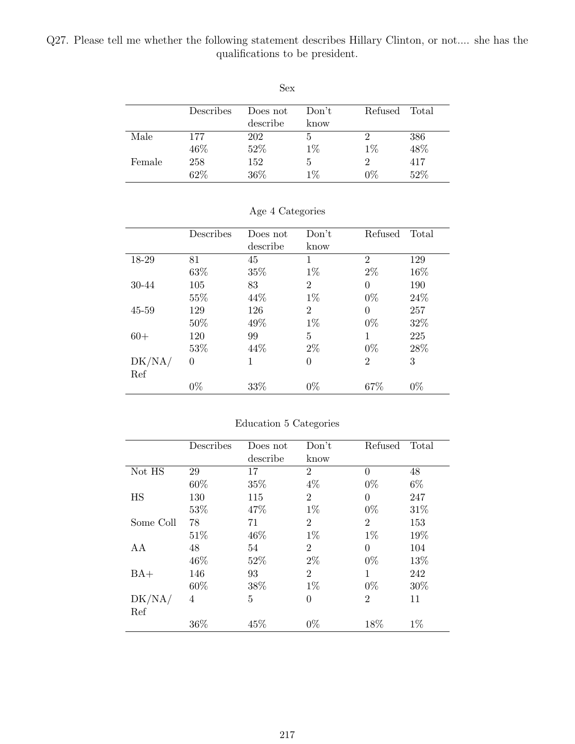Q27. Please tell me whether the following statement describes Hillary Clinton, or not.... she has the qualifications to be president.

Sex

| | Describes | Does not describe | Don't know | Refused | Total |
|---|---|---|---|---|---|
| Male | 177 | 202 | 5 | 2 | 386 |
| | 46% | 52% | 1% | 1% | 48% |
| Female | 258 | 152 | 5 | 2 | 417 |
| | 62% | 36% | 1% | 0% | 52% |

Age 4 Categories

| | Describes | Does not describe | Don't know | Refused | Total |
|---|---|---|---|---|---|
| 18-29 | 81 | 45 | 1 | 2 | 129 |
| | 63% | 35% | 1% | 2% | 16% |
| 30-44 | 105 | 83 | 2 | 0 | 190 |
| | 55% | 44% | 1% | 0% | 24% |
| 45-59 | 129 | 126 | 2 | 0 | 257 |
| | 50% | 49% | 1% | 0% | 32% |
| 60+ | 120 | 99 | 5 | 1 | 225 |
| | 53% | 44% | 2% | 0% | 28% |
| DK/NA/Ref | 0 | 1 | 0 | 2 | 3 |
| | 0% | 33% | 0% | 67% | 0% |

Education 5 Categories

| | Describes | Does not describe | Don't know | Refused | Total |
|---|---|---|---|---|---|
| Not HS | 29 | 17 | 2 | 0 | 48 |
| | 60% | 35% | 4% | 0% | 6% |
| HS | 130 | 115 | 2 | 0 | 247 |
| | 53% | 47% | 1% | 0% | 31% |
| Some Coll | 78 | 71 | 2 | 2 | 153 |
| | 51% | 46% | 1% | 1% | 19% |
| AA | 48 | 54 | 2 | 0 | 104 |
| | 46% | 52% | 2% | 0% | 13% |
| BA+ | 146 | 93 | 2 | 1 | 242 |
| | 60% | 38% | 1% | 0% | 30% |
| DK/NA/Ref | 4 | 5 | 0 | 2 | 11 |
| | 36% | 45% | 0% | 18% | 1% |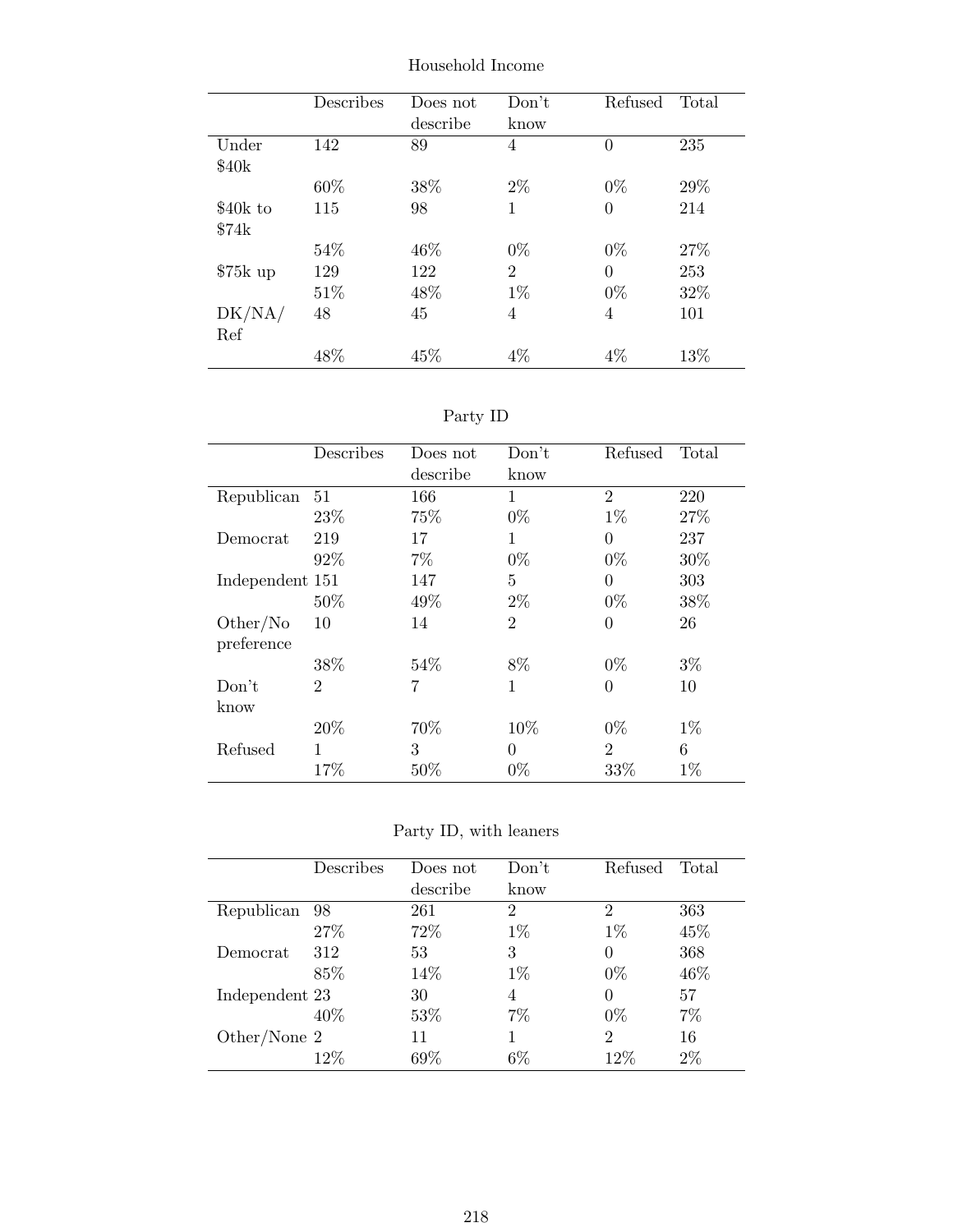Household Income

| | Describes | Does not describe | Don't know | Refused | Total |
|---|---|---|---|---|---|
| Under $40k | 142 | 89 | 4 | 0 | 235 |
| | 60% | 38% | 2% | 0% | 29% |
| $40k to $74k | 115 | 98 | 1 | 0 | 214 |
| | 54% | 46% | 0% | 0% | 27% |
| $75k up | 129 | 122 | 2 | 0 | 253 |
| | 51% | 48% | 1% | 0% | 32% |
| DK/NA/ Ref | 48 | 45 | 4 | 4 | 101 |
| | 48% | 45% | 4% | 4% | 13% |

Party ID

| | Describes | Does not describe | Don't know | Refused | Total |
|---|---|---|---|---|---|
| Republican | 51 | 166 | 1 | 2 | 220 |
| | 23% | 75% | 0% | 1% | 27% |
| Democrat | 219 | 17 | 1 | 0 | 237 |
| | 92% | 7% | 0% | 0% | 30% |
| Independent | 151 | 147 | 5 | 0 | 303 |
| | 50% | 49% | 2% | 0% | 38% |
| Other/No preference | 10 | 14 | 2 | 0 | 26 |
| | 38% | 54% | 8% | 0% | 3% |
| Don't know | 2 | 7 | 1 | 0 | 10 |
| | 20% | 70% | 10% | 0% | 1% |
| Refused | 1 | 3 | 0 | 2 | 6 |
| | 17% | 50% | 0% | 33% | 1% |

Party ID, with leaners

| | Describes | Does not describe | Don't know | Refused | Total |
|---|---|---|---|---|---|
| Republican | 98 | 261 | 2 | 2 | 363 |
| | 27% | 72% | 1% | 1% | 45% |
| Democrat | 312 | 53 | 3 | 0 | 368 |
| | 85% | 14% | 1% | 0% | 46% |
| Independent | 23 | 30 | 4 | 0 | 57 |
| | 40% | 53% | 7% | 0% | 7% |
| Other/None | 2 | 11 | 1 | 2 | 16 |
| | 12% | 69% | 6% | 12% | 2% |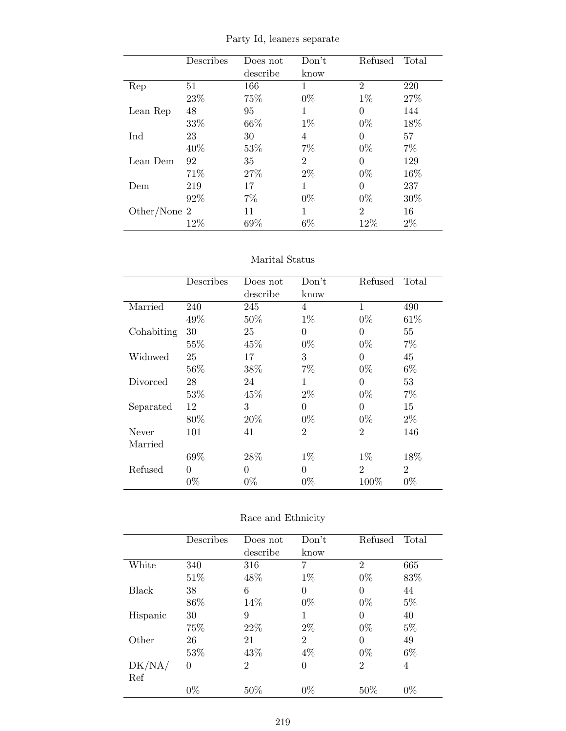Party Id, leaners separate

| | Describes | Does not describe | Don't know | Refused | Total |
|---|---|---|---|---|---|
| Rep | 51 | 166 | 1 | 2 | 220 |
| | 23% | 75% | 0% | 1% | 27% |
| Lean Rep | 48 | 95 | 1 | 0 | 144 |
| | 33% | 66% | 1% | 0% | 18% |
| Ind | 23 | 30 | 4 | 0 | 57 |
| | 40% | 53% | 7% | 0% | 7% |
| Lean Dem | 92 | 35 | 2 | 0 | 129 |
| | 71% | 27% | 2% | 0% | 16% |
| Dem | 219 | 17 | 1 | 0 | 237 |
| | 92% | 7% | 0% | 0% | 30% |
| Other/None | 2 | 11 | 1 | 2 | 16 |
| | 12% | 69% | 6% | 12% | 2% |

Marital Status

| | Describes | Does not describe | Don't know | Refused | Total |
|---|---|---|---|---|---|
| Married | 240 | 245 | 4 | 1 | 490 |
| | 49% | 50% | 1% | 0% | 61% |
| Cohabiting | 30 | 25 | 0 | 0 | 55 |
| | 55% | 45% | 0% | 0% | 7% |
| Widowed | 25 | 17 | 3 | 0 | 45 |
| | 56% | 38% | 7% | 0% | 6% |
| Divorced | 28 | 24 | 1 | 0 | 53 |
| | 53% | 45% | 2% | 0% | 7% |
| Separated | 12 | 3 | 0 | 0 | 15 |
| | 80% | 20% | 0% | 0% | 2% |
| Never Married | 101 | 41 | 2 | 2 | 146 |
| | 69% | 28% | 1% | 1% | 18% |
| Refused | 0 | 0 | 0 | 2 | 2 |
| | 0% | 0% | 0% | 100% | 0% |

Race and Ethnicity

| | Describes | Does not describe | Don't know | Refused | Total |
|---|---|---|---|---|---|
| White | 340 | 316 | 7 | 2 | 665 |
| | 51% | 48% | 1% | 0% | 83% |
| Black | 38 | 6 | 0 | 0 | 44 |
| | 86% | 14% | 0% | 0% | 5% |
| Hispanic | 30 | 9 | 1 | 0 | 40 |
| | 75% | 22% | 2% | 0% | 5% |
| Other | 26 | 21 | 2 | 0 | 49 |
| | 53% | 43% | 4% | 0% | 6% |
| DK/NA/Ref | 0 | 2 | 0 | 2 | 4 |
| | 0% | 50% | 0% | 50% | 0% |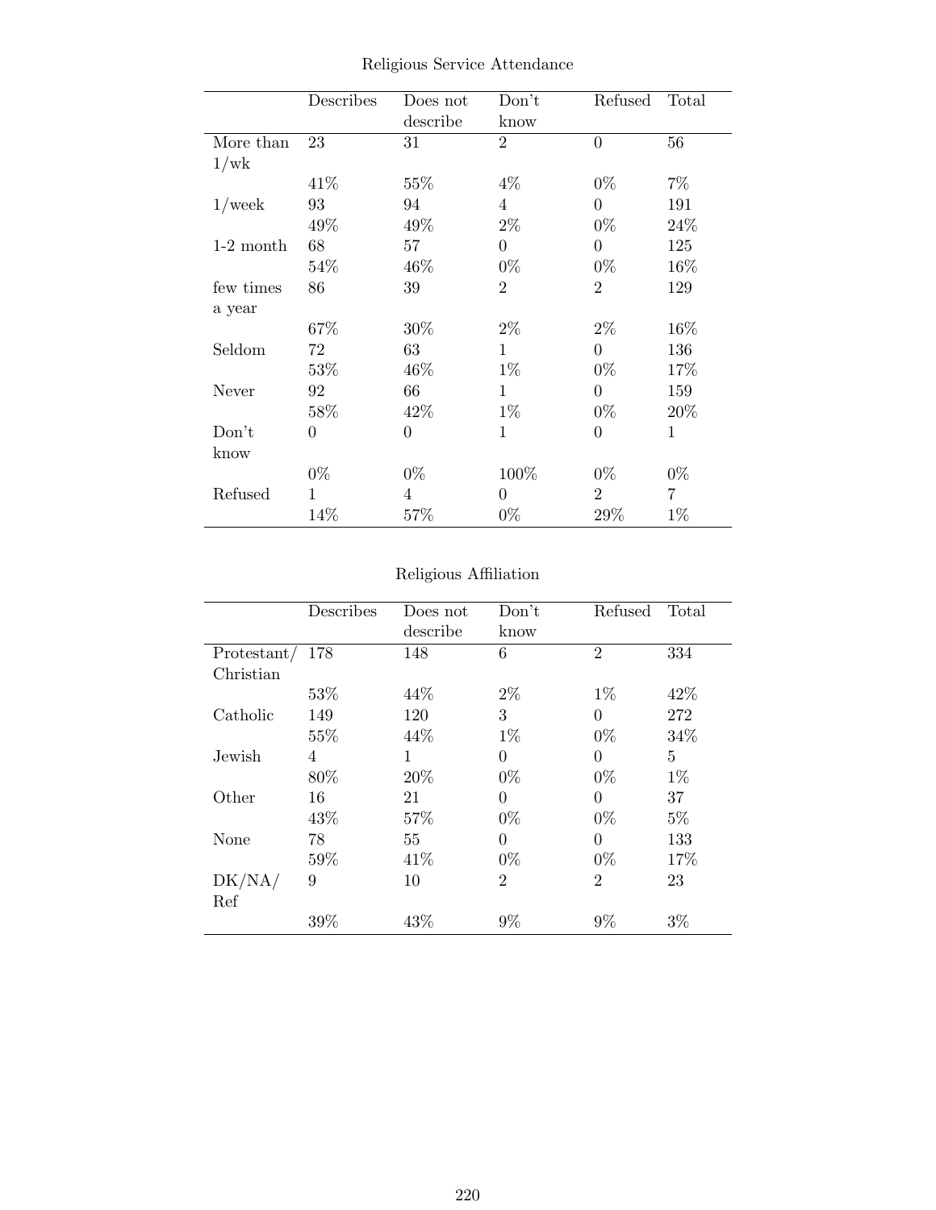Religious Service Attendance

| | Describes | Does not describe | Don't know | Refused | Total |
|---|---|---|---|---|---|
| More than 1/wk | 23 | 31 | 2 | 0 | 56 |
| | 41% | 55% | 4% | 0% | 7% |
| 1/week | 93 | 94 | 4 | 0 | 191 |
| | 49% | 49% | 2% | 0% | 24% |
| 1-2 month | 68 | 57 | 0 | 0 | 125 |
| | 54% | 46% | 0% | 0% | 16% |
| few times a year | 86 | 39 | 2 | 2 | 129 |
| | 67% | 30% | 2% | 2% | 16% |
| Seldom | 72 | 63 | 1 | 0 | 136 |
| | 53% | 46% | 1% | 0% | 17% |
| Never | 92 | 66 | 1 | 0 | 159 |
| | 58% | 42% | 1% | 0% | 20% |
| Don't know | 0 | 0 | 1 | 0 | 1 |
| | 0% | 0% | 100% | 0% | 0% |
| Refused | 1 | 4 | 0 | 2 | 7 |
| | 14% | 57% | 0% | 29% | 1% |

Religious Affiliation

| | Describes | Does not describe | Don't know | Refused | Total |
|---|---|---|---|---|---|
| Protestant/ Christian | 178 | 148 | 6 | 2 | 334 |
| | 53% | 44% | 2% | 1% | 42% |
| Catholic | 149 | 120 | 3 | 0 | 272 |
| | 55% | 44% | 1% | 0% | 34% |
| Jewish | 4 | 1 | 0 | 0 | 5 |
| | 80% | 20% | 0% | 0% | 1% |
| Other | 16 | 21 | 0 | 0 | 37 |
| | 43% | 57% | 0% | 0% | 5% |
| None | 78 | 55 | 0 | 0 | 133 |
| | 59% | 41% | 0% | 0% | 17% |
| DK/NA/ Ref | 9 | 10 | 2 | 2 | 23 |
| | 39% | 43% | 9% | 9% | 3% |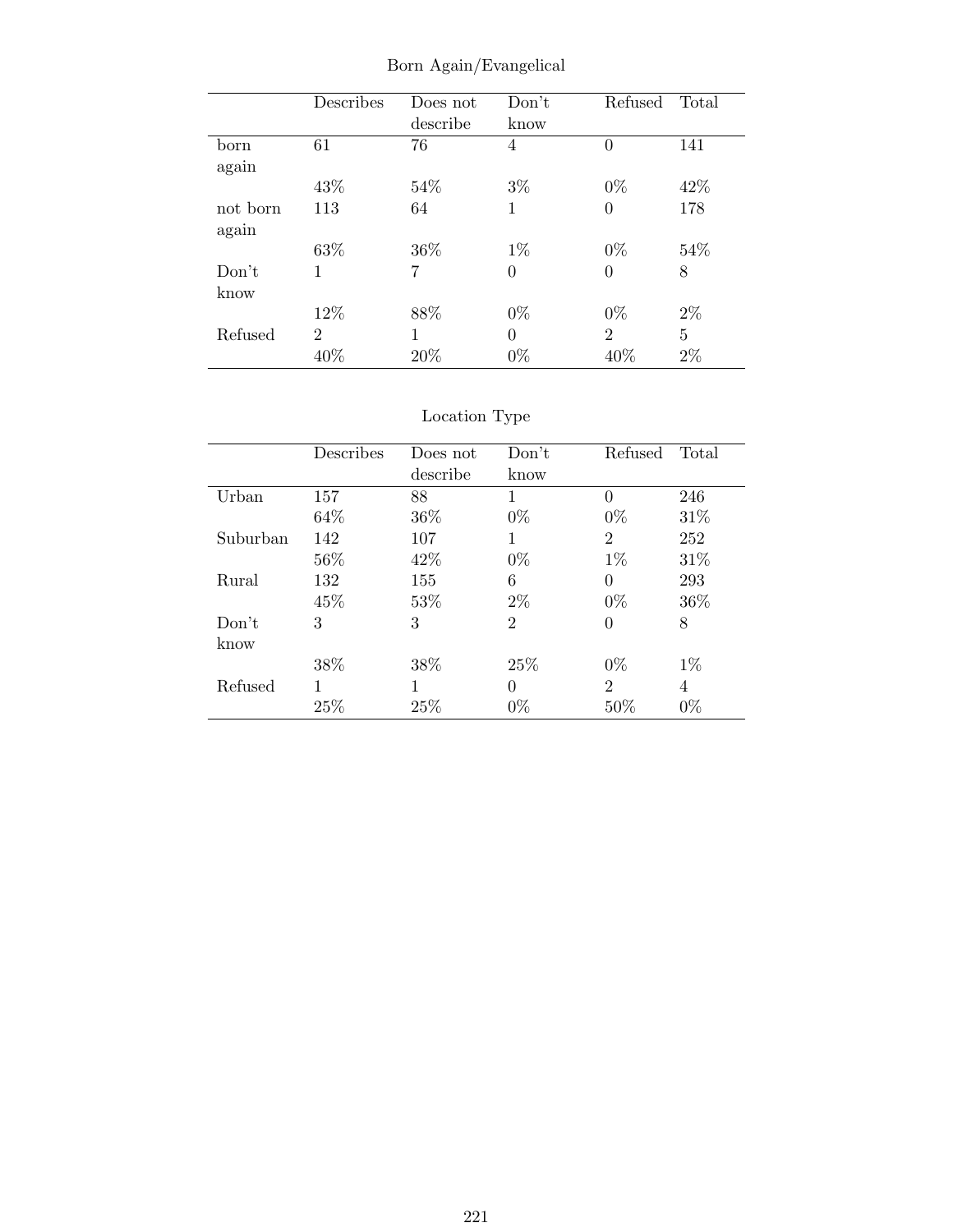Born Again/Evangelical

| | Describes | Does not describe | Don't know | Refused | Total |
|---|---|---|---|---|---|
| born again | 61 | 76 | 4 | 0 | 141 |
| | 43% | 54% | 3% | 0% | 42% |
| not born again | 113 | 64 | 1 | 0 | 178 |
| | 63% | 36% | 1% | 0% | 54% |
| Don't know | 1 | 7 | 0 | 0 | 8 |
| | 12% | 88% | 0% | 0% | 2% |
| Refused | 2 | 1 | 0 | 2 | 5 |
| | 40% | 20% | 0% | 40% | 2% |

Location Type

| | Describes | Does not describe | Don't know | Refused | Total |
|---|---|---|---|---|---|
| Urban | 157 | 88 | 1 | 0 | 246 |
| | 64% | 36% | 0% | 0% | 31% |
| Suburban | 142 | 107 | 1 | 2 | 252 |
| | 56% | 42% | 0% | 1% | 31% |
| Rural | 132 | 155 | 6 | 0 | 293 |
| | 45% | 53% | 2% | 0% | 36% |
| Don't know | 3 | 3 | 2 | 0 | 8 |
| | 38% | 38% | 25% | 0% | 1% |
| Refused | 1 | 1 | 0 | 2 | 4 |
| | 25% | 25% | 0% | 50% | 0% |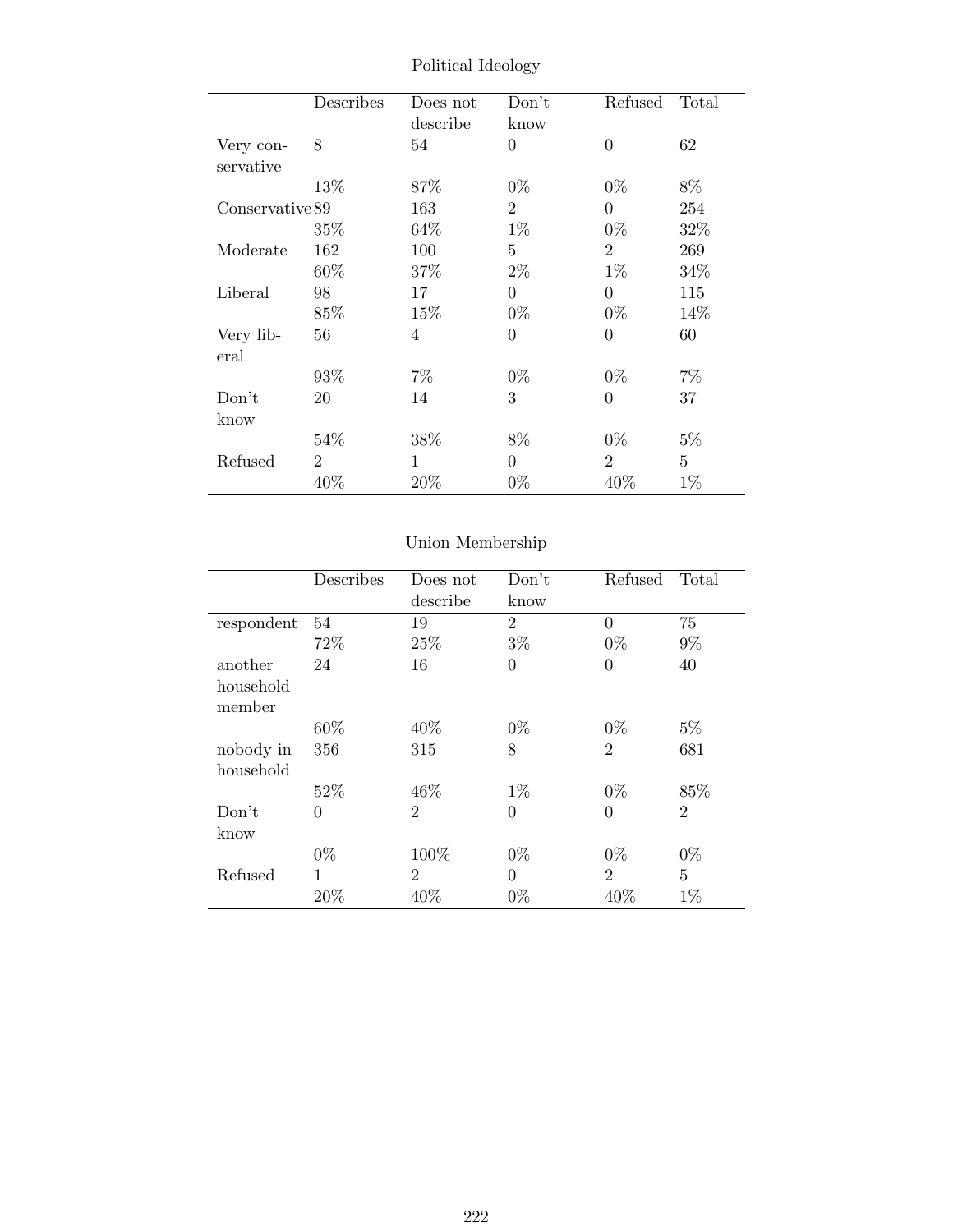Political Ideology

| | Describes | Does not describe | Don't know | Refused | Total |
|---|---|---|---|---|---|
| Very conservative | 8 | 54 | 0 | 0 | 62 |
| | 13% | 87% | 0% | 0% | 8% |
| Conservative | 89 | 163 | 2 | 0 | 254 |
| | 35% | 64% | 1% | 0% | 32% |
| Moderate | 162 | 100 | 5 | 2 | 269 |
| | 60% | 37% | 2% | 1% | 34% |
| Liberal | 98 | 17 | 0 | 0 | 115 |
| | 85% | 15% | 0% | 0% | 14% |
| Very liberal | 56 | 4 | 0 | 0 | 60 |
| | 93% | 7% | 0% | 0% | 7% |
| Don't know | 20 | 14 | 3 | 0 | 37 |
| | 54% | 38% | 8% | 0% | 5% |
| Refused | 2 | 1 | 0 | 2 | 5 |
| | 40% | 20% | 0% | 40% | 1% |

Union Membership

| | Describes | Does not describe | Don't know | Refused | Total |
|---|---|---|---|---|---|
| respondent | 54 | 19 | 2 | 0 | 75 |
| | 72% | 25% | 3% | 0% | 9% |
| another household member | 24 | 16 | 0 | 0 | 40 |
| | 60% | 40% | 0% | 0% | 5% |
| nobody in household | 356 | 315 | 8 | 2 | 681 |
| | 52% | 46% | 1% | 0% | 85% |
| Don't know | 0 | 2 | 0 | 0 | 2 |
| | 0% | 100% | 0% | 0% | 0% |
| Refused | 1 | 2 | 0 | 2 | 5 |
| | 20% | 40% | 0% | 40% | 1% |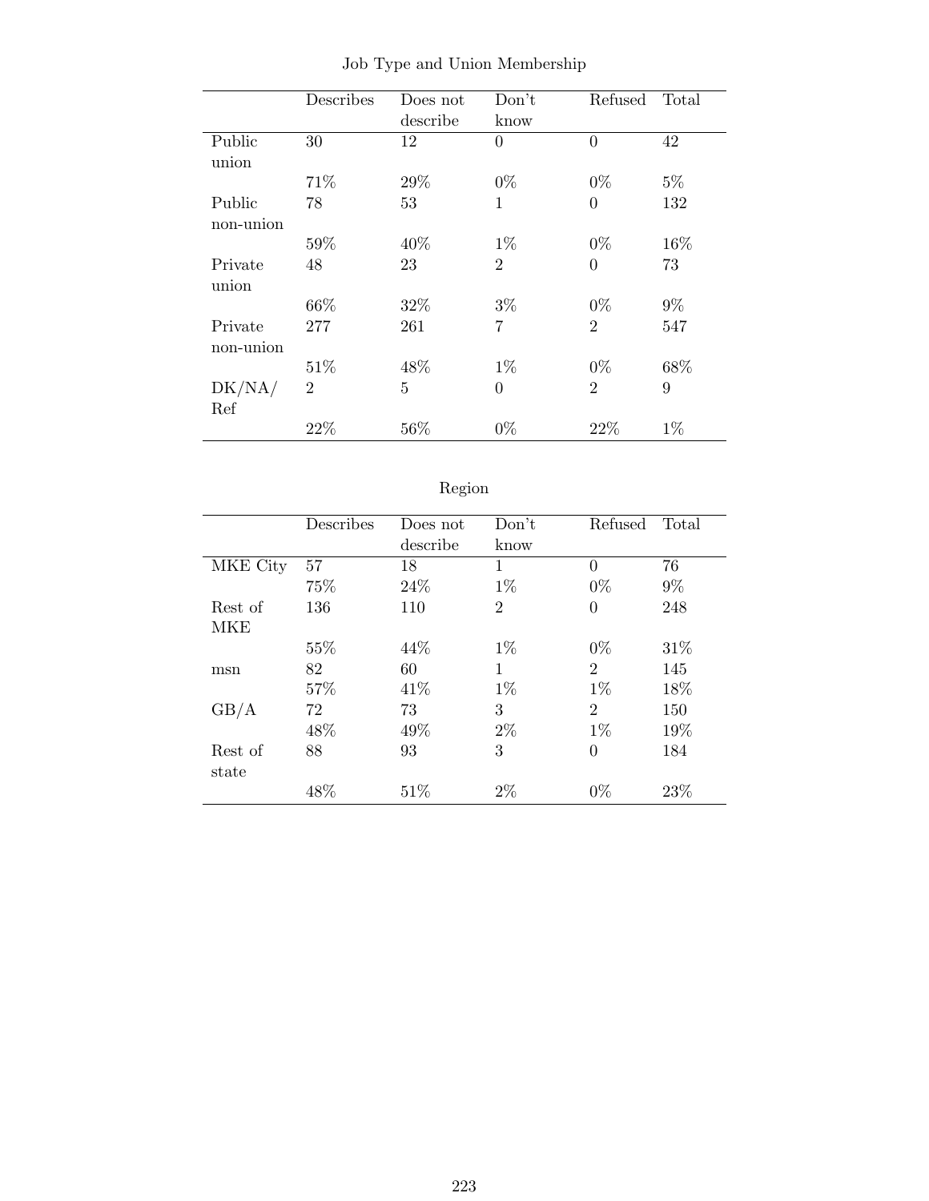Job Type and Union Membership

| | Describes | Does not describe | Don't know | Refused | Total |
|---|---|---|---|---|---|
| Public union | 30 | 12 | 0 | 0 | 42 |
| | 71% | 29% | 0% | 0% | 5% |
| Public non-union | 78 | 53 | 1 | 0 | 132 |
| | 59% | 40% | 1% | 0% | 16% |
| Private union | 48 | 23 | 2 | 0 | 73 |
| | 66% | 32% | 3% | 0% | 9% |
| Private non-union | 277 | 261 | 7 | 2 | 547 |
| | 51% | 48% | 1% | 0% | 68% |
| DK/NA/ Ref | 2 | 5 | 0 | 2 | 9 |
| | 22% | 56% | 0% | 22% | 1% |

Region

| | Describes | Does not describe | Don't know | Refused | Total |
|---|---|---|---|---|---|
| MKE City | 57 | 18 | 1 | 0 | 76 |
| | 75% | 24% | 1% | 0% | 9% |
| Rest of MKE | 136 | 110 | 2 | 0 | 248 |
| | 55% | 44% | 1% | 0% | 31% |
| msn | 82 | 60 | 1 | 2 | 145 |
| | 57% | 41% | 1% | 1% | 18% |
| GB/A | 72 | 73 | 3 | 2 | 150 |
| | 48% | 49% | 2% | 1% | 19% |
| Rest of state | 88 | 93 | 3 | 0 | 184 |
| | 48% | 51% | 2% | 0% | 23% |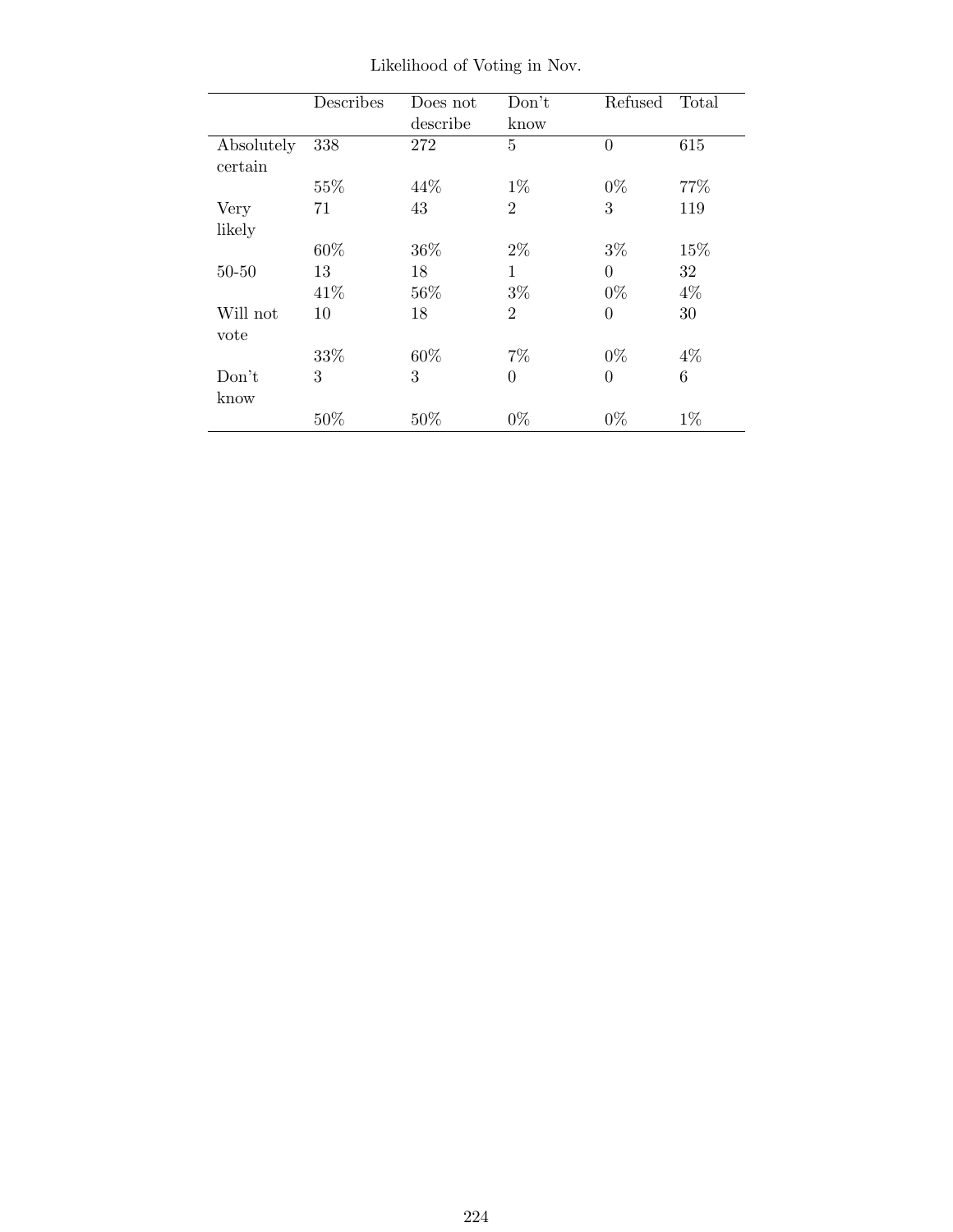Likelihood of Voting in Nov.

| | Describes | Does not describe | Don't know | Refused | Total |
|---|---|---|---|---|---|
| Absolutely certain | 338 | 272 | 5 | 0 | 615 |
| | 55% | 44% | 1% | 0% | 77% |
| Very likely | 71 | 43 | 2 | 3 | 119 |
| | 60% | 36% | 2% | 3% | 15% |
| 50-50 | 13 | 18 | 1 | 0 | 32 |
| | 41% | 56% | 3% | 0% | 4% |
| Will not vote | 10 | 18 | 2 | 0 | 30 |
| | 33% | 60% | 7% | 0% | 4% |
| Don't know | 3 | 3 | 0 | 0 | 6 |
| | 50% | 50% | 0% | 0% | 1% |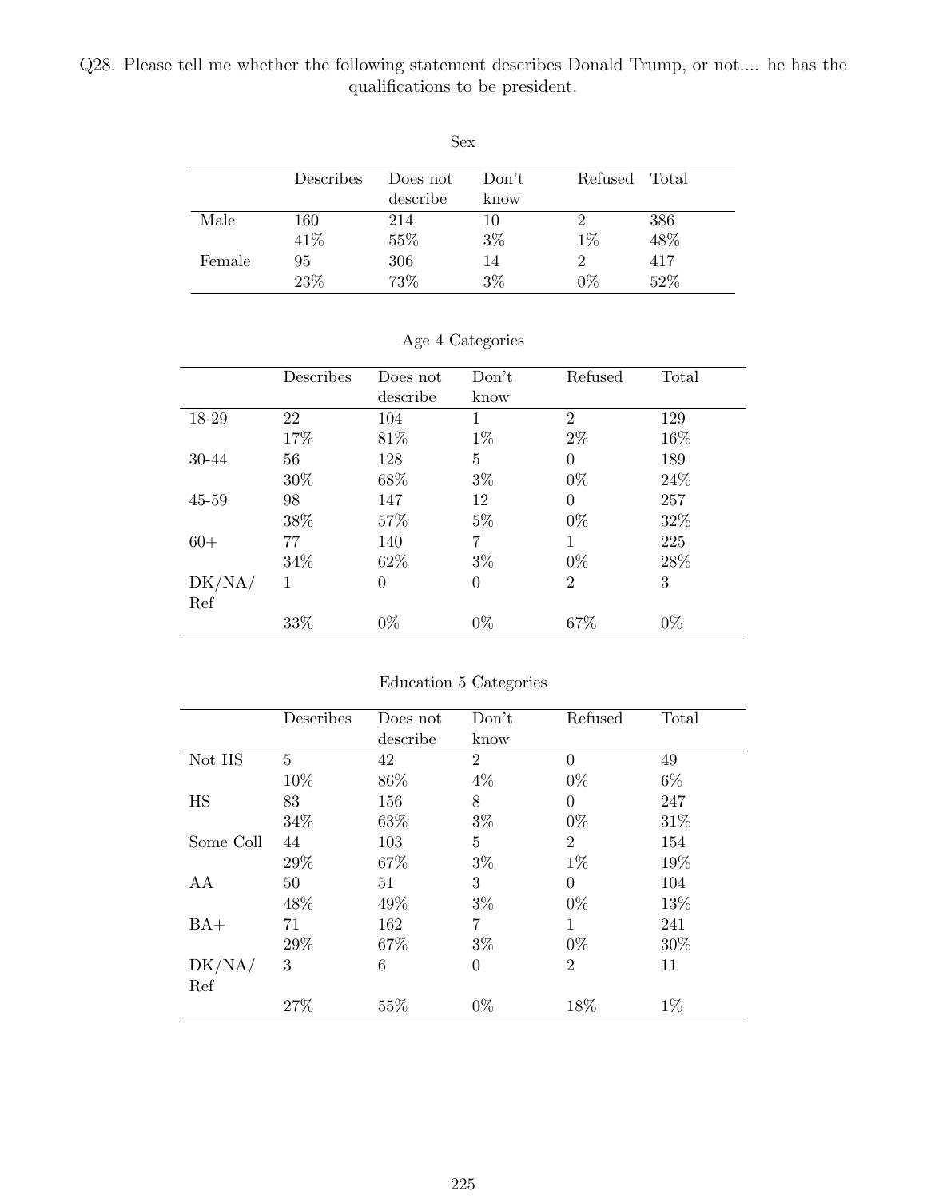Q28. Please tell me whether the following statement describes Donald Trump, or not.... he has the qualifications to be president.

Sex

| | Describes | Does not describe | Don't know | Refused | Total |
|---|---|---|---|---|---|
| Male | 160 | 214 | 10 | 2 | 386 |
| | 41% | 55% | 3% | 1% | 48% |
| Female | 95 | 306 | 14 | 2 | 417 |
| | 23% | 73% | 3% | 0% | 52% |

Age 4 Categories

| | Describes | Does not describe | Don't know | Refused | Total |
|---|---|---|---|---|---|
| 18-29 | 22 | 104 | 1 | 2 | 129 |
| | 17% | 81% | 1% | 2% | 16% |
| 30-44 | 56 | 128 | 5 | 0 | 189 |
| | 30% | 68% | 3% | 0% | 24% |
| 45-59 | 98 | 147 | 12 | 0 | 257 |
| | 38% | 57% | 5% | 0% | 32% |
| 60+ | 77 | 140 | 7 | 1 | 225 |
| | 34% | 62% | 3% | 0% | 28% |
| DK/NA/ Ref | 1 | 0 | 0 | 2 | 3 |
| | 33% | 0% | 0% | 67% | 0% |

Education 5 Categories

| | Describes | Does not describe | Don't know | Refused | Total |
|---|---|---|---|---|---|
| Not HS | 5 | 42 | 2 | 0 | 49 |
| | 10% | 86% | 4% | 0% | 6% |
| HS | 83 | 156 | 8 | 0 | 247 |
| | 34% | 63% | 3% | 0% | 31% |
| Some Coll | 44 | 103 | 5 | 2 | 154 |
| | 29% | 67% | 3% | 1% | 19% |
| AA | 50 | 51 | 3 | 0 | 104 |
| | 48% | 49% | 3% | 0% | 13% |
| BA+ | 71 | 162 | 7 | 1 | 241 |
| | 29% | 67% | 3% | 0% | 30% |
| DK/NA/ Ref | 3 | 6 | 0 | 2 | 11 |
| | 27% | 55% | 0% | 18% | 1% |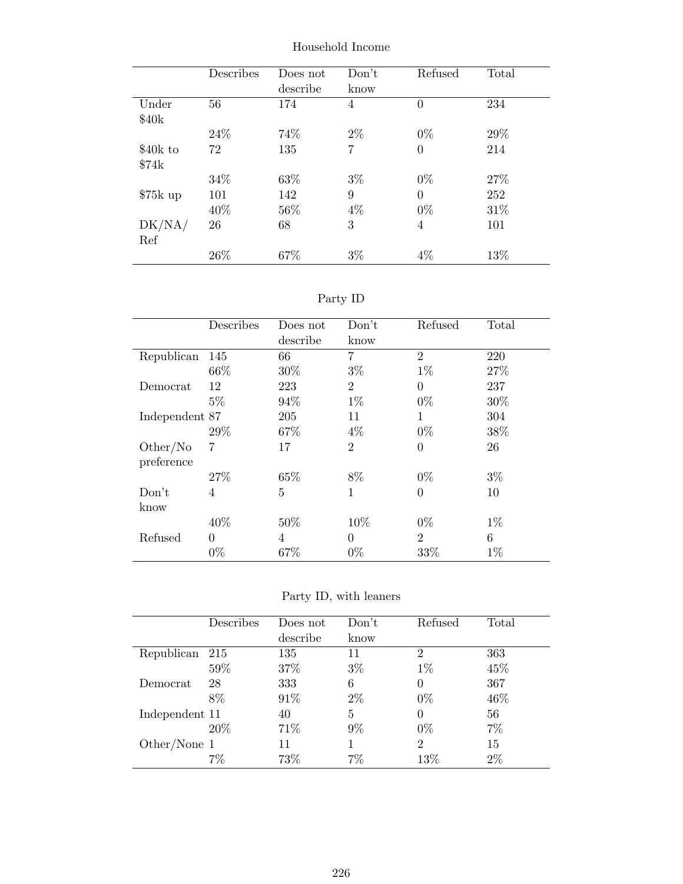Household Income

| | Describes | Does not describe | Don't know | Refused | Total |
|---|---|---|---|---|---|
| Under $40k | 56 | 174 | 4 | 0 | 234 |
| | 24% | 74% | 2% | 0% | 29% |
| $40k to $74k | 72 | 135 | 7 | 0 | 214 |
| | 34% | 63% | 3% | 0% | 27% |
| $75k up | 101 | 142 | 9 | 0 | 252 |
| | 40% | 56% | 4% | 0% | 31% |
| DK/NA/ Ref | 26 | 68 | 3 | 4 | 101 |
| | 26% | 67% | 3% | 4% | 13% |

Party ID

| | Describes | Does not describe | Don't know | Refused | Total |
|---|---|---|---|---|---|
| Republican | 145 | 66 | 7 | 2 | 220 |
| | 66% | 30% | 3% | 1% | 27% |
| Democrat | 12 | 223 | 2 | 0 | 237 |
| | 5% | 94% | 1% | 0% | 30% |
| Independent | 87 | 205 | 11 | 1 | 304 |
| | 29% | 67% | 4% | 0% | 38% |
| Other/No preference | 7 | 17 | 2 | 0 | 26 |
| | 27% | 65% | 8% | 0% | 3% |
| Don't know | 4 | 5 | 1 | 0 | 10 |
| | 40% | 50% | 10% | 0% | 1% |
| Refused | 0 | 4 | 0 | 2 | 6 |
| | 0% | 67% | 0% | 33% | 1% |

Party ID, with leaners

| | Describes | Does not describe | Don't know | Refused | Total |
|---|---|---|---|---|---|
| Republican | 215 | 135 | 11 | 2 | 363 |
| | 59% | 37% | 3% | 1% | 45% |
| Democrat | 28 | 333 | 6 | 0 | 367 |
| | 8% | 91% | 2% | 0% | 46% |
| Independent | 11 | 40 | 5 | 0 | 56 |
| | 20% | 71% | 9% | 0% | 7% |
| Other/None | 1 | 11 | 1 | 2 | 15 |
| | 7% | 73% | 7% | 13% | 2% |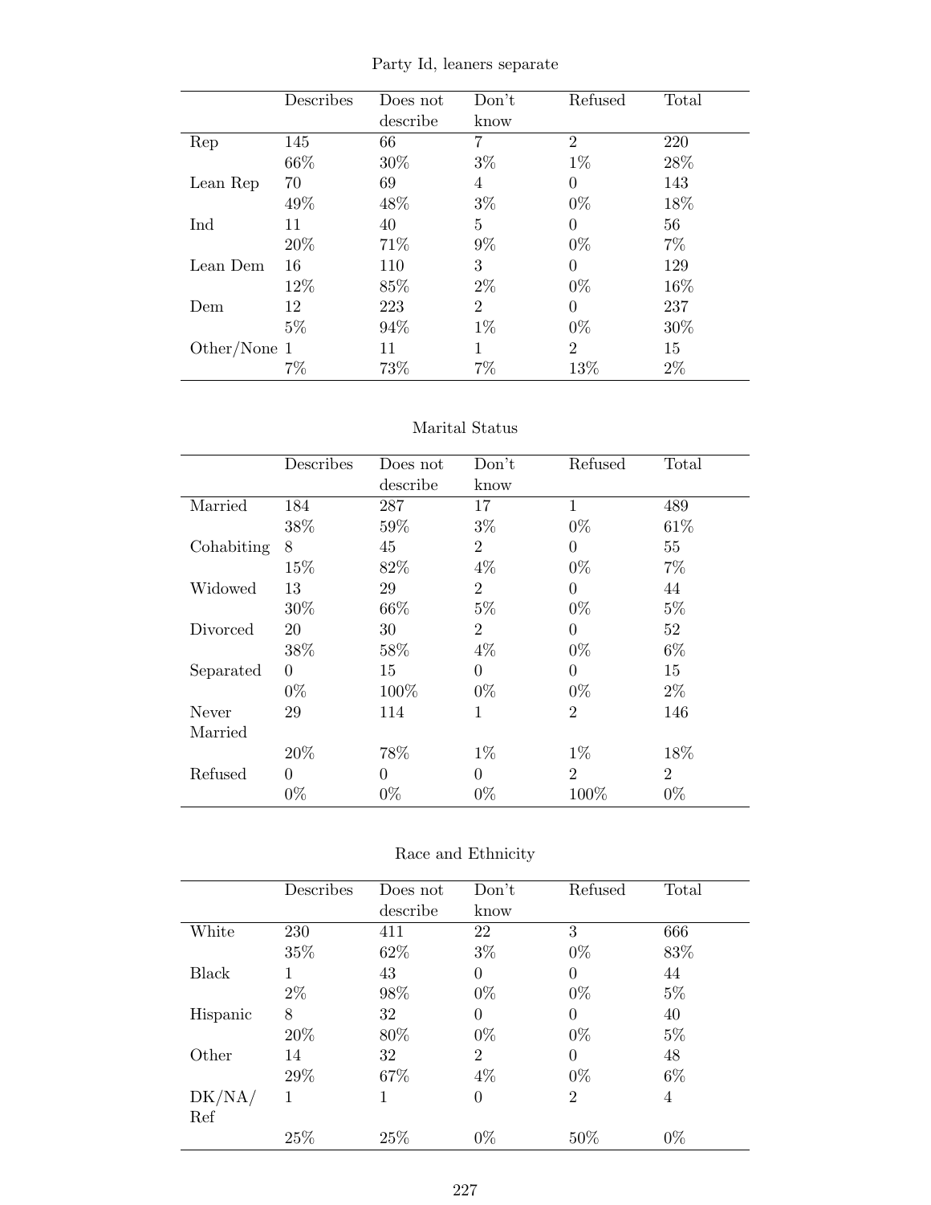Party Id, leaners separate

| | Describes | Does not describe | Don't know | Refused | Total |
|---|---|---|---|---|---|
| Rep | 145 | 66 | 7 | 2 | 220 |
| | 66% | 30% | 3% | 1% | 28% |
| Lean Rep | 70 | 69 | 4 | 0 | 143 |
| | 49% | 48% | 3% | 0% | 18% |
| Ind | 11 | 40 | 5 | 0 | 56 |
| | 20% | 71% | 9% | 0% | 7% |
| Lean Dem | 16 | 110 | 3 | 0 | 129 |
| | 12% | 85% | 2% | 0% | 16% |
| Dem | 12 | 223 | 2 | 0 | 237 |
| | 5% | 94% | 1% | 0% | 30% |
| Other/None | 1 | 11 | 1 | 2 | 15 |
| | 7% | 73% | 7% | 13% | 2% |

Marital Status

| | Describes | Does not describe | Don't know | Refused | Total |
|---|---|---|---|---|---|
| Married | 184 | 287 | 17 | 1 | 489 |
| | 38% | 59% | 3% | 0% | 61% |
| Cohabiting | 8 | 45 | 2 | 0 | 55 |
| | 15% | 82% | 4% | 0% | 7% |
| Widowed | 13 | 29 | 2 | 0 | 44 |
| | 30% | 66% | 5% | 0% | 5% |
| Divorced | 20 | 30 | 2 | 0 | 52 |
| | 38% | 58% | 4% | 0% | 6% |
| Separated | 0 | 15 | 0 | 0 | 15 |
| | 0% | 100% | 0% | 0% | 2% |
| Never Married | 29 | 114 | 1 | 2 | 146 |
| | 20% | 78% | 1% | 1% | 18% |
| Refused | 0 | 0 | 0 | 2 | 2 |
| | 0% | 0% | 0% | 100% | 0% |

Race and Ethnicity

| | Describes | Does not describe | Don't know | Refused | Total |
|---|---|---|---|---|---|
| White | 230 | 411 | 22 | 3 | 666 |
| | 35% | 62% | 3% | 0% | 83% |
| Black | 1 | 43 | 0 | 0 | 44 |
| | 2% | 98% | 0% | 0% | 5% |
| Hispanic | 8 | 32 | 0 | 0 | 40 |
| | 20% | 80% | 0% | 0% | 5% |
| Other | 14 | 32 | 2 | 0 | 48 |
| | 29% | 67% | 4% | 0% | 6% |
| DK/NA/Ref | 1 | 1 | 0 | 2 | 4 |
| | 25% | 25% | 0% | 50% | 0% |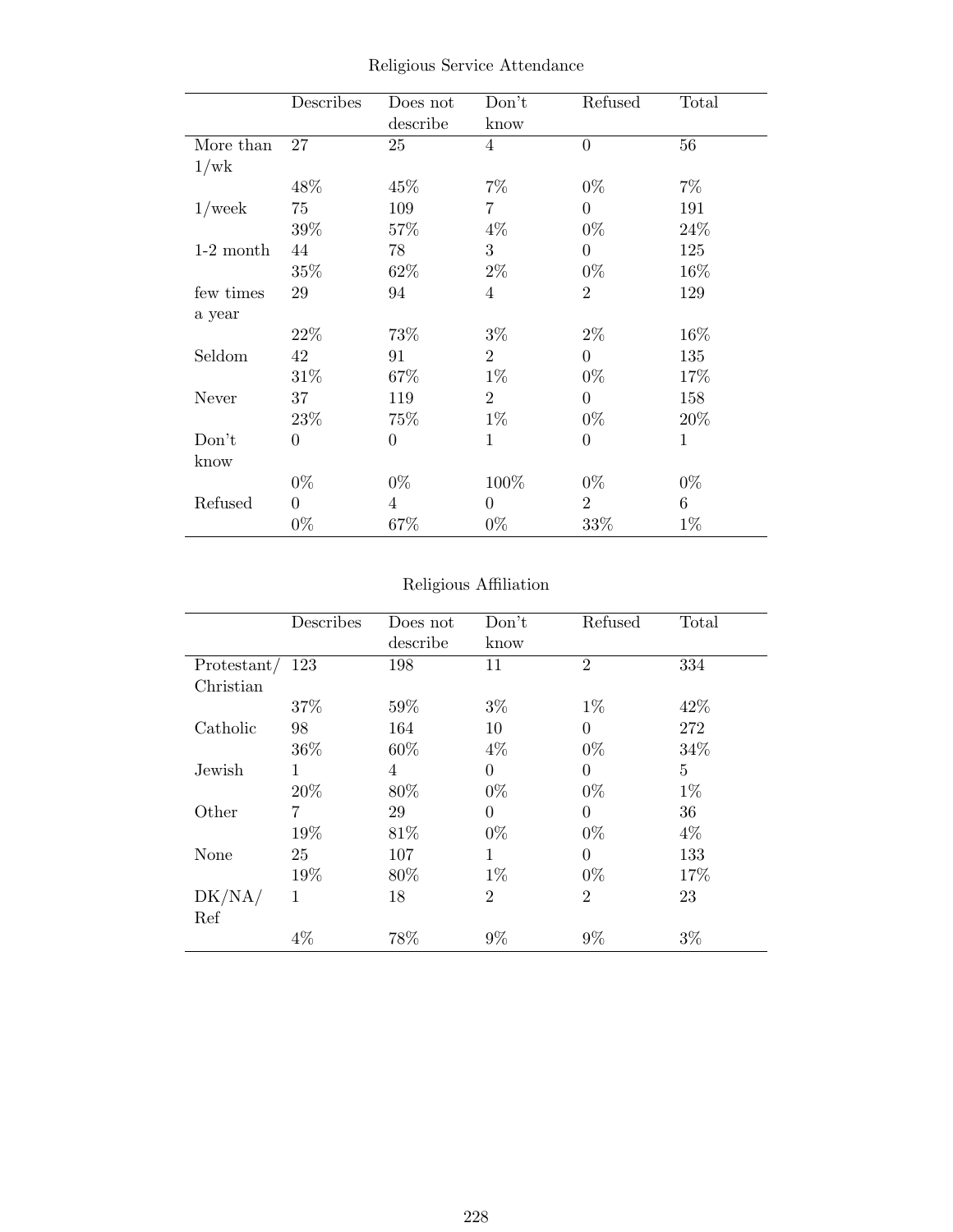Religious Service Attendance

| | Describes | Does not describe | Don't know | Refused | Total |
|---|---|---|---|---|---|
| More than 1/wk | 27 | 25 | 4 | 0 | 56 |
| | 48% | 45% | 7% | 0% | 7% |
| 1/week | 75 | 109 | 7 | 0 | 191 |
| | 39% | 57% | 4% | 0% | 24% |
| 1-2 month | 44 | 78 | 3 | 0 | 125 |
| | 35% | 62% | 2% | 0% | 16% |
| few times a year | 29 | 94 | 4 | 2 | 129 |
| | 22% | 73% | 3% | 2% | 16% |
| Seldom | 42 | 91 | 2 | 0 | 135 |
| | 31% | 67% | 1% | 0% | 17% |
| Never | 37 | 119 | 2 | 0 | 158 |
| | 23% | 75% | 1% | 0% | 20% |
| Don't know | 0 | 0 | 1 | 0 | 1 |
| | 0% | 0% | 100% | 0% | 0% |
| Refused | 0 | 4 | 0 | 2 | 6 |
| | 0% | 67% | 0% | 33% | 1% |

Religious Affiliation

| | Describes | Does not describe | Don't know | Refused | Total |
|---|---|---|---|---|---|
| Protestant/ Christian | 123 | 198 | 11 | 2 | 334 |
| | 37% | 59% | 3% | 1% | 42% |
| Catholic | 98 | 164 | 10 | 0 | 272 |
| | 36% | 60% | 4% | 0% | 34% |
| Jewish | 1 | 4 | 0 | 0 | 5 |
| | 20% | 80% | 0% | 0% | 1% |
| Other | 7 | 29 | 0 | 0 | 36 |
| | 19% | 81% | 0% | 0% | 4% |
| None | 25 | 107 | 1 | 0 | 133 |
| | 19% | 80% | 1% | 0% | 17% |
| DK/NA/ Ref | 1 | 18 | 2 | 2 | 23 |
| | 4% | 78% | 9% | 9% | 3% |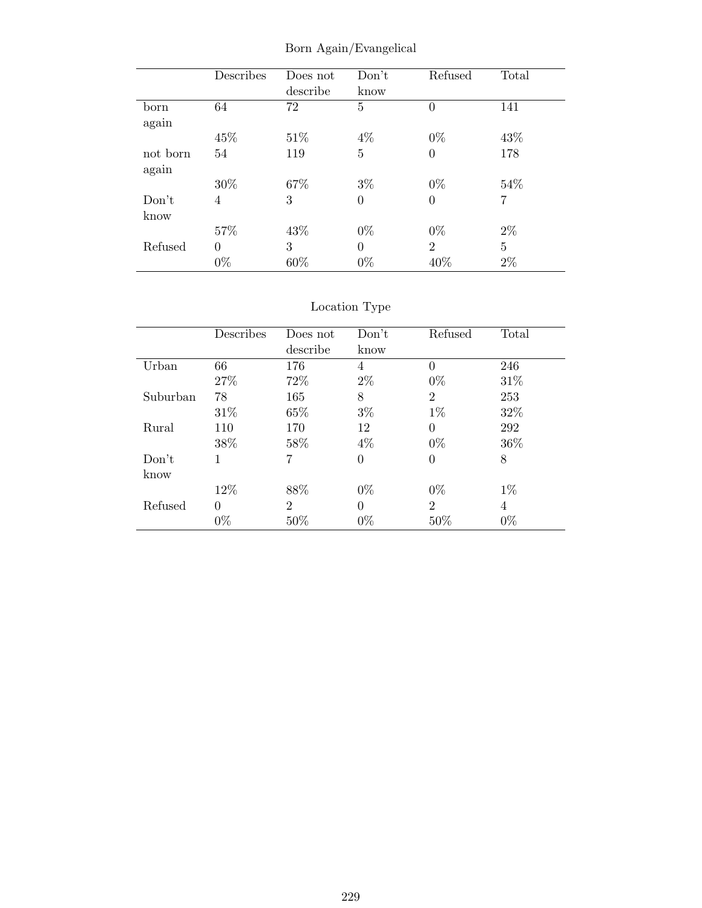Born Again/Evangelical

| | Describes | Does not describe | Don't know | Refused | Total |
|---|---|---|---|---|---|
| born again | 64 | 72 | 5 | 0 | 141 |
| | 45% | 51% | 4% | 0% | 43% |
| not born again | 54 | 119 | 5 | 0 | 178 |
| | 30% | 67% | 3% | 0% | 54% |
| Don't know | 4 | 3 | 0 | 0 | 7 |
| | 57% | 43% | 0% | 0% | 2% |
| Refused | 0 | 3 | 0 | 2 | 5 |
| | 0% | 60% | 0% | 40% | 2% |

Location Type

| | Describes | Does not describe | Don't know | Refused | Total |
|---|---|---|---|---|---|
| Urban | 66 | 176 | 4 | 0 | 246 |
| | 27% | 72% | 2% | 0% | 31% |
| Suburban | 78 | 165 | 8 | 2 | 253 |
| | 31% | 65% | 3% | 1% | 32% |
| Rural | 110 | 170 | 12 | 0 | 292 |
| | 38% | 58% | 4% | 0% | 36% |
| Don't know | 1 | 7 | 0 | 0 | 8 |
| | 12% | 88% | 0% | 0% | 1% |
| Refused | 0 | 2 | 0 | 2 | 4 |
| | 0% | 50% | 0% | 50% | 0% |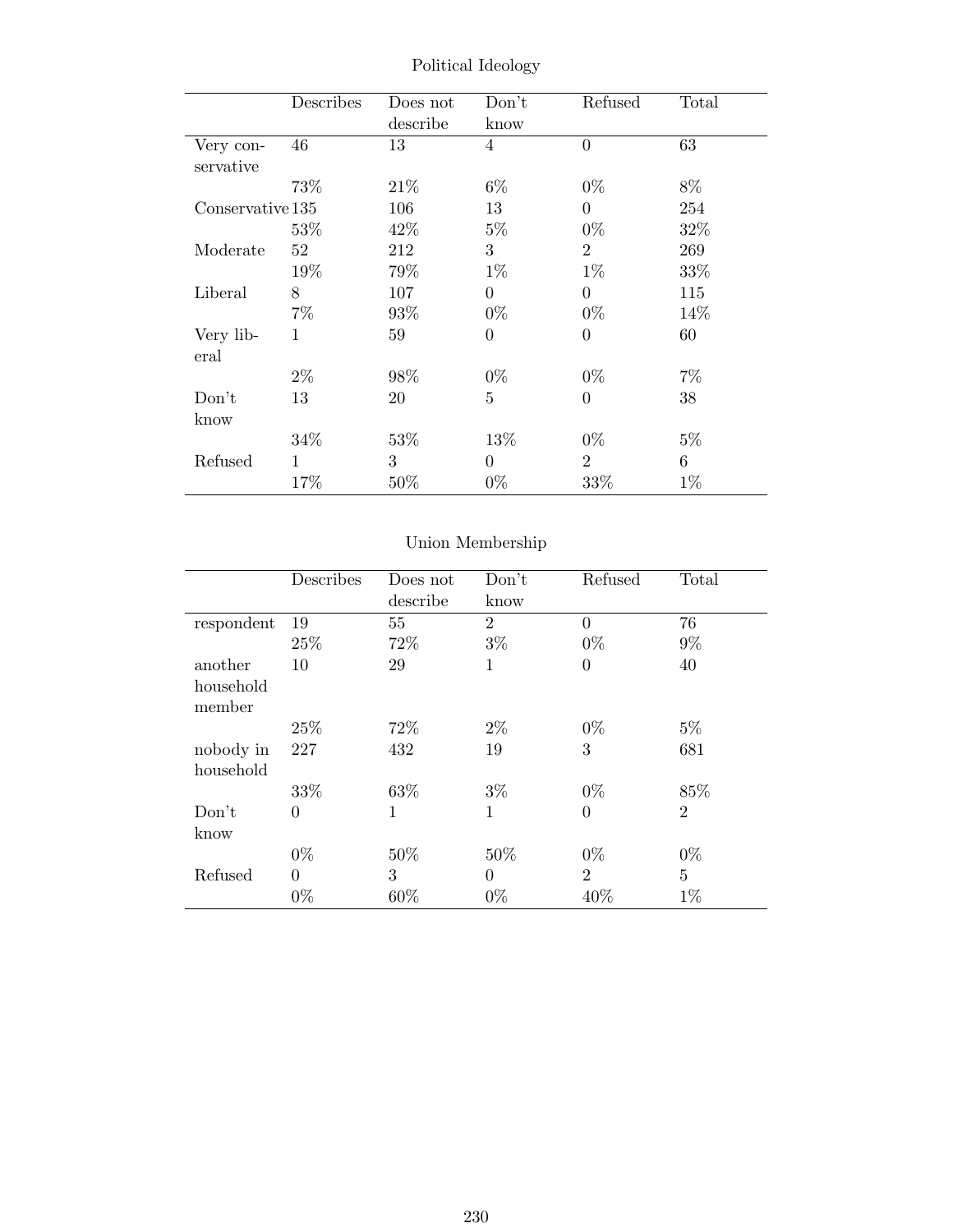Political Ideology

| | Describes | Does not describe | Don't know | Refused | Total |
|---|---|---|---|---|---|
| Very conservative | 46 | 13 | 4 | 0 | 63 |
| | 73% | 21% | 6% | 0% | 8% |
| Conservative | 135 | 106 | 13 | 0 | 254 |
| | 53% | 42% | 5% | 0% | 32% |
| Moderate | 52 | 212 | 3 | 2 | 269 |
| | 19% | 79% | 1% | 1% | 33% |
| Liberal | 8 | 107 | 0 | 0 | 115 |
| | 7% | 93% | 0% | 0% | 14% |
| Very liberal | 1 | 59 | 0 | 0 | 60 |
| | 2% | 98% | 0% | 0% | 7% |
| Don't know | 13 | 20 | 5 | 0 | 38 |
| | 34% | 53% | 13% | 0% | 5% |
| Refused | 1 | 3 | 0 | 2 | 6 |
| | 17% | 50% | 0% | 33% | 1% |

Union Membership

| | Describes | Does not describe | Don't know | Refused | Total |
|---|---|---|---|---|---|
| respondent | 19 | 55 | 2 | 0 | 76 |
| | 25% | 72% | 3% | 0% | 9% |
| another household member | 10 | 29 | 1 | 0 | 40 |
| | 25% | 72% | 2% | 0% | 5% |
| nobody in household | 227 | 432 | 19 | 3 | 681 |
| | 33% | 63% | 3% | 0% | 85% |
| Don't know | 0 | 1 | 1 | 0 | 2 |
| | 0% | 50% | 50% | 0% | 0% |
| Refused | 0 | 3 | 0 | 2 | 5 |
| | 0% | 60% | 0% | 40% | 1% |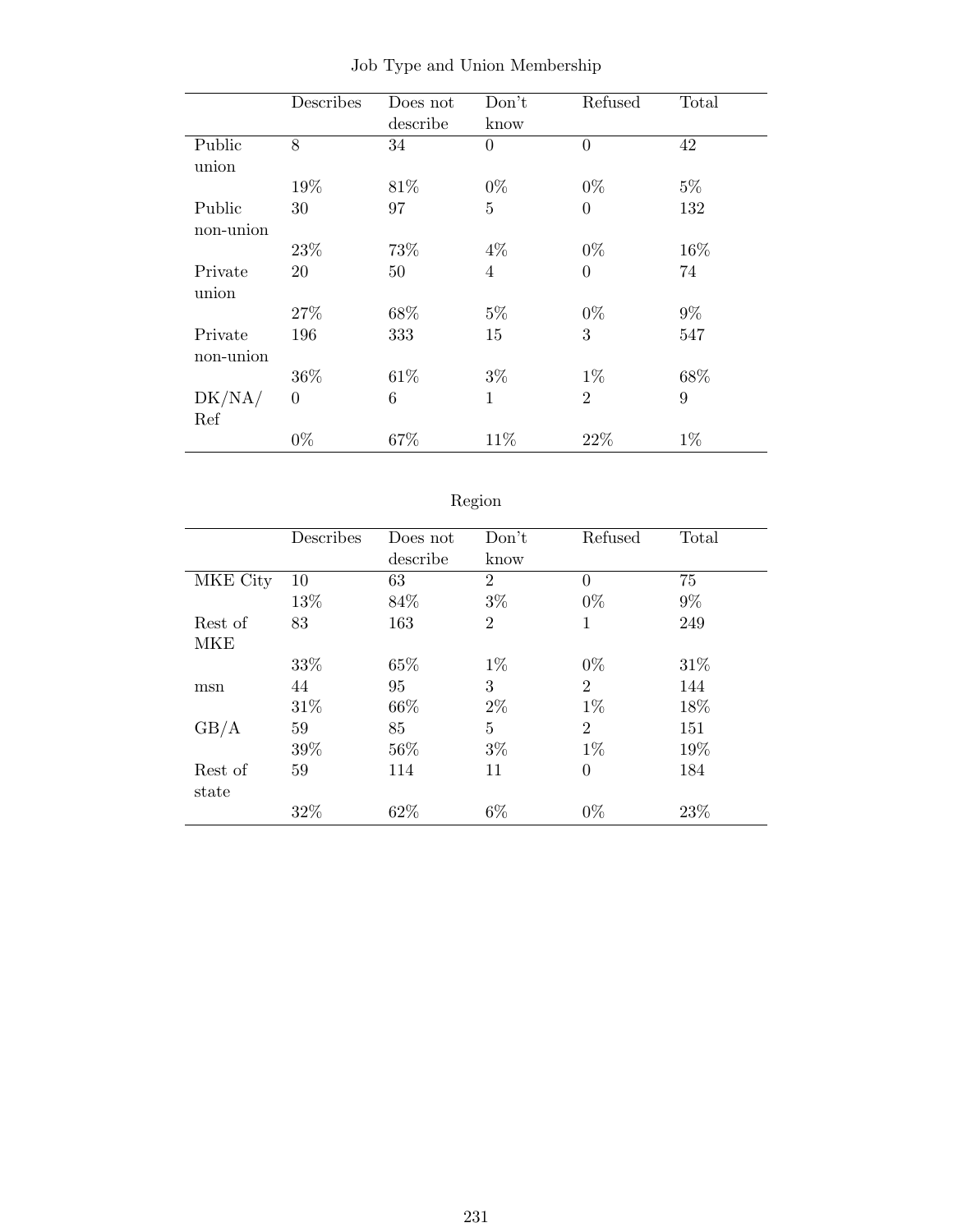Job Type and Union Membership

| | Describes | Does not describe | Don't know | Refused | Total |
|---|---|---|---|---|---|
| Public union | 8 | 34 | 0 | 0 | 42 |
| | 19% | 81% | 0% | 0% | 5% |
| Public non-union | 30 | 97 | 5 | 0 | 132 |
| | 23% | 73% | 4% | 0% | 16% |
| Private union | 20 | 50 | 4 | 0 | 74 |
| | 27% | 68% | 5% | 0% | 9% |
| Private non-union | 196 | 333 | 15 | 3 | 547 |
| | 36% | 61% | 3% | 1% | 68% |
| DK/NA/ Ref | 0 | 6 | 1 | 2 | 9 |
| | 0% | 67% | 11% | 22% | 1% |

Region

| | Describes | Does not describe | Don't know | Refused | Total |
|---|---|---|---|---|---|
| MKE City | 10 | 63 | 2 | 0 | 75 |
| | 13% | 84% | 3% | 0% | 9% |
| Rest of MKE | 83 | 163 | 2 | 1 | 249 |
| | 33% | 65% | 1% | 0% | 31% |
| msn | 44 | 95 | 3 | 2 | 144 |
| | 31% | 66% | 2% | 1% | 18% |
| GB/A | 59 | 85 | 5 | 2 | 151 |
| | 39% | 56% | 3% | 1% | 19% |
| Rest of state | 59 | 114 | 11 | 0 | 184 |
| | 32% | 62% | 6% | 0% | 23% |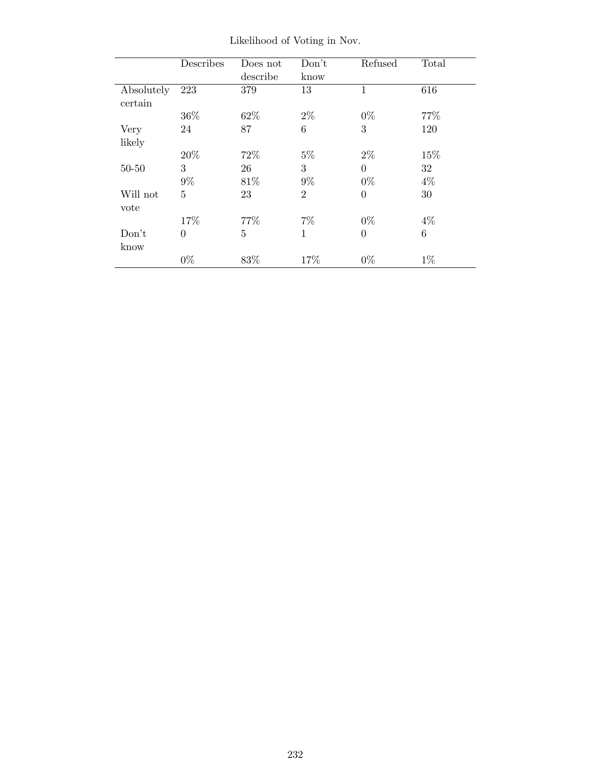Likelihood of Voting in Nov.

| | Describes | Does not describe | Don't know | Refused | Total |
|---|---|---|---|---|---|
| Absolutely certain | 223 | 379 | 13 | 1 | 616 |
| | 36% | 62% | 2% | 0% | 77% |
| Very likely | 24 | 87 | 6 | 3 | 120 |
| | 20% | 72% | 5% | 2% | 15% |
| 50-50 | 3 | 26 | 3 | 0 | 32 |
| | 9% | 81% | 9% | 0% | 4% |
| Will not vote | 5 | 23 | 2 | 0 | 30 |
| | 17% | 77% | 7% | 0% | 4% |
| Don't know | 0 | 5 | 1 | 0 | 6 |
| | 0% | 83% | 17% | 0% | 1% |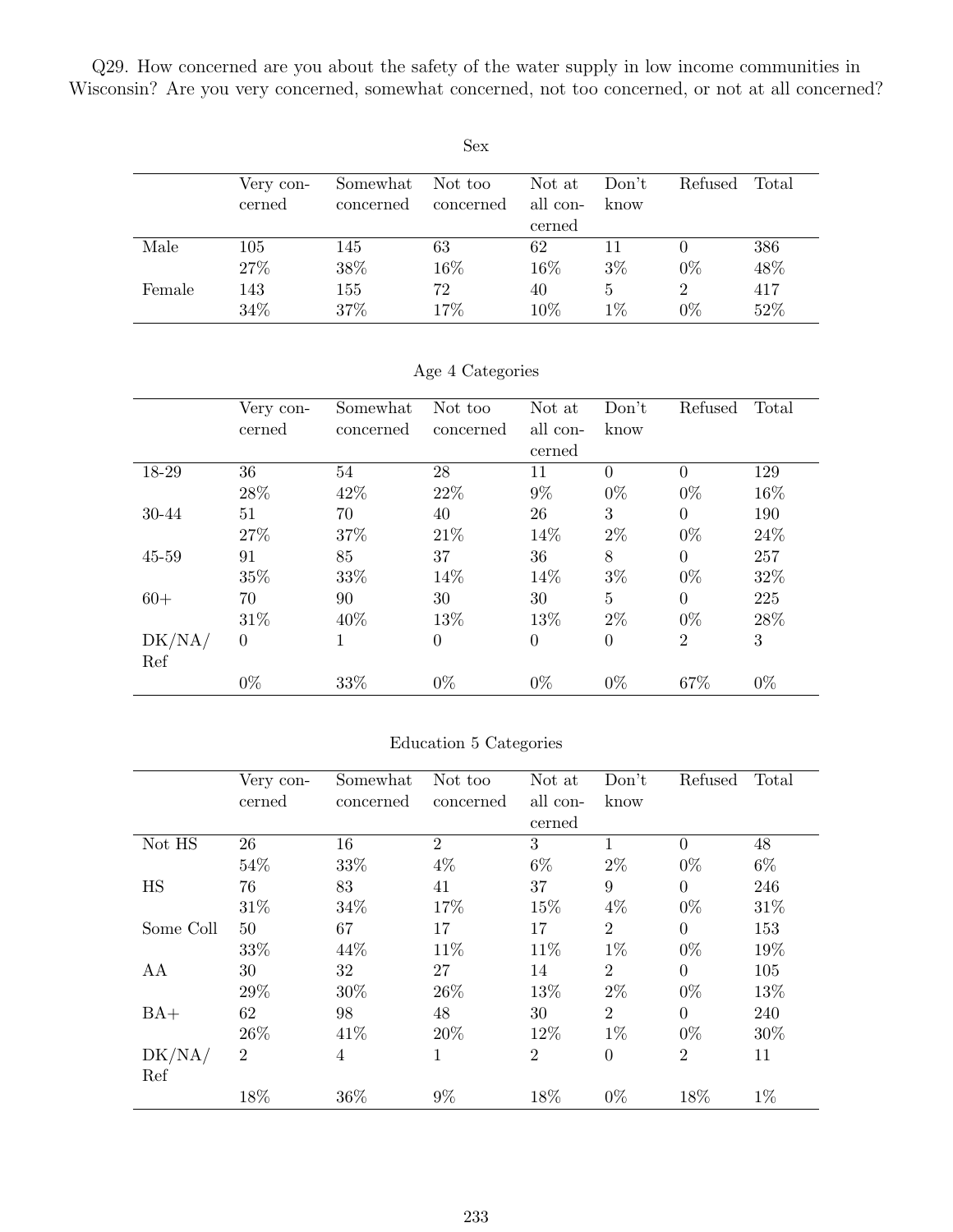Q29. How concerned are you about the safety of the water supply in low income communities in Wisconsin? Are you very concerned, somewhat concerned, not too concerned, or not at all concerned?

Sex

| | Very concerned | Somewhat concerned | Not too concerned | Not at all concerned | Don't know | Refused | Total |
|---|---|---|---|---|---|---|---|
| Male | 105 | 145 | 63 | 62 | 11 | 0 | 386 |
| | 27% | 38% | 16% | 16% | 3% | 0% | 48% |
| Female | 143 | 155 | 72 | 40 | 5 | 2 | 417 |
| | 34% | 37% | 17% | 10% | 1% | 0% | 52% |

Age 4 Categories

| | Very concerned | Somewhat concerned | Not too concerned | Not at all concerned | Don't know | Refused | Total |
|---|---|---|---|---|---|---|---|
| 18-29 | 36 | 54 | 28 | 11 | 0 | 0 | 129 |
| | 28% | 42% | 22% | 9% | 0% | 0% | 16% |
| 30-44 | 51 | 70 | 40 | 26 | 3 | 0 | 190 |
| | 27% | 37% | 21% | 14% | 2% | 0% | 24% |
| 45-59 | 91 | 85 | 37 | 36 | 8 | 0 | 257 |
| | 35% | 33% | 14% | 14% | 3% | 0% | 32% |
| 60+ | 70 | 90 | 30 | 30 | 5 | 0 | 225 |
| | 31% | 40% | 13% | 13% | 2% | 0% | 28% |
| DK/NA/Ref | 0 | 1 | 0 | 0 | 0 | 2 | 3 |
| | 0% | 33% | 0% | 0% | 0% | 67% | 0% |

Education 5 Categories

| | Very concerned | Somewhat concerned | Not too concerned | Not at all concerned | Don't know | Refused | Total |
|---|---|---|---|---|---|---|---|
| Not HS | 26 | 16 | 2 | 3 | 1 | 0 | 48 |
| | 54% | 33% | 4% | 6% | 2% | 0% | 6% |
| HS | 76 | 83 | 41 | 37 | 9 | 0 | 246 |
| | 31% | 34% | 17% | 15% | 4% | 0% | 31% |
| Some Coll | 50 | 67 | 17 | 17 | 2 | 0 | 153 |
| | 33% | 44% | 11% | 11% | 1% | 0% | 19% |
| AA | 30 | 32 | 27 | 14 | 2 | 0 | 105 |
| | 29% | 30% | 26% | 13% | 2% | 0% | 13% |
| BA+ | 62 | 98 | 48 | 30 | 2 | 0 | 240 |
| | 26% | 41% | 20% | 12% | 1% | 0% | 30% |
| DK/NA/Ref | 2 | 4 | 1 | 2 | 0 | 2 | 11 |
| | 18% | 36% | 9% | 18% | 0% | 18% | 1% |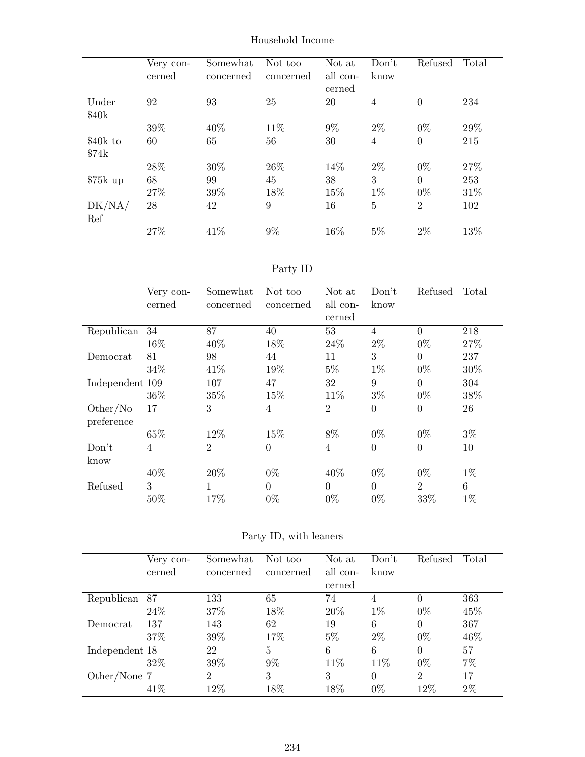Household Income

| | Very concerned | Somewhat concerned | Not too concerned | Not at all concerned | Don't know | Refused | Total |
|---|---|---|---|---|---|---|---|
| Under $40k | 92 | 93 | 25 | 20 | 4 | 0 | 234 |
| | 39% | 40% | 11% | 9% | 2% | 0% | 29% |
| $40k to $74k | 60 | 65 | 56 | 30 | 4 | 0 | 215 |
| | 28% | 30% | 26% | 14% | 2% | 0% | 27% |
| $75k up | 68 | 99 | 45 | 38 | 3 | 0 | 253 |
| | 27% | 39% | 18% | 15% | 1% | 0% | 31% |
| DK/NA/Ref | 28 | 42 | 9 | 16 | 5 | 2 | 102 |
| | 27% | 41% | 9% | 16% | 5% | 2% | 13% |

Party ID

| | Very concerned | Somewhat concerned | Not too concerned | Not at all concerned | Don't know | Refused | Total |
|---|---|---|---|---|---|---|---|
| Republican | 34 | 87 | 40 | 53 | 4 | 0 | 218 |
| | 16% | 40% | 18% | 24% | 2% | 0% | 27% |
| Democrat | 81 | 98 | 44 | 11 | 3 | 0 | 237 |
| | 34% | 41% | 19% | 5% | 1% | 0% | 30% |
| Independent | 109 | 107 | 47 | 32 | 9 | 0 | 304 |
| | 36% | 35% | 15% | 11% | 3% | 0% | 38% |
| Other/No preference | 17 | 3 | 4 | 2 | 0 | 0 | 26 |
| | 65% | 12% | 15% | 8% | 0% | 0% | 3% |
| Don't know | 4 | 2 | 0 | 4 | 0 | 0 | 10 |
| | 40% | 20% | 0% | 40% | 0% | 0% | 1% |
| Refused | 3 | 1 | 0 | 0 | 0 | 2 | 6 |
| | 50% | 17% | 0% | 0% | 0% | 33% | 1% |

Party ID, with leaners

| | Very concerned | Somewhat concerned | Not too concerned | Not at all concerned | Don't know | Refused | Total |
|---|---|---|---|---|---|---|---|
| Republican | 87 | 133 | 65 | 74 | 4 | 0 | 363 |
| | 24% | 37% | 18% | 20% | 1% | 0% | 45% |
| Democrat | 137 | 143 | 62 | 19 | 6 | 0 | 367 |
| | 37% | 39% | 17% | 5% | 2% | 0% | 46% |
| Independent | 18 | 22 | 5 | 6 | 6 | 0 | 57 |
| | 32% | 39% | 9% | 11% | 11% | 0% | 7% |
| Other/None | 7 | 2 | 3 | 3 | 0 | 2 | 17 |
| | 41% | 12% | 18% | 18% | 0% | 12% | 2% |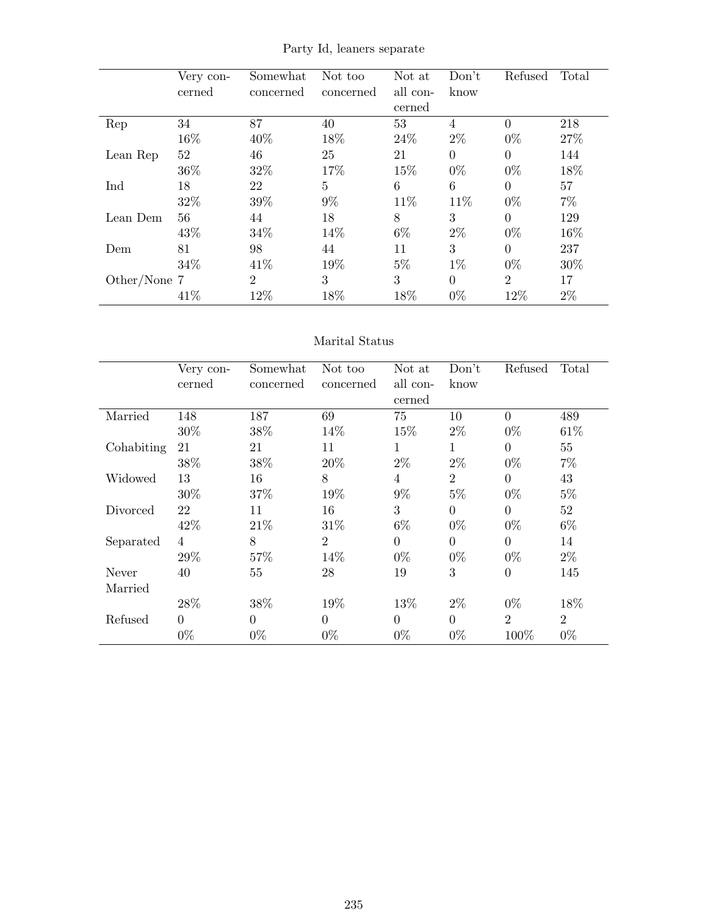Party Id, leaners separate

| | Very concerned | Somewhat concerned | Not too concerned | Not at all concerned | Don't know | Refused | Total |
|---|---|---|---|---|---|---|---|
| Rep | 34 | 87 | 40 | 53 | 4 | 0 | 218 |
| | 16% | 40% | 18% | 24% | 2% | 0% | 27% |
| Lean Rep | 52 | 46 | 25 | 21 | 0 | 0 | 144 |
| | 36% | 32% | 17% | 15% | 0% | 0% | 18% |
| Ind | 18 | 22 | 5 | 6 | 6 | 0 | 57 |
| | 32% | 39% | 9% | 11% | 11% | 0% | 7% |
| Lean Dem | 56 | 44 | 18 | 8 | 3 | 0 | 129 |
| | 43% | 34% | 14% | 6% | 2% | 0% | 16% |
| Dem | 81 | 98 | 44 | 11 | 3 | 0 | 237 |
| | 34% | 41% | 19% | 5% | 1% | 0% | 30% |
| Other/None | 7 | 2 | 3 | 3 | 0 | 2 | 17 |
| | 41% | 12% | 18% | 18% | 0% | 12% | 2% |

Marital Status

| | Very concerned | Somewhat concerned | Not too concerned | Not at all concerned | Don't know | Refused | Total |
|---|---|---|---|---|---|---|---|
| Married | 148 | 187 | 69 | 75 | 10 | 0 | 489 |
| | 30% | 38% | 14% | 15% | 2% | 0% | 61% |
| Cohabiting | 21 | 21 | 11 | 1 | 1 | 0 | 55 |
| | 38% | 38% | 20% | 2% | 2% | 0% | 7% |
| Widowed | 13 | 16 | 8 | 4 | 2 | 0 | 43 |
| | 30% | 37% | 19% | 9% | 5% | 0% | 5% |
| Divorced | 22 | 11 | 16 | 3 | 0 | 0 | 52 |
| | 42% | 21% | 31% | 6% | 0% | 0% | 6% |
| Separated | 4 | 8 | 2 | 0 | 0 | 0 | 14 |
| | 29% | 57% | 14% | 0% | 0% | 0% | 2% |
| Never Married | 40 | 55 | 28 | 19 | 3 | 0 | 145 |
| | 28% | 38% | 19% | 13% | 2% | 0% | 18% |
| Refused | 0 | 0 | 0 | 0 | 0 | 2 | 2 |
| | 0% | 0% | 0% | 0% | 0% | 100% | 0% |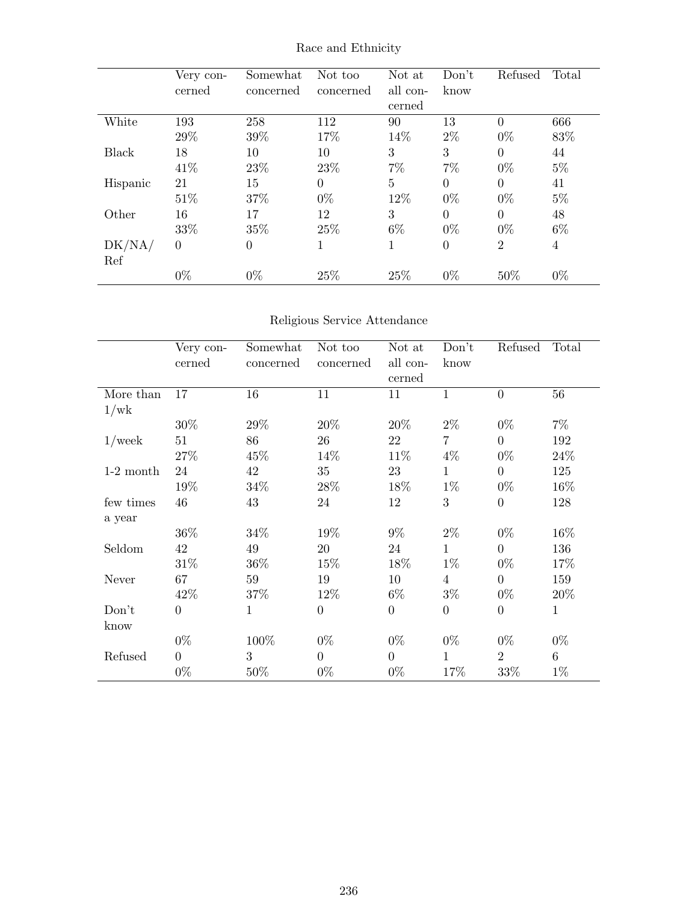Race and Ethnicity

| | Very concerned | Somewhat concerned | Not too concerned | Not at all concerned | Don't know | Refused | Total |
|---|---|---|---|---|---|---|---|
| White | 193 | 258 | 112 | 90 | 13 | 0 | 666 |
| | 29% | 39% | 17% | 14% | 2% | 0% | 83% |
| Black | 18 | 10 | 10 | 3 | 3 | 0 | 44 |
| | 41% | 23% | 23% | 7% | 7% | 0% | 5% |
| Hispanic | 21 | 15 | 0 | 5 | 0 | 0 | 41 |
| | 51% | 37% | 0% | 12% | 0% | 0% | 5% |
| Other | 16 | 17 | 12 | 3 | 0 | 0 | 48 |
| | 33% | 35% | 25% | 6% | 0% | 0% | 6% |
| DK/NA/Ref | 0 | 0 | 1 | 1 | 0 | 2 | 4 |
| | 0% | 0% | 25% | 25% | 0% | 50% | 0% |

Religious Service Attendance

| | Very concerned | Somewhat concerned | Not too concerned | Not at all concerned | Don't know | Refused | Total |
|---|---|---|---|---|---|---|---|
| More than 1/wk | 17 | 16 | 11 | 11 | 1 | 0 | 56 |
| | 30% | 29% | 20% | 20% | 2% | 0% | 7% |
| 1/week | 51 | 86 | 26 | 22 | 7 | 0 | 192 |
| | 27% | 45% | 14% | 11% | 4% | 0% | 24% |
| 1-2 month | 24 | 42 | 35 | 23 | 1 | 0 | 125 |
| | 19% | 34% | 28% | 18% | 1% | 0% | 16% |
| few times a year | 46 | 43 | 24 | 12 | 3 | 0 | 128 |
| | 36% | 34% | 19% | 9% | 2% | 0% | 16% |
| Seldom | 42 | 49 | 20 | 24 | 1 | 0 | 136 |
| | 31% | 36% | 15% | 18% | 1% | 0% | 17% |
| Never | 67 | 59 | 19 | 10 | 4 | 0 | 159 |
| | 42% | 37% | 12% | 6% | 3% | 0% | 20% |
| Don't know | 0 | 1 | 0 | 0 | 0 | 0 | 1 |
| | 0% | 100% | 0% | 0% | 0% | 0% | 0% |
| Refused | 0 | 3 | 0 | 0 | 1 | 2 | 6 |
| | 0% | 50% | 0% | 0% | 17% | 33% | 1% |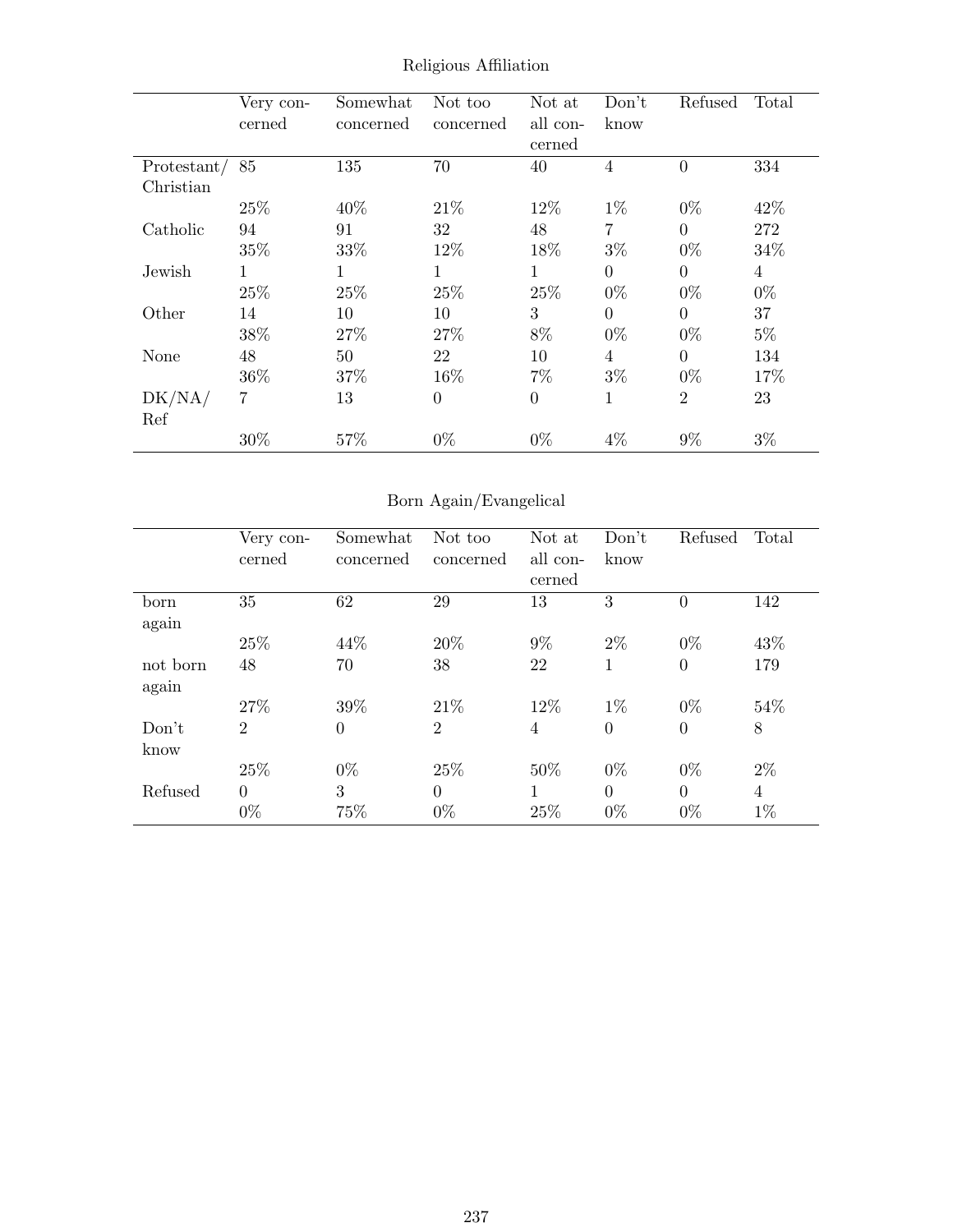Religious Affiliation

| | Very concerned | Somewhat concerned | Not too concerned | Not at all concerned | Don't know | Refused | Total |
|---|---|---|---|---|---|---|---|
| Protestant/ Christian | 85 | 135 | 70 | 40 | 4 | 0 | 334 |
| | 25% | 40% | 21% | 12% | 1% | 0% | 42% |
| Catholic | 94 | 91 | 32 | 48 | 7 | 0 | 272 |
| | 35% | 33% | 12% | 18% | 3% | 0% | 34% |
| Jewish | 1 | 1 | 1 | 1 | 0 | 0 | 4 |
| | 25% | 25% | 25% | 25% | 0% | 0% | 0% |
| Other | 14 | 10 | 10 | 3 | 0 | 0 | 37 |
| | 38% | 27% | 27% | 8% | 0% | 0% | 5% |
| None | 48 | 50 | 22 | 10 | 4 | 0 | 134 |
| | 36% | 37% | 16% | 7% | 3% | 0% | 17% |
| DK/NA/ Ref | 7 | 13 | 0 | 0 | 1 | 2 | 23 |
| | 30% | 57% | 0% | 0% | 4% | 9% | 3% |

Born Again/Evangelical

| | Very concerned | Somewhat concerned | Not too concerned | Not at all concerned | Don't know | Refused | Total |
|---|---|---|---|---|---|---|---|
| born again | 35 | 62 | 29 | 13 | 3 | 0 | 142 |
| | 25% | 44% | 20% | 9% | 2% | 0% | 43% |
| not born again | 48 | 70 | 38 | 22 | 1 | 0 | 179 |
| | 27% | 39% | 21% | 12% | 1% | 0% | 54% |
| Don't know | 2 | 0 | 2 | 4 | 0 | 0 | 8 |
| | 25% | 0% | 25% | 50% | 0% | 0% | 2% |
| Refused | 0 | 3 | 0 | 1 | 0 | 0 | 4 |
| | 0% | 75% | 0% | 25% | 0% | 0% | 1% |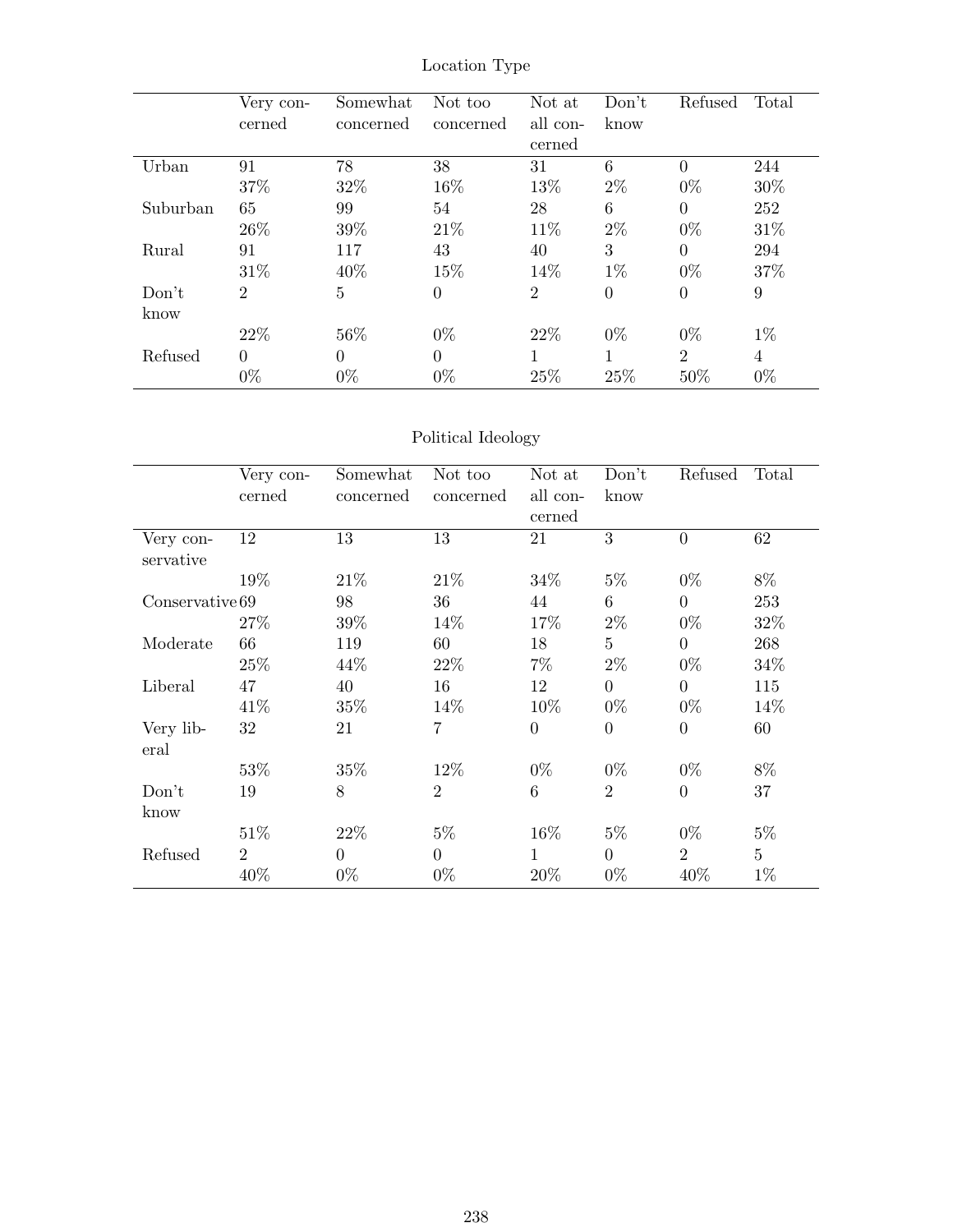Location Type

| | Very concerned | Somewhat concerned | Not too concerned | Not at all concerned | Don't know | Refused | Total |
|---|---|---|---|---|---|---|---|
| Urban | 91 | 78 | 38 | 31 | 6 | 0 | 244 |
| | 37% | 32% | 16% | 13% | 2% | 0% | 30% |
| Suburban | 65 | 99 | 54 | 28 | 6 | 0 | 252 |
| | 26% | 39% | 21% | 11% | 2% | 0% | 31% |
| Rural | 91 | 117 | 43 | 40 | 3 | 0 | 294 |
| | 31% | 40% | 15% | 14% | 1% | 0% | 37% |
| Don't know | 2 | 5 | 0 | 2 | 0 | 0 | 9 |
| | 22% | 56% | 0% | 22% | 0% | 0% | 1% |
| Refused | 0 | 0 | 0 | 1 | 1 | 2 | 4 |
| | 0% | 0% | 0% | 25% | 25% | 50% | 0% |

Political Ideology

| | Very concerned | Somewhat concerned | Not too concerned | Not at all concerned | Don't know | Refused | Total |
|---|---|---|---|---|---|---|---|
| Very conservative | 12 | 13 | 13 | 21 | 3 | 0 | 62 |
| | 19% | 21% | 21% | 34% | 5% | 0% | 8% |
| Conservative | 69 | 98 | 36 | 44 | 6 | 0 | 253 |
| | 27% | 39% | 14% | 17% | 2% | 0% | 32% |
| Moderate | 66 | 119 | 60 | 18 | 5 | 0 | 268 |
| | 25% | 44% | 22% | 7% | 2% | 0% | 34% |
| Liberal | 47 | 40 | 16 | 12 | 0 | 0 | 115 |
| | 41% | 35% | 14% | 10% | 0% | 0% | 14% |
| Very liberal | 32 | 21 | 7 | 0 | 0 | 0 | 60 |
| | 53% | 35% | 12% | 0% | 0% | 0% | 8% |
| Don't know | 19 | 8 | 2 | 6 | 2 | 0 | 37 |
| | 51% | 22% | 5% | 16% | 5% | 0% | 5% |
| Refused | 2 | 0 | 0 | 1 | 0 | 2 | 5 |
| | 40% | 0% | 0% | 20% | 0% | 40% | 1% |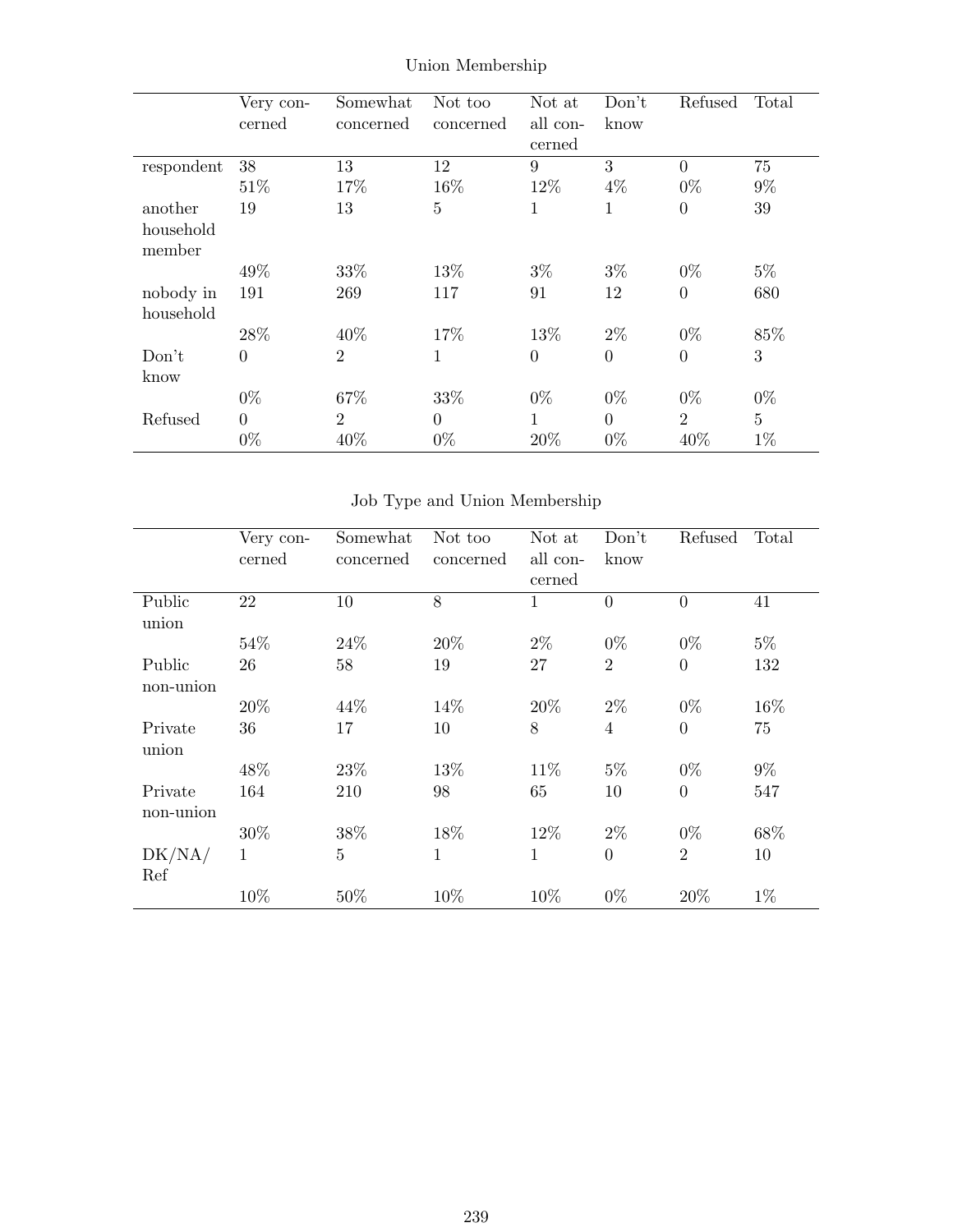Union Membership

| | Very concerned | Somewhat concerned | Not too concerned | Not at all concerned | Don't know | Refused | Total |
|---|---|---|---|---|---|---|---|
| respondent | 38 | 13 | 12 | 9 | 3 | 0 | 75 |
| | 51% | 17% | 16% | 12% | 4% | 0% | 9% |
| another household member | 19 | 13 | 5 | 1 | 1 | 0 | 39 |
| | 49% | 33% | 13% | 3% | 3% | 0% | 5% |
| nobody in household | 191 | 269 | 117 | 91 | 12 | 0 | 680 |
| | 28% | 40% | 17% | 13% | 2% | 0% | 85% |
| Don't know | 0 | 2 | 1 | 0 | 0 | 0 | 3 |
| | 0% | 67% | 33% | 0% | 0% | 0% | 0% |
| Refused | 0 | 2 | 0 | 1 | 0 | 2 | 5 |
| | 0% | 40% | 0% | 20% | 0% | 40% | 1% |

Job Type and Union Membership

| | Very concerned | Somewhat concerned | Not too concerned | Not at all concerned | Don't know | Refused | Total |
|---|---|---|---|---|---|---|---|
| Public union | 22 | 10 | 8 | 1 | 0 | 0 | 41 |
| | 54% | 24% | 20% | 2% | 0% | 0% | 5% |
| Public non-union | 26 | 58 | 19 | 27 | 2 | 0 | 132 |
| | 20% | 44% | 14% | 20% | 2% | 0% | 16% |
| Private union | 36 | 17 | 10 | 8 | 4 | 0 | 75 |
| | 48% | 23% | 13% | 11% | 5% | 0% | 9% |
| Private non-union | 164 | 210 | 98 | 65 | 10 | 0 | 547 |
| | 30% | 38% | 18% | 12% | 2% | 0% | 68% |
| DK/NA/ Ref | 1 | 5 | 1 | 1 | 0 | 2 | 10 |
| | 10% | 50% | 10% | 10% | 0% | 20% | 1% |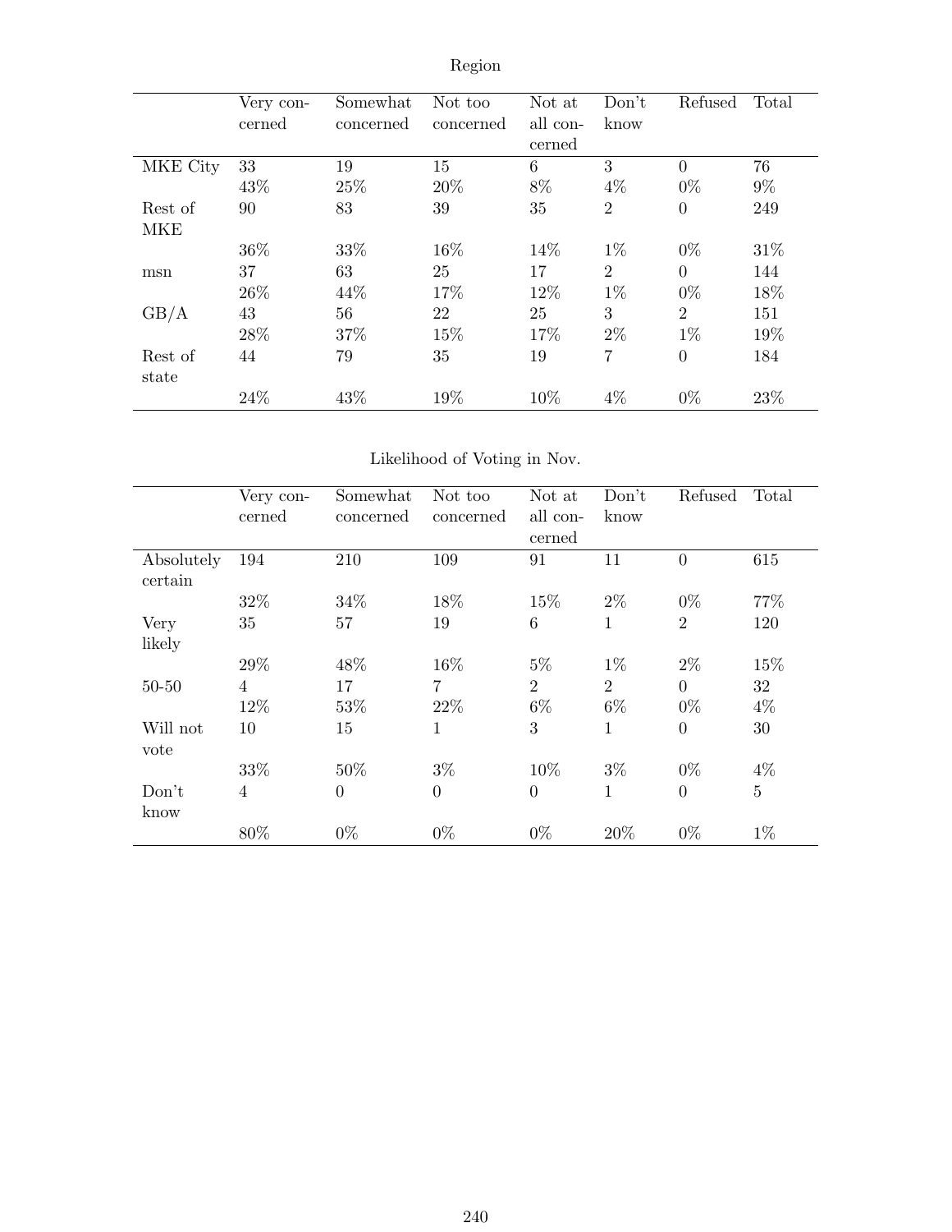Region

| | Very concerned | Somewhat concerned | Not too concerned | Not at all concerned | Don't know | Refused | Total |
|---|---|---|---|---|---|---|---|
| MKE City | 33 | 19 | 15 | 6 | 3 | 0 | 76 |
| | 43% | 25% | 20% | 8% | 4% | 0% | 9% |
| Rest of MKE | 90 | 83 | 39 | 35 | 2 | 0 | 249 |
| | 36% | 33% | 16% | 14% | 1% | 0% | 31% |
| msn | 37 | 63 | 25 | 17 | 2 | 0 | 144 |
| | 26% | 44% | 17% | 12% | 1% | 0% | 18% |
| GB/A | 43 | 56 | 22 | 25 | 3 | 2 | 151 |
| | 28% | 37% | 15% | 17% | 2% | 1% | 19% |
| Rest of state | 44 | 79 | 35 | 19 | 7 | 0 | 184 |
| | 24% | 43% | 19% | 10% | 4% | 0% | 23% |

Likelihood of Voting in Nov.

| | Very concerned | Somewhat concerned | Not too concerned | Not at all concerned | Don't know | Refused | Total |
|---|---|---|---|---|---|---|---|
| Absolutely certain | 194 | 210 | 109 | 91 | 11 | 0 | 615 |
| | 32% | 34% | 18% | 15% | 2% | 0% | 77% |
| Very likely | 35 | 57 | 19 | 6 | 1 | 2 | 120 |
| | 29% | 48% | 16% | 5% | 1% | 2% | 15% |
| 50-50 | 4 | 17 | 7 | 2 | 2 | 0 | 32 |
| | 12% | 53% | 22% | 6% | 6% | 0% | 4% |
| Will not vote | 10 | 15 | 1 | 3 | 1 | 0 | 30 |
| | 33% | 50% | 3% | 10% | 3% | 0% | 4% |
| Don't know | 4 | 0 | 0 | 0 | 1 | 0 | 5 |
| | 80% | 0% | 0% | 0% | 20% | 0% | 1% |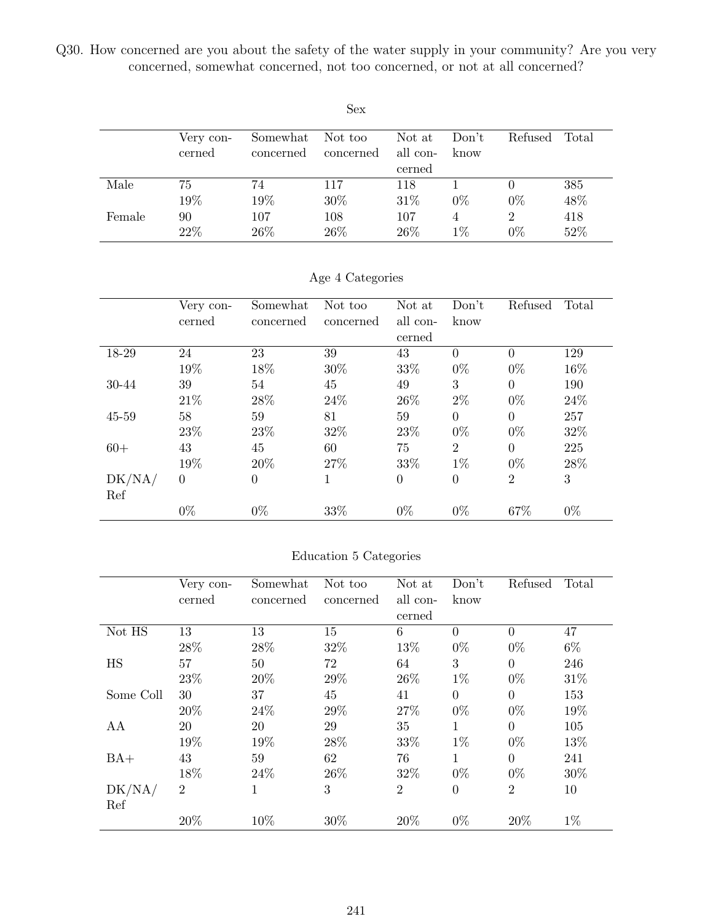Q30. How concerned are you about the safety of the water supply in your community? Are you very concerned, somewhat concerned, not too concerned, or not at all concerned?

Sex

| | Very concerned | Somewhat concerned | Not too concerned | Not at all concerned | Don't know | Refused | Total |
|---|---|---|---|---|---|---|---|
| Male | 75 | 74 | 117 | 118 | 1 | 0 | 385 |
| | 19% | 19% | 30% | 31% | 0% | 0% | 48% |
| Female | 90 | 107 | 108 | 107 | 4 | 2 | 418 |
| | 22% | 26% | 26% | 26% | 1% | 0% | 52% |

Age 4 Categories

| | Very concerned | Somewhat concerned | Not too concerned | Not at all concerned | Don't know | Refused | Total |
|---|---|---|---|---|---|---|---|
| 18-29 | 24 | 23 | 39 | 43 | 0 | 0 | 129 |
| | 19% | 18% | 30% | 33% | 0% | 0% | 16% |
| 30-44 | 39 | 54 | 45 | 49 | 3 | 0 | 190 |
| | 21% | 28% | 24% | 26% | 2% | 0% | 24% |
| 45-59 | 58 | 59 | 81 | 59 | 0 | 0 | 257 |
| | 23% | 23% | 32% | 23% | 0% | 0% | 32% |
| 60+ | 43 | 45 | 60 | 75 | 2 | 0 | 225 |
| | 19% | 20% | 27% | 33% | 1% | 0% | 28% |
| DK/NA/Ref | 0 | 0 | 1 | 0 | 0 | 2 | 3 |
| | 0% | 0% | 33% | 0% | 0% | 67% | 0% |

Education 5 Categories

| | Very concerned | Somewhat concerned | Not too concerned | Not at all concerned | Don't know | Refused | Total |
|---|---|---|---|---|---|---|---|
| Not HS | 13 | 13 | 15 | 6 | 0 | 0 | 47 |
| | 28% | 28% | 32% | 13% | 0% | 0% | 6% |
| HS | 57 | 50 | 72 | 64 | 3 | 0 | 246 |
| | 23% | 20% | 29% | 26% | 1% | 0% | 31% |
| Some Coll | 30 | 37 | 45 | 41 | 0 | 0 | 153 |
| | 20% | 24% | 29% | 27% | 0% | 0% | 19% |
| AA | 20 | 20 | 29 | 35 | 1 | 0 | 105 |
| | 19% | 19% | 28% | 33% | 1% | 0% | 13% |
| BA+ | 43 | 59 | 62 | 76 | 1 | 0 | 241 |
| | 18% | 24% | 26% | 32% | 0% | 0% | 30% |
| DK/NA/Ref | 2 | 1 | 3 | 2 | 0 | 2 | 10 |
| | 20% | 10% | 30% | 20% | 0% | 20% | 1% |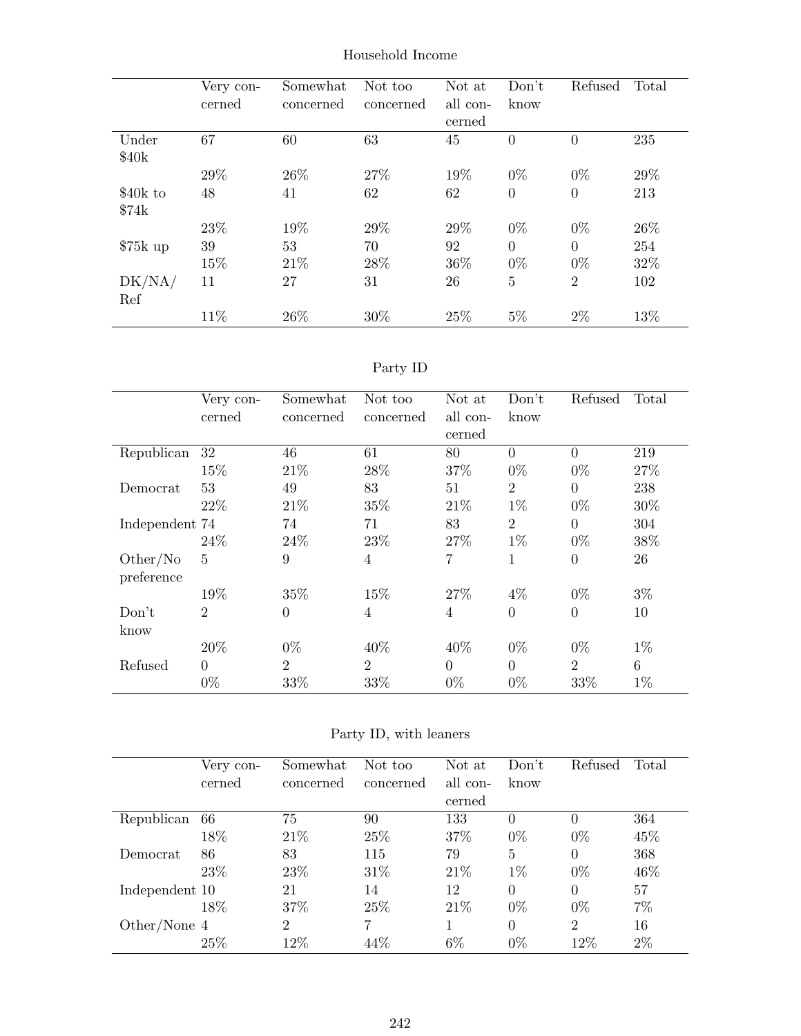## Household Income

| | Very concerned | Somewhat concerned | Not too concerned | Not at all concerned | Don't know | Refused | Total |
|---|---|---|---|---|---|---|---|
| Under $40k | 67 | 60 | 63 | 45 | 0 | 0 | 235 |
| | 29% | 26% | 27% | 19% | 0% | 0% | 29% |
| $40k to $74k | 48 | 41 | 62 | 62 | 0 | 0 | 213 |
| | 23% | 19% | 29% | 29% | 0% | 0% | 26% |
| $75k up | 39 | 53 | 70 | 92 | 0 | 0 | 254 |
| | 15% | 21% | 28% | 36% | 0% | 0% | 32% |
| DK/NA/Ref | 11 | 27 | 31 | 26 | 5 | 2 | 102 |
| | 11% | 26% | 30% | 25% | 5% | 2% | 13% |

## Party ID

| | Very concerned | Somewhat concerned | Not too concerned | Not at all concerned | Don't know | Refused | Total |
|---|---|---|---|---|---|---|---|
| Republican | 32 | 46 | 61 | 80 | 0 | 0 | 219 |
| | 15% | 21% | 28% | 37% | 0% | 0% | 27% |
| Democrat | 53 | 49 | 83 | 51 | 2 | 0 | 238 |
| | 22% | 21% | 35% | 21% | 1% | 0% | 30% |
| Independent | 74 | 74 | 71 | 83 | 2 | 0 | 304 |
| | 24% | 24% | 23% | 27% | 1% | 0% | 38% |
| Other/No preference | 5 | 9 | 4 | 7 | 1 | 0 | 26 |
| | 19% | 35% | 15% | 27% | 4% | 0% | 3% |
| Don't know | 2 | 0 | 4 | 4 | 0 | 0 | 10 |
| | 20% | 0% | 40% | 40% | 0% | 0% | 1% |
| Refused | 0 | 2 | 2 | 0 | 0 | 2 | 6 |
| | 0% | 33% | 33% | 0% | 0% | 33% | 1% |

## Party ID, with leaners

| | Very concerned | Somewhat concerned | Not too concerned | Not at all concerned | Don't know | Refused | Total |
|---|---|---|---|---|---|---|---|
| Republican | 66 | 75 | 90 | 133 | 0 | 0 | 364 |
| | 18% | 21% | 25% | 37% | 0% | 0% | 45% |
| Democrat | 86 | 83 | 115 | 79 | 5 | 0 | 368 |
| | 23% | 23% | 31% | 21% | 1% | 0% | 46% |
| Independent | 10 | 21 | 14 | 12 | 0 | 0 | 57 |
| | 18% | 37% | 25% | 21% | 0% | 0% | 7% |
| Other/None | 4 | 2 | 7 | 1 | 0 | 2 | 16 |
| | 25% | 12% | 44% | 6% | 0% | 12% | 2% |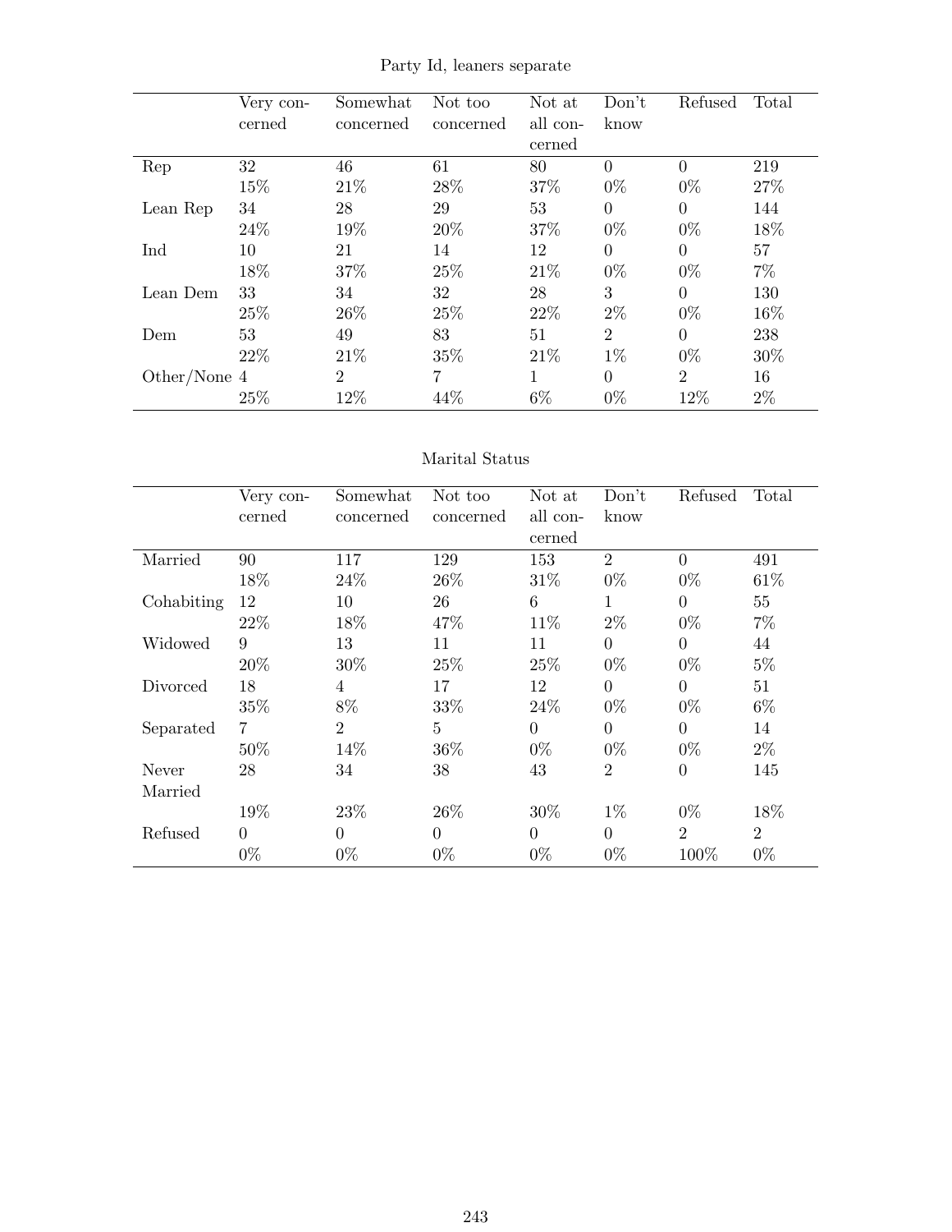Party Id, leaners separate

| | Very concerned | Somewhat concerned | Not too concerned | Not at all concerned | Don't know | Refused | Total |
|---|---|---|---|---|---|---|---|
| Rep | 32 | 46 | 61 | 80 | 0 | 0 | 219 |
| | 15% | 21% | 28% | 37% | 0% | 0% | 27% |
| Lean Rep | 34 | 28 | 29 | 53 | 0 | 0 | 144 |
| | 24% | 19% | 20% | 37% | 0% | 0% | 18% |
| Ind | 10 | 21 | 14 | 12 | 0 | 0 | 57 |
| | 18% | 37% | 25% | 21% | 0% | 0% | 7% |
| Lean Dem | 33 | 34 | 32 | 28 | 3 | 0 | 130 |
| | 25% | 26% | 25% | 22% | 2% | 0% | 16% |
| Dem | 53 | 49 | 83 | 51 | 2 | 0 | 238 |
| | 22% | 21% | 35% | 21% | 1% | 0% | 30% |
| Other/None | 4 | 2 | 7 | 1 | 0 | 2 | 16 |
| | 25% | 12% | 44% | 6% | 0% | 12% | 2% |

Marital Status

| | Very concerned | Somewhat concerned | Not too concerned | Not at all concerned | Don't know | Refused | Total |
|---|---|---|---|---|---|---|---|
| Married | 90 | 117 | 129 | 153 | 2 | 0 | 491 |
| | 18% | 24% | 26% | 31% | 0% | 0% | 61% |
| Cohabiting | 12 | 10 | 26 | 6 | 1 | 0 | 55 |
| | 22% | 18% | 47% | 11% | 2% | 0% | 7% |
| Widowed | 9 | 13 | 11 | 11 | 0 | 0 | 44 |
| | 20% | 30% | 25% | 25% | 0% | 0% | 5% |
| Divorced | 18 | 4 | 17 | 12 | 0 | 0 | 51 |
| | 35% | 8% | 33% | 24% | 0% | 0% | 6% |
| Separated | 7 | 2 | 5 | 0 | 0 | 0 | 14 |
| | 50% | 14% | 36% | 0% | 0% | 0% | 2% |
| Never Married | 28 | 34 | 38 | 43 | 2 | 0 | 145 |
| | 19% | 23% | 26% | 30% | 1% | 0% | 18% |
| Refused | 0 | 0 | 0 | 0 | 0 | 2 | 2 |
| | 0% | 0% | 0% | 0% | 0% | 100% | 0% |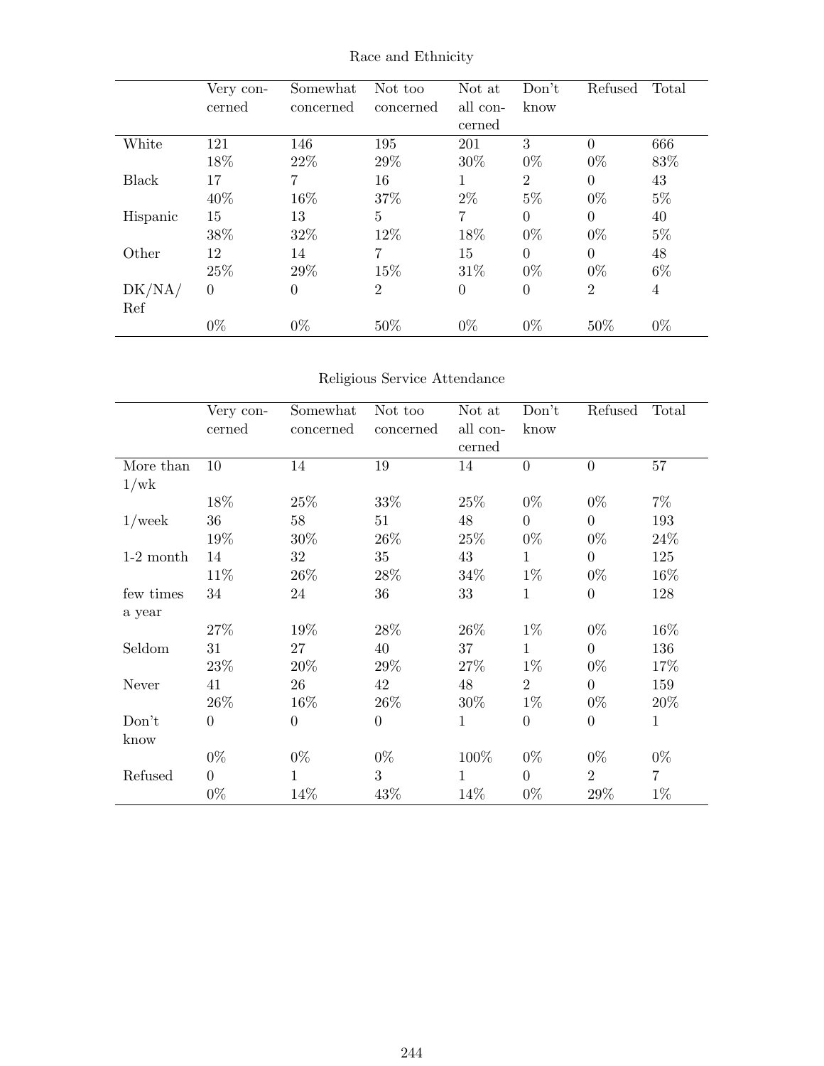Race and Ethnicity

| | Very concerned | Somewhat concerned | Not too concerned | Not at all concerned | Don't know | Refused | Total |
|---|---|---|---|---|---|---|---|
| White | 121 | 146 | 195 | 201 | 3 | 0 | 666 |
| | 18% | 22% | 29% | 30% | 0% | 0% | 83% |
| Black | 17 | 7 | 16 | 1 | 2 | 0 | 43 |
| | 40% | 16% | 37% | 2% | 5% | 0% | 5% |
| Hispanic | 15 | 13 | 5 | 7 | 0 | 0 | 40 |
| | 38% | 32% | 12% | 18% | 0% | 0% | 5% |
| Other | 12 | 14 | 7 | 15 | 0 | 0 | 48 |
| | 25% | 29% | 15% | 31% | 0% | 0% | 6% |
| DK/NA/ Ref | 0 | 0 | 2 | 0 | 0 | 2 | 4 |
| | 0% | 0% | 50% | 0% | 0% | 50% | 0% |

Religious Service Attendance

| | Very concerned | Somewhat concerned | Not too concerned | Not at all concerned | Don't know | Refused | Total |
|---|---|---|---|---|---|---|---|
| More than 1/wk | 10 | 14 | 19 | 14 | 0 | 0 | 57 |
| | 18% | 25% | 33% | 25% | 0% | 0% | 7% |
| 1/week | 36 | 58 | 51 | 48 | 0 | 0 | 193 |
| | 19% | 30% | 26% | 25% | 0% | 0% | 24% |
| 1-2 month | 14 | 32 | 35 | 43 | 1 | 0 | 125 |
| | 11% | 26% | 28% | 34% | 1% | 0% | 16% |
| few times a year | 34 | 24 | 36 | 33 | 1 | 0 | 128 |
| | 27% | 19% | 28% | 26% | 1% | 0% | 16% |
| Seldom | 31 | 27 | 40 | 37 | 1 | 0 | 136 |
| | 23% | 20% | 29% | 27% | 1% | 0% | 17% |
| Never | 41 | 26 | 42 | 48 | 2 | 0 | 159 |
| | 26% | 16% | 26% | 30% | 1% | 0% | 20% |
| Don't know | 0 | 0 | 0 | 1 | 0 | 0 | 1 |
| | 0% | 0% | 0% | 100% | 0% | 0% | 0% |
| Refused | 0 | 1 | 3 | 1 | 0 | 2 | 7 |
| | 0% | 14% | 43% | 14% | 0% | 29% | 1% |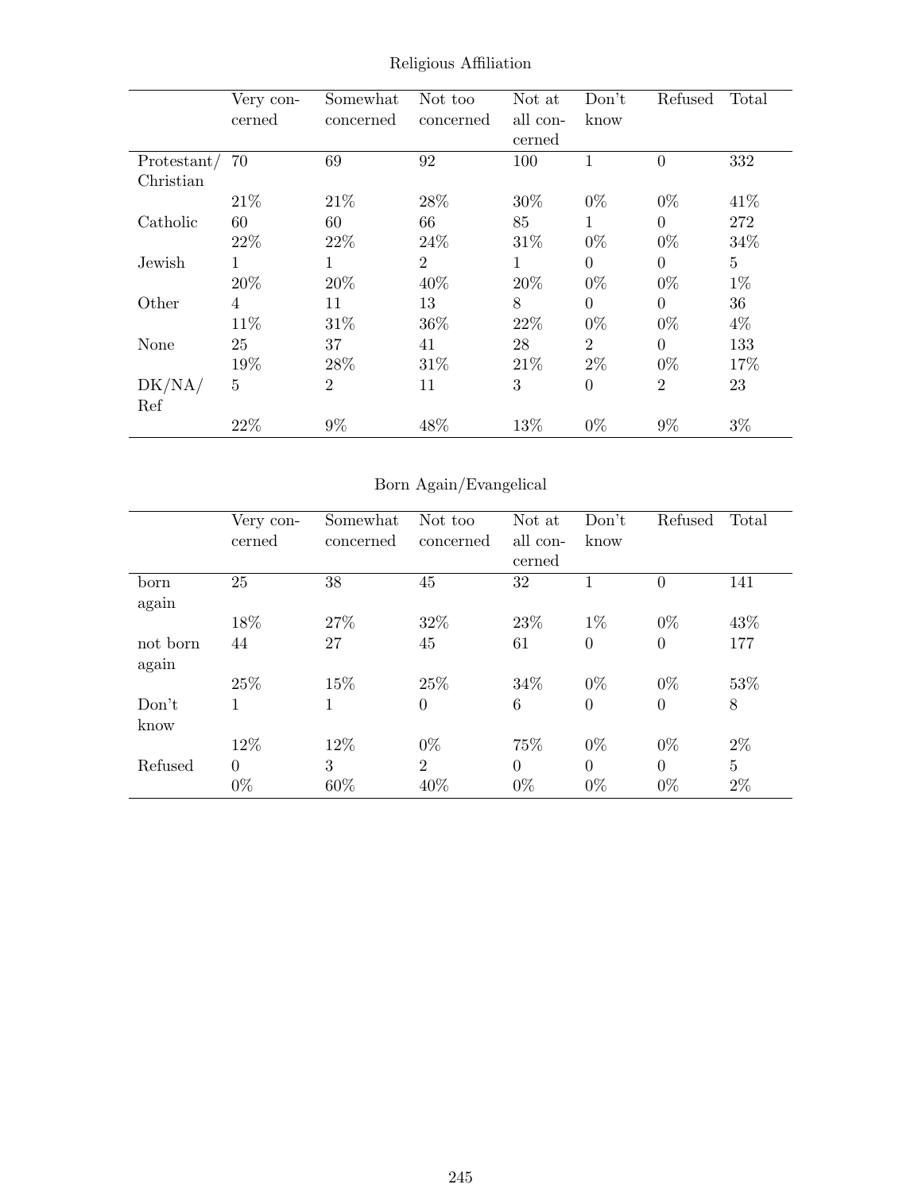Religious Affiliation

| | Very concerned | Somewhat concerned | Not too concerned | Not at all concerned | Don't know | Refused | Total |
|---|---|---|---|---|---|---|---|
| Protestant/ Christian | 70 | 69 | 92 | 100 | 1 | 0 | 332 |
| | 21% | 21% | 28% | 30% | 0% | 0% | 41% |
| Catholic | 60 | 60 | 66 | 85 | 1 | 0 | 272 |
| | 22% | 22% | 24% | 31% | 0% | 0% | 34% |
| Jewish | 1 | 1 | 2 | 1 | 0 | 0 | 5 |
| | 20% | 20% | 40% | 20% | 0% | 0% | 1% |
| Other | 4 | 11 | 13 | 8 | 0 | 0 | 36 |
| | 11% | 31% | 36% | 22% | 0% | 0% | 4% |
| None | 25 | 37 | 41 | 28 | 2 | 0 | 133 |
| | 19% | 28% | 31% | 21% | 2% | 0% | 17% |
| DK/NA/ Ref | 5 | 2 | 11 | 3 | 0 | 2 | 23 |
| | 22% | 9% | 48% | 13% | 0% | 9% | 3% |

Born Again/Evangelical

| | Very concerned | Somewhat concerned | Not too concerned | Not at all concerned | Don't know | Refused | Total |
|---|---|---|---|---|---|---|---|
| born again | 25 | 38 | 45 | 32 | 1 | 0 | 141 |
| | 18% | 27% | 32% | 23% | 1% | 0% | 43% |
| not born again | 44 | 27 | 45 | 61 | 0 | 0 | 177 |
| | 25% | 15% | 25% | 34% | 0% | 0% | 53% |
| Don't know | 1 | 1 | 0 | 6 | 0 | 0 | 8 |
| | 12% | 12% | 0% | 75% | 0% | 0% | 2% |
| Refused | 0 | 3 | 2 | 0 | 0 | 0 | 5 |
| | 0% | 60% | 40% | 0% | 0% | 0% | 2% |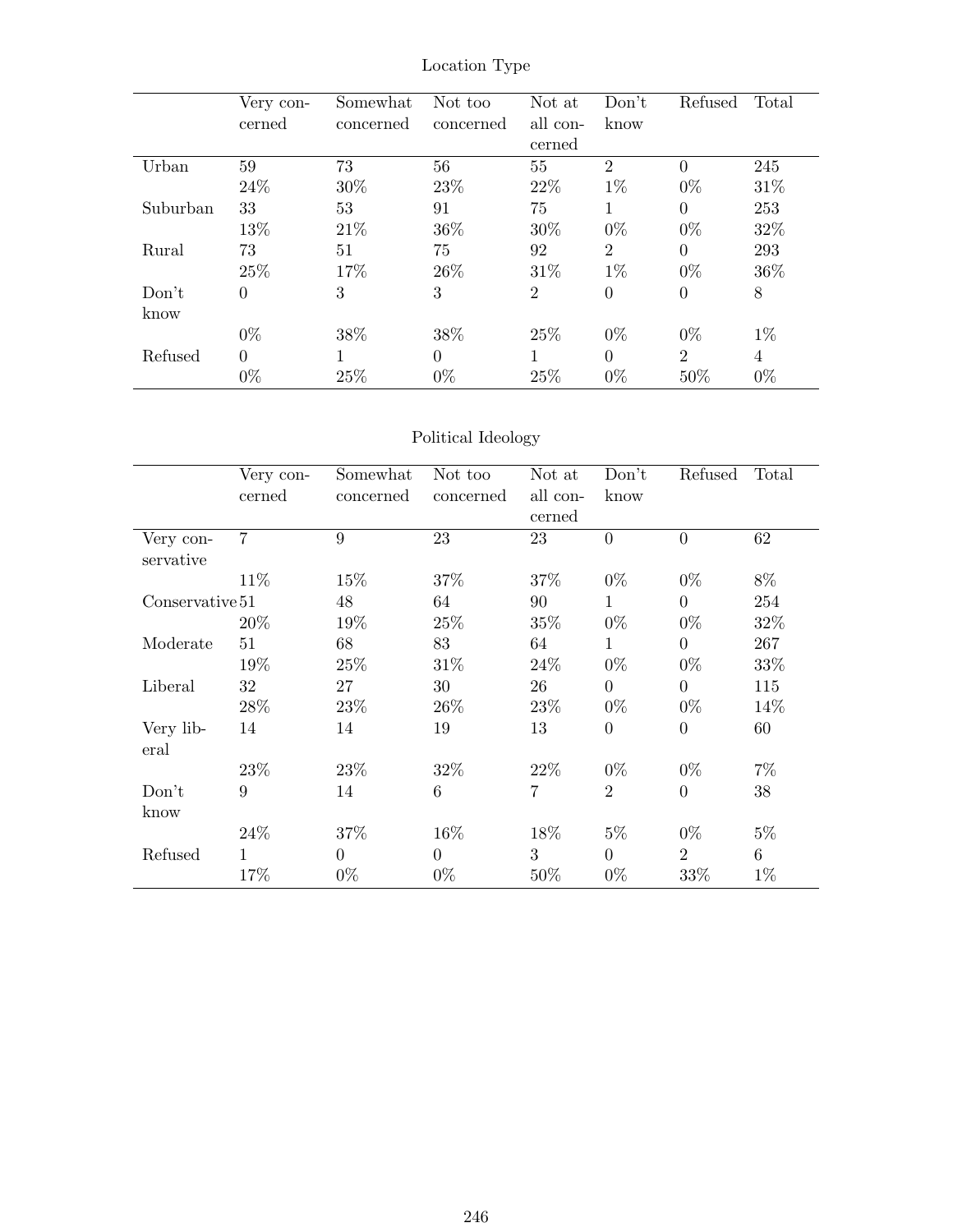Location Type

| | Very concerned | Somewhat concerned | Not too concerned | Not at all concerned | Don't know | Refused | Total |
|---|---|---|---|---|---|---|---|
| Urban | 59 | 73 | 56 | 55 | 2 | 0 | 245 |
| | 24% | 30% | 23% | 22% | 1% | 0% | 31% |
| Suburban | 33 | 53 | 91 | 75 | 1 | 0 | 253 |
| | 13% | 21% | 36% | 30% | 0% | 0% | 32% |
| Rural | 73 | 51 | 75 | 92 | 2 | 0 | 293 |
| | 25% | 17% | 26% | 31% | 1% | 0% | 36% |
| Don't know | 0 | 3 | 3 | 2 | 0 | 0 | 8 |
| | 0% | 38% | 38% | 25% | 0% | 0% | 1% |
| Refused | 0 | 1 | 0 | 1 | 0 | 2 | 4 |
| | 0% | 25% | 0% | 25% | 0% | 50% | 0% |

Political Ideology

| | Very concerned | Somewhat concerned | Not too concerned | Not at all concerned | Don't know | Refused | Total |
|---|---|---|---|---|---|---|---|
| Very conservative | 7 | 9 | 23 | 23 | 0 | 0 | 62 |
| | 11% | 15% | 37% | 37% | 0% | 0% | 8% |
| Conservative | 51 | 48 | 64 | 90 | 1 | 0 | 254 |
| | 20% | 19% | 25% | 35% | 0% | 0% | 32% |
| Moderate | 51 | 68 | 83 | 64 | 1 | 0 | 267 |
| | 19% | 25% | 31% | 24% | 0% | 0% | 33% |
| Liberal | 32 | 27 | 30 | 26 | 0 | 0 | 115 |
| | 28% | 23% | 26% | 23% | 0% | 0% | 14% |
| Very liberal | 14 | 14 | 19 | 13 | 0 | 0 | 60 |
| | 23% | 23% | 32% | 22% | 0% | 0% | 7% |
| Don't know | 9 | 14 | 6 | 7 | 2 | 0 | 38 |
| | 24% | 37% | 16% | 18% | 5% | 0% | 5% |
| Refused | 1 | 0 | 0 | 3 | 0 | 2 | 6 |
| | 17% | 0% | 0% | 50% | 0% | 33% | 1% |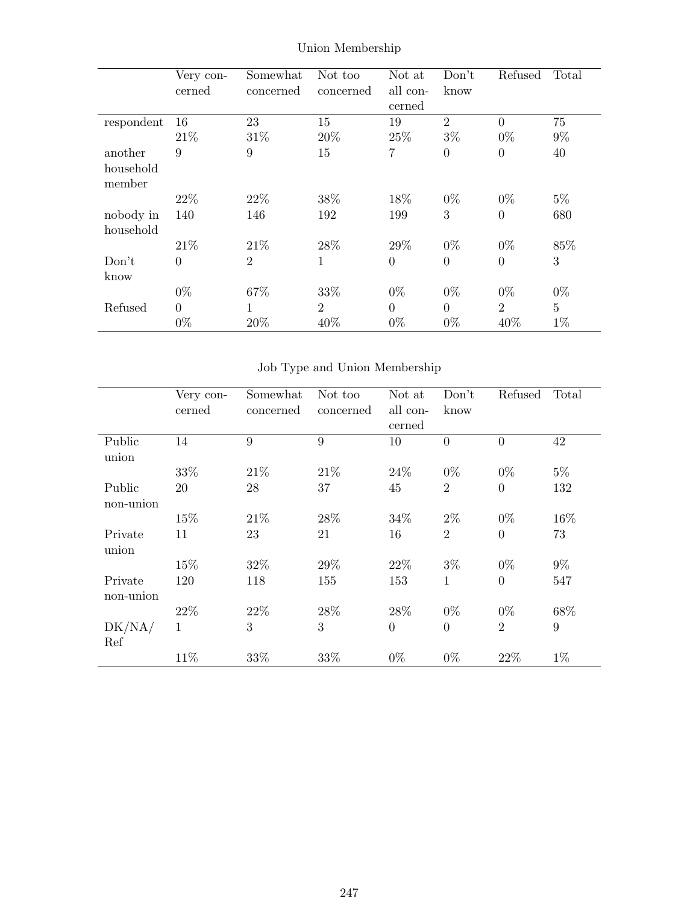Union Membership

| | Very concerned | Somewhat concerned | Not too concerned | Not at all concerned | Don't know | Refused | Total |
|---|---|---|---|---|---|---|---|
| respondent | 16 | 23 | 15 | 19 | 2 | 0 | 75 |
| | 21% | 31% | 20% | 25% | 3% | 0% | 9% |
| another household member | 9 | 9 | 15 | 7 | 0 | 0 | 40 |
| | 22% | 22% | 38% | 18% | 0% | 0% | 5% |
| nobody in household | 140 | 146 | 192 | 199 | 3 | 0 | 680 |
| | 21% | 21% | 28% | 29% | 0% | 0% | 85% |
| Don't know | 0 | 2 | 1 | 0 | 0 | 0 | 3 |
| | 0% | 67% | 33% | 0% | 0% | 0% | 0% |
| Refused | 0 | 1 | 2 | 0 | 0 | 2 | 5 |
| | 0% | 20% | 40% | 0% | 0% | 40% | 1% |

Job Type and Union Membership

| | Very concerned | Somewhat concerned | Not too concerned | Not at all concerned | Don't know | Refused | Total |
|---|---|---|---|---|---|---|---|
| Public union | 14 | 9 | 9 | 10 | 0 | 0 | 42 |
| | 33% | 21% | 21% | 24% | 0% | 0% | 5% |
| Public non-union | 20 | 28 | 37 | 45 | 2 | 0 | 132 |
| | 15% | 21% | 28% | 34% | 2% | 0% | 16% |
| Private union | 11 | 23 | 21 | 16 | 2 | 0 | 73 |
| | 15% | 32% | 29% | 22% | 3% | 0% | 9% |
| Private non-union | 120 | 118 | 155 | 153 | 1 | 0 | 547 |
| | 22% | 22% | 28% | 28% | 0% | 0% | 68% |
| DK/NA/Ref | 1 | 3 | 3 | 0 | 0 | 2 | 9 |
| | 11% | 33% | 33% | 0% | 0% | 22% | 1% |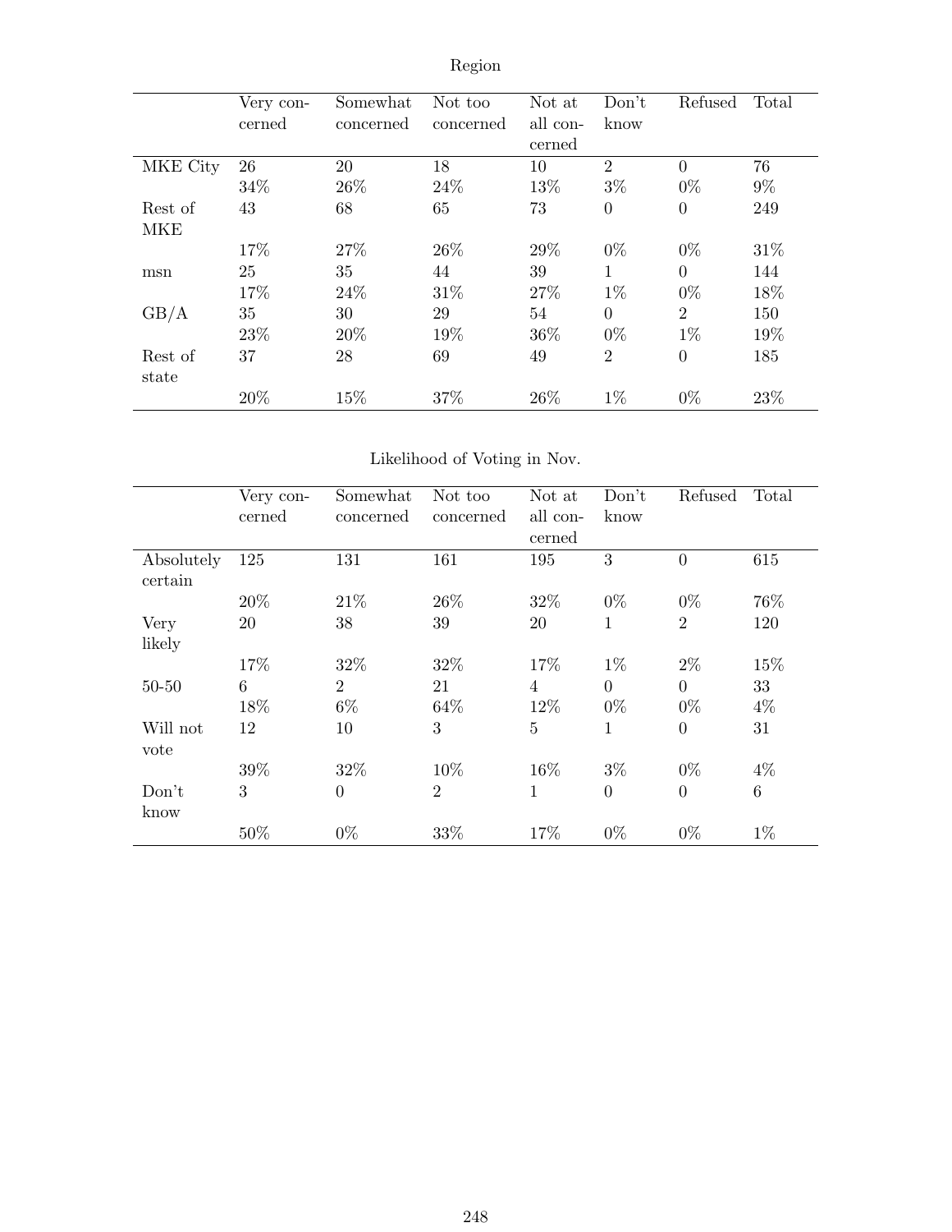Region

| | Very concerned | Somewhat concerned | Not too concerned | Not at all concerned | Don't know | Refused | Total |
|---|---|---|---|---|---|---|---|
| MKE City | 26 | 20 | 18 | 10 | 2 | 0 | 76 |
| | 34% | 26% | 24% | 13% | 3% | 0% | 9% |
| Rest of MKE | 43 | 68 | 65 | 73 | 0 | 0 | 249 |
| | 17% | 27% | 26% | 29% | 0% | 0% | 31% |
| msn | 25 | 35 | 44 | 39 | 1 | 0 | 144 |
| | 17% | 24% | 31% | 27% | 1% | 0% | 18% |
| GB/A | 35 | 30 | 29 | 54 | 0 | 2 | 150 |
| | 23% | 20% | 19% | 36% | 0% | 1% | 19% |
| Rest of state | 37 | 28 | 69 | 49 | 2 | 0 | 185 |
| | 20% | 15% | 37% | 26% | 1% | 0% | 23% |

Likelihood of Voting in Nov.

| | Very concerned | Somewhat concerned | Not too concerned | Not at all concerned | Don't know | Refused | Total |
|---|---|---|---|---|---|---|---|
| Absolutely certain | 125 | 131 | 161 | 195 | 3 | 0 | 615 |
| | 20% | 21% | 26% | 32% | 0% | 0% | 76% |
| Very likely | 20 | 38 | 39 | 20 | 1 | 2 | 120 |
| | 17% | 32% | 32% | 17% | 1% | 2% | 15% |
| 50-50 | 6 | 2 | 21 | 4 | 0 | 0 | 33 |
| | 18% | 6% | 64% | 12% | 0% | 0% | 4% |
| Will not vote | 12 | 10 | 3 | 5 | 1 | 0 | 31 |
| | 39% | 32% | 10% | 16% | 3% | 0% | 4% |
| Don't know | 3 | 0 | 2 | 1 | 0 | 0 | 6 |
| | 50% | 0% | 33% | 17% | 0% | 0% | 1% |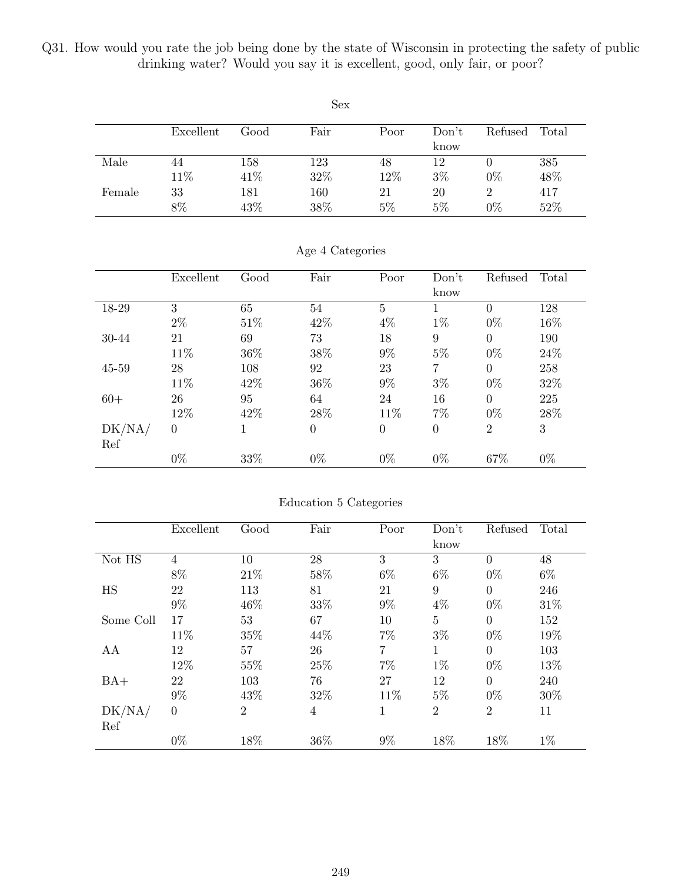Q31. How would you rate the job being done by the state of Wisconsin in protecting the safety of public drinking water? Would you say it is excellent, good, only fair, or poor?

Sex

| | Excellent | Good | Fair | Poor | Don't know | Refused | Total |
|---|---|---|---|---|---|---|---|
| Male | 44 | 158 | 123 | 48 | 12 | 0 | 385 |
| | 11% | 41% | 32% | 12% | 3% | 0% | 48% |
| Female | 33 | 181 | 160 | 21 | 20 | 2 | 417 |
| | 8% | 43% | 38% | 5% | 5% | 0% | 52% |

Age 4 Categories

| | Excellent | Good | Fair | Poor | Don't know | Refused | Total |
|---|---|---|---|---|---|---|---|
| 18-29 | 3 | 65 | 54 | 5 | 1 | 0 | 128 |
| | 2% | 51% | 42% | 4% | 1% | 0% | 16% |
| 30-44 | 21 | 69 | 73 | 18 | 9 | 0 | 190 |
| | 11% | 36% | 38% | 9% | 5% | 0% | 24% |
| 45-59 | 28 | 108 | 92 | 23 | 7 | 0 | 258 |
| | 11% | 42% | 36% | 9% | 3% | 0% | 32% |
| 60+ | 26 | 95 | 64 | 24 | 16 | 0 | 225 |
| | 12% | 42% | 28% | 11% | 7% | 0% | 28% |
| DK/NA/Ref | 0 | 1 | 0 | 0 | 0 | 2 | 3 |
| | 0% | 33% | 0% | 0% | 0% | 67% | 0% |

Education 5 Categories

| | Excellent | Good | Fair | Poor | Don't know | Refused | Total |
|---|---|---|---|---|---|---|---|
| Not HS | 4 | 10 | 28 | 3 | 3 | 0 | 48 |
| | 8% | 21% | 58% | 6% | 6% | 0% | 6% |
| HS | 22 | 113 | 81 | 21 | 9 | 0 | 246 |
| | 9% | 46% | 33% | 9% | 4% | 0% | 31% |
| Some Coll | 17 | 53 | 67 | 10 | 5 | 0 | 152 |
| | 11% | 35% | 44% | 7% | 3% | 0% | 19% |
| AA | 12 | 57 | 26 | 7 | 1 | 0 | 103 |
| | 12% | 55% | 25% | 7% | 1% | 0% | 13% |
| BA+ | 22 | 103 | 76 | 27 | 12 | 0 | 240 |
| | 9% | 43% | 32% | 11% | 5% | 0% | 30% |
| DK/NA/Ref | 0 | 2 | 4 | 1 | 2 | 2 | 11 |
| | 0% | 18% | 36% | 9% | 18% | 18% | 1% |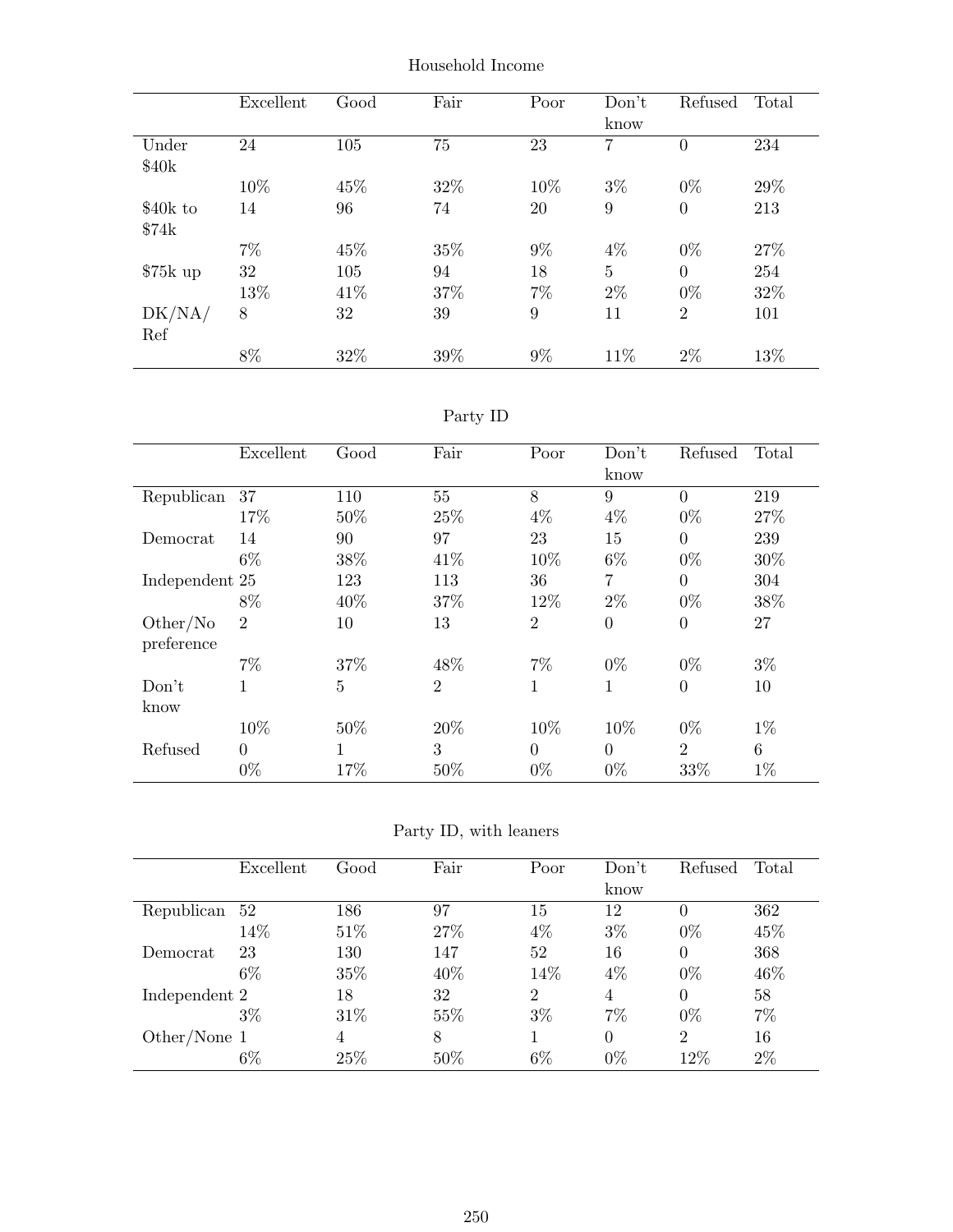Household Income

| | Excellent | Good | Fair | Poor | Don't know | Refused | Total |
|---|---|---|---|---|---|---|---|
| Under $40k | 24 | 105 | 75 | 23 | 7 | 0 | 234 |
| | 10% | 45% | 32% | 10% | 3% | 0% | 29% |
| $40k to $74k | 14 | 96 | 74 | 20 | 9 | 0 | 213 |
| | 7% | 45% | 35% | 9% | 4% | 0% | 27% |
| $75k up | 32 | 105 | 94 | 18 | 5 | 0 | 254 |
| | 13% | 41% | 37% | 7% | 2% | 0% | 32% |
| DK/NA/ Ref | 8 | 32 | 39 | 9 | 11 | 2 | 101 |
| | 8% | 32% | 39% | 9% | 11% | 2% | 13% |

Party ID

| | Excellent | Good | Fair | Poor | Don't know | Refused | Total |
|---|---|---|---|---|---|---|---|
| Republican | 37 | 110 | 55 | 8 | 9 | 0 | 219 |
| | 17% | 50% | 25% | 4% | 4% | 0% | 27% |
| Democrat | 14 | 90 | 97 | 23 | 15 | 0 | 239 |
| | 6% | 38% | 41% | 10% | 6% | 0% | 30% |
| Independent | 25 | 123 | 113 | 36 | 7 | 0 | 304 |
| | 8% | 40% | 37% | 12% | 2% | 0% | 38% |
| Other/No preference | 2 | 10 | 13 | 2 | 0 | 0 | 27 |
| | 7% | 37% | 48% | 7% | 0% | 0% | 3% |
| Don't know | 1 | 5 | 2 | 1 | 1 | 0 | 10 |
| | 10% | 50% | 20% | 10% | 10% | 0% | 1% |
| Refused | 0 | 1 | 3 | 0 | 0 | 2 | 6 |
| | 0% | 17% | 50% | 0% | 0% | 33% | 1% |

Party ID, with leaners

| | Excellent | Good | Fair | Poor | Don't know | Refused | Total |
|---|---|---|---|---|---|---|---|
| Republican | 52 | 186 | 97 | 15 | 12 | 0 | 362 |
| | 14% | 51% | 27% | 4% | 3% | 0% | 45% |
| Democrat | 23 | 130 | 147 | 52 | 16 | 0 | 368 |
| | 6% | 35% | 40% | 14% | 4% | 0% | 46% |
| Independent | 2 | 18 | 32 | 2 | 4 | 0 | 58 |
| | 3% | 31% | 55% | 3% | 7% | 0% | 7% |
| Other/None | 1 | 4 | 8 | 1 | 0 | 2 | 16 |
| | 6% | 25% | 50% | 6% | 0% | 12% | 2% |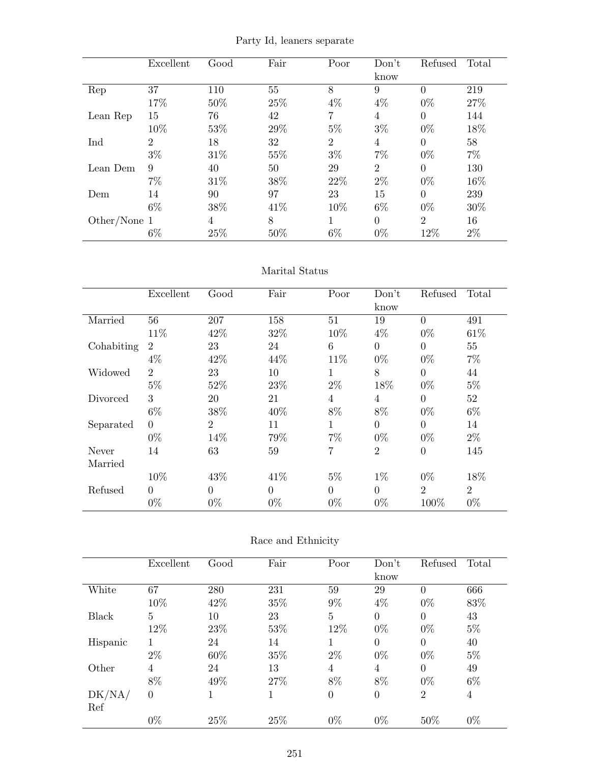### Party Id, leaners separate

| | Excellent | Good | Fair | Poor | Don't know | Refused | Total |
|---|---|---|---|---|---|---|---|
| Rep | 37 | 110 | 55 | 8 | 9 | 0 | 219 |
| | 17% | 50% | 25% | 4% | 4% | 0% | 27% |
| Lean Rep | 15 | 76 | 42 | 7 | 4 | 0 | 144 |
| | 10% | 53% | 29% | 5% | 3% | 0% | 18% |
| Ind | 2 | 18 | 32 | 2 | 4 | 0 | 58 |
| | 3% | 31% | 55% | 3% | 7% | 0% | 7% |
| Lean Dem | 9 | 40 | 50 | 29 | 2 | 0 | 130 |
| | 7% | 31% | 38% | 22% | 2% | 0% | 16% |
| Dem | 14 | 90 | 97 | 23 | 15 | 0 | 239 |
| | 6% | 38% | 41% | 10% | 6% | 0% | 30% |
| Other/None | 1 | 4 | 8 | 1 | 0 | 2 | 16 |
| | 6% | 25% | 50% | 6% | 0% | 12% | 2% |

### Marital Status

| | Excellent | Good | Fair | Poor | Don't know | Refused | Total |
|---|---|---|---|---|---|---|---|
| Married | 56 | 207 | 158 | 51 | 19 | 0 | 491 |
| | 11% | 42% | 32% | 10% | 4% | 0% | 61% |
| Cohabiting | 2 | 23 | 24 | 6 | 0 | 0 | 55 |
| | 4% | 42% | 44% | 11% | 0% | 0% | 7% |
| Widowed | 2 | 23 | 10 | 1 | 8 | 0 | 44 |
| | 5% | 52% | 23% | 2% | 18% | 0% | 5% |
| Divorced | 3 | 20 | 21 | 4 | 4 | 0 | 52 |
| | 6% | 38% | 40% | 8% | 8% | 0% | 6% |
| Separated | 0 | 2 | 11 | 1 | 0 | 0 | 14 |
| | 0% | 14% | 79% | 7% | 0% | 0% | 2% |
| Never Married | 14 | 63 | 59 | 7 | 2 | 0 | 145 |
| | 10% | 43% | 41% | 5% | 1% | 0% | 18% |
| Refused | 0 | 0 | 0 | 0 | 0 | 2 | 2 |
| | 0% | 0% | 0% | 0% | 0% | 100% | 0% |

### Race and Ethnicity

| | Excellent | Good | Fair | Poor | Don't know | Refused | Total |
|---|---|---|---|---|---|---|---|
| White | 67 | 280 | 231 | 59 | 29 | 0 | 666 |
| | 10% | 42% | 35% | 9% | 4% | 0% | 83% |
| Black | 5 | 10 | 23 | 5 | 0 | 0 | 43 |
| | 12% | 23% | 53% | 12% | 0% | 0% | 5% |
| Hispanic | 1 | 24 | 14 | 1 | 0 | 0 | 40 |
| | 2% | 60% | 35% | 2% | 0% | 0% | 5% |
| Other | 4 | 24 | 13 | 4 | 4 | 0 | 49 |
| | 8% | 49% | 27% | 8% | 8% | 0% | 6% |
| DK/NA/Ref | 0 | 1 | 1 | 0 | 0 | 2 | 4 |
| | 0% | 25% | 25% | 0% | 0% | 50% | 0% |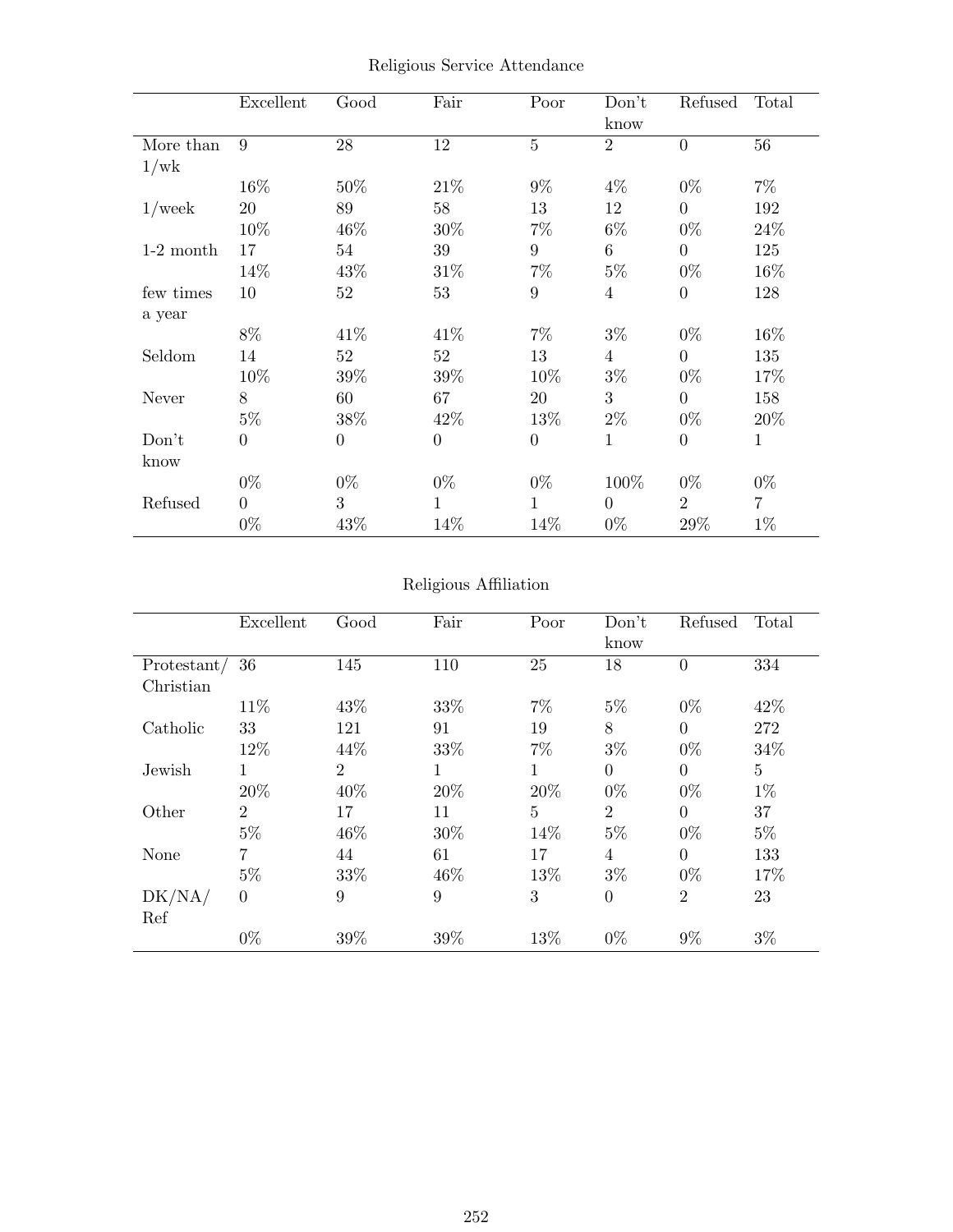Religious Service Attendance

| | Excellent | Good | Fair | Poor | Don't know | Refused | Total |
|---|---|---|---|---|---|---|---|
| More than 1/wk | 9 | 28 | 12 | 5 | 2 | 0 | 56 |
| | 16% | 50% | 21% | 9% | 4% | 0% | 7% |
| 1/week | 20 | 89 | 58 | 13 | 12 | 0 | 192 |
| | 10% | 46% | 30% | 7% | 6% | 0% | 24% |
| 1-2 month | 17 | 54 | 39 | 9 | 6 | 0 | 125 |
| | 14% | 43% | 31% | 7% | 5% | 0% | 16% |
| few times a year | 10 | 52 | 53 | 9 | 4 | 0 | 128 |
| | 8% | 41% | 41% | 7% | 3% | 0% | 16% |
| Seldom | 14 | 52 | 52 | 13 | 4 | 0 | 135 |
| | 10% | 39% | 39% | 10% | 3% | 0% | 17% |
| Never | 8 | 60 | 67 | 20 | 3 | 0 | 158 |
| | 5% | 38% | 42% | 13% | 2% | 0% | 20% |
| Don't know | 0 | 0 | 0 | 0 | 1 | 0 | 1 |
| | 0% | 0% | 0% | 0% | 100% | 0% | 0% |
| Refused | 0 | 3 | 1 | 1 | 0 | 2 | 7 |
| | 0% | 43% | 14% | 14% | 0% | 29% | 1% |

Religious Affiliation

| | Excellent | Good | Fair | Poor | Don't know | Refused | Total |
|---|---|---|---|---|---|---|---|
| Protestant/ Christian | 36 | 145 | 110 | 25 | 18 | 0 | 334 |
| | 11% | 43% | 33% | 7% | 5% | 0% | 42% |
| Catholic | 33 | 121 | 91 | 19 | 8 | 0 | 272 |
| | 12% | 44% | 33% | 7% | 3% | 0% | 34% |
| Jewish | 1 | 2 | 1 | 1 | 0 | 0 | 5 |
| | 20% | 40% | 20% | 20% | 0% | 0% | 1% |
| Other | 2 | 17 | 11 | 5 | 2 | 0 | 37 |
| | 5% | 46% | 30% | 14% | 5% | 0% | 5% |
| None | 7 | 44 | 61 | 17 | 4 | 0 | 133 |
| | 5% | 33% | 46% | 13% | 3% | 0% | 17% |
| DK/NA/ Ref | 0 | 9 | 9 | 3 | 0 | 2 | 23 |
| | 0% | 39% | 39% | 13% | 0% | 9% | 3% |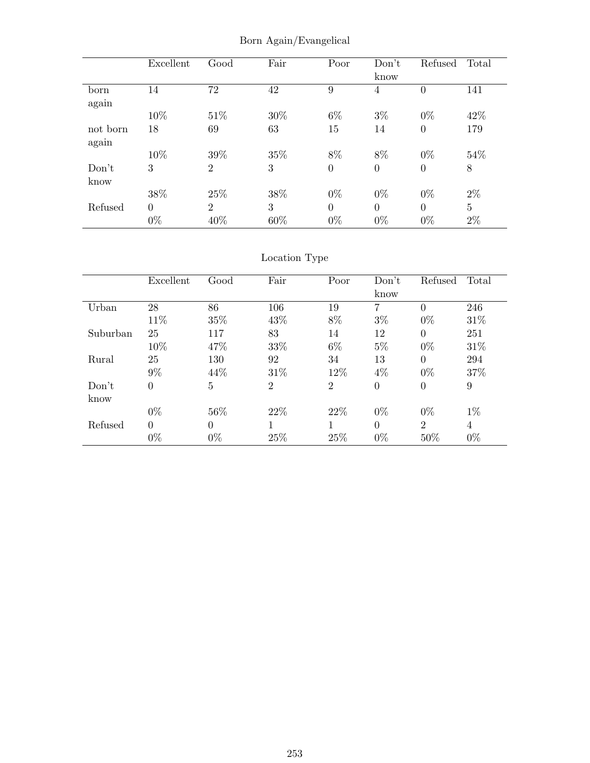Born Again/Evangelical

| | Excellent | Good | Fair | Poor | Don't know | Refused | Total |
|---|---|---|---|---|---|---|---|
| born again | 14 | 72 | 42 | 9 | 4 | 0 | 141 |
| | 10% | 51% | 30% | 6% | 3% | 0% | 42% |
| not born again | 18 | 69 | 63 | 15 | 14 | 0 | 179 |
| | 10% | 39% | 35% | 8% | 8% | 0% | 54% |
| Don't know | 3 | 2 | 3 | 0 | 0 | 0 | 8 |
| | 38% | 25% | 38% | 0% | 0% | 0% | 2% |
| Refused | 0 | 2 | 3 | 0 | 0 | 0 | 5 |
| | 0% | 40% | 60% | 0% | 0% | 0% | 2% |

Location Type

| | Excellent | Good | Fair | Poor | Don't know | Refused | Total |
|---|---|---|---|---|---|---|---|
| Urban | 28 | 86 | 106 | 19 | 7 | 0 | 246 |
| | 11% | 35% | 43% | 8% | 3% | 0% | 31% |
| Suburban | 25 | 117 | 83 | 14 | 12 | 0 | 251 |
| | 10% | 47% | 33% | 6% | 5% | 0% | 31% |
| Rural | 25 | 130 | 92 | 34 | 13 | 0 | 294 |
| | 9% | 44% | 31% | 12% | 4% | 0% | 37% |
| Don't know | 0 | 5 | 2 | 2 | 0 | 0 | 9 |
| | 0% | 56% | 22% | 22% | 0% | 0% | 1% |
| Refused | 0 | 0 | 1 | 1 | 0 | 2 | 4 |
| | 0% | 0% | 25% | 25% | 0% | 50% | 0% |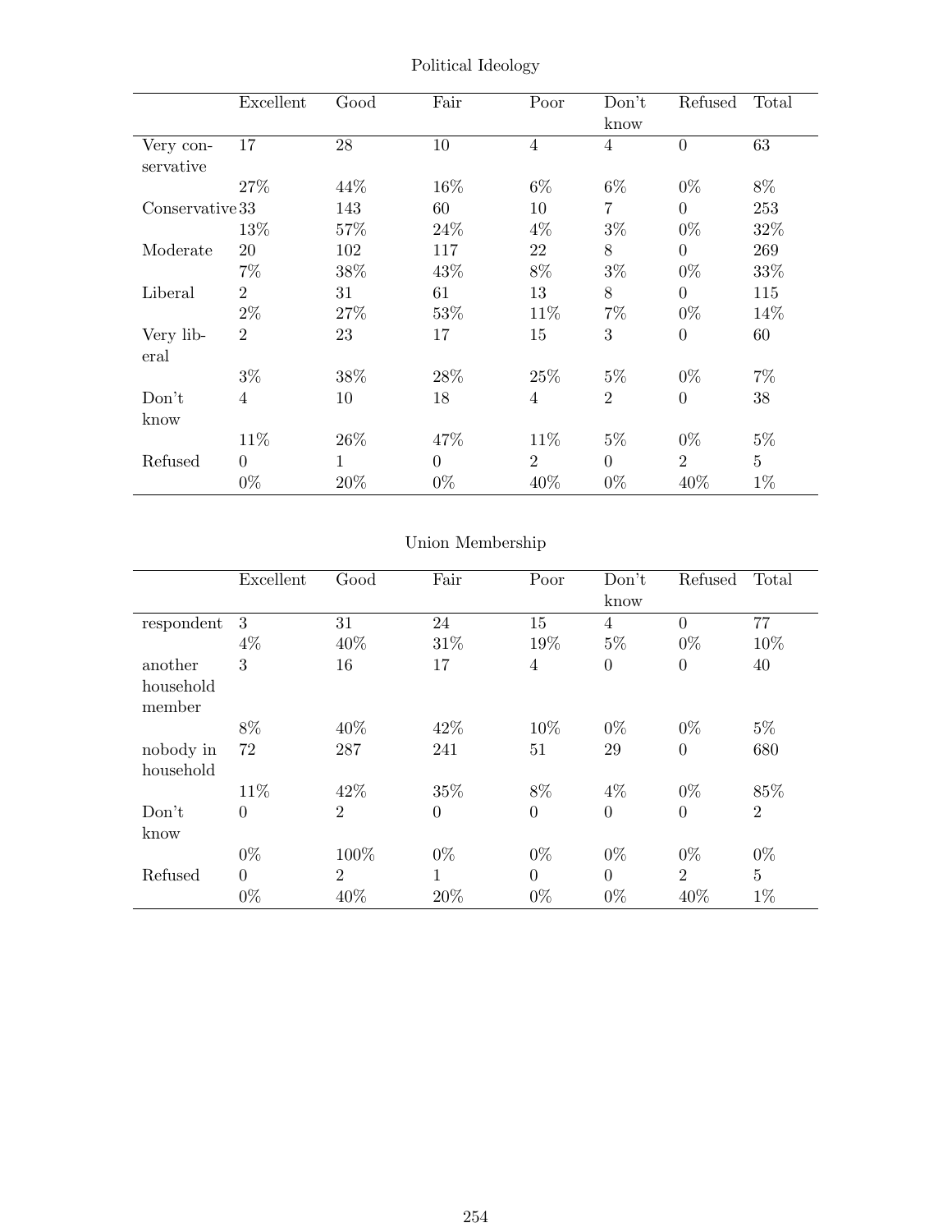Political Ideology

| | Excellent | Good | Fair | Poor | Don't know | Refused | Total |
|---|---|---|---|---|---|---|---|
| Very conservative | 17 | 28 | 10 | 4 | 4 | 0 | 63 |
| | 27% | 44% | 16% | 6% | 6% | 0% | 8% |
| Conservative | 33 | 143 | 60 | 10 | 7 | 0 | 253 |
| | 13% | 57% | 24% | 4% | 3% | 0% | 32% |
| Moderate | 20 | 102 | 117 | 22 | 8 | 0 | 269 |
| | 7% | 38% | 43% | 8% | 3% | 0% | 33% |
| Liberal | 2 | 31 | 61 | 13 | 8 | 0 | 115 |
| | 2% | 27% | 53% | 11% | 7% | 0% | 14% |
| Very liberal | 2 | 23 | 17 | 15 | 3 | 0 | 60 |
| | 3% | 38% | 28% | 25% | 5% | 0% | 7% |
| Don't know | 4 | 10 | 18 | 4 | 2 | 0 | 38 |
| | 11% | 26% | 47% | 11% | 5% | 0% | 5% |
| Refused | 0 | 1 | 0 | 2 | 0 | 2 | 5 |
| | 0% | 20% | 0% | 40% | 0% | 40% | 1% |

Union Membership

| | Excellent | Good | Fair | Poor | Don't know | Refused | Total |
|---|---|---|---|---|---|---|---|
| respondent | 3 | 31 | 24 | 15 | 4 | 0 | 77 |
| | 4% | 40% | 31% | 19% | 5% | 0% | 10% |
| another household member | 3 | 16 | 17 | 4 | 0 | 0 | 40 |
| | 8% | 40% | 42% | 10% | 0% | 0% | 5% |
| nobody in household | 72 | 287 | 241 | 51 | 29 | 0 | 680 |
| | 11% | 42% | 35% | 8% | 4% | 0% | 85% |
| Don't know | 0 | 2 | 0 | 0 | 0 | 0 | 2 |
| | 0% | 100% | 0% | 0% | 0% | 0% | 0% |
| Refused | 0 | 2 | 1 | 0 | 0 | 2 | 5 |
| | 0% | 40% | 20% | 0% | 0% | 40% | 1% |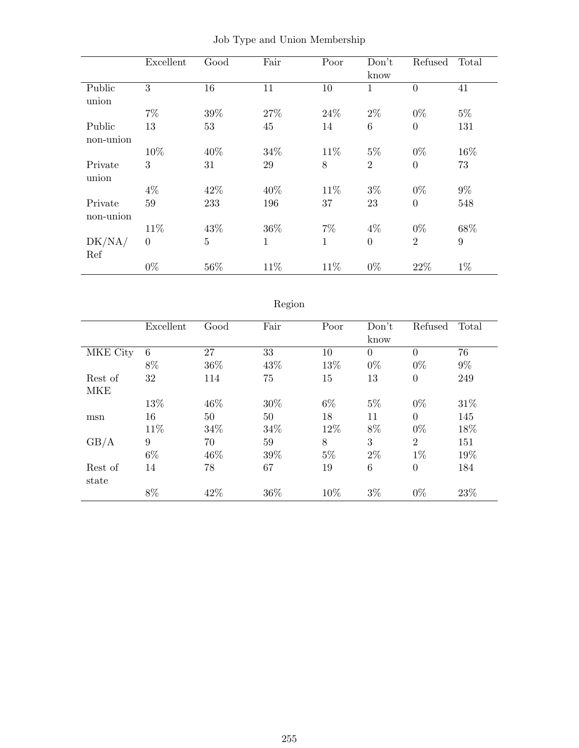Job Type and Union Membership

| | Excellent | Good | Fair | Poor | Don't know | Refused | Total |
|---|---|---|---|---|---|---|---|
| Public union | 3 | 16 | 11 | 10 | 1 | 0 | 41 |
| | 7% | 39% | 27% | 24% | 2% | 0% | 5% |
| Public non-union | 13 | 53 | 45 | 14 | 6 | 0 | 131 |
| | 10% | 40% | 34% | 11% | 5% | 0% | 16% |
| Private union | 3 | 31 | 29 | 8 | 2 | 0 | 73 |
| | 4% | 42% | 40% | 11% | 3% | 0% | 9% |
| Private non-union | 59 | 233 | 196 | 37 | 23 | 0 | 548 |
| | 11% | 43% | 36% | 7% | 4% | 0% | 68% |
| DK/NA/ Ref | 0 | 5 | 1 | 1 | 0 | 2 | 9 |
| | 0% | 56% | 11% | 11% | 0% | 22% | 1% |

Region

| | Excellent | Good | Fair | Poor | Don't know | Refused | Total |
|---|---|---|---|---|---|---|---|
| MKE City | 6 | 27 | 33 | 10 | 0 | 0 | 76 |
| | 8% | 36% | 43% | 13% | 0% | 0% | 9% |
| Rest of MKE | 32 | 114 | 75 | 15 | 13 | 0 | 249 |
| | 13% | 46% | 30% | 6% | 5% | 0% | 31% |
| msn | 16 | 50 | 50 | 18 | 11 | 0 | 145 |
| | 11% | 34% | 34% | 12% | 8% | 0% | 18% |
| GB/A | 9 | 70 | 59 | 8 | 3 | 2 | 151 |
| | 6% | 46% | 39% | 5% | 2% | 1% | 19% |
| Rest of state | 14 | 78 | 67 | 19 | 6 | 0 | 184 |
| | 8% | 42% | 36% | 10% | 3% | 0% | 23% |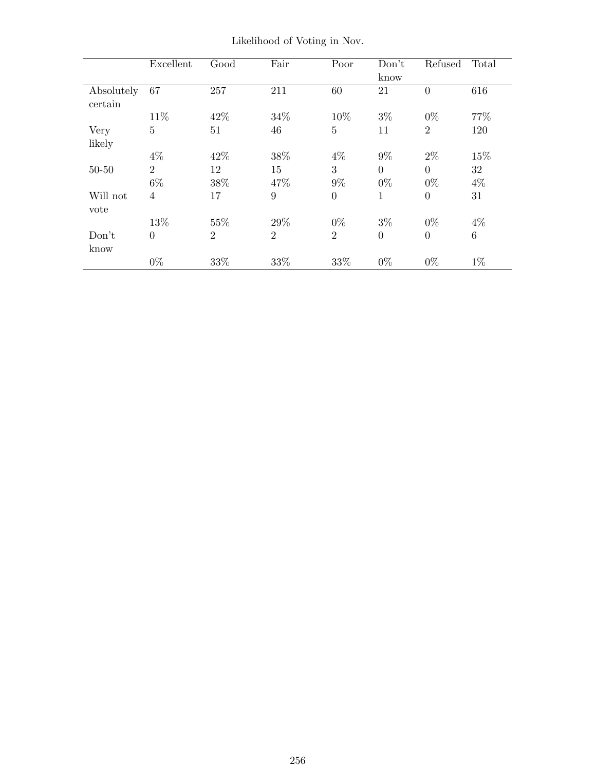Likelihood of Voting in Nov.

| | Excellent | Good | Fair | Poor | Don't know | Refused | Total |
|---|---|---|---|---|---|---|---|
| Absolutely certain | 67 | 257 | 211 | 60 | 21 | 0 | 616 |
| | 11% | 42% | 34% | 10% | 3% | 0% | 77% |
| Very likely | 5 | 51 | 46 | 5 | 11 | 2 | 120 |
| | 4% | 42% | 38% | 4% | 9% | 2% | 15% |
| 50-50 | 2 | 12 | 15 | 3 | 0 | 0 | 32 |
| | 6% | 38% | 47% | 9% | 0% | 0% | 4% |
| Will not vote | 4 | 17 | 9 | 0 | 1 | 0 | 31 |
| | 13% | 55% | 29% | 0% | 3% | 0% | 4% |
| Don't know | 0 | 2 | 2 | 2 | 0 | 0 | 6 |
| | 0% | 33% | 33% | 33% | 0% | 0% | 1% |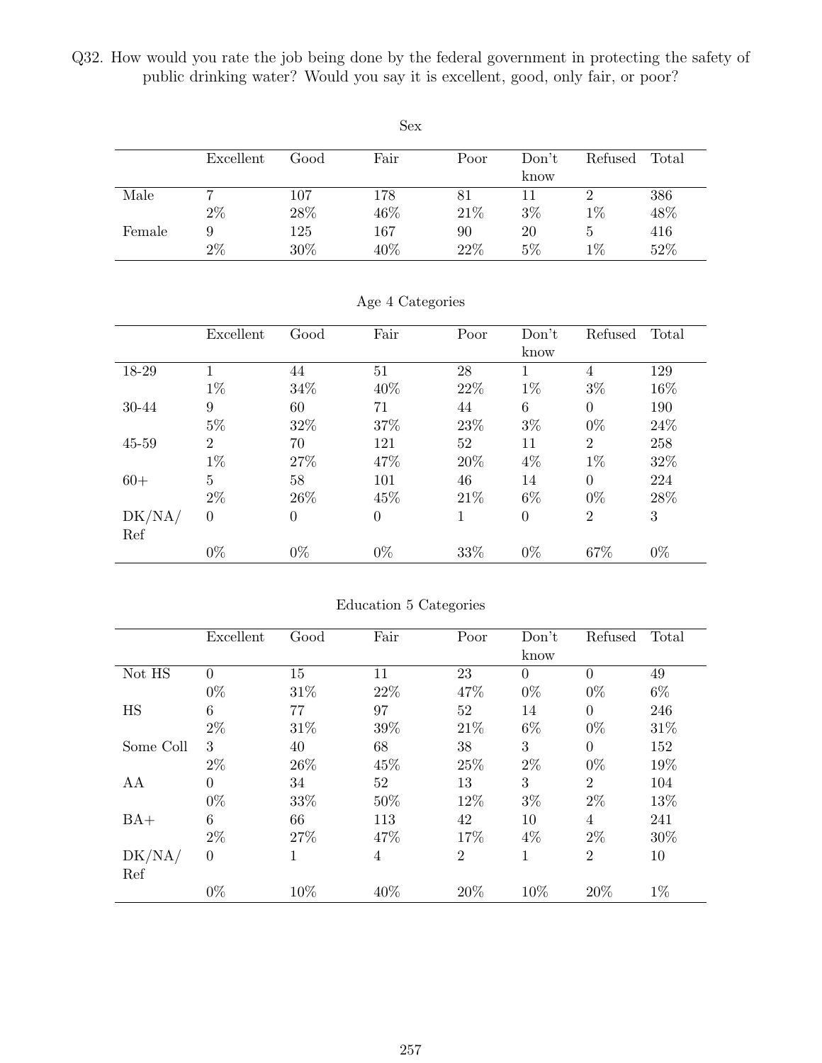Q32. How would you rate the job being done by the federal government in protecting the safety of public drinking water? Would you say it is excellent, good, only fair, or poor?

Sex

| | Excellent | Good | Fair | Poor | Don't know | Refused | Total |
|---|---|---|---|---|---|---|---|
| Male | 7 | 107 | 178 | 81 | 11 | 2 | 386 |
| | 2% | 28% | 46% | 21% | 3% | 1% | 48% |
| Female | 9 | 125 | 167 | 90 | 20 | 5 | 416 |
| | 2% | 30% | 40% | 22% | 5% | 1% | 52% |

Age 4 Categories

| | Excellent | Good | Fair | Poor | Don't know | Refused | Total |
|---|---|---|---|---|---|---|---|
| 18-29 | 1 | 44 | 51 | 28 | 1 | 4 | 129 |
| | 1% | 34% | 40% | 22% | 1% | 3% | 16% |
| 30-44 | 9 | 60 | 71 | 44 | 6 | 0 | 190 |
| | 5% | 32% | 37% | 23% | 3% | 0% | 24% |
| 45-59 | 2 | 70 | 121 | 52 | 11 | 2 | 258 |
| | 1% | 27% | 47% | 20% | 4% | 1% | 32% |
| 60+ | 5 | 58 | 101 | 46 | 14 | 0 | 224 |
| | 2% | 26% | 45% | 21% | 6% | 0% | 28% |
| DK/NA/Ref | 0 | 0 | 0 | 1 | 0 | 2 | 3 |
| | 0% | 0% | 0% | 33% | 0% | 67% | 0% |

Education 5 Categories

| | Excellent | Good | Fair | Poor | Don't know | Refused | Total |
|---|---|---|---|---|---|---|---|
| Not HS | 0 | 15 | 11 | 23 | 0 | 0 | 49 |
| | 0% | 31% | 22% | 47% | 0% | 0% | 6% |
| HS | 6 | 77 | 97 | 52 | 14 | 0 | 246 |
| | 2% | 31% | 39% | 21% | 6% | 0% | 31% |
| Some Coll | 3 | 40 | 68 | 38 | 3 | 0 | 152 |
| | 2% | 26% | 45% | 25% | 2% | 0% | 19% |
| AA | 0 | 34 | 52 | 13 | 3 | 2 | 104 |
| | 0% | 33% | 50% | 12% | 3% | 2% | 13% |
| BA+ | 6 | 66 | 113 | 42 | 10 | 4 | 241 |
| | 2% | 27% | 47% | 17% | 4% | 2% | 30% |
| DK/NA/Ref | 0 | 1 | 4 | 2 | 1 | 2 | 10 |
| | 0% | 10% | 40% | 20% | 10% | 20% | 1% |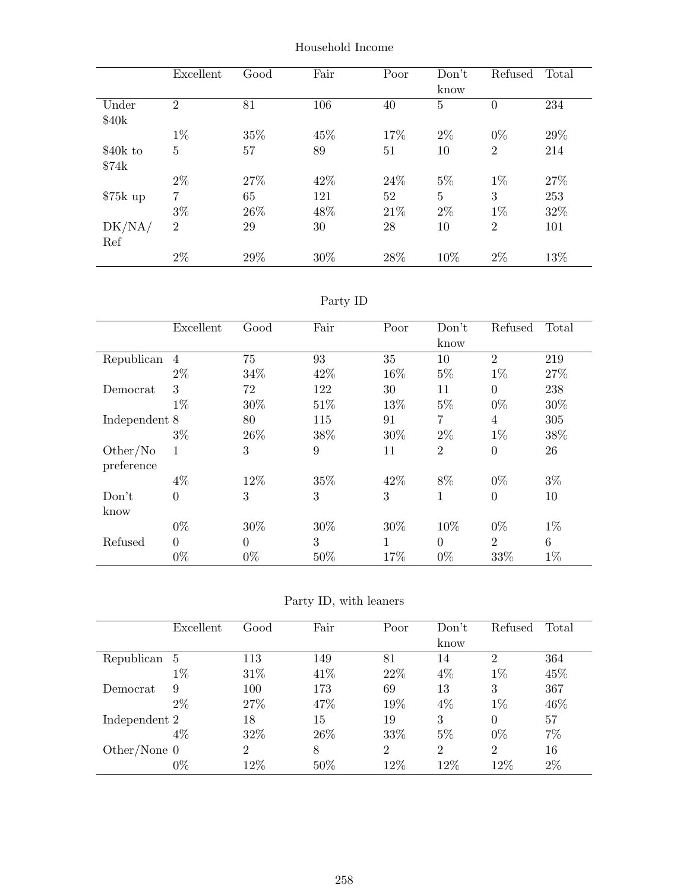Household Income

| | Excellent | Good | Fair | Poor | Don't know | Refused | Total |
|---|---|---|---|---|---|---|---|
| Under $40k | 2 | 81 | 106 | 40 | 5 | 0 | 234 |
| | 1% | 35% | 45% | 17% | 2% | 0% | 29% |
| $40k to $74k | 5 | 57 | 89 | 51 | 10 | 2 | 214 |
| | 2% | 27% | 42% | 24% | 5% | 1% | 27% |
| $75k up | 7 | 65 | 121 | 52 | 5 | 3 | 253 |
| | 3% | 26% | 48% | 21% | 2% | 1% | 32% |
| DK/NA/ Ref | 2 | 29 | 30 | 28 | 10 | 2 | 101 |
| | 2% | 29% | 30% | 28% | 10% | 2% | 13% |

Party ID

| | Excellent | Good | Fair | Poor | Don't know | Refused | Total |
|---|---|---|---|---|---|---|---|
| Republican | 4 | 75 | 93 | 35 | 10 | 2 | 219 |
| | 2% | 34% | 42% | 16% | 5% | 1% | 27% |
| Democrat | 3 | 72 | 122 | 30 | 11 | 0 | 238 |
| | 1% | 30% | 51% | 13% | 5% | 0% | 30% |
| Independent | 8 | 80 | 115 | 91 | 7 | 4 | 305 |
| | 3% | 26% | 38% | 30% | 2% | 1% | 38% |
| Other/No preference | 1 | 3 | 9 | 11 | 2 | 0 | 26 |
| | 4% | 12% | 35% | 42% | 8% | 0% | 3% |
| Don't know | 0 | 3 | 3 | 3 | 1 | 0 | 10 |
| | 0% | 30% | 30% | 30% | 10% | 0% | 1% |
| Refused | 0 | 0 | 3 | 1 | 0 | 2 | 6 |
| | 0% | 0% | 50% | 17% | 0% | 33% | 1% |

Party ID, with leaners

| | Excellent | Good | Fair | Poor | Don't know | Refused | Total |
|---|---|---|---|---|---|---|---|
| Republican | 5 | 113 | 149 | 81 | 14 | 2 | 364 |
| | 1% | 31% | 41% | 22% | 4% | 1% | 45% |
| Democrat | 9 | 100 | 173 | 69 | 13 | 3 | 367 |
| | 2% | 27% | 47% | 19% | 4% | 1% | 46% |
| Independent | 2 | 18 | 15 | 19 | 3 | 0 | 57 |
| | 4% | 32% | 26% | 33% | 5% | 0% | 7% |
| Other/None | 0 | 2 | 8 | 2 | 2 | 2 | 16 |
| | 0% | 12% | 50% | 12% | 12% | 12% | 2% |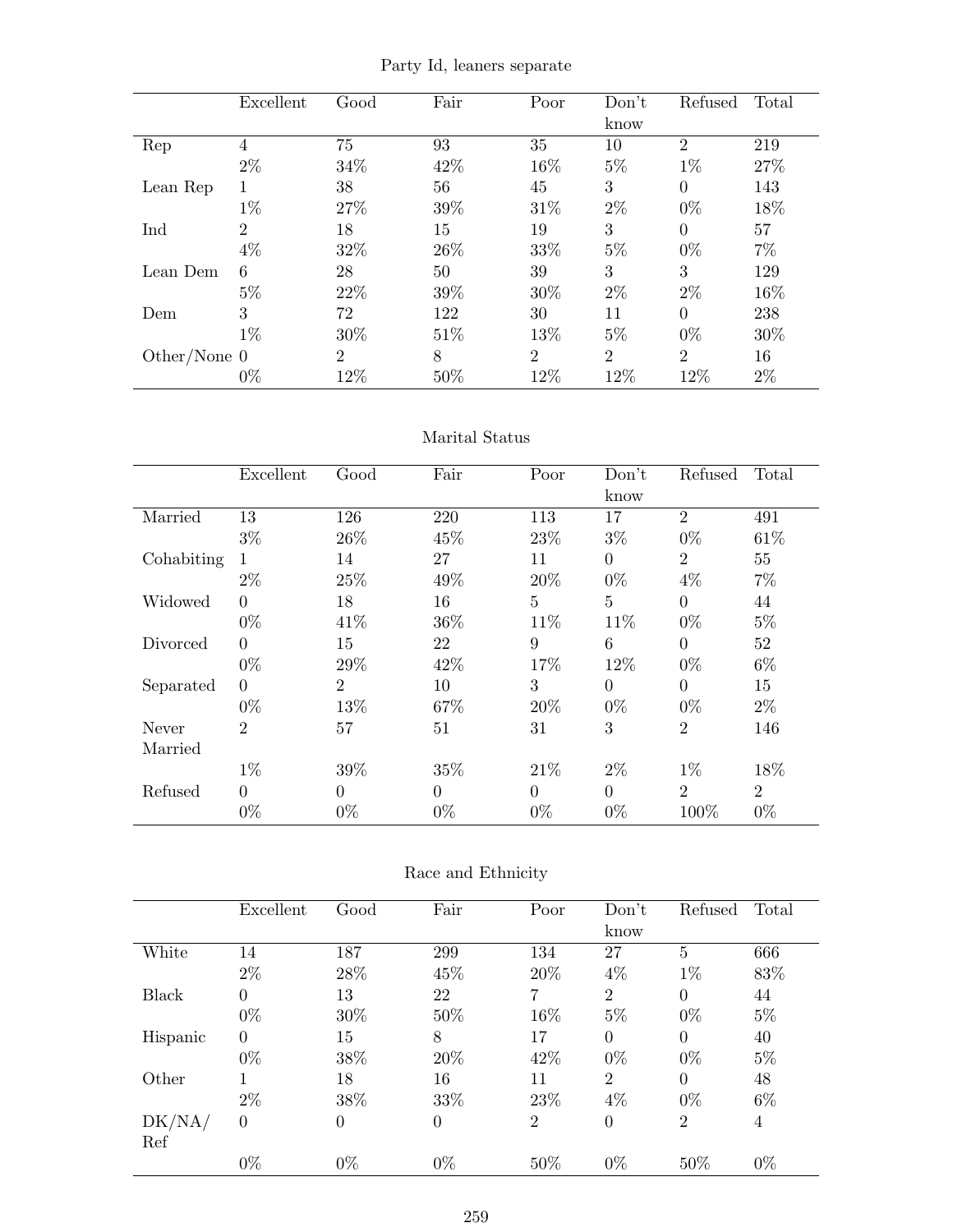Party Id, leaners separate

| | Excellent | Good | Fair | Poor | Don't know | Refused | Total |
|---|---|---|---|---|---|---|---|
| Rep | 4 | 75 | 93 | 35 | 10 | 2 | 219 |
| | 2% | 34% | 42% | 16% | 5% | 1% | 27% |
| Lean Rep | 1 | 38 | 56 | 45 | 3 | 0 | 143 |
| | 1% | 27% | 39% | 31% | 2% | 0% | 18% |
| Ind | 2 | 18 | 15 | 19 | 3 | 0 | 57 |
| | 4% | 32% | 26% | 33% | 5% | 0% | 7% |
| Lean Dem | 6 | 28 | 50 | 39 | 3 | 3 | 129 |
| | 5% | 22% | 39% | 30% | 2% | 2% | 16% |
| Dem | 3 | 72 | 122 | 30 | 11 | 0 | 238 |
| | 1% | 30% | 51% | 13% | 5% | 0% | 30% |
| Other/None | 0 | 2 | 8 | 2 | 2 | 2 | 16 |
| | 0% | 12% | 50% | 12% | 12% | 12% | 2% |

Marital Status

| | Excellent | Good | Fair | Poor | Don't know | Refused | Total |
|---|---|---|---|---|---|---|---|
| Married | 13 | 126 | 220 | 113 | 17 | 2 | 491 |
| | 3% | 26% | 45% | 23% | 3% | 0% | 61% |
| Cohabiting | 1 | 14 | 27 | 11 | 0 | 2 | 55 |
| | 2% | 25% | 49% | 20% | 0% | 4% | 7% |
| Widowed | 0 | 18 | 16 | 5 | 5 | 0 | 44 |
| | 0% | 41% | 36% | 11% | 11% | 0% | 5% |
| Divorced | 0 | 15 | 22 | 9 | 6 | 0 | 52 |
| | 0% | 29% | 42% | 17% | 12% | 0% | 6% |
| Separated | 0 | 2 | 10 | 3 | 0 | 0 | 15 |
| | 0% | 13% | 67% | 20% | 0% | 0% | 2% |
| Never Married | 2 | 57 | 51 | 31 | 3 | 2 | 146 |
| | 1% | 39% | 35% | 21% | 2% | 1% | 18% |
| Refused | 0 | 0 | 0 | 0 | 0 | 2 | 2 |
| | 0% | 0% | 0% | 0% | 0% | 100% | 0% |

Race and Ethnicity

| | Excellent | Good | Fair | Poor | Don't know | Refused | Total |
|---|---|---|---|---|---|---|---|
| White | 14 | 187 | 299 | 134 | 27 | 5 | 666 |
| | 2% | 28% | 45% | 20% | 4% | 1% | 83% |
| Black | 0 | 13 | 22 | 7 | 2 | 0 | 44 |
| | 0% | 30% | 50% | 16% | 5% | 0% | 5% |
| Hispanic | 0 | 15 | 8 | 17 | 0 | 0 | 40 |
| | 0% | 38% | 20% | 42% | 0% | 0% | 5% |
| Other | 1 | 18 | 16 | 11 | 2 | 0 | 48 |
| | 2% | 38% | 33% | 23% | 4% | 0% | 6% |
| DK/NA/Ref | 0 | 0 | 0 | 2 | 0 | 2 | 4 |
| | 0% | 0% | 0% | 50% | 0% | 50% | 0% |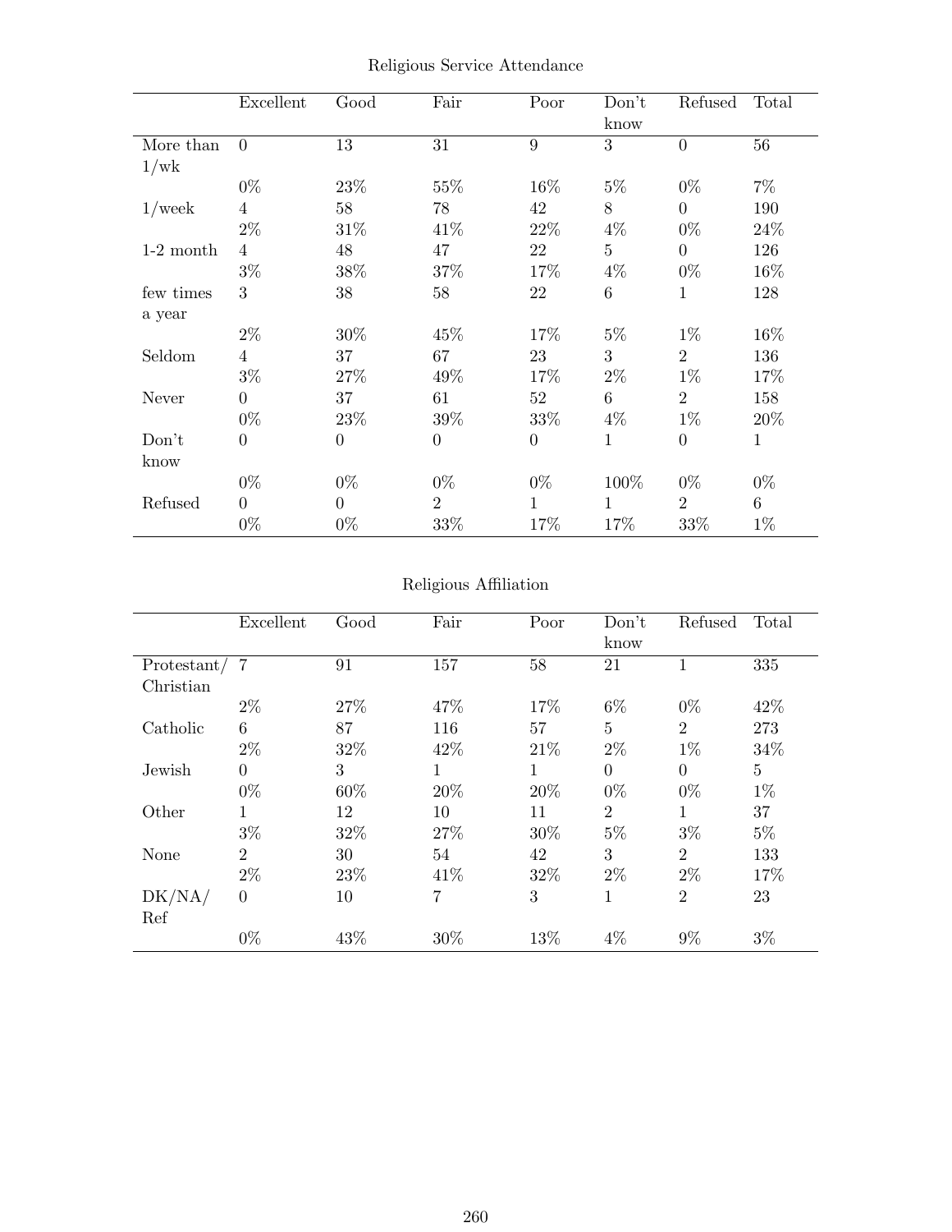Religious Service Attendance

| | Excellent | Good | Fair | Poor | Don't know | Refused | Total |
|---|---|---|---|---|---|---|---|
| More than 1/wk | 0 | 13 | 31 | 9 | 3 | 0 | 56 |
| | 0% | 23% | 55% | 16% | 5% | 0% | 7% |
| 1/week | 4 | 58 | 78 | 42 | 8 | 0 | 190 |
| | 2% | 31% | 41% | 22% | 4% | 0% | 24% |
| 1-2 month | 4 | 48 | 47 | 22 | 5 | 0 | 126 |
| | 3% | 38% | 37% | 17% | 4% | 0% | 16% |
| few times a year | 3 | 38 | 58 | 22 | 6 | 1 | 128 |
| | 2% | 30% | 45% | 17% | 5% | 1% | 16% |
| Seldom | 4 | 37 | 67 | 23 | 3 | 2 | 136 |
| | 3% | 27% | 49% | 17% | 2% | 1% | 17% |
| Never | 0 | 37 | 61 | 52 | 6 | 2 | 158 |
| | 0% | 23% | 39% | 33% | 4% | 1% | 20% |
| Don't know | 0 | 0 | 0 | 0 | 1 | 0 | 1 |
| | 0% | 0% | 0% | 0% | 100% | 0% | 0% |
| Refused | 0 | 0 | 2 | 1 | 1 | 2 | 6 |
| | 0% | 0% | 33% | 17% | 17% | 33% | 1% |

Religious Affiliation

| | Excellent | Good | Fair | Poor | Don't know | Refused | Total |
|---|---|---|---|---|---|---|---|
| Protestant/ Christian | 7 | 91 | 157 | 58 | 21 | 1 | 335 |
| | 2% | 27% | 47% | 17% | 6% | 0% | 42% |
| Catholic | 6 | 87 | 116 | 57 | 5 | 2 | 273 |
| | 2% | 32% | 42% | 21% | 2% | 1% | 34% |
| Jewish | 0 | 3 | 1 | 1 | 0 | 0 | 5 |
| | 0% | 60% | 20% | 20% | 0% | 0% | 1% |
| Other | 1 | 12 | 10 | 11 | 2 | 1 | 37 |
| | 3% | 32% | 27% | 30% | 5% | 3% | 5% |
| None | 2 | 30 | 54 | 42 | 3 | 2 | 133 |
| | 2% | 23% | 41% | 32% | 2% | 2% | 17% |
| DK/NA/ Ref | 0 | 10 | 7 | 3 | 1 | 2 | 23 |
| | 0% | 43% | 30% | 13% | 4% | 9% | 3% |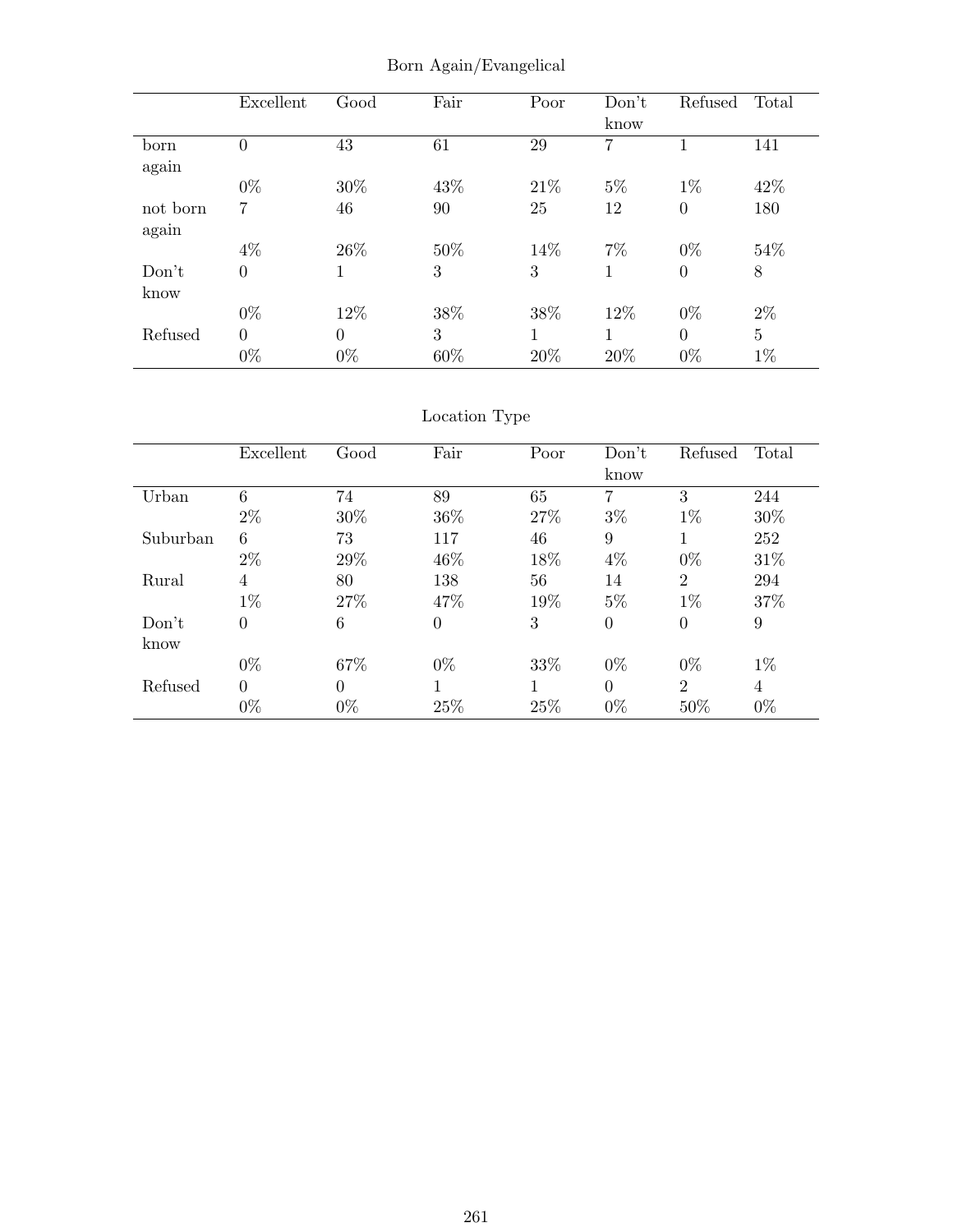Born Again/Evangelical

| | Excellent | Good | Fair | Poor | Don't know | Refused | Total |
|---|---|---|---|---|---|---|---|
| born again | 0 | 43 | 61 | 29 | 7 | 1 | 141 |
| | 0% | 30% | 43% | 21% | 5% | 1% | 42% |
| not born again | 7 | 46 | 90 | 25 | 12 | 0 | 180 |
| | 4% | 26% | 50% | 14% | 7% | 0% | 54% |
| Don't know | 0 | 1 | 3 | 3 | 1 | 0 | 8 |
| | 0% | 12% | 38% | 38% | 12% | 0% | 2% |
| Refused | 0 | 0 | 3 | 1 | 1 | 0 | 5 |
| | 0% | 0% | 60% | 20% | 20% | 0% | 1% |

Location Type

| | Excellent | Good | Fair | Poor | Don't know | Refused | Total |
|---|---|---|---|---|---|---|---|
| Urban | 6 | 74 | 89 | 65 | 7 | 3 | 244 |
| | 2% | 30% | 36% | 27% | 3% | 1% | 30% |
| Suburban | 6 | 73 | 117 | 46 | 9 | 1 | 252 |
| | 2% | 29% | 46% | 18% | 4% | 0% | 31% |
| Rural | 4 | 80 | 138 | 56 | 14 | 2 | 294 |
| | 1% | 27% | 47% | 19% | 5% | 1% | 37% |
| Don't know | 0 | 6 | 0 | 3 | 0 | 0 | 9 |
| | 0% | 67% | 0% | 33% | 0% | 0% | 1% |
| Refused | 0 | 0 | 1 | 1 | 0 | 2 | 4 |
| | 0% | 0% | 25% | 25% | 0% | 50% | 0% |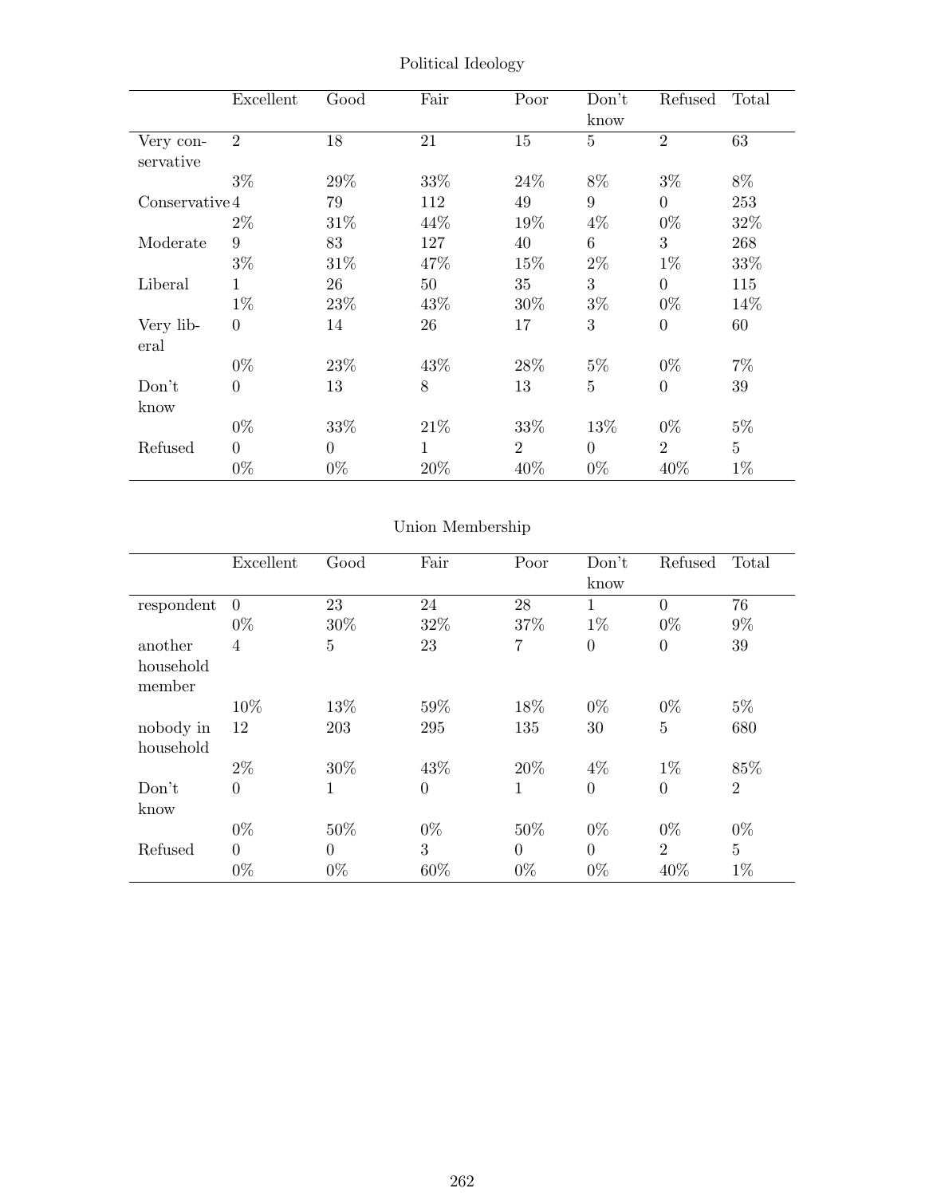Political Ideology

| | Excellent | Good | Fair | Poor | Don't know | Refused | Total |
|---|---|---|---|---|---|---|---|
| Very conservative | 2 | 18 | 21 | 15 | 5 | 2 | 63 |
| | 3% | 29% | 33% | 24% | 8% | 3% | 8% |
| Conservative | 4 | 79 | 112 | 49 | 9 | 0 | 253 |
| | 2% | 31% | 44% | 19% | 4% | 0% | 32% |
| Moderate | 9 | 83 | 127 | 40 | 6 | 3 | 268 |
| | 3% | 31% | 47% | 15% | 2% | 1% | 33% |
| Liberal | 1 | 26 | 50 | 35 | 3 | 0 | 115 |
| | 1% | 23% | 43% | 30% | 3% | 0% | 14% |
| Very liberal | 0 | 14 | 26 | 17 | 3 | 0 | 60 |
| | 0% | 23% | 43% | 28% | 5% | 0% | 7% |
| Don't know | 0 | 13 | 8 | 13 | 5 | 0 | 39 |
| | 0% | 33% | 21% | 33% | 13% | 0% | 5% |
| Refused | 0 | 0 | 1 | 2 | 0 | 2 | 5 |
| | 0% | 0% | 20% | 40% | 0% | 40% | 1% |

Union Membership

| | Excellent | Good | Fair | Poor | Don't know | Refused | Total |
|---|---|---|---|---|---|---|---|
| respondent | 0 | 23 | 24 | 28 | 1 | 0 | 76 |
| | 0% | 30% | 32% | 37% | 1% | 0% | 9% |
| another household member | 4 | 5 | 23 | 7 | 0 | 0 | 39 |
| | 10% | 13% | 59% | 18% | 0% | 0% | 5% |
| nobody in household | 12 | 203 | 295 | 135 | 30 | 5 | 680 |
| | 2% | 30% | 43% | 20% | 4% | 1% | 85% |
| Don't know | 0 | 1 | 0 | 1 | 0 | 0 | 2 |
| | 0% | 50% | 0% | 50% | 0% | 0% | 0% |
| Refused | 0 | 0 | 3 | 0 | 0 | 2 | 5 |
| | 0% | 0% | 60% | 0% | 0% | 40% | 1% |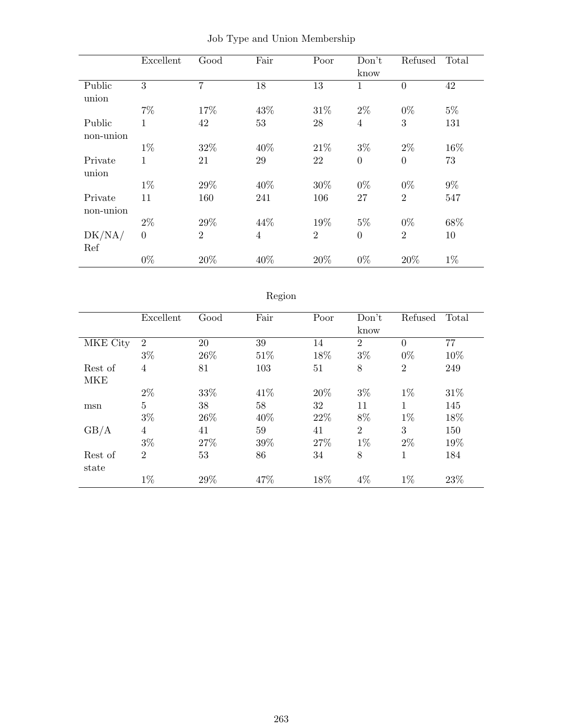Job Type and Union Membership

| | Excellent | Good | Fair | Poor | Don't know | Refused | Total |
|---|---|---|---|---|---|---|---|
| Public union | 3 | 7 | 18 | 13 | 1 | 0 | 42 |
| | 7% | 17% | 43% | 31% | 2% | 0% | 5% |
| Public non-union | 1 | 42 | 53 | 28 | 4 | 3 | 131 |
| | 1% | 32% | 40% | 21% | 3% | 2% | 16% |
| Private union | 1 | 21 | 29 | 22 | 0 | 0 | 73 |
| | 1% | 29% | 40% | 30% | 0% | 0% | 9% |
| Private non-union | 11 | 160 | 241 | 106 | 27 | 2 | 547 |
| | 2% | 29% | 44% | 19% | 5% | 0% | 68% |
| DK/NA/ Ref | 0 | 2 | 4 | 2 | 0 | 2 | 10 |
| | 0% | 20% | 40% | 20% | 0% | 20% | 1% |

Region

| | Excellent | Good | Fair | Poor | Don't know | Refused | Total |
|---|---|---|---|---|---|---|---|
| MKE City | 2 | 20 | 39 | 14 | 2 | 0 | 77 |
| | 3% | 26% | 51% | 18% | 3% | 0% | 10% |
| Rest of MKE | 4 | 81 | 103 | 51 | 8 | 2 | 249 |
| | 2% | 33% | 41% | 20% | 3% | 1% | 31% |
| msn | 5 | 38 | 58 | 32 | 11 | 1 | 145 |
| | 3% | 26% | 40% | 22% | 8% | 1% | 18% |
| GB/A | 4 | 41 | 59 | 41 | 2 | 3 | 150 |
| | 3% | 27% | 39% | 27% | 1% | 2% | 19% |
| Rest of state | 2 | 53 | 86 | 34 | 8 | 1 | 184 |
| | 1% | 29% | 47% | 18% | 4% | 1% | 23% |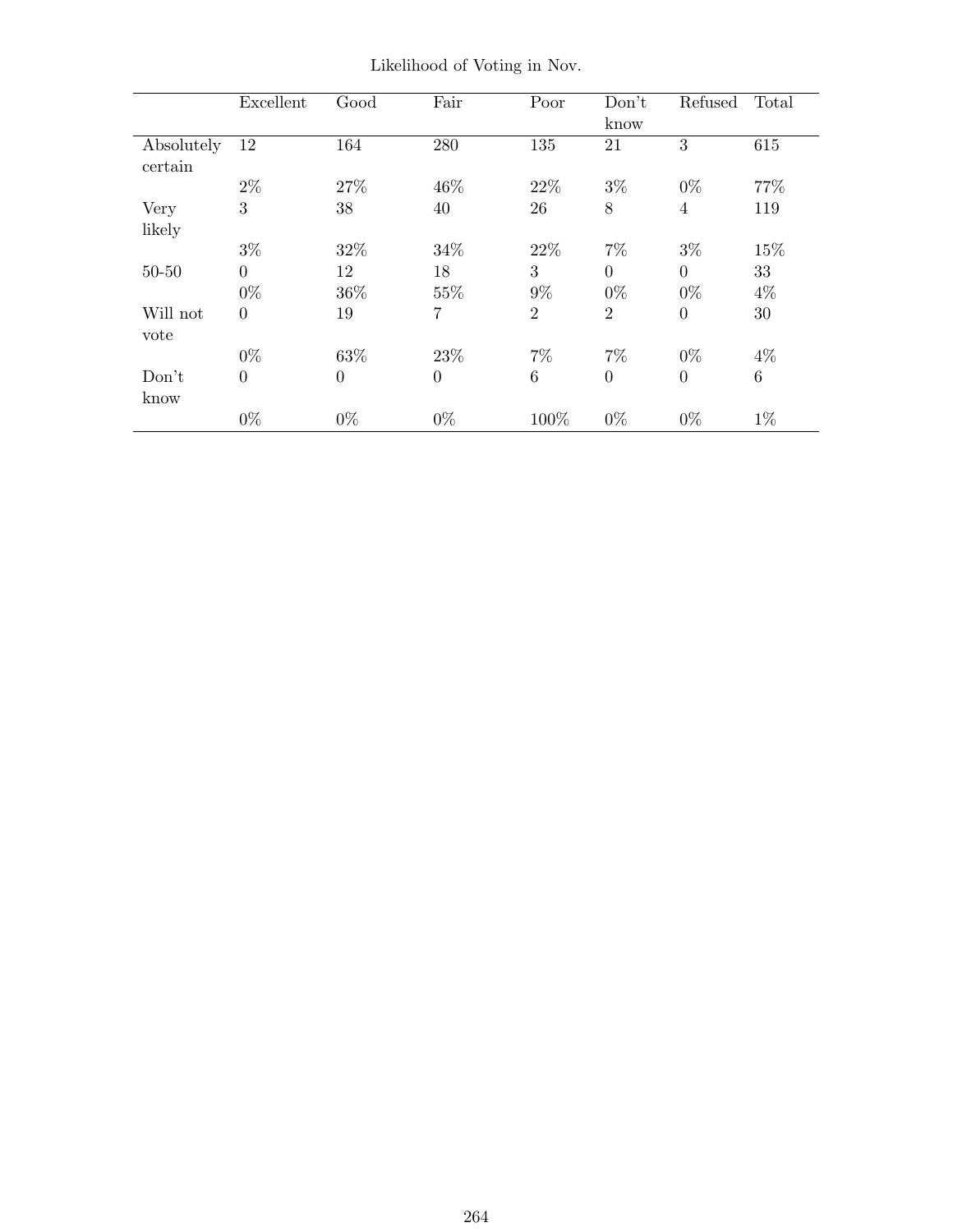Likelihood of Voting in Nov.

| | Excellent | Good | Fair | Poor | Don't know | Refused | Total |
|---|---|---|---|---|---|---|---|
| Absolutely certain | 12 | 164 | 280 | 135 | 21 | 3 | 615 |
| | 2% | 27% | 46% | 22% | 3% | 0% | 77% |
| Very likely | 3 | 38 | 40 | 26 | 8 | 4 | 119 |
| | 3% | 32% | 34% | 22% | 7% | 3% | 15% |
| 50-50 | 0 | 12 | 18 | 3 | 0 | 0 | 33 |
| | 0% | 36% | 55% | 9% | 0% | 0% | 4% |
| Will not vote | 0 | 19 | 7 | 2 | 2 | 0 | 30 |
| | 0% | 63% | 23% | 7% | 7% | 0% | 4% |
| Don't know | 0 | 0 | 0 | 6 | 0 | 0 | 6 |
| | 0% | 0% | 0% | 100% | 0% | 0% | 1% |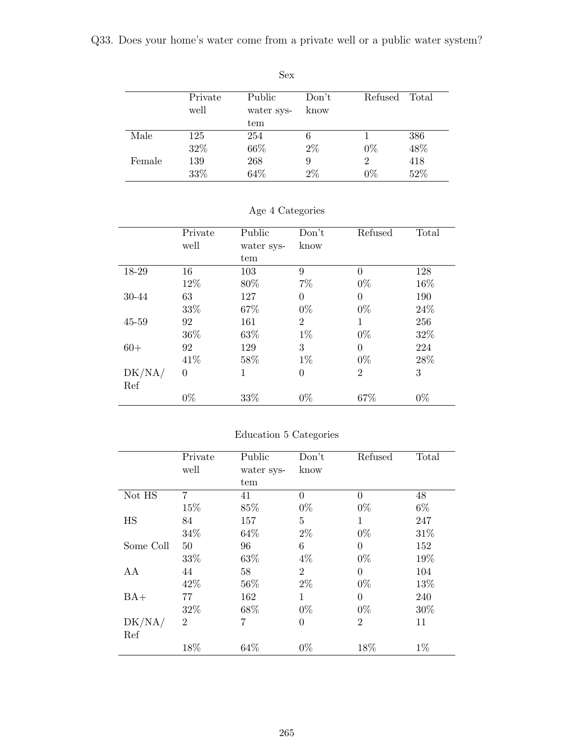Q33. Does your home's water come from a private well or a public water system?

Sex

| | Private well | Public water system | Don't know | Refused | Total |
|---|---|---|---|---|---|
| Male | 125 | 254 | 6 | 1 | 386 |
| | 32% | 66% | 2% | 0% | 48% |
| Female | 139 | 268 | 9 | 2 | 418 |
| | 33% | 64% | 2% | 0% | 52% |

Age 4 Categories

| | Private well | Public water system | Don't know | Refused | Total |
|---|---|---|---|---|---|
| 18-29 | 16 | 103 | 9 | 0 | 128 |
| | 12% | 80% | 7% | 0% | 16% |
| 30-44 | 63 | 127 | 0 | 0 | 190 |
| | 33% | 67% | 0% | 0% | 24% |
| 45-59 | 92 | 161 | 2 | 1 | 256 |
| | 36% | 63% | 1% | 0% | 32% |
| 60+ | 92 | 129 | 3 | 0 | 224 |
| | 41% | 58% | 1% | 0% | 28% |
| DK/NA/Ref | 0 | 1 | 0 | 2 | 3 |
| | 0% | 33% | 0% | 67% | 0% |

Education 5 Categories

| | Private well | Public water system | Don't know | Refused | Total |
|---|---|---|---|---|---|
| Not HS | 7 | 41 | 0 | 0 | 48 |
| | 15% | 85% | 0% | 0% | 6% |
| HS | 84 | 157 | 5 | 1 | 247 |
| | 34% | 64% | 2% | 0% | 31% |
| Some Coll | 50 | 96 | 6 | 0 | 152 |
| | 33% | 63% | 4% | 0% | 19% |
| AA | 44 | 58 | 2 | 0 | 104 |
| | 42% | 56% | 2% | 0% | 13% |
| BA+ | 77 | 162 | 1 | 0 | 240 |
| | 32% | 68% | 0% | 0% | 30% |
| DK/NA/Ref | 2 | 7 | 0 | 2 | 11 |
| | 18% | 64% | 0% | 18% | 1% |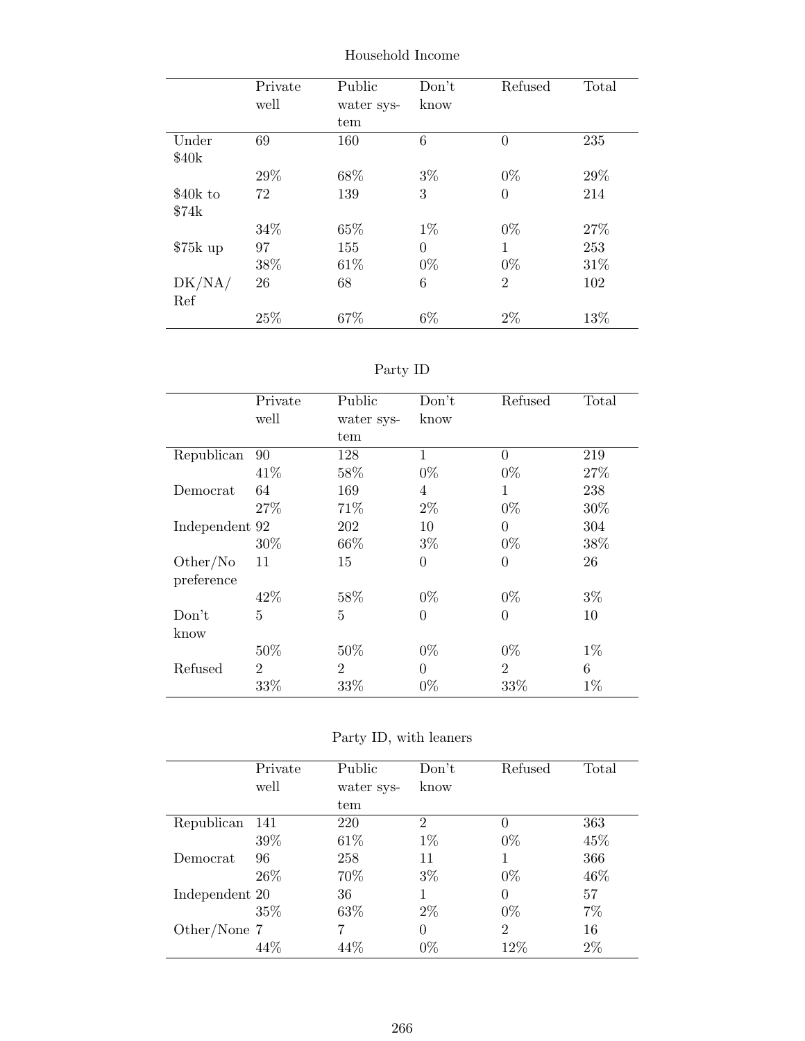Household Income

| | Private well | Public water system | Don't know | Refused | Total |
|---|---|---|---|---|---|
| Under $40k | 69 | 160 | 6 | 0 | 235 |
| | 29% | 68% | 3% | 0% | 29% |
| $40k to $74k | 72 | 139 | 3 | 0 | 214 |
| | 34% | 65% | 1% | 0% | 27% |
| $75k up | 97 | 155 | 0 | 1 | 253 |
| | 38% | 61% | 0% | 0% | 31% |
| DK/NA/Ref | 26 | 68 | 6 | 2 | 102 |
| | 25% | 67% | 6% | 2% | 13% |

Party ID

| | Private well | Public water system | Don't know | Refused | Total |
|---|---|---|---|---|---|
| Republican | 90 | 128 | 1 | 0 | 219 |
| | 41% | 58% | 0% | 0% | 27% |
| Democrat | 64 | 169 | 4 | 1 | 238 |
| | 27% | 71% | 2% | 0% | 30% |
| Independent | 92 | 202 | 10 | 0 | 304 |
| | 30% | 66% | 3% | 0% | 38% |
| Other/No preference | 11 | 15 | 0 | 0 | 26 |
| | 42% | 58% | 0% | 0% | 3% |
| Don't know | 5 | 5 | 0 | 0 | 10 |
| | 50% | 50% | 0% | 0% | 1% |
| Refused | 2 | 2 | 0 | 2 | 6 |
| | 33% | 33% | 0% | 33% | 1% |

Party ID, with leaners

| | Private well | Public water system | Don't know | Refused | Total |
|---|---|---|---|---|---|
| Republican | 141 | 220 | 2 | 0 | 363 |
| | 39% | 61% | 1% | 0% | 45% |
| Democrat | 96 | 258 | 11 | 1 | 366 |
| | 26% | 70% | 3% | 0% | 46% |
| Independent | 20 | 36 | 1 | 0 | 57 |
| | 35% | 63% | 2% | 0% | 7% |
| Other/None | 7 | 7 | 0 | 2 | 16 |
| | 44% | 44% | 0% | 12% | 2% |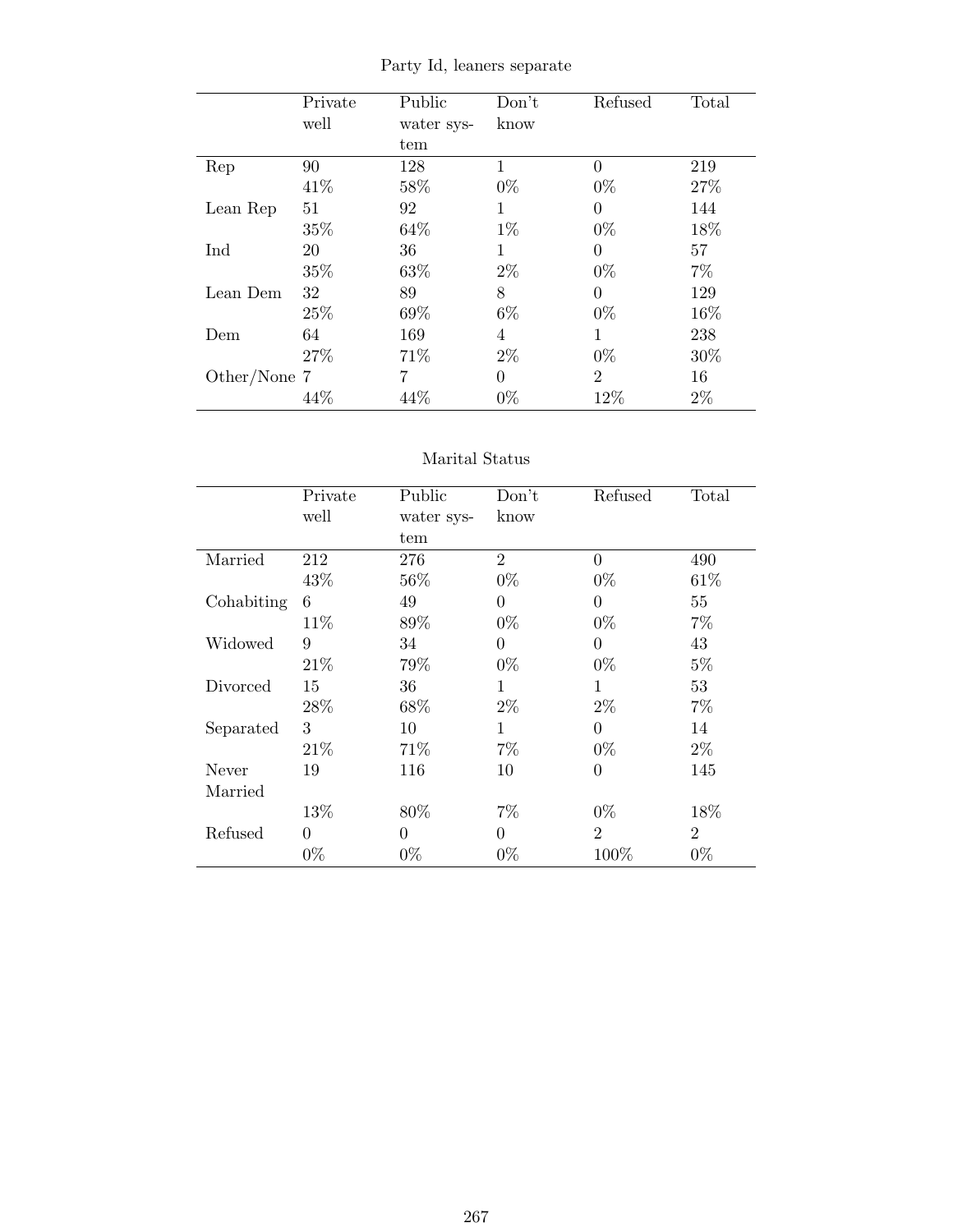Party Id, leaners separate

| | Private well | Public water system | Don't know | Refused | Total |
|---|---|---|---|---|---|
| Rep | 90 | 128 | 1 | 0 | 219 |
| | 41% | 58% | 0% | 0% | 27% |
| Lean Rep | 51 | 92 | 1 | 0 | 144 |
| | 35% | 64% | 1% | 0% | 18% |
| Ind | 20 | 36 | 1 | 0 | 57 |
| | 35% | 63% | 2% | 0% | 7% |
| Lean Dem | 32 | 89 | 8 | 0 | 129 |
| | 25% | 69% | 6% | 0% | 16% |
| Dem | 64 | 169 | 4 | 1 | 238 |
| | 27% | 71% | 2% | 0% | 30% |
| Other/None | 7 | 7 | 0 | 2 | 16 |
| | 44% | 44% | 0% | 12% | 2% |

Marital Status

| | Private well | Public water system | Don't know | Refused | Total |
|---|---|---|---|---|---|
| Married | 212 | 276 | 2 | 0 | 490 |
| | 43% | 56% | 0% | 0% | 61% |
| Cohabiting | 6 | 49 | 0 | 0 | 55 |
| | 11% | 89% | 0% | 0% | 7% |
| Widowed | 9 | 34 | 0 | 0 | 43 |
| | 21% | 79% | 0% | 0% | 5% |
| Divorced | 15 | 36 | 1 | 1 | 53 |
| | 28% | 68% | 2% | 2% | 7% |
| Separated | 3 | 10 | 1 | 0 | 14 |
| | 21% | 71% | 7% | 0% | 2% |
| Never Married | 19 | 116 | 10 | 0 | 145 |
| | 13% | 80% | 7% | 0% | 18% |
| Refused | 0 | 0 | 0 | 2 | 2 |
| | 0% | 0% | 0% | 100% | 0% |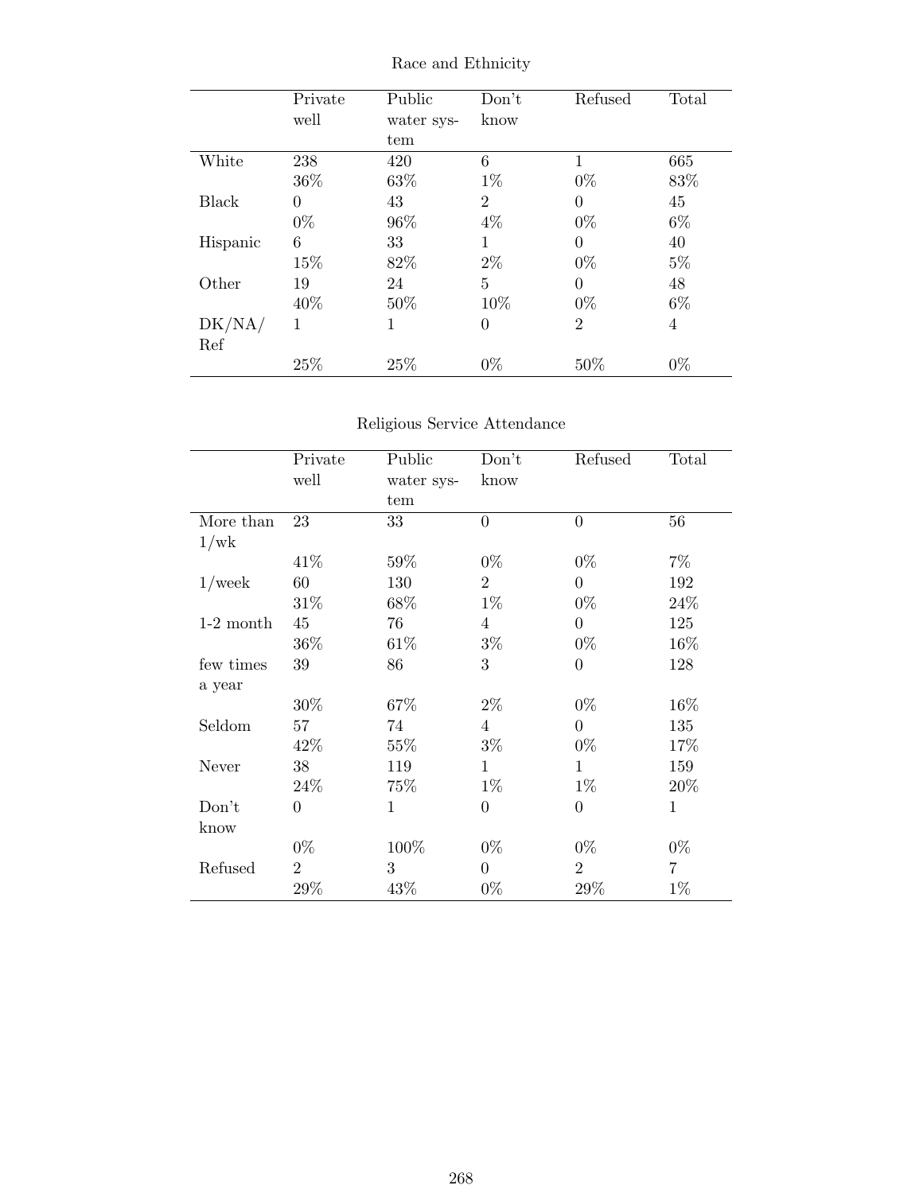Race and Ethnicity

| | Private well | Public water system | Don't know | Refused | Total |
|---|---|---|---|---|---|
| White | 238 | 420 | 6 | 1 | 665 |
| | 36% | 63% | 1% | 0% | 83% |
| Black | 0 | 43 | 2 | 0 | 45 |
| | 0% | 96% | 4% | 0% | 6% |
| Hispanic | 6 | 33 | 1 | 0 | 40 |
| | 15% | 82% | 2% | 0% | 5% |
| Other | 19 | 24 | 5 | 0 | 48 |
| | 40% | 50% | 10% | 0% | 6% |
| DK/NA/Ref | 1 | 1 | 0 | 2 | 4 |
| | 25% | 25% | 0% | 50% | 0% |

Religious Service Attendance

| | Private well | Public water system | Don't know | Refused | Total |
|---|---|---|---|---|---|
| More than 1/wk | 23 | 33 | 0 | 0 | 56 |
| | 41% | 59% | 0% | 0% | 7% |
| 1/week | 60 | 130 | 2 | 0 | 192 |
| | 31% | 68% | 1% | 0% | 24% |
| 1-2 month | 45 | 76 | 4 | 0 | 125 |
| | 36% | 61% | 3% | 0% | 16% |
| few times a year | 39 | 86 | 3 | 0 | 128 |
| | 30% | 67% | 2% | 0% | 16% |
| Seldom | 57 | 74 | 4 | 0 | 135 |
| | 42% | 55% | 3% | 0% | 17% |
| Never | 38 | 119 | 1 | 1 | 159 |
| | 24% | 75% | 1% | 1% | 20% |
| Don't know | 0 | 1 | 0 | 0 | 1 |
| | 0% | 100% | 0% | 0% | 0% |
| Refused | 2 | 3 | 0 | 2 | 7 |
| | 29% | 43% | 0% | 29% | 1% |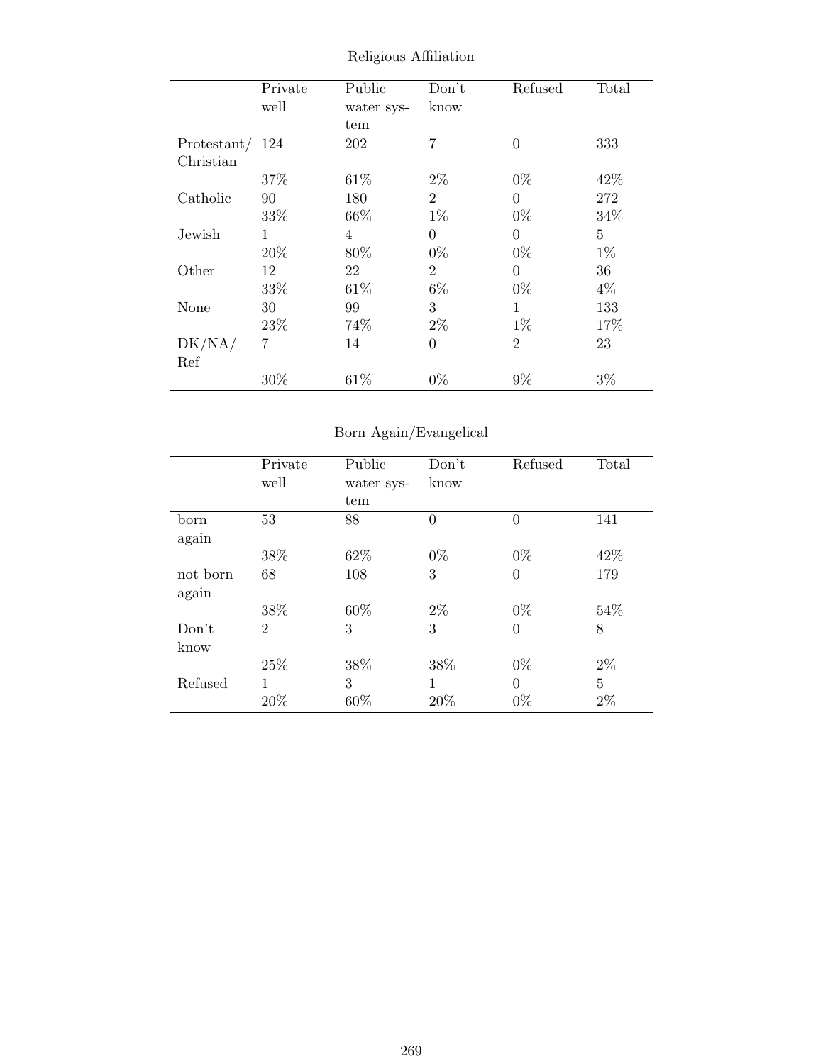Religious Affiliation

| | Private well | Public water system | Don't know | Refused | Total |
|---|---|---|---|---|---|
| Protestant/ Christian | 124 | 202 | 7 | 0 | 333 |
| | 37% | 61% | 2% | 0% | 42% |
| Catholic | 90 | 180 | 2 | 0 | 272 |
| | 33% | 66% | 1% | 0% | 34% |
| Jewish | 1 | 4 | 0 | 0 | 5 |
| | 20% | 80% | 0% | 0% | 1% |
| Other | 12 | 22 | 2 | 0 | 36 |
| | 33% | 61% | 6% | 0% | 4% |
| None | 30 | 99 | 3 | 1 | 133 |
| | 23% | 74% | 2% | 1% | 17% |
| DK/NA/ Ref | 7 | 14 | 0 | 2 | 23 |
| | 30% | 61% | 0% | 9% | 3% |

Born Again/Evangelical

| | Private well | Public water system | Don't know | Refused | Total |
|---|---|---|---|---|---|
| born again | 53 | 88 | 0 | 0 | 141 |
| | 38% | 62% | 0% | 0% | 42% |
| not born again | 68 | 108 | 3 | 0 | 179 |
| | 38% | 60% | 2% | 0% | 54% |
| Don't know | 2 | 3 | 3 | 0 | 8 |
| | 25% | 38% | 38% | 0% | 2% |
| Refused | 1 | 3 | 1 | 0 | 5 |
| | 20% | 60% | 20% | 0% | 2% |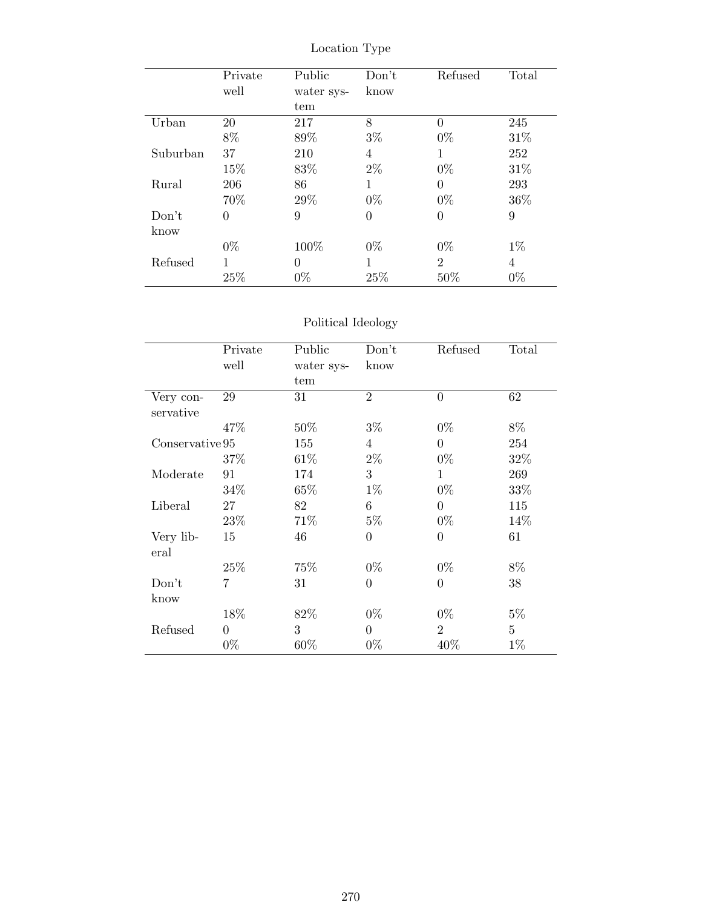Location Type

| | Private well | Public water system | Don't know | Refused | Total |
|---|---|---|---|---|---|
| Urban | 20 | 217 | 8 | 0 | 245 |
| | 8% | 89% | 3% | 0% | 31% |
| Suburban | 37 | 210 | 4 | 1 | 252 |
| | 15% | 83% | 2% | 0% | 31% |
| Rural | 206 | 86 | 1 | 0 | 293 |
| | 70% | 29% | 0% | 0% | 36% |
| Don't know | 0 | 9 | 0 | 0 | 9 |
| | 0% | 100% | 0% | 0% | 1% |
| Refused | 1 | 0 | 1 | 2 | 4 |
| | 25% | 0% | 25% | 50% | 0% |

Political Ideology

| | Private well | Public water system | Don't know | Refused | Total |
|---|---|---|---|---|---|
| Very conservative | 29 | 31 | 2 | 0 | 62 |
| | 47% | 50% | 3% | 0% | 8% |
| Conservative | 95 | 155 | 4 | 0 | 254 |
| | 37% | 61% | 2% | 0% | 32% |
| Moderate | 91 | 174 | 3 | 1 | 269 |
| | 34% | 65% | 1% | 0% | 33% |
| Liberal | 27 | 82 | 6 | 0 | 115 |
| | 23% | 71% | 5% | 0% | 14% |
| Very liberal | 15 | 46 | 0 | 0 | 61 |
| | 25% | 75% | 0% | 0% | 8% |
| Don't know | 7 | 31 | 0 | 0 | 38 |
| | 18% | 82% | 0% | 0% | 5% |
| Refused | 0 | 3 | 0 | 2 | 5 |
| | 0% | 60% | 0% | 40% | 1% |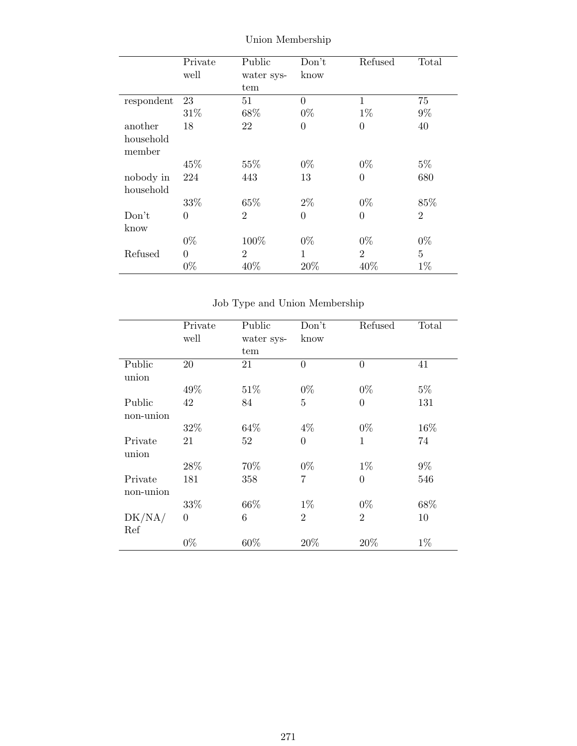Union Membership

| | Private well | Public water system | Don't know | Refused | Total |
|---|---|---|---|---|---|
| respondent | 23 | 51 | 0 | 1 | 75 |
| | 31% | 68% | 0% | 1% | 9% |
| another household member | 18 | 22 | 0 | 0 | 40 |
| | 45% | 55% | 0% | 0% | 5% |
| nobody in household | 224 | 443 | 13 | 0 | 680 |
| | 33% | 65% | 2% | 0% | 85% |
| Don't know | 0 | 2 | 0 | 0 | 2 |
| | 0% | 100% | 0% | 0% | 0% |
| Refused | 0 | 2 | 1 | 2 | 5 |
| | 0% | 40% | 20% | 40% | 1% |

Job Type and Union Membership

| | Private well | Public water system | Don't know | Refused | Total |
|---|---|---|---|---|---|
| Public union | 20 | 21 | 0 | 0 | 41 |
| | 49% | 51% | 0% | 0% | 5% |
| Public non-union | 42 | 84 | 5 | 0 | 131 |
| | 32% | 64% | 4% | 0% | 16% |
| Private union | 21 | 52 | 0 | 1 | 74 |
| | 28% | 70% | 0% | 1% | 9% |
| Private non-union | 181 | 358 | 7 | 0 | 546 |
| | 33% | 66% | 1% | 0% | 68% |
| DK/NA/ Ref | 0 | 6 | 2 | 2 | 10 |
| | 0% | 60% | 20% | 20% | 1% |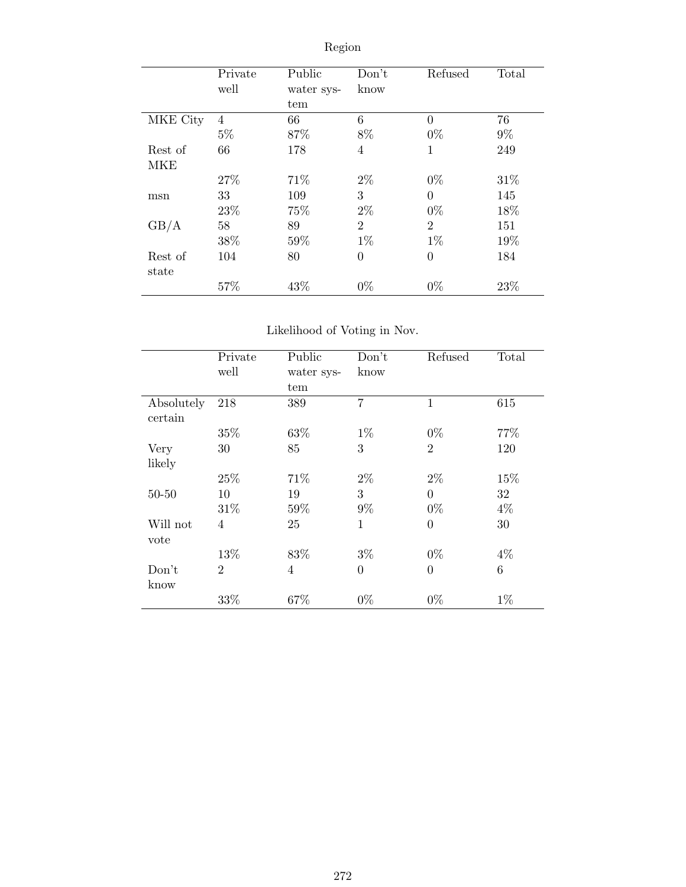Region

| | Private well | Public water system | Don't know | Refused | Total |
|---|---|---|---|---|---|
| MKE City | 4 | 66 | 6 | 0 | 76 |
| | 5% | 87% | 8% | 0% | 9% |
| Rest of MKE | 66 | 178 | 4 | 1 | 249 |
| | 27% | 71% | 2% | 0% | 31% |
| msn | 33 | 109 | 3 | 0 | 145 |
| | 23% | 75% | 2% | 0% | 18% |
| GB/A | 58 | 89 | 2 | 2 | 151 |
| | 38% | 59% | 1% | 1% | 19% |
| Rest of state | 104 | 80 | 0 | 0 | 184 |
| | 57% | 43% | 0% | 0% | 23% |

Likelihood of Voting in Nov.

| | Private well | Public water system | Don't know | Refused | Total |
|---|---|---|---|---|---|
| Absolutely certain | 218 | 389 | 7 | 1 | 615 |
| | 35% | 63% | 1% | 0% | 77% |
| Very likely | 30 | 85 | 3 | 2 | 120 |
| | 25% | 71% | 2% | 2% | 15% |
| 50-50 | 10 | 19 | 3 | 0 | 32 |
| | 31% | 59% | 9% | 0% | 4% |
| Will not vote | 4 | 25 | 1 | 0 | 30 |
| | 13% | 83% | 3% | 0% | 4% |
| Don't know | 2 | 4 | 0 | 0 | 6 |
| | 33% | 67% | 0% | 0% | 1% |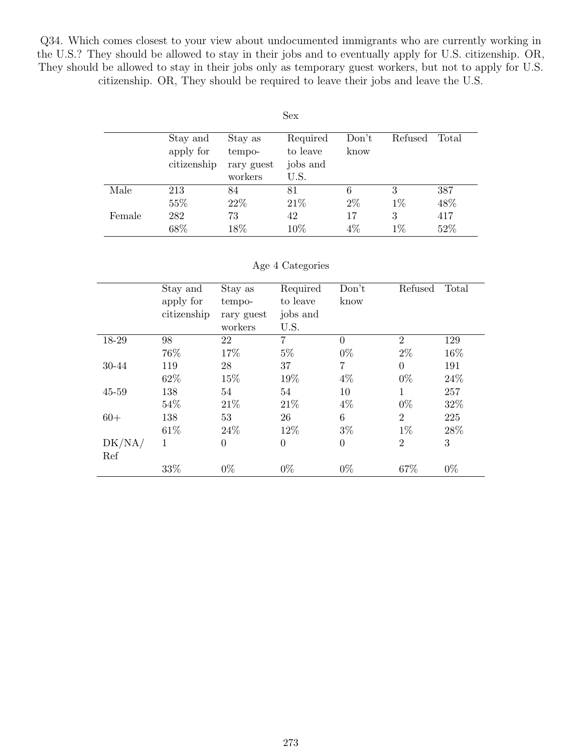Q34. Which comes closest to your view about undocumented immigrants who are currently working in the U.S.? They should be allowed to stay in their jobs and to eventually apply for U.S. citizenship. OR, They should be allowed to stay in their jobs only as temporary guest workers, but not to apply for U.S. citizenship. OR, They should be required to leave their jobs and leave the U.S.

Sex

| | Stay and apply for citizenship | Stay as temporary guest workers | Required to leave jobs and U.S. | Don't know | Refused | Total |
|---|---|---|---|---|---|---|
| Male | 213 | 84 | 81 | 6 | 3 | 387 |
| | 55% | 22% | 21% | 2% | 1% | 48% |
| Female | 282 | 73 | 42 | 17 | 3 | 417 |
| | 68% | 18% | 10% | 4% | 1% | 52% |

Age 4 Categories

| | Stay and apply for citizenship | Stay as temporary guest workers | Required to leave jobs and U.S. | Don't know | Refused | Total |
|---|---|---|---|---|---|---|
| 18-29 | 98 | 22 | 7 | 0 | 2 | 129 |
| | 76% | 17% | 5% | 0% | 2% | 16% |
| 30-44 | 119 | 28 | 37 | 7 | 0 | 191 |
| | 62% | 15% | 19% | 4% | 0% | 24% |
| 45-59 | 138 | 54 | 54 | 10 | 1 | 257 |
| | 54% | 21% | 21% | 4% | 0% | 32% |
| 60+ | 138 | 53 | 26 | 6 | 2 | 225 |
| | 61% | 24% | 12% | 3% | 1% | 28% |
| DK/NA/Ref | 1 | 0 | 0 | 0 | 2 | 3 |
| | 33% | 0% | 0% | 0% | 67% | 0% |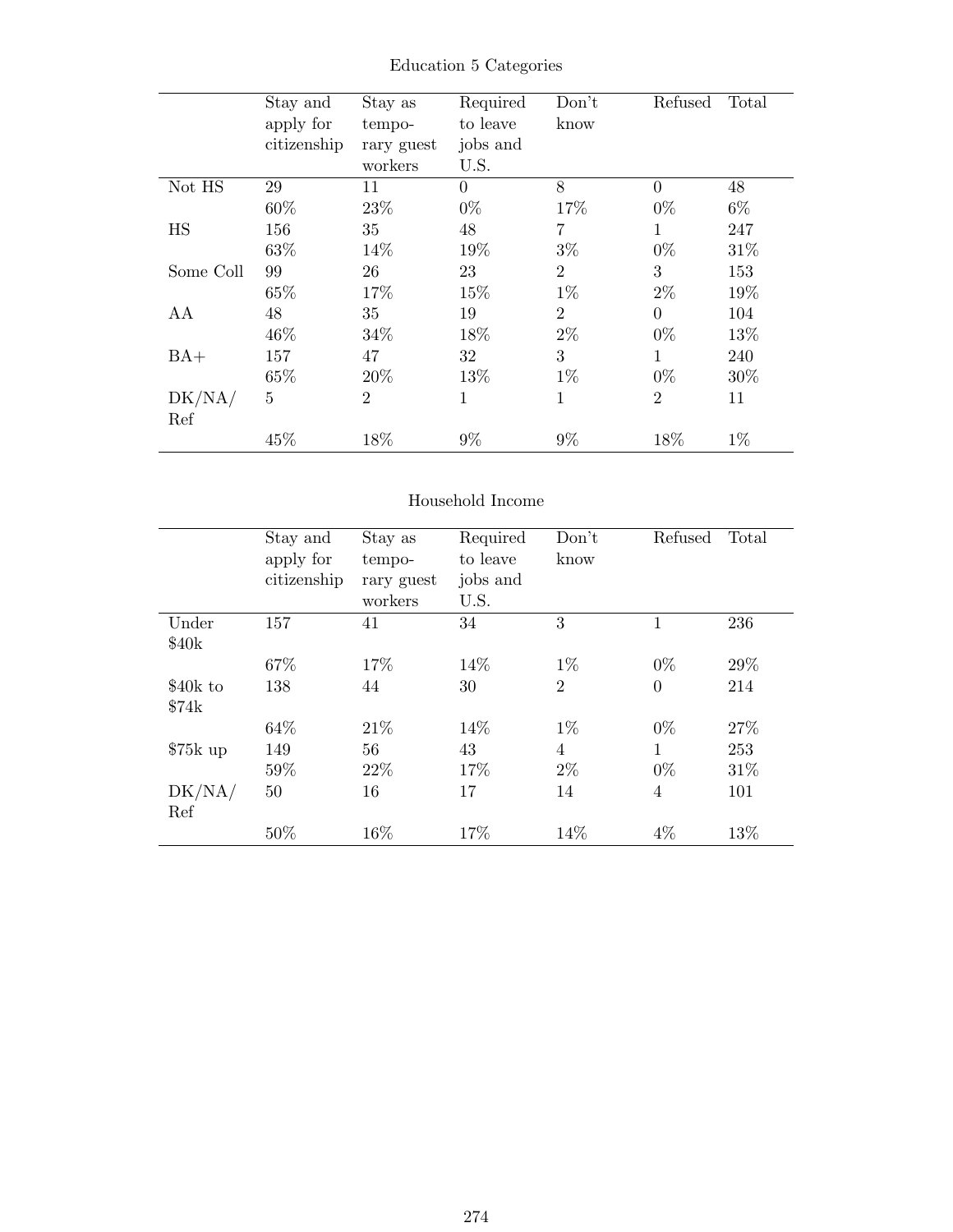Education 5 Categories

| | Stay and apply for citizenship | Stay as temporary guest workers | Required to leave jobs and U.S. | Don't know | Refused | Total |
|---|---|---|---|---|---|---|
| Not HS | 29 | 11 | 0 | 8 | 0 | 48 |
| | 60% | 23% | 0% | 17% | 0% | 6% |
| HS | 156 | 35 | 48 | 7 | 1 | 247 |
| | 63% | 14% | 19% | 3% | 0% | 31% |
| Some Coll | 99 | 26 | 23 | 2 | 3 | 153 |
| | 65% | 17% | 15% | 1% | 2% | 19% |
| AA | 48 | 35 | 19 | 2 | 0 | 104 |
| | 46% | 34% | 18% | 2% | 0% | 13% |
| BA+ | 157 | 47 | 32 | 3 | 1 | 240 |
| | 65% | 20% | 13% | 1% | 0% | 30% |
| DK/NA/Ref | 5 | 2 | 1 | 1 | 2 | 11 |
| | 45% | 18% | 9% | 9% | 18% | 1% |

Household Income

| | Stay and apply for citizenship | Stay as temporary guest workers | Required to leave jobs and U.S. | Don't know | Refused | Total |
|---|---|---|---|---|---|---|
| Under $40k | 157 | 41 | 34 | 3 | 1 | 236 |
| | 67% | 17% | 14% | 1% | 0% | 29% |
| $40k to $74k | 138 | 44 | 30 | 2 | 0 | 214 |
| | 64% | 21% | 14% | 1% | 0% | 27% |
| $75k up | 149 | 56 | 43 | 4 | 1 | 253 |
| | 59% | 22% | 17% | 2% | 0% | 31% |
| DK/NA/Ref | 50 | 16 | 17 | 14 | 4 | 101 |
| | 50% | 16% | 17% | 14% | 4% | 13% |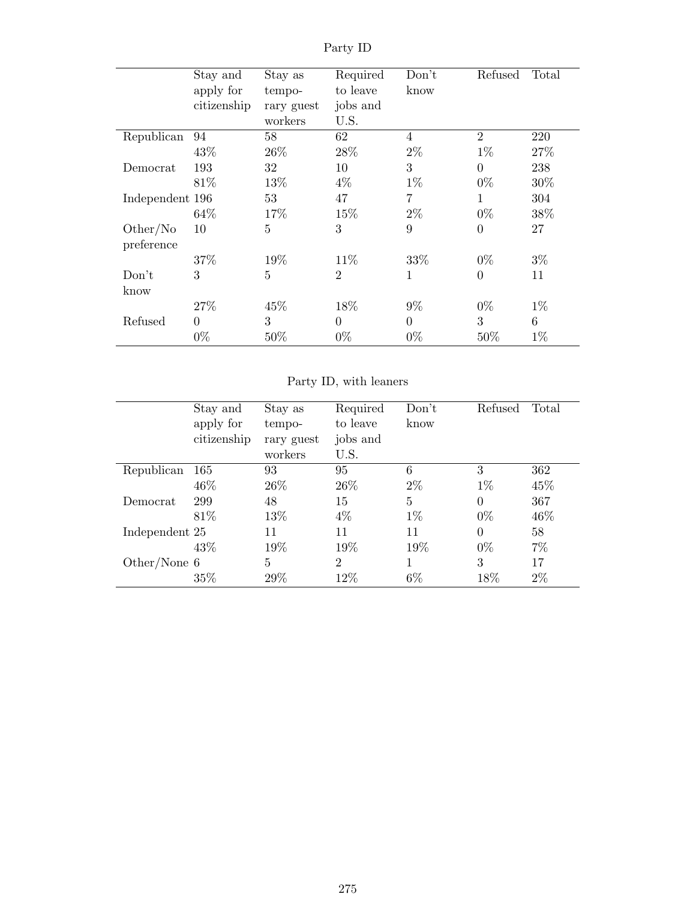Party ID

| | Stay and apply for citizenship | Stay as temporary guest workers | Required to leave jobs and U.S. | Don't know | Refused | Total |
|---|---|---|---|---|---|---|
| Republican | 94 | 58 | 62 | 4 | 2 | 220 |
| | 43% | 26% | 28% | 2% | 1% | 27% |
| Democrat | 193 | 32 | 10 | 3 | 0 | 238 |
| | 81% | 13% | 4% | 1% | 0% | 30% |
| Independent | 196 | 53 | 47 | 7 | 1 | 304 |
| | 64% | 17% | 15% | 2% | 0% | 38% |
| Other/No preference | 10 | 5 | 3 | 9 | 0 | 27 |
| | 37% | 19% | 11% | 33% | 0% | 3% |
| Don't know | 3 | 5 | 2 | 1 | 0 | 11 |
| | 27% | 45% | 18% | 9% | 0% | 1% |
| Refused | 0 | 3 | 0 | 0 | 3 | 6 |
| | 0% | 50% | 0% | 0% | 50% | 1% |

Party ID, with leaners

| | Stay and apply for citizenship | Stay as temporary guest workers | Required to leave jobs and U.S. | Don't know | Refused | Total |
|---|---|---|---|---|---|---|
| Republican | 165 | 93 | 95 | 6 | 3 | 362 |
| | 46% | 26% | 26% | 2% | 1% | 45% |
| Democrat | 299 | 48 | 15 | 5 | 0 | 367 |
| | 81% | 13% | 4% | 1% | 0% | 46% |
| Independent | 25 | 11 | 11 | 11 | 0 | 58 |
| | 43% | 19% | 19% | 19% | 0% | 7% |
| Other/None | 6 | 5 | 2 | 1 | 3 | 17 |
| | 35% | 29% | 12% | 6% | 18% | 2% |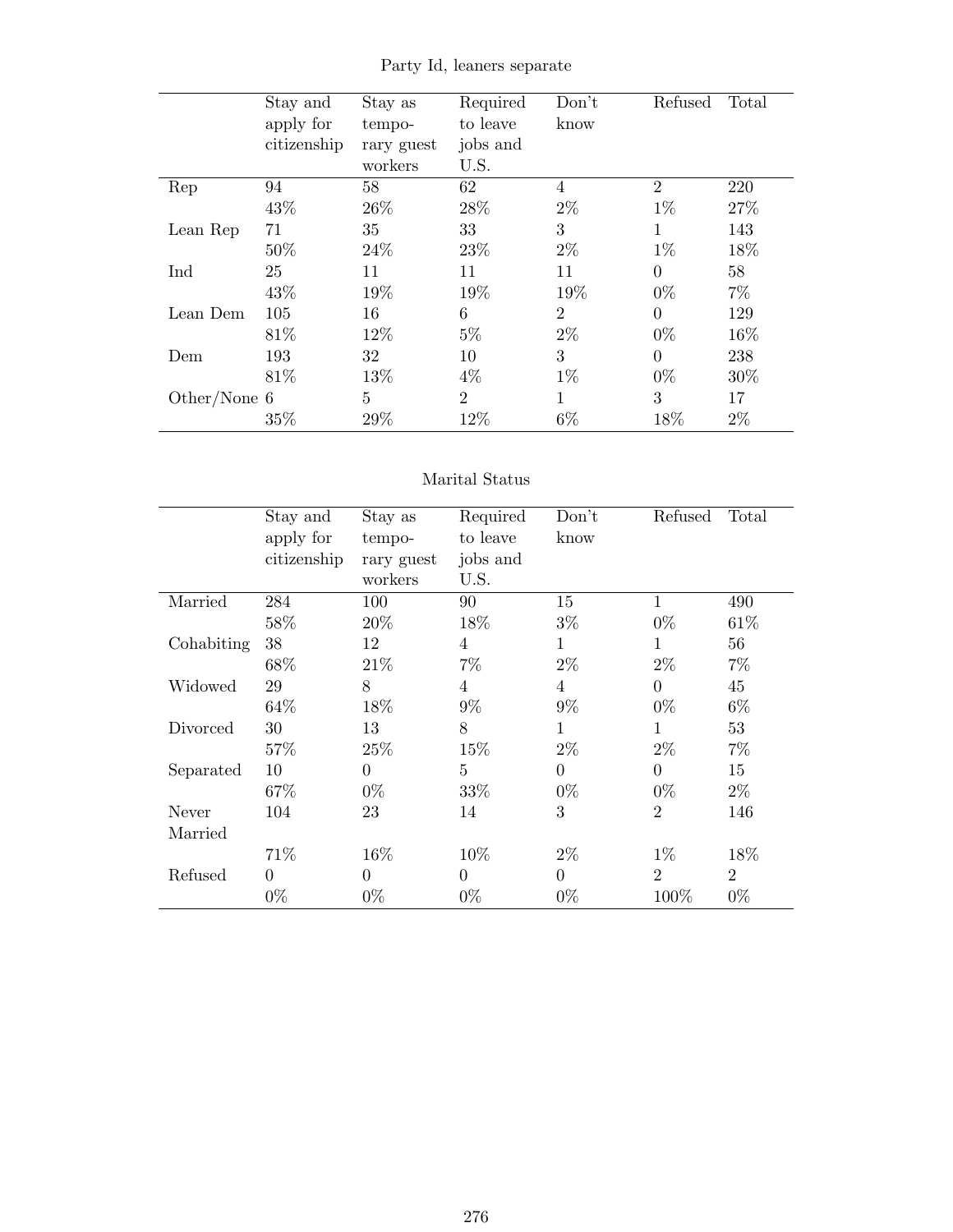## Party Id, leaners separate

| | Stay and apply for citizenship | Stay as temporary guest workers | Required to leave jobs and U.S. | Don't know | Refused | Total |
|---|---|---|---|---|---|---|
| Rep | 94 | 58 | 62 | 4 | 2 | 220 |
| | 43% | 26% | 28% | 2% | 1% | 27% |
| Lean Rep | 71 | 35 | 33 | 3 | 1 | 143 |
| | 50% | 24% | 23% | 2% | 1% | 18% |
| Ind | 25 | 11 | 11 | 11 | 0 | 58 |
| | 43% | 19% | 19% | 19% | 0% | 7% |
| Lean Dem | 105 | 16 | 6 | 2 | 0 | 129 |
| | 81% | 12% | 5% | 2% | 0% | 16% |
| Dem | 193 | 32 | 10 | 3 | 0 | 238 |
| | 81% | 13% | 4% | 1% | 0% | 30% |
| Other/None | 6 | 5 | 2 | 1 | 3 | 17 |
| | 35% | 29% | 12% | 6% | 18% | 2% |

## Marital Status

| | Stay and apply for citizenship | Stay as temporary guest workers | Required to leave jobs and U.S. | Don't know | Refused | Total |
|---|---|---|---|---|---|---|
| Married | 284 | 100 | 90 | 15 | 1 | 490 |
| | 58% | 20% | 18% | 3% | 0% | 61% |
| Cohabiting | 38 | 12 | 4 | 1 | 1 | 56 |
| | 68% | 21% | 7% | 2% | 2% | 7% |
| Widowed | 29 | 8 | 4 | 4 | 0 | 45 |
| | 64% | 18% | 9% | 9% | 0% | 6% |
| Divorced | 30 | 13 | 8 | 1 | 1 | 53 |
| | 57% | 25% | 15% | 2% | 2% | 7% |
| Separated | 10 | 0 | 5 | 0 | 0 | 15 |
| | 67% | 0% | 33% | 0% | 0% | 2% |
| Never Married | 104 | 23 | 14 | 3 | 2 | 146 |
| | 71% | 16% | 10% | 2% | 1% | 18% |
| Refused | 0 | 0 | 0 | 0 | 2 | 2 |
| | 0% | 0% | 0% | 0% | 100% | 0% |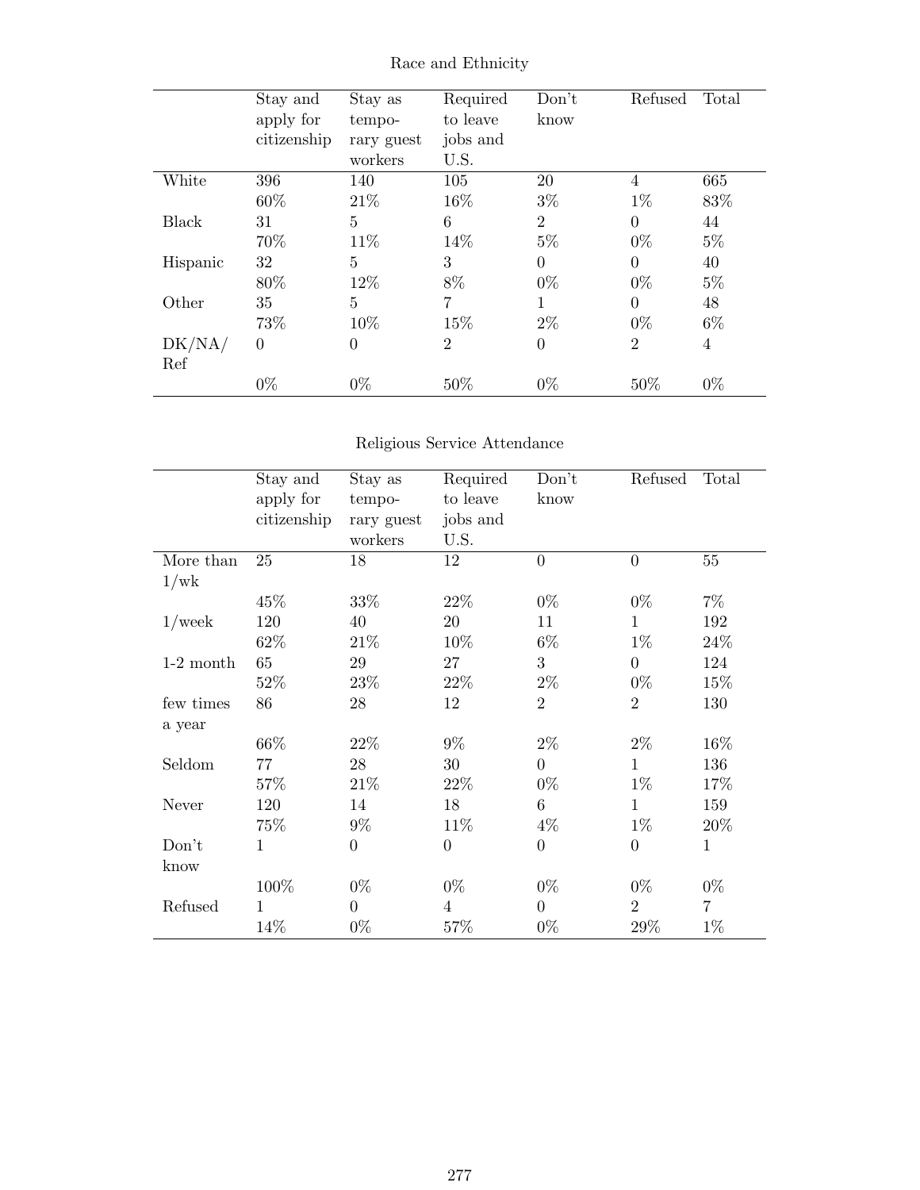Race and Ethnicity

| | Stay and apply for citizenship | Stay as temporary guest workers | Required to leave jobs and U.S. | Don't know | Refused | Total |
|---|---|---|---|---|---|---|
| White | 396 | 140 | 105 | 20 | 4 | 665 |
| | 60% | 21% | 16% | 3% | 1% | 83% |
| Black | 31 | 5 | 6 | 2 | 0 | 44 |
| | 70% | 11% | 14% | 5% | 0% | 5% |
| Hispanic | 32 | 5 | 3 | 0 | 0 | 40 |
| | 80% | 12% | 8% | 0% | 0% | 5% |
| Other | 35 | 5 | 7 | 1 | 0 | 48 |
| | 73% | 10% | 15% | 2% | 0% | 6% |
| DK/NA/ Ref | 0 | 0 | 2 | 0 | 2 | 4 |
| | 0% | 0% | 50% | 0% | 50% | 0% |

Religious Service Attendance

| | Stay and apply for citizenship | Stay as temporary guest workers | Required to leave jobs and U.S. | Don't know | Refused | Total |
|---|---|---|---|---|---|---|
| More than 1/wk | 25 | 18 | 12 | 0 | 0 | 55 |
| | 45% | 33% | 22% | 0% | 0% | 7% |
| 1/week | 120 | 40 | 20 | 11 | 1 | 192 |
| | 62% | 21% | 10% | 6% | 1% | 24% |
| 1-2 month | 65 | 29 | 27 | 3 | 0 | 124 |
| | 52% | 23% | 22% | 2% | 0% | 15% |
| few times a year | 86 | 28 | 12 | 2 | 2 | 130 |
| | 66% | 22% | 9% | 2% | 2% | 16% |
| Seldom | 77 | 28 | 30 | 0 | 1 | 136 |
| | 57% | 21% | 22% | 0% | 1% | 17% |
| Never | 120 | 14 | 18 | 6 | 1 | 159 |
| | 75% | 9% | 11% | 4% | 1% | 20% |
| Don't know | 1 | 0 | 0 | 0 | 0 | 1 |
| | 100% | 0% | 0% | 0% | 0% | 0% |
| Refused | 1 | 0 | 4 | 0 | 2 | 7 |
| | 14% | 0% | 57% | 0% | 29% | 1% |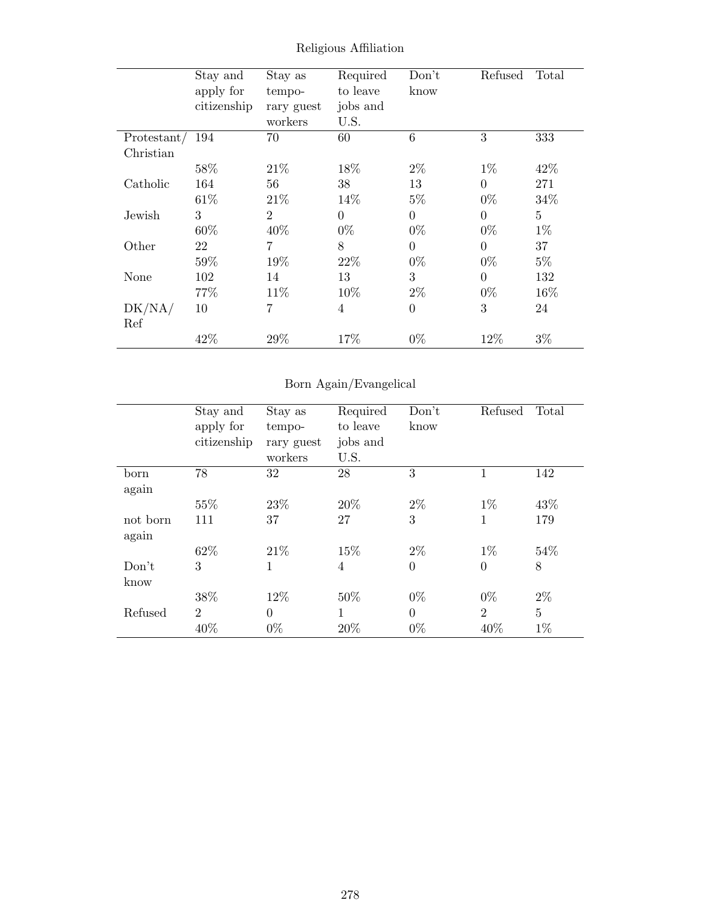Religious Affiliation

| | Stay and apply for citizenship | Stay as temporary guest workers | Required to leave jobs and U.S. | Don't know | Refused | Total |
|---|---|---|---|---|---|---|
| Protestant/ Christian | 194 | 70 | 60 | 6 | 3 | 333 |
| | 58% | 21% | 18% | 2% | 1% | 42% |
| Catholic | 164 | 56 | 38 | 13 | 0 | 271 |
| | 61% | 21% | 14% | 5% | 0% | 34% |
| Jewish | 3 | 2 | 0 | 0 | 0 | 5 |
| | 60% | 40% | 0% | 0% | 0% | 1% |
| Other | 22 | 7 | 8 | 0 | 0 | 37 |
| | 59% | 19% | 22% | 0% | 0% | 5% |
| None | 102 | 14 | 13 | 3 | 0 | 132 |
| | 77% | 11% | 10% | 2% | 0% | 16% |
| DK/NA/ Ref | 10 | 7 | 4 | 0 | 3 | 24 |
| | 42% | 29% | 17% | 0% | 12% | 3% |

Born Again/Evangelical

| | Stay and apply for citizenship | Stay as temporary guest workers | Required to leave jobs and U.S. | Don't know | Refused | Total |
|---|---|---|---|---|---|---|
| born again | 78 | 32 | 28 | 3 | 1 | 142 |
| | 55% | 23% | 20% | 2% | 1% | 43% |
| not born again | 111 | 37 | 27 | 3 | 1 | 179 |
| | 62% | 21% | 15% | 2% | 1% | 54% |
| Don't know | 3 | 1 | 4 | 0 | 0 | 8 |
| | 38% | 12% | 50% | 0% | 0% | 2% |
| Refused | 2 | 0 | 1 | 0 | 2 | 5 |
| | 40% | 0% | 20% | 0% | 40% | 1% |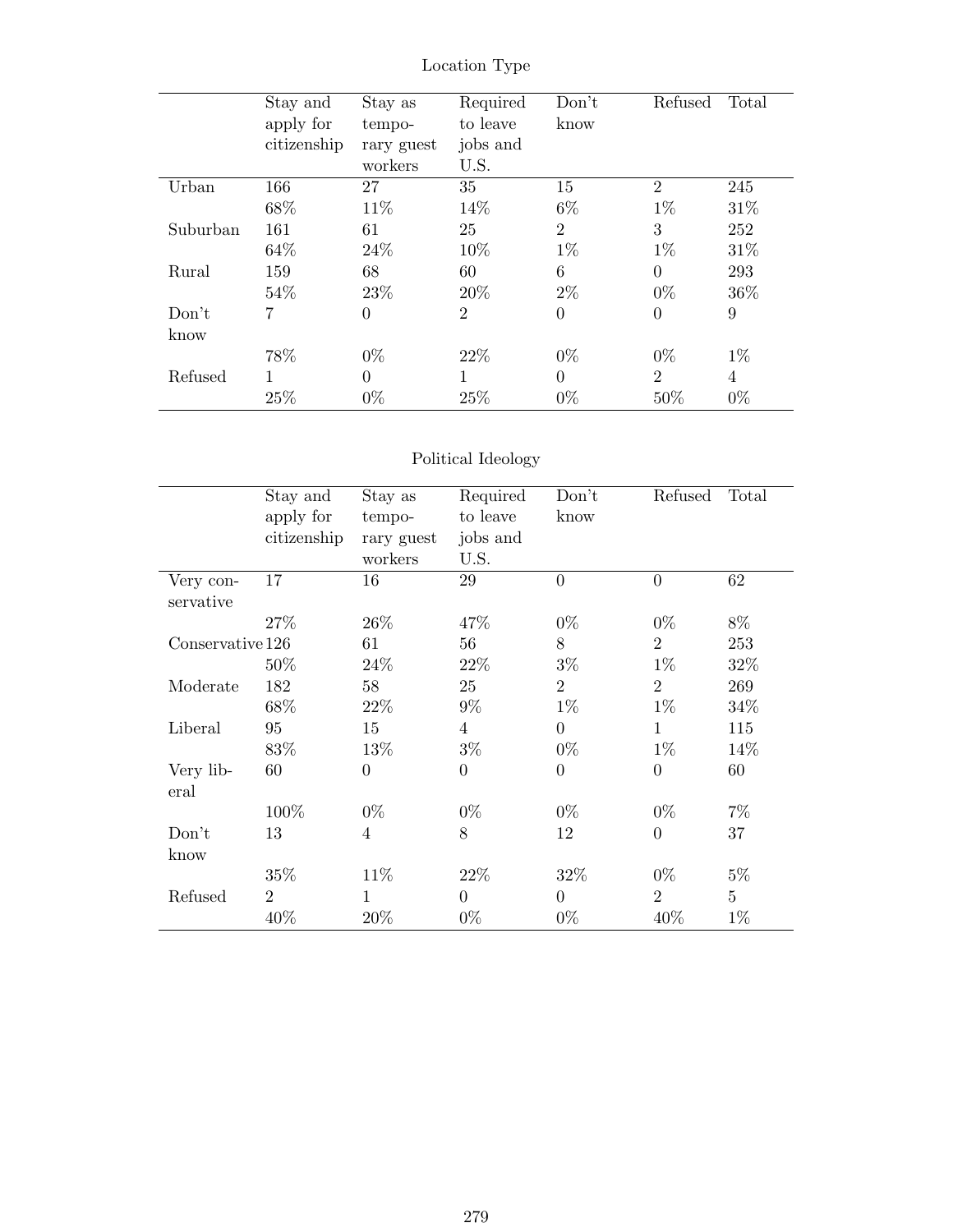Location Type

| | Stay and apply for citizenship | Stay as temporary guest workers | Required to leave jobs and U.S. | Don't know | Refused | Total |
|---|---|---|---|---|---|---|
| Urban | 166 | 27 | 35 | 15 | 2 | 245 |
| | 68% | 11% | 14% | 6% | 1% | 31% |
| Suburban | 161 | 61 | 25 | 2 | 3 | 252 |
| | 64% | 24% | 10% | 1% | 1% | 31% |
| Rural | 159 | 68 | 60 | 6 | 0 | 293 |
| | 54% | 23% | 20% | 2% | 0% | 36% |
| Don't know | 7 | 0 | 2 | 0 | 0 | 9 |
| | 78% | 0% | 22% | 0% | 0% | 1% |
| Refused | 1 | 0 | 1 | 0 | 2 | 4 |
| | 25% | 0% | 25% | 0% | 50% | 0% |

Political Ideology

| | Stay and apply for citizenship | Stay as temporary guest workers | Required to leave jobs and U.S. | Don't know | Refused | Total |
|---|---|---|---|---|---|---|
| Very conservative | 17 | 16 | 29 | 0 | 0 | 62 |
| | 27% | 26% | 47% | 0% | 0% | 8% |
| Conservative | 126 | 61 | 56 | 8 | 2 | 253 |
| | 50% | 24% | 22% | 3% | 1% | 32% |
| Moderate | 182 | 58 | 25 | 2 | 2 | 269 |
| | 68% | 22% | 9% | 1% | 1% | 34% |
| Liberal | 95 | 15 | 4 | 0 | 1 | 115 |
| | 83% | 13% | 3% | 0% | 1% | 14% |
| Very liberal | 60 | 0 | 0 | 0 | 0 | 60 |
| | 100% | 0% | 0% | 0% | 0% | 7% |
| Don't know | 13 | 4 | 8 | 12 | 0 | 37 |
| | 35% | 11% | 22% | 32% | 0% | 5% |
| Refused | 2 | 1 | 0 | 0 | 2 | 5 |
| | 40% | 20% | 0% | 0% | 40% | 1% |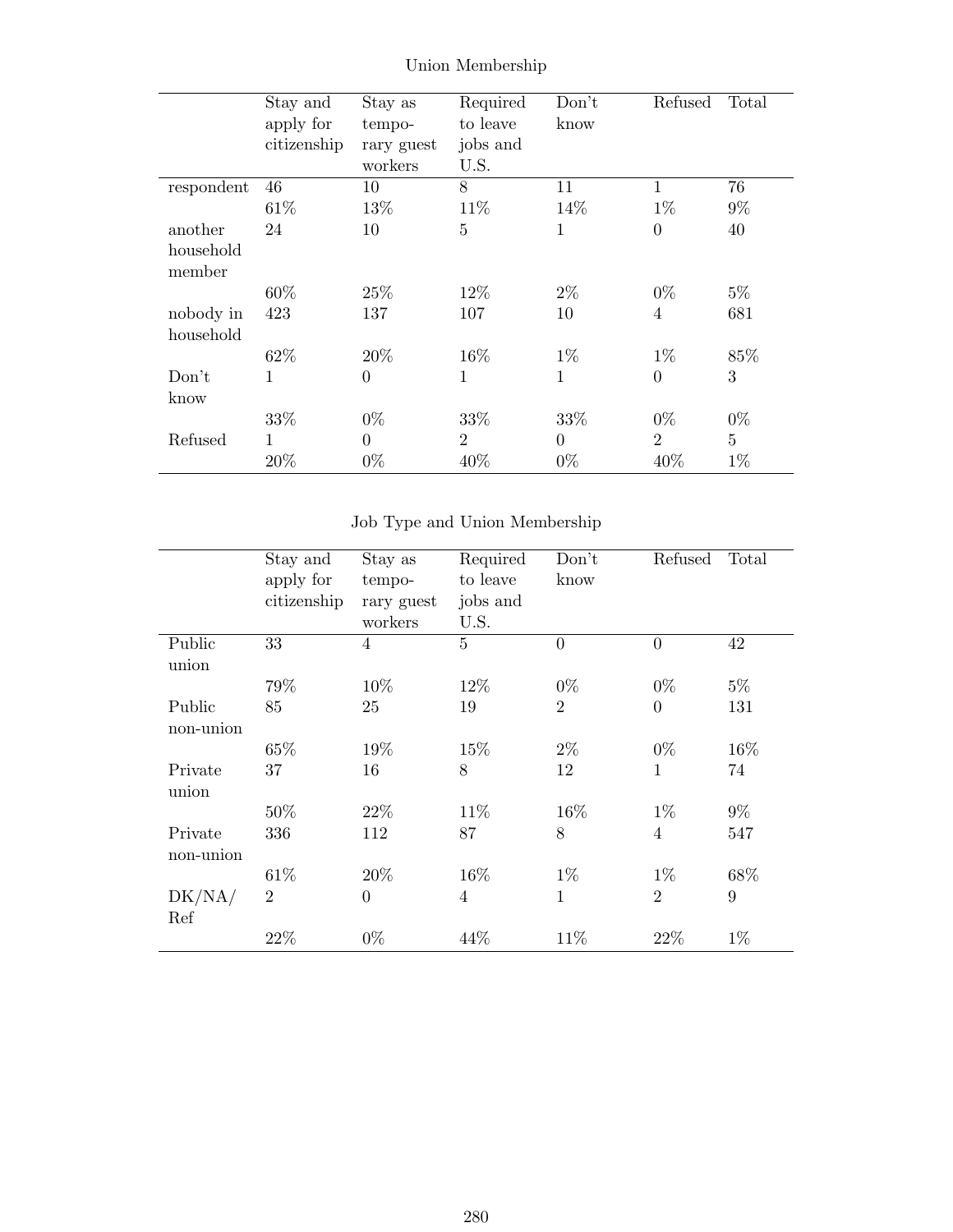Union Membership

| | Stay and apply for citizenship | Stay as temporary guest workers | Required to leave jobs and U.S. | Don't know | Refused | Total |
|---|---|---|---|---|---|---|
| respondent | 46 | 10 | 8 | 11 | 1 | 76 |
| | 61% | 13% | 11% | 14% | 1% | 9% |
| another household member | 24 | 10 | 5 | 1 | 0 | 40 |
| | 60% | 25% | 12% | 2% | 0% | 5% |
| nobody in household | 423 | 137 | 107 | 10 | 4 | 681 |
| | 62% | 20% | 16% | 1% | 1% | 85% |
| Don't know | 1 | 0 | 1 | 1 | 0 | 3 |
| | 33% | 0% | 33% | 33% | 0% | 0% |
| Refused | 1 | 0 | 2 | 0 | 2 | 5 |
| | 20% | 0% | 40% | 0% | 40% | 1% |

Job Type and Union Membership

| | Stay and apply for citizenship | Stay as temporary guest workers | Required to leave jobs and U.S. | Don't know | Refused | Total |
|---|---|---|---|---|---|---|
| Public union | 33 | 4 | 5 | 0 | 0 | 42 |
| | 79% | 10% | 12% | 0% | 0% | 5% |
| Public non-union | 85 | 25 | 19 | 2 | 0 | 131 |
| | 65% | 19% | 15% | 2% | 0% | 16% |
| Private union | 37 | 16 | 8 | 12 | 1 | 74 |
| | 50% | 22% | 11% | 16% | 1% | 9% |
| Private non-union | 336 | 112 | 87 | 8 | 4 | 547 |
| | 61% | 20% | 16% | 1% | 1% | 68% |
| DK/NA/ Ref | 2 | 0 | 4 | 1 | 2 | 9 |
| | 22% | 0% | 44% | 11% | 22% | 1% |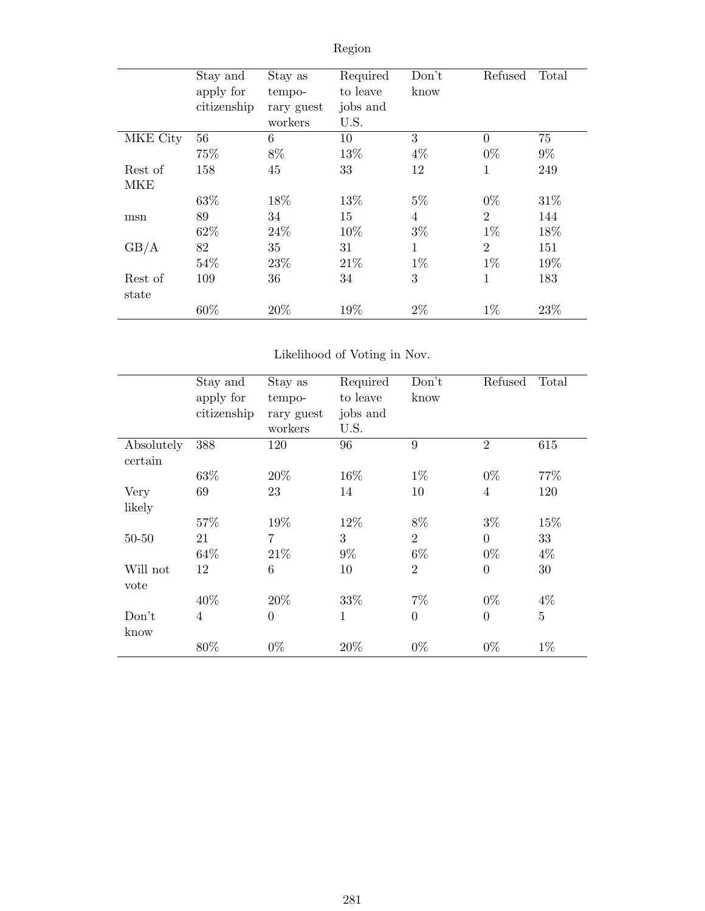Region

| | Stay and apply for citizenship | Stay as temporary guest workers | Required to leave jobs and U.S. | Don't know | Refused | Total |
|---|---|---|---|---|---|---|
| MKE City | 56 | 6 | 10 | 3 | 0 | 75 |
| | 75% | 8% | 13% | 4% | 0% | 9% |
| Rest of MKE | 158 | 45 | 33 | 12 | 1 | 249 |
| | 63% | 18% | 13% | 5% | 0% | 31% |
| msn | 89 | 34 | 15 | 4 | 2 | 144 |
| | 62% | 24% | 10% | 3% | 1% | 18% |
| GB/A | 82 | 35 | 31 | 1 | 2 | 151 |
| | 54% | 23% | 21% | 1% | 1% | 19% |
| Rest of state | 109 | 36 | 34 | 3 | 1 | 183 |
| | 60% | 20% | 19% | 2% | 1% | 23% |

Likelihood of Voting in Nov.

| | Stay and apply for citizenship | Stay as temporary guest workers | Required to leave jobs and U.S. | Don't know | Refused | Total |
|---|---|---|---|---|---|---|
| Absolutely certain | 388 | 120 | 96 | 9 | 2 | 615 |
| | 63% | 20% | 16% | 1% | 0% | 77% |
| Very likely | 69 | 23 | 14 | 10 | 4 | 120 |
| | 57% | 19% | 12% | 8% | 3% | 15% |
| 50-50 | 21 | 7 | 3 | 2 | 0 | 33 |
| | 64% | 21% | 9% | 6% | 0% | 4% |
| Will not vote | 12 | 6 | 10 | 2 | 0 | 30 |
| | 40% | 20% | 33% | 7% | 0% | 4% |
| Don't know | 4 | 0 | 1 | 0 | 0 | 5 |
| | 80% | 0% | 20% | 0% | 0% | 1% |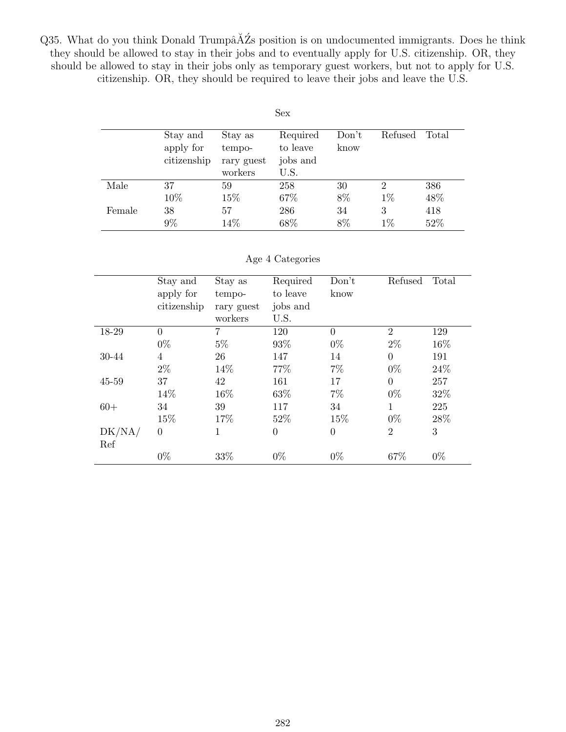Q35. What do you think Donald TrumpâĂŹs position is on undocumented immigrants. Does he think they should be allowed to stay in their jobs and to eventually apply for U.S. citizenship. OR, they should be allowed to stay in their jobs only as temporary guest workers, but not to apply for U.S. citizenship. OR, they should be required to leave their jobs and leave the U.S.

Sex

| | Stay and apply for citizenship | Stay as temporary guest workers | Required to leave jobs and U.S. | Don't know | Refused | Total |
|---|---|---|---|---|---|---|
| Male | 37 | 59 | 258 | 30 | 2 | 386 |
| | 10% | 15% | 67% | 8% | 1% | 48% |
| Female | 38 | 57 | 286 | 34 | 3 | 418 |
| | 9% | 14% | 68% | 8% | 1% | 52% |

Age 4 Categories

| | Stay and apply for citizenship | Stay as temporary guest workers | Required to leave jobs and U.S. | Don't know | Refused | Total |
|---|---|---|---|---|---|---|
| 18-29 | 0 | 7 | 120 | 0 | 2 | 129 |
| | 0% | 5% | 93% | 0% | 2% | 16% |
| 30-44 | 4 | 26 | 147 | 14 | 0 | 191 |
| | 2% | 14% | 77% | 7% | 0% | 24% |
| 45-59 | 37 | 42 | 161 | 17 | 0 | 257 |
| | 14% | 16% | 63% | 7% | 0% | 32% |
| 60+ | 34 | 39 | 117 | 34 | 1 | 225 |
| | 15% | 17% | 52% | 15% | 0% | 28% |
| DK/NA/Ref | 0 | 1 | 0 | 0 | 2 | 3 |
| | 0% | 33% | 0% | 0% | 67% | 0% |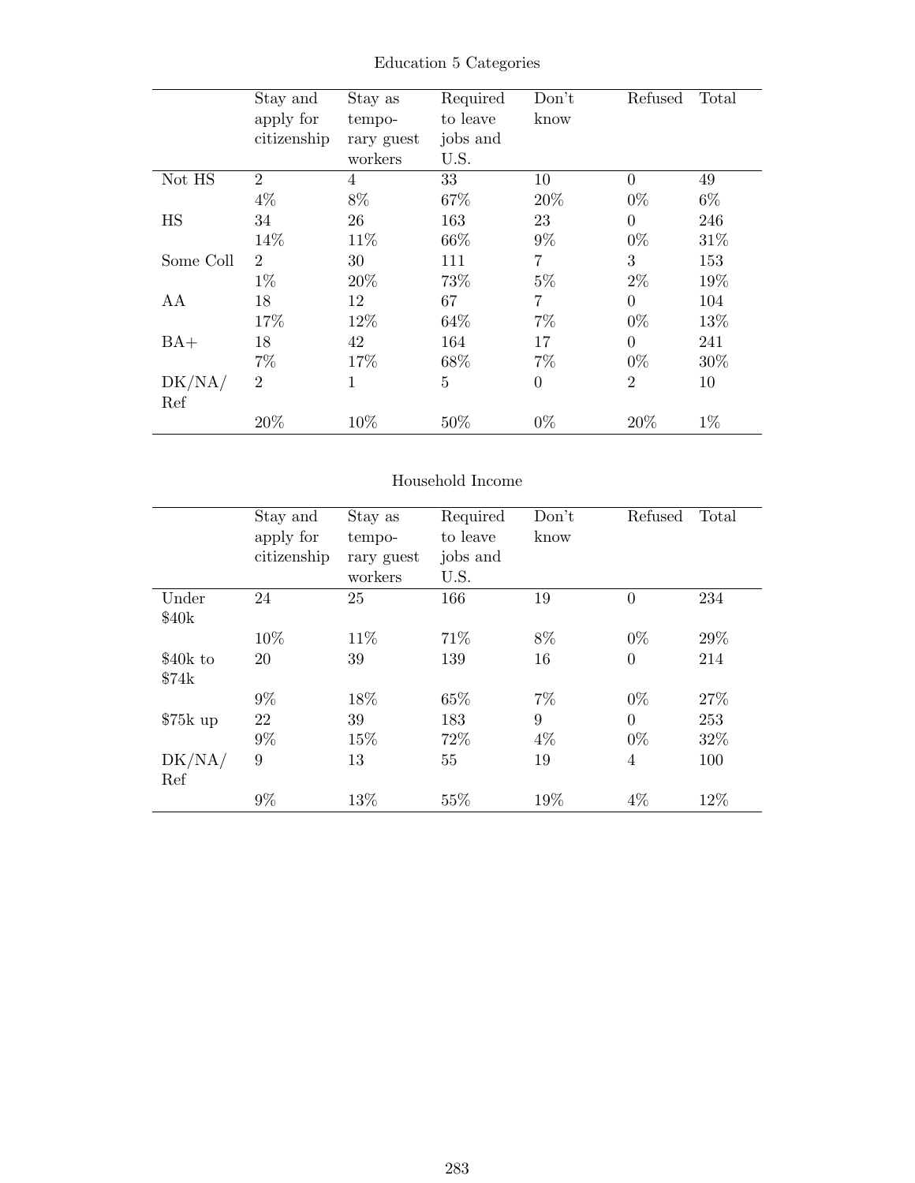Education 5 Categories

| | Stay and apply for citizenship | Stay as temporary guest workers | Required to leave jobs and U.S. | Don't know | Refused | Total |
|---|---|---|---|---|---|---|
| Not HS | 2 | 4 | 33 | 10 | 0 | 49 |
| | 4% | 8% | 67% | 20% | 0% | 6% |
| HS | 34 | 26 | 163 | 23 | 0 | 246 |
| | 14% | 11% | 66% | 9% | 0% | 31% |
| Some Coll | 2 | 30 | 111 | 7 | 3 | 153 |
| | 1% | 20% | 73% | 5% | 2% | 19% |
| AA | 18 | 12 | 67 | 7 | 0 | 104 |
| | 17% | 12% | 64% | 7% | 0% | 13% |
| BA+ | 18 | 42 | 164 | 17 | 0 | 241 |
| | 7% | 17% | 68% | 7% | 0% | 30% |
| DK/NA/Ref | 2 | 1 | 5 | 0 | 2 | 10 |
| | 20% | 10% | 50% | 0% | 20% | 1% |

Household Income

| | Stay and apply for citizenship | Stay as temporary guest workers | Required to leave jobs and U.S. | Don't know | Refused | Total |
|---|---|---|---|---|---|---|
| Under $40k | 24 | 25 | 166 | 19 | 0 | 234 |
| | 10% | 11% | 71% | 8% | 0% | 29% |
| $40k to $74k | 20 | 39 | 139 | 16 | 0 | 214 |
| | 9% | 18% | 65% | 7% | 0% | 27% |
| $75k up | 22 | 39 | 183 | 9 | 0 | 253 |
| | 9% | 15% | 72% | 4% | 0% | 32% |
| DK/NA/Ref | 9 | 13 | 55 | 19 | 4 | 100 |
| | 9% | 13% | 55% | 19% | 4% | 12% |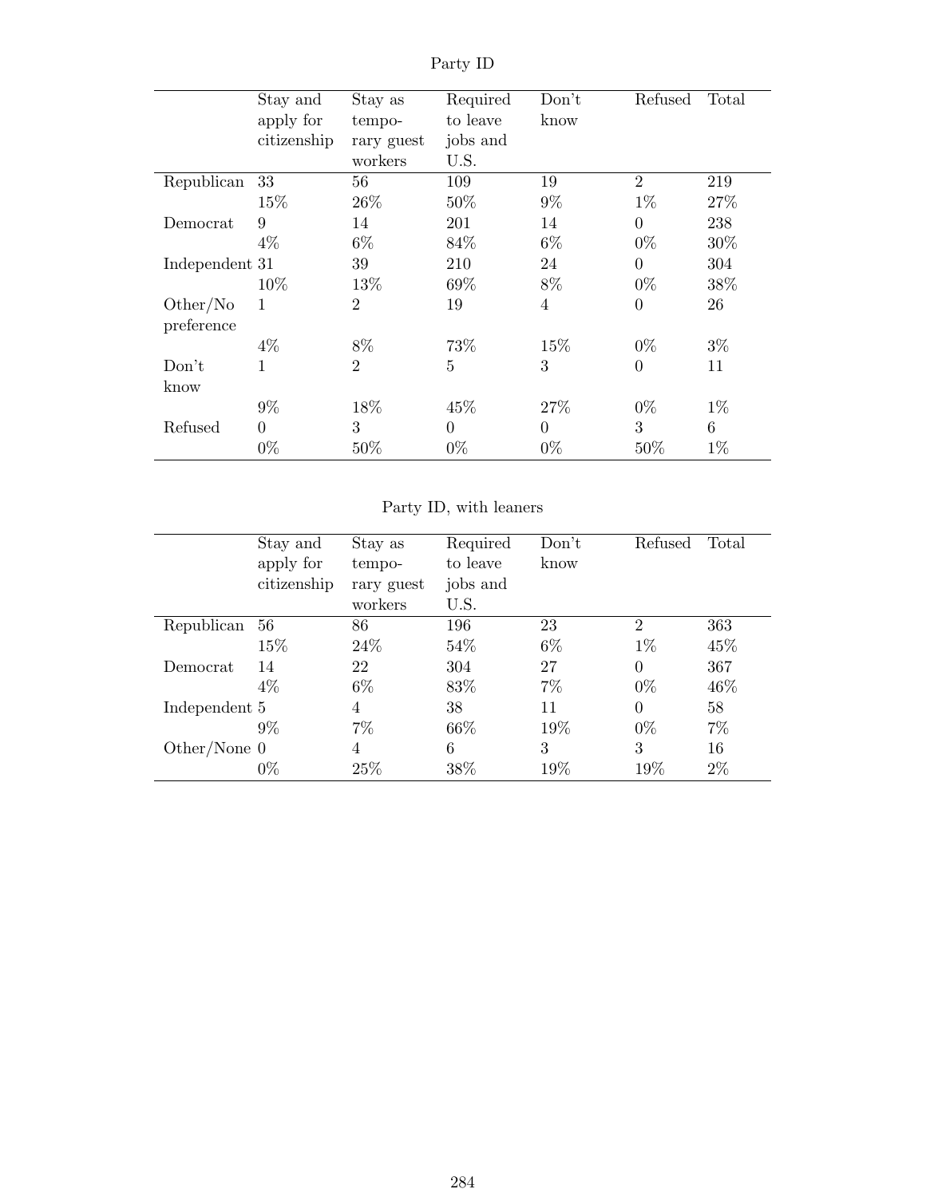Party ID

| | Stay and apply for citizenship | Stay as temporary guest workers | Required to leave jobs and U.S. | Don't know | Refused | Total |
|---|---|---|---|---|---|---|
| Republican | 33 | 56 | 109 | 19 | 2 | 219 |
| | 15% | 26% | 50% | 9% | 1% | 27% |
| Democrat | 9 | 14 | 201 | 14 | 0 | 238 |
| | 4% | 6% | 84% | 6% | 0% | 30% |
| Independent | 31 | 39 | 210 | 24 | 0 | 304 |
| | 10% | 13% | 69% | 8% | 0% | 38% |
| Other/No preference | 1 | 2 | 19 | 4 | 0 | 26 |
| | 4% | 8% | 73% | 15% | 0% | 3% |
| Don't know | 1 | 2 | 5 | 3 | 0 | 11 |
| | 9% | 18% | 45% | 27% | 0% | 1% |
| Refused | 0 | 3 | 0 | 0 | 3 | 6 |
| | 0% | 50% | 0% | 0% | 50% | 1% |

Party ID, with leaners

| | Stay and apply for citizenship | Stay as temporary guest workers | Required to leave jobs and U.S. | Don't know | Refused | Total |
|---|---|---|---|---|---|---|
| Republican | 56 | 86 | 196 | 23 | 2 | 363 |
| | 15% | 24% | 54% | 6% | 1% | 45% |
| Democrat | 14 | 22 | 304 | 27 | 0 | 367 |
| | 4% | 6% | 83% | 7% | 0% | 46% |
| Independent | 5 | 4 | 38 | 11 | 0 | 58 |
| | 9% | 7% | 66% | 19% | 0% | 7% |
| Other/None | 0 | 4 | 6 | 3 | 3 | 16 |
| | 0% | 25% | 38% | 19% | 19% | 2% |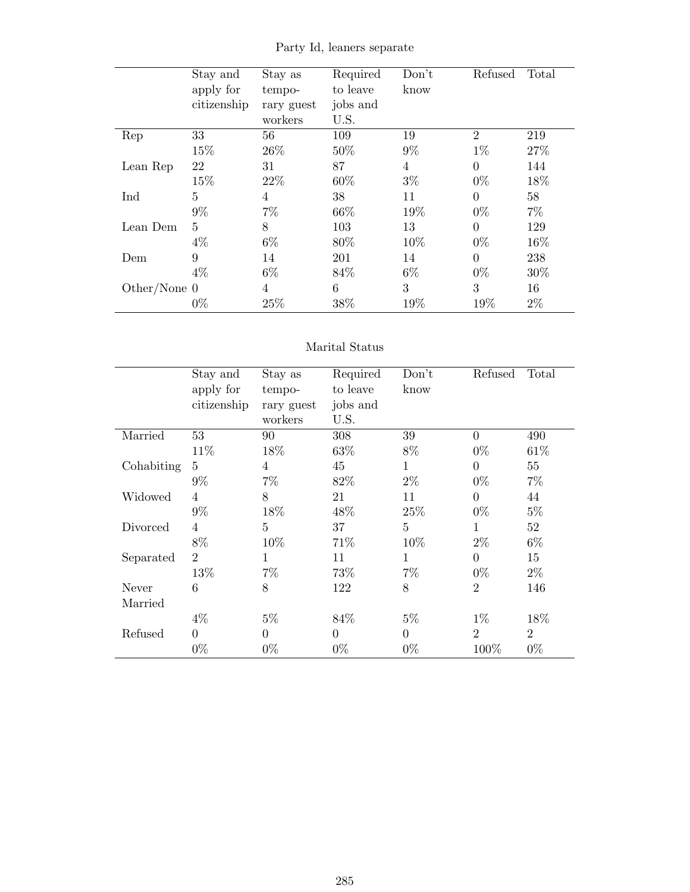Party Id, leaners separate

| | Stay and apply for citizenship | Stay as temporary guest workers | Required to leave jobs and U.S. | Don't know | Refused | Total |
|---|---|---|---|---|---|---|
| Rep | 33 | 56 | 109 | 19 | 2 | 219 |
| | 15% | 26% | 50% | 9% | 1% | 27% |
| Lean Rep | 22 | 31 | 87 | 4 | 0 | 144 |
| | 15% | 22% | 60% | 3% | 0% | 18% |
| Ind | 5 | 4 | 38 | 11 | 0 | 58 |
| | 9% | 7% | 66% | 19% | 0% | 7% |
| Lean Dem | 5 | 8 | 103 | 13 | 0 | 129 |
| | 4% | 6% | 80% | 10% | 0% | 16% |
| Dem | 9 | 14 | 201 | 14 | 0 | 238 |
| | 4% | 6% | 84% | 6% | 0% | 30% |
| Other/None | 0 | 4 | 6 | 3 | 3 | 16 |
| | 0% | 25% | 38% | 19% | 19% | 2% |

Marital Status

| | Stay and apply for citizenship | Stay as temporary guest workers | Required to leave jobs and U.S. | Don't know | Refused | Total |
|---|---|---|---|---|---|---|
| Married | 53 | 90 | 308 | 39 | 0 | 490 |
| | 11% | 18% | 63% | 8% | 0% | 61% |
| Cohabiting | 5 | 4 | 45 | 1 | 0 | 55 |
| | 9% | 7% | 82% | 2% | 0% | 7% |
| Widowed | 4 | 8 | 21 | 11 | 0 | 44 |
| | 9% | 18% | 48% | 25% | 0% | 5% |
| Divorced | 4 | 5 | 37 | 5 | 1 | 52 |
| | 8% | 10% | 71% | 10% | 2% | 6% |
| Separated | 2 | 1 | 11 | 1 | 0 | 15 |
| | 13% | 7% | 73% | 7% | 0% | 2% |
| Never Married | 6 | 8 | 122 | 8 | 2 | 146 |
| | 4% | 5% | 84% | 5% | 1% | 18% |
| Refused | 0 | 0 | 0 | 0 | 2 | 2 |
| | 0% | 0% | 0% | 0% | 100% | 0% |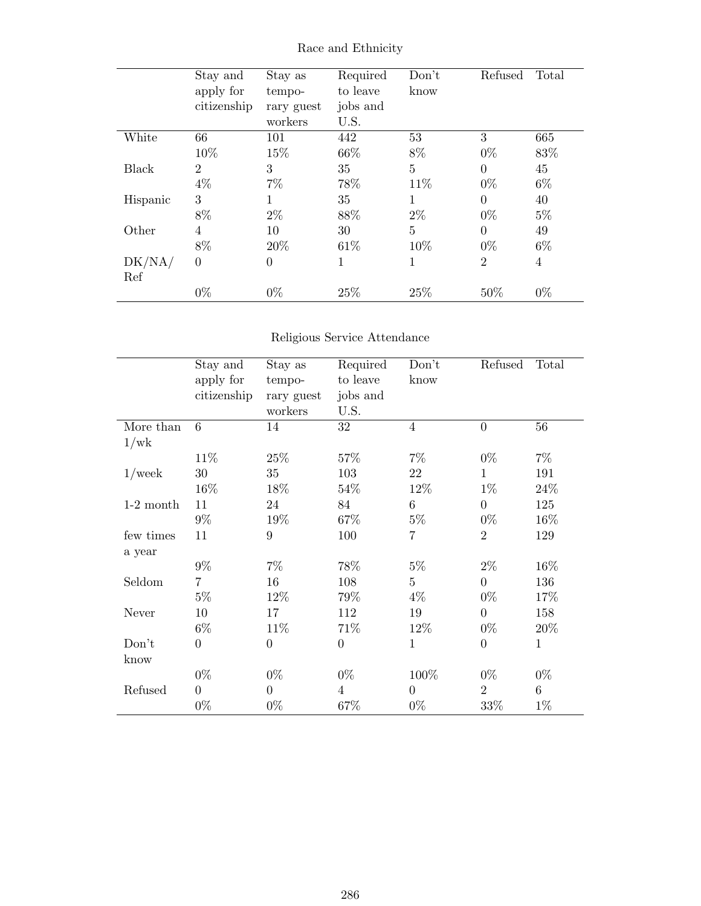Race and Ethnicity

| | Stay and apply for citizenship | Stay as temporary guest workers | Required to leave jobs and U.S. | Don't know | Refused | Total |
|---|---|---|---|---|---|---|
| White | 66 | 101 | 442 | 53 | 3 | 665 |
| | 10% | 15% | 66% | 8% | 0% | 83% |
| Black | 2 | 3 | 35 | 5 | 0 | 45 |
| | 4% | 7% | 78% | 11% | 0% | 6% |
| Hispanic | 3 | 1 | 35 | 1 | 0 | 40 |
| | 8% | 2% | 88% | 2% | 0% | 5% |
| Other | 4 | 10 | 30 | 5 | 0 | 49 |
| | 8% | 20% | 61% | 10% | 0% | 6% |
| DK/NA/Ref | 0 | 0 | 1 | 1 | 2 | 4 |
| | 0% | 0% | 25% | 25% | 50% | 0% |

Religious Service Attendance

| | Stay and apply for citizenship | Stay as temporary guest workers | Required to leave jobs and U.S. | Don't know | Refused | Total |
|---|---|---|---|---|---|---|
| More than 1/wk | 6 | 14 | 32 | 4 | 0 | 56 |
| | 11% | 25% | 57% | 7% | 0% | 7% |
| 1/week | 30 | 35 | 103 | 22 | 1 | 191 |
| | 16% | 18% | 54% | 12% | 1% | 24% |
| 1-2 month | 11 | 24 | 84 | 6 | 0 | 125 |
| | 9% | 19% | 67% | 5% | 0% | 16% |
| few times a year | 11 | 9 | 100 | 7 | 2 | 129 |
| | 9% | 7% | 78% | 5% | 2% | 16% |
| Seldom | 7 | 16 | 108 | 5 | 0 | 136 |
| | 5% | 12% | 79% | 4% | 0% | 17% |
| Never | 10 | 17 | 112 | 19 | 0 | 158 |
| | 6% | 11% | 71% | 12% | 0% | 20% |
| Don't know | 0 | 0 | 0 | 1 | 0 | 1 |
| | 0% | 0% | 0% | 100% | 0% | 0% |
| Refused | 0 | 0 | 4 | 0 | 2 | 6 |
| | 0% | 0% | 67% | 0% | 33% | 1% |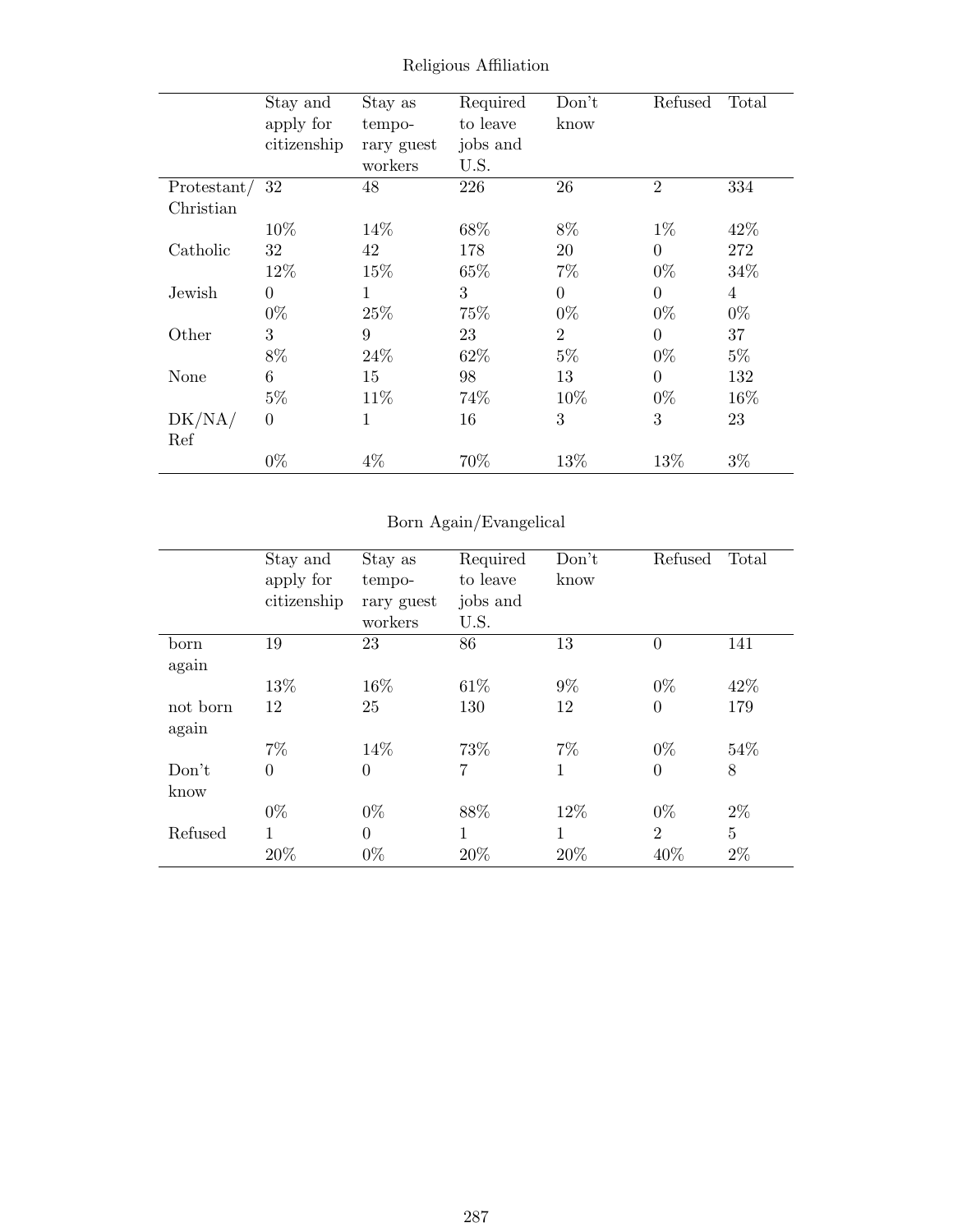Religious Affiliation

| | Stay and apply for citizenship | Stay as temporary guest workers | Required to leave jobs and U.S. | Don't know | Refused | Total |
|---|---|---|---|---|---|---|
| Protestant/ Christian | 32 | 48 | 226 | 26 | 2 | 334 |
| | 10% | 14% | 68% | 8% | 1% | 42% |
| Catholic | 32 | 42 | 178 | 20 | 0 | 272 |
| | 12% | 15% | 65% | 7% | 0% | 34% |
| Jewish | 0 | 1 | 3 | 0 | 0 | 4 |
| | 0% | 25% | 75% | 0% | 0% | 0% |
| Other | 3 | 9 | 23 | 2 | 0 | 37 |
| | 8% | 24% | 62% | 5% | 0% | 5% |
| None | 6 | 15 | 98 | 13 | 0 | 132 |
| | 5% | 11% | 74% | 10% | 0% | 16% |
| DK/NA/ Ref | 0 | 1 | 16 | 3 | 3 | 23 |
| | 0% | 4% | 70% | 13% | 13% | 3% |

Born Again/Evangelical

| | Stay and apply for citizenship | Stay as temporary guest workers | Required to leave jobs and U.S. | Don't know | Refused | Total |
|---|---|---|---|---|---|---|
| born again | 19 | 23 | 86 | 13 | 0 | 141 |
| | 13% | 16% | 61% | 9% | 0% | 42% |
| not born again | 12 | 25 | 130 | 12 | 0 | 179 |
| | 7% | 14% | 73% | 7% | 0% | 54% |
| Don't know | 0 | 0 | 7 | 1 | 0 | 8 |
| | 0% | 0% | 88% | 12% | 0% | 2% |
| Refused | 1 | 0 | 1 | 1 | 2 | 5 |
| | 20% | 0% | 20% | 20% | 40% | 2% |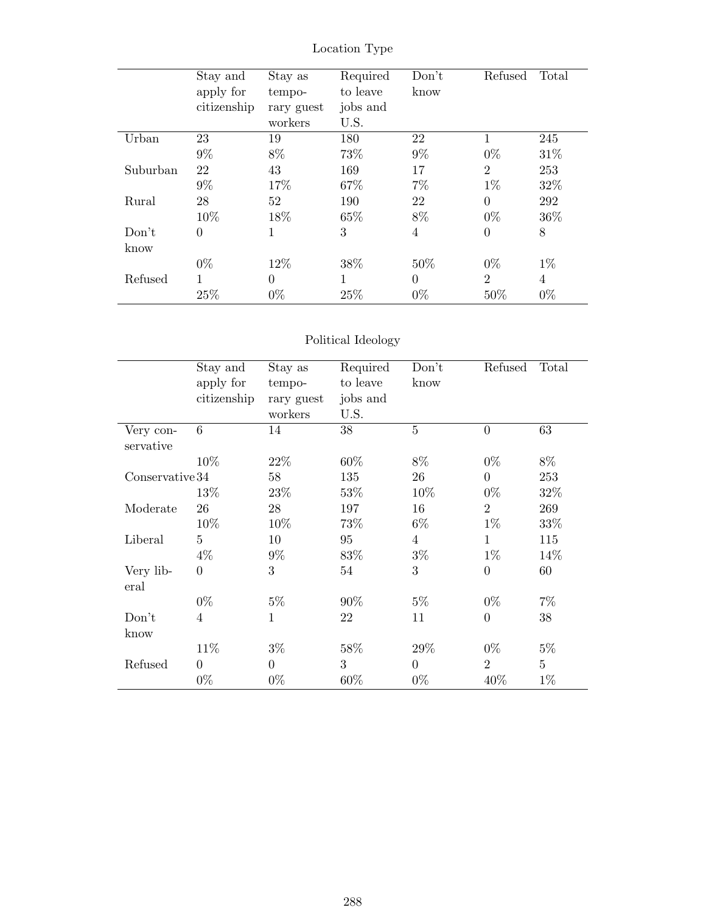Location Type

| | Stay and apply for citizenship | Stay as temporary guest workers | Required to leave jobs and U.S. | Don't know | Refused | Total |
|---|---|---|---|---|---|---|
| Urban | 23 | 19 | 180 | 22 | 1 | 245 |
| | 9% | 8% | 73% | 9% | 0% | 31% |
| Suburban | 22 | 43 | 169 | 17 | 2 | 253 |
| | 9% | 17% | 67% | 7% | 1% | 32% |
| Rural | 28 | 52 | 190 | 22 | 0 | 292 |
| | 10% | 18% | 65% | 8% | 0% | 36% |
| Don't know | 0 | 1 | 3 | 4 | 0 | 8 |
| | 0% | 12% | 38% | 50% | 0% | 1% |
| Refused | 1 | 0 | 1 | 0 | 2 | 4 |
| | 25% | 0% | 25% | 0% | 50% | 0% |

Political Ideology

| | Stay and apply for citizenship | Stay as temporary guest workers | Required to leave jobs and U.S. | Don't know | Refused | Total |
|---|---|---|---|---|---|---|
| Very conservative | 6 | 14 | 38 | 5 | 0 | 63 |
| | 10% | 22% | 60% | 8% | 0% | 8% |
| Conservative | 34 | 58 | 135 | 26 | 0 | 253 |
| | 13% | 23% | 53% | 10% | 0% | 32% |
| Moderate | 26 | 28 | 197 | 16 | 2 | 269 |
| | 10% | 10% | 73% | 6% | 1% | 33% |
| Liberal | 5 | 10 | 95 | 4 | 1 | 115 |
| | 4% | 9% | 83% | 3% | 1% | 14% |
| Very liberal | 0 | 3 | 54 | 3 | 0 | 60 |
| | 0% | 5% | 90% | 5% | 0% | 7% |
| Don't know | 4 | 1 | 22 | 11 | 0 | 38 |
| | 11% | 3% | 58% | 29% | 0% | 5% |
| Refused | 0 | 0 | 3 | 0 | 2 | 5 |
| | 0% | 0% | 60% | 0% | 40% | 1% |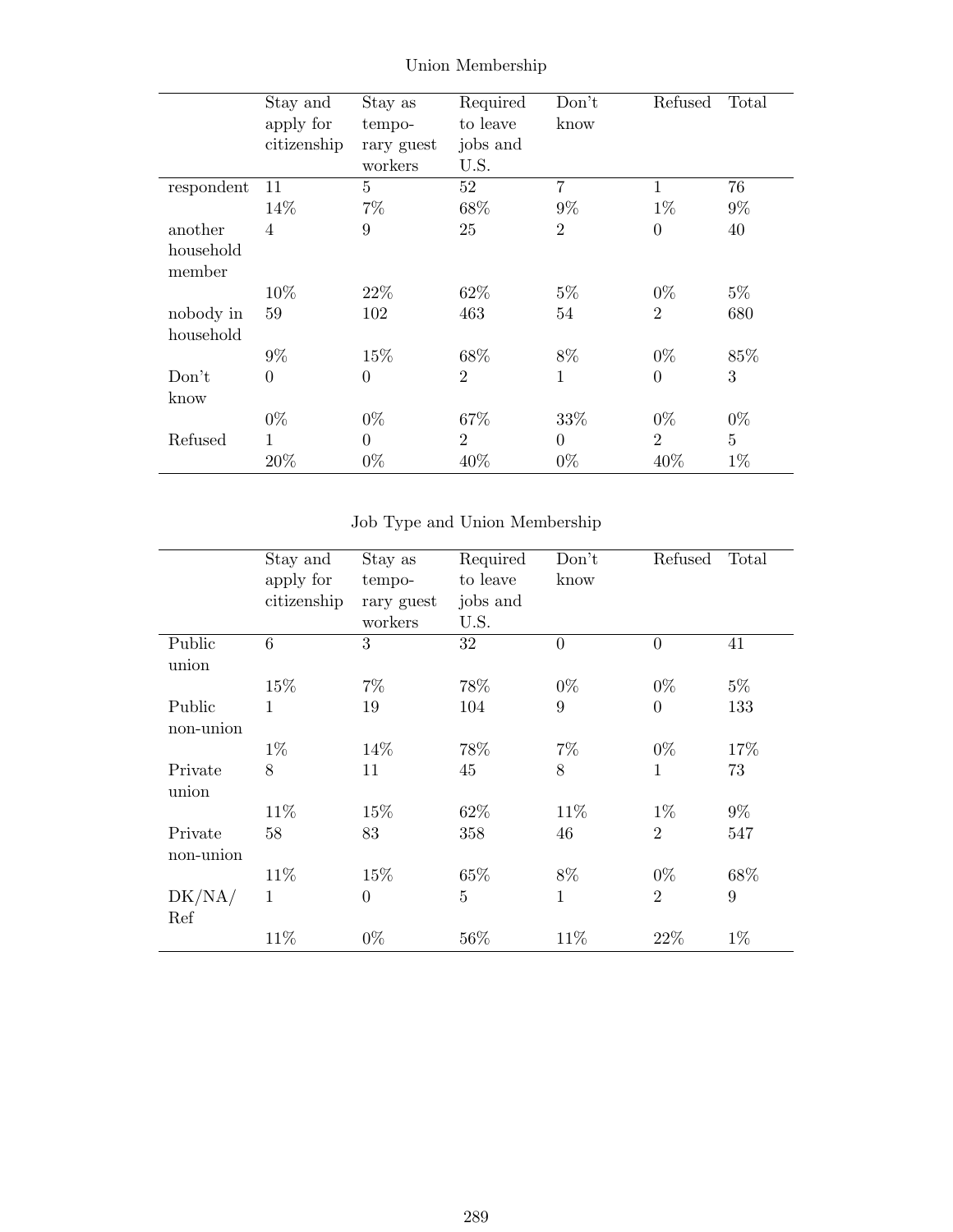Union Membership

| | Stay and apply for citizenship | Stay as temporary guest workers | Required to leave jobs and U.S. | Don't know | Refused | Total |
|---|---|---|---|---|---|---|
| respondent | 11 | 5 | 52 | 7 | 1 | 76 |
| | 14% | 7% | 68% | 9% | 1% | 9% |
| another household member | 4 | 9 | 25 | 2 | 0 | 40 |
| | 10% | 22% | 62% | 5% | 0% | 5% |
| nobody in household | 59 | 102 | 463 | 54 | 2 | 680 |
| | 9% | 15% | 68% | 8% | 0% | 85% |
| Don't know | 0 | 0 | 2 | 1 | 0 | 3 |
| | 0% | 0% | 67% | 33% | 0% | 0% |
| Refused | 1 | 0 | 2 | 0 | 2 | 5 |
| | 20% | 0% | 40% | 0% | 40% | 1% |

Job Type and Union Membership

| | Stay and apply for citizenship | Stay as temporary guest workers | Required to leave jobs and U.S. | Don't know | Refused | Total |
|---|---|---|---|---|---|---|
| Public union | 6 | 3 | 32 | 0 | 0 | 41 |
| | 15% | 7% | 78% | 0% | 0% | 5% |
| Public non-union | 1 | 19 | 104 | 9 | 0 | 133 |
| | 1% | 14% | 78% | 7% | 0% | 17% |
| Private union | 8 | 11 | 45 | 8 | 1 | 73 |
| | 11% | 15% | 62% | 11% | 1% | 9% |
| Private non-union | 58 | 83 | 358 | 46 | 2 | 547 |
| | 11% | 15% | 65% | 8% | 0% | 68% |
| DK/NA/ Ref | 1 | 0 | 5 | 1 | 2 | 9 |
| | 11% | 0% | 56% | 11% | 22% | 1% |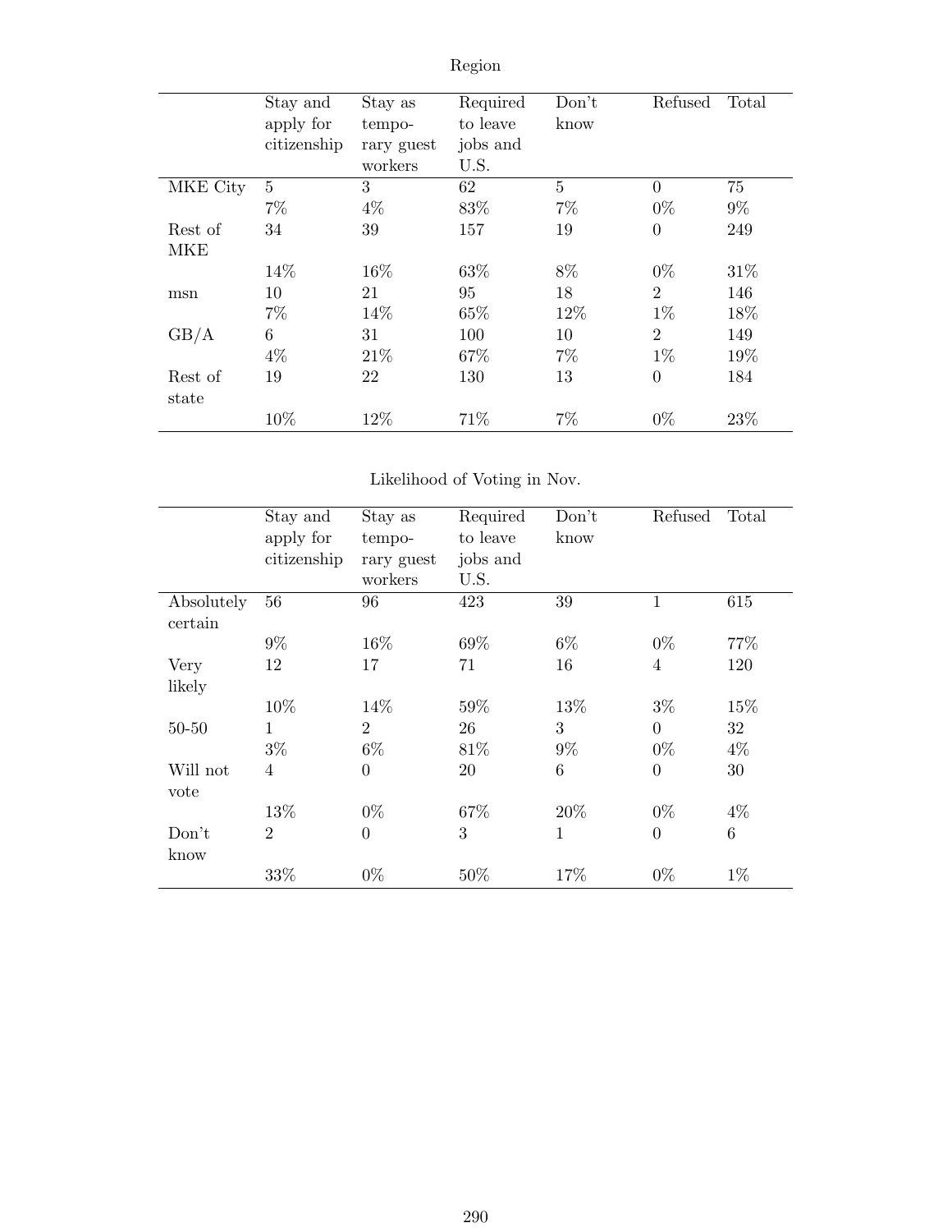Region

| | Stay and apply for citizenship | Stay as temporary guest workers | Required to leave jobs and U.S. | Don't know | Refused | Total |
|---|---|---|---|---|---|---|
| MKE City | 5 | 3 | 62 | 5 | 0 | 75 |
| | 7% | 4% | 83% | 7% | 0% | 9% |
| Rest of MKE | 34 | 39 | 157 | 19 | 0 | 249 |
| | 14% | 16% | 63% | 8% | 0% | 31% |
| msn | 10 | 21 | 95 | 18 | 2 | 146 |
| | 7% | 14% | 65% | 12% | 1% | 18% |
| GB/A | 6 | 31 | 100 | 10 | 2 | 149 |
| | 4% | 21% | 67% | 7% | 1% | 19% |
| Rest of state | 19 | 22 | 130 | 13 | 0 | 184 |
| | 10% | 12% | 71% | 7% | 0% | 23% |

Likelihood of Voting in Nov.

| | Stay and apply for citizenship | Stay as temporary guest workers | Required to leave jobs and U.S. | Don't know | Refused | Total |
|---|---|---|---|---|---|---|
| Absolutely certain | 56 | 96 | 423 | 39 | 1 | 615 |
| | 9% | 16% | 69% | 6% | 0% | 77% |
| Very likely | 12 | 17 | 71 | 16 | 4 | 120 |
| | 10% | 14% | 59% | 13% | 3% | 15% |
| 50-50 | 1 | 2 | 26 | 3 | 0 | 32 |
| | 3% | 6% | 81% | 9% | 0% | 4% |
| Will not vote | 4 | 0 | 20 | 6 | 0 | 30 |
| | 13% | 0% | 67% | 20% | 0% | 4% |
| Don't know | 2 | 0 | 3 | 1 | 0 | 6 |
| | 33% | 0% | 50% | 17% | 0% | 1% |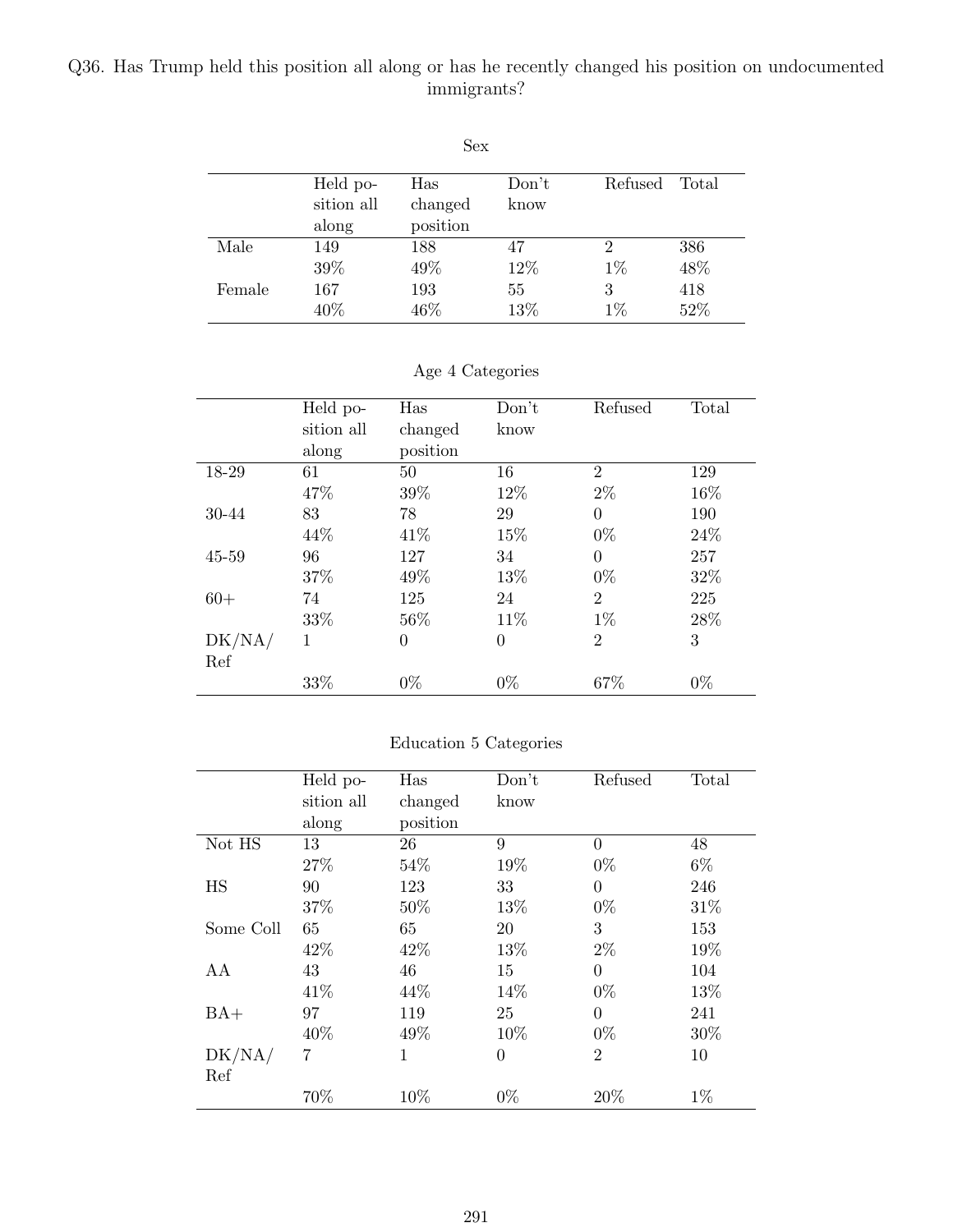Q36. Has Trump held this position all along or has he recently changed his position on undocumented immigrants?

Sex

| | Held position all along | Has changed position | Don't know | Refused | Total |
|---|---|---|---|---|---|
| Male | 149 | 188 | 47 | 2 | 386 |
| | 39% | 49% | 12% | 1% | 48% |
| Female | 167 | 193 | 55 | 3 | 418 |
| | 40% | 46% | 13% | 1% | 52% |

Age 4 Categories

| | Held position all along | Has changed position | Don't know | Refused | Total |
|---|---|---|---|---|---|
| 18-29 | 61 | 50 | 16 | 2 | 129 |
| | 47% | 39% | 12% | 2% | 16% |
| 30-44 | 83 | 78 | 29 | 0 | 190 |
| | 44% | 41% | 15% | 0% | 24% |
| 45-59 | 96 | 127 | 34 | 0 | 257 |
| | 37% | 49% | 13% | 0% | 32% |
| 60+ | 74 | 125 | 24 | 2 | 225 |
| | 33% | 56% | 11% | 1% | 28% |
| DK/NA/Ref | 1 | 0 | 0 | 2 | 3 |
| | 33% | 0% | 0% | 67% | 0% |

Education 5 Categories

| | Held position all along | Has changed position | Don't know | Refused | Total |
|---|---|---|---|---|---|
| Not HS | 13 | 26 | 9 | 0 | 48 |
| | 27% | 54% | 19% | 0% | 6% |
| HS | 90 | 123 | 33 | 0 | 246 |
| | 37% | 50% | 13% | 0% | 31% |
| Some Coll | 65 | 65 | 20 | 3 | 153 |
| | 42% | 42% | 13% | 2% | 19% |
| AA | 43 | 46 | 15 | 0 | 104 |
| | 41% | 44% | 14% | 0% | 13% |
| BA+ | 97 | 119 | 25 | 0 | 241 |
| | 40% | 49% | 10% | 0% | 30% |
| DK/NA/Ref | 7 | 1 | 0 | 2 | 10 |
| | 70% | 10% | 0% | 20% | 1% |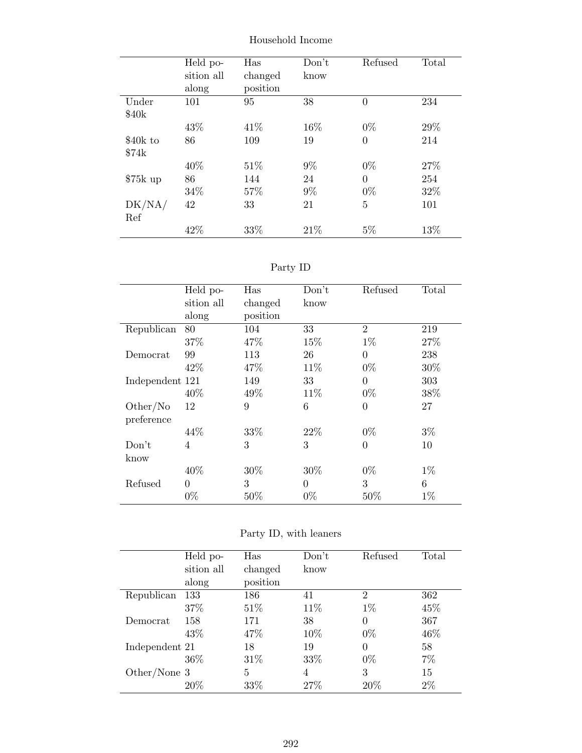Household Income

| | Held position all along | Has changed position | Don't know | Refused | Total |
|---|---|---|---|---|---|
| Under $40k | 101 | 95 | 38 | 0 | 234 |
| | 43% | 41% | 16% | 0% | 29% |
| $40k to $74k | 86 | 109 | 19 | 0 | 214 |
| | 40% | 51% | 9% | 0% | 27% |
| $75k up | 86 | 144 | 24 | 0 | 254 |
| | 34% | 57% | 9% | 0% | 32% |
| DK/NA/ Ref | 42 | 33 | 21 | 5 | 101 |
| | 42% | 33% | 21% | 5% | 13% |

Party ID

| | Held position all along | Has changed position | Don't know | Refused | Total |
|---|---|---|---|---|---|
| Republican | 80 | 104 | 33 | 2 | 219 |
| | 37% | 47% | 15% | 1% | 27% |
| Democrat | 99 | 113 | 26 | 0 | 238 |
| | 42% | 47% | 11% | 0% | 30% |
| Independent | 121 | 149 | 33 | 0 | 303 |
| | 40% | 49% | 11% | 0% | 38% |
| Other/No preference | 12 | 9 | 6 | 0 | 27 |
| | 44% | 33% | 22% | 0% | 3% |
| Don't know | 4 | 3 | 3 | 0 | 10 |
| | 40% | 30% | 30% | 0% | 1% |
| Refused | 0 | 3 | 0 | 3 | 6 |
| | 0% | 50% | 0% | 50% | 1% |

Party ID, with leaners

| | Held position all along | Has changed position | Don't know | Refused | Total |
|---|---|---|---|---|---|
| Republican | 133 | 186 | 41 | 2 | 362 |
| | 37% | 51% | 11% | 1% | 45% |
| Democrat | 158 | 171 | 38 | 0 | 367 |
| | 43% | 47% | 10% | 0% | 46% |
| Independent | 21 | 18 | 19 | 0 | 58 |
| | 36% | 31% | 33% | 0% | 7% |
| Other/None | 3 | 5 | 4 | 3 | 15 |
| | 20% | 33% | 27% | 20% | 2% |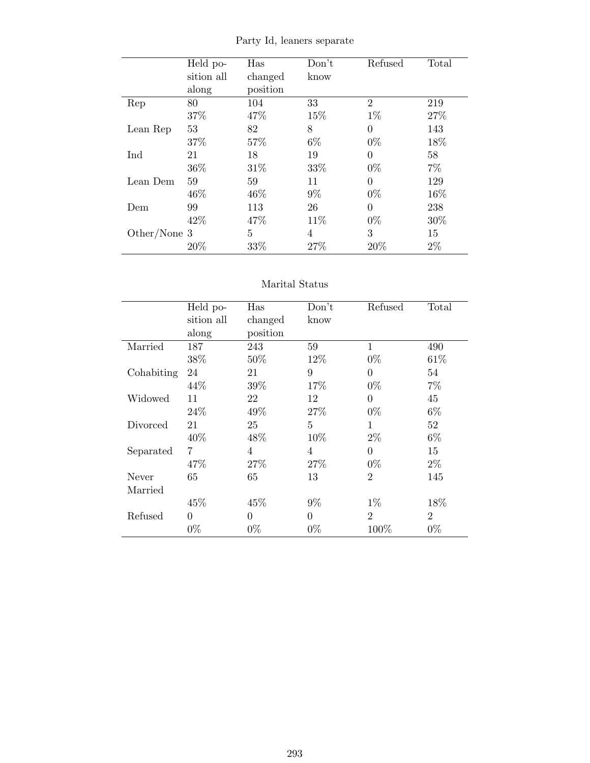Party Id, leaners separate

| | Held position all along | Has changed position | Don't know | Refused | Total |
|---|---|---|---|---|---|
| Rep | 80 | 104 | 33 | 2 | 219 |
| | 37% | 47% | 15% | 1% | 27% |
| Lean Rep | 53 | 82 | 8 | 0 | 143 |
| | 37% | 57% | 6% | 0% | 18% |
| Ind | 21 | 18 | 19 | 0 | 58 |
| | 36% | 31% | 33% | 0% | 7% |
| Lean Dem | 59 | 59 | 11 | 0 | 129 |
| | 46% | 46% | 9% | 0% | 16% |
| Dem | 99 | 113 | 26 | 0 | 238 |
| | 42% | 47% | 11% | 0% | 30% |
| Other/None | 3 | 5 | 4 | 3 | 15 |
| | 20% | 33% | 27% | 20% | 2% |

Marital Status

| | Held position all along | Has changed position | Don't know | Refused | Total |
|---|---|---|---|---|---|
| Married | 187 | 243 | 59 | 1 | 490 |
| | 38% | 50% | 12% | 0% | 61% |
| Cohabiting | 24 | 21 | 9 | 0 | 54 |
| | 44% | 39% | 17% | 0% | 7% |
| Widowed | 11 | 22 | 12 | 0 | 45 |
| | 24% | 49% | 27% | 0% | 6% |
| Divorced | 21 | 25 | 5 | 1 | 52 |
| | 40% | 48% | 10% | 2% | 6% |
| Separated | 7 | 4 | 4 | 0 | 15 |
| | 47% | 27% | 27% | 0% | 2% |
| Never Married | 65 | 65 | 13 | 2 | 145 |
| | 45% | 45% | 9% | 1% | 18% |
| Refused | 0 | 0 | 0 | 2 | 2 |
| | 0% | 0% | 0% | 100% | 0% |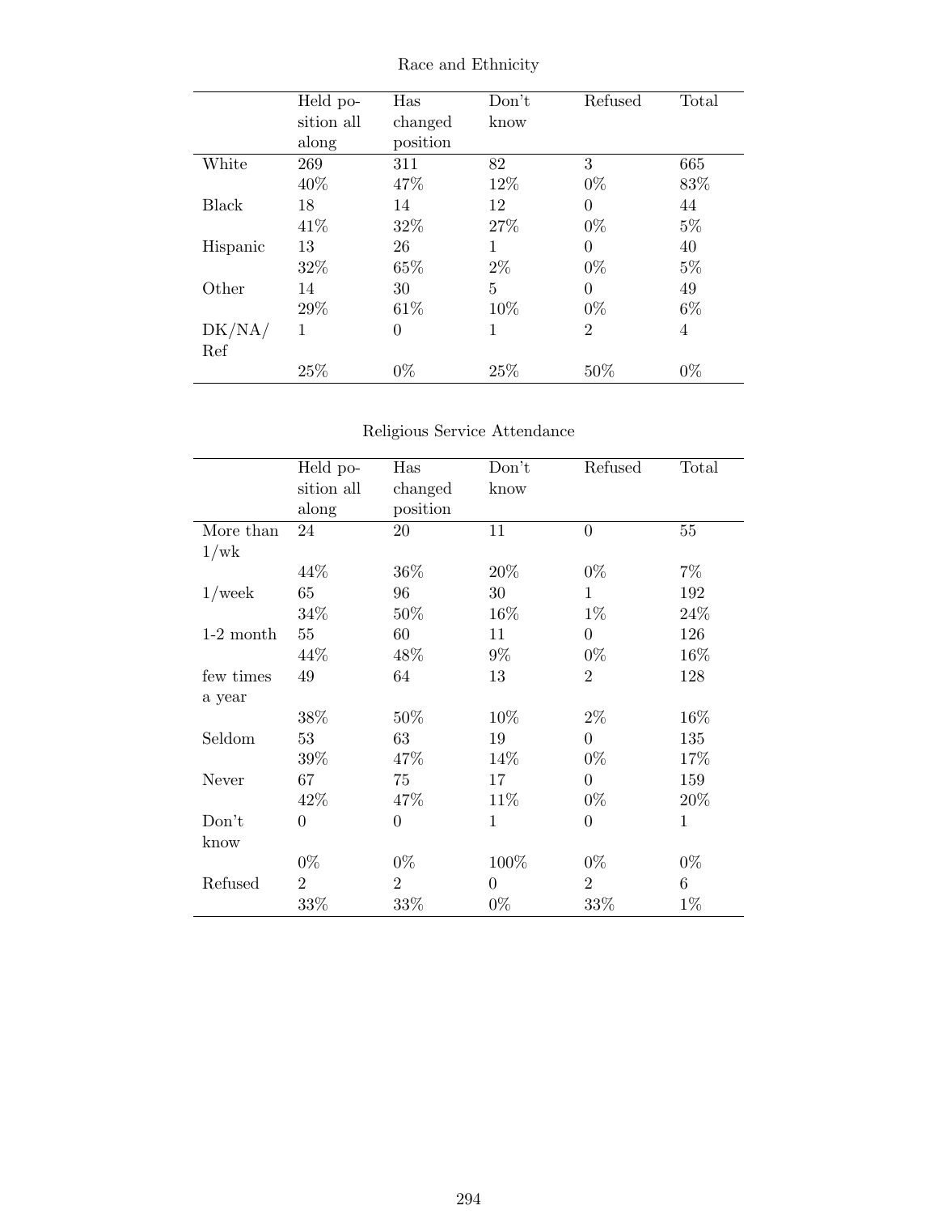Race and Ethnicity

| | Held position all along | Has changed position | Don't know | Refused | Total |
|---|---|---|---|---|---|
| White | 269 | 311 | 82 | 3 | 665 |
| | 40% | 47% | 12% | 0% | 83% |
| Black | 18 | 14 | 12 | 0 | 44 |
| | 41% | 32% | 27% | 0% | 5% |
| Hispanic | 13 | 26 | 1 | 0 | 40 |
| | 32% | 65% | 2% | 0% | 5% |
| Other | 14 | 30 | 5 | 0 | 49 |
| | 29% | 61% | 10% | 0% | 6% |
| DK/NA/Ref | 1 | 0 | 1 | 2 | 4 |
| | 25% | 0% | 25% | 50% | 0% |

Religious Service Attendance

| | Held position all along | Has changed position | Don't know | Refused | Total |
|---|---|---|---|---|---|
| More than 1/wk | 24 | 20 | 11 | 0 | 55 |
| | 44% | 36% | 20% | 0% | 7% |
| 1/week | 65 | 96 | 30 | 1 | 192 |
| | 34% | 50% | 16% | 1% | 24% |
| 1-2 month | 55 | 60 | 11 | 0 | 126 |
| | 44% | 48% | 9% | 0% | 16% |
| few times a year | 49 | 64 | 13 | 2 | 128 |
| | 38% | 50% | 10% | 2% | 16% |
| Seldom | 53 | 63 | 19 | 0 | 135 |
| | 39% | 47% | 14% | 0% | 17% |
| Never | 67 | 75 | 17 | 0 | 159 |
| | 42% | 47% | 11% | 0% | 20% |
| Don't know | 0 | 0 | 1 | 0 | 1 |
| | 0% | 0% | 100% | 0% | 0% |
| Refused | 2 | 2 | 0 | 2 | 6 |
| | 33% | 33% | 0% | 33% | 1% |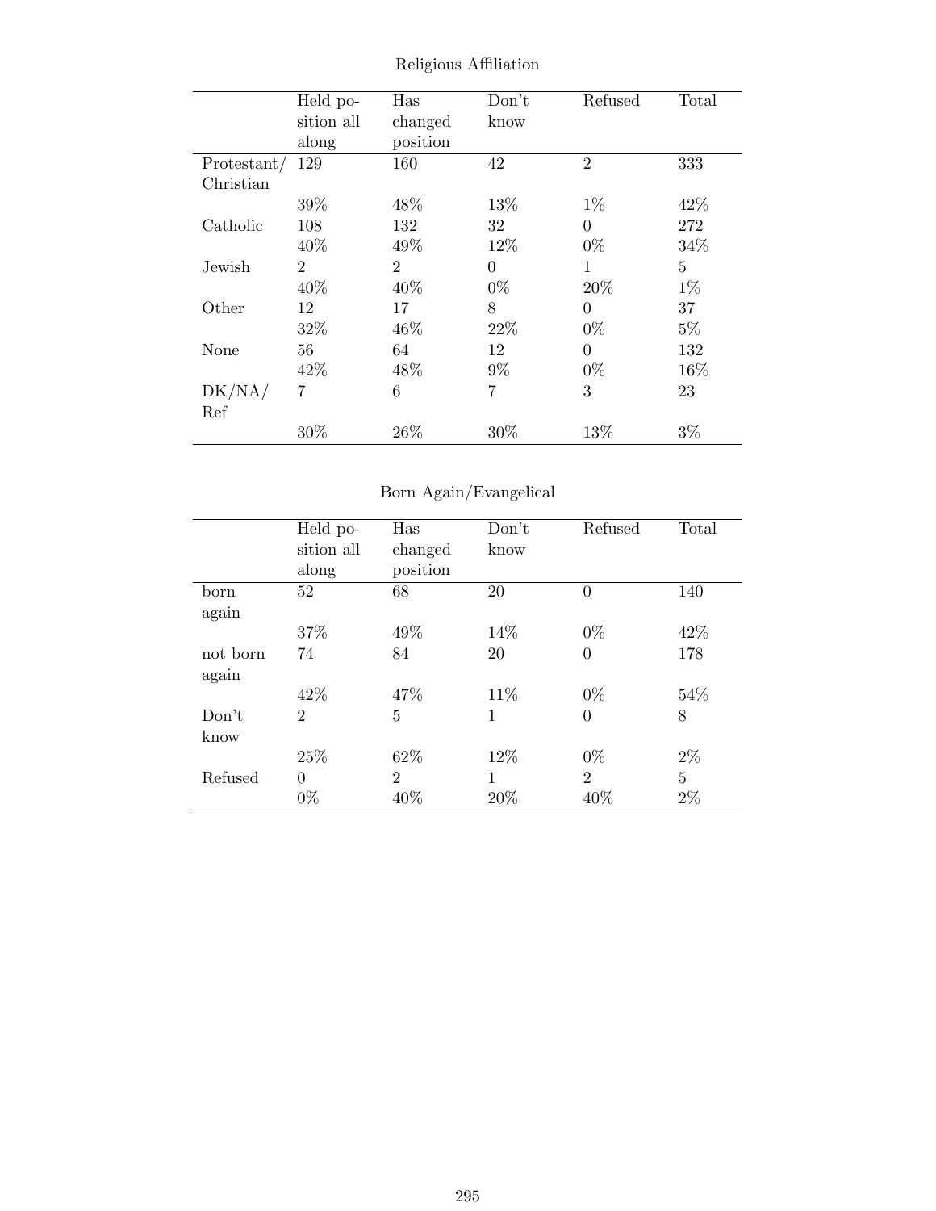Religious Affiliation

| | Held position all along | Has changed position | Don't know | Refused | Total |
|---|---|---|---|---|---|
| Protestant/ Christian | 129 | 160 | 42 | 2 | 333 |
| | 39% | 48% | 13% | 1% | 42% |
| Catholic | 108 | 132 | 32 | 0 | 272 |
| | 40% | 49% | 12% | 0% | 34% |
| Jewish | 2 | 2 | 0 | 1 | 5 |
| | 40% | 40% | 0% | 20% | 1% |
| Other | 12 | 17 | 8 | 0 | 37 |
| | 32% | 46% | 22% | 0% | 5% |
| None | 56 | 64 | 12 | 0 | 132 |
| | 42% | 48% | 9% | 0% | 16% |
| DK/NA/ Ref | 7 | 6 | 7 | 3 | 23 |
| | 30% | 26% | 30% | 13% | 3% |

Born Again/Evangelical

| | Held position all along | Has changed position | Don't know | Refused | Total |
|---|---|---|---|---|---|
| born again | 52 | 68 | 20 | 0 | 140 |
| | 37% | 49% | 14% | 0% | 42% |
| not born again | 74 | 84 | 20 | 0 | 178 |
| | 42% | 47% | 11% | 0% | 54% |
| Don't know | 2 | 5 | 1 | 0 | 8 |
| | 25% | 62% | 12% | 0% | 2% |
| Refused | 0 | 2 | 1 | 2 | 5 |
| | 0% | 40% | 20% | 40% | 2% |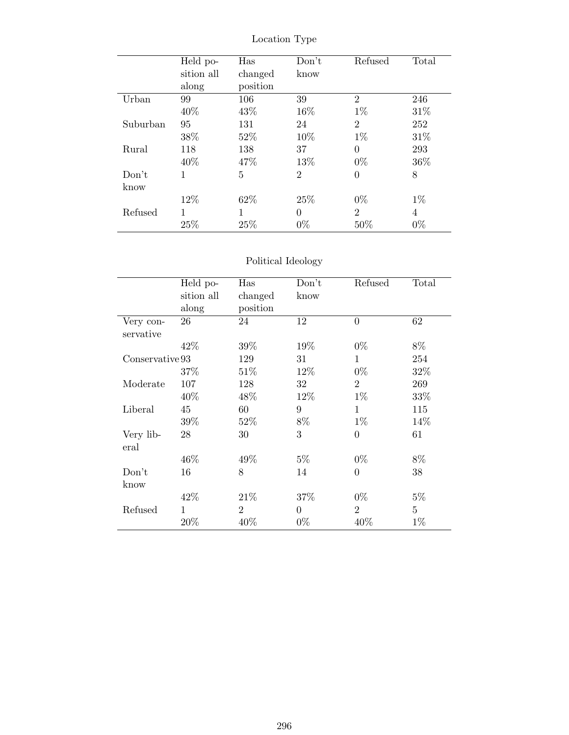Location Type

| | Held position all along | Has changed position | Don't know | Refused | Total |
|---|---|---|---|---|---|
| Urban | 99 | 106 | 39 | 2 | 246 |
| | 40% | 43% | 16% | 1% | 31% |
| Suburban | 95 | 131 | 24 | 2 | 252 |
| | 38% | 52% | 10% | 1% | 31% |
| Rural | 118 | 138 | 37 | 0 | 293 |
| | 40% | 47% | 13% | 0% | 36% |
| Don't know | 1 | 5 | 2 | 0 | 8 |
| | 12% | 62% | 25% | 0% | 1% |
| Refused | 1 | 1 | 0 | 2 | 4 |
| | 25% | 25% | 0% | 50% | 0% |

Political Ideology

| | Held position all along | Has changed position | Don't know | Refused | Total |
|---|---|---|---|---|---|
| Very conservative | 26 | 24 | 12 | 0 | 62 |
| | 42% | 39% | 19% | 0% | 8% |
| Conservative | 93 | 129 | 31 | 1 | 254 |
| | 37% | 51% | 12% | 0% | 32% |
| Moderate | 107 | 128 | 32 | 2 | 269 |
| | 40% | 48% | 12% | 1% | 33% |
| Liberal | 45 | 60 | 9 | 1 | 115 |
| | 39% | 52% | 8% | 1% | 14% |
| Very liberal | 28 | 30 | 3 | 0 | 61 |
| | 46% | 49% | 5% | 0% | 8% |
| Don't know | 16 | 8 | 14 | 0 | 38 |
| | 42% | 21% | 37% | 0% | 5% |
| Refused | 1 | 2 | 0 | 2 | 5 |
| | 20% | 40% | 0% | 40% | 1% |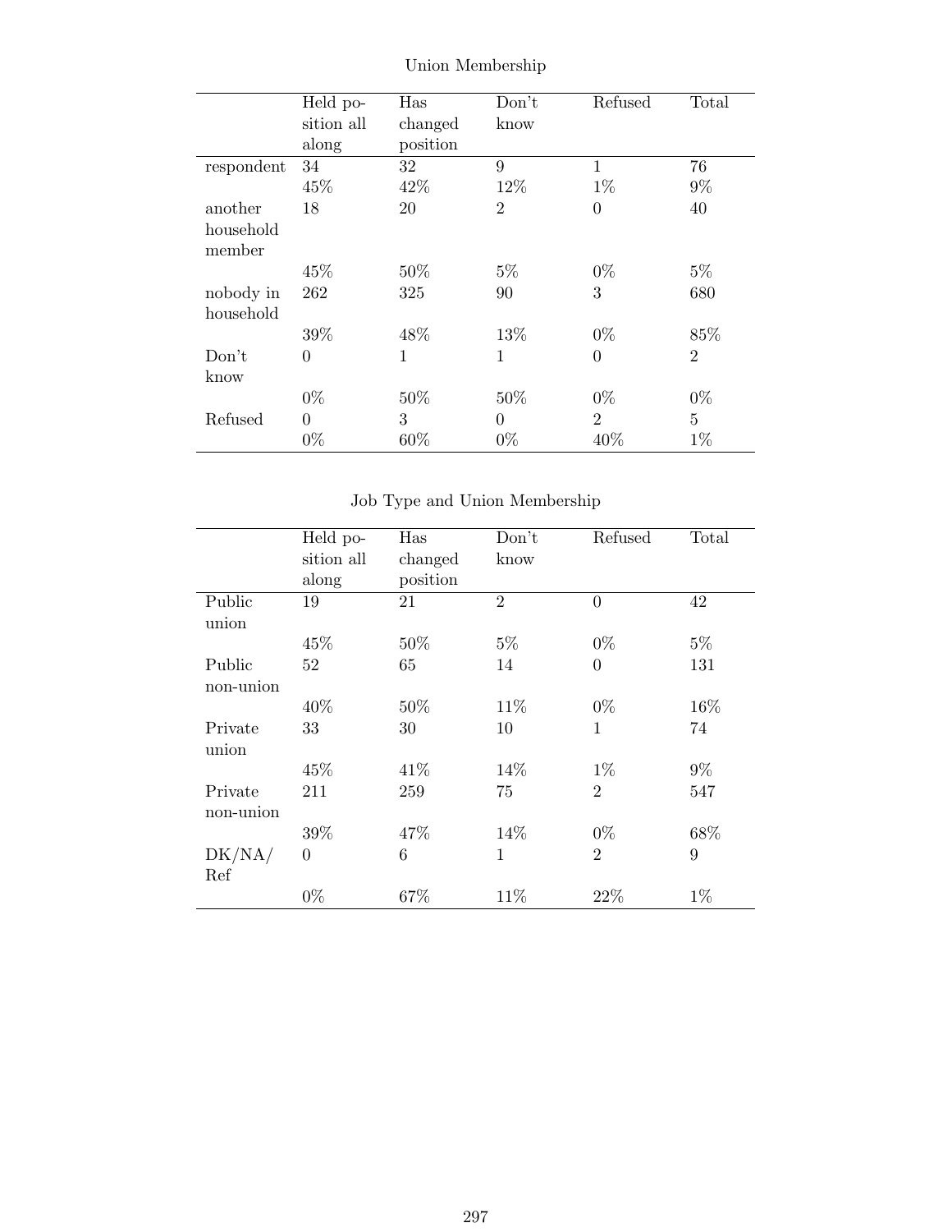Union Membership

| | Held position all along | Has changed position | Don't know | Refused | Total |
|---|---|---|---|---|---|
| respondent | 34 | 32 | 9 | 1 | 76 |
| | 45% | 42% | 12% | 1% | 9% |
| another household member | 18 | 20 | 2 | 0 | 40 |
| | 45% | 50% | 5% | 0% | 5% |
| nobody in household | 262 | 325 | 90 | 3 | 680 |
| | 39% | 48% | 13% | 0% | 85% |
| Don't know | 0 | 1 | 1 | 0 | 2 |
| | 0% | 50% | 50% | 0% | 0% |
| Refused | 0 | 3 | 0 | 2 | 5 |
| | 0% | 60% | 0% | 40% | 1% |

Job Type and Union Membership

| | Held position all along | Has changed position | Don't know | Refused | Total |
|---|---|---|---|---|---|
| Public union | 19 | 21 | 2 | 0 | 42 |
| | 45% | 50% | 5% | 0% | 5% |
| Public non-union | 52 | 65 | 14 | 0 | 131 |
| | 40% | 50% | 11% | 0% | 16% |
| Private union | 33 | 30 | 10 | 1 | 74 |
| | 45% | 41% | 14% | 1% | 9% |
| Private non-union | 211 | 259 | 75 | 2 | 547 |
| | 39% | 47% | 14% | 0% | 68% |
| DK/NA/ Ref | 0 | 6 | 1 | 2 | 9 |
| | 0% | 67% | 11% | 22% | 1% |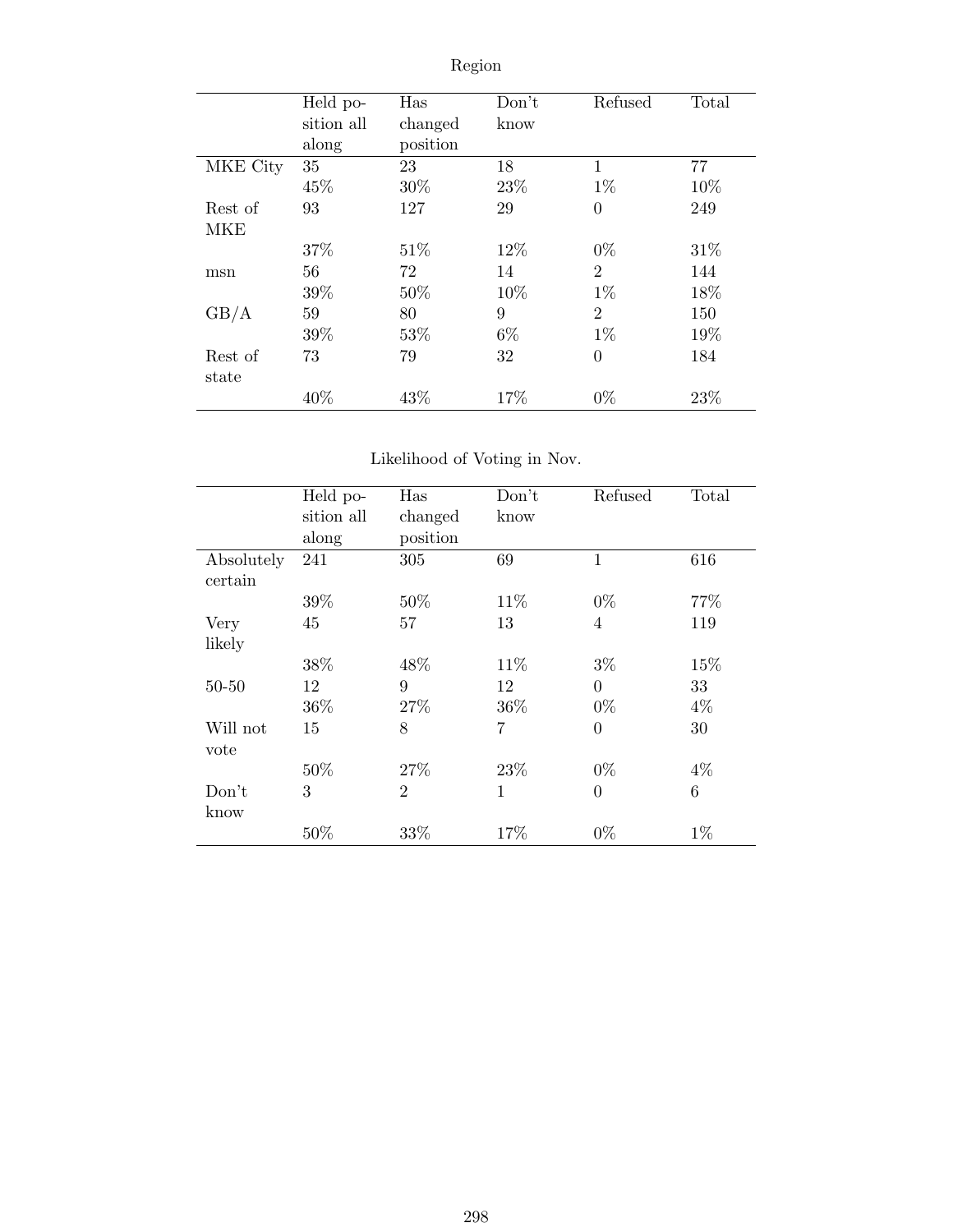Region

| | Held position all along | Has changed position | Don't know | Refused | Total |
|---|---|---|---|---|---|
| MKE City | 35 | 23 | 18 | 1 | 77 |
| | 45% | 30% | 23% | 1% | 10% |
| Rest of MKE | 93 | 127 | 29 | 0 | 249 |
| | 37% | 51% | 12% | 0% | 31% |
| msn | 56 | 72 | 14 | 2 | 144 |
| | 39% | 50% | 10% | 1% | 18% |
| GB/A | 59 | 80 | 9 | 2 | 150 |
| | 39% | 53% | 6% | 1% | 19% |
| Rest of state | 73 | 79 | 32 | 0 | 184 |
| | 40% | 43% | 17% | 0% | 23% |

Likelihood of Voting in Nov.

| | Held position all along | Has changed position | Don't know | Refused | Total |
|---|---|---|---|---|---|
| Absolutely certain | 241 | 305 | 69 | 1 | 616 |
| | 39% | 50% | 11% | 0% | 77% |
| Very likely | 45 | 57 | 13 | 4 | 119 |
| | 38% | 48% | 11% | 3% | 15% |
| 50-50 | 12 | 9 | 12 | 0 | 33 |
| | 36% | 27% | 36% | 0% | 4% |
| Will not vote | 15 | 8 | 7 | 0 | 30 |
| | 50% | 27% | 23% | 0% | 4% |
| Don't know | 3 | 2 | 1 | 0 | 6 |
| | 50% | 33% | 17% | 0% | 1% |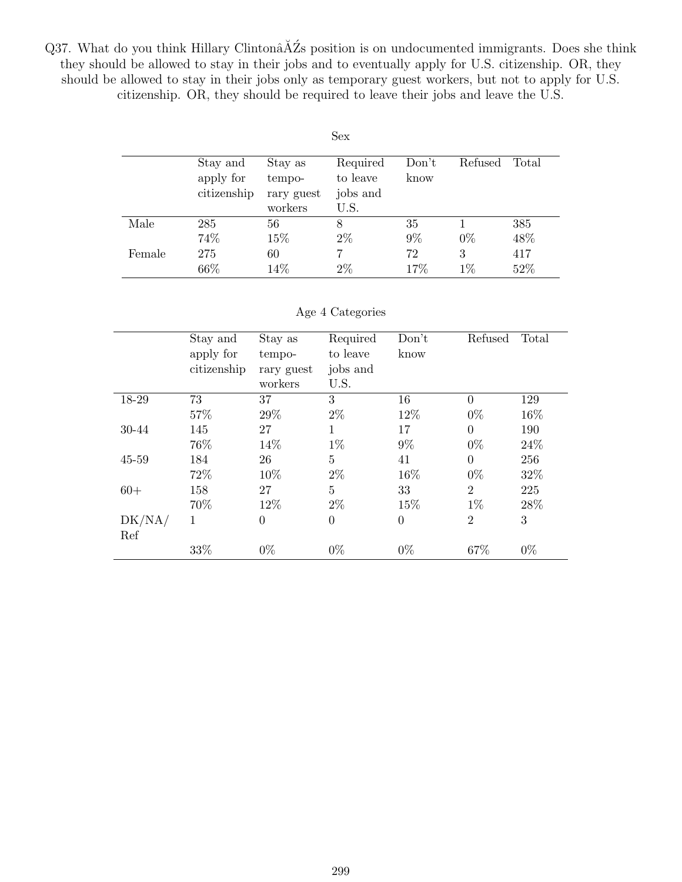Q37. What do you think Hillary ClintonâĂŹs position is on undocumented immigrants. Does she think they should be allowed to stay in their jobs and to eventually apply for U.S. citizenship. OR, they should be allowed to stay in their jobs only as temporary guest workers, but not to apply for U.S. citizenship. OR, they should be required to leave their jobs and leave the U.S.

Sex

| | Stay and apply for citizenship | Stay as temporary guest workers | Required to leave jobs and U.S. | Don't know | Refused | Total |
|---|---|---|---|---|---|---|
| Male | 285 | 56 | 8 | 35 | 1 | 385 |
| | 74% | 15% | 2% | 9% | 0% | 48% |
| Female | 275 | 60 | 7 | 72 | 3 | 417 |
| | 66% | 14% | 2% | 17% | 1% | 52% |

Age 4 Categories

| | Stay and apply for citizenship | Stay as temporary guest workers | Required to leave jobs and U.S. | Don't know | Refused | Total |
|---|---|---|---|---|---|---|
| 18-29 | 73 | 37 | 3 | 16 | 0 | 129 |
| | 57% | 29% | 2% | 12% | 0% | 16% |
| 30-44 | 145 | 27 | 1 | 17 | 0 | 190 |
| | 76% | 14% | 1% | 9% | 0% | 24% |
| 45-59 | 184 | 26 | 5 | 41 | 0 | 256 |
| | 72% | 10% | 2% | 16% | 0% | 32% |
| 60+ | 158 | 27 | 5 | 33 | 2 | 225 |
| | 70% | 12% | 2% | 15% | 1% | 28% |
| DK/NA/Ref | 1 | 0 | 0 | 0 | 2 | 3 |
| | 33% | 0% | 0% | 0% | 67% | 0% |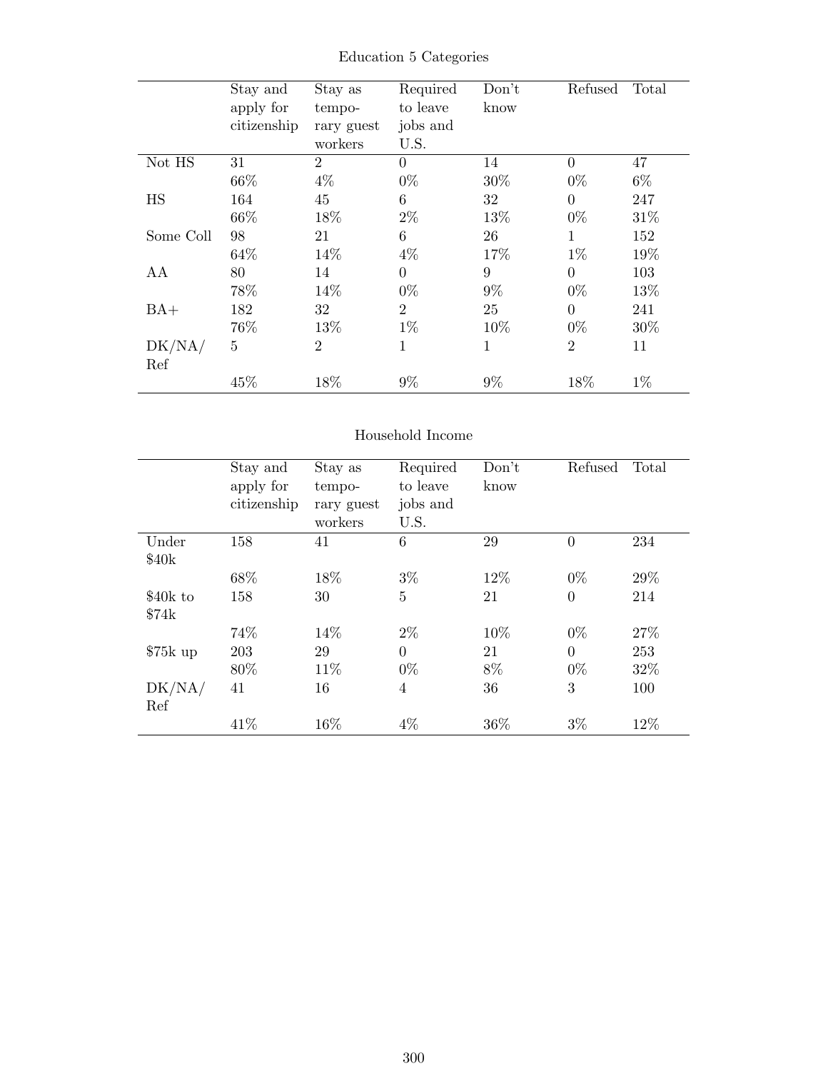Education 5 Categories

| | Stay and apply for citizenship | Stay as temporary guest workers | Required to leave jobs and U.S. | Don't know | Refused | Total |
|---|---|---|---|---|---|---|
| Not HS | 31 | 2 | 0 | 14 | 0 | 47 |
| | 66% | 4% | 0% | 30% | 0% | 6% |
| HS | 164 | 45 | 6 | 32 | 0 | 247 |
| | 66% | 18% | 2% | 13% | 0% | 31% |
| Some Coll | 98 | 21 | 6 | 26 | 1 | 152 |
| | 64% | 14% | 4% | 17% | 1% | 19% |
| AA | 80 | 14 | 0 | 9 | 0 | 103 |
| | 78% | 14% | 0% | 9% | 0% | 13% |
| BA+ | 182 | 32 | 2 | 25 | 0 | 241 |
| | 76% | 13% | 1% | 10% | 0% | 30% |
| DK/NA/Ref | 5 | 2 | 1 | 1 | 2 | 11 |
| | 45% | 18% | 9% | 9% | 18% | 1% |

Household Income

| | Stay and apply for citizenship | Stay as temporary guest workers | Required to leave jobs and U.S. | Don't know | Refused | Total |
|---|---|---|---|---|---|---|
| Under $40k | 158 | 41 | 6 | 29 | 0 | 234 |
| | 68% | 18% | 3% | 12% | 0% | 29% |
| $40k to $74k | 158 | 30 | 5 | 21 | 0 | 214 |
| | 74% | 14% | 2% | 10% | 0% | 27% |
| $75k up | 203 | 29 | 0 | 21 | 0 | 253 |
| | 80% | 11% | 0% | 8% | 0% | 32% |
| DK/NA/Ref | 41 | 16 | 4 | 36 | 3 | 100 |
| | 41% | 16% | 4% | 36% | 3% | 12% |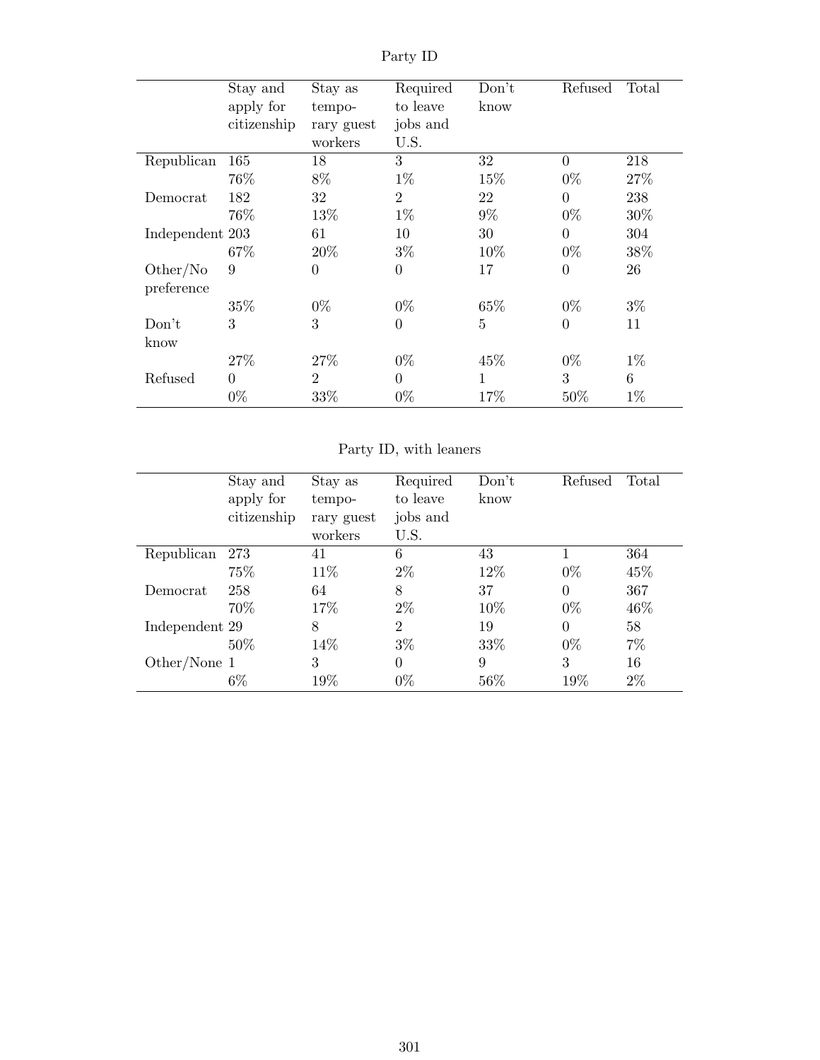Party ID

| | Stay and apply for citizenship | Stay as temporary guest workers | Required to leave jobs and U.S. | Don't know | Refused | Total |
|---|---|---|---|---|---|---|
| Republican | 165 | 18 | 3 | 32 | 0 | 218 |
| | 76% | 8% | 1% | 15% | 0% | 27% |
| Democrat | 182 | 32 | 2 | 22 | 0 | 238 |
| | 76% | 13% | 1% | 9% | 0% | 30% |
| Independent | 203 | 61 | 10 | 30 | 0 | 304 |
| | 67% | 20% | 3% | 10% | 0% | 38% |
| Other/No preference | 9 | 0 | 0 | 17 | 0 | 26 |
| | 35% | 0% | 0% | 65% | 0% | 3% |
| Don't know | 3 | 3 | 0 | 5 | 0 | 11 |
| | 27% | 27% | 0% | 45% | 0% | 1% |
| Refused | 0 | 2 | 0 | 1 | 3 | 6 |
| | 0% | 33% | 0% | 17% | 50% | 1% |

Party ID, with leaners

| | Stay and apply for citizenship | Stay as temporary guest workers | Required to leave jobs and U.S. | Don't know | Refused | Total |
|---|---|---|---|---|---|---|
| Republican | 273 | 41 | 6 | 43 | 1 | 364 |
| | 75% | 11% | 2% | 12% | 0% | 45% |
| Democrat | 258 | 64 | 8 | 37 | 0 | 367 |
| | 70% | 17% | 2% | 10% | 0% | 46% |
| Independent | 29 | 8 | 2 | 19 | 0 | 58 |
| | 50% | 14% | 3% | 33% | 0% | 7% |
| Other/None | 1 | 3 | 0 | 9 | 3 | 16 |
| | 6% | 19% | 0% | 56% | 19% | 2% |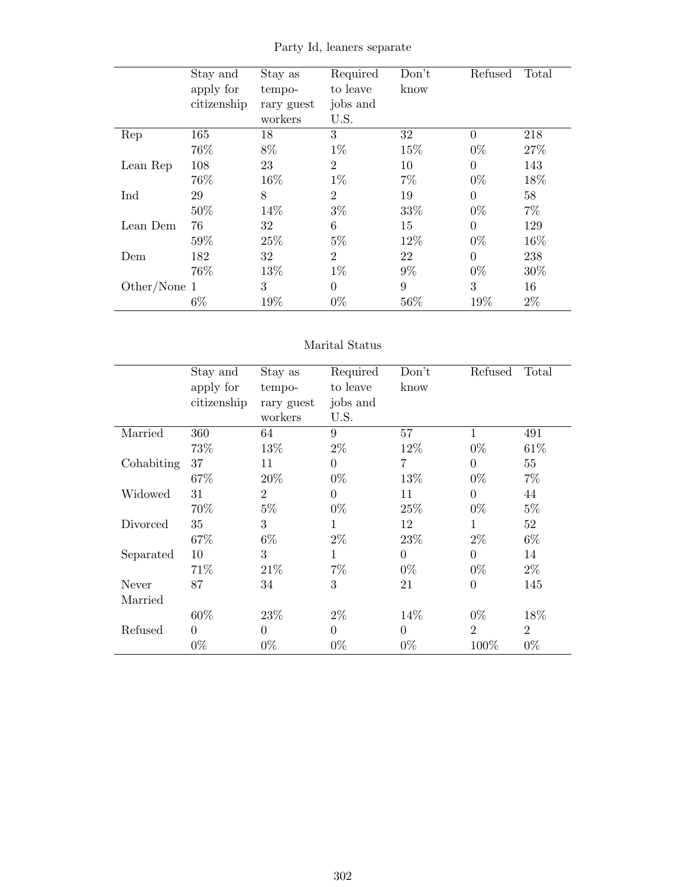Party Id, leaners separate

| | Stay and apply for citizenship | Stay as temporary guest workers | Required to leave jobs and U.S. | Don't know | Refused | Total |
|---|---|---|---|---|---|---|
| Rep | 165 | 18 | 3 | 32 | 0 | 218 |
| | 76% | 8% | 1% | 15% | 0% | 27% |
| Lean Rep | 108 | 23 | 2 | 10 | 0 | 143 |
| | 76% | 16% | 1% | 7% | 0% | 18% |
| Ind | 29 | 8 | 2 | 19 | 0 | 58 |
| | 50% | 14% | 3% | 33% | 0% | 7% |
| Lean Dem | 76 | 32 | 6 | 15 | 0 | 129 |
| | 59% | 25% | 5% | 12% | 0% | 16% |
| Dem | 182 | 32 | 2 | 22 | 0 | 238 |
| | 76% | 13% | 1% | 9% | 0% | 30% |
| Other/None | 1 | 3 | 0 | 9 | 3 | 16 |
| | 6% | 19% | 0% | 56% | 19% | 2% |

Marital Status

| | Stay and apply for citizenship | Stay as temporary guest workers | Required to leave jobs and U.S. | Don't know | Refused | Total |
|---|---|---|---|---|---|---|
| Married | 360 | 64 | 9 | 57 | 1 | 491 |
| | 73% | 13% | 2% | 12% | 0% | 61% |
| Cohabiting | 37 | 11 | 0 | 7 | 0 | 55 |
| | 67% | 20% | 0% | 13% | 0% | 7% |
| Widowed | 31 | 2 | 0 | 11 | 0 | 44 |
| | 70% | 5% | 0% | 25% | 0% | 5% |
| Divorced | 35 | 3 | 1 | 12 | 1 | 52 |
| | 67% | 6% | 2% | 23% | 2% | 6% |
| Separated | 10 | 3 | 1 | 0 | 0 | 14 |
| | 71% | 21% | 7% | 0% | 0% | 2% |
| Never Married | 87 | 34 | 3 | 21 | 0 | 145 |
| | 60% | 23% | 2% | 14% | 0% | 18% |
| Refused | 0 | 0 | 0 | 0 | 2 | 2 |
| | 0% | 0% | 0% | 0% | 100% | 0% |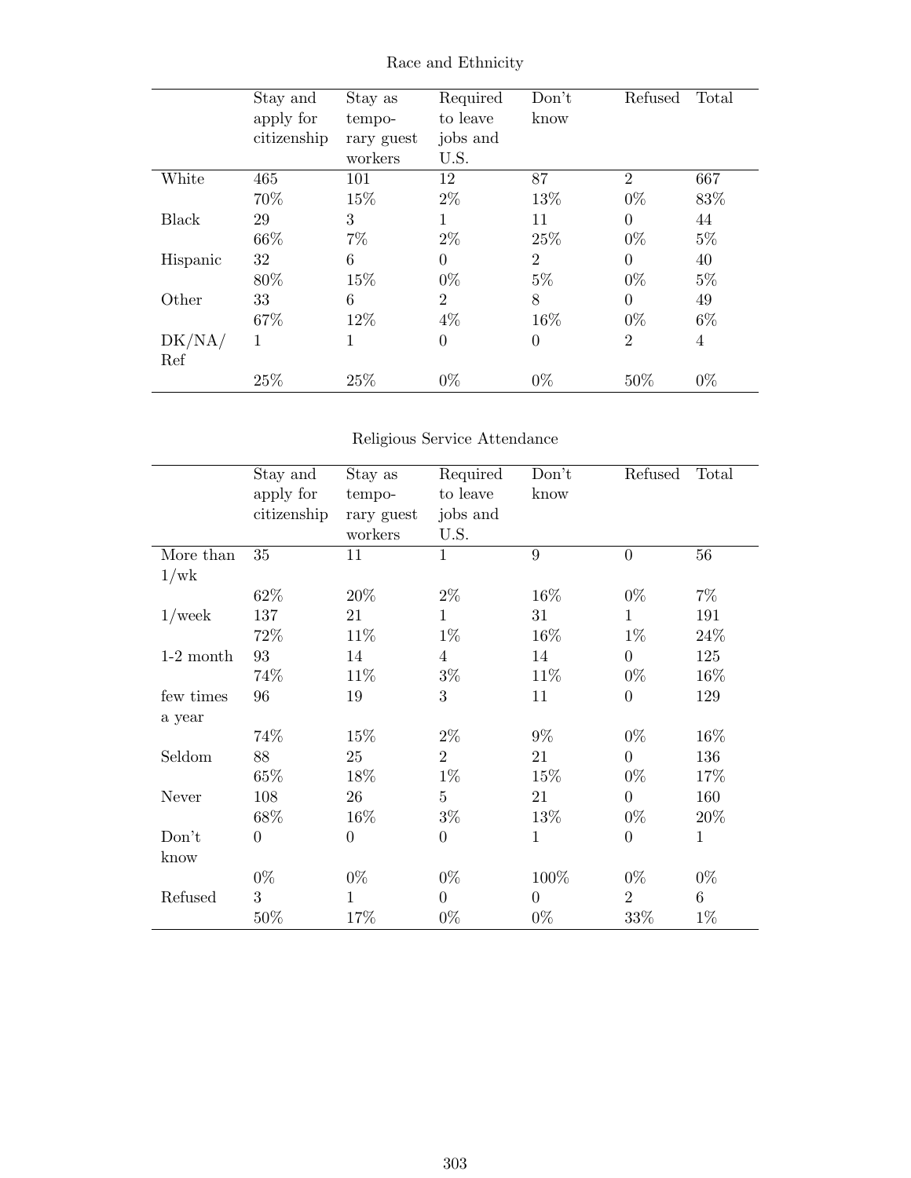## Race and Ethnicity

| | Stay and apply for citizenship | Stay as temporary guest workers | Required to leave jobs and U.S. | Don't know | Refused | Total |
|---|---|---|---|---|---|---|
| White | 465 | 101 | 12 | 87 | 2 | 667 |
| | 70% | 15% | 2% | 13% | 0% | 83% |
| Black | 29 | 3 | 1 | 11 | 0 | 44 |
| | 66% | 7% | 2% | 25% | 0% | 5% |
| Hispanic | 32 | 6 | 0 | 2 | 0 | 40 |
| | 80% | 15% | 0% | 5% | 0% | 5% |
| Other | 33 | 6 | 2 | 8 | 0 | 49 |
| | 67% | 12% | 4% | 16% | 0% | 6% |
| DK/NA/Ref | 1 | 1 | 0 | 0 | 2 | 4 |
| | 25% | 25% | 0% | 0% | 50% | 0% |

## Religious Service Attendance

| | Stay and apply for citizenship | Stay as temporary guest workers | Required to leave jobs and U.S. | Don't know | Refused | Total |
|---|---|---|---|---|---|---|
| More than 1/wk | 35 | 11 | 1 | 9 | 0 | 56 |
| | 62% | 20% | 2% | 16% | 0% | 7% |
| 1/week | 137 | 21 | 1 | 31 | 1 | 191 |
| | 72% | 11% | 1% | 16% | 1% | 24% |
| 1-2 month | 93 | 14 | 4 | 14 | 0 | 125 |
| | 74% | 11% | 3% | 11% | 0% | 16% |
| few times a year | 96 | 19 | 3 | 11 | 0 | 129 |
| | 74% | 15% | 2% | 9% | 0% | 16% |
| Seldom | 88 | 25 | 2 | 21 | 0 | 136 |
| | 65% | 18% | 1% | 15% | 0% | 17% |
| Never | 108 | 26 | 5 | 21 | 0 | 160 |
| | 68% | 16% | 3% | 13% | 0% | 20% |
| Don't know | 0 | 0 | 0 | 1 | 0 | 1 |
| | 0% | 0% | 0% | 100% | 0% | 0% |
| Refused | 3 | 1 | 0 | 0 | 2 | 6 |
| | 50% | 17% | 0% | 0% | 33% | 1% |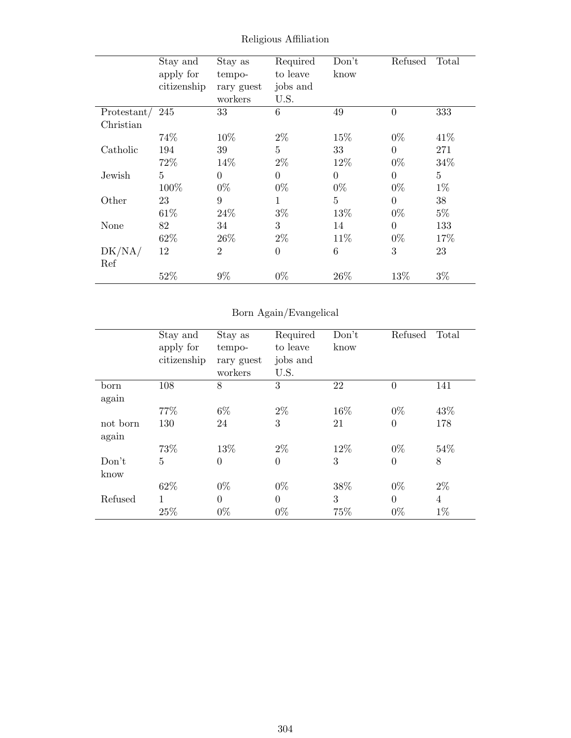Religious Affiliation

| | Stay and apply for citizenship | Stay as temporary guest workers | Required to leave jobs and U.S. | Don't know | Refused | Total |
|---|---|---|---|---|---|---|
| Protestant/ Christian | 245 | 33 | 6 | 49 | 0 | 333 |
| | 74% | 10% | 2% | 15% | 0% | 41% |
| Catholic | 194 | 39 | 5 | 33 | 0 | 271 |
| | 72% | 14% | 2% | 12% | 0% | 34% |
| Jewish | 5 | 0 | 0 | 0 | 0 | 5 |
| | 100% | 0% | 0% | 0% | 0% | 1% |
| Other | 23 | 9 | 1 | 5 | 0 | 38 |
| | 61% | 24% | 3% | 13% | 0% | 5% |
| None | 82 | 34 | 3 | 14 | 0 | 133 |
| | 62% | 26% | 2% | 11% | 0% | 17% |
| DK/NA/ Ref | 12 | 2 | 0 | 6 | 3 | 23 |
| | 52% | 9% | 0% | 26% | 13% | 3% |

Born Again/Evangelical

| | Stay and apply for citizenship | Stay as temporary guest workers | Required to leave jobs and U.S. | Don't know | Refused | Total |
|---|---|---|---|---|---|---|
| born again | 108 | 8 | 3 | 22 | 0 | 141 |
| | 77% | 6% | 2% | 16% | 0% | 43% |
| not born again | 130 | 24 | 3 | 21 | 0 | 178 |
| | 73% | 13% | 2% | 12% | 0% | 54% |
| Don't know | 5 | 0 | 0 | 3 | 0 | 8 |
| | 62% | 0% | 0% | 38% | 0% | 2% |
| Refused | 1 | 0 | 0 | 3 | 0 | 4 |
| | 25% | 0% | 0% | 75% | 0% | 1% |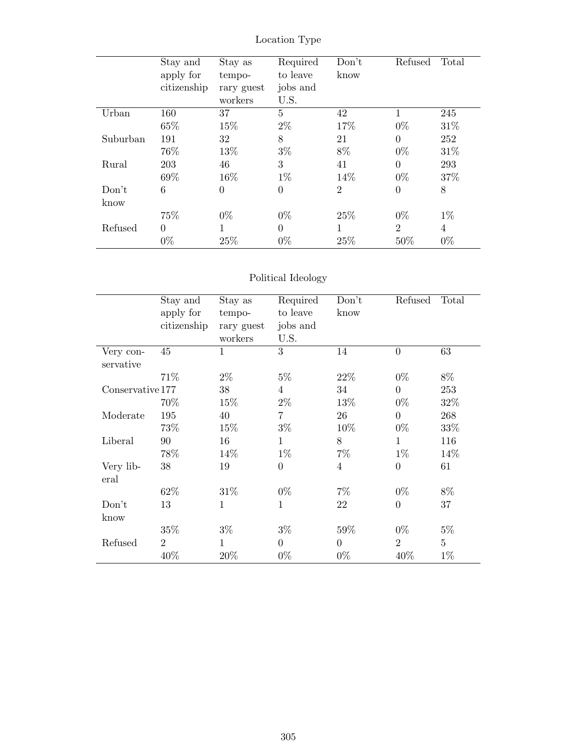Location Type

| | Stay and apply for citizenship | Stay as temporary guest workers | Required to leave jobs and U.S. | Don't know | Refused | Total |
|---|---|---|---|---|---|---|
| Urban | 160 | 37 | 5 | 42 | 1 | 245 |
| | 65% | 15% | 2% | 17% | 0% | 31% |
| Suburban | 191 | 32 | 8 | 21 | 0 | 252 |
| | 76% | 13% | 3% | 8% | 0% | 31% |
| Rural | 203 | 46 | 3 | 41 | 0 | 293 |
| | 69% | 16% | 1% | 14% | 0% | 37% |
| Don't know | 6 | 0 | 0 | 2 | 0 | 8 |
| | 75% | 0% | 0% | 25% | 0% | 1% |
| Refused | 0 | 1 | 0 | 1 | 2 | 4 |
| | 0% | 25% | 0% | 25% | 50% | 0% |

Political Ideology

| | Stay and apply for citizenship | Stay as temporary guest workers | Required to leave jobs and U.S. | Don't know | Refused | Total |
|---|---|---|---|---|---|---|
| Very conservative | 45 | 1 | 3 | 14 | 0 | 63 |
| | 71% | 2% | 5% | 22% | 0% | 8% |
| Conservative | 177 | 38 | 4 | 34 | 0 | 253 |
| | 70% | 15% | 2% | 13% | 0% | 32% |
| Moderate | 195 | 40 | 7 | 26 | 0 | 268 |
| | 73% | 15% | 3% | 10% | 0% | 33% |
| Liberal | 90 | 16 | 1 | 8 | 1 | 116 |
| | 78% | 14% | 1% | 7% | 1% | 14% |
| Very liberal | 38 | 19 | 0 | 4 | 0 | 61 |
| | 62% | 31% | 0% | 7% | 0% | 8% |
| Don't know | 13 | 1 | 1 | 22 | 0 | 37 |
| | 35% | 3% | 3% | 59% | 0% | 5% |
| Refused | 2 | 1 | 0 | 0 | 2 | 5 |
| | 40% | 20% | 0% | 0% | 40% | 1% |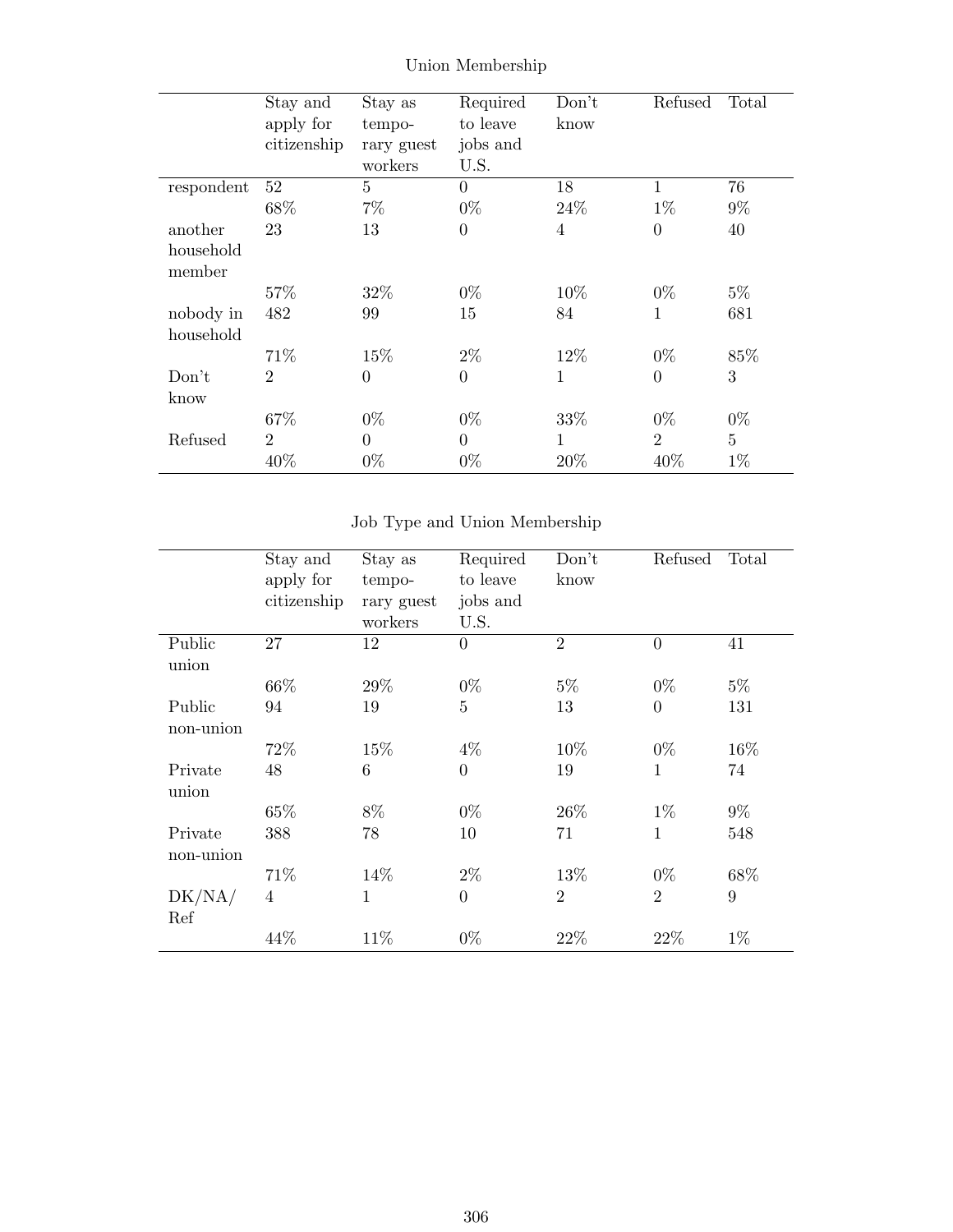Union Membership

| | Stay and apply for citizenship | Stay as temporary guest workers | Required to leave jobs and U.S. | Don't know | Refused | Total |
|---|---|---|---|---|---|---|
| respondent | 52 | 5 | 0 | 18 | 1 | 76 |
| | 68% | 7% | 0% | 24% | 1% | 9% |
| another household member | 23 | 13 | 0 | 4 | 0 | 40 |
| | 57% | 32% | 0% | 10% | 0% | 5% |
| nobody in household | 482 | 99 | 15 | 84 | 1 | 681 |
| | 71% | 15% | 2% | 12% | 0% | 85% |
| Don't know | 2 | 0 | 0 | 1 | 0 | 3 |
| | 67% | 0% | 0% | 33% | 0% | 0% |
| Refused | 2 | 0 | 0 | 1 | 2 | 5 |
| | 40% | 0% | 0% | 20% | 40% | 1% |

Job Type and Union Membership

| | Stay and apply for citizenship | Stay as temporary guest workers | Required to leave jobs and U.S. | Don't know | Refused | Total |
|---|---|---|---|---|---|---|
| Public union | 27 | 12 | 0 | 2 | 0 | 41 |
| | 66% | 29% | 0% | 5% | 0% | 5% |
| Public non-union | 94 | 19 | 5 | 13 | 0 | 131 |
| | 72% | 15% | 4% | 10% | 0% | 16% |
| Private union | 48 | 6 | 0 | 19 | 1 | 74 |
| | 65% | 8% | 0% | 26% | 1% | 9% |
| Private non-union | 388 | 78 | 10 | 71 | 1 | 548 |
| | 71% | 14% | 2% | 13% | 0% | 68% |
| DK/NA/Ref | 4 | 1 | 0 | 2 | 2 | 9 |
| | 44% | 11% | 0% | 22% | 22% | 1% |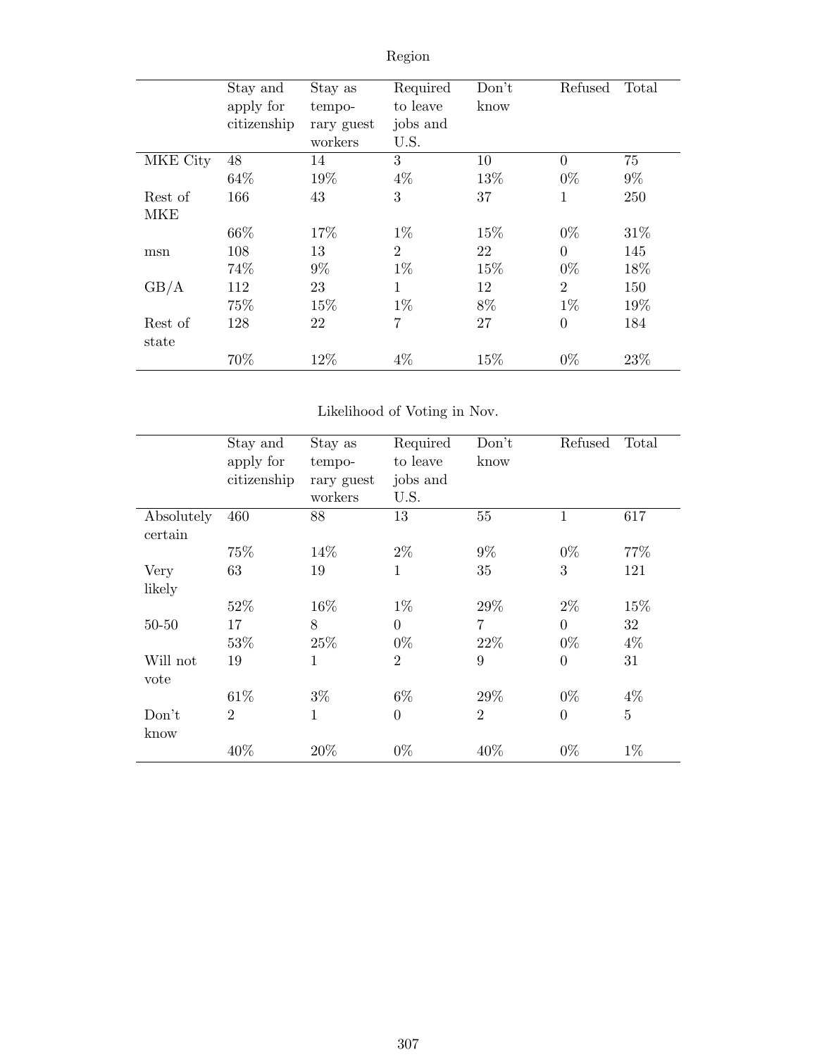Region

| | Stay and apply for citizenship | Stay as temporary guest workers | Required to leave jobs and U.S. | Don't know | Refused | Total |
|---|---|---|---|---|---|---|
| MKE City | 48 | 14 | 3 | 10 | 0 | 75 |
| | 64% | 19% | 4% | 13% | 0% | 9% |
| Rest of MKE | 166 | 43 | 3 | 37 | 1 | 250 |
| | 66% | 17% | 1% | 15% | 0% | 31% |
| msn | 108 | 13 | 2 | 22 | 0 | 145 |
| | 74% | 9% | 1% | 15% | 0% | 18% |
| GB/A | 112 | 23 | 1 | 12 | 2 | 150 |
| | 75% | 15% | 1% | 8% | 1% | 19% |
| Rest of state | 128 | 22 | 7 | 27 | 0 | 184 |
| | 70% | 12% | 4% | 15% | 0% | 23% |

Likelihood of Voting in Nov.

| | Stay and apply for citizenship | Stay as temporary guest workers | Required to leave jobs and U.S. | Don't know | Refused | Total |
|---|---|---|---|---|---|---|
| Absolutely certain | 460 | 88 | 13 | 55 | 1 | 617 |
| | 75% | 14% | 2% | 9% | 0% | 77% |
| Very likely | 63 | 19 | 1 | 35 | 3 | 121 |
| | 52% | 16% | 1% | 29% | 2% | 15% |
| 50-50 | 17 | 8 | 0 | 7 | 0 | 32 |
| | 53% | 25% | 0% | 22% | 0% | 4% |
| Will not vote | 19 | 1 | 2 | 9 | 0 | 31 |
| | 61% | 3% | 6% | 29% | 0% | 4% |
| Don't know | 2 | 1 | 0 | 2 | 0 | 5 |
| | 40% | 20% | 0% | 40% | 0% | 1% |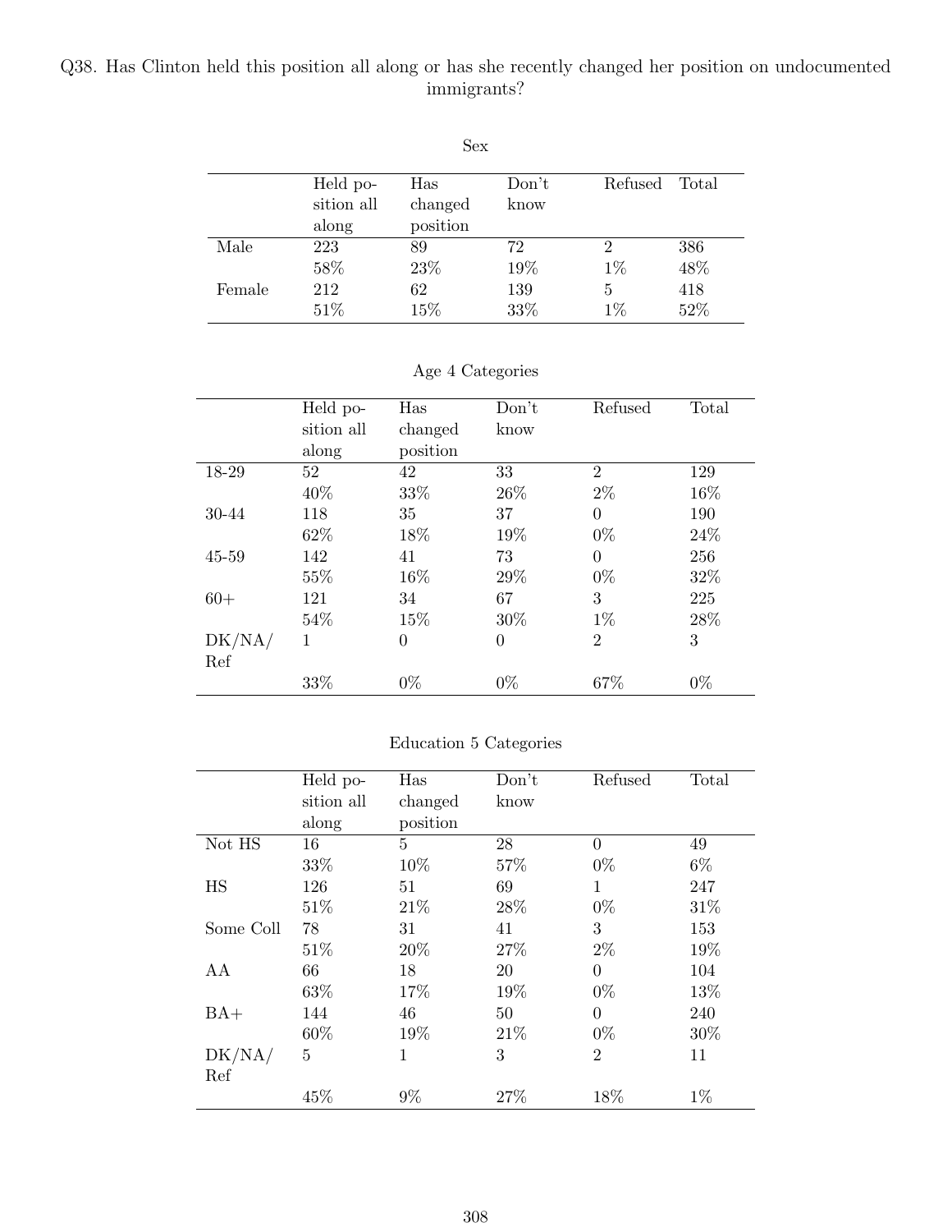Q38. Has Clinton held this position all along or has she recently changed her position on undocumented immigrants?

Sex

| | Held position all along | Has changed position | Don't know | Refused | Total |
|---|---|---|---|---|---|
| Male | 223 | 89 | 72 | 2 | 386 |
| | 58% | 23% | 19% | 1% | 48% |
| Female | 212 | 62 | 139 | 5 | 418 |
| | 51% | 15% | 33% | 1% | 52% |

Age 4 Categories

| | Held position all along | Has changed position | Don't know | Refused | Total |
|---|---|---|---|---|---|
| 18-29 | 52 | 42 | 33 | 2 | 129 |
| | 40% | 33% | 26% | 2% | 16% |
| 30-44 | 118 | 35 | 37 | 0 | 190 |
| | 62% | 18% | 19% | 0% | 24% |
| 45-59 | 142 | 41 | 73 | 0 | 256 |
| | 55% | 16% | 29% | 0% | 32% |
| 60+ | 121 | 34 | 67 | 3 | 225 |
| | 54% | 15% | 30% | 1% | 28% |
| DK/NA/Ref | 1 | 0 | 0 | 2 | 3 |
| | 33% | 0% | 0% | 67% | 0% |

Education 5 Categories

| | Held position all along | Has changed position | Don't know | Refused | Total |
|---|---|---|---|---|---|
| Not HS | 16 | 5 | 28 | 0 | 49 |
| | 33% | 10% | 57% | 0% | 6% |
| HS | 126 | 51 | 69 | 1 | 247 |
| | 51% | 21% | 28% | 0% | 31% |
| Some Coll | 78 | 31 | 41 | 3 | 153 |
| | 51% | 20% | 27% | 2% | 19% |
| AA | 66 | 18 | 20 | 0 | 104 |
| | 63% | 17% | 19% | 0% | 13% |
| BA+ | 144 | 46 | 50 | 0 | 240 |
| | 60% | 19% | 21% | 0% | 30% |
| DK/NA/Ref | 5 | 1 | 3 | 2 | 11 |
| | 45% | 9% | 27% | 18% | 1% |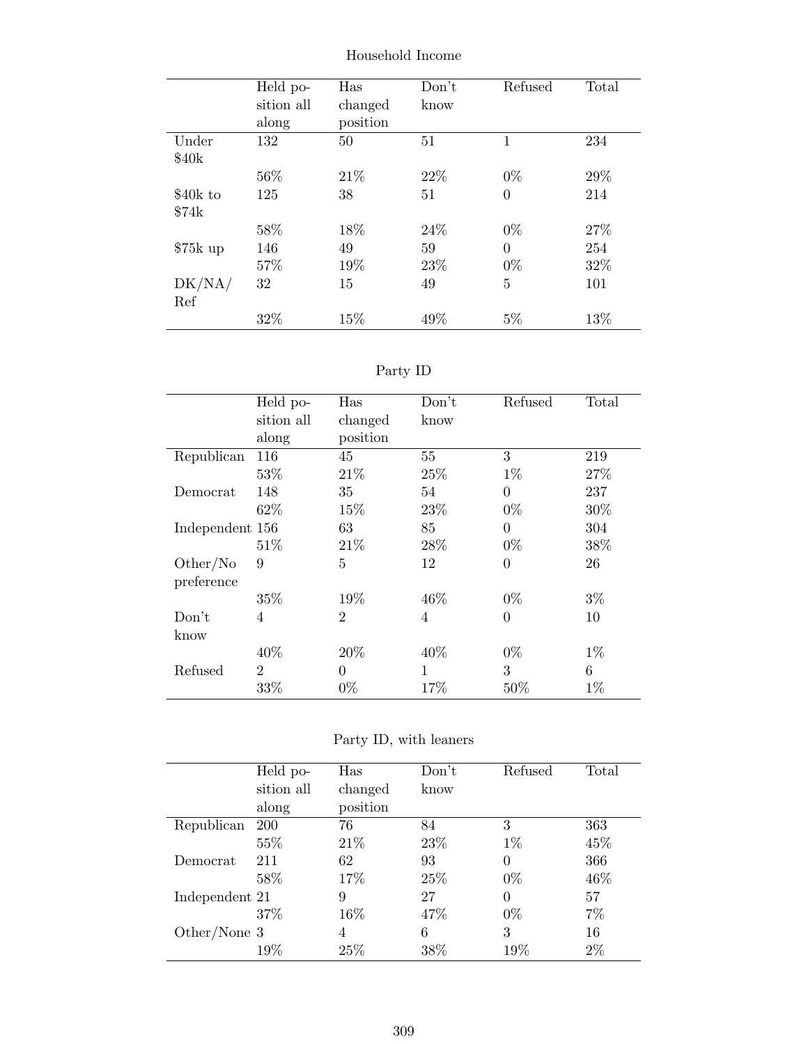Household Income

| | Held position all along | Has changed position | Don't know | Refused | Total |
|---|---|---|---|---|---|
| Under $40k | 132 | 50 | 51 | 1 | 234 |
| | 56% | 21% | 22% | 0% | 29% |
| $40k to $74k | 125 | 38 | 51 | 0 | 214 |
| | 58% | 18% | 24% | 0% | 27% |
| $75k up | 146 | 49 | 59 | 0 | 254 |
| | 57% | 19% | 23% | 0% | 32% |
| DK/NA/ Ref | 32 | 15 | 49 | 5 | 101 |
| | 32% | 15% | 49% | 5% | 13% |

Party ID

| | Held position all along | Has changed position | Don't know | Refused | Total |
|---|---|---|---|---|---|
| Republican | 116 | 45 | 55 | 3 | 219 |
| | 53% | 21% | 25% | 1% | 27% |
| Democrat | 148 | 35 | 54 | 0 | 237 |
| | 62% | 15% | 23% | 0% | 30% |
| Independent | 156 | 63 | 85 | 0 | 304 |
| | 51% | 21% | 28% | 0% | 38% |
| Other/No preference | 9 | 5 | 12 | 0 | 26 |
| | 35% | 19% | 46% | 0% | 3% |
| Don't know | 4 | 2 | 4 | 0 | 10 |
| | 40% | 20% | 40% | 0% | 1% |
| Refused | 2 | 0 | 1 | 3 | 6 |
| | 33% | 0% | 17% | 50% | 1% |

Party ID, with leaners

| | Held position all along | Has changed position | Don't know | Refused | Total |
|---|---|---|---|---|---|
| Republican | 200 | 76 | 84 | 3 | 363 |
| | 55% | 21% | 23% | 1% | 45% |
| Democrat | 211 | 62 | 93 | 0 | 366 |
| | 58% | 17% | 25% | 0% | 46% |
| Independent | 21 | 9 | 27 | 0 | 57 |
| | 37% | 16% | 47% | 0% | 7% |
| Other/None | 3 | 4 | 6 | 3 | 16 |
| | 19% | 25% | 38% | 19% | 2% |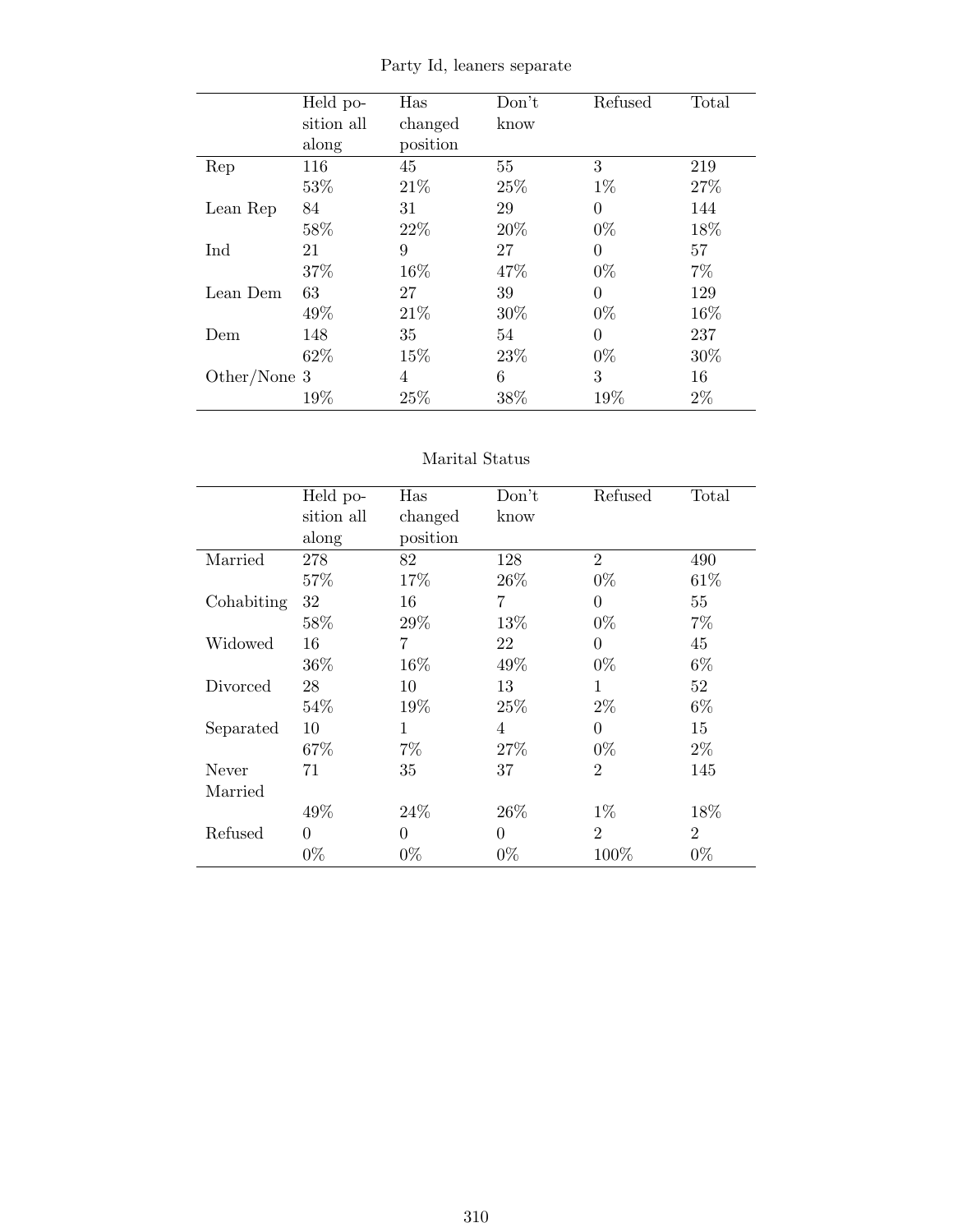Party Id, leaners separate

| | Held position all along | Has changed position | Don't know | Refused | Total |
|---|---|---|---|---|---|
| Rep | 116 | 45 | 55 | 3 | 219 |
| | 53% | 21% | 25% | 1% | 27% |
| Lean Rep | 84 | 31 | 29 | 0 | 144 |
| | 58% | 22% | 20% | 0% | 18% |
| Ind | 21 | 9 | 27 | 0 | 57 |
| | 37% | 16% | 47% | 0% | 7% |
| Lean Dem | 63 | 27 | 39 | 0 | 129 |
| | 49% | 21% | 30% | 0% | 16% |
| Dem | 148 | 35 | 54 | 0 | 237 |
| | 62% | 15% | 23% | 0% | 30% |
| Other/None | 3 | 4 | 6 | 3 | 16 |
| | 19% | 25% | 38% | 19% | 2% |

Marital Status

| | Held position all along | Has changed position | Don't know | Refused | Total |
|---|---|---|---|---|---|
| Married | 278 | 82 | 128 | 2 | 490 |
| | 57% | 17% | 26% | 0% | 61% |
| Cohabiting | 32 | 16 | 7 | 0 | 55 |
| | 58% | 29% | 13% | 0% | 7% |
| Widowed | 16 | 7 | 22 | 0 | 45 |
| | 36% | 16% | 49% | 0% | 6% |
| Divorced | 28 | 10 | 13 | 1 | 52 |
| | 54% | 19% | 25% | 2% | 6% |
| Separated | 10 | 1 | 4 | 0 | 15 |
| | 67% | 7% | 27% | 0% | 2% |
| Never Married | 71 | 35 | 37 | 2 | 145 |
| | 49% | 24% | 26% | 1% | 18% |
| Refused | 0 | 0 | 0 | 2 | 2 |
| | 0% | 0% | 0% | 100% | 0% |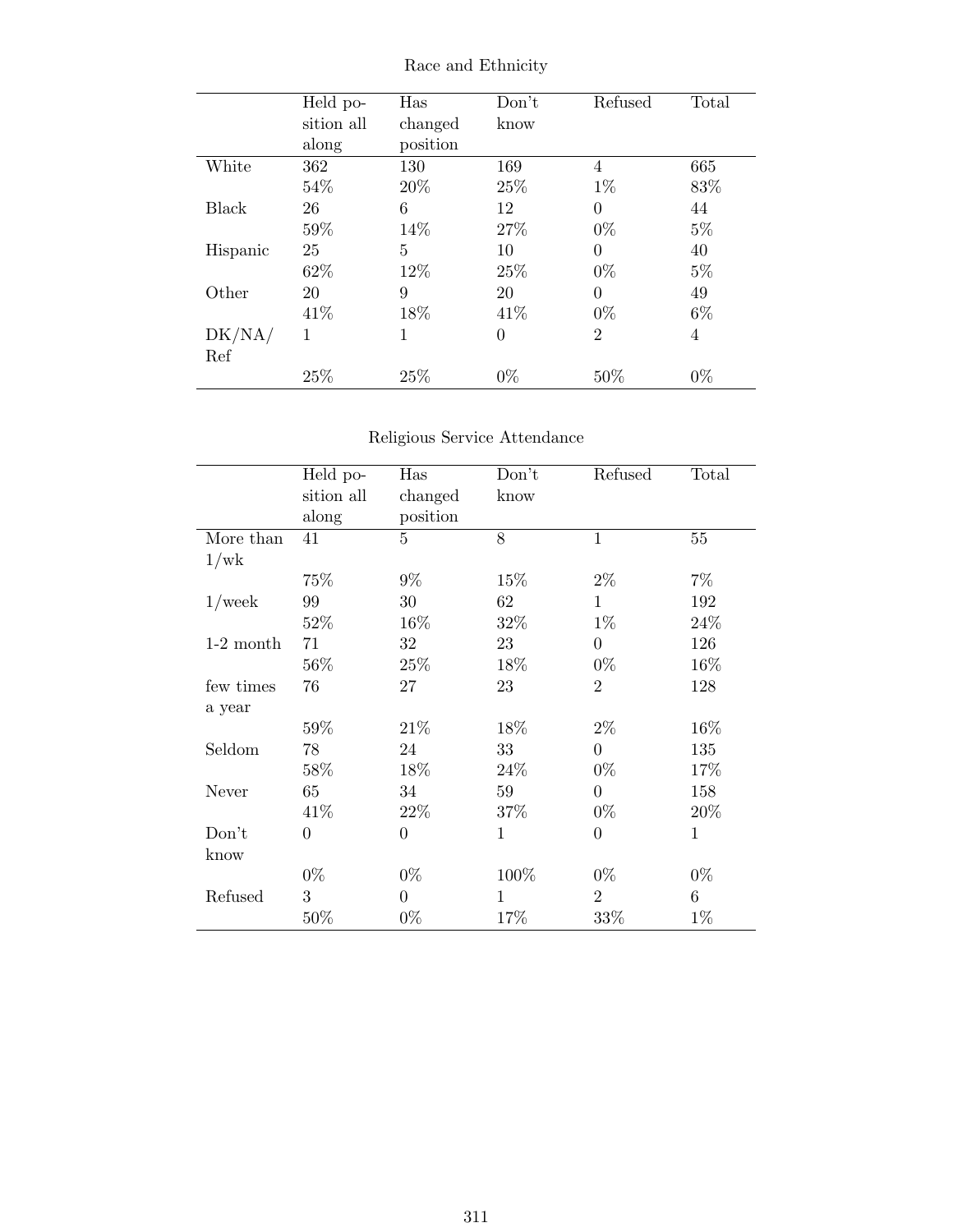Race and Ethnicity

| | Held position all along | Has changed position | Don't know | Refused | Total |
|---|---|---|---|---|---|
| White | 362 | 130 | 169 | 4 | 665 |
| | 54% | 20% | 25% | 1% | 83% |
| Black | 26 | 6 | 12 | 0 | 44 |
| | 59% | 14% | 27% | 0% | 5% |
| Hispanic | 25 | 5 | 10 | 0 | 40 |
| | 62% | 12% | 25% | 0% | 5% |
| Other | 20 | 9 | 20 | 0 | 49 |
| | 41% | 18% | 41% | 0% | 6% |
| DK/NA/ Ref | 1 | 1 | 0 | 2 | 4 |
| | 25% | 25% | 0% | 50% | 0% |

Religious Service Attendance

| | Held position all along | Has changed position | Don't know | Refused | Total |
|---|---|---|---|---|---|
| More than 1/wk | 41 | 5 | 8 | 1 | 55 |
| | 75% | 9% | 15% | 2% | 7% |
| 1/week | 99 | 30 | 62 | 1 | 192 |
| | 52% | 16% | 32% | 1% | 24% |
| 1-2 month | 71 | 32 | 23 | 0 | 126 |
| | 56% | 25% | 18% | 0% | 16% |
| few times a year | 76 | 27 | 23 | 2 | 128 |
| | 59% | 21% | 18% | 2% | 16% |
| Seldom | 78 | 24 | 33 | 0 | 135 |
| | 58% | 18% | 24% | 0% | 17% |
| Never | 65 | 34 | 59 | 0 | 158 |
| | 41% | 22% | 37% | 0% | 20% |
| Don't know | 0 | 0 | 1 | 0 | 1 |
| | 0% | 0% | 100% | 0% | 0% |
| Refused | 3 | 0 | 1 | 2 | 6 |
| | 50% | 0% | 17% | 33% | 1% |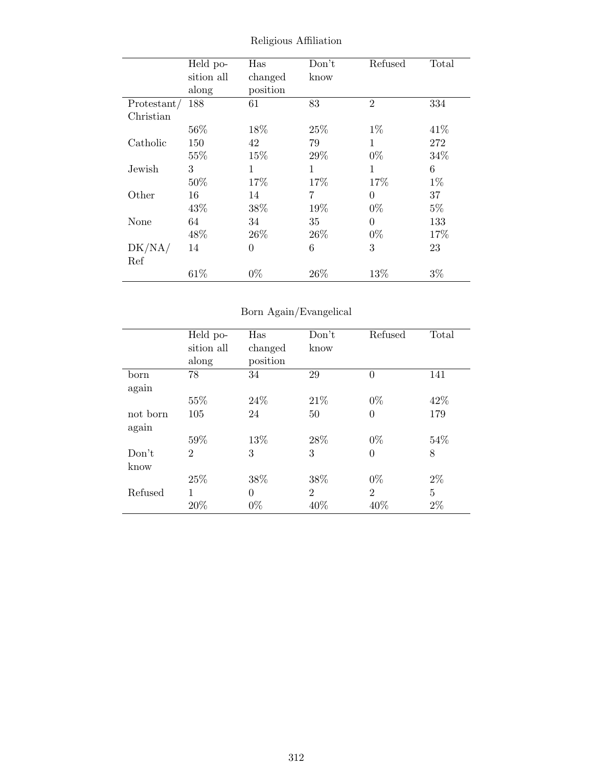Religious Affiliation

| | Held position all along | Has changed position | Don't know | Refused | Total |
|---|---|---|---|---|---|
| Protestant/ Christian | 188 | 61 | 83 | 2 | 334 |
| | 56% | 18% | 25% | 1% | 41% |
| Catholic | 150 | 42 | 79 | 1 | 272 |
| | 55% | 15% | 29% | 0% | 34% |
| Jewish | 3 | 1 | 1 | 1 | 6 |
| | 50% | 17% | 17% | 17% | 1% |
| Other | 16 | 14 | 7 | 0 | 37 |
| | 43% | 38% | 19% | 0% | 5% |
| None | 64 | 34 | 35 | 0 | 133 |
| | 48% | 26% | 26% | 0% | 17% |
| DK/NA/ Ref | 14 | 0 | 6 | 3 | 23 |
| | 61% | 0% | 26% | 13% | 3% |

Born Again/Evangelical

| | Held position all along | Has changed position | Don't know | Refused | Total |
|---|---|---|---|---|---|
| born again | 78 | 34 | 29 | 0 | 141 |
| | 55% | 24% | 21% | 0% | 42% |
| not born again | 105 | 24 | 50 | 0 | 179 |
| | 59% | 13% | 28% | 0% | 54% |
| Don't know | 2 | 3 | 3 | 0 | 8 |
| | 25% | 38% | 38% | 0% | 2% |
| Refused | 1 | 0 | 2 | 2 | 5 |
| | 20% | 0% | 40% | 40% | 2% |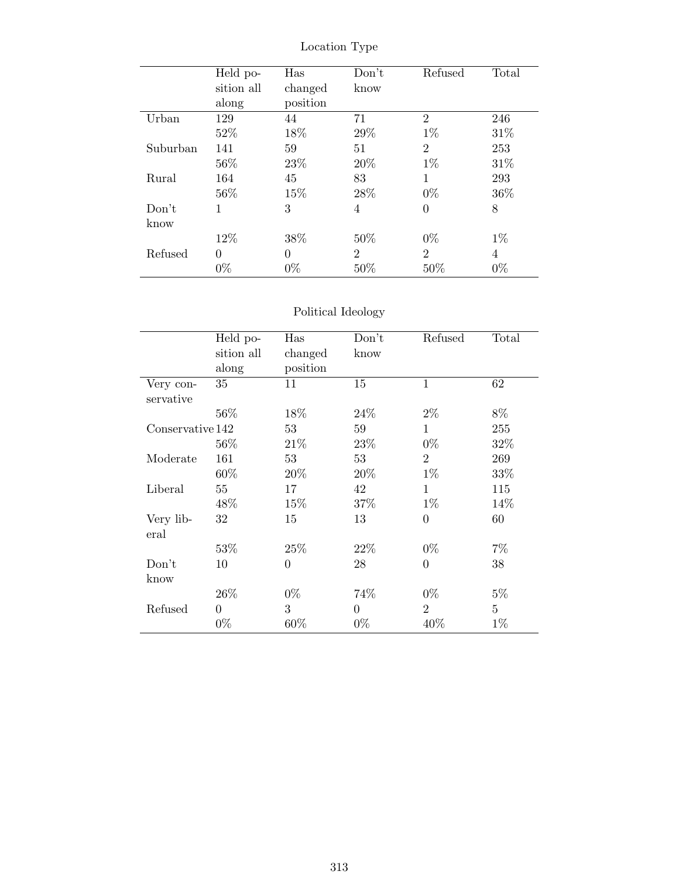Location Type

| | Held position all along | Has changed position | Don't know | Refused | Total |
|---|---|---|---|---|---|
| Urban | 129 | 44 | 71 | 2 | 246 |
| | 52% | 18% | 29% | 1% | 31% |
| Suburban | 141 | 59 | 51 | 2 | 253 |
| | 56% | 23% | 20% | 1% | 31% |
| Rural | 164 | 45 | 83 | 1 | 293 |
| | 56% | 15% | 28% | 0% | 36% |
| Don't know | 1 | 3 | 4 | 0 | 8 |
| | 12% | 38% | 50% | 0% | 1% |
| Refused | 0 | 0 | 2 | 2 | 4 |
| | 0% | 0% | 50% | 50% | 0% |

Political Ideology

| | Held position all along | Has changed position | Don't know | Refused | Total |
|---|---|---|---|---|---|
| Very conservative | 35 | 11 | 15 | 1 | 62 |
| | 56% | 18% | 24% | 2% | 8% |
| Conservative | 142 | 53 | 59 | 1 | 255 |
| | 56% | 21% | 23% | 0% | 32% |
| Moderate | 161 | 53 | 53 | 2 | 269 |
| | 60% | 20% | 20% | 1% | 33% |
| Liberal | 55 | 17 | 42 | 1 | 115 |
| | 48% | 15% | 37% | 1% | 14% |
| Very liberal | 32 | 15 | 13 | 0 | 60 |
| | 53% | 25% | 22% | 0% | 7% |
| Don't know | 10 | 0 | 28 | 0 | 38 |
| | 26% | 0% | 74% | 0% | 5% |
| Refused | 0 | 3 | 0 | 2 | 5 |
| | 0% | 60% | 0% | 40% | 1% |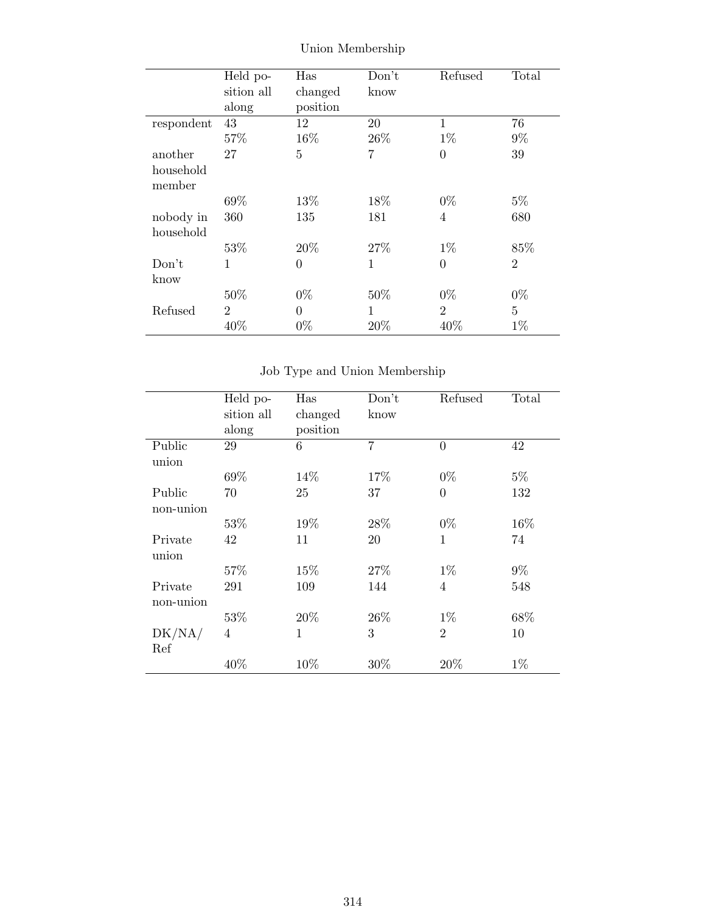Union Membership

| | Held position all along | Has changed position | Don't know | Refused | Total |
|---|---|---|---|---|---|
| respondent | 43 | 12 | 20 | 1 | 76 |
| | 57% | 16% | 26% | 1% | 9% |
| another household member | 27 | 5 | 7 | 0 | 39 |
| | 69% | 13% | 18% | 0% | 5% |
| nobody in household | 360 | 135 | 181 | 4 | 680 |
| | 53% | 20% | 27% | 1% | 85% |
| Don't know | 1 | 0 | 1 | 0 | 2 |
| | 50% | 0% | 50% | 0% | 0% |
| Refused | 2 | 0 | 1 | 2 | 5 |
| | 40% | 0% | 20% | 40% | 1% |

Job Type and Union Membership

| | Held position all along | Has changed position | Don't know | Refused | Total |
|---|---|---|---|---|---|
| Public union | 29 | 6 | 7 | 0 | 42 |
| | 69% | 14% | 17% | 0% | 5% |
| Public non-union | 70 | 25 | 37 | 0 | 132 |
| | 53% | 19% | 28% | 0% | 16% |
| Private union | 42 | 11 | 20 | 1 | 74 |
| | 57% | 15% | 27% | 1% | 9% |
| Private non-union | 291 | 109 | 144 | 4 | 548 |
| | 53% | 20% | 26% | 1% | 68% |
| DK/NA/Ref | 4 | 1 | 3 | 2 | 10 |
| | 40% | 10% | 30% | 20% | 1% |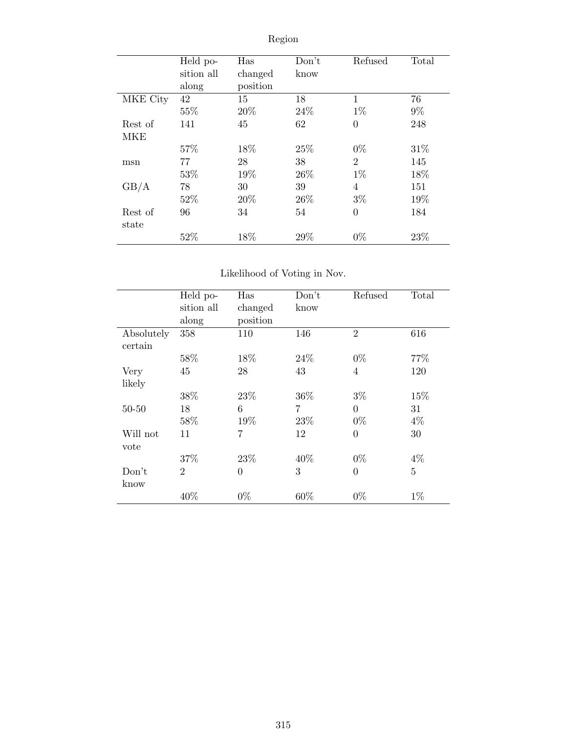Region

| | Held position all along | Has changed position | Don't know | Refused | Total |
|---|---|---|---|---|---|
| MKE City | 42 | 15 | 18 | 1 | 76 |
| | 55% | 20% | 24% | 1% | 9% |
| Rest of MKE | 141 | 45 | 62 | 0 | 248 |
| | 57% | 18% | 25% | 0% | 31% |
| msn | 77 | 28 | 38 | 2 | 145 |
| | 53% | 19% | 26% | 1% | 18% |
| GB/A | 78 | 30 | 39 | 4 | 151 |
| | 52% | 20% | 26% | 3% | 19% |
| Rest of state | 96 | 34 | 54 | 0 | 184 |
| | 52% | 18% | 29% | 0% | 23% |

Likelihood of Voting in Nov.

| | Held position all along | Has changed position | Don't know | Refused | Total |
|---|---|---|---|---|---|
| Absolutely certain | 358 | 110 | 146 | 2 | 616 |
| | 58% | 18% | 24% | 0% | 77% |
| Very likely | 45 | 28 | 43 | 4 | 120 |
| | 38% | 23% | 36% | 3% | 15% |
| 50-50 | 18 | 6 | 7 | 0 | 31 |
| | 58% | 19% | 23% | 0% | 4% |
| Will not vote | 11 | 7 | 12 | 0 | 30 |
| | 37% | 23% | 40% | 0% | 4% |
| Don't know | 2 | 0 | 3 | 0 | 5 |
| | 40% | 0% | 60% | 0% | 1% |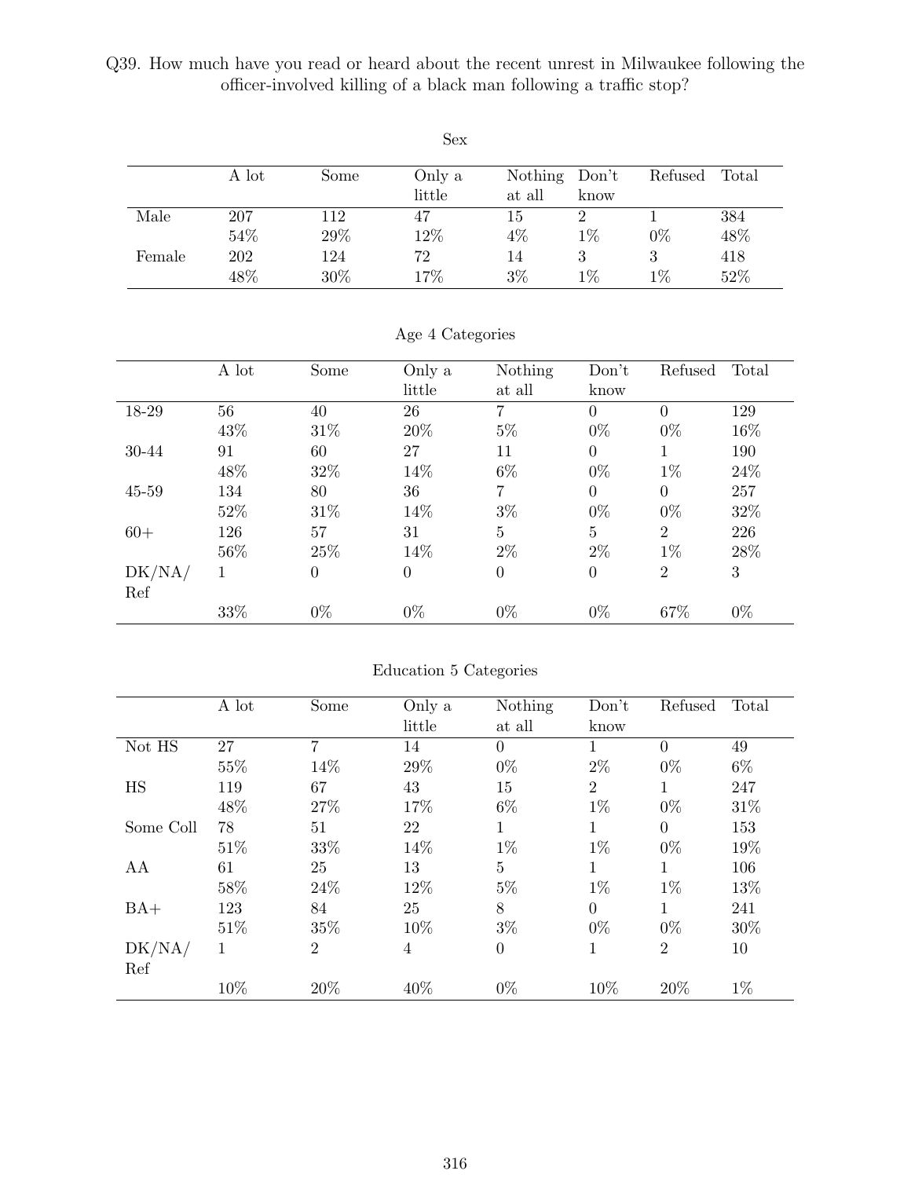Q39. How much have you read or heard about the recent unrest in Milwaukee following the officer-involved killing of a black man following a traffic stop?

Sex

| | A lot | Some | Only a little | Nothing at all | Don't know | Refused | Total |
|---|---|---|---|---|---|---|---|
| Male | 207 | 112 | 47 | 15 | 2 | 1 | 384 |
| | 54% | 29% | 12% | 4% | 1% | 0% | 48% |
| Female | 202 | 124 | 72 | 14 | 3 | 3 | 418 |
| | 48% | 30% | 17% | 3% | 1% | 1% | 52% |

Age 4 Categories

| | A lot | Some | Only a little | Nothing at all | Don't know | Refused | Total |
|---|---|---|---|---|---|---|---|
| 18-29 | 56 | 40 | 26 | 7 | 0 | 0 | 129 |
| | 43% | 31% | 20% | 5% | 0% | 0% | 16% |
| 30-44 | 91 | 60 | 27 | 11 | 0 | 1 | 190 |
| | 48% | 32% | 14% | 6% | 0% | 1% | 24% |
| 45-59 | 134 | 80 | 36 | 7 | 0 | 0 | 257 |
| | 52% | 31% | 14% | 3% | 0% | 0% | 32% |
| 60+ | 126 | 57 | 31 | 5 | 5 | 2 | 226 |
| | 56% | 25% | 14% | 2% | 2% | 1% | 28% |
| DK/NA/Ref | 1 | 0 | 0 | 0 | 0 | 2 | 3 |
| | 33% | 0% | 0% | 0% | 0% | 67% | 0% |

Education 5 Categories

| | A lot | Some | Only a little | Nothing at all | Don't know | Refused | Total |
|---|---|---|---|---|---|---|---|
| Not HS | 27 | 7 | 14 | 0 | 1 | 0 | 49 |
| | 55% | 14% | 29% | 0% | 2% | 0% | 6% |
| HS | 119 | 67 | 43 | 15 | 2 | 1 | 247 |
| | 48% | 27% | 17% | 6% | 1% | 0% | 31% |
| Some Coll | 78 | 51 | 22 | 1 | 1 | 0 | 153 |
| | 51% | 33% | 14% | 1% | 1% | 0% | 19% |
| AA | 61 | 25 | 13 | 5 | 1 | 1 | 106 |
| | 58% | 24% | 12% | 5% | 1% | 1% | 13% |
| BA+ | 123 | 84 | 25 | 8 | 0 | 1 | 241 |
| | 51% | 35% | 10% | 3% | 0% | 0% | 30% |
| DK/NA/Ref | 1 | 2 | 4 | 0 | 1 | 2 | 10 |
| | 10% | 20% | 40% | 0% | 10% | 20% | 1% |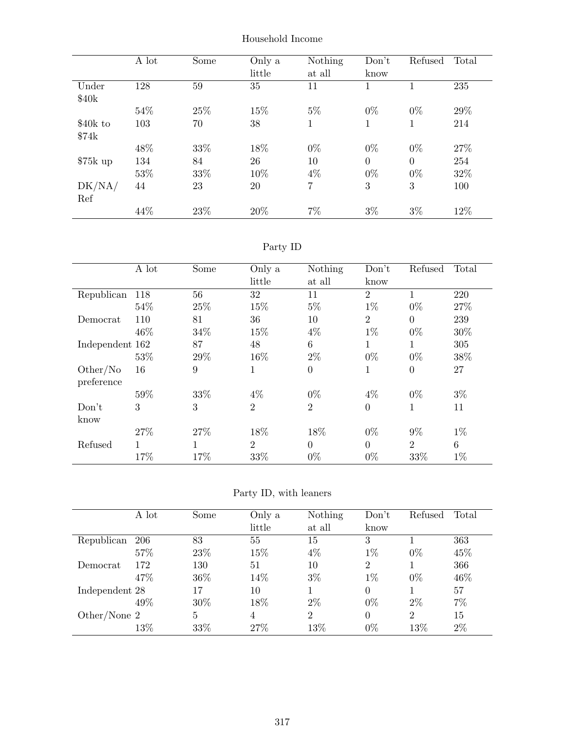Household Income

| | A lot | Some | Only a little | Nothing at all | Don't know | Refused | Total |
|---|---|---|---|---|---|---|---|
| Under $40k | 128 | 59 | 35 | 11 | 1 | 1 | 235 |
| | 54% | 25% | 15% | 5% | 0% | 0% | 29% |
| $40k to $74k | 103 | 70 | 38 | 1 | 1 | 1 | 214 |
| | 48% | 33% | 18% | 0% | 0% | 0% | 27% |
| $75k up | 134 | 84 | 26 | 10 | 0 | 0 | 254 |
| | 53% | 33% | 10% | 4% | 0% | 0% | 32% |
| DK/NA/ Ref | 44 | 23 | 20 | 7 | 3 | 3 | 100 |
| | 44% | 23% | 20% | 7% | 3% | 3% | 12% |

Party ID

| | A lot | Some | Only a little | Nothing at all | Don't know | Refused | Total |
|---|---|---|---|---|---|---|---|
| Republican | 118 | 56 | 32 | 11 | 2 | 1 | 220 |
| | 54% | 25% | 15% | 5% | 1% | 0% | 27% |
| Democrat | 110 | 81 | 36 | 10 | 2 | 0 | 239 |
| | 46% | 34% | 15% | 4% | 1% | 0% | 30% |
| Independent | 162 | 87 | 48 | 6 | 1 | 1 | 305 |
| | 53% | 29% | 16% | 2% | 0% | 0% | 38% |
| Other/No preference | 16 | 9 | 1 | 0 | 1 | 0 | 27 |
| | 59% | 33% | 4% | 0% | 4% | 0% | 3% |
| Don't know | 3 | 3 | 2 | 2 | 0 | 1 | 11 |
| | 27% | 27% | 18% | 18% | 0% | 9% | 1% |
| Refused | 1 | 1 | 2 | 0 | 0 | 2 | 6 |
| | 17% | 17% | 33% | 0% | 0% | 33% | 1% |

Party ID, with leaners

| | A lot | Some | Only a little | Nothing at all | Don't know | Refused | Total |
|---|---|---|---|---|---|---|---|
| Republican | 206 | 83 | 55 | 15 | 3 | 1 | 363 |
| | 57% | 23% | 15% | 4% | 1% | 0% | 45% |
| Democrat | 172 | 130 | 51 | 10 | 2 | 1 | 366 |
| | 47% | 36% | 14% | 3% | 1% | 0% | 46% |
| Independent | 28 | 17 | 10 | 1 | 0 | 1 | 57 |
| | 49% | 30% | 18% | 2% | 0% | 2% | 7% |
| Other/None | 2 | 5 | 4 | 2 | 0 | 2 | 15 |
| | 13% | 33% | 27% | 13% | 0% | 13% | 2% |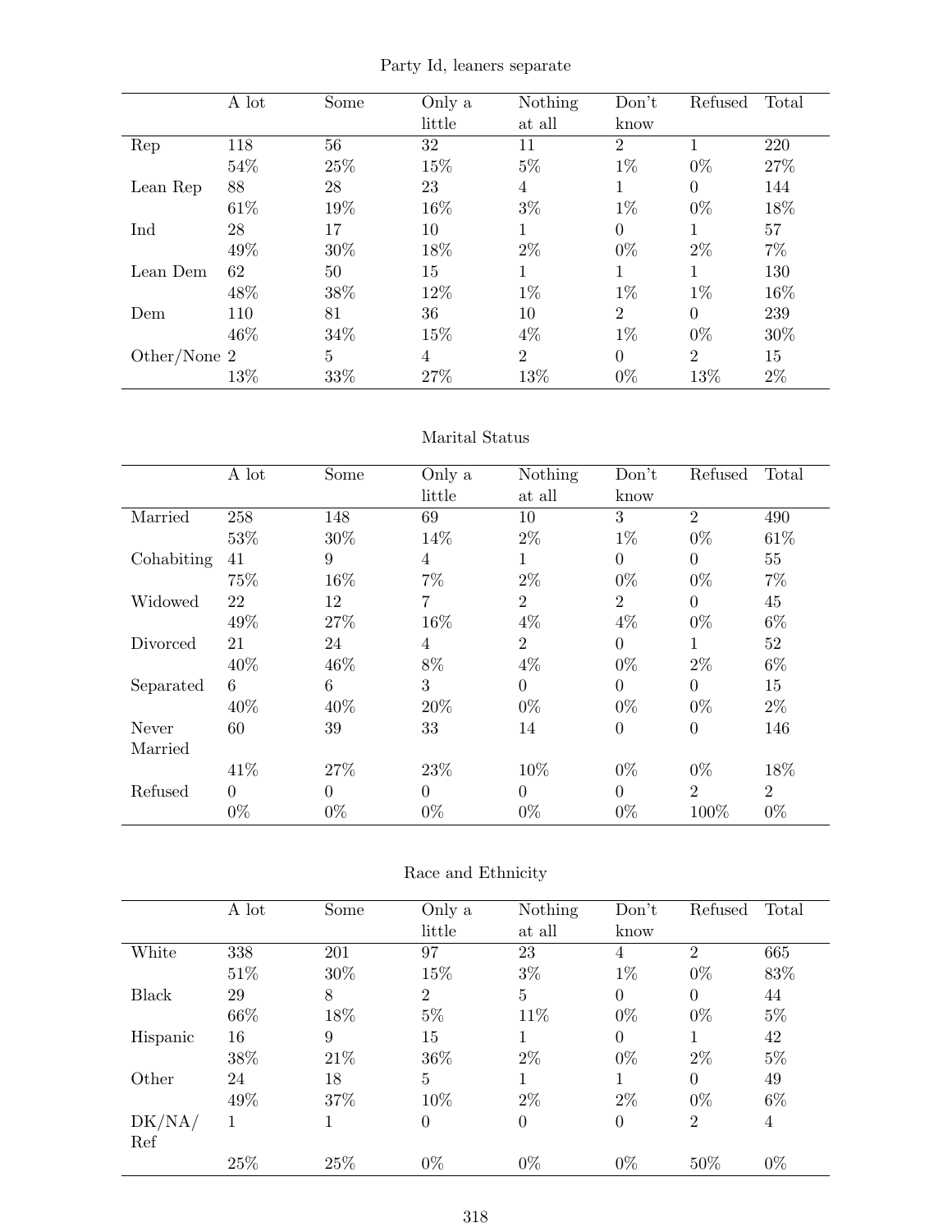Party Id, leaners separate

| | A lot | Some | Only a little | Nothing at all | Don't know | Refused | Total |
|---|---|---|---|---|---|---|---|
| Rep | 118 | 56 | 32 | 11 | 2 | 1 | 220 |
| | 54% | 25% | 15% | 5% | 1% | 0% | 27% |
| Lean Rep | 88 | 28 | 23 | 4 | 1 | 0 | 144 |
| | 61% | 19% | 16% | 3% | 1% | 0% | 18% |
| Ind | 28 | 17 | 10 | 1 | 0 | 1 | 57 |
| | 49% | 30% | 18% | 2% | 0% | 2% | 7% |
| Lean Dem | 62 | 50 | 15 | 1 | 1 | 1 | 130 |
| | 48% | 38% | 12% | 1% | 1% | 1% | 16% |
| Dem | 110 | 81 | 36 | 10 | 2 | 0 | 239 |
| | 46% | 34% | 15% | 4% | 1% | 0% | 30% |
| Other/None | 2 | 5 | 4 | 2 | 0 | 2 | 15 |
| | 13% | 33% | 27% | 13% | 0% | 13% | 2% |

Marital Status

| | A lot | Some | Only a little | Nothing at all | Don't know | Refused | Total |
|---|---|---|---|---|---|---|---|
| Married | 258 | 148 | 69 | 10 | 3 | 2 | 490 |
| | 53% | 30% | 14% | 2% | 1% | 0% | 61% |
| Cohabiting | 41 | 9 | 4 | 1 | 0 | 0 | 55 |
| | 75% | 16% | 7% | 2% | 0% | 0% | 7% |
| Widowed | 22 | 12 | 7 | 2 | 2 | 0 | 45 |
| | 49% | 27% | 16% | 4% | 4% | 0% | 6% |
| Divorced | 21 | 24 | 4 | 2 | 0 | 1 | 52 |
| | 40% | 46% | 8% | 4% | 0% | 2% | 6% |
| Separated | 6 | 6 | 3 | 0 | 0 | 0 | 15 |
| | 40% | 40% | 20% | 0% | 0% | 0% | 2% |
| Never Married | 60 | 39 | 33 | 14 | 0 | 0 | 146 |
| | 41% | 27% | 23% | 10% | 0% | 0% | 18% |
| Refused | 0 | 0 | 0 | 0 | 0 | 2 | 2 |
| | 0% | 0% | 0% | 0% | 0% | 100% | 0% |

Race and Ethnicity

| | A lot | Some | Only a little | Nothing at all | Don't know | Refused | Total |
|---|---|---|---|---|---|---|---|
| White | 338 | 201 | 97 | 23 | 4 | 2 | 665 |
| | 51% | 30% | 15% | 3% | 1% | 0% | 83% |
| Black | 29 | 8 | 2 | 5 | 0 | 0 | 44 |
| | 66% | 18% | 5% | 11% | 0% | 0% | 5% |
| Hispanic | 16 | 9 | 15 | 1 | 0 | 1 | 42 |
| | 38% | 21% | 36% | 2% | 0% | 2% | 5% |
| Other | 24 | 18 | 5 | 1 | 1 | 0 | 49 |
| | 49% | 37% | 10% | 2% | 2% | 0% | 6% |
| DK/NA/Ref | 1 | 1 | 0 | 0 | 0 | 2 | 4 |
| | 25% | 25% | 0% | 0% | 0% | 50% | 0% |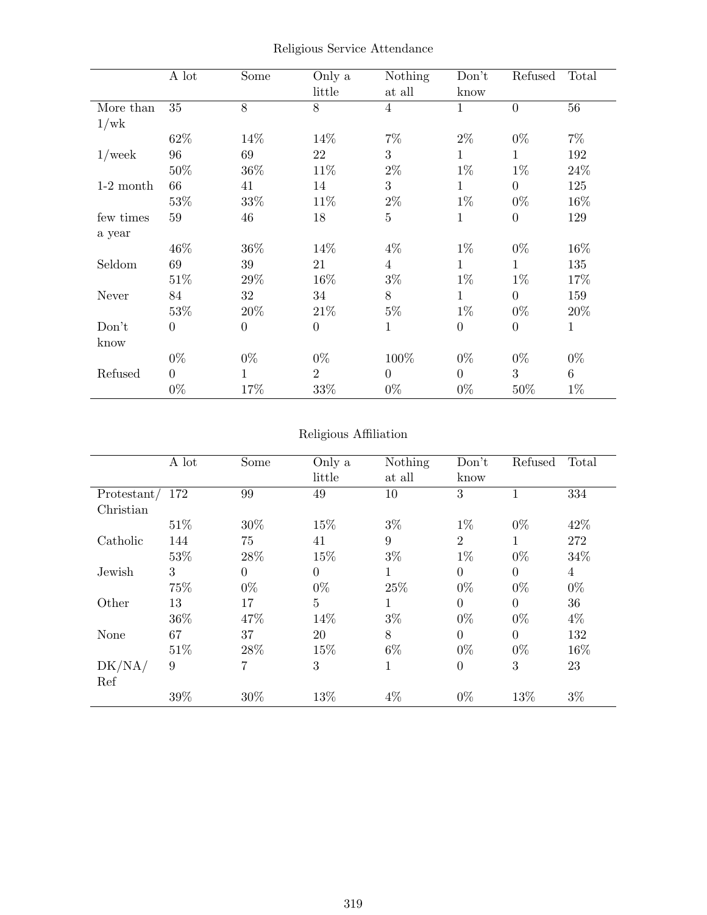Religious Service Attendance

| | A lot | Some | Only a little | Nothing at all | Don't know | Refused | Total |
|---|---|---|---|---|---|---|---|
| More than 1/wk | 35 | 8 | 8 | 4 | 1 | 0 | 56 |
| | 62% | 14% | 14% | 7% | 2% | 0% | 7% |
| 1/week | 96 | 69 | 22 | 3 | 1 | 1 | 192 |
| | 50% | 36% | 11% | 2% | 1% | 1% | 24% |
| 1-2 month | 66 | 41 | 14 | 3 | 1 | 0 | 125 |
| | 53% | 33% | 11% | 2% | 1% | 0% | 16% |
| few times a year | 59 | 46 | 18 | 5 | 1 | 0 | 129 |
| | 46% | 36% | 14% | 4% | 1% | 0% | 16% |
| Seldom | 69 | 39 | 21 | 4 | 1 | 1 | 135 |
| | 51% | 29% | 16% | 3% | 1% | 1% | 17% |
| Never | 84 | 32 | 34 | 8 | 1 | 0 | 159 |
| | 53% | 20% | 21% | 5% | 1% | 0% | 20% |
| Don't know | 0 | 0 | 0 | 1 | 0 | 0 | 1 |
| | 0% | 0% | 0% | 100% | 0% | 0% | 0% |
| Refused | 0 | 1 | 2 | 0 | 0 | 3 | 6 |
| | 0% | 17% | 33% | 0% | 0% | 50% | 1% |

Religious Affiliation

| | A lot | Some | Only a little | Nothing at all | Don't know | Refused | Total |
|---|---|---|---|---|---|---|---|
| Protestant/ Christian | 172 | 99 | 49 | 10 | 3 | 1 | 334 |
| | 51% | 30% | 15% | 3% | 1% | 0% | 42% |
| Catholic | 144 | 75 | 41 | 9 | 2 | 1 | 272 |
| | 53% | 28% | 15% | 3% | 1% | 0% | 34% |
| Jewish | 3 | 0 | 0 | 1 | 0 | 0 | 4 |
| | 75% | 0% | 0% | 25% | 0% | 0% | 0% |
| Other | 13 | 17 | 5 | 1 | 0 | 0 | 36 |
| | 36% | 47% | 14% | 3% | 0% | 0% | 4% |
| None | 67 | 37 | 20 | 8 | 0 | 0 | 132 |
| | 51% | 28% | 15% | 6% | 0% | 0% | 16% |
| DK/NA/ Ref | 9 | 7 | 3 | 1 | 0 | 3 | 23 |
| | 39% | 30% | 13% | 4% | 0% | 13% | 3% |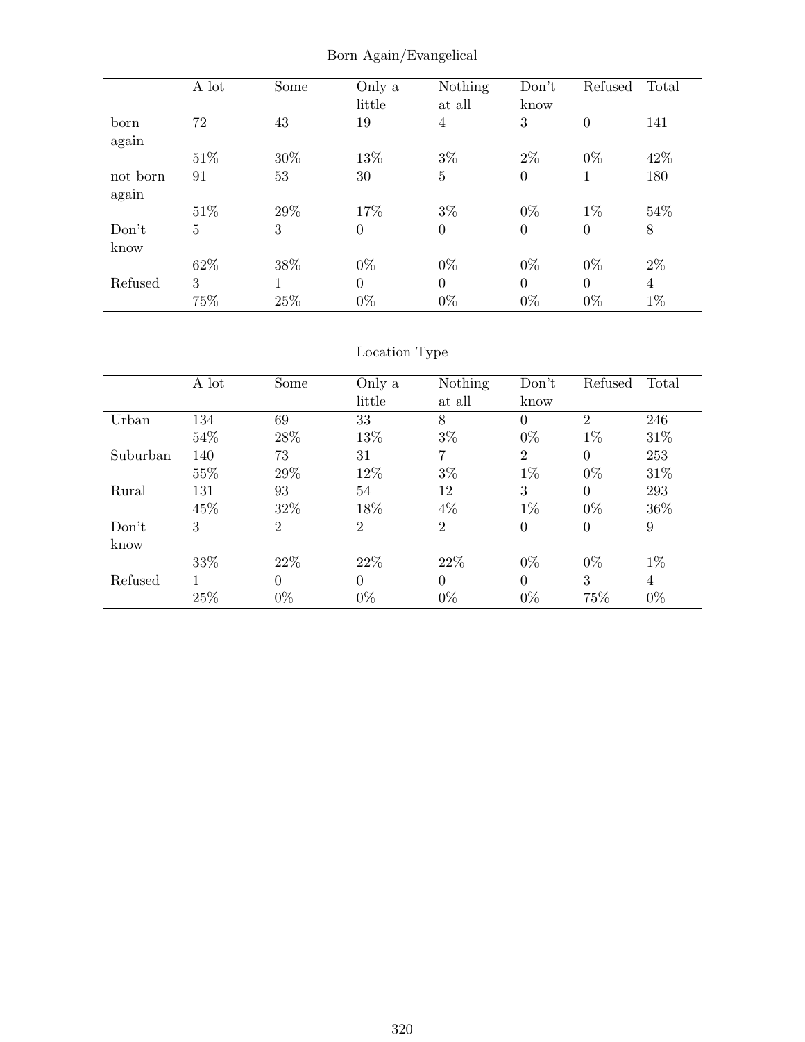Born Again/Evangelical

| | A lot | Some | Only a little | Nothing at all | Don't know | Refused | Total |
|---|---|---|---|---|---|---|---|
| born again | 72 | 43 | 19 | 4 | 3 | 0 | 141 |
| | 51% | 30% | 13% | 3% | 2% | 0% | 42% |
| not born again | 91 | 53 | 30 | 5 | 0 | 1 | 180 |
| | 51% | 29% | 17% | 3% | 0% | 1% | 54% |
| Don't know | 5 | 3 | 0 | 0 | 0 | 0 | 8 |
| | 62% | 38% | 0% | 0% | 0% | 0% | 2% |
| Refused | 3 | 1 | 0 | 0 | 0 | 0 | 4 |
| | 75% | 25% | 0% | 0% | 0% | 0% | 1% |

Location Type

| | A lot | Some | Only a little | Nothing at all | Don't know | Refused | Total |
|---|---|---|---|---|---|---|---|
| Urban | 134 | 69 | 33 | 8 | 0 | 2 | 246 |
| | 54% | 28% | 13% | 3% | 0% | 1% | 31% |
| Suburban | 140 | 73 | 31 | 7 | 2 | 0 | 253 |
| | 55% | 29% | 12% | 3% | 1% | 0% | 31% |
| Rural | 131 | 93 | 54 | 12 | 3 | 0 | 293 |
| | 45% | 32% | 18% | 4% | 1% | 0% | 36% |
| Don't know | 3 | 2 | 2 | 2 | 0 | 0 | 9 |
| | 33% | 22% | 22% | 22% | 0% | 0% | 1% |
| Refused | 1 | 0 | 0 | 0 | 0 | 3 | 4 |
| | 25% | 0% | 0% | 0% | 0% | 75% | 0% |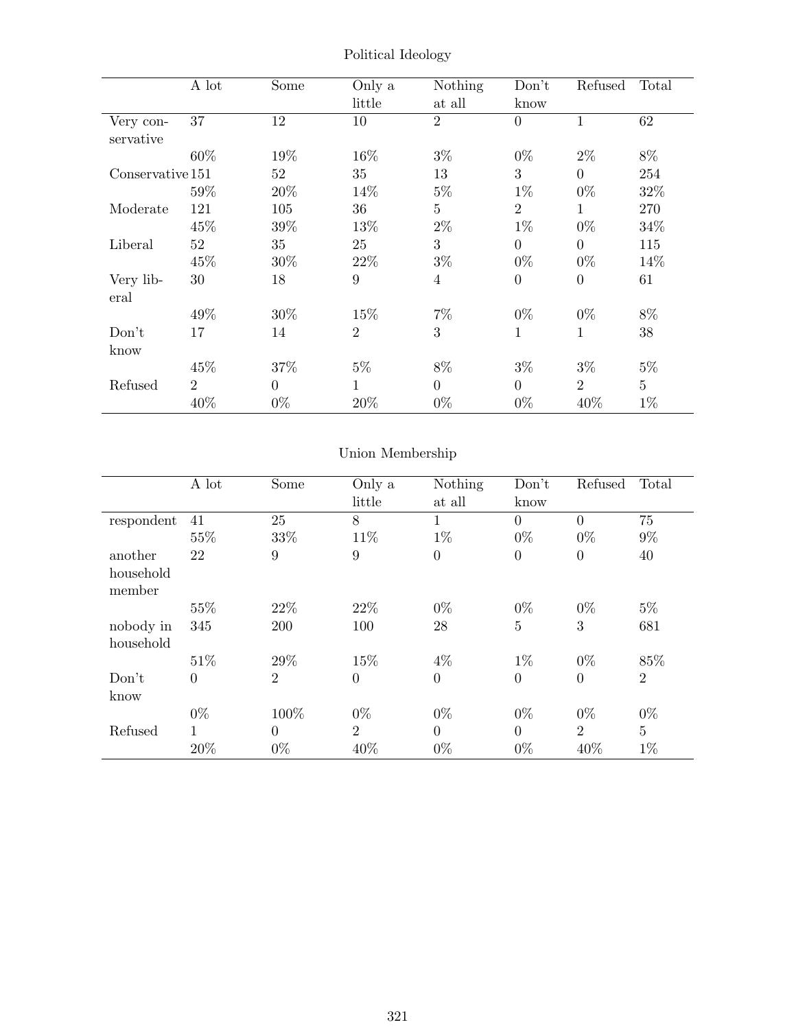Political Ideology

| | A lot | Some | Only a little | Nothing at all | Don't know | Refused | Total |
|---|---|---|---|---|---|---|---|
| Very conservative | 37 | 12 | 10 | 2 | 0 | 1 | 62 |
| | 60% | 19% | 16% | 3% | 0% | 2% | 8% |
| Conservative | 151 | 52 | 35 | 13 | 3 | 0 | 254 |
| | 59% | 20% | 14% | 5% | 1% | 0% | 32% |
| Moderate | 121 | 105 | 36 | 5 | 2 | 1 | 270 |
| | 45% | 39% | 13% | 2% | 1% | 0% | 34% |
| Liberal | 52 | 35 | 25 | 3 | 0 | 0 | 115 |
| | 45% | 30% | 22% | 3% | 0% | 0% | 14% |
| Very liberal | 30 | 18 | 9 | 4 | 0 | 0 | 61 |
| | 49% | 30% | 15% | 7% | 0% | 0% | 8% |
| Don't know | 17 | 14 | 2 | 3 | 1 | 1 | 38 |
| | 45% | 37% | 5% | 8% | 3% | 3% | 5% |
| Refused | 2 | 0 | 1 | 0 | 0 | 2 | 5 |
| | 40% | 0% | 20% | 0% | 0% | 40% | 1% |

Union Membership

| | A lot | Some | Only a little | Nothing at all | Don't know | Refused | Total |
|---|---|---|---|---|---|---|---|
| respondent | 41 | 25 | 8 | 1 | 0 | 0 | 75 |
| | 55% | 33% | 11% | 1% | 0% | 0% | 9% |
| another household member | 22 | 9 | 9 | 0 | 0 | 0 | 40 |
| | 55% | 22% | 22% | 0% | 0% | 0% | 5% |
| nobody in household | 345 | 200 | 100 | 28 | 5 | 3 | 681 |
| | 51% | 29% | 15% | 4% | 1% | 0% | 85% |
| Don't know | 0 | 2 | 0 | 0 | 0 | 0 | 2 |
| | 0% | 100% | 0% | 0% | 0% | 0% | 0% |
| Refused | 1 | 0 | 2 | 0 | 0 | 2 | 5 |
| | 20% | 0% | 40% | 0% | 0% | 40% | 1% |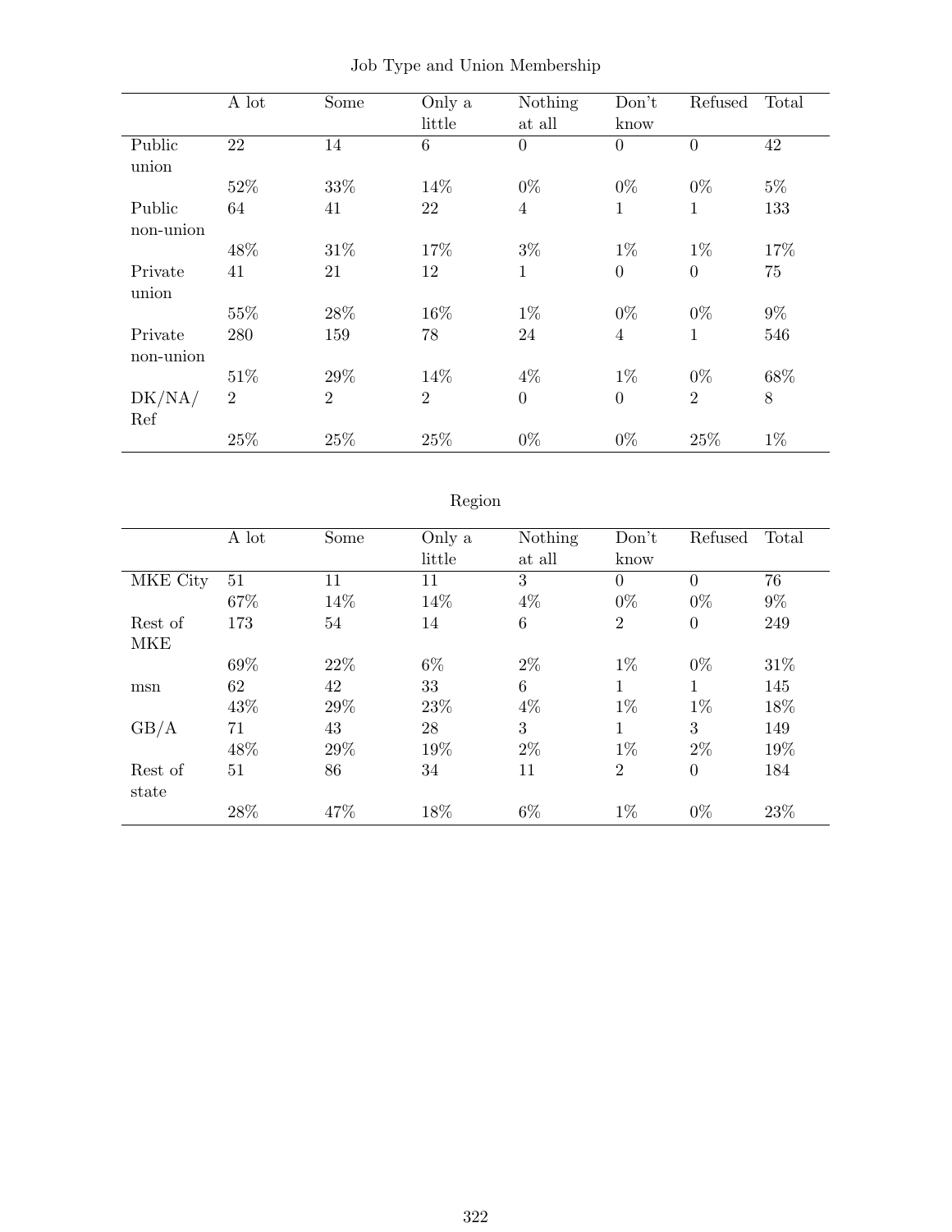## Job Type and Union Membership

| | A lot | Some | Only a little | Nothing at all | Don't know | Refused | Total |
|---|---|---|---|---|---|---|---|
| Public union | 22 | 14 | 6 | 0 | 0 | 0 | 42 |
| | 52% | 33% | 14% | 0% | 0% | 0% | 5% |
| Public non-union | 64 | 41 | 22 | 4 | 1 | 1 | 133 |
| | 48% | 31% | 17% | 3% | 1% | 1% | 17% |
| Private union | 41 | 21 | 12 | 1 | 0 | 0 | 75 |
| | 55% | 28% | 16% | 1% | 0% | 0% | 9% |
| Private non-union | 280 | 159 | 78 | 24 | 4 | 1 | 546 |
| | 51% | 29% | 14% | 4% | 1% | 0% | 68% |
| DK/NA/ Ref | 2 | 2 | 2 | 0 | 0 | 2 | 8 |
| | 25% | 25% | 25% | 0% | 0% | 25% | 1% |

## Region

| | A lot | Some | Only a little | Nothing at all | Don't know | Refused | Total |
|---|---|---|---|---|---|---|---|
| MKE City | 51 | 11 | 11 | 3 | 0 | 0 | 76 |
| | 67% | 14% | 14% | 4% | 0% | 0% | 9% |
| Rest of MKE | 173 | 54 | 14 | 6 | 2 | 0 | 249 |
| | 69% | 22% | 6% | 2% | 1% | 0% | 31% |
| msn | 62 | 42 | 33 | 6 | 1 | 1 | 145 |
| | 43% | 29% | 23% | 4% | 1% | 1% | 18% |
| GB/A | 71 | 43 | 28 | 3 | 1 | 3 | 149 |
| | 48% | 29% | 19% | 2% | 1% | 2% | 19% |
| Rest of state | 51 | 86 | 34 | 11 | 2 | 0 | 184 |
| | 28% | 47% | 18% | 6% | 1% | 0% | 23% |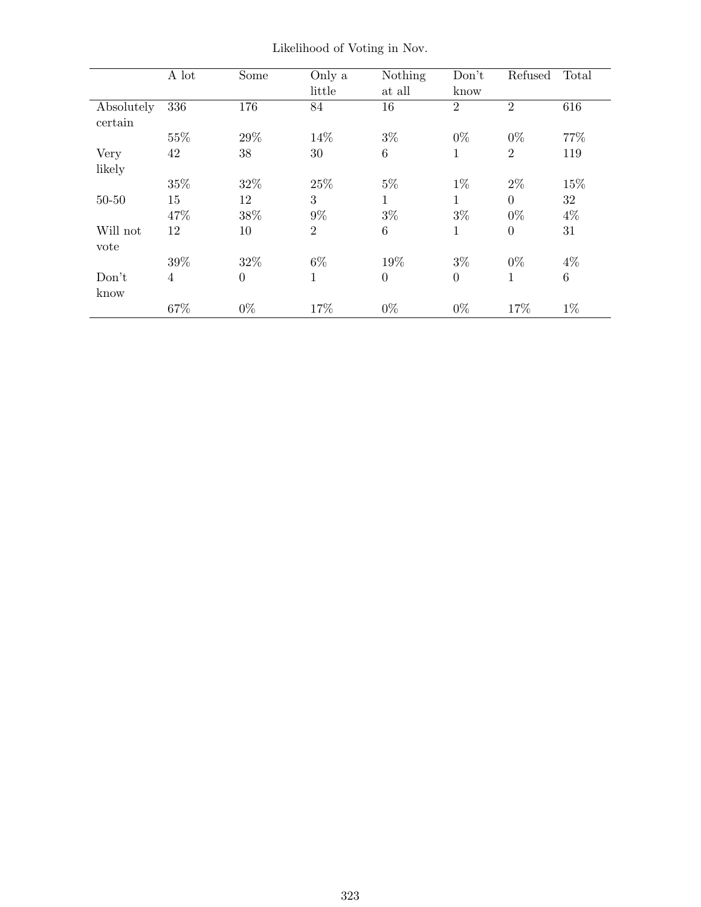Likelihood of Voting in Nov.

| | A lot | Some | Only a little | Nothing at all | Don't know | Refused | Total |
|---|---|---|---|---|---|---|---|
| Absolutely certain | 336 | 176 | 84 | 16 | 2 | 2 | 616 |
| | 55% | 29% | 14% | 3% | 0% | 0% | 77% |
| Very likely | 42 | 38 | 30 | 6 | 1 | 2 | 119 |
| | 35% | 32% | 25% | 5% | 1% | 2% | 15% |
| 50-50 | 15 | 12 | 3 | 1 | 1 | 0 | 32 |
| | 47% | 38% | 9% | 3% | 3% | 0% | 4% |
| Will not vote | 12 | 10 | 2 | 6 | 1 | 0 | 31 |
| | 39% | 32% | 6% | 19% | 3% | 0% | 4% |
| Don't know | 4 | 0 | 1 | 0 | 0 | 1 | 6 |
| | 67% | 0% | 17% | 0% | 0% | 17% | 1% |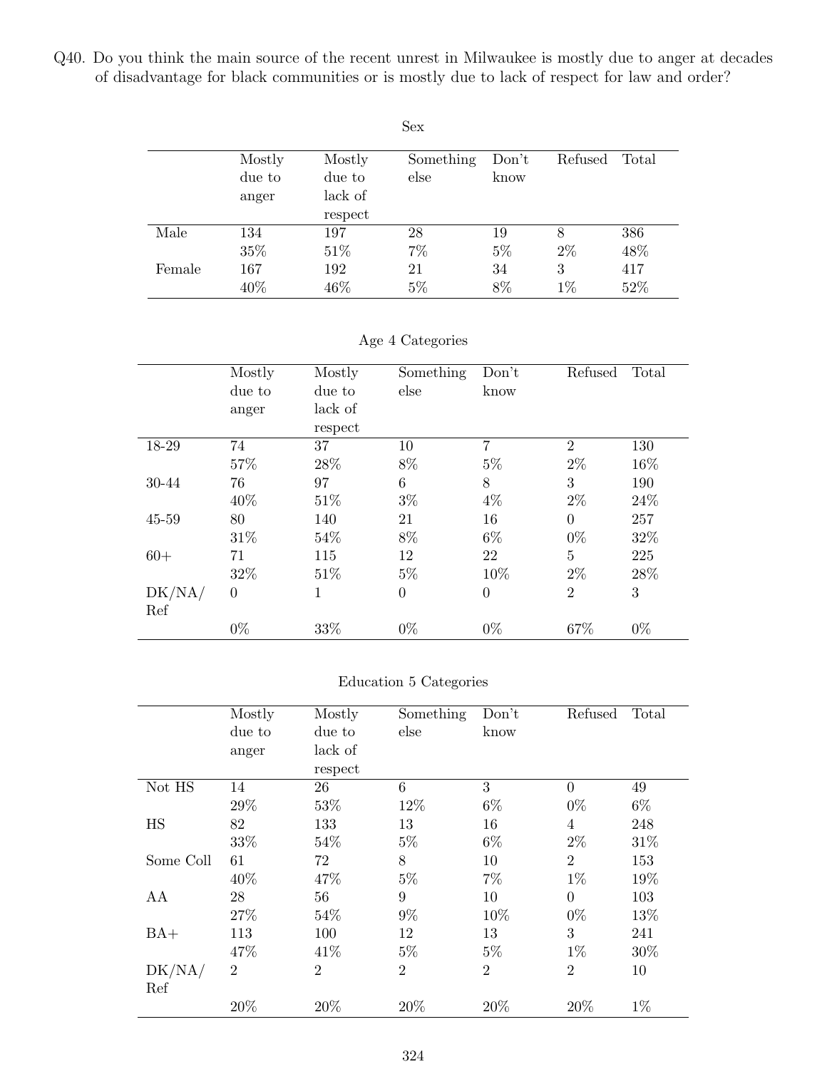Q40. Do you think the main source of the recent unrest in Milwaukee is mostly due to anger at decades of disadvantage for black communities or is mostly due to lack of respect for law and order?

Sex

| | Mostly due to anger | Mostly due to lack of respect | Something else | Don't know | Refused | Total |
|---|---|---|---|---|---|---|
| Male | 134 | 197 | 28 | 19 | 8 | 386 |
| | 35% | 51% | 7% | 5% | 2% | 48% |
| Female | 167 | 192 | 21 | 34 | 3 | 417 |
| | 40% | 46% | 5% | 8% | 1% | 52% |

Age 4 Categories

| | Mostly due to anger | Mostly due to lack of respect | Something else | Don't know | Refused | Total |
|---|---|---|---|---|---|---|
| 18-29 | 74 | 37 | 10 | 7 | 2 | 130 |
| | 57% | 28% | 8% | 5% | 2% | 16% |
| 30-44 | 76 | 97 | 6 | 8 | 3 | 190 |
| | 40% | 51% | 3% | 4% | 2% | 24% |
| 45-59 | 80 | 140 | 21 | 16 | 0 | 257 |
| | 31% | 54% | 8% | 6% | 0% | 32% |
| 60+ | 71 | 115 | 12 | 22 | 5 | 225 |
| | 32% | 51% | 5% | 10% | 2% | 28% |
| DK/NA/Ref | 0 | 1 | 0 | 0 | 2 | 3 |
| | 0% | 33% | 0% | 0% | 67% | 0% |

Education 5 Categories

| | Mostly due to anger | Mostly due to lack of respect | Something else | Don't know | Refused | Total |
|---|---|---|---|---|---|---|
| Not HS | 14 | 26 | 6 | 3 | 0 | 49 |
| | 29% | 53% | 12% | 6% | 0% | 6% |
| HS | 82 | 133 | 13 | 16 | 4 | 248 |
| | 33% | 54% | 5% | 6% | 2% | 31% |
| Some Coll | 61 | 72 | 8 | 10 | 2 | 153 |
| | 40% | 47% | 5% | 7% | 1% | 19% |
| AA | 28 | 56 | 9 | 10 | 0 | 103 |
| | 27% | 54% | 9% | 10% | 0% | 13% |
| BA+ | 113 | 100 | 12 | 13 | 3 | 241 |
| | 47% | 41% | 5% | 5% | 1% | 30% |
| DK/NA/Ref | 2 | 2 | 2 | 2 | 2 | 10 |
| | 20% | 20% | 20% | 20% | 20% | 1% |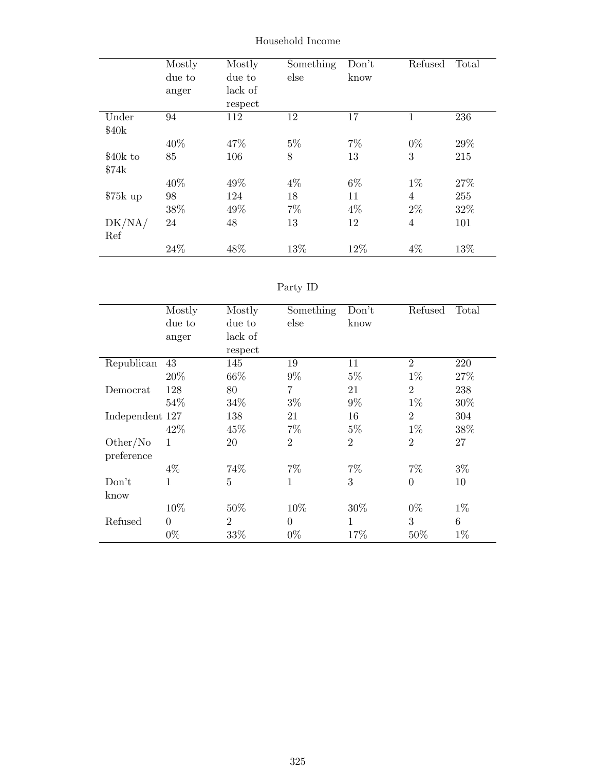Household Income

| | Mostly due to anger | Mostly due to lack of respect | Something else | Don't know | Refused | Total |
|---|---|---|---|---|---|---|
| Under $40k | 94 | 112 | 12 | 17 | 1 | 236 |
| | 40% | 47% | 5% | 7% | 0% | 29% |
| $40k to $74k | 85 | 106 | 8 | 13 | 3 | 215 |
| | 40% | 49% | 4% | 6% | 1% | 27% |
| $75k up | 98 | 124 | 18 | 11 | 4 | 255 |
| | 38% | 49% | 7% | 4% | 2% | 32% |
| DK/NA/Ref | 24 | 48 | 13 | 12 | 4 | 101 |
| | 24% | 48% | 13% | 12% | 4% | 13% |

Party ID

| | Mostly due to anger | Mostly due to lack of respect | Something else | Don't know | Refused | Total |
|---|---|---|---|---|---|---|
| Republican | 43 | 145 | 19 | 11 | 2 | 220 |
| | 20% | 66% | 9% | 5% | 1% | 27% |
| Democrat | 128 | 80 | 7 | 21 | 2 | 238 |
| | 54% | 34% | 3% | 9% | 1% | 30% |
| Independent | 127 | 138 | 21 | 16 | 2 | 304 |
| | 42% | 45% | 7% | 5% | 1% | 38% |
| Other/No preference | 1 | 20 | 2 | 2 | 2 | 27 |
| | 4% | 74% | 7% | 7% | 7% | 3% |
| Don't know | 1 | 5 | 1 | 3 | 0 | 10 |
| | 10% | 50% | 10% | 30% | 0% | 1% |
| Refused | 0 | 2 | 0 | 1 | 3 | 6 |
| | 0% | 33% | 0% | 17% | 50% | 1% |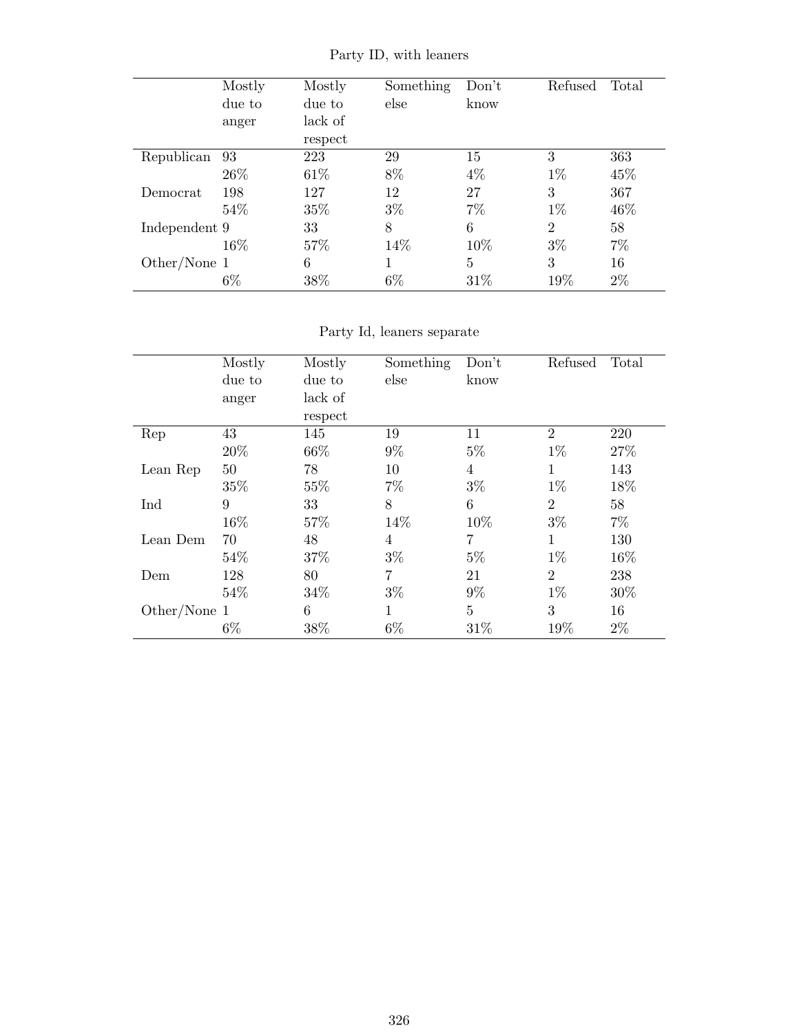Party ID, with leaners

| | Mostly due to anger | Mostly due to lack of respect | Something else | Don't know | Refused | Total |
|---|---|---|---|---|---|---|
| Republican | 93 | 223 | 29 | 15 | 3 | 363 |
| | 26% | 61% | 8% | 4% | 1% | 45% |
| Democrat | 198 | 127 | 12 | 27 | 3 | 367 |
| | 54% | 35% | 3% | 7% | 1% | 46% |
| Independent | 9 | 33 | 8 | 6 | 2 | 58 |
| | 16% | 57% | 14% | 10% | 3% | 7% |
| Other/None | 1 | 6 | 1 | 5 | 3 | 16 |
| | 6% | 38% | 6% | 31% | 19% | 2% |

Party Id, leaners separate

| | Mostly due to anger | Mostly due to lack of respect | Something else | Don't know | Refused | Total |
|---|---|---|---|---|---|---|
| Rep | 43 | 145 | 19 | 11 | 2 | 220 |
| | 20% | 66% | 9% | 5% | 1% | 27% |
| Lean Rep | 50 | 78 | 10 | 4 | 1 | 143 |
| | 35% | 55% | 7% | 3% | 1% | 18% |
| Ind | 9 | 33 | 8 | 6 | 2 | 58 |
| | 16% | 57% | 14% | 10% | 3% | 7% |
| Lean Dem | 70 | 48 | 4 | 7 | 1 | 130 |
| | 54% | 37% | 3% | 5% | 1% | 16% |
| Dem | 128 | 80 | 7 | 21 | 2 | 238 |
| | 54% | 34% | 3% | 9% | 1% | 30% |
| Other/None | 1 | 6 | 1 | 5 | 3 | 16 |
| | 6% | 38% | 6% | 31% | 19% | 2% |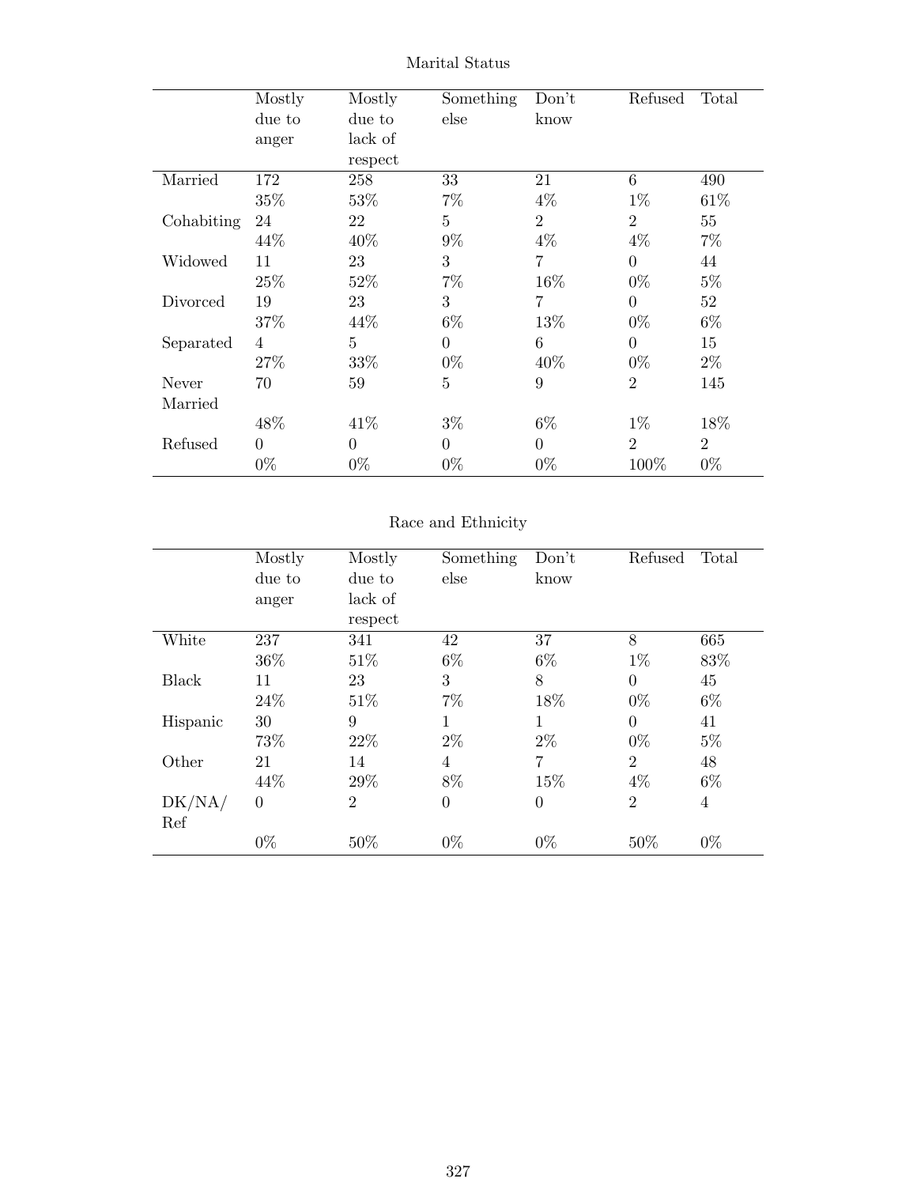Marital Status

| | Mostly due to anger | Mostly due to lack of respect | Something else | Don't know | Refused | Total |
|---|---|---|---|---|---|---|
| Married | 172 | 258 | 33 | 21 | 6 | 490 |
| | 35% | 53% | 7% | 4% | 1% | 61% |
| Cohabiting | 24 | 22 | 5 | 2 | 2 | 55 |
| | 44% | 40% | 9% | 4% | 4% | 7% |
| Widowed | 11 | 23 | 3 | 7 | 0 | 44 |
| | 25% | 52% | 7% | 16% | 0% | 5% |
| Divorced | 19 | 23 | 3 | 7 | 0 | 52 |
| | 37% | 44% | 6% | 13% | 0% | 6% |
| Separated | 4 | 5 | 0 | 6 | 0 | 15 |
| | 27% | 33% | 0% | 40% | 0% | 2% |
| Never Married | 70 | 59 | 5 | 9 | 2 | 145 |
| | 48% | 41% | 3% | 6% | 1% | 18% |
| Refused | 0 | 0 | 0 | 0 | 2 | 2 |
| | 0% | 0% | 0% | 0% | 100% | 0% |

Race and Ethnicity

| | Mostly due to anger | Mostly due to lack of respect | Something else | Don't know | Refused | Total |
|---|---|---|---|---|---|---|
| White | 237 | 341 | 42 | 37 | 8 | 665 |
| | 36% | 51% | 6% | 6% | 1% | 83% |
| Black | 11 | 23 | 3 | 8 | 0 | 45 |
| | 24% | 51% | 7% | 18% | 0% | 6% |
| Hispanic | 30 | 9 | 1 | 1 | 0 | 41 |
| | 73% | 22% | 2% | 2% | 0% | 5% |
| Other | 21 | 14 | 4 | 7 | 2 | 48 |
| | 44% | 29% | 8% | 15% | 4% | 6% |
| DK/NA/Ref | 0 | 2 | 0 | 0 | 2 | 4 |
| | 0% | 50% | 0% | 0% | 50% | 0% |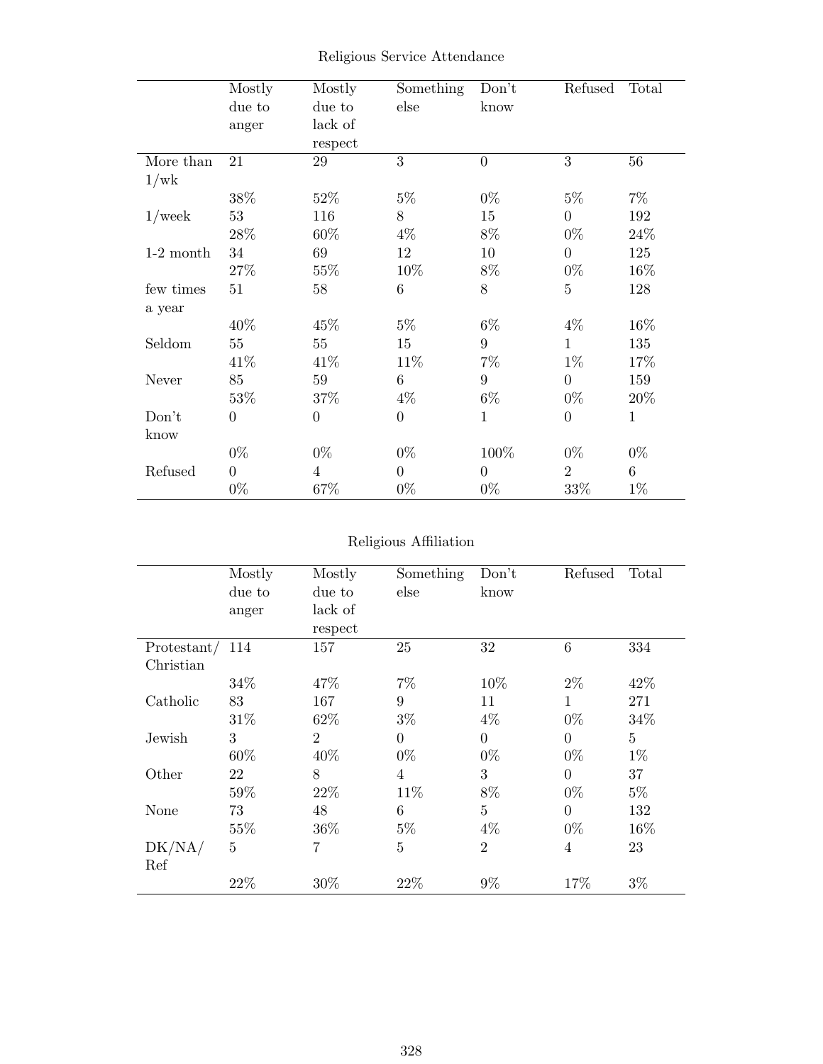Religious Service Attendance

| | Mostly due to anger | Mostly due to lack of respect | Something else | Don't know | Refused | Total |
|---|---|---|---|---|---|---|
| More than 1/wk | 21 | 29 | 3 | 0 | 3 | 56 |
| | 38% | 52% | 5% | 0% | 5% | 7% |
| 1/week | 53 | 116 | 8 | 15 | 0 | 192 |
| | 28% | 60% | 4% | 8% | 0% | 24% |
| 1-2 month | 34 | 69 | 12 | 10 | 0 | 125 |
| | 27% | 55% | 10% | 8% | 0% | 16% |
| few times a year | 51 | 58 | 6 | 8 | 5 | 128 |
| | 40% | 45% | 5% | 6% | 4% | 16% |
| Seldom | 55 | 55 | 15 | 9 | 1 | 135 |
| | 41% | 41% | 11% | 7% | 1% | 17% |
| Never | 85 | 59 | 6 | 9 | 0 | 159 |
| | 53% | 37% | 4% | 6% | 0% | 20% |
| Don't know | 0 | 0 | 0 | 1 | 0 | 1 |
| | 0% | 0% | 0% | 100% | 0% | 0% |
| Refused | 0 | 4 | 0 | 0 | 2 | 6 |
| | 0% | 67% | 0% | 0% | 33% | 1% |

Religious Affiliation

| | Mostly due to anger | Mostly due to lack of respect | Something else | Don't know | Refused | Total |
|---|---|---|---|---|---|---|
| Protestant/ Christian | 114 | 157 | 25 | 32 | 6 | 334 |
| | 34% | 47% | 7% | 10% | 2% | 42% |
| Catholic | 83 | 167 | 9 | 11 | 1 | 271 |
| | 31% | 62% | 3% | 4% | 0% | 34% |
| Jewish | 3 | 2 | 0 | 0 | 0 | 5 |
| | 60% | 40% | 0% | 0% | 0% | 1% |
| Other | 22 | 8 | 4 | 3 | 0 | 37 |
| | 59% | 22% | 11% | 8% | 0% | 5% |
| None | 73 | 48 | 6 | 5 | 0 | 132 |
| | 55% | 36% | 5% | 4% | 0% | 16% |
| DK/NA/ Ref | 5 | 7 | 5 | 2 | 4 | 23 |
| | 22% | 30% | 22% | 9% | 17% | 3% |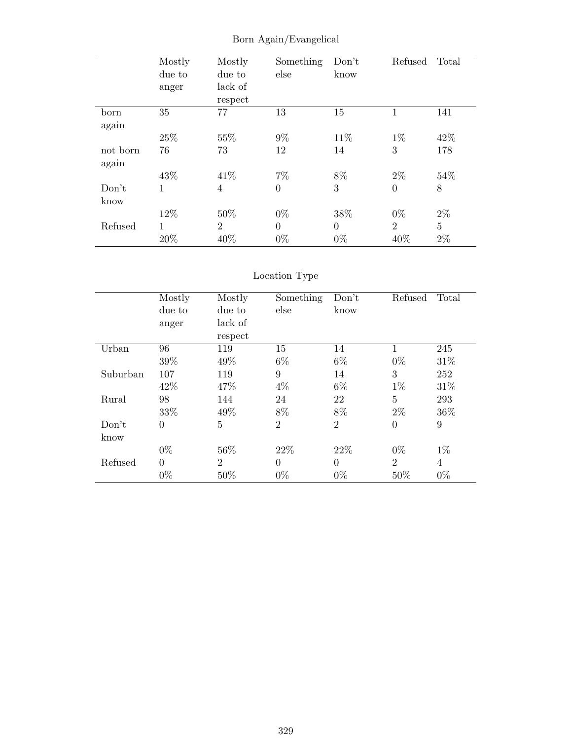Born Again/Evangelical

| | Mostly due to anger | Mostly due to lack of respect | Something else | Don't know | Refused | Total |
|---|---|---|---|---|---|---|
| born again | 35 | 77 | 13 | 15 | 1 | 141 |
| | 25% | 55% | 9% | 11% | 1% | 42% |
| not born again | 76 | 73 | 12 | 14 | 3 | 178 |
| | 43% | 41% | 7% | 8% | 2% | 54% |
| Don't know | 1 | 4 | 0 | 3 | 0 | 8 |
| | 12% | 50% | 0% | 38% | 0% | 2% |
| Refused | 1 | 2 | 0 | 0 | 2 | 5 |
| | 20% | 40% | 0% | 0% | 40% | 2% |

Location Type

| | Mostly due to anger | Mostly due to lack of respect | Something else | Don't know | Refused | Total |
|---|---|---|---|---|---|---|
| Urban | 96 | 119 | 15 | 14 | 1 | 245 |
| | 39% | 49% | 6% | 6% | 0% | 31% |
| Suburban | 107 | 119 | 9 | 14 | 3 | 252 |
| | 42% | 47% | 4% | 6% | 1% | 31% |
| Rural | 98 | 144 | 24 | 22 | 5 | 293 |
| | 33% | 49% | 8% | 8% | 2% | 36% |
| Don't know | 0 | 5 | 2 | 2 | 0 | 9 |
| | 0% | 56% | 22% | 22% | 0% | 1% |
| Refused | 0 | 2 | 0 | 0 | 2 | 4 |
| | 0% | 50% | 0% | 0% | 50% | 0% |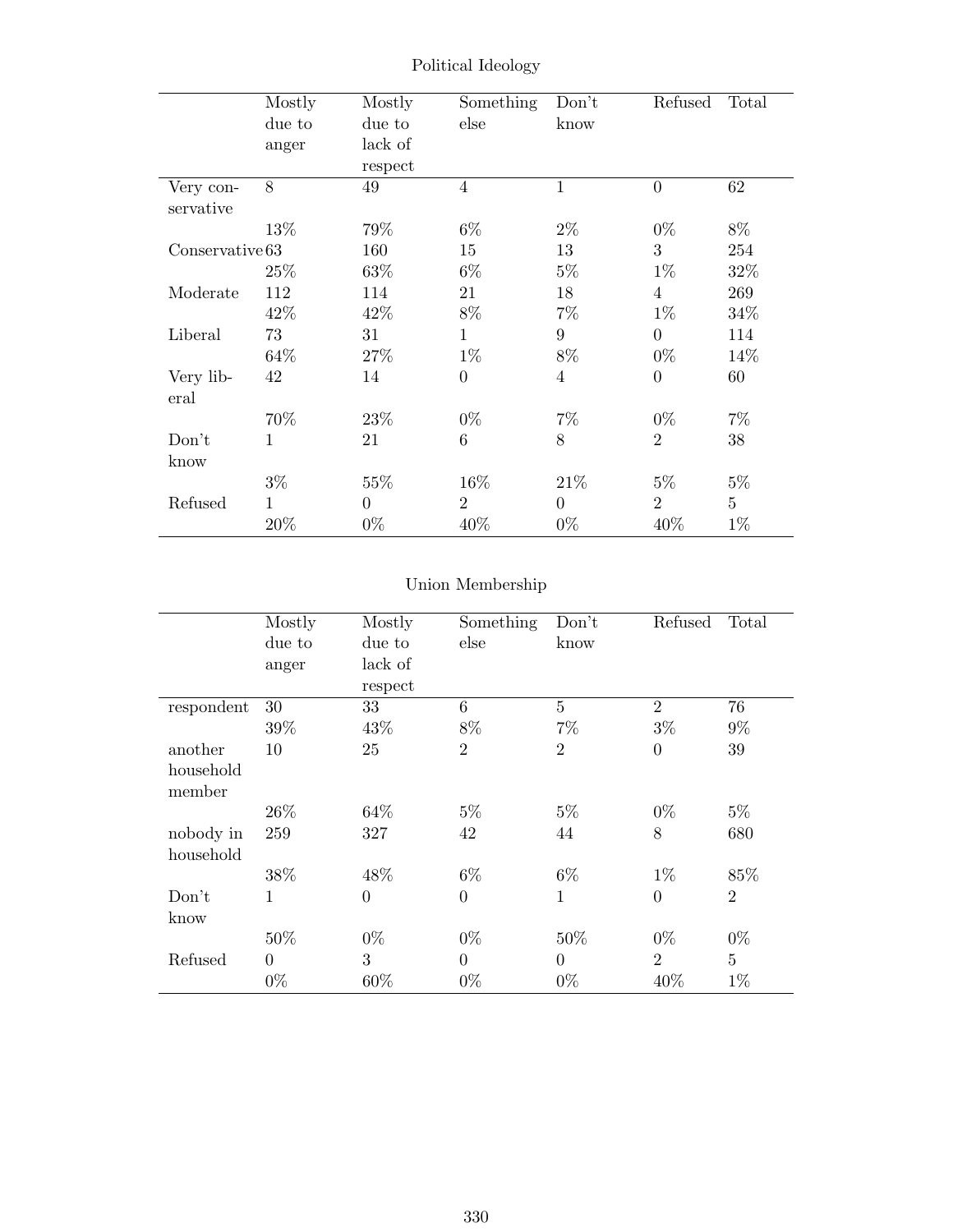Political Ideology

| | Mostly due to anger | Mostly due to lack of respect | Something else | Don't know | Refused | Total |
|---|---|---|---|---|---|---|
| Very conservative | 8 | 49 | 4 | 1 | 0 | 62 |
| | 13% | 79% | 6% | 2% | 0% | 8% |
| Conservative | 63 | 160 | 15 | 13 | 3 | 254 |
| | 25% | 63% | 6% | 5% | 1% | 32% |
| Moderate | 112 | 114 | 21 | 18 | 4 | 269 |
| | 42% | 42% | 8% | 7% | 1% | 34% |
| Liberal | 73 | 31 | 1 | 9 | 0 | 114 |
| | 64% | 27% | 1% | 8% | 0% | 14% |
| Very liberal | 42 | 14 | 0 | 4 | 0 | 60 |
| | 70% | 23% | 0% | 7% | 0% | 7% |
| Don't know | 1 | 21 | 6 | 8 | 2 | 38 |
| | 3% | 55% | 16% | 21% | 5% | 5% |
| Refused | 1 | 0 | 2 | 0 | 2 | 5 |
| | 20% | 0% | 40% | 0% | 40% | 1% |

Union Membership

| | Mostly due to anger | Mostly due to lack of respect | Something else | Don't know | Refused | Total |
|---|---|---|---|---|---|---|
| respondent | 30 | 33 | 6 | 5 | 2 | 76 |
| | 39% | 43% | 8% | 7% | 3% | 9% |
| another household member | 10 | 25 | 2 | 2 | 0 | 39 |
| | 26% | 64% | 5% | 5% | 0% | 5% |
| nobody in household | 259 | 327 | 42 | 44 | 8 | 680 |
| | 38% | 48% | 6% | 6% | 1% | 85% |
| Don't know | 1 | 0 | 0 | 1 | 0 | 2 |
| | 50% | 0% | 0% | 50% | 0% | 0% |
| Refused | 0 | 3 | 0 | 0 | 2 | 5 |
| | 0% | 60% | 0% | 0% | 40% | 1% |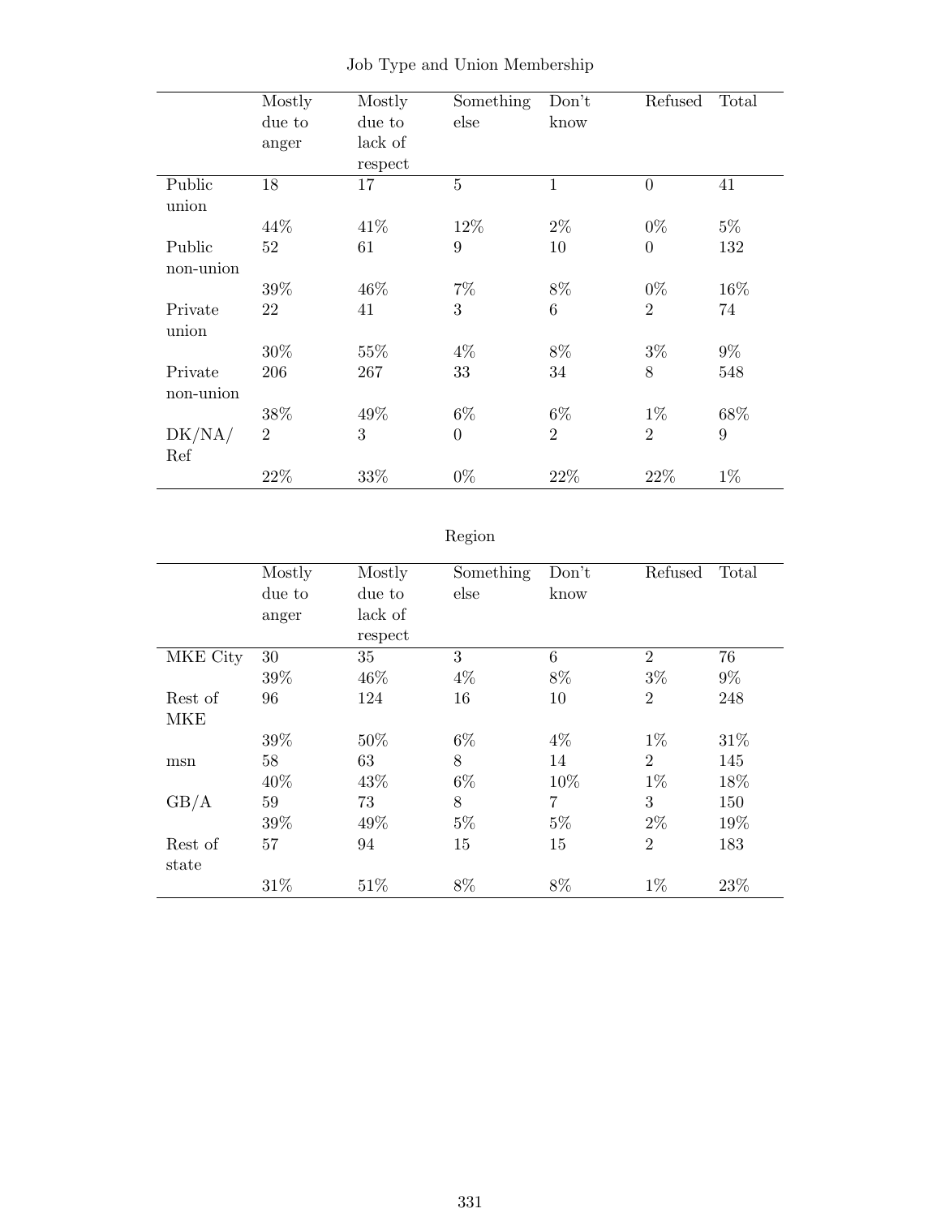Job Type and Union Membership

| | Mostly due to anger | Mostly due to lack of respect | Something else | Don't know | Refused | Total |
|---|---|---|---|---|---|---|
| Public union | 18 | 17 | 5 | 1 | 0 | 41 |
| | 44% | 41% | 12% | 2% | 0% | 5% |
| Public non-union | 52 | 61 | 9 | 10 | 0 | 132 |
| | 39% | 46% | 7% | 8% | 0% | 16% |
| Private union | 22 | 41 | 3 | 6 | 2 | 74 |
| | 30% | 55% | 4% | 8% | 3% | 9% |
| Private non-union | 206 | 267 | 33 | 34 | 8 | 548 |
| | 38% | 49% | 6% | 6% | 1% | 68% |
| DK/NA/ Ref | 2 | 3 | 0 | 2 | 2 | 9 |
| | 22% | 33% | 0% | 22% | 22% | 1% |

Region

| | Mostly due to anger | Mostly due to lack of respect | Something else | Don't know | Refused | Total |
|---|---|---|---|---|---|---|
| MKE City | 30 | 35 | 3 | 6 | 2 | 76 |
| | 39% | 46% | 4% | 8% | 3% | 9% |
| Rest of MKE | 96 | 124 | 16 | 10 | 2 | 248 |
| | 39% | 50% | 6% | 4% | 1% | 31% |
| msn | 58 | 63 | 8 | 14 | 2 | 145 |
| | 40% | 43% | 6% | 10% | 1% | 18% |
| GB/A | 59 | 73 | 8 | 7 | 3 | 150 |
| | 39% | 49% | 5% | 5% | 2% | 19% |
| Rest of state | 57 | 94 | 15 | 15 | 2 | 183 |
| | 31% | 51% | 8% | 8% | 1% | 23% |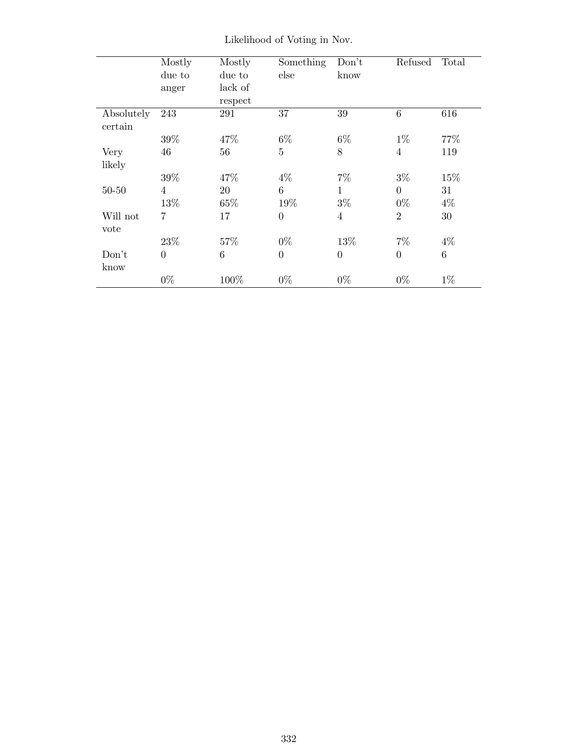Likelihood of Voting in Nov.

| | Mostly due to anger | Mostly due to lack of respect | Something else | Don't know | Refused | Total |
|---|---|---|---|---|---|---|
| Absolutely certain | 243 | 291 | 37 | 39 | 6 | 616 |
| | 39% | 47% | 6% | 6% | 1% | 77% |
| Very likely | 46 | 56 | 5 | 8 | 4 | 119 |
| | 39% | 47% | 4% | 7% | 3% | 15% |
| 50-50 | 4 | 20 | 6 | 1 | 0 | 31 |
| | 13% | 65% | 19% | 3% | 0% | 4% |
| Will not vote | 7 | 17 | 0 | 4 | 2 | 30 |
| | 23% | 57% | 0% | 13% | 7% | 4% |
| Don't know | 0 | 6 | 0 | 0 | 0 | 6 |
| | 0% | 100% | 0% | 0% | 0% | 1% |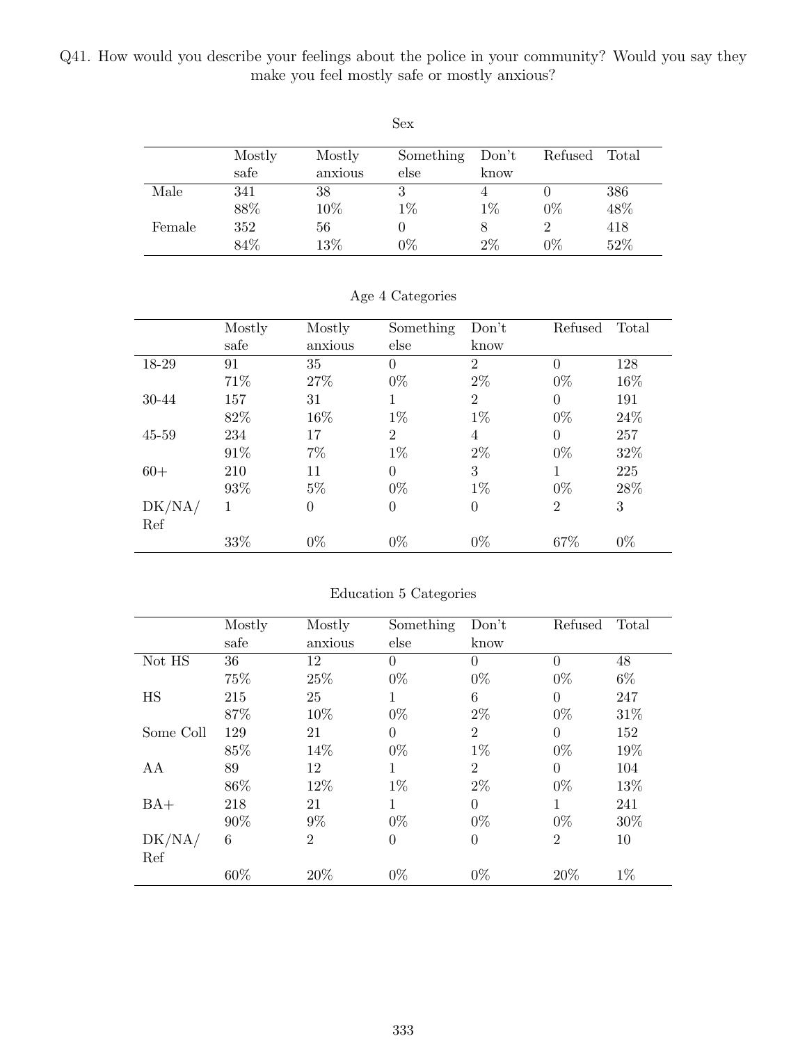Q41. How would you describe your feelings about the police in your community? Would you say they make you feel mostly safe or mostly anxious?

### Sex

| | Mostly safe | Mostly anxious | Something else | Don't know | Refused | Total |
|---|---|---|---|---|---|---|
| Male | 341 | 38 | 3 | 4 | 0 | 386 |
| | 88% | 10% | 1% | 1% | 0% | 48% |
| Female | 352 | 56 | 0 | 8 | 2 | 418 |
| | 84% | 13% | 0% | 2% | 0% | 52% |

### Age 4 Categories

| | Mostly safe | Mostly anxious | Something else | Don't know | Refused | Total |
|---|---|---|---|---|---|---|
| 18-29 | 91 | 35 | 0 | 2 | 0 | 128 |
| | 71% | 27% | 0% | 2% | 0% | 16% |
| 30-44 | 157 | 31 | 1 | 2 | 0 | 191 |
| | 82% | 16% | 1% | 1% | 0% | 24% |
| 45-59 | 234 | 17 | 2 | 4 | 0 | 257 |
| | 91% | 7% | 1% | 2% | 0% | 32% |
| 60+ | 210 | 11 | 0 | 3 | 1 | 225 |
| | 93% | 5% | 0% | 1% | 0% | 28% |
| DK/NA/Ref | 1 | 0 | 0 | 0 | 2 | 3 |
| | 33% | 0% | 0% | 0% | 67% | 0% |

### Education 5 Categories

| | Mostly safe | Mostly anxious | Something else | Don't know | Refused | Total |
|---|---|---|---|---|---|---|
| Not HS | 36 | 12 | 0 | 0 | 0 | 48 |
| | 75% | 25% | 0% | 0% | 0% | 6% |
| HS | 215 | 25 | 1 | 6 | 0 | 247 |
| | 87% | 10% | 0% | 2% | 0% | 31% |
| Some Coll | 129 | 21 | 0 | 2 | 0 | 152 |
| | 85% | 14% | 0% | 1% | 0% | 19% |
| AA | 89 | 12 | 1 | 2 | 0 | 104 |
| | 86% | 12% | 1% | 2% | 0% | 13% |
| BA+ | 218 | 21 | 1 | 0 | 1 | 241 |
| | 90% | 9% | 0% | 0% | 0% | 30% |
| DK/NA/Ref | 6 | 2 | 0 | 0 | 2 | 10 |
| | 60% | 20% | 0% | 0% | 20% | 1% |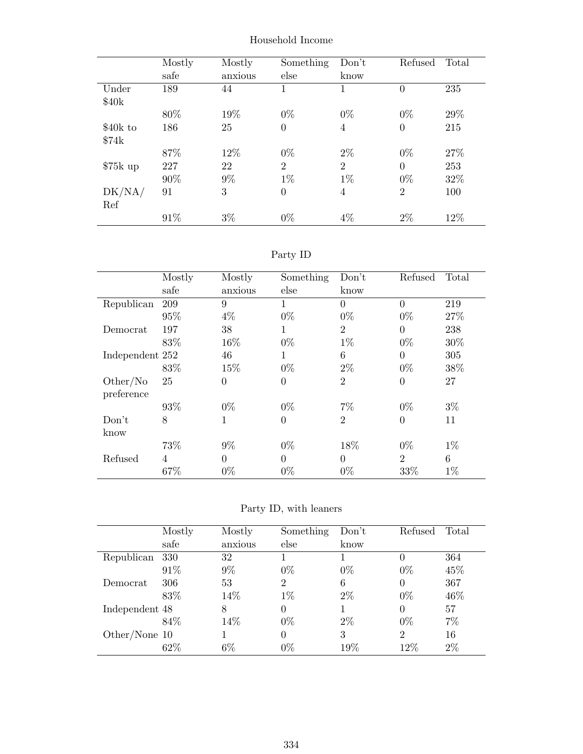Household Income

| | Mostly safe | Mostly anxious | Something else | Don't know | Refused | Total |
|---|---|---|---|---|---|---|
| Under $40k | 189 | 44 | 1 | 1 | 0 | 235 |
| | 80% | 19% | 0% | 0% | 0% | 29% |
| $40k to $74k | 186 | 25 | 0 | 4 | 0 | 215 |
| | 87% | 12% | 0% | 2% | 0% | 27% |
| $75k up | 227 | 22 | 2 | 2 | 0 | 253 |
| | 90% | 9% | 1% | 1% | 0% | 32% |
| DK/NA/ Ref | 91 | 3 | 0 | 4 | 2 | 100 |
| | 91% | 3% | 0% | 4% | 2% | 12% |

Party ID

| | Mostly safe | Mostly anxious | Something else | Don't know | Refused | Total |
|---|---|---|---|---|---|---|
| Republican | 209 | 9 | 1 | 0 | 0 | 219 |
| | 95% | 4% | 0% | 0% | 0% | 27% |
| Democrat | 197 | 38 | 1 | 2 | 0 | 238 |
| | 83% | 16% | 0% | 1% | 0% | 30% |
| Independent | 252 | 46 | 1 | 6 | 0 | 305 |
| | 83% | 15% | 0% | 2% | 0% | 38% |
| Other/No preference | 25 | 0 | 0 | 2 | 0 | 27 |
| | 93% | 0% | 0% | 7% | 0% | 3% |
| Don't know | 8 | 1 | 0 | 2 | 0 | 11 |
| | 73% | 9% | 0% | 18% | 0% | 1% |
| Refused | 4 | 0 | 0 | 0 | 2 | 6 |
| | 67% | 0% | 0% | 0% | 33% | 1% |

Party ID, with leaners

| | Mostly safe | Mostly anxious | Something else | Don't know | Refused | Total |
|---|---|---|---|---|---|---|
| Republican | 330 | 32 | 1 | 1 | 0 | 364 |
| | 91% | 9% | 0% | 0% | 0% | 45% |
| Democrat | 306 | 53 | 2 | 6 | 0 | 367 |
| | 83% | 14% | 1% | 2% | 0% | 46% |
| Independent | 48 | 8 | 0 | 1 | 0 | 57 |
| | 84% | 14% | 0% | 2% | 0% | 7% |
| Other/None | 10 | 1 | 0 | 3 | 2 | 16 |
| | 62% | 6% | 0% | 19% | 12% | 2% |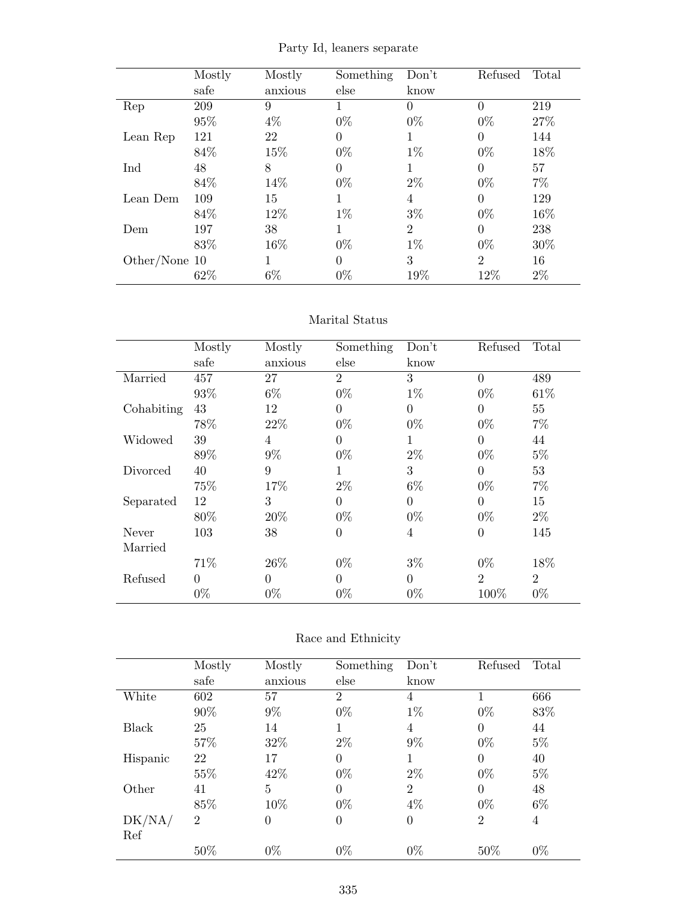Party Id, leaners separate

| | Mostly safe | Mostly anxious | Something else | Don't know | Refused | Total |
|---|---|---|---|---|---|---|
| Rep | 209 | 9 | 1 | 0 | 0 | 219 |
| | 95% | 4% | 0% | 0% | 0% | 27% |
| Lean Rep | 121 | 22 | 0 | 1 | 0 | 144 |
| | 84% | 15% | 0% | 1% | 0% | 18% |
| Ind | 48 | 8 | 0 | 1 | 0 | 57 |
| | 84% | 14% | 0% | 2% | 0% | 7% |
| Lean Dem | 109 | 15 | 1 | 4 | 0 | 129 |
| | 84% | 12% | 1% | 3% | 0% | 16% |
| Dem | 197 | 38 | 1 | 2 | 0 | 238 |
| | 83% | 16% | 0% | 1% | 0% | 30% |
| Other/None | 10 | 1 | 0 | 3 | 2 | 16 |
| | 62% | 6% | 0% | 19% | 12% | 2% |

Marital Status

| | Mostly safe | Mostly anxious | Something else | Don't know | Refused | Total |
|---|---|---|---|---|---|---|
| Married | 457 | 27 | 2 | 3 | 0 | 489 |
| | 93% | 6% | 0% | 1% | 0% | 61% |
| Cohabiting | 43 | 12 | 0 | 0 | 0 | 55 |
| | 78% | 22% | 0% | 0% | 0% | 7% |
| Widowed | 39 | 4 | 0 | 1 | 0 | 44 |
| | 89% | 9% | 0% | 2% | 0% | 5% |
| Divorced | 40 | 9 | 1 | 3 | 0 | 53 |
| | 75% | 17% | 2% | 6% | 0% | 7% |
| Separated | 12 | 3 | 0 | 0 | 0 | 15 |
| | 80% | 20% | 0% | 0% | 0% | 2% |
| Never Married | 103 | 38 | 0 | 4 | 0 | 145 |
| | 71% | 26% | 0% | 3% | 0% | 18% |
| Refused | 0 | 0 | 0 | 0 | 2 | 2 |
| | 0% | 0% | 0% | 0% | 100% | 0% |

Race and Ethnicity

| | Mostly safe | Mostly anxious | Something else | Don't know | Refused | Total |
|---|---|---|---|---|---|---|
| White | 602 | 57 | 2 | 4 | 1 | 666 |
| | 90% | 9% | 0% | 1% | 0% | 83% |
| Black | 25 | 14 | 1 | 4 | 0 | 44 |
| | 57% | 32% | 2% | 9% | 0% | 5% |
| Hispanic | 22 | 17 | 0 | 1 | 0 | 40 |
| | 55% | 42% | 0% | 2% | 0% | 5% |
| Other | 41 | 5 | 0 | 2 | 0 | 48 |
| | 85% | 10% | 0% | 4% | 0% | 6% |
| DK/NA/Ref | 2 | 0 | 0 | 0 | 2 | 4 |
| | 50% | 0% | 0% | 0% | 50% | 0% |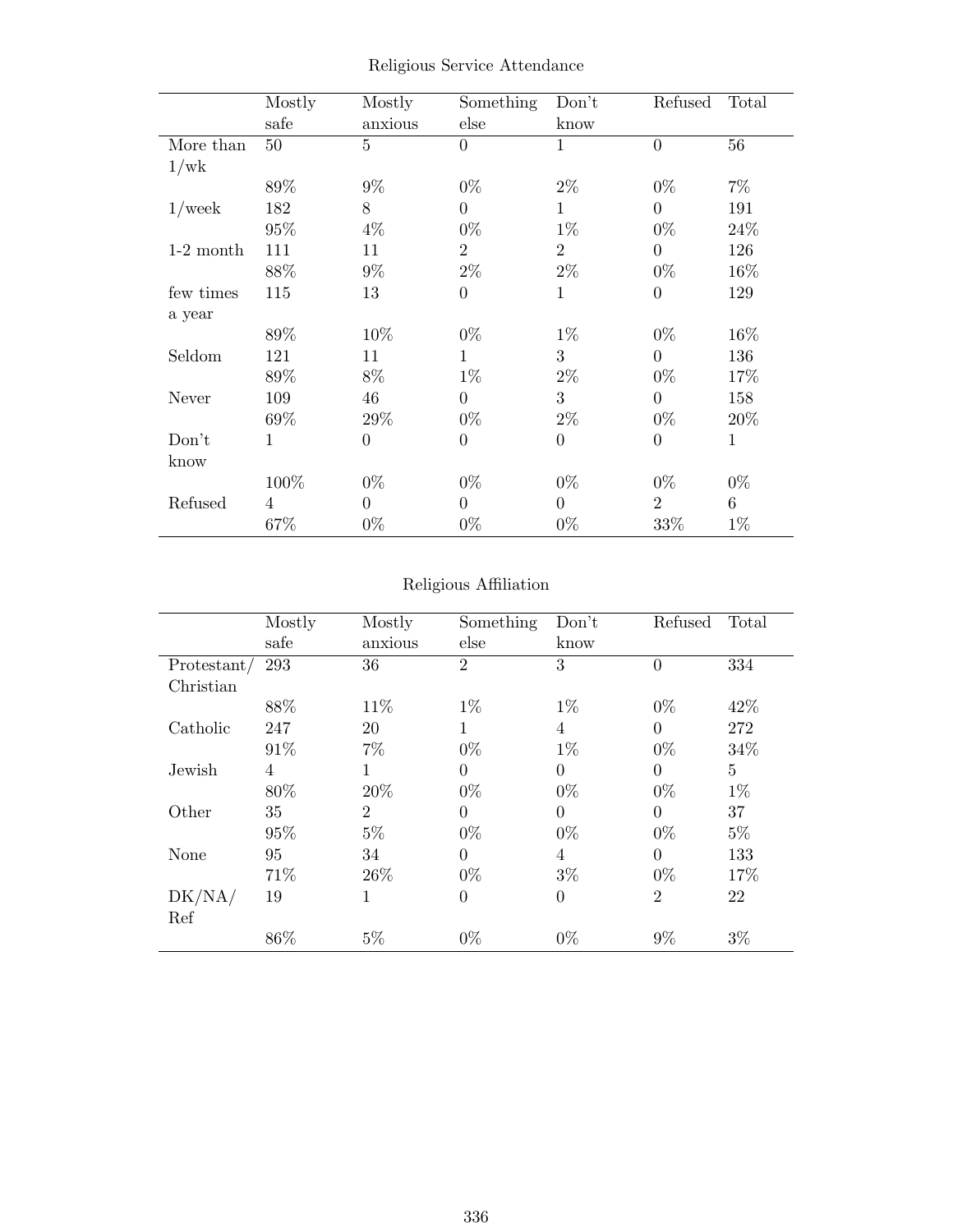Religious Service Attendance

| | Mostly safe | Mostly anxious | Something else | Don't know | Refused | Total |
|---|---|---|---|---|---|---|
| More than 1/wk | 50 | 5 | 0 | 1 | 0 | 56 |
| | 89% | 9% | 0% | 2% | 0% | 7% |
| 1/week | 182 | 8 | 0 | 1 | 0 | 191 |
| | 95% | 4% | 0% | 1% | 0% | 24% |
| 1-2 month | 111 | 11 | 2 | 2 | 0 | 126 |
| | 88% | 9% | 2% | 2% | 0% | 16% |
| few times a year | 115 | 13 | 0 | 1 | 0 | 129 |
| | 89% | 10% | 0% | 1% | 0% | 16% |
| Seldom | 121 | 11 | 1 | 3 | 0 | 136 |
| | 89% | 8% | 1% | 2% | 0% | 17% |
| Never | 109 | 46 | 0 | 3 | 0 | 158 |
| | 69% | 29% | 0% | 2% | 0% | 20% |
| Don't know | 1 | 0 | 0 | 0 | 0 | 1 |
| | 100% | 0% | 0% | 0% | 0% | 0% |
| Refused | 4 | 0 | 0 | 0 | 2 | 6 |
| | 67% | 0% | 0% | 0% | 33% | 1% |

Religious Affiliation

| | Mostly safe | Mostly anxious | Something else | Don't know | Refused | Total |
|---|---|---|---|---|---|---|
| Protestant/ Christian | 293 | 36 | 2 | 3 | 0 | 334 |
| | 88% | 11% | 1% | 1% | 0% | 42% |
| Catholic | 247 | 20 | 1 | 4 | 0 | 272 |
| | 91% | 7% | 0% | 1% | 0% | 34% |
| Jewish | 4 | 1 | 0 | 0 | 0 | 5 |
| | 80% | 20% | 0% | 0% | 0% | 1% |
| Other | 35 | 2 | 0 | 0 | 0 | 37 |
| | 95% | 5% | 0% | 0% | 0% | 5% |
| None | 95 | 34 | 0 | 4 | 0 | 133 |
| | 71% | 26% | 0% | 3% | 0% | 17% |
| DK/NA/ Ref | 19 | 1 | 0 | 0 | 2 | 22 |
| | 86% | 5% | 0% | 0% | 9% | 3% |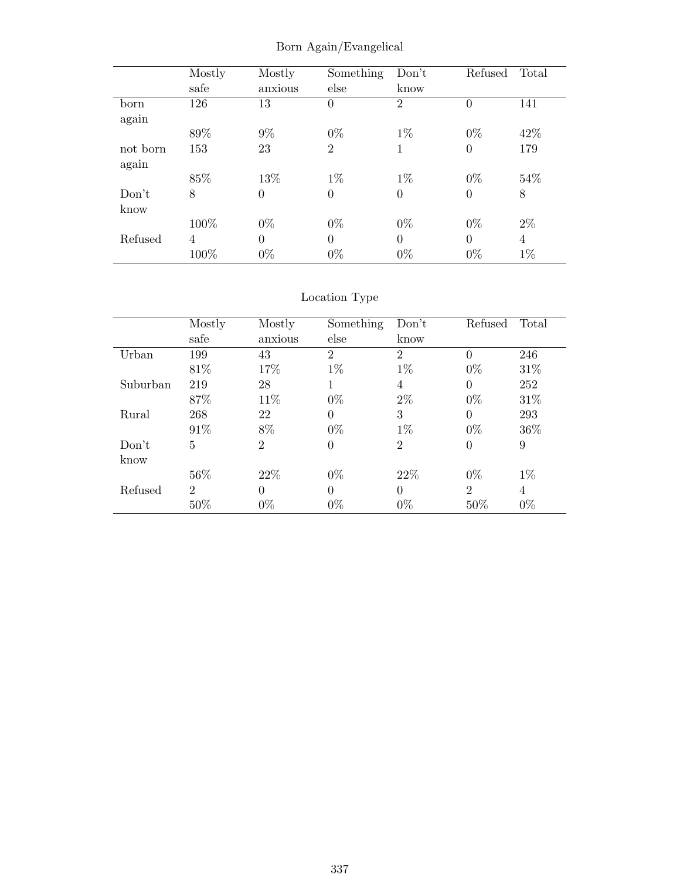## Born Again/Evangelical

| | Mostly safe | Mostly anxious | Something else | Don't know | Refused | Total |
|---|---|---|---|---|---|---|
| born again | 126 | 13 | 0 | 2 | 0 | 141 |
| | 89% | 9% | 0% | 1% | 0% | 42% |
| not born again | 153 | 23 | 2 | 1 | 0 | 179 |
| | 85% | 13% | 1% | 1% | 0% | 54% |
| Don't know | 8 | 0 | 0 | 0 | 0 | 8 |
| | 100% | 0% | 0% | 0% | 0% | 2% |
| Refused | 4 | 0 | 0 | 0 | 0 | 4 |
| | 100% | 0% | 0% | 0% | 0% | 1% |

## Location Type

| | Mostly safe | Mostly anxious | Something else | Don't know | Refused | Total |
|---|---|---|---|---|---|---|
| Urban | 199 | 43 | 2 | 2 | 0 | 246 |
| | 81% | 17% | 1% | 1% | 0% | 31% |
| Suburban | 219 | 28 | 1 | 4 | 0 | 252 |
| | 87% | 11% | 0% | 2% | 0% | 31% |
| Rural | 268 | 22 | 0 | 3 | 0 | 293 |
| | 91% | 8% | 0% | 1% | 0% | 36% |
| Don't know | 5 | 2 | 0 | 2 | 0 | 9 |
| | 56% | 22% | 0% | 22% | 0% | 1% |
| Refused | 2 | 0 | 0 | 0 | 2 | 4 |
| | 50% | 0% | 0% | 0% | 50% | 0% |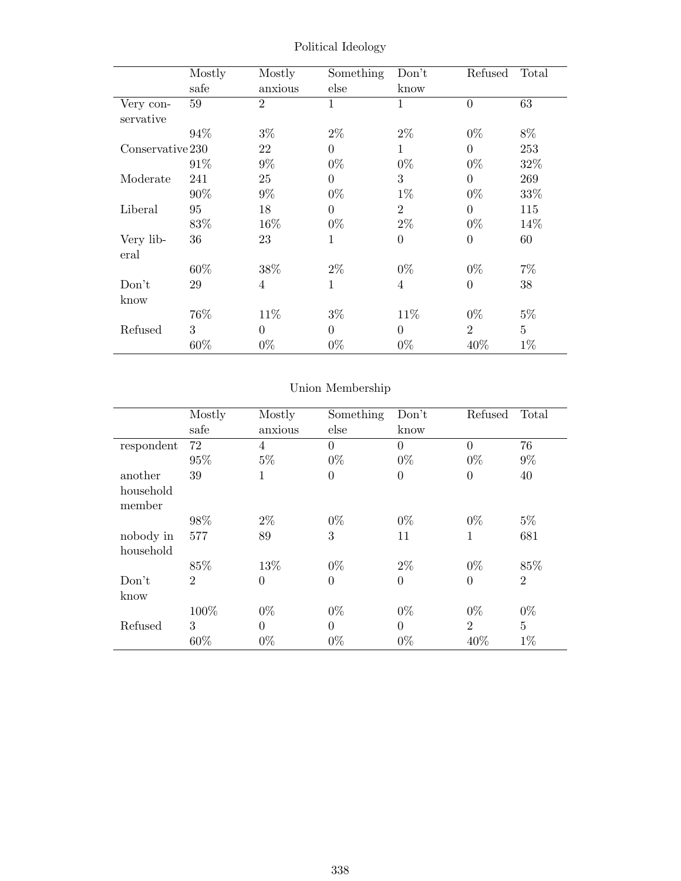## Political Ideology

| | Mostly safe | Mostly anxious | Something else | Don't know | Refused | Total |
|---|---|---|---|---|---|---|
| Very conservative | 59 | 2 | 1 | 1 | 0 | 63 |
| | 94% | 3% | 2% | 2% | 0% | 8% |
| Conservative | 230 | 22 | 0 | 1 | 0 | 253 |
| | 91% | 9% | 0% | 0% | 0% | 32% |
| Moderate | 241 | 25 | 0 | 3 | 0 | 269 |
| | 90% | 9% | 0% | 1% | 0% | 33% |
| Liberal | 95 | 18 | 0 | 2 | 0 | 115 |
| | 83% | 16% | 0% | 2% | 0% | 14% |
| Very liberal | 36 | 23 | 1 | 0 | 0 | 60 |
| | 60% | 38% | 2% | 0% | 0% | 7% |
| Don't know | 29 | 4 | 1 | 4 | 0 | 38 |
| | 76% | 11% | 3% | 11% | 0% | 5% |
| Refused | 3 | 0 | 0 | 0 | 2 | 5 |
| | 60% | 0% | 0% | 0% | 40% | 1% |

## Union Membership

| | Mostly safe | Mostly anxious | Something else | Don't know | Refused | Total |
|---|---|---|---|---|---|---|
| respondent | 72 | 4 | 0 | 0 | 0 | 76 |
| | 95% | 5% | 0% | 0% | 0% | 9% |
| another household member | 39 | 1 | 0 | 0 | 0 | 40 |
| | 98% | 2% | 0% | 0% | 0% | 5% |
| nobody in household | 577 | 89 | 3 | 11 | 1 | 681 |
| | 85% | 13% | 0% | 2% | 0% | 85% |
| Don't know | 2 | 0 | 0 | 0 | 0 | 2 |
| | 100% | 0% | 0% | 0% | 0% | 0% |
| Refused | 3 | 0 | 0 | 0 | 2 | 5 |
| | 60% | 0% | 0% | 0% | 40% | 1% |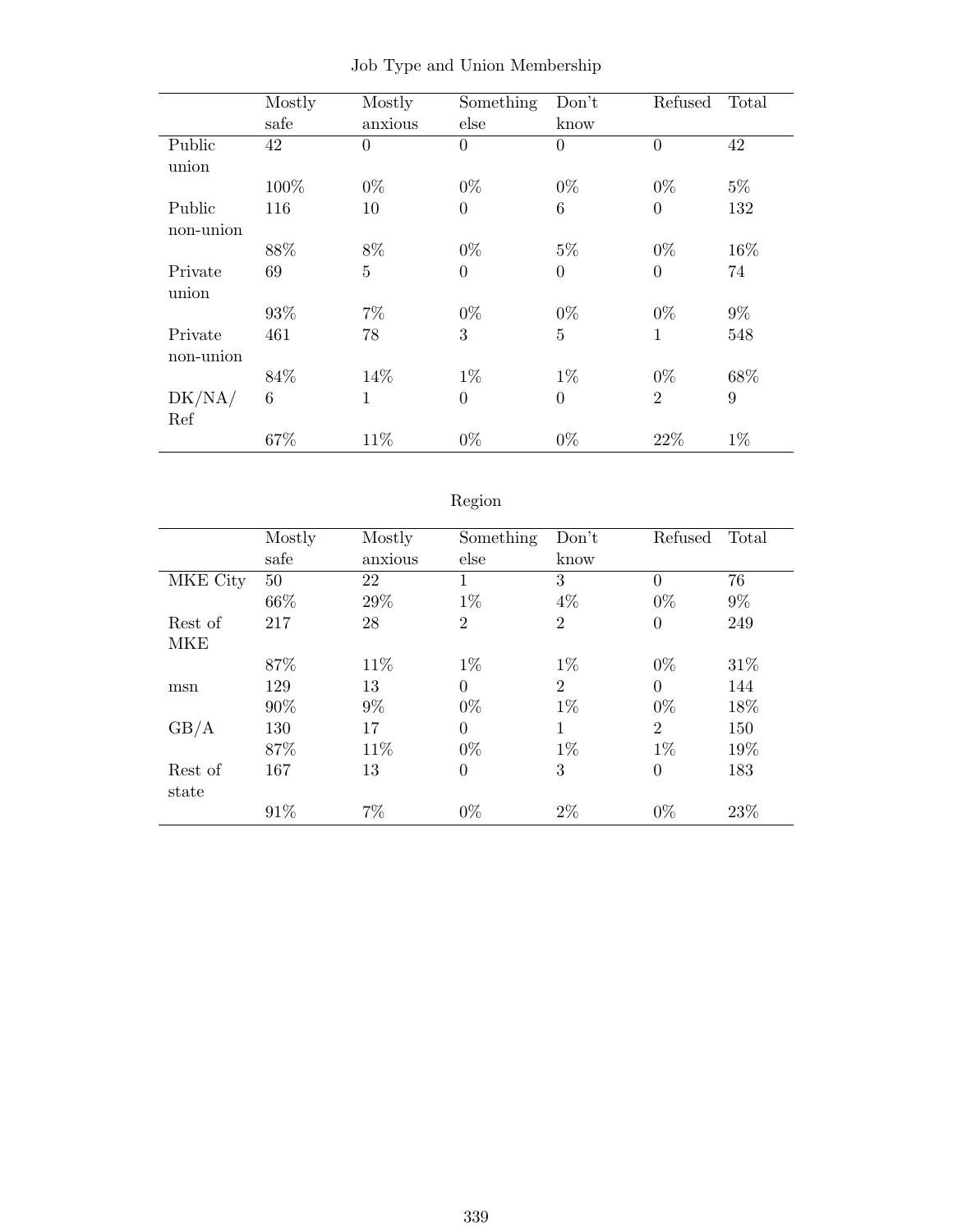Job Type and Union Membership

| | Mostly safe | Mostly anxious | Something else | Don't know | Refused | Total |
|---|---|---|---|---|---|---|
| Public union | 42 | 0 | 0 | 0 | 0 | 42 |
| | 100% | 0% | 0% | 0% | 0% | 5% |
| Public non-union | 116 | 10 | 0 | 6 | 0 | 132 |
| | 88% | 8% | 0% | 5% | 0% | 16% |
| Private union | 69 | 5 | 0 | 0 | 0 | 74 |
| | 93% | 7% | 0% | 0% | 0% | 9% |
| Private non-union | 461 | 78 | 3 | 5 | 1 | 548 |
| | 84% | 14% | 1% | 1% | 0% | 68% |
| DK/NA/ Ref | 6 | 1 | 0 | 0 | 2 | 9 |
| | 67% | 11% | 0% | 0% | 22% | 1% |

Region

| | Mostly safe | Mostly anxious | Something else | Don't know | Refused | Total |
|---|---|---|---|---|---|---|
| MKE City | 50 | 22 | 1 | 3 | 0 | 76 |
| | 66% | 29% | 1% | 4% | 0% | 9% |
| Rest of MKE | 217 | 28 | 2 | 2 | 0 | 249 |
| | 87% | 11% | 1% | 1% | 0% | 31% |
| msn | 129 | 13 | 0 | 2 | 0 | 144 |
| | 90% | 9% | 0% | 1% | 0% | 18% |
| GB/A | 130 | 17 | 0 | 1 | 2 | 150 |
| | 87% | 11% | 0% | 1% | 1% | 19% |
| Rest of state | 167 | 13 | 0 | 3 | 0 | 183 |
| | 91% | 7% | 0% | 2% | 0% | 23% |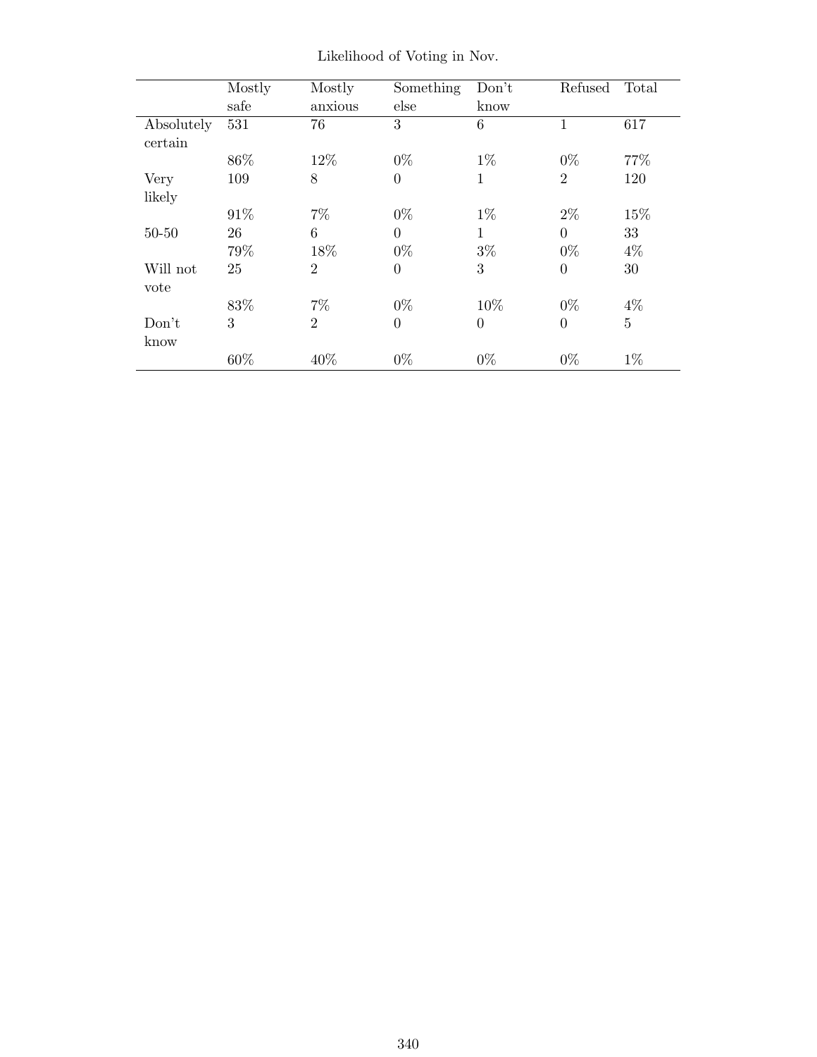Likelihood of Voting in Nov.

| | Mostly safe | Mostly anxious | Something else | Don't know | Refused | Total |
|---|---|---|---|---|---|---|
| Absolutely certain | 531 | 76 | 3 | 6 | 1 | 617 |
| | 86% | 12% | 0% | 1% | 0% | 77% |
| Very likely | 109 | 8 | 0 | 1 | 2 | 120 |
| | 91% | 7% | 0% | 1% | 2% | 15% |
| 50-50 | 26 | 6 | 0 | 1 | 0 | 33 |
| | 79% | 18% | 0% | 3% | 0% | 4% |
| Will not vote | 25 | 2 | 0 | 3 | 0 | 30 |
| | 83% | 7% | 0% | 10% | 0% | 4% |
| Don't know | 3 | 2 | 0 | 0 | 0 | 5 |
| | 60% | 40% | 0% | 0% | 0% | 1% |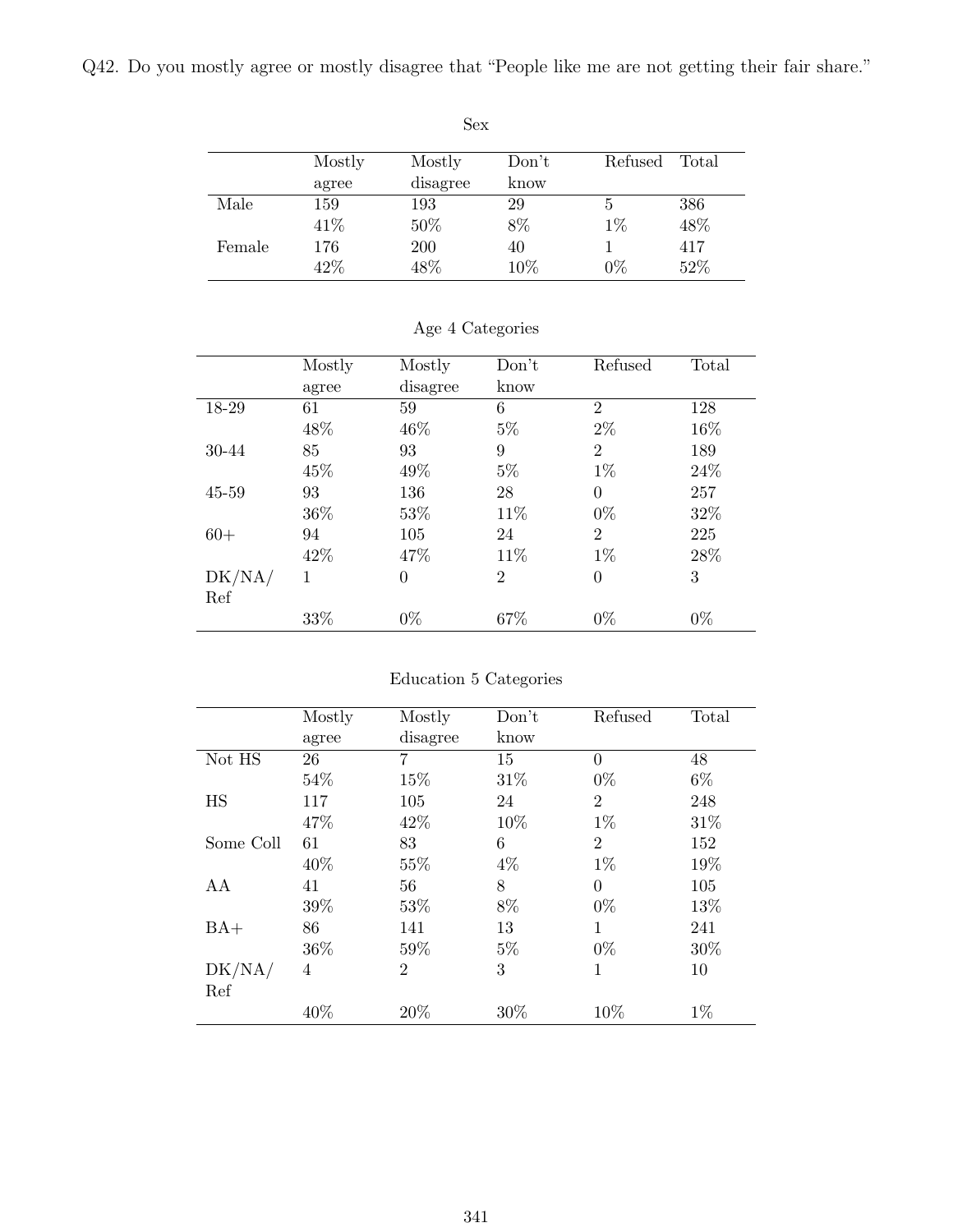Q42. Do you mostly agree or mostly disagree that "People like me are not getting their fair share."

Sex

| | Mostly agree | Mostly disagree | Don't know | Refused | Total |
|---|---|---|---|---|---|
| Male | 159 | 193 | 29 | 5 | 386 |
| | 41% | 50% | 8% | 1% | 48% |
| Female | 176 | 200 | 40 | 1 | 417 |
| | 42% | 48% | 10% | 0% | 52% |

Age 4 Categories

| | Mostly agree | Mostly disagree | Don't know | Refused | Total |
|---|---|---|---|---|---|
| 18-29 | 61 | 59 | 6 | 2 | 128 |
| | 48% | 46% | 5% | 2% | 16% |
| 30-44 | 85 | 93 | 9 | 2 | 189 |
| | 45% | 49% | 5% | 1% | 24% |
| 45-59 | 93 | 136 | 28 | 0 | 257 |
| | 36% | 53% | 11% | 0% | 32% |
| 60+ | 94 | 105 | 24 | 2 | 225 |
| | 42% | 47% | 11% | 1% | 28% |
| DK/NA/Ref | 1 | 0 | 2 | 0 | 3 |
| | 33% | 0% | 67% | 0% | 0% |

Education 5 Categories

| | Mostly agree | Mostly disagree | Don't know | Refused | Total |
|---|---|---|---|---|---|
| Not HS | 26 | 7 | 15 | 0 | 48 |
| | 54% | 15% | 31% | 0% | 6% |
| HS | 117 | 105 | 24 | 2 | 248 |
| | 47% | 42% | 10% | 1% | 31% |
| Some Coll | 61 | 83 | 6 | 2 | 152 |
| | 40% | 55% | 4% | 1% | 19% |
| AA | 41 | 56 | 8 | 0 | 105 |
| | 39% | 53% | 8% | 0% | 13% |
| BA+ | 86 | 141 | 13 | 1 | 241 |
| | 36% | 59% | 5% | 0% | 30% |
| DK/NA/Ref | 4 | 2 | 3 | 1 | 10 |
| | 40% | 20% | 30% | 10% | 1% |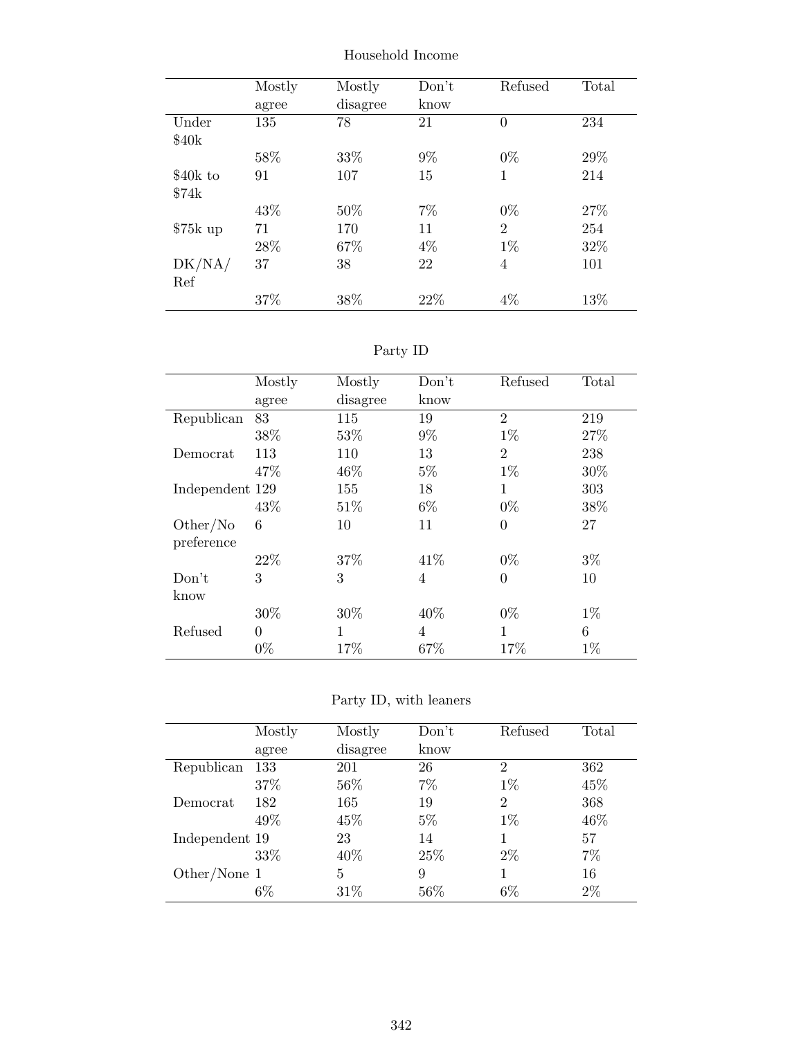Household Income

| | Mostly agree | Mostly disagree | Don't know | Refused | Total |
|---|---|---|---|---|---|
| Under $40k | 135 | 78 | 21 | 0 | 234 |
| | 58% | 33% | 9% | 0% | 29% |
| $40k to $74k | 91 | 107 | 15 | 1 | 214 |
| | 43% | 50% | 7% | 0% | 27% |
| $75k up | 71 | 170 | 11 | 2 | 254 |
| | 28% | 67% | 4% | 1% | 32% |
| DK/NA/ Ref | 37 | 38 | 22 | 4 | 101 |
| | 37% | 38% | 22% | 4% | 13% |

Party ID

| | Mostly agree | Mostly disagree | Don't know | Refused | Total |
|---|---|---|---|---|---|
| Republican | 83 | 115 | 19 | 2 | 219 |
| | 38% | 53% | 9% | 1% | 27% |
| Democrat | 113 | 110 | 13 | 2 | 238 |
| | 47% | 46% | 5% | 1% | 30% |
| Independent | 129 | 155 | 18 | 1 | 303 |
| | 43% | 51% | 6% | 0% | 38% |
| Other/No preference | 6 | 10 | 11 | 0 | 27 |
| | 22% | 37% | 41% | 0% | 3% |
| Don't know | 3 | 3 | 4 | 0 | 10 |
| | 30% | 30% | 40% | 0% | 1% |
| Refused | 0 | 1 | 4 | 1 | 6 |
| | 0% | 17% | 67% | 17% | 1% |

Party ID, with leaners

| | Mostly agree | Mostly disagree | Don't know | Refused | Total |
|---|---|---|---|---|---|
| Republican | 133 | 201 | 26 | 2 | 362 |
| | 37% | 56% | 7% | 1% | 45% |
| Democrat | 182 | 165 | 19 | 2 | 368 |
| | 49% | 45% | 5% | 1% | 46% |
| Independent | 19 | 23 | 14 | 1 | 57 |
| | 33% | 40% | 25% | 2% | 7% |
| Other/None | 1 | 5 | 9 | 1 | 16 |
| | 6% | 31% | 56% | 6% | 2% |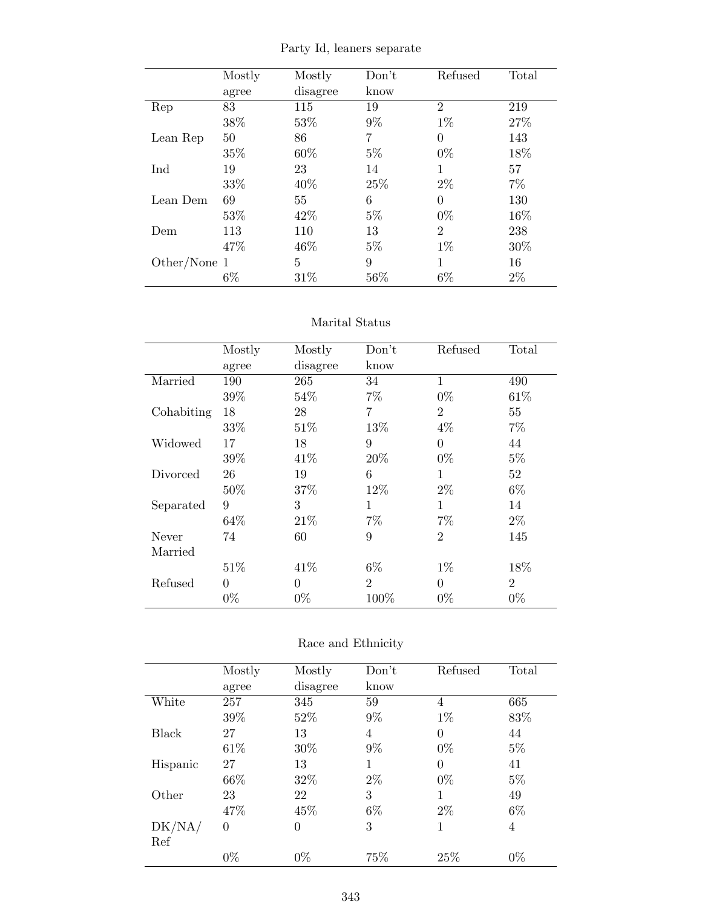Party Id, leaners separate

| | Mostly agree | Mostly disagree | Don't know | Refused | Total |
|---|---|---|---|---|---|
| Rep | 83 | 115 | 19 | 2 | 219 |
| | 38% | 53% | 9% | 1% | 27% |
| Lean Rep | 50 | 86 | 7 | 0 | 143 |
| | 35% | 60% | 5% | 0% | 18% |
| Ind | 19 | 23 | 14 | 1 | 57 |
| | 33% | 40% | 25% | 2% | 7% |
| Lean Dem | 69 | 55 | 6 | 0 | 130 |
| | 53% | 42% | 5% | 0% | 16% |
| Dem | 113 | 110 | 13 | 2 | 238 |
| | 47% | 46% | 5% | 1% | 30% |
| Other/None | 1 | 5 | 9 | 1 | 16 |
| | 6% | 31% | 56% | 6% | 2% |

Marital Status

| | Mostly agree | Mostly disagree | Don't know | Refused | Total |
|---|---|---|---|---|---|
| Married | 190 | 265 | 34 | 1 | 490 |
| | 39% | 54% | 7% | 0% | 61% |
| Cohabiting | 18 | 28 | 7 | 2 | 55 |
| | 33% | 51% | 13% | 4% | 7% |
| Widowed | 17 | 18 | 9 | 0 | 44 |
| | 39% | 41% | 20% | 0% | 5% |
| Divorced | 26 | 19 | 6 | 1 | 52 |
| | 50% | 37% | 12% | 2% | 6% |
| Separated | 9 | 3 | 1 | 1 | 14 |
| | 64% | 21% | 7% | 7% | 2% |
| Never Married | 74 | 60 | 9 | 2 | 145 |
| | 51% | 41% | 6% | 1% | 18% |
| Refused | 0 | 0 | 2 | 0 | 2 |
| | 0% | 0% | 100% | 0% | 0% |

Race and Ethnicity

| | Mostly agree | Mostly disagree | Don't know | Refused | Total |
|---|---|---|---|---|---|
| White | 257 | 345 | 59 | 4 | 665 |
| | 39% | 52% | 9% | 1% | 83% |
| Black | 27 | 13 | 4 | 0 | 44 |
| | 61% | 30% | 9% | 0% | 5% |
| Hispanic | 27 | 13 | 1 | 0 | 41 |
| | 66% | 32% | 2% | 0% | 5% |
| Other | 23 | 22 | 3 | 1 | 49 |
| | 47% | 45% | 6% | 2% | 6% |
| DK/NA/Ref | 0 | 0 | 3 | 1 | 4 |
| | 0% | 0% | 75% | 25% | 0% |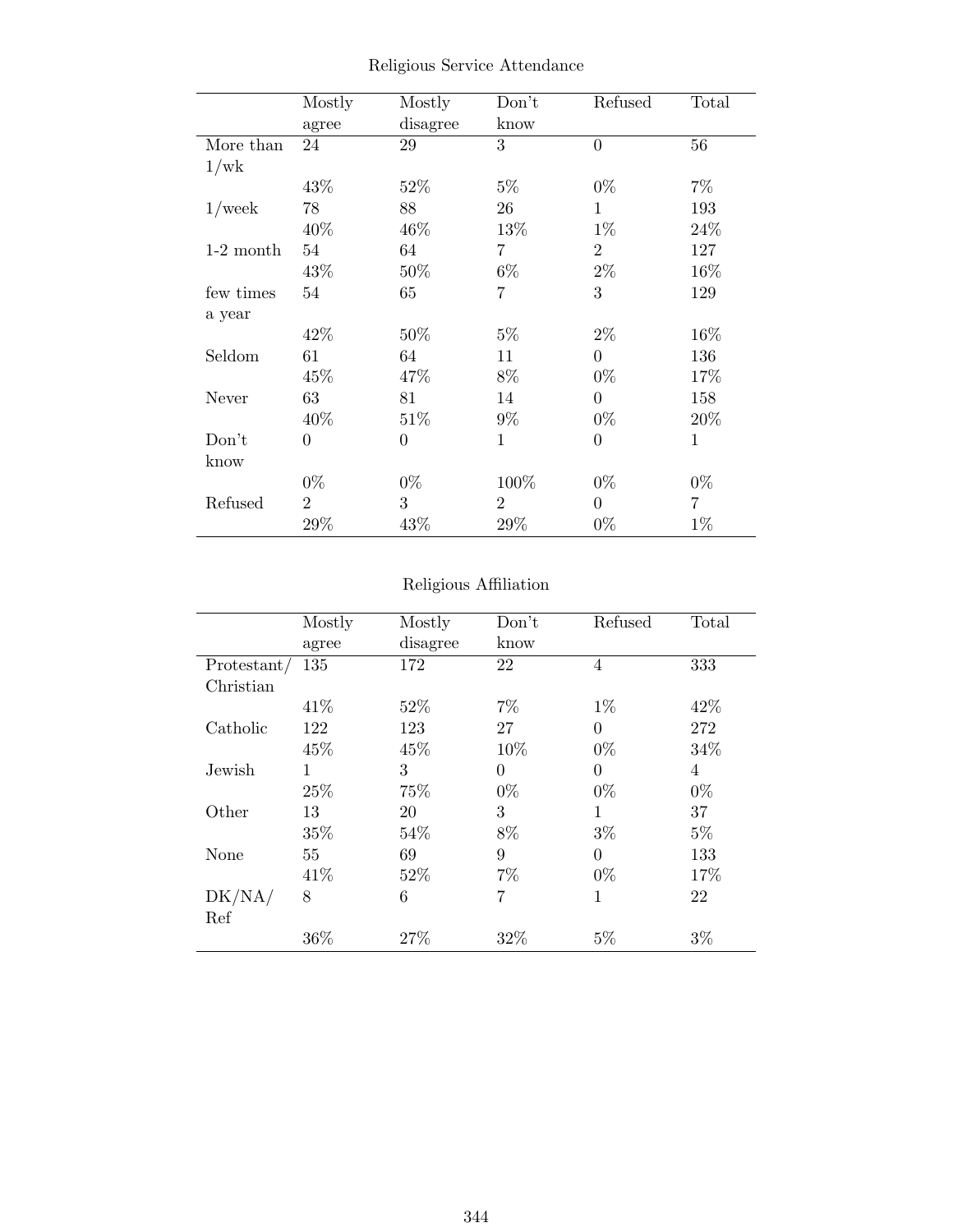Religious Service Attendance

| | Mostly agree | Mostly disagree | Don't know | Refused | Total |
|---|---|---|---|---|---|
| More than 1/wk | 24 | 29 | 3 | 0 | 56 |
| | 43% | 52% | 5% | 0% | 7% |
| 1/week | 78 | 88 | 26 | 1 | 193 |
| | 40% | 46% | 13% | 1% | 24% |
| 1-2 month | 54 | 64 | 7 | 2 | 127 |
| | 43% | 50% | 6% | 2% | 16% |
| few times a year | 54 | 65 | 7 | 3 | 129 |
| | 42% | 50% | 5% | 2% | 16% |
| Seldom | 61 | 64 | 11 | 0 | 136 |
| | 45% | 47% | 8% | 0% | 17% |
| Never | 63 | 81 | 14 | 0 | 158 |
| | 40% | 51% | 9% | 0% | 20% |
| Don't know | 0 | 0 | 1 | 0 | 1 |
| | 0% | 0% | 100% | 0% | 0% |
| Refused | 2 | 3 | 2 | 0 | 7 |
| | 29% | 43% | 29% | 0% | 1% |

Religious Affiliation

| | Mostly agree | Mostly disagree | Don't know | Refused | Total |
|---|---|---|---|---|---|
| Protestant/ Christian | 135 | 172 | 22 | 4 | 333 |
| | 41% | 52% | 7% | 1% | 42% |
| Catholic | 122 | 123 | 27 | 0 | 272 |
| | 45% | 45% | 10% | 0% | 34% |
| Jewish | 1 | 3 | 0 | 0 | 4 |
| | 25% | 75% | 0% | 0% | 0% |
| Other | 13 | 20 | 3 | 1 | 37 |
| | 35% | 54% | 8% | 3% | 5% |
| None | 55 | 69 | 9 | 0 | 133 |
| | 41% | 52% | 7% | 0% | 17% |
| DK/NA/ Ref | 8 | 6 | 7 | 1 | 22 |
| | 36% | 27% | 32% | 5% | 3% |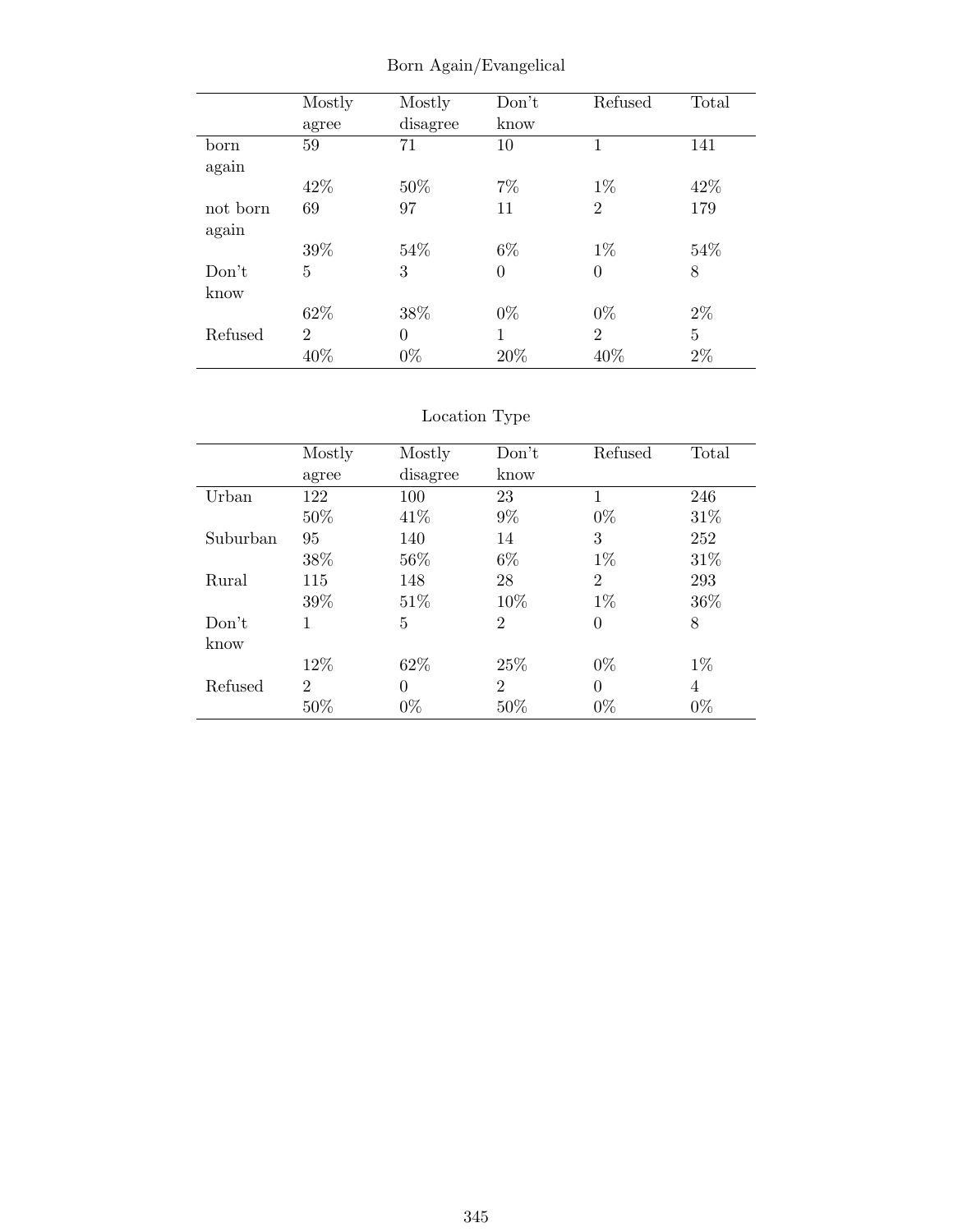Born Again/Evangelical

| | Mostly agree | Mostly disagree | Don't know | Refused | Total |
|---|---|---|---|---|---|
| born again | 59 | 71 | 10 | 1 | 141 |
| | 42% | 50% | 7% | 1% | 42% |
| not born again | 69 | 97 | 11 | 2 | 179 |
| | 39% | 54% | 6% | 1% | 54% |
| Don't know | 5 | 3 | 0 | 0 | 8 |
| | 62% | 38% | 0% | 0% | 2% |
| Refused | 2 | 0 | 1 | 2 | 5 |
| | 40% | 0% | 20% | 40% | 2% |

Location Type

| | Mostly agree | Mostly disagree | Don't know | Refused | Total |
|---|---|---|---|---|---|
| Urban | 122 | 100 | 23 | 1 | 246 |
| | 50% | 41% | 9% | 0% | 31% |
| Suburban | 95 | 140 | 14 | 3 | 252 |
| | 38% | 56% | 6% | 1% | 31% |
| Rural | 115 | 148 | 28 | 2 | 293 |
| | 39% | 51% | 10% | 1% | 36% |
| Don't know | 1 | 5 | 2 | 0 | 8 |
| | 12% | 62% | 25% | 0% | 1% |
| Refused | 2 | 0 | 2 | 0 | 4 |
| | 50% | 0% | 50% | 0% | 0% |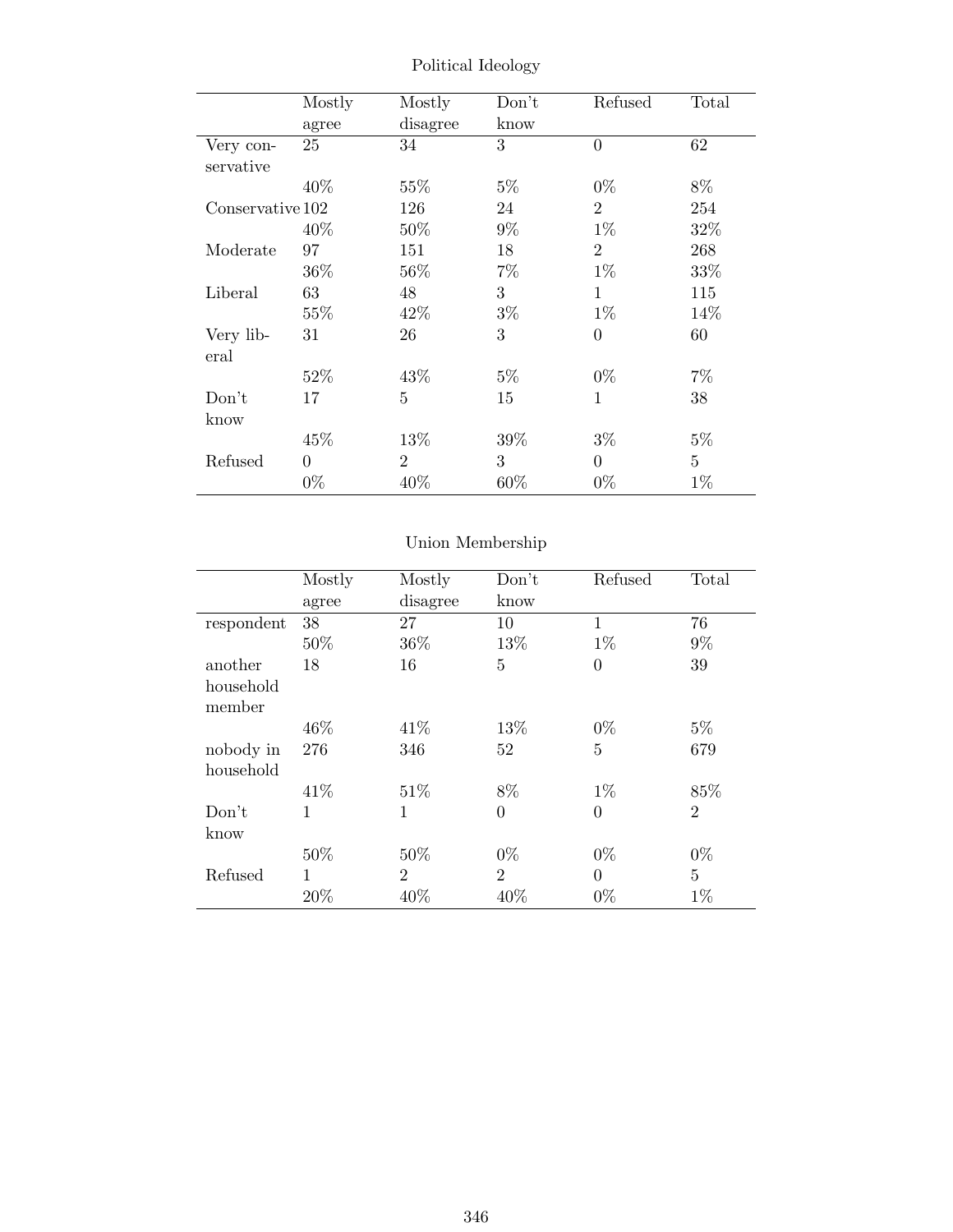Political Ideology

| | Mostly agree | Mostly disagree | Don't know | Refused | Total |
|---|---|---|---|---|---|
| Very conservative | 25 | 34 | 3 | 0 | 62 |
| | 40% | 55% | 5% | 0% | 8% |
| Conservative | 102 | 126 | 24 | 2 | 254 |
| | 40% | 50% | 9% | 1% | 32% |
| Moderate | 97 | 151 | 18 | 2 | 268 |
| | 36% | 56% | 7% | 1% | 33% |
| Liberal | 63 | 48 | 3 | 1 | 115 |
| | 55% | 42% | 3% | 1% | 14% |
| Very liberal | 31 | 26 | 3 | 0 | 60 |
| | 52% | 43% | 5% | 0% | 7% |
| Don't know | 17 | 5 | 15 | 1 | 38 |
| | 45% | 13% | 39% | 3% | 5% |
| Refused | 0 | 2 | 3 | 0 | 5 |
| | 0% | 40% | 60% | 0% | 1% |

Union Membership

| | Mostly agree | Mostly disagree | Don't know | Refused | Total |
|---|---|---|---|---|---|
| respondent | 38 | 27 | 10 | 1 | 76 |
| | 50% | 36% | 13% | 1% | 9% |
| another household member | 18 | 16 | 5 | 0 | 39 |
| | 46% | 41% | 13% | 0% | 5% |
| nobody in household | 276 | 346 | 52 | 5 | 679 |
| | 41% | 51% | 8% | 1% | 85% |
| Don't know | 1 | 1 | 0 | 0 | 2 |
| | 50% | 50% | 0% | 0% | 0% |
| Refused | 1 | 2 | 2 | 0 | 5 |
| | 20% | 40% | 40% | 0% | 1% |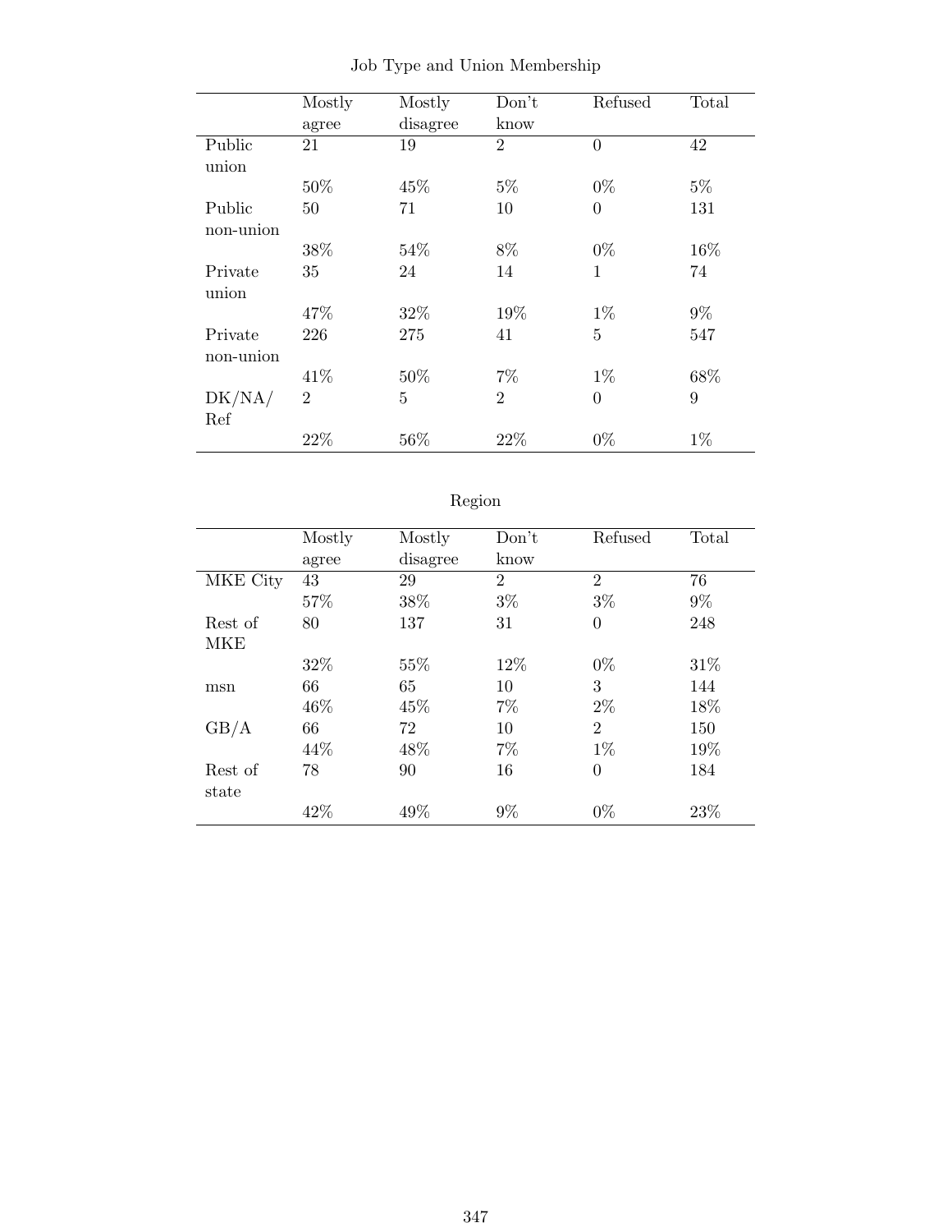Job Type and Union Membership

| | Mostly agree | Mostly disagree | Don't know | Refused | Total |
|---|---|---|---|---|---|
| Public union | 21 | 19 | 2 | 0 | 42 |
| | 50% | 45% | 5% | 0% | 5% |
| Public non-union | 50 | 71 | 10 | 0 | 131 |
| | 38% | 54% | 8% | 0% | 16% |
| Private union | 35 | 24 | 14 | 1 | 74 |
| | 47% | 32% | 19% | 1% | 9% |
| Private non-union | 226 | 275 | 41 | 5 | 547 |
| | 41% | 50% | 7% | 1% | 68% |
| DK/NA/ Ref | 2 | 5 | 2 | 0 | 9 |
| | 22% | 56% | 22% | 0% | 1% |

Region

| | Mostly agree | Mostly disagree | Don't know | Refused | Total |
|---|---|---|---|---|---|
| MKE City | 43 | 29 | 2 | 2 | 76 |
| | 57% | 38% | 3% | 3% | 9% |
| Rest of MKE | 80 | 137 | 31 | 0 | 248 |
| | 32% | 55% | 12% | 0% | 31% |
| msn | 66 | 65 | 10 | 3 | 144 |
| | 46% | 45% | 7% | 2% | 18% |
| GB/A | 66 | 72 | 10 | 2 | 150 |
| | 44% | 48% | 7% | 1% | 19% |
| Rest of state | 78 | 90 | 16 | 0 | 184 |
| | 42% | 49% | 9% | 0% | 23% |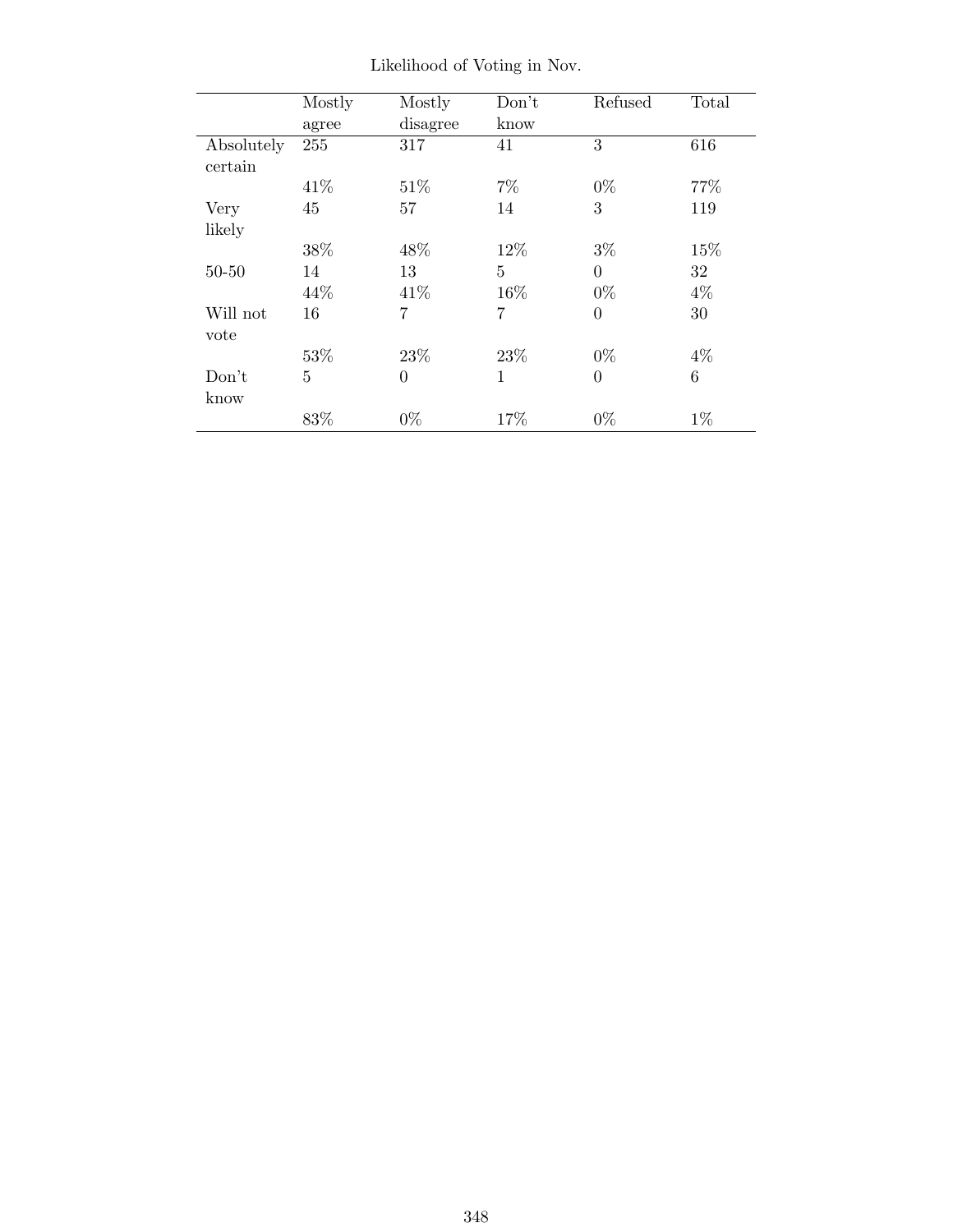Likelihood of Voting in Nov.

| | Mostly agree | Mostly disagree | Don't know | Refused | Total |
|---|---|---|---|---|---|
| Absolutely certain | 255 | 317 | 41 | 3 | 616 |
| | 41% | 51% | 7% | 0% | 77% |
| Very likely | 45 | 57 | 14 | 3 | 119 |
| | 38% | 48% | 12% | 3% | 15% |
| 50-50 | 14 | 13 | 5 | 0 | 32 |
| | 44% | 41% | 16% | 0% | 4% |
| Will not vote | 16 | 7 | 7 | 0 | 30 |
| | 53% | 23% | 23% | 0% | 4% |
| Don't know | 5 | 0 | 1 | 0 | 6 |
| | 83% | 0% | 17% | 0% | 1% |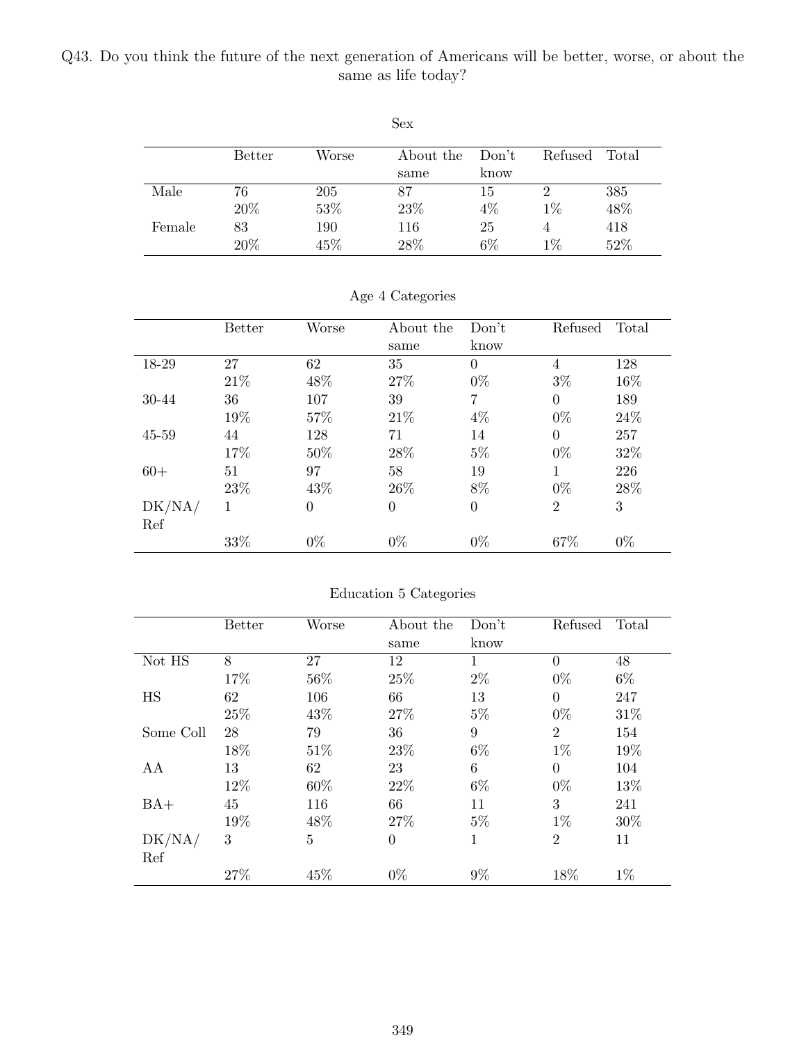Q43. Do you think the future of the next generation of Americans will be better, worse, or about the same as life today?

Sex

| | Better | Worse | About the same | Don't know | Refused | Total |
|---|---|---|---|---|---|---|
| Male | 76 | 205 | 87 | 15 | 2 | 385 |
| | 20% | 53% | 23% | 4% | 1% | 48% |
| Female | 83 | 190 | 116 | 25 | 4 | 418 |
| | 20% | 45% | 28% | 6% | 1% | 52% |

Age 4 Categories

| | Better | Worse | About the same | Don't know | Refused | Total |
|---|---|---|---|---|---|---|
| 18-29 | 27 | 62 | 35 | 0 | 4 | 128 |
| | 21% | 48% | 27% | 0% | 3% | 16% |
| 30-44 | 36 | 107 | 39 | 7 | 0 | 189 |
| | 19% | 57% | 21% | 4% | 0% | 24% |
| 45-59 | 44 | 128 | 71 | 14 | 0 | 257 |
| | 17% | 50% | 28% | 5% | 0% | 32% |
| 60+ | 51 | 97 | 58 | 19 | 1 | 226 |
| | 23% | 43% | 26% | 8% | 0% | 28% |
| DK/NA/Ref | 1 | 0 | 0 | 0 | 2 | 3 |
| | 33% | 0% | 0% | 0% | 67% | 0% |

Education 5 Categories

| | Better | Worse | About the same | Don't know | Refused | Total |
|---|---|---|---|---|---|---|
| Not HS | 8 | 27 | 12 | 1 | 0 | 48 |
| | 17% | 56% | 25% | 2% | 0% | 6% |
| HS | 62 | 106 | 66 | 13 | 0 | 247 |
| | 25% | 43% | 27% | 5% | 0% | 31% |
| Some Coll | 28 | 79 | 36 | 9 | 2 | 154 |
| | 18% | 51% | 23% | 6% | 1% | 19% |
| AA | 13 | 62 | 23 | 6 | 0 | 104 |
| | 12% | 60% | 22% | 6% | 0% | 13% |
| BA+ | 45 | 116 | 66 | 11 | 3 | 241 |
| | 19% | 48% | 27% | 5% | 1% | 30% |
| DK/NA/Ref | 3 | 5 | 0 | 1 | 2 | 11 |
| | 27% | 45% | 0% | 9% | 18% | 1% |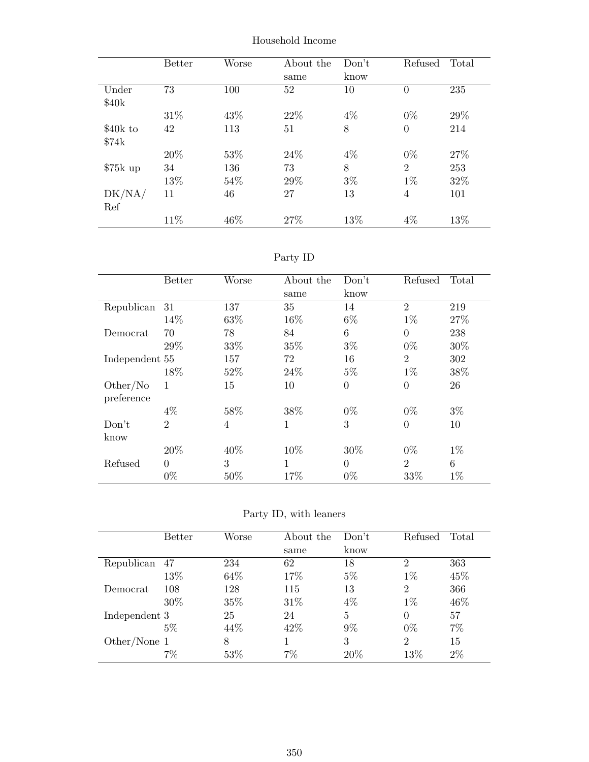Household Income

| | Better | Worse | About the same | Don't know | Refused | Total |
|---|---|---|---|---|---|---|
| Under $40k | 73 | 100 | 52 | 10 | 0 | 235 |
| | 31% | 43% | 22% | 4% | 0% | 29% |
| $40k to $74k | 42 | 113 | 51 | 8 | 0 | 214 |
| | 20% | 53% | 24% | 4% | 0% | 27% |
| $75k up | 34 | 136 | 73 | 8 | 2 | 253 |
| | 13% | 54% | 29% | 3% | 1% | 32% |
| DK/NA/ Ref | 11 | 46 | 27 | 13 | 4 | 101 |
| | 11% | 46% | 27% | 13% | 4% | 13% |

Party ID

| | Better | Worse | About the same | Don't know | Refused | Total |
|---|---|---|---|---|---|---|
| Republican | 31 | 137 | 35 | 14 | 2 | 219 |
| | 14% | 63% | 16% | 6% | 1% | 27% |
| Democrat | 70 | 78 | 84 | 6 | 0 | 238 |
| | 29% | 33% | 35% | 3% | 0% | 30% |
| Independent | 55 | 157 | 72 | 16 | 2 | 302 |
| | 18% | 52% | 24% | 5% | 1% | 38% |
| Other/No preference | 1 | 15 | 10 | 0 | 0 | 26 |
| | 4% | 58% | 38% | 0% | 0% | 3% |
| Don't know | 2 | 4 | 1 | 3 | 0 | 10 |
| | 20% | 40% | 10% | 30% | 0% | 1% |
| Refused | 0 | 3 | 1 | 0 | 2 | 6 |
| | 0% | 50% | 17% | 0% | 33% | 1% |

Party ID, with leaners

| | Better | Worse | About the same | Don't know | Refused | Total |
|---|---|---|---|---|---|---|
| Republican | 47 | 234 | 62 | 18 | 2 | 363 |
| | 13% | 64% | 17% | 5% | 1% | 45% |
| Democrat | 108 | 128 | 115 | 13 | 2 | 366 |
| | 30% | 35% | 31% | 4% | 1% | 46% |
| Independent | 3 | 25 | 24 | 5 | 0 | 57 |
| | 5% | 44% | 42% | 9% | 0% | 7% |
| Other/None | 1 | 8 | 1 | 3 | 2 | 15 |
| | 7% | 53% | 7% | 20% | 13% | 2% |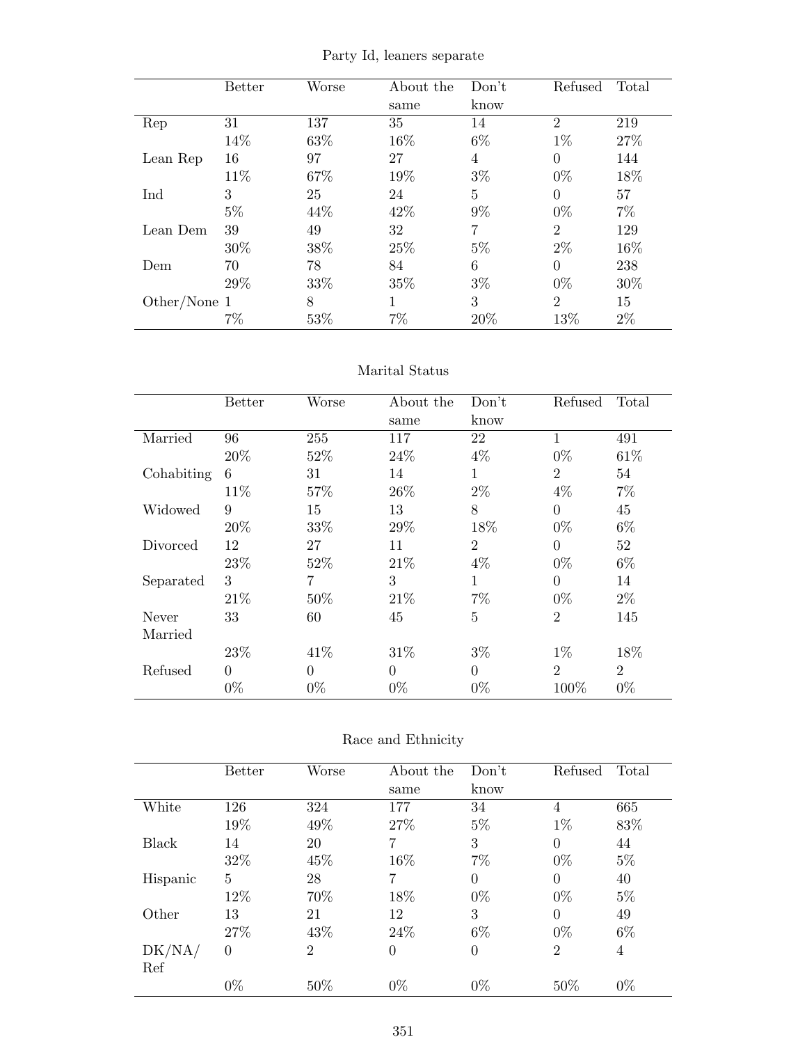## Party Id, leaners separate

| | Better | Worse | About the same | Don't know | Refused | Total |
|---|---|---|---|---|---|---|
| Rep | 31 | 137 | 35 | 14 | 2 | 219 |
| | 14% | 63% | 16% | 6% | 1% | 27% |
| Lean Rep | 16 | 97 | 27 | 4 | 0 | 144 |
| | 11% | 67% | 19% | 3% | 0% | 18% |
| Ind | 3 | 25 | 24 | 5 | 0 | 57 |
| | 5% | 44% | 42% | 9% | 0% | 7% |
| Lean Dem | 39 | 49 | 32 | 7 | 2 | 129 |
| | 30% | 38% | 25% | 5% | 2% | 16% |
| Dem | 70 | 78 | 84 | 6 | 0 | 238 |
| | 29% | 33% | 35% | 3% | 0% | 30% |
| Other/None | 1 | 8 | 1 | 3 | 2 | 15 |
| | 7% | 53% | 7% | 20% | 13% | 2% |

## Marital Status

| | Better | Worse | About the same | Don't know | Refused | Total |
|---|---|---|---|---|---|---|
| Married | 96 | 255 | 117 | 22 | 1 | 491 |
| | 20% | 52% | 24% | 4% | 0% | 61% |
| Cohabiting | 6 | 31 | 14 | 1 | 2 | 54 |
| | 11% | 57% | 26% | 2% | 4% | 7% |
| Widowed | 9 | 15 | 13 | 8 | 0 | 45 |
| | 20% | 33% | 29% | 18% | 0% | 6% |
| Divorced | 12 | 27 | 11 | 2 | 0 | 52 |
| | 23% | 52% | 21% | 4% | 0% | 6% |
| Separated | 3 | 7 | 3 | 1 | 0 | 14 |
| | 21% | 50% | 21% | 7% | 0% | 2% |
| Never Married | 33 | 60 | 45 | 5 | 2 | 145 |
| | 23% | 41% | 31% | 3% | 1% | 18% |
| Refused | 0 | 0 | 0 | 0 | 2 | 2 |
| | 0% | 0% | 0% | 0% | 100% | 0% |

## Race and Ethnicity

| | Better | Worse | About the same | Don't know | Refused | Total |
|---|---|---|---|---|---|---|
| White | 126 | 324 | 177 | 34 | 4 | 665 |
| | 19% | 49% | 27% | 5% | 1% | 83% |
| Black | 14 | 20 | 7 | 3 | 0 | 44 |
| | 32% | 45% | 16% | 7% | 0% | 5% |
| Hispanic | 5 | 28 | 7 | 0 | 0 | 40 |
| | 12% | 70% | 18% | 0% | 0% | 5% |
| Other | 13 | 21 | 12 | 3 | 0 | 49 |
| | 27% | 43% | 24% | 6% | 0% | 6% |
| DK/NA/Ref | 0 | 2 | 0 | 0 | 2 | 4 |
| | 0% | 50% | 0% | 0% | 50% | 0% |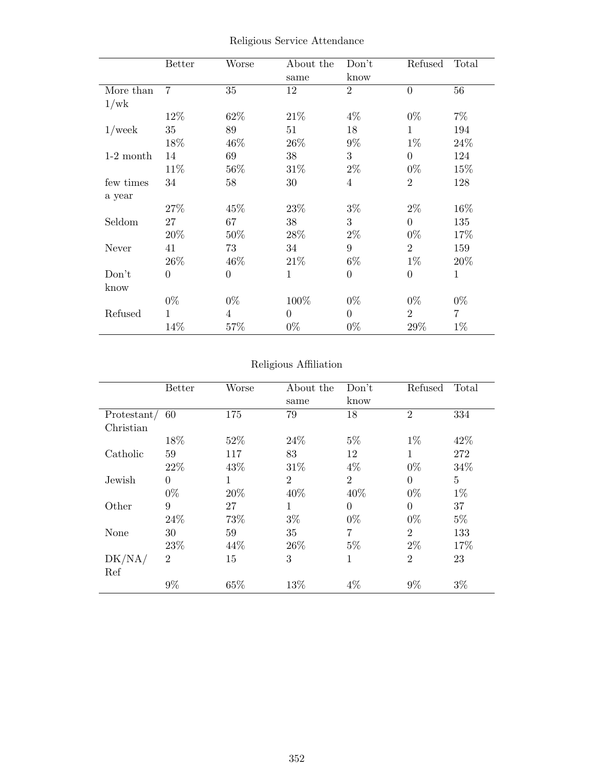Religious Service Attendance

| | Better | Worse | About the same | Don't know | Refused | Total |
|---|---|---|---|---|---|---|
| More than 1/wk | 7 | 35 | 12 | 2 | 0 | 56 |
| | 12% | 62% | 21% | 4% | 0% | 7% |
| 1/week | 35 | 89 | 51 | 18 | 1 | 194 |
| | 18% | 46% | 26% | 9% | 1% | 24% |
| 1-2 month | 14 | 69 | 38 | 3 | 0 | 124 |
| | 11% | 56% | 31% | 2% | 0% | 15% |
| few times a year | 34 | 58 | 30 | 4 | 2 | 128 |
| | 27% | 45% | 23% | 3% | 2% | 16% |
| Seldom | 27 | 67 | 38 | 3 | 0 | 135 |
| | 20% | 50% | 28% | 2% | 0% | 17% |
| Never | 41 | 73 | 34 | 9 | 2 | 159 |
| | 26% | 46% | 21% | 6% | 1% | 20% |
| Don't know | 0 | 0 | 1 | 0 | 0 | 1 |
| | 0% | 0% | 100% | 0% | 0% | 0% |
| Refused | 1 | 4 | 0 | 0 | 2 | 7 |
| | 14% | 57% | 0% | 0% | 29% | 1% |

Religious Affiliation

| | Better | Worse | About the same | Don't know | Refused | Total |
|---|---|---|---|---|---|---|
| Protestant/ Christian | 60 | 175 | 79 | 18 | 2 | 334 |
| | 18% | 52% | 24% | 5% | 1% | 42% |
| Catholic | 59 | 117 | 83 | 12 | 1 | 272 |
| | 22% | 43% | 31% | 4% | 0% | 34% |
| Jewish | 0 | 1 | 2 | 2 | 0 | 5 |
| | 0% | 20% | 40% | 40% | 0% | 1% |
| Other | 9 | 27 | 1 | 0 | 0 | 37 |
| | 24% | 73% | 3% | 0% | 0% | 5% |
| None | 30 | 59 | 35 | 7 | 2 | 133 |
| | 23% | 44% | 26% | 5% | 2% | 17% |
| DK/NA/ Ref | 2 | 15 | 3 | 1 | 2 | 23 |
| | 9% | 65% | 13% | 4% | 9% | 3% |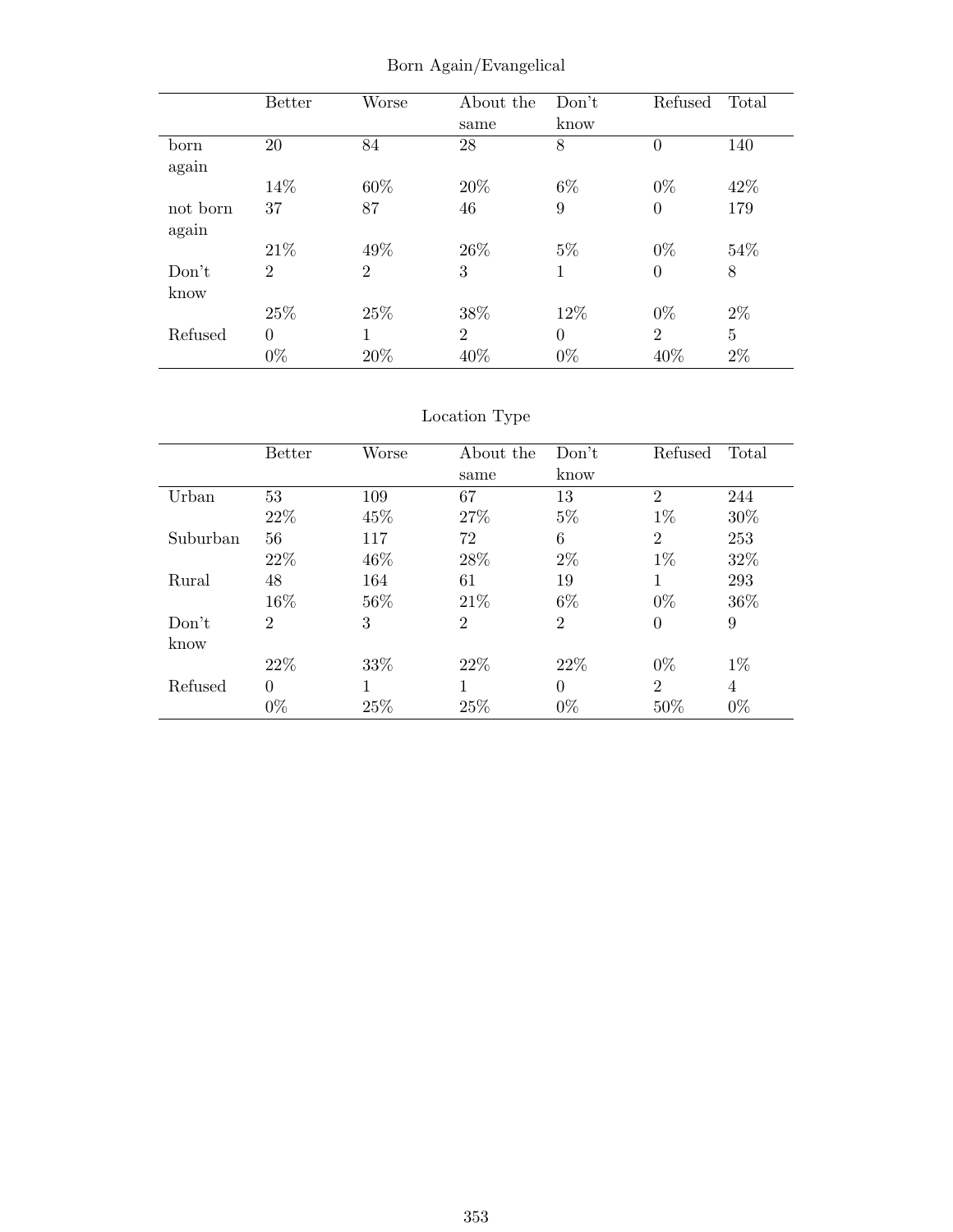Born Again/Evangelical

| | Better | Worse | About the same | Don't know | Refused | Total |
|---|---|---|---|---|---|---|
| born again | 20 | 84 | 28 | 8 | 0 | 140 |
| | 14% | 60% | 20% | 6% | 0% | 42% |
| not born again | 37 | 87 | 46 | 9 | 0 | 179 |
| | 21% | 49% | 26% | 5% | 0% | 54% |
| Don't know | 2 | 2 | 3 | 1 | 0 | 8 |
| | 25% | 25% | 38% | 12% | 0% | 2% |
| Refused | 0 | 1 | 2 | 0 | 2 | 5 |
| | 0% | 20% | 40% | 0% | 40% | 2% |

Location Type

| | Better | Worse | About the same | Don't know | Refused | Total |
|---|---|---|---|---|---|---|
| Urban | 53 | 109 | 67 | 13 | 2 | 244 |
| | 22% | 45% | 27% | 5% | 1% | 30% |
| Suburban | 56 | 117 | 72 | 6 | 2 | 253 |
| | 22% | 46% | 28% | 2% | 1% | 32% |
| Rural | 48 | 164 | 61 | 19 | 1 | 293 |
| | 16% | 56% | 21% | 6% | 0% | 36% |
| Don't know | 2 | 3 | 2 | 2 | 0 | 9 |
| | 22% | 33% | 22% | 22% | 0% | 1% |
| Refused | 0 | 1 | 1 | 0 | 2 | 4 |
| | 0% | 25% | 25% | 0% | 50% | 0% |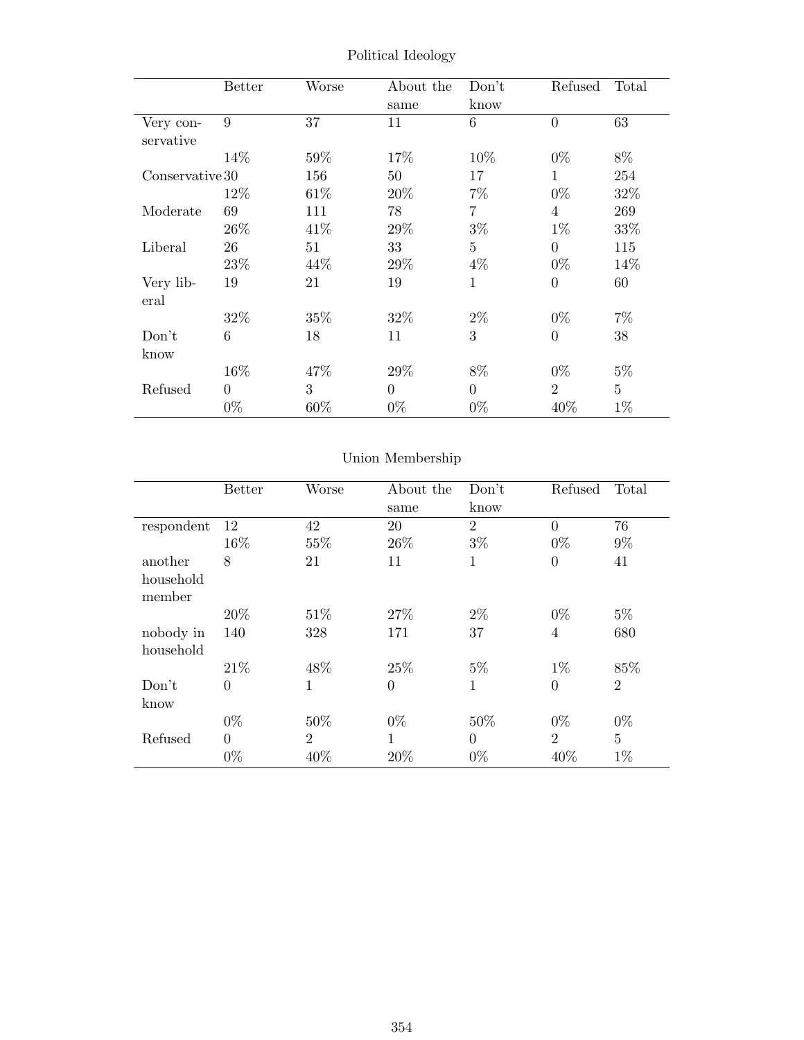Political Ideology

| | Better | Worse | About the same | Don't know | Refused | Total |
|---|---|---|---|---|---|---|
| Very conservative | 9 | 37 | 11 | 6 | 0 | 63 |
| | 14% | 59% | 17% | 10% | 0% | 8% |
| Conservative | 30 | 156 | 50 | 17 | 1 | 254 |
| | 12% | 61% | 20% | 7% | 0% | 32% |
| Moderate | 69 | 111 | 78 | 7 | 4 | 269 |
| | 26% | 41% | 29% | 3% | 1% | 33% |
| Liberal | 26 | 51 | 33 | 5 | 0 | 115 |
| | 23% | 44% | 29% | 4% | 0% | 14% |
| Very liberal | 19 | 21 | 19 | 1 | 0 | 60 |
| | 32% | 35% | 32% | 2% | 0% | 7% |
| Don't know | 6 | 18 | 11 | 3 | 0 | 38 |
| | 16% | 47% | 29% | 8% | 0% | 5% |
| Refused | 0 | 3 | 0 | 0 | 2 | 5 |
| | 0% | 60% | 0% | 0% | 40% | 1% |

Union Membership

| | Better | Worse | About the same | Don't know | Refused | Total |
|---|---|---|---|---|---|---|
| respondent | 12 | 42 | 20 | 2 | 0 | 76 |
| | 16% | 55% | 26% | 3% | 0% | 9% |
| another household member | 8 | 21 | 11 | 1 | 0 | 41 |
| | 20% | 51% | 27% | 2% | 0% | 5% |
| nobody in household | 140 | 328 | 171 | 37 | 4 | 680 |
| | 21% | 48% | 25% | 5% | 1% | 85% |
| Don't know | 0 | 1 | 0 | 1 | 0 | 2 |
| | 0% | 50% | 0% | 50% | 0% | 0% |
| Refused | 0 | 2 | 1 | 0 | 2 | 5 |
| | 0% | 40% | 20% | 0% | 40% | 1% |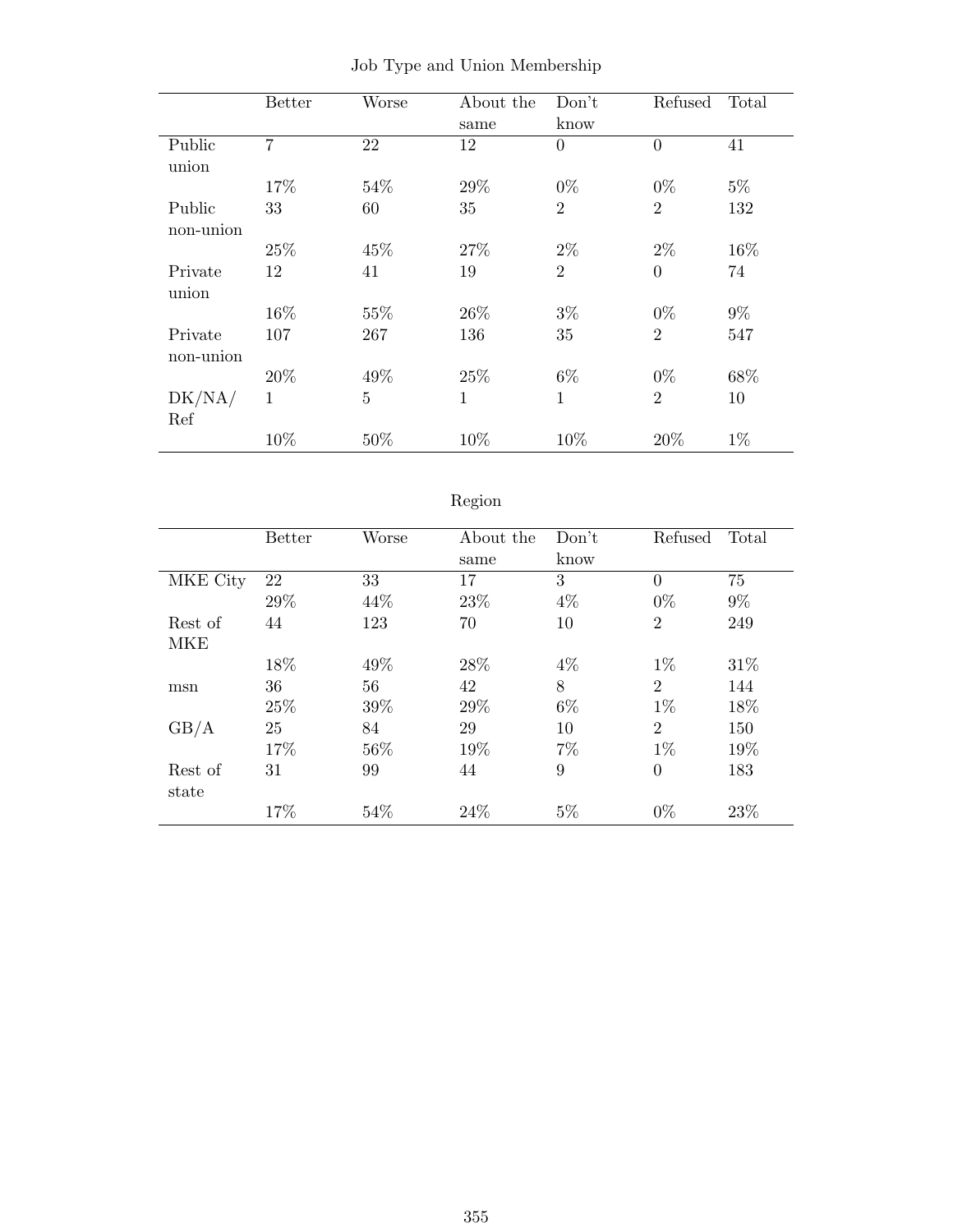Job Type and Union Membership

| | Better | Worse | About the same | Don't know | Refused | Total |
|---|---|---|---|---|---|---|
| Public union | 7 | 22 | 12 | 0 | 0 | 41 |
| | 17% | 54% | 29% | 0% | 0% | 5% |
| Public non-union | 33 | 60 | 35 | 2 | 2 | 132 |
| | 25% | 45% | 27% | 2% | 2% | 16% |
| Private union | 12 | 41 | 19 | 2 | 0 | 74 |
| | 16% | 55% | 26% | 3% | 0% | 9% |
| Private non-union | 107 | 267 | 136 | 35 | 2 | 547 |
| | 20% | 49% | 25% | 6% | 0% | 68% |
| DK/NA/ Ref | 1 | 5 | 1 | 1 | 2 | 10 |
| | 10% | 50% | 10% | 10% | 20% | 1% |

Region

| | Better | Worse | About the same | Don't know | Refused | Total |
|---|---|---|---|---|---|---|
| MKE City | 22 | 33 | 17 | 3 | 0 | 75 |
| | 29% | 44% | 23% | 4% | 0% | 9% |
| Rest of MKE | 44 | 123 | 70 | 10 | 2 | 249 |
| | 18% | 49% | 28% | 4% | 1% | 31% |
| msn | 36 | 56 | 42 | 8 | 2 | 144 |
| | 25% | 39% | 29% | 6% | 1% | 18% |
| GB/A | 25 | 84 | 29 | 10 | 2 | 150 |
| | 17% | 56% | 19% | 7% | 1% | 19% |
| Rest of state | 31 | 99 | 44 | 9 | 0 | 183 |
| | 17% | 54% | 24% | 5% | 0% | 23% |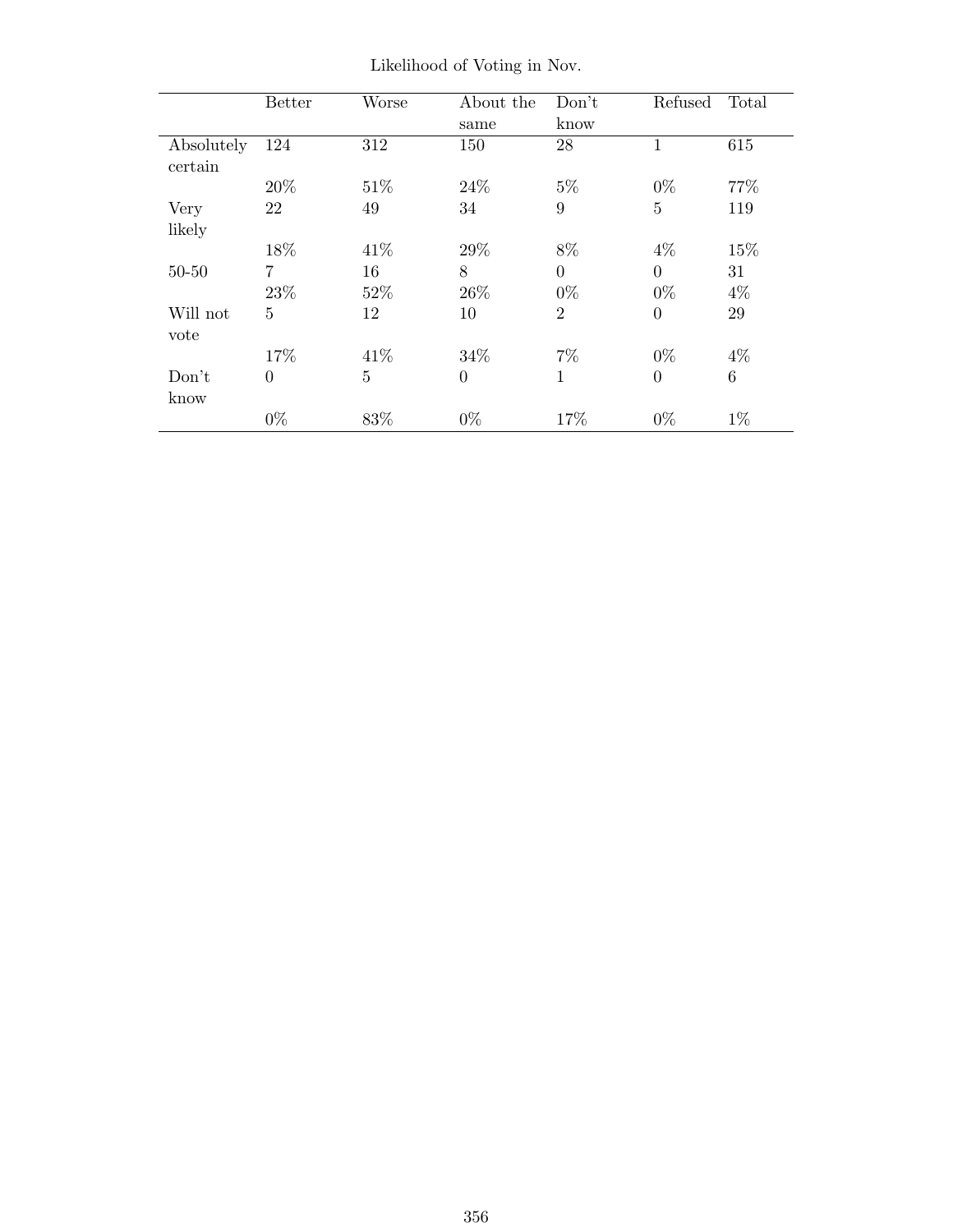Likelihood of Voting in Nov.

| | Better | Worse | About the same | Don't know | Refused | Total |
|---|---|---|---|---|---|---|
| Absolutely certain | 124 | 312 | 150 | 28 | 1 | 615 |
| | 20% | 51% | 24% | 5% | 0% | 77% |
| Very likely | 22 | 49 | 34 | 9 | 5 | 119 |
| | 18% | 41% | 29% | 8% | 4% | 15% |
| 50-50 | 7 | 16 | 8 | 0 | 0 | 31 |
| | 23% | 52% | 26% | 0% | 0% | 4% |
| Will not vote | 5 | 12 | 10 | 2 | 0 | 29 |
| | 17% | 41% | 34% | 7% | 0% | 4% |
| Don't know | 0 | 5 | 0 | 1 | 0 | 6 |
| | 0% | 83% | 0% | 17% | 0% | 1% |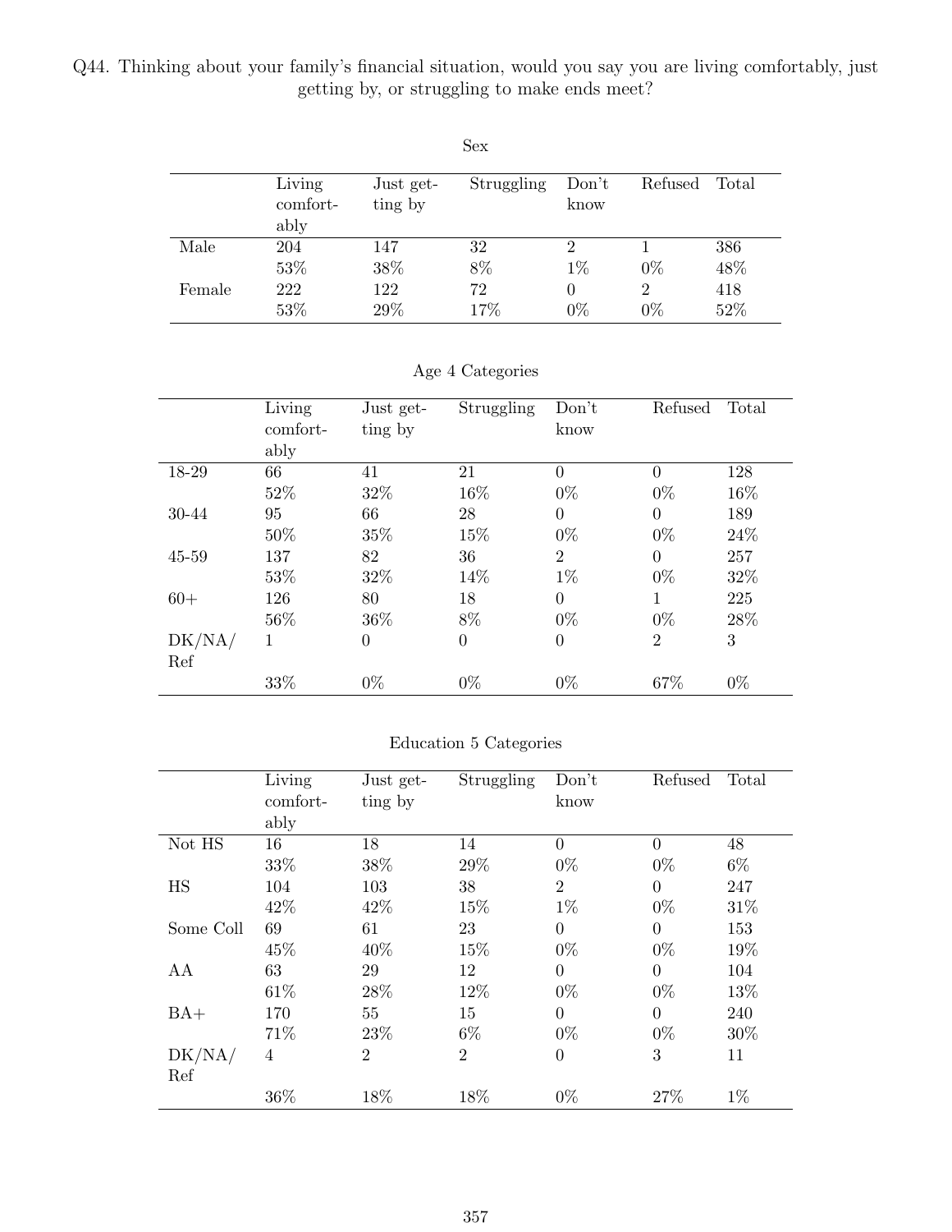Q44. Thinking about your family's financial situation, would you say you are living comfortably, just getting by, or struggling to make ends meet?

Sex

| | Living comfortably | Just getting by | Struggling | Don't know | Refused | Total |
|---|---|---|---|---|---|---|
| Male | 204 | 147 | 32 | 2 | 1 | 386 |
| | 53% | 38% | 8% | 1% | 0% | 48% |
| Female | 222 | 122 | 72 | 0 | 2 | 418 |
| | 53% | 29% | 17% | 0% | 0% | 52% |

Age 4 Categories

| | Living comfortably | Just getting by | Struggling | Don't know | Refused | Total |
|---|---|---|---|---|---|---|
| 18-29 | 66 | 41 | 21 | 0 | 0 | 128 |
| | 52% | 32% | 16% | 0% | 0% | 16% |
| 30-44 | 95 | 66 | 28 | 0 | 0 | 189 |
| | 50% | 35% | 15% | 0% | 0% | 24% |
| 45-59 | 137 | 82 | 36 | 2 | 0 | 257 |
| | 53% | 32% | 14% | 1% | 0% | 32% |
| 60+ | 126 | 80 | 18 | 0 | 1 | 225 |
| | 56% | 36% | 8% | 0% | 0% | 28% |
| DK/NA/Ref | 1 | 0 | 0 | 0 | 2 | 3 |
| | 33% | 0% | 0% | 0% | 67% | 0% |

Education 5 Categories

| | Living comfortably | Just getting by | Struggling | Don't know | Refused | Total |
|---|---|---|---|---|---|---|
| Not HS | 16 | 18 | 14 | 0 | 0 | 48 |
| | 33% | 38% | 29% | 0% | 0% | 6% |
| HS | 104 | 103 | 38 | 2 | 0 | 247 |
| | 42% | 42% | 15% | 1% | 0% | 31% |
| Some Coll | 69 | 61 | 23 | 0 | 0 | 153 |
| | 45% | 40% | 15% | 0% | 0% | 19% |
| AA | 63 | 29 | 12 | 0 | 0 | 104 |
| | 61% | 28% | 12% | 0% | 0% | 13% |
| BA+ | 170 | 55 | 15 | 0 | 0 | 240 |
| | 71% | 23% | 6% | 0% | 0% | 30% |
| DK/NA/Ref | 4 | 2 | 2 | 0 | 3 | 11 |
| | 36% | 18% | 18% | 0% | 27% | 1% |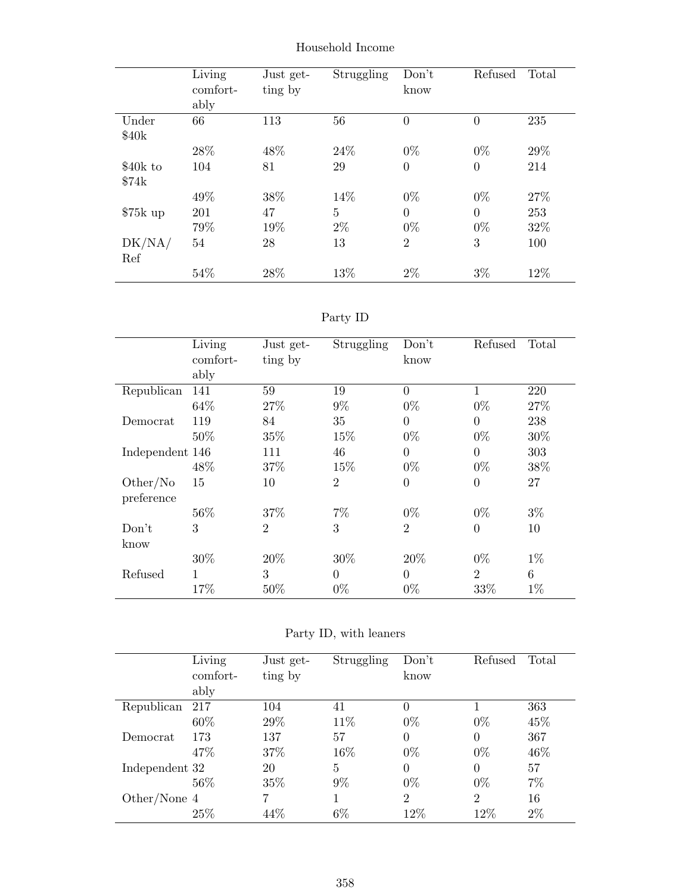Household Income

| | Living comfortably | Just getting by | Struggling | Don't know | Refused | Total |
|---|---|---|---|---|---|---|
| Under $40k | 66 | 113 | 56 | 0 | 0 | 235 |
| | 28% | 48% | 24% | 0% | 0% | 29% |
| $40k to $74k | 104 | 81 | 29 | 0 | 0 | 214 |
| | 49% | 38% | 14% | 0% | 0% | 27% |
| $75k up | 201 | 47 | 5 | 0 | 0 | 253 |
| | 79% | 19% | 2% | 0% | 0% | 32% |
| DK/NA/Ref | 54 | 28 | 13 | 2 | 3 | 100 |
| | 54% | 28% | 13% | 2% | 3% | 12% |

Party ID

| | Living comfortably | Just getting by | Struggling | Don't know | Refused | Total |
|---|---|---|---|---|---|---|
| Republican | 141 | 59 | 19 | 0 | 1 | 220 |
| | 64% | 27% | 9% | 0% | 0% | 27% |
| Democrat | 119 | 84 | 35 | 0 | 0 | 238 |
| | 50% | 35% | 15% | 0% | 0% | 30% |
| Independent | 146 | 111 | 46 | 0 | 0 | 303 |
| | 48% | 37% | 15% | 0% | 0% | 38% |
| Other/No preference | 15 | 10 | 2 | 0 | 0 | 27 |
| | 56% | 37% | 7% | 0% | 0% | 3% |
| Don't know | 3 | 2 | 3 | 2 | 0 | 10 |
| | 30% | 20% | 30% | 20% | 0% | 1% |
| Refused | 1 | 3 | 0 | 0 | 2 | 6 |
| | 17% | 50% | 0% | 0% | 33% | 1% |

Party ID, with leaners

| | Living comfortably | Just getting by | Struggling | Don't know | Refused | Total |
|---|---|---|---|---|---|---|
| Republican | 217 | 104 | 41 | 0 | 1 | 363 |
| | 60% | 29% | 11% | 0% | 0% | 45% |
| Democrat | 173 | 137 | 57 | 0 | 0 | 367 |
| | 47% | 37% | 16% | 0% | 0% | 46% |
| Independent | 32 | 20 | 5 | 0 | 0 | 57 |
| | 56% | 35% | 9% | 0% | 0% | 7% |
| Other/None | 4 | 7 | 1 | 2 | 2 | 16 |
| | 25% | 44% | 6% | 12% | 12% | 2% |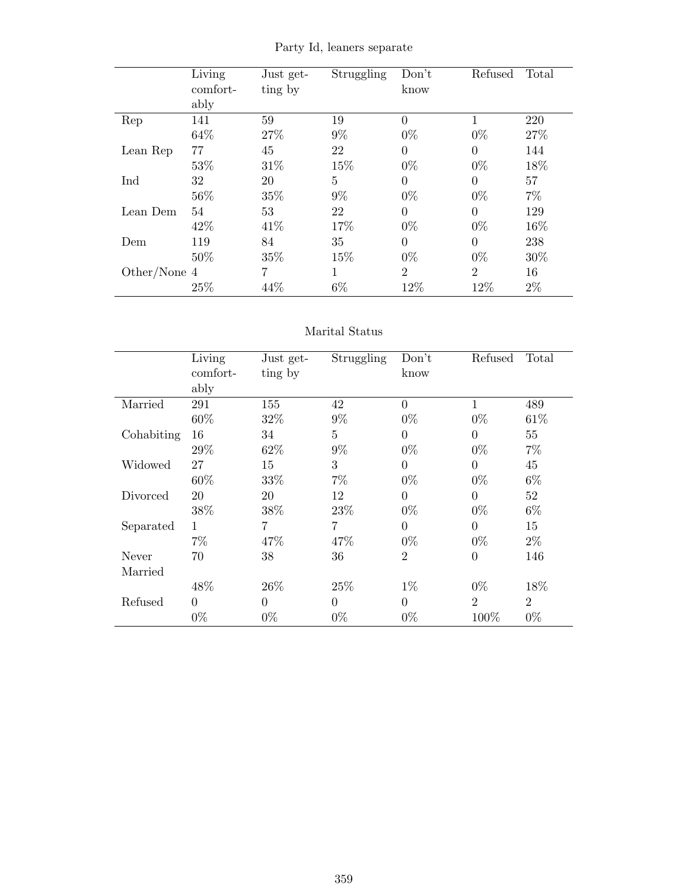## Party Id, leaners separate

| | Living comfortably | Just getting by | Struggling | Don't know | Refused | Total |
|---|---|---|---|---|---|---|
| Rep | 141 | 59 | 19 | 0 | 1 | 220 |
| | 64% | 27% | 9% | 0% | 0% | 27% |
| Lean Rep | 77 | 45 | 22 | 0 | 0 | 144 |
| | 53% | 31% | 15% | 0% | 0% | 18% |
| Ind | 32 | 20 | 5 | 0 | 0 | 57 |
| | 56% | 35% | 9% | 0% | 0% | 7% |
| Lean Dem | 54 | 53 | 22 | 0 | 0 | 129 |
| | 42% | 41% | 17% | 0% | 0% | 16% |
| Dem | 119 | 84 | 35 | 0 | 0 | 238 |
| | 50% | 35% | 15% | 0% | 0% | 30% |
| Other/None | 4 | 7 | 1 | 2 | 2 | 16 |
| | 25% | 44% | 6% | 12% | 12% | 2% |

## Marital Status

| | Living comfortably | Just getting by | Struggling | Don't know | Refused | Total |
|---|---|---|---|---|---|---|
| Married | 291 | 155 | 42 | 0 | 1 | 489 |
| | 60% | 32% | 9% | 0% | 0% | 61% |
| Cohabiting | 16 | 34 | 5 | 0 | 0 | 55 |
| | 29% | 62% | 9% | 0% | 0% | 7% |
| Widowed | 27 | 15 | 3 | 0 | 0 | 45 |
| | 60% | 33% | 7% | 0% | 0% | 6% |
| Divorced | 20 | 20 | 12 | 0 | 0 | 52 |
| | 38% | 38% | 23% | 0% | 0% | 6% |
| Separated | 1 | 7 | 7 | 0 | 0 | 15 |
| | 7% | 47% | 47% | 0% | 0% | 2% |
| Never Married | 70 | 38 | 36 | 2 | 0 | 146 |
| | 48% | 26% | 25% | 1% | 0% | 18% |
| Refused | 0 | 0 | 0 | 0 | 2 | 2 |
| | 0% | 0% | 0% | 0% | 100% | 0% |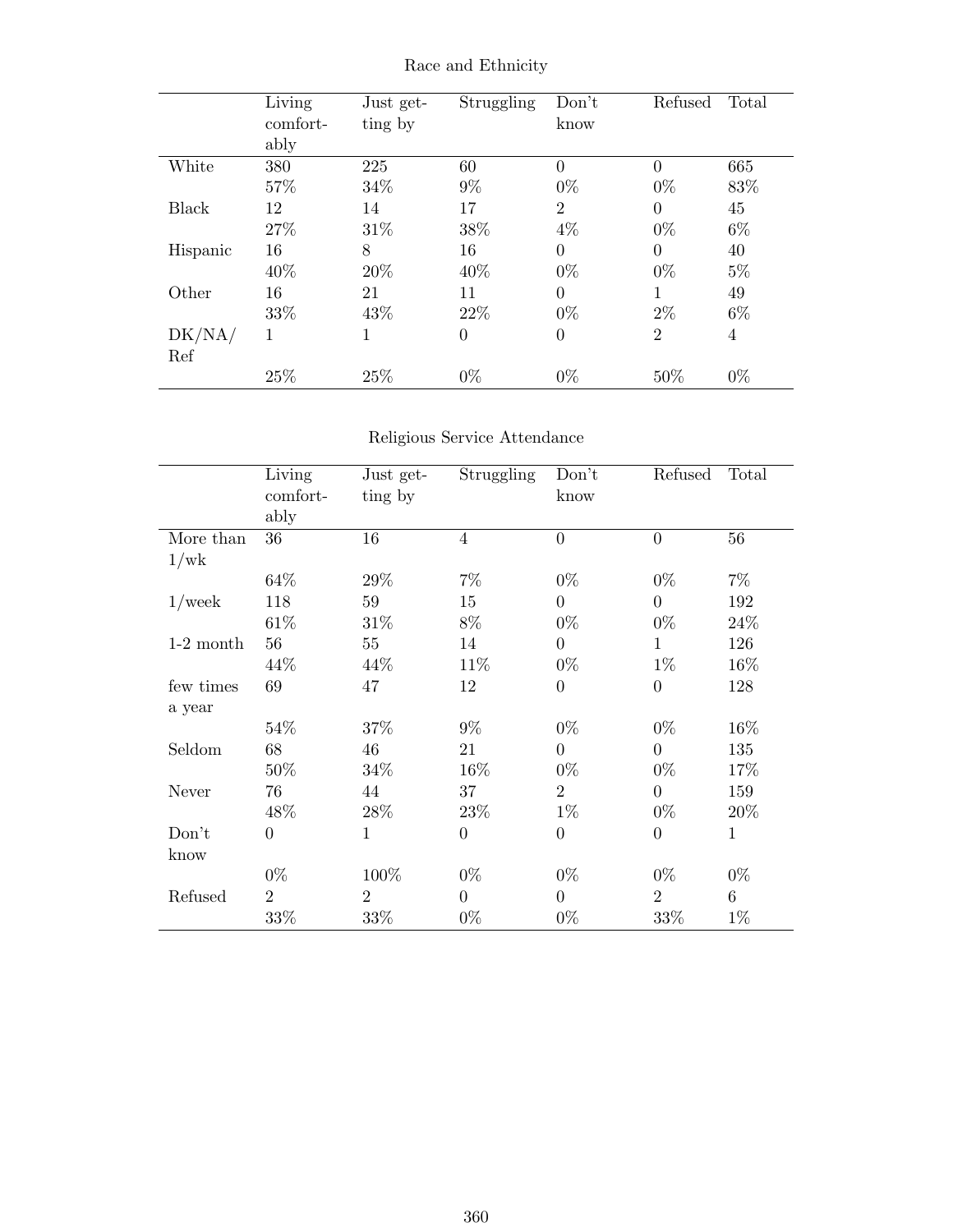Race and Ethnicity

| | Living comfortably | Just getting by | Struggling | Don't know | Refused | Total |
|---|---|---|---|---|---|---|
| White | 380 | 225 | 60 | 0 | 0 | 665 |
| | 57% | 34% | 9% | 0% | 0% | 83% |
| Black | 12 | 14 | 17 | 2 | 0 | 45 |
| | 27% | 31% | 38% | 4% | 0% | 6% |
| Hispanic | 16 | 8 | 16 | 0 | 0 | 40 |
| | 40% | 20% | 40% | 0% | 0% | 5% |
| Other | 16 | 21 | 11 | 0 | 1 | 49 |
| | 33% | 43% | 22% | 0% | 2% | 6% |
| DK/NA/Ref | 1 | 1 | 0 | 0 | 2 | 4 |
| | 25% | 25% | 0% | 0% | 50% | 0% |

Religious Service Attendance

| | Living comfortably | Just getting by | Struggling | Don't know | Refused | Total |
|---|---|---|---|---|---|---|
| More than 1/wk | 36 | 16 | 4 | 0 | 0 | 56 |
| | 64% | 29% | 7% | 0% | 0% | 7% |
| 1/week | 118 | 59 | 15 | 0 | 0 | 192 |
| | 61% | 31% | 8% | 0% | 0% | 24% |
| 1-2 month | 56 | 55 | 14 | 0 | 1 | 126 |
| | 44% | 44% | 11% | 0% | 1% | 16% |
| few times a year | 69 | 47 | 12 | 0 | 0 | 128 |
| | 54% | 37% | 9% | 0% | 0% | 16% |
| Seldom | 68 | 46 | 21 | 0 | 0 | 135 |
| | 50% | 34% | 16% | 0% | 0% | 17% |
| Never | 76 | 44 | 37 | 2 | 0 | 159 |
| | 48% | 28% | 23% | 1% | 0% | 20% |
| Don't know | 0 | 1 | 0 | 0 | 0 | 1 |
| | 0% | 100% | 0% | 0% | 0% | 0% |
| Refused | 2 | 2 | 0 | 0 | 2 | 6 |
| | 33% | 33% | 0% | 0% | 33% | 1% |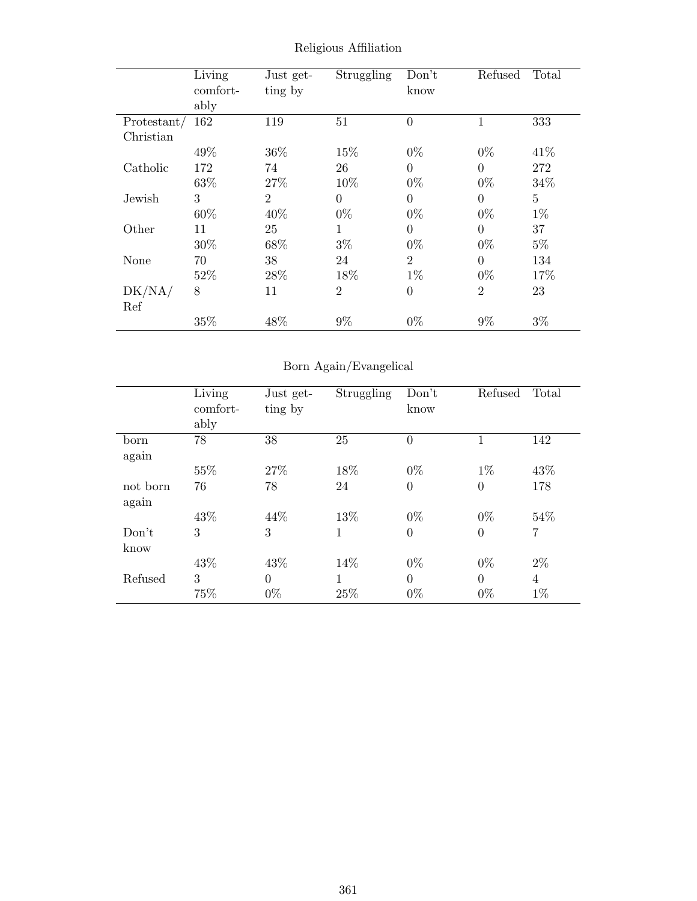Religious Affiliation

| | Living comfortably | Just getting by | Struggling | Don't know | Refused | Total |
|---|---|---|---|---|---|---|
| Protestant/ Christian | 162 | 119 | 51 | 0 | 1 | 333 |
| | 49% | 36% | 15% | 0% | 0% | 41% |
| Catholic | 172 | 74 | 26 | 0 | 0 | 272 |
| | 63% | 27% | 10% | 0% | 0% | 34% |
| Jewish | 3 | 2 | 0 | 0 | 0 | 5 |
| | 60% | 40% | 0% | 0% | 0% | 1% |
| Other | 11 | 25 | 1 | 0 | 0 | 37 |
| | 30% | 68% | 3% | 0% | 0% | 5% |
| None | 70 | 38 | 24 | 2 | 0 | 134 |
| | 52% | 28% | 18% | 1% | 0% | 17% |
| DK/NA/ Ref | 8 | 11 | 2 | 0 | 2 | 23 |
| | 35% | 48% | 9% | 0% | 9% | 3% |

Born Again/Evangelical

| | Living comfortably | Just getting by | Struggling | Don't know | Refused | Total |
|---|---|---|---|---|---|---|
| born again | 78 | 38 | 25 | 0 | 1 | 142 |
| | 55% | 27% | 18% | 0% | 1% | 43% |
| not born again | 76 | 78 | 24 | 0 | 0 | 178 |
| | 43% | 44% | 13% | 0% | 0% | 54% |
| Don't know | 3 | 3 | 1 | 0 | 0 | 7 |
| | 43% | 43% | 14% | 0% | 0% | 2% |
| Refused | 3 | 0 | 1 | 0 | 0 | 4 |
| | 75% | 0% | 25% | 0% | 0% | 1% |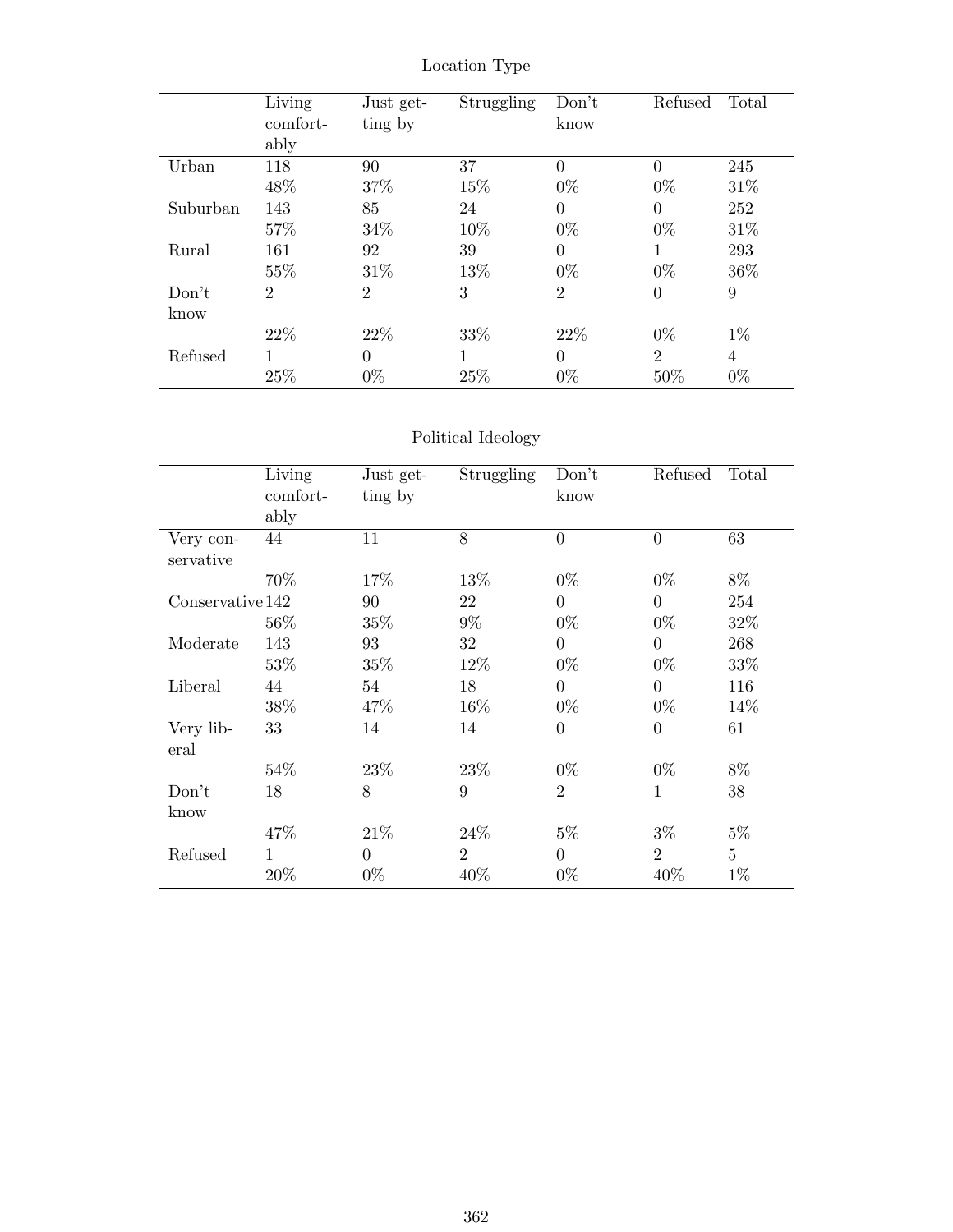Location Type

| | Living comfortably | Just getting by | Struggling | Don't know | Refused | Total |
|---|---|---|---|---|---|---|
| Urban | 118 | 90 | 37 | 0 | 0 | 245 |
| | 48% | 37% | 15% | 0% | 0% | 31% |
| Suburban | 143 | 85 | 24 | 0 | 0 | 252 |
| | 57% | 34% | 10% | 0% | 0% | 31% |
| Rural | 161 | 92 | 39 | 0 | 1 | 293 |
| | 55% | 31% | 13% | 0% | 0% | 36% |
| Don't know | 2 | 2 | 3 | 2 | 0 | 9 |
| | 22% | 22% | 33% | 22% | 0% | 1% |
| Refused | 1 | 0 | 1 | 0 | 2 | 4 |
| | 25% | 0% | 25% | 0% | 50% | 0% |

Political Ideology

| | Living comfortably | Just getting by | Struggling | Don't know | Refused | Total |
|---|---|---|---|---|---|---|
| Very conservative | 44 | 11 | 8 | 0 | 0 | 63 |
| | 70% | 17% | 13% | 0% | 0% | 8% |
| Conservative | 142 | 90 | 22 | 0 | 0 | 254 |
| | 56% | 35% | 9% | 0% | 0% | 32% |
| Moderate | 143 | 93 | 32 | 0 | 0 | 268 |
| | 53% | 35% | 12% | 0% | 0% | 33% |
| Liberal | 44 | 54 | 18 | 0 | 0 | 116 |
| | 38% | 47% | 16% | 0% | 0% | 14% |
| Very liberal | 33 | 14 | 14 | 0 | 0 | 61 |
| | 54% | 23% | 23% | 0% | 0% | 8% |
| Don't know | 18 | 8 | 9 | 2 | 1 | 38 |
| | 47% | 21% | 24% | 5% | 3% | 5% |
| Refused | 1 | 0 | 2 | 0 | 2 | 5 |
| | 20% | 0% | 40% | 0% | 40% | 1% |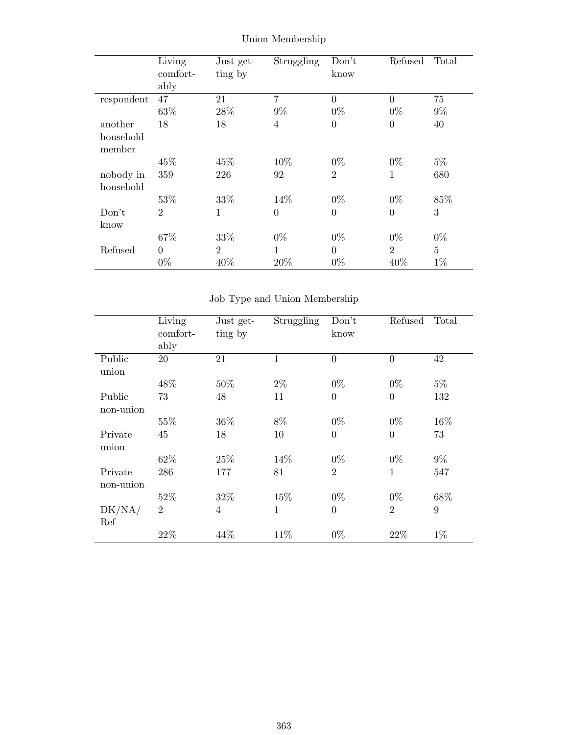## Union Membership

| | Living comfortably | Just getting by | Struggling | Don't know | Refused | Total |
|---|---|---|---|---|---|---|
| respondent | 47 | 21 | 7 | 0 | 0 | 75 |
| | 63% | 28% | 9% | 0% | 0% | 9% |
| another household member | 18 | 18 | 4 | 0 | 0 | 40 |
| | 45% | 45% | 10% | 0% | 0% | 5% |
| nobody in household | 359 | 226 | 92 | 2 | 1 | 680 |
| | 53% | 33% | 14% | 0% | 0% | 85% |
| Don't know | 2 | 1 | 0 | 0 | 0 | 3 |
| | 67% | 33% | 0% | 0% | 0% | 0% |
| Refused | 0 | 2 | 1 | 0 | 2 | 5 |
| | 0% | 40% | 20% | 0% | 40% | 1% |

## Job Type and Union Membership

| | Living comfortably | Just getting by | Struggling | Don't know | Refused | Total |
|---|---|---|---|---|---|---|
| Public union | 20 | 21 | 1 | 0 | 0 | 42 |
| | 48% | 50% | 2% | 0% | 0% | 5% |
| Public non-union | 73 | 48 | 11 | 0 | 0 | 132 |
| | 55% | 36% | 8% | 0% | 0% | 16% |
| Private union | 45 | 18 | 10 | 0 | 0 | 73 |
| | 62% | 25% | 14% | 0% | 0% | 9% |
| Private non-union | 286 | 177 | 81 | 2 | 1 | 547 |
| | 52% | 32% | 15% | 0% | 0% | 68% |
| DK/NA/Ref | 2 | 4 | 1 | 0 | 2 | 9 |
| | 22% | 44% | 11% | 0% | 22% | 1% |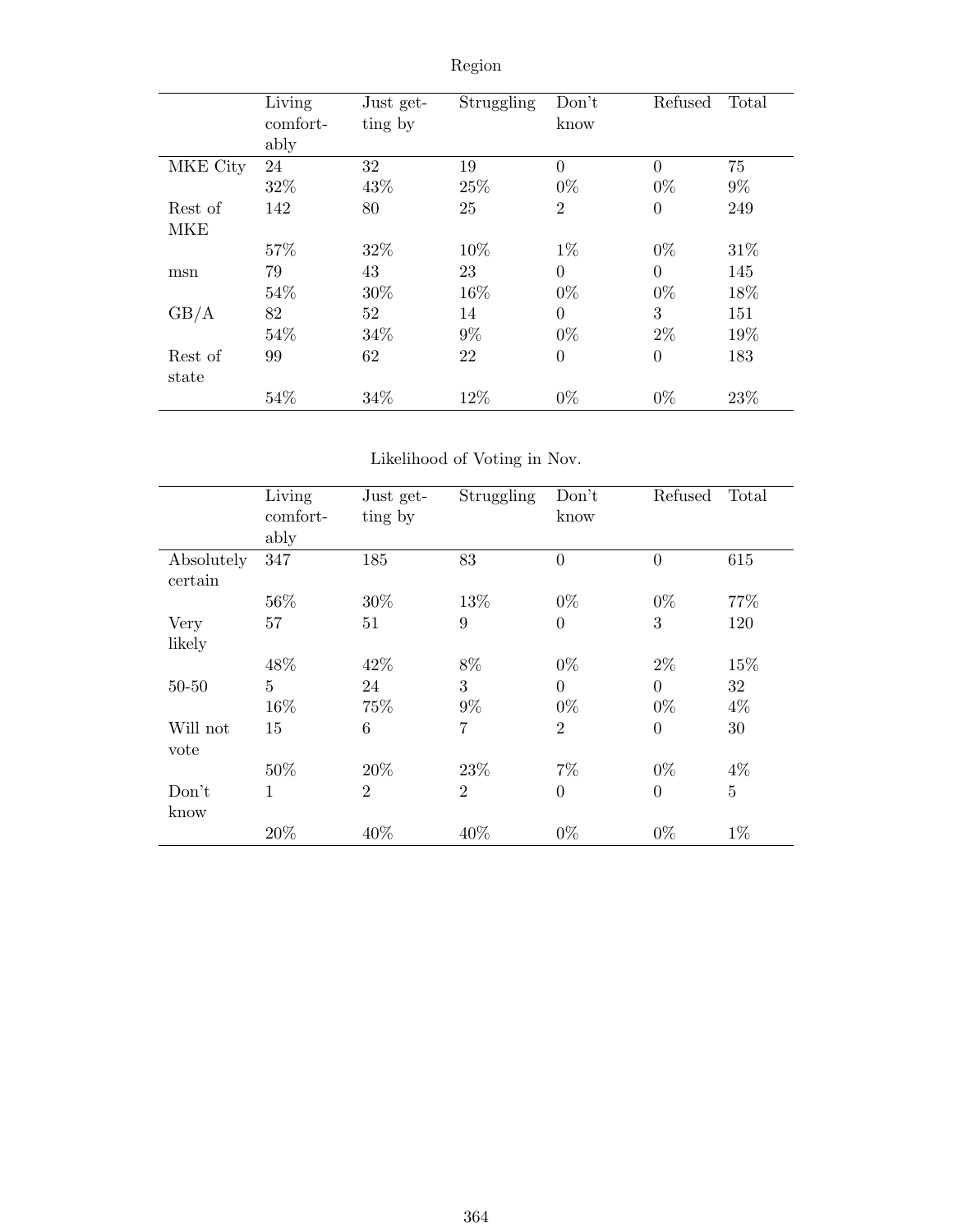Region

| | Living comfortably | Just getting by | Struggling | Don't know | Refused | Total |
|---|---|---|---|---|---|---|
| MKE City | 24 | 32 | 19 | 0 | 0 | 75 |
| | 32% | 43% | 25% | 0% | 0% | 9% |
| Rest of MKE | 142 | 80 | 25 | 2 | 0 | 249 |
| | 57% | 32% | 10% | 1% | 0% | 31% |
| msn | 79 | 43 | 23 | 0 | 0 | 145 |
| | 54% | 30% | 16% | 0% | 0% | 18% |
| GB/A | 82 | 52 | 14 | 0 | 3 | 151 |
| | 54% | 34% | 9% | 0% | 2% | 19% |
| Rest of state | 99 | 62 | 22 | 0 | 0 | 183 |
| | 54% | 34% | 12% | 0% | 0% | 23% |

Likelihood of Voting in Nov.

| | Living comfortably | Just getting by | Struggling | Don't know | Refused | Total |
|---|---|---|---|---|---|---|
| Absolutely certain | 347 | 185 | 83 | 0 | 0 | 615 |
| | 56% | 30% | 13% | 0% | 0% | 77% |
| Very likely | 57 | 51 | 9 | 0 | 3 | 120 |
| | 48% | 42% | 8% | 0% | 2% | 15% |
| 50-50 | 5 | 24 | 3 | 0 | 0 | 32 |
| | 16% | 75% | 9% | 0% | 0% | 4% |
| Will not vote | 15 | 6 | 7 | 2 | 0 | 30 |
| | 50% | 20% | 23% | 7% | 0% | 4% |
| Don't know | 1 | 2 | 2 | 0 | 0 | 5 |
| | 20% | 40% | 40% | 0% | 0% | 1% |